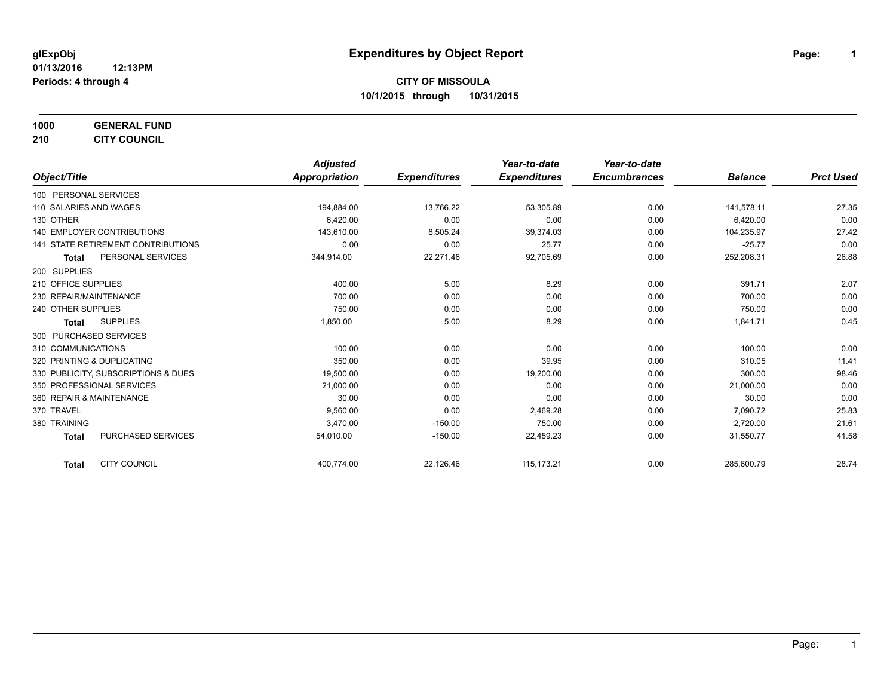glExpObj

01/13/2016 12:13PM

Periods: 4 through 4

# Expenditures by Object Report

**CITY OF MISSOULA**

**10/1/2015 through 10/31/2015**

**1000 GENERAL FUND**

**210 CITY COUNCIL**

| Object/Title | Adjusted Appropriation | Expenditures | Year-to-date Expenditures | Year-to-date Encumbrances | Balance | Prct Used |
|---|---|---|---|---|---|---|
| 100 PERSONAL SERVICES | | | | | | |
| 110 SALARIES AND WAGES | 194,884.00 | 13,766.22 | 53,305.89 | 0.00 | 141,578.11 | 27.35 |
| 130 OTHER | 6,420.00 | 0.00 | 0.00 | 0.00 | 6,420.00 | 0.00 |
| 140 EMPLOYER CONTRIBUTIONS | 143,610.00 | 8,505.24 | 39,374.03 | 0.00 | 104,235.97 | 27.42 |
| 141 STATE RETIREMENT CONTRIBUTIONS | 0.00 | 0.00 | 25.77 | 0.00 | -25.77 | 0.00 |
| **Total** PERSONAL SERVICES | 344,914.00 | 22,271.46 | 92,705.69 | 0.00 | 252,208.31 | 26.88 |
| 200 SUPPLIES | | | | | | |
| 210 OFFICE SUPPLIES | 400.00 | 5.00 | 8.29 | 0.00 | 391.71 | 2.07 |
| 230 REPAIR/MAINTENANCE | 700.00 | 0.00 | 0.00 | 0.00 | 700.00 | 0.00 |
| 240 OTHER SUPPLIES | 750.00 | 0.00 | 0.00 | 0.00 | 750.00 | 0.00 |
| **Total** SUPPLIES | 1,850.00 | 5.00 | 8.29 | 0.00 | 1,841.71 | 0.45 |
| 300 PURCHASED SERVICES | | | | | | |
| 310 COMMUNICATIONS | 100.00 | 0.00 | 0.00 | 0.00 | 100.00 | 0.00 |
| 320 PRINTING & DUPLICATING | 350.00 | 0.00 | 39.95 | 0.00 | 310.05 | 11.41 |
| 330 PUBLICITY, SUBSCRIPTIONS & DUES | 19,500.00 | 0.00 | 19,200.00 | 0.00 | 300.00 | 98.46 |
| 350 PROFESSIONAL SERVICES | 21,000.00 | 0.00 | 0.00 | 0.00 | 21,000.00 | 0.00 |
| 360 REPAIR & MAINTENANCE | 30.00 | 0.00 | 0.00 | 0.00 | 30.00 | 0.00 |
| 370 TRAVEL | 9,560.00 | 0.00 | 2,469.28 | 0.00 | 7,090.72 | 25.83 |
| 380 TRAINING | 3,470.00 | -150.00 | 750.00 | 0.00 | 2,720.00 | 21.61 |
| **Total** PURCHASED SERVICES | 54,010.00 | -150.00 | 22,459.23 | 0.00 | 31,550.77 | 41.58 |
| **Total** CITY COUNCIL | 400,774.00 | 22,126.46 | 115,173.21 | 0.00 | 285,600.79 | 28.74 |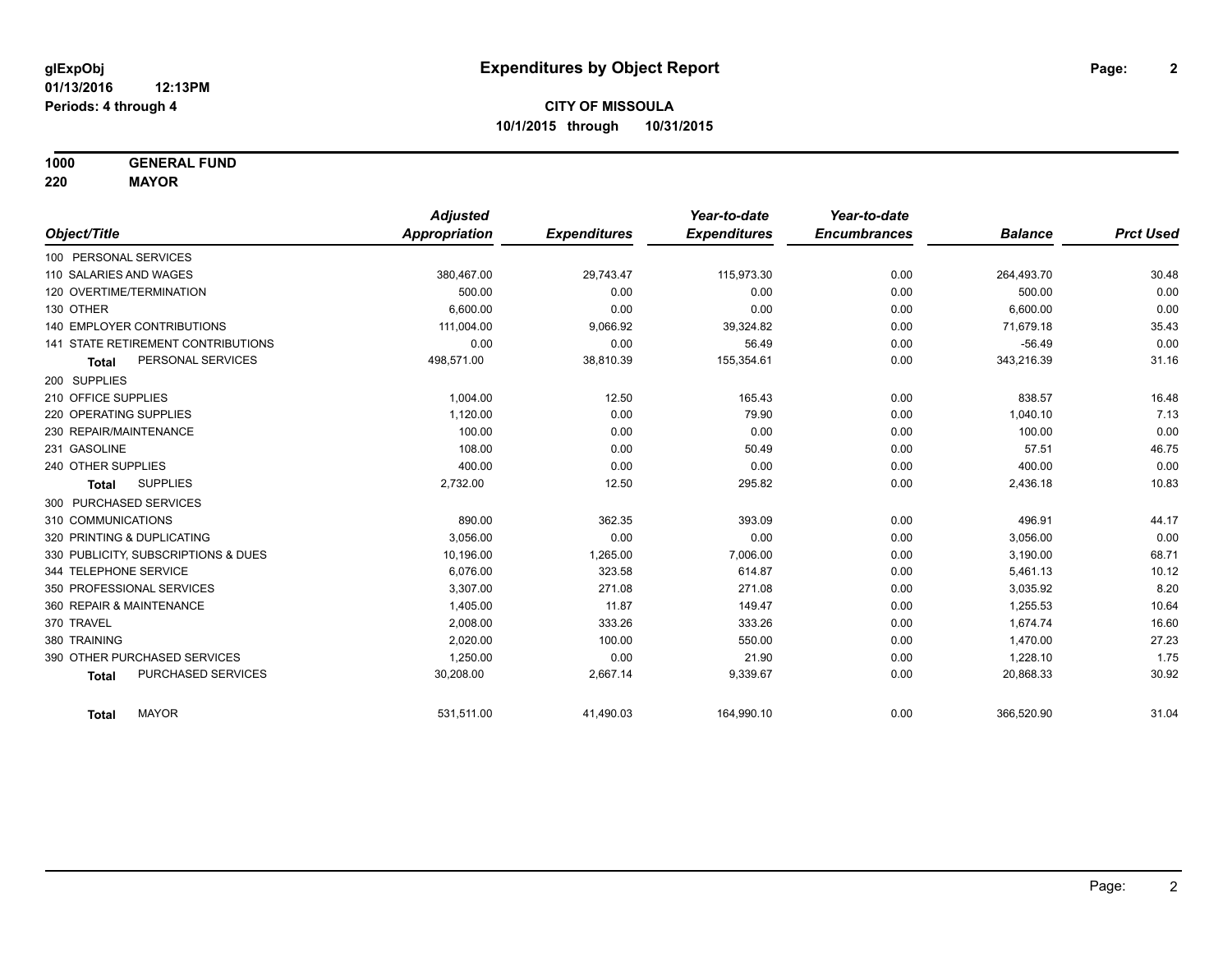# Expenditures by Object Report

glExpObj
01/13/2016 12:13PM
Periods: 4 through 4

**CITY OF MISSOULA**
**10/1/2015 through 10/31/2015**

**1000 GENERAL FUND**
**220 MAYOR**

| Object/Title | Adjusted Appropriation | Expenditures | Year-to-date Expenditures | Year-to-date Encumbrances | Balance | Prct Used |
|---|---|---|---|---|---|---|
| 100 PERSONAL SERVICES | | | | | | |
| 110 SALARIES AND WAGES | 380,467.00 | 29,743.47 | 115,973.30 | 0.00 | 264,493.70 | 30.48 |
| 120 OVERTIME/TERMINATION | 500.00 | 0.00 | 0.00 | 0.00 | 500.00 | 0.00 |
| 130 OTHER | 6,600.00 | 0.00 | 0.00 | 0.00 | 6,600.00 | 0.00 |
| 140 EMPLOYER CONTRIBUTIONS | 111,004.00 | 9,066.92 | 39,324.82 | 0.00 | 71,679.18 | 35.43 |
| 141 STATE RETIREMENT CONTRIBUTIONS | 0.00 | 0.00 | 56.49 | 0.00 | -56.49 | 0.00 |
| **Total** PERSONAL SERVICES | 498,571.00 | 38,810.39 | 155,354.61 | 0.00 | 343,216.39 | 31.16 |
| 200 SUPPLIES | | | | | | |
| 210 OFFICE SUPPLIES | 1,004.00 | 12.50 | 165.43 | 0.00 | 838.57 | 16.48 |
| 220 OPERATING SUPPLIES | 1,120.00 | 0.00 | 79.90 | 0.00 | 1,040.10 | 7.13 |
| 230 REPAIR/MAINTENANCE | 100.00 | 0.00 | 0.00 | 0.00 | 100.00 | 0.00 |
| 231 GASOLINE | 108.00 | 0.00 | 50.49 | 0.00 | 57.51 | 46.75 |
| 240 OTHER SUPPLIES | 400.00 | 0.00 | 0.00 | 0.00 | 400.00 | 0.00 |
| **Total** SUPPLIES | 2,732.00 | 12.50 | 295.82 | 0.00 | 2,436.18 | 10.83 |
| 300 PURCHASED SERVICES | | | | | | |
| 310 COMMUNICATIONS | 890.00 | 362.35 | 393.09 | 0.00 | 496.91 | 44.17 |
| 320 PRINTING & DUPLICATING | 3,056.00 | 0.00 | 0.00 | 0.00 | 3,056.00 | 0.00 |
| 330 PUBLICITY, SUBSCRIPTIONS & DUES | 10,196.00 | 1,265.00 | 7,006.00 | 0.00 | 3,190.00 | 68.71 |
| 344 TELEPHONE SERVICE | 6,076.00 | 323.58 | 614.87 | 0.00 | 5,461.13 | 10.12 |
| 350 PROFESSIONAL SERVICES | 3,307.00 | 271.08 | 271.08 | 0.00 | 3,035.92 | 8.20 |
| 360 REPAIR & MAINTENANCE | 1,405.00 | 11.87 | 149.47 | 0.00 | 1,255.53 | 10.64 |
| 370 TRAVEL | 2,008.00 | 333.26 | 333.26 | 0.00 | 1,674.74 | 16.60 |
| 380 TRAINING | 2,020.00 | 100.00 | 550.00 | 0.00 | 1,470.00 | 27.23 |
| 390 OTHER PURCHASED SERVICES | 1,250.00 | 0.00 | 21.90 | 0.00 | 1,228.10 | 1.75 |
| **Total** PURCHASED SERVICES | 30,208.00 | 2,667.14 | 9,339.67 | 0.00 | 20,868.33 | 30.92 |
| **Total** MAYOR | 531,511.00 | 41,490.03 | 164,990.10 | 0.00 | 366,520.90 | 31.04 |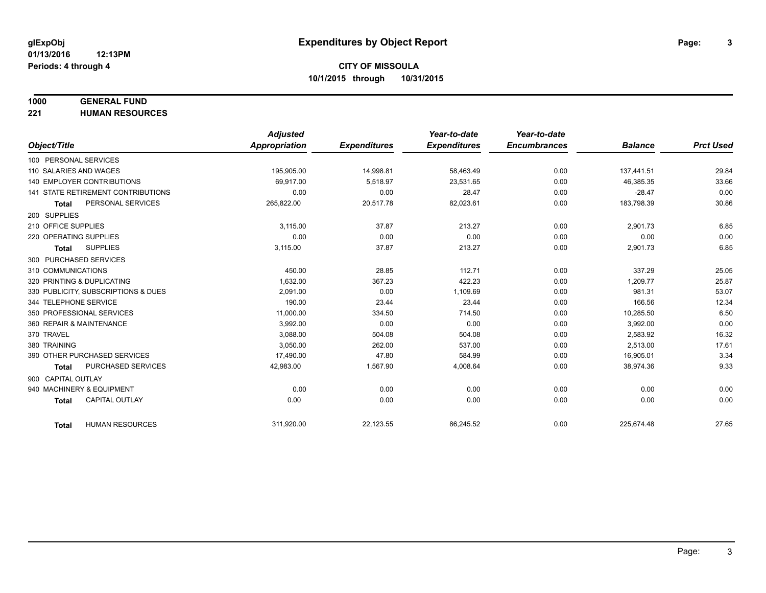# Expenditures by Object Report

glExpObj
01/13/2016 12:13PM
Periods: 4 through 4

**CITY OF MISSOULA**
**10/1/2015 through 10/31/2015**

**1000 GENERAL FUND**
**221 HUMAN RESOURCES**

| Object/Title | Adjusted Appropriation | Expenditures | Year-to-date Expenditures | Year-to-date Encumbrances | Balance | Prct Used |
|---|---|---|---|---|---|---|
| 100 PERSONAL SERVICES | | | | | | |
| 110 SALARIES AND WAGES | 195,905.00 | 14,998.81 | 58,463.49 | 0.00 | 137,441.51 | 29.84 |
| 140 EMPLOYER CONTRIBUTIONS | 69,917.00 | 5,518.97 | 23,531.65 | 0.00 | 46,385.35 | 33.66 |
| 141 STATE RETIREMENT CONTRIBUTIONS | 0.00 | 0.00 | 28.47 | 0.00 | -28.47 | 0.00 |
| **Total** PERSONAL SERVICES | 265,822.00 | 20,517.78 | 82,023.61 | 0.00 | 183,798.39 | 30.86 |
| 200 SUPPLIES | | | | | | |
| 210 OFFICE SUPPLIES | 3,115.00 | 37.87 | 213.27 | 0.00 | 2,901.73 | 6.85 |
| 220 OPERATING SUPPLIES | 0.00 | 0.00 | 0.00 | 0.00 | 0.00 | 0.00 |
| **Total** SUPPLIES | 3,115.00 | 37.87 | 213.27 | 0.00 | 2,901.73 | 6.85 |
| 300 PURCHASED SERVICES | | | | | | |
| 310 COMMUNICATIONS | 450.00 | 28.85 | 112.71 | 0.00 | 337.29 | 25.05 |
| 320 PRINTING & DUPLICATING | 1,632.00 | 367.23 | 422.23 | 0.00 | 1,209.77 | 25.87 |
| 330 PUBLICITY, SUBSCRIPTIONS & DUES | 2,091.00 | 0.00 | 1,109.69 | 0.00 | 981.31 | 53.07 |
| 344 TELEPHONE SERVICE | 190.00 | 23.44 | 23.44 | 0.00 | 166.56 | 12.34 |
| 350 PROFESSIONAL SERVICES | 11,000.00 | 334.50 | 714.50 | 0.00 | 10,285.50 | 6.50 |
| 360 REPAIR & MAINTENANCE | 3,992.00 | 0.00 | 0.00 | 0.00 | 3,992.00 | 0.00 |
| 370 TRAVEL | 3,088.00 | 504.08 | 504.08 | 0.00 | 2,583.92 | 16.32 |
| 380 TRAINING | 3,050.00 | 262.00 | 537.00 | 0.00 | 2,513.00 | 17.61 |
| 390 OTHER PURCHASED SERVICES | 17,490.00 | 47.80 | 584.99 | 0.00 | 16,905.01 | 3.34 |
| **Total** PURCHASED SERVICES | 42,983.00 | 1,567.90 | 4,008.64 | 0.00 | 38,974.36 | 9.33 |
| 900 CAPITAL OUTLAY | | | | | | |
| 940 MACHINERY & EQUIPMENT | 0.00 | 0.00 | 0.00 | 0.00 | 0.00 | 0.00 |
| **Total** CAPITAL OUTLAY | 0.00 | 0.00 | 0.00 | 0.00 | 0.00 | 0.00 |
| **Total** HUMAN RESOURCES | 311,920.00 | 22,123.55 | 86,245.52 | 0.00 | 225,674.48 | 27.65 |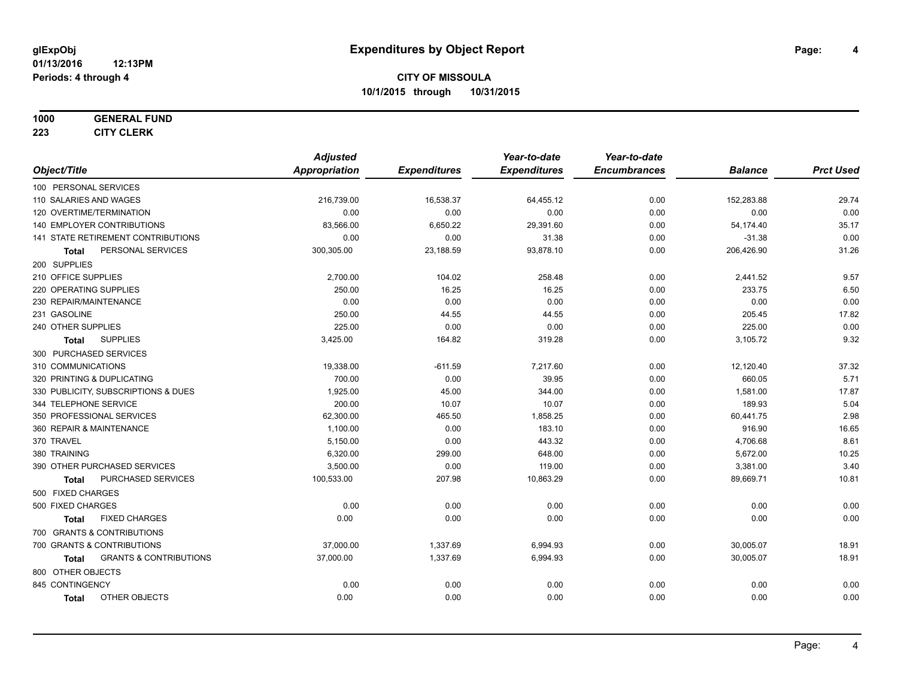**glExpObj**
**01/13/2016 12:13PM**
**Periods: 4 through 4**

# Expenditures by Object Report

**CITY OF MISSOULA**
**10/1/2015 through 10/31/2015**

**1000 GENERAL FUND**
**223 CITY CLERK**

| Object/Title | Adjusted Appropriation | Expenditures | Year-to-date Expenditures | Year-to-date Encumbrances | Balance | Prct Used |
|---|---|---|---|---|---|---|
| 100 PERSONAL SERVICES | | | | | | |
| 110 SALARIES AND WAGES | 216,739.00 | 16,538.37 | 64,455.12 | 0.00 | 152,283.88 | 29.74 |
| 120 OVERTIME/TERMINATION | 0.00 | 0.00 | 0.00 | 0.00 | 0.00 | 0.00 |
| 140 EMPLOYER CONTRIBUTIONS | 83,566.00 | 6,650.22 | 29,391.60 | 0.00 | 54,174.40 | 35.17 |
| 141 STATE RETIREMENT CONTRIBUTIONS | 0.00 | 0.00 | 31.38 | 0.00 | -31.38 | 0.00 |
| **Total** PERSONAL SERVICES | 300,305.00 | 23,188.59 | 93,878.10 | 0.00 | 206,426.90 | 31.26 |
| 200 SUPPLIES | | | | | | |
| 210 OFFICE SUPPLIES | 2,700.00 | 104.02 | 258.48 | 0.00 | 2,441.52 | 9.57 |
| 220 OPERATING SUPPLIES | 250.00 | 16.25 | 16.25 | 0.00 | 233.75 | 6.50 |
| 230 REPAIR/MAINTENANCE | 0.00 | 0.00 | 0.00 | 0.00 | 0.00 | 0.00 |
| 231 GASOLINE | 250.00 | 44.55 | 44.55 | 0.00 | 205.45 | 17.82 |
| 240 OTHER SUPPLIES | 225.00 | 0.00 | 0.00 | 0.00 | 225.00 | 0.00 |
| **Total** SUPPLIES | 3,425.00 | 164.82 | 319.28 | 0.00 | 3,105.72 | 9.32 |
| 300 PURCHASED SERVICES | | | | | | |
| 310 COMMUNICATIONS | 19,338.00 | -611.59 | 7,217.60 | 0.00 | 12,120.40 | 37.32 |
| 320 PRINTING & DUPLICATING | 700.00 | 0.00 | 39.95 | 0.00 | 660.05 | 5.71 |
| 330 PUBLICITY, SUBSCRIPTIONS & DUES | 1,925.00 | 45.00 | 344.00 | 0.00 | 1,581.00 | 17.87 |
| 344 TELEPHONE SERVICE | 200.00 | 10.07 | 10.07 | 0.00 | 189.93 | 5.04 |
| 350 PROFESSIONAL SERVICES | 62,300.00 | 465.50 | 1,858.25 | 0.00 | 60,441.75 | 2.98 |
| 360 REPAIR & MAINTENANCE | 1,100.00 | 0.00 | 183.10 | 0.00 | 916.90 | 16.65 |
| 370 TRAVEL | 5,150.00 | 0.00 | 443.32 | 0.00 | 4,706.68 | 8.61 |
| 380 TRAINING | 6,320.00 | 299.00 | 648.00 | 0.00 | 5,672.00 | 10.25 |
| 390 OTHER PURCHASED SERVICES | 3,500.00 | 0.00 | 119.00 | 0.00 | 3,381.00 | 3.40 |
| **Total** PURCHASED SERVICES | 100,533.00 | 207.98 | 10,863.29 | 0.00 | 89,669.71 | 10.81 |
| 500 FIXED CHARGES | | | | | | |
| 500 FIXED CHARGES | 0.00 | 0.00 | 0.00 | 0.00 | 0.00 | 0.00 |
| **Total** FIXED CHARGES | 0.00 | 0.00 | 0.00 | 0.00 | 0.00 | 0.00 |
| 700 GRANTS & CONTRIBUTIONS | | | | | | |
| 700 GRANTS & CONTRIBUTIONS | 37,000.00 | 1,337.69 | 6,994.93 | 0.00 | 30,005.07 | 18.91 |
| **Total** GRANTS & CONTRIBUTIONS | 37,000.00 | 1,337.69 | 6,994.93 | 0.00 | 30,005.07 | 18.91 |
| 800 OTHER OBJECTS | | | | | | |
| 845 CONTINGENCY | 0.00 | 0.00 | 0.00 | 0.00 | 0.00 | 0.00 |
| **Total** OTHER OBJECTS | 0.00 | 0.00 | 0.00 | 0.00 | 0.00 | 0.00 |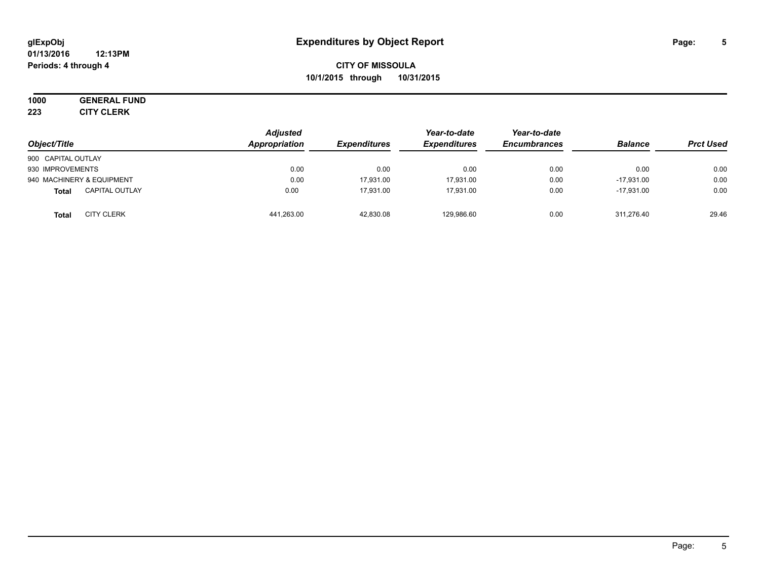**glExpObj** **Expenditures by Object Report**

**01/13/2016 12:13PM**

**Periods: 4 through 4**

**CITY OF MISSOULA**

**10/1/2015 through 10/31/2015**

**1000 GENERAL FUND**

**223 CITY CLERK**

| Object/Title | Adjusted Appropriation | Expenditures | Year-to-date Expenditures | Year-to-date Encumbrances | Balance | Prct Used |
|---|---|---|---|---|---|---|
| 900 CAPITAL OUTLAY | | | | | | |
| 930 IMPROVEMENTS | 0.00 | 0.00 | 0.00 | 0.00 | 0.00 | 0.00 |
| 940 MACHINERY & EQUIPMENT | 0.00 | 17,931.00 | 17,931.00 | 0.00 | -17,931.00 | 0.00 |
| **Total** CAPITAL OUTLAY | 0.00 | 17,931.00 | 17,931.00 | 0.00 | -17,931.00 | 0.00 |
| **Total** CITY CLERK | 441,263.00 | 42,830.08 | 129,986.60 | 0.00 | 311,276.40 | 29.46 |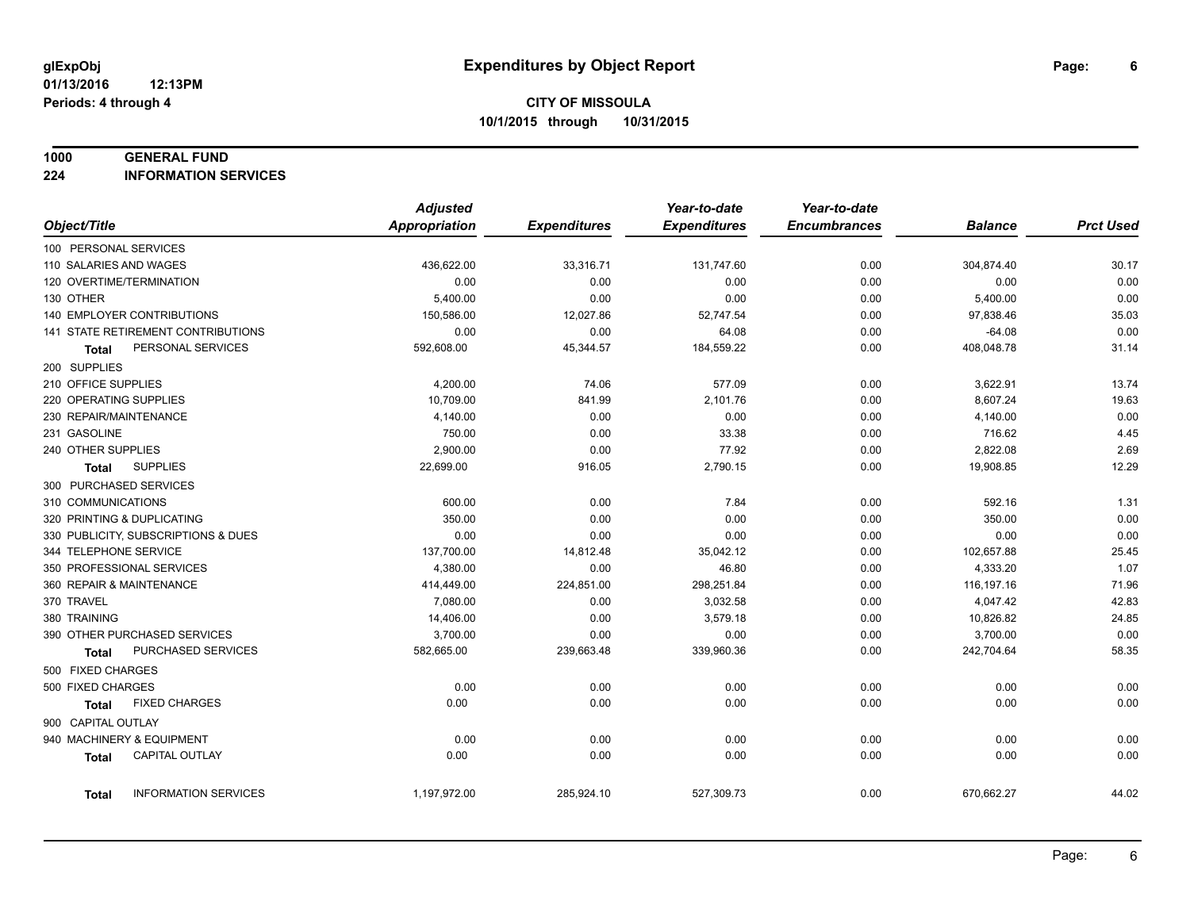# Expenditures by Object Report

glExpObj
01/13/2016 12:13PM
Periods: 4 through 4

**CITY OF MISSOULA**
**10/1/2015 through 10/31/2015**

## 1000 GENERAL FUND
## 224 INFORMATION SERVICES

| Object/Title | Adjusted Appropriation | Expenditures | Year-to-date Expenditures | Year-to-date Encumbrances | Balance | Prct Used |
|---|---|---|---|---|---|---|
| 100 PERSONAL SERVICES | | | | | | |
| 110 SALARIES AND WAGES | 436,622.00 | 33,316.71 | 131,747.60 | 0.00 | 304,874.40 | 30.17 |
| 120 OVERTIME/TERMINATION | 0.00 | 0.00 | 0.00 | 0.00 | 0.00 | 0.00 |
| 130 OTHER | 5,400.00 | 0.00 | 0.00 | 0.00 | 5,400.00 | 0.00 |
| 140 EMPLOYER CONTRIBUTIONS | 150,586.00 | 12,027.86 | 52,747.54 | 0.00 | 97,838.46 | 35.03 |
| 141 STATE RETIREMENT CONTRIBUTIONS | 0.00 | 0.00 | 64.08 | 0.00 | -64.08 | 0.00 |
| **Total** PERSONAL SERVICES | 592,608.00 | 45,344.57 | 184,559.22 | 0.00 | 408,048.78 | 31.14 |
| 200 SUPPLIES | | | | | | |
| 210 OFFICE SUPPLIES | 4,200.00 | 74.06 | 577.09 | 0.00 | 3,622.91 | 13.74 |
| 220 OPERATING SUPPLIES | 10,709.00 | 841.99 | 2,101.76 | 0.00 | 8,607.24 | 19.63 |
| 230 REPAIR/MAINTENANCE | 4,140.00 | 0.00 | 0.00 | 0.00 | 4,140.00 | 0.00 |
| 231 GASOLINE | 750.00 | 0.00 | 33.38 | 0.00 | 716.62 | 4.45 |
| 240 OTHER SUPPLIES | 2,900.00 | 0.00 | 77.92 | 0.00 | 2,822.08 | 2.69 |
| **Total** SUPPLIES | 22,699.00 | 916.05 | 2,790.15 | 0.00 | 19,908.85 | 12.29 |
| 300 PURCHASED SERVICES | | | | | | |
| 310 COMMUNICATIONS | 600.00 | 0.00 | 7.84 | 0.00 | 592.16 | 1.31 |
| 320 PRINTING & DUPLICATING | 350.00 | 0.00 | 0.00 | 0.00 | 350.00 | 0.00 |
| 330 PUBLICITY, SUBSCRIPTIONS & DUES | 0.00 | 0.00 | 0.00 | 0.00 | 0.00 | 0.00 |
| 344 TELEPHONE SERVICE | 137,700.00 | 14,812.48 | 35,042.12 | 0.00 | 102,657.88 | 25.45 |
| 350 PROFESSIONAL SERVICES | 4,380.00 | 0.00 | 46.80 | 0.00 | 4,333.20 | 1.07 |
| 360 REPAIR & MAINTENANCE | 414,449.00 | 224,851.00 | 298,251.84 | 0.00 | 116,197.16 | 71.96 |
| 370 TRAVEL | 7,080.00 | 0.00 | 3,032.58 | 0.00 | 4,047.42 | 42.83 |
| 380 TRAINING | 14,406.00 | 0.00 | 3,579.18 | 0.00 | 10,826.82 | 24.85 |
| 390 OTHER PURCHASED SERVICES | 3,700.00 | 0.00 | 0.00 | 0.00 | 3,700.00 | 0.00 |
| **Total** PURCHASED SERVICES | 582,665.00 | 239,663.48 | 339,960.36 | 0.00 | 242,704.64 | 58.35 |
| 500 FIXED CHARGES | | | | | | |
| 500 FIXED CHARGES | 0.00 | 0.00 | 0.00 | 0.00 | 0.00 | 0.00 |
| **Total** FIXED CHARGES | 0.00 | 0.00 | 0.00 | 0.00 | 0.00 | 0.00 |
| 900 CAPITAL OUTLAY | | | | | | |
| 940 MACHINERY & EQUIPMENT | 0.00 | 0.00 | 0.00 | 0.00 | 0.00 | 0.00 |
| **Total** CAPITAL OUTLAY | 0.00 | 0.00 | 0.00 | 0.00 | 0.00 | 0.00 |
| **Total** INFORMATION SERVICES | 1,197,972.00 | 285,924.10 | 527,309.73 | 0.00 | 670,662.27 | 44.02 |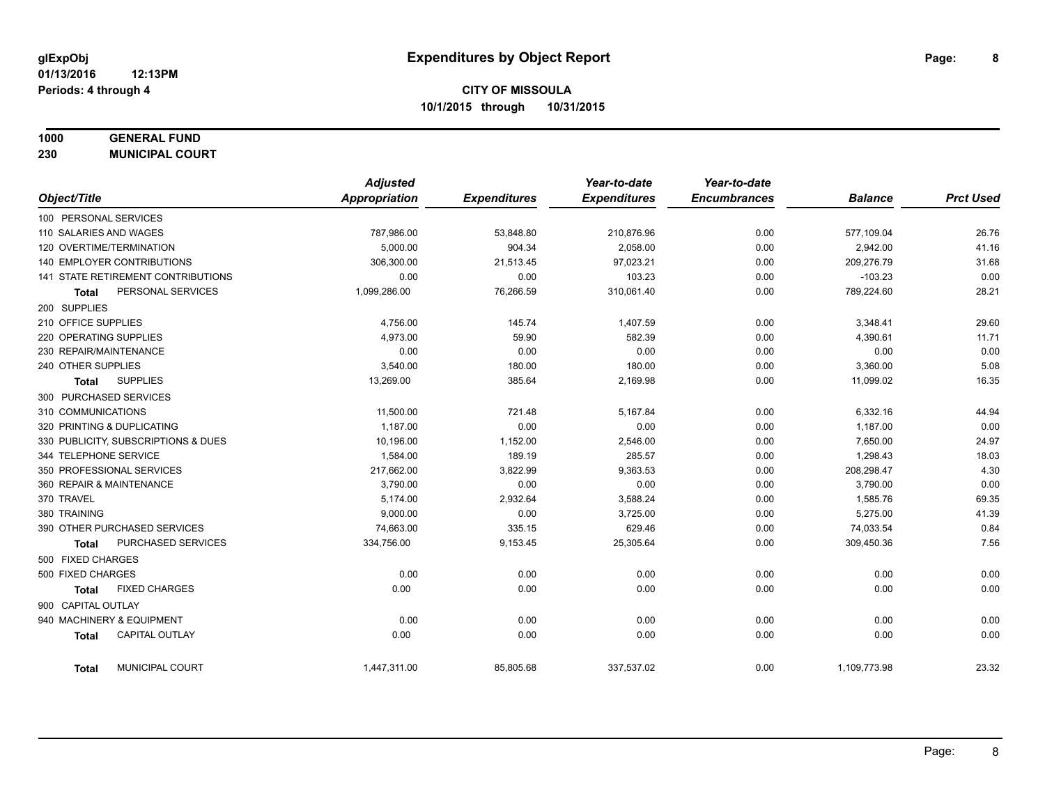**glExpObj** **Expenditures by Object Report**

**01/13/2016 12:13PM**

**Periods: 4 through 4**

**CITY OF MISSOULA**

**10/1/2015 through 10/31/2015**

**1000 GENERAL FUND**

**230 MUNICIPAL COURT**

| Object/Title | Adjusted Appropriation | Expenditures | Year-to-date Expenditures | Year-to-date Encumbrances | Balance | Prct Used |
|---|---|---|---|---|---|---|
| 100 PERSONAL SERVICES | | | | | | |
| 110 SALARIES AND WAGES | 787,986.00 | 53,848.80 | 210,876.96 | 0.00 | 577,109.04 | 26.76 |
| 120 OVERTIME/TERMINATION | 5,000.00 | 904.34 | 2,058.00 | 0.00 | 2,942.00 | 41.16 |
| 140 EMPLOYER CONTRIBUTIONS | 306,300.00 | 21,513.45 | 97,023.21 | 0.00 | 209,276.79 | 31.68 |
| 141 STATE RETIREMENT CONTRIBUTIONS | 0.00 | 0.00 | 103.23 | 0.00 | -103.23 | 0.00 |
| **Total** PERSONAL SERVICES | 1,099,286.00 | 76,266.59 | 310,061.40 | 0.00 | 789,224.60 | 28.21 |
| 200 SUPPLIES | | | | | | |
| 210 OFFICE SUPPLIES | 4,756.00 | 145.74 | 1,407.59 | 0.00 | 3,348.41 | 29.60 |
| 220 OPERATING SUPPLIES | 4,973.00 | 59.90 | 582.39 | 0.00 | 4,390.61 | 11.71 |
| 230 REPAIR/MAINTENANCE | 0.00 | 0.00 | 0.00 | 0.00 | 0.00 | 0.00 |
| 240 OTHER SUPPLIES | 3,540.00 | 180.00 | 180.00 | 0.00 | 3,360.00 | 5.08 |
| **Total** SUPPLIES | 13,269.00 | 385.64 | 2,169.98 | 0.00 | 11,099.02 | 16.35 |
| 300 PURCHASED SERVICES | | | | | | |
| 310 COMMUNICATIONS | 11,500.00 | 721.48 | 5,167.84 | 0.00 | 6,332.16 | 44.94 |
| 320 PRINTING & DUPLICATING | 1,187.00 | 0.00 | 0.00 | 0.00 | 1,187.00 | 0.00 |
| 330 PUBLICITY, SUBSCRIPTIONS & DUES | 10,196.00 | 1,152.00 | 2,546.00 | 0.00 | 7,650.00 | 24.97 |
| 344 TELEPHONE SERVICE | 1,584.00 | 189.19 | 285.57 | 0.00 | 1,298.43 | 18.03 |
| 350 PROFESSIONAL SERVICES | 217,662.00 | 3,822.99 | 9,363.53 | 0.00 | 208,298.47 | 4.30 |
| 360 REPAIR & MAINTENANCE | 3,790.00 | 0.00 | 0.00 | 0.00 | 3,790.00 | 0.00 |
| 370 TRAVEL | 5,174.00 | 2,932.64 | 3,588.24 | 0.00 | 1,585.76 | 69.35 |
| 380 TRAINING | 9,000.00 | 0.00 | 3,725.00 | 0.00 | 5,275.00 | 41.39 |
| 390 OTHER PURCHASED SERVICES | 74,663.00 | 335.15 | 629.46 | 0.00 | 74,033.54 | 0.84 |
| **Total** PURCHASED SERVICES | 334,756.00 | 9,153.45 | 25,305.64 | 0.00 | 309,450.36 | 7.56 |
| 500 FIXED CHARGES | | | | | | |
| 500 FIXED CHARGES | 0.00 | 0.00 | 0.00 | 0.00 | 0.00 | 0.00 |
| **Total** FIXED CHARGES | 0.00 | 0.00 | 0.00 | 0.00 | 0.00 | 0.00 |
| 900 CAPITAL OUTLAY | | | | | | |
| 940 MACHINERY & EQUIPMENT | 0.00 | 0.00 | 0.00 | 0.00 | 0.00 | 0.00 |
| **Total** CAPITAL OUTLAY | 0.00 | 0.00 | 0.00 | 0.00 | 0.00 | 0.00 |
| **Total** MUNICIPAL COURT | 1,447,311.00 | 85,805.68 | 337,537.02 | 0.00 | 1,109,773.98 | 23.32 |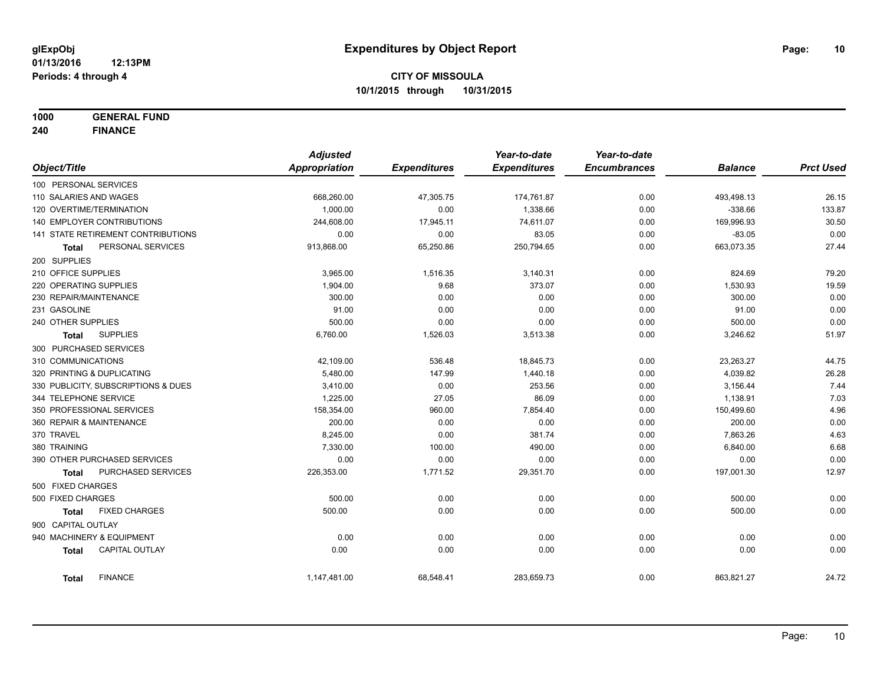# Expenditures by Object Report

glExpObj
01/13/2016 12:13PM
Periods: 4 through 4

**CITY OF MISSOULA**
**10/1/2015 through 10/31/2015**

**1000 GENERAL FUND**
**240 FINANCE**

| Object/Title | Adjusted Appropriation | Expenditures | Year-to-date Expenditures | Year-to-date Encumbrances | Balance | Prct Used |
|---|---|---|---|---|---|---|
| 100 PERSONAL SERVICES | | | | | | |
| 110 SALARIES AND WAGES | 668,260.00 | 47,305.75 | 174,761.87 | 0.00 | 493,498.13 | 26.15 |
| 120 OVERTIME/TERMINATION | 1,000.00 | 0.00 | 1,338.66 | 0.00 | -338.66 | 133.87 |
| 140 EMPLOYER CONTRIBUTIONS | 244,608.00 | 17,945.11 | 74,611.07 | 0.00 | 169,996.93 | 30.50 |
| 141 STATE RETIREMENT CONTRIBUTIONS | 0.00 | 0.00 | 83.05 | 0.00 | -83.05 | 0.00 |
| **Total** PERSONAL SERVICES | 913,868.00 | 65,250.86 | 250,794.65 | 0.00 | 663,073.35 | 27.44 |
| 200 SUPPLIES | | | | | | |
| 210 OFFICE SUPPLIES | 3,965.00 | 1,516.35 | 3,140.31 | 0.00 | 824.69 | 79.20 |
| 220 OPERATING SUPPLIES | 1,904.00 | 9.68 | 373.07 | 0.00 | 1,530.93 | 19.59 |
| 230 REPAIR/MAINTENANCE | 300.00 | 0.00 | 0.00 | 0.00 | 300.00 | 0.00 |
| 231 GASOLINE | 91.00 | 0.00 | 0.00 | 0.00 | 91.00 | 0.00 |
| 240 OTHER SUPPLIES | 500.00 | 0.00 | 0.00 | 0.00 | 500.00 | 0.00 |
| **Total** SUPPLIES | 6,760.00 | 1,526.03 | 3,513.38 | 0.00 | 3,246.62 | 51.97 |
| 300 PURCHASED SERVICES | | | | | | |
| 310 COMMUNICATIONS | 42,109.00 | 536.48 | 18,845.73 | 0.00 | 23,263.27 | 44.75 |
| 320 PRINTING & DUPLICATING | 5,480.00 | 147.99 | 1,440.18 | 0.00 | 4,039.82 | 26.28 |
| 330 PUBLICITY, SUBSCRIPTIONS & DUES | 3,410.00 | 0.00 | 253.56 | 0.00 | 3,156.44 | 7.44 |
| 344 TELEPHONE SERVICE | 1,225.00 | 27.05 | 86.09 | 0.00 | 1,138.91 | 7.03 |
| 350 PROFESSIONAL SERVICES | 158,354.00 | 960.00 | 7,854.40 | 0.00 | 150,499.60 | 4.96 |
| 360 REPAIR & MAINTENANCE | 200.00 | 0.00 | 0.00 | 0.00 | 200.00 | 0.00 |
| 370 TRAVEL | 8,245.00 | 0.00 | 381.74 | 0.00 | 7,863.26 | 4.63 |
| 380 TRAINING | 7,330.00 | 100.00 | 490.00 | 0.00 | 6,840.00 | 6.68 |
| 390 OTHER PURCHASED SERVICES | 0.00 | 0.00 | 0.00 | 0.00 | 0.00 | 0.00 |
| **Total** PURCHASED SERVICES | 226,353.00 | 1,771.52 | 29,351.70 | 0.00 | 197,001.30 | 12.97 |
| 500 FIXED CHARGES | | | | | | |
| 500 FIXED CHARGES | 500.00 | 0.00 | 0.00 | 0.00 | 500.00 | 0.00 |
| **Total** FIXED CHARGES | 500.00 | 0.00 | 0.00 | 0.00 | 500.00 | 0.00 |
| 900 CAPITAL OUTLAY | | | | | | |
| 940 MACHINERY & EQUIPMENT | 0.00 | 0.00 | 0.00 | 0.00 | 0.00 | 0.00 |
| **Total** CAPITAL OUTLAY | 0.00 | 0.00 | 0.00 | 0.00 | 0.00 | 0.00 |
| **Total** FINANCE | 1,147,481.00 | 68,548.41 | 283,659.73 | 0.00 | 863,821.27 | 24.72 |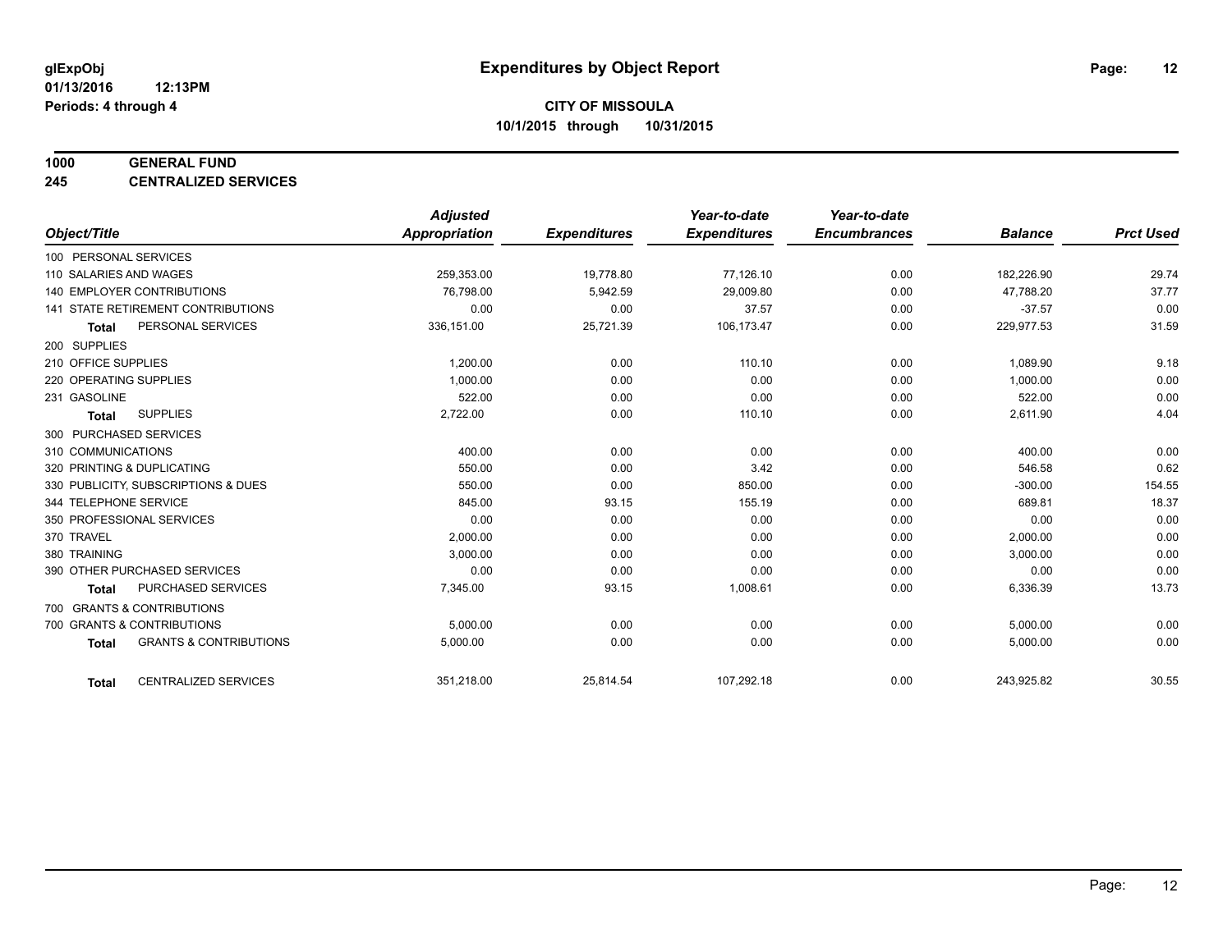**glExpObj** **Expenditures by Object Report**

**01/13/2016 12:13PM**

**Periods: 4 through 4**

**CITY OF MISSOULA**

**10/1/2015 through 10/31/2015**

**1000 GENERAL FUND**

**245 CENTRALIZED SERVICES**

| Object/Title | | Adjusted Appropriation | Expenditures | Year-to-date Expenditures | Year-to-date Encumbrances | Balance | Prct Used |
|---|---|---|---|---|---|---|---|
| 100 PERSONAL SERVICES | | | | | | | |
| 110 SALARIES AND WAGES | | 259,353.00 | 19,778.80 | 77,126.10 | 0.00 | 182,226.90 | 29.74 |
| 140 EMPLOYER CONTRIBUTIONS | | 76,798.00 | 5,942.59 | 29,009.80 | 0.00 | 47,788.20 | 37.77 |
| 141 STATE RETIREMENT CONTRIBUTIONS | | 0.00 | 0.00 | 37.57 | 0.00 | -37.57 | 0.00 |
| **Total** | PERSONAL SERVICES | 336,151.00 | 25,721.39 | 106,173.47 | 0.00 | 229,977.53 | 31.59 |
| 200 SUPPLIES | | | | | | | |
| 210 OFFICE SUPPLIES | | 1,200.00 | 0.00 | 110.10 | 0.00 | 1,089.90 | 9.18 |
| 220 OPERATING SUPPLIES | | 1,000.00 | 0.00 | 0.00 | 0.00 | 1,000.00 | 0.00 |
| 231 GASOLINE | | 522.00 | 0.00 | 0.00 | 0.00 | 522.00 | 0.00 |
| **Total** | SUPPLIES | 2,722.00 | 0.00 | 110.10 | 0.00 | 2,611.90 | 4.04 |
| 300 PURCHASED SERVICES | | | | | | | |
| 310 COMMUNICATIONS | | 400.00 | 0.00 | 0.00 | 0.00 | 400.00 | 0.00 |
| 320 PRINTING & DUPLICATING | | 550.00 | 0.00 | 3.42 | 0.00 | 546.58 | 0.62 |
| 330 PUBLICITY, SUBSCRIPTIONS & DUES | | 550.00 | 0.00 | 850.00 | 0.00 | -300.00 | 154.55 |
| 344 TELEPHONE SERVICE | | 845.00 | 93.15 | 155.19 | 0.00 | 689.81 | 18.37 |
| 350 PROFESSIONAL SERVICES | | 0.00 | 0.00 | 0.00 | 0.00 | 0.00 | 0.00 |
| 370 TRAVEL | | 2,000.00 | 0.00 | 0.00 | 0.00 | 2,000.00 | 0.00 |
| 380 TRAINING | | 3,000.00 | 0.00 | 0.00 | 0.00 | 3,000.00 | 0.00 |
| 390 OTHER PURCHASED SERVICES | | 0.00 | 0.00 | 0.00 | 0.00 | 0.00 | 0.00 |
| **Total** | PURCHASED SERVICES | 7,345.00 | 93.15 | 1,008.61 | 0.00 | 6,336.39 | 13.73 |
| 700 GRANTS & CONTRIBUTIONS | | | | | | | |
| 700 GRANTS & CONTRIBUTIONS | | 5,000.00 | 0.00 | 0.00 | 0.00 | 5,000.00 | 0.00 |
| **Total** | GRANTS & CONTRIBUTIONS | 5,000.00 | 0.00 | 0.00 | 0.00 | 5,000.00 | 0.00 |
| **Total** | CENTRALIZED SERVICES | 351,218.00 | 25,814.54 | 107,292.18 | 0.00 | 243,925.82 | 30.55 |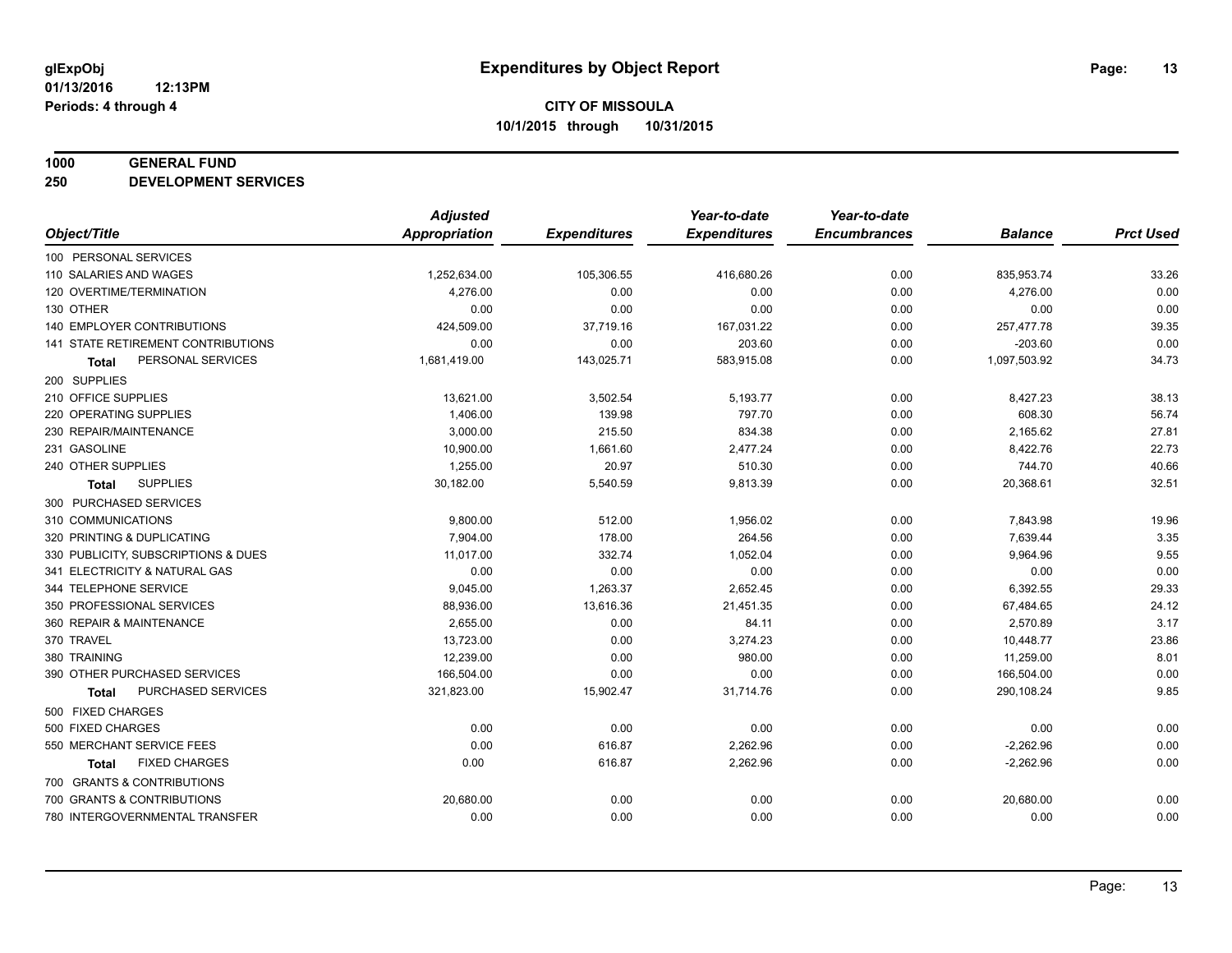**glExpObj**
**01/13/2016 12:13PM**
**Periods: 4 through 4**

# Expenditures by Object Report

**CITY OF MISSOULA**
**10/1/2015 through 10/31/2015**

## 1000 GENERAL FUND
## 250 DEVELOPMENT SERVICES

| Object/Title | Adjusted Appropriation | Expenditures | Year-to-date Expenditures | Year-to-date Encumbrances | Balance | Prct Used |
|---|---|---|---|---|---|---|
| 100 PERSONAL SERVICES | | | | | | |
| 110 SALARIES AND WAGES | 1,252,634.00 | 105,306.55 | 416,680.26 | 0.00 | 835,953.74 | 33.26 |
| 120 OVERTIME/TERMINATION | 4,276.00 | 0.00 | 0.00 | 0.00 | 4,276.00 | 0.00 |
| 130 OTHER | 0.00 | 0.00 | 0.00 | 0.00 | 0.00 | 0.00 |
| 140 EMPLOYER CONTRIBUTIONS | 424,509.00 | 37,719.16 | 167,031.22 | 0.00 | 257,477.78 | 39.35 |
| 141 STATE RETIREMENT CONTRIBUTIONS | 0.00 | 0.00 | 203.60 | 0.00 | -203.60 | 0.00 |
| **Total** PERSONAL SERVICES | 1,681,419.00 | 143,025.71 | 583,915.08 | 0.00 | 1,097,503.92 | 34.73 |
| 200 SUPPLIES | | | | | | |
| 210 OFFICE SUPPLIES | 13,621.00 | 3,502.54 | 5,193.77 | 0.00 | 8,427.23 | 38.13 |
| 220 OPERATING SUPPLIES | 1,406.00 | 139.98 | 797.70 | 0.00 | 608.30 | 56.74 |
| 230 REPAIR/MAINTENANCE | 3,000.00 | 215.50 | 834.38 | 0.00 | 2,165.62 | 27.81 |
| 231 GASOLINE | 10,900.00 | 1,661.60 | 2,477.24 | 0.00 | 8,422.76 | 22.73 |
| 240 OTHER SUPPLIES | 1,255.00 | 20.97 | 510.30 | 0.00 | 744.70 | 40.66 |
| **Total** SUPPLIES | 30,182.00 | 5,540.59 | 9,813.39 | 0.00 | 20,368.61 | 32.51 |
| 300 PURCHASED SERVICES | | | | | | |
| 310 COMMUNICATIONS | 9,800.00 | 512.00 | 1,956.02 | 0.00 | 7,843.98 | 19.96 |
| 320 PRINTING & DUPLICATING | 7,904.00 | 178.00 | 264.56 | 0.00 | 7,639.44 | 3.35 |
| 330 PUBLICITY, SUBSCRIPTIONS & DUES | 11,017.00 | 332.74 | 1,052.04 | 0.00 | 9,964.96 | 9.55 |
| 341 ELECTRICITY & NATURAL GAS | 0.00 | 0.00 | 0.00 | 0.00 | 0.00 | 0.00 |
| 344 TELEPHONE SERVICE | 9,045.00 | 1,263.37 | 2,652.45 | 0.00 | 6,392.55 | 29.33 |
| 350 PROFESSIONAL SERVICES | 88,936.00 | 13,616.36 | 21,451.35 | 0.00 | 67,484.65 | 24.12 |
| 360 REPAIR & MAINTENANCE | 2,655.00 | 0.00 | 84.11 | 0.00 | 2,570.89 | 3.17 |
| 370 TRAVEL | 13,723.00 | 0.00 | 3,274.23 | 0.00 | 10,448.77 | 23.86 |
| 380 TRAINING | 12,239.00 | 0.00 | 980.00 | 0.00 | 11,259.00 | 8.01 |
| 390 OTHER PURCHASED SERVICES | 166,504.00 | 0.00 | 0.00 | 0.00 | 166,504.00 | 0.00 |
| **Total** PURCHASED SERVICES | 321,823.00 | 15,902.47 | 31,714.76 | 0.00 | 290,108.24 | 9.85 |
| 500 FIXED CHARGES | | | | | | |
| 500 FIXED CHARGES | 0.00 | 0.00 | 0.00 | 0.00 | 0.00 | 0.00 |
| 550 MERCHANT SERVICE FEES | 0.00 | 616.87 | 2,262.96 | 0.00 | -2,262.96 | 0.00 |
| **Total** FIXED CHARGES | 0.00 | 616.87 | 2,262.96 | 0.00 | -2,262.96 | 0.00 |
| 700 GRANTS & CONTRIBUTIONS | | | | | | |
| 700 GRANTS & CONTRIBUTIONS | 20,680.00 | 0.00 | 0.00 | 0.00 | 20,680.00 | 0.00 |
| 780 INTERGOVERNMENTAL TRANSFER | 0.00 | 0.00 | 0.00 | 0.00 | 0.00 | 0.00 |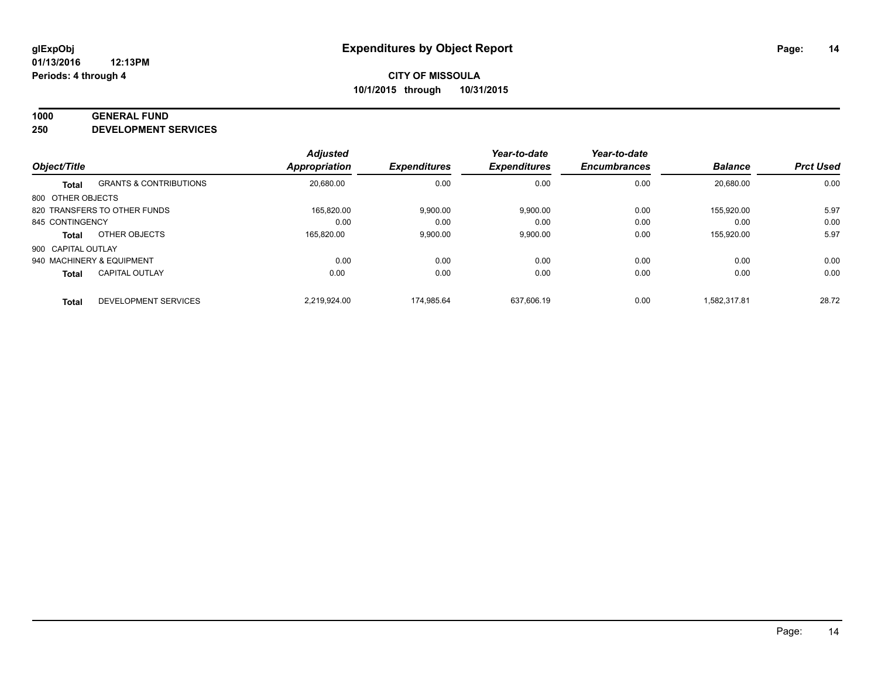# Expenditures by Object Report

glExpObj
01/13/2016 12:13PM
Periods: 4 through 4

**CITY OF MISSOULA**
**10/1/2015 through 10/31/2015**

**1000 GENERAL FUND**
**250 DEVELOPMENT SERVICES**

| Object/Title | | Adjusted Appropriation | Expenditures | Year-to-date Expenditures | Year-to-date Encumbrances | Balance | Prct Used |
|---|---|---|---|---|---|---|---|
| **Total** | GRANTS & CONTRIBUTIONS | 20,680.00 | 0.00 | 0.00 | 0.00 | 20,680.00 | 0.00 |
| 800 OTHER OBJECTS | | | | | | | |
| 820 TRANSFERS TO OTHER FUNDS | | 165,820.00 | 9,900.00 | 9,900.00 | 0.00 | 155,920.00 | 5.97 |
| 845 CONTINGENCY | | 0.00 | 0.00 | 0.00 | 0.00 | 0.00 | 0.00 |
| **Total** | OTHER OBJECTS | 165,820.00 | 9,900.00 | 9,900.00 | 0.00 | 155,920.00 | 5.97 |
| 900 CAPITAL OUTLAY | | | | | | | |
| 940 MACHINERY & EQUIPMENT | | 0.00 | 0.00 | 0.00 | 0.00 | 0.00 | 0.00 |
| **Total** | CAPITAL OUTLAY | 0.00 | 0.00 | 0.00 | 0.00 | 0.00 | 0.00 |
| **Total** | DEVELOPMENT SERVICES | 2,219,924.00 | 174,985.64 | 637,606.19 | 0.00 | 1,582,317.81 | 28.72 |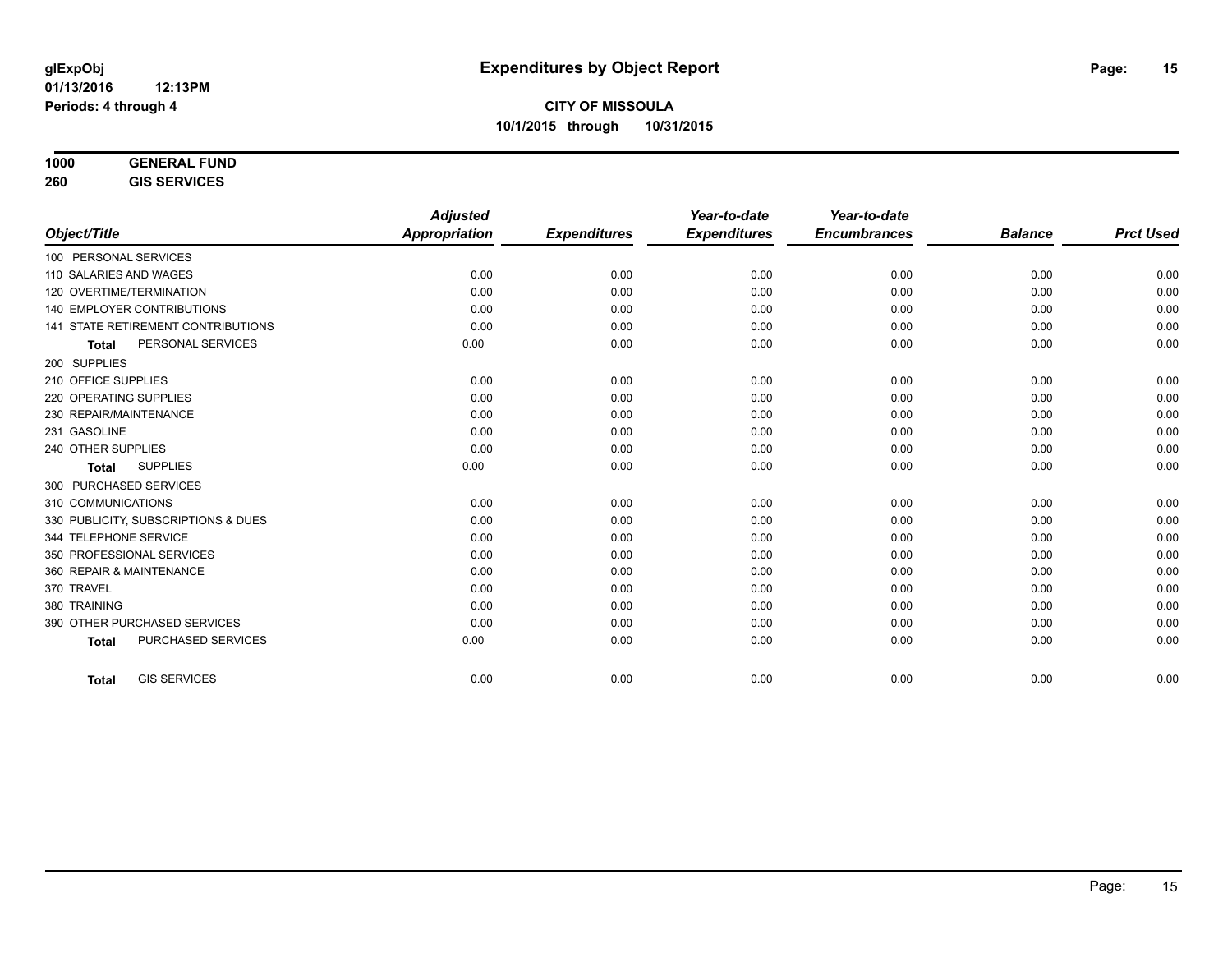# Expenditures by Object Report

glExpObj
01/13/2016 12:13PM
Periods: 4 through 4

**CITY OF MISSOULA**
**10/1/2015 through 10/31/2015**

**1000 GENERAL FUND**
**260 GIS SERVICES**

| Object/Title | Adjusted Appropriation | Expenditures | Year-to-date Expenditures | Year-to-date Encumbrances | Balance | Prct Used |
|---|---|---|---|---|---|---|
| 100 PERSONAL SERVICES | | | | | | |
| 110 SALARIES AND WAGES | 0.00 | 0.00 | 0.00 | 0.00 | 0.00 | 0.00 |
| 120 OVERTIME/TERMINATION | 0.00 | 0.00 | 0.00 | 0.00 | 0.00 | 0.00 |
| 140 EMPLOYER CONTRIBUTIONS | 0.00 | 0.00 | 0.00 | 0.00 | 0.00 | 0.00 |
| 141 STATE RETIREMENT CONTRIBUTIONS | 0.00 | 0.00 | 0.00 | 0.00 | 0.00 | 0.00 |
| **Total** PERSONAL SERVICES | 0.00 | 0.00 | 0.00 | 0.00 | 0.00 | 0.00 |
| 200 SUPPLIES | | | | | | |
| 210 OFFICE SUPPLIES | 0.00 | 0.00 | 0.00 | 0.00 | 0.00 | 0.00 |
| 220 OPERATING SUPPLIES | 0.00 | 0.00 | 0.00 | 0.00 | 0.00 | 0.00 |
| 230 REPAIR/MAINTENANCE | 0.00 | 0.00 | 0.00 | 0.00 | 0.00 | 0.00 |
| 231 GASOLINE | 0.00 | 0.00 | 0.00 | 0.00 | 0.00 | 0.00 |
| 240 OTHER SUPPLIES | 0.00 | 0.00 | 0.00 | 0.00 | 0.00 | 0.00 |
| **Total** SUPPLIES | 0.00 | 0.00 | 0.00 | 0.00 | 0.00 | 0.00 |
| 300 PURCHASED SERVICES | | | | | | |
| 310 COMMUNICATIONS | 0.00 | 0.00 | 0.00 | 0.00 | 0.00 | 0.00 |
| 330 PUBLICITY, SUBSCRIPTIONS & DUES | 0.00 | 0.00 | 0.00 | 0.00 | 0.00 | 0.00 |
| 344 TELEPHONE SERVICE | 0.00 | 0.00 | 0.00 | 0.00 | 0.00 | 0.00 |
| 350 PROFESSIONAL SERVICES | 0.00 | 0.00 | 0.00 | 0.00 | 0.00 | 0.00 |
| 360 REPAIR & MAINTENANCE | 0.00 | 0.00 | 0.00 | 0.00 | 0.00 | 0.00 |
| 370 TRAVEL | 0.00 | 0.00 | 0.00 | 0.00 | 0.00 | 0.00 |
| 380 TRAINING | 0.00 | 0.00 | 0.00 | 0.00 | 0.00 | 0.00 |
| 390 OTHER PURCHASED SERVICES | 0.00 | 0.00 | 0.00 | 0.00 | 0.00 | 0.00 |
| **Total** PURCHASED SERVICES | 0.00 | 0.00 | 0.00 | 0.00 | 0.00 | 0.00 |
| **Total** GIS SERVICES | 0.00 | 0.00 | 0.00 | 0.00 | 0.00 | 0.00 |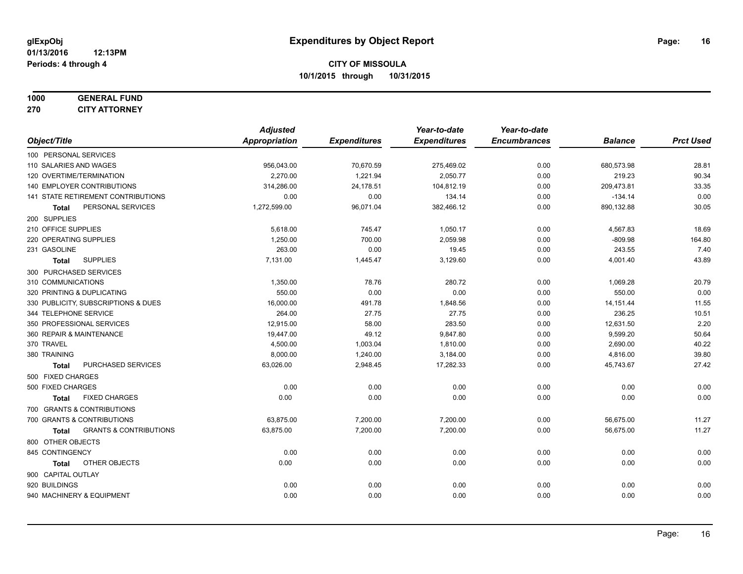**glExpObj**
**01/13/2016 12:13PM**
**Periods: 4 through 4**

# Expenditures by Object Report

## CITY OF MISSOULA
**10/1/2015 through 10/31/2015**

**1000 GENERAL FUND**
**270 CITY ATTORNEY**

| Object/Title | Adjusted Appropriation | Expenditures | Year-to-date Expenditures | Year-to-date Encumbrances | Balance | Prct Used |
|---|---|---|---|---|---|---|
| 100 PERSONAL SERVICES | | | | | | |
| 110 SALARIES AND WAGES | 956,043.00 | 70,670.59 | 275,469.02 | 0.00 | 680,573.98 | 28.81 |
| 120 OVERTIME/TERMINATION | 2,270.00 | 1,221.94 | 2,050.77 | 0.00 | 219.23 | 90.34 |
| 140 EMPLOYER CONTRIBUTIONS | 314,286.00 | 24,178.51 | 104,812.19 | 0.00 | 209,473.81 | 33.35 |
| 141 STATE RETIREMENT CONTRIBUTIONS | 0.00 | 0.00 | 134.14 | 0.00 | -134.14 | 0.00 |
| **Total** PERSONAL SERVICES | 1,272,599.00 | 96,071.04 | 382,466.12 | 0.00 | 890,132.88 | 30.05 |
| 200 SUPPLIES | | | | | | |
| 210 OFFICE SUPPLIES | 5,618.00 | 745.47 | 1,050.17 | 0.00 | 4,567.83 | 18.69 |
| 220 OPERATING SUPPLIES | 1,250.00 | 700.00 | 2,059.98 | 0.00 | -809.98 | 164.80 |
| 231 GASOLINE | 263.00 | 0.00 | 19.45 | 0.00 | 243.55 | 7.40 |
| **Total** SUPPLIES | 7,131.00 | 1,445.47 | 3,129.60 | 0.00 | 4,001.40 | 43.89 |
| 300 PURCHASED SERVICES | | | | | | |
| 310 COMMUNICATIONS | 1,350.00 | 78.76 | 280.72 | 0.00 | 1,069.28 | 20.79 |
| 320 PRINTING & DUPLICATING | 550.00 | 0.00 | 0.00 | 0.00 | 550.00 | 0.00 |
| 330 PUBLICITY, SUBSCRIPTIONS & DUES | 16,000.00 | 491.78 | 1,848.56 | 0.00 | 14,151.44 | 11.55 |
| 344 TELEPHONE SERVICE | 264.00 | 27.75 | 27.75 | 0.00 | 236.25 | 10.51 |
| 350 PROFESSIONAL SERVICES | 12,915.00 | 58.00 | 283.50 | 0.00 | 12,631.50 | 2.20 |
| 360 REPAIR & MAINTENANCE | 19,447.00 | 49.12 | 9,847.80 | 0.00 | 9,599.20 | 50.64 |
| 370 TRAVEL | 4,500.00 | 1,003.04 | 1,810.00 | 0.00 | 2,690.00 | 40.22 |
| 380 TRAINING | 8,000.00 | 1,240.00 | 3,184.00 | 0.00 | 4,816.00 | 39.80 |
| **Total** PURCHASED SERVICES | 63,026.00 | 2,948.45 | 17,282.33 | 0.00 | 45,743.67 | 27.42 |
| 500 FIXED CHARGES | | | | | | |
| 500 FIXED CHARGES | 0.00 | 0.00 | 0.00 | 0.00 | 0.00 | 0.00 |
| **Total** FIXED CHARGES | 0.00 | 0.00 | 0.00 | 0.00 | 0.00 | 0.00 |
| 700 GRANTS & CONTRIBUTIONS | | | | | | |
| 700 GRANTS & CONTRIBUTIONS | 63,875.00 | 7,200.00 | 7,200.00 | 0.00 | 56,675.00 | 11.27 |
| **Total** GRANTS & CONTRIBUTIONS | 63,875.00 | 7,200.00 | 7,200.00 | 0.00 | 56,675.00 | 11.27 |
| 800 OTHER OBJECTS | | | | | | |
| 845 CONTINGENCY | 0.00 | 0.00 | 0.00 | 0.00 | 0.00 | 0.00 |
| **Total** OTHER OBJECTS | 0.00 | 0.00 | 0.00 | 0.00 | 0.00 | 0.00 |
| 900 CAPITAL OUTLAY | | | | | | |
| 920 BUILDINGS | 0.00 | 0.00 | 0.00 | 0.00 | 0.00 | 0.00 |
| 940 MACHINERY & EQUIPMENT | 0.00 | 0.00 | 0.00 | 0.00 | 0.00 | 0.00 |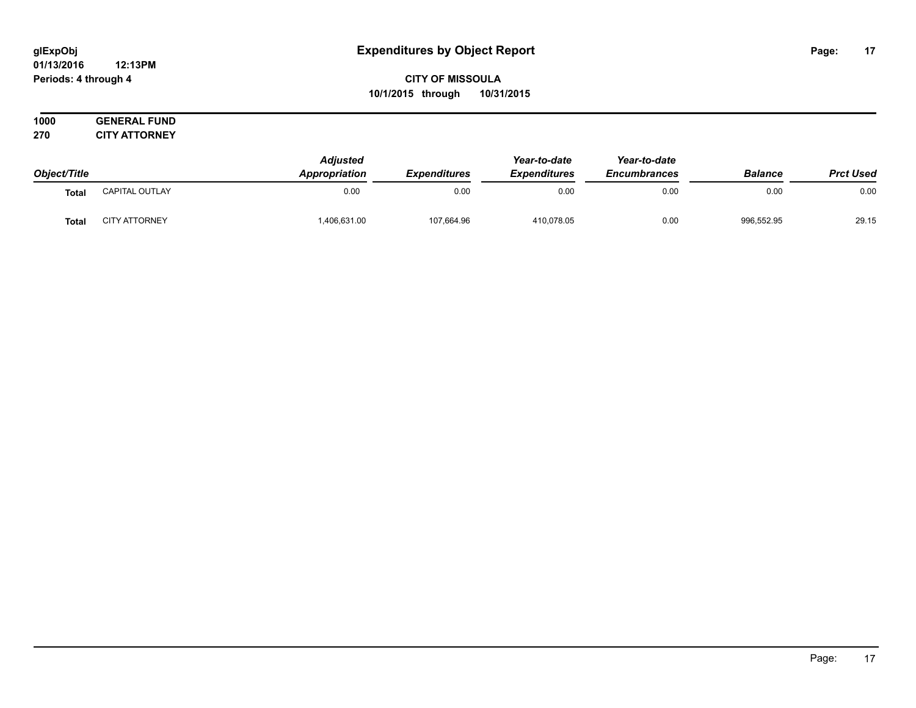**glExpObj** **Expenditures by Object Report**
**01/13/2016 12:13PM**
**Periods: 4 through 4**

**CITY OF MISSOULA**
**10/1/2015 through 10/31/2015**

**1000 GENERAL FUND**
**270 CITY ATTORNEY**

| Object/Title | | Adjusted Appropriation | Expenditures | Year-to-date Expenditures | Year-to-date Encumbrances | Balance | Prct Used |
|---|---|---|---|---|---|---|---|
| **Total** | CAPITAL OUTLAY | 0.00 | 0.00 | 0.00 | 0.00 | 0.00 | 0.00 |
| **Total** | CITY ATTORNEY | 1,406,631.00 | 107,664.96 | 410,078.05 | 0.00 | 996,552.95 | 29.15 |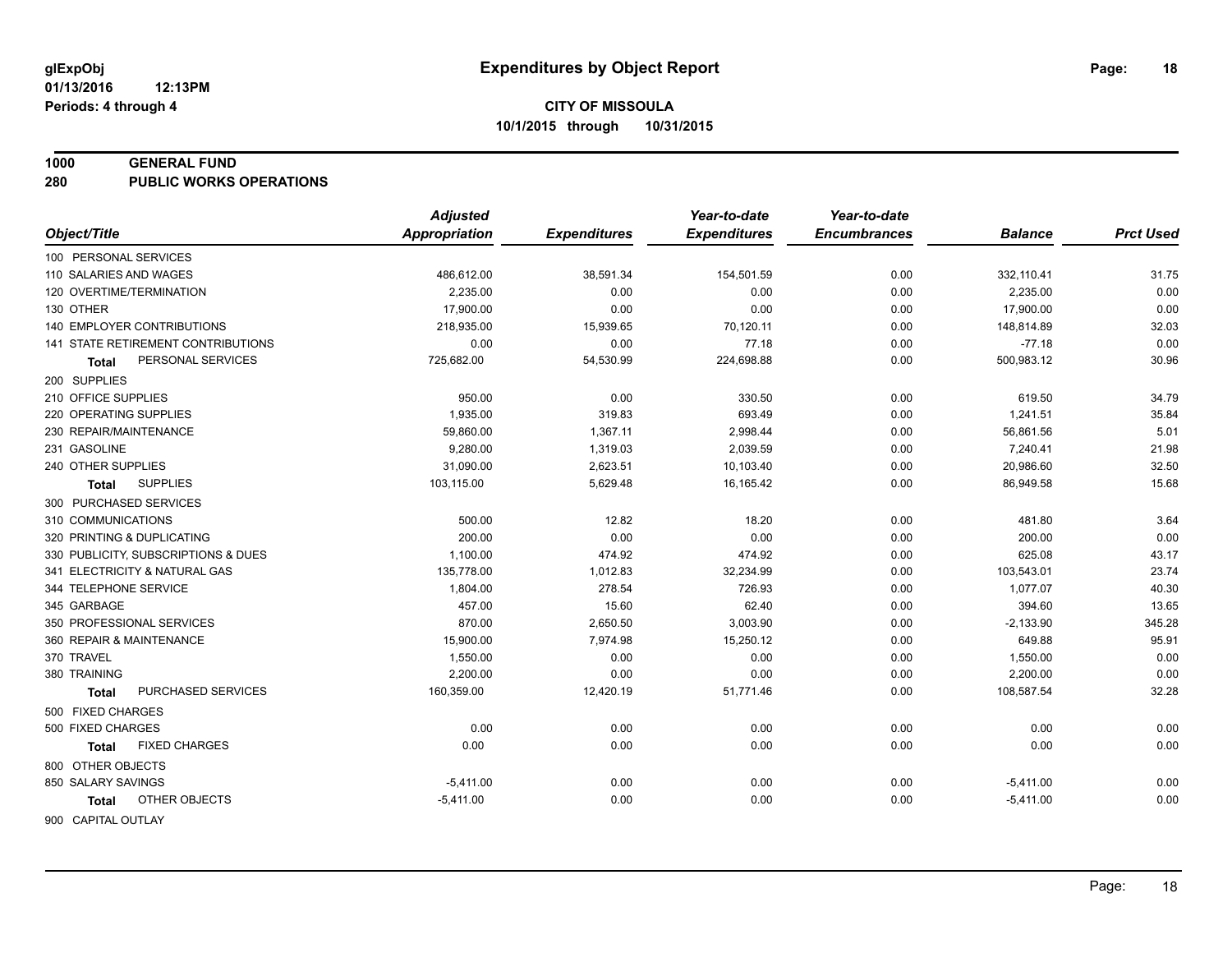**glExpObj**
**01/13/2016 12:13PM**
**Periods: 4 through 4**

# Expenditures by Object Report

**CITY OF MISSOULA**
**10/1/2015 through 10/31/2015**

## 1000 GENERAL FUND
## 280 PUBLIC WORKS OPERATIONS

| Object/Title | Adjusted Appropriation | Expenditures | Year-to-date Expenditures | Year-to-date Encumbrances | Balance | Prct Used |
|---|---|---|---|---|---|---|
| 100 PERSONAL SERVICES | | | | | | |
| 110 SALARIES AND WAGES | 486,612.00 | 38,591.34 | 154,501.59 | 0.00 | 332,110.41 | 31.75 |
| 120 OVERTIME/TERMINATION | 2,235.00 | 0.00 | 0.00 | 0.00 | 2,235.00 | 0.00 |
| 130 OTHER | 17,900.00 | 0.00 | 0.00 | 0.00 | 17,900.00 | 0.00 |
| 140 EMPLOYER CONTRIBUTIONS | 218,935.00 | 15,939.65 | 70,120.11 | 0.00 | 148,814.89 | 32.03 |
| 141 STATE RETIREMENT CONTRIBUTIONS | 0.00 | 0.00 | 77.18 | 0.00 | -77.18 | 0.00 |
| **Total** PERSONAL SERVICES | 725,682.00 | 54,530.99 | 224,698.88 | 0.00 | 500,983.12 | 30.96 |
| 200 SUPPLIES | | | | | | |
| 210 OFFICE SUPPLIES | 950.00 | 0.00 | 330.50 | 0.00 | 619.50 | 34.79 |
| 220 OPERATING SUPPLIES | 1,935.00 | 319.83 | 693.49 | 0.00 | 1,241.51 | 35.84 |
| 230 REPAIR/MAINTENANCE | 59,860.00 | 1,367.11 | 2,998.44 | 0.00 | 56,861.56 | 5.01 |
| 231 GASOLINE | 9,280.00 | 1,319.03 | 2,039.59 | 0.00 | 7,240.41 | 21.98 |
| 240 OTHER SUPPLIES | 31,090.00 | 2,623.51 | 10,103.40 | 0.00 | 20,986.60 | 32.50 |
| **Total** SUPPLIES | 103,115.00 | 5,629.48 | 16,165.42 | 0.00 | 86,949.58 | 15.68 |
| 300 PURCHASED SERVICES | | | | | | |
| 310 COMMUNICATIONS | 500.00 | 12.82 | 18.20 | 0.00 | 481.80 | 3.64 |
| 320 PRINTING & DUPLICATING | 200.00 | 0.00 | 0.00 | 0.00 | 200.00 | 0.00 |
| 330 PUBLICITY, SUBSCRIPTIONS & DUES | 1,100.00 | 474.92 | 474.92 | 0.00 | 625.08 | 43.17 |
| 341 ELECTRICITY & NATURAL GAS | 135,778.00 | 1,012.83 | 32,234.99 | 0.00 | 103,543.01 | 23.74 |
| 344 TELEPHONE SERVICE | 1,804.00 | 278.54 | 726.93 | 0.00 | 1,077.07 | 40.30 |
| 345 GARBAGE | 457.00 | 15.60 | 62.40 | 0.00 | 394.60 | 13.65 |
| 350 PROFESSIONAL SERVICES | 870.00 | 2,650.50 | 3,003.90 | 0.00 | -2,133.90 | 345.28 |
| 360 REPAIR & MAINTENANCE | 15,900.00 | 7,974.98 | 15,250.12 | 0.00 | 649.88 | 95.91 |
| 370 TRAVEL | 1,550.00 | 0.00 | 0.00 | 0.00 | 1,550.00 | 0.00 |
| 380 TRAINING | 2,200.00 | 0.00 | 0.00 | 0.00 | 2,200.00 | 0.00 |
| **Total** PURCHASED SERVICES | 160,359.00 | 12,420.19 | 51,771.46 | 0.00 | 108,587.54 | 32.28 |
| 500 FIXED CHARGES | | | | | | |
| 500 FIXED CHARGES | 0.00 | 0.00 | 0.00 | 0.00 | 0.00 | 0.00 |
| **Total** FIXED CHARGES | 0.00 | 0.00 | 0.00 | 0.00 | 0.00 | 0.00 |
| 800 OTHER OBJECTS | | | | | | |
| 850 SALARY SAVINGS | -5,411.00 | 0.00 | 0.00 | 0.00 | -5,411.00 | 0.00 |
| **Total** OTHER OBJECTS | -5,411.00 | 0.00 | 0.00 | 0.00 | -5,411.00 | 0.00 |
| 900 CAPITAL OUTLAY | | | | | | |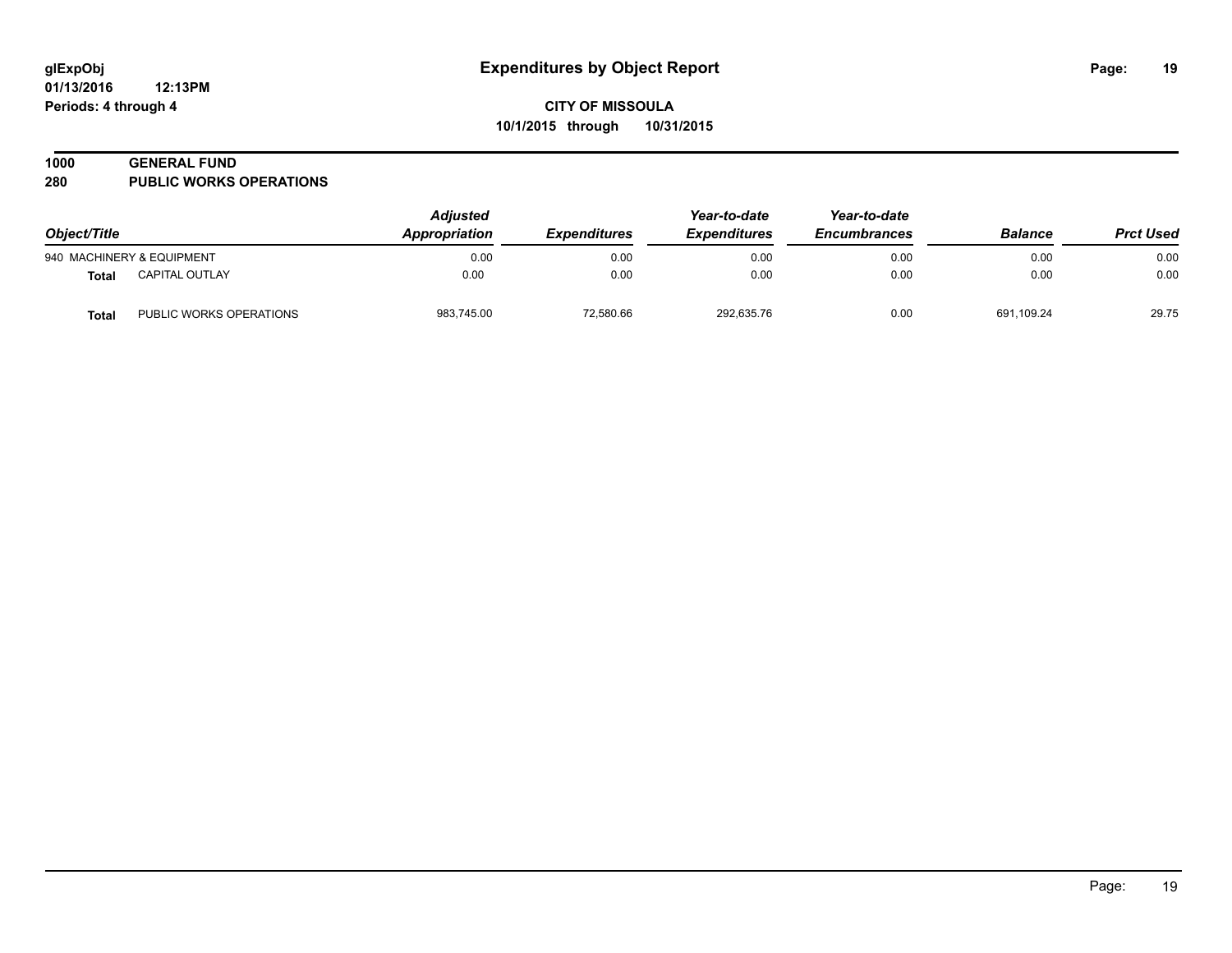## Expenditures by Object Report

**CITY OF MISSOULA**

**10/1/2015 through 10/31/2015**

glExpObj
01/13/2016 12:13PM
Periods: 4 through 4

### 1000 GENERAL FUND
### 280 PUBLIC WORKS OPERATIONS

| Object/Title | | Adjusted Appropriation | Expenditures | Year-to-date Expenditures | Year-to-date Encumbrances | Balance | Prct Used |
|---|---|---|---|---|---|---|---|
| 940 MACHINERY & EQUIPMENT | | 0.00 | 0.00 | 0.00 | 0.00 | 0.00 | 0.00 |
| **Total** | CAPITAL OUTLAY | 0.00 | 0.00 | 0.00 | 0.00 | 0.00 | 0.00 |
| **Total** | PUBLIC WORKS OPERATIONS | 983,745.00 | 72,580.66 | 292,635.76 | 0.00 | 691,109.24 | 29.75 |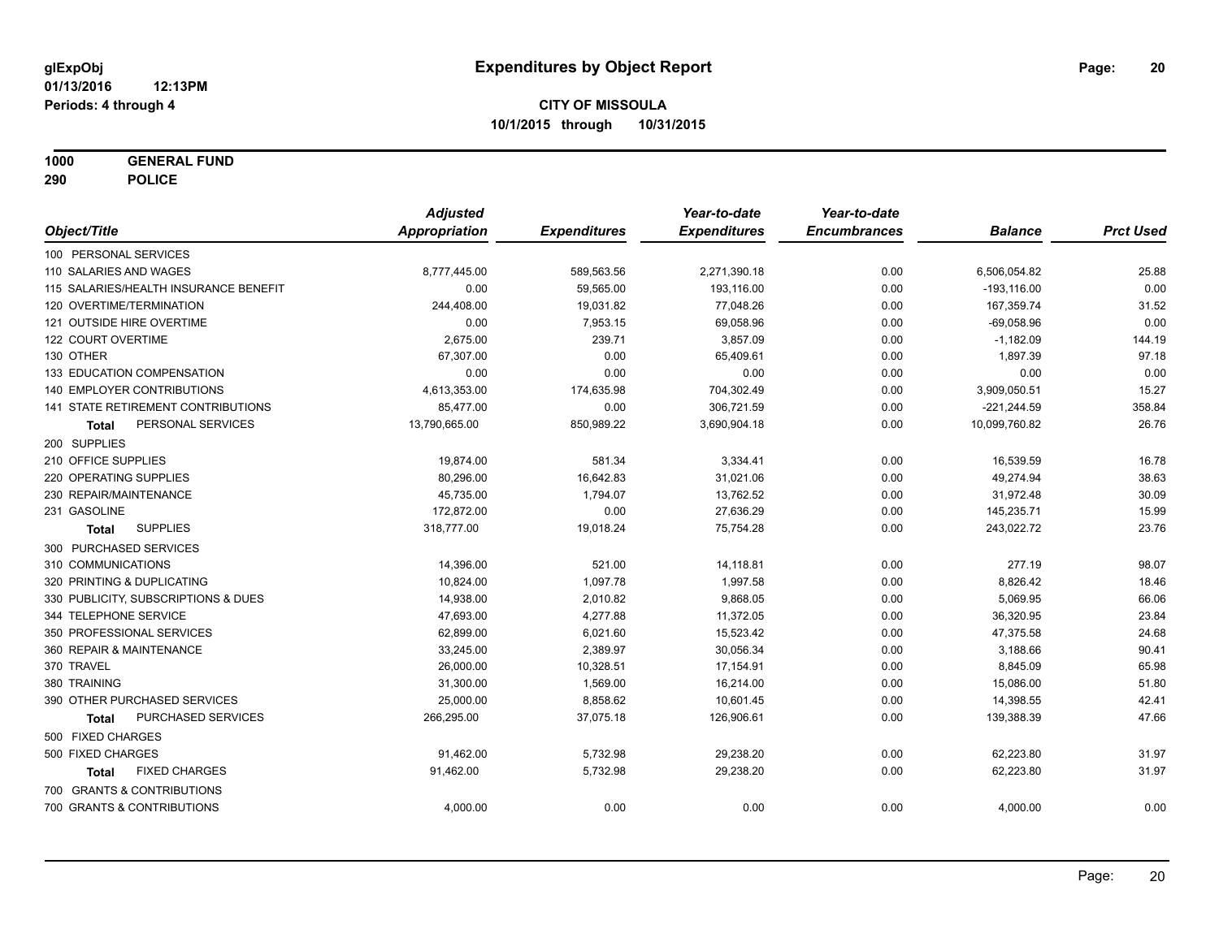glExpObj
01/13/2016 12:13PM
Periods: 4 through 4

# Expenditures by Object Report

**CITY OF MISSOULA**
**10/1/2015 through 10/31/2015**

**1000 GENERAL FUND**
**290 POLICE**

| Object/Title | Adjusted Appropriation | Expenditures | Year-to-date Expenditures | Year-to-date Encumbrances | Balance | Prct Used |
|---|---|---|---|---|---|---|
| 100 PERSONAL SERVICES | | | | | | |
| 110 SALARIES AND WAGES | 8,777,445.00 | 589,563.56 | 2,271,390.18 | 0.00 | 6,506,054.82 | 25.88 |
| 115 SALARIES/HEALTH INSURANCE BENEFIT | 0.00 | 59,565.00 | 193,116.00 | 0.00 | -193,116.00 | 0.00 |
| 120 OVERTIME/TERMINATION | 244,408.00 | 19,031.82 | 77,048.26 | 0.00 | 167,359.74 | 31.52 |
| 121 OUTSIDE HIRE OVERTIME | 0.00 | 7,953.15 | 69,058.96 | 0.00 | -69,058.96 | 0.00 |
| 122 COURT OVERTIME | 2,675.00 | 239.71 | 3,857.09 | 0.00 | -1,182.09 | 144.19 |
| 130 OTHER | 67,307.00 | 0.00 | 65,409.61 | 0.00 | 1,897.39 | 97.18 |
| 133 EDUCATION COMPENSATION | 0.00 | 0.00 | 0.00 | 0.00 | 0.00 | 0.00 |
| 140 EMPLOYER CONTRIBUTIONS | 4,613,353.00 | 174,635.98 | 704,302.49 | 0.00 | 3,909,050.51 | 15.27 |
| 141 STATE RETIREMENT CONTRIBUTIONS | 85,477.00 | 0.00 | 306,721.59 | 0.00 | -221,244.59 | 358.84 |
| **Total** PERSONAL SERVICES | 13,790,665.00 | 850,989.22 | 3,690,904.18 | 0.00 | 10,099,760.82 | 26.76 |
| 200 SUPPLIES | | | | | | |
| 210 OFFICE SUPPLIES | 19,874.00 | 581.34 | 3,334.41 | 0.00 | 16,539.59 | 16.78 |
| 220 OPERATING SUPPLIES | 80,296.00 | 16,642.83 | 31,021.06 | 0.00 | 49,274.94 | 38.63 |
| 230 REPAIR/MAINTENANCE | 45,735.00 | 1,794.07 | 13,762.52 | 0.00 | 31,972.48 | 30.09 |
| 231 GASOLINE | 172,872.00 | 0.00 | 27,636.29 | 0.00 | 145,235.71 | 15.99 |
| **Total** SUPPLIES | 318,777.00 | 19,018.24 | 75,754.28 | 0.00 | 243,022.72 | 23.76 |
| 300 PURCHASED SERVICES | | | | | | |
| 310 COMMUNICATIONS | 14,396.00 | 521.00 | 14,118.81 | 0.00 | 277.19 | 98.07 |
| 320 PRINTING & DUPLICATING | 10,824.00 | 1,097.78 | 1,997.58 | 0.00 | 8,826.42 | 18.46 |
| 330 PUBLICITY, SUBSCRIPTIONS & DUES | 14,938.00 | 2,010.82 | 9,868.05 | 0.00 | 5,069.95 | 66.06 |
| 344 TELEPHONE SERVICE | 47,693.00 | 4,277.88 | 11,372.05 | 0.00 | 36,320.95 | 23.84 |
| 350 PROFESSIONAL SERVICES | 62,899.00 | 6,021.60 | 15,523.42 | 0.00 | 47,375.58 | 24.68 |
| 360 REPAIR & MAINTENANCE | 33,245.00 | 2,389.97 | 30,056.34 | 0.00 | 3,188.66 | 90.41 |
| 370 TRAVEL | 26,000.00 | 10,328.51 | 17,154.91 | 0.00 | 8,845.09 | 65.98 |
| 380 TRAINING | 31,300.00 | 1,569.00 | 16,214.00 | 0.00 | 15,086.00 | 51.80 |
| 390 OTHER PURCHASED SERVICES | 25,000.00 | 8,858.62 | 10,601.45 | 0.00 | 14,398.55 | 42.41 |
| **Total** PURCHASED SERVICES | 266,295.00 | 37,075.18 | 126,906.61 | 0.00 | 139,388.39 | 47.66 |
| 500 FIXED CHARGES | | | | | | |
| 500 FIXED CHARGES | 91,462.00 | 5,732.98 | 29,238.20 | 0.00 | 62,223.80 | 31.97 |
| **Total** FIXED CHARGES | 91,462.00 | 5,732.98 | 29,238.20 | 0.00 | 62,223.80 | 31.97 |
| 700 GRANTS & CONTRIBUTIONS | | | | | | |
| 700 GRANTS & CONTRIBUTIONS | 4,000.00 | 0.00 | 0.00 | 0.00 | 4,000.00 | 0.00 |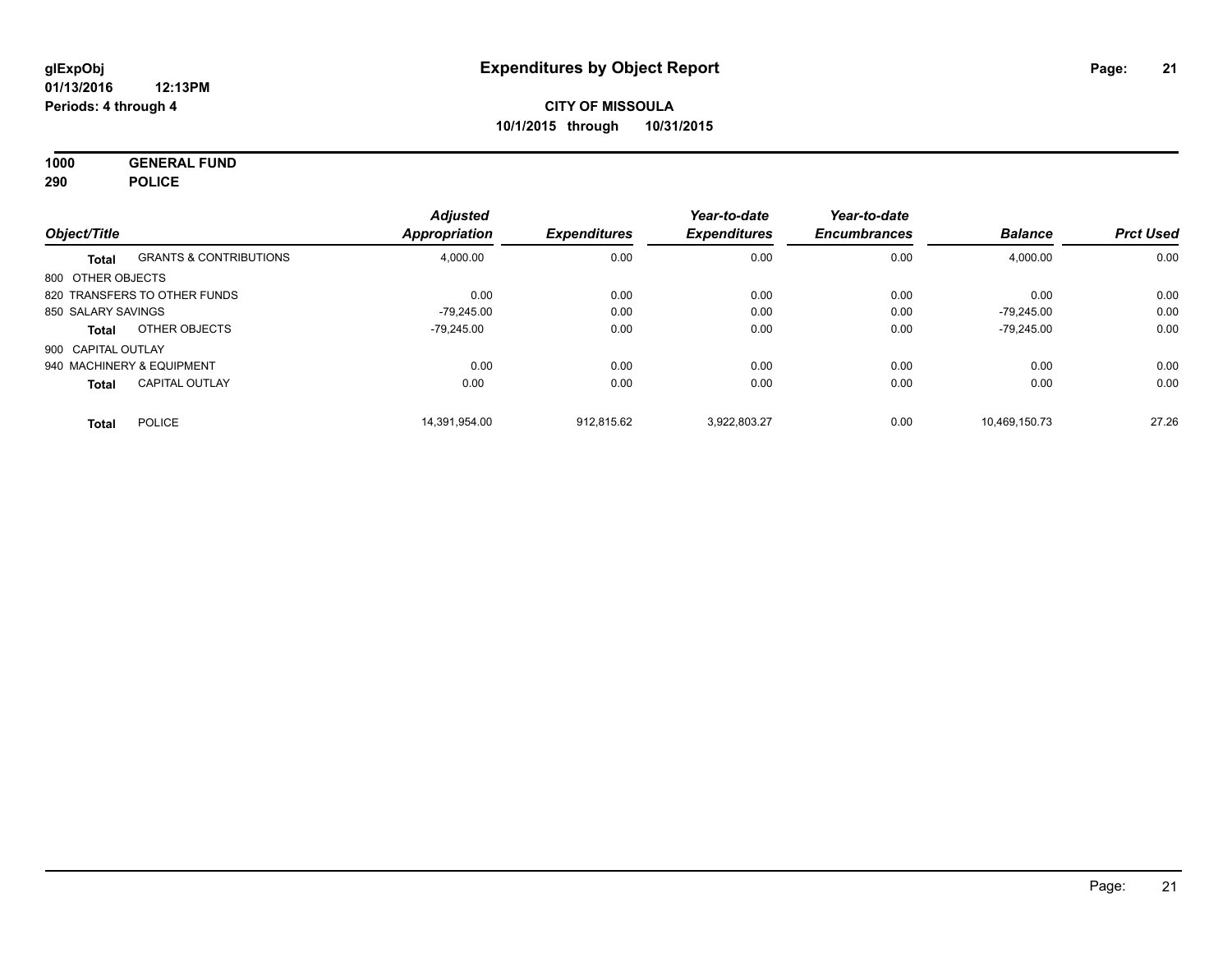**glExpObj**
**01/13/2016 12:13PM**
**Periods: 4 through 4**

# Expenditures by Object Report

**CITY OF MISSOULA**
**10/1/2015 through 10/31/2015**

**1000 GENERAL FUND**
**290 POLICE**

| Object/Title | | Adjusted Appropriation | Expenditures | Year-to-date Expenditures | Year-to-date Encumbrances | Balance | Prct Used |
|---|---|---|---|---|---|---|---|
| **Total** | GRANTS & CONTRIBUTIONS | 4,000.00 | 0.00 | 0.00 | 0.00 | 4,000.00 | 0.00 |
| 800 OTHER OBJECTS | | | | | | | |
| 820 TRANSFERS TO OTHER FUNDS | | 0.00 | 0.00 | 0.00 | 0.00 | 0.00 | 0.00 |
| 850 SALARY SAVINGS | | -79,245.00 | 0.00 | 0.00 | 0.00 | -79,245.00 | 0.00 |
| **Total** | OTHER OBJECTS | -79,245.00 | 0.00 | 0.00 | 0.00 | -79,245.00 | 0.00 |
| 900 CAPITAL OUTLAY | | | | | | | |
| 940 MACHINERY & EQUIPMENT | | 0.00 | 0.00 | 0.00 | 0.00 | 0.00 | 0.00 |
| **Total** | CAPITAL OUTLAY | 0.00 | 0.00 | 0.00 | 0.00 | 0.00 | 0.00 |
| **Total** | POLICE | 14,391,954.00 | 912,815.62 | 3,922,803.27 | 0.00 | 10,469,150.73 | 27.26 |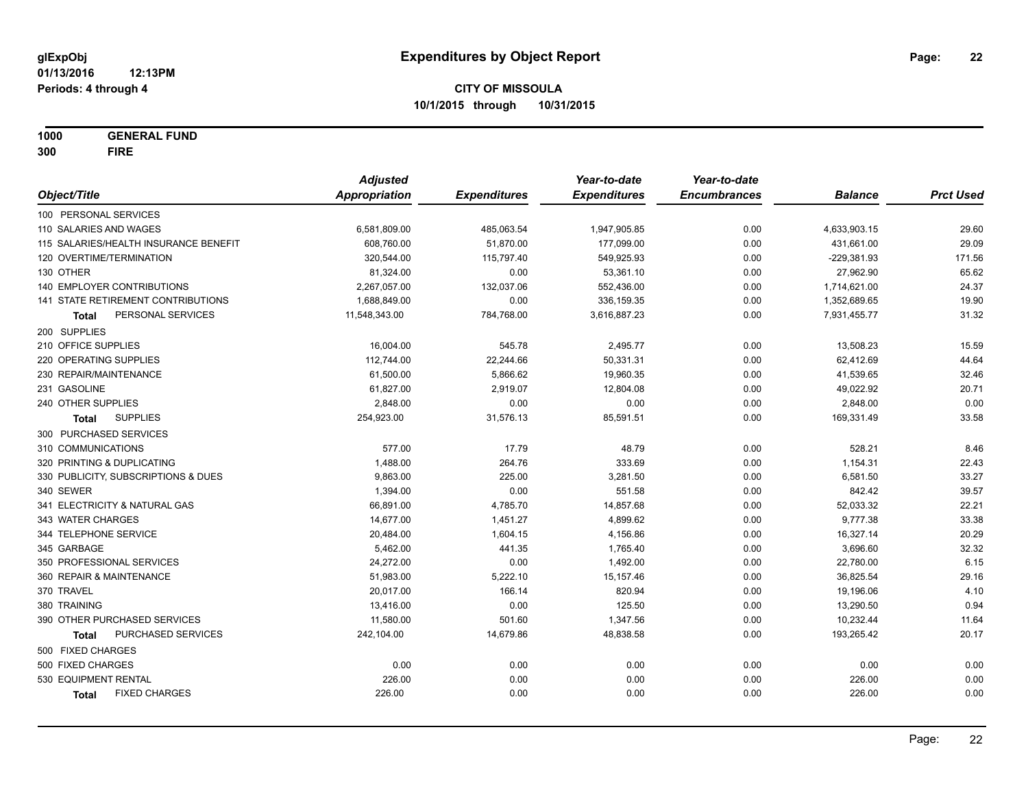**glExpObj** **Expenditures by Object Report**

**01/13/2016 12:13PM**

**Periods: 4 through 4**

**CITY OF MISSOULA**

**10/1/2015 through 10/31/2015**

**1000 GENERAL FUND**

**300 FIRE**

| Object/Title | Adjusted Appropriation | Expenditures | Year-to-date Expenditures | Year-to-date Encumbrances | Balance | Prct Used |
|---|---|---|---|---|---|---|
| 100 PERSONAL SERVICES | | | | | | |
| 110 SALARIES AND WAGES | 6,581,809.00 | 485,063.54 | 1,947,905.85 | 0.00 | 4,633,903.15 | 29.60 |
| 115 SALARIES/HEALTH INSURANCE BENEFIT | 608,760.00 | 51,870.00 | 177,099.00 | 0.00 | 431,661.00 | 29.09 |
| 120 OVERTIME/TERMINATION | 320,544.00 | 115,797.40 | 549,925.93 | 0.00 | -229,381.93 | 171.56 |
| 130 OTHER | 81,324.00 | 0.00 | 53,361.10 | 0.00 | 27,962.90 | 65.62 |
| 140 EMPLOYER CONTRIBUTIONS | 2,267,057.00 | 132,037.06 | 552,436.00 | 0.00 | 1,714,621.00 | 24.37 |
| 141 STATE RETIREMENT CONTRIBUTIONS | 1,688,849.00 | 0.00 | 336,159.35 | 0.00 | 1,352,689.65 | 19.90 |
| **Total** PERSONAL SERVICES | 11,548,343.00 | 784,768.00 | 3,616,887.23 | 0.00 | 7,931,455.77 | 31.32 |
| 200 SUPPLIES | | | | | | |
| 210 OFFICE SUPPLIES | 16,004.00 | 545.78 | 2,495.77 | 0.00 | 13,508.23 | 15.59 |
| 220 OPERATING SUPPLIES | 112,744.00 | 22,244.66 | 50,331.31 | 0.00 | 62,412.69 | 44.64 |
| 230 REPAIR/MAINTENANCE | 61,500.00 | 5,866.62 | 19,960.35 | 0.00 | 41,539.65 | 32.46 |
| 231 GASOLINE | 61,827.00 | 2,919.07 | 12,804.08 | 0.00 | 49,022.92 | 20.71 |
| 240 OTHER SUPPLIES | 2,848.00 | 0.00 | 0.00 | 0.00 | 2,848.00 | 0.00 |
| **Total** SUPPLIES | 254,923.00 | 31,576.13 | 85,591.51 | 0.00 | 169,331.49 | 33.58 |
| 300 PURCHASED SERVICES | | | | | | |
| 310 COMMUNICATIONS | 577.00 | 17.79 | 48.79 | 0.00 | 528.21 | 8.46 |
| 320 PRINTING & DUPLICATING | 1,488.00 | 264.76 | 333.69 | 0.00 | 1,154.31 | 22.43 |
| 330 PUBLICITY, SUBSCRIPTIONS & DUES | 9,863.00 | 225.00 | 3,281.50 | 0.00 | 6,581.50 | 33.27 |
| 340 SEWER | 1,394.00 | 0.00 | 551.58 | 0.00 | 842.42 | 39.57 |
| 341 ELECTRICITY & NATURAL GAS | 66,891.00 | 4,785.70 | 14,857.68 | 0.00 | 52,033.32 | 22.21 |
| 343 WATER CHARGES | 14,677.00 | 1,451.27 | 4,899.62 | 0.00 | 9,777.38 | 33.38 |
| 344 TELEPHONE SERVICE | 20,484.00 | 1,604.15 | 4,156.86 | 0.00 | 16,327.14 | 20.29 |
| 345 GARBAGE | 5,462.00 | 441.35 | 1,765.40 | 0.00 | 3,696.60 | 32.32 |
| 350 PROFESSIONAL SERVICES | 24,272.00 | 0.00 | 1,492.00 | 0.00 | 22,780.00 | 6.15 |
| 360 REPAIR & MAINTENANCE | 51,983.00 | 5,222.10 | 15,157.46 | 0.00 | 36,825.54 | 29.16 |
| 370 TRAVEL | 20,017.00 | 166.14 | 820.94 | 0.00 | 19,196.06 | 4.10 |
| 380 TRAINING | 13,416.00 | 0.00 | 125.50 | 0.00 | 13,290.50 | 0.94 |
| 390 OTHER PURCHASED SERVICES | 11,580.00 | 501.60 | 1,347.56 | 0.00 | 10,232.44 | 11.64 |
| **Total** PURCHASED SERVICES | 242,104.00 | 14,679.86 | 48,838.58 | 0.00 | 193,265.42 | 20.17 |
| 500 FIXED CHARGES | | | | | | |
| 500 FIXED CHARGES | 0.00 | 0.00 | 0.00 | 0.00 | 0.00 | 0.00 |
| 530 EQUIPMENT RENTAL | 226.00 | 0.00 | 0.00 | 0.00 | 226.00 | 0.00 |
| **Total** FIXED CHARGES | 226.00 | 0.00 | 0.00 | 0.00 | 226.00 | 0.00 |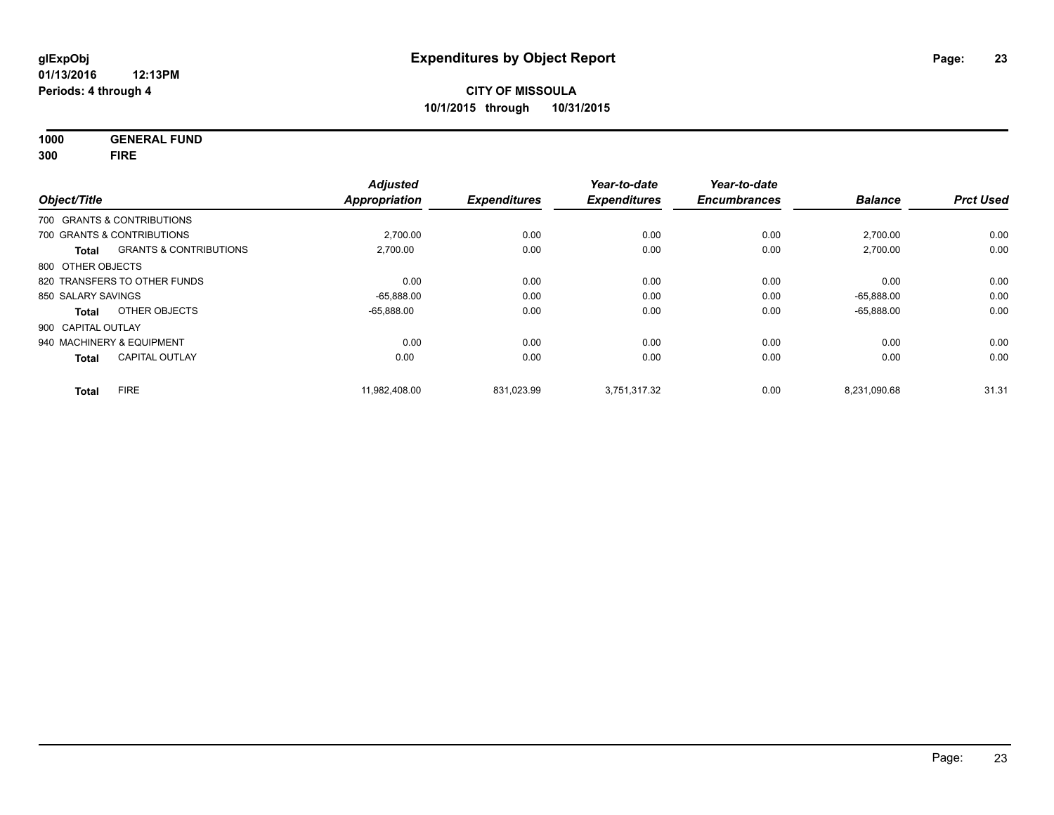**glExpObj**
**01/13/2016 12:13PM**
**Periods: 4 through 4**

# Expenditures by Object Report

**CITY OF MISSOULA**
**10/1/2015 through 10/31/2015**

**1000 GENERAL FUND**
**300 FIRE**

| Object/Title | | Adjusted Appropriation | Expenditures | Year-to-date Expenditures | Year-to-date Encumbrances | Balance | Prct Used |
|---|---|---|---|---|---|---|---|
| 700 GRANTS & CONTRIBUTIONS | | | | | | | |
| 700 GRANTS & CONTRIBUTIONS | | 2,700.00 | 0.00 | 0.00 | 0.00 | 2,700.00 | 0.00 |
| **Total** | GRANTS & CONTRIBUTIONS | 2,700.00 | 0.00 | 0.00 | 0.00 | 2,700.00 | 0.00 |
| 800 OTHER OBJECTS | | | | | | | |
| 820 TRANSFERS TO OTHER FUNDS | | 0.00 | 0.00 | 0.00 | 0.00 | 0.00 | 0.00 |
| 850 SALARY SAVINGS | | -65,888.00 | 0.00 | 0.00 | 0.00 | -65,888.00 | 0.00 |
| **Total** | OTHER OBJECTS | -65,888.00 | 0.00 | 0.00 | 0.00 | -65,888.00 | 0.00 |
| 900 CAPITAL OUTLAY | | | | | | | |
| 940 MACHINERY & EQUIPMENT | | 0.00 | 0.00 | 0.00 | 0.00 | 0.00 | 0.00 |
| **Total** | CAPITAL OUTLAY | 0.00 | 0.00 | 0.00 | 0.00 | 0.00 | 0.00 |
| **Total** | FIRE | 11,982,408.00 | 831,023.99 | 3,751,317.32 | 0.00 | 8,231,090.68 | 31.31 |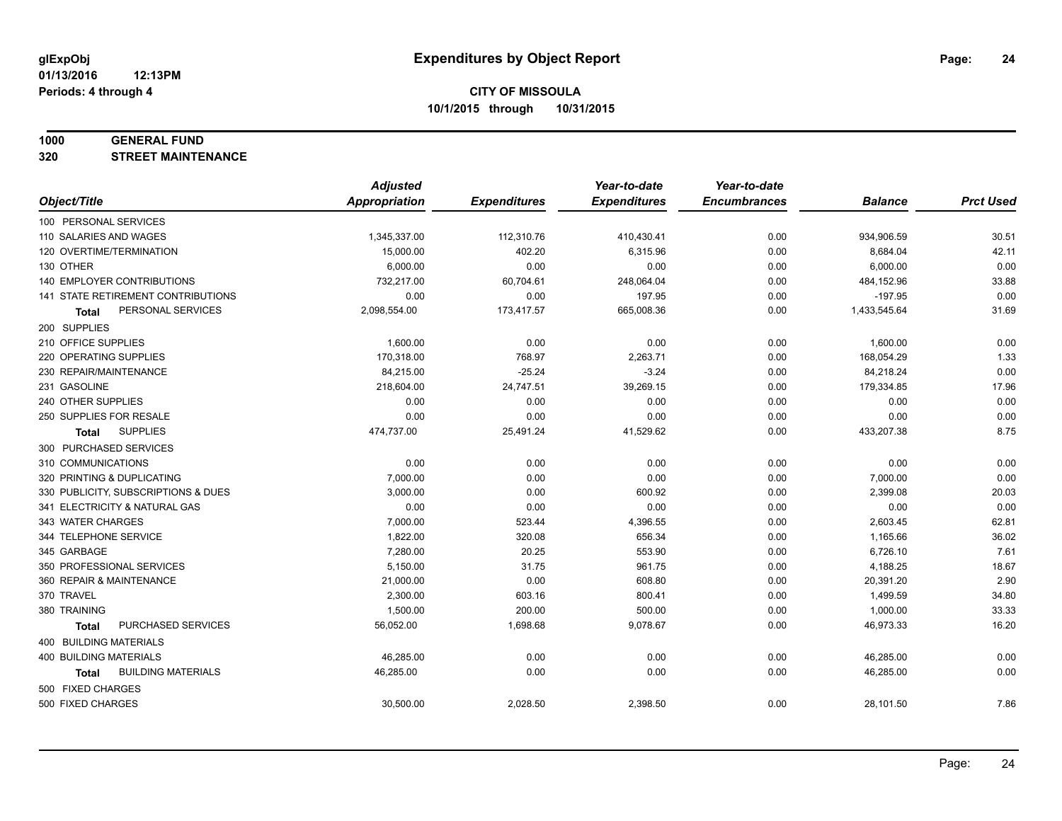glExpObj
01/13/2016 12:13PM
Periods: 4 through 4

# Expenditures by Object Report

**CITY OF MISSOULA**
**10/1/2015 through 10/31/2015**

**1000 GENERAL FUND**
**320 STREET MAINTENANCE**

| Object/Title | Adjusted Appropriation | Expenditures | Year-to-date Expenditures | Year-to-date Encumbrances | Balance | Prct Used |
|---|---|---|---|---|---|---|
| 100 PERSONAL SERVICES | | | | | | |
| 110 SALARIES AND WAGES | 1,345,337.00 | 112,310.76 | 410,430.41 | 0.00 | 934,906.59 | 30.51 |
| 120 OVERTIME/TERMINATION | 15,000.00 | 402.20 | 6,315.96 | 0.00 | 8,684.04 | 42.11 |
| 130 OTHER | 6,000.00 | 0.00 | 0.00 | 0.00 | 6,000.00 | 0.00 |
| 140 EMPLOYER CONTRIBUTIONS | 732,217.00 | 60,704.61 | 248,064.04 | 0.00 | 484,152.96 | 33.88 |
| 141 STATE RETIREMENT CONTRIBUTIONS | 0.00 | 0.00 | 197.95 | 0.00 | -197.95 | 0.00 |
| **Total** PERSONAL SERVICES | 2,098,554.00 | 173,417.57 | 665,008.36 | 0.00 | 1,433,545.64 | 31.69 |
| 200 SUPPLIES | | | | | | |
| 210 OFFICE SUPPLIES | 1,600.00 | 0.00 | 0.00 | 0.00 | 1,600.00 | 0.00 |
| 220 OPERATING SUPPLIES | 170,318.00 | 768.97 | 2,263.71 | 0.00 | 168,054.29 | 1.33 |
| 230 REPAIR/MAINTENANCE | 84,215.00 | -25.24 | -3.24 | 0.00 | 84,218.24 | 0.00 |
| 231 GASOLINE | 218,604.00 | 24,747.51 | 39,269.15 | 0.00 | 179,334.85 | 17.96 |
| 240 OTHER SUPPLIES | 0.00 | 0.00 | 0.00 | 0.00 | 0.00 | 0.00 |
| 250 SUPPLIES FOR RESALE | 0.00 | 0.00 | 0.00 | 0.00 | 0.00 | 0.00 |
| **Total** SUPPLIES | 474,737.00 | 25,491.24 | 41,529.62 | 0.00 | 433,207.38 | 8.75 |
| 300 PURCHASED SERVICES | | | | | | |
| 310 COMMUNICATIONS | 0.00 | 0.00 | 0.00 | 0.00 | 0.00 | 0.00 |
| 320 PRINTING & DUPLICATING | 7,000.00 | 0.00 | 0.00 | 0.00 | 7,000.00 | 0.00 |
| 330 PUBLICITY, SUBSCRIPTIONS & DUES | 3,000.00 | 0.00 | 600.92 | 0.00 | 2,399.08 | 20.03 |
| 341 ELECTRICITY & NATURAL GAS | 0.00 | 0.00 | 0.00 | 0.00 | 0.00 | 0.00 |
| 343 WATER CHARGES | 7,000.00 | 523.44 | 4,396.55 | 0.00 | 2,603.45 | 62.81 |
| 344 TELEPHONE SERVICE | 1,822.00 | 320.08 | 656.34 | 0.00 | 1,165.66 | 36.02 |
| 345 GARBAGE | 7,280.00 | 20.25 | 553.90 | 0.00 | 6,726.10 | 7.61 |
| 350 PROFESSIONAL SERVICES | 5,150.00 | 31.75 | 961.75 | 0.00 | 4,188.25 | 18.67 |
| 360 REPAIR & MAINTENANCE | 21,000.00 | 0.00 | 608.80 | 0.00 | 20,391.20 | 2.90 |
| 370 TRAVEL | 2,300.00 | 603.16 | 800.41 | 0.00 | 1,499.59 | 34.80 |
| 380 TRAINING | 1,500.00 | 200.00 | 500.00 | 0.00 | 1,000.00 | 33.33 |
| **Total** PURCHASED SERVICES | 56,052.00 | 1,698.68 | 9,078.67 | 0.00 | 46,973.33 | 16.20 |
| 400 BUILDING MATERIALS | | | | | | |
| 400 BUILDING MATERIALS | 46,285.00 | 0.00 | 0.00 | 0.00 | 46,285.00 | 0.00 |
| **Total** BUILDING MATERIALS | 46,285.00 | 0.00 | 0.00 | 0.00 | 46,285.00 | 0.00 |
| 500 FIXED CHARGES | | | | | | |
| 500 FIXED CHARGES | 30,500.00 | 2,028.50 | 2,398.50 | 0.00 | 28,101.50 | 7.86 |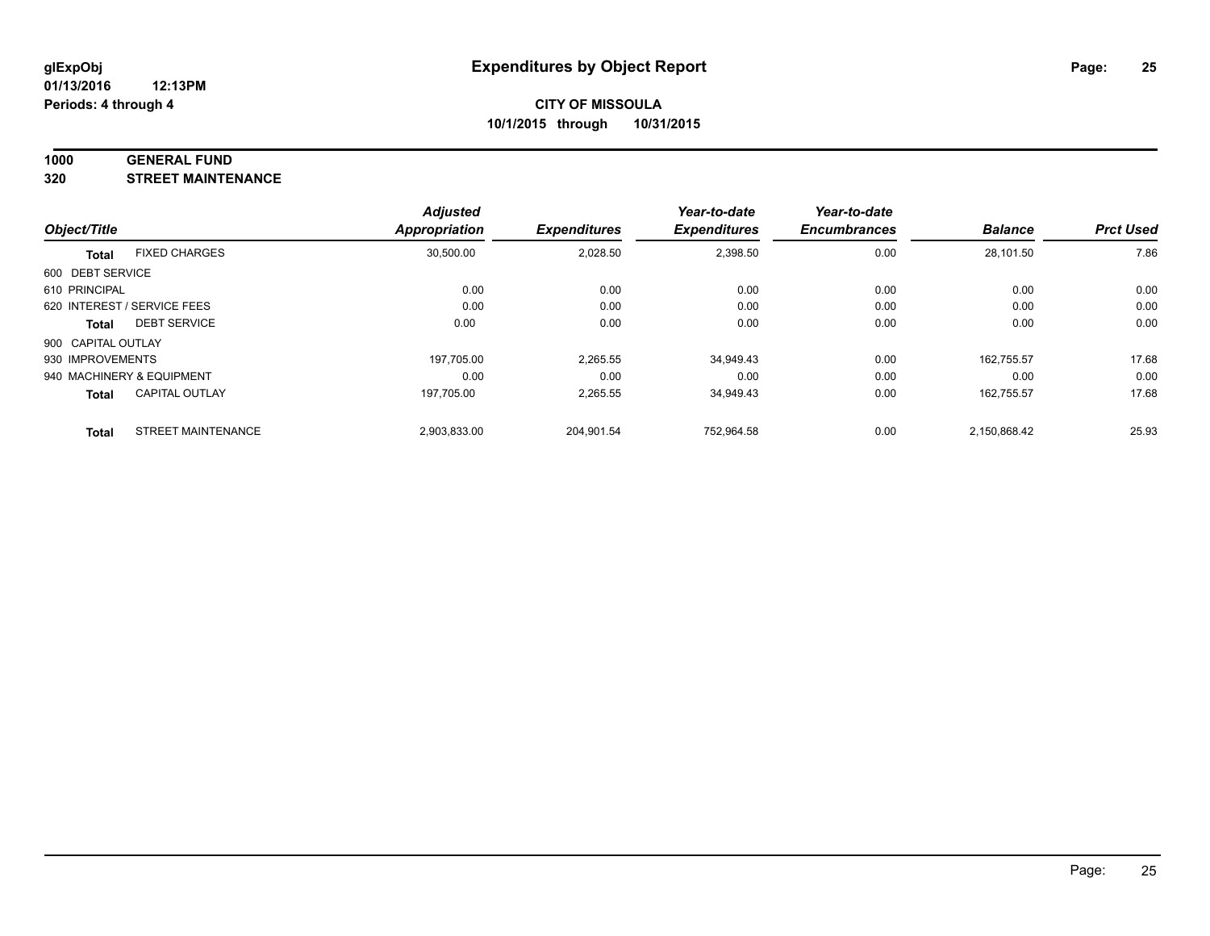**glExpObj** **Expenditures by Object Report**

**01/13/2016 12:13PM**

**Periods: 4 through 4**

**CITY OF MISSOULA**

**10/1/2015 through 10/31/2015**

**1000 GENERAL FUND**

**320 STREET MAINTENANCE**

| Object/Title | | *Adjusted Appropriation* | *Expenditures* | *Year-to-date Expenditures* | *Year-to-date Encumbrances* | *Balance* | *Prct Used* |
|---|---|---|---|---|---|---|---|
| **Total** | FIXED CHARGES | 30,500.00 | 2,028.50 | 2,398.50 | 0.00 | 28,101.50 | 7.86 |
| 600 DEBT SERVICE | | | | | | | |
| 610 PRINCIPAL | | 0.00 | 0.00 | 0.00 | 0.00 | 0.00 | 0.00 |
| 620 INTEREST / SERVICE FEES | | 0.00 | 0.00 | 0.00 | 0.00 | 0.00 | 0.00 |
| **Total** | DEBT SERVICE | 0.00 | 0.00 | 0.00 | 0.00 | 0.00 | 0.00 |
| 900 CAPITAL OUTLAY | | | | | | | |
| 930 IMPROVEMENTS | | 197,705.00 | 2,265.55 | 34,949.43 | 0.00 | 162,755.57 | 17.68 |
| 940 MACHINERY & EQUIPMENT | | 0.00 | 0.00 | 0.00 | 0.00 | 0.00 | 0.00 |
| **Total** | CAPITAL OUTLAY | 197,705.00 | 2,265.55 | 34,949.43 | 0.00 | 162,755.57 | 17.68 |
| **Total** | STREET MAINTENANCE | 2,903,833.00 | 204,901.54 | 752,964.58 | 0.00 | 2,150,868.42 | 25.93 |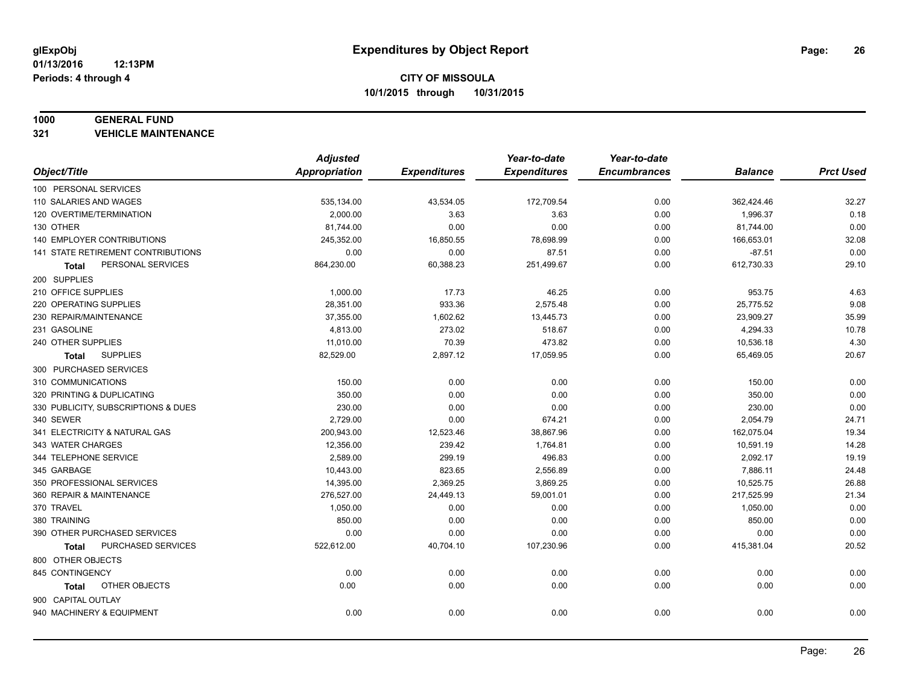**glExpObj** **Expenditures by Object Report**

**01/13/2016 12:13PM**

**Periods: 4 through 4**

**CITY OF MISSOULA**

**10/1/2015 through 10/31/2015**

## 1000 GENERAL FUND
### 321 VEHICLE MAINTENANCE

| Object/Title | Adjusted Appropriation | Expenditures | Year-to-date Expenditures | Year-to-date Encumbrances | Balance | Prct Used |
|---|---|---|---|---|---|---|
| 100 PERSONAL SERVICES | | | | | | |
| 110 SALARIES AND WAGES | 535,134.00 | 43,534.05 | 172,709.54 | 0.00 | 362,424.46 | 32.27 |
| 120 OVERTIME/TERMINATION | 2,000.00 | 3.63 | 3.63 | 0.00 | 1,996.37 | 0.18 |
| 130 OTHER | 81,744.00 | 0.00 | 0.00 | 0.00 | 81,744.00 | 0.00 |
| 140 EMPLOYER CONTRIBUTIONS | 245,352.00 | 16,850.55 | 78,698.99 | 0.00 | 166,653.01 | 32.08 |
| 141 STATE RETIREMENT CONTRIBUTIONS | 0.00 | 0.00 | 87.51 | 0.00 | -87.51 | 0.00 |
| **Total** PERSONAL SERVICES | 864,230.00 | 60,388.23 | 251,499.67 | 0.00 | 612,730.33 | 29.10 |
| 200 SUPPLIES | | | | | | |
| 210 OFFICE SUPPLIES | 1,000.00 | 17.73 | 46.25 | 0.00 | 953.75 | 4.63 |
| 220 OPERATING SUPPLIES | 28,351.00 | 933.36 | 2,575.48 | 0.00 | 25,775.52 | 9.08 |
| 230 REPAIR/MAINTENANCE | 37,355.00 | 1,602.62 | 13,445.73 | 0.00 | 23,909.27 | 35.99 |
| 231 GASOLINE | 4,813.00 | 273.02 | 518.67 | 0.00 | 4,294.33 | 10.78 |
| 240 OTHER SUPPLIES | 11,010.00 | 70.39 | 473.82 | 0.00 | 10,536.18 | 4.30 |
| **Total** SUPPLIES | 82,529.00 | 2,897.12 | 17,059.95 | 0.00 | 65,469.05 | 20.67 |
| 300 PURCHASED SERVICES | | | | | | |
| 310 COMMUNICATIONS | 150.00 | 0.00 | 0.00 | 0.00 | 150.00 | 0.00 |
| 320 PRINTING & DUPLICATING | 350.00 | 0.00 | 0.00 | 0.00 | 350.00 | 0.00 |
| 330 PUBLICITY, SUBSCRIPTIONS & DUES | 230.00 | 0.00 | 0.00 | 0.00 | 230.00 | 0.00 |
| 340 SEWER | 2,729.00 | 0.00 | 674.21 | 0.00 | 2,054.79 | 24.71 |
| 341 ELECTRICITY & NATURAL GAS | 200,943.00 | 12,523.46 | 38,867.96 | 0.00 | 162,075.04 | 19.34 |
| 343 WATER CHARGES | 12,356.00 | 239.42 | 1,764.81 | 0.00 | 10,591.19 | 14.28 |
| 344 TELEPHONE SERVICE | 2,589.00 | 299.19 | 496.83 | 0.00 | 2,092.17 | 19.19 |
| 345 GARBAGE | 10,443.00 | 823.65 | 2,556.89 | 0.00 | 7,886.11 | 24.48 |
| 350 PROFESSIONAL SERVICES | 14,395.00 | 2,369.25 | 3,869.25 | 0.00 | 10,525.75 | 26.88 |
| 360 REPAIR & MAINTENANCE | 276,527.00 | 24,449.13 | 59,001.01 | 0.00 | 217,525.99 | 21.34 |
| 370 TRAVEL | 1,050.00 | 0.00 | 0.00 | 0.00 | 1,050.00 | 0.00 |
| 380 TRAINING | 850.00 | 0.00 | 0.00 | 0.00 | 850.00 | 0.00 |
| 390 OTHER PURCHASED SERVICES | 0.00 | 0.00 | 0.00 | 0.00 | 0.00 | 0.00 |
| **Total** PURCHASED SERVICES | 522,612.00 | 40,704.10 | 107,230.96 | 0.00 | 415,381.04 | 20.52 |
| 800 OTHER OBJECTS | | | | | | |
| 845 CONTINGENCY | 0.00 | 0.00 | 0.00 | 0.00 | 0.00 | 0.00 |
| **Total** OTHER OBJECTS | 0.00 | 0.00 | 0.00 | 0.00 | 0.00 | 0.00 |
| 900 CAPITAL OUTLAY | | | | | | |
| 940 MACHINERY & EQUIPMENT | 0.00 | 0.00 | 0.00 | 0.00 | 0.00 | 0.00 |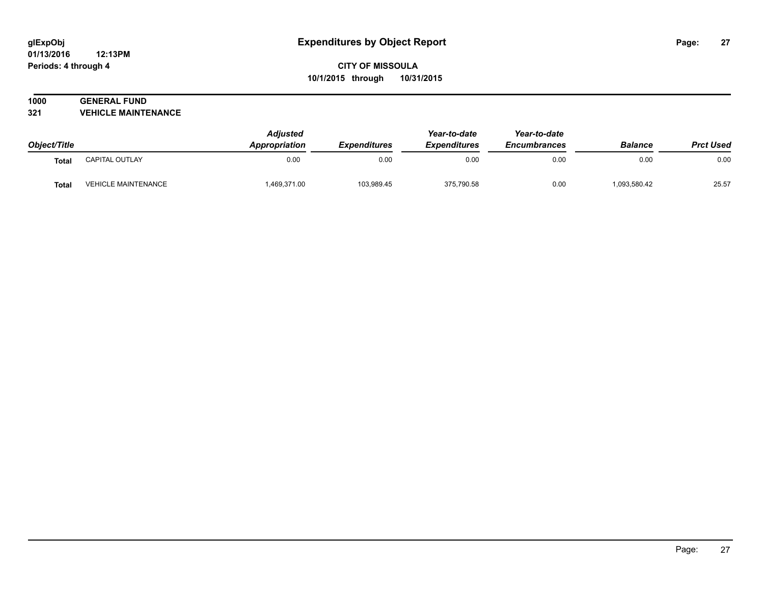**glExpObj**
**01/13/2016 12:13PM**
**Periods: 4 through 4**

# Expenditures by Object Report

**CITY OF MISSOULA**
**10/1/2015 through 10/31/2015**

**1000 GENERAL FUND**
**321 VEHICLE MAINTENANCE**

| Object/Title | | *Adjusted Appropriation* | *Expenditures* | *Year-to-date Expenditures* | *Year-to-date Encumbrances* | *Balance* | *Prct Used* |
|---|---|---|---|---|---|---|---|
| **Total** | CAPITAL OUTLAY | 0.00 | 0.00 | 0.00 | 0.00 | 0.00 | 0.00 |
| **Total** | VEHICLE MAINTENANCE | 1,469,371.00 | 103,989.45 | 375,790.58 | 0.00 | 1,093,580.42 | 25.57 |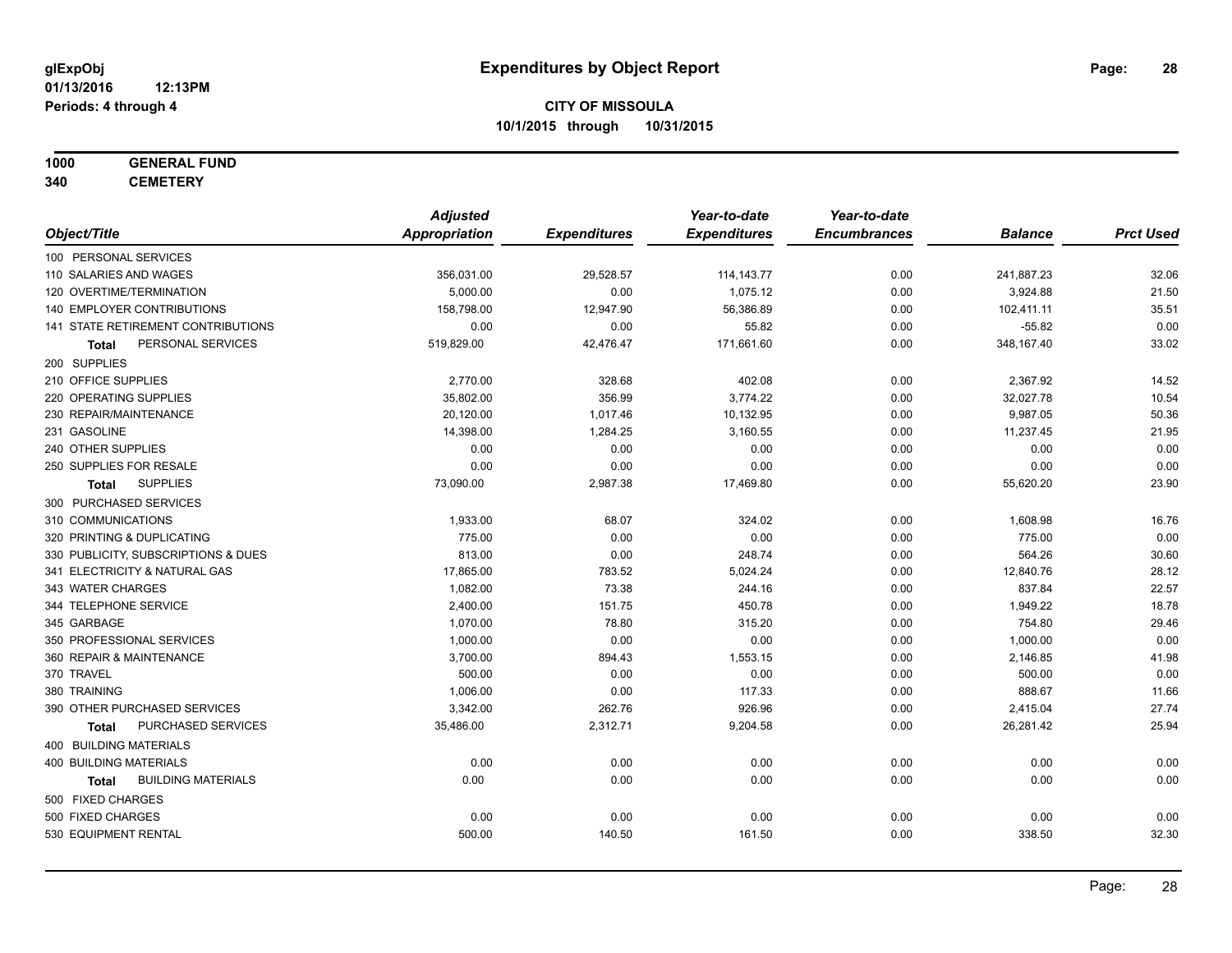**glExpObj** **Expenditures by Object Report**

**01/13/2016 12:13PM**

**Periods: 4 through 4**

**CITY OF MISSOULA**

**10/1/2015 through 10/31/2015**

**1000 GENERAL FUND**

**340 CEMETERY**

| Object/Title | Adjusted Appropriation | Expenditures | Year-to-date Expenditures | Year-to-date Encumbrances | Balance | Prct Used |
|---|---|---|---|---|---|---|
| 100 PERSONAL SERVICES | | | | | | |
| 110 SALARIES AND WAGES | 356,031.00 | 29,528.57 | 114,143.77 | 0.00 | 241,887.23 | 32.06 |
| 120 OVERTIME/TERMINATION | 5,000.00 | 0.00 | 1,075.12 | 0.00 | 3,924.88 | 21.50 |
| 140 EMPLOYER CONTRIBUTIONS | 158,798.00 | 12,947.90 | 56,386.89 | 0.00 | 102,411.11 | 35.51 |
| 141 STATE RETIREMENT CONTRIBUTIONS | 0.00 | 0.00 | 55.82 | 0.00 | -55.82 | 0.00 |
| **Total** PERSONAL SERVICES | 519,829.00 | 42,476.47 | 171,661.60 | 0.00 | 348,167.40 | 33.02 |
| 200 SUPPLIES | | | | | | |
| 210 OFFICE SUPPLIES | 2,770.00 | 328.68 | 402.08 | 0.00 | 2,367.92 | 14.52 |
| 220 OPERATING SUPPLIES | 35,802.00 | 356.99 | 3,774.22 | 0.00 | 32,027.78 | 10.54 |
| 230 REPAIR/MAINTENANCE | 20,120.00 | 1,017.46 | 10,132.95 | 0.00 | 9,987.05 | 50.36 |
| 231 GASOLINE | 14,398.00 | 1,284.25 | 3,160.55 | 0.00 | 11,237.45 | 21.95 |
| 240 OTHER SUPPLIES | 0.00 | 0.00 | 0.00 | 0.00 | 0.00 | 0.00 |
| 250 SUPPLIES FOR RESALE | 0.00 | 0.00 | 0.00 | 0.00 | 0.00 | 0.00 |
| **Total** SUPPLIES | 73,090.00 | 2,987.38 | 17,469.80 | 0.00 | 55,620.20 | 23.90 |
| 300 PURCHASED SERVICES | | | | | | |
| 310 COMMUNICATIONS | 1,933.00 | 68.07 | 324.02 | 0.00 | 1,608.98 | 16.76 |
| 320 PRINTING & DUPLICATING | 775.00 | 0.00 | 0.00 | 0.00 | 775.00 | 0.00 |
| 330 PUBLICITY, SUBSCRIPTIONS & DUES | 813.00 | 0.00 | 248.74 | 0.00 | 564.26 | 30.60 |
| 341 ELECTRICITY & NATURAL GAS | 17,865.00 | 783.52 | 5,024.24 | 0.00 | 12,840.76 | 28.12 |
| 343 WATER CHARGES | 1,082.00 | 73.38 | 244.16 | 0.00 | 837.84 | 22.57 |
| 344 TELEPHONE SERVICE | 2,400.00 | 151.75 | 450.78 | 0.00 | 1,949.22 | 18.78 |
| 345 GARBAGE | 1,070.00 | 78.80 | 315.20 | 0.00 | 754.80 | 29.46 |
| 350 PROFESSIONAL SERVICES | 1,000.00 | 0.00 | 0.00 | 0.00 | 1,000.00 | 0.00 |
| 360 REPAIR & MAINTENANCE | 3,700.00 | 894.43 | 1,553.15 | 0.00 | 2,146.85 | 41.98 |
| 370 TRAVEL | 500.00 | 0.00 | 0.00 | 0.00 | 500.00 | 0.00 |
| 380 TRAINING | 1,006.00 | 0.00 | 117.33 | 0.00 | 888.67 | 11.66 |
| 390 OTHER PURCHASED SERVICES | 3,342.00 | 262.76 | 926.96 | 0.00 | 2,415.04 | 27.74 |
| **Total** PURCHASED SERVICES | 35,486.00 | 2,312.71 | 9,204.58 | 0.00 | 26,281.42 | 25.94 |
| 400 BUILDING MATERIALS | | | | | | |
| 400 BUILDING MATERIALS | 0.00 | 0.00 | 0.00 | 0.00 | 0.00 | 0.00 |
| **Total** BUILDING MATERIALS | 0.00 | 0.00 | 0.00 | 0.00 | 0.00 | 0.00 |
| 500 FIXED CHARGES | | | | | | |
| 500 FIXED CHARGES | 0.00 | 0.00 | 0.00 | 0.00 | 0.00 | 0.00 |
| 530 EQUIPMENT RENTAL | 500.00 | 140.50 | 161.50 | 0.00 | 338.50 | 32.30 |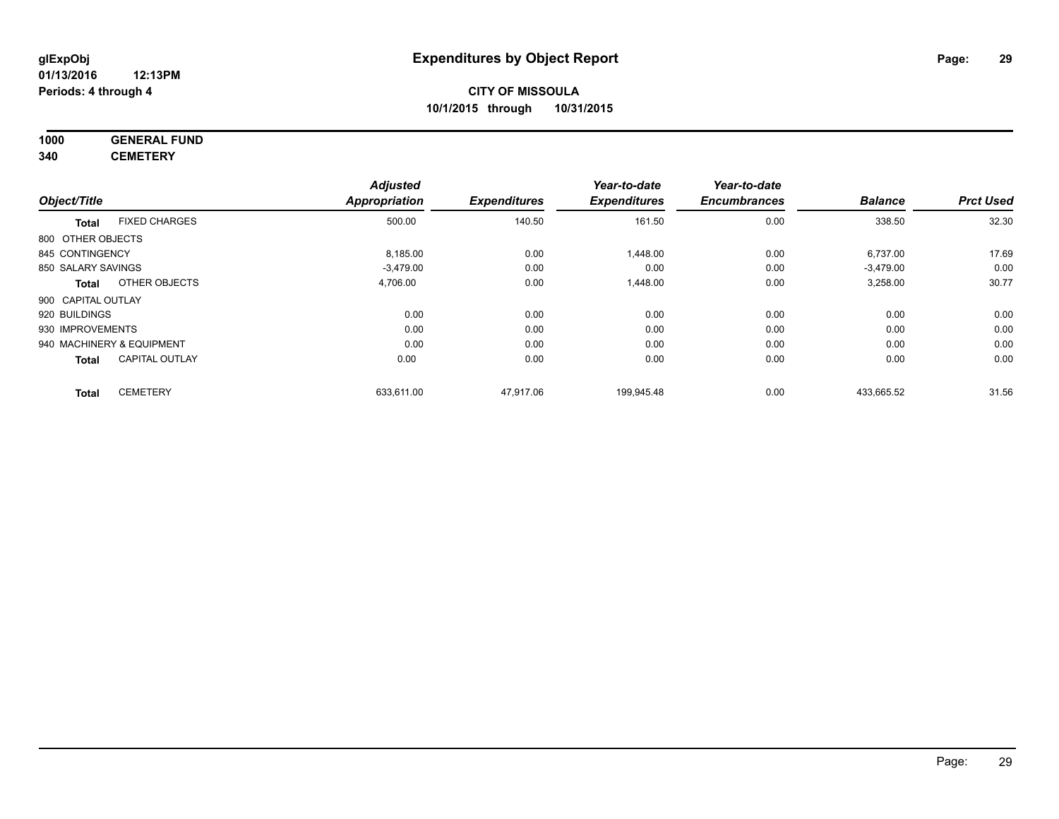**glExpObj**
**01/13/2016 12:13PM**
**Periods: 4 through 4**

# Expenditures by Object Report

**CITY OF MISSOULA**
**10/1/2015 through 10/31/2015**

**1000 GENERAL FUND**
**340 CEMETERY**

| Object/Title | | Adjusted Appropriation | Expenditures | Year-to-date Expenditures | Year-to-date Encumbrances | Balance | Prct Used |
|---|---|---|---|---|---|---|---|
| **Total** | FIXED CHARGES | 500.00 | 140.50 | 161.50 | 0.00 | 338.50 | 32.30 |
| 800 OTHER OBJECTS | | | | | | | |
| 845 CONTINGENCY | | 8,185.00 | 0.00 | 1,448.00 | 0.00 | 6,737.00 | 17.69 |
| 850 SALARY SAVINGS | | -3,479.00 | 0.00 | 0.00 | 0.00 | -3,479.00 | 0.00 |
| **Total** | OTHER OBJECTS | 4,706.00 | 0.00 | 1,448.00 | 0.00 | 3,258.00 | 30.77 |
| 900 CAPITAL OUTLAY | | | | | | | |
| 920 BUILDINGS | | 0.00 | 0.00 | 0.00 | 0.00 | 0.00 | 0.00 |
| 930 IMPROVEMENTS | | 0.00 | 0.00 | 0.00 | 0.00 | 0.00 | 0.00 |
| 940 MACHINERY & EQUIPMENT | | 0.00 | 0.00 | 0.00 | 0.00 | 0.00 | 0.00 |
| **Total** | CAPITAL OUTLAY | 0.00 | 0.00 | 0.00 | 0.00 | 0.00 | 0.00 |
| **Total** | CEMETERY | 633,611.00 | 47,917.06 | 199,945.48 | 0.00 | 433,665.52 | 31.56 |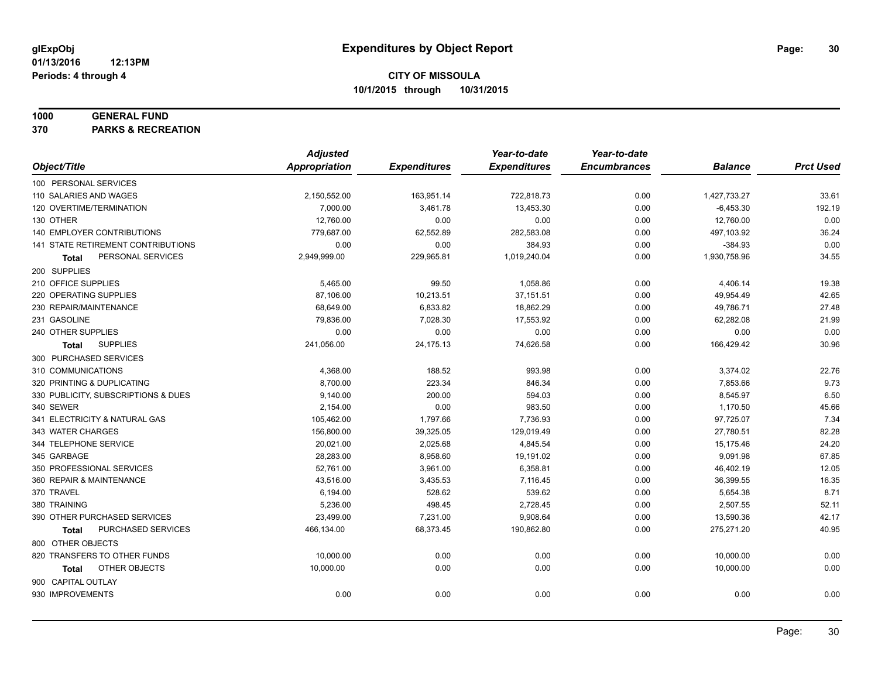glExpObj
01/13/2016 12:13PM
Periods: 4 through 4

# Expenditures by Object Report

**CITY OF MISSOULA**
**10/1/2015 through 10/31/2015**

**1000 GENERAL FUND**
**370 PARKS & RECREATION**

| Object/Title | Adjusted Appropriation | Expenditures | Year-to-date Expenditures | Year-to-date Encumbrances | Balance | Prct Used |
|---|---|---|---|---|---|---|
| 100 PERSONAL SERVICES | | | | | | |
| 110 SALARIES AND WAGES | 2,150,552.00 | 163,951.14 | 722,818.73 | 0.00 | 1,427,733.27 | 33.61 |
| 120 OVERTIME/TERMINATION | 7,000.00 | 3,461.78 | 13,453.30 | 0.00 | -6,453.30 | 192.19 |
| 130 OTHER | 12,760.00 | 0.00 | 0.00 | 0.00 | 12,760.00 | 0.00 |
| 140 EMPLOYER CONTRIBUTIONS | 779,687.00 | 62,552.89 | 282,583.08 | 0.00 | 497,103.92 | 36.24 |
| 141 STATE RETIREMENT CONTRIBUTIONS | 0.00 | 0.00 | 384.93 | 0.00 | -384.93 | 0.00 |
| **Total** PERSONAL SERVICES | 2,949,999.00 | 229,965.81 | 1,019,240.04 | 0.00 | 1,930,758.96 | 34.55 |
| 200 SUPPLIES | | | | | | |
| 210 OFFICE SUPPLIES | 5,465.00 | 99.50 | 1,058.86 | 0.00 | 4,406.14 | 19.38 |
| 220 OPERATING SUPPLIES | 87,106.00 | 10,213.51 | 37,151.51 | 0.00 | 49,954.49 | 42.65 |
| 230 REPAIR/MAINTENANCE | 68,649.00 | 6,833.82 | 18,862.29 | 0.00 | 49,786.71 | 27.48 |
| 231 GASOLINE | 79,836.00 | 7,028.30 | 17,553.92 | 0.00 | 62,282.08 | 21.99 |
| 240 OTHER SUPPLIES | 0.00 | 0.00 | 0.00 | 0.00 | 0.00 | 0.00 |
| **Total** SUPPLIES | 241,056.00 | 24,175.13 | 74,626.58 | 0.00 | 166,429.42 | 30.96 |
| 300 PURCHASED SERVICES | | | | | | |
| 310 COMMUNICATIONS | 4,368.00 | 188.52 | 993.98 | 0.00 | 3,374.02 | 22.76 |
| 320 PRINTING & DUPLICATING | 8,700.00 | 223.34 | 846.34 | 0.00 | 7,853.66 | 9.73 |
| 330 PUBLICITY, SUBSCRIPTIONS & DUES | 9,140.00 | 200.00 | 594.03 | 0.00 | 8,545.97 | 6.50 |
| 340 SEWER | 2,154.00 | 0.00 | 983.50 | 0.00 | 1,170.50 | 45.66 |
| 341 ELECTRICITY & NATURAL GAS | 105,462.00 | 1,797.66 | 7,736.93 | 0.00 | 97,725.07 | 7.34 |
| 343 WATER CHARGES | 156,800.00 | 39,325.05 | 129,019.49 | 0.00 | 27,780.51 | 82.28 |
| 344 TELEPHONE SERVICE | 20,021.00 | 2,025.68 | 4,845.54 | 0.00 | 15,175.46 | 24.20 |
| 345 GARBAGE | 28,283.00 | 8,958.60 | 19,191.02 | 0.00 | 9,091.98 | 67.85 |
| 350 PROFESSIONAL SERVICES | 52,761.00 | 3,961.00 | 6,358.81 | 0.00 | 46,402.19 | 12.05 |
| 360 REPAIR & MAINTENANCE | 43,516.00 | 3,435.53 | 7,116.45 | 0.00 | 36,399.55 | 16.35 |
| 370 TRAVEL | 6,194.00 | 528.62 | 539.62 | 0.00 | 5,654.38 | 8.71 |
| 380 TRAINING | 5,236.00 | 498.45 | 2,728.45 | 0.00 | 2,507.55 | 52.11 |
| 390 OTHER PURCHASED SERVICES | 23,499.00 | 7,231.00 | 9,908.64 | 0.00 | 13,590.36 | 42.17 |
| **Total** PURCHASED SERVICES | 466,134.00 | 68,373.45 | 190,862.80 | 0.00 | 275,271.20 | 40.95 |
| 800 OTHER OBJECTS | | | | | | |
| 820 TRANSFERS TO OTHER FUNDS | 10,000.00 | 0.00 | 0.00 | 0.00 | 10,000.00 | 0.00 |
| **Total** OTHER OBJECTS | 10,000.00 | 0.00 | 0.00 | 0.00 | 10,000.00 | 0.00 |
| 900 CAPITAL OUTLAY | | | | | | |
| 930 IMPROVEMENTS | 0.00 | 0.00 | 0.00 | 0.00 | 0.00 | 0.00 |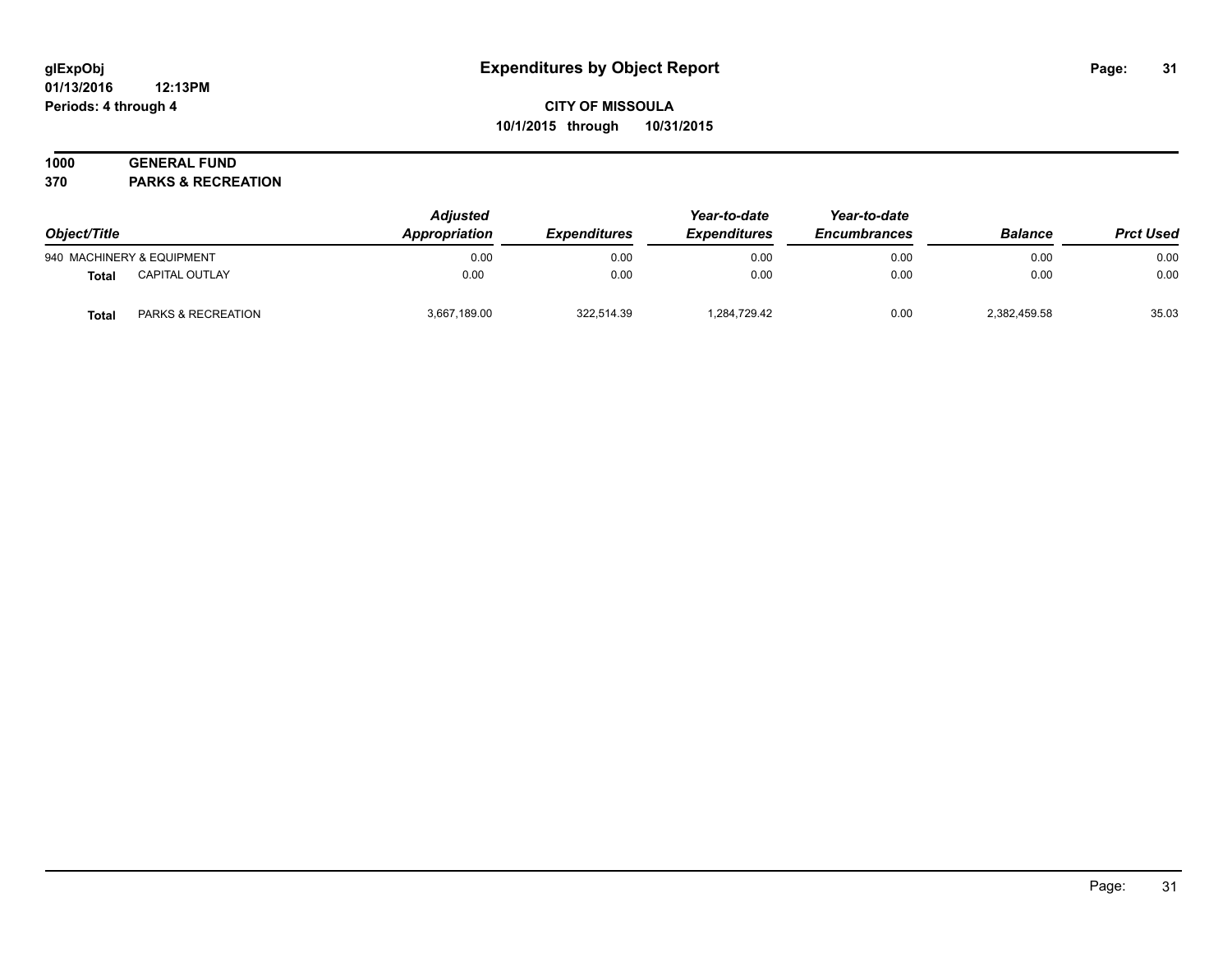**glExpObj** **Expenditures by Object Report**
**01/13/2016 12:13PM**
**Periods: 4 through 4**

**CITY OF MISSOULA**
**10/1/2015 through 10/31/2015**

**1000 GENERAL FUND**
**370 PARKS & RECREATION**

| Object/Title | | Adjusted Appropriation | Expenditures | Year-to-date Expenditures | Year-to-date Encumbrances | Balance | Prct Used |
|---|---|---|---|---|---|---|---|
| 940 MACHINERY & EQUIPMENT | | 0.00 | 0.00 | 0.00 | 0.00 | 0.00 | 0.00 |
| **Total** | CAPITAL OUTLAY | 0.00 | 0.00 | 0.00 | 0.00 | 0.00 | 0.00 |
| **Total** | PARKS & RECREATION | 3,667,189.00 | 322,514.39 | 1,284,729.42 | 0.00 | 2,382,459.58 | 35.03 |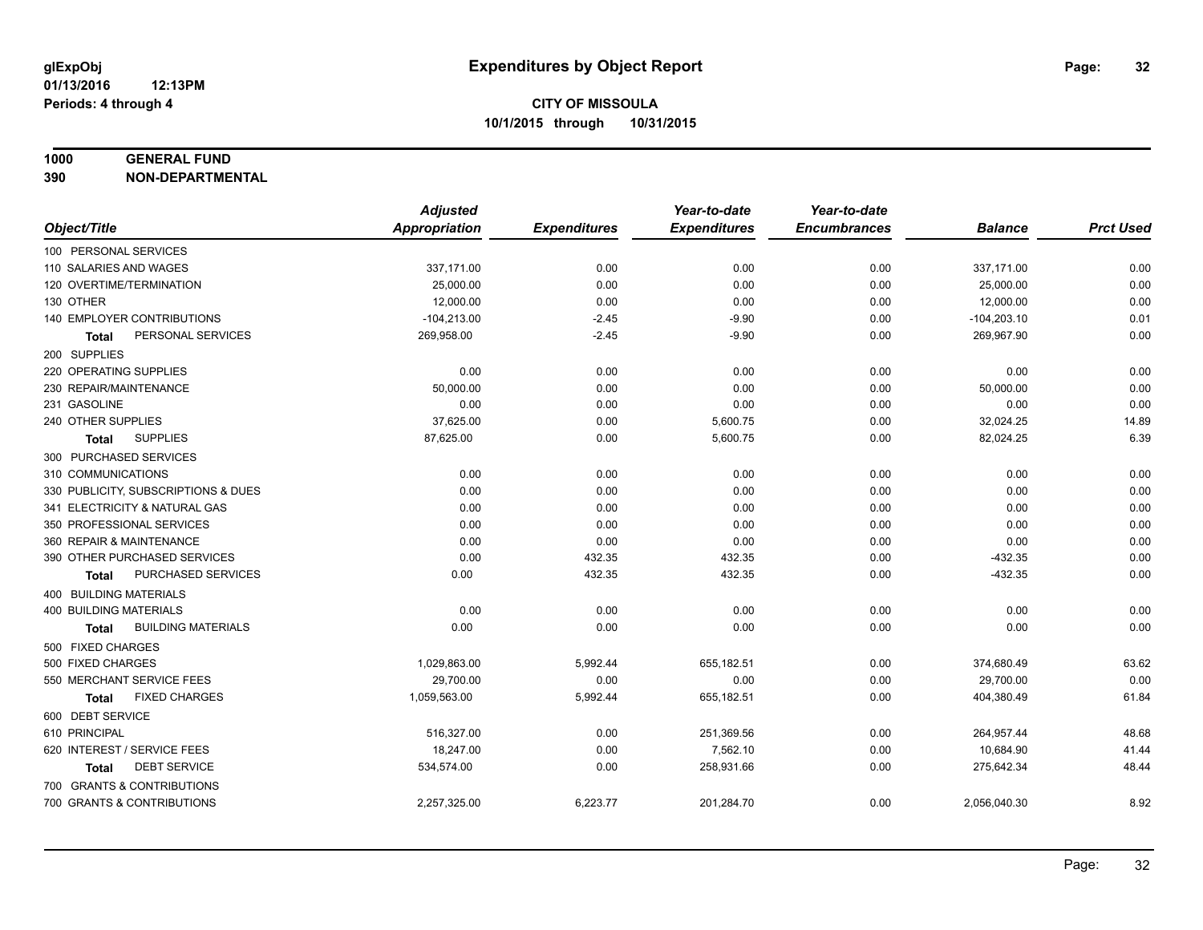# Expenditures by Object Report

glExpObj
01/13/2016 12:13PM
Periods: 4 through 4

**CITY OF MISSOULA**
**10/1/2015 through 10/31/2015**

**1000 GENERAL FUND**
**390 NON-DEPARTMENTAL**

| Object/Title | Adjusted Appropriation | Expenditures | Year-to-date Expenditures | Year-to-date Encumbrances | Balance | Prct Used |
|---|---|---|---|---|---|---|
| 100 PERSONAL SERVICES | | | | | | |
| 110 SALARIES AND WAGES | 337,171.00 | 0.00 | 0.00 | 0.00 | 337,171.00 | 0.00 |
| 120 OVERTIME/TERMINATION | 25,000.00 | 0.00 | 0.00 | 0.00 | 25,000.00 | 0.00 |
| 130 OTHER | 12,000.00 | 0.00 | 0.00 | 0.00 | 12,000.00 | 0.00 |
| 140 EMPLOYER CONTRIBUTIONS | -104,213.00 | -2.45 | -9.90 | 0.00 | -104,203.10 | 0.01 |
| **Total** PERSONAL SERVICES | 269,958.00 | -2.45 | -9.90 | 0.00 | 269,967.90 | 0.00 |
| 200 SUPPLIES | | | | | | |
| 220 OPERATING SUPPLIES | 0.00 | 0.00 | 0.00 | 0.00 | 0.00 | 0.00 |
| 230 REPAIR/MAINTENANCE | 50,000.00 | 0.00 | 0.00 | 0.00 | 50,000.00 | 0.00 |
| 231 GASOLINE | 0.00 | 0.00 | 0.00 | 0.00 | 0.00 | 0.00 |
| 240 OTHER SUPPLIES | 37,625.00 | 0.00 | 5,600.75 | 0.00 | 32,024.25 | 14.89 |
| **Total** SUPPLIES | 87,625.00 | 0.00 | 5,600.75 | 0.00 | 82,024.25 | 6.39 |
| 300 PURCHASED SERVICES | | | | | | |
| 310 COMMUNICATIONS | 0.00 | 0.00 | 0.00 | 0.00 | 0.00 | 0.00 |
| 330 PUBLICITY, SUBSCRIPTIONS & DUES | 0.00 | 0.00 | 0.00 | 0.00 | 0.00 | 0.00 |
| 341 ELECTRICITY & NATURAL GAS | 0.00 | 0.00 | 0.00 | 0.00 | 0.00 | 0.00 |
| 350 PROFESSIONAL SERVICES | 0.00 | 0.00 | 0.00 | 0.00 | 0.00 | 0.00 |
| 360 REPAIR & MAINTENANCE | 0.00 | 0.00 | 0.00 | 0.00 | 0.00 | 0.00 |
| 390 OTHER PURCHASED SERVICES | 0.00 | 432.35 | 432.35 | 0.00 | -432.35 | 0.00 |
| **Total** PURCHASED SERVICES | 0.00 | 432.35 | 432.35 | 0.00 | -432.35 | 0.00 |
| 400 BUILDING MATERIALS | | | | | | |
| 400 BUILDING MATERIALS | 0.00 | 0.00 | 0.00 | 0.00 | 0.00 | 0.00 |
| **Total** BUILDING MATERIALS | 0.00 | 0.00 | 0.00 | 0.00 | 0.00 | 0.00 |
| 500 FIXED CHARGES | | | | | | |
| 500 FIXED CHARGES | 1,029,863.00 | 5,992.44 | 655,182.51 | 0.00 | 374,680.49 | 63.62 |
| 550 MERCHANT SERVICE FEES | 29,700.00 | 0.00 | 0.00 | 0.00 | 29,700.00 | 0.00 |
| **Total** FIXED CHARGES | 1,059,563.00 | 5,992.44 | 655,182.51 | 0.00 | 404,380.49 | 61.84 |
| 600 DEBT SERVICE | | | | | | |
| 610 PRINCIPAL | 516,327.00 | 0.00 | 251,369.56 | 0.00 | 264,957.44 | 48.68 |
| 620 INTEREST / SERVICE FEES | 18,247.00 | 0.00 | 7,562.10 | 0.00 | 10,684.90 | 41.44 |
| **Total** DEBT SERVICE | 534,574.00 | 0.00 | 258,931.66 | 0.00 | 275,642.34 | 48.44 |
| 700 GRANTS & CONTRIBUTIONS | | | | | | |
| 700 GRANTS & CONTRIBUTIONS | 2,257,325.00 | 6,223.77 | 201,284.70 | 0.00 | 2,056,040.30 | 8.92 |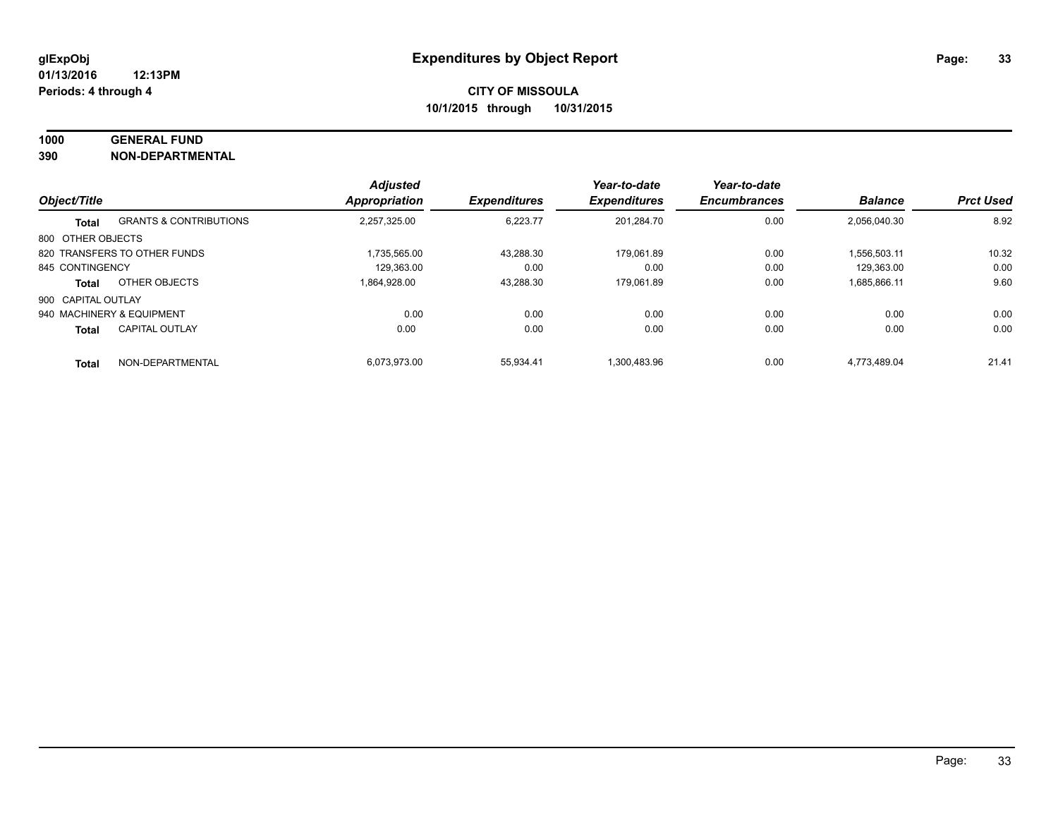**glExpObj**
**01/13/2016 12:13PM**
**Periods: 4 through 4**

# Expenditures by Object Report

**CITY OF MISSOULA**
**10/1/2015 through 10/31/2015**

**1000 GENERAL FUND**
**390 NON-DEPARTMENTAL**

| Object/Title | | *Adjusted Appropriation* | *Expenditures* | *Year-to-date Expenditures* | *Year-to-date Encumbrances* | *Balance* | *Prct Used* |
|---|---|---|---|---|---|---|---|
| **Total** | GRANTS & CONTRIBUTIONS | 2,257,325.00 | 6,223.77 | 201,284.70 | 0.00 | 2,056,040.30 | 8.92 |
| 800 OTHER OBJECTS | | | | | | | |
| 820 TRANSFERS TO OTHER FUNDS | | 1,735,565.00 | 43,288.30 | 179,061.89 | 0.00 | 1,556,503.11 | 10.32 |
| 845 CONTINGENCY | | 129,363.00 | 0.00 | 0.00 | 0.00 | 129,363.00 | 0.00 |
| **Total** | OTHER OBJECTS | 1,864,928.00 | 43,288.30 | 179,061.89 | 0.00 | 1,685,866.11 | 9.60 |
| 900 CAPITAL OUTLAY | | | | | | | |
| 940 MACHINERY & EQUIPMENT | | 0.00 | 0.00 | 0.00 | 0.00 | 0.00 | 0.00 |
| **Total** | CAPITAL OUTLAY | 0.00 | 0.00 | 0.00 | 0.00 | 0.00 | 0.00 |
| **Total** | NON-DEPARTMENTAL | 6,073,973.00 | 55,934.41 | 1,300,483.96 | 0.00 | 4,773,489.04 | 21.41 |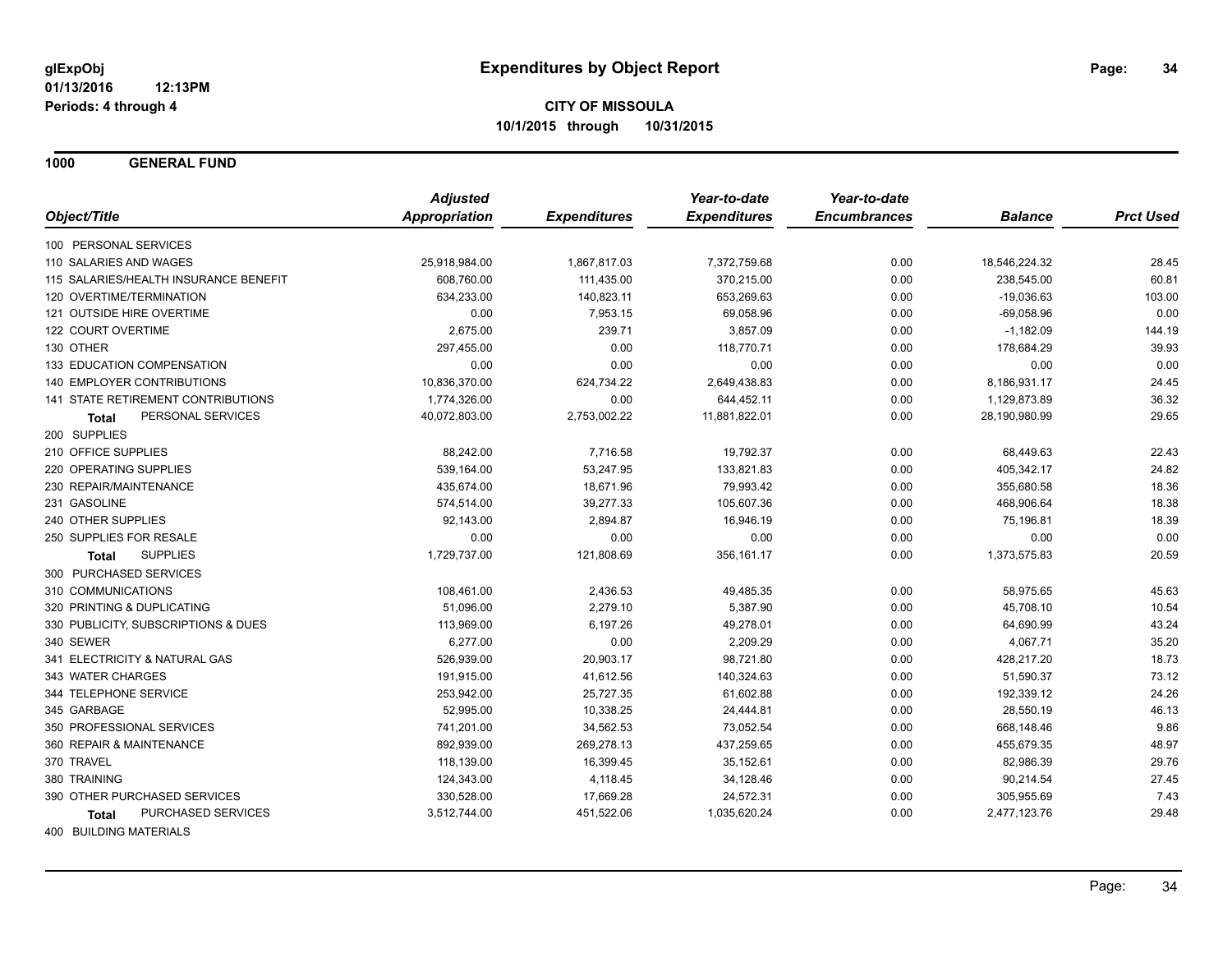glExpObj
01/13/2016 12:13PM
Periods: 4 through 4

# Expenditures by Object Report

**CITY OF MISSOULA**
**10/1/2015 through 10/31/2015**

## 1000 GENERAL FUND

| Object/Title | Adjusted Appropriation | Expenditures | Year-to-date Expenditures | Year-to-date Encumbrances | Balance | Prct Used |
|---|---|---|---|---|---|---|
| 100 PERSONAL SERVICES | | | | | | |
| 110 SALARIES AND WAGES | 25,918,984.00 | 1,867,817.03 | 7,372,759.68 | 0.00 | 18,546,224.32 | 28.45 |
| 115 SALARIES/HEALTH INSURANCE BENEFIT | 608,760.00 | 111,435.00 | 370,215.00 | 0.00 | 238,545.00 | 60.81 |
| 120 OVERTIME/TERMINATION | 634,233.00 | 140,823.11 | 653,269.63 | 0.00 | -19,036.63 | 103.00 |
| 121 OUTSIDE HIRE OVERTIME | 0.00 | 7,953.15 | 69,058.96 | 0.00 | -69,058.96 | 0.00 |
| 122 COURT OVERTIME | 2,675.00 | 239.71 | 3,857.09 | 0.00 | -1,182.09 | 144.19 |
| 130 OTHER | 297,455.00 | 0.00 | 118,770.71 | 0.00 | 178,684.29 | 39.93 |
| 133 EDUCATION COMPENSATION | 0.00 | 0.00 | 0.00 | 0.00 | 0.00 | 0.00 |
| 140 EMPLOYER CONTRIBUTIONS | 10,836,370.00 | 624,734.22 | 2,649,438.83 | 0.00 | 8,186,931.17 | 24.45 |
| 141 STATE RETIREMENT CONTRIBUTIONS | 1,774,326.00 | 0.00 | 644,452.11 | 0.00 | 1,129,873.89 | 36.32 |
| **Total** PERSONAL SERVICES | 40,072,803.00 | 2,753,002.22 | 11,881,822.01 | 0.00 | 28,190,980.99 | 29.65 |
| 200 SUPPLIES | | | | | | |
| 210 OFFICE SUPPLIES | 88,242.00 | 7,716.58 | 19,792.37 | 0.00 | 68,449.63 | 22.43 |
| 220 OPERATING SUPPLIES | 539,164.00 | 53,247.95 | 133,821.83 | 0.00 | 405,342.17 | 24.82 |
| 230 REPAIR/MAINTENANCE | 435,674.00 | 18,671.96 | 79,993.42 | 0.00 | 355,680.58 | 18.36 |
| 231 GASOLINE | 574,514.00 | 39,277.33 | 105,607.36 | 0.00 | 468,906.64 | 18.38 |
| 240 OTHER SUPPLIES | 92,143.00 | 2,894.87 | 16,946.19 | 0.00 | 75,196.81 | 18.39 |
| 250 SUPPLIES FOR RESALE | 0.00 | 0.00 | 0.00 | 0.00 | 0.00 | 0.00 |
| **Total** SUPPLIES | 1,729,737.00 | 121,808.69 | 356,161.17 | 0.00 | 1,373,575.83 | 20.59 |
| 300 PURCHASED SERVICES | | | | | | |
| 310 COMMUNICATIONS | 108,461.00 | 2,436.53 | 49,485.35 | 0.00 | 58,975.65 | 45.63 |
| 320 PRINTING & DUPLICATING | 51,096.00 | 2,279.10 | 5,387.90 | 0.00 | 45,708.10 | 10.54 |
| 330 PUBLICITY, SUBSCRIPTIONS & DUES | 113,969.00 | 6,197.26 | 49,278.01 | 0.00 | 64,690.99 | 43.24 |
| 340 SEWER | 6,277.00 | 0.00 | 2,209.29 | 0.00 | 4,067.71 | 35.20 |
| 341 ELECTRICITY & NATURAL GAS | 526,939.00 | 20,903.17 | 98,721.80 | 0.00 | 428,217.20 | 18.73 |
| 343 WATER CHARGES | 191,915.00 | 41,612.56 | 140,324.63 | 0.00 | 51,590.37 | 73.12 |
| 344 TELEPHONE SERVICE | 253,942.00 | 25,727.35 | 61,602.88 | 0.00 | 192,339.12 | 24.26 |
| 345 GARBAGE | 52,995.00 | 10,338.25 | 24,444.81 | 0.00 | 28,550.19 | 46.13 |
| 350 PROFESSIONAL SERVICES | 741,201.00 | 34,562.53 | 73,052.54 | 0.00 | 668,148.46 | 9.86 |
| 360 REPAIR & MAINTENANCE | 892,939.00 | 269,278.13 | 437,259.65 | 0.00 | 455,679.35 | 48.97 |
| 370 TRAVEL | 118,139.00 | 16,399.45 | 35,152.61 | 0.00 | 82,986.39 | 29.76 |
| 380 TRAINING | 124,343.00 | 4,118.45 | 34,128.46 | 0.00 | 90,214.54 | 27.45 |
| 390 OTHER PURCHASED SERVICES | 330,528.00 | 17,669.28 | 24,572.31 | 0.00 | 305,955.69 | 7.43 |
| **Total** PURCHASED SERVICES | 3,512,744.00 | 451,522.06 | 1,035,620.24 | 0.00 | 2,477,123.76 | 29.48 |
| 400 BUILDING MATERIALS | | | | | | |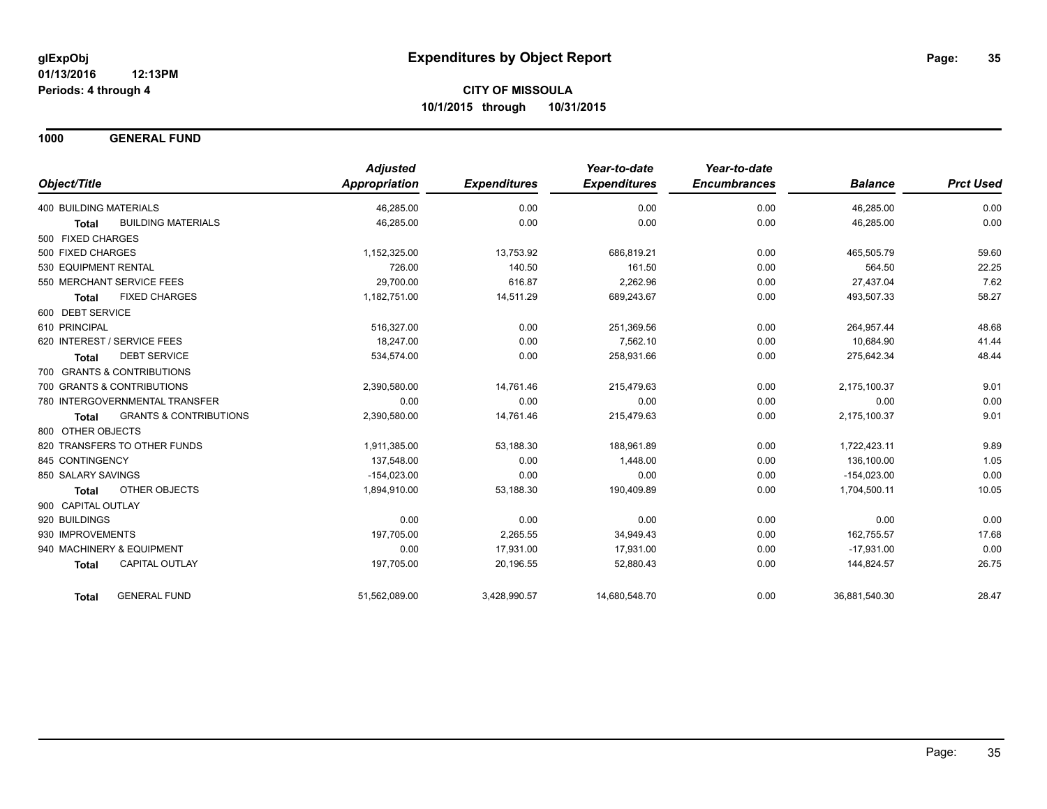glExpObj
01/13/2016 12:13PM
Periods: 4 through 4

# Expenditures by Object Report

**CITY OF MISSOULA**
**10/1/2015 through 10/31/2015**

## 1000 GENERAL FUND

| Object/Title | | Adjusted Appropriation | Expenditures | Year-to-date Expenditures | Year-to-date Encumbrances | Balance | Prct Used |
|---|---|---|---|---|---|---|---|
| 400 BUILDING MATERIALS | | 46,285.00 | 0.00 | 0.00 | 0.00 | 46,285.00 | 0.00 |
| **Total** | BUILDING MATERIALS | 46,285.00 | 0.00 | 0.00 | 0.00 | 46,285.00 | 0.00 |
| 500 FIXED CHARGES | | | | | | | |
| 500 FIXED CHARGES | | 1,152,325.00 | 13,753.92 | 686,819.21 | 0.00 | 465,505.79 | 59.60 |
| 530 EQUIPMENT RENTAL | | 726.00 | 140.50 | 161.50 | 0.00 | 564.50 | 22.25 |
| 550 MERCHANT SERVICE FEES | | 29,700.00 | 616.87 | 2,262.96 | 0.00 | 27,437.04 | 7.62 |
| **Total** | FIXED CHARGES | 1,182,751.00 | 14,511.29 | 689,243.67 | 0.00 | 493,507.33 | 58.27 |
| 600 DEBT SERVICE | | | | | | | |
| 610 PRINCIPAL | | 516,327.00 | 0.00 | 251,369.56 | 0.00 | 264,957.44 | 48.68 |
| 620 INTEREST / SERVICE FEES | | 18,247.00 | 0.00 | 7,562.10 | 0.00 | 10,684.90 | 41.44 |
| **Total** | DEBT SERVICE | 534,574.00 | 0.00 | 258,931.66 | 0.00 | 275,642.34 | 48.44 |
| 700 GRANTS & CONTRIBUTIONS | | | | | | | |
| 700 GRANTS & CONTRIBUTIONS | | 2,390,580.00 | 14,761.46 | 215,479.63 | 0.00 | 2,175,100.37 | 9.01 |
| 780 INTERGOVERNMENTAL TRANSFER | | 0.00 | 0.00 | 0.00 | 0.00 | 0.00 | 0.00 |
| **Total** | GRANTS & CONTRIBUTIONS | 2,390,580.00 | 14,761.46 | 215,479.63 | 0.00 | 2,175,100.37 | 9.01 |
| 800 OTHER OBJECTS | | | | | | | |
| 820 TRANSFERS TO OTHER FUNDS | | 1,911,385.00 | 53,188.30 | 188,961.89 | 0.00 | 1,722,423.11 | 9.89 |
| 845 CONTINGENCY | | 137,548.00 | 0.00 | 1,448.00 | 0.00 | 136,100.00 | 1.05 |
| 850 SALARY SAVINGS | | -154,023.00 | 0.00 | 0.00 | 0.00 | -154,023.00 | 0.00 |
| **Total** | OTHER OBJECTS | 1,894,910.00 | 53,188.30 | 190,409.89 | 0.00 | 1,704,500.11 | 10.05 |
| 900 CAPITAL OUTLAY | | | | | | | |
| 920 BUILDINGS | | 0.00 | 0.00 | 0.00 | 0.00 | 0.00 | 0.00 |
| 930 IMPROVEMENTS | | 197,705.00 | 2,265.55 | 34,949.43 | 0.00 | 162,755.57 | 17.68 |
| 940 MACHINERY & EQUIPMENT | | 0.00 | 17,931.00 | 17,931.00 | 0.00 | -17,931.00 | 0.00 |
| **Total** | CAPITAL OUTLAY | 197,705.00 | 20,196.55 | 52,880.43 | 0.00 | 144,824.57 | 26.75 |
| **Total** | GENERAL FUND | 51,562,089.00 | 3,428,990.57 | 14,680,548.70 | 0.00 | 36,881,540.30 | 28.47 |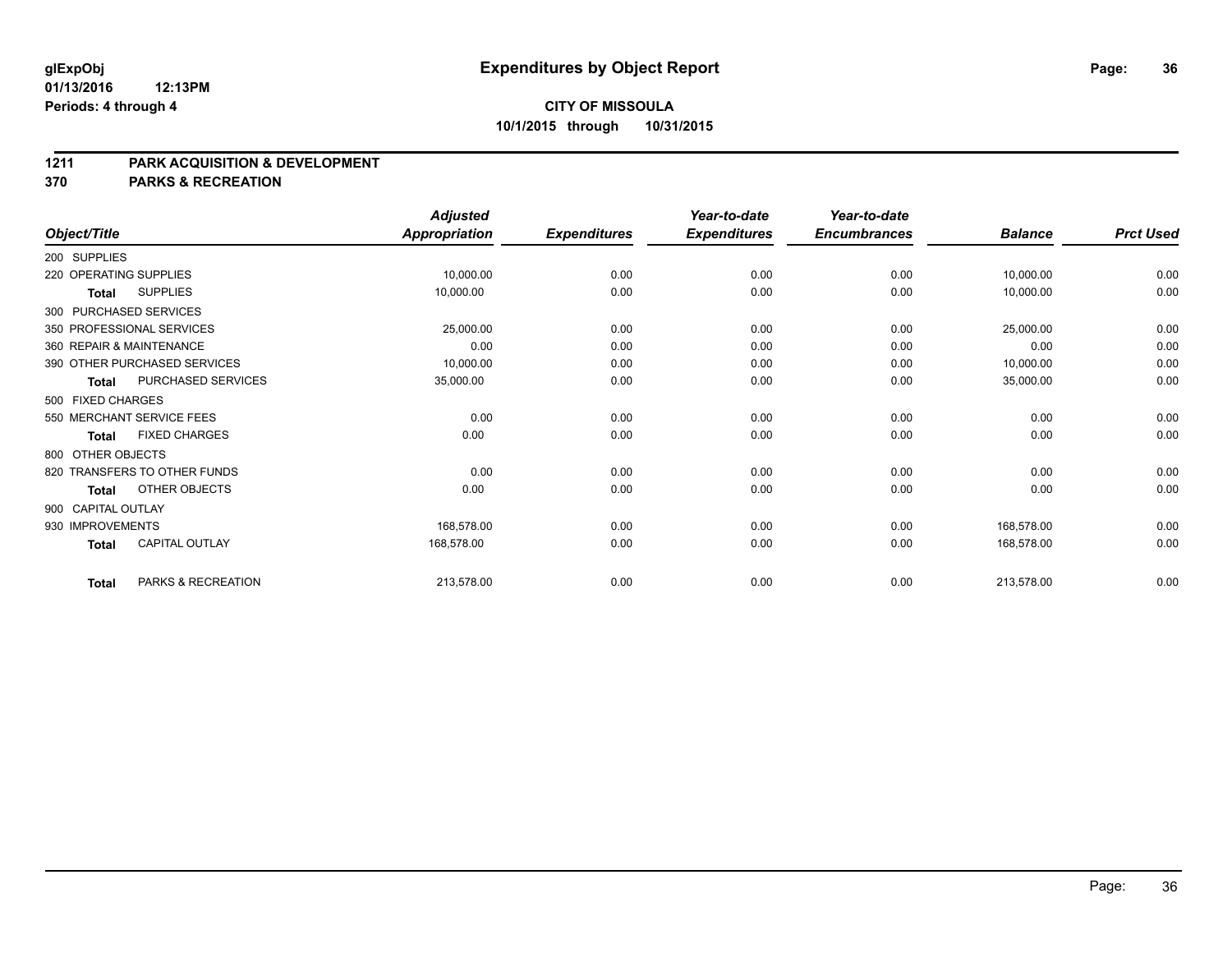# Expenditures by Object Report

glExpObj
01/13/2016 12:13PM
Periods: 4 through 4

**CITY OF MISSOULA**
**10/1/2015 through 10/31/2015**

## 1211 PARK ACQUISITION & DEVELOPMENT
## 370 PARKS & RECREATION

| Object/Title | Adjusted Appropriation | Expenditures | Year-to-date Expenditures | Year-to-date Encumbrances | Balance | Prct Used |
|---|---|---|---|---|---|---|
| 200 SUPPLIES | | | | | | |
| 220 OPERATING SUPPLIES | 10,000.00 | 0.00 | 0.00 | 0.00 | 10,000.00 | 0.00 |
| **Total** SUPPLIES | 10,000.00 | 0.00 | 0.00 | 0.00 | 10,000.00 | 0.00 |
| 300 PURCHASED SERVICES | | | | | | |
| 350 PROFESSIONAL SERVICES | 25,000.00 | 0.00 | 0.00 | 0.00 | 25,000.00 | 0.00 |
| 360 REPAIR & MAINTENANCE | 0.00 | 0.00 | 0.00 | 0.00 | 0.00 | 0.00 |
| 390 OTHER PURCHASED SERVICES | 10,000.00 | 0.00 | 0.00 | 0.00 | 10,000.00 | 0.00 |
| **Total** PURCHASED SERVICES | 35,000.00 | 0.00 | 0.00 | 0.00 | 35,000.00 | 0.00 |
| 500 FIXED CHARGES | | | | | | |
| 550 MERCHANT SERVICE FEES | 0.00 | 0.00 | 0.00 | 0.00 | 0.00 | 0.00 |
| **Total** FIXED CHARGES | 0.00 | 0.00 | 0.00 | 0.00 | 0.00 | 0.00 |
| 800 OTHER OBJECTS | | | | | | |
| 820 TRANSFERS TO OTHER FUNDS | 0.00 | 0.00 | 0.00 | 0.00 | 0.00 | 0.00 |
| **Total** OTHER OBJECTS | 0.00 | 0.00 | 0.00 | 0.00 | 0.00 | 0.00 |
| 900 CAPITAL OUTLAY | | | | | | |
| 930 IMPROVEMENTS | 168,578.00 | 0.00 | 0.00 | 0.00 | 168,578.00 | 0.00 |
| **Total** CAPITAL OUTLAY | 168,578.00 | 0.00 | 0.00 | 0.00 | 168,578.00 | 0.00 |
| **Total** PARKS & RECREATION | 213,578.00 | 0.00 | 0.00 | 0.00 | 213,578.00 | 0.00 |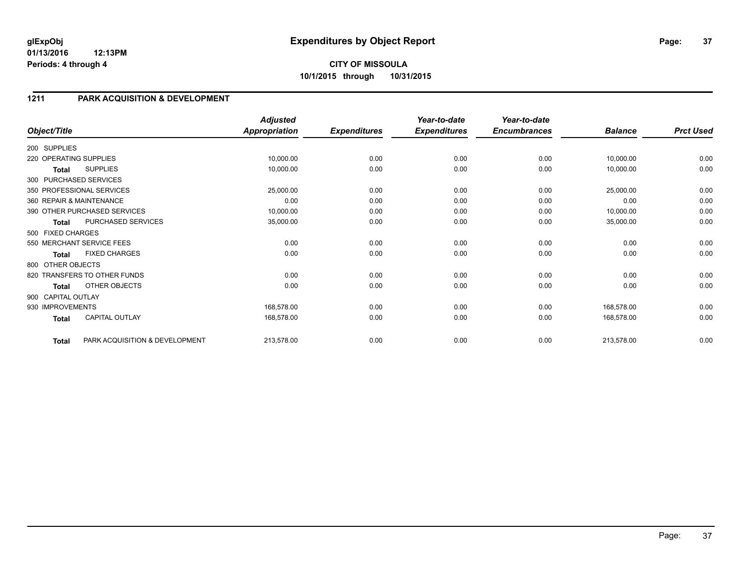**glExpObj**
**01/13/2016 12:13PM**
**Periods: 4 through 4**

# Expenditures by Object Report

**CITY OF MISSOULA**
**10/1/2015 through 10/31/2015**

## 1211 PARK ACQUISITION & DEVELOPMENT

| Object/Title | Adjusted Appropriation | Expenditures | Year-to-date Expenditures | Year-to-date Encumbrances | Balance | Prct Used |
|---|---|---|---|---|---|---|
| 200 SUPPLIES | | | | | | |
| 220 OPERATING SUPPLIES | 10,000.00 | 0.00 | 0.00 | 0.00 | 10,000.00 | 0.00 |
| **Total** SUPPLIES | 10,000.00 | 0.00 | 0.00 | 0.00 | 10,000.00 | 0.00 |
| 300 PURCHASED SERVICES | | | | | | |
| 350 PROFESSIONAL SERVICES | 25,000.00 | 0.00 | 0.00 | 0.00 | 25,000.00 | 0.00 |
| 360 REPAIR & MAINTENANCE | 0.00 | 0.00 | 0.00 | 0.00 | 0.00 | 0.00 |
| 390 OTHER PURCHASED SERVICES | 10,000.00 | 0.00 | 0.00 | 0.00 | 10,000.00 | 0.00 |
| **Total** PURCHASED SERVICES | 35,000.00 | 0.00 | 0.00 | 0.00 | 35,000.00 | 0.00 |
| 500 FIXED CHARGES | | | | | | |
| 550 MERCHANT SERVICE FEES | 0.00 | 0.00 | 0.00 | 0.00 | 0.00 | 0.00 |
| **Total** FIXED CHARGES | 0.00 | 0.00 | 0.00 | 0.00 | 0.00 | 0.00 |
| 800 OTHER OBJECTS | | | | | | |
| 820 TRANSFERS TO OTHER FUNDS | 0.00 | 0.00 | 0.00 | 0.00 | 0.00 | 0.00 |
| **Total** OTHER OBJECTS | 0.00 | 0.00 | 0.00 | 0.00 | 0.00 | 0.00 |
| 900 CAPITAL OUTLAY | | | | | | |
| 930 IMPROVEMENTS | 168,578.00 | 0.00 | 0.00 | 0.00 | 168,578.00 | 0.00 |
| **Total** CAPITAL OUTLAY | 168,578.00 | 0.00 | 0.00 | 0.00 | 168,578.00 | 0.00 |
| **Total** PARK ACQUISITION & DEVELOPMENT | 213,578.00 | 0.00 | 0.00 | 0.00 | 213,578.00 | 0.00 |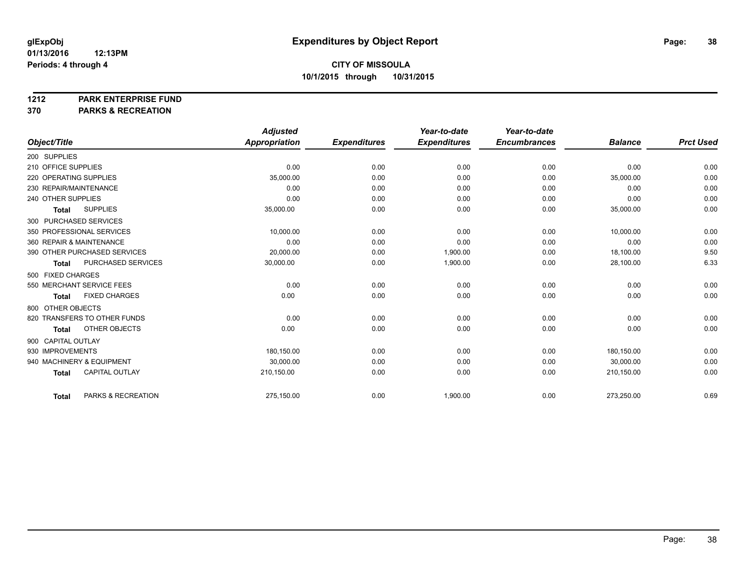**glExpObj** **Expenditures by Object Report**

**01/13/2016 12:13PM**

**Periods: 4 through 4**

**CITY OF MISSOULA**

**10/1/2015 through 10/31/2015**

**1212 PARK ENTERPRISE FUND**

**370 PARKS & RECREATION**

| Object/Title | Adjusted Appropriation | Expenditures | Year-to-date Expenditures | Year-to-date Encumbrances | Balance | Prct Used |
|---|---|---|---|---|---|---|
| 200 SUPPLIES | | | | | | |
| 210 OFFICE SUPPLIES | 0.00 | 0.00 | 0.00 | 0.00 | 0.00 | 0.00 |
| 220 OPERATING SUPPLIES | 35,000.00 | 0.00 | 0.00 | 0.00 | 35,000.00 | 0.00 |
| 230 REPAIR/MAINTENANCE | 0.00 | 0.00 | 0.00 | 0.00 | 0.00 | 0.00 |
| 240 OTHER SUPPLIES | 0.00 | 0.00 | 0.00 | 0.00 | 0.00 | 0.00 |
| **Total** SUPPLIES | 35,000.00 | 0.00 | 0.00 | 0.00 | 35,000.00 | 0.00 |
| 300 PURCHASED SERVICES | | | | | | |
| 350 PROFESSIONAL SERVICES | 10,000.00 | 0.00 | 0.00 | 0.00 | 10,000.00 | 0.00 |
| 360 REPAIR & MAINTENANCE | 0.00 | 0.00 | 0.00 | 0.00 | 0.00 | 0.00 |
| 390 OTHER PURCHASED SERVICES | 20,000.00 | 0.00 | 1,900.00 | 0.00 | 18,100.00 | 9.50 |
| **Total** PURCHASED SERVICES | 30,000.00 | 0.00 | 1,900.00 | 0.00 | 28,100.00 | 6.33 |
| 500 FIXED CHARGES | | | | | | |
| 550 MERCHANT SERVICE FEES | 0.00 | 0.00 | 0.00 | 0.00 | 0.00 | 0.00 |
| **Total** FIXED CHARGES | 0.00 | 0.00 | 0.00 | 0.00 | 0.00 | 0.00 |
| 800 OTHER OBJECTS | | | | | | |
| 820 TRANSFERS TO OTHER FUNDS | 0.00 | 0.00 | 0.00 | 0.00 | 0.00 | 0.00 |
| **Total** OTHER OBJECTS | 0.00 | 0.00 | 0.00 | 0.00 | 0.00 | 0.00 |
| 900 CAPITAL OUTLAY | | | | | | |
| 930 IMPROVEMENTS | 180,150.00 | 0.00 | 0.00 | 0.00 | 180,150.00 | 0.00 |
| 940 MACHINERY & EQUIPMENT | 30,000.00 | 0.00 | 0.00 | 0.00 | 30,000.00 | 0.00 |
| **Total** CAPITAL OUTLAY | 210,150.00 | 0.00 | 0.00 | 0.00 | 210,150.00 | 0.00 |
| **Total** PARKS & RECREATION | 275,150.00 | 0.00 | 1,900.00 | 0.00 | 273,250.00 | 0.69 |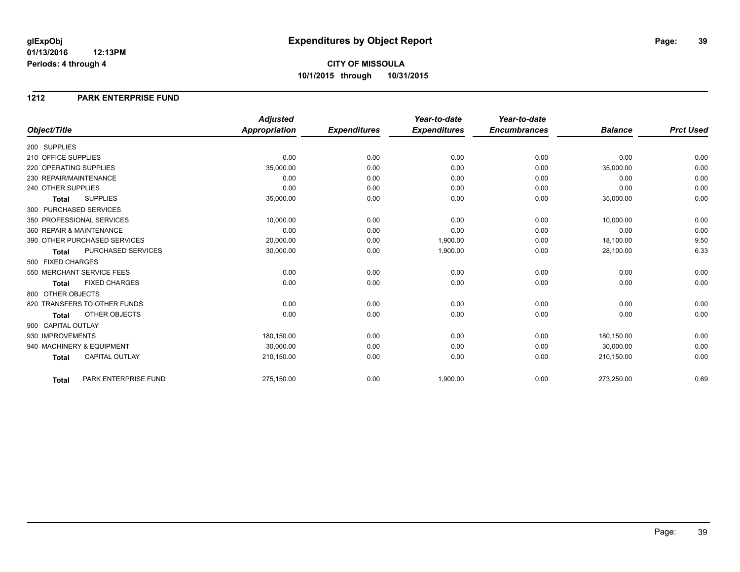# Expenditures by Object Report

glExpObj
01/13/2016 12:13PM
Periods: 4 through 4

**CITY OF MISSOULA**
**10/1/2015 through 10/31/2015**

## 1212 PARK ENTERPRISE FUND

| Object/Title | Adjusted Appropriation | Expenditures | Year-to-date Expenditures | Year-to-date Encumbrances | Balance | Prct Used |
|---|---|---|---|---|---|---|
| 200 SUPPLIES | | | | | | |
| 210 OFFICE SUPPLIES | 0.00 | 0.00 | 0.00 | 0.00 | 0.00 | 0.00 |
| 220 OPERATING SUPPLIES | 35,000.00 | 0.00 | 0.00 | 0.00 | 35,000.00 | 0.00 |
| 230 REPAIR/MAINTENANCE | 0.00 | 0.00 | 0.00 | 0.00 | 0.00 | 0.00 |
| 240 OTHER SUPPLIES | 0.00 | 0.00 | 0.00 | 0.00 | 0.00 | 0.00 |
| **Total** SUPPLIES | 35,000.00 | 0.00 | 0.00 | 0.00 | 35,000.00 | 0.00 |
| 300 PURCHASED SERVICES | | | | | | |
| 350 PROFESSIONAL SERVICES | 10,000.00 | 0.00 | 0.00 | 0.00 | 10,000.00 | 0.00 |
| 360 REPAIR & MAINTENANCE | 0.00 | 0.00 | 0.00 | 0.00 | 0.00 | 0.00 |
| 390 OTHER PURCHASED SERVICES | 20,000.00 | 0.00 | 1,900.00 | 0.00 | 18,100.00 | 9.50 |
| **Total** PURCHASED SERVICES | 30,000.00 | 0.00 | 1,900.00 | 0.00 | 28,100.00 | 6.33 |
| 500 FIXED CHARGES | | | | | | |
| 550 MERCHANT SERVICE FEES | 0.00 | 0.00 | 0.00 | 0.00 | 0.00 | 0.00 |
| **Total** FIXED CHARGES | 0.00 | 0.00 | 0.00 | 0.00 | 0.00 | 0.00 |
| 800 OTHER OBJECTS | | | | | | |
| 820 TRANSFERS TO OTHER FUNDS | 0.00 | 0.00 | 0.00 | 0.00 | 0.00 | 0.00 |
| **Total** OTHER OBJECTS | 0.00 | 0.00 | 0.00 | 0.00 | 0.00 | 0.00 |
| 900 CAPITAL OUTLAY | | | | | | |
| 930 IMPROVEMENTS | 180,150.00 | 0.00 | 0.00 | 0.00 | 180,150.00 | 0.00 |
| 940 MACHINERY & EQUIPMENT | 30,000.00 | 0.00 | 0.00 | 0.00 | 30,000.00 | 0.00 |
| **Total** CAPITAL OUTLAY | 210,150.00 | 0.00 | 0.00 | 0.00 | 210,150.00 | 0.00 |
| **Total** PARK ENTERPRISE FUND | 275,150.00 | 0.00 | 1,900.00 | 0.00 | 273,250.00 | 0.69 |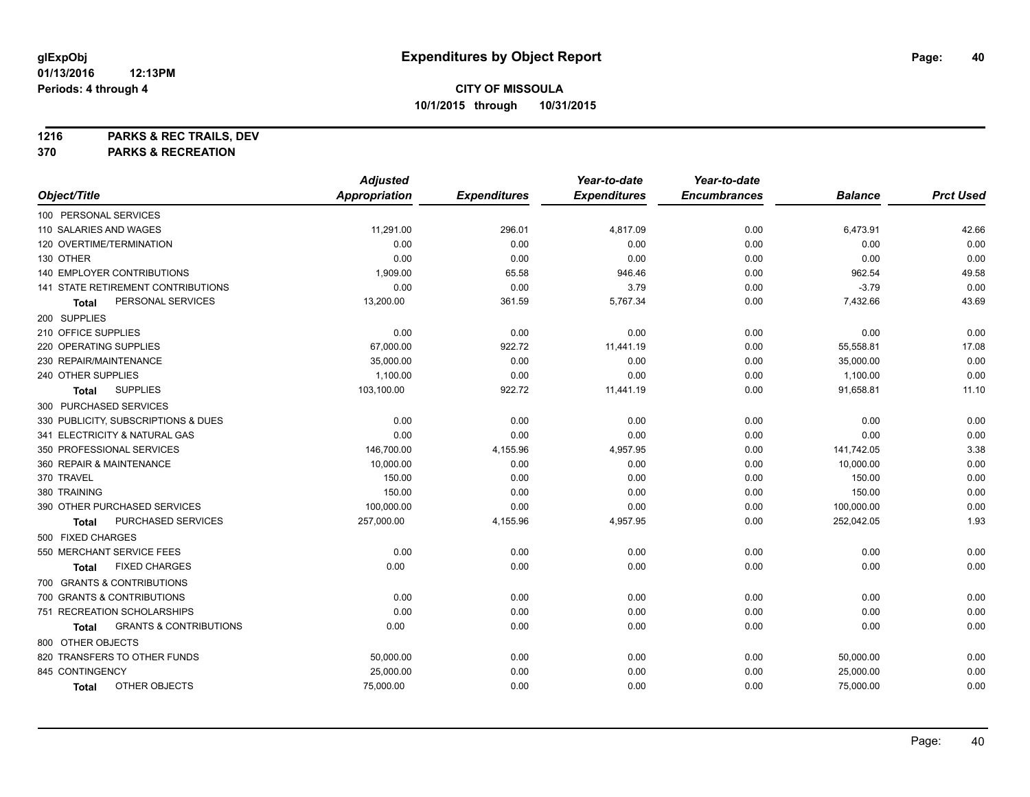**glExpObj** **Expenditures by Object Report**

**01/13/2016 12:13PM**

**Periods: 4 through 4**

**CITY OF MISSOULA**

**10/1/2015 through 10/31/2015**

**1216 PARKS & REC TRAILS, DEV**

**370 PARKS & RECREATION**

| Object/Title | Adjusted Appropriation | Expenditures | Year-to-date Expenditures | Year-to-date Encumbrances | Balance | Prct Used |
|---|---|---|---|---|---|---|
| 100 PERSONAL SERVICES | | | | | | |
| 110 SALARIES AND WAGES | 11,291.00 | 296.01 | 4,817.09 | 0.00 | 6,473.91 | 42.66 |
| 120 OVERTIME/TERMINATION | 0.00 | 0.00 | 0.00 | 0.00 | 0.00 | 0.00 |
| 130 OTHER | 0.00 | 0.00 | 0.00 | 0.00 | 0.00 | 0.00 |
| 140 EMPLOYER CONTRIBUTIONS | 1,909.00 | 65.58 | 946.46 | 0.00 | 962.54 | 49.58 |
| 141 STATE RETIREMENT CONTRIBUTIONS | 0.00 | 0.00 | 3.79 | 0.00 | -3.79 | 0.00 |
| **Total** PERSONAL SERVICES | 13,200.00 | 361.59 | 5,767.34 | 0.00 | 7,432.66 | 43.69 |
| 200 SUPPLIES | | | | | | |
| 210 OFFICE SUPPLIES | 0.00 | 0.00 | 0.00 | 0.00 | 0.00 | 0.00 |
| 220 OPERATING SUPPLIES | 67,000.00 | 922.72 | 11,441.19 | 0.00 | 55,558.81 | 17.08 |
| 230 REPAIR/MAINTENANCE | 35,000.00 | 0.00 | 0.00 | 0.00 | 35,000.00 | 0.00 |
| 240 OTHER SUPPLIES | 1,100.00 | 0.00 | 0.00 | 0.00 | 1,100.00 | 0.00 |
| **Total** SUPPLIES | 103,100.00 | 922.72 | 11,441.19 | 0.00 | 91,658.81 | 11.10 |
| 300 PURCHASED SERVICES | | | | | | |
| 330 PUBLICITY, SUBSCRIPTIONS & DUES | 0.00 | 0.00 | 0.00 | 0.00 | 0.00 | 0.00 |
| 341 ELECTRICITY & NATURAL GAS | 0.00 | 0.00 | 0.00 | 0.00 | 0.00 | 0.00 |
| 350 PROFESSIONAL SERVICES | 146,700.00 | 4,155.96 | 4,957.95 | 0.00 | 141,742.05 | 3.38 |
| 360 REPAIR & MAINTENANCE | 10,000.00 | 0.00 | 0.00 | 0.00 | 10,000.00 | 0.00 |
| 370 TRAVEL | 150.00 | 0.00 | 0.00 | 0.00 | 150.00 | 0.00 |
| 380 TRAINING | 150.00 | 0.00 | 0.00 | 0.00 | 150.00 | 0.00 |
| 390 OTHER PURCHASED SERVICES | 100,000.00 | 0.00 | 0.00 | 0.00 | 100,000.00 | 0.00 |
| **Total** PURCHASED SERVICES | 257,000.00 | 4,155.96 | 4,957.95 | 0.00 | 252,042.05 | 1.93 |
| 500 FIXED CHARGES | | | | | | |
| 550 MERCHANT SERVICE FEES | 0.00 | 0.00 | 0.00 | 0.00 | 0.00 | 0.00 |
| **Total** FIXED CHARGES | 0.00 | 0.00 | 0.00 | 0.00 | 0.00 | 0.00 |
| 700 GRANTS & CONTRIBUTIONS | | | | | | |
| 700 GRANTS & CONTRIBUTIONS | 0.00 | 0.00 | 0.00 | 0.00 | 0.00 | 0.00 |
| 751 RECREATION SCHOLARSHIPS | 0.00 | 0.00 | 0.00 | 0.00 | 0.00 | 0.00 |
| **Total** GRANTS & CONTRIBUTIONS | 0.00 | 0.00 | 0.00 | 0.00 | 0.00 | 0.00 |
| 800 OTHER OBJECTS | | | | | | |
| 820 TRANSFERS TO OTHER FUNDS | 50,000.00 | 0.00 | 0.00 | 0.00 | 50,000.00 | 0.00 |
| 845 CONTINGENCY | 25,000.00 | 0.00 | 0.00 | 0.00 | 25,000.00 | 0.00 |
| **Total** OTHER OBJECTS | 75,000.00 | 0.00 | 0.00 | 0.00 | 75,000.00 | 0.00 |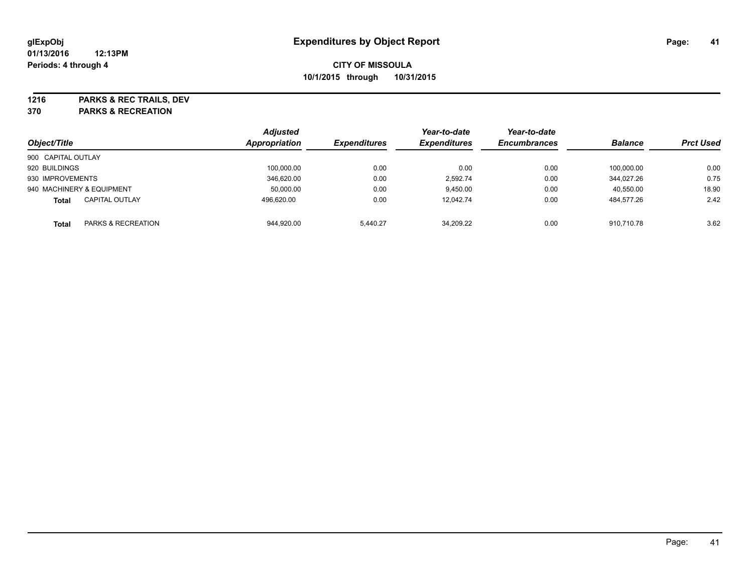**glExpObj**
**01/13/2016 12:13PM**
**Periods: 4 through 4**

# Expenditures by Object Report

**CITY OF MISSOULA**
**10/1/2015 through 10/31/2015**

**1216 PARKS & REC TRAILS, DEV**
**370 PARKS & RECREATION**

| Object/Title | | Adjusted Appropriation | Expenditures | Year-to-date Expenditures | Year-to-date Encumbrances | Balance | Prct Used |
|---|---|---|---|---|---|---|---|
| 900 CAPITAL OUTLAY | | | | | | | |
| 920 BUILDINGS | | 100,000.00 | 0.00 | 0.00 | 0.00 | 100,000.00 | 0.00 |
| 930 IMPROVEMENTS | | 346,620.00 | 0.00 | 2,592.74 | 0.00 | 344,027.26 | 0.75 |
| 940 MACHINERY & EQUIPMENT | | 50,000.00 | 0.00 | 9,450.00 | 0.00 | 40,550.00 | 18.90 |
| **Total** | CAPITAL OUTLAY | 496,620.00 | 0.00 | 12,042.74 | 0.00 | 484,577.26 | 2.42 |
| **Total** | PARKS & RECREATION | 944,920.00 | 5,440.27 | 34,209.22 | 0.00 | 910,710.78 | 3.62 |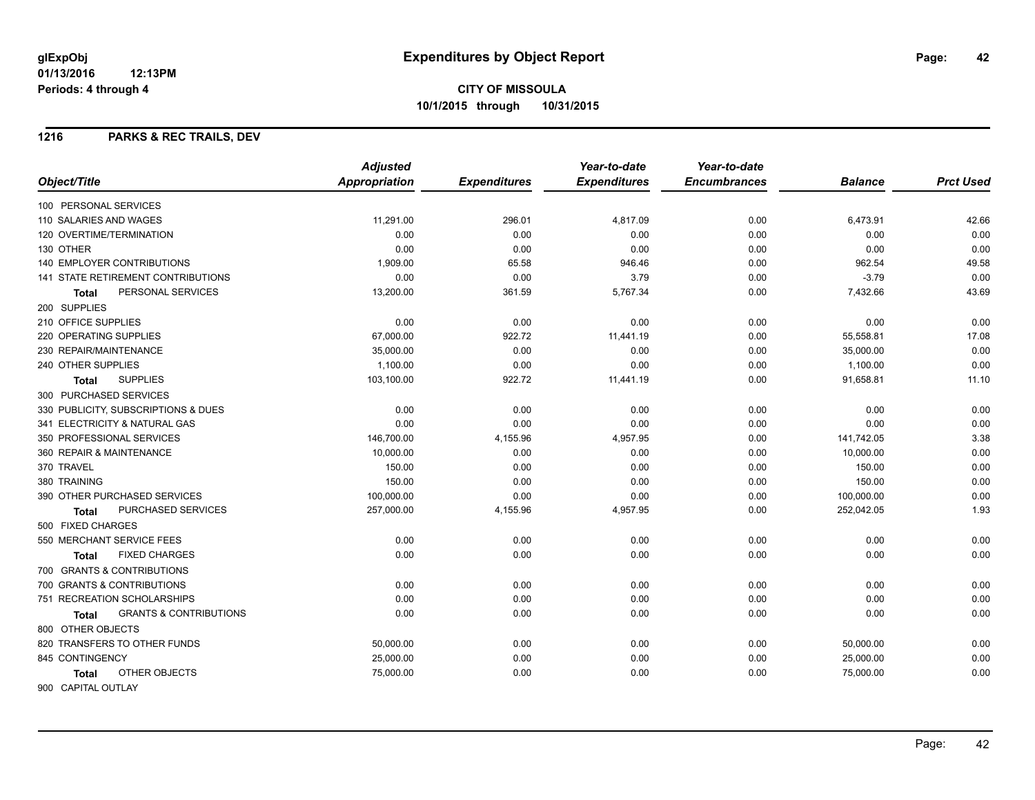# Expenditures by Object Report

glExpObj
01/13/2016 12:13PM
Periods: 4 through 4

**CITY OF MISSOULA**
**10/1/2015 through 10/31/2015**

## 1216 PARKS & REC TRAILS, DEV

| Object/Title | Adjusted Appropriation | Expenditures | Year-to-date Expenditures | Year-to-date Encumbrances | Balance | Prct Used |
|---|---|---|---|---|---|---|
| 100 PERSONAL SERVICES | | | | | | |
| 110 SALARIES AND WAGES | 11,291.00 | 296.01 | 4,817.09 | 0.00 | 6,473.91 | 42.66 |
| 120 OVERTIME/TERMINATION | 0.00 | 0.00 | 0.00 | 0.00 | 0.00 | 0.00 |
| 130 OTHER | 0.00 | 0.00 | 0.00 | 0.00 | 0.00 | 0.00 |
| 140 EMPLOYER CONTRIBUTIONS | 1,909.00 | 65.58 | 946.46 | 0.00 | 962.54 | 49.58 |
| 141 STATE RETIREMENT CONTRIBUTIONS | 0.00 | 0.00 | 3.79 | 0.00 | -3.79 | 0.00 |
| **Total** PERSONAL SERVICES | 13,200.00 | 361.59 | 5,767.34 | 0.00 | 7,432.66 | 43.69 |
| 200 SUPPLIES | | | | | | |
| 210 OFFICE SUPPLIES | 0.00 | 0.00 | 0.00 | 0.00 | 0.00 | 0.00 |
| 220 OPERATING SUPPLIES | 67,000.00 | 922.72 | 11,441.19 | 0.00 | 55,558.81 | 17.08 |
| 230 REPAIR/MAINTENANCE | 35,000.00 | 0.00 | 0.00 | 0.00 | 35,000.00 | 0.00 |
| 240 OTHER SUPPLIES | 1,100.00 | 0.00 | 0.00 | 0.00 | 1,100.00 | 0.00 |
| **Total** SUPPLIES | 103,100.00 | 922.72 | 11,441.19 | 0.00 | 91,658.81 | 11.10 |
| 300 PURCHASED SERVICES | | | | | | |
| 330 PUBLICITY, SUBSCRIPTIONS & DUES | 0.00 | 0.00 | 0.00 | 0.00 | 0.00 | 0.00 |
| 341 ELECTRICITY & NATURAL GAS | 0.00 | 0.00 | 0.00 | 0.00 | 0.00 | 0.00 |
| 350 PROFESSIONAL SERVICES | 146,700.00 | 4,155.96 | 4,957.95 | 0.00 | 141,742.05 | 3.38 |
| 360 REPAIR & MAINTENANCE | 10,000.00 | 0.00 | 0.00 | 0.00 | 10,000.00 | 0.00 |
| 370 TRAVEL | 150.00 | 0.00 | 0.00 | 0.00 | 150.00 | 0.00 |
| 380 TRAINING | 150.00 | 0.00 | 0.00 | 0.00 | 150.00 | 0.00 |
| 390 OTHER PURCHASED SERVICES | 100,000.00 | 0.00 | 0.00 | 0.00 | 100,000.00 | 0.00 |
| **Total** PURCHASED SERVICES | 257,000.00 | 4,155.96 | 4,957.95 | 0.00 | 252,042.05 | 1.93 |
| 500 FIXED CHARGES | | | | | | |
| 550 MERCHANT SERVICE FEES | 0.00 | 0.00 | 0.00 | 0.00 | 0.00 | 0.00 |
| **Total** FIXED CHARGES | 0.00 | 0.00 | 0.00 | 0.00 | 0.00 | 0.00 |
| 700 GRANTS & CONTRIBUTIONS | | | | | | |
| 700 GRANTS & CONTRIBUTIONS | 0.00 | 0.00 | 0.00 | 0.00 | 0.00 | 0.00 |
| 751 RECREATION SCHOLARSHIPS | 0.00 | 0.00 | 0.00 | 0.00 | 0.00 | 0.00 |
| **Total** GRANTS & CONTRIBUTIONS | 0.00 | 0.00 | 0.00 | 0.00 | 0.00 | 0.00 |
| 800 OTHER OBJECTS | | | | | | |
| 820 TRANSFERS TO OTHER FUNDS | 50,000.00 | 0.00 | 0.00 | 0.00 | 50,000.00 | 0.00 |
| 845 CONTINGENCY | 25,000.00 | 0.00 | 0.00 | 0.00 | 25,000.00 | 0.00 |
| **Total** OTHER OBJECTS | 75,000.00 | 0.00 | 0.00 | 0.00 | 75,000.00 | 0.00 |
| 900 CAPITAL OUTLAY | | | | | | |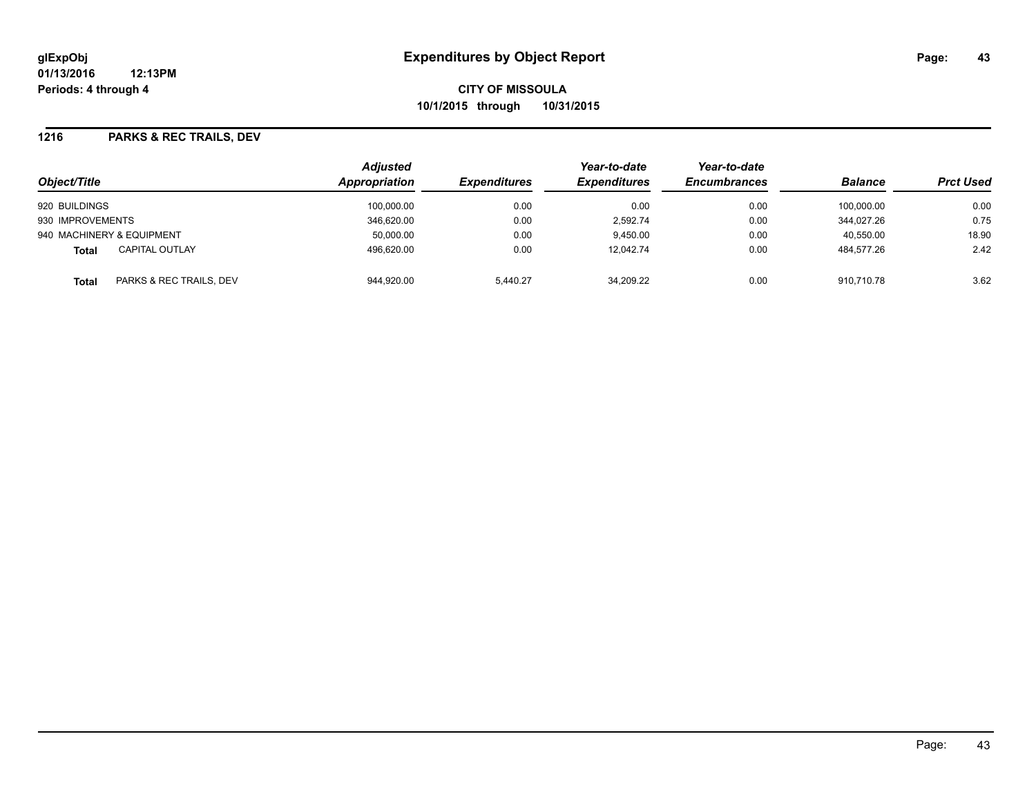# Expenditures by Object Report

glExpObj
01/13/2016 12:13PM
Periods: 4 through 4

**CITY OF MISSOULA**
**10/1/2015 through 10/31/2015**

## 1216 PARKS & REC TRAILS, DEV

| Object/Title | | Adjusted Appropriation | Expenditures | Year-to-date Expenditures | Year-to-date Encumbrances | Balance | Prct Used |
|---|---|---|---|---|---|---|---|
| 920 BUILDINGS | | 100,000.00 | 0.00 | 0.00 | 0.00 | 100,000.00 | 0.00 |
| 930 IMPROVEMENTS | | 346,620.00 | 0.00 | 2,592.74 | 0.00 | 344,027.26 | 0.75 |
| 940 MACHINERY & EQUIPMENT | | 50,000.00 | 0.00 | 9,450.00 | 0.00 | 40,550.00 | 18.90 |
| **Total** | CAPITAL OUTLAY | 496,620.00 | 0.00 | 12,042.74 | 0.00 | 484,577.26 | 2.42 |
| **Total** | PARKS & REC TRAILS, DEV | 944,920.00 | 5,440.27 | 34,209.22 | 0.00 | 910,710.78 | 3.62 |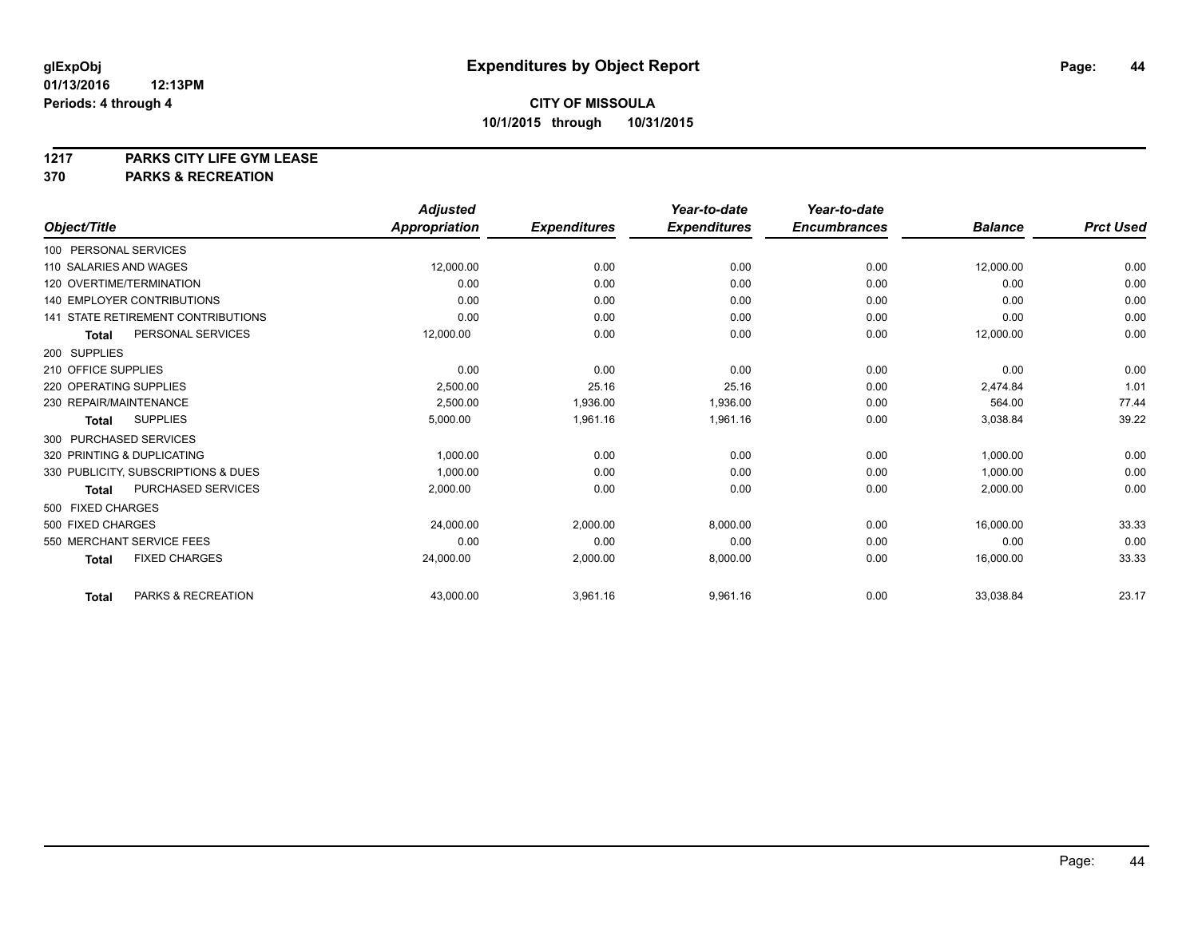# Expenditures by Object Report

glExpObj
01/13/2016 12:13PM
Periods: 4 through 4

**CITY OF MISSOULA**
**10/1/2015 through 10/31/2015**

**1217 PARKS CITY LIFE GYM LEASE**
**370 PARKS & RECREATION**

| Object/Title | Adjusted Appropriation | Expenditures | Year-to-date Expenditures | Year-to-date Encumbrances | Balance | Prct Used |
|---|---|---|---|---|---|---|
| 100 PERSONAL SERVICES | | | | | | |
| 110 SALARIES AND WAGES | 12,000.00 | 0.00 | 0.00 | 0.00 | 12,000.00 | 0.00 |
| 120 OVERTIME/TERMINATION | 0.00 | 0.00 | 0.00 | 0.00 | 0.00 | 0.00 |
| 140 EMPLOYER CONTRIBUTIONS | 0.00 | 0.00 | 0.00 | 0.00 | 0.00 | 0.00 |
| 141 STATE RETIREMENT CONTRIBUTIONS | 0.00 | 0.00 | 0.00 | 0.00 | 0.00 | 0.00 |
| **Total** PERSONAL SERVICES | 12,000.00 | 0.00 | 0.00 | 0.00 | 12,000.00 | 0.00 |
| 200 SUPPLIES | | | | | | |
| 210 OFFICE SUPPLIES | 0.00 | 0.00 | 0.00 | 0.00 | 0.00 | 0.00 |
| 220 OPERATING SUPPLIES | 2,500.00 | 25.16 | 25.16 | 0.00 | 2,474.84 | 1.01 |
| 230 REPAIR/MAINTENANCE | 2,500.00 | 1,936.00 | 1,936.00 | 0.00 | 564.00 | 77.44 |
| **Total** SUPPLIES | 5,000.00 | 1,961.16 | 1,961.16 | 0.00 | 3,038.84 | 39.22 |
| 300 PURCHASED SERVICES | | | | | | |
| 320 PRINTING & DUPLICATING | 1,000.00 | 0.00 | 0.00 | 0.00 | 1,000.00 | 0.00 |
| 330 PUBLICITY, SUBSCRIPTIONS & DUES | 1,000.00 | 0.00 | 0.00 | 0.00 | 1,000.00 | 0.00 |
| **Total** PURCHASED SERVICES | 2,000.00 | 0.00 | 0.00 | 0.00 | 2,000.00 | 0.00 |
| 500 FIXED CHARGES | | | | | | |
| 500 FIXED CHARGES | 24,000.00 | 2,000.00 | 8,000.00 | 0.00 | 16,000.00 | 33.33 |
| 550 MERCHANT SERVICE FEES | 0.00 | 0.00 | 0.00 | 0.00 | 0.00 | 0.00 |
| **Total** FIXED CHARGES | 24,000.00 | 2,000.00 | 8,000.00 | 0.00 | 16,000.00 | 33.33 |
| **Total** PARKS & RECREATION | 43,000.00 | 3,961.16 | 9,961.16 | 0.00 | 33,038.84 | 23.17 |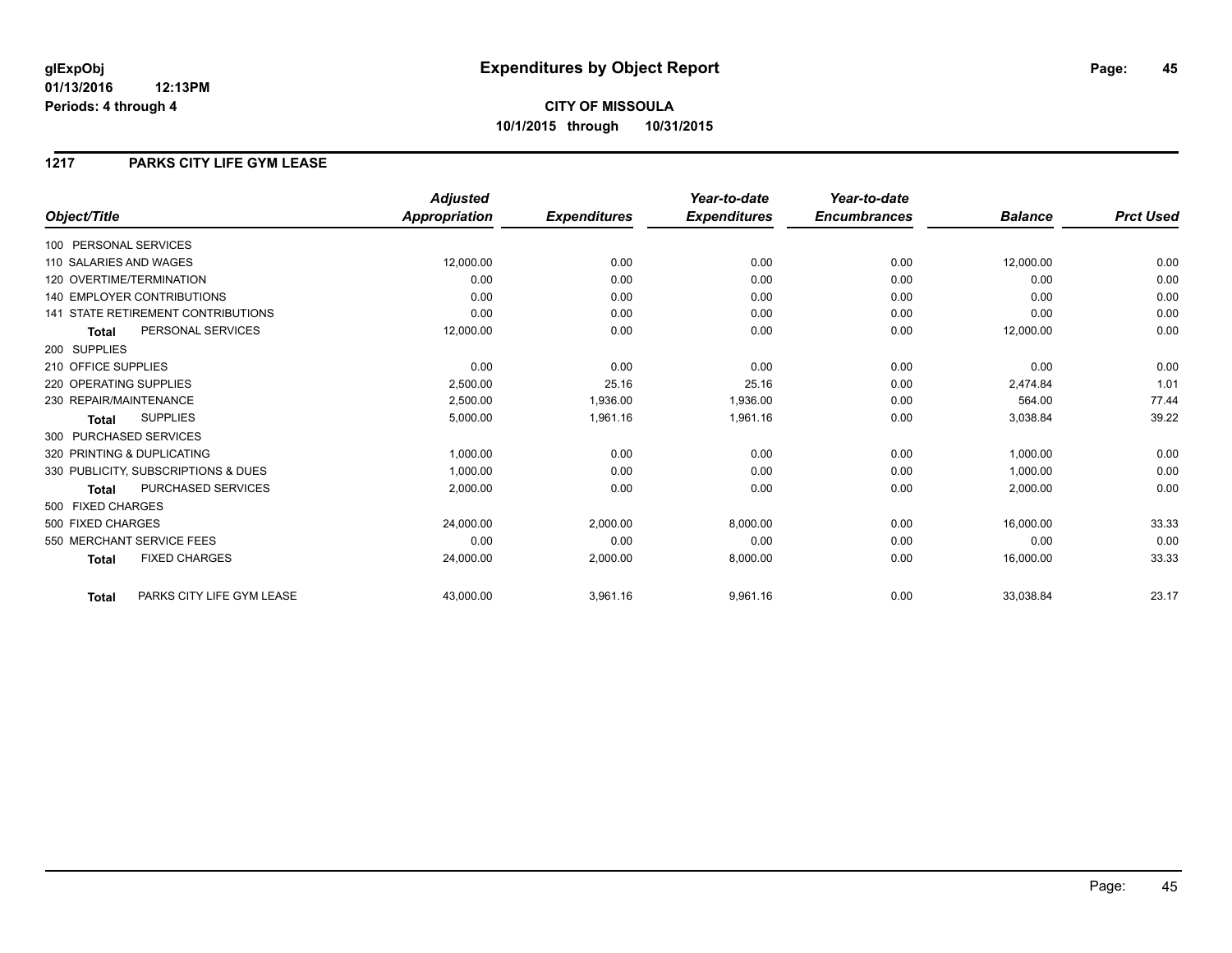**glExpObj**
**01/13/2016 12:13PM**
**Periods: 4 through 4**

# Expenditures by Object Report

**CITY OF MISSOULA**
**10/1/2015 through 10/31/2015**

## 1217 PARKS CITY LIFE GYM LEASE

| Object/Title | | Adjusted Appropriation | Expenditures | Year-to-date Expenditures | Year-to-date Encumbrances | Balance | Prct Used |
|---|---|---|---|---|---|---|---|
| 100 PERSONAL SERVICES | | | | | | | |
| 110 SALARIES AND WAGES | | 12,000.00 | 0.00 | 0.00 | 0.00 | 12,000.00 | 0.00 |
| 120 OVERTIME/TERMINATION | | 0.00 | 0.00 | 0.00 | 0.00 | 0.00 | 0.00 |
| 140 EMPLOYER CONTRIBUTIONS | | 0.00 | 0.00 | 0.00 | 0.00 | 0.00 | 0.00 |
| 141 STATE RETIREMENT CONTRIBUTIONS | | 0.00 | 0.00 | 0.00 | 0.00 | 0.00 | 0.00 |
| **Total** | PERSONAL SERVICES | 12,000.00 | 0.00 | 0.00 | 0.00 | 12,000.00 | 0.00 |
| 200 SUPPLIES | | | | | | | |
| 210 OFFICE SUPPLIES | | 0.00 | 0.00 | 0.00 | 0.00 | 0.00 | 0.00 |
| 220 OPERATING SUPPLIES | | 2,500.00 | 25.16 | 25.16 | 0.00 | 2,474.84 | 1.01 |
| 230 REPAIR/MAINTENANCE | | 2,500.00 | 1,936.00 | 1,936.00 | 0.00 | 564.00 | 77.44 |
| **Total** | SUPPLIES | 5,000.00 | 1,961.16 | 1,961.16 | 0.00 | 3,038.84 | 39.22 |
| 300 PURCHASED SERVICES | | | | | | | |
| 320 PRINTING & DUPLICATING | | 1,000.00 | 0.00 | 0.00 | 0.00 | 1,000.00 | 0.00 |
| 330 PUBLICITY, SUBSCRIPTIONS & DUES | | 1,000.00 | 0.00 | 0.00 | 0.00 | 1,000.00 | 0.00 |
| **Total** | PURCHASED SERVICES | 2,000.00 | 0.00 | 0.00 | 0.00 | 2,000.00 | 0.00 |
| 500 FIXED CHARGES | | | | | | | |
| 500 FIXED CHARGES | | 24,000.00 | 2,000.00 | 8,000.00 | 0.00 | 16,000.00 | 33.33 |
| 550 MERCHANT SERVICE FEES | | 0.00 | 0.00 | 0.00 | 0.00 | 0.00 | 0.00 |
| **Total** | FIXED CHARGES | 24,000.00 | 2,000.00 | 8,000.00 | 0.00 | 16,000.00 | 33.33 |
| **Total** | PARKS CITY LIFE GYM LEASE | 43,000.00 | 3,961.16 | 9,961.16 | 0.00 | 33,038.84 | 23.17 |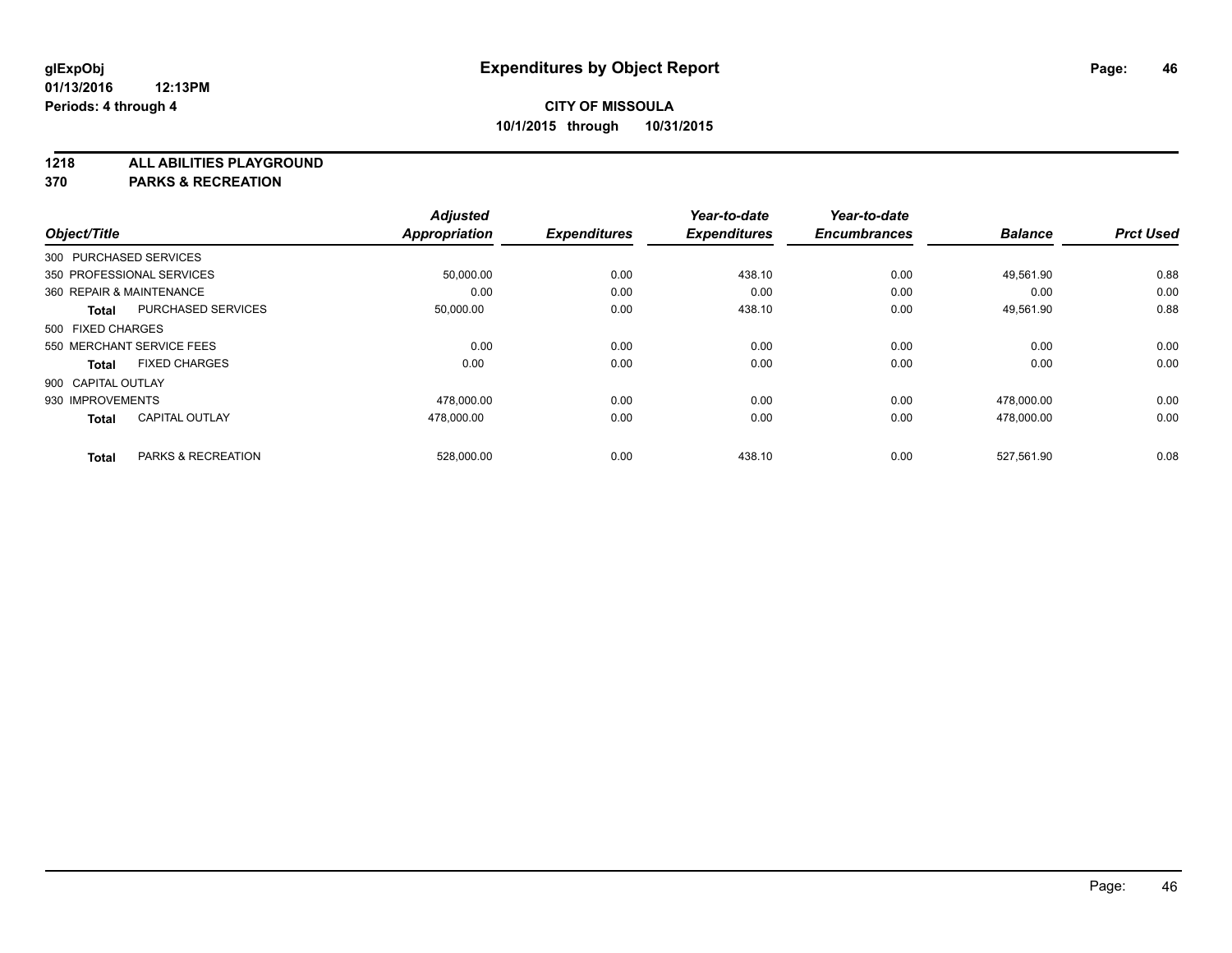**glExpObj**
**01/13/2016 12:13PM**
**Periods: 4 through 4**

# Expenditures by Object Report

**CITY OF MISSOULA**
**10/1/2015 through 10/31/2015**

**1218 ALL ABILITIES PLAYGROUND**
**370 PARKS & RECREATION**

| Object/Title | Adjusted Appropriation | Expenditures | Year-to-date Expenditures | Year-to-date Encumbrances | Balance | Prct Used |
|---|---|---|---|---|---|---|
| 300 PURCHASED SERVICES | | | | | | |
| 350 PROFESSIONAL SERVICES | 50,000.00 | 0.00 | 438.10 | 0.00 | 49,561.90 | 0.88 |
| 360 REPAIR & MAINTENANCE | 0.00 | 0.00 | 0.00 | 0.00 | 0.00 | 0.00 |
| **Total** PURCHASED SERVICES | 50,000.00 | 0.00 | 438.10 | 0.00 | 49,561.90 | 0.88 |
| 500 FIXED CHARGES | | | | | | |
| 550 MERCHANT SERVICE FEES | 0.00 | 0.00 | 0.00 | 0.00 | 0.00 | 0.00 |
| **Total** FIXED CHARGES | 0.00 | 0.00 | 0.00 | 0.00 | 0.00 | 0.00 |
| 900 CAPITAL OUTLAY | | | | | | |
| 930 IMPROVEMENTS | 478,000.00 | 0.00 | 0.00 | 0.00 | 478,000.00 | 0.00 |
| **Total** CAPITAL OUTLAY | 478,000.00 | 0.00 | 0.00 | 0.00 | 478,000.00 | 0.00 |
| **Total** PARKS & RECREATION | 528,000.00 | 0.00 | 438.10 | 0.00 | 527,561.90 | 0.08 |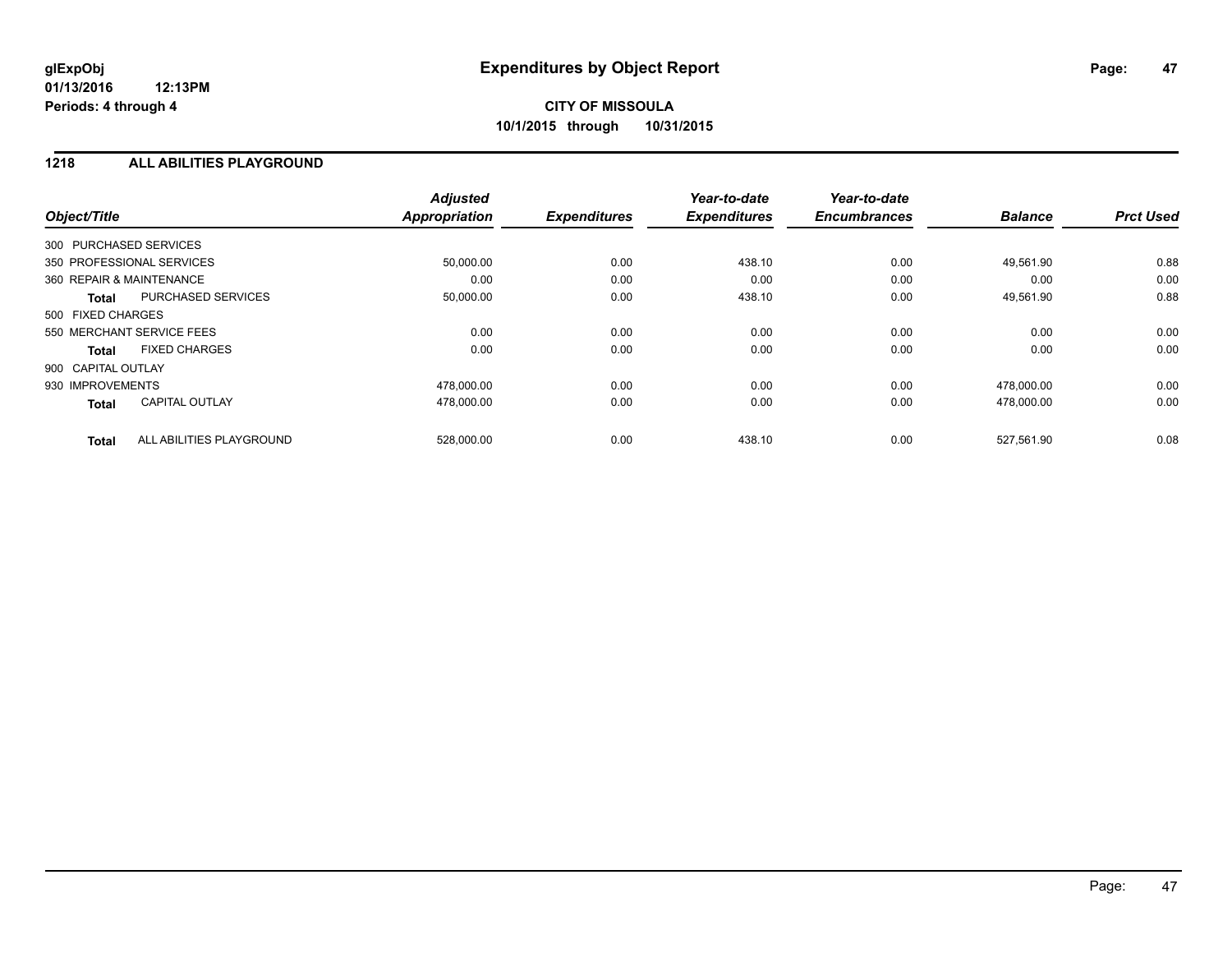**glExpObj**
**01/13/2016 12:13PM**
**Periods: 4 through 4**

# Expenditures by Object Report

**CITY OF MISSOULA**
**10/1/2015 through 10/31/2015**

## 1218 ALL ABILITIES PLAYGROUND

| Object/Title | | *Adjusted Appropriation* | *Expenditures* | *Year-to-date Expenditures* | *Year-to-date Encumbrances* | *Balance* | *Prct Used* |
|---|---|---|---|---|---|---|---|
| 300 PURCHASED SERVICES | | | | | | | |
| 350 PROFESSIONAL SERVICES | | 50,000.00 | 0.00 | 438.10 | 0.00 | 49,561.90 | 0.88 |
| 360 REPAIR & MAINTENANCE | | 0.00 | 0.00 | 0.00 | 0.00 | 0.00 | 0.00 |
| **Total** | PURCHASED SERVICES | 50,000.00 | 0.00 | 438.10 | 0.00 | 49,561.90 | 0.88 |
| 500 FIXED CHARGES | | | | | | | |
| 550 MERCHANT SERVICE FEES | | 0.00 | 0.00 | 0.00 | 0.00 | 0.00 | 0.00 |
| **Total** | FIXED CHARGES | 0.00 | 0.00 | 0.00 | 0.00 | 0.00 | 0.00 |
| 900 CAPITAL OUTLAY | | | | | | | |
| 930 IMPROVEMENTS | | 478,000.00 | 0.00 | 0.00 | 0.00 | 478,000.00 | 0.00 |
| **Total** | CAPITAL OUTLAY | 478,000.00 | 0.00 | 0.00 | 0.00 | 478,000.00 | 0.00 |
| **Total** | ALL ABILITIES PLAYGROUND | 528,000.00 | 0.00 | 438.10 | 0.00 | 527,561.90 | 0.08 |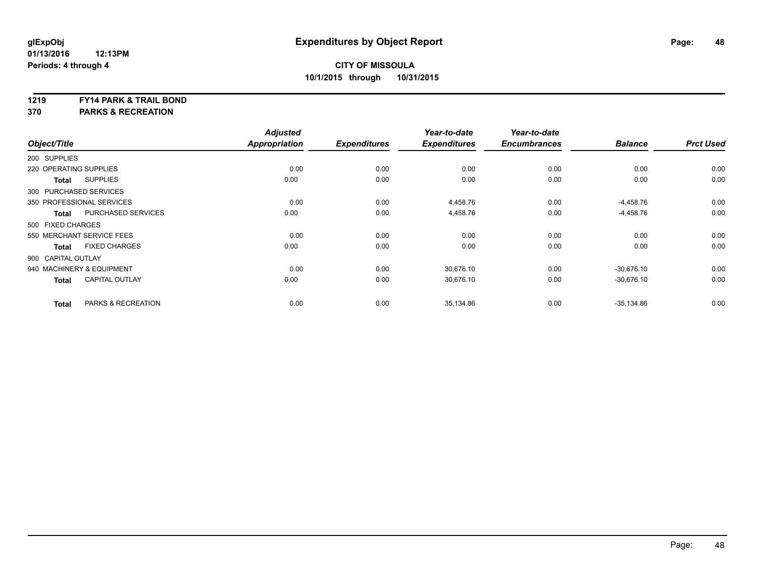**glExpObj** **Expenditures by Object Report**

**01/13/2016 12:13PM**

**Periods: 4 through 4**

**CITY OF MISSOULA**

**10/1/2015 through 10/31/2015**

**1219 FY14 PARK & TRAIL BOND**

**370 PARKS & RECREATION**

| Object/Title | Adjusted Appropriation | Expenditures | Year-to-date Expenditures | Year-to-date Encumbrances | Balance | Prct Used |
|---|---|---|---|---|---|---|
| 200 SUPPLIES | | | | | | |
| 220 OPERATING SUPPLIES | 0.00 | 0.00 | 0.00 | 0.00 | 0.00 | 0.00 |
| **Total** SUPPLIES | 0.00 | 0.00 | 0.00 | 0.00 | 0.00 | 0.00 |
| 300 PURCHASED SERVICES | | | | | | |
| 350 PROFESSIONAL SERVICES | 0.00 | 0.00 | 4,458.76 | 0.00 | -4,458.76 | 0.00 |
| **Total** PURCHASED SERVICES | 0.00 | 0.00 | 4,458.76 | 0.00 | -4,458.76 | 0.00 |
| 500 FIXED CHARGES | | | | | | |
| 550 MERCHANT SERVICE FEES | 0.00 | 0.00 | 0.00 | 0.00 | 0.00 | 0.00 |
| **Total** FIXED CHARGES | 0.00 | 0.00 | 0.00 | 0.00 | 0.00 | 0.00 |
| 900 CAPITAL OUTLAY | | | | | | |
| 940 MACHINERY & EQUIPMENT | 0.00 | 0.00 | 30,676.10 | 0.00 | -30,676.10 | 0.00 |
| **Total** CAPITAL OUTLAY | 0.00 | 0.00 | 30,676.10 | 0.00 | -30,676.10 | 0.00 |
| **Total** PARKS & RECREATION | 0.00 | 0.00 | 35,134.86 | 0.00 | -35,134.86 | 0.00 |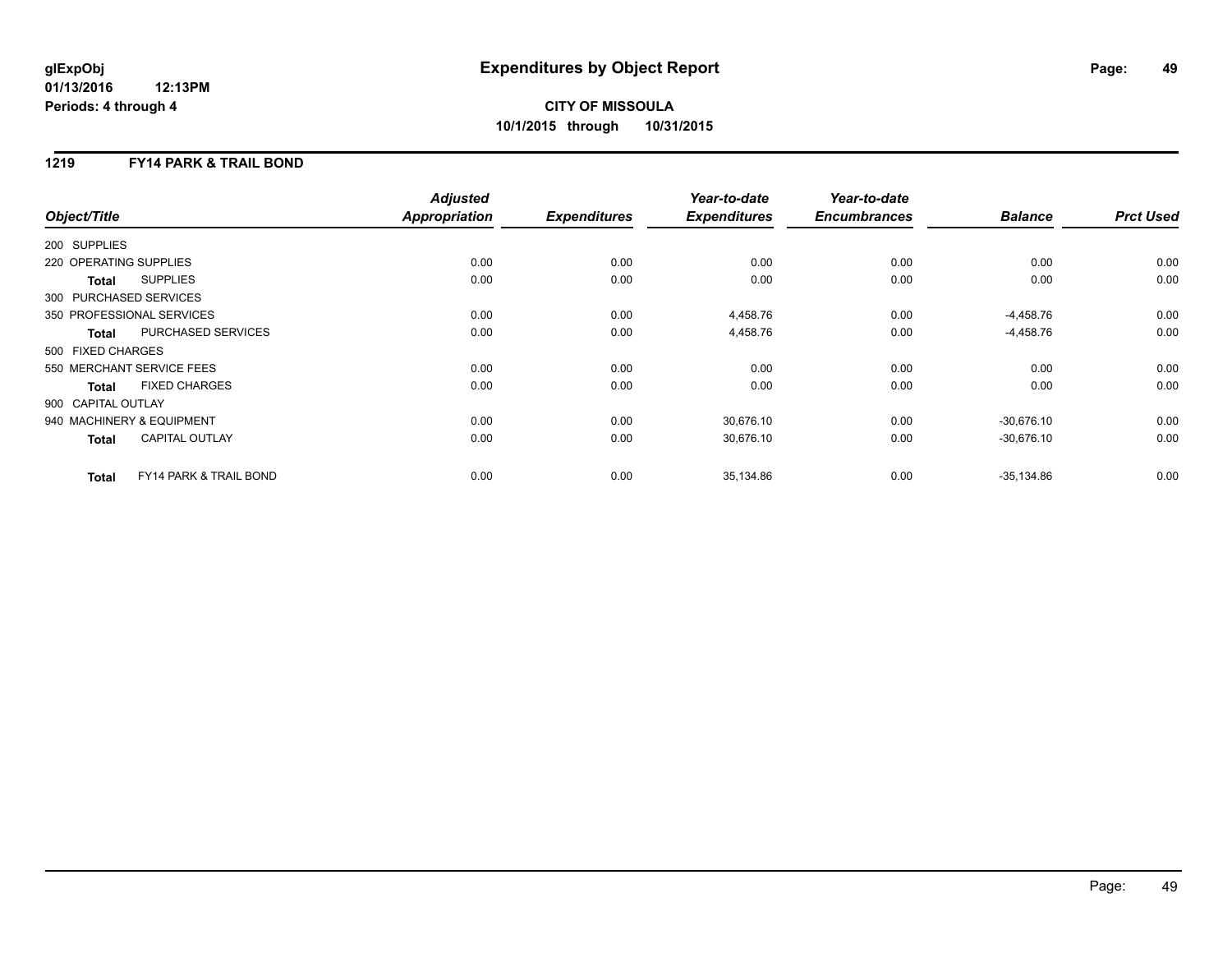# Expenditures by Object Report

glExpObj
01/13/2016 12:13PM
Periods: 4 through 4

**CITY OF MISSOULA**
**10/1/2015 through 10/31/2015**

## 1219 FY14 PARK & TRAIL BOND

| Object/Title | Adjusted Appropriation | Expenditures | Year-to-date Expenditures | Year-to-date Encumbrances | Balance | Prct Used |
|---|---|---|---|---|---|---|
| 200 SUPPLIES | | | | | | |
| 220 OPERATING SUPPLIES | 0.00 | 0.00 | 0.00 | 0.00 | 0.00 | 0.00 |
| **Total** SUPPLIES | 0.00 | 0.00 | 0.00 | 0.00 | 0.00 | 0.00 |
| 300 PURCHASED SERVICES | | | | | | |
| 350 PROFESSIONAL SERVICES | 0.00 | 0.00 | 4,458.76 | 0.00 | -4,458.76 | 0.00 |
| **Total** PURCHASED SERVICES | 0.00 | 0.00 | 4,458.76 | 0.00 | -4,458.76 | 0.00 |
| 500 FIXED CHARGES | | | | | | |
| 550 MERCHANT SERVICE FEES | 0.00 | 0.00 | 0.00 | 0.00 | 0.00 | 0.00 |
| **Total** FIXED CHARGES | 0.00 | 0.00 | 0.00 | 0.00 | 0.00 | 0.00 |
| 900 CAPITAL OUTLAY | | | | | | |
| 940 MACHINERY & EQUIPMENT | 0.00 | 0.00 | 30,676.10 | 0.00 | -30,676.10 | 0.00 |
| **Total** CAPITAL OUTLAY | 0.00 | 0.00 | 30,676.10 | 0.00 | -30,676.10 | 0.00 |
| **Total** FY14 PARK & TRAIL BOND | 0.00 | 0.00 | 35,134.86 | 0.00 | -35,134.86 | 0.00 |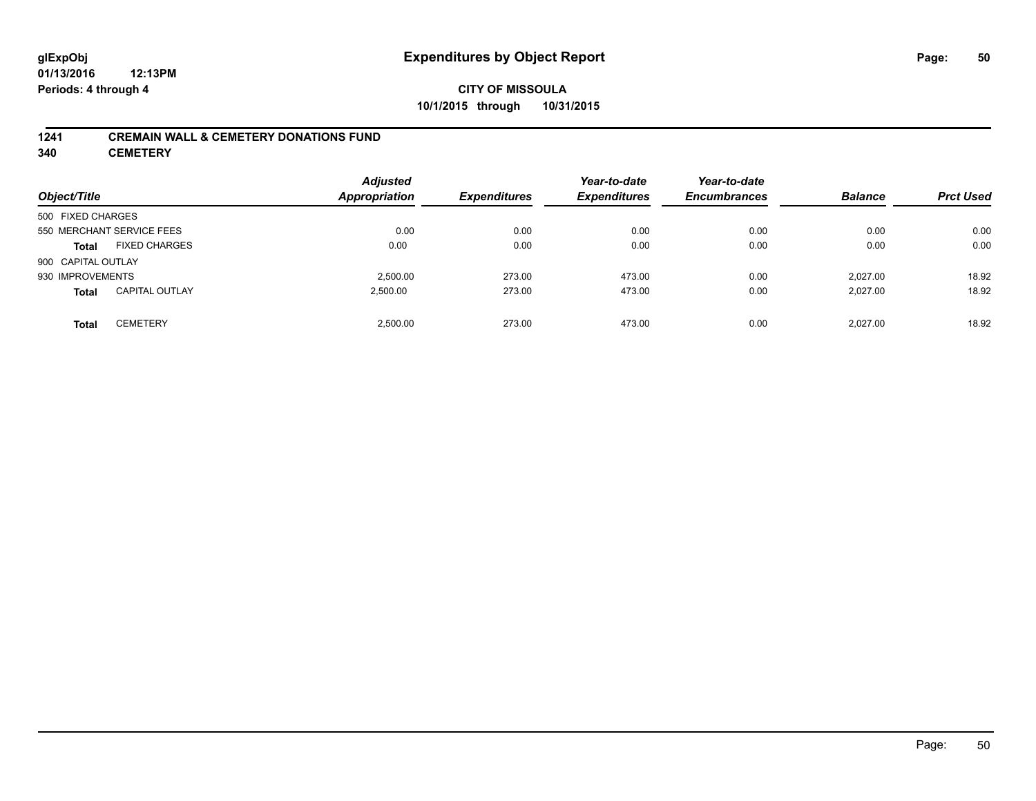**glExpObj** **Expenditures by Object Report**

**01/13/2016 12:13PM**

**Periods: 4 through 4**

**CITY OF MISSOULA**

**10/1/2015 through 10/31/2015**

## 1241 CREMAIN WALL & CEMETERY DONATIONS FUND

## 340 CEMETERY

| Object/Title | | Adjusted Appropriation | Expenditures | Year-to-date Expenditures | Year-to-date Encumbrances | Balance | Prct Used |
|---|---|---|---|---|---|---|---|
| 500 FIXED CHARGES | | | | | | | |
| 550 MERCHANT SERVICE FEES | | 0.00 | 0.00 | 0.00 | 0.00 | 0.00 | 0.00 |
| **Total** | FIXED CHARGES | 0.00 | 0.00 | 0.00 | 0.00 | 0.00 | 0.00 |
| 900 CAPITAL OUTLAY | | | | | | | |
| 930 IMPROVEMENTS | | 2,500.00 | 273.00 | 473.00 | 0.00 | 2,027.00 | 18.92 |
| **Total** | CAPITAL OUTLAY | 2,500.00 | 273.00 | 473.00 | 0.00 | 2,027.00 | 18.92 |
| **Total** | CEMETERY | 2,500.00 | 273.00 | 473.00 | 0.00 | 2,027.00 | 18.92 |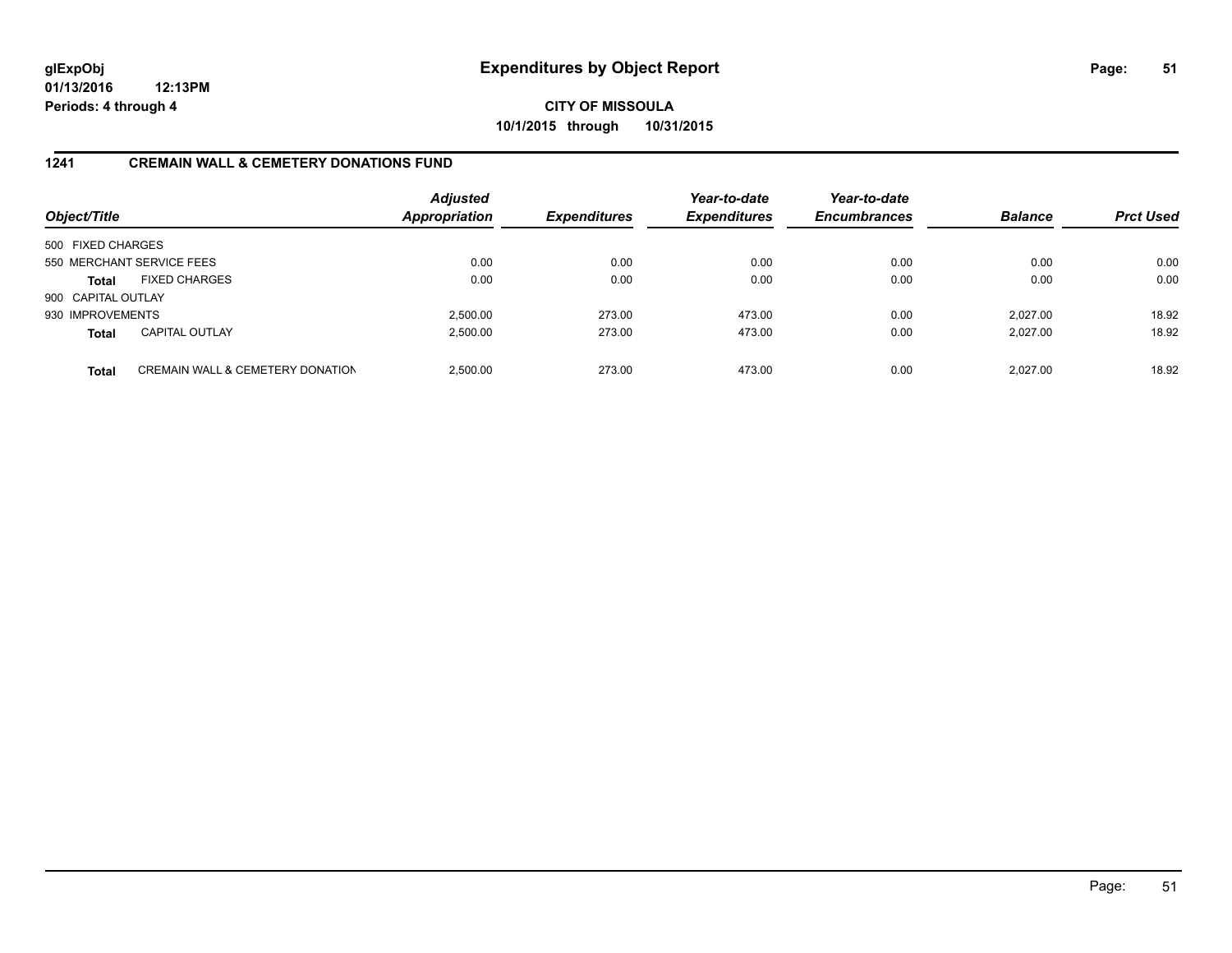**glExpObj**
**01/13/2016 12:13PM**
**Periods: 4 through 4**

# Expenditures by Object Report

**CITY OF MISSOULA**
**10/1/2015 through 10/31/2015**

## 1241 CREMAIN WALL & CEMETERY DONATIONS FUND

| Object/Title | | Adjusted Appropriation | Expenditures | Year-to-date Expenditures | Year-to-date Encumbrances | Balance | Prct Used |
|---|---|---|---|---|---|---|---|
| 500 FIXED CHARGES | | | | | | | |
| 550 MERCHANT SERVICE FEES | | 0.00 | 0.00 | 0.00 | 0.00 | 0.00 | 0.00 |
| **Total** | FIXED CHARGES | 0.00 | 0.00 | 0.00 | 0.00 | 0.00 | 0.00 |
| 900 CAPITAL OUTLAY | | | | | | | |
| 930 IMPROVEMENTS | | 2,500.00 | 273.00 | 473.00 | 0.00 | 2,027.00 | 18.92 |
| **Total** | CAPITAL OUTLAY | 2,500.00 | 273.00 | 473.00 | 0.00 | 2,027.00 | 18.92 |
| **Total** | CREMAIN WALL & CEMETERY DONATION | 2,500.00 | 273.00 | 473.00 | 0.00 | 2,027.00 | 18.92 |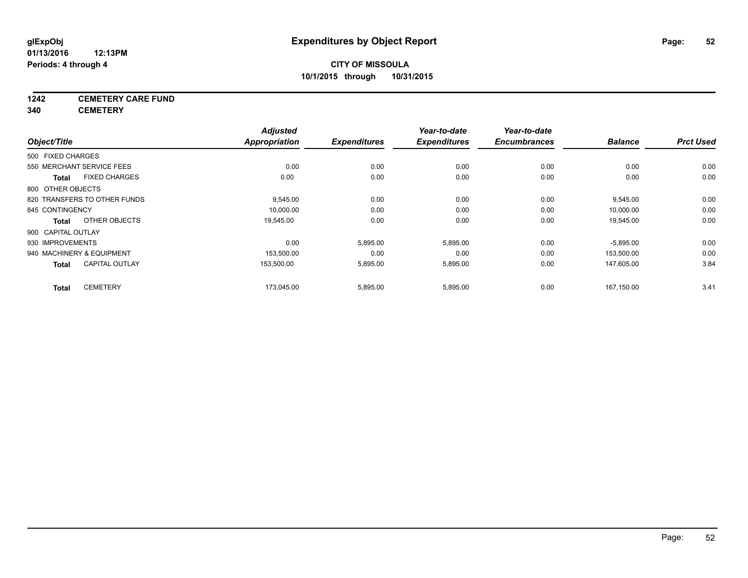# Expenditures by Object Report

glExpObj
01/13/2016 12:13PM
Periods: 4 through 4

**CITY OF MISSOULA**
**10/1/2015 through 10/31/2015**

**1242 CEMETERY CARE FUND**
**340 CEMETERY**

| Object/Title | Adjusted Appropriation | Expenditures | Year-to-date Expenditures | Year-to-date Encumbrances | Balance | Prct Used |
|---|---|---|---|---|---|---|
| 500 FIXED CHARGES | | | | | | |
| 550 MERCHANT SERVICE FEES | 0.00 | 0.00 | 0.00 | 0.00 | 0.00 | 0.00 |
| **Total** FIXED CHARGES | 0.00 | 0.00 | 0.00 | 0.00 | 0.00 | 0.00 |
| 800 OTHER OBJECTS | | | | | | |
| 820 TRANSFERS TO OTHER FUNDS | 9,545.00 | 0.00 | 0.00 | 0.00 | 9,545.00 | 0.00 |
| 845 CONTINGENCY | 10,000.00 | 0.00 | 0.00 | 0.00 | 10,000.00 | 0.00 |
| **Total** OTHER OBJECTS | 19,545.00 | 0.00 | 0.00 | 0.00 | 19,545.00 | 0.00 |
| 900 CAPITAL OUTLAY | | | | | | |
| 930 IMPROVEMENTS | 0.00 | 5,895.00 | 5,895.00 | 0.00 | -5,895.00 | 0.00 |
| 940 MACHINERY & EQUIPMENT | 153,500.00 | 0.00 | 0.00 | 0.00 | 153,500.00 | 0.00 |
| **Total** CAPITAL OUTLAY | 153,500.00 | 5,895.00 | 5,895.00 | 0.00 | 147,605.00 | 3.84 |
| **Total** CEMETERY | 173,045.00 | 5,895.00 | 5,895.00 | 0.00 | 167,150.00 | 3.41 |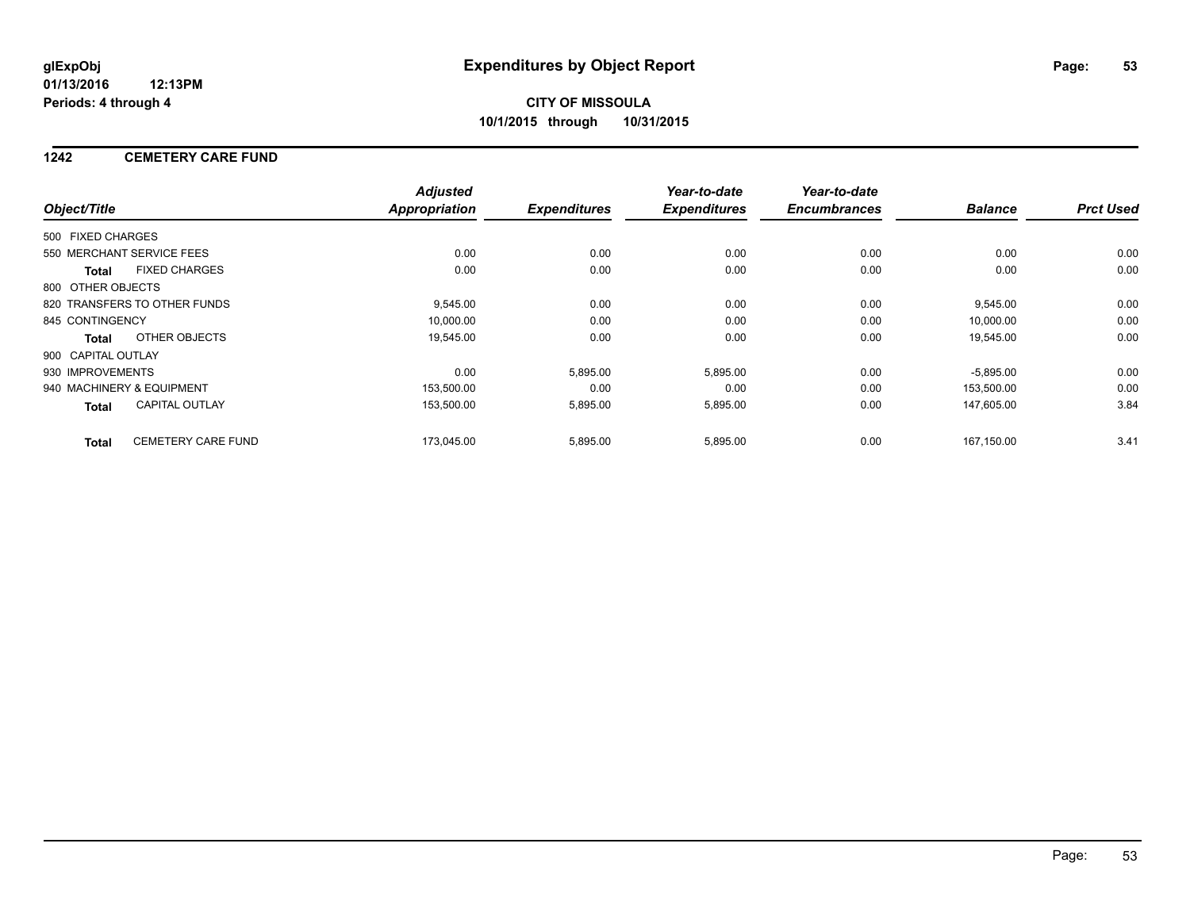**glExpObj**
**01/13/2016 12:13PM**
**Periods: 4 through 4**

# Expenditures by Object Report

**CITY OF MISSOULA**
**10/1/2015 through 10/31/2015**

## 1242 CEMETERY CARE FUND

| Object/Title | | *Adjusted Appropriation* | *Expenditures* | *Year-to-date Expenditures* | *Year-to-date Encumbrances* | *Balance* | *Prct Used* |
|---|---|---|---|---|---|---|---|
| 500 FIXED CHARGES | | | | | | | |
| 550 MERCHANT SERVICE FEES | | 0.00 | 0.00 | 0.00 | 0.00 | 0.00 | 0.00 |
| **Total** | FIXED CHARGES | 0.00 | 0.00 | 0.00 | 0.00 | 0.00 | 0.00 |
| 800 OTHER OBJECTS | | | | | | | |
| 820 TRANSFERS TO OTHER FUNDS | | 9,545.00 | 0.00 | 0.00 | 0.00 | 9,545.00 | 0.00 |
| 845 CONTINGENCY | | 10,000.00 | 0.00 | 0.00 | 0.00 | 10,000.00 | 0.00 |
| **Total** | OTHER OBJECTS | 19,545.00 | 0.00 | 0.00 | 0.00 | 19,545.00 | 0.00 |
| 900 CAPITAL OUTLAY | | | | | | | |
| 930 IMPROVEMENTS | | 0.00 | 5,895.00 | 5,895.00 | 0.00 | -5,895.00 | 0.00 |
| 940 MACHINERY & EQUIPMENT | | 153,500.00 | 0.00 | 0.00 | 0.00 | 153,500.00 | 0.00 |
| **Total** | CAPITAL OUTLAY | 153,500.00 | 5,895.00 | 5,895.00 | 0.00 | 147,605.00 | 3.84 |
| **Total** | CEMETERY CARE FUND | 173,045.00 | 5,895.00 | 5,895.00 | 0.00 | 167,150.00 | 3.41 |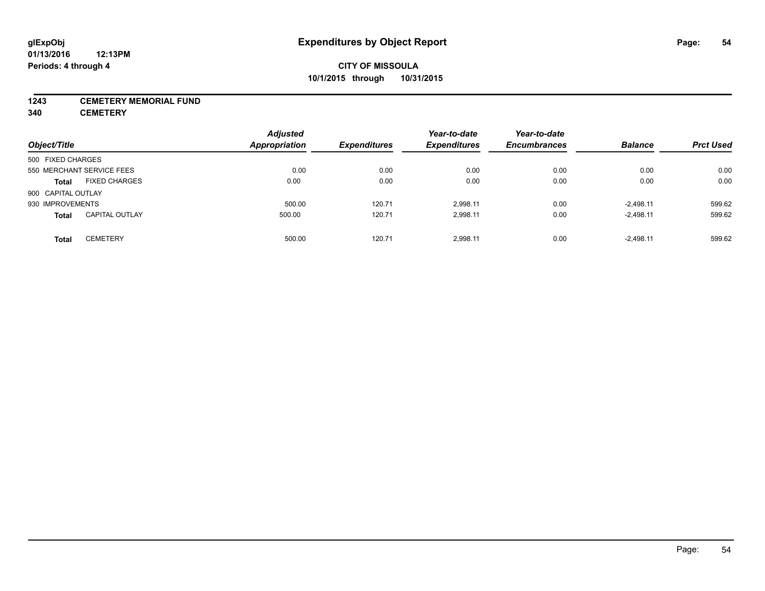# Expenditures by Object Report

glExpObj
01/13/2016 12:13PM
Periods: 4 through 4

**CITY OF MISSOULA**
**10/1/2015 through 10/31/2015**

**1243 CEMETERY MEMORIAL FUND**
**340 CEMETERY**

| Object/Title | | Adjusted Appropriation | Expenditures | Year-to-date Expenditures | Year-to-date Encumbrances | Balance | Prct Used |
|---|---|---|---|---|---|---|---|
| 500 FIXED CHARGES | | | | | | | |
| 550 MERCHANT SERVICE FEES | | 0.00 | 0.00 | 0.00 | 0.00 | 0.00 | 0.00 |
| **Total** | FIXED CHARGES | 0.00 | 0.00 | 0.00 | 0.00 | 0.00 | 0.00 |
| 900 CAPITAL OUTLAY | | | | | | | |
| 930 IMPROVEMENTS | | 500.00 | 120.71 | 2,998.11 | 0.00 | -2,498.11 | 599.62 |
| **Total** | CAPITAL OUTLAY | 500.00 | 120.71 | 2,998.11 | 0.00 | -2,498.11 | 599.62 |
| **Total** | CEMETERY | 500.00 | 120.71 | 2,998.11 | 0.00 | -2,498.11 | 599.62 |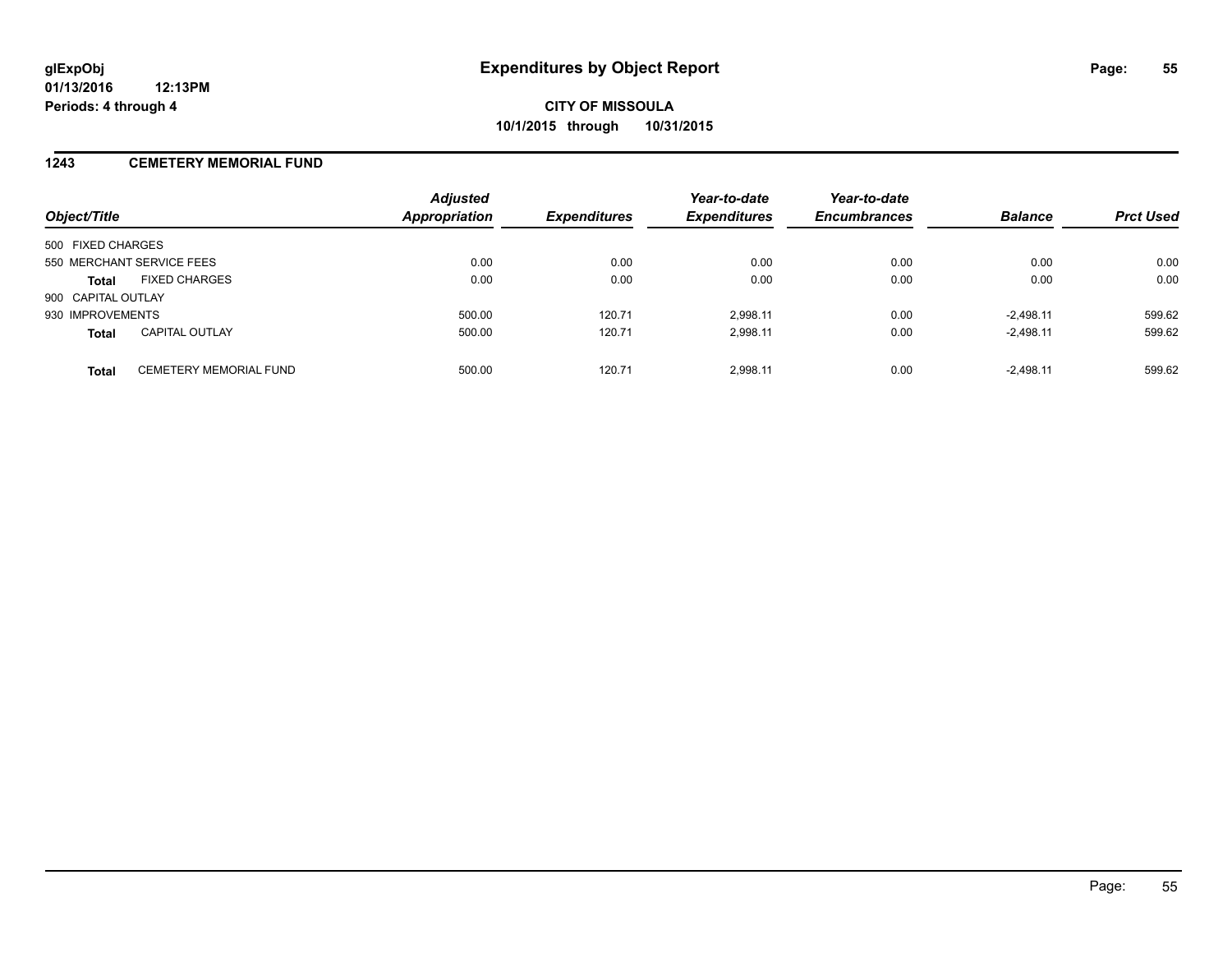**glExpObj**
**01/13/2016 12:13PM**
**Periods: 4 through 4**

# Expenditures by Object Report

**CITY OF MISSOULA**
**10/1/2015 through 10/31/2015**

## 1243 CEMETERY MEMORIAL FUND

| Object/Title | | *Adjusted Appropriation* | *Expenditures* | *Year-to-date Expenditures* | *Year-to-date Encumbrances* | *Balance* | *Prct Used* |
|---|---|---|---|---|---|---|---|
| 500 FIXED CHARGES | | | | | | | |
| 550 MERCHANT SERVICE FEES | | 0.00 | 0.00 | 0.00 | 0.00 | 0.00 | 0.00 |
| **Total** | FIXED CHARGES | 0.00 | 0.00 | 0.00 | 0.00 | 0.00 | 0.00 |
| 900 CAPITAL OUTLAY | | | | | | | |
| 930 IMPROVEMENTS | | 500.00 | 120.71 | 2,998.11 | 0.00 | -2,498.11 | 599.62 |
| **Total** | CAPITAL OUTLAY | 500.00 | 120.71 | 2,998.11 | 0.00 | -2,498.11 | 599.62 |
| **Total** | CEMETERY MEMORIAL FUND | 500.00 | 120.71 | 2,998.11 | 0.00 | -2,498.11 | 599.62 |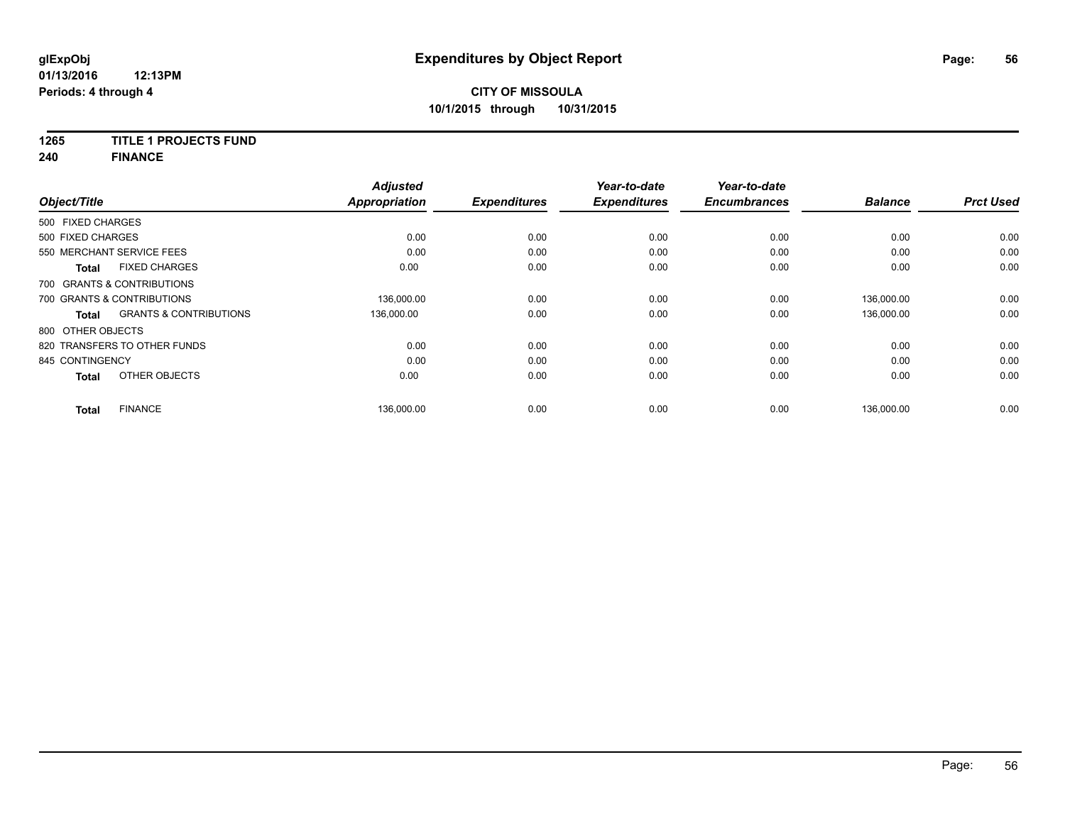**glExpObj** **Expenditures by Object Report**
**01/13/2016 12:13PM**
**Periods: 4 through 4**

**CITY OF MISSOULA**
**10/1/2015 through 10/31/2015**

**1265 TITLE 1 PROJECTS FUND**
**240 FINANCE**

| Object/Title | Adjusted Appropriation | Expenditures | Year-to-date Expenditures | Year-to-date Encumbrances | Balance | Prct Used |
|---|---|---|---|---|---|---|
| 500 FIXED CHARGES | | | | | | |
| 500 FIXED CHARGES | 0.00 | 0.00 | 0.00 | 0.00 | 0.00 | 0.00 |
| 550 MERCHANT SERVICE FEES | 0.00 | 0.00 | 0.00 | 0.00 | 0.00 | 0.00 |
| **Total** FIXED CHARGES | 0.00 | 0.00 | 0.00 | 0.00 | 0.00 | 0.00 |
| 700 GRANTS & CONTRIBUTIONS | | | | | | |
| 700 GRANTS & CONTRIBUTIONS | 136,000.00 | 0.00 | 0.00 | 0.00 | 136,000.00 | 0.00 |
| **Total** GRANTS & CONTRIBUTIONS | 136,000.00 | 0.00 | 0.00 | 0.00 | 136,000.00 | 0.00 |
| 800 OTHER OBJECTS | | | | | | |
| 820 TRANSFERS TO OTHER FUNDS | 0.00 | 0.00 | 0.00 | 0.00 | 0.00 | 0.00 |
| 845 CONTINGENCY | 0.00 | 0.00 | 0.00 | 0.00 | 0.00 | 0.00 |
| **Total** OTHER OBJECTS | 0.00 | 0.00 | 0.00 | 0.00 | 0.00 | 0.00 |
| **Total** FINANCE | 136,000.00 | 0.00 | 0.00 | 0.00 | 136,000.00 | 0.00 |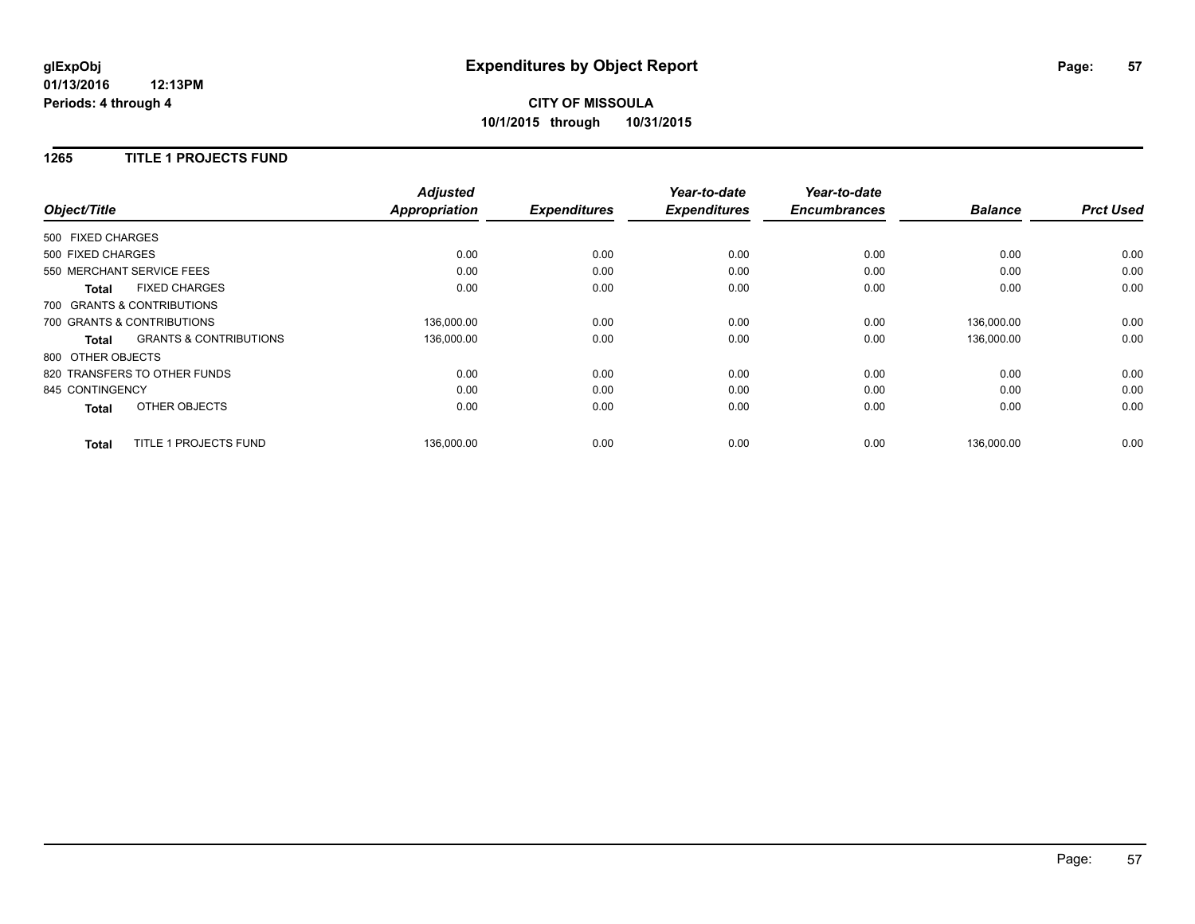**glExpObj**
**01/13/2016 12:13PM**
**Periods: 4 through 4**

# Expenditures by Object Report

**CITY OF MISSOULA**
**10/1/2015 through 10/31/2015**

## 1265 TITLE 1 PROJECTS FUND

| Object/Title | | Adjusted Appropriation | Expenditures | Year-to-date Expenditures | Year-to-date Encumbrances | Balance | Prct Used |
|---|---|---|---|---|---|---|---|
| 500 FIXED CHARGES | | | | | | | |
| 500 FIXED CHARGES | | 0.00 | 0.00 | 0.00 | 0.00 | 0.00 | 0.00 |
| 550 MERCHANT SERVICE FEES | | 0.00 | 0.00 | 0.00 | 0.00 | 0.00 | 0.00 |
| **Total** | FIXED CHARGES | 0.00 | 0.00 | 0.00 | 0.00 | 0.00 | 0.00 |
| 700 GRANTS & CONTRIBUTIONS | | | | | | | |
| 700 GRANTS & CONTRIBUTIONS | | 136,000.00 | 0.00 | 0.00 | 0.00 | 136,000.00 | 0.00 |
| **Total** | GRANTS & CONTRIBUTIONS | 136,000.00 | 0.00 | 0.00 | 0.00 | 136,000.00 | 0.00 |
| 800 OTHER OBJECTS | | | | | | | |
| 820 TRANSFERS TO OTHER FUNDS | | 0.00 | 0.00 | 0.00 | 0.00 | 0.00 | 0.00 |
| 845 CONTINGENCY | | 0.00 | 0.00 | 0.00 | 0.00 | 0.00 | 0.00 |
| **Total** | OTHER OBJECTS | 0.00 | 0.00 | 0.00 | 0.00 | 0.00 | 0.00 |
| **Total** | TITLE 1 PROJECTS FUND | 136,000.00 | 0.00 | 0.00 | 0.00 | 136,000.00 | 0.00 |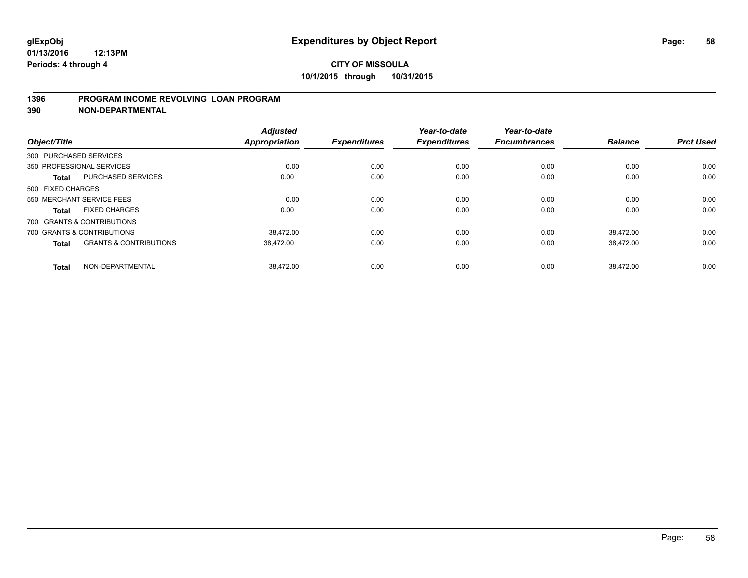**glExpObj**
**01/13/2016 12:13PM**
**Periods: 4 through 4**

# Expenditures by Object Report

**CITY OF MISSOULA**
**10/1/2015 through 10/31/2015**

## 1396 PROGRAM INCOME REVOLVING LOAN PROGRAM
## 390 NON-DEPARTMENTAL

| Object/Title | | Adjusted Appropriation | Expenditures | Year-to-date Expenditures | Year-to-date Encumbrances | Balance | Prct Used |
|---|---|---|---|---|---|---|---|
| 300 PURCHASED SERVICES | | | | | | | |
| 350 PROFESSIONAL SERVICES | | 0.00 | 0.00 | 0.00 | 0.00 | 0.00 | 0.00 |
| **Total** | PURCHASED SERVICES | 0.00 | 0.00 | 0.00 | 0.00 | 0.00 | 0.00 |
| 500 FIXED CHARGES | | | | | | | |
| 550 MERCHANT SERVICE FEES | | 0.00 | 0.00 | 0.00 | 0.00 | 0.00 | 0.00 |
| **Total** | FIXED CHARGES | 0.00 | 0.00 | 0.00 | 0.00 | 0.00 | 0.00 |
| 700 GRANTS & CONTRIBUTIONS | | | | | | | |
| 700 GRANTS & CONTRIBUTIONS | | 38,472.00 | 0.00 | 0.00 | 0.00 | 38,472.00 | 0.00 |
| **Total** | GRANTS & CONTRIBUTIONS | 38,472.00 | 0.00 | 0.00 | 0.00 | 38,472.00 | 0.00 |
| **Total** | NON-DEPARTMENTAL | 38,472.00 | 0.00 | 0.00 | 0.00 | 38,472.00 | 0.00 |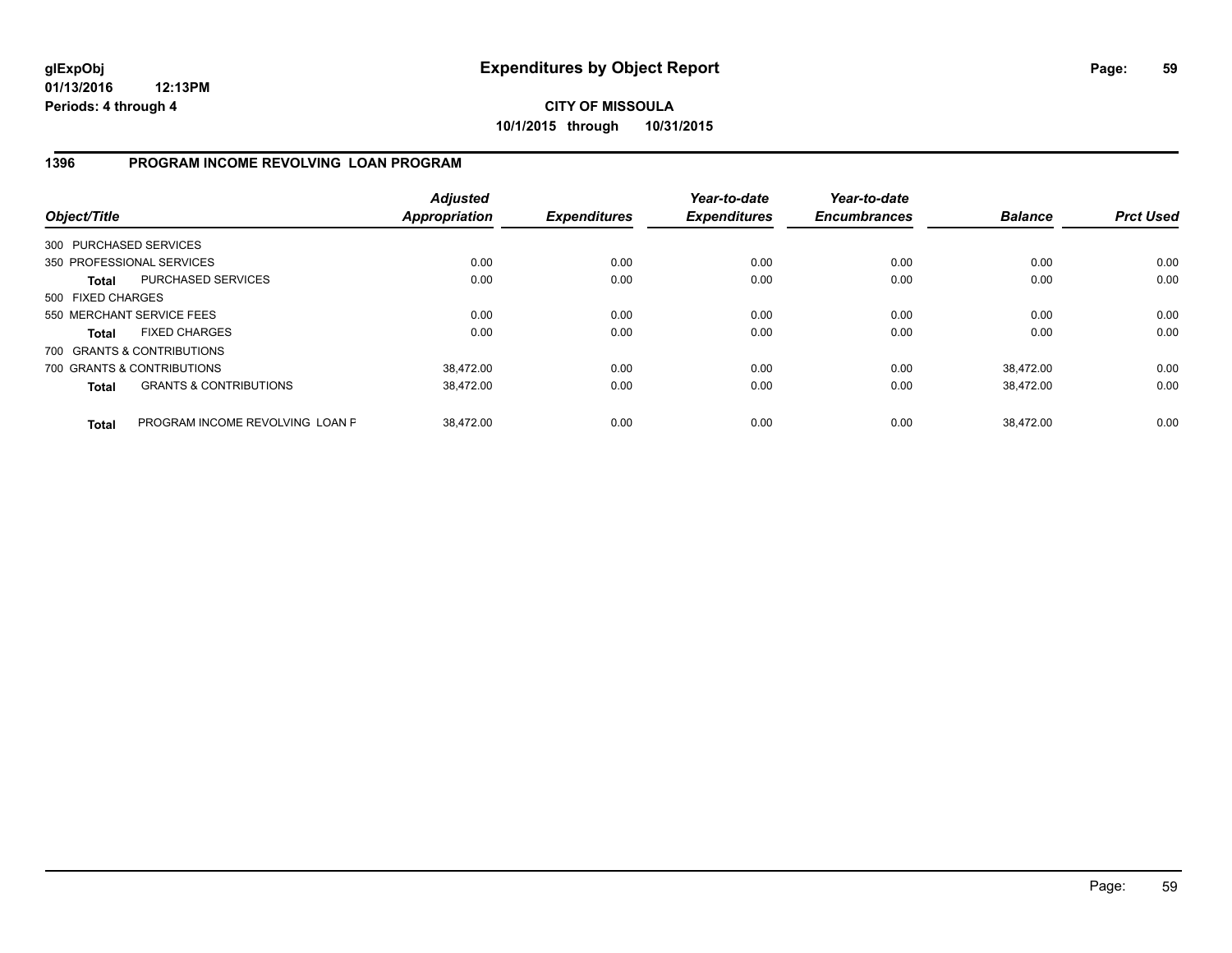**glExpObj**
**01/13/2016 12:13PM**
**Periods: 4 through 4**

# Expenditures by Object Report

**CITY OF MISSOULA**
**10/1/2015 through 10/31/2015**

## 1396 PROGRAM INCOME REVOLVING LOAN PROGRAM

| Object/Title | | *Adjusted Appropriation* | *Expenditures* | *Year-to-date Expenditures* | *Year-to-date Encumbrances* | *Balance* | *Prct Used* |
|---|---|---|---|---|---|---|---|
| 300 PURCHASED SERVICES | | | | | | | |
| 350 PROFESSIONAL SERVICES | | 0.00 | 0.00 | 0.00 | 0.00 | 0.00 | 0.00 |
| **Total** | PURCHASED SERVICES | 0.00 | 0.00 | 0.00 | 0.00 | 0.00 | 0.00 |
| 500 FIXED CHARGES | | | | | | | |
| 550 MERCHANT SERVICE FEES | | 0.00 | 0.00 | 0.00 | 0.00 | 0.00 | 0.00 |
| **Total** | FIXED CHARGES | 0.00 | 0.00 | 0.00 | 0.00 | 0.00 | 0.00 |
| 700 GRANTS & CONTRIBUTIONS | | | | | | | |
| 700 GRANTS & CONTRIBUTIONS | | 38,472.00 | 0.00 | 0.00 | 0.00 | 38,472.00 | 0.00 |
| **Total** | GRANTS & CONTRIBUTIONS | 38,472.00 | 0.00 | 0.00 | 0.00 | 38,472.00 | 0.00 |
| **Total** | PROGRAM INCOME REVOLVING LOAN F | 38,472.00 | 0.00 | 0.00 | 0.00 | 38,472.00 | 0.00 |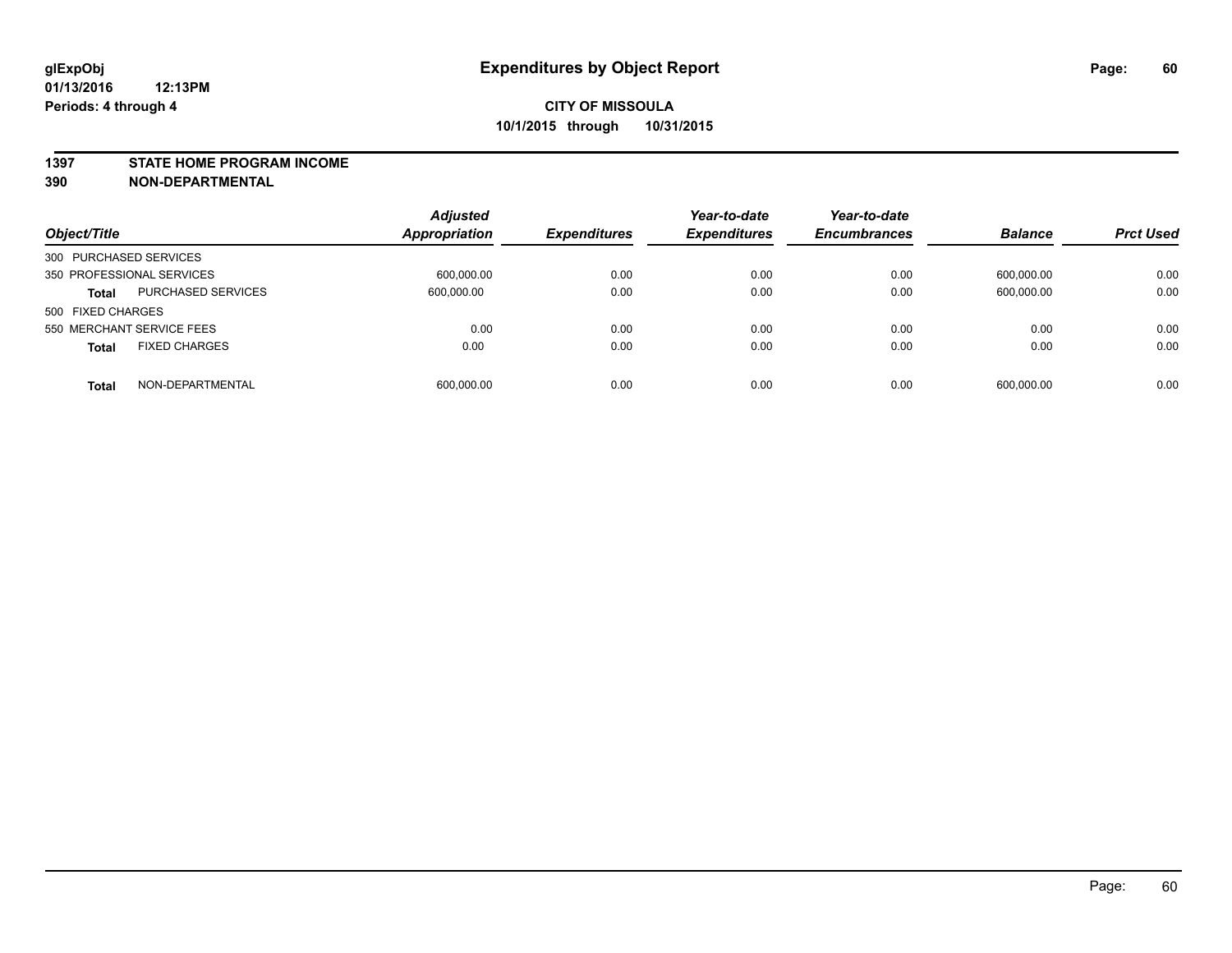# Expenditures by Object Report

glExpObj
01/13/2016 12:13PM
Periods: 4 through 4

**CITY OF MISSOULA**
**10/1/2015 through 10/31/2015**

## 1397 STATE HOME PROGRAM INCOME
## 390 NON-DEPARTMENTAL

| Object/Title | | Adjusted Appropriation | Expenditures | Year-to-date Expenditures | Year-to-date Encumbrances | Balance | Prct Used |
|---|---|---|---|---|---|---|---|
| 300 PURCHASED SERVICES | | | | | | | |
| 350 PROFESSIONAL SERVICES | | 600,000.00 | 0.00 | 0.00 | 0.00 | 600,000.00 | 0.00 |
| **Total** | PURCHASED SERVICES | 600,000.00 | 0.00 | 0.00 | 0.00 | 600,000.00 | 0.00 |
| 500 FIXED CHARGES | | | | | | | |
| 550 MERCHANT SERVICE FEES | | 0.00 | 0.00 | 0.00 | 0.00 | 0.00 | 0.00 |
| **Total** | FIXED CHARGES | 0.00 | 0.00 | 0.00 | 0.00 | 0.00 | 0.00 |
| **Total** | NON-DEPARTMENTAL | 600,000.00 | 0.00 | 0.00 | 0.00 | 600,000.00 | 0.00 |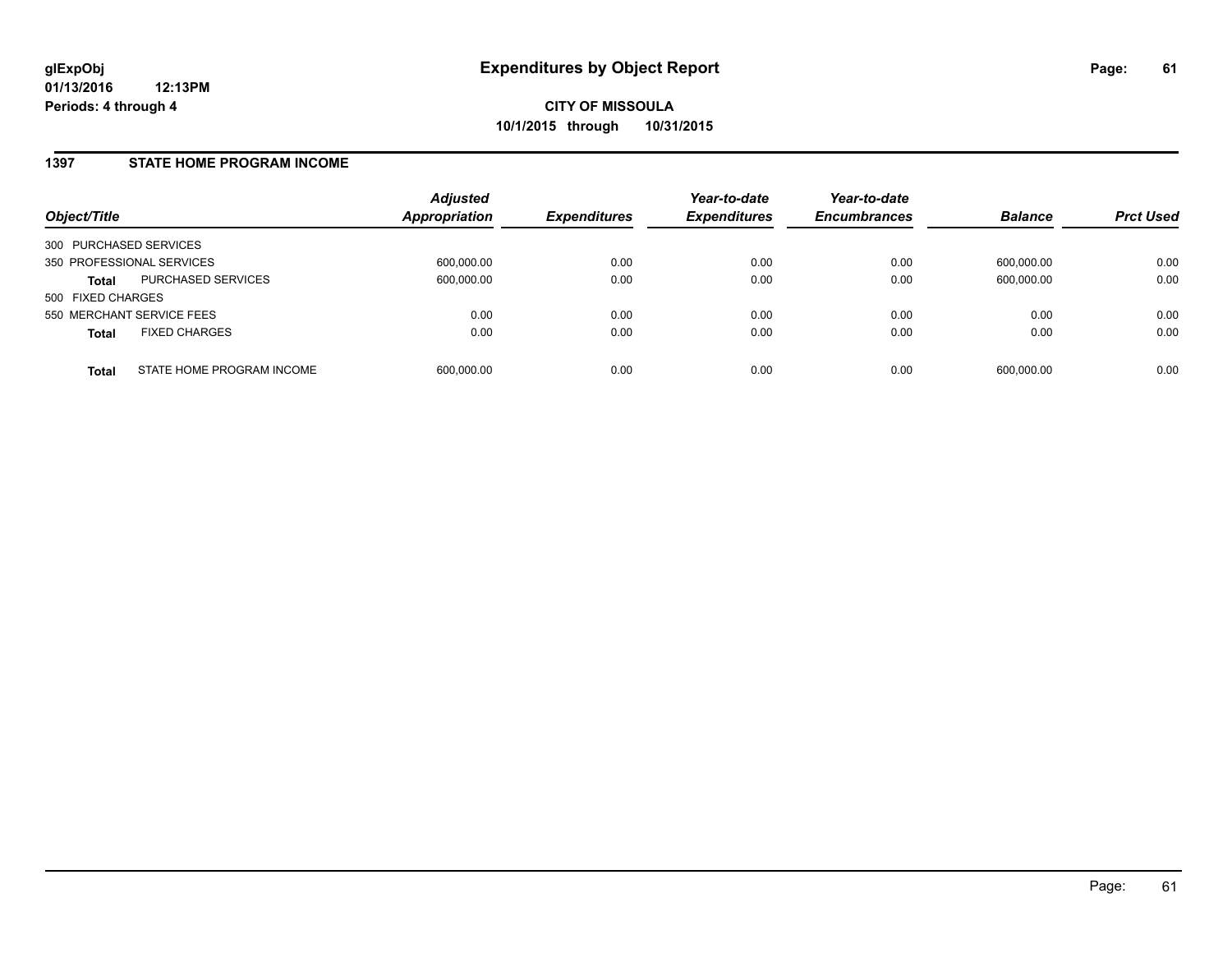**glExpObj**
**01/13/2016 12:13PM**
**Periods: 4 through 4**

# Expenditures by Object Report

**CITY OF MISSOULA**
**10/1/2015 through 10/31/2015**

## 1397 STATE HOME PROGRAM INCOME

| Object/Title | | Adjusted Appropriation | Expenditures | Year-to-date Expenditures | Year-to-date Encumbrances | Balance | Prct Used |
|---|---|---|---|---|---|---|---|
| 300 PURCHASED SERVICES | | | | | | | |
| 350 PROFESSIONAL SERVICES | | 600,000.00 | 0.00 | 0.00 | 0.00 | 600,000.00 | 0.00 |
| **Total** | PURCHASED SERVICES | 600,000.00 | 0.00 | 0.00 | 0.00 | 600,000.00 | 0.00 |
| 500 FIXED CHARGES | | | | | | | |
| 550 MERCHANT SERVICE FEES | | 0.00 | 0.00 | 0.00 | 0.00 | 0.00 | 0.00 |
| **Total** | FIXED CHARGES | 0.00 | 0.00 | 0.00 | 0.00 | 0.00 | 0.00 |
| **Total** | STATE HOME PROGRAM INCOME | 600,000.00 | 0.00 | 0.00 | 0.00 | 600,000.00 | 0.00 |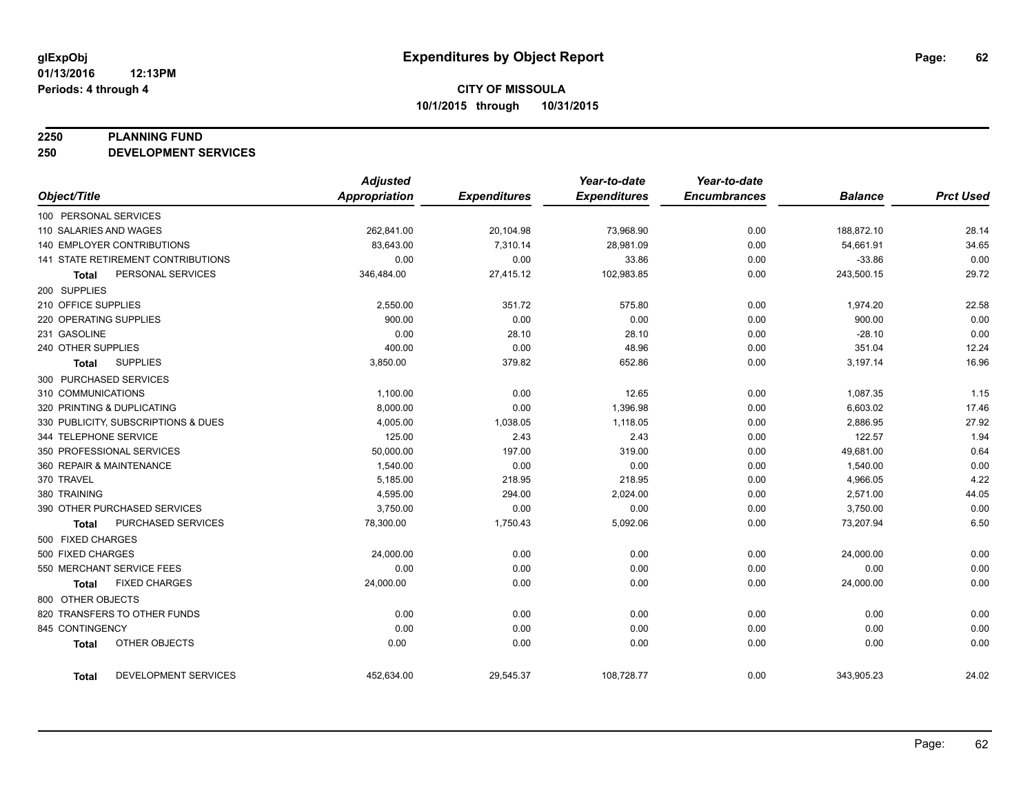# Expenditures by Object Report

glExpObj
01/13/2016 12:13PM
Periods: 4 through 4

**CITY OF MISSOULA**
**10/1/2015 through 10/31/2015**

**2250 PLANNING FUND**
**250 DEVELOPMENT SERVICES**

| Object/Title | Adjusted Appropriation | Expenditures | Year-to-date Expenditures | Year-to-date Encumbrances | Balance | Prct Used |
|---|---|---|---|---|---|---|
| 100 PERSONAL SERVICES | | | | | | |
| 110 SALARIES AND WAGES | 262,841.00 | 20,104.98 | 73,968.90 | 0.00 | 188,872.10 | 28.14 |
| 140 EMPLOYER CONTRIBUTIONS | 83,643.00 | 7,310.14 | 28,981.09 | 0.00 | 54,661.91 | 34.65 |
| 141 STATE RETIREMENT CONTRIBUTIONS | 0.00 | 0.00 | 33.86 | 0.00 | -33.86 | 0.00 |
| **Total** PERSONAL SERVICES | 346,484.00 | 27,415.12 | 102,983.85 | 0.00 | 243,500.15 | 29.72 |
| 200 SUPPLIES | | | | | | |
| 210 OFFICE SUPPLIES | 2,550.00 | 351.72 | 575.80 | 0.00 | 1,974.20 | 22.58 |
| 220 OPERATING SUPPLIES | 900.00 | 0.00 | 0.00 | 0.00 | 900.00 | 0.00 |
| 231 GASOLINE | 0.00 | 28.10 | 28.10 | 0.00 | -28.10 | 0.00 |
| 240 OTHER SUPPLIES | 400.00 | 0.00 | 48.96 | 0.00 | 351.04 | 12.24 |
| **Total** SUPPLIES | 3,850.00 | 379.82 | 652.86 | 0.00 | 3,197.14 | 16.96 |
| 300 PURCHASED SERVICES | | | | | | |
| 310 COMMUNICATIONS | 1,100.00 | 0.00 | 12.65 | 0.00 | 1,087.35 | 1.15 |
| 320 PRINTING & DUPLICATING | 8,000.00 | 0.00 | 1,396.98 | 0.00 | 6,603.02 | 17.46 |
| 330 PUBLICITY, SUBSCRIPTIONS & DUES | 4,005.00 | 1,038.05 | 1,118.05 | 0.00 | 2,886.95 | 27.92 |
| 344 TELEPHONE SERVICE | 125.00 | 2.43 | 2.43 | 0.00 | 122.57 | 1.94 |
| 350 PROFESSIONAL SERVICES | 50,000.00 | 197.00 | 319.00 | 0.00 | 49,681.00 | 0.64 |
| 360 REPAIR & MAINTENANCE | 1,540.00 | 0.00 | 0.00 | 0.00 | 1,540.00 | 0.00 |
| 370 TRAVEL | 5,185.00 | 218.95 | 218.95 | 0.00 | 4,966.05 | 4.22 |
| 380 TRAINING | 4,595.00 | 294.00 | 2,024.00 | 0.00 | 2,571.00 | 44.05 |
| 390 OTHER PURCHASED SERVICES | 3,750.00 | 0.00 | 0.00 | 0.00 | 3,750.00 | 0.00 |
| **Total** PURCHASED SERVICES | 78,300.00 | 1,750.43 | 5,092.06 | 0.00 | 73,207.94 | 6.50 |
| 500 FIXED CHARGES | | | | | | |
| 500 FIXED CHARGES | 24,000.00 | 0.00 | 0.00 | 0.00 | 24,000.00 | 0.00 |
| 550 MERCHANT SERVICE FEES | 0.00 | 0.00 | 0.00 | 0.00 | 0.00 | 0.00 |
| **Total** FIXED CHARGES | 24,000.00 | 0.00 | 0.00 | 0.00 | 24,000.00 | 0.00 |
| 800 OTHER OBJECTS | | | | | | |
| 820 TRANSFERS TO OTHER FUNDS | 0.00 | 0.00 | 0.00 | 0.00 | 0.00 | 0.00 |
| 845 CONTINGENCY | 0.00 | 0.00 | 0.00 | 0.00 | 0.00 | 0.00 |
| **Total** OTHER OBJECTS | 0.00 | 0.00 | 0.00 | 0.00 | 0.00 | 0.00 |
| **Total** DEVELOPMENT SERVICES | 452,634.00 | 29,545.37 | 108,728.77 | 0.00 | 343,905.23 | 24.02 |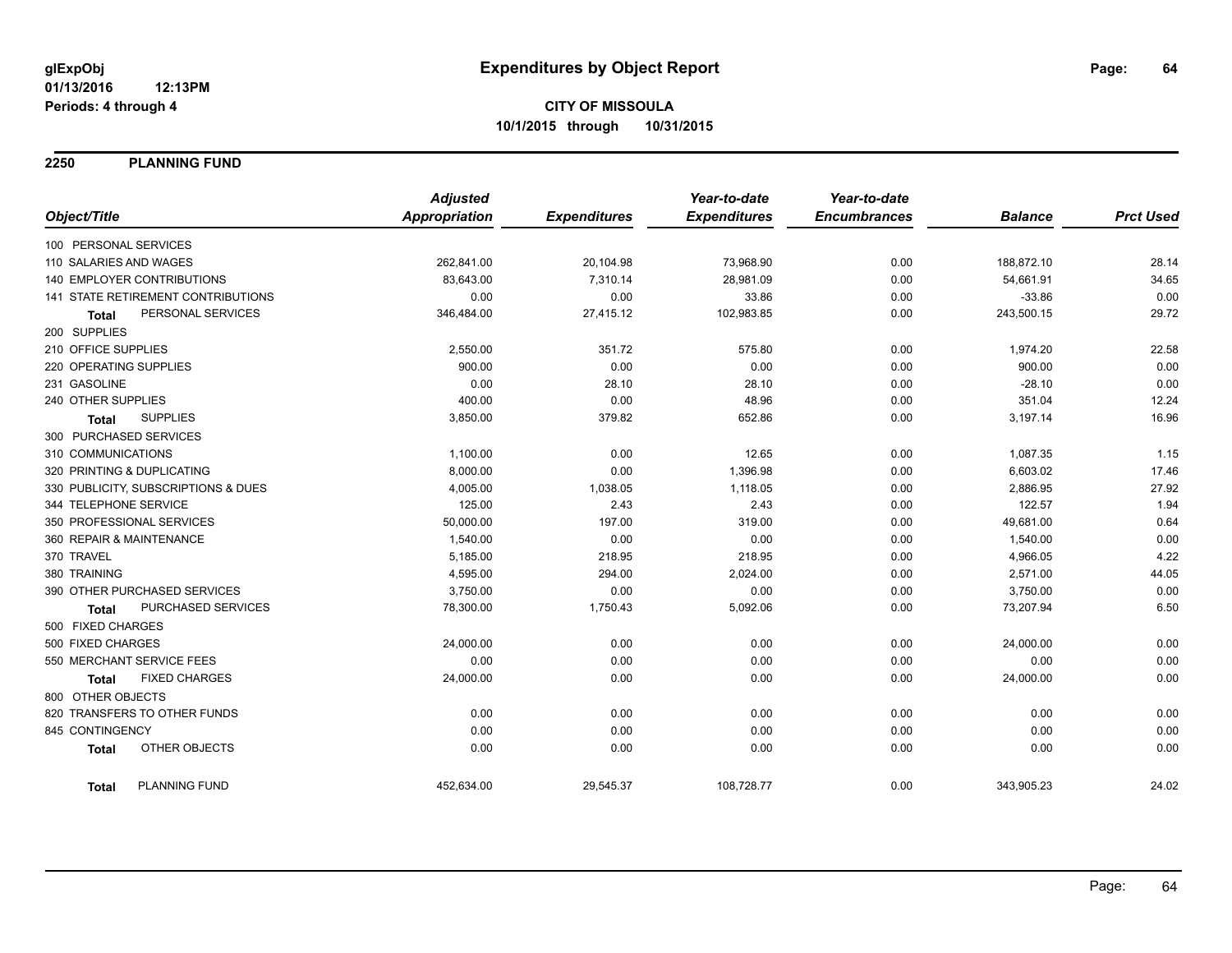**glExpObj** **Expenditures by Object Report**
**01/13/2016 12:13PM**
**Periods: 4 through 4**

**CITY OF MISSOULA**
**10/1/2015 through 10/31/2015**

## 2250 PLANNING FUND

| Object/Title | Adjusted Appropriation | Expenditures | Year-to-date Expenditures | Year-to-date Encumbrances | Balance | Prct Used |
|---|---|---|---|---|---|---|
| 100 PERSONAL SERVICES | | | | | | |
| 110 SALARIES AND WAGES | 262,841.00 | 20,104.98 | 73,968.90 | 0.00 | 188,872.10 | 28.14 |
| 140 EMPLOYER CONTRIBUTIONS | 83,643.00 | 7,310.14 | 28,981.09 | 0.00 | 54,661.91 | 34.65 |
| 141 STATE RETIREMENT CONTRIBUTIONS | 0.00 | 0.00 | 33.86 | 0.00 | -33.86 | 0.00 |
| **Total** PERSONAL SERVICES | 346,484.00 | 27,415.12 | 102,983.85 | 0.00 | 243,500.15 | 29.72 |
| 200 SUPPLIES | | | | | | |
| 210 OFFICE SUPPLIES | 2,550.00 | 351.72 | 575.80 | 0.00 | 1,974.20 | 22.58 |
| 220 OPERATING SUPPLIES | 900.00 | 0.00 | 0.00 | 0.00 | 900.00 | 0.00 |
| 231 GASOLINE | 0.00 | 28.10 | 28.10 | 0.00 | -28.10 | 0.00 |
| 240 OTHER SUPPLIES | 400.00 | 0.00 | 48.96 | 0.00 | 351.04 | 12.24 |
| **Total** SUPPLIES | 3,850.00 | 379.82 | 652.86 | 0.00 | 3,197.14 | 16.96 |
| 300 PURCHASED SERVICES | | | | | | |
| 310 COMMUNICATIONS | 1,100.00 | 0.00 | 12.65 | 0.00 | 1,087.35 | 1.15 |
| 320 PRINTING & DUPLICATING | 8,000.00 | 0.00 | 1,396.98 | 0.00 | 6,603.02 | 17.46 |
| 330 PUBLICITY, SUBSCRIPTIONS & DUES | 4,005.00 | 1,038.05 | 1,118.05 | 0.00 | 2,886.95 | 27.92 |
| 344 TELEPHONE SERVICE | 125.00 | 2.43 | 2.43 | 0.00 | 122.57 | 1.94 |
| 350 PROFESSIONAL SERVICES | 50,000.00 | 197.00 | 319.00 | 0.00 | 49,681.00 | 0.64 |
| 360 REPAIR & MAINTENANCE | 1,540.00 | 0.00 | 0.00 | 0.00 | 1,540.00 | 0.00 |
| 370 TRAVEL | 5,185.00 | 218.95 | 218.95 | 0.00 | 4,966.05 | 4.22 |
| 380 TRAINING | 4,595.00 | 294.00 | 2,024.00 | 0.00 | 2,571.00 | 44.05 |
| 390 OTHER PURCHASED SERVICES | 3,750.00 | 0.00 | 0.00 | 0.00 | 3,750.00 | 0.00 |
| **Total** PURCHASED SERVICES | 78,300.00 | 1,750.43 | 5,092.06 | 0.00 | 73,207.94 | 6.50 |
| 500 FIXED CHARGES | | | | | | |
| 500 FIXED CHARGES | 24,000.00 | 0.00 | 0.00 | 0.00 | 24,000.00 | 0.00 |
| 550 MERCHANT SERVICE FEES | 0.00 | 0.00 | 0.00 | 0.00 | 0.00 | 0.00 |
| **Total** FIXED CHARGES | 24,000.00 | 0.00 | 0.00 | 0.00 | 24,000.00 | 0.00 |
| 800 OTHER OBJECTS | | | | | | |
| 820 TRANSFERS TO OTHER FUNDS | 0.00 | 0.00 | 0.00 | 0.00 | 0.00 | 0.00 |
| 845 CONTINGENCY | 0.00 | 0.00 | 0.00 | 0.00 | 0.00 | 0.00 |
| **Total** OTHER OBJECTS | 0.00 | 0.00 | 0.00 | 0.00 | 0.00 | 0.00 |
| **Total** PLANNING FUND | 452,634.00 | 29,545.37 | 108,728.77 | 0.00 | 343,905.23 | 24.02 |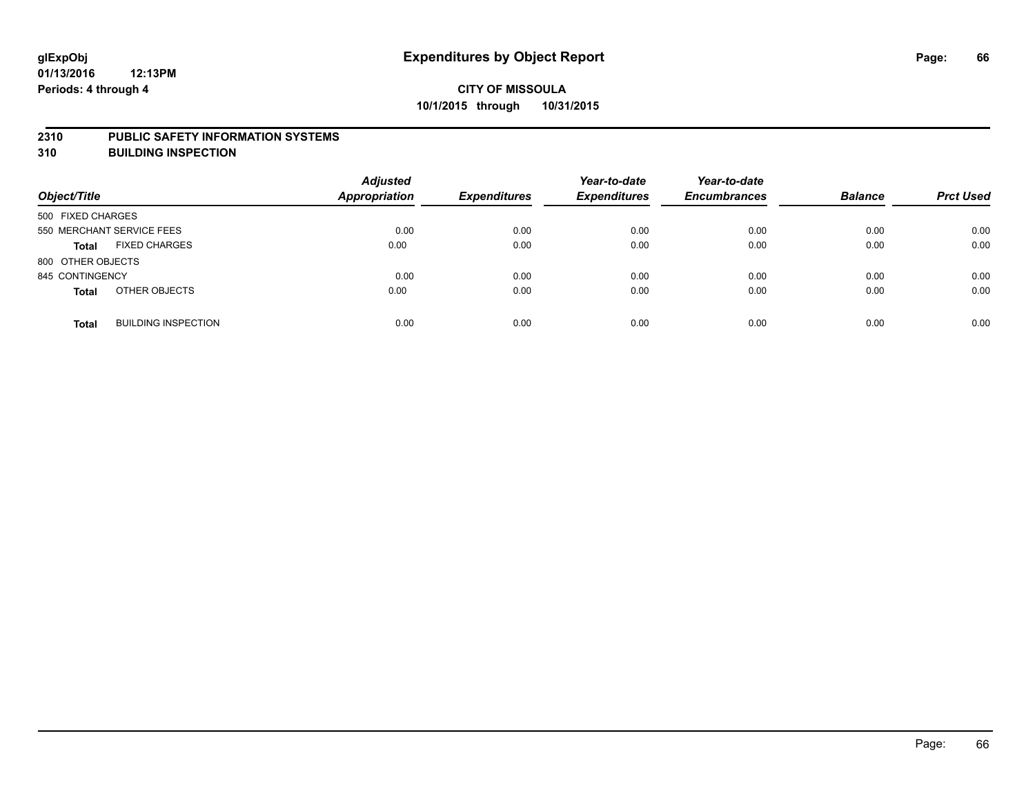**glExpObj**
**01/13/2016 12:13PM**
**Periods: 4 through 4**

# Expenditures by Object Report

**CITY OF MISSOULA**
**10/1/2015 through 10/31/2015**

## 2310 PUBLIC SAFETY INFORMATION SYSTEMS
## 310 BUILDING INSPECTION

| Object/Title | | Adjusted Appropriation | Expenditures | Year-to-date Expenditures | Year-to-date Encumbrances | Balance | Prct Used |
|---|---|---|---|---|---|---|---|
| 500 FIXED CHARGES | | | | | | | |
| 550 MERCHANT SERVICE FEES | | 0.00 | 0.00 | 0.00 | 0.00 | 0.00 | 0.00 |
| **Total** | FIXED CHARGES | 0.00 | 0.00 | 0.00 | 0.00 | 0.00 | 0.00 |
| 800 OTHER OBJECTS | | | | | | | |
| 845 CONTINGENCY | | 0.00 | 0.00 | 0.00 | 0.00 | 0.00 | 0.00 |
| **Total** | OTHER OBJECTS | 0.00 | 0.00 | 0.00 | 0.00 | 0.00 | 0.00 |
| **Total** | BUILDING INSPECTION | 0.00 | 0.00 | 0.00 | 0.00 | 0.00 | 0.00 |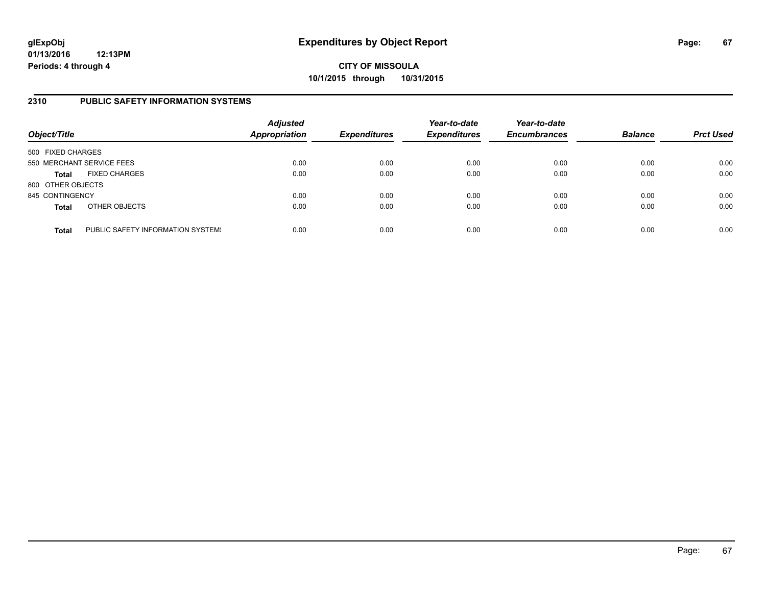**glExpObj**
**01/13/2016 12:13PM**
**Periods: 4 through 4**

# Expenditures by Object Report

**CITY OF MISSOULA**
**10/1/2015 through 10/31/2015**

## 2310 PUBLIC SAFETY INFORMATION SYSTEMS

| Object/Title | | Adjusted Appropriation | Expenditures | Year-to-date Expenditures | Year-to-date Encumbrances | Balance | Prct Used |
|---|---|---|---|---|---|---|---|
| 500 FIXED CHARGES | | | | | | | |
| 550 MERCHANT SERVICE FEES | | 0.00 | 0.00 | 0.00 | 0.00 | 0.00 | 0.00 |
| **Total** | FIXED CHARGES | 0.00 | 0.00 | 0.00 | 0.00 | 0.00 | 0.00 |
| 800 OTHER OBJECTS | | | | | | | |
| 845 CONTINGENCY | | 0.00 | 0.00 | 0.00 | 0.00 | 0.00 | 0.00 |
| **Total** | OTHER OBJECTS | 0.00 | 0.00 | 0.00 | 0.00 | 0.00 | 0.00 |
| **Total** | PUBLIC SAFETY INFORMATION SYSTEMS | 0.00 | 0.00 | 0.00 | 0.00 | 0.00 | 0.00 |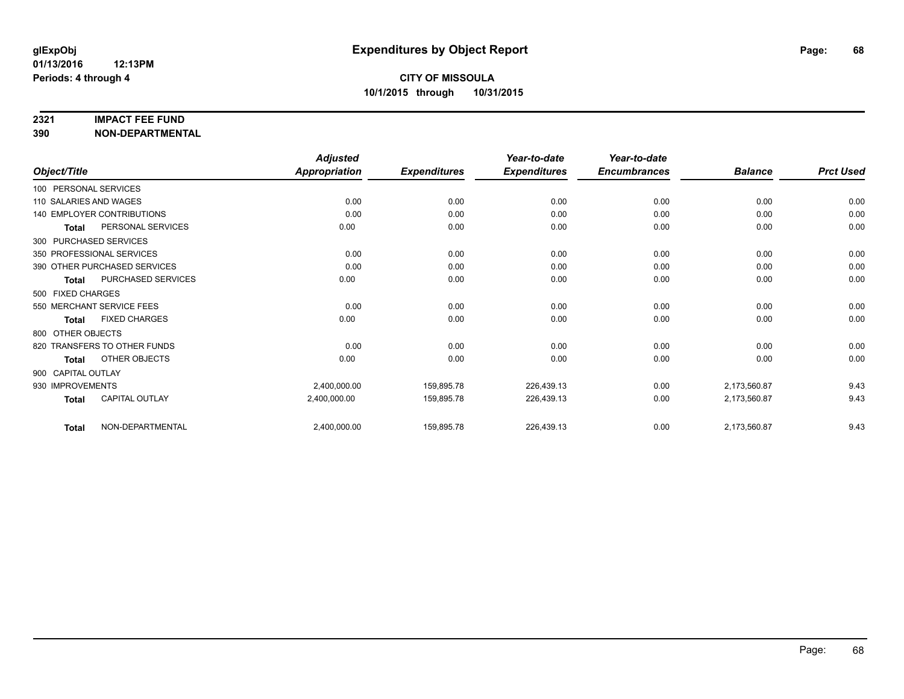**glExpObj** **Expenditures by Object Report**
**01/13/2016 12:13PM**
**Periods: 4 through 4**

**CITY OF MISSOULA**
**10/1/2015 through 10/31/2015**

## 2321 IMPACT FEE FUND
## 390 NON-DEPARTMENTAL

| Object/Title | | Adjusted Appropriation | Expenditures | Year-to-date Expenditures | Year-to-date Encumbrances | Balance | Prct Used |
|---|---|---|---|---|---|---|---|
| 100 PERSONAL SERVICES | | | | | | | |
| 110 SALARIES AND WAGES | | 0.00 | 0.00 | 0.00 | 0.00 | 0.00 | 0.00 |
| 140 EMPLOYER CONTRIBUTIONS | | 0.00 | 0.00 | 0.00 | 0.00 | 0.00 | 0.00 |
| Total | PERSONAL SERVICES | 0.00 | 0.00 | 0.00 | 0.00 | 0.00 | 0.00 |
| 300 PURCHASED SERVICES | | | | | | | |
| 350 PROFESSIONAL SERVICES | | 0.00 | 0.00 | 0.00 | 0.00 | 0.00 | 0.00 |
| 390 OTHER PURCHASED SERVICES | | 0.00 | 0.00 | 0.00 | 0.00 | 0.00 | 0.00 |
| Total | PURCHASED SERVICES | 0.00 | 0.00 | 0.00 | 0.00 | 0.00 | 0.00 |
| 500 FIXED CHARGES | | | | | | | |
| 550 MERCHANT SERVICE FEES | | 0.00 | 0.00 | 0.00 | 0.00 | 0.00 | 0.00 |
| Total | FIXED CHARGES | 0.00 | 0.00 | 0.00 | 0.00 | 0.00 | 0.00 |
| 800 OTHER OBJECTS | | | | | | | |
| 820 TRANSFERS TO OTHER FUNDS | | 0.00 | 0.00 | 0.00 | 0.00 | 0.00 | 0.00 |
| Total | OTHER OBJECTS | 0.00 | 0.00 | 0.00 | 0.00 | 0.00 | 0.00 |
| 900 CAPITAL OUTLAY | | | | | | | |
| 930 IMPROVEMENTS | | 2,400,000.00 | 159,895.78 | 226,439.13 | 0.00 | 2,173,560.87 | 9.43 |
| Total | CAPITAL OUTLAY | 2,400,000.00 | 159,895.78 | 226,439.13 | 0.00 | 2,173,560.87 | 9.43 |
| Total | NON-DEPARTMENTAL | 2,400,000.00 | 159,895.78 | 226,439.13 | 0.00 | 2,173,560.87 | 9.43 |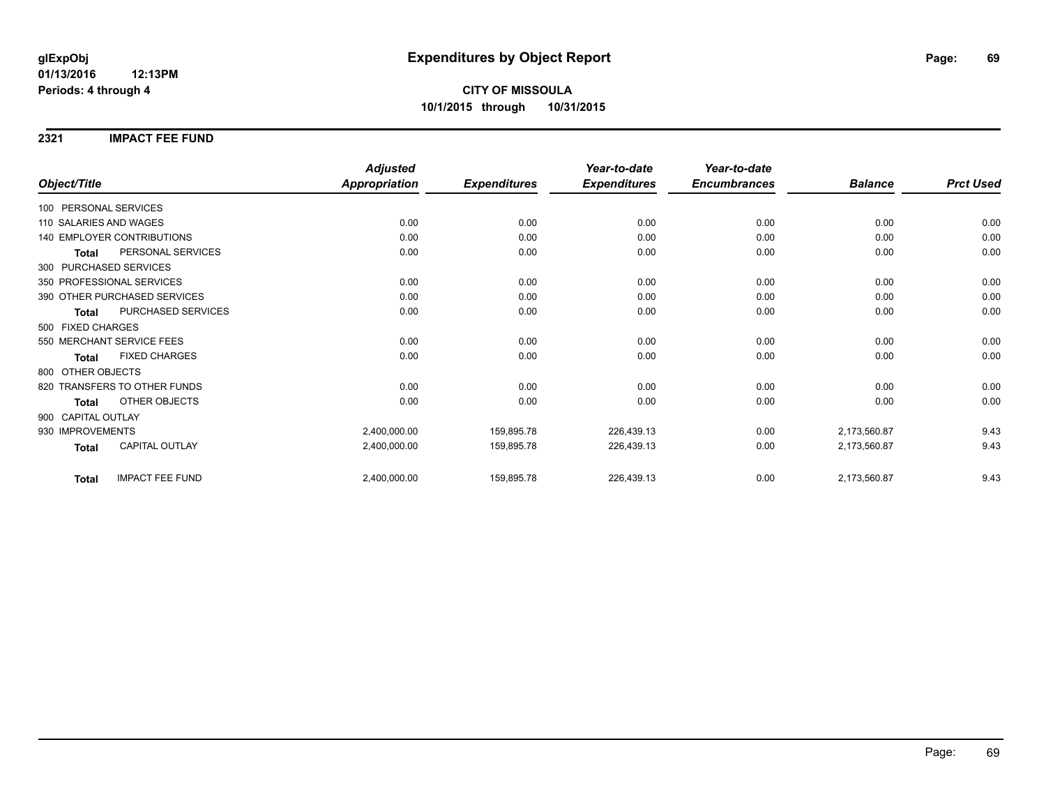# Expenditures by Object Report

glExpObj
01/13/2016 12:13PM
Periods: 4 through 4

**CITY OF MISSOULA**
**10/1/2015 through 10/31/2015**

## 2321 IMPACT FEE FUND

| Object/Title | Adjusted Appropriation | Expenditures | Year-to-date Expenditures | Year-to-date Encumbrances | Balance | Prct Used |
|---|---|---|---|---|---|---|
| 100 PERSONAL SERVICES | | | | | | |
| 110 SALARIES AND WAGES | 0.00 | 0.00 | 0.00 | 0.00 | 0.00 | 0.00 |
| 140 EMPLOYER CONTRIBUTIONS | 0.00 | 0.00 | 0.00 | 0.00 | 0.00 | 0.00 |
| **Total** PERSONAL SERVICES | 0.00 | 0.00 | 0.00 | 0.00 | 0.00 | 0.00 |
| 300 PURCHASED SERVICES | | | | | | |
| 350 PROFESSIONAL SERVICES | 0.00 | 0.00 | 0.00 | 0.00 | 0.00 | 0.00 |
| 390 OTHER PURCHASED SERVICES | 0.00 | 0.00 | 0.00 | 0.00 | 0.00 | 0.00 |
| **Total** PURCHASED SERVICES | 0.00 | 0.00 | 0.00 | 0.00 | 0.00 | 0.00 |
| 500 FIXED CHARGES | | | | | | |
| 550 MERCHANT SERVICE FEES | 0.00 | 0.00 | 0.00 | 0.00 | 0.00 | 0.00 |
| **Total** FIXED CHARGES | 0.00 | 0.00 | 0.00 | 0.00 | 0.00 | 0.00 |
| 800 OTHER OBJECTS | | | | | | |
| 820 TRANSFERS TO OTHER FUNDS | 0.00 | 0.00 | 0.00 | 0.00 | 0.00 | 0.00 |
| **Total** OTHER OBJECTS | 0.00 | 0.00 | 0.00 | 0.00 | 0.00 | 0.00 |
| 900 CAPITAL OUTLAY | | | | | | |
| 930 IMPROVEMENTS | 2,400,000.00 | 159,895.78 | 226,439.13 | 0.00 | 2,173,560.87 | 9.43 |
| **Total** CAPITAL OUTLAY | 2,400,000.00 | 159,895.78 | 226,439.13 | 0.00 | 2,173,560.87 | 9.43 |
| **Total** IMPACT FEE FUND | 2,400,000.00 | 159,895.78 | 226,439.13 | 0.00 | 2,173,560.87 | 9.43 |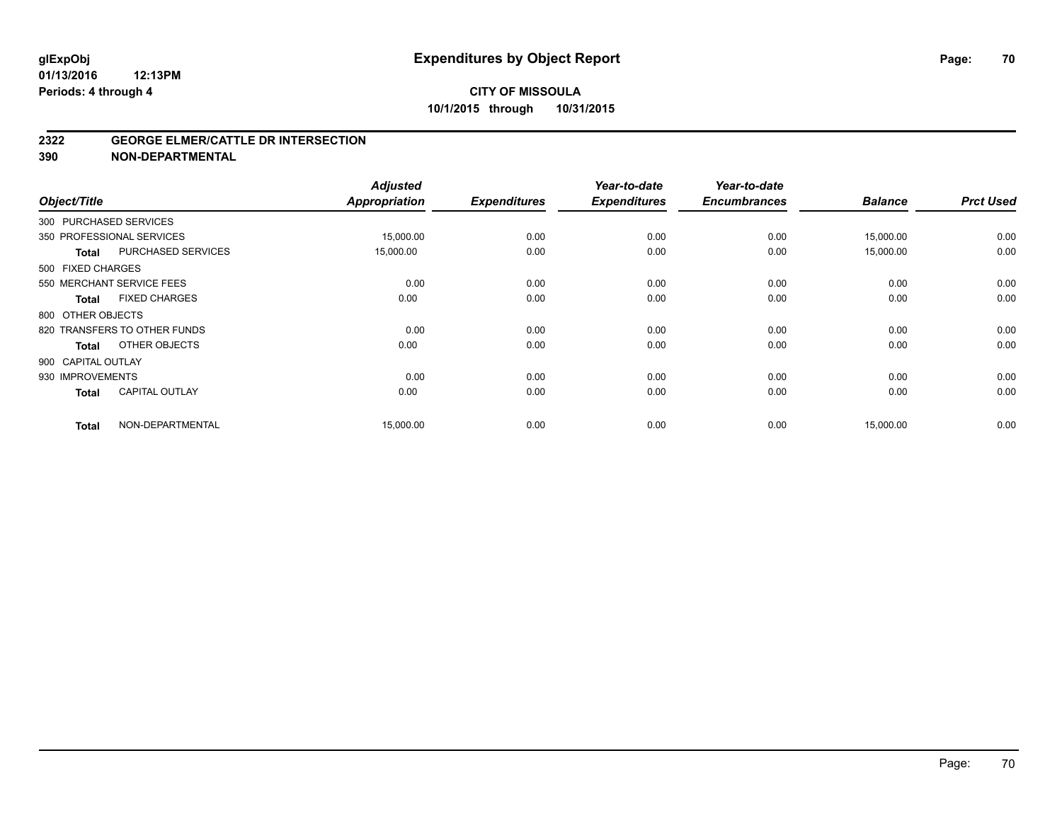**glExpObj**
**01/13/2016 12:13PM**
**Periods: 4 through 4**

# Expenditures by Object Report

**CITY OF MISSOULA**
**10/1/2015 through 10/31/2015**

## 2322 GEORGE ELMER/CATTLE DR INTERSECTION
## 390 NON-DEPARTMENTAL

| Object/Title | | Adjusted Appropriation | Expenditures | Year-to-date Expenditures | Year-to-date Encumbrances | Balance | Prct Used |
|---|---|---|---|---|---|---|---|
| 300 PURCHASED SERVICES | | | | | | | |
| 350 PROFESSIONAL SERVICES | | 15,000.00 | 0.00 | 0.00 | 0.00 | 15,000.00 | 0.00 |
| **Total** | PURCHASED SERVICES | 15,000.00 | 0.00 | 0.00 | 0.00 | 15,000.00 | 0.00 |
| 500 FIXED CHARGES | | | | | | | |
| 550 MERCHANT SERVICE FEES | | 0.00 | 0.00 | 0.00 | 0.00 | 0.00 | 0.00 |
| **Total** | FIXED CHARGES | 0.00 | 0.00 | 0.00 | 0.00 | 0.00 | 0.00 |
| 800 OTHER OBJECTS | | | | | | | |
| 820 TRANSFERS TO OTHER FUNDS | | 0.00 | 0.00 | 0.00 | 0.00 | 0.00 | 0.00 |
| **Total** | OTHER OBJECTS | 0.00 | 0.00 | 0.00 | 0.00 | 0.00 | 0.00 |
| 900 CAPITAL OUTLAY | | | | | | | |
| 930 IMPROVEMENTS | | 0.00 | 0.00 | 0.00 | 0.00 | 0.00 | 0.00 |
| **Total** | CAPITAL OUTLAY | 0.00 | 0.00 | 0.00 | 0.00 | 0.00 | 0.00 |
| **Total** | NON-DEPARTMENTAL | 15,000.00 | 0.00 | 0.00 | 0.00 | 15,000.00 | 0.00 |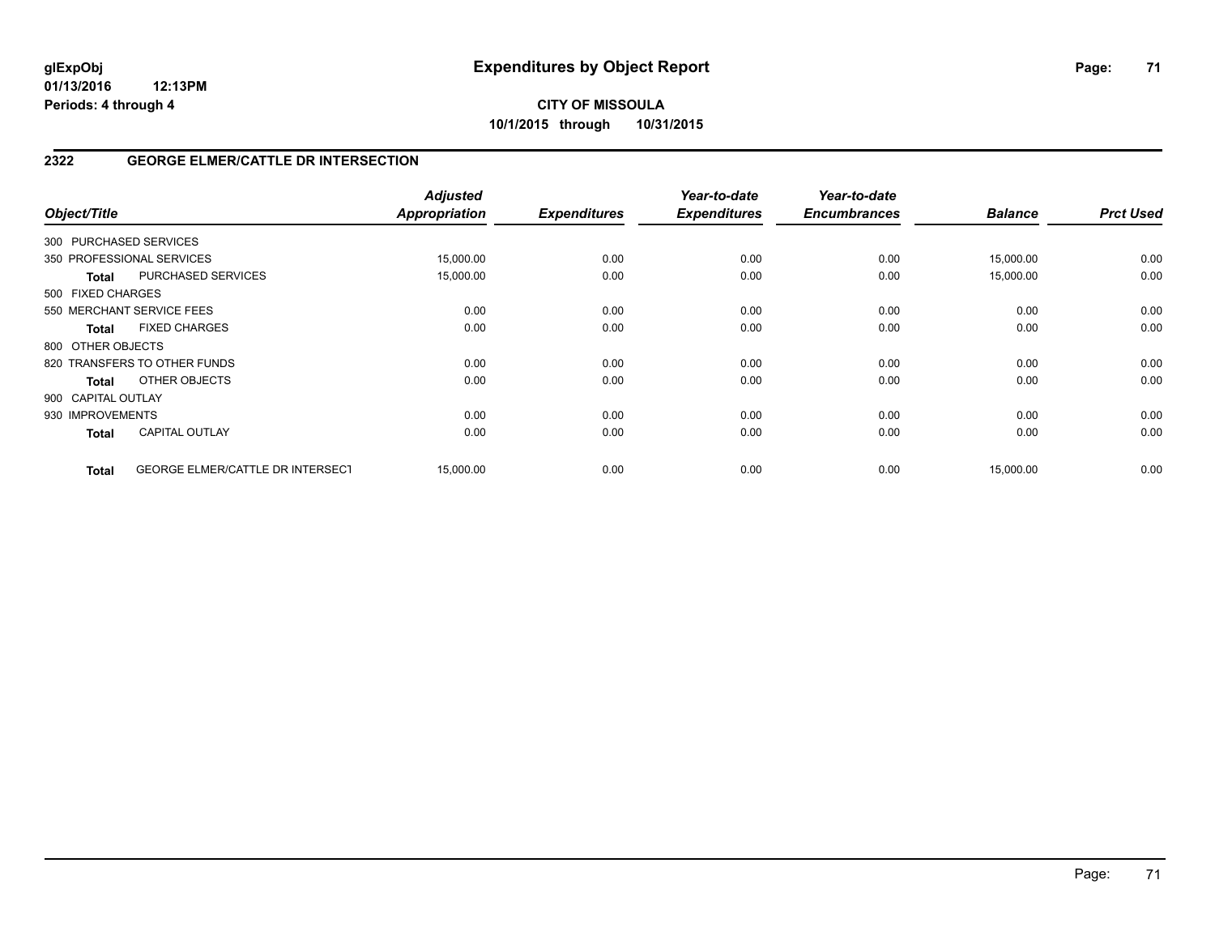**glExpObj**
**01/13/2016 12:13PM**
**Periods: 4 through 4**

# Expenditures by Object Report

**CITY OF MISSOULA**
**10/1/2015 through 10/31/2015**

## 2322 GEORGE ELMER/CATTLE DR INTERSECTION

| Object/Title | | Adjusted Appropriation | Expenditures | Year-to-date Expenditures | Year-to-date Encumbrances | Balance | Prct Used |
|---|---|---|---|---|---|---|---|
| 300 PURCHASED SERVICES | | | | | | | |
| 350 PROFESSIONAL SERVICES | | 15,000.00 | 0.00 | 0.00 | 0.00 | 15,000.00 | 0.00 |
| **Total** | PURCHASED SERVICES | 15,000.00 | 0.00 | 0.00 | 0.00 | 15,000.00 | 0.00 |
| 500 FIXED CHARGES | | | | | | | |
| 550 MERCHANT SERVICE FEES | | 0.00 | 0.00 | 0.00 | 0.00 | 0.00 | 0.00 |
| **Total** | FIXED CHARGES | 0.00 | 0.00 | 0.00 | 0.00 | 0.00 | 0.00 |
| 800 OTHER OBJECTS | | | | | | | |
| 820 TRANSFERS TO OTHER FUNDS | | 0.00 | 0.00 | 0.00 | 0.00 | 0.00 | 0.00 |
| **Total** | OTHER OBJECTS | 0.00 | 0.00 | 0.00 | 0.00 | 0.00 | 0.00 |
| 900 CAPITAL OUTLAY | | | | | | | |
| 930 IMPROVEMENTS | | 0.00 | 0.00 | 0.00 | 0.00 | 0.00 | 0.00 |
| **Total** | CAPITAL OUTLAY | 0.00 | 0.00 | 0.00 | 0.00 | 0.00 | 0.00 |
| **Total** | GEORGE ELMER/CATTLE DR INTERSECT | 15,000.00 | 0.00 | 0.00 | 0.00 | 15,000.00 | 0.00 |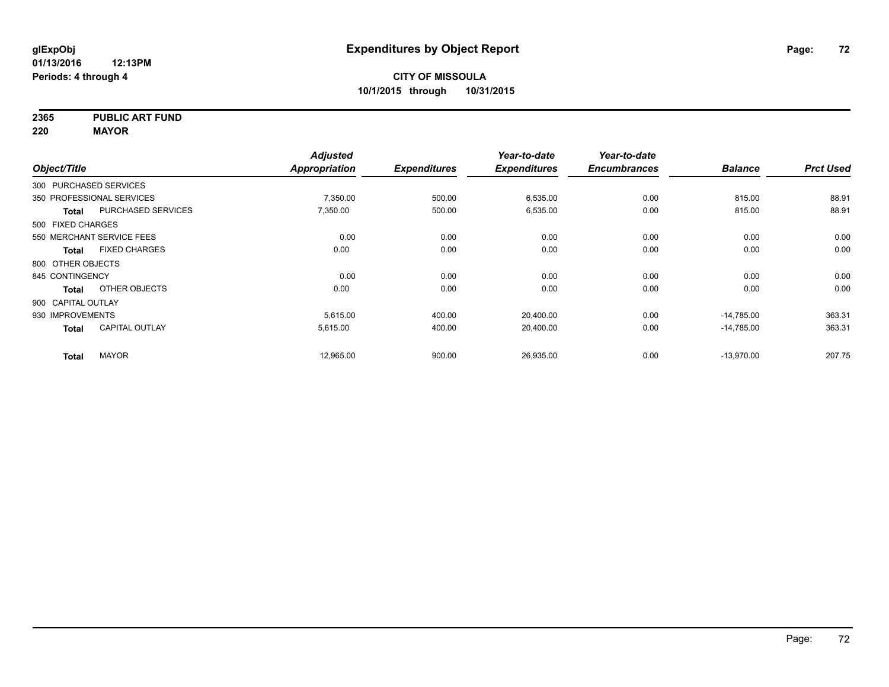**glExpObj**
**01/13/2016 12:13PM**
**Periods: 4 through 4**

# Expenditures by Object Report

**CITY OF MISSOULA**
**10/1/2015 through 10/31/2015**

**2365 PUBLIC ART FUND**
**220 MAYOR**

| Object/Title | | Adjusted Appropriation | Expenditures | Year-to-date Expenditures | Year-to-date Encumbrances | Balance | Prct Used |
|---|---|---|---|---|---|---|---|
| 300 PURCHASED SERVICES | | | | | | | |
| 350 PROFESSIONAL SERVICES | | 7,350.00 | 500.00 | 6,535.00 | 0.00 | 815.00 | 88.91 |
| **Total** | PURCHASED SERVICES | 7,350.00 | 500.00 | 6,535.00 | 0.00 | 815.00 | 88.91 |
| 500 FIXED CHARGES | | | | | | | |
| 550 MERCHANT SERVICE FEES | | 0.00 | 0.00 | 0.00 | 0.00 | 0.00 | 0.00 |
| **Total** | FIXED CHARGES | 0.00 | 0.00 | 0.00 | 0.00 | 0.00 | 0.00 |
| 800 OTHER OBJECTS | | | | | | | |
| 845 CONTINGENCY | | 0.00 | 0.00 | 0.00 | 0.00 | 0.00 | 0.00 |
| **Total** | OTHER OBJECTS | 0.00 | 0.00 | 0.00 | 0.00 | 0.00 | 0.00 |
| 900 CAPITAL OUTLAY | | | | | | | |
| 930 IMPROVEMENTS | | 5,615.00 | 400.00 | 20,400.00 | 0.00 | -14,785.00 | 363.31 |
| **Total** | CAPITAL OUTLAY | 5,615.00 | 400.00 | 20,400.00 | 0.00 | -14,785.00 | 363.31 |
| **Total** | MAYOR | 12,965.00 | 900.00 | 26,935.00 | 0.00 | -13,970.00 | 207.75 |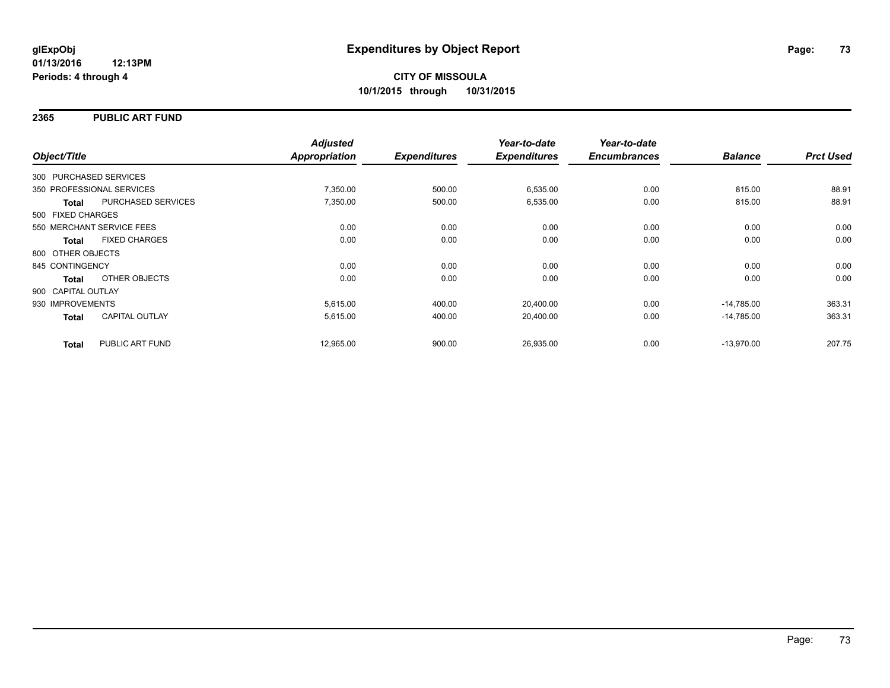# Expenditures by Object Report

glExpObj
01/13/2016 12:13PM
Periods: 4 through 4

**CITY OF MISSOULA**
**10/1/2015 through 10/31/2015**

## 2365 PUBLIC ART FUND

| Object/Title | | Adjusted Appropriation | Expenditures | Year-to-date Expenditures | Year-to-date Encumbrances | Balance | Prct Used |
|---|---|---|---|---|---|---|---|
| 300 PURCHASED SERVICES | | | | | | | |
| 350 PROFESSIONAL SERVICES | | 7,350.00 | 500.00 | 6,535.00 | 0.00 | 815.00 | 88.91 |
| **Total** | PURCHASED SERVICES | 7,350.00 | 500.00 | 6,535.00 | 0.00 | 815.00 | 88.91 |
| 500 FIXED CHARGES | | | | | | | |
| 550 MERCHANT SERVICE FEES | | 0.00 | 0.00 | 0.00 | 0.00 | 0.00 | 0.00 |
| **Total** | FIXED CHARGES | 0.00 | 0.00 | 0.00 | 0.00 | 0.00 | 0.00 |
| 800 OTHER OBJECTS | | | | | | | |
| 845 CONTINGENCY | | 0.00 | 0.00 | 0.00 | 0.00 | 0.00 | 0.00 |
| **Total** | OTHER OBJECTS | 0.00 | 0.00 | 0.00 | 0.00 | 0.00 | 0.00 |
| 900 CAPITAL OUTLAY | | | | | | | |
| 930 IMPROVEMENTS | | 5,615.00 | 400.00 | 20,400.00 | 0.00 | -14,785.00 | 363.31 |
| **Total** | CAPITAL OUTLAY | 5,615.00 | 400.00 | 20,400.00 | 0.00 | -14,785.00 | 363.31 |
| **Total** | PUBLIC ART FUND | 12,965.00 | 900.00 | 26,935.00 | 0.00 | -13,970.00 | 207.75 |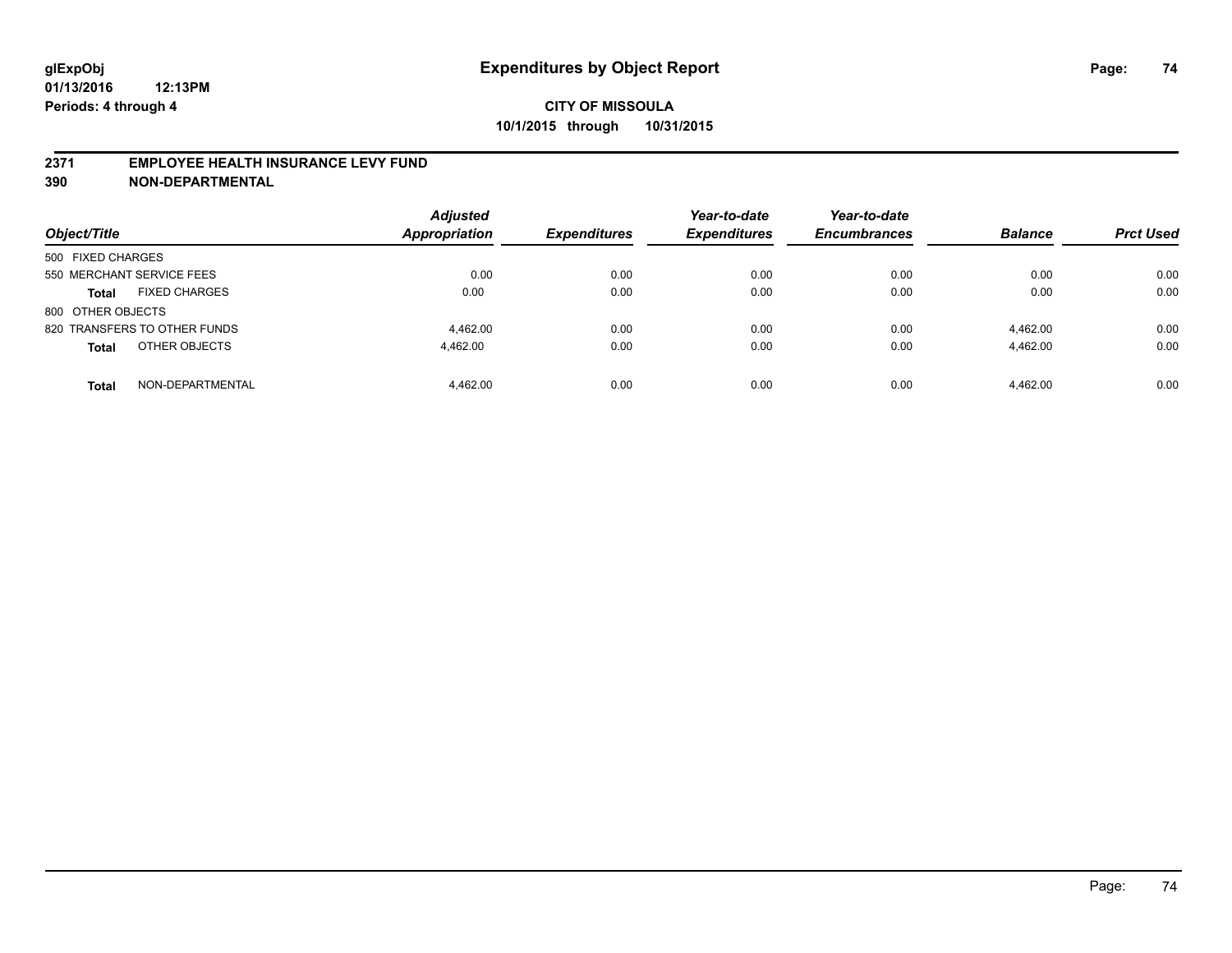# Expenditures by Object Report

**CITY OF MISSOULA**

**10/1/2015 through 10/31/2015**

glExpObj
01/13/2016 12:13PM
Periods: 4 through 4

## 2371 EMPLOYEE HEALTH INSURANCE LEVY FUND
## 390 NON-DEPARTMENTAL

| Object/Title | Adjusted Appropriation | Expenditures | Year-to-date Expenditures | Year-to-date Encumbrances | Balance | Prct Used |
|---|---|---|---|---|---|---|
| 500 FIXED CHARGES | | | | | | |
| 550 MERCHANT SERVICE FEES | 0.00 | 0.00 | 0.00 | 0.00 | 0.00 | 0.00 |
| **Total** FIXED CHARGES | 0.00 | 0.00 | 0.00 | 0.00 | 0.00 | 0.00 |
| 800 OTHER OBJECTS | | | | | | |
| 820 TRANSFERS TO OTHER FUNDS | 4,462.00 | 0.00 | 0.00 | 0.00 | 4,462.00 | 0.00 |
| **Total** OTHER OBJECTS | 4,462.00 | 0.00 | 0.00 | 0.00 | 4,462.00 | 0.00 |
| **Total** NON-DEPARTMENTAL | 4,462.00 | 0.00 | 0.00 | 0.00 | 4,462.00 | 0.00 |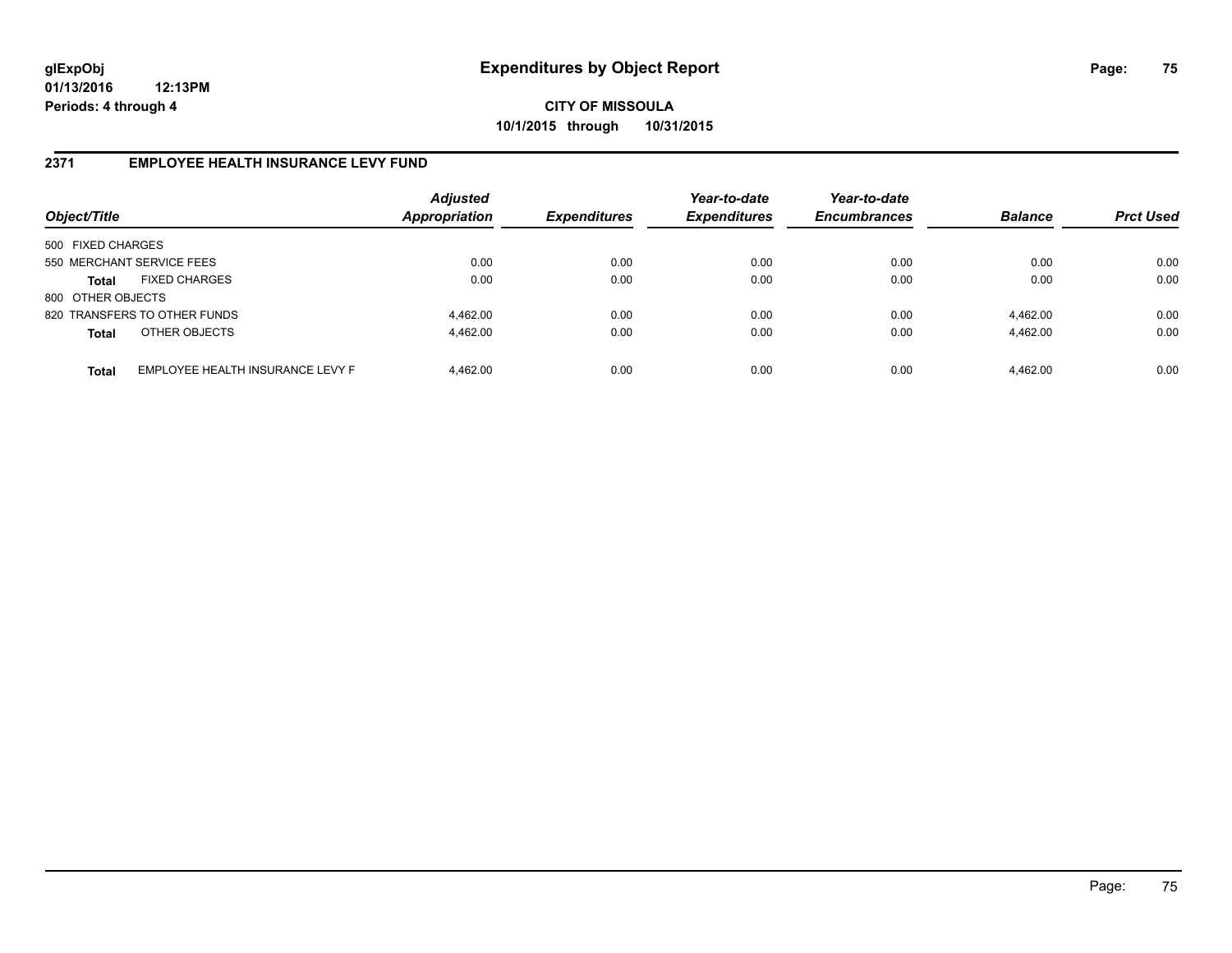# Expenditures by Object Report

glExpObj
01/13/2016 12:13PM
Periods: 4 through 4

**CITY OF MISSOULA**
**10/1/2015 through 10/31/2015**

## 2371 EMPLOYEE HEALTH INSURANCE LEVY FUND

| Object/Title | | Adjusted Appropriation | Expenditures | Year-to-date Expenditures | Year-to-date Encumbrances | Balance | Prct Used |
|---|---|---|---|---|---|---|---|
| 500 FIXED CHARGES | | | | | | | |
| 550 MERCHANT SERVICE FEES | | 0.00 | 0.00 | 0.00 | 0.00 | 0.00 | 0.00 |
| **Total** | FIXED CHARGES | 0.00 | 0.00 | 0.00 | 0.00 | 0.00 | 0.00 |
| 800 OTHER OBJECTS | | | | | | | |
| 820 TRANSFERS TO OTHER FUNDS | | 4,462.00 | 0.00 | 0.00 | 0.00 | 4,462.00 | 0.00 |
| **Total** | OTHER OBJECTS | 4,462.00 | 0.00 | 0.00 | 0.00 | 4,462.00 | 0.00 |
| **Total** | EMPLOYEE HEALTH INSURANCE LEVY F | 4,462.00 | 0.00 | 0.00 | 0.00 | 4,462.00 | 0.00 |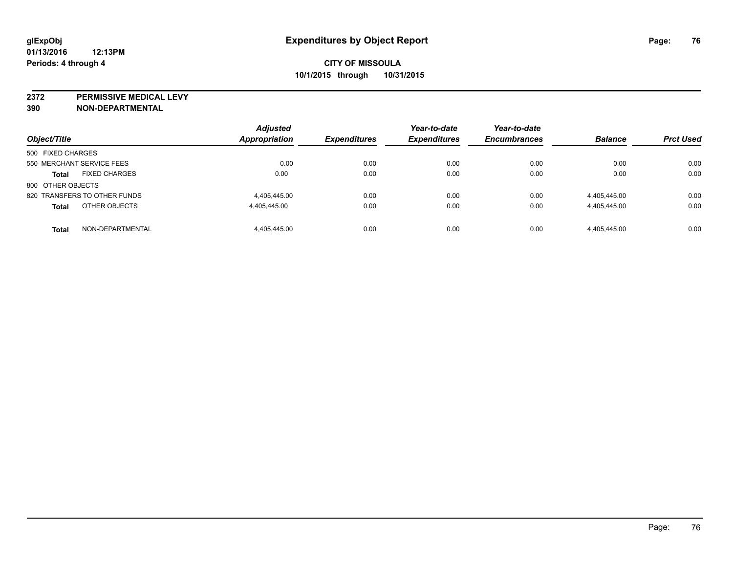**glExpObj**
**01/13/2016 12:13PM**
**Periods: 4 through 4**

# Expenditures by Object Report

**CITY OF MISSOULA**
**10/1/2015 through 10/31/2015**

**2372 PERMISSIVE MEDICAL LEVY**
**390 NON-DEPARTMENTAL**

| Object/Title | | Adjusted Appropriation | Expenditures | Year-to-date Expenditures | Year-to-date Encumbrances | Balance | Prct Used |
|---|---|---|---|---|---|---|---|
| 500 FIXED CHARGES | | | | | | | |
| 550 MERCHANT SERVICE FEES | | 0.00 | 0.00 | 0.00 | 0.00 | 0.00 | 0.00 |
| **Total** | FIXED CHARGES | 0.00 | 0.00 | 0.00 | 0.00 | 0.00 | 0.00 |
| 800 OTHER OBJECTS | | | | | | | |
| 820 TRANSFERS TO OTHER FUNDS | | 4,405,445.00 | 0.00 | 0.00 | 0.00 | 4,405,445.00 | 0.00 |
| **Total** | OTHER OBJECTS | 4,405,445.00 | 0.00 | 0.00 | 0.00 | 4,405,445.00 | 0.00 |
| **Total** | NON-DEPARTMENTAL | 4,405,445.00 | 0.00 | 0.00 | 0.00 | 4,405,445.00 | 0.00 |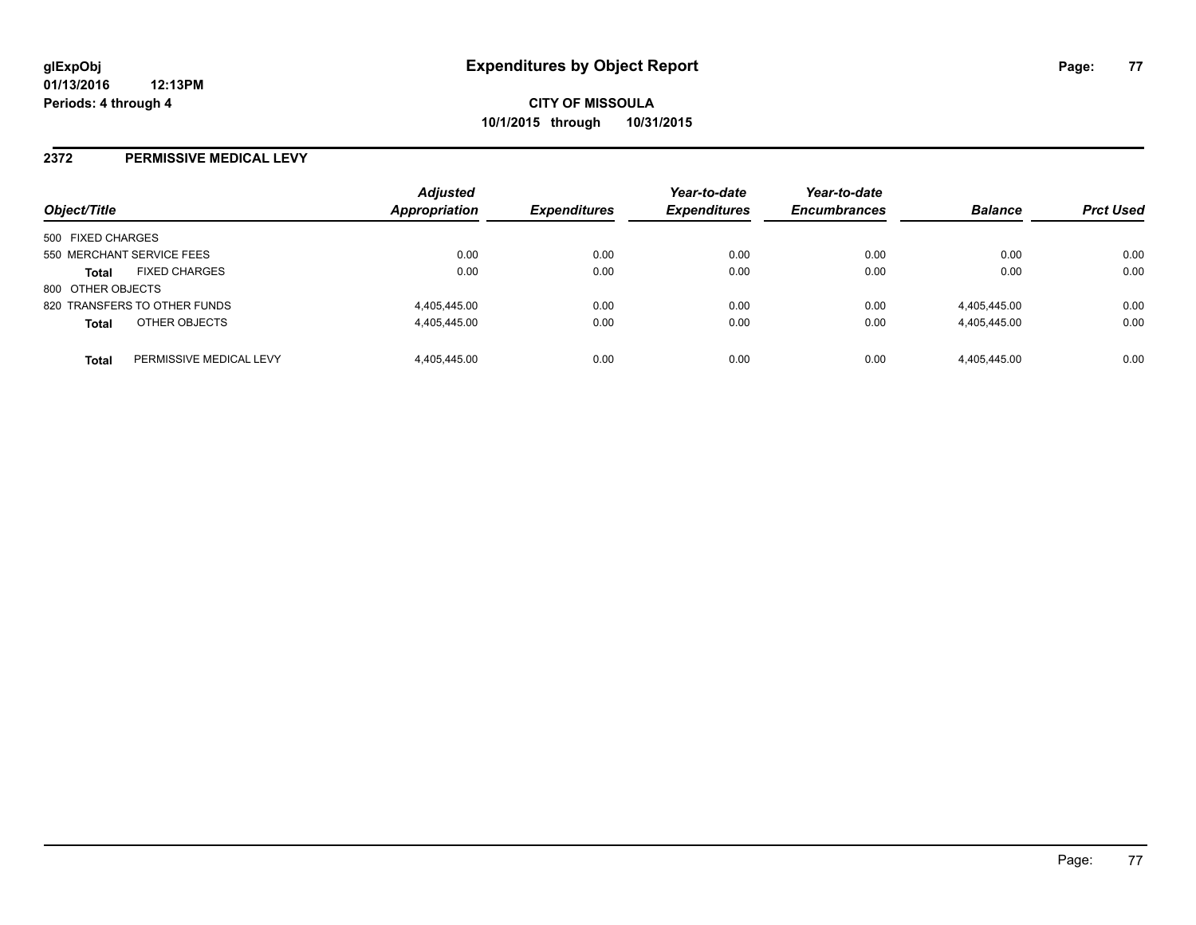# Expenditures by Object Report

glExpObj
01/13/2016 12:13PM
Periods: 4 through 4

**CITY OF MISSOULA**
**10/1/2015 through 10/31/2015**

## 2372 PERMISSIVE MEDICAL LEVY

| Object/Title | | Adjusted Appropriation | Expenditures | Year-to-date Expenditures | Year-to-date Encumbrances | Balance | Prct Used |
|---|---|---|---|---|---|---|---|
| 500 FIXED CHARGES | | | | | | | |
| 550 MERCHANT SERVICE FEES | | 0.00 | 0.00 | 0.00 | 0.00 | 0.00 | 0.00 |
| **Total** | FIXED CHARGES | 0.00 | 0.00 | 0.00 | 0.00 | 0.00 | 0.00 |
| 800 OTHER OBJECTS | | | | | | | |
| 820 TRANSFERS TO OTHER FUNDS | | 4,405,445.00 | 0.00 | 0.00 | 0.00 | 4,405,445.00 | 0.00 |
| **Total** | OTHER OBJECTS | 4,405,445.00 | 0.00 | 0.00 | 0.00 | 4,405,445.00 | 0.00 |
| **Total** | PERMISSIVE MEDICAL LEVY | 4,405,445.00 | 0.00 | 0.00 | 0.00 | 4,405,445.00 | 0.00 |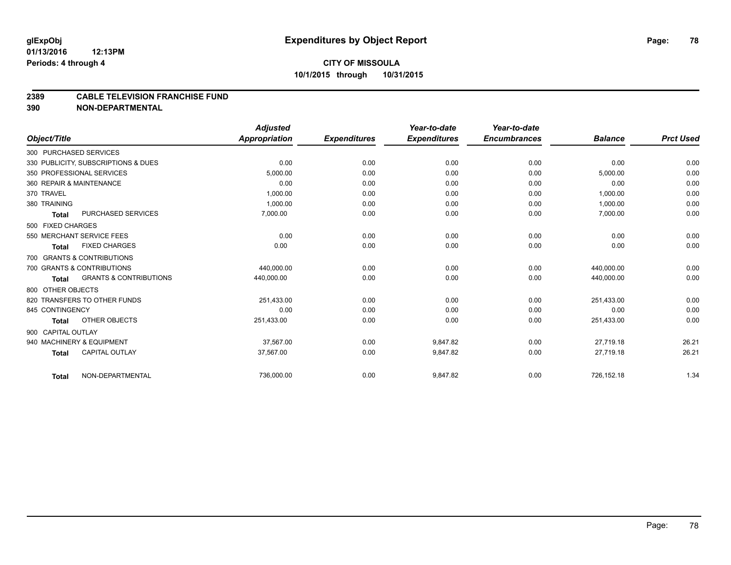**glExpObj**
**01/13/2016 12:13PM**
**Periods: 4 through 4**

# Expenditures by Object Report

**CITY OF MISSOULA**
**10/1/2015 through 10/31/2015**

## 2389 CABLE TELEVISION FRANCHISE FUND
## 390 NON-DEPARTMENTAL

| Object/Title | Adjusted Appropriation | Expenditures | Year-to-date Expenditures | Year-to-date Encumbrances | Balance | Prct Used |
|---|---|---|---|---|---|---|
| 300 PURCHASED SERVICES | | | | | | |
| 330 PUBLICITY, SUBSCRIPTIONS & DUES | 0.00 | 0.00 | 0.00 | 0.00 | 0.00 | 0.00 |
| 350 PROFESSIONAL SERVICES | 5,000.00 | 0.00 | 0.00 | 0.00 | 5,000.00 | 0.00 |
| 360 REPAIR & MAINTENANCE | 0.00 | 0.00 | 0.00 | 0.00 | 0.00 | 0.00 |
| 370 TRAVEL | 1,000.00 | 0.00 | 0.00 | 0.00 | 1,000.00 | 0.00 |
| 380 TRAINING | 1,000.00 | 0.00 | 0.00 | 0.00 | 1,000.00 | 0.00 |
| **Total** PURCHASED SERVICES | 7,000.00 | 0.00 | 0.00 | 0.00 | 7,000.00 | 0.00 |
| 500 FIXED CHARGES | | | | | | |
| 550 MERCHANT SERVICE FEES | 0.00 | 0.00 | 0.00 | 0.00 | 0.00 | 0.00 |
| **Total** FIXED CHARGES | 0.00 | 0.00 | 0.00 | 0.00 | 0.00 | 0.00 |
| 700 GRANTS & CONTRIBUTIONS | | | | | | |
| 700 GRANTS & CONTRIBUTIONS | 440,000.00 | 0.00 | 0.00 | 0.00 | 440,000.00 | 0.00 |
| **Total** GRANTS & CONTRIBUTIONS | 440,000.00 | 0.00 | 0.00 | 0.00 | 440,000.00 | 0.00 |
| 800 OTHER OBJECTS | | | | | | |
| 820 TRANSFERS TO OTHER FUNDS | 251,433.00 | 0.00 | 0.00 | 0.00 | 251,433.00 | 0.00 |
| 845 CONTINGENCY | 0.00 | 0.00 | 0.00 | 0.00 | 0.00 | 0.00 |
| **Total** OTHER OBJECTS | 251,433.00 | 0.00 | 0.00 | 0.00 | 251,433.00 | 0.00 |
| 900 CAPITAL OUTLAY | | | | | | |
| 940 MACHINERY & EQUIPMENT | 37,567.00 | 0.00 | 9,847.82 | 0.00 | 27,719.18 | 26.21 |
| **Total** CAPITAL OUTLAY | 37,567.00 | 0.00 | 9,847.82 | 0.00 | 27,719.18 | 26.21 |
| **Total** NON-DEPARTMENTAL | 736,000.00 | 0.00 | 9,847.82 | 0.00 | 726,152.18 | 1.34 |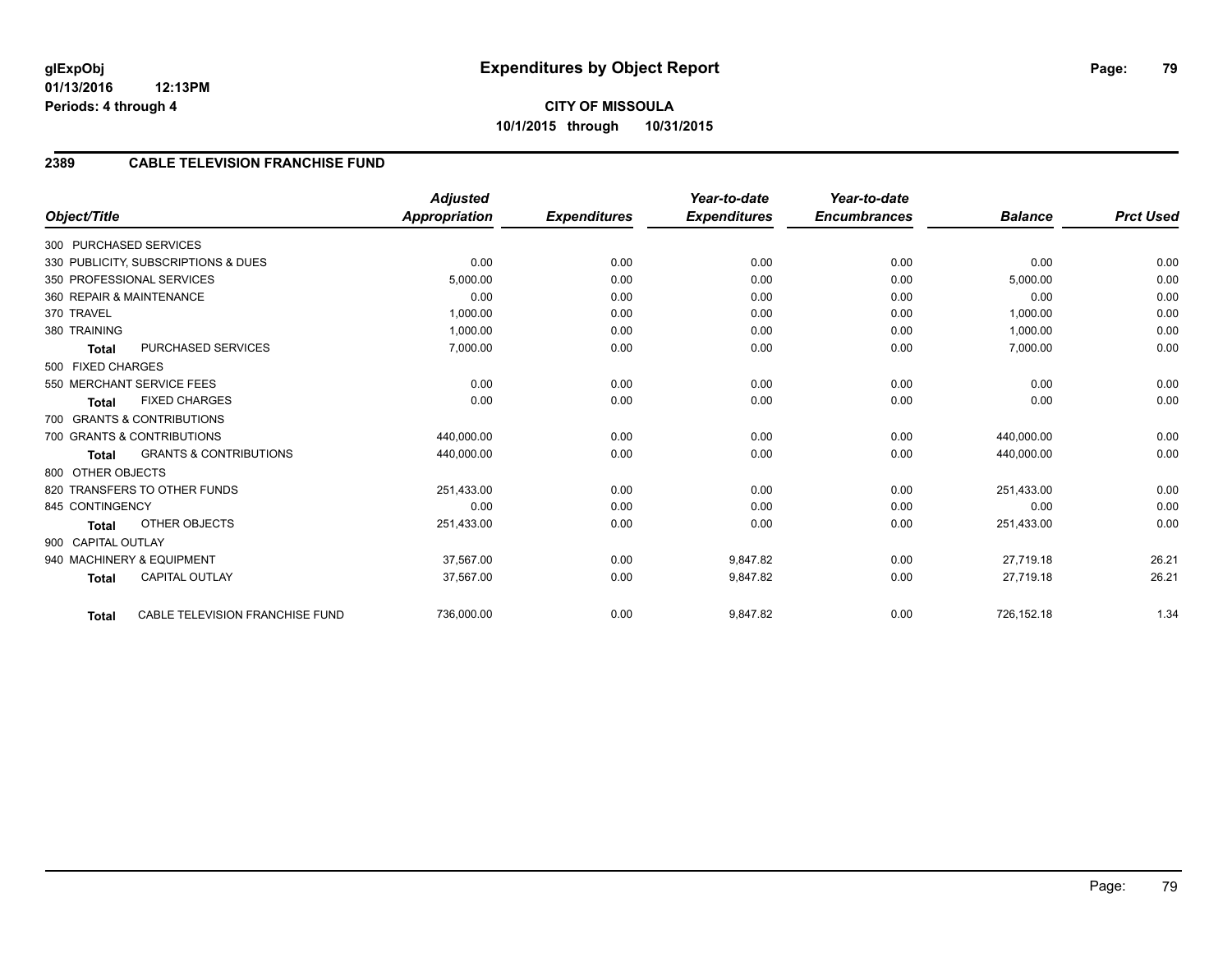# Expenditures by Object Report

glExpObj
01/13/2016 12:13PM
Periods: 4 through 4

**CITY OF MISSOULA**
**10/1/2015 through 10/31/2015**

## 2389 CABLE TELEVISION FRANCHISE FUND

| Object/Title | Adjusted Appropriation | Expenditures | Year-to-date Expenditures | Year-to-date Encumbrances | Balance | Prct Used |
|---|---|---|---|---|---|---|
| 300 PURCHASED SERVICES | | | | | | |
| 330 PUBLICITY, SUBSCRIPTIONS & DUES | 0.00 | 0.00 | 0.00 | 0.00 | 0.00 | 0.00 |
| 350 PROFESSIONAL SERVICES | 5,000.00 | 0.00 | 0.00 | 0.00 | 5,000.00 | 0.00 |
| 360 REPAIR & MAINTENANCE | 0.00 | 0.00 | 0.00 | 0.00 | 0.00 | 0.00 |
| 370 TRAVEL | 1,000.00 | 0.00 | 0.00 | 0.00 | 1,000.00 | 0.00 |
| 380 TRAINING | 1,000.00 | 0.00 | 0.00 | 0.00 | 1,000.00 | 0.00 |
| **Total** PURCHASED SERVICES | 7,000.00 | 0.00 | 0.00 | 0.00 | 7,000.00 | 0.00 |
| 500 FIXED CHARGES | | | | | | |
| 550 MERCHANT SERVICE FEES | 0.00 | 0.00 | 0.00 | 0.00 | 0.00 | 0.00 |
| **Total** FIXED CHARGES | 0.00 | 0.00 | 0.00 | 0.00 | 0.00 | 0.00 |
| 700 GRANTS & CONTRIBUTIONS | | | | | | |
| 700 GRANTS & CONTRIBUTIONS | 440,000.00 | 0.00 | 0.00 | 0.00 | 440,000.00 | 0.00 |
| **Total** GRANTS & CONTRIBUTIONS | 440,000.00 | 0.00 | 0.00 | 0.00 | 440,000.00 | 0.00 |
| 800 OTHER OBJECTS | | | | | | |
| 820 TRANSFERS TO OTHER FUNDS | 251,433.00 | 0.00 | 0.00 | 0.00 | 251,433.00 | 0.00 |
| 845 CONTINGENCY | 0.00 | 0.00 | 0.00 | 0.00 | 0.00 | 0.00 |
| **Total** OTHER OBJECTS | 251,433.00 | 0.00 | 0.00 | 0.00 | 251,433.00 | 0.00 |
| 900 CAPITAL OUTLAY | | | | | | |
| 940 MACHINERY & EQUIPMENT | 37,567.00 | 0.00 | 9,847.82 | 0.00 | 27,719.18 | 26.21 |
| **Total** CAPITAL OUTLAY | 37,567.00 | 0.00 | 9,847.82 | 0.00 | 27,719.18 | 26.21 |
| **Total** CABLE TELEVISION FRANCHISE FUND | 736,000.00 | 0.00 | 9,847.82 | 0.00 | 726,152.18 | 1.34 |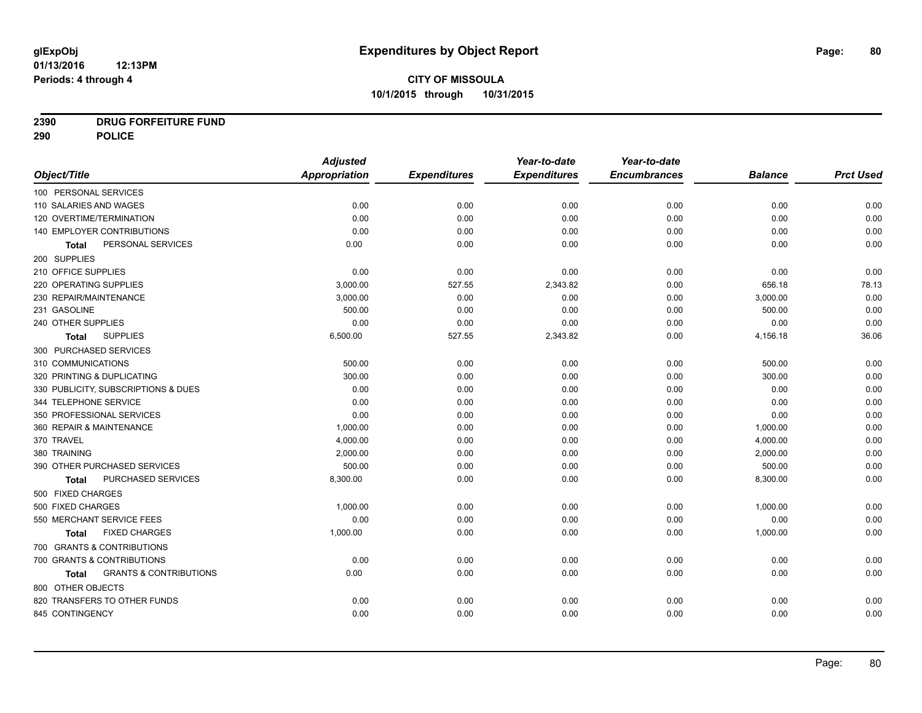# Expenditures by Object Report

glExpObj
01/13/2016 12:13PM
Periods: 4 through 4

**CITY OF MISSOULA**
**10/1/2015 through 10/31/2015**

**2390 DRUG FORFEITURE FUND**
**290 POLICE**

| Object/Title | Adjusted Appropriation | Expenditures | Year-to-date Expenditures | Year-to-date Encumbrances | Balance | Prct Used |
|---|---|---|---|---|---|---|
| 100 PERSONAL SERVICES | | | | | | |
| 110 SALARIES AND WAGES | 0.00 | 0.00 | 0.00 | 0.00 | 0.00 | 0.00 |
| 120 OVERTIME/TERMINATION | 0.00 | 0.00 | 0.00 | 0.00 | 0.00 | 0.00 |
| 140 EMPLOYER CONTRIBUTIONS | 0.00 | 0.00 | 0.00 | 0.00 | 0.00 | 0.00 |
| **Total** PERSONAL SERVICES | 0.00 | 0.00 | 0.00 | 0.00 | 0.00 | 0.00 |
| 200 SUPPLIES | | | | | | |
| 210 OFFICE SUPPLIES | 0.00 | 0.00 | 0.00 | 0.00 | 0.00 | 0.00 |
| 220 OPERATING SUPPLIES | 3,000.00 | 527.55 | 2,343.82 | 0.00 | 656.18 | 78.13 |
| 230 REPAIR/MAINTENANCE | 3,000.00 | 0.00 | 0.00 | 0.00 | 3,000.00 | 0.00 |
| 231 GASOLINE | 500.00 | 0.00 | 0.00 | 0.00 | 500.00 | 0.00 |
| 240 OTHER SUPPLIES | 0.00 | 0.00 | 0.00 | 0.00 | 0.00 | 0.00 |
| **Total** SUPPLIES | 6,500.00 | 527.55 | 2,343.82 | 0.00 | 4,156.18 | 36.06 |
| 300 PURCHASED SERVICES | | | | | | |
| 310 COMMUNICATIONS | 500.00 | 0.00 | 0.00 | 0.00 | 500.00 | 0.00 |
| 320 PRINTING & DUPLICATING | 300.00 | 0.00 | 0.00 | 0.00 | 300.00 | 0.00 |
| 330 PUBLICITY, SUBSCRIPTIONS & DUES | 0.00 | 0.00 | 0.00 | 0.00 | 0.00 | 0.00 |
| 344 TELEPHONE SERVICE | 0.00 | 0.00 | 0.00 | 0.00 | 0.00 | 0.00 |
| 350 PROFESSIONAL SERVICES | 0.00 | 0.00 | 0.00 | 0.00 | 0.00 | 0.00 |
| 360 REPAIR & MAINTENANCE | 1,000.00 | 0.00 | 0.00 | 0.00 | 1,000.00 | 0.00 |
| 370 TRAVEL | 4,000.00 | 0.00 | 0.00 | 0.00 | 4,000.00 | 0.00 |
| 380 TRAINING | 2,000.00 | 0.00 | 0.00 | 0.00 | 2,000.00 | 0.00 |
| 390 OTHER PURCHASED SERVICES | 500.00 | 0.00 | 0.00 | 0.00 | 500.00 | 0.00 |
| **Total** PURCHASED SERVICES | 8,300.00 | 0.00 | 0.00 | 0.00 | 8,300.00 | 0.00 |
| 500 FIXED CHARGES | | | | | | |
| 500 FIXED CHARGES | 1,000.00 | 0.00 | 0.00 | 0.00 | 1,000.00 | 0.00 |
| 550 MERCHANT SERVICE FEES | 0.00 | 0.00 | 0.00 | 0.00 | 0.00 | 0.00 |
| **Total** FIXED CHARGES | 1,000.00 | 0.00 | 0.00 | 0.00 | 1,000.00 | 0.00 |
| 700 GRANTS & CONTRIBUTIONS | | | | | | |
| 700 GRANTS & CONTRIBUTIONS | 0.00 | 0.00 | 0.00 | 0.00 | 0.00 | 0.00 |
| **Total** GRANTS & CONTRIBUTIONS | 0.00 | 0.00 | 0.00 | 0.00 | 0.00 | 0.00 |
| 800 OTHER OBJECTS | | | | | | |
| 820 TRANSFERS TO OTHER FUNDS | 0.00 | 0.00 | 0.00 | 0.00 | 0.00 | 0.00 |
| 845 CONTINGENCY | 0.00 | 0.00 | 0.00 | 0.00 | 0.00 | 0.00 |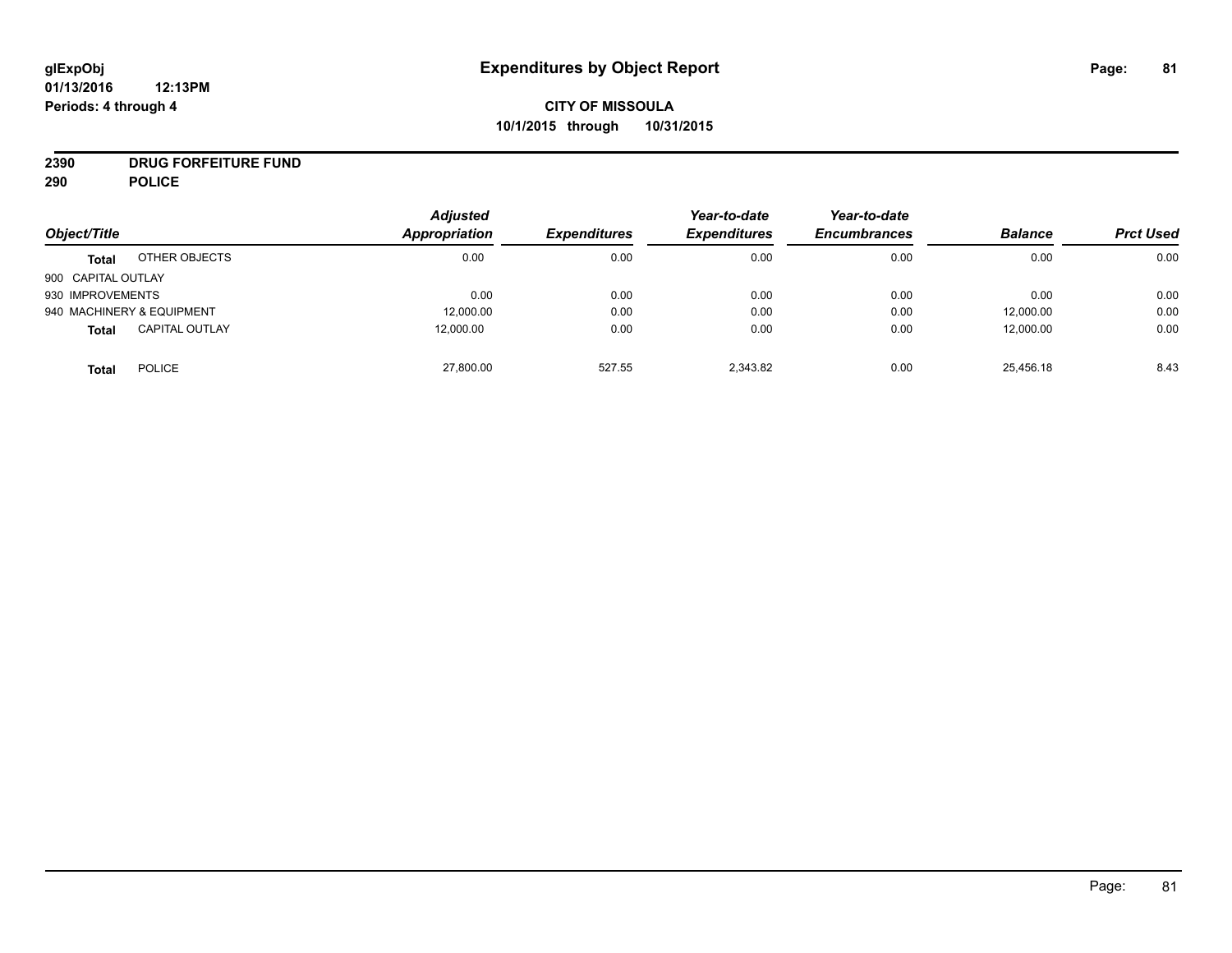**glExpObj** **Expenditures by Object Report**
**01/13/2016 12:13PM**
**Periods: 4 through 4**

**CITY OF MISSOULA**
**10/1/2015 through 10/31/2015**

**2390 DRUG FORFEITURE FUND**
**290 POLICE**

| Object/Title | | Adjusted Appropriation | Expenditures | Year-to-date Expenditures | Year-to-date Encumbrances | Balance | Prct Used |
|---|---|---|---|---|---|---|---|
| **Total** | OTHER OBJECTS | 0.00 | 0.00 | 0.00 | 0.00 | 0.00 | 0.00 |
| 900 CAPITAL OUTLAY | | | | | | | |
| 930 IMPROVEMENTS | | 0.00 | 0.00 | 0.00 | 0.00 | 0.00 | 0.00 |
| 940 MACHINERY & EQUIPMENT | | 12,000.00 | 0.00 | 0.00 | 0.00 | 12,000.00 | 0.00 |
| **Total** | CAPITAL OUTLAY | 12,000.00 | 0.00 | 0.00 | 0.00 | 12,000.00 | 0.00 |
| **Total** | POLICE | 27,800.00 | 527.55 | 2,343.82 | 0.00 | 25,456.18 | 8.43 |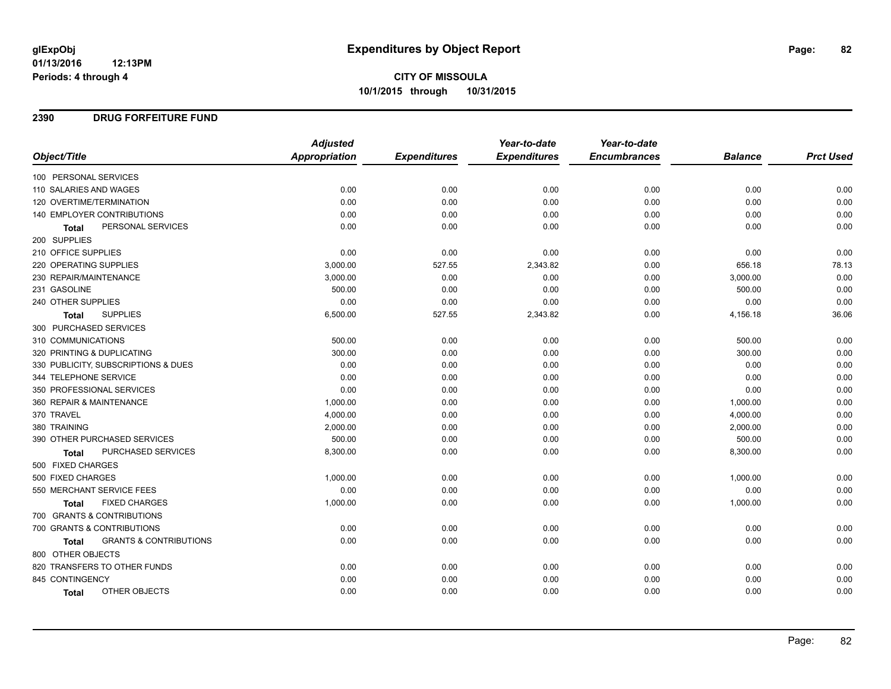# Expenditures by Object Report

glExpObj
01/13/2016 12:13PM
Periods: 4 through 4

**CITY OF MISSOULA**
**10/1/2015 through 10/31/2015**

## 2390 DRUG FORFEITURE FUND

| Object/Title | Adjusted Appropriation | Expenditures | Year-to-date Expenditures | Year-to-date Encumbrances | Balance | Prct Used |
|---|---|---|---|---|---|---|
| 100 PERSONAL SERVICES | | | | | | |
| 110 SALARIES AND WAGES | 0.00 | 0.00 | 0.00 | 0.00 | 0.00 | 0.00 |
| 120 OVERTIME/TERMINATION | 0.00 | 0.00 | 0.00 | 0.00 | 0.00 | 0.00 |
| 140 EMPLOYER CONTRIBUTIONS | 0.00 | 0.00 | 0.00 | 0.00 | 0.00 | 0.00 |
| **Total** PERSONAL SERVICES | 0.00 | 0.00 | 0.00 | 0.00 | 0.00 | 0.00 |
| 200 SUPPLIES | | | | | | |
| 210 OFFICE SUPPLIES | 0.00 | 0.00 | 0.00 | 0.00 | 0.00 | 0.00 |
| 220 OPERATING SUPPLIES | 3,000.00 | 527.55 | 2,343.82 | 0.00 | 656.18 | 78.13 |
| 230 REPAIR/MAINTENANCE | 3,000.00 | 0.00 | 0.00 | 0.00 | 3,000.00 | 0.00 |
| 231 GASOLINE | 500.00 | 0.00 | 0.00 | 0.00 | 500.00 | 0.00 |
| 240 OTHER SUPPLIES | 0.00 | 0.00 | 0.00 | 0.00 | 0.00 | 0.00 |
| **Total** SUPPLIES | 6,500.00 | 527.55 | 2,343.82 | 0.00 | 4,156.18 | 36.06 |
| 300 PURCHASED SERVICES | | | | | | |
| 310 COMMUNICATIONS | 500.00 | 0.00 | 0.00 | 0.00 | 500.00 | 0.00 |
| 320 PRINTING & DUPLICATING | 300.00 | 0.00 | 0.00 | 0.00 | 300.00 | 0.00 |
| 330 PUBLICITY, SUBSCRIPTIONS & DUES | 0.00 | 0.00 | 0.00 | 0.00 | 0.00 | 0.00 |
| 344 TELEPHONE SERVICE | 0.00 | 0.00 | 0.00 | 0.00 | 0.00 | 0.00 |
| 350 PROFESSIONAL SERVICES | 0.00 | 0.00 | 0.00 | 0.00 | 0.00 | 0.00 |
| 360 REPAIR & MAINTENANCE | 1,000.00 | 0.00 | 0.00 | 0.00 | 1,000.00 | 0.00 |
| 370 TRAVEL | 4,000.00 | 0.00 | 0.00 | 0.00 | 4,000.00 | 0.00 |
| 380 TRAINING | 2,000.00 | 0.00 | 0.00 | 0.00 | 2,000.00 | 0.00 |
| 390 OTHER PURCHASED SERVICES | 500.00 | 0.00 | 0.00 | 0.00 | 500.00 | 0.00 |
| **Total** PURCHASED SERVICES | 8,300.00 | 0.00 | 0.00 | 0.00 | 8,300.00 | 0.00 |
| 500 FIXED CHARGES | | | | | | |
| 500 FIXED CHARGES | 1,000.00 | 0.00 | 0.00 | 0.00 | 1,000.00 | 0.00 |
| 550 MERCHANT SERVICE FEES | 0.00 | 0.00 | 0.00 | 0.00 | 0.00 | 0.00 |
| **Total** FIXED CHARGES | 1,000.00 | 0.00 | 0.00 | 0.00 | 1,000.00 | 0.00 |
| 700 GRANTS & CONTRIBUTIONS | | | | | | |
| 700 GRANTS & CONTRIBUTIONS | 0.00 | 0.00 | 0.00 | 0.00 | 0.00 | 0.00 |
| **Total** GRANTS & CONTRIBUTIONS | 0.00 | 0.00 | 0.00 | 0.00 | 0.00 | 0.00 |
| 800 OTHER OBJECTS | | | | | | |
| 820 TRANSFERS TO OTHER FUNDS | 0.00 | 0.00 | 0.00 | 0.00 | 0.00 | 0.00 |
| 845 CONTINGENCY | 0.00 | 0.00 | 0.00 | 0.00 | 0.00 | 0.00 |
| **Total** OTHER OBJECTS | 0.00 | 0.00 | 0.00 | 0.00 | 0.00 | 0.00 |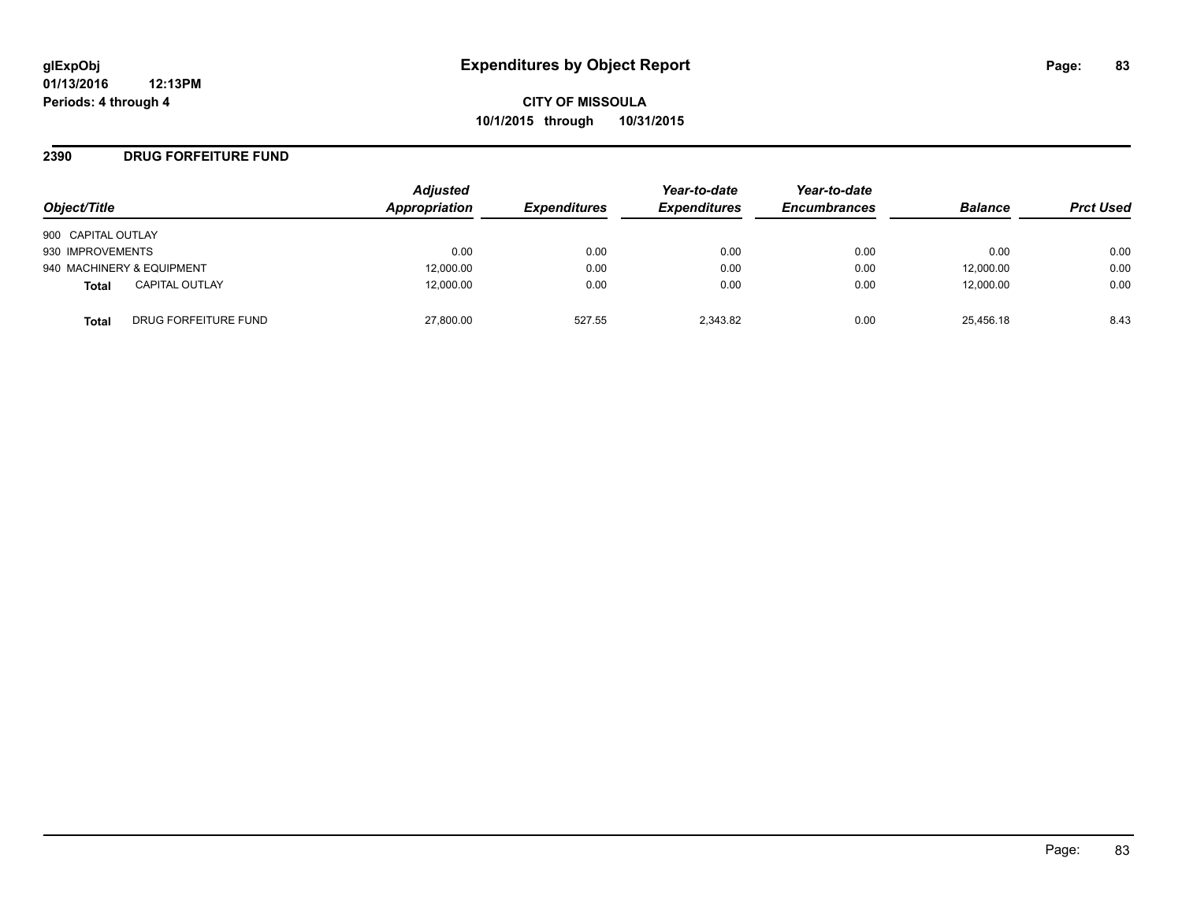# Expenditures by Object Report

glExpObj
01/13/2016 12:13PM
Periods: 4 through 4

**CITY OF MISSOULA**
**10/1/2015 through 10/31/2015**

## 2390 DRUG FORFEITURE FUND

| Object/Title | | Adjusted Appropriation | Expenditures | Year-to-date Expenditures | Year-to-date Encumbrances | Balance | Prct Used |
|---|---|---|---|---|---|---|---|
| 900 CAPITAL OUTLAY | | | | | | | |
| 930 IMPROVEMENTS | | 0.00 | 0.00 | 0.00 | 0.00 | 0.00 | 0.00 |
| 940 MACHINERY & EQUIPMENT | | 12,000.00 | 0.00 | 0.00 | 0.00 | 12,000.00 | 0.00 |
| **Total** | CAPITAL OUTLAY | 12,000.00 | 0.00 | 0.00 | 0.00 | 12,000.00 | 0.00 |
| **Total** | DRUG FORFEITURE FUND | 27,800.00 | 527.55 | 2,343.82 | 0.00 | 25,456.18 | 8.43 |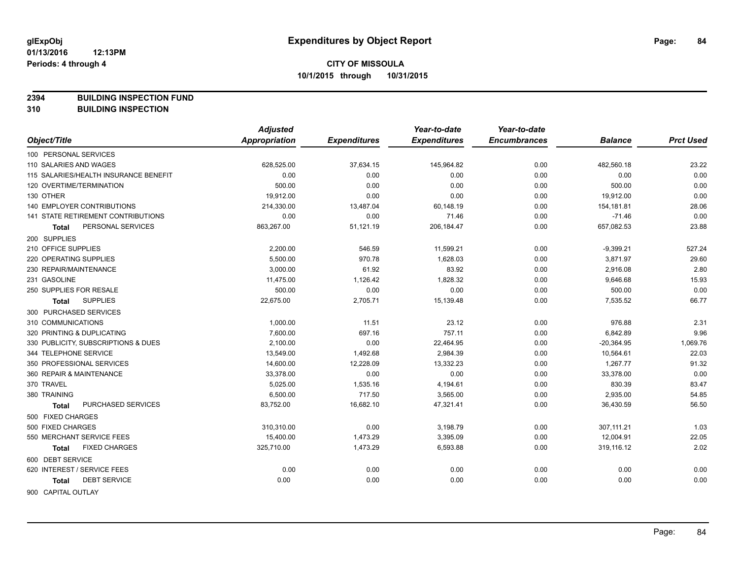**glExpObj**
**01/13/2016 12:13PM**
**Periods: 4 through 4**

# Expenditures by Object Report

**CITY OF MISSOULA**
**10/1/2015 through 10/31/2015**

**2394 BUILDING INSPECTION FUND**
**310 BUILDING INSPECTION**

| Object/Title | Adjusted Appropriation | Expenditures | Year-to-date Expenditures | Year-to-date Encumbrances | Balance | Prct Used |
|---|---|---|---|---|---|---|
| 100 PERSONAL SERVICES | | | | | | |
| 110 SALARIES AND WAGES | 628,525.00 | 37,634.15 | 145,964.82 | 0.00 | 482,560.18 | 23.22 |
| 115 SALARIES/HEALTH INSURANCE BENEFIT | 0.00 | 0.00 | 0.00 | 0.00 | 0.00 | 0.00 |
| 120 OVERTIME/TERMINATION | 500.00 | 0.00 | 0.00 | 0.00 | 500.00 | 0.00 |
| 130 OTHER | 19,912.00 | 0.00 | 0.00 | 0.00 | 19,912.00 | 0.00 |
| 140 EMPLOYER CONTRIBUTIONS | 214,330.00 | 13,487.04 | 60,148.19 | 0.00 | 154,181.81 | 28.06 |
| 141 STATE RETIREMENT CONTRIBUTIONS | 0.00 | 0.00 | 71.46 | 0.00 | -71.46 | 0.00 |
| **Total** PERSONAL SERVICES | 863,267.00 | 51,121.19 | 206,184.47 | 0.00 | 657,082.53 | 23.88 |
| 200 SUPPLIES | | | | | | |
| 210 OFFICE SUPPLIES | 2,200.00 | 546.59 | 11,599.21 | 0.00 | -9,399.21 | 527.24 |
| 220 OPERATING SUPPLIES | 5,500.00 | 970.78 | 1,628.03 | 0.00 | 3,871.97 | 29.60 |
| 230 REPAIR/MAINTENANCE | 3,000.00 | 61.92 | 83.92 | 0.00 | 2,916.08 | 2.80 |
| 231 GASOLINE | 11,475.00 | 1,126.42 | 1,828.32 | 0.00 | 9,646.68 | 15.93 |
| 250 SUPPLIES FOR RESALE | 500.00 | 0.00 | 0.00 | 0.00 | 500.00 | 0.00 |
| **Total** SUPPLIES | 22,675.00 | 2,705.71 | 15,139.48 | 0.00 | 7,535.52 | 66.77 |
| 300 PURCHASED SERVICES | | | | | | |
| 310 COMMUNICATIONS | 1,000.00 | 11.51 | 23.12 | 0.00 | 976.88 | 2.31 |
| 320 PRINTING & DUPLICATING | 7,600.00 | 697.16 | 757.11 | 0.00 | 6,842.89 | 9.96 |
| 330 PUBLICITY, SUBSCRIPTIONS & DUES | 2,100.00 | 0.00 | 22,464.95 | 0.00 | -20,364.95 | 1,069.76 |
| 344 TELEPHONE SERVICE | 13,549.00 | 1,492.68 | 2,984.39 | 0.00 | 10,564.61 | 22.03 |
| 350 PROFESSIONAL SERVICES | 14,600.00 | 12,228.09 | 13,332.23 | 0.00 | 1,267.77 | 91.32 |
| 360 REPAIR & MAINTENANCE | 33,378.00 | 0.00 | 0.00 | 0.00 | 33,378.00 | 0.00 |
| 370 TRAVEL | 5,025.00 | 1,535.16 | 4,194.61 | 0.00 | 830.39 | 83.47 |
| 380 TRAINING | 6,500.00 | 717.50 | 3,565.00 | 0.00 | 2,935.00 | 54.85 |
| **Total** PURCHASED SERVICES | 83,752.00 | 16,682.10 | 47,321.41 | 0.00 | 36,430.59 | 56.50 |
| 500 FIXED CHARGES | | | | | | |
| 500 FIXED CHARGES | 310,310.00 | 0.00 | 3,198.79 | 0.00 | 307,111.21 | 1.03 |
| 550 MERCHANT SERVICE FEES | 15,400.00 | 1,473.29 | 3,395.09 | 0.00 | 12,004.91 | 22.05 |
| **Total** FIXED CHARGES | 325,710.00 | 1,473.29 | 6,593.88 | 0.00 | 319,116.12 | 2.02 |
| 600 DEBT SERVICE | | | | | | |
| 620 INTEREST / SERVICE FEES | 0.00 | 0.00 | 0.00 | 0.00 | 0.00 | 0.00 |
| **Total** DEBT SERVICE | 0.00 | 0.00 | 0.00 | 0.00 | 0.00 | 0.00 |
| 900 CAPITAL OUTLAY | | | | | | |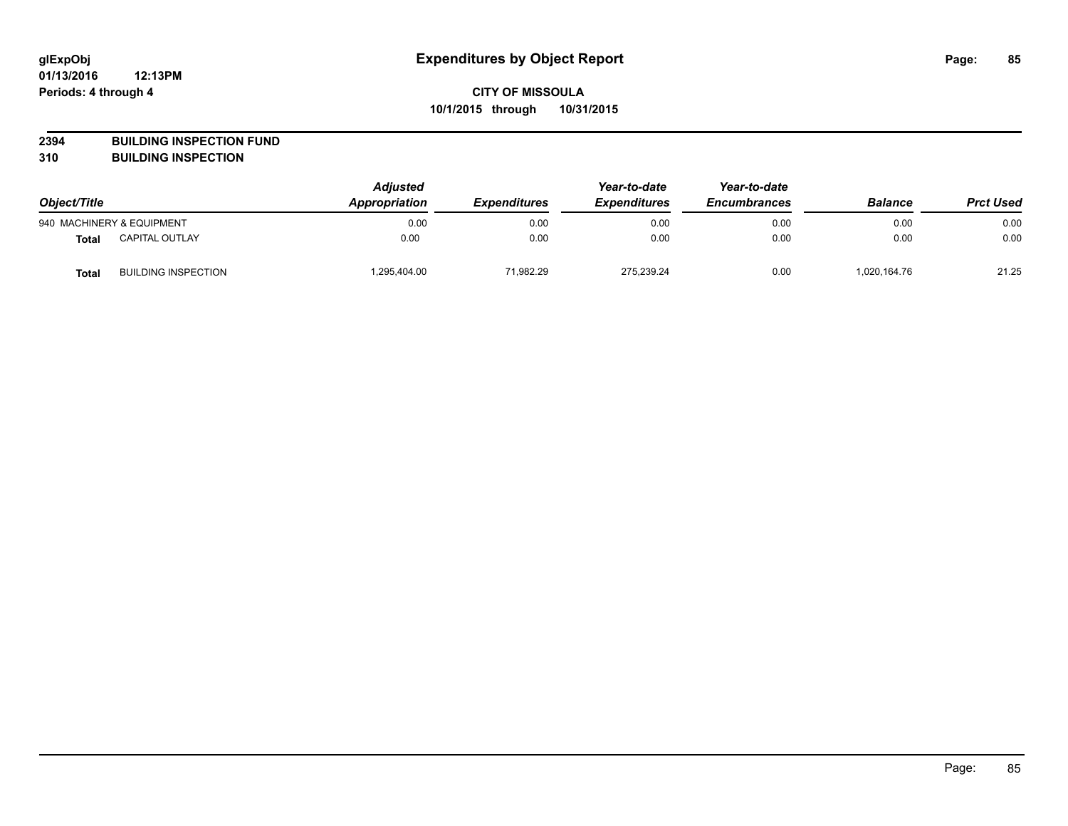# Expenditures by Object Report

**glExpObj**
**01/13/2016 12:13PM**
**Periods: 4 through 4**

**CITY OF MISSOULA**
**10/1/2015 through 10/31/2015**

**2394 BUILDING INSPECTION FUND**
**310 BUILDING INSPECTION**

| Object/Title | | Adjusted Appropriation | Expenditures | Year-to-date Expenditures | Year-to-date Encumbrances | Balance | Prct Used |
|---|---|---|---|---|---|---|---|
| 940 MACHINERY & EQUIPMENT | | 0.00 | 0.00 | 0.00 | 0.00 | 0.00 | 0.00 |
| **Total** | CAPITAL OUTLAY | 0.00 | 0.00 | 0.00 | 0.00 | 0.00 | 0.00 |
| **Total** | BUILDING INSPECTION | 1,295,404.00 | 71,982.29 | 275,239.24 | 0.00 | 1,020,164.76 | 21.25 |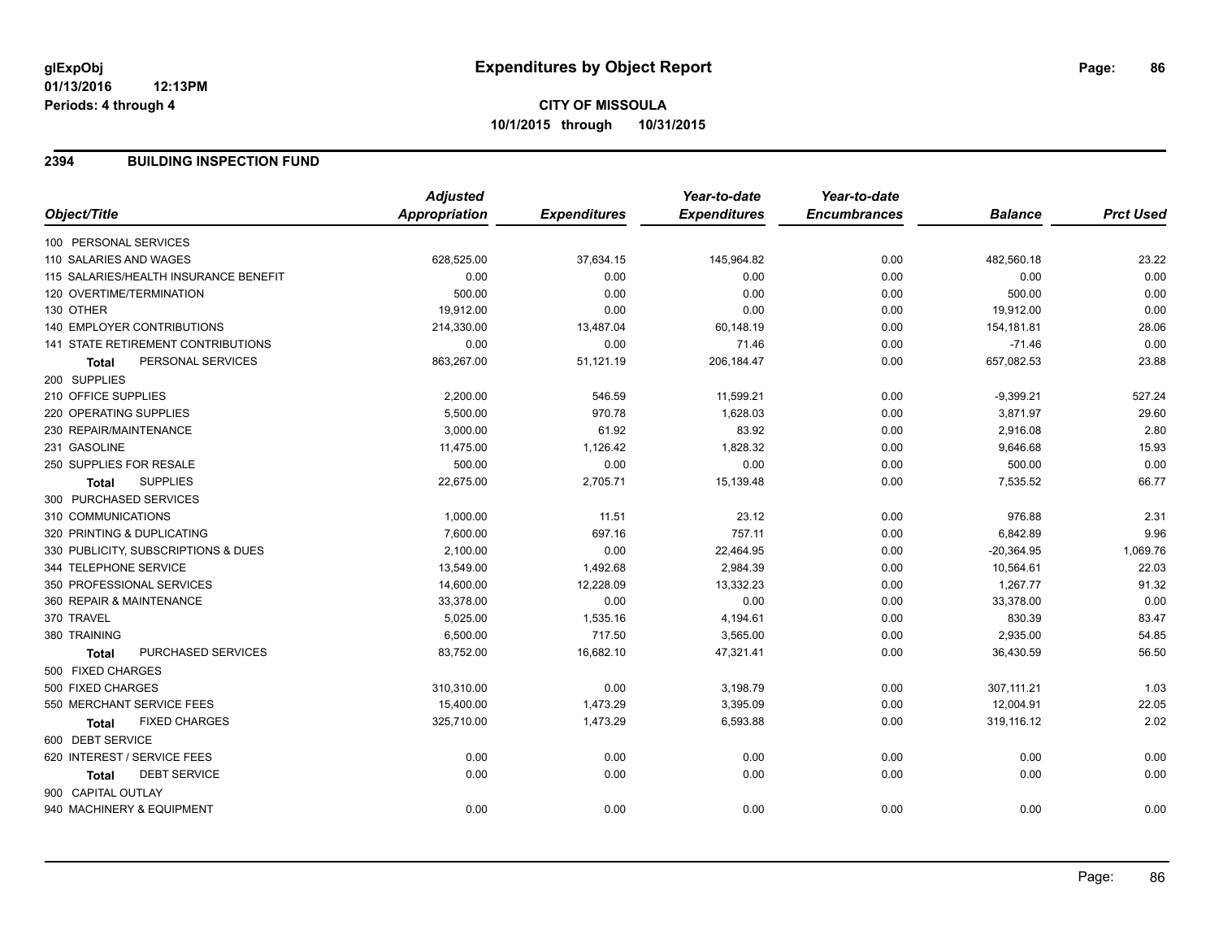# Expenditures by Object Report

glExpObj
01/13/2016 12:13PM
Periods: 4 through 4

**CITY OF MISSOULA**
**10/1/2015 through 10/31/2015**

## 2394 BUILDING INSPECTION FUND

| Object/Title | Adjusted Appropriation | Expenditures | Year-to-date Expenditures | Year-to-date Encumbrances | Balance | Prct Used |
|---|---|---|---|---|---|---|
| 100 PERSONAL SERVICES | | | | | | |
| 110 SALARIES AND WAGES | 628,525.00 | 37,634.15 | 145,964.82 | 0.00 | 482,560.18 | 23.22 |
| 115 SALARIES/HEALTH INSURANCE BENEFIT | 0.00 | 0.00 | 0.00 | 0.00 | 0.00 | 0.00 |
| 120 OVERTIME/TERMINATION | 500.00 | 0.00 | 0.00 | 0.00 | 500.00 | 0.00 |
| 130 OTHER | 19,912.00 | 0.00 | 0.00 | 0.00 | 19,912.00 | 0.00 |
| 140 EMPLOYER CONTRIBUTIONS | 214,330.00 | 13,487.04 | 60,148.19 | 0.00 | 154,181.81 | 28.06 |
| 141 STATE RETIREMENT CONTRIBUTIONS | 0.00 | 0.00 | 71.46 | 0.00 | -71.46 | 0.00 |
| **Total** PERSONAL SERVICES | 863,267.00 | 51,121.19 | 206,184.47 | 0.00 | 657,082.53 | 23.88 |
| 200 SUPPLIES | | | | | | |
| 210 OFFICE SUPPLIES | 2,200.00 | 546.59 | 11,599.21 | 0.00 | -9,399.21 | 527.24 |
| 220 OPERATING SUPPLIES | 5,500.00 | 970.78 | 1,628.03 | 0.00 | 3,871.97 | 29.60 |
| 230 REPAIR/MAINTENANCE | 3,000.00 | 61.92 | 83.92 | 0.00 | 2,916.08 | 2.80 |
| 231 GASOLINE | 11,475.00 | 1,126.42 | 1,828.32 | 0.00 | 9,646.68 | 15.93 |
| 250 SUPPLIES FOR RESALE | 500.00 | 0.00 | 0.00 | 0.00 | 500.00 | 0.00 |
| **Total** SUPPLIES | 22,675.00 | 2,705.71 | 15,139.48 | 0.00 | 7,535.52 | 66.77 |
| 300 PURCHASED SERVICES | | | | | | |
| 310 COMMUNICATIONS | 1,000.00 | 11.51 | 23.12 | 0.00 | 976.88 | 2.31 |
| 320 PRINTING & DUPLICATING | 7,600.00 | 697.16 | 757.11 | 0.00 | 6,842.89 | 9.96 |
| 330 PUBLICITY, SUBSCRIPTIONS & DUES | 2,100.00 | 0.00 | 22,464.95 | 0.00 | -20,364.95 | 1,069.76 |
| 344 TELEPHONE SERVICE | 13,549.00 | 1,492.68 | 2,984.39 | 0.00 | 10,564.61 | 22.03 |
| 350 PROFESSIONAL SERVICES | 14,600.00 | 12,228.09 | 13,332.23 | 0.00 | 1,267.77 | 91.32 |
| 360 REPAIR & MAINTENANCE | 33,378.00 | 0.00 | 0.00 | 0.00 | 33,378.00 | 0.00 |
| 370 TRAVEL | 5,025.00 | 1,535.16 | 4,194.61 | 0.00 | 830.39 | 83.47 |
| 380 TRAINING | 6,500.00 | 717.50 | 3,565.00 | 0.00 | 2,935.00 | 54.85 |
| **Total** PURCHASED SERVICES | 83,752.00 | 16,682.10 | 47,321.41 | 0.00 | 36,430.59 | 56.50 |
| 500 FIXED CHARGES | | | | | | |
| 500 FIXED CHARGES | 310,310.00 | 0.00 | 3,198.79 | 0.00 | 307,111.21 | 1.03 |
| 550 MERCHANT SERVICE FEES | 15,400.00 | 1,473.29 | 3,395.09 | 0.00 | 12,004.91 | 22.05 |
| **Total** FIXED CHARGES | 325,710.00 | 1,473.29 | 6,593.88 | 0.00 | 319,116.12 | 2.02 |
| 600 DEBT SERVICE | | | | | | |
| 620 INTEREST / SERVICE FEES | 0.00 | 0.00 | 0.00 | 0.00 | 0.00 | 0.00 |
| **Total** DEBT SERVICE | 0.00 | 0.00 | 0.00 | 0.00 | 0.00 | 0.00 |
| 900 CAPITAL OUTLAY | | | | | | |
| 940 MACHINERY & EQUIPMENT | 0.00 | 0.00 | 0.00 | 0.00 | 0.00 | 0.00 |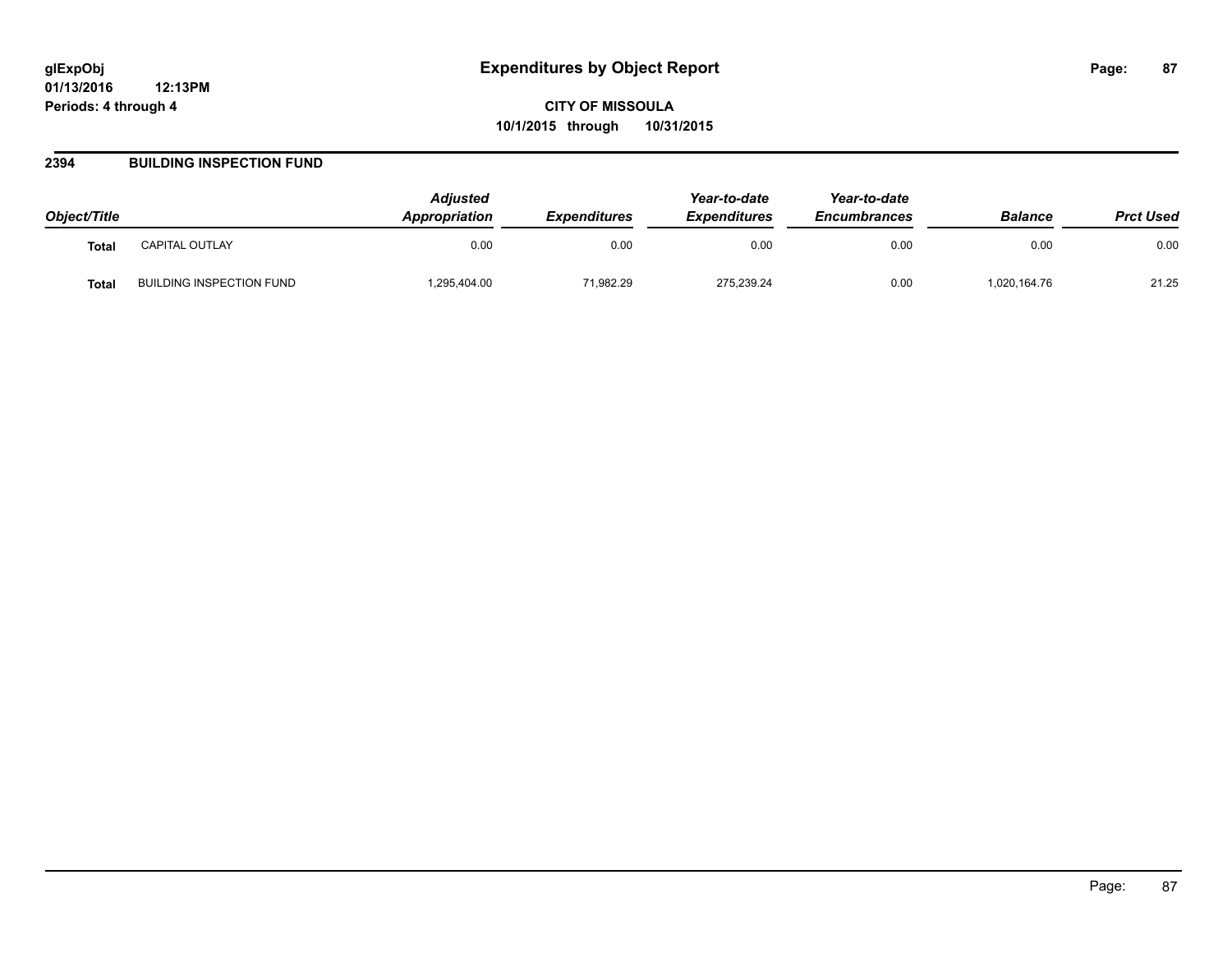## Expenditures by Object Report

**CITY OF MISSOULA**

**10/1/2015 through 10/31/2015**

glExpObj
01/13/2016 12:13PM
Periods: 4 through 4

### 2394 BUILDING INSPECTION FUND

| Object/Title | | Adjusted Appropriation | Expenditures | Year-to-date Expenditures | Year-to-date Encumbrances | Balance | Prct Used |
|---|---|---|---|---|---|---|---|
| **Total** | CAPITAL OUTLAY | 0.00 | 0.00 | 0.00 | 0.00 | 0.00 | 0.00 |
| **Total** | BUILDING INSPECTION FUND | 1,295,404.00 | 71,982.29 | 275,239.24 | 0.00 | 1,020,164.76 | 21.25 |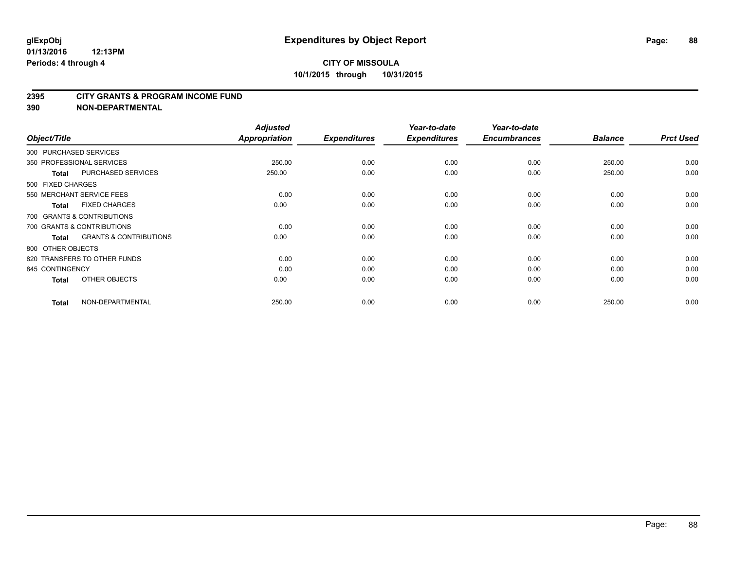**glExpObj**
**01/13/2016 12:13PM**
**Periods: 4 through 4**

# Expenditures by Object Report

**CITY OF MISSOULA**
**10/1/2015 through 10/31/2015**

## 2395 CITY GRANTS & PROGRAM INCOME FUND
## 390 NON-DEPARTMENTAL

| Object/Title | Adjusted Appropriation | Expenditures | Year-to-date Expenditures | Year-to-date Encumbrances | Balance | Prct Used |
|---|---|---|---|---|---|---|
| 300 PURCHASED SERVICES | | | | | | |
| 350 PROFESSIONAL SERVICES | 250.00 | 0.00 | 0.00 | 0.00 | 250.00 | 0.00 |
| **Total** PURCHASED SERVICES | 250.00 | 0.00 | 0.00 | 0.00 | 250.00 | 0.00 |
| 500 FIXED CHARGES | | | | | | |
| 550 MERCHANT SERVICE FEES | 0.00 | 0.00 | 0.00 | 0.00 | 0.00 | 0.00 |
| **Total** FIXED CHARGES | 0.00 | 0.00 | 0.00 | 0.00 | 0.00 | 0.00 |
| 700 GRANTS & CONTRIBUTIONS | | | | | | |
| 700 GRANTS & CONTRIBUTIONS | 0.00 | 0.00 | 0.00 | 0.00 | 0.00 | 0.00 |
| **Total** GRANTS & CONTRIBUTIONS | 0.00 | 0.00 | 0.00 | 0.00 | 0.00 | 0.00 |
| 800 OTHER OBJECTS | | | | | | |
| 820 TRANSFERS TO OTHER FUNDS | 0.00 | 0.00 | 0.00 | 0.00 | 0.00 | 0.00 |
| 845 CONTINGENCY | 0.00 | 0.00 | 0.00 | 0.00 | 0.00 | 0.00 |
| **Total** OTHER OBJECTS | 0.00 | 0.00 | 0.00 | 0.00 | 0.00 | 0.00 |
| **Total** NON-DEPARTMENTAL | 250.00 | 0.00 | 0.00 | 0.00 | 250.00 | 0.00 |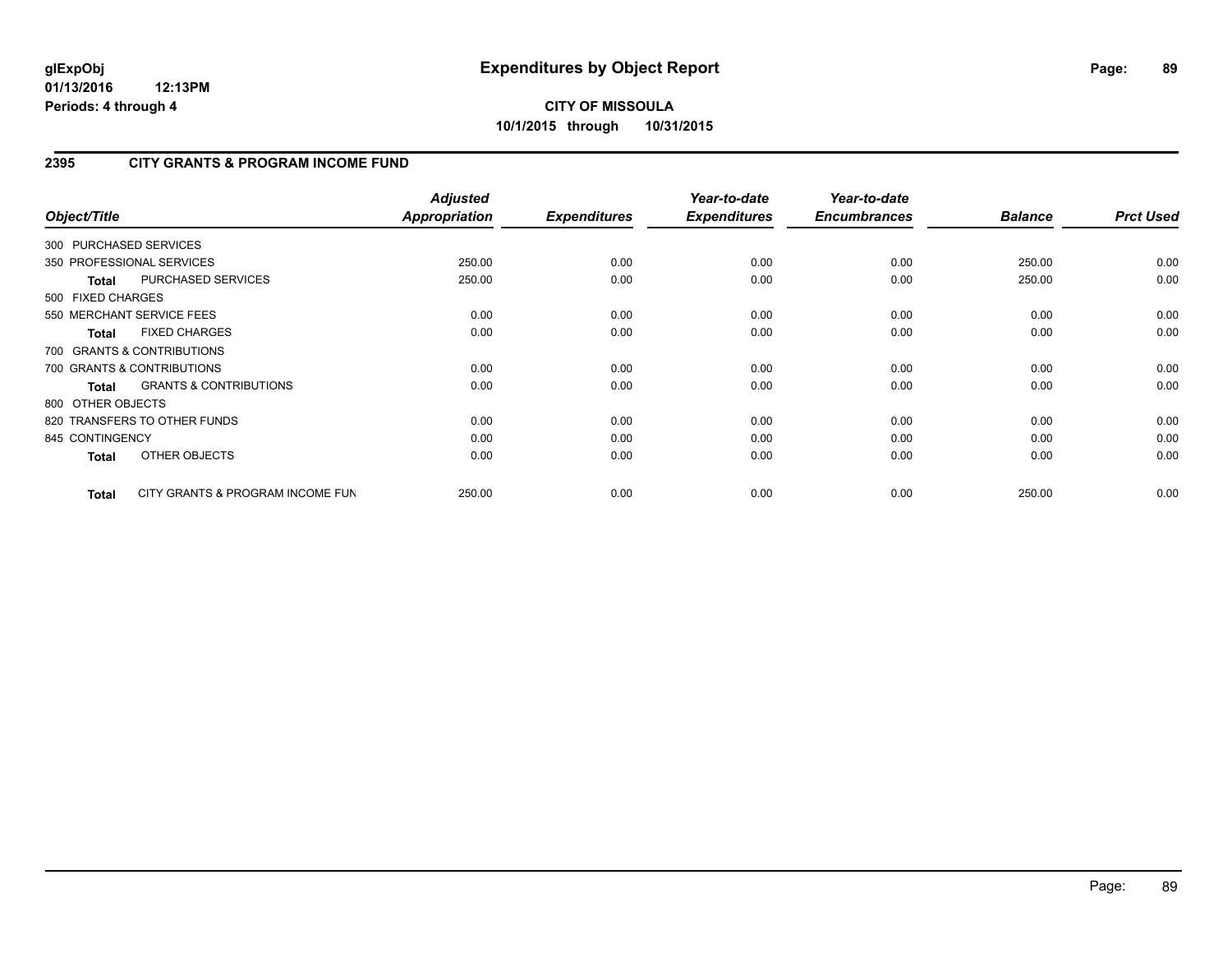**glExpObj**
**01/13/2016 12:13PM**
**Periods: 4 through 4**

# Expenditures by Object Report

**CITY OF MISSOULA**
**10/1/2015 through 10/31/2015**

## 2395 CITY GRANTS & PROGRAM INCOME FUND

| Object/Title | Adjusted Appropriation | Expenditures | Year-to-date Expenditures | Year-to-date Encumbrances | Balance | Prct Used |
|---|---|---|---|---|---|---|
| 300 PURCHASED SERVICES | | | | | | |
| 350 PROFESSIONAL SERVICES | 250.00 | 0.00 | 0.00 | 0.00 | 250.00 | 0.00 |
| **Total** PURCHASED SERVICES | 250.00 | 0.00 | 0.00 | 0.00 | 250.00 | 0.00 |
| 500 FIXED CHARGES | | | | | | |
| 550 MERCHANT SERVICE FEES | 0.00 | 0.00 | 0.00 | 0.00 | 0.00 | 0.00 |
| **Total** FIXED CHARGES | 0.00 | 0.00 | 0.00 | 0.00 | 0.00 | 0.00 |
| 700 GRANTS & CONTRIBUTIONS | | | | | | |
| 700 GRANTS & CONTRIBUTIONS | 0.00 | 0.00 | 0.00 | 0.00 | 0.00 | 0.00 |
| **Total** GRANTS & CONTRIBUTIONS | 0.00 | 0.00 | 0.00 | 0.00 | 0.00 | 0.00 |
| 800 OTHER OBJECTS | | | | | | |
| 820 TRANSFERS TO OTHER FUNDS | 0.00 | 0.00 | 0.00 | 0.00 | 0.00 | 0.00 |
| 845 CONTINGENCY | 0.00 | 0.00 | 0.00 | 0.00 | 0.00 | 0.00 |
| **Total** OTHER OBJECTS | 0.00 | 0.00 | 0.00 | 0.00 | 0.00 | 0.00 |
| **Total** CITY GRANTS & PROGRAM INCOME FUN | 250.00 | 0.00 | 0.00 | 0.00 | 250.00 | 0.00 |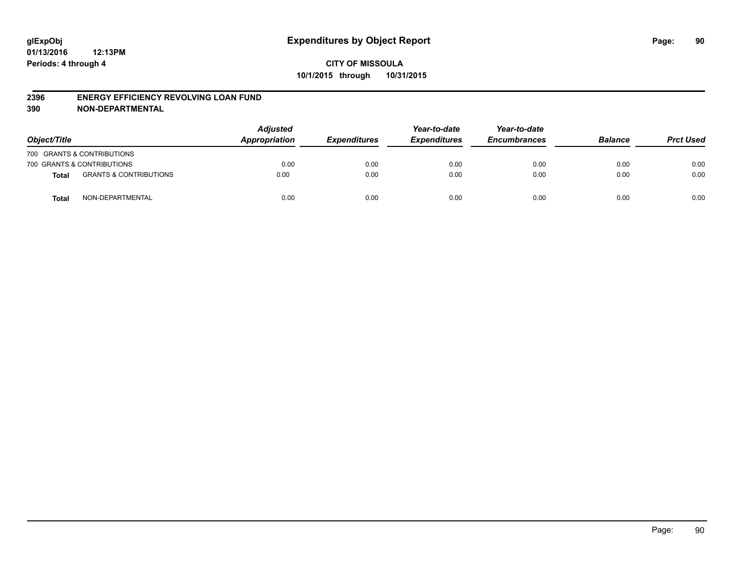# Expenditures by Object Report

glExpObj
01/13/2016 12:13PM
Periods: 4 through 4

**CITY OF MISSOULA**
**10/1/2015 through 10/31/2015**

## 2396 ENERGY EFFICIENCY REVOLVING LOAN FUND
## 390 NON-DEPARTMENTAL

| Object/Title | | Adjusted Appropriation | Expenditures | Year-to-date Expenditures | Year-to-date Encumbrances | Balance | Prct Used |
|---|---|---|---|---|---|---|---|
| 700 GRANTS & CONTRIBUTIONS | | | | | | | |
| 700 GRANTS & CONTRIBUTIONS | | 0.00 | 0.00 | 0.00 | 0.00 | 0.00 | 0.00 |
| **Total** | GRANTS & CONTRIBUTIONS | 0.00 | 0.00 | 0.00 | 0.00 | 0.00 | 0.00 |
| **Total** | NON-DEPARTMENTAL | 0.00 | 0.00 | 0.00 | 0.00 | 0.00 | 0.00 |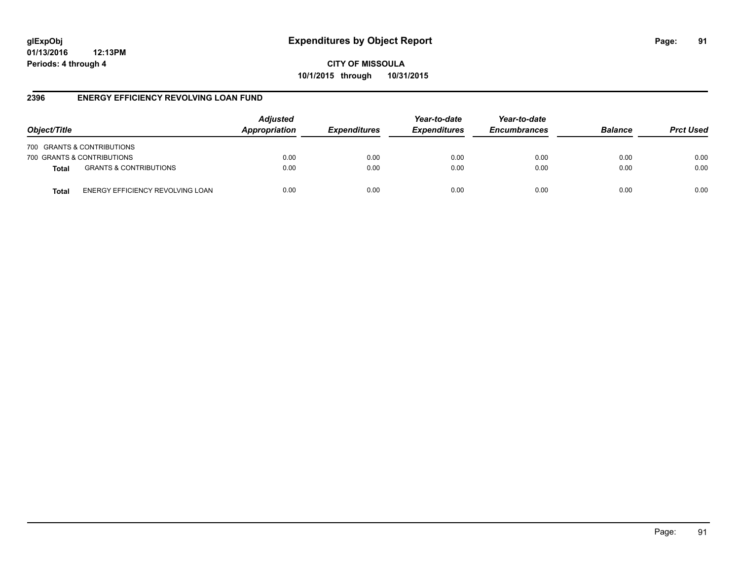**glExpObj**
**01/13/2016 12:13PM**
**Periods: 4 through 4**

# Expenditures by Object Report

**CITY OF MISSOULA**
**10/1/2015 through 10/31/2015**

## 2396 ENERGY EFFICIENCY REVOLVING LOAN FUND

| Object/Title | | Adjusted Appropriation | Expenditures | Year-to-date Expenditures | Year-to-date Encumbrances | Balance | Prct Used |
|---|---|---|---|---|---|---|---|
| 700 GRANTS & CONTRIBUTIONS | | | | | | | |
| 700 GRANTS & CONTRIBUTIONS | | 0.00 | 0.00 | 0.00 | 0.00 | 0.00 | 0.00 |
| **Total** | GRANTS & CONTRIBUTIONS | 0.00 | 0.00 | 0.00 | 0.00 | 0.00 | 0.00 |
| **Total** | ENERGY EFFICIENCY REVOLVING LOAN | 0.00 | 0.00 | 0.00 | 0.00 | 0.00 | 0.00 |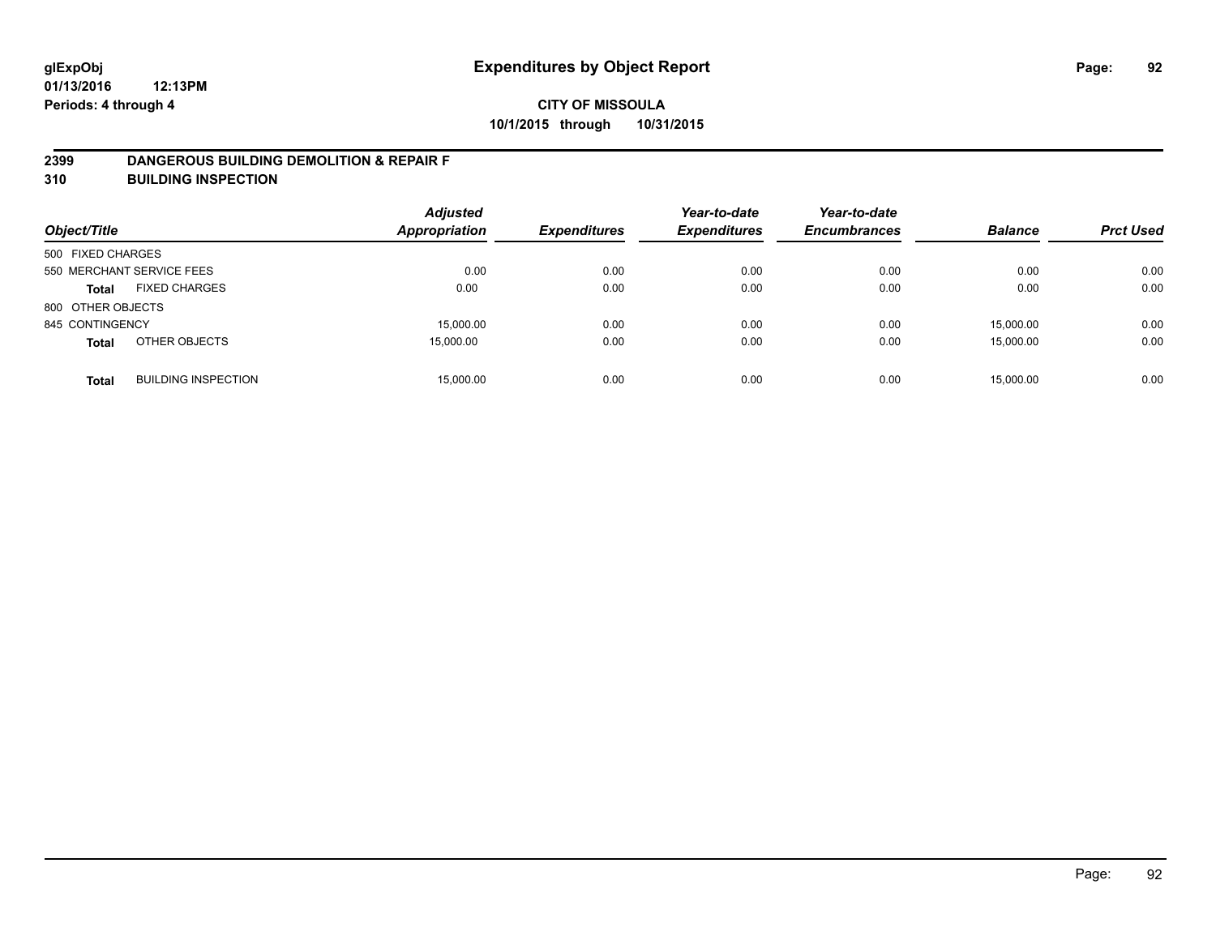# Expenditures by Object Report

glExpObj
01/13/2016 12:13PM
Periods: 4 through 4

**CITY OF MISSOULA**
**10/1/2015 through 10/31/2015**

## 2399 DANGEROUS BUILDING DEMOLITION & REPAIR F
## 310 BUILDING INSPECTION

| Object/Title | | Adjusted Appropriation | Expenditures | Year-to-date Expenditures | Year-to-date Encumbrances | Balance | Prct Used |
|---|---|---|---|---|---|---|---|
| 500 FIXED CHARGES | | | | | | | |
| 550 MERCHANT SERVICE FEES | | 0.00 | 0.00 | 0.00 | 0.00 | 0.00 | 0.00 |
| **Total** | FIXED CHARGES | 0.00 | 0.00 | 0.00 | 0.00 | 0.00 | 0.00 |
| 800 OTHER OBJECTS | | | | | | | |
| 845 CONTINGENCY | | 15,000.00 | 0.00 | 0.00 | 0.00 | 15,000.00 | 0.00 |
| **Total** | OTHER OBJECTS | 15,000.00 | 0.00 | 0.00 | 0.00 | 15,000.00 | 0.00 |
| **Total** | BUILDING INSPECTION | 15,000.00 | 0.00 | 0.00 | 0.00 | 15,000.00 | 0.00 |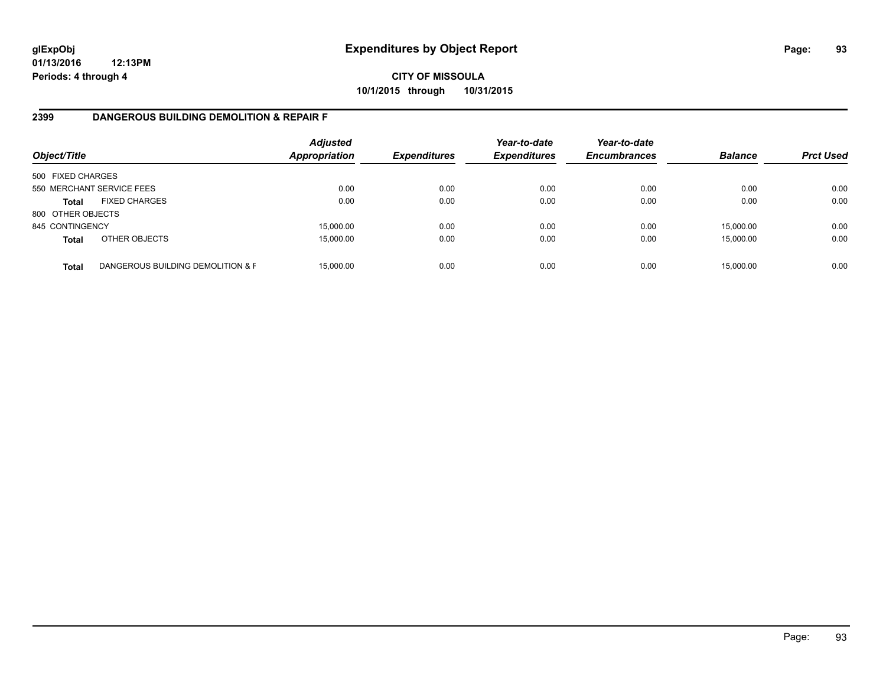# Expenditures by Object Report

glExpObj
01/13/2016 12:13PM
Periods: 4 through 4

**CITY OF MISSOULA**
**10/1/2015 through 10/31/2015**

## 2399 DANGEROUS BUILDING DEMOLITION & REPAIR F

| Object/Title | | Adjusted Appropriation | Expenditures | Year-to-date Expenditures | Year-to-date Encumbrances | Balance | Prct Used |
|---|---|---|---|---|---|---|---|
| 500 FIXED CHARGES | | | | | | | |
| 550 MERCHANT SERVICE FEES | | 0.00 | 0.00 | 0.00 | 0.00 | 0.00 | 0.00 |
| **Total** | FIXED CHARGES | 0.00 | 0.00 | 0.00 | 0.00 | 0.00 | 0.00 |
| 800 OTHER OBJECTS | | | | | | | |
| 845 CONTINGENCY | | 15,000.00 | 0.00 | 0.00 | 0.00 | 15,000.00 | 0.00 |
| **Total** | OTHER OBJECTS | 15,000.00 | 0.00 | 0.00 | 0.00 | 15,000.00 | 0.00 |
| **Total** | DANGEROUS BUILDING DEMOLITION & F | 15,000.00 | 0.00 | 0.00 | 0.00 | 15,000.00 | 0.00 |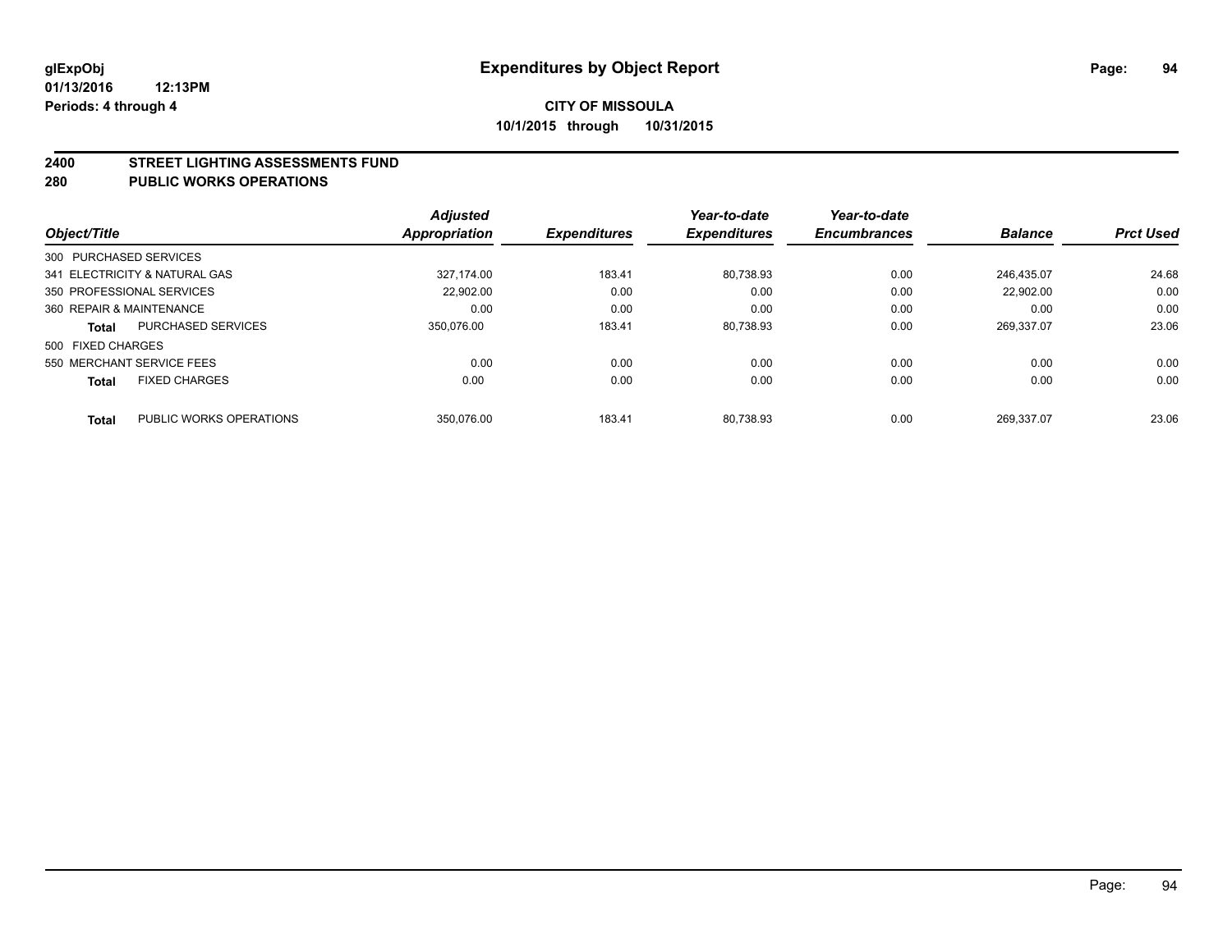# Expenditures by Object Report

glExpObj
01/13/2016 12:13PM
Periods: 4 through 4

**CITY OF MISSOULA**
**10/1/2015 through 10/31/2015**

## 2400 STREET LIGHTING ASSESSMENTS FUND
## 280 PUBLIC WORKS OPERATIONS

| Object/Title | | Adjusted Appropriation | Expenditures | Year-to-date Expenditures | Year-to-date Encumbrances | Balance | Prct Used |
|---|---|---|---|---|---|---|---|
| 300 PURCHASED SERVICES | | | | | | | |
| 341 ELECTRICITY & NATURAL GAS | | 327,174.00 | 183.41 | 80,738.93 | 0.00 | 246,435.07 | 24.68 |
| 350 PROFESSIONAL SERVICES | | 22,902.00 | 0.00 | 0.00 | 0.00 | 22,902.00 | 0.00 |
| 360 REPAIR & MAINTENANCE | | 0.00 | 0.00 | 0.00 | 0.00 | 0.00 | 0.00 |
| **Total** | PURCHASED SERVICES | 350,076.00 | 183.41 | 80,738.93 | 0.00 | 269,337.07 | 23.06 |
| 500 FIXED CHARGES | | | | | | | |
| 550 MERCHANT SERVICE FEES | | 0.00 | 0.00 | 0.00 | 0.00 | 0.00 | 0.00 |
| **Total** | FIXED CHARGES | 0.00 | 0.00 | 0.00 | 0.00 | 0.00 | 0.00 |
| **Total** | PUBLIC WORKS OPERATIONS | 350,076.00 | 183.41 | 80,738.93 | 0.00 | 269,337.07 | 23.06 |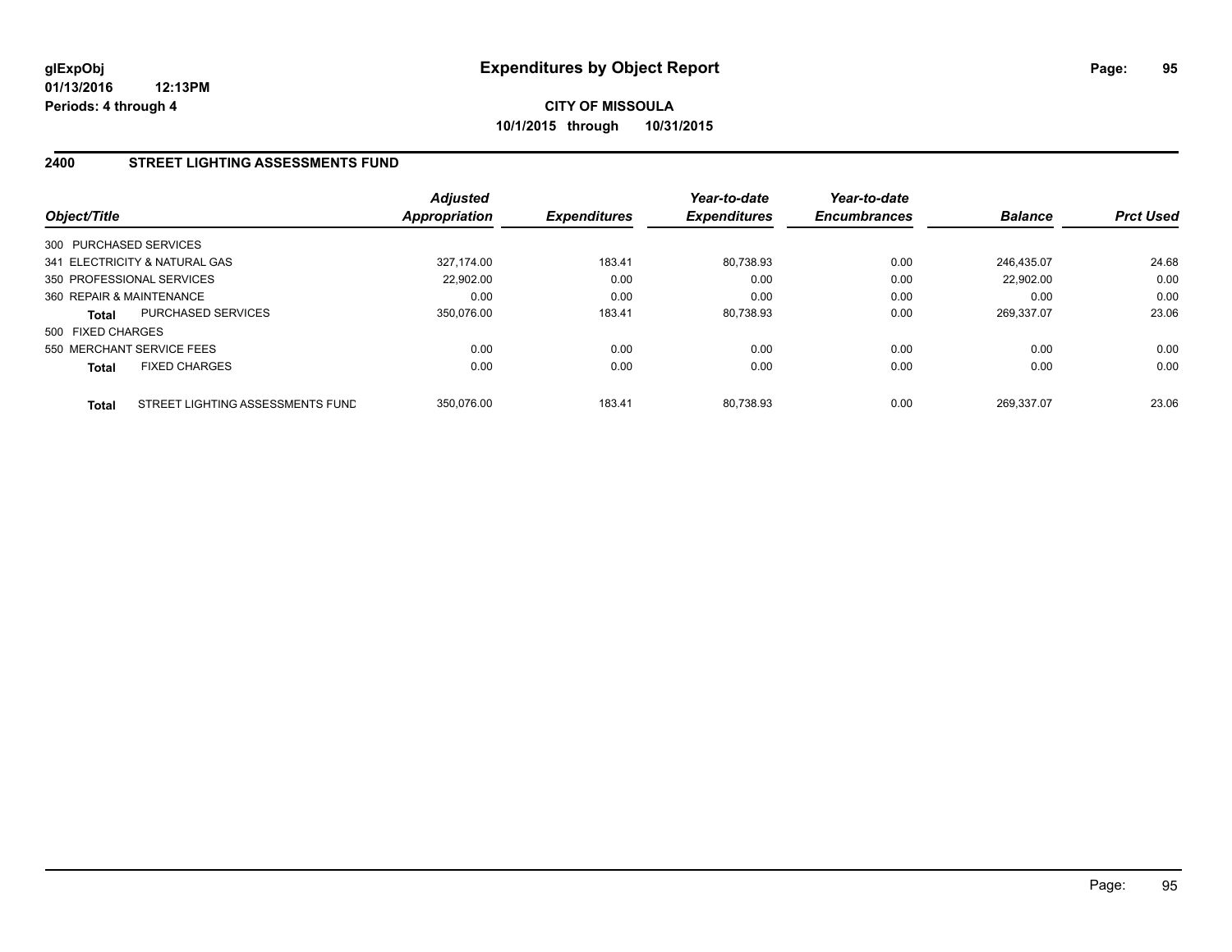**glExpObj** **Expenditures by Object Report**

**01/13/2016 12:13PM**

**Periods: 4 through 4**

**CITY OF MISSOULA**

**10/1/2015 through 10/31/2015**

## 2400 STREET LIGHTING ASSESSMENTS FUND

| Object/Title | | Adjusted Appropriation | Expenditures | Year-to-date Expenditures | Year-to-date Encumbrances | Balance | Prct Used |
|---|---|---|---|---|---|---|---|
| 300 PURCHASED SERVICES | | | | | | | |
| 341 ELECTRICITY & NATURAL GAS | | 327,174.00 | 183.41 | 80,738.93 | 0.00 | 246,435.07 | 24.68 |
| 350 PROFESSIONAL SERVICES | | 22,902.00 | 0.00 | 0.00 | 0.00 | 22,902.00 | 0.00 |
| 360 REPAIR & MAINTENANCE | | 0.00 | 0.00 | 0.00 | 0.00 | 0.00 | 0.00 |
| **Total** | PURCHASED SERVICES | 350,076.00 | 183.41 | 80,738.93 | 0.00 | 269,337.07 | 23.06 |
| 500 FIXED CHARGES | | | | | | | |
| 550 MERCHANT SERVICE FEES | | 0.00 | 0.00 | 0.00 | 0.00 | 0.00 | 0.00 |
| **Total** | FIXED CHARGES | 0.00 | 0.00 | 0.00 | 0.00 | 0.00 | 0.00 |
| **Total** | STREET LIGHTING ASSESSMENTS FUND | 350,076.00 | 183.41 | 80,738.93 | 0.00 | 269,337.07 | 23.06 |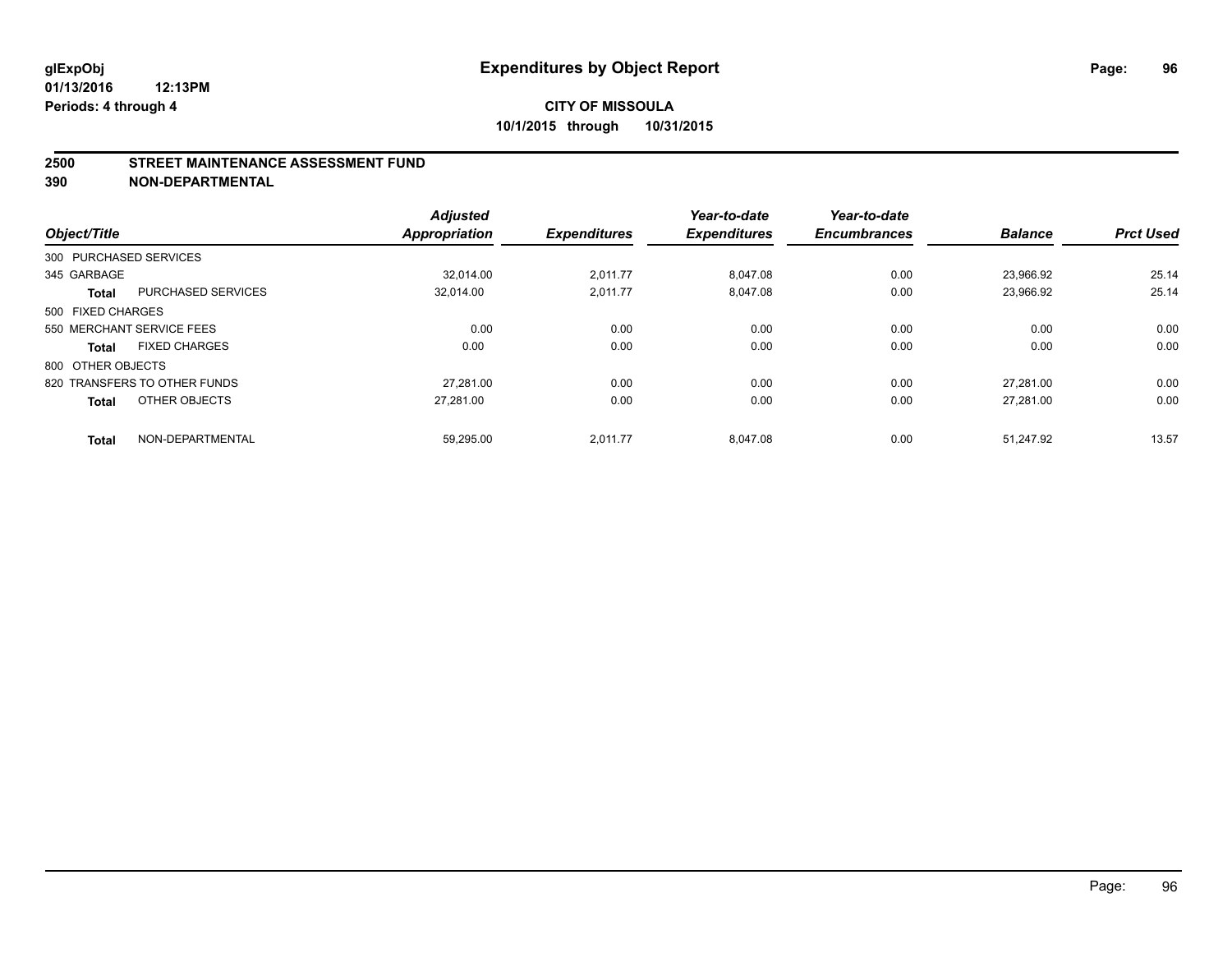**glExpObj**
**01/13/2016 12:13PM**
**Periods: 4 through 4**

# Expenditures by Object Report

**CITY OF MISSOULA**
**10/1/2015 through 10/31/2015**

## 2500 STREET MAINTENANCE ASSESSMENT FUND
## 390 NON-DEPARTMENTAL

| Object/Title | | Adjusted Appropriation | Expenditures | Year-to-date Expenditures | Year-to-date Encumbrances | Balance | Prct Used |
|---|---|---|---|---|---|---|---|
| 300 PURCHASED SERVICES | | | | | | | |
| 345 GARBAGE | | 32,014.00 | 2,011.77 | 8,047.08 | 0.00 | 23,966.92 | 25.14 |
| **Total** | PURCHASED SERVICES | 32,014.00 | 2,011.77 | 8,047.08 | 0.00 | 23,966.92 | 25.14 |
| 500 FIXED CHARGES | | | | | | | |
| 550 MERCHANT SERVICE FEES | | 0.00 | 0.00 | 0.00 | 0.00 | 0.00 | 0.00 |
| **Total** | FIXED CHARGES | 0.00 | 0.00 | 0.00 | 0.00 | 0.00 | 0.00 |
| 800 OTHER OBJECTS | | | | | | | |
| 820 TRANSFERS TO OTHER FUNDS | | 27,281.00 | 0.00 | 0.00 | 0.00 | 27,281.00 | 0.00 |
| **Total** | OTHER OBJECTS | 27,281.00 | 0.00 | 0.00 | 0.00 | 27,281.00 | 0.00 |
| **Total** | NON-DEPARTMENTAL | 59,295.00 | 2,011.77 | 8,047.08 | 0.00 | 51,247.92 | 13.57 |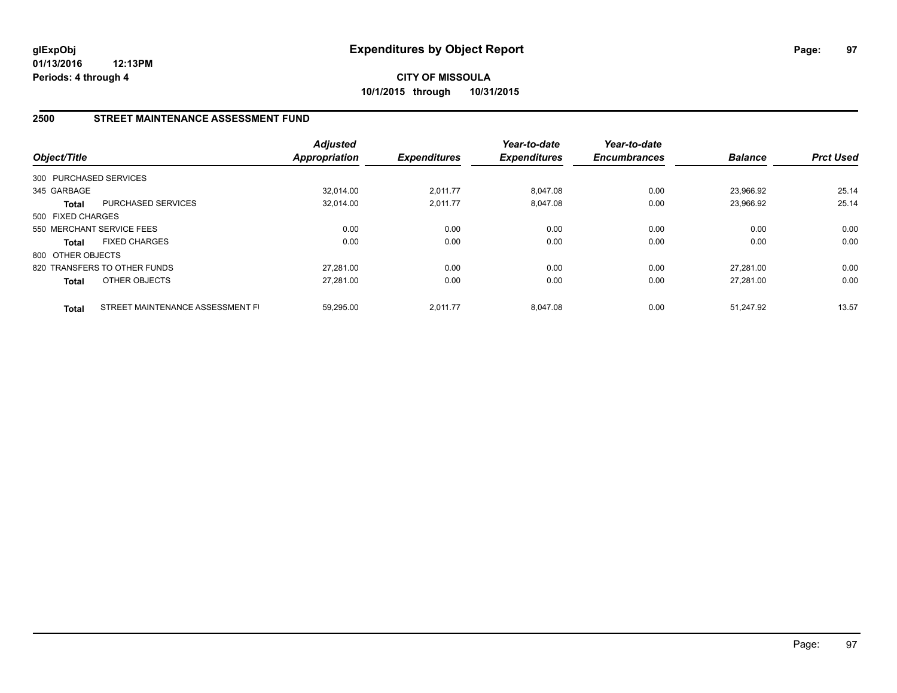**glExpObj** **Expenditures by Object Report**
**01/13/2016 12:13PM**
**Periods: 4 through 4**

**CITY OF MISSOULA**
**10/1/2015 through 10/31/2015**

## 2500 STREET MAINTENANCE ASSESSMENT FUND

| Object/Title | | Adjusted Appropriation | Expenditures | Year-to-date Expenditures | Year-to-date Encumbrances | Balance | Prct Used |
|---|---|---|---|---|---|---|---|
| 300 PURCHASED SERVICES | | | | | | | |
| 345 GARBAGE | | 32,014.00 | 2,011.77 | 8,047.08 | 0.00 | 23,966.92 | 25.14 |
| **Total** | PURCHASED SERVICES | 32,014.00 | 2,011.77 | 8,047.08 | 0.00 | 23,966.92 | 25.14 |
| 500 FIXED CHARGES | | | | | | | |
| 550 MERCHANT SERVICE FEES | | 0.00 | 0.00 | 0.00 | 0.00 | 0.00 | 0.00 |
| **Total** | FIXED CHARGES | 0.00 | 0.00 | 0.00 | 0.00 | 0.00 | 0.00 |
| 800 OTHER OBJECTS | | | | | | | |
| 820 TRANSFERS TO OTHER FUNDS | | 27,281.00 | 0.00 | 0.00 | 0.00 | 27,281.00 | 0.00 |
| **Total** | OTHER OBJECTS | 27,281.00 | 0.00 | 0.00 | 0.00 | 27,281.00 | 0.00 |
| **Total** | STREET MAINTENANCE ASSESSMENT FI | 59,295.00 | 2,011.77 | 8,047.08 | 0.00 | 51,247.92 | 13.57 |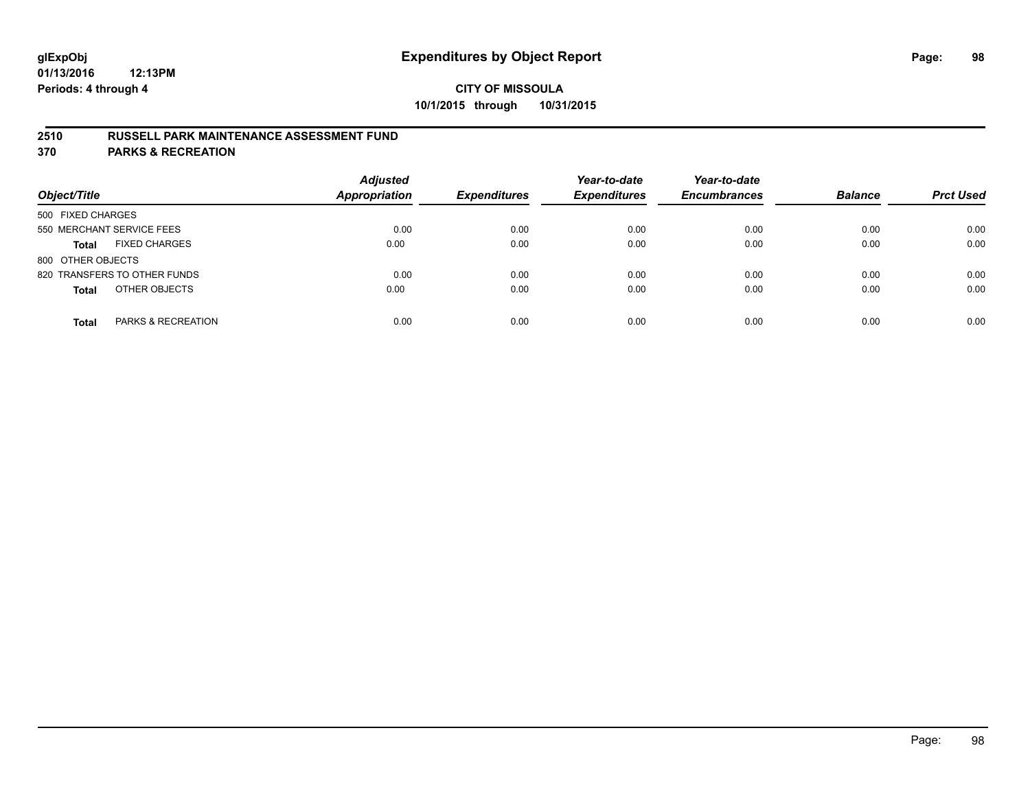# Expenditures by Object Report

glExpObj
01/13/2016 12:13PM
Periods: 4 through 4

**CITY OF MISSOULA**
**10/1/2015 through 10/31/2015**

## 2510 RUSSELL PARK MAINTENANCE ASSESSMENT FUND
## 370 PARKS & RECREATION

| Object/Title | | Adjusted Appropriation | Expenditures | Year-to-date Expenditures | Year-to-date Encumbrances | Balance | Prct Used |
|---|---|---|---|---|---|---|---|
| 500 FIXED CHARGES | | | | | | | |
| 550 MERCHANT SERVICE FEES | | 0.00 | 0.00 | 0.00 | 0.00 | 0.00 | 0.00 |
| **Total** | FIXED CHARGES | 0.00 | 0.00 | 0.00 | 0.00 | 0.00 | 0.00 |
| 800 OTHER OBJECTS | | | | | | | |
| 820 TRANSFERS TO OTHER FUNDS | | 0.00 | 0.00 | 0.00 | 0.00 | 0.00 | 0.00 |
| **Total** | OTHER OBJECTS | 0.00 | 0.00 | 0.00 | 0.00 | 0.00 | 0.00 |
| **Total** | PARKS & RECREATION | 0.00 | 0.00 | 0.00 | 0.00 | 0.00 | 0.00 |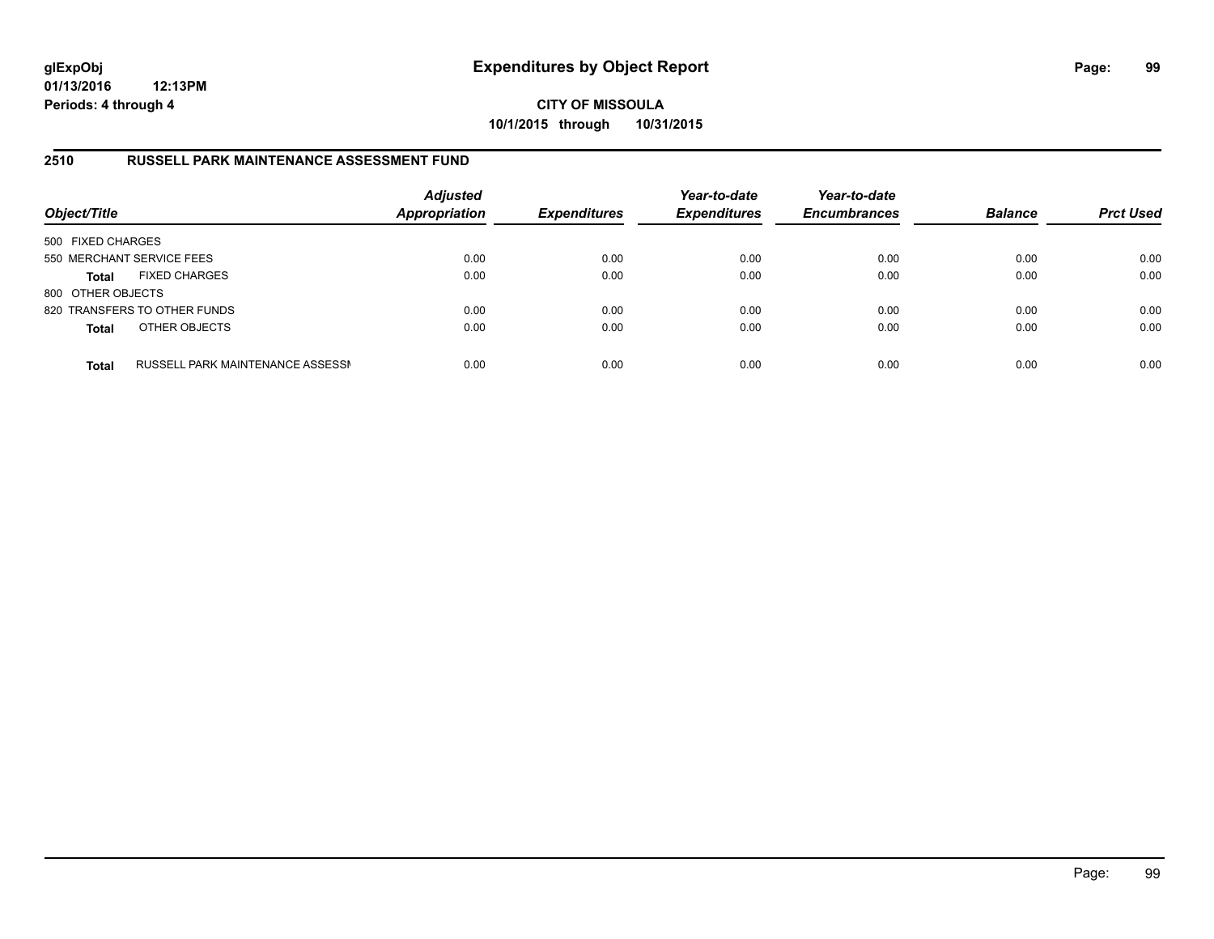**glExpObj**
**01/13/2016 12:13PM**
**Periods: 4 through 4**

# Expenditures by Object Report

**CITY OF MISSOULA**
**10/1/2015 through 10/31/2015**

## 2510 RUSSELL PARK MAINTENANCE ASSESSMENT FUND

| Object/Title | | *Adjusted Appropriation* | *Expenditures* | *Year-to-date Expenditures* | *Year-to-date Encumbrances* | *Balance* | *Prct Used* |
|---|---|---|---|---|---|---|---|
| 500 FIXED CHARGES | | | | | | | |
| 550 MERCHANT SERVICE FEES | | 0.00 | 0.00 | 0.00 | 0.00 | 0.00 | 0.00 |
| **Total** | FIXED CHARGES | 0.00 | 0.00 | 0.00 | 0.00 | 0.00 | 0.00 |
| 800 OTHER OBJECTS | | | | | | | |
| 820 TRANSFERS TO OTHER FUNDS | | 0.00 | 0.00 | 0.00 | 0.00 | 0.00 | 0.00 |
| **Total** | OTHER OBJECTS | 0.00 | 0.00 | 0.00 | 0.00 | 0.00 | 0.00 |
| **Total** | RUSSELL PARK MAINTENANCE ASSESSI | 0.00 | 0.00 | 0.00 | 0.00 | 0.00 | 0.00 |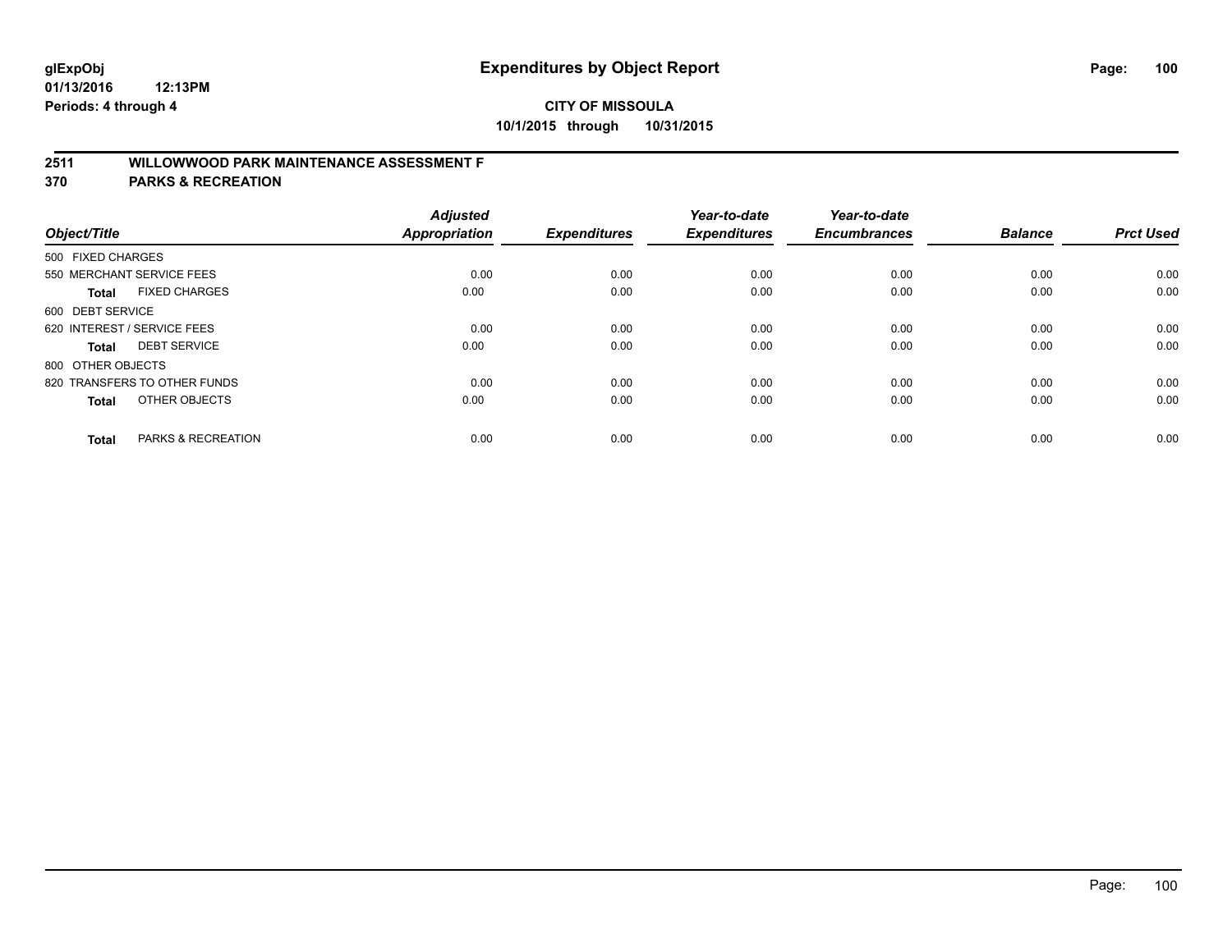# Expenditures by Object Report

**glExpObj**
**01/13/2016 12:13PM**
**Periods: 4 through 4**

**CITY OF MISSOULA**
**10/1/2015 through 10/31/2015**

## 2511 WILLOWWOOD PARK MAINTENANCE ASSESSMENT F
## 370 PARKS & RECREATION

| Object/Title | Adjusted Appropriation | Expenditures | Year-to-date Expenditures | Year-to-date Encumbrances | Balance | Prct Used |
|---|---|---|---|---|---|---|
| 500 FIXED CHARGES | | | | | | |
| 550 MERCHANT SERVICE FEES | 0.00 | 0.00 | 0.00 | 0.00 | 0.00 | 0.00 |
| **Total** FIXED CHARGES | 0.00 | 0.00 | 0.00 | 0.00 | 0.00 | 0.00 |
| 600 DEBT SERVICE | | | | | | |
| 620 INTEREST / SERVICE FEES | 0.00 | 0.00 | 0.00 | 0.00 | 0.00 | 0.00 |
| **Total** DEBT SERVICE | 0.00 | 0.00 | 0.00 | 0.00 | 0.00 | 0.00 |
| 800 OTHER OBJECTS | | | | | | |
| 820 TRANSFERS TO OTHER FUNDS | 0.00 | 0.00 | 0.00 | 0.00 | 0.00 | 0.00 |
| **Total** OTHER OBJECTS | 0.00 | 0.00 | 0.00 | 0.00 | 0.00 | 0.00 |
| **Total** PARKS & RECREATION | 0.00 | 0.00 | 0.00 | 0.00 | 0.00 | 0.00 |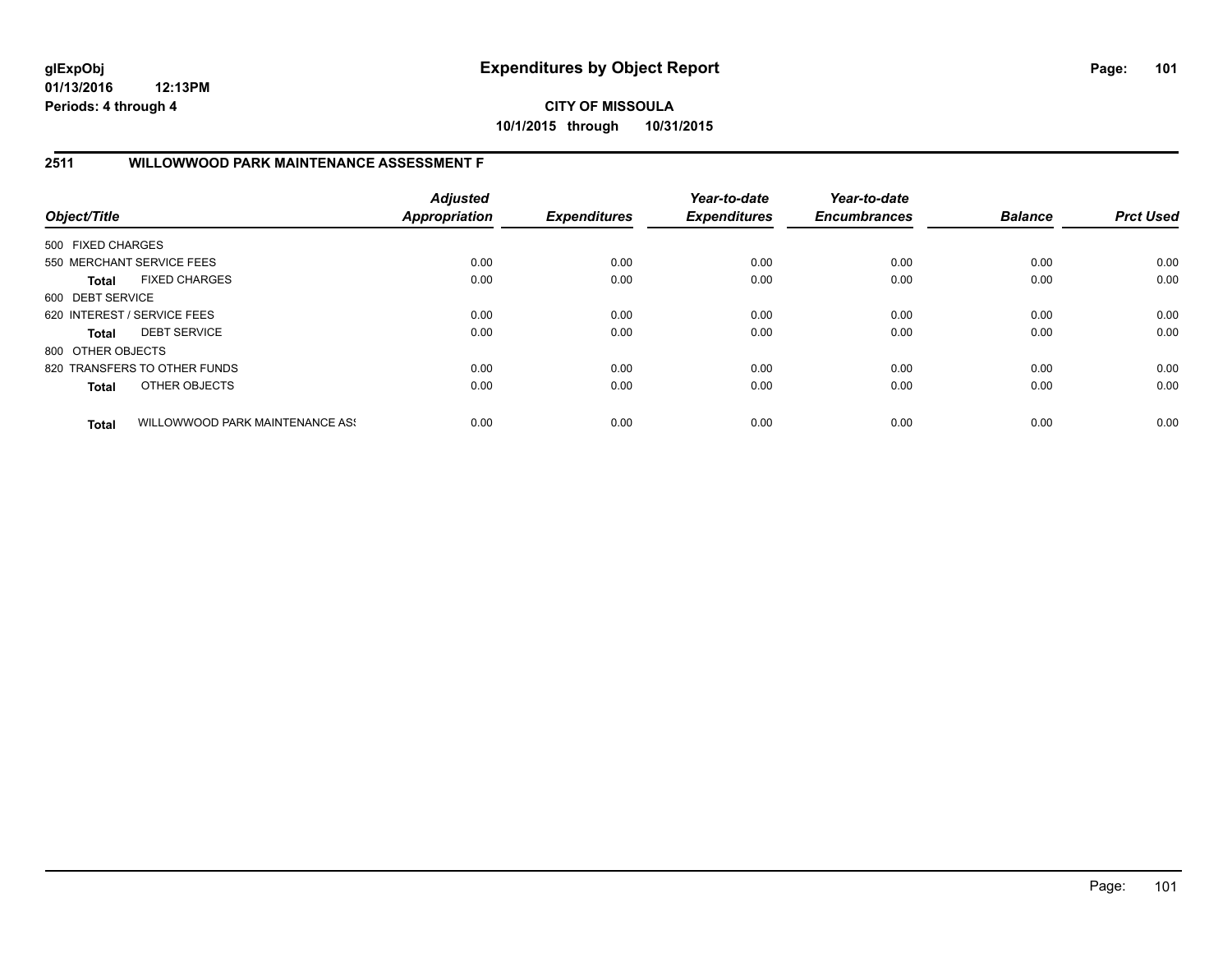**glExpObj**
**01/13/2016 12:13PM**
**Periods: 4 through 4**

# Expenditures by Object Report

**CITY OF MISSOULA**
**10/1/2015 through 10/31/2015**

## 2511 WILLOWWOOD PARK MAINTENANCE ASSESSMENT F

| Object/Title | | Adjusted Appropriation | Expenditures | Year-to-date Expenditures | Year-to-date Encumbrances | Balance | Prct Used |
|---|---|---|---|---|---|---|---|
| 500 FIXED CHARGES | | | | | | | |
| 550 MERCHANT SERVICE FEES | | 0.00 | 0.00 | 0.00 | 0.00 | 0.00 | 0.00 |
| **Total** | FIXED CHARGES | 0.00 | 0.00 | 0.00 | 0.00 | 0.00 | 0.00 |
| 600 DEBT SERVICE | | | | | | | |
| 620 INTEREST / SERVICE FEES | | 0.00 | 0.00 | 0.00 | 0.00 | 0.00 | 0.00 |
| **Total** | DEBT SERVICE | 0.00 | 0.00 | 0.00 | 0.00 | 0.00 | 0.00 |
| 800 OTHER OBJECTS | | | | | | | |
| 820 TRANSFERS TO OTHER FUNDS | | 0.00 | 0.00 | 0.00 | 0.00 | 0.00 | 0.00 |
| **Total** | OTHER OBJECTS | 0.00 | 0.00 | 0.00 | 0.00 | 0.00 | 0.00 |
| **Total** | WILLOWWOOD PARK MAINTENANCE AS! | 0.00 | 0.00 | 0.00 | 0.00 | 0.00 | 0.00 |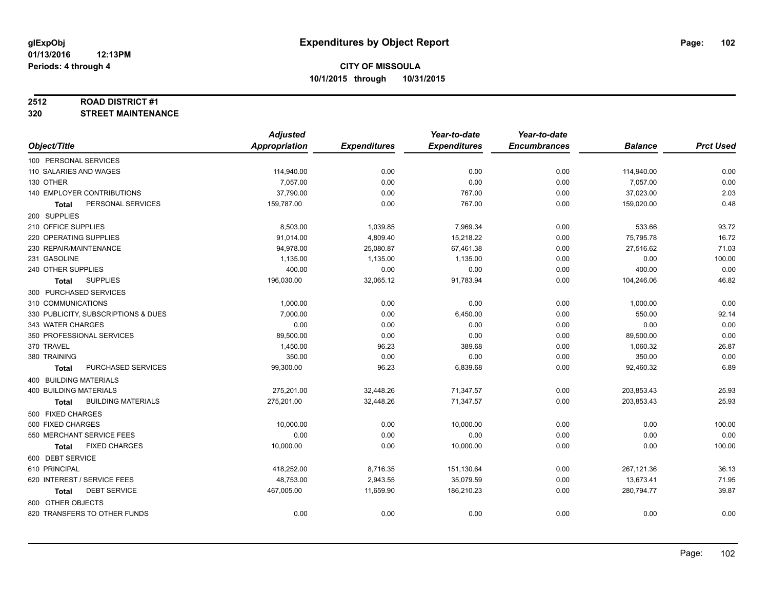# Expenditures by Object Report

glExpObj
01/13/2016 12:13PM
Periods: 4 through 4

**CITY OF MISSOULA**
**10/1/2015 through 10/31/2015**

**2512 ROAD DISTRICT #1**
**320 STREET MAINTENANCE**

| Object/Title | Adjusted Appropriation | Expenditures | Year-to-date Expenditures | Year-to-date Encumbrances | Balance | Prct Used |
|---|---|---|---|---|---|---|
| 100 PERSONAL SERVICES | | | | | | |
| 110 SALARIES AND WAGES | 114,940.00 | 0.00 | 0.00 | 0.00 | 114,940.00 | 0.00 |
| 130 OTHER | 7,057.00 | 0.00 | 0.00 | 0.00 | 7,057.00 | 0.00 |
| 140 EMPLOYER CONTRIBUTIONS | 37,790.00 | 0.00 | 767.00 | 0.00 | 37,023.00 | 2.03 |
| **Total** PERSONAL SERVICES | 159,787.00 | 0.00 | 767.00 | 0.00 | 159,020.00 | 0.48 |
| 200 SUPPLIES | | | | | | |
| 210 OFFICE SUPPLIES | 8,503.00 | 1,039.85 | 7,969.34 | 0.00 | 533.66 | 93.72 |
| 220 OPERATING SUPPLIES | 91,014.00 | 4,809.40 | 15,218.22 | 0.00 | 75,795.78 | 16.72 |
| 230 REPAIR/MAINTENANCE | 94,978.00 | 25,080.87 | 67,461.38 | 0.00 | 27,516.62 | 71.03 |
| 231 GASOLINE | 1,135.00 | 1,135.00 | 1,135.00 | 0.00 | 0.00 | 100.00 |
| 240 OTHER SUPPLIES | 400.00 | 0.00 | 0.00 | 0.00 | 400.00 | 0.00 |
| **Total** SUPPLIES | 196,030.00 | 32,065.12 | 91,783.94 | 0.00 | 104,246.06 | 46.82 |
| 300 PURCHASED SERVICES | | | | | | |
| 310 COMMUNICATIONS | 1,000.00 | 0.00 | 0.00 | 0.00 | 1,000.00 | 0.00 |
| 330 PUBLICITY, SUBSCRIPTIONS & DUES | 7,000.00 | 0.00 | 6,450.00 | 0.00 | 550.00 | 92.14 |
| 343 WATER CHARGES | 0.00 | 0.00 | 0.00 | 0.00 | 0.00 | 0.00 |
| 350 PROFESSIONAL SERVICES | 89,500.00 | 0.00 | 0.00 | 0.00 | 89,500.00 | 0.00 |
| 370 TRAVEL | 1,450.00 | 96.23 | 389.68 | 0.00 | 1,060.32 | 26.87 |
| 380 TRAINING | 350.00 | 0.00 | 0.00 | 0.00 | 350.00 | 0.00 |
| **Total** PURCHASED SERVICES | 99,300.00 | 96.23 | 6,839.68 | 0.00 | 92,460.32 | 6.89 |
| 400 BUILDING MATERIALS | | | | | | |
| 400 BUILDING MATERIALS | 275,201.00 | 32,448.26 | 71,347.57 | 0.00 | 203,853.43 | 25.93 |
| **Total** BUILDING MATERIALS | 275,201.00 | 32,448.26 | 71,347.57 | 0.00 | 203,853.43 | 25.93 |
| 500 FIXED CHARGES | | | | | | |
| 500 FIXED CHARGES | 10,000.00 | 0.00 | 10,000.00 | 0.00 | 0.00 | 100.00 |
| 550 MERCHANT SERVICE FEES | 0.00 | 0.00 | 0.00 | 0.00 | 0.00 | 0.00 |
| **Total** FIXED CHARGES | 10,000.00 | 0.00 | 10,000.00 | 0.00 | 0.00 | 100.00 |
| 600 DEBT SERVICE | | | | | | |
| 610 PRINCIPAL | 418,252.00 | 8,716.35 | 151,130.64 | 0.00 | 267,121.36 | 36.13 |
| 620 INTEREST / SERVICE FEES | 48,753.00 | 2,943.55 | 35,079.59 | 0.00 | 13,673.41 | 71.95 |
| **Total** DEBT SERVICE | 467,005.00 | 11,659.90 | 186,210.23 | 0.00 | 280,794.77 | 39.87 |
| 800 OTHER OBJECTS | | | | | | |
| 820 TRANSFERS TO OTHER FUNDS | 0.00 | 0.00 | 0.00 | 0.00 | 0.00 | 0.00 |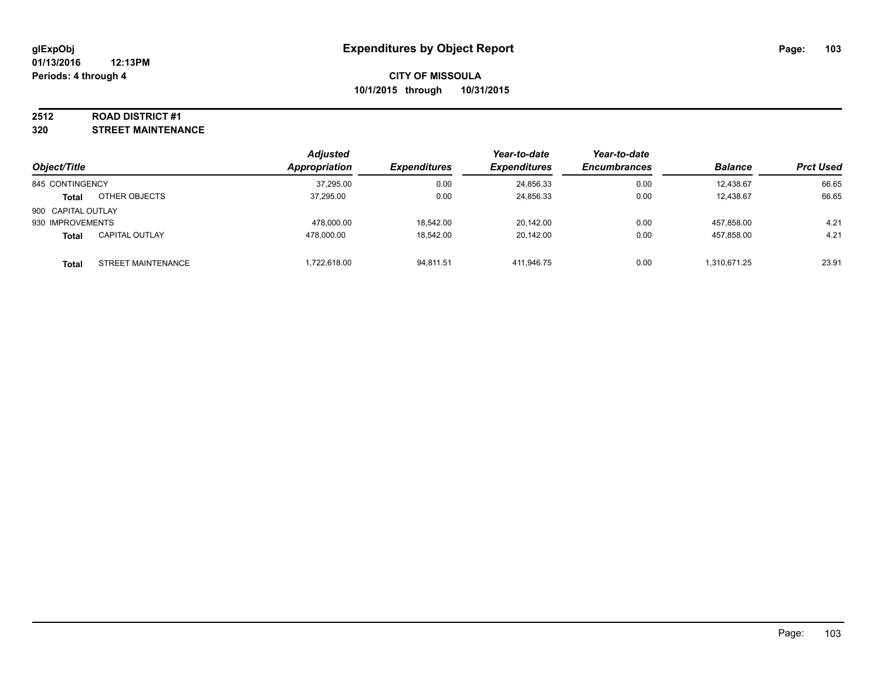**glExpObj** **Expenditures by Object Report**
**01/13/2016 12:13PM**
**Periods: 4 through 4**

**CITY OF MISSOULA**
**10/1/2015 through 10/31/2015**

**2512 ROAD DISTRICT #1**
**320 STREET MAINTENANCE**

| Object/Title | | Adjusted Appropriation | Expenditures | Year-to-date Expenditures | Year-to-date Encumbrances | Balance | Prct Used |
|---|---|---|---|---|---|---|---|
| 845 CONTINGENCY | | 37,295.00 | 0.00 | 24,856.33 | 0.00 | 12,438.67 | 66.65 |
| **Total** | OTHER OBJECTS | 37,295.00 | 0.00 | 24,856.33 | 0.00 | 12,438.67 | 66.65 |
| 900 CAPITAL OUTLAY | | | | | | | |
| 930 IMPROVEMENTS | | 478,000.00 | 18,542.00 | 20,142.00 | 0.00 | 457,858.00 | 4.21 |
| **Total** | CAPITAL OUTLAY | 478,000.00 | 18,542.00 | 20,142.00 | 0.00 | 457,858.00 | 4.21 |
| **Total** | STREET MAINTENANCE | 1,722,618.00 | 94,811.51 | 411,946.75 | 0.00 | 1,310,671.25 | 23.91 |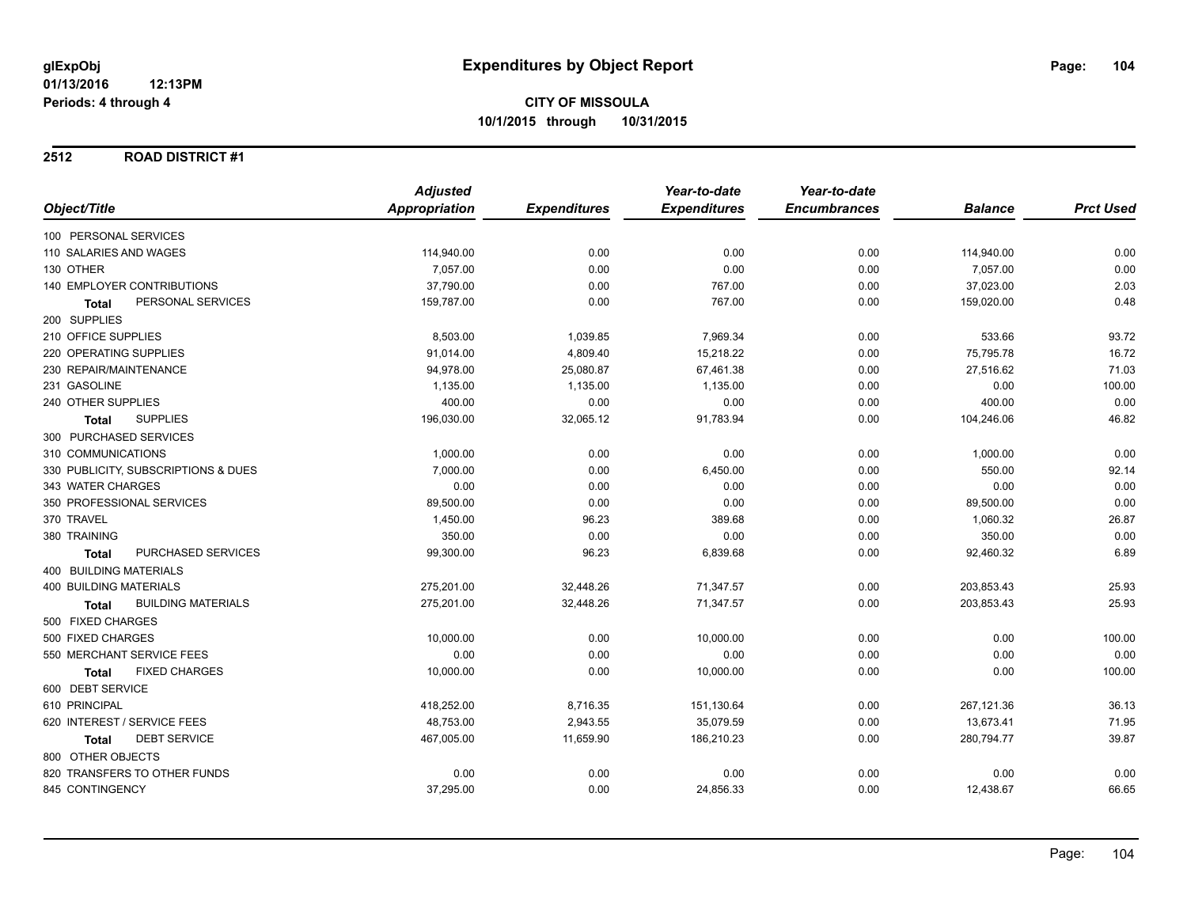# Expenditures by Object Report

glExpObj
01/13/2016 12:13PM
Periods: 4 through 4

**CITY OF MISSOULA**
**10/1/2015 through 10/31/2015**

## 2512 ROAD DISTRICT #1

| Object/Title | Adjusted Appropriation | Expenditures | Year-to-date Expenditures | Year-to-date Encumbrances | Balance | Prct Used |
|---|---|---|---|---|---|---|
| 100 PERSONAL SERVICES | | | | | | |
| 110 SALARIES AND WAGES | 114,940.00 | 0.00 | 0.00 | 0.00 | 114,940.00 | 0.00 |
| 130 OTHER | 7,057.00 | 0.00 | 0.00 | 0.00 | 7,057.00 | 0.00 |
| 140 EMPLOYER CONTRIBUTIONS | 37,790.00 | 0.00 | 767.00 | 0.00 | 37,023.00 | 2.03 |
| **Total** PERSONAL SERVICES | 159,787.00 | 0.00 | 767.00 | 0.00 | 159,020.00 | 0.48 |
| 200 SUPPLIES | | | | | | |
| 210 OFFICE SUPPLIES | 8,503.00 | 1,039.85 | 7,969.34 | 0.00 | 533.66 | 93.72 |
| 220 OPERATING SUPPLIES | 91,014.00 | 4,809.40 | 15,218.22 | 0.00 | 75,795.78 | 16.72 |
| 230 REPAIR/MAINTENANCE | 94,978.00 | 25,080.87 | 67,461.38 | 0.00 | 27,516.62 | 71.03 |
| 231 GASOLINE | 1,135.00 | 1,135.00 | 1,135.00 | 0.00 | 0.00 | 100.00 |
| 240 OTHER SUPPLIES | 400.00 | 0.00 | 0.00 | 0.00 | 400.00 | 0.00 |
| **Total** SUPPLIES | 196,030.00 | 32,065.12 | 91,783.94 | 0.00 | 104,246.06 | 46.82 |
| 300 PURCHASED SERVICES | | | | | | |
| 310 COMMUNICATIONS | 1,000.00 | 0.00 | 0.00 | 0.00 | 1,000.00 | 0.00 |
| 330 PUBLICITY, SUBSCRIPTIONS & DUES | 7,000.00 | 0.00 | 6,450.00 | 0.00 | 550.00 | 92.14 |
| 343 WATER CHARGES | 0.00 | 0.00 | 0.00 | 0.00 | 0.00 | 0.00 |
| 350 PROFESSIONAL SERVICES | 89,500.00 | 0.00 | 0.00 | 0.00 | 89,500.00 | 0.00 |
| 370 TRAVEL | 1,450.00 | 96.23 | 389.68 | 0.00 | 1,060.32 | 26.87 |
| 380 TRAINING | 350.00 | 0.00 | 0.00 | 0.00 | 350.00 | 0.00 |
| **Total** PURCHASED SERVICES | 99,300.00 | 96.23 | 6,839.68 | 0.00 | 92,460.32 | 6.89 |
| 400 BUILDING MATERIALS | | | | | | |
| 400 BUILDING MATERIALS | 275,201.00 | 32,448.26 | 71,347.57 | 0.00 | 203,853.43 | 25.93 |
| **Total** BUILDING MATERIALS | 275,201.00 | 32,448.26 | 71,347.57 | 0.00 | 203,853.43 | 25.93 |
| 500 FIXED CHARGES | | | | | | |
| 500 FIXED CHARGES | 10,000.00 | 0.00 | 10,000.00 | 0.00 | 0.00 | 100.00 |
| 550 MERCHANT SERVICE FEES | 0.00 | 0.00 | 0.00 | 0.00 | 0.00 | 0.00 |
| **Total** FIXED CHARGES | 10,000.00 | 0.00 | 10,000.00 | 0.00 | 0.00 | 100.00 |
| 600 DEBT SERVICE | | | | | | |
| 610 PRINCIPAL | 418,252.00 | 8,716.35 | 151,130.64 | 0.00 | 267,121.36 | 36.13 |
| 620 INTEREST / SERVICE FEES | 48,753.00 | 2,943.55 | 35,079.59 | 0.00 | 13,673.41 | 71.95 |
| **Total** DEBT SERVICE | 467,005.00 | 11,659.90 | 186,210.23 | 0.00 | 280,794.77 | 39.87 |
| 800 OTHER OBJECTS | | | | | | |
| 820 TRANSFERS TO OTHER FUNDS | 0.00 | 0.00 | 0.00 | 0.00 | 0.00 | 0.00 |
| 845 CONTINGENCY | 37,295.00 | 0.00 | 24,856.33 | 0.00 | 12,438.67 | 66.65 |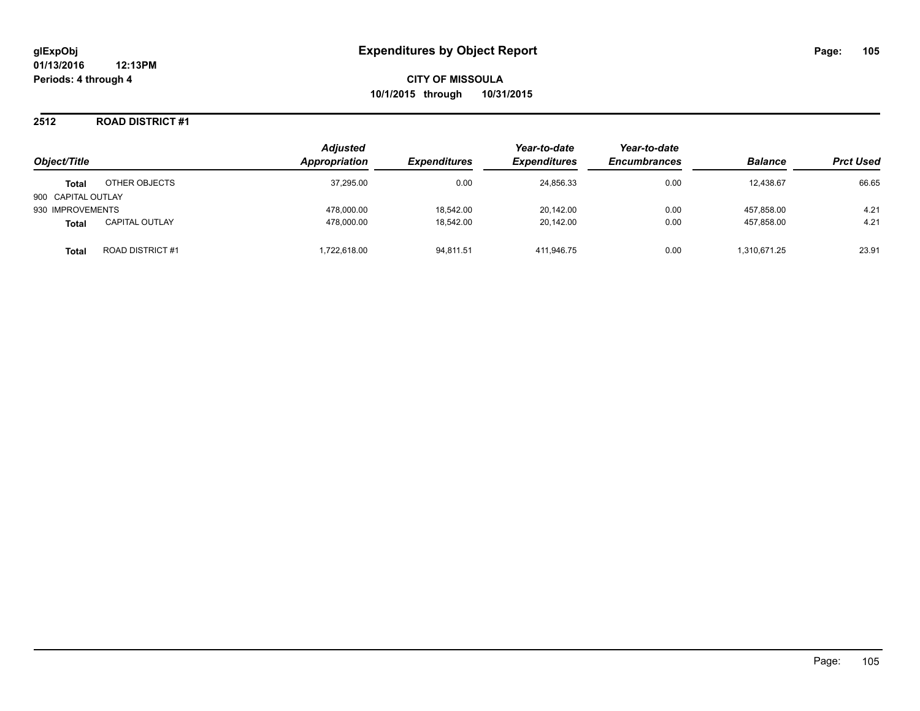# Expenditures by Object Report

glExpObj
01/13/2016 12:13PM
Periods: 4 through 4

**CITY OF MISSOULA**
**10/1/2015 through 10/31/2015**

## 2512 ROAD DISTRICT #1

| Object/Title | | Adjusted Appropriation | Expenditures | Year-to-date Expenditures | Year-to-date Encumbrances | Balance | Prct Used |
|---|---|---|---|---|---|---|---|
| **Total** | OTHER OBJECTS | 37,295.00 | 0.00 | 24,856.33 | 0.00 | 12,438.67 | 66.65 |
| 900 CAPITAL OUTLAY | | | | | | | |
| 930 IMPROVEMENTS | | 478,000.00 | 18,542.00 | 20,142.00 | 0.00 | 457,858.00 | 4.21 |
| **Total** | CAPITAL OUTLAY | 478,000.00 | 18,542.00 | 20,142.00 | 0.00 | 457,858.00 | 4.21 |
| **Total** | ROAD DISTRICT #1 | 1,722,618.00 | 94,811.51 | 411,946.75 | 0.00 | 1,310,671.25 | 23.91 |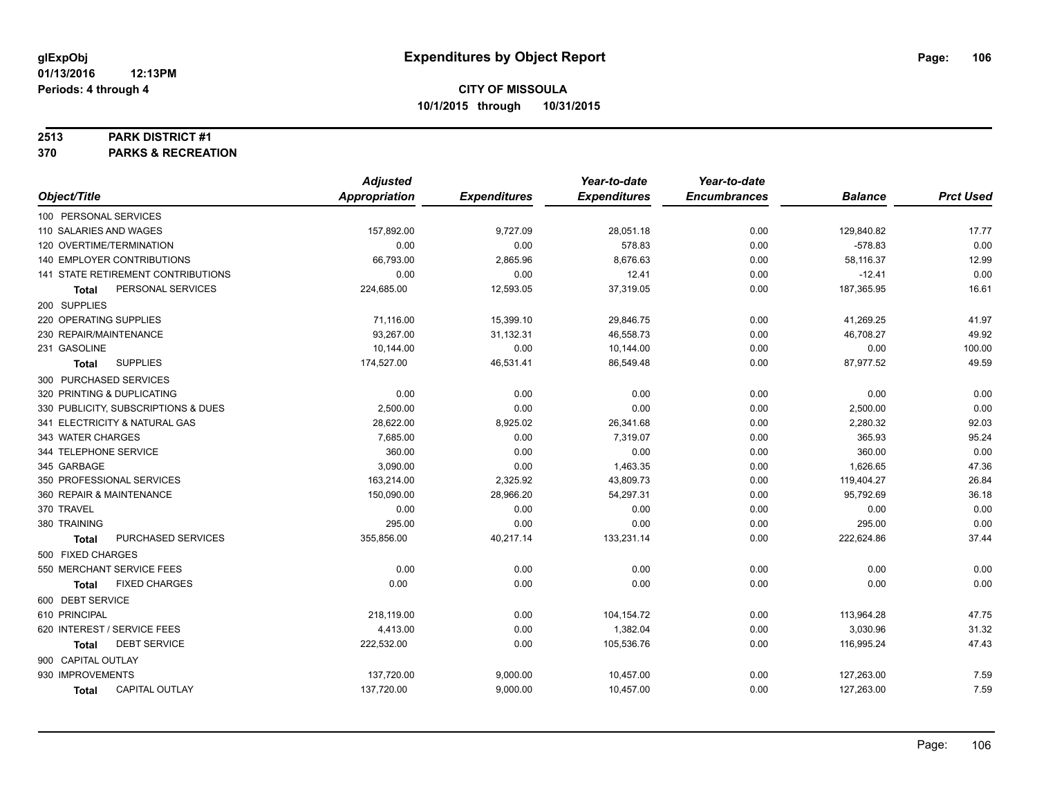# Expenditures by Object Report

glExpObj
01/13/2016 12:13PM
Periods: 4 through 4

**CITY OF MISSOULA**
**10/1/2015 through 10/31/2015**

**2513 PARK DISTRICT #1**
**370 PARKS & RECREATION**

| Object/Title | Adjusted Appropriation | Expenditures | Year-to-date Expenditures | Year-to-date Encumbrances | Balance | Prct Used |
|---|---|---|---|---|---|---|
| 100 PERSONAL SERVICES | | | | | | |
| 110 SALARIES AND WAGES | 157,892.00 | 9,727.09 | 28,051.18 | 0.00 | 129,840.82 | 17.77 |
| 120 OVERTIME/TERMINATION | 0.00 | 0.00 | 578.83 | 0.00 | -578.83 | 0.00 |
| 140 EMPLOYER CONTRIBUTIONS | 66,793.00 | 2,865.96 | 8,676.63 | 0.00 | 58,116.37 | 12.99 |
| 141 STATE RETIREMENT CONTRIBUTIONS | 0.00 | 0.00 | 12.41 | 0.00 | -12.41 | 0.00 |
| **Total** PERSONAL SERVICES | 224,685.00 | 12,593.05 | 37,319.05 | 0.00 | 187,365.95 | 16.61 |
| 200 SUPPLIES | | | | | | |
| 220 OPERATING SUPPLIES | 71,116.00 | 15,399.10 | 29,846.75 | 0.00 | 41,269.25 | 41.97 |
| 230 REPAIR/MAINTENANCE | 93,267.00 | 31,132.31 | 46,558.73 | 0.00 | 46,708.27 | 49.92 |
| 231 GASOLINE | 10,144.00 | 0.00 | 10,144.00 | 0.00 | 0.00 | 100.00 |
| **Total** SUPPLIES | 174,527.00 | 46,531.41 | 86,549.48 | 0.00 | 87,977.52 | 49.59 |
| 300 PURCHASED SERVICES | | | | | | |
| 320 PRINTING & DUPLICATING | 0.00 | 0.00 | 0.00 | 0.00 | 0.00 | 0.00 |
| 330 PUBLICITY, SUBSCRIPTIONS & DUES | 2,500.00 | 0.00 | 0.00 | 0.00 | 2,500.00 | 0.00 |
| 341 ELECTRICITY & NATURAL GAS | 28,622.00 | 8,925.02 | 26,341.68 | 0.00 | 2,280.32 | 92.03 |
| 343 WATER CHARGES | 7,685.00 | 0.00 | 7,319.07 | 0.00 | 365.93 | 95.24 |
| 344 TELEPHONE SERVICE | 360.00 | 0.00 | 0.00 | 0.00 | 360.00 | 0.00 |
| 345 GARBAGE | 3,090.00 | 0.00 | 1,463.35 | 0.00 | 1,626.65 | 47.36 |
| 350 PROFESSIONAL SERVICES | 163,214.00 | 2,325.92 | 43,809.73 | 0.00 | 119,404.27 | 26.84 |
| 360 REPAIR & MAINTENANCE | 150,090.00 | 28,966.20 | 54,297.31 | 0.00 | 95,792.69 | 36.18 |
| 370 TRAVEL | 0.00 | 0.00 | 0.00 | 0.00 | 0.00 | 0.00 |
| 380 TRAINING | 295.00 | 0.00 | 0.00 | 0.00 | 295.00 | 0.00 |
| **Total** PURCHASED SERVICES | 355,856.00 | 40,217.14 | 133,231.14 | 0.00 | 222,624.86 | 37.44 |
| 500 FIXED CHARGES | | | | | | |
| 550 MERCHANT SERVICE FEES | 0.00 | 0.00 | 0.00 | 0.00 | 0.00 | 0.00 |
| **Total** FIXED CHARGES | 0.00 | 0.00 | 0.00 | 0.00 | 0.00 | 0.00 |
| 600 DEBT SERVICE | | | | | | |
| 610 PRINCIPAL | 218,119.00 | 0.00 | 104,154.72 | 0.00 | 113,964.28 | 47.75 |
| 620 INTEREST / SERVICE FEES | 4,413.00 | 0.00 | 1,382.04 | 0.00 | 3,030.96 | 31.32 |
| **Total** DEBT SERVICE | 222,532.00 | 0.00 | 105,536.76 | 0.00 | 116,995.24 | 47.43 |
| 900 CAPITAL OUTLAY | | | | | | |
| 930 IMPROVEMENTS | 137,720.00 | 9,000.00 | 10,457.00 | 0.00 | 127,263.00 | 7.59 |
| **Total** CAPITAL OUTLAY | 137,720.00 | 9,000.00 | 10,457.00 | 0.00 | 127,263.00 | 7.59 |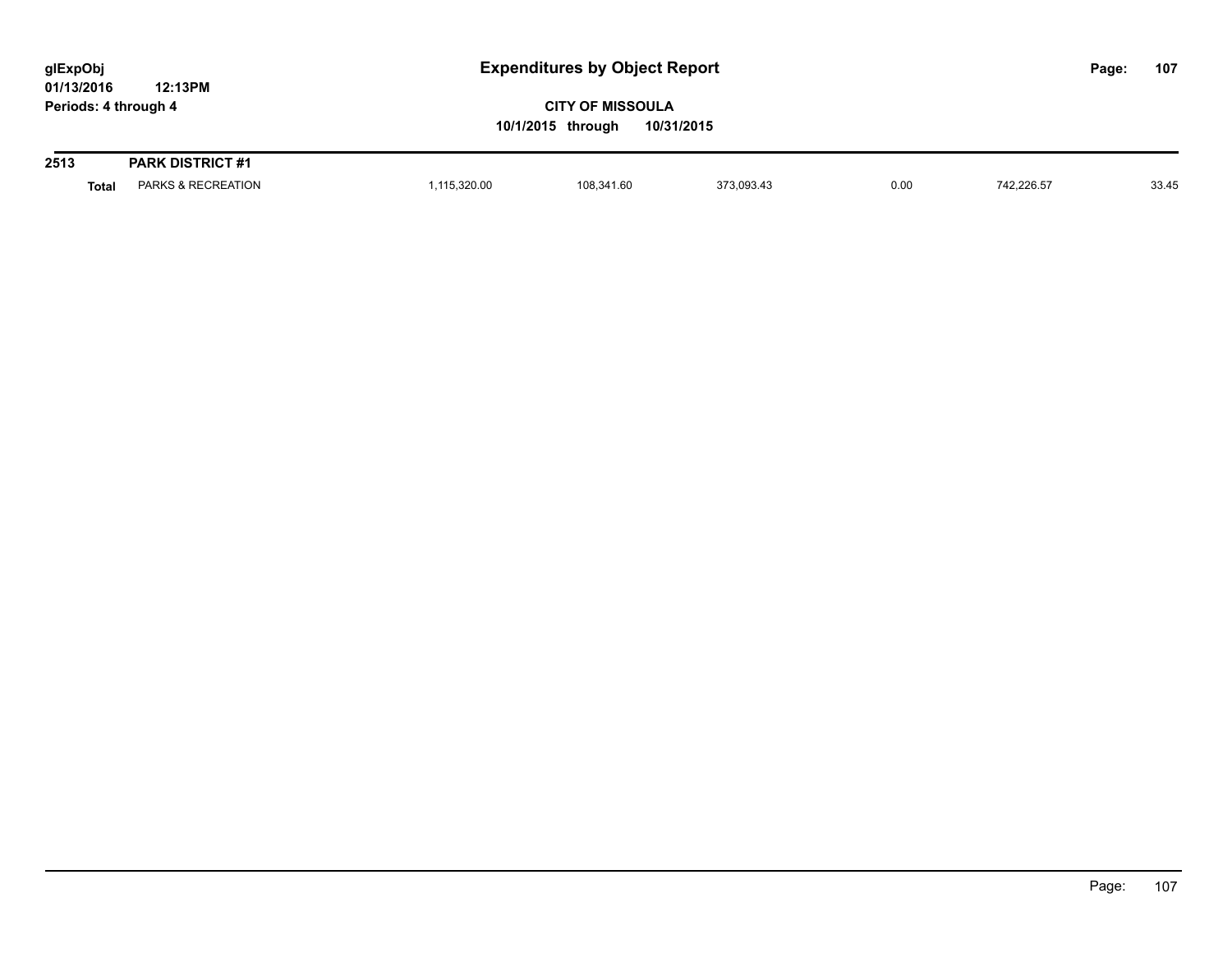# Expenditures by Object Report

glExpObj
01/13/2016 12:13PM
Periods: 4 through 4

**CITY OF MISSOULA**
**10/1/2015 through 10/31/2015**

| 2513 | PARK DISTRICT #1 | | | | | | |
|---|---|---|---|---|---|---|---|
| Total | PARKS & RECREATION | 1,115,320.00 | 108,341.60 | 373,093.43 | 0.00 | 742,226.57 | 33.45 |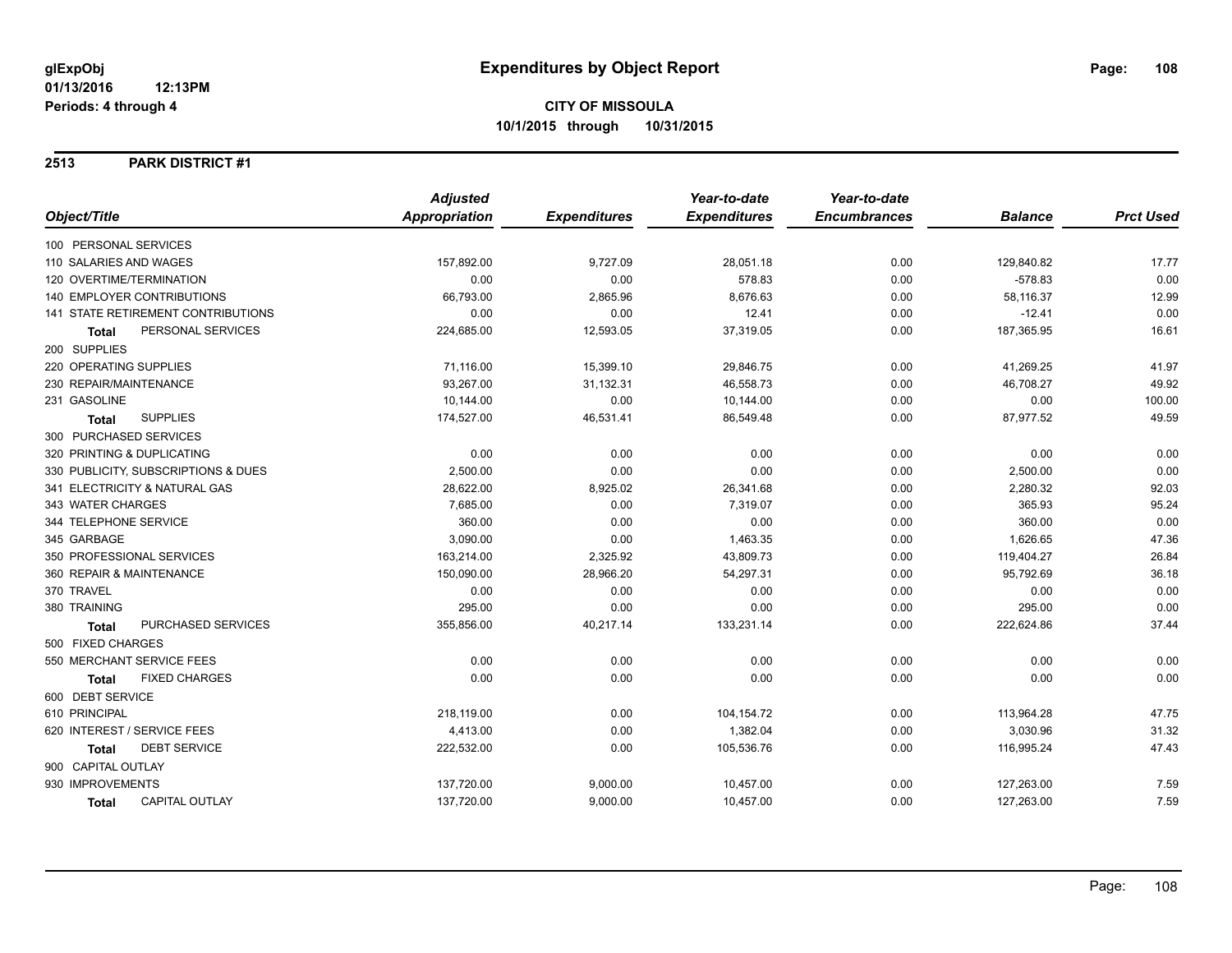# Expenditures by Object Report

glExpObj
01/13/2016 12:13PM
Periods: 4 through 4

**CITY OF MISSOULA**
**10/1/2015 through 10/31/2015**

## 2513 PARK DISTRICT #1

| Object/Title | Adjusted Appropriation | Expenditures | Year-to-date Expenditures | Year-to-date Encumbrances | Balance | Prct Used |
|---|---|---|---|---|---|---|
| 100 PERSONAL SERVICES | | | | | | |
| 110 SALARIES AND WAGES | 157,892.00 | 9,727.09 | 28,051.18 | 0.00 | 129,840.82 | 17.77 |
| 120 OVERTIME/TERMINATION | 0.00 | 0.00 | 578.83 | 0.00 | -578.83 | 0.00 |
| 140 EMPLOYER CONTRIBUTIONS | 66,793.00 | 2,865.96 | 8,676.63 | 0.00 | 58,116.37 | 12.99 |
| 141 STATE RETIREMENT CONTRIBUTIONS | 0.00 | 0.00 | 12.41 | 0.00 | -12.41 | 0.00 |
| **Total** PERSONAL SERVICES | 224,685.00 | 12,593.05 | 37,319.05 | 0.00 | 187,365.95 | 16.61 |
| 200 SUPPLIES | | | | | | |
| 220 OPERATING SUPPLIES | 71,116.00 | 15,399.10 | 29,846.75 | 0.00 | 41,269.25 | 41.97 |
| 230 REPAIR/MAINTENANCE | 93,267.00 | 31,132.31 | 46,558.73 | 0.00 | 46,708.27 | 49.92 |
| 231 GASOLINE | 10,144.00 | 0.00 | 10,144.00 | 0.00 | 0.00 | 100.00 |
| **Total** SUPPLIES | 174,527.00 | 46,531.41 | 86,549.48 | 0.00 | 87,977.52 | 49.59 |
| 300 PURCHASED SERVICES | | | | | | |
| 320 PRINTING & DUPLICATING | 0.00 | 0.00 | 0.00 | 0.00 | 0.00 | 0.00 |
| 330 PUBLICITY, SUBSCRIPTIONS & DUES | 2,500.00 | 0.00 | 0.00 | 0.00 | 2,500.00 | 0.00 |
| 341 ELECTRICITY & NATURAL GAS | 28,622.00 | 8,925.02 | 26,341.68 | 0.00 | 2,280.32 | 92.03 |
| 343 WATER CHARGES | 7,685.00 | 0.00 | 7,319.07 | 0.00 | 365.93 | 95.24 |
| 344 TELEPHONE SERVICE | 360.00 | 0.00 | 0.00 | 0.00 | 360.00 | 0.00 |
| 345 GARBAGE | 3,090.00 | 0.00 | 1,463.35 | 0.00 | 1,626.65 | 47.36 |
| 350 PROFESSIONAL SERVICES | 163,214.00 | 2,325.92 | 43,809.73 | 0.00 | 119,404.27 | 26.84 |
| 360 REPAIR & MAINTENANCE | 150,090.00 | 28,966.20 | 54,297.31 | 0.00 | 95,792.69 | 36.18 |
| 370 TRAVEL | 0.00 | 0.00 | 0.00 | 0.00 | 0.00 | 0.00 |
| 380 TRAINING | 295.00 | 0.00 | 0.00 | 0.00 | 295.00 | 0.00 |
| **Total** PURCHASED SERVICES | 355,856.00 | 40,217.14 | 133,231.14 | 0.00 | 222,624.86 | 37.44 |
| 500 FIXED CHARGES | | | | | | |
| 550 MERCHANT SERVICE FEES | 0.00 | 0.00 | 0.00 | 0.00 | 0.00 | 0.00 |
| **Total** FIXED CHARGES | 0.00 | 0.00 | 0.00 | 0.00 | 0.00 | 0.00 |
| 600 DEBT SERVICE | | | | | | |
| 610 PRINCIPAL | 218,119.00 | 0.00 | 104,154.72 | 0.00 | 113,964.28 | 47.75 |
| 620 INTEREST / SERVICE FEES | 4,413.00 | 0.00 | 1,382.04 | 0.00 | 3,030.96 | 31.32 |
| **Total** DEBT SERVICE | 222,532.00 | 0.00 | 105,536.76 | 0.00 | 116,995.24 | 47.43 |
| 900 CAPITAL OUTLAY | | | | | | |
| 930 IMPROVEMENTS | 137,720.00 | 9,000.00 | 10,457.00 | 0.00 | 127,263.00 | 7.59 |
| **Total** CAPITAL OUTLAY | 137,720.00 | 9,000.00 | 10,457.00 | 0.00 | 127,263.00 | 7.59 |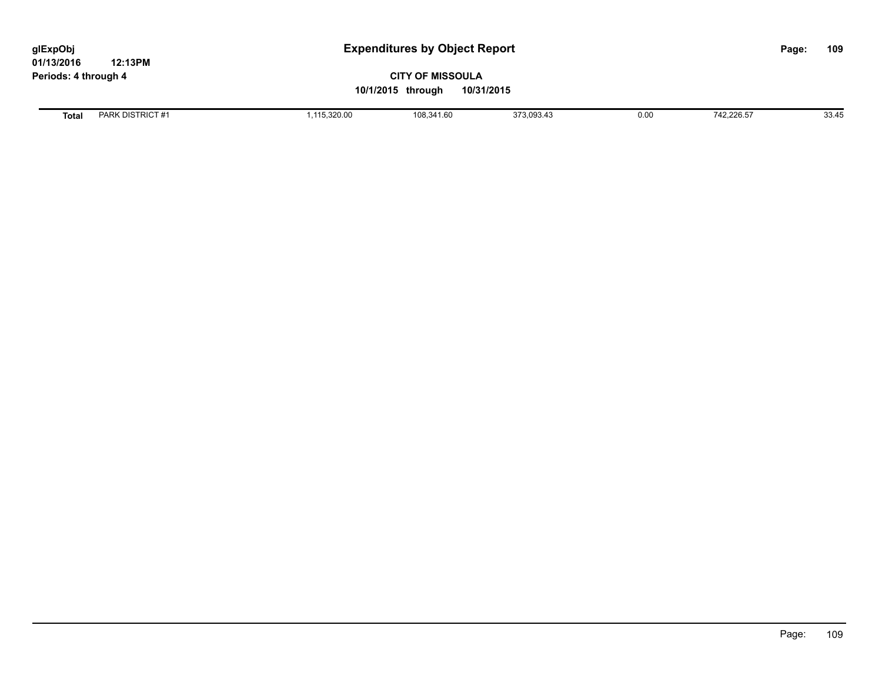| Total | PARK DISTRICT #1 | 1,115,320.00 | 108,341.60 | 373,093.43 | 0.00 | 742,226.57 | 33.45 |
|---|---|---|---|---|---|---|---|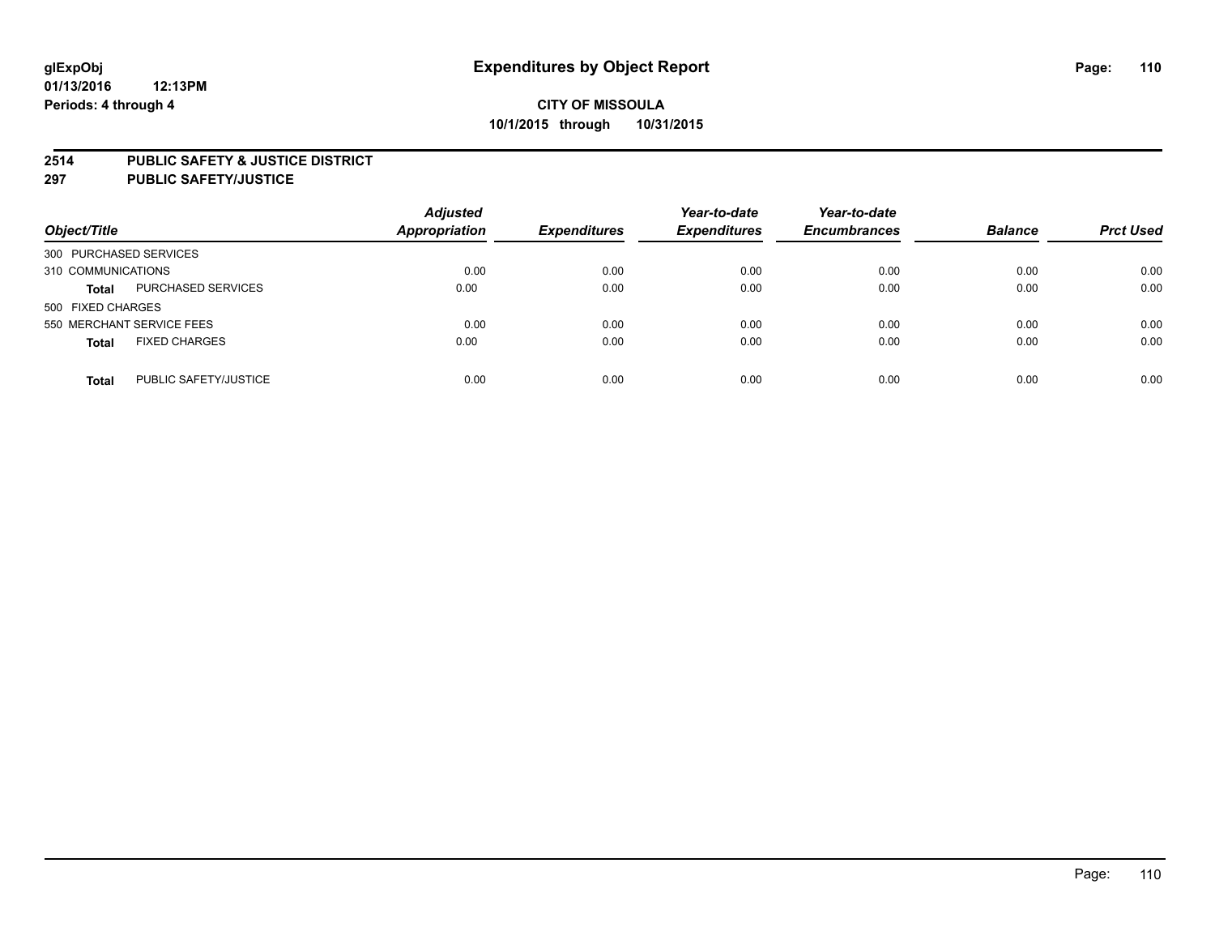**glExpObj**
**01/13/2016 12:13PM**
**Periods: 4 through 4**

# Expenditures by Object Report

**CITY OF MISSOULA**
**10/1/2015 through 10/31/2015**

**2514 PUBLIC SAFETY & JUSTICE DISTRICT**
**297 PUBLIC SAFETY/JUSTICE**

| Object/Title | | Adjusted Appropriation | Expenditures | Year-to-date Expenditures | Year-to-date Encumbrances | Balance | Prct Used |
|---|---|---|---|---|---|---|---|
| 300 PURCHASED SERVICES | | | | | | | |
| 310 COMMUNICATIONS | | 0.00 | 0.00 | 0.00 | 0.00 | 0.00 | 0.00 |
| **Total** | PURCHASED SERVICES | 0.00 | 0.00 | 0.00 | 0.00 | 0.00 | 0.00 |
| 500 FIXED CHARGES | | | | | | | |
| 550 MERCHANT SERVICE FEES | | 0.00 | 0.00 | 0.00 | 0.00 | 0.00 | 0.00 |
| **Total** | FIXED CHARGES | 0.00 | 0.00 | 0.00 | 0.00 | 0.00 | 0.00 |
| **Total** | PUBLIC SAFETY/JUSTICE | 0.00 | 0.00 | 0.00 | 0.00 | 0.00 | 0.00 |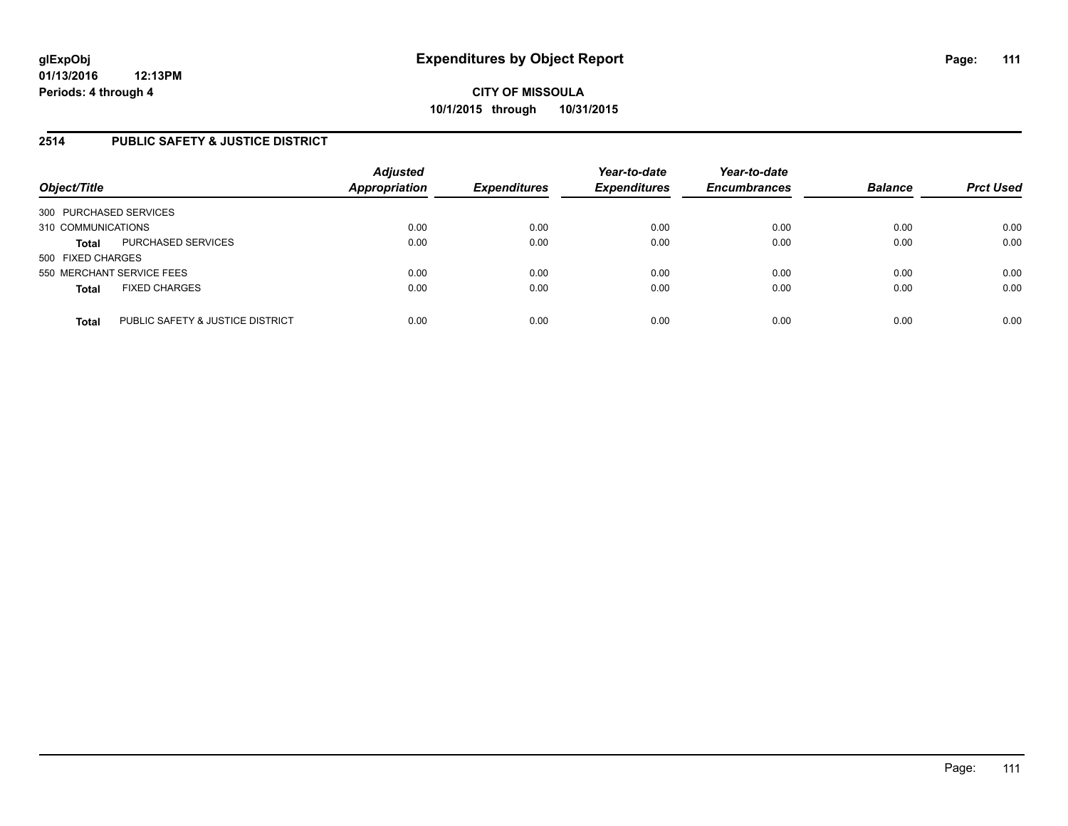**glExpObj**
**01/13/2016 12:13PM**
**Periods: 4 through 4**

# Expenditures by Object Report

**CITY OF MISSOULA**
**10/1/2015 through 10/31/2015**

## 2514 PUBLIC SAFETY & JUSTICE DISTRICT

| Object/Title | | *Adjusted Appropriation* | *Expenditures* | *Year-to-date Expenditures* | *Year-to-date Encumbrances* | *Balance* | *Prct Used* |
|---|---|---|---|---|---|---|---|
| 300 PURCHASED SERVICES | | | | | | | |
| 310 COMMUNICATIONS | | 0.00 | 0.00 | 0.00 | 0.00 | 0.00 | 0.00 |
| **Total** | PURCHASED SERVICES | 0.00 | 0.00 | 0.00 | 0.00 | 0.00 | 0.00 |
| 500 FIXED CHARGES | | | | | | | |
| 550 MERCHANT SERVICE FEES | | 0.00 | 0.00 | 0.00 | 0.00 | 0.00 | 0.00 |
| **Total** | FIXED CHARGES | 0.00 | 0.00 | 0.00 | 0.00 | 0.00 | 0.00 |
| **Total** | PUBLIC SAFETY & JUSTICE DISTRICT | 0.00 | 0.00 | 0.00 | 0.00 | 0.00 | 0.00 |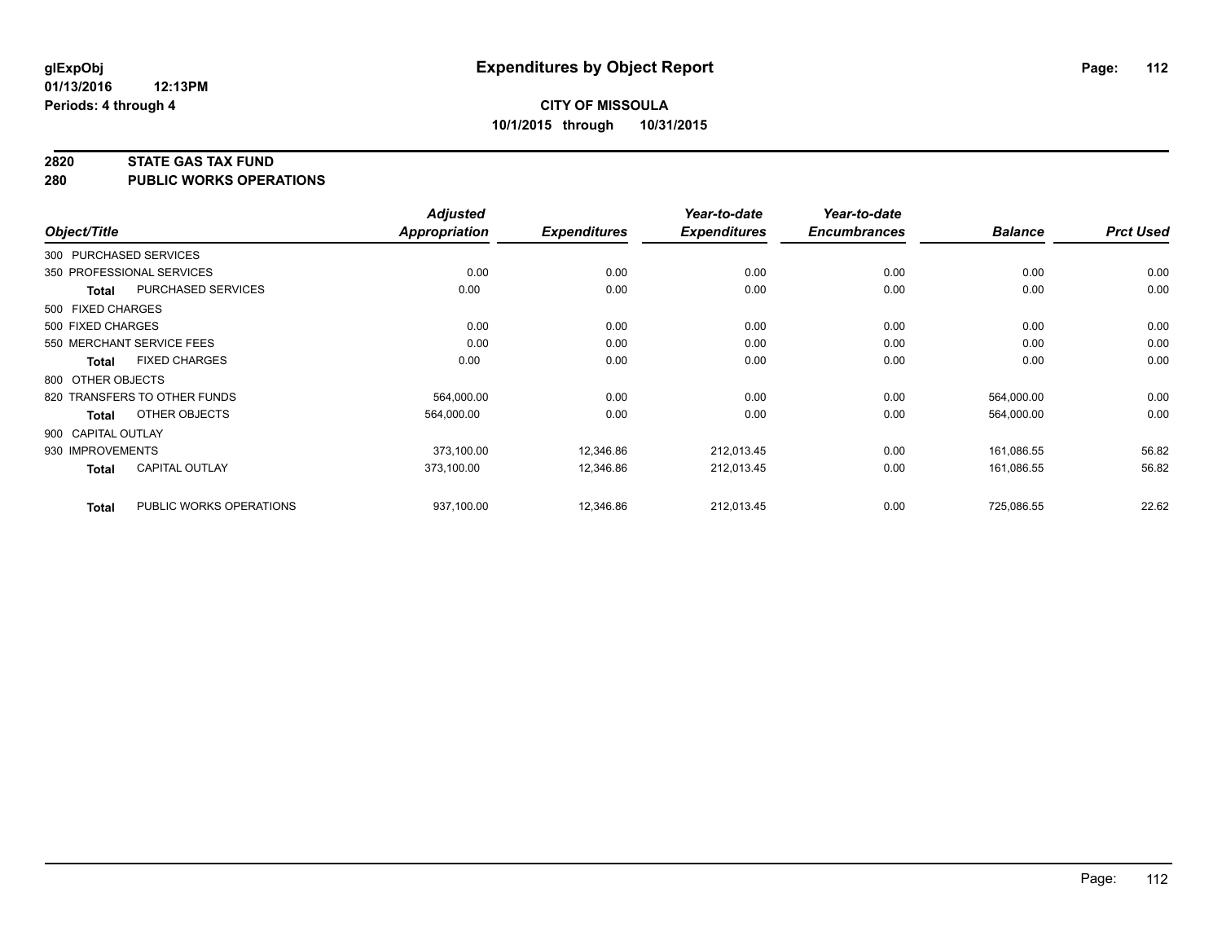**glExpObj** **Expenditures by Object Report**

**01/13/2016 12:13PM**

**Periods: 4 through 4**

**CITY OF MISSOULA**

**10/1/2015 through 10/31/2015**

**2820 STATE GAS TAX FUND**

**280 PUBLIC WORKS OPERATIONS**

| Object/Title | | Adjusted Appropriation | Expenditures | Year-to-date Expenditures | Year-to-date Encumbrances | Balance | Prct Used |
|---|---|---|---|---|---|---|---|
| 300 PURCHASED SERVICES | | | | | | | |
| 350 PROFESSIONAL SERVICES | | 0.00 | 0.00 | 0.00 | 0.00 | 0.00 | 0.00 |
| **Total** | PURCHASED SERVICES | 0.00 | 0.00 | 0.00 | 0.00 | 0.00 | 0.00 |
| 500 FIXED CHARGES | | | | | | | |
| 500 FIXED CHARGES | | 0.00 | 0.00 | 0.00 | 0.00 | 0.00 | 0.00 |
| 550 MERCHANT SERVICE FEES | | 0.00 | 0.00 | 0.00 | 0.00 | 0.00 | 0.00 |
| **Total** | FIXED CHARGES | 0.00 | 0.00 | 0.00 | 0.00 | 0.00 | 0.00 |
| 800 OTHER OBJECTS | | | | | | | |
| 820 TRANSFERS TO OTHER FUNDS | | 564,000.00 | 0.00 | 0.00 | 0.00 | 564,000.00 | 0.00 |
| **Total** | OTHER OBJECTS | 564,000.00 | 0.00 | 0.00 | 0.00 | 564,000.00 | 0.00 |
| 900 CAPITAL OUTLAY | | | | | | | |
| 930 IMPROVEMENTS | | 373,100.00 | 12,346.86 | 212,013.45 | 0.00 | 161,086.55 | 56.82 |
| **Total** | CAPITAL OUTLAY | 373,100.00 | 12,346.86 | 212,013.45 | 0.00 | 161,086.55 | 56.82 |
| **Total** | PUBLIC WORKS OPERATIONS | 937,100.00 | 12,346.86 | 212,013.45 | 0.00 | 725,086.55 | 22.62 |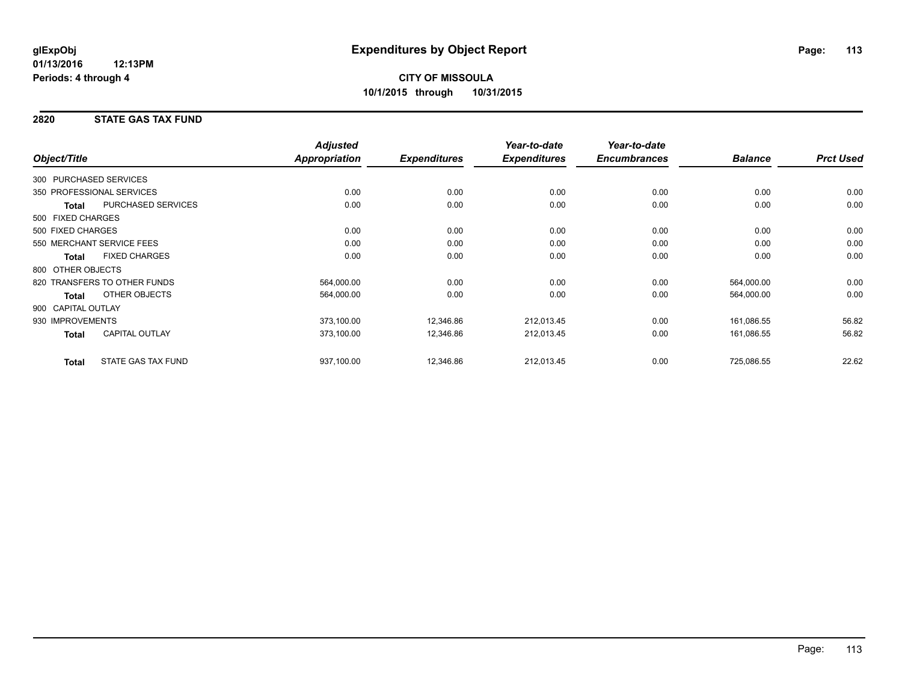**glExpObj** **Expenditures by Object Report**
**01/13/2016 12:13PM**
**Periods: 4 through 4**

**CITY OF MISSOULA**
**10/1/2015 through 10/31/2015**

## 2820 STATE GAS TAX FUND

| Object/Title | | Adjusted Appropriation | Expenditures | Year-to-date Expenditures | Year-to-date Encumbrances | Balance | Prct Used |
|---|---|---|---|---|---|---|---|
| 300 PURCHASED SERVICES | | | | | | | |
| 350 PROFESSIONAL SERVICES | | 0.00 | 0.00 | 0.00 | 0.00 | 0.00 | 0.00 |
| **Total** | PURCHASED SERVICES | 0.00 | 0.00 | 0.00 | 0.00 | 0.00 | 0.00 |
| 500 FIXED CHARGES | | | | | | | |
| 500 FIXED CHARGES | | 0.00 | 0.00 | 0.00 | 0.00 | 0.00 | 0.00 |
| 550 MERCHANT SERVICE FEES | | 0.00 | 0.00 | 0.00 | 0.00 | 0.00 | 0.00 |
| **Total** | FIXED CHARGES | 0.00 | 0.00 | 0.00 | 0.00 | 0.00 | 0.00 |
| 800 OTHER OBJECTS | | | | | | | |
| 820 TRANSFERS TO OTHER FUNDS | | 564,000.00 | 0.00 | 0.00 | 0.00 | 564,000.00 | 0.00 |
| **Total** | OTHER OBJECTS | 564,000.00 | 0.00 | 0.00 | 0.00 | 564,000.00 | 0.00 |
| 900 CAPITAL OUTLAY | | | | | | | |
| 930 IMPROVEMENTS | | 373,100.00 | 12,346.86 | 212,013.45 | 0.00 | 161,086.55 | 56.82 |
| **Total** | CAPITAL OUTLAY | 373,100.00 | 12,346.86 | 212,013.45 | 0.00 | 161,086.55 | 56.82 |
| **Total** | STATE GAS TAX FUND | 937,100.00 | 12,346.86 | 212,013.45 | 0.00 | 725,086.55 | 22.62 |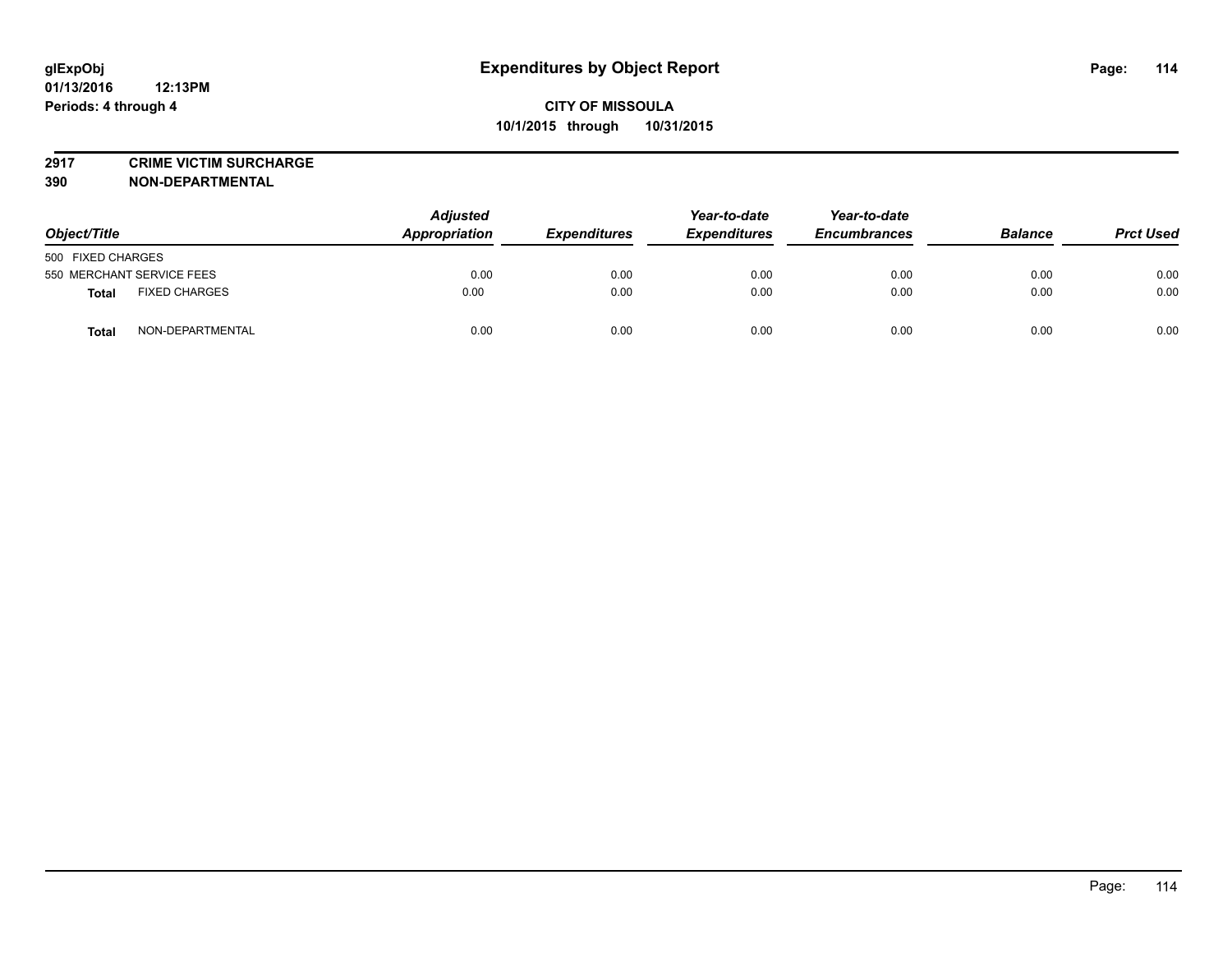glExpObj
01/13/2016 12:13PM
Periods: 4 through 4

# Expenditures by Object Report

**CITY OF MISSOULA**
**10/1/2015 through 10/31/2015**

**2917 CRIME VICTIM SURCHARGE**
**390 NON-DEPARTMENTAL**

| Object/Title | | Adjusted Appropriation | Expenditures | Year-to-date Expenditures | Year-to-date Encumbrances | Balance | Prct Used |
|---|---|---|---|---|---|---|---|
| 500 FIXED CHARGES | | | | | | | |
| 550 MERCHANT SERVICE FEES | | 0.00 | 0.00 | 0.00 | 0.00 | 0.00 | 0.00 |
| **Total** | FIXED CHARGES | 0.00 | 0.00 | 0.00 | 0.00 | 0.00 | 0.00 |
| **Total** | NON-DEPARTMENTAL | 0.00 | 0.00 | 0.00 | 0.00 | 0.00 | 0.00 |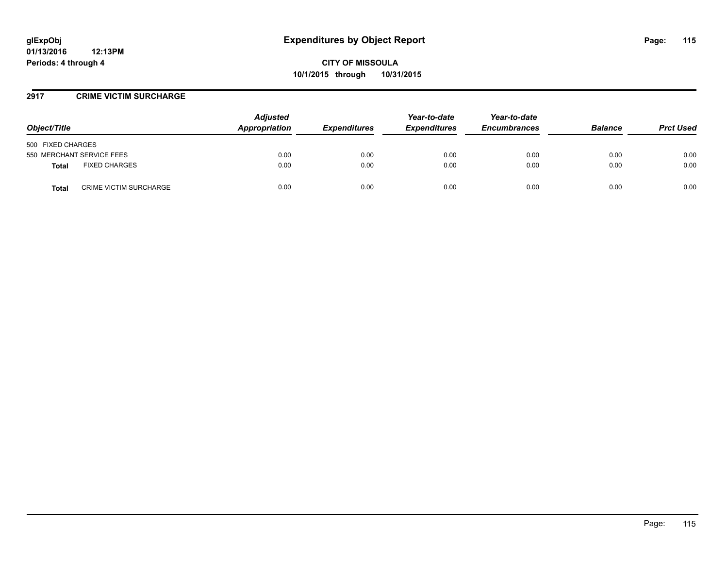# Expenditures by Object Report

**CITY OF MISSOULA**
**10/1/2015 through 10/31/2015**

glExpObj
01/13/2016 12:13PM
Periods: 4 through 4

## 2917 CRIME VICTIM SURCHARGE

| Object/Title | | Adjusted Appropriation | Expenditures | Year-to-date Expenditures | Year-to-date Encumbrances | Balance | Prct Used |
|---|---|---|---|---|---|---|---|
| 500 FIXED CHARGES | | | | | | | |
| 550 MERCHANT SERVICE FEES | | 0.00 | 0.00 | 0.00 | 0.00 | 0.00 | 0.00 |
| **Total** | FIXED CHARGES | 0.00 | 0.00 | 0.00 | 0.00 | 0.00 | 0.00 |
| **Total** | CRIME VICTIM SURCHARGE | 0.00 | 0.00 | 0.00 | 0.00 | 0.00 | 0.00 |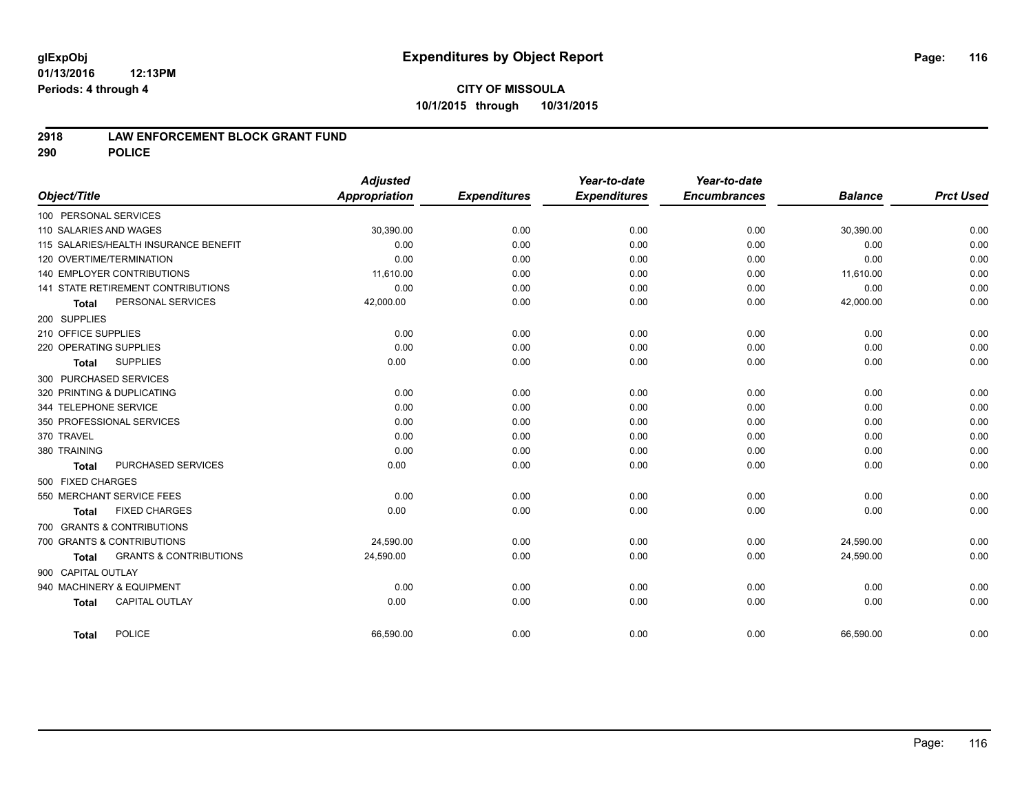# Expenditures by Object Report

glExpObj
01/13/2016 12:13PM
Periods: 4 through 4

**CITY OF MISSOULA**
**10/1/2015 through 10/31/2015**

## 2918 LAW ENFORCEMENT BLOCK GRANT FUND
## 290 POLICE

| Object/Title | Adjusted Appropriation | Expenditures | Year-to-date Expenditures | Year-to-date Encumbrances | Balance | Prct Used |
|---|---|---|---|---|---|---|
| 100 PERSONAL SERVICES | | | | | | |
| 110 SALARIES AND WAGES | 30,390.00 | 0.00 | 0.00 | 0.00 | 30,390.00 | 0.00 |
| 115 SALARIES/HEALTH INSURANCE BENEFIT | 0.00 | 0.00 | 0.00 | 0.00 | 0.00 | 0.00 |
| 120 OVERTIME/TERMINATION | 0.00 | 0.00 | 0.00 | 0.00 | 0.00 | 0.00 |
| 140 EMPLOYER CONTRIBUTIONS | 11,610.00 | 0.00 | 0.00 | 0.00 | 11,610.00 | 0.00 |
| 141 STATE RETIREMENT CONTRIBUTIONS | 0.00 | 0.00 | 0.00 | 0.00 | 0.00 | 0.00 |
| **Total** PERSONAL SERVICES | 42,000.00 | 0.00 | 0.00 | 0.00 | 42,000.00 | 0.00 |
| 200 SUPPLIES | | | | | | |
| 210 OFFICE SUPPLIES | 0.00 | 0.00 | 0.00 | 0.00 | 0.00 | 0.00 |
| 220 OPERATING SUPPLIES | 0.00 | 0.00 | 0.00 | 0.00 | 0.00 | 0.00 |
| **Total** SUPPLIES | 0.00 | 0.00 | 0.00 | 0.00 | 0.00 | 0.00 |
| 300 PURCHASED SERVICES | | | | | | |
| 320 PRINTING & DUPLICATING | 0.00 | 0.00 | 0.00 | 0.00 | 0.00 | 0.00 |
| 344 TELEPHONE SERVICE | 0.00 | 0.00 | 0.00 | 0.00 | 0.00 | 0.00 |
| 350 PROFESSIONAL SERVICES | 0.00 | 0.00 | 0.00 | 0.00 | 0.00 | 0.00 |
| 370 TRAVEL | 0.00 | 0.00 | 0.00 | 0.00 | 0.00 | 0.00 |
| 380 TRAINING | 0.00 | 0.00 | 0.00 | 0.00 | 0.00 | 0.00 |
| **Total** PURCHASED SERVICES | 0.00 | 0.00 | 0.00 | 0.00 | 0.00 | 0.00 |
| 500 FIXED CHARGES | | | | | | |
| 550 MERCHANT SERVICE FEES | 0.00 | 0.00 | 0.00 | 0.00 | 0.00 | 0.00 |
| **Total** FIXED CHARGES | 0.00 | 0.00 | 0.00 | 0.00 | 0.00 | 0.00 |
| 700 GRANTS & CONTRIBUTIONS | | | | | | |
| 700 GRANTS & CONTRIBUTIONS | 24,590.00 | 0.00 | 0.00 | 0.00 | 24,590.00 | 0.00 |
| **Total** GRANTS & CONTRIBUTIONS | 24,590.00 | 0.00 | 0.00 | 0.00 | 24,590.00 | 0.00 |
| 900 CAPITAL OUTLAY | | | | | | |
| 940 MACHINERY & EQUIPMENT | 0.00 | 0.00 | 0.00 | 0.00 | 0.00 | 0.00 |
| **Total** CAPITAL OUTLAY | 0.00 | 0.00 | 0.00 | 0.00 | 0.00 | 0.00 |
| **Total** POLICE | 66,590.00 | 0.00 | 0.00 | 0.00 | 66,590.00 | 0.00 |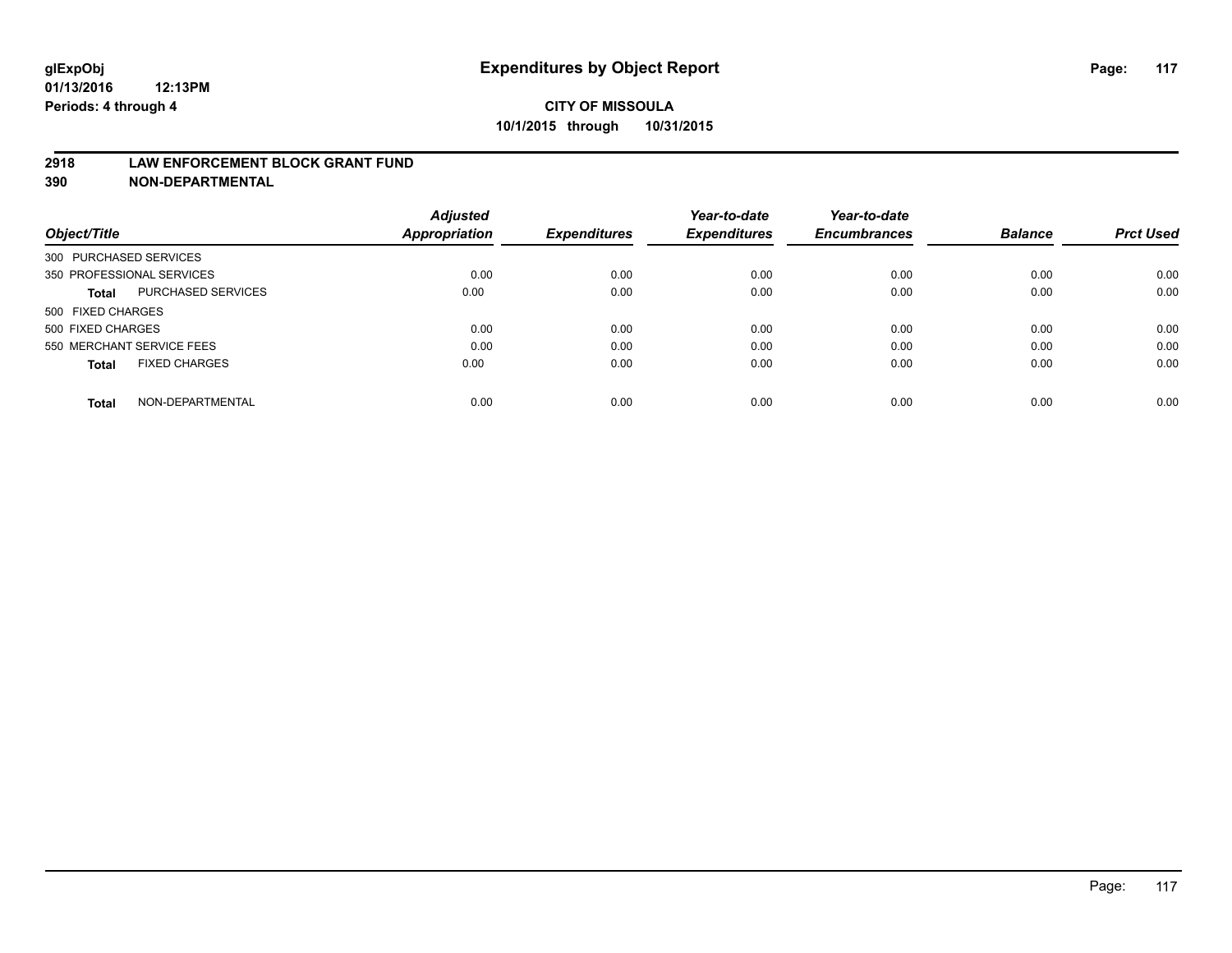glExpObj
01/13/2016 12:13PM
Periods: 4 through 4

# Expenditures by Object Report

**CITY OF MISSOULA**
**10/1/2015 through 10/31/2015**

**2918 LAW ENFORCEMENT BLOCK GRANT FUND**
**390 NON-DEPARTMENTAL**

| Object/Title | | Adjusted Appropriation | Expenditures | Year-to-date Expenditures | Year-to-date Encumbrances | Balance | Prct Used |
|---|---|---|---|---|---|---|---|
| 300 PURCHASED SERVICES | | | | | | | |
| 350 PROFESSIONAL SERVICES | | 0.00 | 0.00 | 0.00 | 0.00 | 0.00 | 0.00 |
| **Total** | PURCHASED SERVICES | 0.00 | 0.00 | 0.00 | 0.00 | 0.00 | 0.00 |
| 500 FIXED CHARGES | | | | | | | |
| 500 FIXED CHARGES | | 0.00 | 0.00 | 0.00 | 0.00 | 0.00 | 0.00 |
| 550 MERCHANT SERVICE FEES | | 0.00 | 0.00 | 0.00 | 0.00 | 0.00 | 0.00 |
| **Total** | FIXED CHARGES | 0.00 | 0.00 | 0.00 | 0.00 | 0.00 | 0.00 |
| **Total** | NON-DEPARTMENTAL | 0.00 | 0.00 | 0.00 | 0.00 | 0.00 | 0.00 |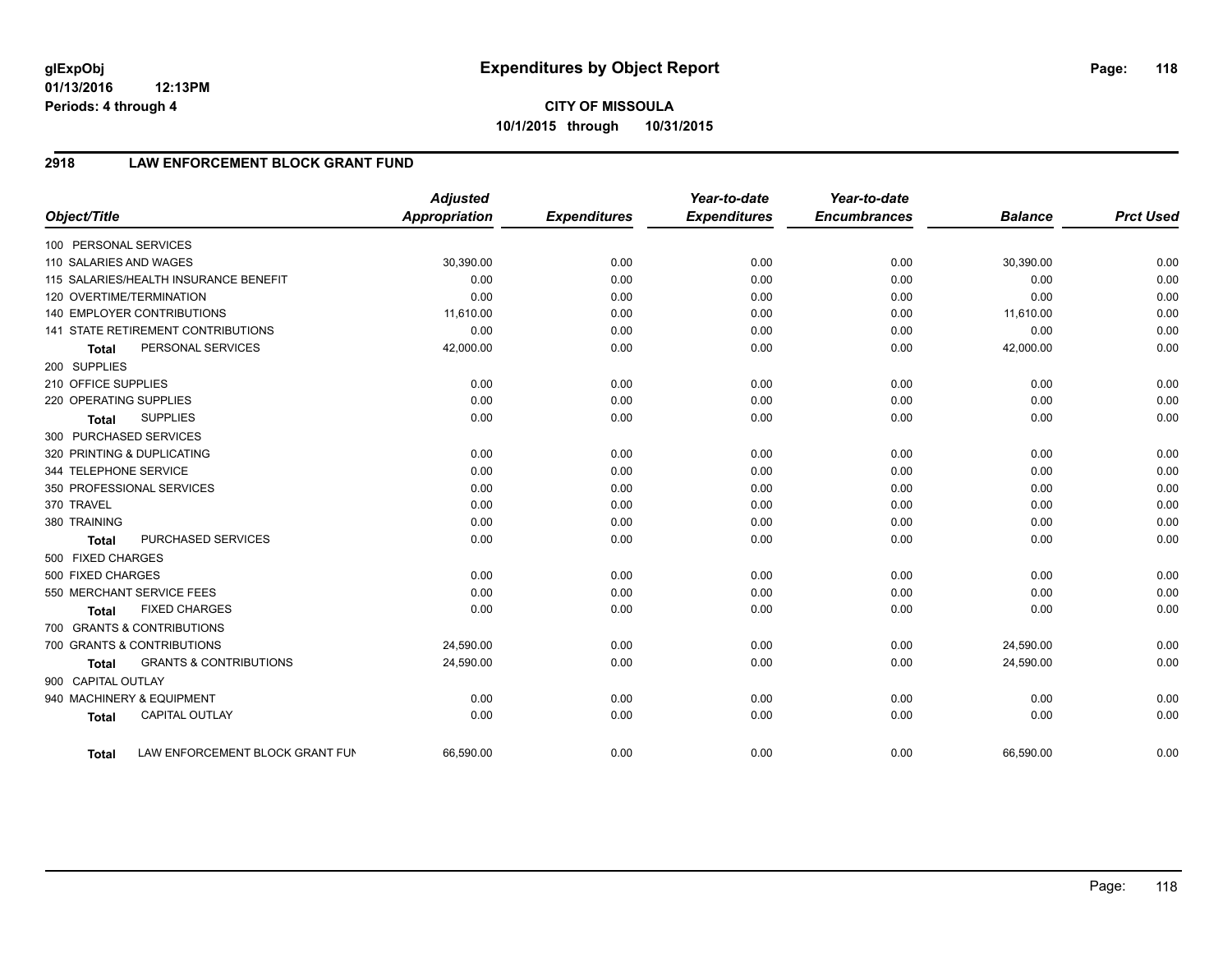# Expenditures by Object Report

glExpObj
01/13/2016 12:13PM
Periods: 4 through 4

**CITY OF MISSOULA**
**10/1/2015 through 10/31/2015**

## 2918 LAW ENFORCEMENT BLOCK GRANT FUND

| Object/Title | | Adjusted Appropriation | Expenditures | Year-to-date Expenditures | Year-to-date Encumbrances | Balance | Prct Used |
|---|---|---|---|---|---|---|---|
| 100 PERSONAL SERVICES | | | | | | | |
| 110 SALARIES AND WAGES | | 30,390.00 | 0.00 | 0.00 | 0.00 | 30,390.00 | 0.00 |
| 115 SALARIES/HEALTH INSURANCE BENEFIT | | 0.00 | 0.00 | 0.00 | 0.00 | 0.00 | 0.00 |
| 120 OVERTIME/TERMINATION | | 0.00 | 0.00 | 0.00 | 0.00 | 0.00 | 0.00 |
| 140 EMPLOYER CONTRIBUTIONS | | 11,610.00 | 0.00 | 0.00 | 0.00 | 11,610.00 | 0.00 |
| 141 STATE RETIREMENT CONTRIBUTIONS | | 0.00 | 0.00 | 0.00 | 0.00 | 0.00 | 0.00 |
| **Total** | PERSONAL SERVICES | 42,000.00 | 0.00 | 0.00 | 0.00 | 42,000.00 | 0.00 |
| 200 SUPPLIES | | | | | | | |
| 210 OFFICE SUPPLIES | | 0.00 | 0.00 | 0.00 | 0.00 | 0.00 | 0.00 |
| 220 OPERATING SUPPLIES | | 0.00 | 0.00 | 0.00 | 0.00 | 0.00 | 0.00 |
| **Total** | SUPPLIES | 0.00 | 0.00 | 0.00 | 0.00 | 0.00 | 0.00 |
| 300 PURCHASED SERVICES | | | | | | | |
| 320 PRINTING & DUPLICATING | | 0.00 | 0.00 | 0.00 | 0.00 | 0.00 | 0.00 |
| 344 TELEPHONE SERVICE | | 0.00 | 0.00 | 0.00 | 0.00 | 0.00 | 0.00 |
| 350 PROFESSIONAL SERVICES | | 0.00 | 0.00 | 0.00 | 0.00 | 0.00 | 0.00 |
| 370 TRAVEL | | 0.00 | 0.00 | 0.00 | 0.00 | 0.00 | 0.00 |
| 380 TRAINING | | 0.00 | 0.00 | 0.00 | 0.00 | 0.00 | 0.00 |
| **Total** | PURCHASED SERVICES | 0.00 | 0.00 | 0.00 | 0.00 | 0.00 | 0.00 |
| 500 FIXED CHARGES | | | | | | | |
| 500 FIXED CHARGES | | 0.00 | 0.00 | 0.00 | 0.00 | 0.00 | 0.00 |
| 550 MERCHANT SERVICE FEES | | 0.00 | 0.00 | 0.00 | 0.00 | 0.00 | 0.00 |
| **Total** | FIXED CHARGES | 0.00 | 0.00 | 0.00 | 0.00 | 0.00 | 0.00 |
| 700 GRANTS & CONTRIBUTIONS | | | | | | | |
| 700 GRANTS & CONTRIBUTIONS | | 24,590.00 | 0.00 | 0.00 | 0.00 | 24,590.00 | 0.00 |
| **Total** | GRANTS & CONTRIBUTIONS | 24,590.00 | 0.00 | 0.00 | 0.00 | 24,590.00 | 0.00 |
| 900 CAPITAL OUTLAY | | | | | | | |
| 940 MACHINERY & EQUIPMENT | | 0.00 | 0.00 | 0.00 | 0.00 | 0.00 | 0.00 |
| **Total** | CAPITAL OUTLAY | 0.00 | 0.00 | 0.00 | 0.00 | 0.00 | 0.00 |
| **Total** | LAW ENFORCEMENT BLOCK GRANT FUN | 66,590.00 | 0.00 | 0.00 | 0.00 | 66,590.00 | 0.00 |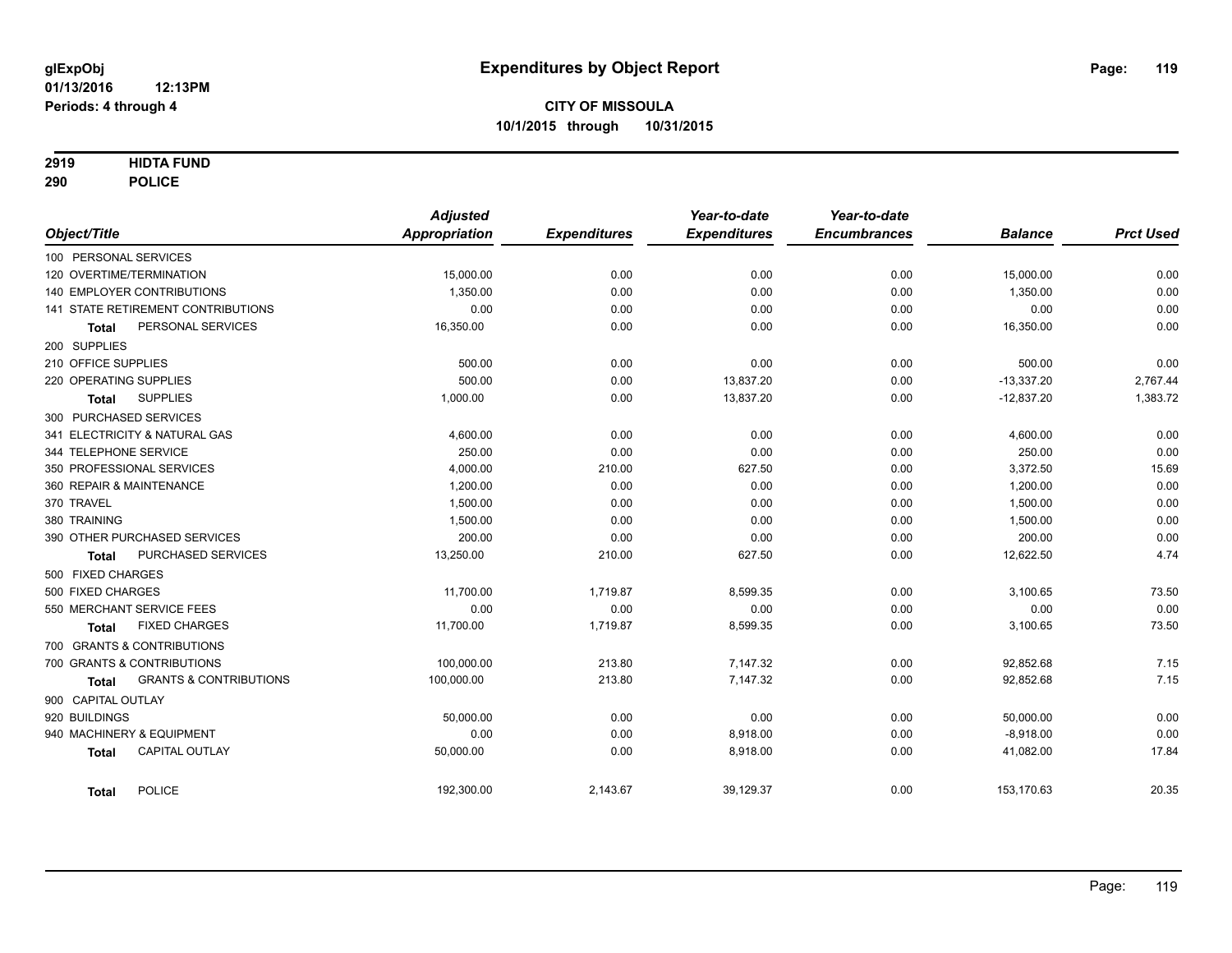**glExpObj**
**01/13/2016 12:13PM**
**Periods: 4 through 4**

# Expenditures by Object Report

**CITY OF MISSOULA**
**10/1/2015 through 10/31/2015**

**2919 HIDTA FUND**
**290 POLICE**

| Object/Title | Adjusted Appropriation | Expenditures | Year-to-date Expenditures | Year-to-date Encumbrances | Balance | Prct Used |
|---|---|---|---|---|---|---|
| 100 PERSONAL SERVICES | | | | | | |
| 120 OVERTIME/TERMINATION | 15,000.00 | 0.00 | 0.00 | 0.00 | 15,000.00 | 0.00 |
| 140 EMPLOYER CONTRIBUTIONS | 1,350.00 | 0.00 | 0.00 | 0.00 | 1,350.00 | 0.00 |
| 141 STATE RETIREMENT CONTRIBUTIONS | 0.00 | 0.00 | 0.00 | 0.00 | 0.00 | 0.00 |
| **Total** PERSONAL SERVICES | 16,350.00 | 0.00 | 0.00 | 0.00 | 16,350.00 | 0.00 |
| 200 SUPPLIES | | | | | | |
| 210 OFFICE SUPPLIES | 500.00 | 0.00 | 0.00 | 0.00 | 500.00 | 0.00 |
| 220 OPERATING SUPPLIES | 500.00 | 0.00 | 13,837.20 | 0.00 | -13,337.20 | 2,767.44 |
| **Total** SUPPLIES | 1,000.00 | 0.00 | 13,837.20 | 0.00 | -12,837.20 | 1,383.72 |
| 300 PURCHASED SERVICES | | | | | | |
| 341 ELECTRICITY & NATURAL GAS | 4,600.00 | 0.00 | 0.00 | 0.00 | 4,600.00 | 0.00 |
| 344 TELEPHONE SERVICE | 250.00 | 0.00 | 0.00 | 0.00 | 250.00 | 0.00 |
| 350 PROFESSIONAL SERVICES | 4,000.00 | 210.00 | 627.50 | 0.00 | 3,372.50 | 15.69 |
| 360 REPAIR & MAINTENANCE | 1,200.00 | 0.00 | 0.00 | 0.00 | 1,200.00 | 0.00 |
| 370 TRAVEL | 1,500.00 | 0.00 | 0.00 | 0.00 | 1,500.00 | 0.00 |
| 380 TRAINING | 1,500.00 | 0.00 | 0.00 | 0.00 | 1,500.00 | 0.00 |
| 390 OTHER PURCHASED SERVICES | 200.00 | 0.00 | 0.00 | 0.00 | 200.00 | 0.00 |
| **Total** PURCHASED SERVICES | 13,250.00 | 210.00 | 627.50 | 0.00 | 12,622.50 | 4.74 |
| 500 FIXED CHARGES | | | | | | |
| 500 FIXED CHARGES | 11,700.00 | 1,719.87 | 8,599.35 | 0.00 | 3,100.65 | 73.50 |
| 550 MERCHANT SERVICE FEES | 0.00 | 0.00 | 0.00 | 0.00 | 0.00 | 0.00 |
| **Total** FIXED CHARGES | 11,700.00 | 1,719.87 | 8,599.35 | 0.00 | 3,100.65 | 73.50 |
| 700 GRANTS & CONTRIBUTIONS | | | | | | |
| 700 GRANTS & CONTRIBUTIONS | 100,000.00 | 213.80 | 7,147.32 | 0.00 | 92,852.68 | 7.15 |
| **Total** GRANTS & CONTRIBUTIONS | 100,000.00 | 213.80 | 7,147.32 | 0.00 | 92,852.68 | 7.15 |
| 900 CAPITAL OUTLAY | | | | | | |
| 920 BUILDINGS | 50,000.00 | 0.00 | 0.00 | 0.00 | 50,000.00 | 0.00 |
| 940 MACHINERY & EQUIPMENT | 0.00 | 0.00 | 8,918.00 | 0.00 | -8,918.00 | 0.00 |
| **Total** CAPITAL OUTLAY | 50,000.00 | 0.00 | 8,918.00 | 0.00 | 41,082.00 | 17.84 |
| **Total** POLICE | 192,300.00 | 2,143.67 | 39,129.37 | 0.00 | 153,170.63 | 20.35 |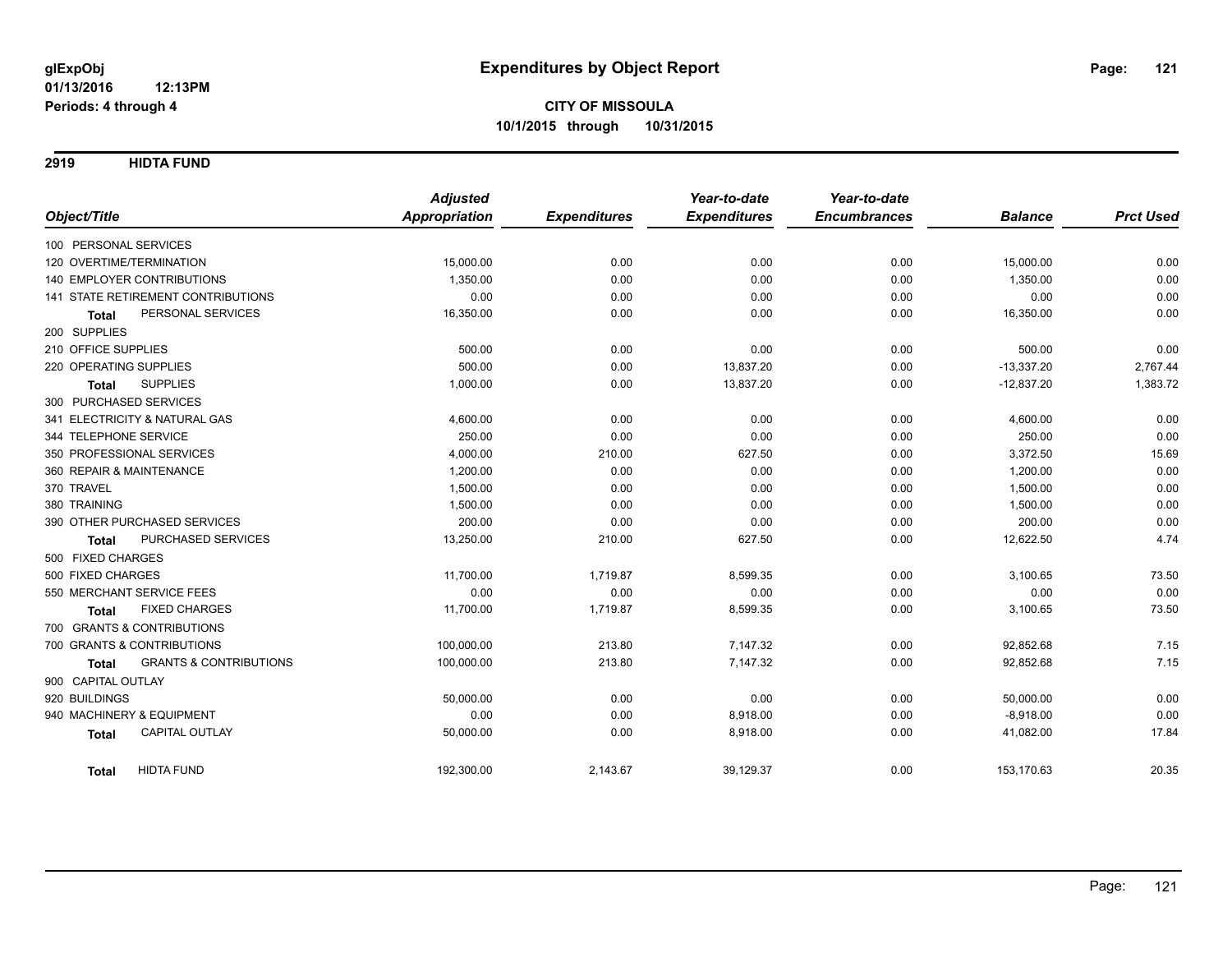# Expenditures by Object Report

glExpObj
01/13/2016 12:13PM
Periods: 4 through 4

**CITY OF MISSOULA**
**10/1/2015 through 10/31/2015**

## 2919 HIDTA FUND

| Object/Title | Adjusted Appropriation | Expenditures | Year-to-date Expenditures | Year-to-date Encumbrances | Balance | Prct Used |
|---|---|---|---|---|---|---|
| 100 PERSONAL SERVICES | | | | | | |
| 120 OVERTIME/TERMINATION | 15,000.00 | 0.00 | 0.00 | 0.00 | 15,000.00 | 0.00 |
| 140 EMPLOYER CONTRIBUTIONS | 1,350.00 | 0.00 | 0.00 | 0.00 | 1,350.00 | 0.00 |
| 141 STATE RETIREMENT CONTRIBUTIONS | 0.00 | 0.00 | 0.00 | 0.00 | 0.00 | 0.00 |
| **Total** PERSONAL SERVICES | 16,350.00 | 0.00 | 0.00 | 0.00 | 16,350.00 | 0.00 |
| 200 SUPPLIES | | | | | | |
| 210 OFFICE SUPPLIES | 500.00 | 0.00 | 0.00 | 0.00 | 500.00 | 0.00 |
| 220 OPERATING SUPPLIES | 500.00 | 0.00 | 13,837.20 | 0.00 | -13,337.20 | 2,767.44 |
| **Total** SUPPLIES | 1,000.00 | 0.00 | 13,837.20 | 0.00 | -12,837.20 | 1,383.72 |
| 300 PURCHASED SERVICES | | | | | | |
| 341 ELECTRICITY & NATURAL GAS | 4,600.00 | 0.00 | 0.00 | 0.00 | 4,600.00 | 0.00 |
| 344 TELEPHONE SERVICE | 250.00 | 0.00 | 0.00 | 0.00 | 250.00 | 0.00 |
| 350 PROFESSIONAL SERVICES | 4,000.00 | 210.00 | 627.50 | 0.00 | 3,372.50 | 15.69 |
| 360 REPAIR & MAINTENANCE | 1,200.00 | 0.00 | 0.00 | 0.00 | 1,200.00 | 0.00 |
| 370 TRAVEL | 1,500.00 | 0.00 | 0.00 | 0.00 | 1,500.00 | 0.00 |
| 380 TRAINING | 1,500.00 | 0.00 | 0.00 | 0.00 | 1,500.00 | 0.00 |
| 390 OTHER PURCHASED SERVICES | 200.00 | 0.00 | 0.00 | 0.00 | 200.00 | 0.00 |
| **Total** PURCHASED SERVICES | 13,250.00 | 210.00 | 627.50 | 0.00 | 12,622.50 | 4.74 |
| 500 FIXED CHARGES | | | | | | |
| 500 FIXED CHARGES | 11,700.00 | 1,719.87 | 8,599.35 | 0.00 | 3,100.65 | 73.50 |
| 550 MERCHANT SERVICE FEES | 0.00 | 0.00 | 0.00 | 0.00 | 0.00 | 0.00 |
| **Total** FIXED CHARGES | 11,700.00 | 1,719.87 | 8,599.35 | 0.00 | 3,100.65 | 73.50 |
| 700 GRANTS & CONTRIBUTIONS | | | | | | |
| 700 GRANTS & CONTRIBUTIONS | 100,000.00 | 213.80 | 7,147.32 | 0.00 | 92,852.68 | 7.15 |
| **Total** GRANTS & CONTRIBUTIONS | 100,000.00 | 213.80 | 7,147.32 | 0.00 | 92,852.68 | 7.15 |
| 900 CAPITAL OUTLAY | | | | | | |
| 920 BUILDINGS | 50,000.00 | 0.00 | 0.00 | 0.00 | 50,000.00 | 0.00 |
| 940 MACHINERY & EQUIPMENT | 0.00 | 0.00 | 8,918.00 | 0.00 | -8,918.00 | 0.00 |
| **Total** CAPITAL OUTLAY | 50,000.00 | 0.00 | 8,918.00 | 0.00 | 41,082.00 | 17.84 |
| **Total** HIDTA FUND | 192,300.00 | 2,143.67 | 39,129.37 | 0.00 | 153,170.63 | 20.35 |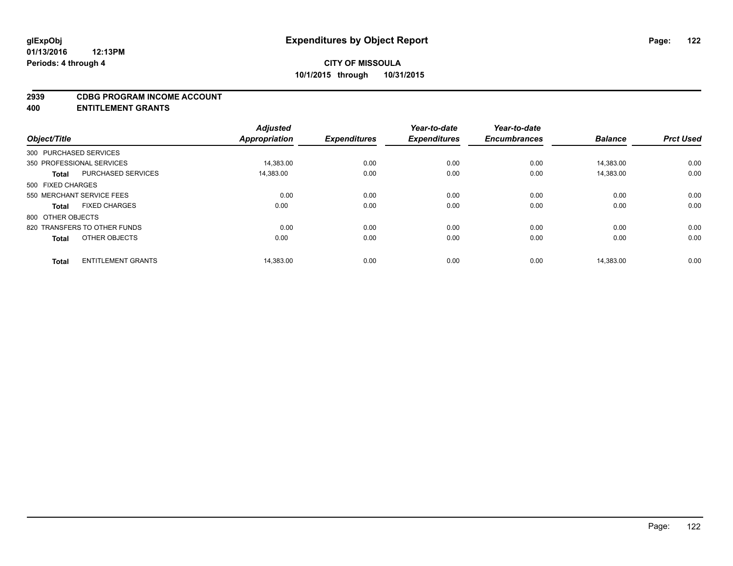**glExpObj**
**01/13/2016 12:13PM**
**Periods: 4 through 4**

# Expenditures by Object Report

**CITY OF MISSOULA**
**10/1/2015 through 10/31/2015**

## 2939 CDBG PROGRAM INCOME ACCOUNT
## 400 ENTITLEMENT GRANTS

| Object/Title | | Adjusted Appropriation | Expenditures | Year-to-date Expenditures | Year-to-date Encumbrances | Balance | Prct Used |
|---|---|---|---|---|---|---|---|
| 300 PURCHASED SERVICES | | | | | | | |
| 350 PROFESSIONAL SERVICES | | 14,383.00 | 0.00 | 0.00 | 0.00 | 14,383.00 | 0.00 |
| **Total** | PURCHASED SERVICES | 14,383.00 | 0.00 | 0.00 | 0.00 | 14,383.00 | 0.00 |
| 500 FIXED CHARGES | | | | | | | |
| 550 MERCHANT SERVICE FEES | | 0.00 | 0.00 | 0.00 | 0.00 | 0.00 | 0.00 |
| **Total** | FIXED CHARGES | 0.00 | 0.00 | 0.00 | 0.00 | 0.00 | 0.00 |
| 800 OTHER OBJECTS | | | | | | | |
| 820 TRANSFERS TO OTHER FUNDS | | 0.00 | 0.00 | 0.00 | 0.00 | 0.00 | 0.00 |
| **Total** | OTHER OBJECTS | 0.00 | 0.00 | 0.00 | 0.00 | 0.00 | 0.00 |
| **Total** | ENTITLEMENT GRANTS | 14,383.00 | 0.00 | 0.00 | 0.00 | 14,383.00 | 0.00 |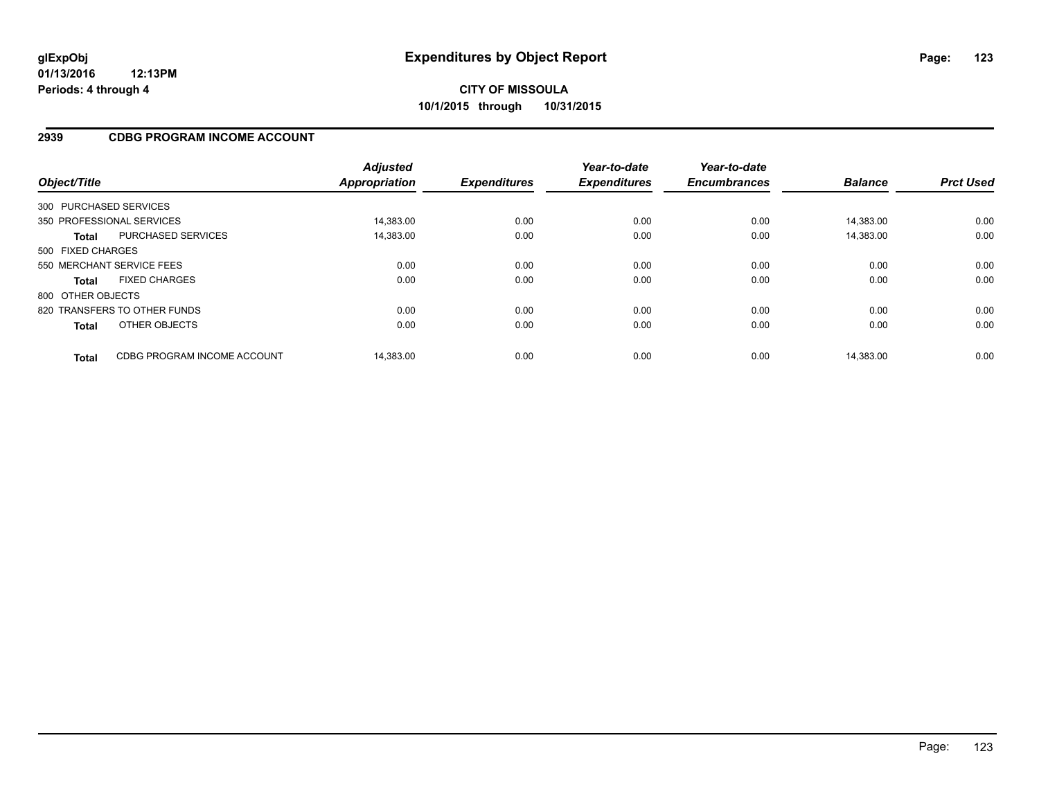**glExpObj**
**01/13/2016 12:13PM**
**Periods: 4 through 4**

# Expenditures by Object Report

**CITY OF MISSOULA**
**10/1/2015 through 10/31/2015**

## 2939 CDBG PROGRAM INCOME ACCOUNT

| Object/Title | Adjusted Appropriation | Expenditures | Year-to-date Expenditures | Year-to-date Encumbrances | Balance | Prct Used |
|---|---|---|---|---|---|---|
| 300 PURCHASED SERVICES | | | | | | |
| 350 PROFESSIONAL SERVICES | 14,383.00 | 0.00 | 0.00 | 0.00 | 14,383.00 | 0.00 |
| **Total** PURCHASED SERVICES | 14,383.00 | 0.00 | 0.00 | 0.00 | 14,383.00 | 0.00 |
| 500 FIXED CHARGES | | | | | | |
| 550 MERCHANT SERVICE FEES | 0.00 | 0.00 | 0.00 | 0.00 | 0.00 | 0.00 |
| **Total** FIXED CHARGES | 0.00 | 0.00 | 0.00 | 0.00 | 0.00 | 0.00 |
| 800 OTHER OBJECTS | | | | | | |
| 820 TRANSFERS TO OTHER FUNDS | 0.00 | 0.00 | 0.00 | 0.00 | 0.00 | 0.00 |
| **Total** OTHER OBJECTS | 0.00 | 0.00 | 0.00 | 0.00 | 0.00 | 0.00 |
| **Total** CDBG PROGRAM INCOME ACCOUNT | 14,383.00 | 0.00 | 0.00 | 0.00 | 14,383.00 | 0.00 |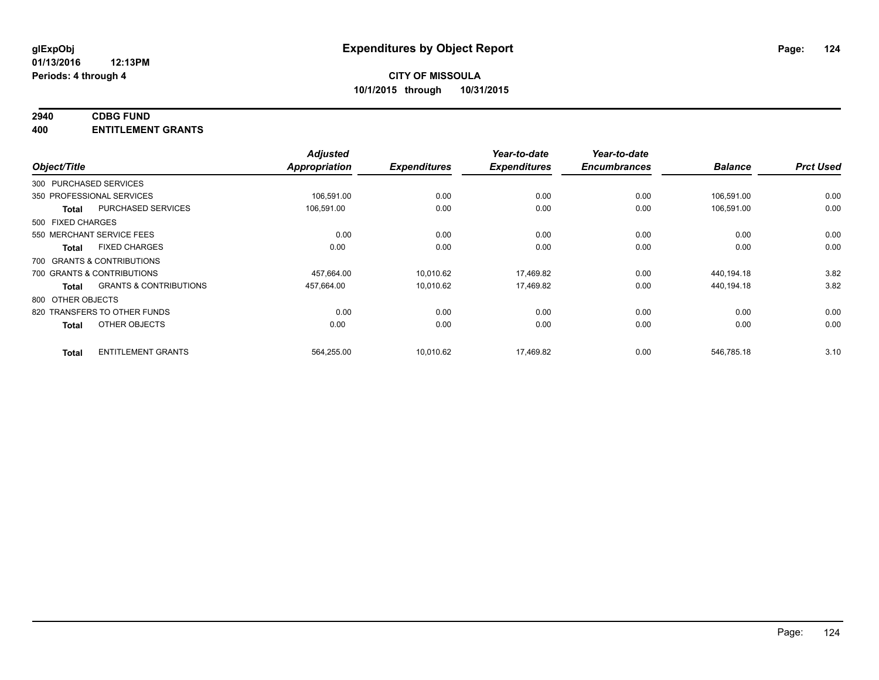**glExpObj**
**01/13/2016 12:13PM**
**Periods: 4 through 4**

# Expenditures by Object Report

**CITY OF MISSOULA**
**10/1/2015 through 10/31/2015**

**2940 CDBG FUND**
**400 ENTITLEMENT GRANTS**

| Object/Title | | Adjusted Appropriation | Expenditures | Year-to-date Expenditures | Year-to-date Encumbrances | Balance | Prct Used |
|---|---|---|---|---|---|---|---|
| 300 PURCHASED SERVICES | | | | | | | |
| 350 PROFESSIONAL SERVICES | | 106,591.00 | 0.00 | 0.00 | 0.00 | 106,591.00 | 0.00 |
| **Total** | PURCHASED SERVICES | 106,591.00 | 0.00 | 0.00 | 0.00 | 106,591.00 | 0.00 |
| 500 FIXED CHARGES | | | | | | | |
| 550 MERCHANT SERVICE FEES | | 0.00 | 0.00 | 0.00 | 0.00 | 0.00 | 0.00 |
| **Total** | FIXED CHARGES | 0.00 | 0.00 | 0.00 | 0.00 | 0.00 | 0.00 |
| 700 GRANTS & CONTRIBUTIONS | | | | | | | |
| 700 GRANTS & CONTRIBUTIONS | | 457,664.00 | 10,010.62 | 17,469.82 | 0.00 | 440,194.18 | 3.82 |
| **Total** | GRANTS & CONTRIBUTIONS | 457,664.00 | 10,010.62 | 17,469.82 | 0.00 | 440,194.18 | 3.82 |
| 800 OTHER OBJECTS | | | | | | | |
| 820 TRANSFERS TO OTHER FUNDS | | 0.00 | 0.00 | 0.00 | 0.00 | 0.00 | 0.00 |
| **Total** | OTHER OBJECTS | 0.00 | 0.00 | 0.00 | 0.00 | 0.00 | 0.00 |
| **Total** | ENTITLEMENT GRANTS | 564,255.00 | 10,010.62 | 17,469.82 | 0.00 | 546,785.18 | 3.10 |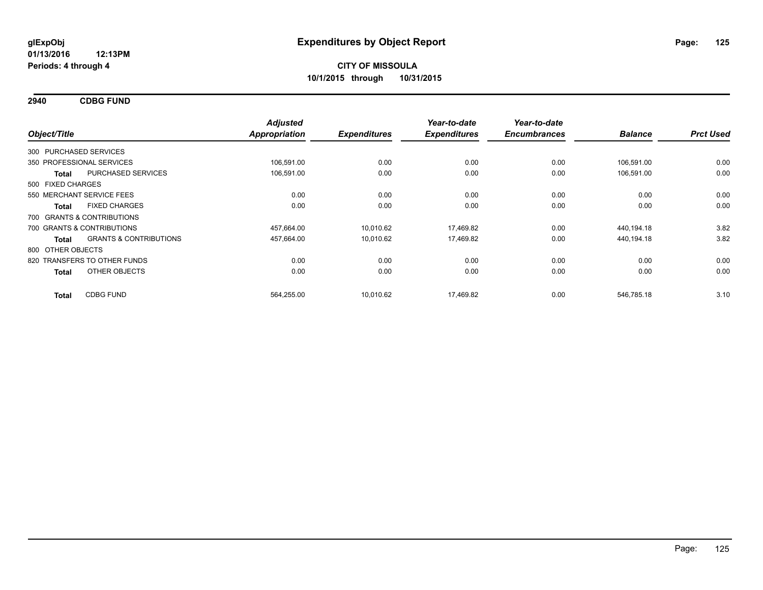# Expenditures by Object Report

glExpObj
01/13/2016 12:13PM
Periods: 4 through 4

**CITY OF MISSOULA**
**10/1/2015 through 10/31/2015**

## 2940 CDBG FUND

| Object/Title | Adjusted Appropriation | Expenditures | Year-to-date Expenditures | Year-to-date Encumbrances | Balance | Prct Used |
|---|---|---|---|---|---|---|
| 300 PURCHASED SERVICES | | | | | | |
| 350 PROFESSIONAL SERVICES | 106,591.00 | 0.00 | 0.00 | 0.00 | 106,591.00 | 0.00 |
| **Total** PURCHASED SERVICES | 106,591.00 | 0.00 | 0.00 | 0.00 | 106,591.00 | 0.00 |
| 500 FIXED CHARGES | | | | | | |
| 550 MERCHANT SERVICE FEES | 0.00 | 0.00 | 0.00 | 0.00 | 0.00 | 0.00 |
| **Total** FIXED CHARGES | 0.00 | 0.00 | 0.00 | 0.00 | 0.00 | 0.00 |
| 700 GRANTS & CONTRIBUTIONS | | | | | | |
| 700 GRANTS & CONTRIBUTIONS | 457,664.00 | 10,010.62 | 17,469.82 | 0.00 | 440,194.18 | 3.82 |
| **Total** GRANTS & CONTRIBUTIONS | 457,664.00 | 10,010.62 | 17,469.82 | 0.00 | 440,194.18 | 3.82 |
| 800 OTHER OBJECTS | | | | | | |
| 820 TRANSFERS TO OTHER FUNDS | 0.00 | 0.00 | 0.00 | 0.00 | 0.00 | 0.00 |
| **Total** OTHER OBJECTS | 0.00 | 0.00 | 0.00 | 0.00 | 0.00 | 0.00 |
| **Total** CDBG FUND | 564,255.00 | 10,010.62 | 17,469.82 | 0.00 | 546,785.18 | 3.10 |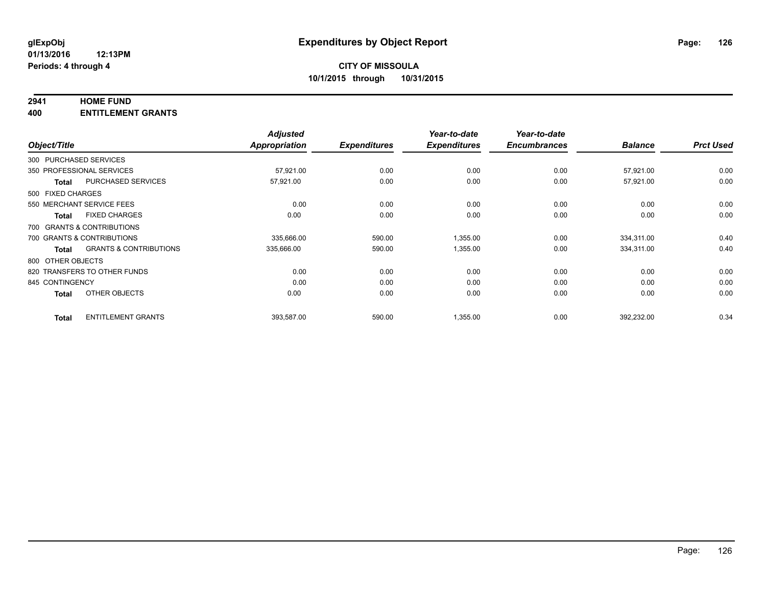**glExpObj**
**01/13/2016 12:13PM**
**Periods: 4 through 4**

# Expenditures by Object Report

**CITY OF MISSOULA**
**10/1/2015 through 10/31/2015**

**2941 HOME FUND**
**400 ENTITLEMENT GRANTS**

| Object/Title | | Adjusted Appropriation | Expenditures | Year-to-date Expenditures | Year-to-date Encumbrances | Balance | Prct Used |
|---|---|---|---|---|---|---|---|
| 300 PURCHASED SERVICES | | | | | | | |
| 350 PROFESSIONAL SERVICES | | 57,921.00 | 0.00 | 0.00 | 0.00 | 57,921.00 | 0.00 |
| **Total** | PURCHASED SERVICES | 57,921.00 | 0.00 | 0.00 | 0.00 | 57,921.00 | 0.00 |
| 500 FIXED CHARGES | | | | | | | |
| 550 MERCHANT SERVICE FEES | | 0.00 | 0.00 | 0.00 | 0.00 | 0.00 | 0.00 |
| **Total** | FIXED CHARGES | 0.00 | 0.00 | 0.00 | 0.00 | 0.00 | 0.00 |
| 700 GRANTS & CONTRIBUTIONS | | | | | | | |
| 700 GRANTS & CONTRIBUTIONS | | 335,666.00 | 590.00 | 1,355.00 | 0.00 | 334,311.00 | 0.40 |
| **Total** | GRANTS & CONTRIBUTIONS | 335,666.00 | 590.00 | 1,355.00 | 0.00 | 334,311.00 | 0.40 |
| 800 OTHER OBJECTS | | | | | | | |
| 820 TRANSFERS TO OTHER FUNDS | | 0.00 | 0.00 | 0.00 | 0.00 | 0.00 | 0.00 |
| 845 CONTINGENCY | | 0.00 | 0.00 | 0.00 | 0.00 | 0.00 | 0.00 |
| **Total** | OTHER OBJECTS | 0.00 | 0.00 | 0.00 | 0.00 | 0.00 | 0.00 |
| **Total** | ENTITLEMENT GRANTS | 393,587.00 | 590.00 | 1,355.00 | 0.00 | 392,232.00 | 0.34 |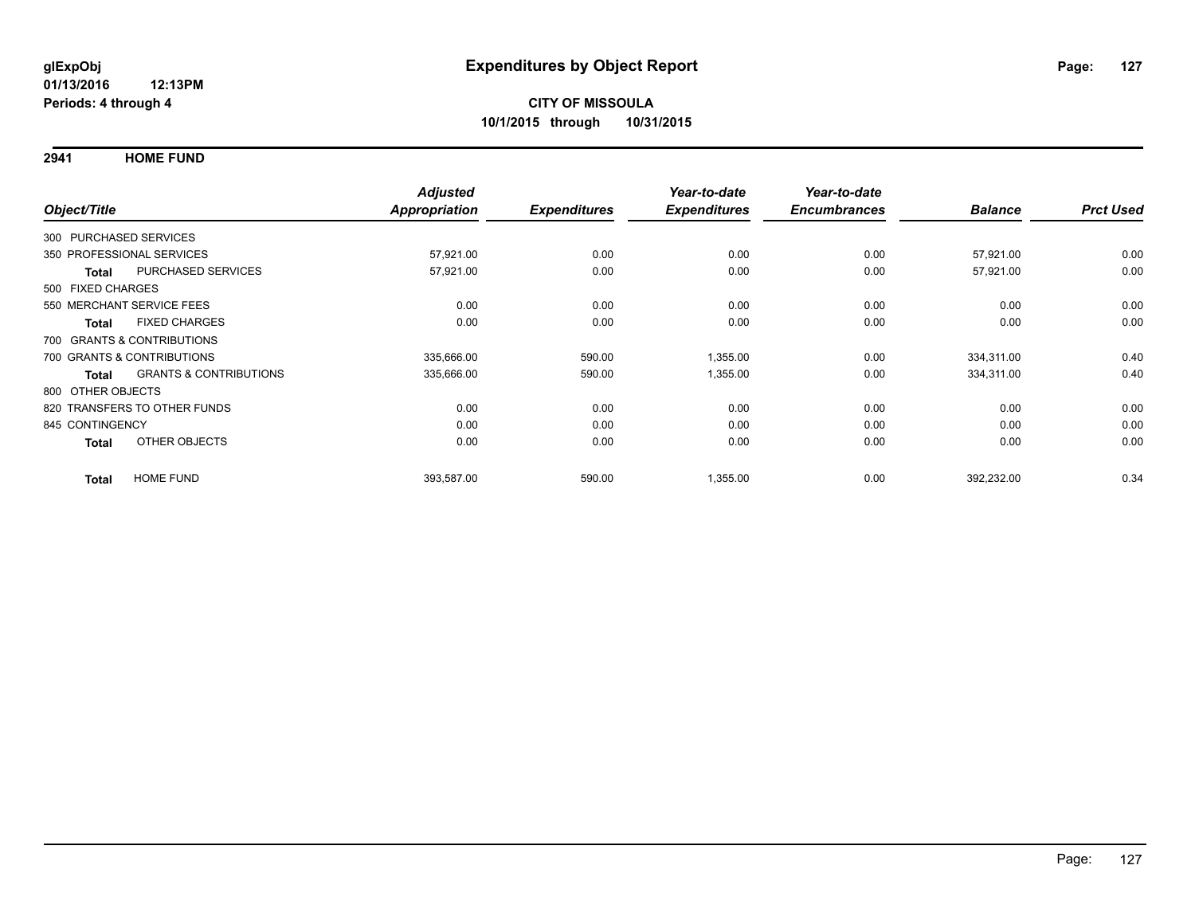**glExpObj**
**01/13/2016 12:13PM**
**Periods: 4 through 4**

# Expenditures by Object Report

**CITY OF MISSOULA**
**10/1/2015 through 10/31/2015**

## 2941 HOME FUND

| Object/Title | | Adjusted Appropriation | Expenditures | Year-to-date Expenditures | Year-to-date Encumbrances | Balance | Prct Used |
|---|---|---|---|---|---|---|---|
| 300 PURCHASED SERVICES | | | | | | | |
| 350 PROFESSIONAL SERVICES | | 57,921.00 | 0.00 | 0.00 | 0.00 | 57,921.00 | 0.00 |
| **Total** | PURCHASED SERVICES | 57,921.00 | 0.00 | 0.00 | 0.00 | 57,921.00 | 0.00 |
| 500 FIXED CHARGES | | | | | | | |
| 550 MERCHANT SERVICE FEES | | 0.00 | 0.00 | 0.00 | 0.00 | 0.00 | 0.00 |
| **Total** | FIXED CHARGES | 0.00 | 0.00 | 0.00 | 0.00 | 0.00 | 0.00 |
| 700 GRANTS & CONTRIBUTIONS | | | | | | | |
| 700 GRANTS & CONTRIBUTIONS | | 335,666.00 | 590.00 | 1,355.00 | 0.00 | 334,311.00 | 0.40 |
| **Total** | GRANTS & CONTRIBUTIONS | 335,666.00 | 590.00 | 1,355.00 | 0.00 | 334,311.00 | 0.40 |
| 800 OTHER OBJECTS | | | | | | | |
| 820 TRANSFERS TO OTHER FUNDS | | 0.00 | 0.00 | 0.00 | 0.00 | 0.00 | 0.00 |
| 845 CONTINGENCY | | 0.00 | 0.00 | 0.00 | 0.00 | 0.00 | 0.00 |
| **Total** | OTHER OBJECTS | 0.00 | 0.00 | 0.00 | 0.00 | 0.00 | 0.00 |
| **Total** | HOME FUND | 393,587.00 | 590.00 | 1,355.00 | 0.00 | 392,232.00 | 0.34 |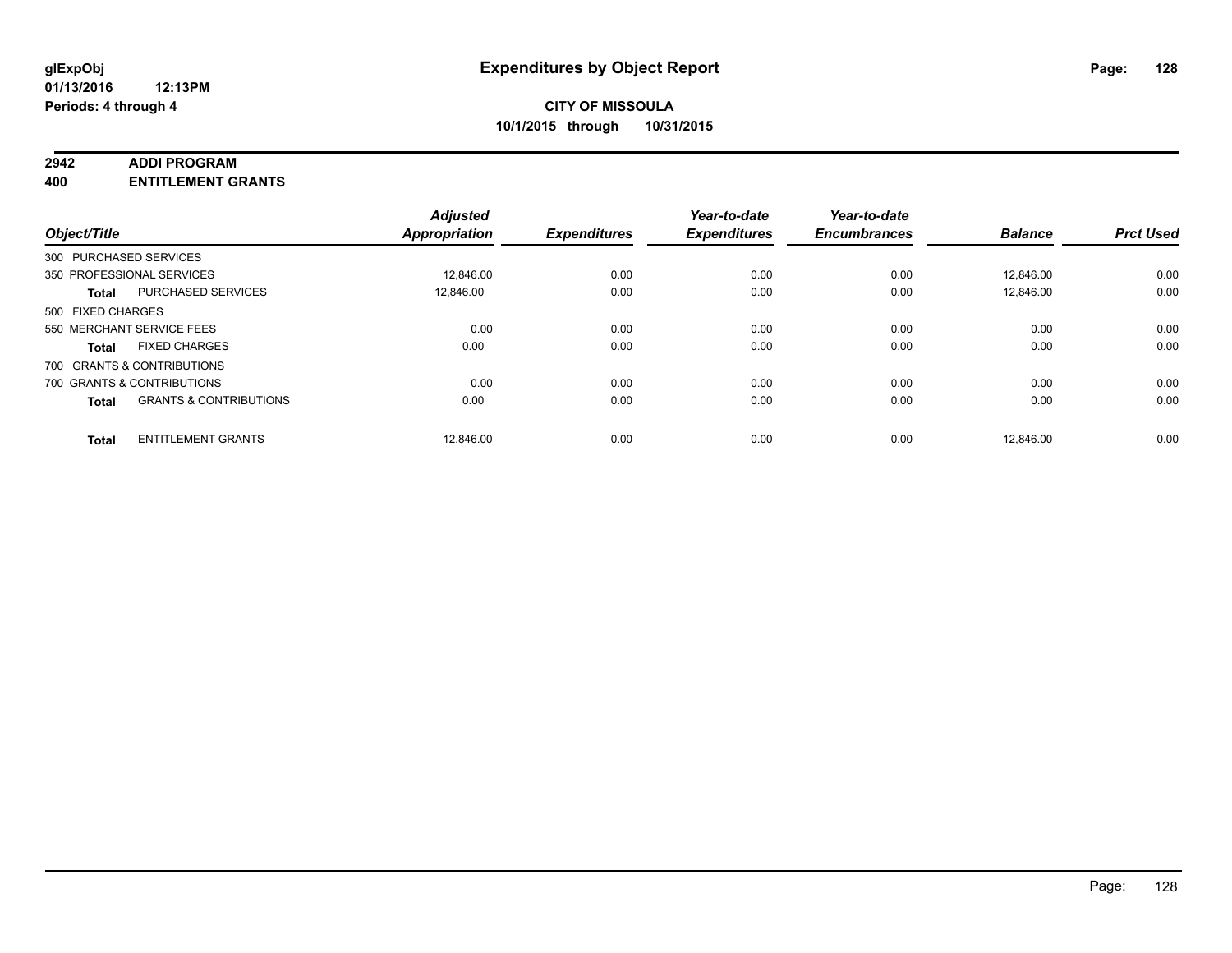**glExpObj**
**01/13/2016 12:13PM**
**Periods: 4 through 4**

# Expenditures by Object Report

**CITY OF MISSOULA**
**10/1/2015 through 10/31/2015**

**2942 ADDI PROGRAM**
**400 ENTITLEMENT GRANTS**

| Object/Title | | Adjusted Appropriation | Expenditures | Year-to-date Expenditures | Year-to-date Encumbrances | Balance | Prct Used |
|---|---|---|---|---|---|---|---|
| 300 PURCHASED SERVICES | | | | | | | |
| 350 PROFESSIONAL SERVICES | | 12,846.00 | 0.00 | 0.00 | 0.00 | 12,846.00 | 0.00 |
| **Total** | PURCHASED SERVICES | 12,846.00 | 0.00 | 0.00 | 0.00 | 12,846.00 | 0.00 |
| 500 FIXED CHARGES | | | | | | | |
| 550 MERCHANT SERVICE FEES | | 0.00 | 0.00 | 0.00 | 0.00 | 0.00 | 0.00 |
| **Total** | FIXED CHARGES | 0.00 | 0.00 | 0.00 | 0.00 | 0.00 | 0.00 |
| 700 GRANTS & CONTRIBUTIONS | | | | | | | |
| 700 GRANTS & CONTRIBUTIONS | | 0.00 | 0.00 | 0.00 | 0.00 | 0.00 | 0.00 |
| **Total** | GRANTS & CONTRIBUTIONS | 0.00 | 0.00 | 0.00 | 0.00 | 0.00 | 0.00 |
| **Total** | ENTITLEMENT GRANTS | 12,846.00 | 0.00 | 0.00 | 0.00 | 12,846.00 | 0.00 |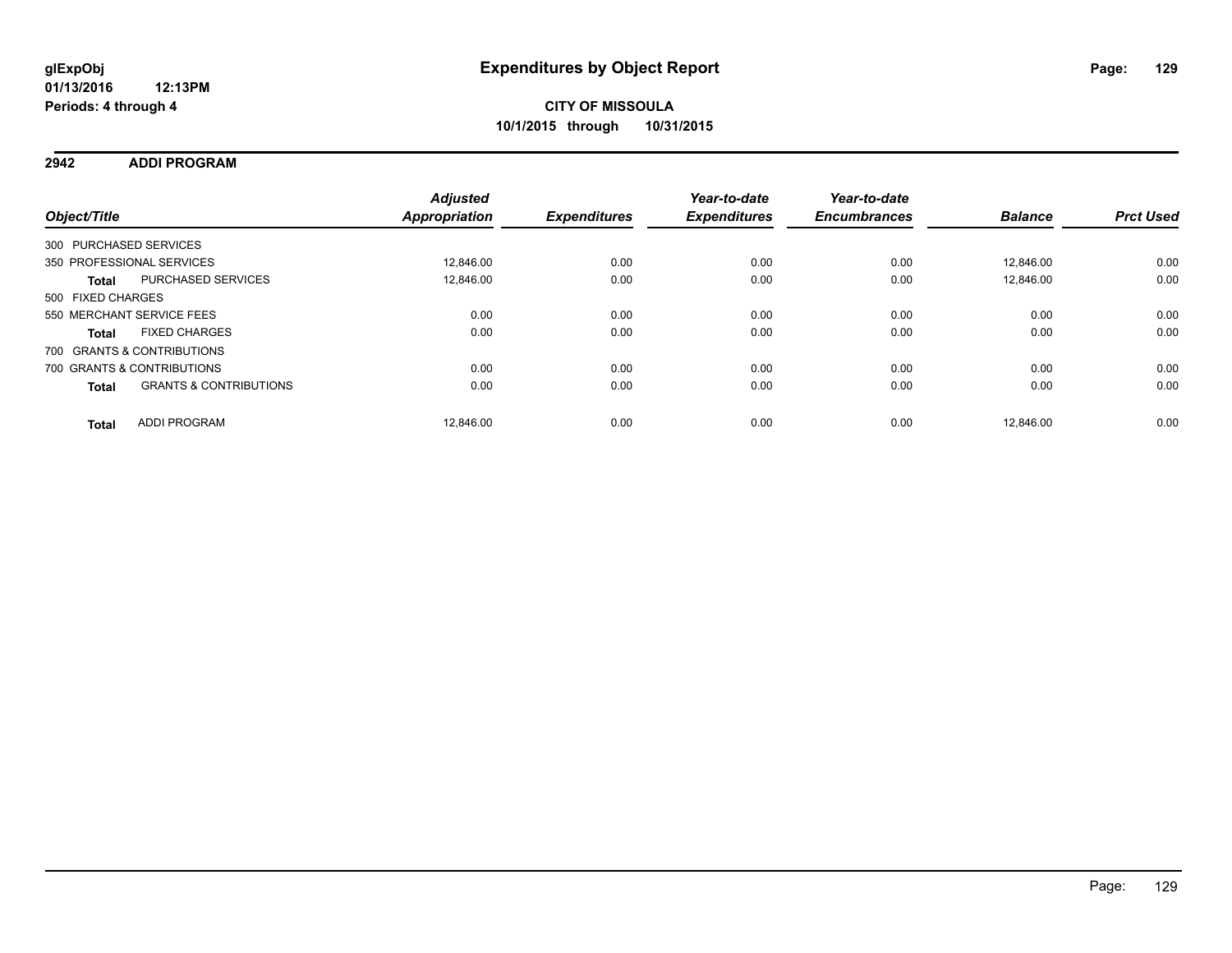# Expenditures by Object Report

glExpObj
01/13/2016 12:13PM
Periods: 4 through 4

**CITY OF MISSOULA**
**10/1/2015 through 10/31/2015**

## 2942 ADDI PROGRAM

| Object/Title | | Adjusted Appropriation | Expenditures | Year-to-date Expenditures | Year-to-date Encumbrances | Balance | Prct Used |
|---|---|---|---|---|---|---|---|
| 300 PURCHASED SERVICES | | | | | | | |
| 350 PROFESSIONAL SERVICES | | 12,846.00 | 0.00 | 0.00 | 0.00 | 12,846.00 | 0.00 |
| **Total** | PURCHASED SERVICES | 12,846.00 | 0.00 | 0.00 | 0.00 | 12,846.00 | 0.00 |
| 500 FIXED CHARGES | | | | | | | |
| 550 MERCHANT SERVICE FEES | | 0.00 | 0.00 | 0.00 | 0.00 | 0.00 | 0.00 |
| **Total** | FIXED CHARGES | 0.00 | 0.00 | 0.00 | 0.00 | 0.00 | 0.00 |
| 700 GRANTS & CONTRIBUTIONS | | | | | | | |
| 700 GRANTS & CONTRIBUTIONS | | 0.00 | 0.00 | 0.00 | 0.00 | 0.00 | 0.00 |
| **Total** | GRANTS & CONTRIBUTIONS | 0.00 | 0.00 | 0.00 | 0.00 | 0.00 | 0.00 |
| **Total** | ADDI PROGRAM | 12,846.00 | 0.00 | 0.00 | 0.00 | 12,846.00 | 0.00 |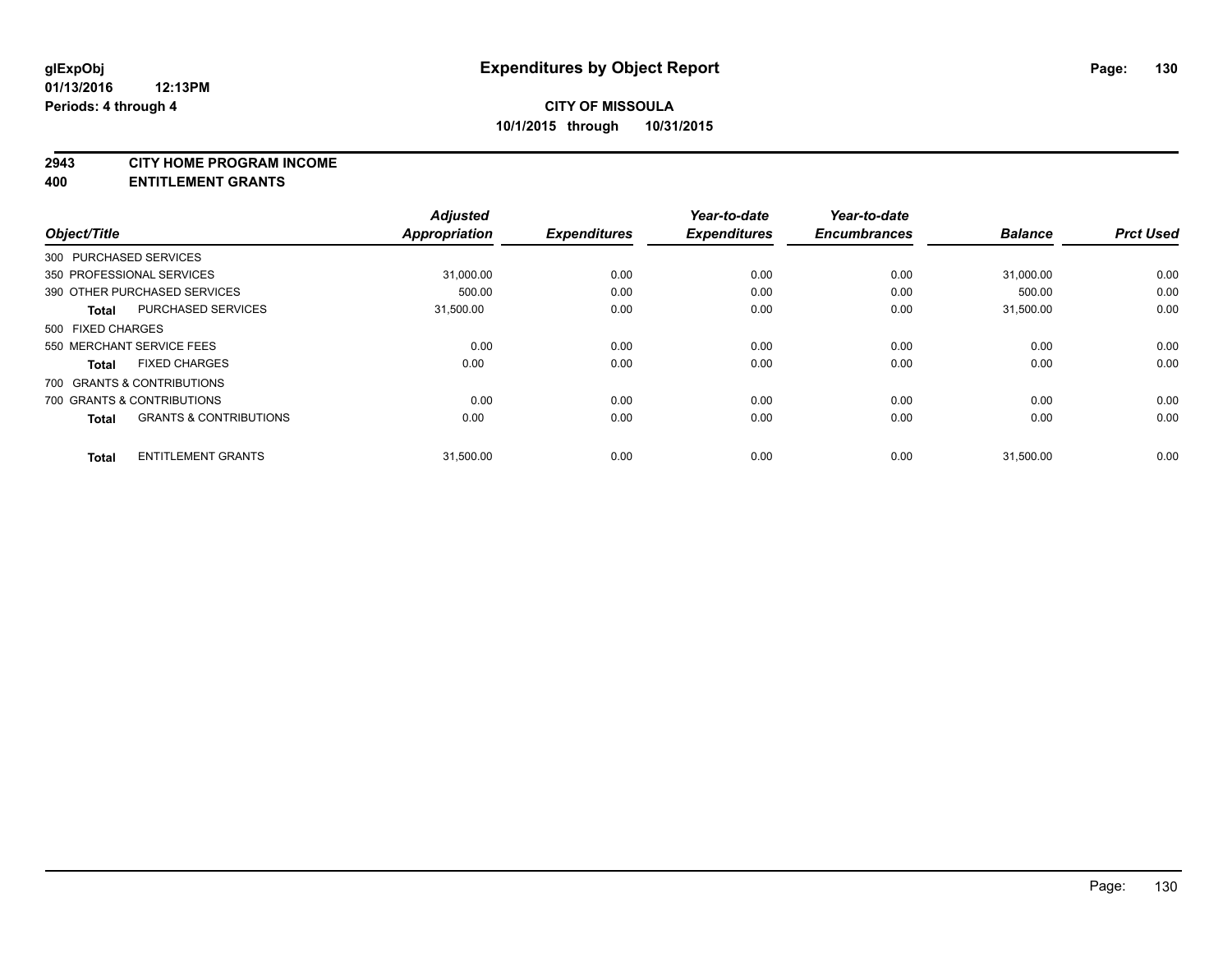# Expenditures by Object Report

glExpObj
01/13/2016 12:13PM
Periods: 4 through 4

**CITY OF MISSOULA**
**10/1/2015 through 10/31/2015**

**2943 CITY HOME PROGRAM INCOME**
**400 ENTITLEMENT GRANTS**

| Object/Title | Adjusted Appropriation | Expenditures | Year-to-date Expenditures | Year-to-date Encumbrances | Balance | Prct Used |
|---|---|---|---|---|---|---|
| 300 PURCHASED SERVICES | | | | | | |
| 350 PROFESSIONAL SERVICES | 31,000.00 | 0.00 | 0.00 | 0.00 | 31,000.00 | 0.00 |
| 390 OTHER PURCHASED SERVICES | 500.00 | 0.00 | 0.00 | 0.00 | 500.00 | 0.00 |
| **Total** PURCHASED SERVICES | 31,500.00 | 0.00 | 0.00 | 0.00 | 31,500.00 | 0.00 |
| 500 FIXED CHARGES | | | | | | |
| 550 MERCHANT SERVICE FEES | 0.00 | 0.00 | 0.00 | 0.00 | 0.00 | 0.00 |
| **Total** FIXED CHARGES | 0.00 | 0.00 | 0.00 | 0.00 | 0.00 | 0.00 |
| 700 GRANTS & CONTRIBUTIONS | | | | | | |
| 700 GRANTS & CONTRIBUTIONS | 0.00 | 0.00 | 0.00 | 0.00 | 0.00 | 0.00 |
| **Total** GRANTS & CONTRIBUTIONS | 0.00 | 0.00 | 0.00 | 0.00 | 0.00 | 0.00 |
| **Total** ENTITLEMENT GRANTS | 31,500.00 | 0.00 | 0.00 | 0.00 | 31,500.00 | 0.00 |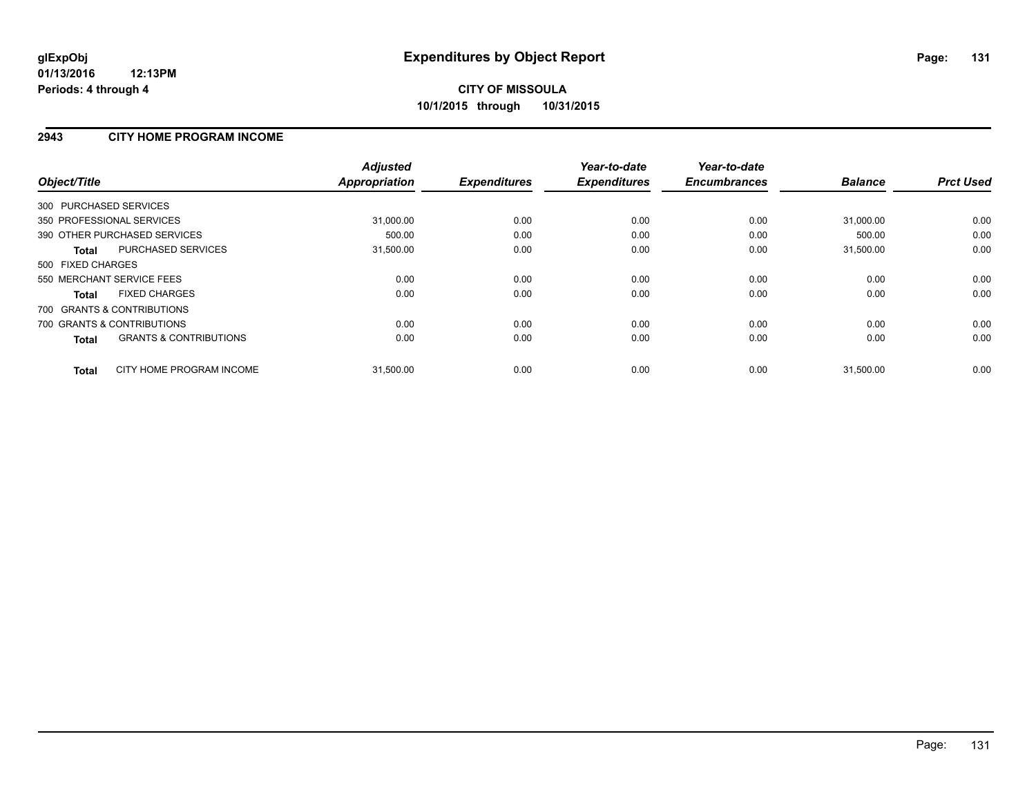# Expenditures by Object Report

glExpObj
01/13/2016 12:13PM
Periods: 4 through 4

**CITY OF MISSOULA**
**10/1/2015 through 10/31/2015**

## 2943 CITY HOME PROGRAM INCOME

| Object/Title | Adjusted Appropriation | Expenditures | Year-to-date Expenditures | Year-to-date Encumbrances | Balance | Prct Used |
|---|---|---|---|---|---|---|
| 300 PURCHASED SERVICES | | | | | | |
| 350 PROFESSIONAL SERVICES | 31,000.00 | 0.00 | 0.00 | 0.00 | 31,000.00 | 0.00 |
| 390 OTHER PURCHASED SERVICES | 500.00 | 0.00 | 0.00 | 0.00 | 500.00 | 0.00 |
| **Total** PURCHASED SERVICES | 31,500.00 | 0.00 | 0.00 | 0.00 | 31,500.00 | 0.00 |
| 500 FIXED CHARGES | | | | | | |
| 550 MERCHANT SERVICE FEES | 0.00 | 0.00 | 0.00 | 0.00 | 0.00 | 0.00 |
| **Total** FIXED CHARGES | 0.00 | 0.00 | 0.00 | 0.00 | 0.00 | 0.00 |
| 700 GRANTS & CONTRIBUTIONS | | | | | | |
| 700 GRANTS & CONTRIBUTIONS | 0.00 | 0.00 | 0.00 | 0.00 | 0.00 | 0.00 |
| **Total** GRANTS & CONTRIBUTIONS | 0.00 | 0.00 | 0.00 | 0.00 | 0.00 | 0.00 |
| **Total** CITY HOME PROGRAM INCOME | 31,500.00 | 0.00 | 0.00 | 0.00 | 31,500.00 | 0.00 |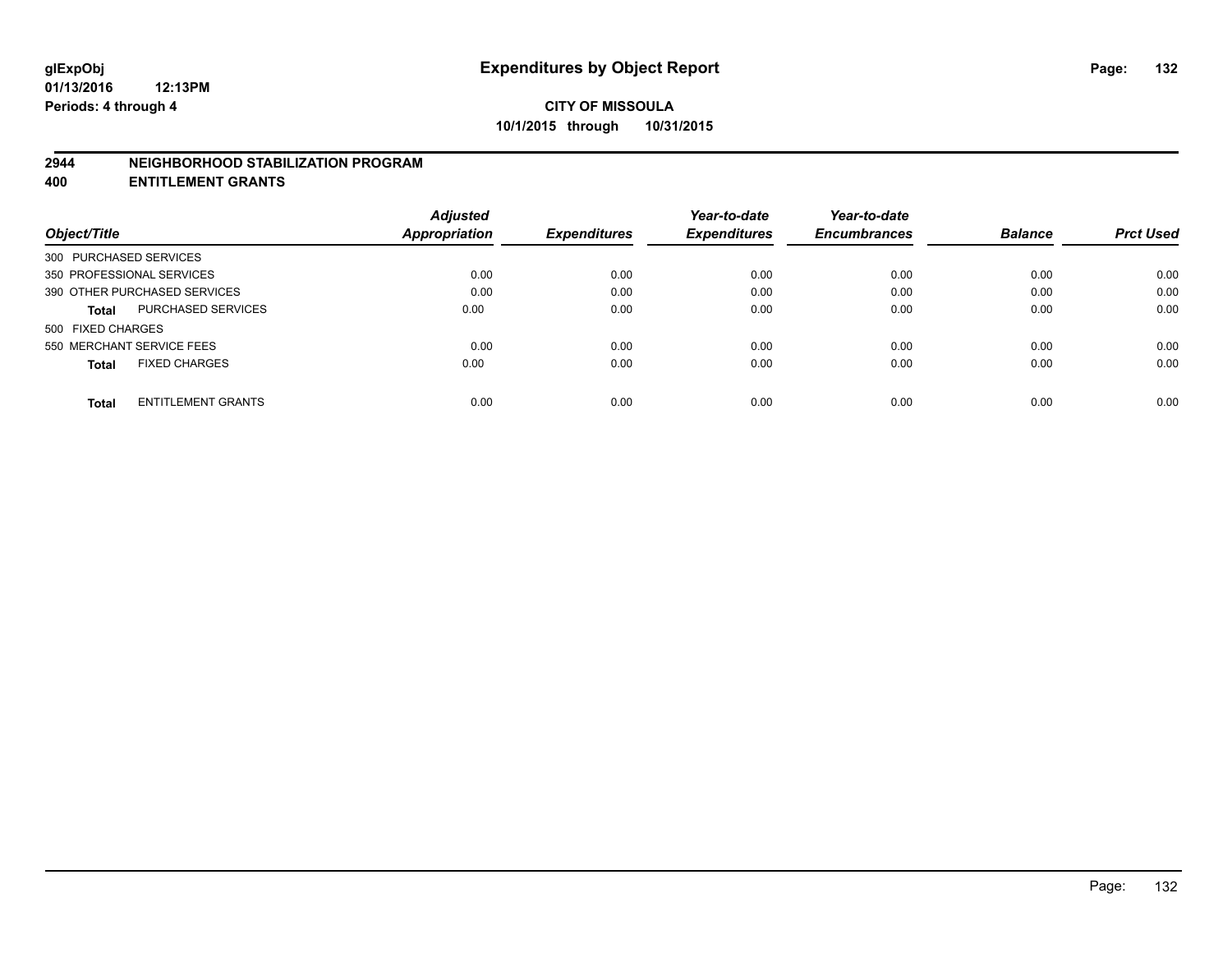**CITY OF MISSOULA**

**10/1/2015 through 10/31/2015**

## 2944 NEIGHBORHOOD STABILIZATION PROGRAM

## 400 ENTITLEMENT GRANTS

| Object/Title | | *Adjusted Appropriation* | *Expenditures* | *Year-to-date Expenditures* | *Year-to-date Encumbrances* | *Balance* | *Prct Used* |
|---|---|---|---|---|---|---|---|
| 300 PURCHASED SERVICES | | | | | | | |
| 350 PROFESSIONAL SERVICES | | 0.00 | 0.00 | 0.00 | 0.00 | 0.00 | 0.00 |
| 390 OTHER PURCHASED SERVICES | | 0.00 | 0.00 | 0.00 | 0.00 | 0.00 | 0.00 |
| **Total** | PURCHASED SERVICES | 0.00 | 0.00 | 0.00 | 0.00 | 0.00 | 0.00 |
| 500 FIXED CHARGES | | | | | | | |
| 550 MERCHANT SERVICE FEES | | 0.00 | 0.00 | 0.00 | 0.00 | 0.00 | 0.00 |
| **Total** | FIXED CHARGES | 0.00 | 0.00 | 0.00 | 0.00 | 0.00 | 0.00 |
| **Total** | ENTITLEMENT GRANTS | 0.00 | 0.00 | 0.00 | 0.00 | 0.00 | 0.00 |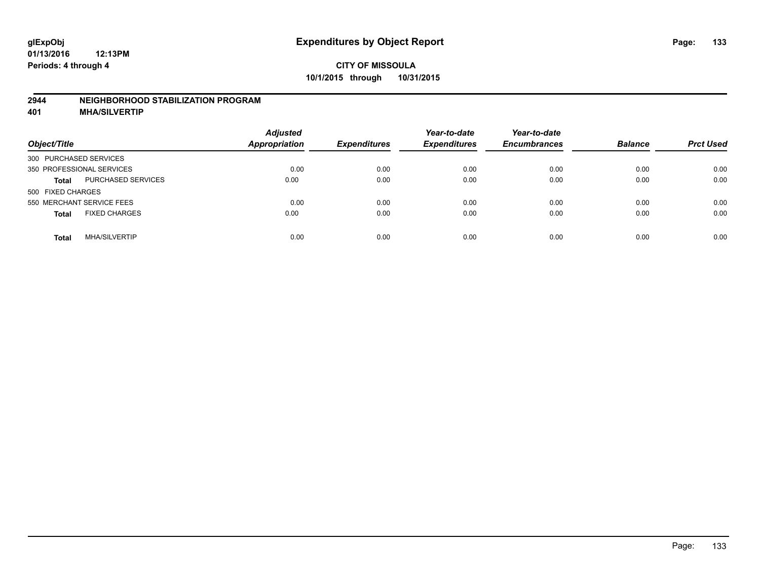**glExpObj**
**01/13/2016 12:13PM**
**Periods: 4 through 4**

# Expenditures by Object Report

**CITY OF MISSOULA**
**10/1/2015 through 10/31/2015**

## 2944 NEIGHBORHOOD STABILIZATION PROGRAM
## 401 MHA/SILVERTIP

| Object/Title | | Adjusted Appropriation | Expenditures | Year-to-date Expenditures | Year-to-date Encumbrances | Balance | Prct Used |
|---|---|---|---|---|---|---|---|
| 300 PURCHASED SERVICES | | | | | | | |
| 350 PROFESSIONAL SERVICES | | 0.00 | 0.00 | 0.00 | 0.00 | 0.00 | 0.00 |
| **Total** | PURCHASED SERVICES | 0.00 | 0.00 | 0.00 | 0.00 | 0.00 | 0.00 |
| 500 FIXED CHARGES | | | | | | | |
| 550 MERCHANT SERVICE FEES | | 0.00 | 0.00 | 0.00 | 0.00 | 0.00 | 0.00 |
| **Total** | FIXED CHARGES | 0.00 | 0.00 | 0.00 | 0.00 | 0.00 | 0.00 |
| **Total** | MHA/SILVERTIP | 0.00 | 0.00 | 0.00 | 0.00 | 0.00 | 0.00 |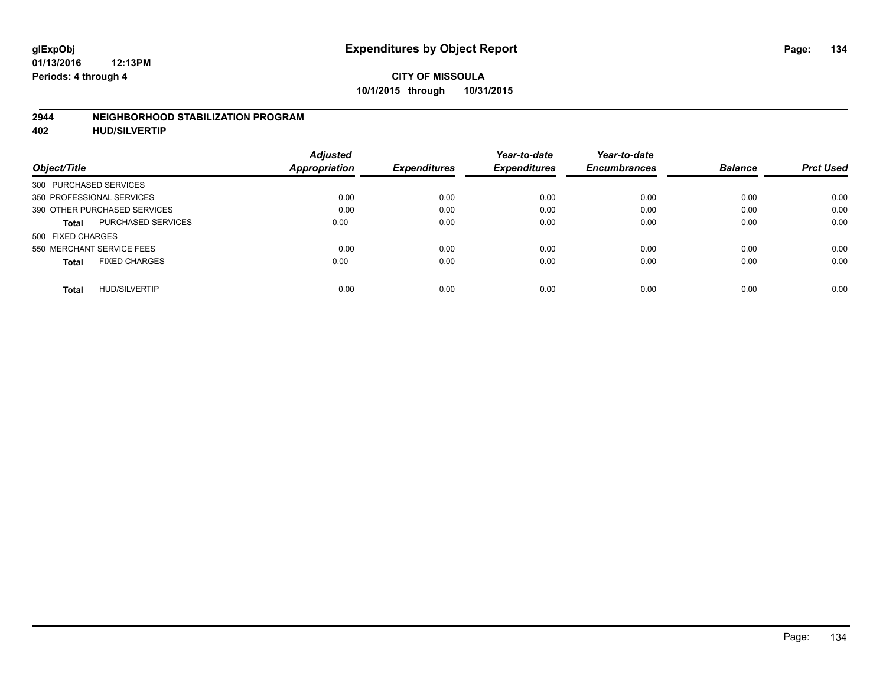**glExpObj** **Expenditures by Object Report**

**01/13/2016 12:13PM**

**Periods: 4 through 4**

**CITY OF MISSOULA**

**10/1/2015 through 10/31/2015**

## 2944 NEIGHBORHOOD STABILIZATION PROGRAM

## 402 HUD/SILVERTIP

| Object/Title | | Adjusted Appropriation | Expenditures | Year-to-date Expenditures | Year-to-date Encumbrances | Balance | Prct Used |
|---|---|---|---|---|---|---|---|
| 300 PURCHASED SERVICES | | | | | | | |
| 350 PROFESSIONAL SERVICES | | 0.00 | 0.00 | 0.00 | 0.00 | 0.00 | 0.00 |
| 390 OTHER PURCHASED SERVICES | | 0.00 | 0.00 | 0.00 | 0.00 | 0.00 | 0.00 |
| **Total** | PURCHASED SERVICES | 0.00 | 0.00 | 0.00 | 0.00 | 0.00 | 0.00 |
| 500 FIXED CHARGES | | | | | | | |
| 550 MERCHANT SERVICE FEES | | 0.00 | 0.00 | 0.00 | 0.00 | 0.00 | 0.00 |
| **Total** | FIXED CHARGES | 0.00 | 0.00 | 0.00 | 0.00 | 0.00 | 0.00 |
| **Total** | HUD/SILVERTIP | 0.00 | 0.00 | 0.00 | 0.00 | 0.00 | 0.00 |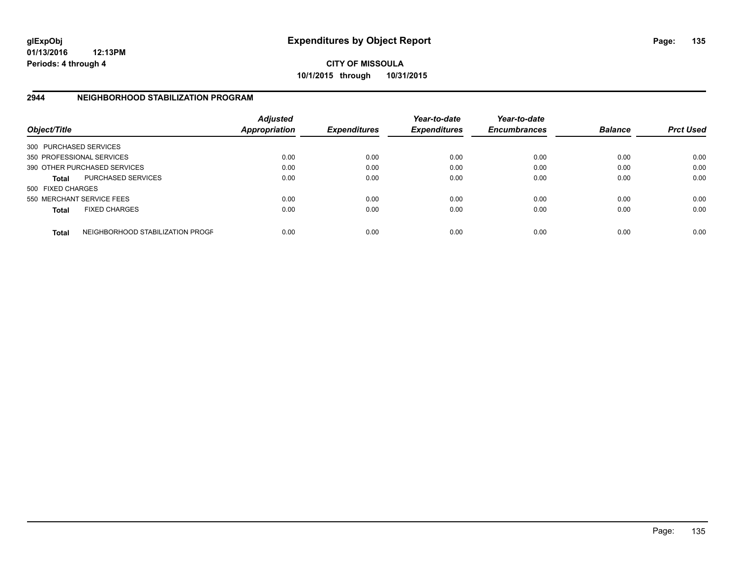**glExpObj**
**01/13/2016 12:13PM**
**Periods: 4 through 4**

# Expenditures by Object Report

**CITY OF MISSOULA**
**10/1/2015 through 10/31/2015**

## 2944 NEIGHBORHOOD STABILIZATION PROGRAM

| Object/Title | | *Adjusted Appropriation* | *Expenditures* | *Year-to-date Expenditures* | *Year-to-date Encumbrances* | *Balance* | *Prct Used* |
|---|---|---|---|---|---|---|---|
| 300 PURCHASED SERVICES | | | | | | | |
| 350 PROFESSIONAL SERVICES | | 0.00 | 0.00 | 0.00 | 0.00 | 0.00 | 0.00 |
| 390 OTHER PURCHASED SERVICES | | 0.00 | 0.00 | 0.00 | 0.00 | 0.00 | 0.00 |
| **Total** | PURCHASED SERVICES | 0.00 | 0.00 | 0.00 | 0.00 | 0.00 | 0.00 |
| 500 FIXED CHARGES | | | | | | | |
| 550 MERCHANT SERVICE FEES | | 0.00 | 0.00 | 0.00 | 0.00 | 0.00 | 0.00 |
| **Total** | FIXED CHARGES | 0.00 | 0.00 | 0.00 | 0.00 | 0.00 | 0.00 |
| **Total** | NEIGHBORHOOD STABILIZATION PROGR | 0.00 | 0.00 | 0.00 | 0.00 | 0.00 | 0.00 |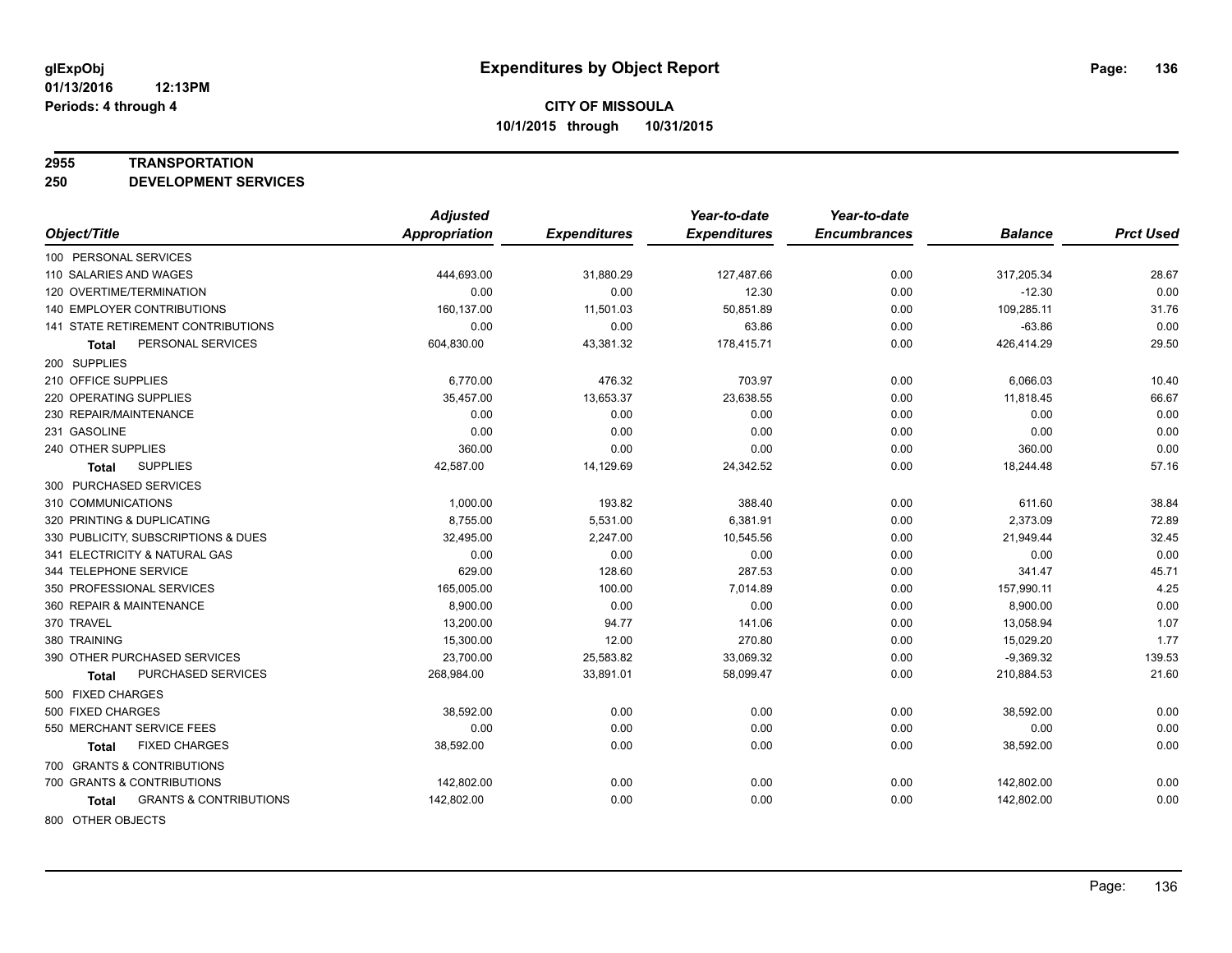# Expenditures by Object Report

**CITY OF MISSOULA**
**10/1/2015 through 10/31/2015**

glExpObj
01/13/2016 12:13PM
Periods: 4 through 4

**2955 TRANSPORTATION**
**250 DEVELOPMENT SERVICES**

| Object/Title | Adjusted Appropriation | Expenditures | Year-to-date Expenditures | Year-to-date Encumbrances | Balance | Prct Used |
|---|---|---|---|---|---|---|
| 100 PERSONAL SERVICES | | | | | | |
| 110 SALARIES AND WAGES | 444,693.00 | 31,880.29 | 127,487.66 | 0.00 | 317,205.34 | 28.67 |
| 120 OVERTIME/TERMINATION | 0.00 | 0.00 | 12.30 | 0.00 | -12.30 | 0.00 |
| 140 EMPLOYER CONTRIBUTIONS | 160,137.00 | 11,501.03 | 50,851.89 | 0.00 | 109,285.11 | 31.76 |
| 141 STATE RETIREMENT CONTRIBUTIONS | 0.00 | 0.00 | 63.86 | 0.00 | -63.86 | 0.00 |
| **Total** PERSONAL SERVICES | 604,830.00 | 43,381.32 | 178,415.71 | 0.00 | 426,414.29 | 29.50 |
| 200 SUPPLIES | | | | | | |
| 210 OFFICE SUPPLIES | 6,770.00 | 476.32 | 703.97 | 0.00 | 6,066.03 | 10.40 |
| 220 OPERATING SUPPLIES | 35,457.00 | 13,653.37 | 23,638.55 | 0.00 | 11,818.45 | 66.67 |
| 230 REPAIR/MAINTENANCE | 0.00 | 0.00 | 0.00 | 0.00 | 0.00 | 0.00 |
| 231 GASOLINE | 0.00 | 0.00 | 0.00 | 0.00 | 0.00 | 0.00 |
| 240 OTHER SUPPLIES | 360.00 | 0.00 | 0.00 | 0.00 | 360.00 | 0.00 |
| **Total** SUPPLIES | 42,587.00 | 14,129.69 | 24,342.52 | 0.00 | 18,244.48 | 57.16 |
| 300 PURCHASED SERVICES | | | | | | |
| 310 COMMUNICATIONS | 1,000.00 | 193.82 | 388.40 | 0.00 | 611.60 | 38.84 |
| 320 PRINTING & DUPLICATING | 8,755.00 | 5,531.00 | 6,381.91 | 0.00 | 2,373.09 | 72.89 |
| 330 PUBLICITY, SUBSCRIPTIONS & DUES | 32,495.00 | 2,247.00 | 10,545.56 | 0.00 | 21,949.44 | 32.45 |
| 341 ELECTRICITY & NATURAL GAS | 0.00 | 0.00 | 0.00 | 0.00 | 0.00 | 0.00 |
| 344 TELEPHONE SERVICE | 629.00 | 128.60 | 287.53 | 0.00 | 341.47 | 45.71 |
| 350 PROFESSIONAL SERVICES | 165,005.00 | 100.00 | 7,014.89 | 0.00 | 157,990.11 | 4.25 |
| 360 REPAIR & MAINTENANCE | 8,900.00 | 0.00 | 0.00 | 0.00 | 8,900.00 | 0.00 |
| 370 TRAVEL | 13,200.00 | 94.77 | 141.06 | 0.00 | 13,058.94 | 1.07 |
| 380 TRAINING | 15,300.00 | 12.00 | 270.80 | 0.00 | 15,029.20 | 1.77 |
| 390 OTHER PURCHASED SERVICES | 23,700.00 | 25,583.82 | 33,069.32 | 0.00 | -9,369.32 | 139.53 |
| **Total** PURCHASED SERVICES | 268,984.00 | 33,891.01 | 58,099.47 | 0.00 | 210,884.53 | 21.60 |
| 500 FIXED CHARGES | | | | | | |
| 500 FIXED CHARGES | 38,592.00 | 0.00 | 0.00 | 0.00 | 38,592.00 | 0.00 |
| 550 MERCHANT SERVICE FEES | 0.00 | 0.00 | 0.00 | 0.00 | 0.00 | 0.00 |
| **Total** FIXED CHARGES | 38,592.00 | 0.00 | 0.00 | 0.00 | 38,592.00 | 0.00 |
| 700 GRANTS & CONTRIBUTIONS | | | | | | |
| 700 GRANTS & CONTRIBUTIONS | 142,802.00 | 0.00 | 0.00 | 0.00 | 142,802.00 | 0.00 |
| **Total** GRANTS & CONTRIBUTIONS | 142,802.00 | 0.00 | 0.00 | 0.00 | 142,802.00 | 0.00 |
| 800 OTHER OBJECTS | | | | | | |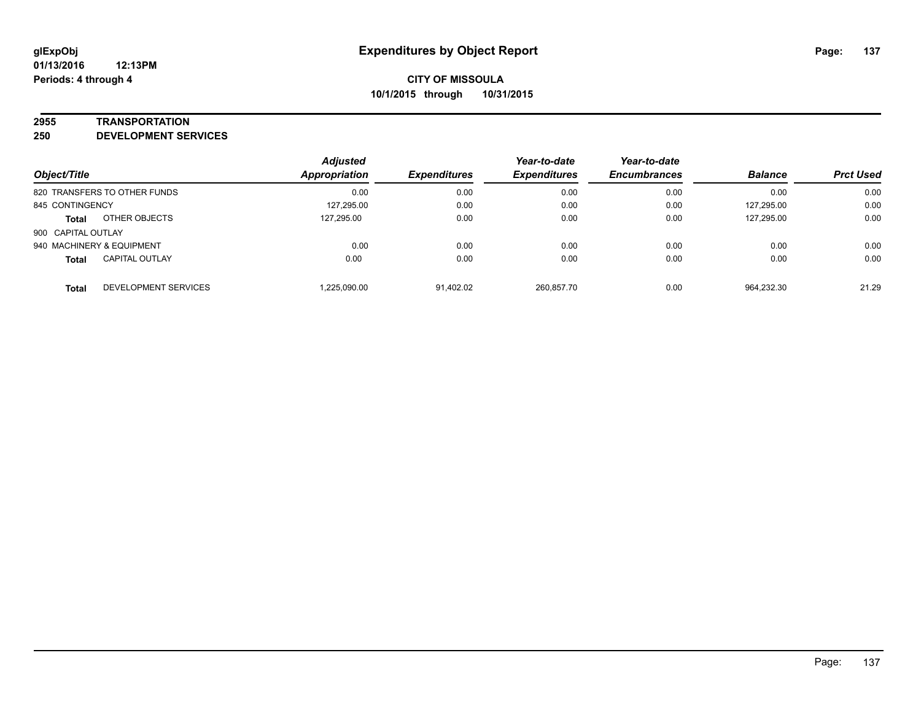# Expenditures by Object Report

glExpObj
01/13/2016 12:13PM
Periods: 4 through 4

**CITY OF MISSOULA**
**10/1/2015 through 10/31/2015**

**2955 TRANSPORTATION**
**250 DEVELOPMENT SERVICES**

| Object/Title | | Adjusted Appropriation | Expenditures | Year-to-date Expenditures | Year-to-date Encumbrances | Balance | Prct Used |
|---|---|---|---|---|---|---|---|
| 820 TRANSFERS TO OTHER FUNDS | | 0.00 | 0.00 | 0.00 | 0.00 | 0.00 | 0.00 |
| 845 CONTINGENCY | | 127,295.00 | 0.00 | 0.00 | 0.00 | 127,295.00 | 0.00 |
| **Total** | OTHER OBJECTS | 127,295.00 | 0.00 | 0.00 | 0.00 | 127,295.00 | 0.00 |
| 900 CAPITAL OUTLAY | | | | | | | |
| 940 MACHINERY & EQUIPMENT | | 0.00 | 0.00 | 0.00 | 0.00 | 0.00 | 0.00 |
| **Total** | CAPITAL OUTLAY | 0.00 | 0.00 | 0.00 | 0.00 | 0.00 | 0.00 |
| **Total** | DEVELOPMENT SERVICES | 1,225,090.00 | 91,402.02 | 260,857.70 | 0.00 | 964,232.30 | 21.29 |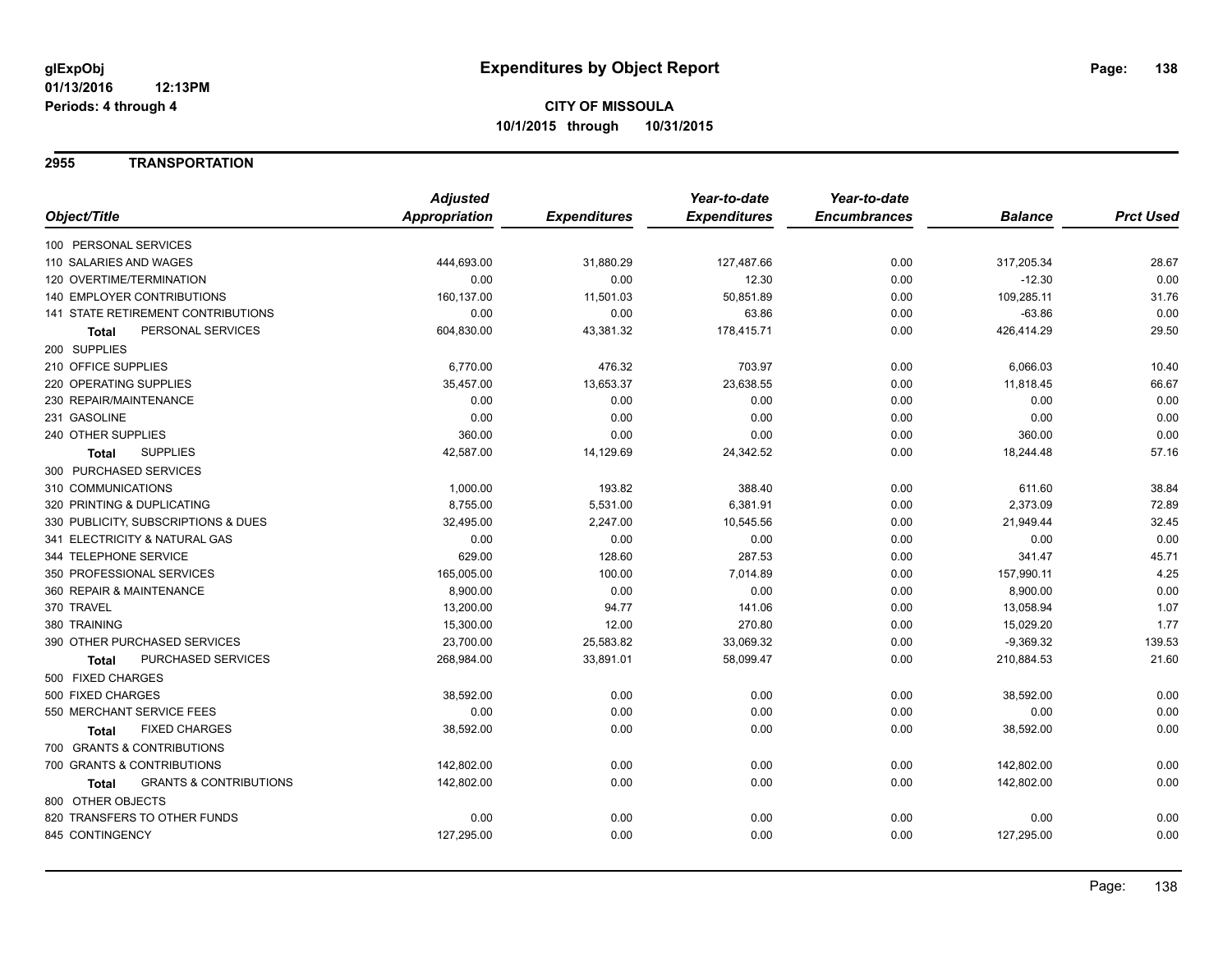# Expenditures by Object Report

glExpObj
01/13/2016 12:13PM
Periods: 4 through 4

**CITY OF MISSOULA**
**10/1/2015 through 10/31/2015**

## 2955 TRANSPORTATION

| Object/Title | Adjusted Appropriation | Expenditures | Year-to-date Expenditures | Year-to-date Encumbrances | Balance | Prct Used |
|---|---|---|---|---|---|---|
| 100 PERSONAL SERVICES | | | | | | |
| 110 SALARIES AND WAGES | 444,693.00 | 31,880.29 | 127,487.66 | 0.00 | 317,205.34 | 28.67 |
| 120 OVERTIME/TERMINATION | 0.00 | 0.00 | 12.30 | 0.00 | -12.30 | 0.00 |
| 140 EMPLOYER CONTRIBUTIONS | 160,137.00 | 11,501.03 | 50,851.89 | 0.00 | 109,285.11 | 31.76 |
| 141 STATE RETIREMENT CONTRIBUTIONS | 0.00 | 0.00 | 63.86 | 0.00 | -63.86 | 0.00 |
| **Total** PERSONAL SERVICES | 604,830.00 | 43,381.32 | 178,415.71 | 0.00 | 426,414.29 | 29.50 |
| 200 SUPPLIES | | | | | | |
| 210 OFFICE SUPPLIES | 6,770.00 | 476.32 | 703.97 | 0.00 | 6,066.03 | 10.40 |
| 220 OPERATING SUPPLIES | 35,457.00 | 13,653.37 | 23,638.55 | 0.00 | 11,818.45 | 66.67 |
| 230 REPAIR/MAINTENANCE | 0.00 | 0.00 | 0.00 | 0.00 | 0.00 | 0.00 |
| 231 GASOLINE | 0.00 | 0.00 | 0.00 | 0.00 | 0.00 | 0.00 |
| 240 OTHER SUPPLIES | 360.00 | 0.00 | 0.00 | 0.00 | 360.00 | 0.00 |
| **Total** SUPPLIES | 42,587.00 | 14,129.69 | 24,342.52 | 0.00 | 18,244.48 | 57.16 |
| 300 PURCHASED SERVICES | | | | | | |
| 310 COMMUNICATIONS | 1,000.00 | 193.82 | 388.40 | 0.00 | 611.60 | 38.84 |
| 320 PRINTING & DUPLICATING | 8,755.00 | 5,531.00 | 6,381.91 | 0.00 | 2,373.09 | 72.89 |
| 330 PUBLICITY, SUBSCRIPTIONS & DUES | 32,495.00 | 2,247.00 | 10,545.56 | 0.00 | 21,949.44 | 32.45 |
| 341 ELECTRICITY & NATURAL GAS | 0.00 | 0.00 | 0.00 | 0.00 | 0.00 | 0.00 |
| 344 TELEPHONE SERVICE | 629.00 | 128.60 | 287.53 | 0.00 | 341.47 | 45.71 |
| 350 PROFESSIONAL SERVICES | 165,005.00 | 100.00 | 7,014.89 | 0.00 | 157,990.11 | 4.25 |
| 360 REPAIR & MAINTENANCE | 8,900.00 | 0.00 | 0.00 | 0.00 | 8,900.00 | 0.00 |
| 370 TRAVEL | 13,200.00 | 94.77 | 141.06 | 0.00 | 13,058.94 | 1.07 |
| 380 TRAINING | 15,300.00 | 12.00 | 270.80 | 0.00 | 15,029.20 | 1.77 |
| 390 OTHER PURCHASED SERVICES | 23,700.00 | 25,583.82 | 33,069.32 | 0.00 | -9,369.32 | 139.53 |
| **Total** PURCHASED SERVICES | 268,984.00 | 33,891.01 | 58,099.47 | 0.00 | 210,884.53 | 21.60 |
| 500 FIXED CHARGES | | | | | | |
| 500 FIXED CHARGES | 38,592.00 | 0.00 | 0.00 | 0.00 | 38,592.00 | 0.00 |
| 550 MERCHANT SERVICE FEES | 0.00 | 0.00 | 0.00 | 0.00 | 0.00 | 0.00 |
| **Total** FIXED CHARGES | 38,592.00 | 0.00 | 0.00 | 0.00 | 38,592.00 | 0.00 |
| 700 GRANTS & CONTRIBUTIONS | | | | | | |
| 700 GRANTS & CONTRIBUTIONS | 142,802.00 | 0.00 | 0.00 | 0.00 | 142,802.00 | 0.00 |
| **Total** GRANTS & CONTRIBUTIONS | 142,802.00 | 0.00 | 0.00 | 0.00 | 142,802.00 | 0.00 |
| 800 OTHER OBJECTS | | | | | | |
| 820 TRANSFERS TO OTHER FUNDS | 0.00 | 0.00 | 0.00 | 0.00 | 0.00 | 0.00 |
| 845 CONTINGENCY | 127,295.00 | 0.00 | 0.00 | 0.00 | 127,295.00 | 0.00 |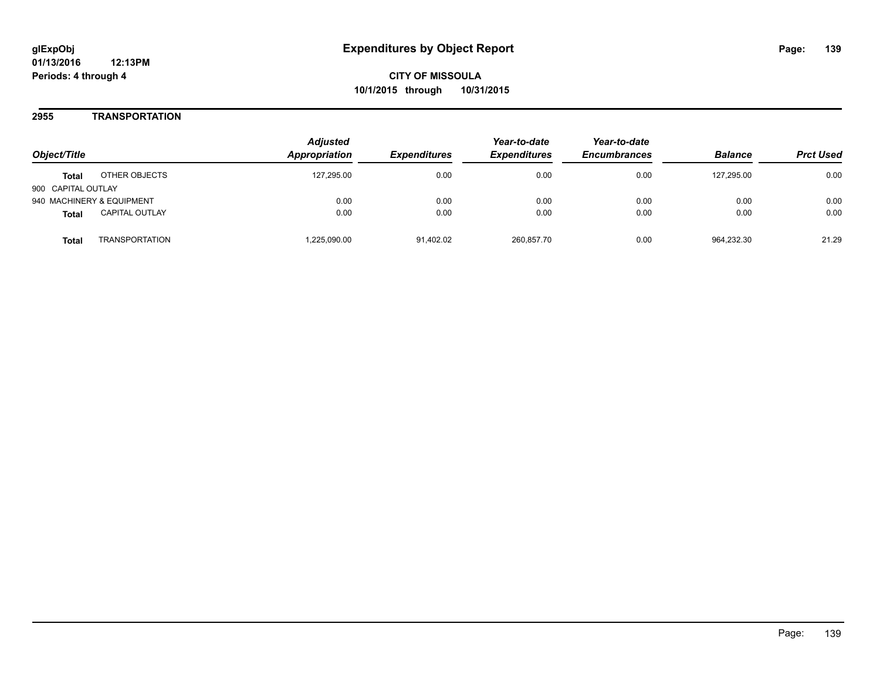**glExpObj**
**01/13/2016 12:13PM**
**Periods: 4 through 4**

# Expenditures by Object Report

**CITY OF MISSOULA**
**10/1/2015 through 10/31/2015**

## 2955 TRANSPORTATION

| Object/Title | | Adjusted Appropriation | Expenditures | Year-to-date Expenditures | Year-to-date Encumbrances | Balance | Prct Used |
|---|---|---|---|---|---|---|---|
| **Total** | OTHER OBJECTS | 127,295.00 | 0.00 | 0.00 | 0.00 | 127,295.00 | 0.00 |
| 900 CAPITAL OUTLAY | | | | | | | |
| 940 MACHINERY & EQUIPMENT | | 0.00 | 0.00 | 0.00 | 0.00 | 0.00 | 0.00 |
| **Total** | CAPITAL OUTLAY | 0.00 | 0.00 | 0.00 | 0.00 | 0.00 | 0.00 |
| **Total** | TRANSPORTATION | 1,225,090.00 | 91,402.02 | 260,857.70 | 0.00 | 964,232.30 | 21.29 |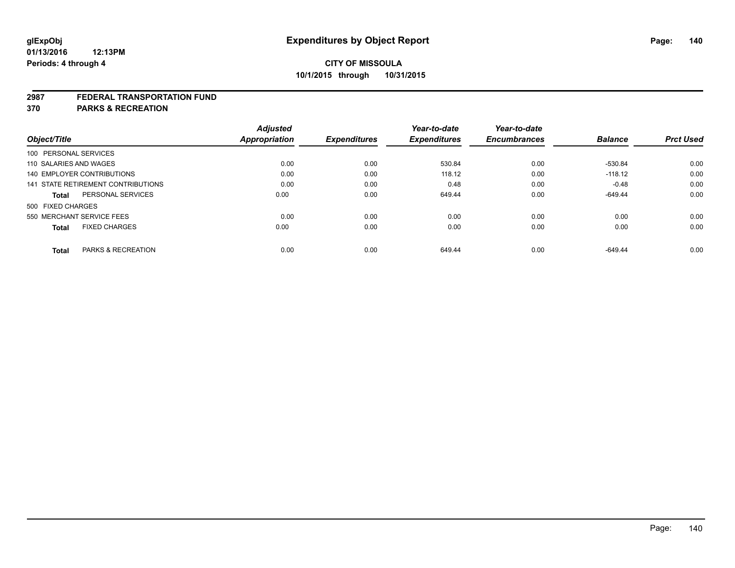**glExpObj**
**01/13/2016 12:13PM**
**Periods: 4 through 4**

# Expenditures by Object Report

**CITY OF MISSOULA**
**10/1/2015 through 10/31/2015**

## 2987 FEDERAL TRANSPORTATION FUND
## 370 PARKS & RECREATION

| Object/Title | Adjusted Appropriation | Expenditures | Year-to-date Expenditures | Year-to-date Encumbrances | Balance | Prct Used |
|---|---|---|---|---|---|---|
| 100 PERSONAL SERVICES | | | | | | |
| 110 SALARIES AND WAGES | 0.00 | 0.00 | 530.84 | 0.00 | -530.84 | 0.00 |
| 140 EMPLOYER CONTRIBUTIONS | 0.00 | 0.00 | 118.12 | 0.00 | -118.12 | 0.00 |
| 141 STATE RETIREMENT CONTRIBUTIONS | 0.00 | 0.00 | 0.48 | 0.00 | -0.48 | 0.00 |
| **Total** PERSONAL SERVICES | 0.00 | 0.00 | 649.44 | 0.00 | -649.44 | 0.00 |
| 500 FIXED CHARGES | | | | | | |
| 550 MERCHANT SERVICE FEES | 0.00 | 0.00 | 0.00 | 0.00 | 0.00 | 0.00 |
| **Total** FIXED CHARGES | 0.00 | 0.00 | 0.00 | 0.00 | 0.00 | 0.00 |
| **Total** PARKS & RECREATION | 0.00 | 0.00 | 649.44 | 0.00 | -649.44 | 0.00 |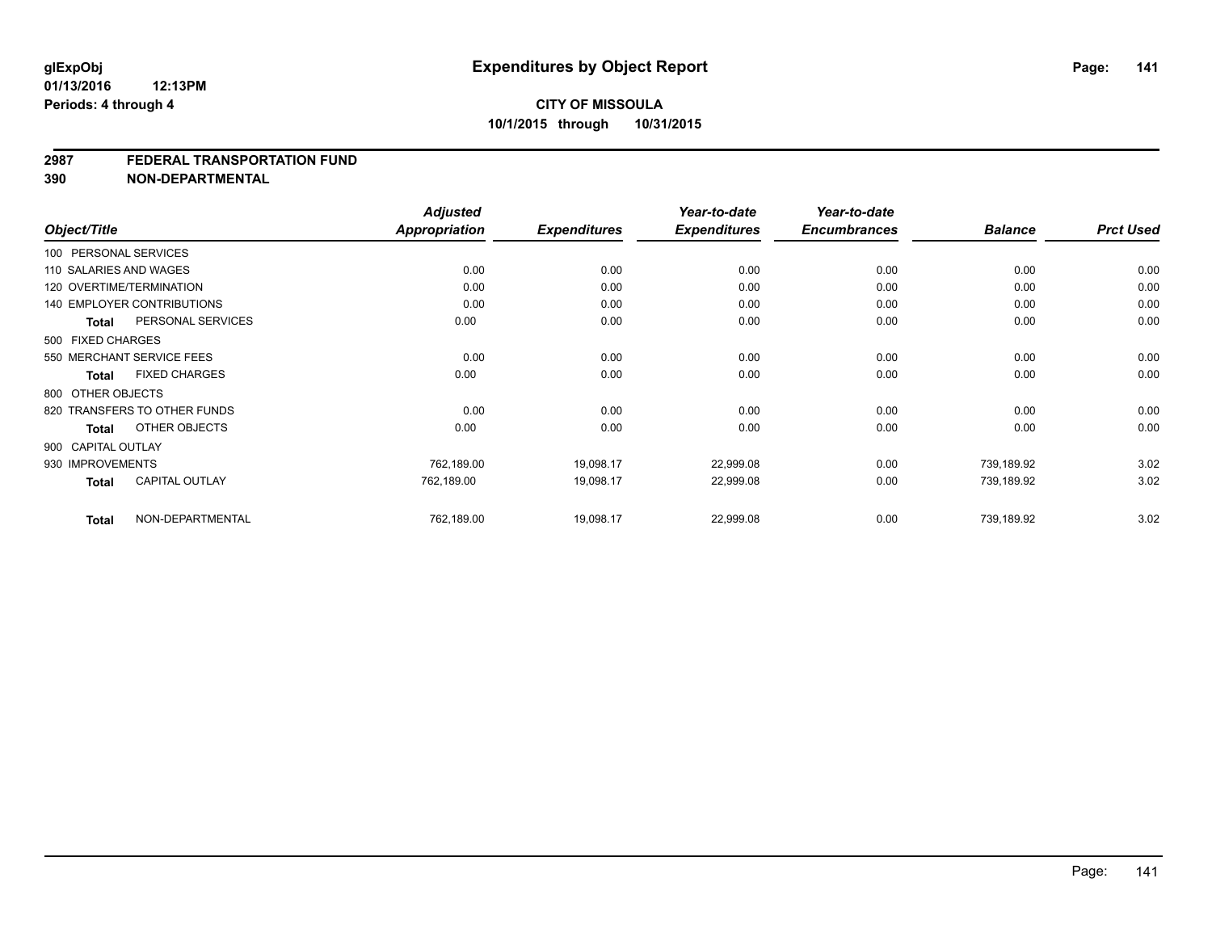**glExpObj**
**01/13/2016 12:13PM**
**Periods: 4 through 4**

# Expenditures by Object Report

**CITY OF MISSOULA**
**10/1/2015 through 10/31/2015**

## 2987 FEDERAL TRANSPORTATION FUND
## 390 NON-DEPARTMENTAL

| Object/Title | Adjusted Appropriation | Expenditures | Year-to-date Expenditures | Year-to-date Encumbrances | Balance | Prct Used |
|---|---|---|---|---|---|---|
| 100 PERSONAL SERVICES | | | | | | |
| 110 SALARIES AND WAGES | 0.00 | 0.00 | 0.00 | 0.00 | 0.00 | 0.00 |
| 120 OVERTIME/TERMINATION | 0.00 | 0.00 | 0.00 | 0.00 | 0.00 | 0.00 |
| 140 EMPLOYER CONTRIBUTIONS | 0.00 | 0.00 | 0.00 | 0.00 | 0.00 | 0.00 |
| **Total** PERSONAL SERVICES | 0.00 | 0.00 | 0.00 | 0.00 | 0.00 | 0.00 |
| 500 FIXED CHARGES | | | | | | |
| 550 MERCHANT SERVICE FEES | 0.00 | 0.00 | 0.00 | 0.00 | 0.00 | 0.00 |
| **Total** FIXED CHARGES | 0.00 | 0.00 | 0.00 | 0.00 | 0.00 | 0.00 |
| 800 OTHER OBJECTS | | | | | | |
| 820 TRANSFERS TO OTHER FUNDS | 0.00 | 0.00 | 0.00 | 0.00 | 0.00 | 0.00 |
| **Total** OTHER OBJECTS | 0.00 | 0.00 | 0.00 | 0.00 | 0.00 | 0.00 |
| 900 CAPITAL OUTLAY | | | | | | |
| 930 IMPROVEMENTS | 762,189.00 | 19,098.17 | 22,999.08 | 0.00 | 739,189.92 | 3.02 |
| **Total** CAPITAL OUTLAY | 762,189.00 | 19,098.17 | 22,999.08 | 0.00 | 739,189.92 | 3.02 |
| **Total** NON-DEPARTMENTAL | 762,189.00 | 19,098.17 | 22,999.08 | 0.00 | 739,189.92 | 3.02 |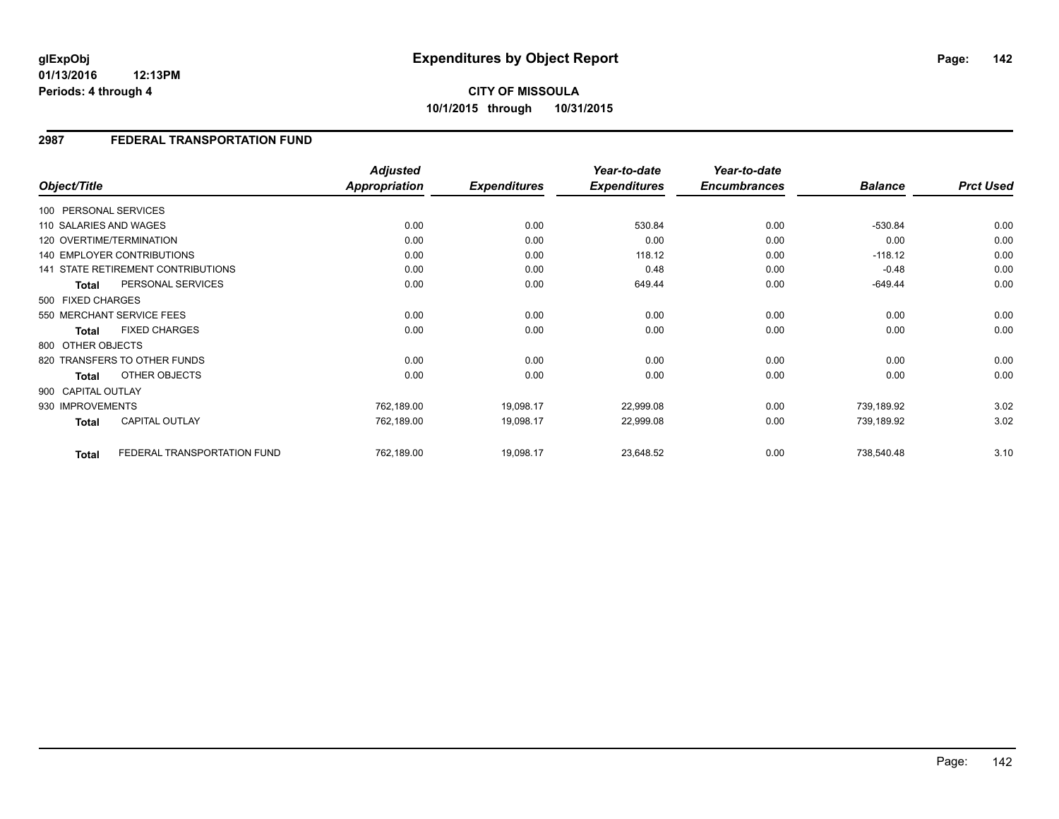**glExpObj**
**01/13/2016 12:13PM**
**Periods: 4 through 4**

# Expenditures by Object Report

**CITY OF MISSOULA**
**10/1/2015 through 10/31/2015**

## 2987 FEDERAL TRANSPORTATION FUND

| Object/Title | Adjusted Appropriation | Expenditures | Year-to-date Expenditures | Year-to-date Encumbrances | Balance | Prct Used |
|---|---|---|---|---|---|---|
| 100 PERSONAL SERVICES | | | | | | |
| 110 SALARIES AND WAGES | 0.00 | 0.00 | 530.84 | 0.00 | -530.84 | 0.00 |
| 120 OVERTIME/TERMINATION | 0.00 | 0.00 | 0.00 | 0.00 | 0.00 | 0.00 |
| 140 EMPLOYER CONTRIBUTIONS | 0.00 | 0.00 | 118.12 | 0.00 | -118.12 | 0.00 |
| 141 STATE RETIREMENT CONTRIBUTIONS | 0.00 | 0.00 | 0.48 | 0.00 | -0.48 | 0.00 |
| **Total** PERSONAL SERVICES | 0.00 | 0.00 | 649.44 | 0.00 | -649.44 | 0.00 |
| 500 FIXED CHARGES | | | | | | |
| 550 MERCHANT SERVICE FEES | 0.00 | 0.00 | 0.00 | 0.00 | 0.00 | 0.00 |
| **Total** FIXED CHARGES | 0.00 | 0.00 | 0.00 | 0.00 | 0.00 | 0.00 |
| 800 OTHER OBJECTS | | | | | | |
| 820 TRANSFERS TO OTHER FUNDS | 0.00 | 0.00 | 0.00 | 0.00 | 0.00 | 0.00 |
| **Total** OTHER OBJECTS | 0.00 | 0.00 | 0.00 | 0.00 | 0.00 | 0.00 |
| 900 CAPITAL OUTLAY | | | | | | |
| 930 IMPROVEMENTS | 762,189.00 | 19,098.17 | 22,999.08 | 0.00 | 739,189.92 | 3.02 |
| **Total** CAPITAL OUTLAY | 762,189.00 | 19,098.17 | 22,999.08 | 0.00 | 739,189.92 | 3.02 |
| **Total** FEDERAL TRANSPORTATION FUND | 762,189.00 | 19,098.17 | 23,648.52 | 0.00 | 738,540.48 | 3.10 |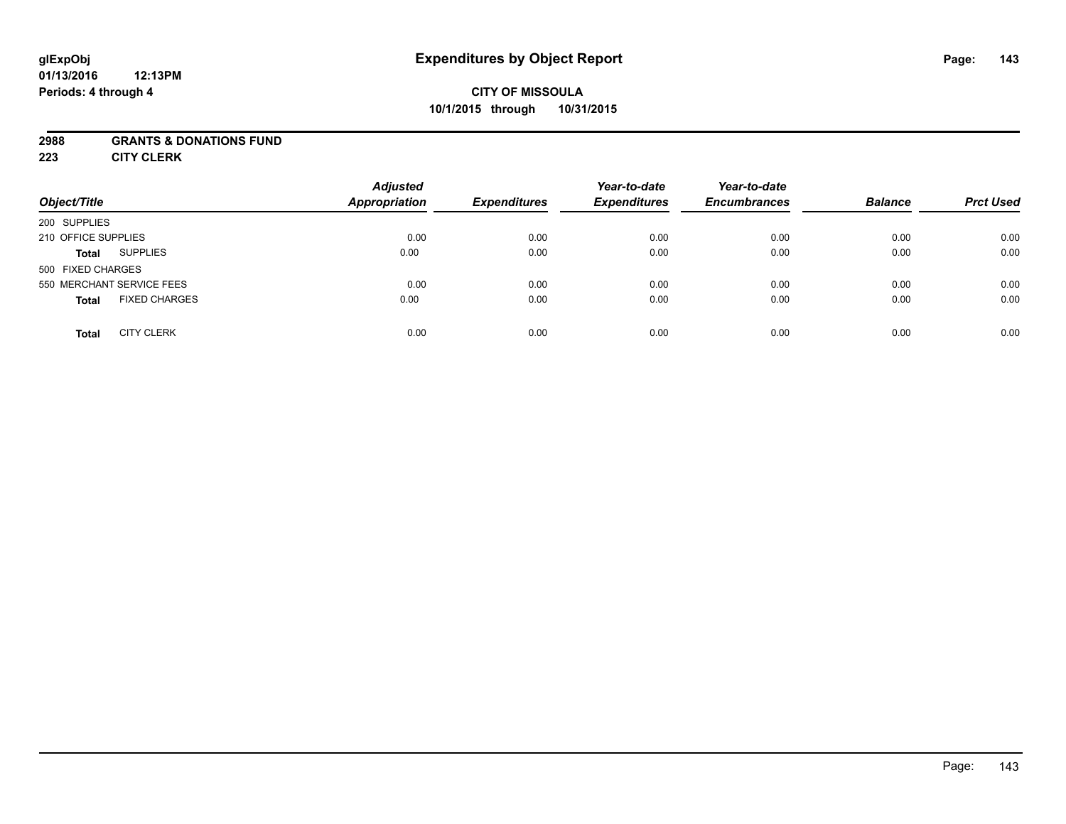# Expenditures by Object Report

glExpObj
01/13/2016 12:13PM
Periods: 4 through 4

**CITY OF MISSOULA**
**10/1/2015 through 10/31/2015**

**2988 GRANTS & DONATIONS FUND**
**223 CITY CLERK**

| Object/Title | | Adjusted Appropriation | Expenditures | Year-to-date Expenditures | Year-to-date Encumbrances | Balance | Prct Used |
|---|---|---|---|---|---|---|---|
| 200 SUPPLIES | | | | | | | |
| 210 OFFICE SUPPLIES | | 0.00 | 0.00 | 0.00 | 0.00 | 0.00 | 0.00 |
| **Total** | SUPPLIES | 0.00 | 0.00 | 0.00 | 0.00 | 0.00 | 0.00 |
| 500 FIXED CHARGES | | | | | | | |
| 550 MERCHANT SERVICE FEES | | 0.00 | 0.00 | 0.00 | 0.00 | 0.00 | 0.00 |
| **Total** | FIXED CHARGES | 0.00 | 0.00 | 0.00 | 0.00 | 0.00 | 0.00 |
| **Total** | CITY CLERK | 0.00 | 0.00 | 0.00 | 0.00 | 0.00 | 0.00 |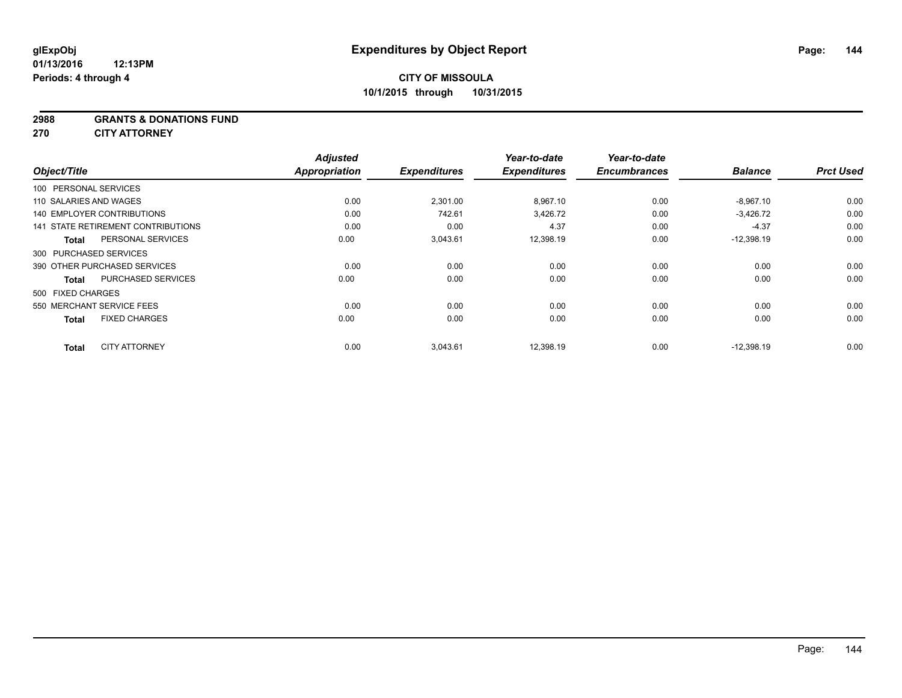**glExpObj**
**01/13/2016 12:13PM**
**Periods: 4 through 4**

# Expenditures by Object Report

**CITY OF MISSOULA**
**10/1/2015 through 10/31/2015**

**2988 GRANTS & DONATIONS FUND**
**270 CITY ATTORNEY**

| Object/Title | Adjusted Appropriation | Expenditures | Year-to-date Expenditures | Year-to-date Encumbrances | Balance | Prct Used |
|---|---|---|---|---|---|---|
| 100 PERSONAL SERVICES | | | | | | |
| 110 SALARIES AND WAGES | 0.00 | 2,301.00 | 8,967.10 | 0.00 | -8,967.10 | 0.00 |
| 140 EMPLOYER CONTRIBUTIONS | 0.00 | 742.61 | 3,426.72 | 0.00 | -3,426.72 | 0.00 |
| 141 STATE RETIREMENT CONTRIBUTIONS | 0.00 | 0.00 | 4.37 | 0.00 | -4.37 | 0.00 |
| **Total** PERSONAL SERVICES | 0.00 | 3,043.61 | 12,398.19 | 0.00 | -12,398.19 | 0.00 |
| 300 PURCHASED SERVICES | | | | | | |
| 390 OTHER PURCHASED SERVICES | 0.00 | 0.00 | 0.00 | 0.00 | 0.00 | 0.00 |
| **Total** PURCHASED SERVICES | 0.00 | 0.00 | 0.00 | 0.00 | 0.00 | 0.00 |
| 500 FIXED CHARGES | | | | | | |
| 550 MERCHANT SERVICE FEES | 0.00 | 0.00 | 0.00 | 0.00 | 0.00 | 0.00 |
| **Total** FIXED CHARGES | 0.00 | 0.00 | 0.00 | 0.00 | 0.00 | 0.00 |
| **Total** CITY ATTORNEY | 0.00 | 3,043.61 | 12,398.19 | 0.00 | -12,398.19 | 0.00 |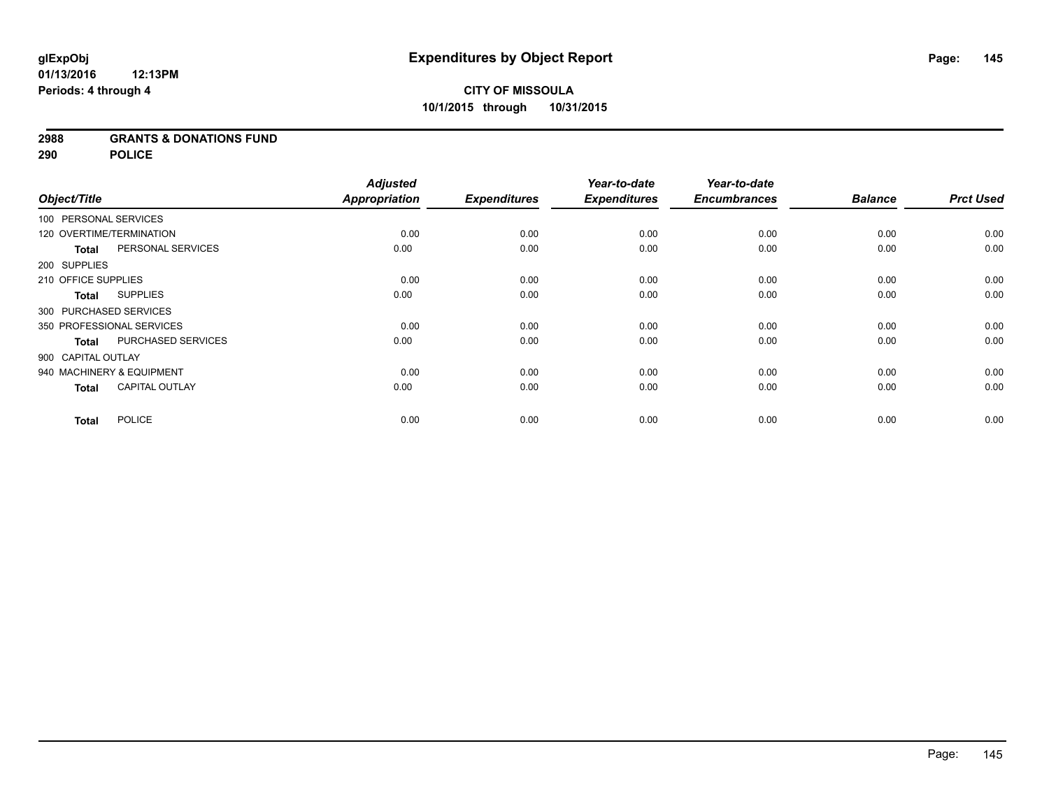**glExpObj** **Expenditures by Object Report**

**01/13/2016 12:13PM**

**Periods: 4 through 4**

**CITY OF MISSOULA**

**10/1/2015 through 10/31/2015**

**2988 GRANTS & DONATIONS FUND**

**290 POLICE**

| Object/Title | Adjusted Appropriation | Expenditures | Year-to-date Expenditures | Year-to-date Encumbrances | Balance | Prct Used |
|---|---|---|---|---|---|---|
| 100 PERSONAL SERVICES | | | | | | |
| 120 OVERTIME/TERMINATION | 0.00 | 0.00 | 0.00 | 0.00 | 0.00 | 0.00 |
| **Total** PERSONAL SERVICES | 0.00 | 0.00 | 0.00 | 0.00 | 0.00 | 0.00 |
| 200 SUPPLIES | | | | | | |
| 210 OFFICE SUPPLIES | 0.00 | 0.00 | 0.00 | 0.00 | 0.00 | 0.00 |
| **Total** SUPPLIES | 0.00 | 0.00 | 0.00 | 0.00 | 0.00 | 0.00 |
| 300 PURCHASED SERVICES | | | | | | |
| 350 PROFESSIONAL SERVICES | 0.00 | 0.00 | 0.00 | 0.00 | 0.00 | 0.00 |
| **Total** PURCHASED SERVICES | 0.00 | 0.00 | 0.00 | 0.00 | 0.00 | 0.00 |
| 900 CAPITAL OUTLAY | | | | | | |
| 940 MACHINERY & EQUIPMENT | 0.00 | 0.00 | 0.00 | 0.00 | 0.00 | 0.00 |
| **Total** CAPITAL OUTLAY | 0.00 | 0.00 | 0.00 | 0.00 | 0.00 | 0.00 |
| **Total** POLICE | 0.00 | 0.00 | 0.00 | 0.00 | 0.00 | 0.00 |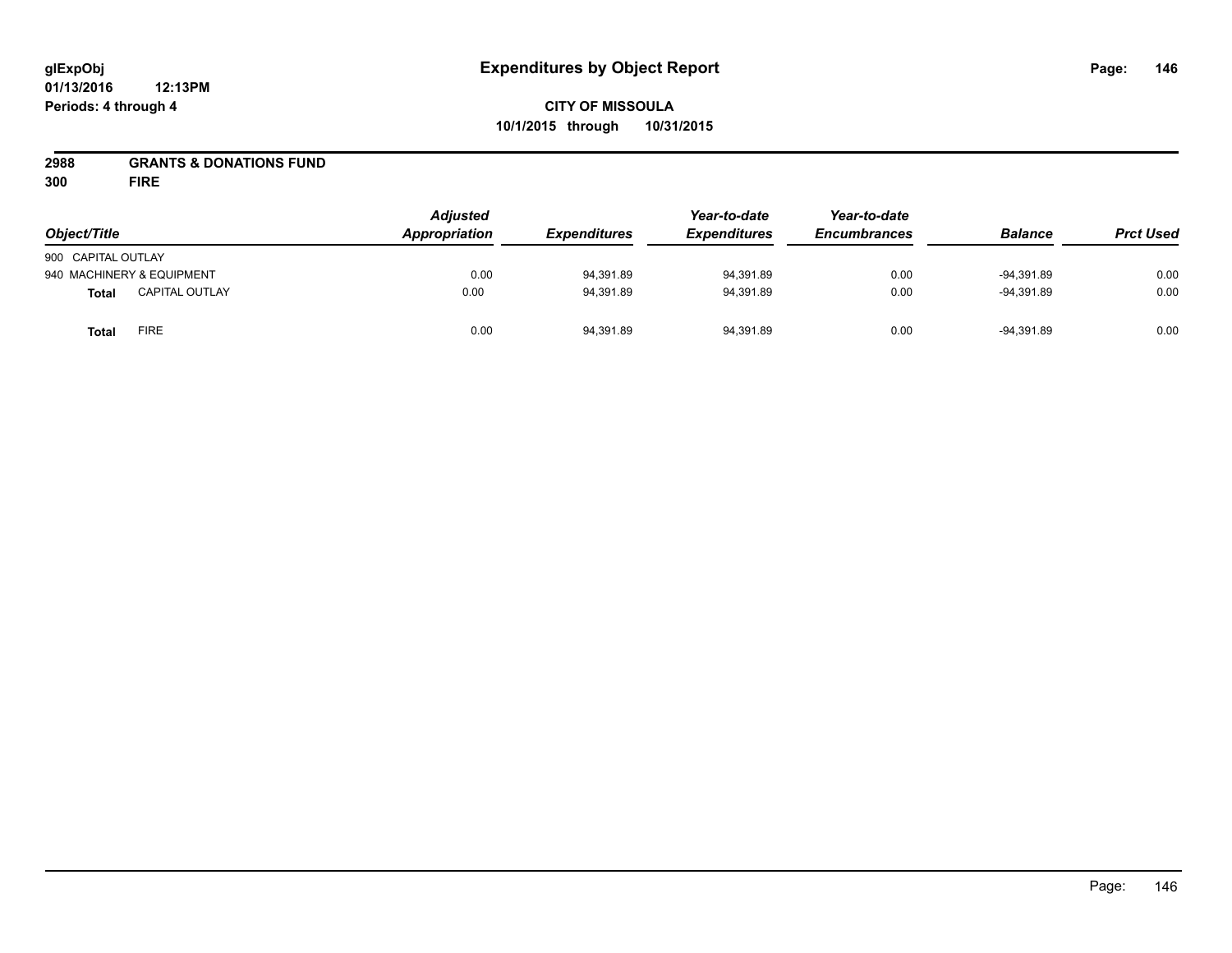glExpObj
01/13/2016 12:13PM
Periods: 4 through 4

# Expenditures by Object Report

**CITY OF MISSOULA**
**10/1/2015 through 10/31/2015**

**2988 GRANTS & DONATIONS FUND**
**300 FIRE**

| Object/Title | Adjusted Appropriation | Expenditures | Year-to-date Expenditures | Year-to-date Encumbrances | Balance | Prct Used |
|---|---|---|---|---|---|---|
| 900 CAPITAL OUTLAY | | | | | | |
| 940 MACHINERY & EQUIPMENT | 0.00 | 94,391.89 | 94,391.89 | 0.00 | -94,391.89 | 0.00 |
| **Total** CAPITAL OUTLAY | 0.00 | 94,391.89 | 94,391.89 | 0.00 | -94,391.89 | 0.00 |
| **Total** FIRE | 0.00 | 94,391.89 | 94,391.89 | 0.00 | -94,391.89 | 0.00 |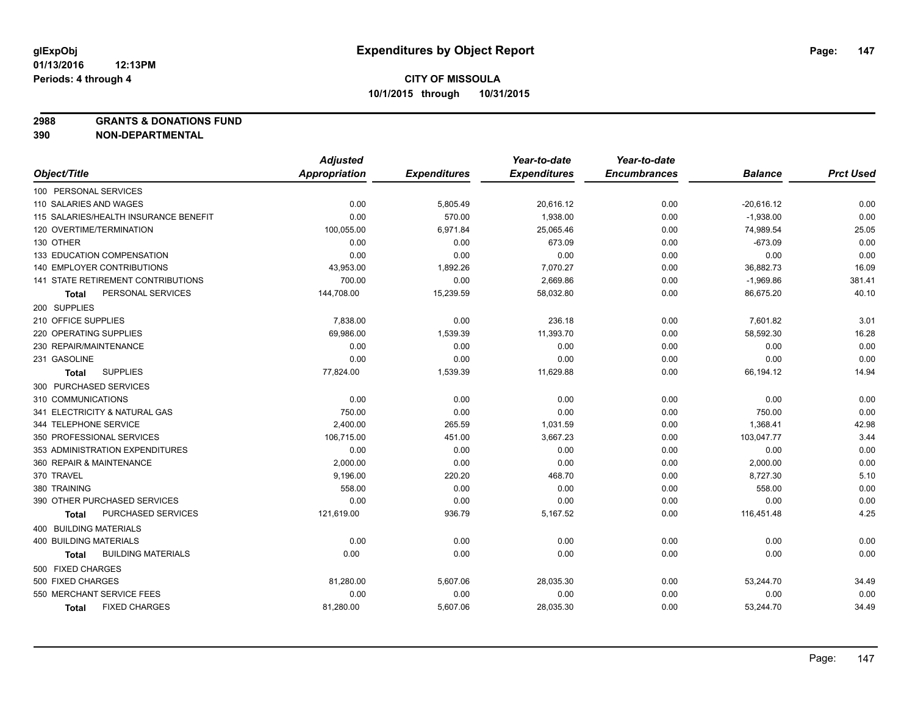glExpObj
01/13/2016 12:13PM
Periods: 4 through 4

# Expenditures by Object Report

**CITY OF MISSOULA**
**10/1/2015 through 10/31/2015**

**2988 GRANTS & DONATIONS FUND**
**390 NON-DEPARTMENTAL**

| Object/Title | Adjusted Appropriation | Expenditures | Year-to-date Expenditures | Year-to-date Encumbrances | Balance | Prct Used |
|---|---|---|---|---|---|---|
| 100 PERSONAL SERVICES | | | | | | |
| 110 SALARIES AND WAGES | 0.00 | 5,805.49 | 20,616.12 | 0.00 | -20,616.12 | 0.00 |
| 115 SALARIES/HEALTH INSURANCE BENEFIT | 0.00 | 570.00 | 1,938.00 | 0.00 | -1,938.00 | 0.00 |
| 120 OVERTIME/TERMINATION | 100,055.00 | 6,971.84 | 25,065.46 | 0.00 | 74,989.54 | 25.05 |
| 130 OTHER | 0.00 | 0.00 | 673.09 | 0.00 | -673.09 | 0.00 |
| 133 EDUCATION COMPENSATION | 0.00 | 0.00 | 0.00 | 0.00 | 0.00 | 0.00 |
| 140 EMPLOYER CONTRIBUTIONS | 43,953.00 | 1,892.26 | 7,070.27 | 0.00 | 36,882.73 | 16.09 |
| 141 STATE RETIREMENT CONTRIBUTIONS | 700.00 | 0.00 | 2,669.86 | 0.00 | -1,969.86 | 381.41 |
| **Total** PERSONAL SERVICES | 144,708.00 | 15,239.59 | 58,032.80 | 0.00 | 86,675.20 | 40.10 |
| 200 SUPPLIES | | | | | | |
| 210 OFFICE SUPPLIES | 7,838.00 | 0.00 | 236.18 | 0.00 | 7,601.82 | 3.01 |
| 220 OPERATING SUPPLIES | 69,986.00 | 1,539.39 | 11,393.70 | 0.00 | 58,592.30 | 16.28 |
| 230 REPAIR/MAINTENANCE | 0.00 | 0.00 | 0.00 | 0.00 | 0.00 | 0.00 |
| 231 GASOLINE | 0.00 | 0.00 | 0.00 | 0.00 | 0.00 | 0.00 |
| **Total** SUPPLIES | 77,824.00 | 1,539.39 | 11,629.88 | 0.00 | 66,194.12 | 14.94 |
| 300 PURCHASED SERVICES | | | | | | |
| 310 COMMUNICATIONS | 0.00 | 0.00 | 0.00 | 0.00 | 0.00 | 0.00 |
| 341 ELECTRICITY & NATURAL GAS | 750.00 | 0.00 | 0.00 | 0.00 | 750.00 | 0.00 |
| 344 TELEPHONE SERVICE | 2,400.00 | 265.59 | 1,031.59 | 0.00 | 1,368.41 | 42.98 |
| 350 PROFESSIONAL SERVICES | 106,715.00 | 451.00 | 3,667.23 | 0.00 | 103,047.77 | 3.44 |
| 353 ADMINISTRATION EXPENDITURES | 0.00 | 0.00 | 0.00 | 0.00 | 0.00 | 0.00 |
| 360 REPAIR & MAINTENANCE | 2,000.00 | 0.00 | 0.00 | 0.00 | 2,000.00 | 0.00 |
| 370 TRAVEL | 9,196.00 | 220.20 | 468.70 | 0.00 | 8,727.30 | 5.10 |
| 380 TRAINING | 558.00 | 0.00 | 0.00 | 0.00 | 558.00 | 0.00 |
| 390 OTHER PURCHASED SERVICES | 0.00 | 0.00 | 0.00 | 0.00 | 0.00 | 0.00 |
| **Total** PURCHASED SERVICES | 121,619.00 | 936.79 | 5,167.52 | 0.00 | 116,451.48 | 4.25 |
| 400 BUILDING MATERIALS | | | | | | |
| 400 BUILDING MATERIALS | 0.00 | 0.00 | 0.00 | 0.00 | 0.00 | 0.00 |
| **Total** BUILDING MATERIALS | 0.00 | 0.00 | 0.00 | 0.00 | 0.00 | 0.00 |
| 500 FIXED CHARGES | | | | | | |
| 500 FIXED CHARGES | 81,280.00 | 5,607.06 | 28,035.30 | 0.00 | 53,244.70 | 34.49 |
| 550 MERCHANT SERVICE FEES | 0.00 | 0.00 | 0.00 | 0.00 | 0.00 | 0.00 |
| **Total** FIXED CHARGES | 81,280.00 | 5,607.06 | 28,035.30 | 0.00 | 53,244.70 | 34.49 |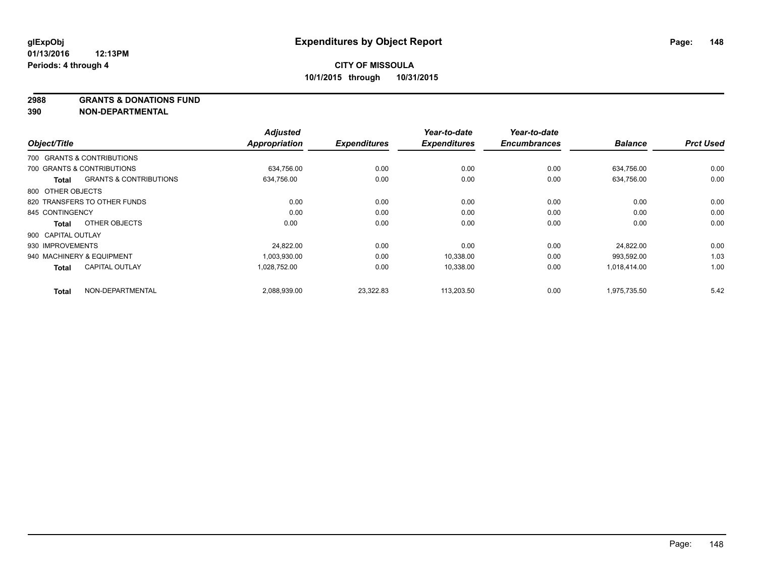**glExpObj** **Expenditures by Object Report**

**01/13/2016 12:13PM**

**Periods: 4 through 4**

**CITY OF MISSOULA**

**10/1/2015 through 10/31/2015**

**2988 GRANTS & DONATIONS FUND**

**390 NON-DEPARTMENTAL**

| Object/Title | | Adjusted Appropriation | Expenditures | Year-to-date Expenditures | Year-to-date Encumbrances | Balance | Prct Used |
|---|---|---|---|---|---|---|---|
| 700 GRANTS & CONTRIBUTIONS | | | | | | | |
| 700 GRANTS & CONTRIBUTIONS | | 634,756.00 | 0.00 | 0.00 | 0.00 | 634,756.00 | 0.00 |
| **Total** | GRANTS & CONTRIBUTIONS | 634,756.00 | 0.00 | 0.00 | 0.00 | 634,756.00 | 0.00 |
| 800 OTHER OBJECTS | | | | | | | |
| 820 TRANSFERS TO OTHER FUNDS | | 0.00 | 0.00 | 0.00 | 0.00 | 0.00 | 0.00 |
| 845 CONTINGENCY | | 0.00 | 0.00 | 0.00 | 0.00 | 0.00 | 0.00 |
| **Total** | OTHER OBJECTS | 0.00 | 0.00 | 0.00 | 0.00 | 0.00 | 0.00 |
| 900 CAPITAL OUTLAY | | | | | | | |
| 930 IMPROVEMENTS | | 24,822.00 | 0.00 | 0.00 | 0.00 | 24,822.00 | 0.00 |
| 940 MACHINERY & EQUIPMENT | | 1,003,930.00 | 0.00 | 10,338.00 | 0.00 | 993,592.00 | 1.03 |
| **Total** | CAPITAL OUTLAY | 1,028,752.00 | 0.00 | 10,338.00 | 0.00 | 1,018,414.00 | 1.00 |
| **Total** | NON-DEPARTMENTAL | 2,088,939.00 | 23,322.83 | 113,203.50 | 0.00 | 1,975,735.50 | 5.42 |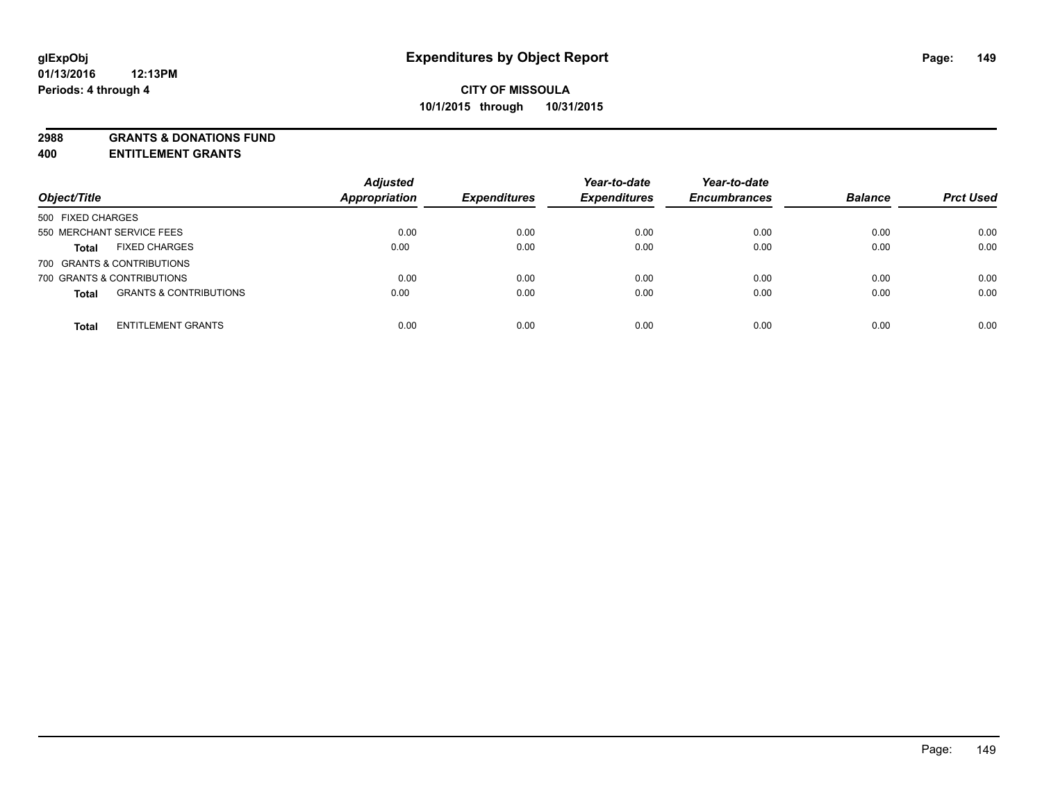glExpObj
01/13/2016 12:13PM
Periods: 4 through 4

# Expenditures by Object Report

**CITY OF MISSOULA**
**10/1/2015 through 10/31/2015**

**2988 GRANTS & DONATIONS FUND**
**400 ENTITLEMENT GRANTS**

| Object/Title | | Adjusted Appropriation | Expenditures | Year-to-date Expenditures | Year-to-date Encumbrances | Balance | Prct Used |
|---|---|---|---|---|---|---|---|
| 500 FIXED CHARGES | | | | | | | |
| 550 MERCHANT SERVICE FEES | | 0.00 | 0.00 | 0.00 | 0.00 | 0.00 | 0.00 |
| **Total** | FIXED CHARGES | 0.00 | 0.00 | 0.00 | 0.00 | 0.00 | 0.00 |
| 700 GRANTS & CONTRIBUTIONS | | | | | | | |
| 700 GRANTS & CONTRIBUTIONS | | 0.00 | 0.00 | 0.00 | 0.00 | 0.00 | 0.00 |
| **Total** | GRANTS & CONTRIBUTIONS | 0.00 | 0.00 | 0.00 | 0.00 | 0.00 | 0.00 |
| **Total** | ENTITLEMENT GRANTS | 0.00 | 0.00 | 0.00 | 0.00 | 0.00 | 0.00 |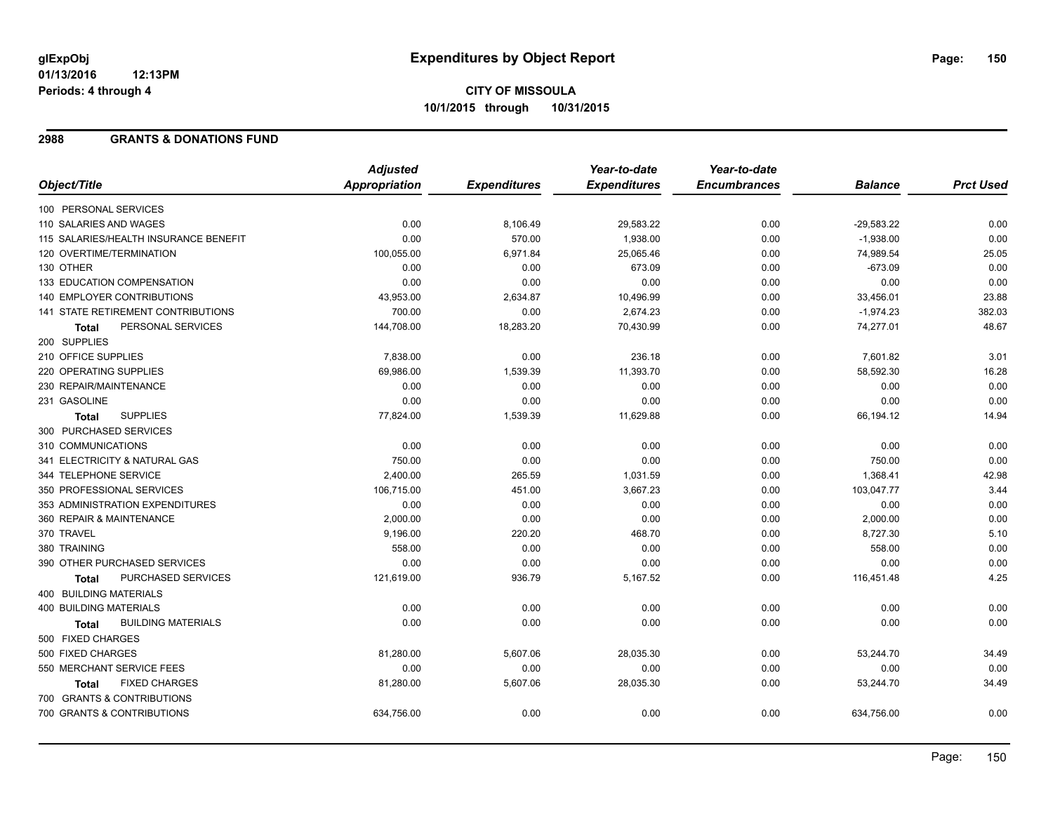glExpObj
01/13/2016 12:13PM
Periods: 4 through 4

# Expenditures by Object Report

**CITY OF MISSOULA**
**10/1/2015 through 10/31/2015**

## 2988 GRANTS & DONATIONS FUND

| Object/Title | Adjusted Appropriation | Expenditures | Year-to-date Expenditures | Year-to-date Encumbrances | Balance | Prct Used |
|---|---|---|---|---|---|---|
| 100 PERSONAL SERVICES | | | | | | |
| 110 SALARIES AND WAGES | 0.00 | 8,106.49 | 29,583.22 | 0.00 | -29,583.22 | 0.00 |
| 115 SALARIES/HEALTH INSURANCE BENEFIT | 0.00 | 570.00 | 1,938.00 | 0.00 | -1,938.00 | 0.00 |
| 120 OVERTIME/TERMINATION | 100,055.00 | 6,971.84 | 25,065.46 | 0.00 | 74,989.54 | 25.05 |
| 130 OTHER | 0.00 | 0.00 | 673.09 | 0.00 | -673.09 | 0.00 |
| 133 EDUCATION COMPENSATION | 0.00 | 0.00 | 0.00 | 0.00 | 0.00 | 0.00 |
| 140 EMPLOYER CONTRIBUTIONS | 43,953.00 | 2,634.87 | 10,496.99 | 0.00 | 33,456.01 | 23.88 |
| 141 STATE RETIREMENT CONTRIBUTIONS | 700.00 | 0.00 | 2,674.23 | 0.00 | -1,974.23 | 382.03 |
| **Total** PERSONAL SERVICES | 144,708.00 | 18,283.20 | 70,430.99 | 0.00 | 74,277.01 | 48.67 |
| 200 SUPPLIES | | | | | | |
| 210 OFFICE SUPPLIES | 7,838.00 | 0.00 | 236.18 | 0.00 | 7,601.82 | 3.01 |
| 220 OPERATING SUPPLIES | 69,986.00 | 1,539.39 | 11,393.70 | 0.00 | 58,592.30 | 16.28 |
| 230 REPAIR/MAINTENANCE | 0.00 | 0.00 | 0.00 | 0.00 | 0.00 | 0.00 |
| 231 GASOLINE | 0.00 | 0.00 | 0.00 | 0.00 | 0.00 | 0.00 |
| **Total** SUPPLIES | 77,824.00 | 1,539.39 | 11,629.88 | 0.00 | 66,194.12 | 14.94 |
| 300 PURCHASED SERVICES | | | | | | |
| 310 COMMUNICATIONS | 0.00 | 0.00 | 0.00 | 0.00 | 0.00 | 0.00 |
| 341 ELECTRICITY & NATURAL GAS | 750.00 | 0.00 | 0.00 | 0.00 | 750.00 | 0.00 |
| 344 TELEPHONE SERVICE | 2,400.00 | 265.59 | 1,031.59 | 0.00 | 1,368.41 | 42.98 |
| 350 PROFESSIONAL SERVICES | 106,715.00 | 451.00 | 3,667.23 | 0.00 | 103,047.77 | 3.44 |
| 353 ADMINISTRATION EXPENDITURES | 0.00 | 0.00 | 0.00 | 0.00 | 0.00 | 0.00 |
| 360 REPAIR & MAINTENANCE | 2,000.00 | 0.00 | 0.00 | 0.00 | 2,000.00 | 0.00 |
| 370 TRAVEL | 9,196.00 | 220.20 | 468.70 | 0.00 | 8,727.30 | 5.10 |
| 380 TRAINING | 558.00 | 0.00 | 0.00 | 0.00 | 558.00 | 0.00 |
| 390 OTHER PURCHASED SERVICES | 0.00 | 0.00 | 0.00 | 0.00 | 0.00 | 0.00 |
| **Total** PURCHASED SERVICES | 121,619.00 | 936.79 | 5,167.52 | 0.00 | 116,451.48 | 4.25 |
| 400 BUILDING MATERIALS | | | | | | |
| 400 BUILDING MATERIALS | 0.00 | 0.00 | 0.00 | 0.00 | 0.00 | 0.00 |
| **Total** BUILDING MATERIALS | 0.00 | 0.00 | 0.00 | 0.00 | 0.00 | 0.00 |
| 500 FIXED CHARGES | | | | | | |
| 500 FIXED CHARGES | 81,280.00 | 5,607.06 | 28,035.30 | 0.00 | 53,244.70 | 34.49 |
| 550 MERCHANT SERVICE FEES | 0.00 | 0.00 | 0.00 | 0.00 | 0.00 | 0.00 |
| **Total** FIXED CHARGES | 81,280.00 | 5,607.06 | 28,035.30 | 0.00 | 53,244.70 | 34.49 |
| 700 GRANTS & CONTRIBUTIONS | | | | | | |
| 700 GRANTS & CONTRIBUTIONS | 634,756.00 | 0.00 | 0.00 | 0.00 | 634,756.00 | 0.00 |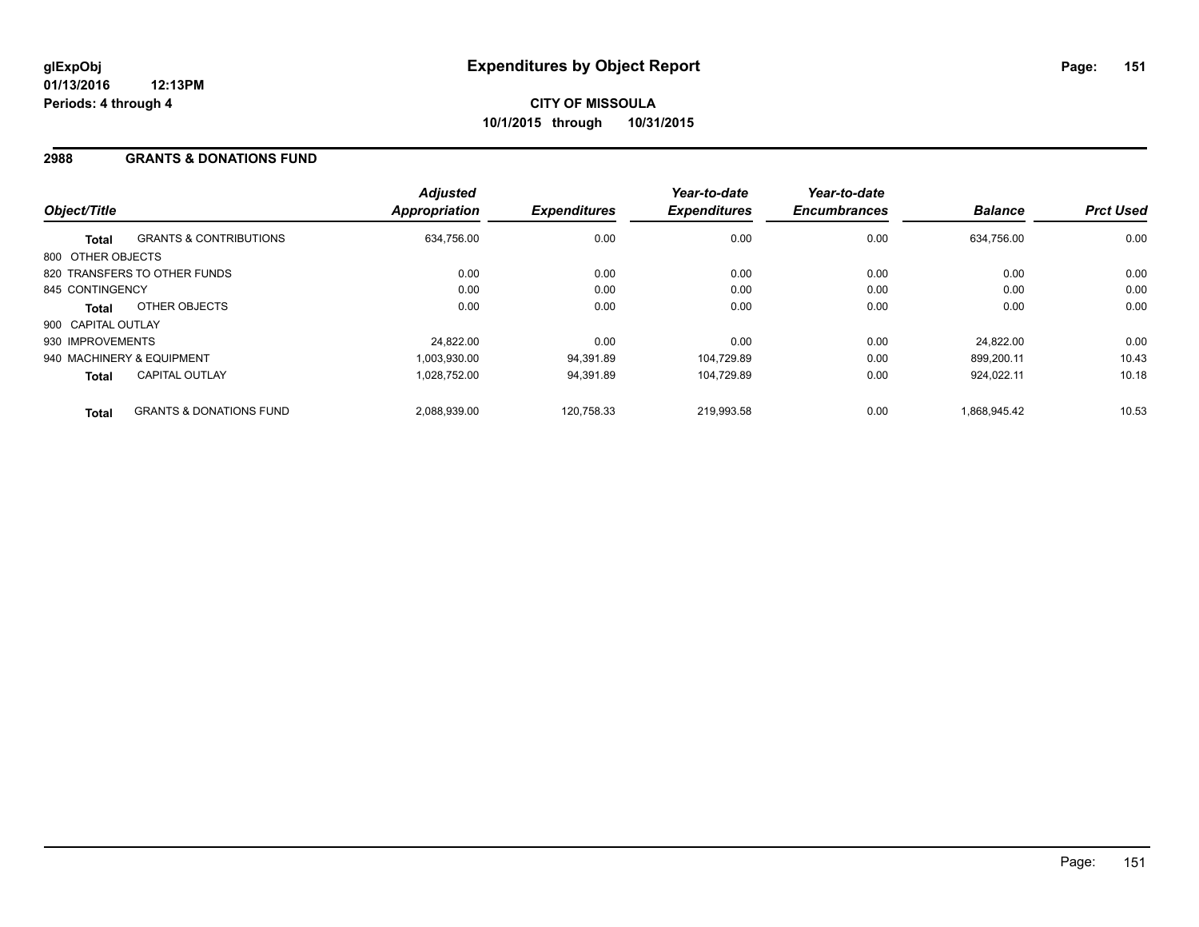**glExpObj**
**01/13/2016 12:13PM**
**Periods: 4 through 4**

# Expenditures by Object Report

**CITY OF MISSOULA**
**10/1/2015 through 10/31/2015**

## 2988 GRANTS & DONATIONS FUND

| Object/Title | | *Adjusted Appropriation* | *Expenditures* | *Year-to-date Expenditures* | *Year-to-date Encumbrances* | *Balance* | *Prct Used* |
|---|---|---|---|---|---|---|---|
| **Total** | GRANTS & CONTRIBUTIONS | 634,756.00 | 0.00 | 0.00 | 0.00 | 634,756.00 | 0.00 |
| 800 OTHER OBJECTS | | | | | | | |
| 820 TRANSFERS TO OTHER FUNDS | | 0.00 | 0.00 | 0.00 | 0.00 | 0.00 | 0.00 |
| 845 CONTINGENCY | | 0.00 | 0.00 | 0.00 | 0.00 | 0.00 | 0.00 |
| **Total** | OTHER OBJECTS | 0.00 | 0.00 | 0.00 | 0.00 | 0.00 | 0.00 |
| 900 CAPITAL OUTLAY | | | | | | | |
| 930 IMPROVEMENTS | | 24,822.00 | 0.00 | 0.00 | 0.00 | 24,822.00 | 0.00 |
| 940 MACHINERY & EQUIPMENT | | 1,003,930.00 | 94,391.89 | 104,729.89 | 0.00 | 899,200.11 | 10.43 |
| **Total** | CAPITAL OUTLAY | 1,028,752.00 | 94,391.89 | 104,729.89 | 0.00 | 924,022.11 | 10.18 |
| **Total** | GRANTS & DONATIONS FUND | 2,088,939.00 | 120,758.33 | 219,993.58 | 0.00 | 1,868,945.42 | 10.53 |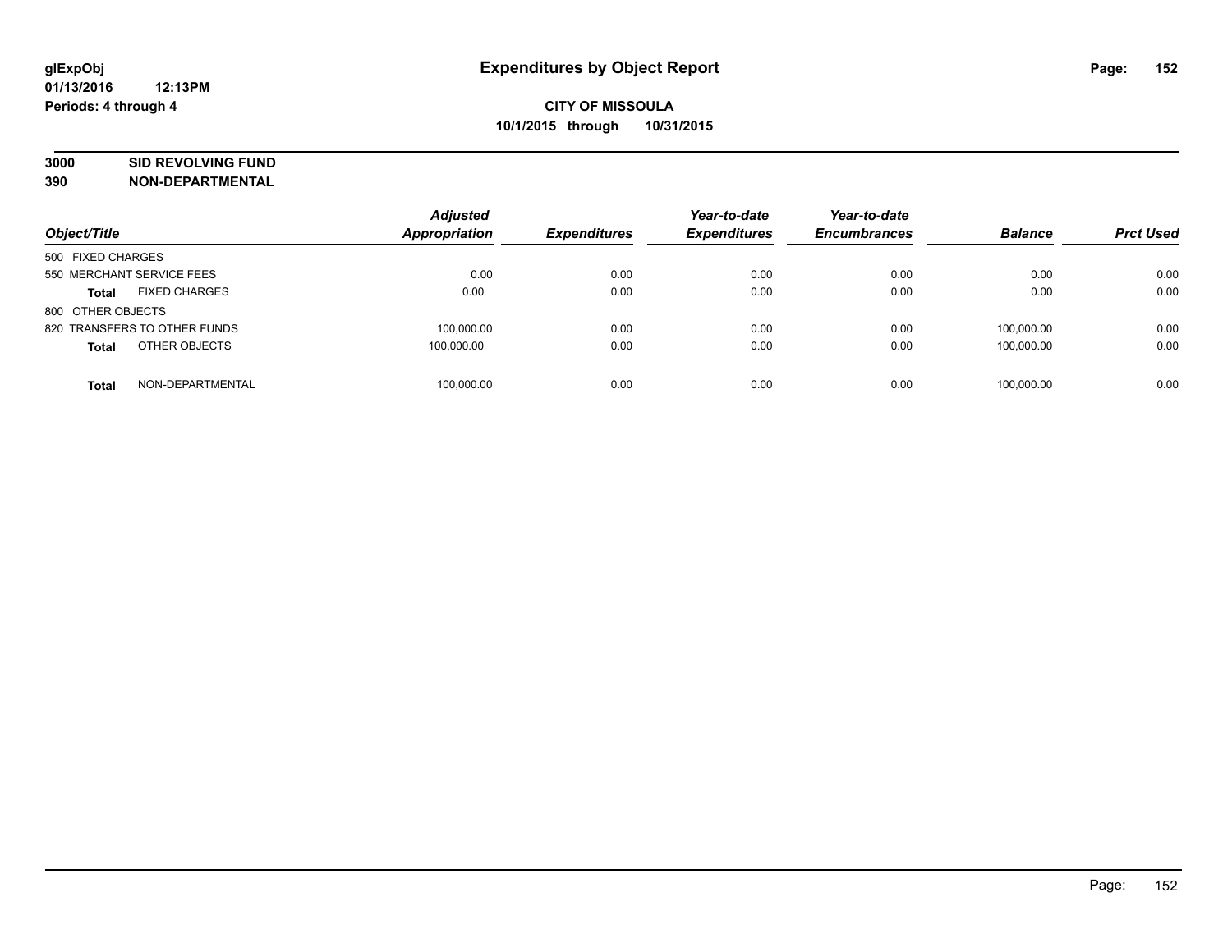**glExpObj**
**01/13/2016 12:13PM**
**Periods: 4 through 4**

# Expenditures by Object Report

**CITY OF MISSOULA**
**10/1/2015 through 10/31/2015**

**3000 SID REVOLVING FUND**
**390 NON-DEPARTMENTAL**

| Object/Title | Adjusted Appropriation | Expenditures | Year-to-date Expenditures | Year-to-date Encumbrances | Balance | Prct Used |
|---|---|---|---|---|---|---|
| 500 FIXED CHARGES | | | | | | |
| 550 MERCHANT SERVICE FEES | 0.00 | 0.00 | 0.00 | 0.00 | 0.00 | 0.00 |
| **Total** FIXED CHARGES | 0.00 | 0.00 | 0.00 | 0.00 | 0.00 | 0.00 |
| 800 OTHER OBJECTS | | | | | | |
| 820 TRANSFERS TO OTHER FUNDS | 100,000.00 | 0.00 | 0.00 | 0.00 | 100,000.00 | 0.00 |
| **Total** OTHER OBJECTS | 100,000.00 | 0.00 | 0.00 | 0.00 | 100,000.00 | 0.00 |
| **Total** NON-DEPARTMENTAL | 100,000.00 | 0.00 | 0.00 | 0.00 | 100,000.00 | 0.00 |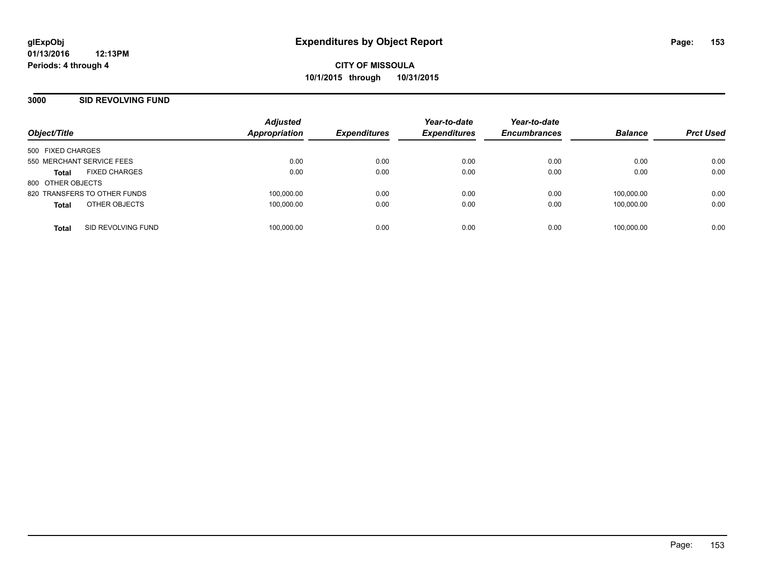# Expenditures by Object Report

glExpObj
01/13/2016 12:13PM
Periods: 4 through 4

**CITY OF MISSOULA**
**10/1/2015 through 10/31/2015**

## 3000 SID REVOLVING FUND

| Object/Title | | Adjusted Appropriation | Expenditures | Year-to-date Expenditures | Year-to-date Encumbrances | Balance | Prct Used |
|---|---|---|---|---|---|---|---|
| 500 FIXED CHARGES | | | | | | | |
| 550 MERCHANT SERVICE FEES | | 0.00 | 0.00 | 0.00 | 0.00 | 0.00 | 0.00 |
| **Total** | FIXED CHARGES | 0.00 | 0.00 | 0.00 | 0.00 | 0.00 | 0.00 |
| 800 OTHER OBJECTS | | | | | | | |
| 820 TRANSFERS TO OTHER FUNDS | | 100,000.00 | 0.00 | 0.00 | 0.00 | 100,000.00 | 0.00 |
| **Total** | OTHER OBJECTS | 100,000.00 | 0.00 | 0.00 | 0.00 | 100,000.00 | 0.00 |
| **Total** | SID REVOLVING FUND | 100,000.00 | 0.00 | 0.00 | 0.00 | 100,000.00 | 0.00 |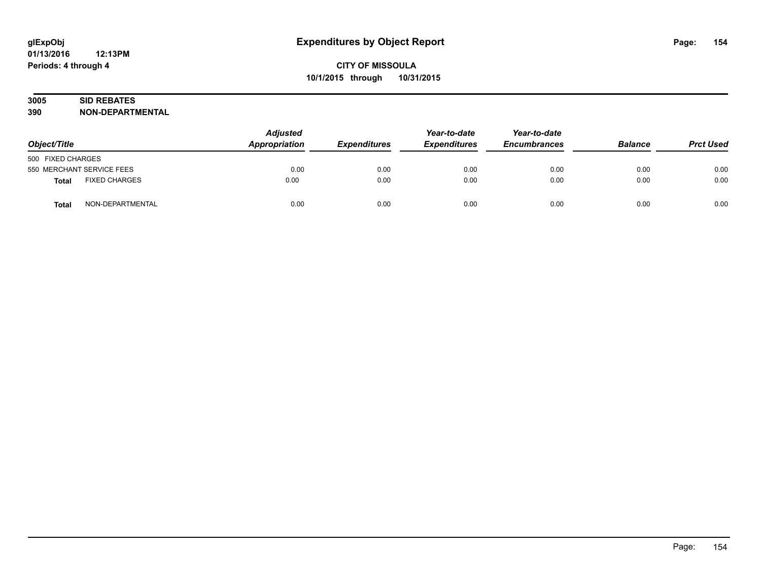# Expenditures by Object Report

**CITY OF MISSOULA**
**10/1/2015 through 10/31/2015**

glExpObj
01/13/2016 12:13PM
Periods: 4 through 4

**3005 SID REBATES**
**390 NON-DEPARTMENTAL**

| Object/Title | Adjusted Appropriation | Expenditures | Year-to-date Expenditures | Year-to-date Encumbrances | Balance | Prct Used |
|---|---|---|---|---|---|---|
| 500 FIXED CHARGES | | | | | | |
| 550 MERCHANT SERVICE FEES | 0.00 | 0.00 | 0.00 | 0.00 | 0.00 | 0.00 |
| **Total** FIXED CHARGES | 0.00 | 0.00 | 0.00 | 0.00 | 0.00 | 0.00 |
| **Total** NON-DEPARTMENTAL | 0.00 | 0.00 | 0.00 | 0.00 | 0.00 | 0.00 |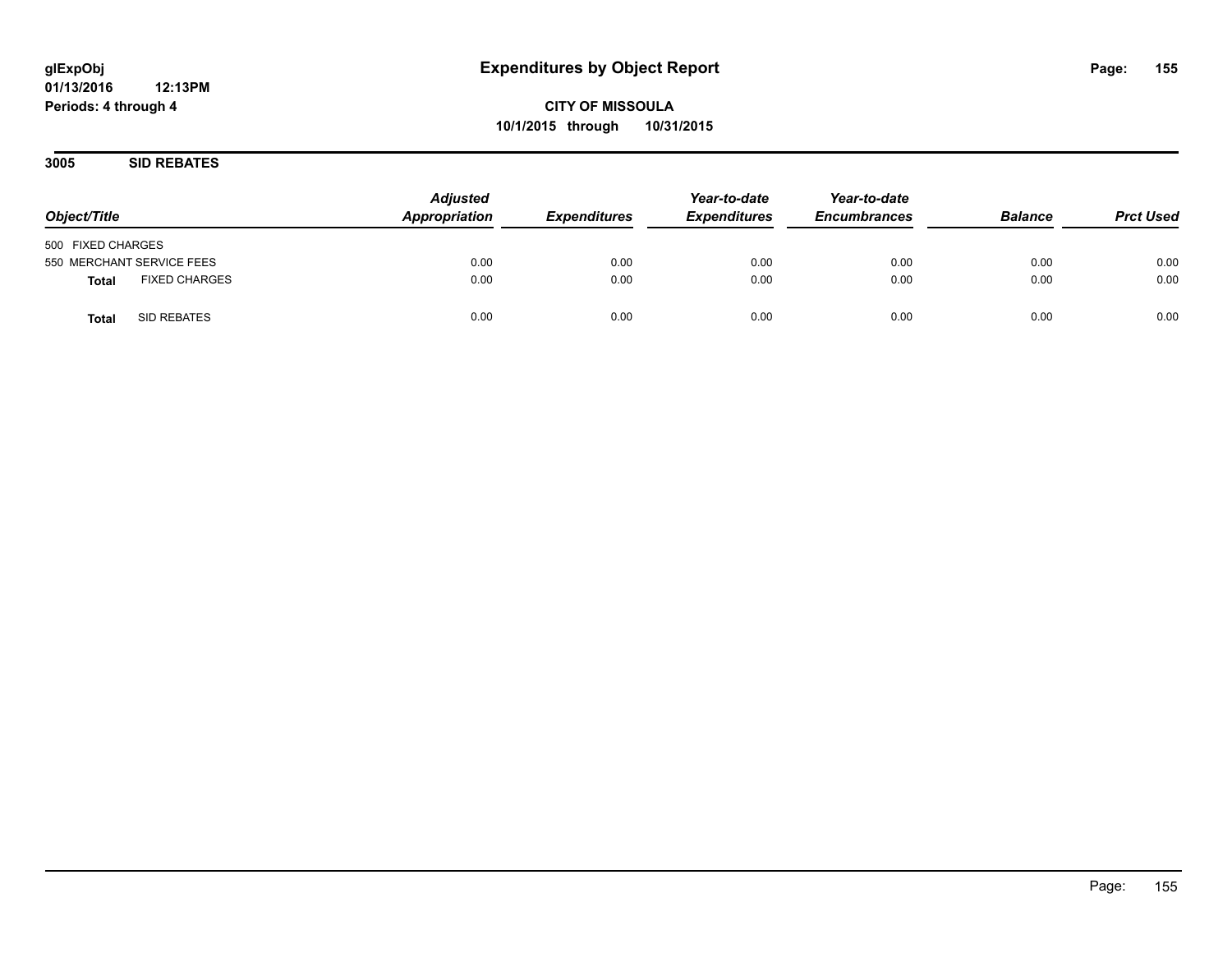# Expenditures by Object Report

glExpObj
01/13/2016 12:13PM
Periods: 4 through 4

**CITY OF MISSOULA**
**10/1/2015 through 10/31/2015**

## 3005 SID REBATES

| Object/Title | Adjusted Appropriation | Expenditures | Year-to-date Expenditures | Year-to-date Encumbrances | Balance | Prct Used |
|---|---|---|---|---|---|---|
| 500 FIXED CHARGES | | | | | | |
| 550 MERCHANT SERVICE FEES | 0.00 | 0.00 | 0.00 | 0.00 | 0.00 | 0.00 |
| **Total** FIXED CHARGES | 0.00 | 0.00 | 0.00 | 0.00 | 0.00 | 0.00 |
| **Total** SID REBATES | 0.00 | 0.00 | 0.00 | 0.00 | 0.00 | 0.00 |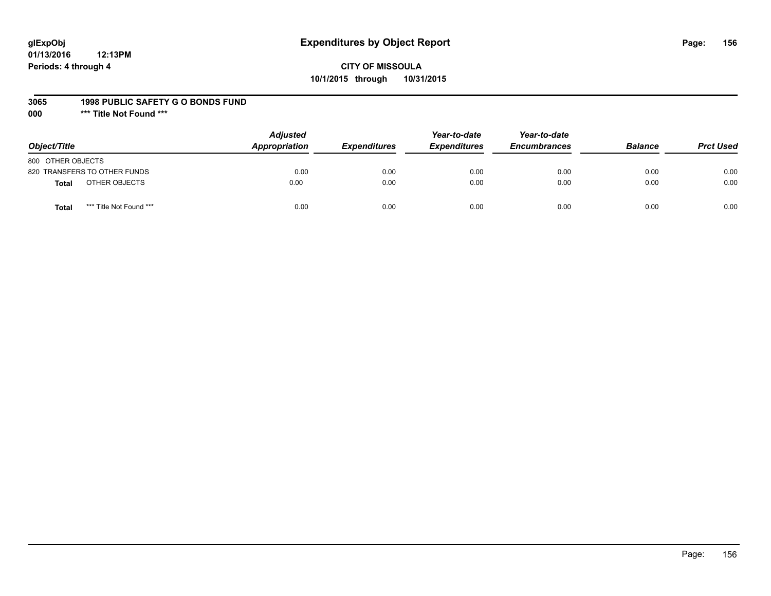# Expenditures by Object Report

glExpObj
01/13/2016 12:13PM
Periods: 4 through 4

**CITY OF MISSOULA**
**10/1/2015 through 10/31/2015**

**3065 1998 PUBLIC SAFETY G O BONDS FUND**
**000 \*\*\* Title Not Found \*\*\***

| Object/Title | | Adjusted Appropriation | Expenditures | Year-to-date Expenditures | Year-to-date Encumbrances | Balance | Prct Used |
|---|---|---|---|---|---|---|---|
| 800 OTHER OBJECTS | | | | | | | |
| 820 TRANSFERS TO OTHER FUNDS | | 0.00 | 0.00 | 0.00 | 0.00 | 0.00 | 0.00 |
| **Total** | OTHER OBJECTS | 0.00 | 0.00 | 0.00 | 0.00 | 0.00 | 0.00 |
| **Total** | \*\*\* Title Not Found \*\*\* | 0.00 | 0.00 | 0.00 | 0.00 | 0.00 | 0.00 |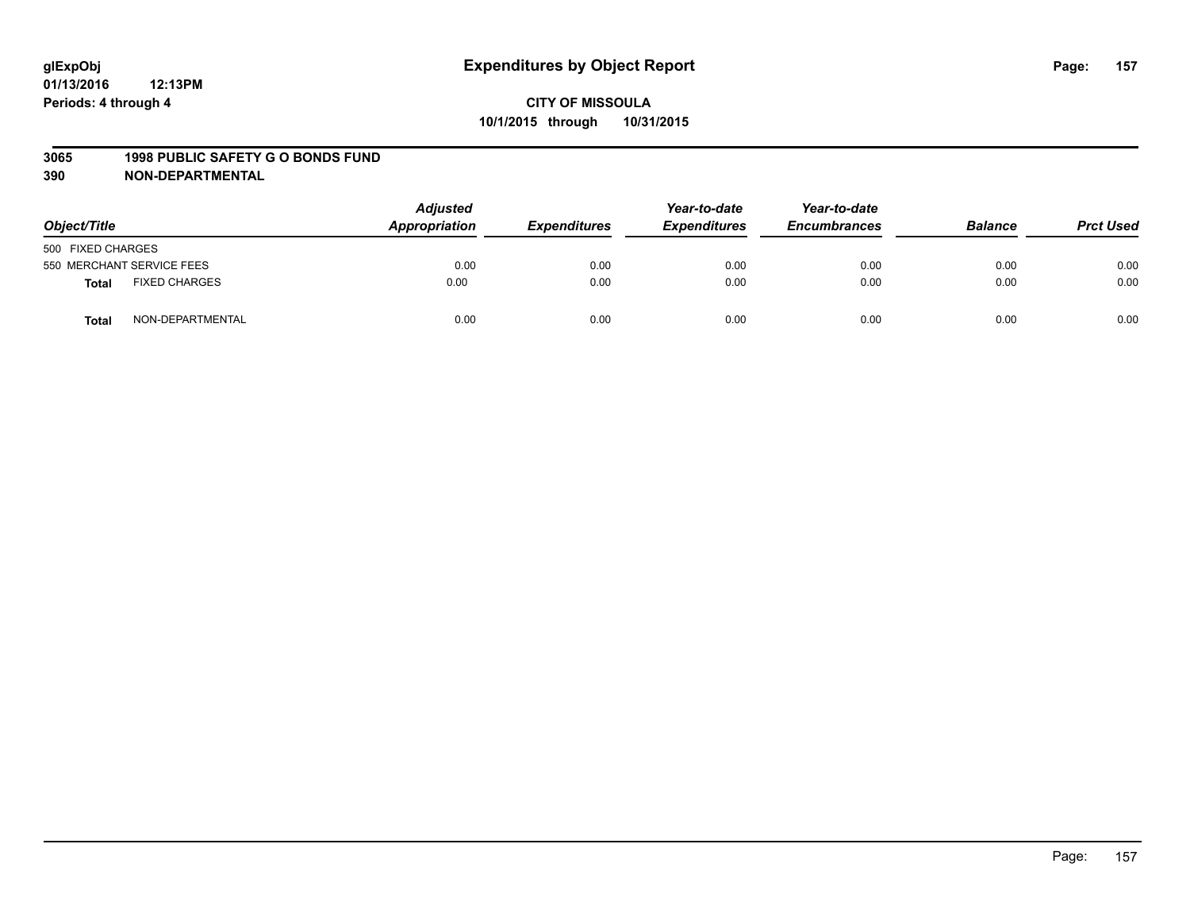glExpObj
01/13/2016 12:13PM
Periods: 4 through 4

# Expenditures by Object Report

**CITY OF MISSOULA**
**10/1/2015 through 10/31/2015**

**3065 1998 PUBLIC SAFETY G O BONDS FUND**
**390 NON-DEPARTMENTAL**

| Object/Title | | Adjusted Appropriation | Expenditures | Year-to-date Expenditures | Year-to-date Encumbrances | Balance | Prct Used |
|---|---|---|---|---|---|---|---|
| 500 FIXED CHARGES | | | | | | | |
| 550 MERCHANT SERVICE FEES | | 0.00 | 0.00 | 0.00 | 0.00 | 0.00 | 0.00 |
| **Total** | FIXED CHARGES | 0.00 | 0.00 | 0.00 | 0.00 | 0.00 | 0.00 |
| **Total** | NON-DEPARTMENTAL | 0.00 | 0.00 | 0.00 | 0.00 | 0.00 | 0.00 |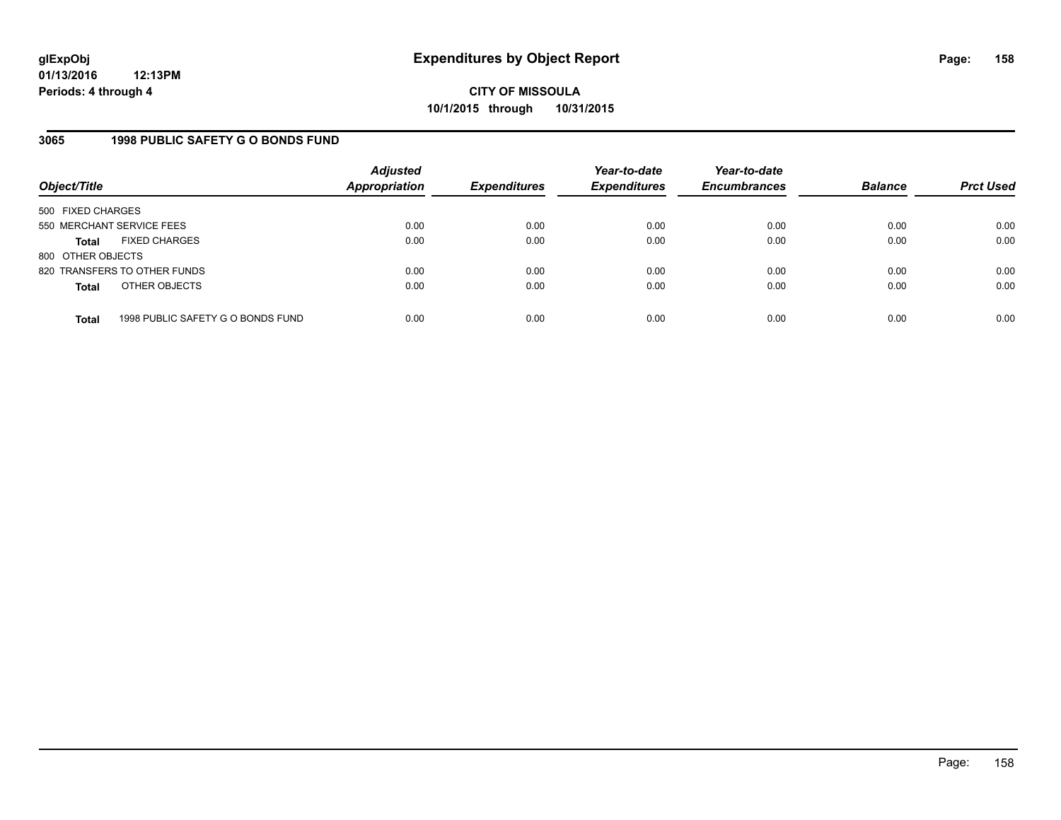**glExpObj**
**01/13/2016 12:13PM**
**Periods: 4 through 4**

# Expenditures by Object Report

**CITY OF MISSOULA**
**10/1/2015 through 10/31/2015**

## 3065 1998 PUBLIC SAFETY G O BONDS FUND

| Object/Title | Adjusted Appropriation | Expenditures | Year-to-date Expenditures | Year-to-date Encumbrances | Balance | Prct Used |
|---|---|---|---|---|---|---|
| 500 FIXED CHARGES | | | | | | |
| 550 MERCHANT SERVICE FEES | 0.00 | 0.00 | 0.00 | 0.00 | 0.00 | 0.00 |
| **Total** FIXED CHARGES | 0.00 | 0.00 | 0.00 | 0.00 | 0.00 | 0.00 |
| 800 OTHER OBJECTS | | | | | | |
| 820 TRANSFERS TO OTHER FUNDS | 0.00 | 0.00 | 0.00 | 0.00 | 0.00 | 0.00 |
| **Total** OTHER OBJECTS | 0.00 | 0.00 | 0.00 | 0.00 | 0.00 | 0.00 |
| **Total** 1998 PUBLIC SAFETY G O BONDS FUND | 0.00 | 0.00 | 0.00 | 0.00 | 0.00 | 0.00 |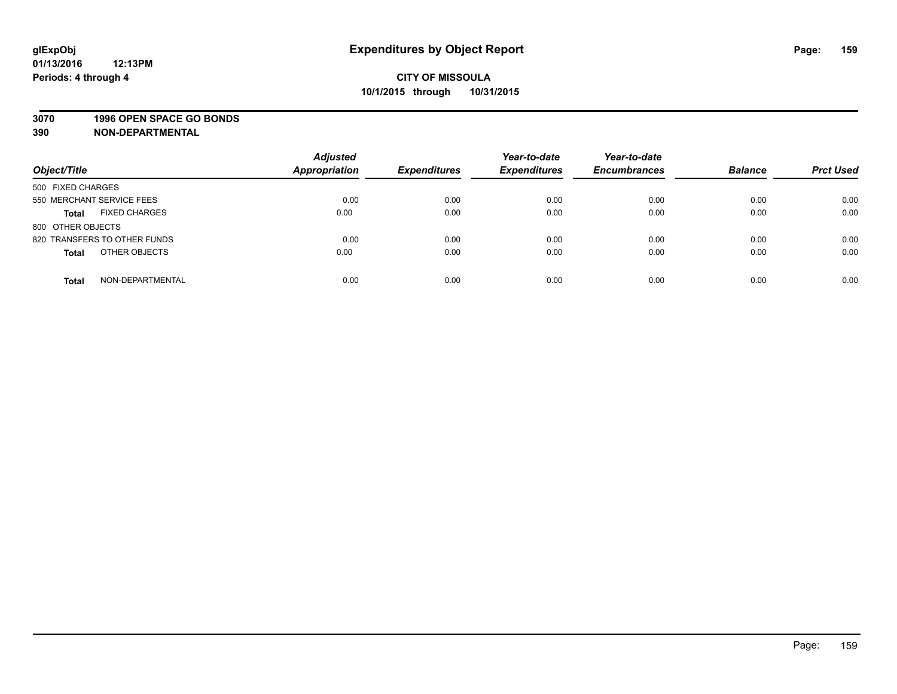**glExpObj**
**01/13/2016 12:13PM**
**Periods: 4 through 4**

# Expenditures by Object Report

**CITY OF MISSOULA**
**10/1/2015 through 10/31/2015**

**3070 1996 OPEN SPACE GO BONDS**
**390 NON-DEPARTMENTAL**

| Object/Title | Adjusted Appropriation | Expenditures | Year-to-date Expenditures | Year-to-date Encumbrances | Balance | Prct Used |
|---|---|---|---|---|---|---|
| 500 FIXED CHARGES | | | | | | |
| 550 MERCHANT SERVICE FEES | 0.00 | 0.00 | 0.00 | 0.00 | 0.00 | 0.00 |
| **Total** FIXED CHARGES | 0.00 | 0.00 | 0.00 | 0.00 | 0.00 | 0.00 |
| 800 OTHER OBJECTS | | | | | | |
| 820 TRANSFERS TO OTHER FUNDS | 0.00 | 0.00 | 0.00 | 0.00 | 0.00 | 0.00 |
| **Total** OTHER OBJECTS | 0.00 | 0.00 | 0.00 | 0.00 | 0.00 | 0.00 |
| **Total** NON-DEPARTMENTAL | 0.00 | 0.00 | 0.00 | 0.00 | 0.00 | 0.00 |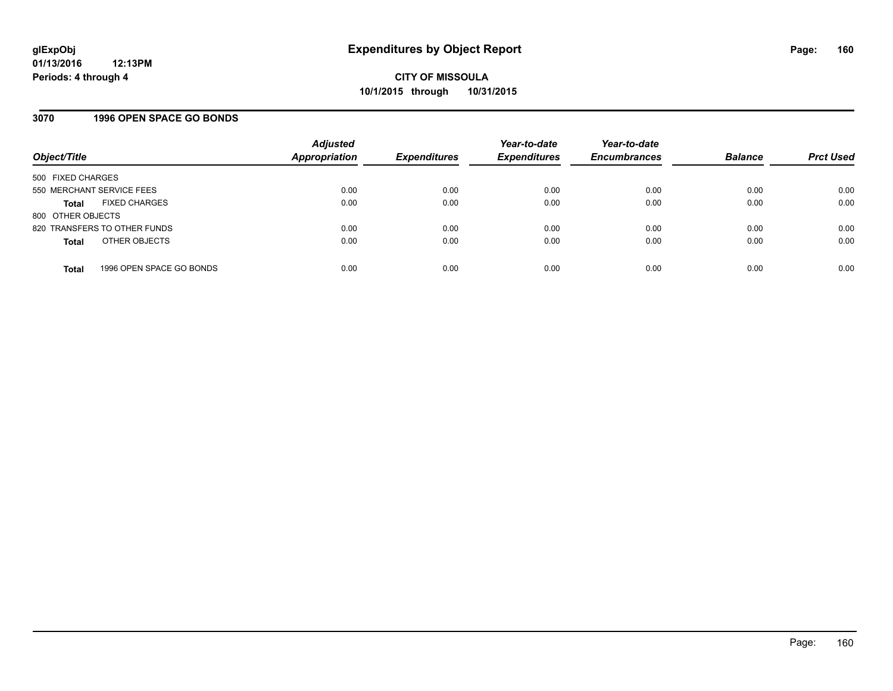**glExpObj**
**01/13/2016 12:13PM**
**Periods: 4 through 4**

# Expenditures by Object Report

**CITY OF MISSOULA**
**10/1/2015 through 10/31/2015**

## 3070 1996 OPEN SPACE GO BONDS

| Object/Title | | Adjusted Appropriation | Expenditures | Year-to-date Expenditures | Year-to-date Encumbrances | Balance | Prct Used |
|---|---|---|---|---|---|---|---|
| 500 FIXED CHARGES | | | | | | | |
| 550 MERCHANT SERVICE FEES | | 0.00 | 0.00 | 0.00 | 0.00 | 0.00 | 0.00 |
| **Total** | FIXED CHARGES | 0.00 | 0.00 | 0.00 | 0.00 | 0.00 | 0.00 |
| 800 OTHER OBJECTS | | | | | | | |
| 820 TRANSFERS TO OTHER FUNDS | | 0.00 | 0.00 | 0.00 | 0.00 | 0.00 | 0.00 |
| **Total** | OTHER OBJECTS | 0.00 | 0.00 | 0.00 | 0.00 | 0.00 | 0.00 |
| **Total** | 1996 OPEN SPACE GO BONDS | 0.00 | 0.00 | 0.00 | 0.00 | 0.00 | 0.00 |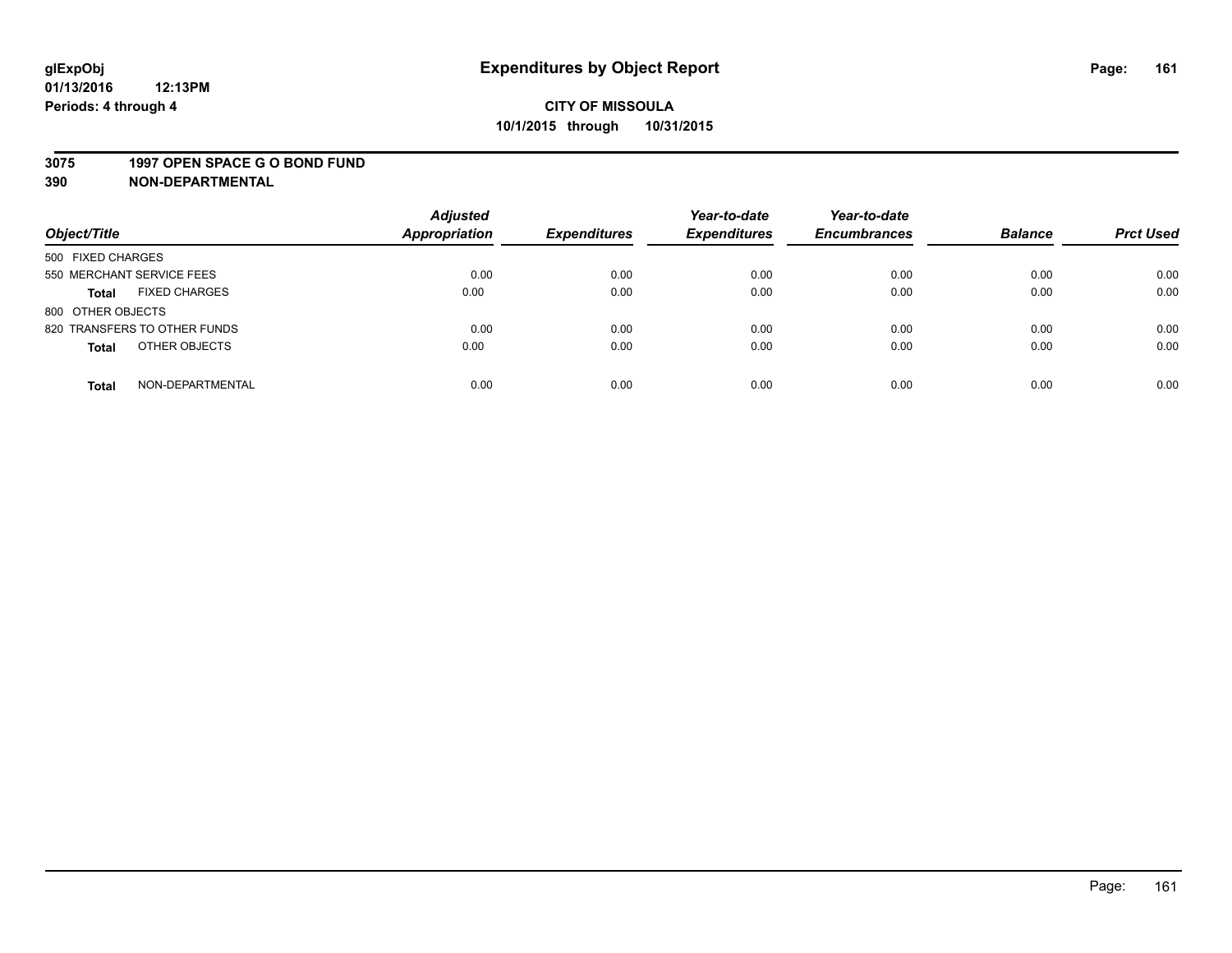# Expenditures by Object Report

glExpObj
01/13/2016 12:13PM
Periods: 4 through 4

**CITY OF MISSOULA**
**10/1/2015 through 10/31/2015**

## 3075 1997 OPEN SPACE G O BOND FUND
## 390 NON-DEPARTMENTAL

| Object/Title | Adjusted Appropriation | Expenditures | Year-to-date Expenditures | Year-to-date Encumbrances | Balance | Prct Used |
|---|---|---|---|---|---|---|
| 500 FIXED CHARGES | | | | | | |
| 550 MERCHANT SERVICE FEES | 0.00 | 0.00 | 0.00 | 0.00 | 0.00 | 0.00 |
| **Total** FIXED CHARGES | 0.00 | 0.00 | 0.00 | 0.00 | 0.00 | 0.00 |
| 800 OTHER OBJECTS | | | | | | |
| 820 TRANSFERS TO OTHER FUNDS | 0.00 | 0.00 | 0.00 | 0.00 | 0.00 | 0.00 |
| **Total** OTHER OBJECTS | 0.00 | 0.00 | 0.00 | 0.00 | 0.00 | 0.00 |
| **Total** NON-DEPARTMENTAL | 0.00 | 0.00 | 0.00 | 0.00 | 0.00 | 0.00 |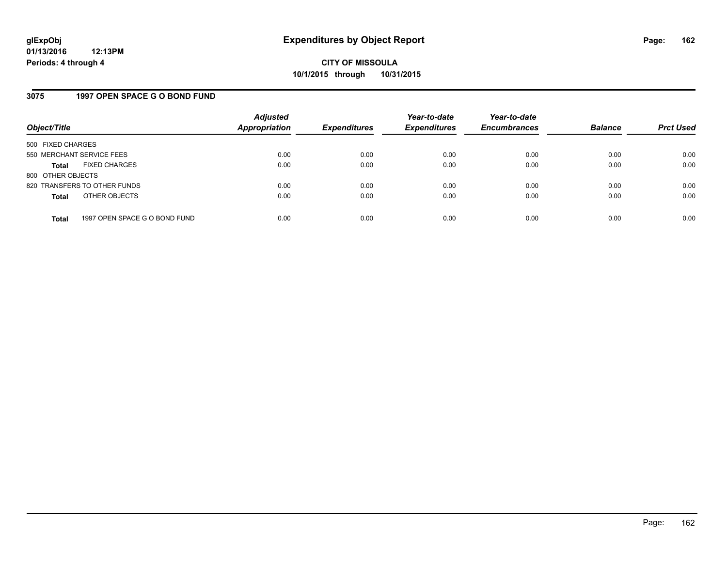glExpObj
01/13/2016 12:13PM
Periods: 4 through 4

# Expenditures by Object Report

**CITY OF MISSOULA**
**10/1/2015 through 10/31/2015**

## 3075 1997 OPEN SPACE G O BOND FUND

| Object/Title | | Adjusted Appropriation | Expenditures | Year-to-date Expenditures | Year-to-date Encumbrances | Balance | Prct Used |
|---|---|---|---|---|---|---|---|
| 500 FIXED CHARGES | | | | | | | |
| 550 MERCHANT SERVICE FEES | | 0.00 | 0.00 | 0.00 | 0.00 | 0.00 | 0.00 |
| **Total** | FIXED CHARGES | 0.00 | 0.00 | 0.00 | 0.00 | 0.00 | 0.00 |
| 800 OTHER OBJECTS | | | | | | | |
| 820 TRANSFERS TO OTHER FUNDS | | 0.00 | 0.00 | 0.00 | 0.00 | 0.00 | 0.00 |
| **Total** | OTHER OBJECTS | 0.00 | 0.00 | 0.00 | 0.00 | 0.00 | 0.00 |
| **Total** | 1997 OPEN SPACE G O BOND FUND | 0.00 | 0.00 | 0.00 | 0.00 | 0.00 | 0.00 |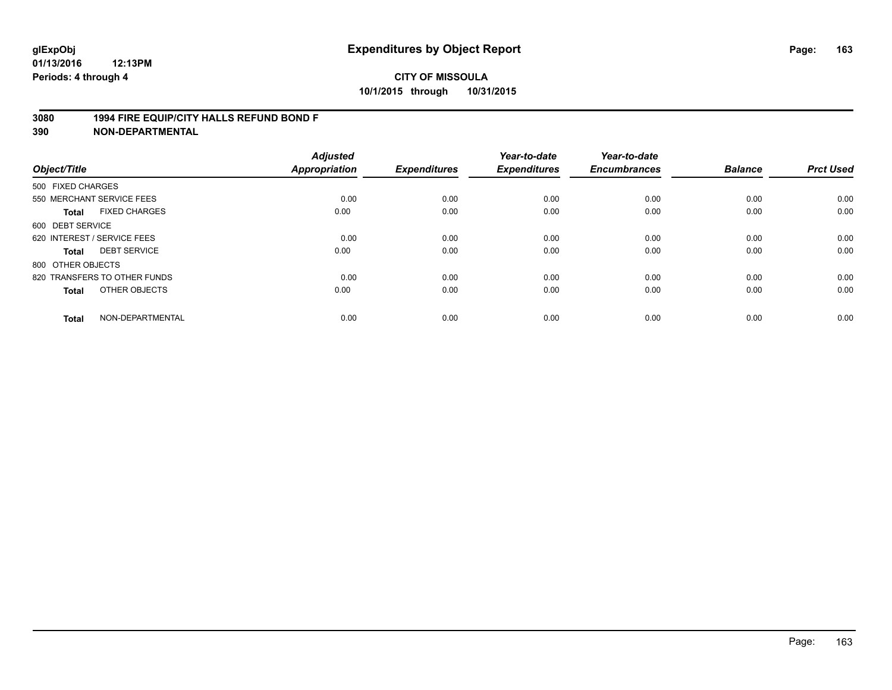glExpObj
01/13/2016 12:13PM
Periods: 4 through 4

# Expenditures by Object Report

**CITY OF MISSOULA**
**10/1/2015 through 10/31/2015**

**3080 1994 FIRE EQUIP/CITY HALLS REFUND BOND F**
**390 NON-DEPARTMENTAL**

| Object/Title | Adjusted Appropriation | Expenditures | Year-to-date Expenditures | Year-to-date Encumbrances | Balance | Prct Used |
|---|---|---|---|---|---|---|
| 500 FIXED CHARGES | | | | | | |
| 550 MERCHANT SERVICE FEES | 0.00 | 0.00 | 0.00 | 0.00 | 0.00 | 0.00 |
| **Total** FIXED CHARGES | 0.00 | 0.00 | 0.00 | 0.00 | 0.00 | 0.00 |
| 600 DEBT SERVICE | | | | | | |
| 620 INTEREST / SERVICE FEES | 0.00 | 0.00 | 0.00 | 0.00 | 0.00 | 0.00 |
| **Total** DEBT SERVICE | 0.00 | 0.00 | 0.00 | 0.00 | 0.00 | 0.00 |
| 800 OTHER OBJECTS | | | | | | |
| 820 TRANSFERS TO OTHER FUNDS | 0.00 | 0.00 | 0.00 | 0.00 | 0.00 | 0.00 |
| **Total** OTHER OBJECTS | 0.00 | 0.00 | 0.00 | 0.00 | 0.00 | 0.00 |
| **Total** NON-DEPARTMENTAL | 0.00 | 0.00 | 0.00 | 0.00 | 0.00 | 0.00 |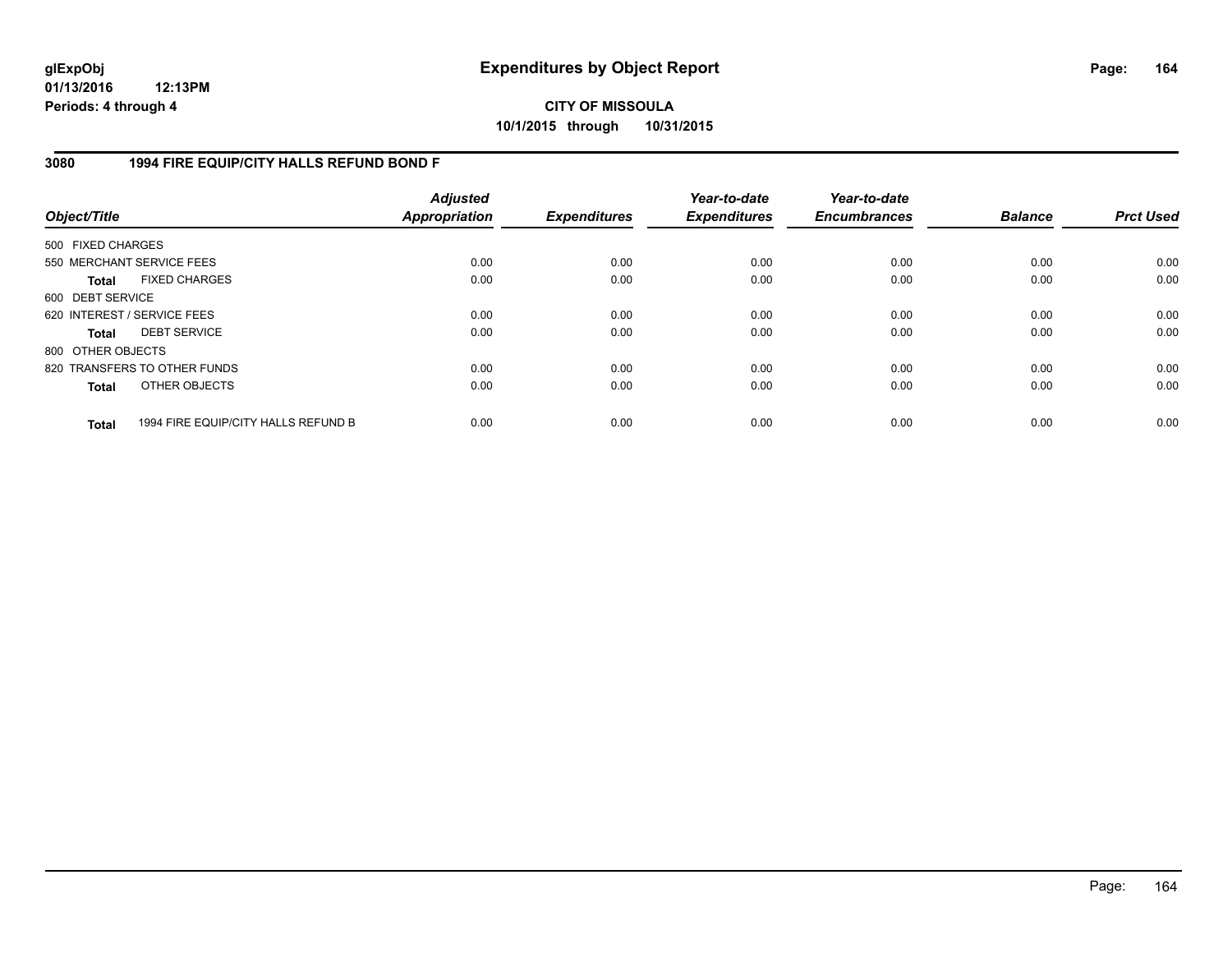# Expenditures by Object Report

glExpObj
01/13/2016 12:13PM
Periods: 4 through 4

**CITY OF MISSOULA**
**10/1/2015 through 10/31/2015**

## 3080 1994 FIRE EQUIP/CITY HALLS REFUND BOND F

| Object/Title | | Adjusted Appropriation | Expenditures | Year-to-date Expenditures | Year-to-date Encumbrances | Balance | Prct Used |
|---|---|---|---|---|---|---|---|
| 500 FIXED CHARGES | | | | | | | |
| 550 MERCHANT SERVICE FEES | | 0.00 | 0.00 | 0.00 | 0.00 | 0.00 | 0.00 |
| **Total** | FIXED CHARGES | 0.00 | 0.00 | 0.00 | 0.00 | 0.00 | 0.00 |
| 600 DEBT SERVICE | | | | | | | |
| 620 INTEREST / SERVICE FEES | | 0.00 | 0.00 | 0.00 | 0.00 | 0.00 | 0.00 |
| **Total** | DEBT SERVICE | 0.00 | 0.00 | 0.00 | 0.00 | 0.00 | 0.00 |
| 800 OTHER OBJECTS | | | | | | | |
| 820 TRANSFERS TO OTHER FUNDS | | 0.00 | 0.00 | 0.00 | 0.00 | 0.00 | 0.00 |
| **Total** | OTHER OBJECTS | 0.00 | 0.00 | 0.00 | 0.00 | 0.00 | 0.00 |
| **Total** | 1994 FIRE EQUIP/CITY HALLS REFUND B | 0.00 | 0.00 | 0.00 | 0.00 | 0.00 | 0.00 |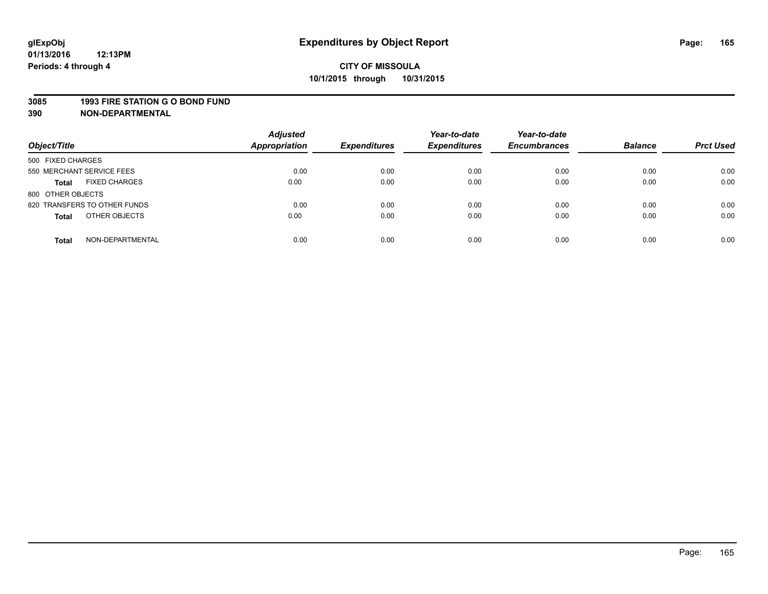**glExpObj**
**01/13/2016 12:13PM**
**Periods: 4 through 4**

# Expenditures by Object Report

**CITY OF MISSOULA**
**10/1/2015 through 10/31/2015**

**3085 1993 FIRE STATION G O BOND FUND**
**390 NON-DEPARTMENTAL**

| Object/Title | Adjusted Appropriation | Expenditures | Year-to-date Expenditures | Year-to-date Encumbrances | Balance | Prct Used |
|---|---|---|---|---|---|---|
| 500 FIXED CHARGES | | | | | | |
| 550 MERCHANT SERVICE FEES | 0.00 | 0.00 | 0.00 | 0.00 | 0.00 | 0.00 |
| **Total** FIXED CHARGES | 0.00 | 0.00 | 0.00 | 0.00 | 0.00 | 0.00 |
| 800 OTHER OBJECTS | | | | | | |
| 820 TRANSFERS TO OTHER FUNDS | 0.00 | 0.00 | 0.00 | 0.00 | 0.00 | 0.00 |
| **Total** OTHER OBJECTS | 0.00 | 0.00 | 0.00 | 0.00 | 0.00 | 0.00 |
| **Total** NON-DEPARTMENTAL | 0.00 | 0.00 | 0.00 | 0.00 | 0.00 | 0.00 |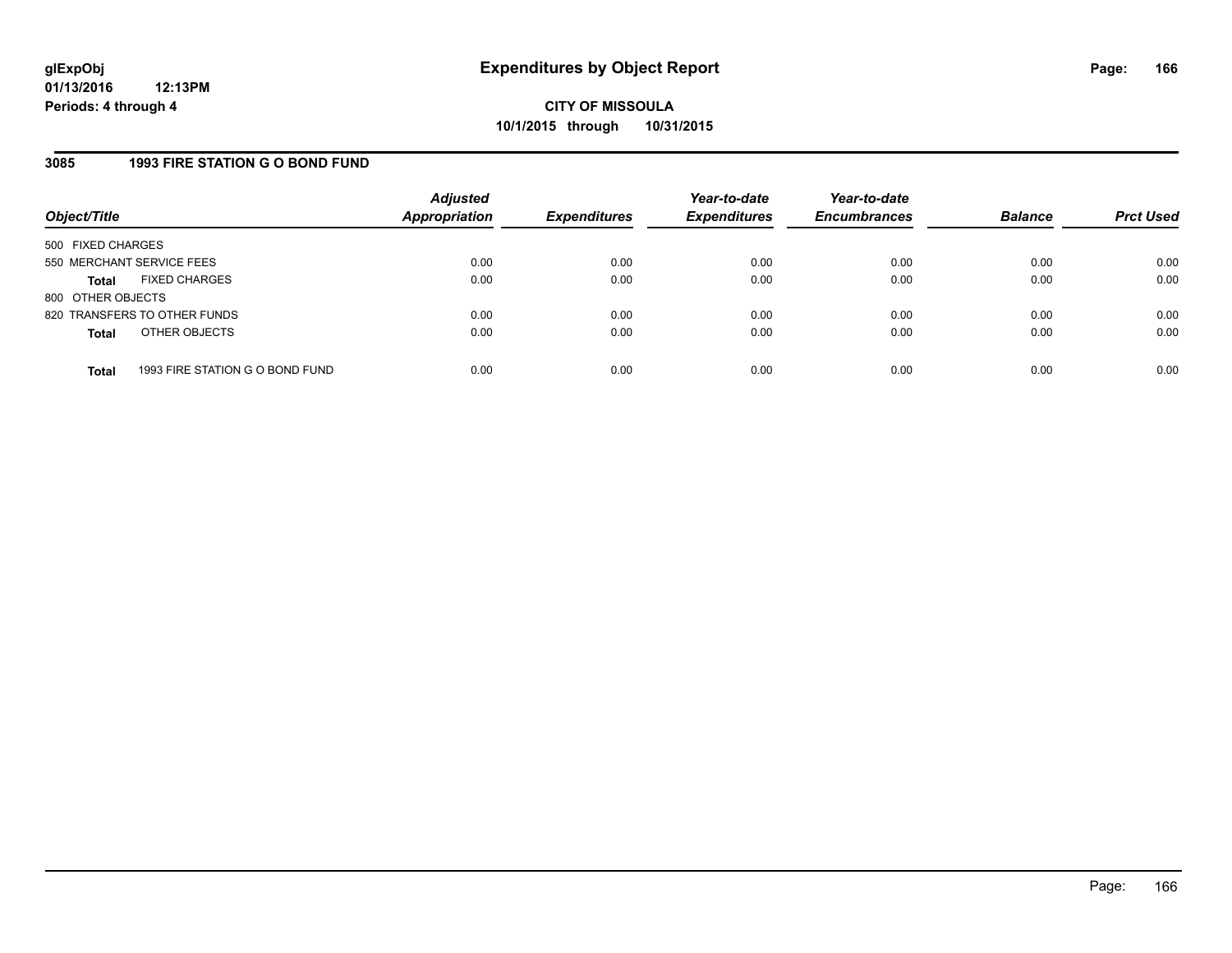# Expenditures by Object Report

glExpObj
01/13/2016 12:13PM
Periods: 4 through 4

**CITY OF MISSOULA**
**10/1/2015 through 10/31/2015**

## 3085 1993 FIRE STATION G O BOND FUND

| Object/Title | | Adjusted Appropriation | Expenditures | Year-to-date Expenditures | Year-to-date Encumbrances | Balance | Prct Used |
|---|---|---|---|---|---|---|---|
| 500 FIXED CHARGES | | | | | | | |
| 550 MERCHANT SERVICE FEES | | 0.00 | 0.00 | 0.00 | 0.00 | 0.00 | 0.00 |
| **Total** | FIXED CHARGES | 0.00 | 0.00 | 0.00 | 0.00 | 0.00 | 0.00 |
| 800 OTHER OBJECTS | | | | | | | |
| 820 TRANSFERS TO OTHER FUNDS | | 0.00 | 0.00 | 0.00 | 0.00 | 0.00 | 0.00 |
| **Total** | OTHER OBJECTS | 0.00 | 0.00 | 0.00 | 0.00 | 0.00 | 0.00 |
| **Total** | 1993 FIRE STATION G O BOND FUND | 0.00 | 0.00 | 0.00 | 0.00 | 0.00 | 0.00 |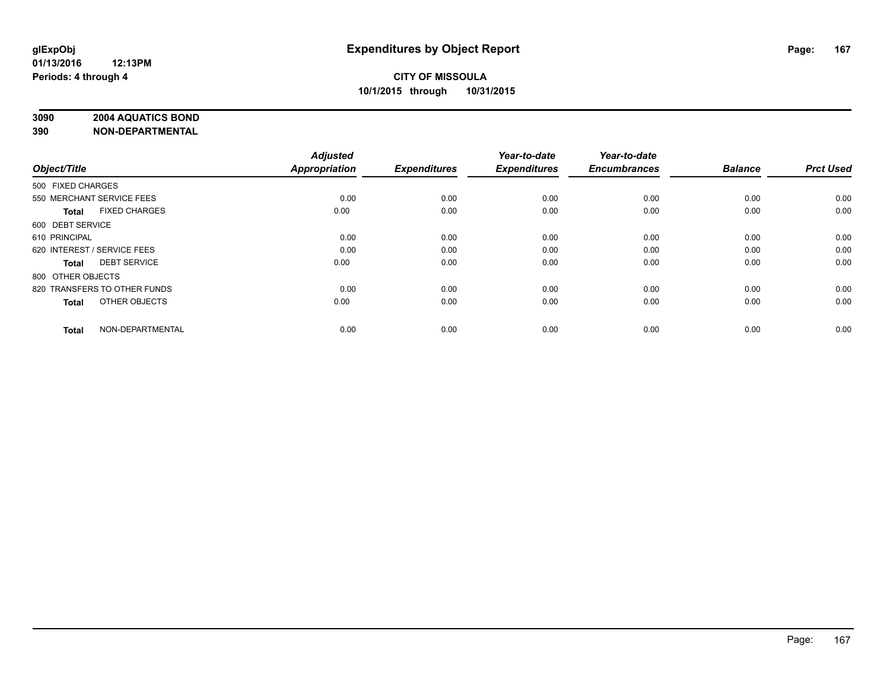# Expenditures by Object Report

glExpObj
01/13/2016 12:13PM
Periods: 4 through 4

**CITY OF MISSOULA**
**10/1/2015 through 10/31/2015**

**3090 2004 AQUATICS BOND**
**390 NON-DEPARTMENTAL**

| Object/Title | Adjusted Appropriation | Expenditures | Year-to-date Expenditures | Year-to-date Encumbrances | Balance | Prct Used |
|---|---|---|---|---|---|---|
| 500 FIXED CHARGES | | | | | | |
| 550 MERCHANT SERVICE FEES | 0.00 | 0.00 | 0.00 | 0.00 | 0.00 | 0.00 |
| **Total** FIXED CHARGES | 0.00 | 0.00 | 0.00 | 0.00 | 0.00 | 0.00 |
| 600 DEBT SERVICE | | | | | | |
| 610 PRINCIPAL | 0.00 | 0.00 | 0.00 | 0.00 | 0.00 | 0.00 |
| 620 INTEREST / SERVICE FEES | 0.00 | 0.00 | 0.00 | 0.00 | 0.00 | 0.00 |
| **Total** DEBT SERVICE | 0.00 | 0.00 | 0.00 | 0.00 | 0.00 | 0.00 |
| 800 OTHER OBJECTS | | | | | | |
| 820 TRANSFERS TO OTHER FUNDS | 0.00 | 0.00 | 0.00 | 0.00 | 0.00 | 0.00 |
| **Total** OTHER OBJECTS | 0.00 | 0.00 | 0.00 | 0.00 | 0.00 | 0.00 |
| **Total** NON-DEPARTMENTAL | 0.00 | 0.00 | 0.00 | 0.00 | 0.00 | 0.00 |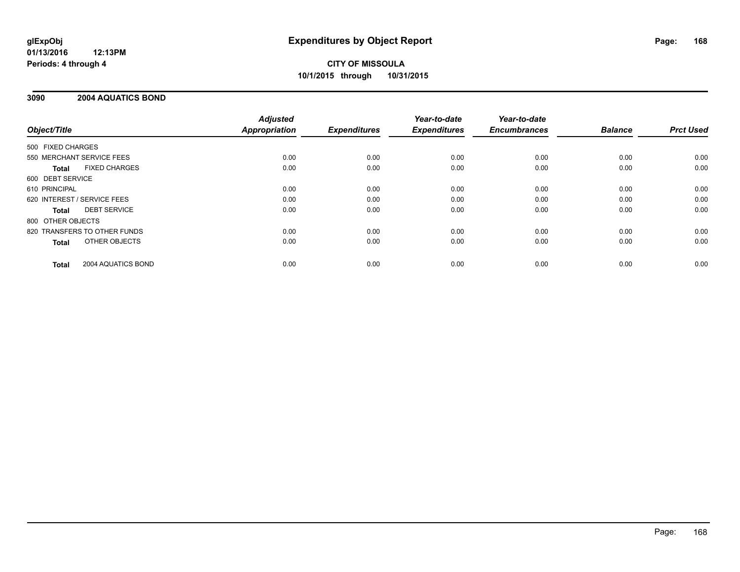**glExpObj** 
**01/13/2016 12:13PM** 
**Periods: 4 through 4**

# Expenditures by Object Report

**CITY OF MISSOULA** 
**10/1/2015 through 10/31/2015**

## 3090 2004 AQUATICS BOND

| Object/Title | | *Adjusted Appropriation* | *Expenditures* | *Year-to-date Expenditures* | *Year-to-date Encumbrances* | *Balance* | *Prct Used* |
|---|---|---|---|---|---|---|---|
| 500 FIXED CHARGES | | | | | | | |
| 550 MERCHANT SERVICE FEES | | 0.00 | 0.00 | 0.00 | 0.00 | 0.00 | 0.00 |
| **Total** | FIXED CHARGES | 0.00 | 0.00 | 0.00 | 0.00 | 0.00 | 0.00 |
| 600 DEBT SERVICE | | | | | | | |
| 610 PRINCIPAL | | 0.00 | 0.00 | 0.00 | 0.00 | 0.00 | 0.00 |
| 620 INTEREST / SERVICE FEES | | 0.00 | 0.00 | 0.00 | 0.00 | 0.00 | 0.00 |
| **Total** | DEBT SERVICE | 0.00 | 0.00 | 0.00 | 0.00 | 0.00 | 0.00 |
| 800 OTHER OBJECTS | | | | | | | |
| 820 TRANSFERS TO OTHER FUNDS | | 0.00 | 0.00 | 0.00 | 0.00 | 0.00 | 0.00 |
| **Total** | OTHER OBJECTS | 0.00 | 0.00 | 0.00 | 0.00 | 0.00 | 0.00 |
| **Total** | 2004 AQUATICS BOND | 0.00 | 0.00 | 0.00 | 0.00 | 0.00 | 0.00 |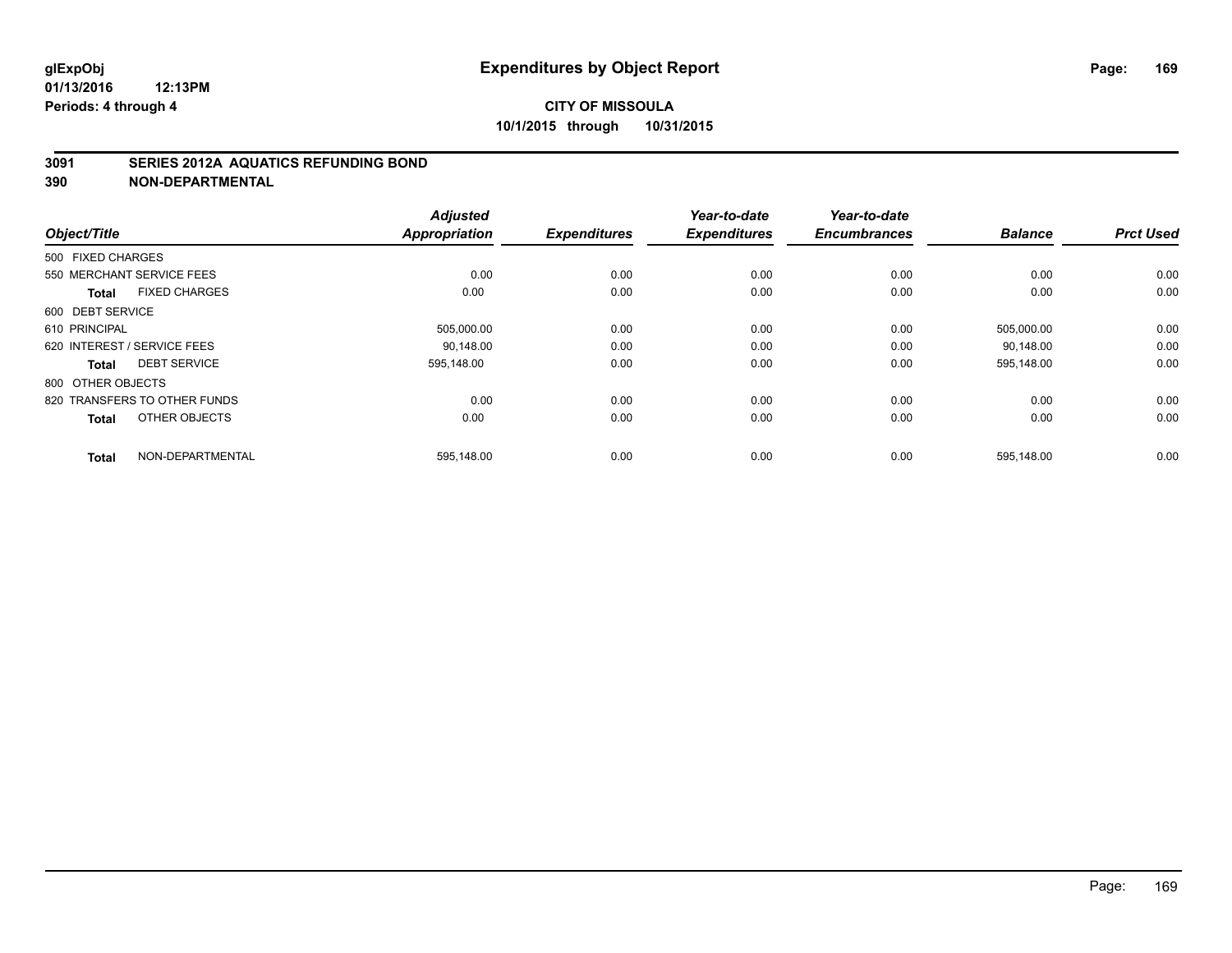# Expenditures by Object Report

glExpObj
01/13/2016 12:13PM
Periods: 4 through 4

**CITY OF MISSOULA**
**10/1/2015 through 10/31/2015**

## 3091 SERIES 2012A AQUATICS REFUNDING BOND
## 390 NON-DEPARTMENTAL

| Object/Title | Adjusted Appropriation | Expenditures | Year-to-date Expenditures | Year-to-date Encumbrances | Balance | Prct Used |
|---|---|---|---|---|---|---|
| 500 FIXED CHARGES | | | | | | |
| 550 MERCHANT SERVICE FEES | 0.00 | 0.00 | 0.00 | 0.00 | 0.00 | 0.00 |
| **Total** FIXED CHARGES | 0.00 | 0.00 | 0.00 | 0.00 | 0.00 | 0.00 |
| 600 DEBT SERVICE | | | | | | |
| 610 PRINCIPAL | 505,000.00 | 0.00 | 0.00 | 0.00 | 505,000.00 | 0.00 |
| 620 INTEREST / SERVICE FEES | 90,148.00 | 0.00 | 0.00 | 0.00 | 90,148.00 | 0.00 |
| **Total** DEBT SERVICE | 595,148.00 | 0.00 | 0.00 | 0.00 | 595,148.00 | 0.00 |
| 800 OTHER OBJECTS | | | | | | |
| 820 TRANSFERS TO OTHER FUNDS | 0.00 | 0.00 | 0.00 | 0.00 | 0.00 | 0.00 |
| **Total** OTHER OBJECTS | 0.00 | 0.00 | 0.00 | 0.00 | 0.00 | 0.00 |
| **Total** NON-DEPARTMENTAL | 595,148.00 | 0.00 | 0.00 | 0.00 | 595,148.00 | 0.00 |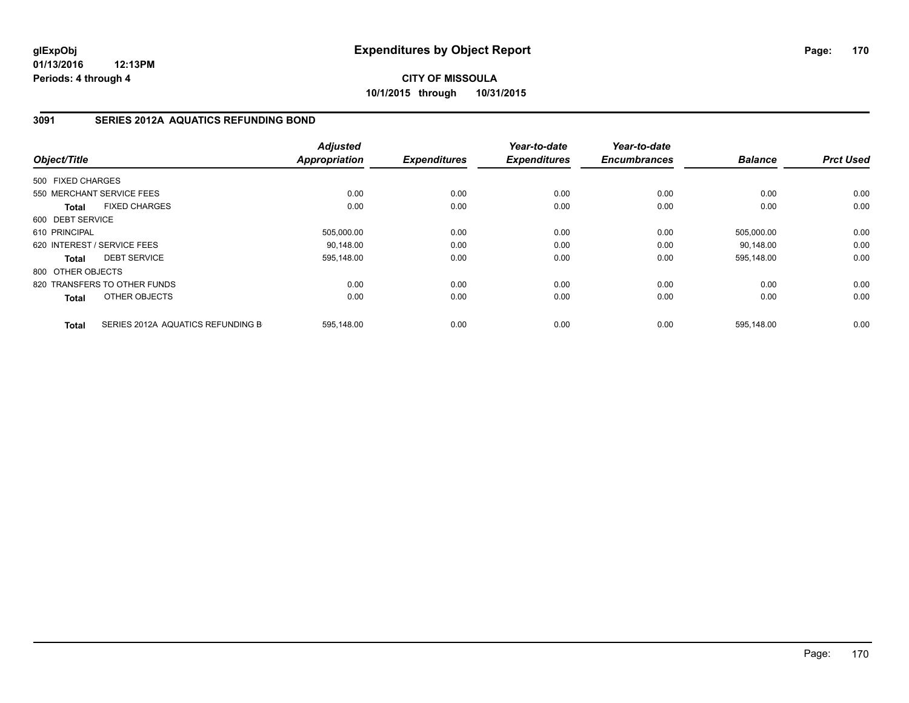**glExpObj** **Expenditures by Object Report**

**01/13/2016 12:13PM**

**Periods: 4 through 4**

**CITY OF MISSOULA**

**10/1/2015 through 10/31/2015**

## 3091 SERIES 2012A AQUATICS REFUNDING BOND

| Object/Title | | Adjusted Appropriation | Expenditures | Year-to-date Expenditures | Year-to-date Encumbrances | Balance | Prct Used |
|---|---|---|---|---|---|---|---|
| 500 FIXED CHARGES | | | | | | | |
| 550 MERCHANT SERVICE FEES | | 0.00 | 0.00 | 0.00 | 0.00 | 0.00 | 0.00 |
| **Total** | FIXED CHARGES | 0.00 | 0.00 | 0.00 | 0.00 | 0.00 | 0.00 |
| 600 DEBT SERVICE | | | | | | | |
| 610 PRINCIPAL | | 505,000.00 | 0.00 | 0.00 | 0.00 | 505,000.00 | 0.00 |
| 620 INTEREST / SERVICE FEES | | 90,148.00 | 0.00 | 0.00 | 0.00 | 90,148.00 | 0.00 |
| **Total** | DEBT SERVICE | 595,148.00 | 0.00 | 0.00 | 0.00 | 595,148.00 | 0.00 |
| 800 OTHER OBJECTS | | | | | | | |
| 820 TRANSFERS TO OTHER FUNDS | | 0.00 | 0.00 | 0.00 | 0.00 | 0.00 | 0.00 |
| **Total** | OTHER OBJECTS | 0.00 | 0.00 | 0.00 | 0.00 | 0.00 | 0.00 |
| **Total** | SERIES 2012A AQUATICS REFUNDING B | 595,148.00 | 0.00 | 0.00 | 0.00 | 595,148.00 | 0.00 |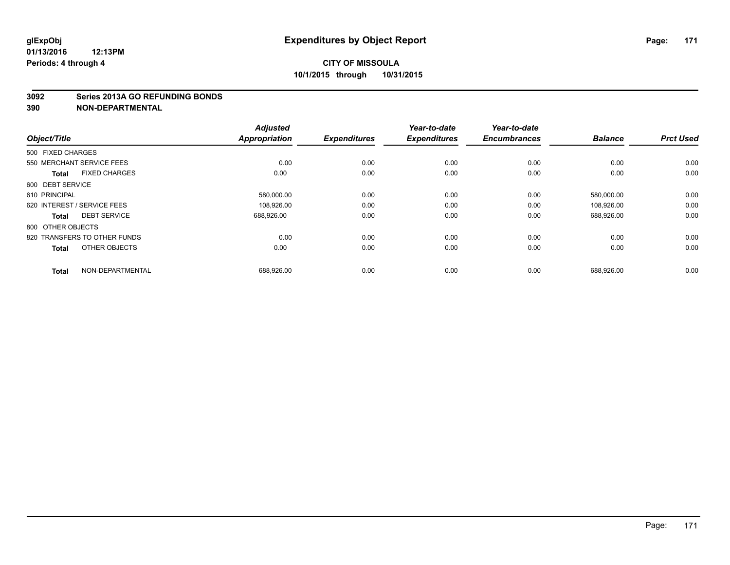# Expenditures by Object Report

glExpObj
01/13/2016 12:13PM
Periods: 4 through 4

**CITY OF MISSOULA**
**10/1/2015 through 10/31/2015**

## 3092 Series 2013A GO REFUNDING BONDS
## 390 NON-DEPARTMENTAL

| Object/Title | Adjusted Appropriation | Expenditures | Year-to-date Expenditures | Year-to-date Encumbrances | Balance | Prct Used |
|---|---|---|---|---|---|---|
| 500 FIXED CHARGES | | | | | | |
| 550 MERCHANT SERVICE FEES | 0.00 | 0.00 | 0.00 | 0.00 | 0.00 | 0.00 |
| **Total** FIXED CHARGES | 0.00 | 0.00 | 0.00 | 0.00 | 0.00 | 0.00 |
| 600 DEBT SERVICE | | | | | | |
| 610 PRINCIPAL | 580,000.00 | 0.00 | 0.00 | 0.00 | 580,000.00 | 0.00 |
| 620 INTEREST / SERVICE FEES | 108,926.00 | 0.00 | 0.00 | 0.00 | 108,926.00 | 0.00 |
| **Total** DEBT SERVICE | 688,926.00 | 0.00 | 0.00 | 0.00 | 688,926.00 | 0.00 |
| 800 OTHER OBJECTS | | | | | | |
| 820 TRANSFERS TO OTHER FUNDS | 0.00 | 0.00 | 0.00 | 0.00 | 0.00 | 0.00 |
| **Total** OTHER OBJECTS | 0.00 | 0.00 | 0.00 | 0.00 | 0.00 | 0.00 |
| **Total** NON-DEPARTMENTAL | 688,926.00 | 0.00 | 0.00 | 0.00 | 688,926.00 | 0.00 |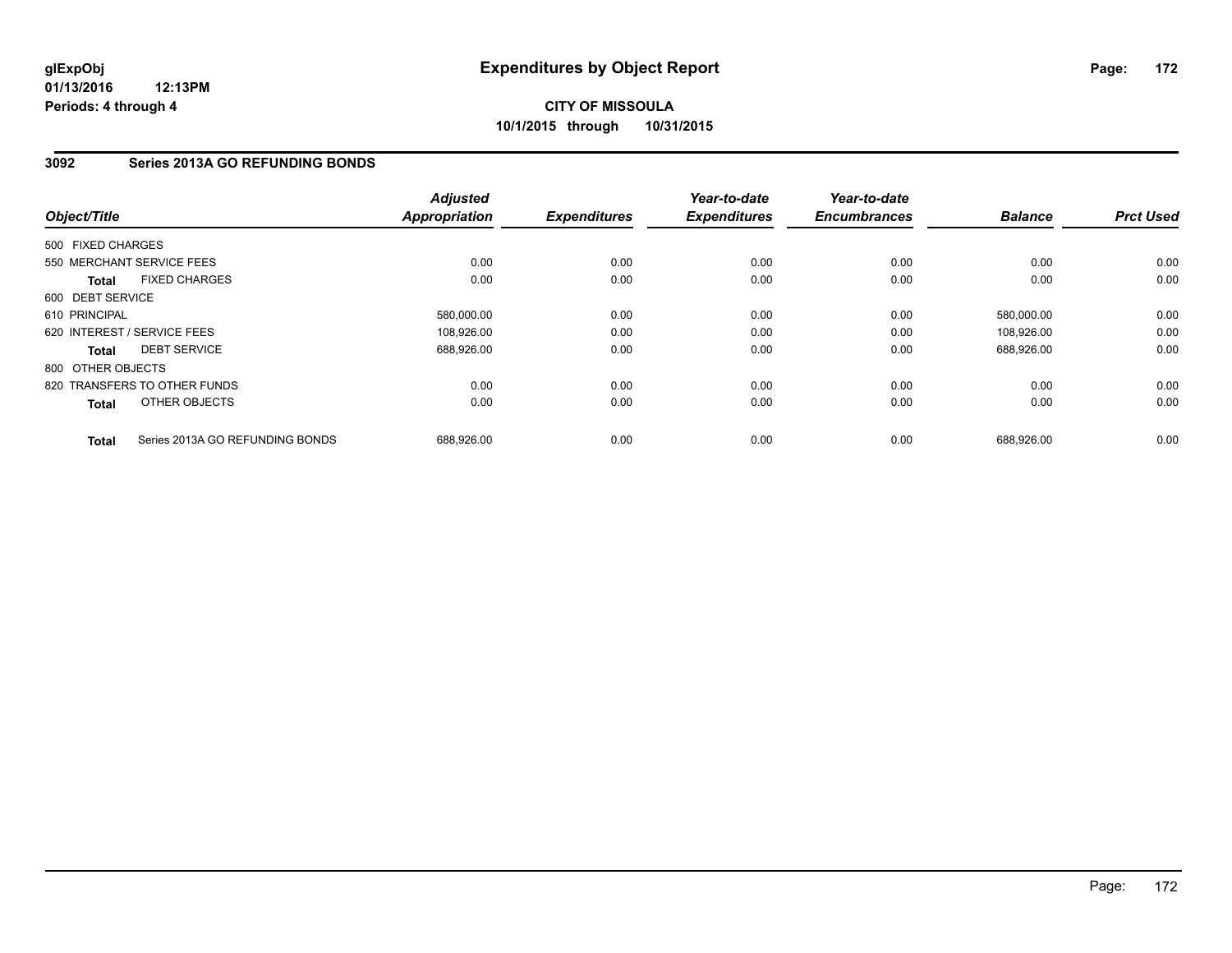**glExpObj**
**01/13/2016 12:13PM**
**Periods: 4 through 4**

# Expenditures by Object Report

**CITY OF MISSOULA**
**10/1/2015 through 10/31/2015**

## 3092 Series 2013A GO REFUNDING BONDS

| Object/Title | Adjusted Appropriation | Expenditures | Year-to-date Expenditures | Year-to-date Encumbrances | Balance | Prct Used |
|---|---|---|---|---|---|---|
| 500 FIXED CHARGES | | | | | | |
| 550 MERCHANT SERVICE FEES | 0.00 | 0.00 | 0.00 | 0.00 | 0.00 | 0.00 |
| **Total** FIXED CHARGES | 0.00 | 0.00 | 0.00 | 0.00 | 0.00 | 0.00 |
| 600 DEBT SERVICE | | | | | | |
| 610 PRINCIPAL | 580,000.00 | 0.00 | 0.00 | 0.00 | 580,000.00 | 0.00 |
| 620 INTEREST / SERVICE FEES | 108,926.00 | 0.00 | 0.00 | 0.00 | 108,926.00 | 0.00 |
| **Total** DEBT SERVICE | 688,926.00 | 0.00 | 0.00 | 0.00 | 688,926.00 | 0.00 |
| 800 OTHER OBJECTS | | | | | | |
| 820 TRANSFERS TO OTHER FUNDS | 0.00 | 0.00 | 0.00 | 0.00 | 0.00 | 0.00 |
| **Total** OTHER OBJECTS | 0.00 | 0.00 | 0.00 | 0.00 | 0.00 | 0.00 |
| **Total** Series 2013A GO REFUNDING BONDS | 688,926.00 | 0.00 | 0.00 | 0.00 | 688,926.00 | 0.00 |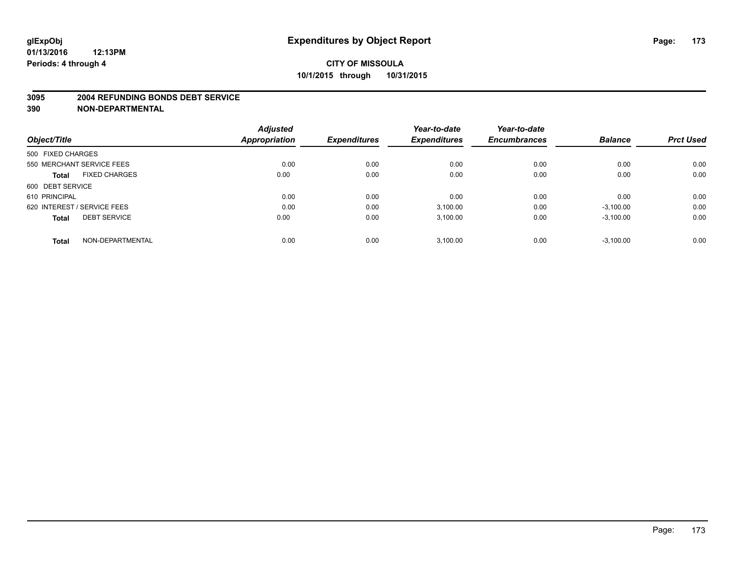glExpObj
01/13/2016 12:13PM
Periods: 4 through 4

# Expenditures by Object Report

**CITY OF MISSOULA**
**10/1/2015 through 10/31/2015**

**3095 2004 REFUNDING BONDS DEBT SERVICE**
**390 NON-DEPARTMENTAL**

| Object/Title | | Adjusted Appropriation | Expenditures | Year-to-date Expenditures | Year-to-date Encumbrances | Balance | Prct Used |
|---|---|---|---|---|---|---|---|
| 500 FIXED CHARGES | | | | | | | |
| 550 MERCHANT SERVICE FEES | | 0.00 | 0.00 | 0.00 | 0.00 | 0.00 | 0.00 |
| **Total** | FIXED CHARGES | 0.00 | 0.00 | 0.00 | 0.00 | 0.00 | 0.00 |
| 600 DEBT SERVICE | | | | | | | |
| 610 PRINCIPAL | | 0.00 | 0.00 | 0.00 | 0.00 | 0.00 | 0.00 |
| 620 INTEREST / SERVICE FEES | | 0.00 | 0.00 | 3,100.00 | 0.00 | -3,100.00 | 0.00 |
| **Total** | DEBT SERVICE | 0.00 | 0.00 | 3,100.00 | 0.00 | -3,100.00 | 0.00 |
| **Total** | NON-DEPARTMENTAL | 0.00 | 0.00 | 3,100.00 | 0.00 | -3,100.00 | 0.00 |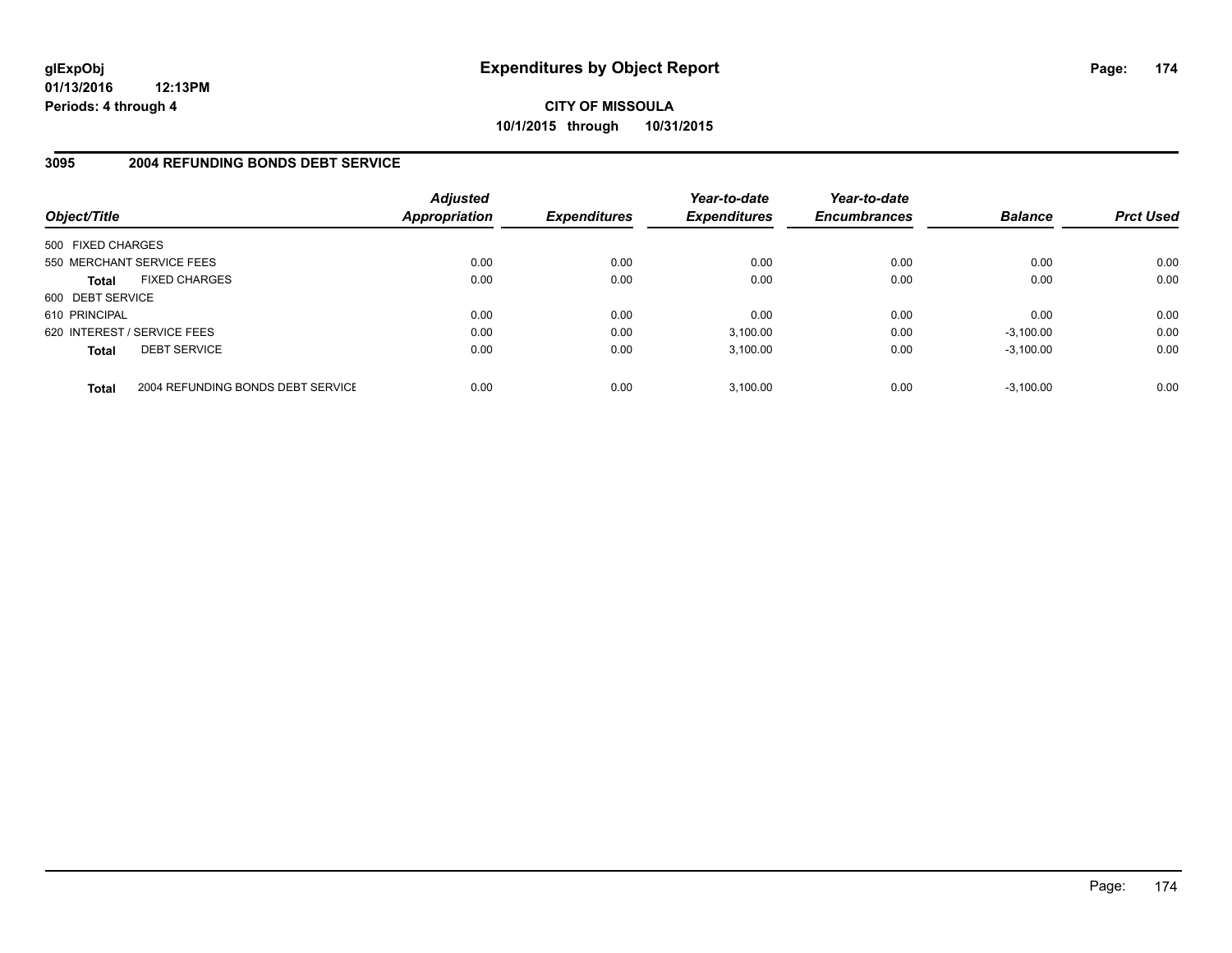**glExpObj**
**01/13/2016 12:13PM**
**Periods: 4 through 4**

# Expenditures by Object Report

**CITY OF MISSOULA**
**10/1/2015 through 10/31/2015**

## 3095 2004 REFUNDING BONDS DEBT SERVICE

| Object/Title | | Adjusted Appropriation | Expenditures | Year-to-date Expenditures | Year-to-date Encumbrances | Balance | Prct Used |
|---|---|---|---|---|---|---|---|
| 500 FIXED CHARGES | | | | | | | |
| 550 MERCHANT SERVICE FEES | | 0.00 | 0.00 | 0.00 | 0.00 | 0.00 | 0.00 |
| **Total** | FIXED CHARGES | 0.00 | 0.00 | 0.00 | 0.00 | 0.00 | 0.00 |
| 600 DEBT SERVICE | | | | | | | |
| 610 PRINCIPAL | | 0.00 | 0.00 | 0.00 | 0.00 | 0.00 | 0.00 |
| 620 INTEREST / SERVICE FEES | | 0.00 | 0.00 | 3,100.00 | 0.00 | -3,100.00 | 0.00 |
| **Total** | DEBT SERVICE | 0.00 | 0.00 | 3,100.00 | 0.00 | -3,100.00 | 0.00 |
| **Total** | 2004 REFUNDING BONDS DEBT SERVICE | 0.00 | 0.00 | 3,100.00 | 0.00 | -3,100.00 | 0.00 |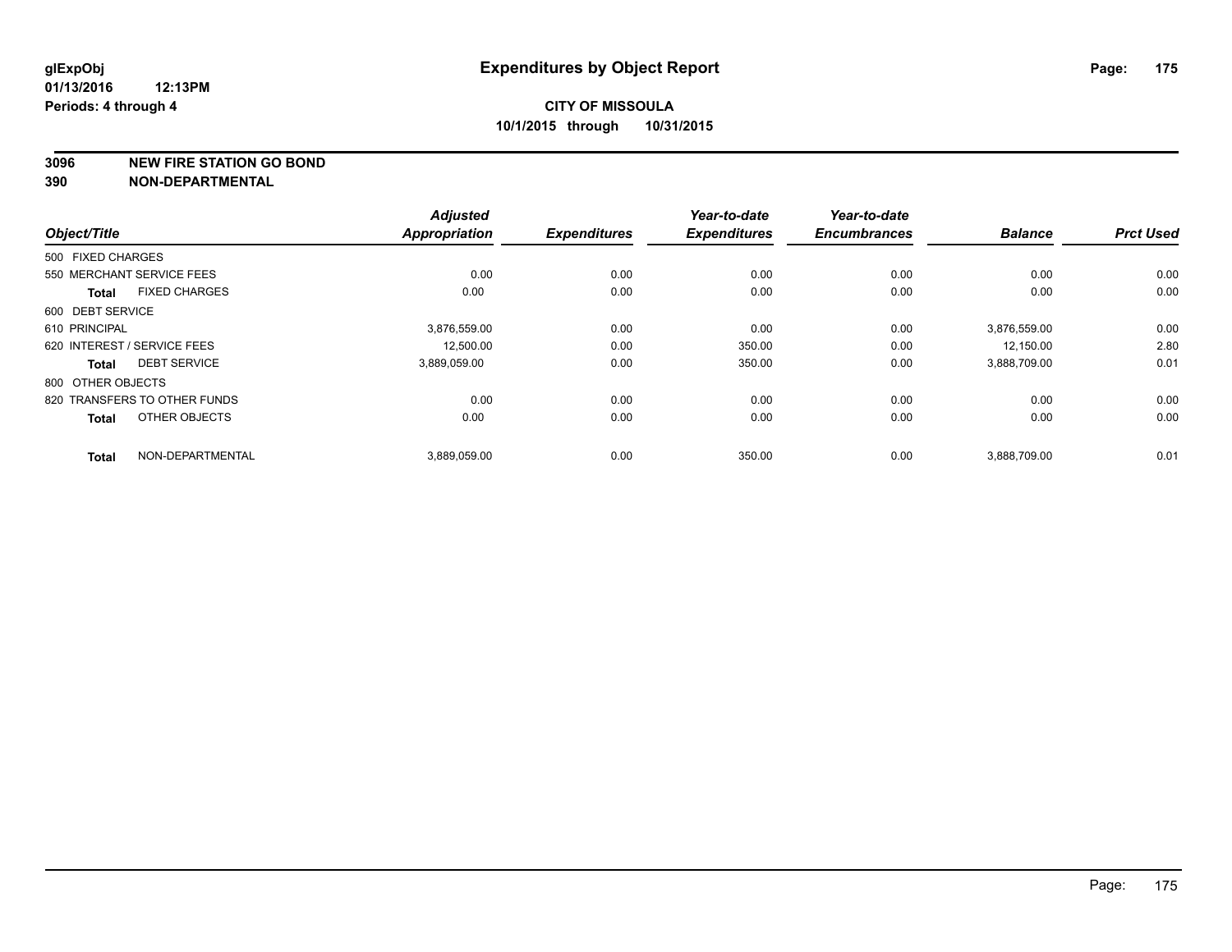# Expenditures by Object Report

glExpObj
01/13/2016 12:13PM
Periods: 4 through 4

**CITY OF MISSOULA**
**10/1/2015 through 10/31/2015**

## 3096 NEW FIRE STATION GO BOND
## 390 NON-DEPARTMENTAL

| Object/Title | Adjusted Appropriation | Expenditures | Year-to-date Expenditures | Year-to-date Encumbrances | Balance | Prct Used |
|---|---|---|---|---|---|---|
| 500 FIXED CHARGES | | | | | | |
| 550 MERCHANT SERVICE FEES | 0.00 | 0.00 | 0.00 | 0.00 | 0.00 | 0.00 |
| **Total** FIXED CHARGES | 0.00 | 0.00 | 0.00 | 0.00 | 0.00 | 0.00 |
| 600 DEBT SERVICE | | | | | | |
| 610 PRINCIPAL | 3,876,559.00 | 0.00 | 0.00 | 0.00 | 3,876,559.00 | 0.00 |
| 620 INTEREST / SERVICE FEES | 12,500.00 | 0.00 | 350.00 | 0.00 | 12,150.00 | 2.80 |
| **Total** DEBT SERVICE | 3,889,059.00 | 0.00 | 350.00 | 0.00 | 3,888,709.00 | 0.01 |
| 800 OTHER OBJECTS | | | | | | |
| 820 TRANSFERS TO OTHER FUNDS | 0.00 | 0.00 | 0.00 | 0.00 | 0.00 | 0.00 |
| **Total** OTHER OBJECTS | 0.00 | 0.00 | 0.00 | 0.00 | 0.00 | 0.00 |
| **Total** NON-DEPARTMENTAL | 3,889,059.00 | 0.00 | 350.00 | 0.00 | 3,888,709.00 | 0.01 |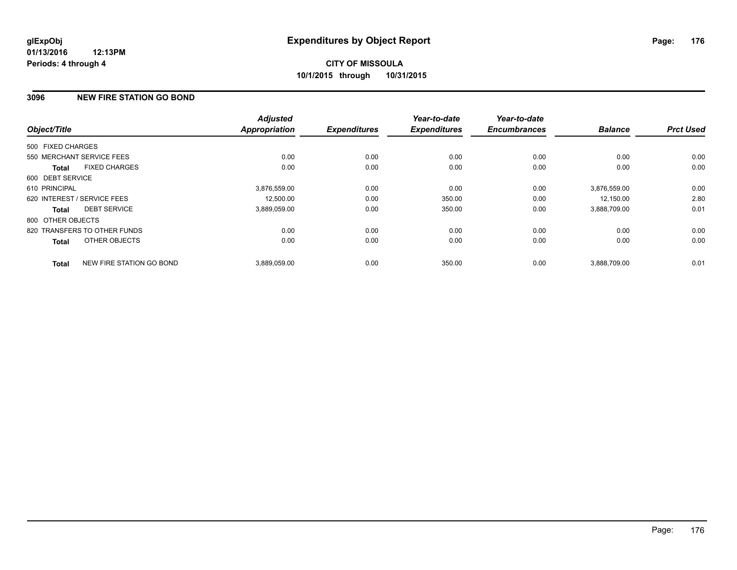# Expenditures by Object Report

glExpObj
01/13/2016 12:13PM
Periods: 4 through 4

**CITY OF MISSOULA**
**10/1/2015 through 10/31/2015**

## 3096 NEW FIRE STATION GO BOND

| Object/Title | | Adjusted Appropriation | Expenditures | Year-to-date Expenditures | Year-to-date Encumbrances | Balance | Prct Used |
|---|---|---|---|---|---|---|---|
| 500 FIXED CHARGES | | | | | | | |
| 550 MERCHANT SERVICE FEES | | 0.00 | 0.00 | 0.00 | 0.00 | 0.00 | 0.00 |
| Total | FIXED CHARGES | 0.00 | 0.00 | 0.00 | 0.00 | 0.00 | 0.00 |
| 600 DEBT SERVICE | | | | | | | |
| 610 PRINCIPAL | | 3,876,559.00 | 0.00 | 0.00 | 0.00 | 3,876,559.00 | 0.00 |
| 620 INTEREST / SERVICE FEES | | 12,500.00 | 0.00 | 350.00 | 0.00 | 12,150.00 | 2.80 |
| Total | DEBT SERVICE | 3,889,059.00 | 0.00 | 350.00 | 0.00 | 3,888,709.00 | 0.01 |
| 800 OTHER OBJECTS | | | | | | | |
| 820 TRANSFERS TO OTHER FUNDS | | 0.00 | 0.00 | 0.00 | 0.00 | 0.00 | 0.00 |
| Total | OTHER OBJECTS | 0.00 | 0.00 | 0.00 | 0.00 | 0.00 | 0.00 |
| Total | NEW FIRE STATION GO BOND | 3,889,059.00 | 0.00 | 350.00 | 0.00 | 3,888,709.00 | 0.01 |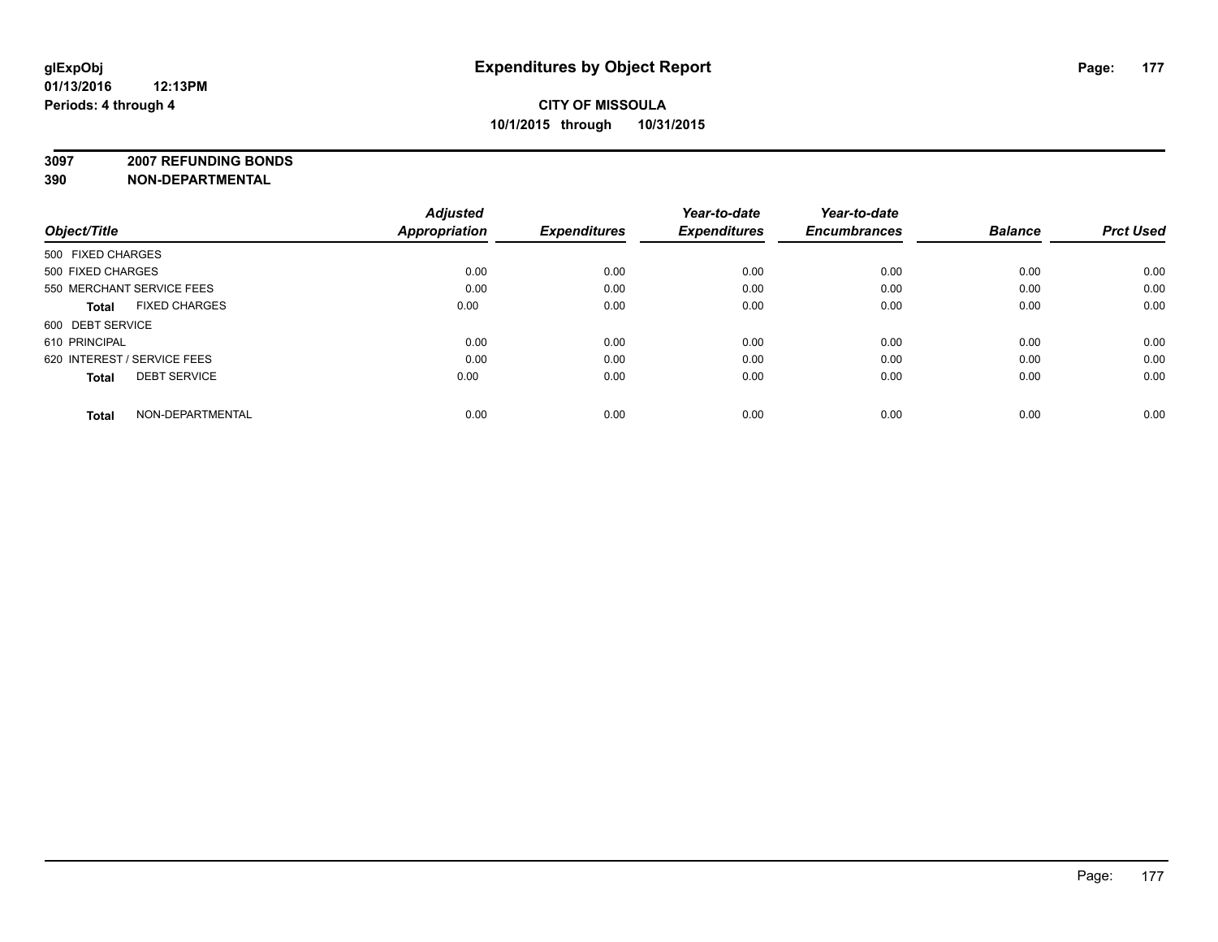**glExpObj**
**01/13/2016 12:13PM**
**Periods: 4 through 4**

# Expenditures by Object Report

**CITY OF MISSOULA**
**10/1/2015 through 10/31/2015**

**3097 2007 REFUNDING BONDS**
**390 NON-DEPARTMENTAL**

| Object/Title | Adjusted Appropriation | Expenditures | Year-to-date Expenditures | Year-to-date Encumbrances | Balance | Prct Used |
|---|---|---|---|---|---|---|
| 500 FIXED CHARGES | | | | | | |
| 500 FIXED CHARGES | 0.00 | 0.00 | 0.00 | 0.00 | 0.00 | 0.00 |
| 550 MERCHANT SERVICE FEES | 0.00 | 0.00 | 0.00 | 0.00 | 0.00 | 0.00 |
| **Total** FIXED CHARGES | 0.00 | 0.00 | 0.00 | 0.00 | 0.00 | 0.00 |
| 600 DEBT SERVICE | | | | | | |
| 610 PRINCIPAL | 0.00 | 0.00 | 0.00 | 0.00 | 0.00 | 0.00 |
| 620 INTEREST / SERVICE FEES | 0.00 | 0.00 | 0.00 | 0.00 | 0.00 | 0.00 |
| **Total** DEBT SERVICE | 0.00 | 0.00 | 0.00 | 0.00 | 0.00 | 0.00 |
| **Total** NON-DEPARTMENTAL | 0.00 | 0.00 | 0.00 | 0.00 | 0.00 | 0.00 |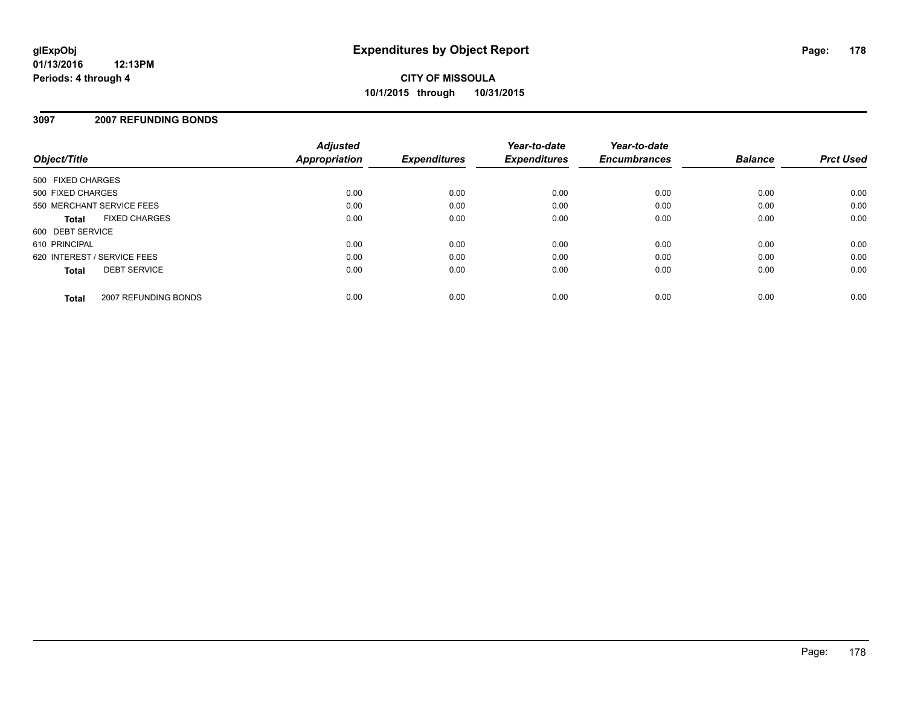# Expenditures by Object Report

glExpObj
01/13/2016 12:13PM
Periods: 4 through 4

**CITY OF MISSOULA**
**10/1/2015 through 10/31/2015**

## 3097 2007 REFUNDING BONDS

| Object/Title | Adjusted Appropriation | Expenditures | Year-to-date Expenditures | Year-to-date Encumbrances | Balance | Prct Used |
|---|---|---|---|---|---|---|
| 500 FIXED CHARGES | | | | | | |
| 500 FIXED CHARGES | 0.00 | 0.00 | 0.00 | 0.00 | 0.00 | 0.00 |
| 550 MERCHANT SERVICE FEES | 0.00 | 0.00 | 0.00 | 0.00 | 0.00 | 0.00 |
| **Total** FIXED CHARGES | 0.00 | 0.00 | 0.00 | 0.00 | 0.00 | 0.00 |
| 600 DEBT SERVICE | | | | | | |
| 610 PRINCIPAL | 0.00 | 0.00 | 0.00 | 0.00 | 0.00 | 0.00 |
| 620 INTEREST / SERVICE FEES | 0.00 | 0.00 | 0.00 | 0.00 | 0.00 | 0.00 |
| **Total** DEBT SERVICE | 0.00 | 0.00 | 0.00 | 0.00 | 0.00 | 0.00 |
| **Total** 2007 REFUNDING BONDS | 0.00 | 0.00 | 0.00 | 0.00 | 0.00 | 0.00 |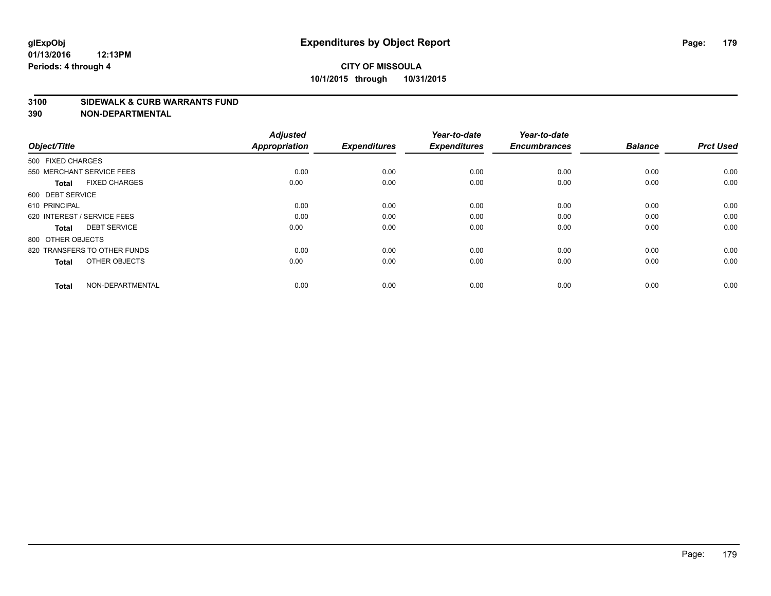**glExpObj** **Expenditures by Object Report**

**01/13/2016 12:13PM**

**Periods: 4 through 4**

**CITY OF MISSOULA**

**10/1/2015 through 10/31/2015**

**3100 SIDEWALK & CURB WARRANTS FUND**

**390 NON-DEPARTMENTAL**

| Object/Title | Adjusted Appropriation | Expenditures | Year-to-date Expenditures | Year-to-date Encumbrances | Balance | Prct Used |
|---|---|---|---|---|---|---|
| 500 FIXED CHARGES | | | | | | |
| 550 MERCHANT SERVICE FEES | 0.00 | 0.00 | 0.00 | 0.00 | 0.00 | 0.00 |
| **Total** FIXED CHARGES | 0.00 | 0.00 | 0.00 | 0.00 | 0.00 | 0.00 |
| 600 DEBT SERVICE | | | | | | |
| 610 PRINCIPAL | 0.00 | 0.00 | 0.00 | 0.00 | 0.00 | 0.00 |
| 620 INTEREST / SERVICE FEES | 0.00 | 0.00 | 0.00 | 0.00 | 0.00 | 0.00 |
| **Total** DEBT SERVICE | 0.00 | 0.00 | 0.00 | 0.00 | 0.00 | 0.00 |
| 800 OTHER OBJECTS | | | | | | |
| 820 TRANSFERS TO OTHER FUNDS | 0.00 | 0.00 | 0.00 | 0.00 | 0.00 | 0.00 |
| **Total** OTHER OBJECTS | 0.00 | 0.00 | 0.00 | 0.00 | 0.00 | 0.00 |
| **Total** NON-DEPARTMENTAL | 0.00 | 0.00 | 0.00 | 0.00 | 0.00 | 0.00 |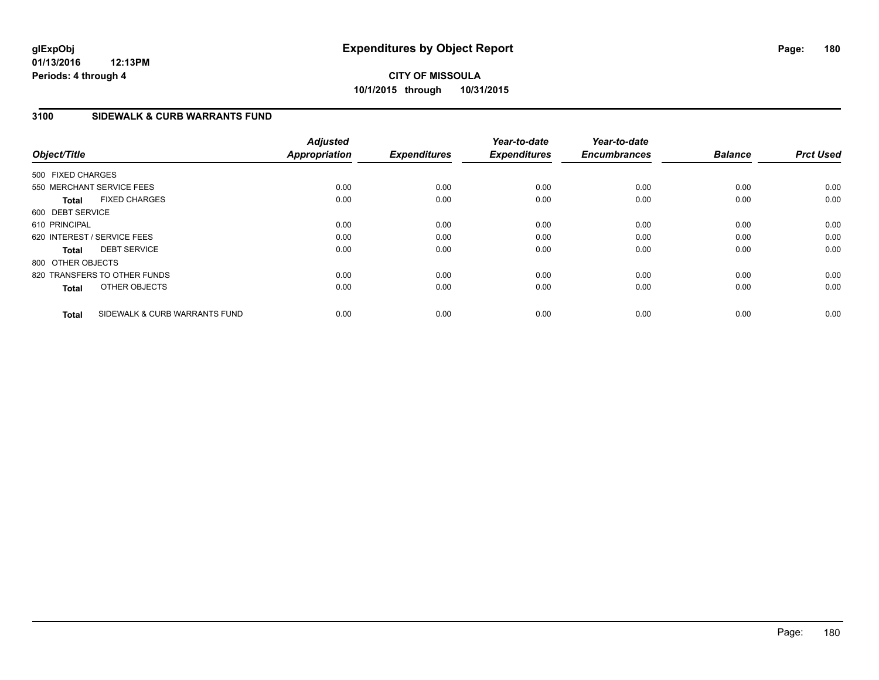**glExpObj**
**01/13/2016 12:13PM**
**Periods: 4 through 4**

# Expenditures by Object Report

**CITY OF MISSOULA**
**10/1/2015 through 10/31/2015**

## 3100 SIDEWALK & CURB WARRANTS FUND

| Object/Title | Adjusted Appropriation | Expenditures | Year-to-date Expenditures | Year-to-date Encumbrances | Balance | Prct Used |
|---|---|---|---|---|---|---|
| 500 FIXED CHARGES | | | | | | |
| 550 MERCHANT SERVICE FEES | 0.00 | 0.00 | 0.00 | 0.00 | 0.00 | 0.00 |
| **Total** FIXED CHARGES | 0.00 | 0.00 | 0.00 | 0.00 | 0.00 | 0.00 |
| 600 DEBT SERVICE | | | | | | |
| 610 PRINCIPAL | 0.00 | 0.00 | 0.00 | 0.00 | 0.00 | 0.00 |
| 620 INTEREST / SERVICE FEES | 0.00 | 0.00 | 0.00 | 0.00 | 0.00 | 0.00 |
| **Total** DEBT SERVICE | 0.00 | 0.00 | 0.00 | 0.00 | 0.00 | 0.00 |
| 800 OTHER OBJECTS | | | | | | |
| 820 TRANSFERS TO OTHER FUNDS | 0.00 | 0.00 | 0.00 | 0.00 | 0.00 | 0.00 |
| **Total** OTHER OBJECTS | 0.00 | 0.00 | 0.00 | 0.00 | 0.00 | 0.00 |
| **Total** SIDEWALK & CURB WARRANTS FUND | 0.00 | 0.00 | 0.00 | 0.00 | 0.00 | 0.00 |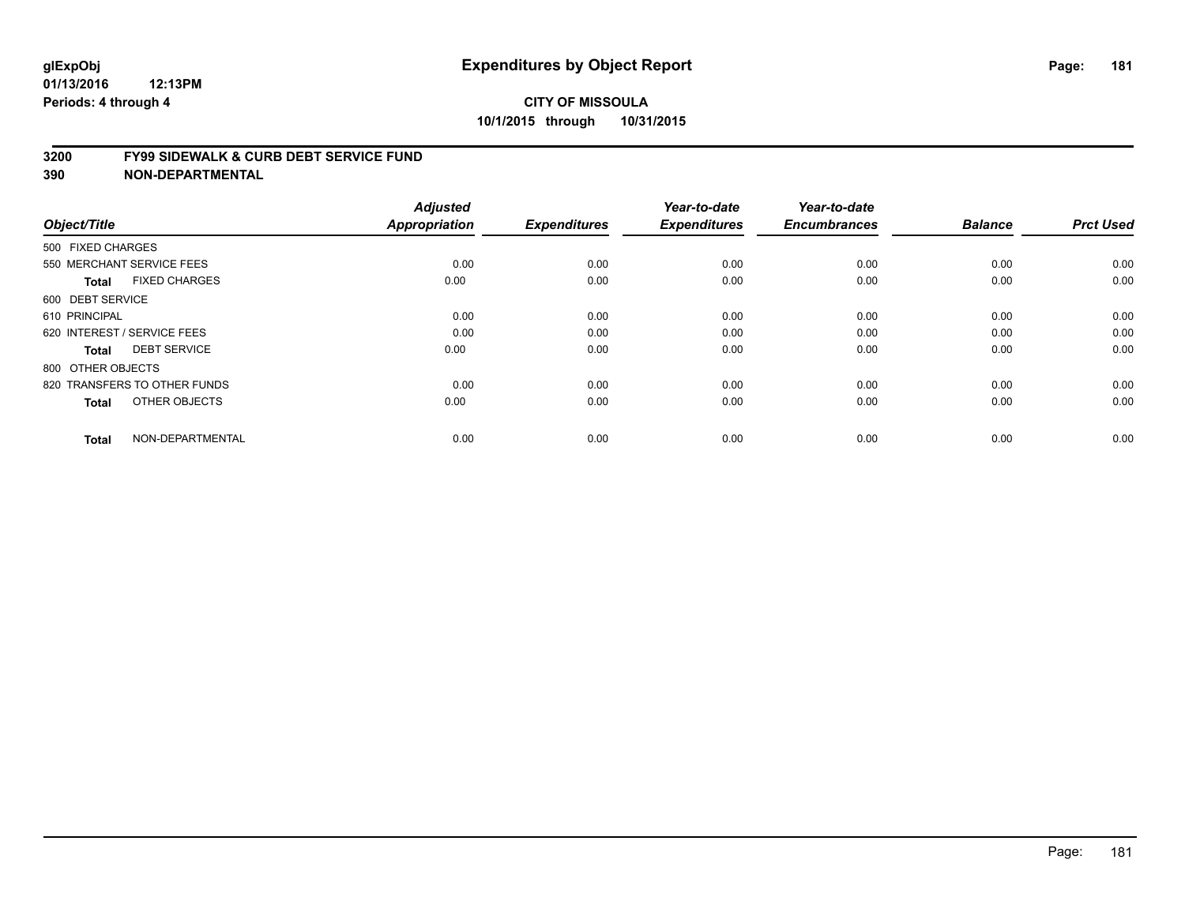**glExpObj**
**01/13/2016 12:13PM**
**Periods: 4 through 4**

# Expenditures by Object Report

**CITY OF MISSOULA**
**10/1/2015 through 10/31/2015**

## 3200 FY99 SIDEWALK & CURB DEBT SERVICE FUND
## 390 NON-DEPARTMENTAL

| Object/Title | Adjusted Appropriation | Expenditures | Year-to-date Expenditures | Year-to-date Encumbrances | Balance | Prct Used |
|---|---|---|---|---|---|---|
| 500 FIXED CHARGES | | | | | | |
| 550 MERCHANT SERVICE FEES | 0.00 | 0.00 | 0.00 | 0.00 | 0.00 | 0.00 |
| **Total** FIXED CHARGES | 0.00 | 0.00 | 0.00 | 0.00 | 0.00 | 0.00 |
| 600 DEBT SERVICE | | | | | | |
| 610 PRINCIPAL | 0.00 | 0.00 | 0.00 | 0.00 | 0.00 | 0.00 |
| 620 INTEREST / SERVICE FEES | 0.00 | 0.00 | 0.00 | 0.00 | 0.00 | 0.00 |
| **Total** DEBT SERVICE | 0.00 | 0.00 | 0.00 | 0.00 | 0.00 | 0.00 |
| 800 OTHER OBJECTS | | | | | | |
| 820 TRANSFERS TO OTHER FUNDS | 0.00 | 0.00 | 0.00 | 0.00 | 0.00 | 0.00 |
| **Total** OTHER OBJECTS | 0.00 | 0.00 | 0.00 | 0.00 | 0.00 | 0.00 |
| **Total** NON-DEPARTMENTAL | 0.00 | 0.00 | 0.00 | 0.00 | 0.00 | 0.00 |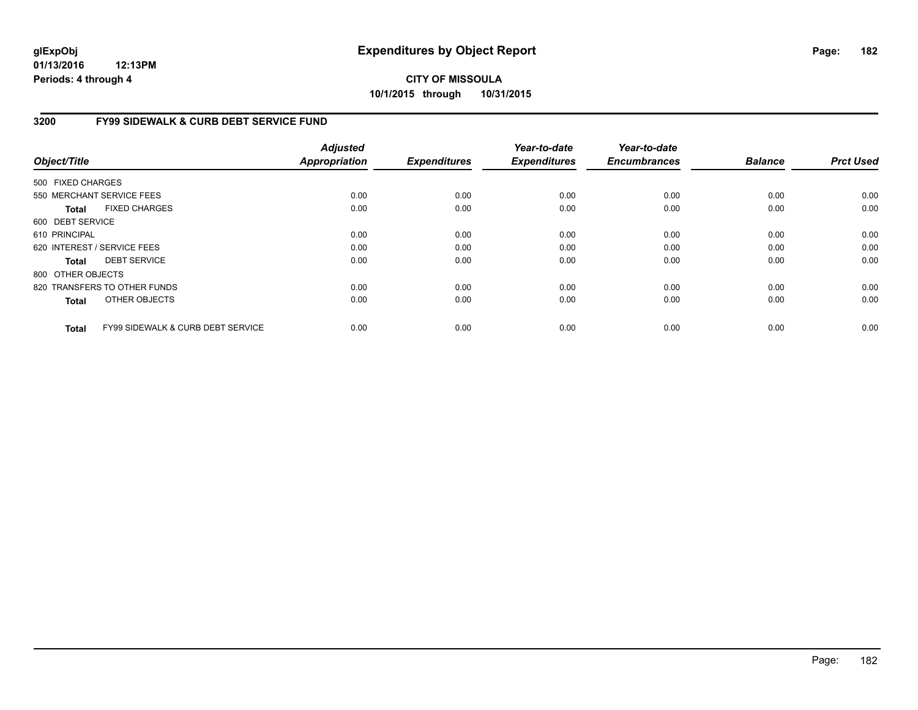**glExpObj**
**01/13/2016 12:13PM**
**Periods: 4 through 4**

# Expenditures by Object Report

**CITY OF MISSOULA**
**10/1/2015 through 10/31/2015**

## 3200 FY99 SIDEWALK & CURB DEBT SERVICE FUND

| Object/Title | Adjusted Appropriation | Expenditures | Year-to-date Expenditures | Year-to-date Encumbrances | Balance | Prct Used |
|---|---|---|---|---|---|---|
| 500 FIXED CHARGES | | | | | | |
| 550 MERCHANT SERVICE FEES | 0.00 | 0.00 | 0.00 | 0.00 | 0.00 | 0.00 |
| **Total** FIXED CHARGES | 0.00 | 0.00 | 0.00 | 0.00 | 0.00 | 0.00 |
| 600 DEBT SERVICE | | | | | | |
| 610 PRINCIPAL | 0.00 | 0.00 | 0.00 | 0.00 | 0.00 | 0.00 |
| 620 INTEREST / SERVICE FEES | 0.00 | 0.00 | 0.00 | 0.00 | 0.00 | 0.00 |
| **Total** DEBT SERVICE | 0.00 | 0.00 | 0.00 | 0.00 | 0.00 | 0.00 |
| 800 OTHER OBJECTS | | | | | | |
| 820 TRANSFERS TO OTHER FUNDS | 0.00 | 0.00 | 0.00 | 0.00 | 0.00 | 0.00 |
| **Total** OTHER OBJECTS | 0.00 | 0.00 | 0.00 | 0.00 | 0.00 | 0.00 |
| **Total** FY99 SIDEWALK & CURB DEBT SERVICE | 0.00 | 0.00 | 0.00 | 0.00 | 0.00 | 0.00 |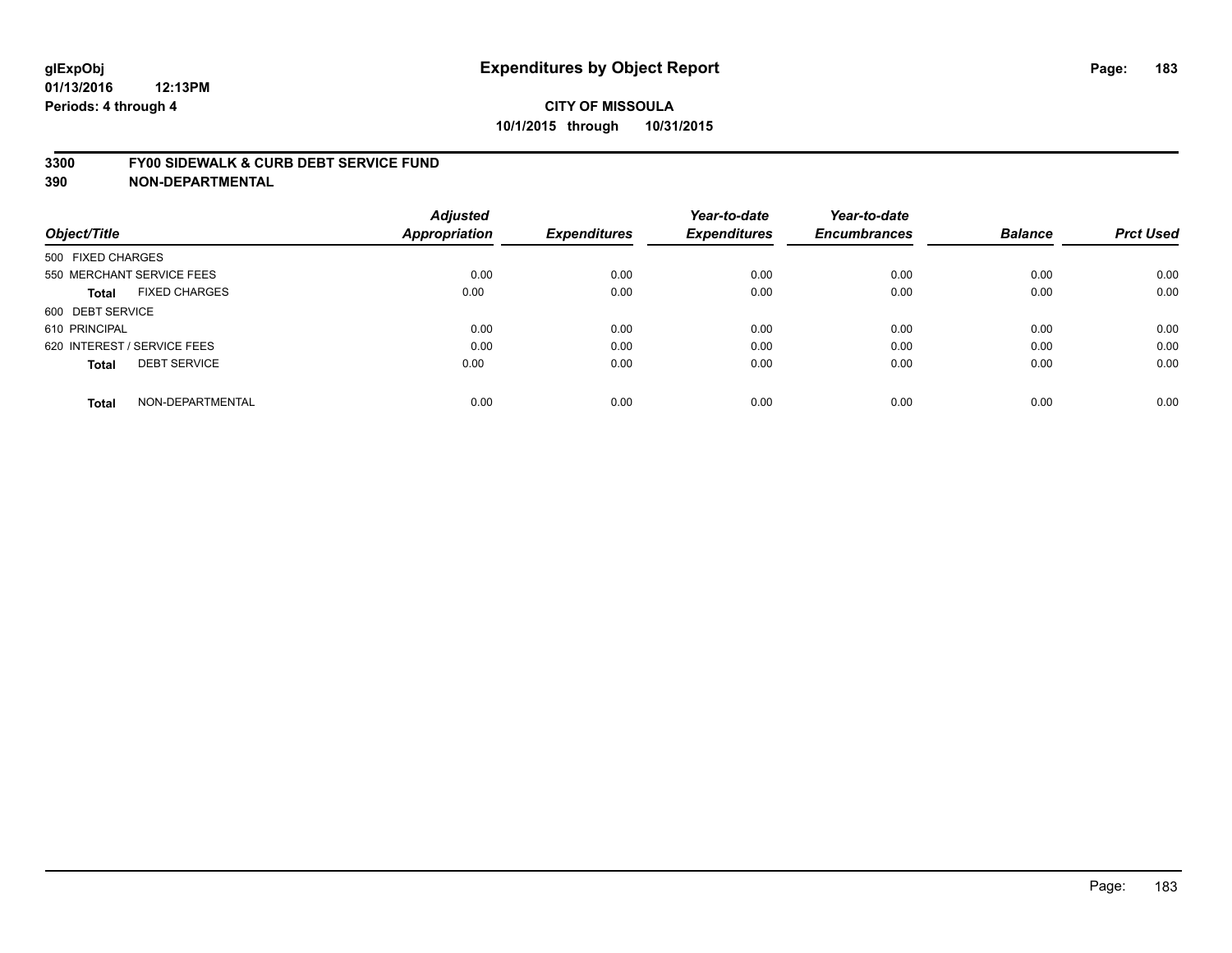**glExpObj**
**01/13/2016 12:13PM**
**Periods: 4 through 4**

# Expenditures by Object Report

**CITY OF MISSOULA**
**10/1/2015 through 10/31/2015**

**3300 FY00 SIDEWALK & CURB DEBT SERVICE FUND**
**390 NON-DEPARTMENTAL**

| Object/Title | | Adjusted Appropriation | Expenditures | Year-to-date Expenditures | Year-to-date Encumbrances | Balance | Prct Used |
|---|---|---|---|---|---|---|---|
| 500 FIXED CHARGES | | | | | | | |
| 550 MERCHANT SERVICE FEES | | 0.00 | 0.00 | 0.00 | 0.00 | 0.00 | 0.00 |
| **Total** | FIXED CHARGES | 0.00 | 0.00 | 0.00 | 0.00 | 0.00 | 0.00 |
| 600 DEBT SERVICE | | | | | | | |
| 610 PRINCIPAL | | 0.00 | 0.00 | 0.00 | 0.00 | 0.00 | 0.00 |
| 620 INTEREST / SERVICE FEES | | 0.00 | 0.00 | 0.00 | 0.00 | 0.00 | 0.00 |
| **Total** | DEBT SERVICE | 0.00 | 0.00 | 0.00 | 0.00 | 0.00 | 0.00 |
| **Total** | NON-DEPARTMENTAL | 0.00 | 0.00 | 0.00 | 0.00 | 0.00 | 0.00 |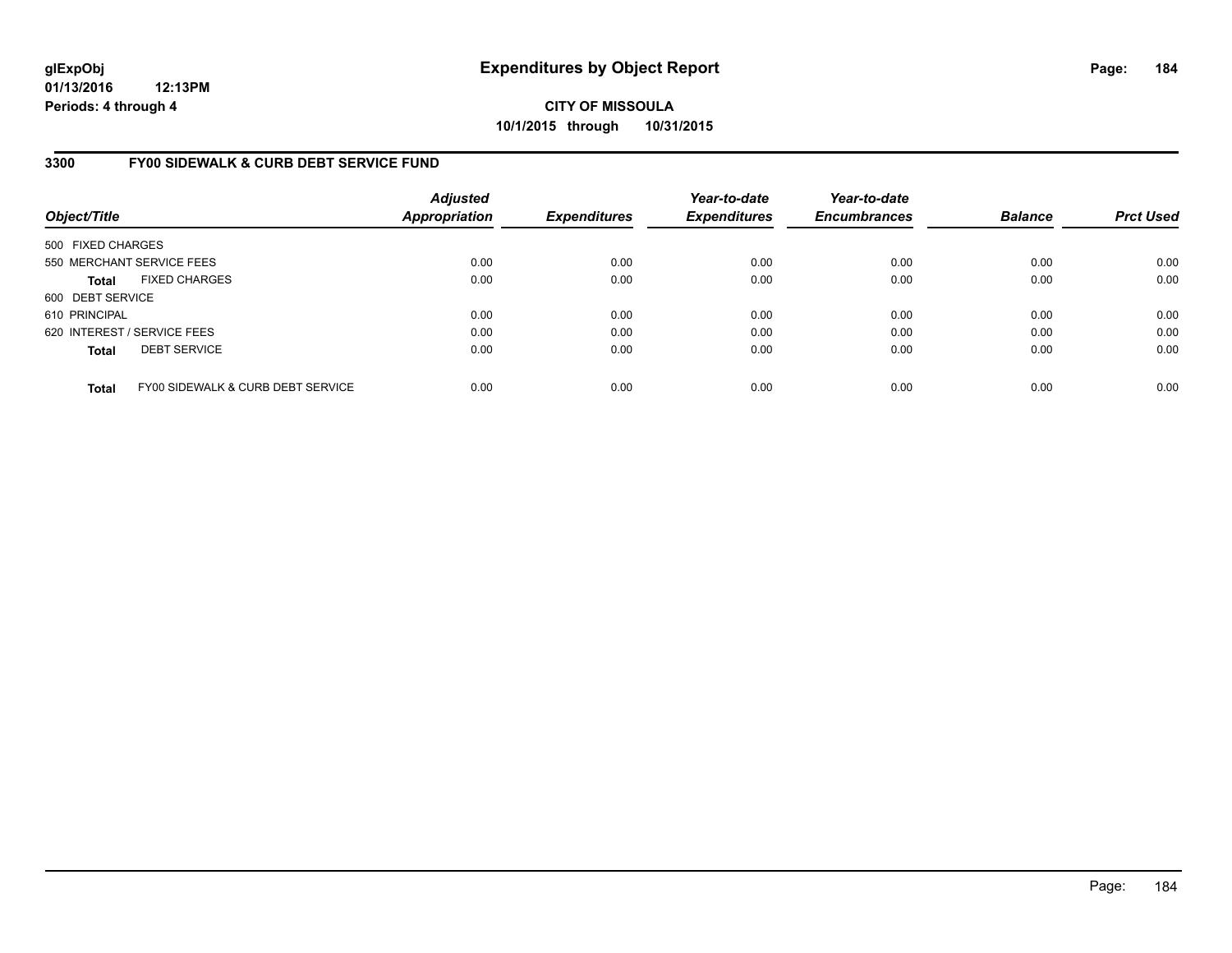**glExpObj**
**01/13/2016 12:13PM**
**Periods: 4 through 4**

# Expenditures by Object Report

**CITY OF MISSOULA**
**10/1/2015 through 10/31/2015**

## 3300 FY00 SIDEWALK & CURB DEBT SERVICE FUND

| Object/Title | Adjusted Appropriation | Expenditures | Year-to-date Expenditures | Year-to-date Encumbrances | Balance | Prct Used |
|---|---|---|---|---|---|---|
| 500 FIXED CHARGES | | | | | | |
| 550 MERCHANT SERVICE FEES | 0.00 | 0.00 | 0.00 | 0.00 | 0.00 | 0.00 |
| **Total** FIXED CHARGES | 0.00 | 0.00 | 0.00 | 0.00 | 0.00 | 0.00 |
| 600 DEBT SERVICE | | | | | | |
| 610 PRINCIPAL | 0.00 | 0.00 | 0.00 | 0.00 | 0.00 | 0.00 |
| 620 INTEREST / SERVICE FEES | 0.00 | 0.00 | 0.00 | 0.00 | 0.00 | 0.00 |
| **Total** DEBT SERVICE | 0.00 | 0.00 | 0.00 | 0.00 | 0.00 | 0.00 |
| **Total** FY00 SIDEWALK & CURB DEBT SERVICE | 0.00 | 0.00 | 0.00 | 0.00 | 0.00 | 0.00 |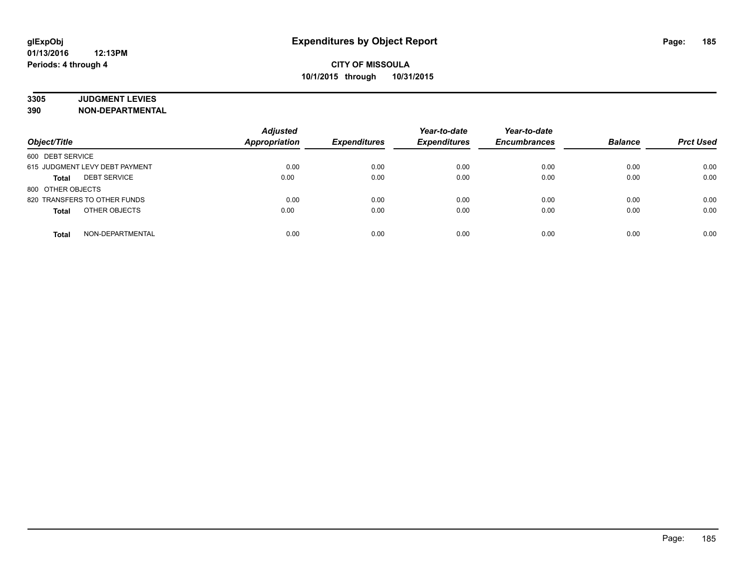# Expenditures by Object Report

**glExpObj**
**01/13/2016 12:13PM**
**Periods: 4 through 4**

**CITY OF MISSOULA**
**10/1/2015 through 10/31/2015**

**3305 JUDGMENT LEVIES**
**390 NON-DEPARTMENTAL**

| Object/Title | Adjusted Appropriation | Expenditures | Year-to-date Expenditures | Year-to-date Encumbrances | Balance | Prct Used |
|---|---|---|---|---|---|---|
| 600 DEBT SERVICE | | | | | | |
| 615 JUDGMENT LEVY DEBT PAYMENT | 0.00 | 0.00 | 0.00 | 0.00 | 0.00 | 0.00 |
| **Total** DEBT SERVICE | 0.00 | 0.00 | 0.00 | 0.00 | 0.00 | 0.00 |
| 800 OTHER OBJECTS | | | | | | |
| 820 TRANSFERS TO OTHER FUNDS | 0.00 | 0.00 | 0.00 | 0.00 | 0.00 | 0.00 |
| **Total** OTHER OBJECTS | 0.00 | 0.00 | 0.00 | 0.00 | 0.00 | 0.00 |
| **Total** NON-DEPARTMENTAL | 0.00 | 0.00 | 0.00 | 0.00 | 0.00 | 0.00 |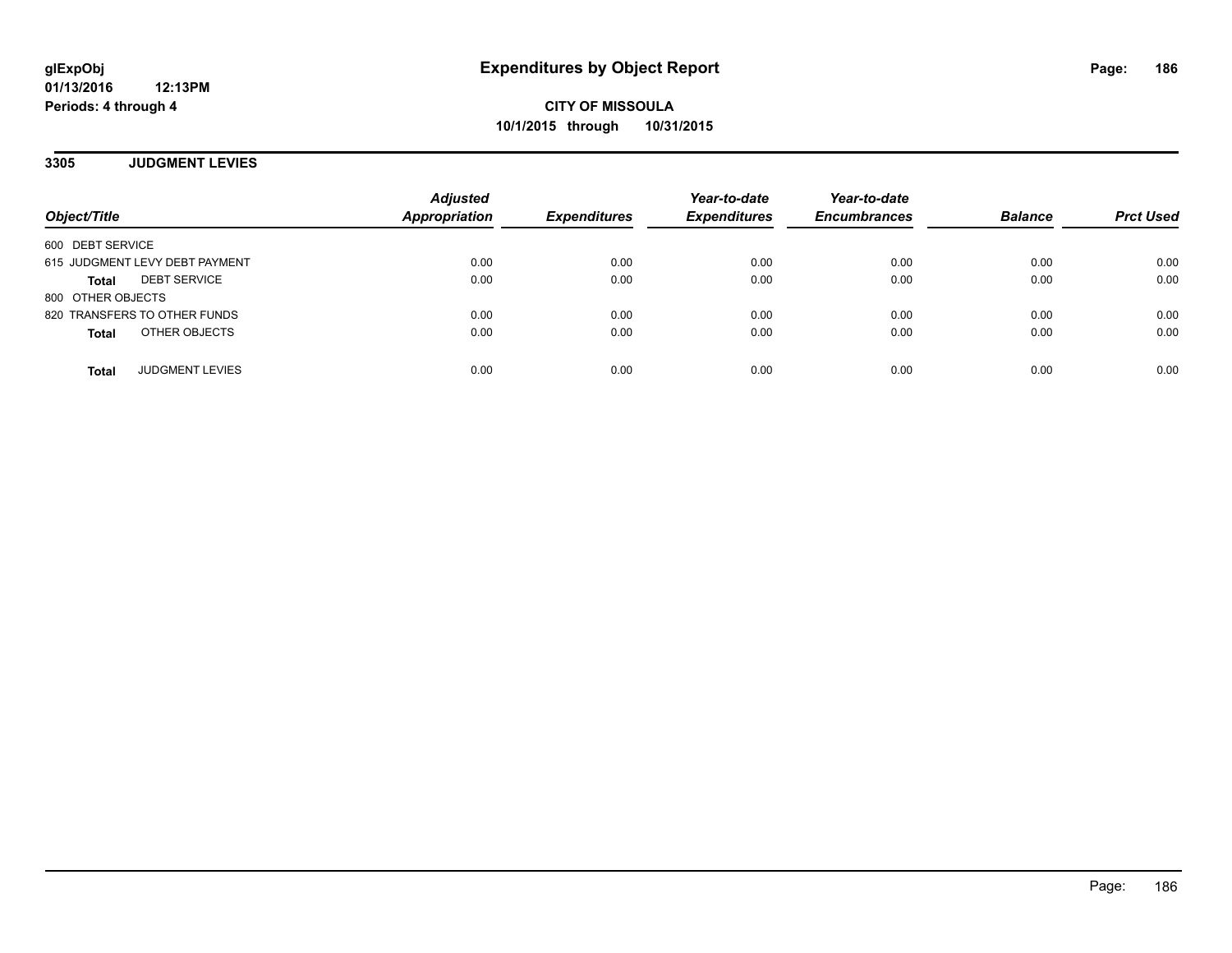**glExpObj**
**01/13/2016 12:13PM**
**Periods: 4 through 4**

# Expenditures by Object Report

**CITY OF MISSOULA**
**10/1/2015 through 10/31/2015**

## 3305 JUDGMENT LEVIES

| Object/Title | Adjusted Appropriation | Expenditures | Year-to-date Expenditures | Year-to-date Encumbrances | Balance | Prct Used |
|---|---|---|---|---|---|---|
| 600 DEBT SERVICE | | | | | | |
| 615 JUDGMENT LEVY DEBT PAYMENT | 0.00 | 0.00 | 0.00 | 0.00 | 0.00 | 0.00 |
| **Total** DEBT SERVICE | 0.00 | 0.00 | 0.00 | 0.00 | 0.00 | 0.00 |
| 800 OTHER OBJECTS | | | | | | |
| 820 TRANSFERS TO OTHER FUNDS | 0.00 | 0.00 | 0.00 | 0.00 | 0.00 | 0.00 |
| **Total** OTHER OBJECTS | 0.00 | 0.00 | 0.00 | 0.00 | 0.00 | 0.00 |
| **Total** JUDGMENT LEVIES | 0.00 | 0.00 | 0.00 | 0.00 | 0.00 | 0.00 |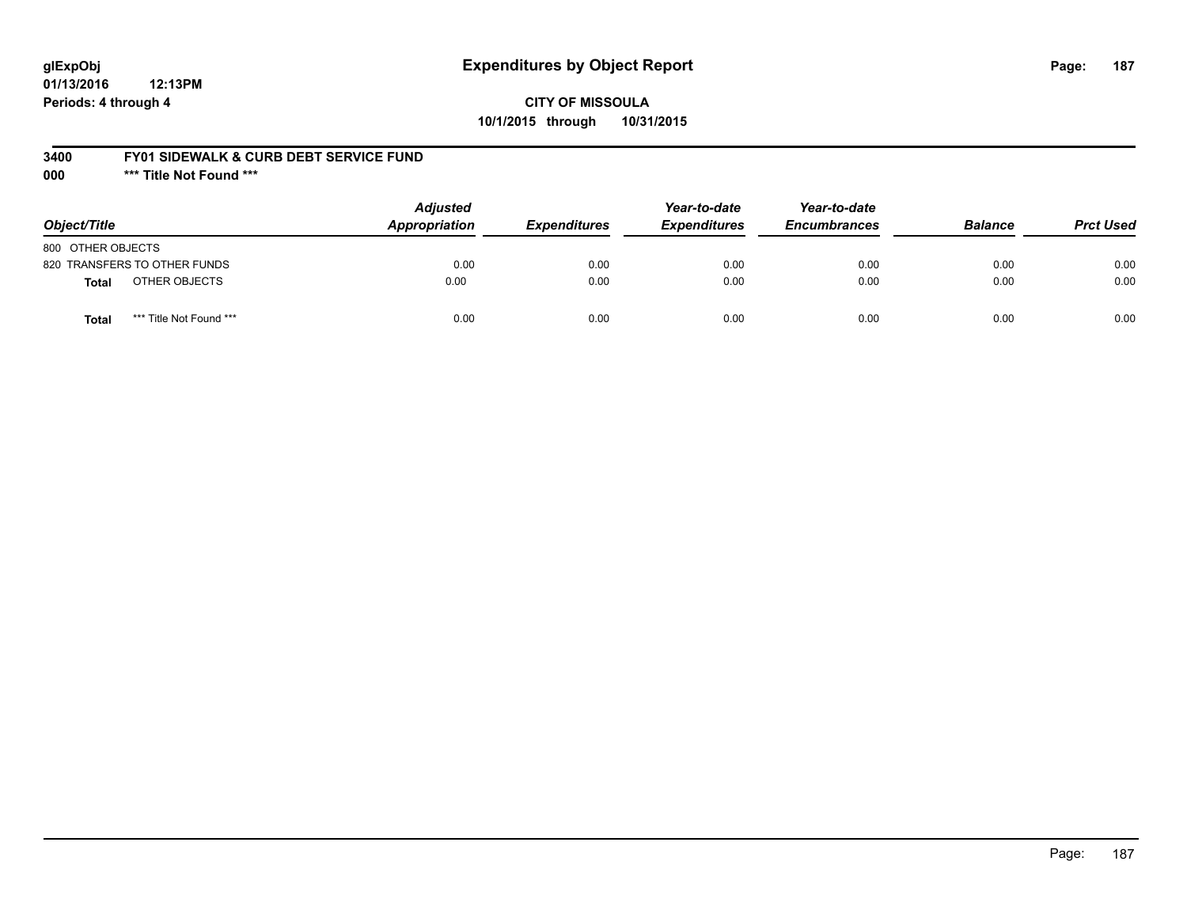# Expenditures by Object Report

glExpObj
01/13/2016 12:13PM
Periods: 4 through 4

**CITY OF MISSOULA**
**10/1/2015 through 10/31/2015**

**3400 FY01 SIDEWALK & CURB DEBT SERVICE FUND**
**000 \*\*\* Title Not Found \*\*\***

| Object/Title | Adjusted Appropriation | Expenditures | Year-to-date Expenditures | Year-to-date Encumbrances | Balance | Prct Used |
|---|---|---|---|---|---|---|
| 800 OTHER OBJECTS | | | | | | |
| 820 TRANSFERS TO OTHER FUNDS | 0.00 | 0.00 | 0.00 | 0.00 | 0.00 | 0.00 |
| **Total** OTHER OBJECTS | 0.00 | 0.00 | 0.00 | 0.00 | 0.00 | 0.00 |
| **Total** *** Title Not Found *** | 0.00 | 0.00 | 0.00 | 0.00 | 0.00 | 0.00 |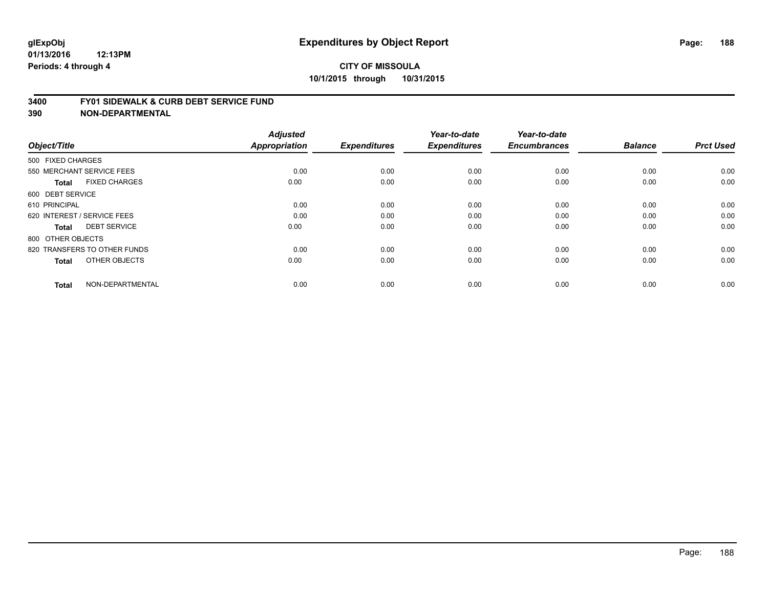**glExpObj** **Expenditures by Object Report**
**01/13/2016 12:13PM**
**Periods: 4 through 4**

**CITY OF MISSOULA**
**10/1/2015 through 10/31/2015**

## 3400 FY01 SIDEWALK & CURB DEBT SERVICE FUND
## 390 NON-DEPARTMENTAL

| Object/Title | | Adjusted Appropriation | Expenditures | Year-to-date Expenditures | Year-to-date Encumbrances | Balance | Prct Used |
|---|---|---|---|---|---|---|---|
| 500 FIXED CHARGES | | | | | | | |
| 550 MERCHANT SERVICE FEES | | 0.00 | 0.00 | 0.00 | 0.00 | 0.00 | 0.00 |
| **Total** | FIXED CHARGES | 0.00 | 0.00 | 0.00 | 0.00 | 0.00 | 0.00 |
| 600 DEBT SERVICE | | | | | | | |
| 610 PRINCIPAL | | 0.00 | 0.00 | 0.00 | 0.00 | 0.00 | 0.00 |
| 620 INTEREST / SERVICE FEES | | 0.00 | 0.00 | 0.00 | 0.00 | 0.00 | 0.00 |
| **Total** | DEBT SERVICE | 0.00 | 0.00 | 0.00 | 0.00 | 0.00 | 0.00 |
| 800 OTHER OBJECTS | | | | | | | |
| 820 TRANSFERS TO OTHER FUNDS | | 0.00 | 0.00 | 0.00 | 0.00 | 0.00 | 0.00 |
| **Total** | OTHER OBJECTS | 0.00 | 0.00 | 0.00 | 0.00 | 0.00 | 0.00 |
| **Total** | NON-DEPARTMENTAL | 0.00 | 0.00 | 0.00 | 0.00 | 0.00 | 0.00 |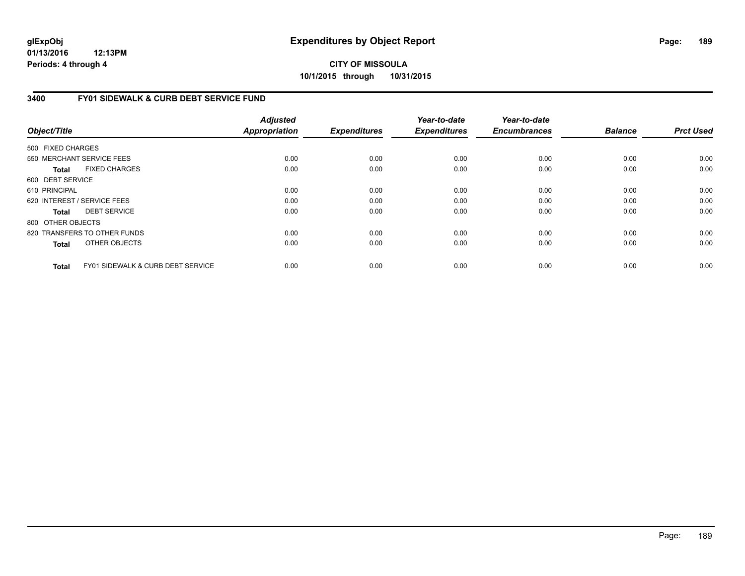**glExpObj**
**01/13/2016 12:13PM**
**Periods: 4 through 4**

# Expenditures by Object Report

**CITY OF MISSOULA**
**10/1/2015 through 10/31/2015**

## 3400 FY01 SIDEWALK & CURB DEBT SERVICE FUND

| Object/Title | Adjusted Appropriation | Expenditures | Year-to-date Expenditures | Year-to-date Encumbrances | Balance | Prct Used |
|---|---|---|---|---|---|---|
| 500 FIXED CHARGES | | | | | | |
| 550 MERCHANT SERVICE FEES | 0.00 | 0.00 | 0.00 | 0.00 | 0.00 | 0.00 |
| **Total** FIXED CHARGES | 0.00 | 0.00 | 0.00 | 0.00 | 0.00 | 0.00 |
| 600 DEBT SERVICE | | | | | | |
| 610 PRINCIPAL | 0.00 | 0.00 | 0.00 | 0.00 | 0.00 | 0.00 |
| 620 INTEREST / SERVICE FEES | 0.00 | 0.00 | 0.00 | 0.00 | 0.00 | 0.00 |
| **Total** DEBT SERVICE | 0.00 | 0.00 | 0.00 | 0.00 | 0.00 | 0.00 |
| 800 OTHER OBJECTS | | | | | | |
| 820 TRANSFERS TO OTHER FUNDS | 0.00 | 0.00 | 0.00 | 0.00 | 0.00 | 0.00 |
| **Total** OTHER OBJECTS | 0.00 | 0.00 | 0.00 | 0.00 | 0.00 | 0.00 |
| **Total** FY01 SIDEWALK & CURB DEBT SERVICE | 0.00 | 0.00 | 0.00 | 0.00 | 0.00 | 0.00 |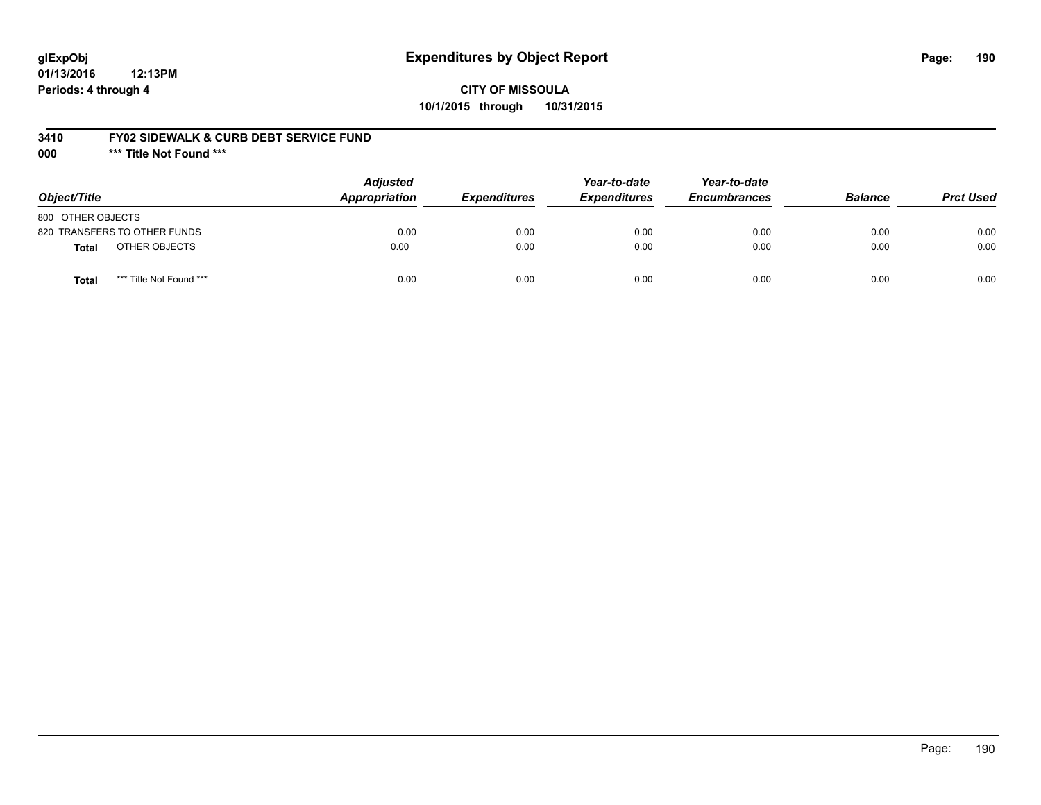glExpObj
01/13/2016 12:13PM
Periods: 4 through 4

# Expenditures by Object Report

**CITY OF MISSOULA**
**10/1/2015 through 10/31/2015**

**3410 FY02 SIDEWALK & CURB DEBT SERVICE FUND**
**000 \*\*\* Title Not Found \*\*\***

| Object/Title | | Adjusted Appropriation | Expenditures | Year-to-date Expenditures | Year-to-date Encumbrances | Balance | Prct Used |
|---|---|---|---|---|---|---|---|
| 800 OTHER OBJECTS | | | | | | | |
| 820 TRANSFERS TO OTHER FUNDS | | 0.00 | 0.00 | 0.00 | 0.00 | 0.00 | 0.00 |
| **Total** | OTHER OBJECTS | 0.00 | 0.00 | 0.00 | 0.00 | 0.00 | 0.00 |
| **Total** | *** Title Not Found *** | 0.00 | 0.00 | 0.00 | 0.00 | 0.00 | 0.00 |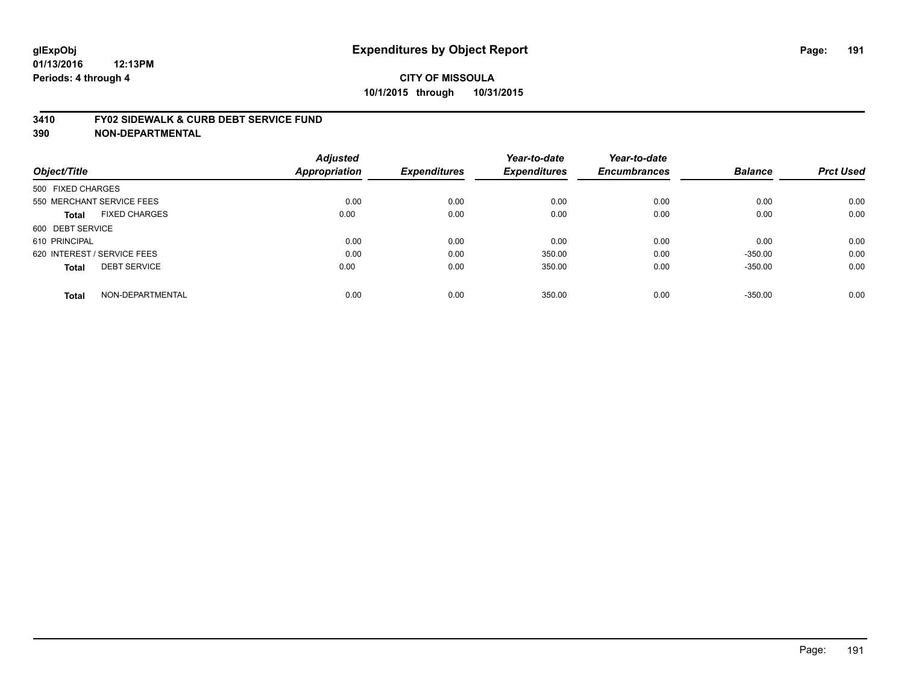**glExpObj**
**01/13/2016 12:13PM**
**Periods: 4 through 4**

# Expenditures by Object Report

**CITY OF MISSOULA**
**10/1/2015 through 10/31/2015**

## 3410 FY02 SIDEWALK & CURB DEBT SERVICE FUND
## 390 NON-DEPARTMENTAL

| Object/Title | Adjusted Appropriation | Expenditures | Year-to-date Expenditures | Year-to-date Encumbrances | Balance | Prct Used |
|---|---|---|---|---|---|---|
| 500 FIXED CHARGES | | | | | | |
| 550 MERCHANT SERVICE FEES | 0.00 | 0.00 | 0.00 | 0.00 | 0.00 | 0.00 |
| **Total** FIXED CHARGES | 0.00 | 0.00 | 0.00 | 0.00 | 0.00 | 0.00 |
| 600 DEBT SERVICE | | | | | | |
| 610 PRINCIPAL | 0.00 | 0.00 | 0.00 | 0.00 | 0.00 | 0.00 |
| 620 INTEREST / SERVICE FEES | 0.00 | 0.00 | 350.00 | 0.00 | -350.00 | 0.00 |
| **Total** DEBT SERVICE | 0.00 | 0.00 | 350.00 | 0.00 | -350.00 | 0.00 |
| **Total** NON-DEPARTMENTAL | 0.00 | 0.00 | 350.00 | 0.00 | -350.00 | 0.00 |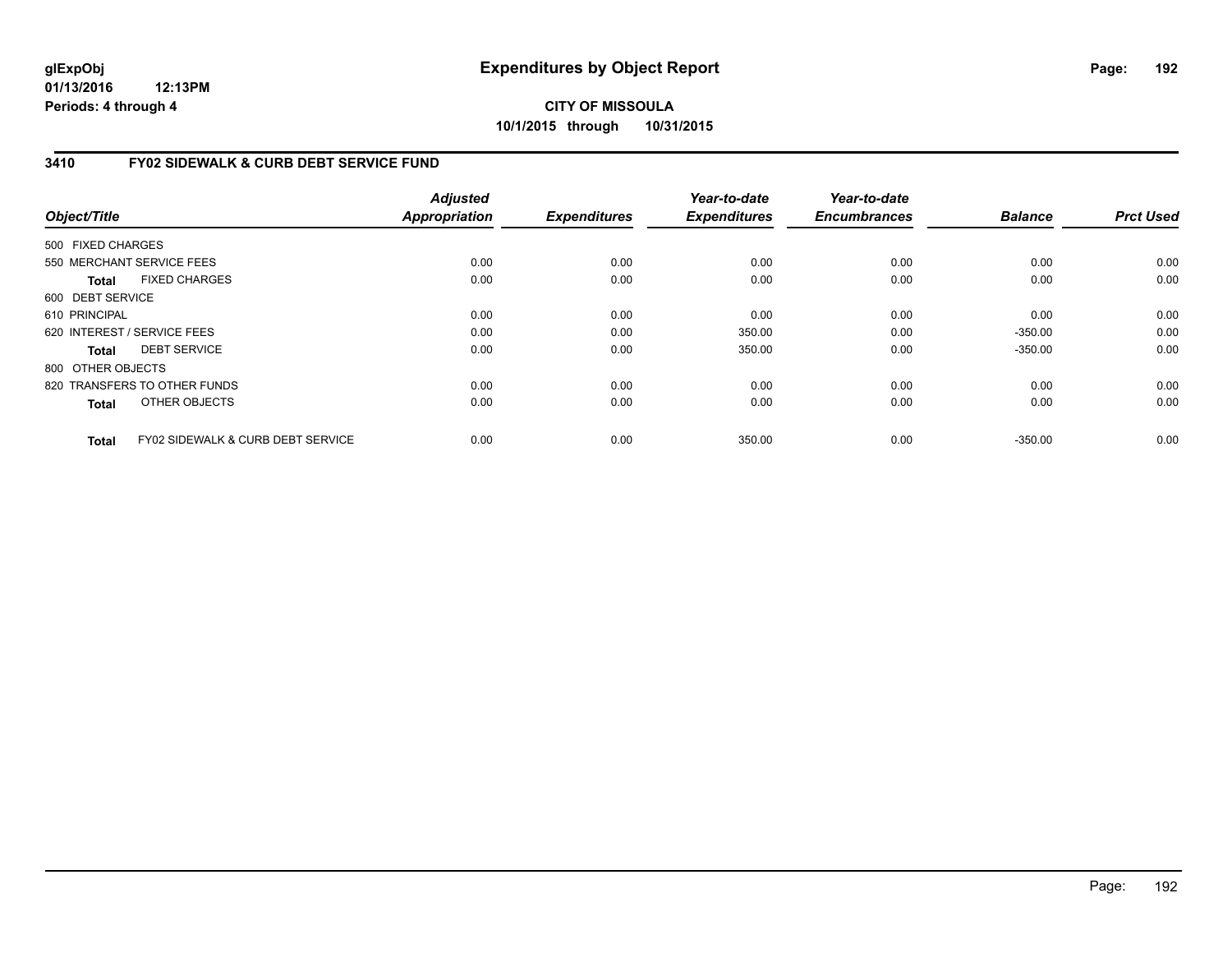**glExpObj** **Expenditures by Object Report**

**01/13/2016 12:13PM**

**Periods: 4 through 4**

**CITY OF MISSOULA**

**10/1/2015 through 10/31/2015**

## 3410 FY02 SIDEWALK & CURB DEBT SERVICE FUND

| Object/Title | | Adjusted Appropriation | Expenditures | Year-to-date Expenditures | Year-to-date Encumbrances | Balance | Prct Used |
|---|---|---|---|---|---|---|---|
| 500 FIXED CHARGES | | | | | | | |
| 550 MERCHANT SERVICE FEES | | 0.00 | 0.00 | 0.00 | 0.00 | 0.00 | 0.00 |
| **Total** | FIXED CHARGES | 0.00 | 0.00 | 0.00 | 0.00 | 0.00 | 0.00 |
| 600 DEBT SERVICE | | | | | | | |
| 610 PRINCIPAL | | 0.00 | 0.00 | 0.00 | 0.00 | 0.00 | 0.00 |
| 620 INTEREST / SERVICE FEES | | 0.00 | 0.00 | 350.00 | 0.00 | -350.00 | 0.00 |
| **Total** | DEBT SERVICE | 0.00 | 0.00 | 350.00 | 0.00 | -350.00 | 0.00 |
| 800 OTHER OBJECTS | | | | | | | |
| 820 TRANSFERS TO OTHER FUNDS | | 0.00 | 0.00 | 0.00 | 0.00 | 0.00 | 0.00 |
| **Total** | OTHER OBJECTS | 0.00 | 0.00 | 0.00 | 0.00 | 0.00 | 0.00 |
| **Total** | FY02 SIDEWALK & CURB DEBT SERVICE | 0.00 | 0.00 | 350.00 | 0.00 | -350.00 | 0.00 |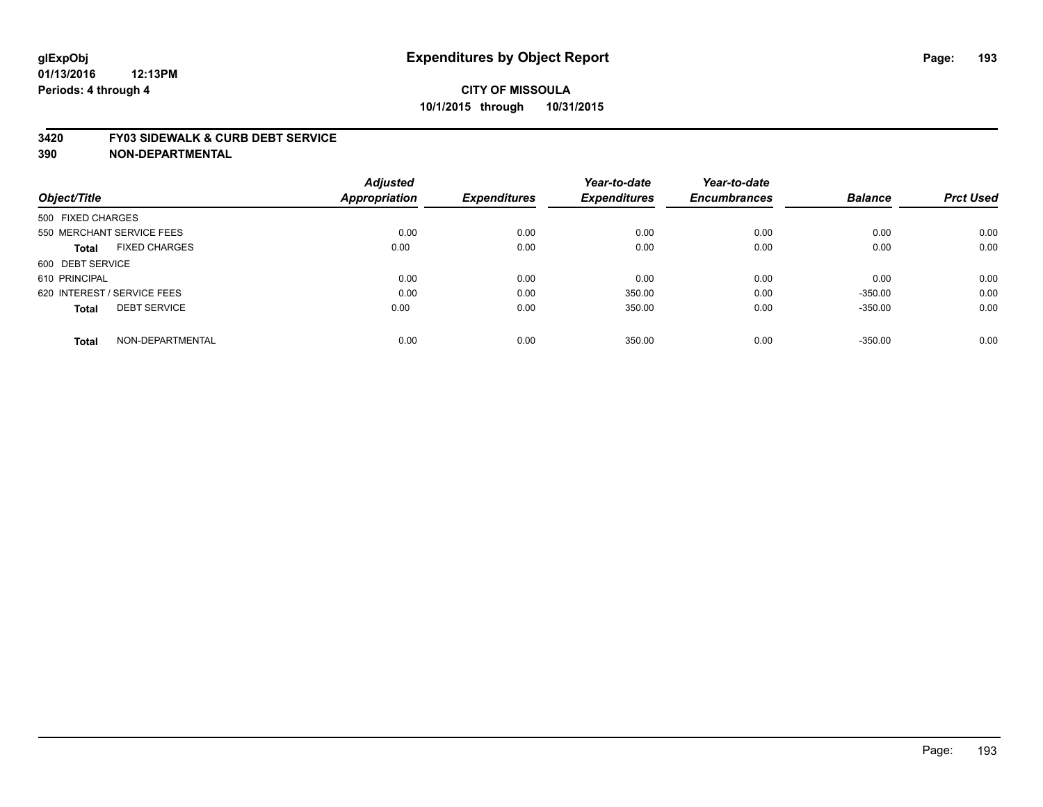**glExpObj**
**01/13/2016 12:13PM**
**Periods: 4 through 4**

# Expenditures by Object Report

**CITY OF MISSOULA**
**10/1/2015 through 10/31/2015**

**3420 FY03 SIDEWALK & CURB DEBT SERVICE**
**390 NON-DEPARTMENTAL**

| Object/Title | Adjusted Appropriation | Expenditures | Year-to-date Expenditures | Year-to-date Encumbrances | Balance | Prct Used |
|---|---|---|---|---|---|---|
| 500 FIXED CHARGES | | | | | | |
| 550 MERCHANT SERVICE FEES | 0.00 | 0.00 | 0.00 | 0.00 | 0.00 | 0.00 |
| **Total** FIXED CHARGES | 0.00 | 0.00 | 0.00 | 0.00 | 0.00 | 0.00 |
| 600 DEBT SERVICE | | | | | | |
| 610 PRINCIPAL | 0.00 | 0.00 | 0.00 | 0.00 | 0.00 | 0.00 |
| 620 INTEREST / SERVICE FEES | 0.00 | 0.00 | 350.00 | 0.00 | -350.00 | 0.00 |
| **Total** DEBT SERVICE | 0.00 | 0.00 | 350.00 | 0.00 | -350.00 | 0.00 |
| **Total** NON-DEPARTMENTAL | 0.00 | 0.00 | 350.00 | 0.00 | -350.00 | 0.00 |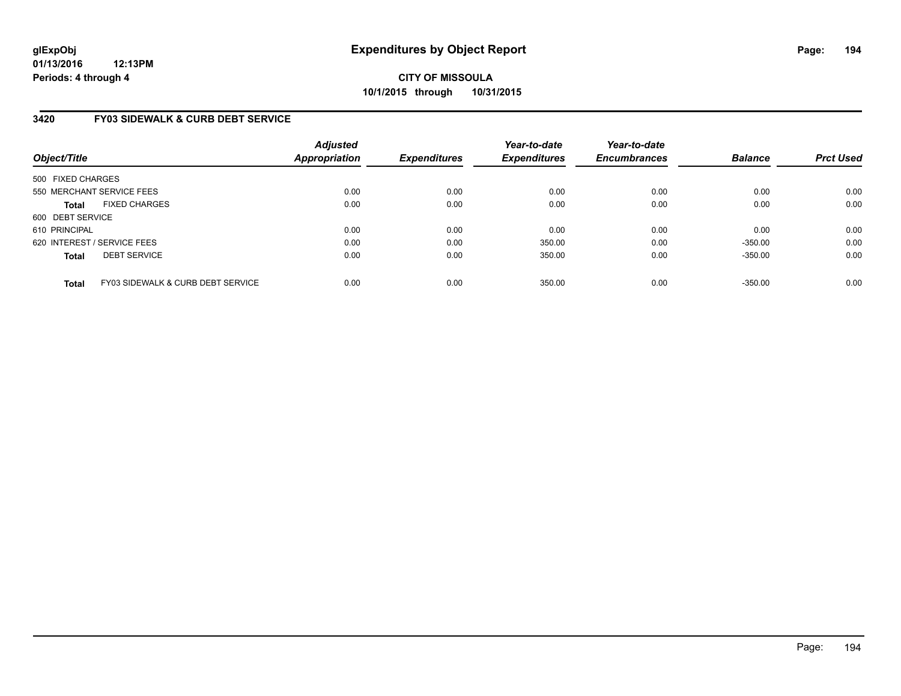**glExpObj**
**01/13/2016 12:13PM**
**Periods: 4 through 4**

# Expenditures by Object Report

**CITY OF MISSOULA**
**10/1/2015 through 10/31/2015**

## 3420 FY03 SIDEWALK & CURB DEBT SERVICE

| Object/Title | Adjusted Appropriation | Expenditures | Year-to-date Expenditures | Year-to-date Encumbrances | Balance | Prct Used |
|---|---|---|---|---|---|---|
| 500 FIXED CHARGES | | | | | | |
| 550 MERCHANT SERVICE FEES | 0.00 | 0.00 | 0.00 | 0.00 | 0.00 | 0.00 |
| **Total** FIXED CHARGES | 0.00 | 0.00 | 0.00 | 0.00 | 0.00 | 0.00 |
| 600 DEBT SERVICE | | | | | | |
| 610 PRINCIPAL | 0.00 | 0.00 | 0.00 | 0.00 | 0.00 | 0.00 |
| 620 INTEREST / SERVICE FEES | 0.00 | 0.00 | 350.00 | 0.00 | -350.00 | 0.00 |
| **Total** DEBT SERVICE | 0.00 | 0.00 | 350.00 | 0.00 | -350.00 | 0.00 |
| **Total** FY03 SIDEWALK & CURB DEBT SERVICE | 0.00 | 0.00 | 350.00 | 0.00 | -350.00 | 0.00 |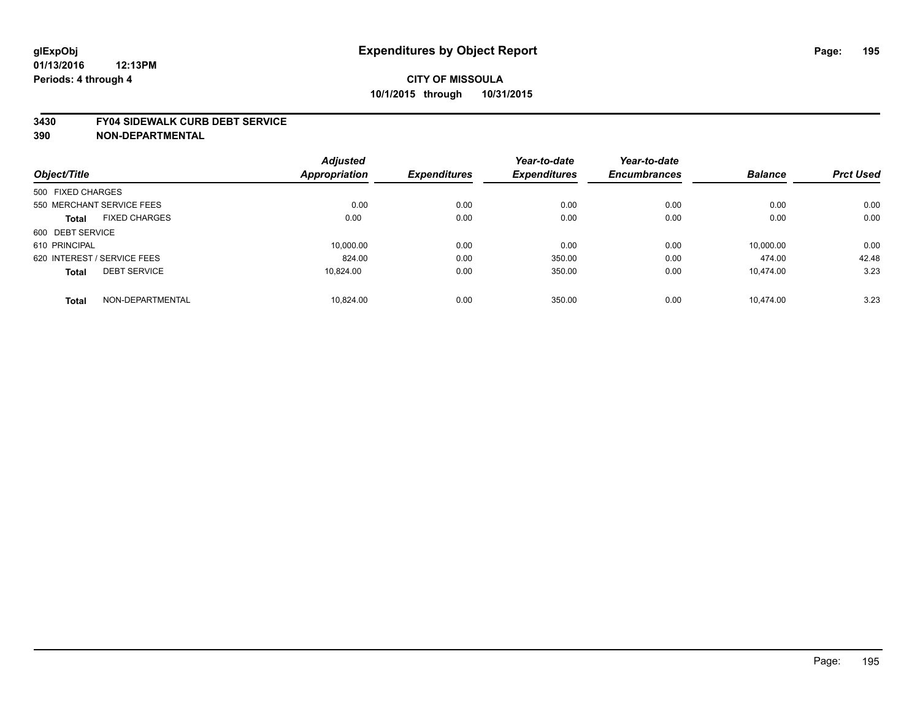**glExpObj**
**01/13/2016 12:13PM**
**Periods: 4 through 4**

# Expenditures by Object Report

**CITY OF MISSOULA**
**10/1/2015 through 10/31/2015**

**3430 FY04 SIDEWALK CURB DEBT SERVICE**
**390 NON-DEPARTMENTAL**

| Object/Title | Adjusted Appropriation | Expenditures | Year-to-date Expenditures | Year-to-date Encumbrances | Balance | Prct Used |
|---|---|---|---|---|---|---|
| 500 FIXED CHARGES | | | | | | |
| 550 MERCHANT SERVICE FEES | 0.00 | 0.00 | 0.00 | 0.00 | 0.00 | 0.00 |
| **Total** FIXED CHARGES | 0.00 | 0.00 | 0.00 | 0.00 | 0.00 | 0.00 |
| 600 DEBT SERVICE | | | | | | |
| 610 PRINCIPAL | 10,000.00 | 0.00 | 0.00 | 0.00 | 10,000.00 | 0.00 |
| 620 INTEREST / SERVICE FEES | 824.00 | 0.00 | 350.00 | 0.00 | 474.00 | 42.48 |
| **Total** DEBT SERVICE | 10,824.00 | 0.00 | 350.00 | 0.00 | 10,474.00 | 3.23 |
| **Total** NON-DEPARTMENTAL | 10,824.00 | 0.00 | 350.00 | 0.00 | 10,474.00 | 3.23 |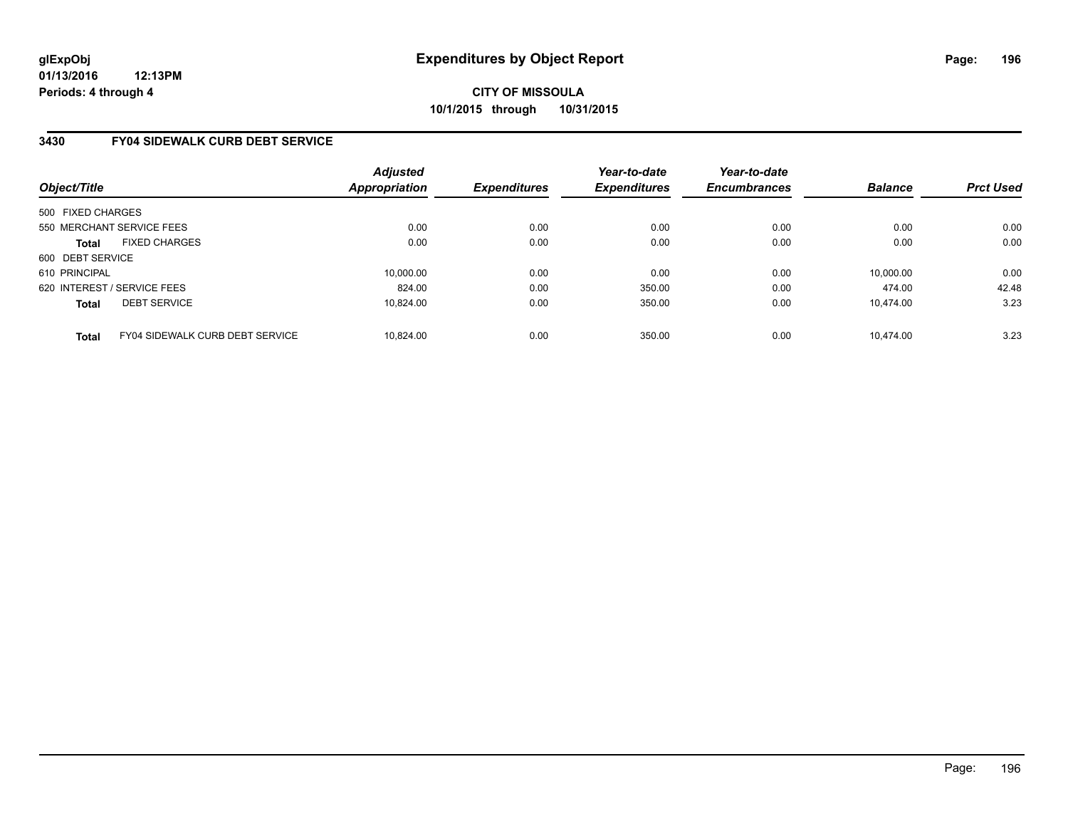**glExpObj**
**01/13/2016 12:13PM**
**Periods: 4 through 4**

# Expenditures by Object Report

**CITY OF MISSOULA**
**10/1/2015 through 10/31/2015**

## 3430 FY04 SIDEWALK CURB DEBT SERVICE

| Object/Title | | Adjusted Appropriation | Expenditures | Year-to-date Expenditures | Year-to-date Encumbrances | Balance | Prct Used |
|---|---|---|---|---|---|---|---|
| 500 FIXED CHARGES | | | | | | | |
| 550 MERCHANT SERVICE FEES | | 0.00 | 0.00 | 0.00 | 0.00 | 0.00 | 0.00 |
| **Total** | FIXED CHARGES | 0.00 | 0.00 | 0.00 | 0.00 | 0.00 | 0.00 |
| 600 DEBT SERVICE | | | | | | | |
| 610 PRINCIPAL | | 10,000.00 | 0.00 | 0.00 | 0.00 | 10,000.00 | 0.00 |
| 620 INTEREST / SERVICE FEES | | 824.00 | 0.00 | 350.00 | 0.00 | 474.00 | 42.48 |
| **Total** | DEBT SERVICE | 10,824.00 | 0.00 | 350.00 | 0.00 | 10,474.00 | 3.23 |
| **Total** | FY04 SIDEWALK CURB DEBT SERVICE | 10,824.00 | 0.00 | 350.00 | 0.00 | 10,474.00 | 3.23 |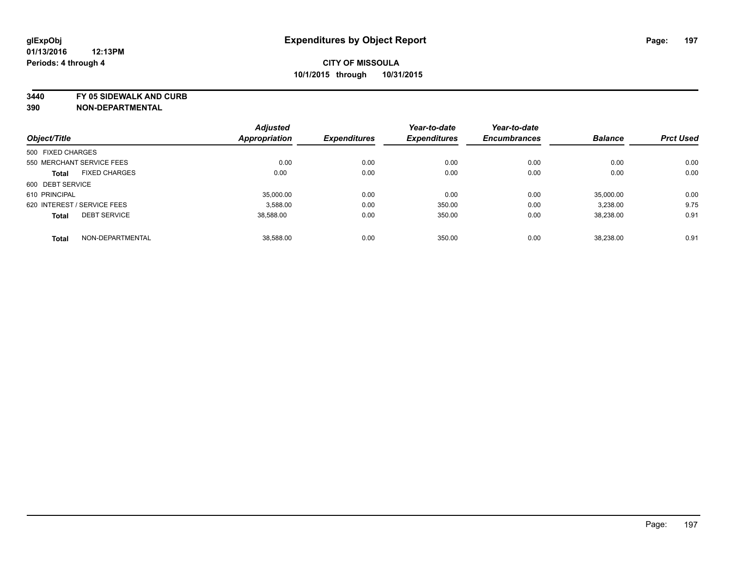glExpObj
01/13/2016 12:13PM
Periods: 4 through 4

# Expenditures by Object Report

**CITY OF MISSOULA**
**10/1/2015 through 10/31/2015**

**3440 FY 05 SIDEWALK AND CURB**
**390 NON-DEPARTMENTAL**

| Object/Title | | Adjusted Appropriation | Expenditures | Year-to-date Expenditures | Year-to-date Encumbrances | Balance | Prct Used |
|---|---|---|---|---|---|---|---|
| 500 FIXED CHARGES | | | | | | | |
| 550 MERCHANT SERVICE FEES | | 0.00 | 0.00 | 0.00 | 0.00 | 0.00 | 0.00 |
| **Total** | FIXED CHARGES | 0.00 | 0.00 | 0.00 | 0.00 | 0.00 | 0.00 |
| 600 DEBT SERVICE | | | | | | | |
| 610 PRINCIPAL | | 35,000.00 | 0.00 | 0.00 | 0.00 | 35,000.00 | 0.00 |
| 620 INTEREST / SERVICE FEES | | 3,588.00 | 0.00 | 350.00 | 0.00 | 3,238.00 | 9.75 |
| **Total** | DEBT SERVICE | 38,588.00 | 0.00 | 350.00 | 0.00 | 38,238.00 | 0.91 |
| **Total** | NON-DEPARTMENTAL | 38,588.00 | 0.00 | 350.00 | 0.00 | 38,238.00 | 0.91 |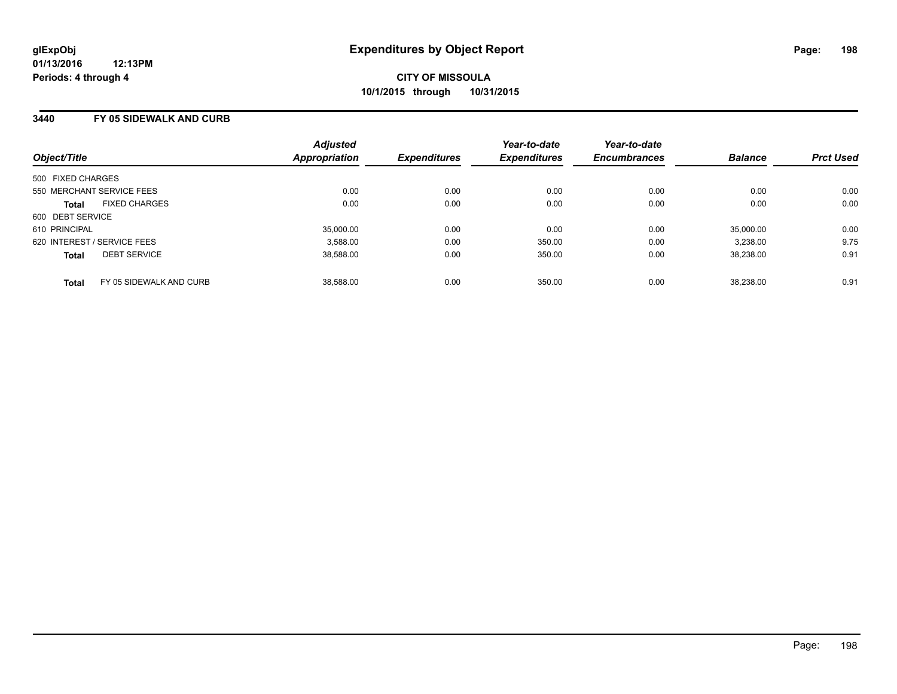glExpObj
01/13/2016 12:13PM
Periods: 4 through 4

# Expenditures by Object Report

**CITY OF MISSOULA**
**10/1/2015 through 10/31/2015**

## 3440 FY 05 SIDEWALK AND CURB

| Object/Title | Adjusted Appropriation | Expenditures | Year-to-date Expenditures | Year-to-date Encumbrances | Balance | Prct Used |
|---|---|---|---|---|---|---|
| 500 FIXED CHARGES | | | | | | |
| 550 MERCHANT SERVICE FEES | 0.00 | 0.00 | 0.00 | 0.00 | 0.00 | 0.00 |
| **Total** FIXED CHARGES | 0.00 | 0.00 | 0.00 | 0.00 | 0.00 | 0.00 |
| 600 DEBT SERVICE | | | | | | |
| 610 PRINCIPAL | 35,000.00 | 0.00 | 0.00 | 0.00 | 35,000.00 | 0.00 |
| 620 INTEREST / SERVICE FEES | 3,588.00 | 0.00 | 350.00 | 0.00 | 3,238.00 | 9.75 |
| **Total** DEBT SERVICE | 38,588.00 | 0.00 | 350.00 | 0.00 | 38,238.00 | 0.91 |
| **Total** FY 05 SIDEWALK AND CURB | 38,588.00 | 0.00 | 350.00 | 0.00 | 38,238.00 | 0.91 |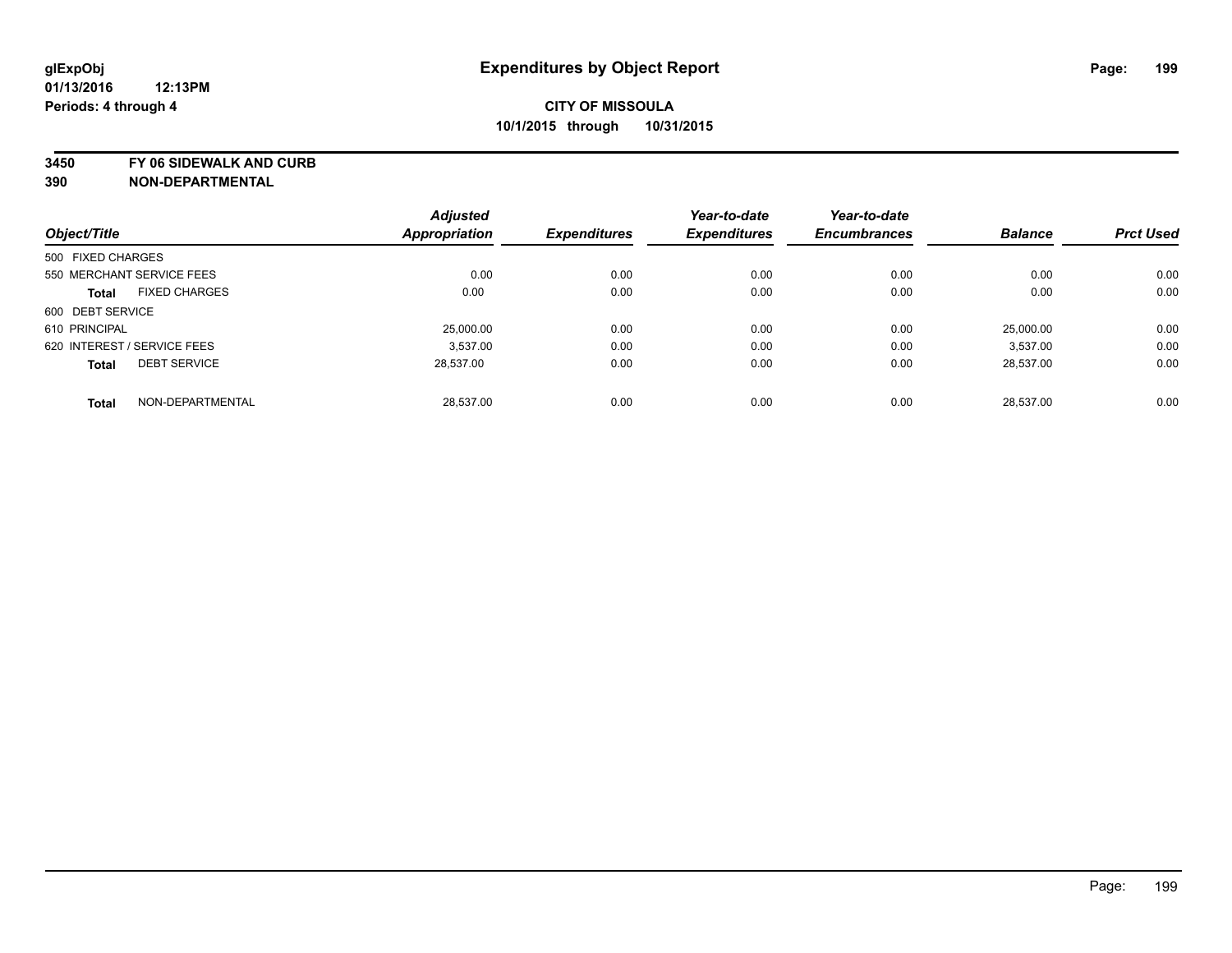**glExpObj**
**01/13/2016 12:13PM**
**Periods: 4 through 4**

# Expenditures by Object Report

**CITY OF MISSOULA**
**10/1/2015 through 10/31/2015**

**3450 FY 06 SIDEWALK AND CURB**
**390 NON-DEPARTMENTAL**

| Object/Title | Adjusted Appropriation | Expenditures | Year-to-date Expenditures | Year-to-date Encumbrances | Balance | Prct Used |
|---|---|---|---|---|---|---|
| 500 FIXED CHARGES | | | | | | |
| 550 MERCHANT SERVICE FEES | 0.00 | 0.00 | 0.00 | 0.00 | 0.00 | 0.00 |
| **Total** FIXED CHARGES | 0.00 | 0.00 | 0.00 | 0.00 | 0.00 | 0.00 |
| 600 DEBT SERVICE | | | | | | |
| 610 PRINCIPAL | 25,000.00 | 0.00 | 0.00 | 0.00 | 25,000.00 | 0.00 |
| 620 INTEREST / SERVICE FEES | 3,537.00 | 0.00 | 0.00 | 0.00 | 3,537.00 | 0.00 |
| **Total** DEBT SERVICE | 28,537.00 | 0.00 | 0.00 | 0.00 | 28,537.00 | 0.00 |
| **Total** NON-DEPARTMENTAL | 28,537.00 | 0.00 | 0.00 | 0.00 | 28,537.00 | 0.00 |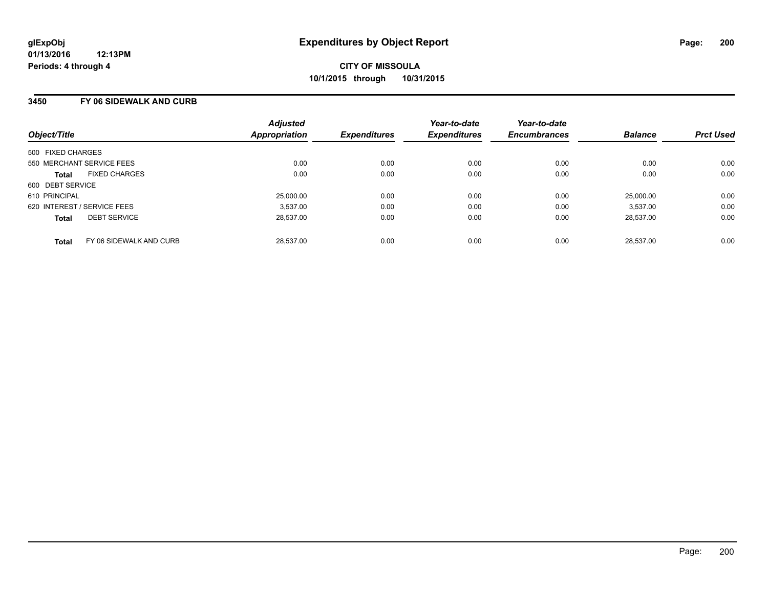**glExpObj**
**01/13/2016 12:13PM**
**Periods: 4 through 4**

# Expenditures by Object Report

**CITY OF MISSOULA**
**10/1/2015 through 10/31/2015**

## 3450 FY 06 SIDEWALK AND CURB

| Object/Title | | Adjusted Appropriation | Expenditures | Year-to-date Expenditures | Year-to-date Encumbrances | Balance | Prct Used |
|---|---|---|---|---|---|---|---|
| 500 FIXED CHARGES | | | | | | | |
| 550 MERCHANT SERVICE FEES | | 0.00 | 0.00 | 0.00 | 0.00 | 0.00 | 0.00 |
| **Total** | FIXED CHARGES | 0.00 | 0.00 | 0.00 | 0.00 | 0.00 | 0.00 |
| 600 DEBT SERVICE | | | | | | | |
| 610 PRINCIPAL | | 25,000.00 | 0.00 | 0.00 | 0.00 | 25,000.00 | 0.00 |
| 620 INTEREST / SERVICE FEES | | 3,537.00 | 0.00 | 0.00 | 0.00 | 3,537.00 | 0.00 |
| **Total** | DEBT SERVICE | 28,537.00 | 0.00 | 0.00 | 0.00 | 28,537.00 | 0.00 |
| **Total** | FY 06 SIDEWALK AND CURB | 28,537.00 | 0.00 | 0.00 | 0.00 | 28,537.00 | 0.00 |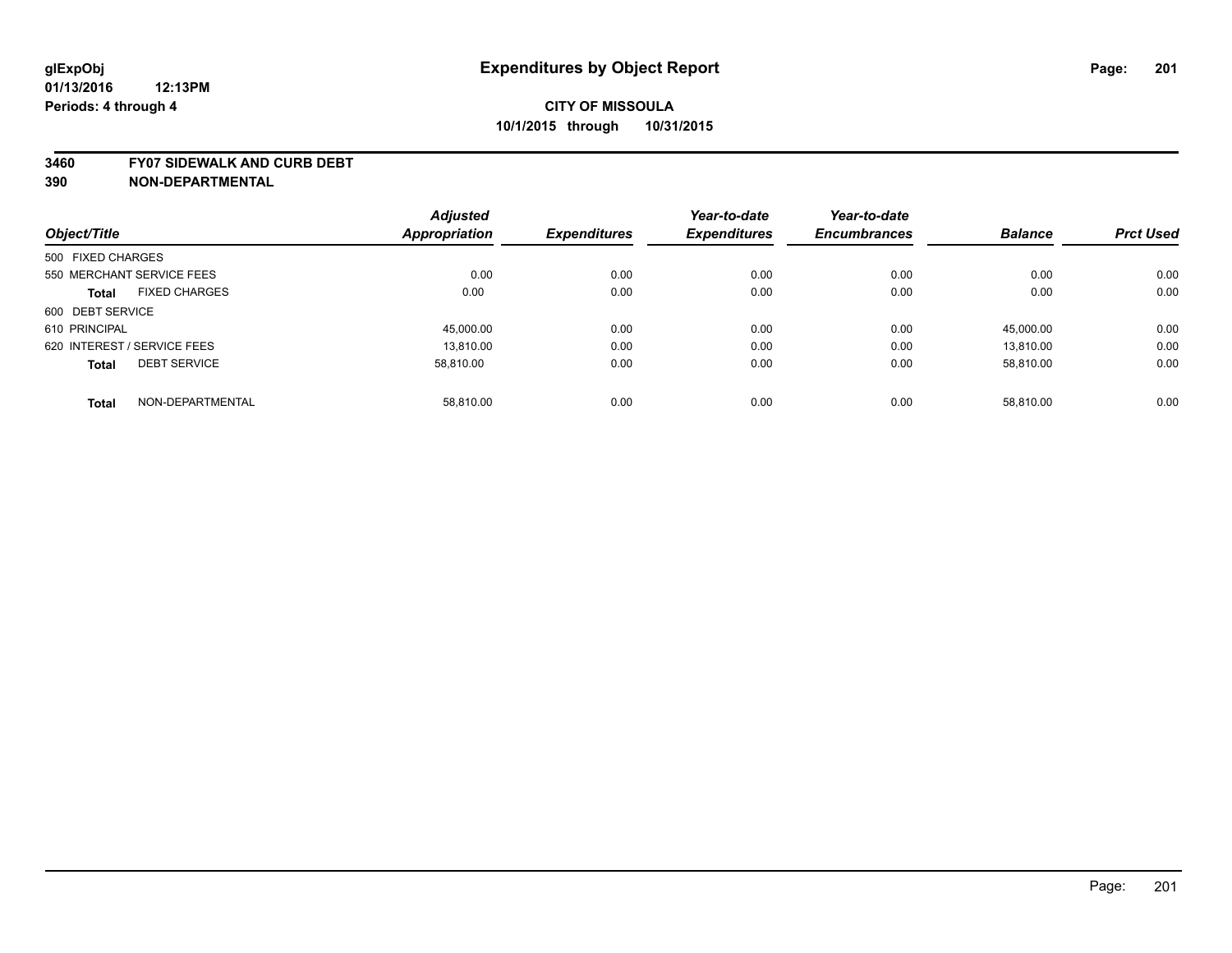glExpObj
01/13/2016 12:13PM
Periods: 4 through 4

# Expenditures by Object Report

**CITY OF MISSOULA**
**10/1/2015 through 10/31/2015**

**3460 FY07 SIDEWALK AND CURB DEBT**
**390 NON-DEPARTMENTAL**

| Object/Title | Adjusted Appropriation | Expenditures | Year-to-date Expenditures | Year-to-date Encumbrances | Balance | Prct Used |
|---|---|---|---|---|---|---|
| 500 FIXED CHARGES | | | | | | |
| 550 MERCHANT SERVICE FEES | 0.00 | 0.00 | 0.00 | 0.00 | 0.00 | 0.00 |
| **Total** FIXED CHARGES | 0.00 | 0.00 | 0.00 | 0.00 | 0.00 | 0.00 |
| 600 DEBT SERVICE | | | | | | |
| 610 PRINCIPAL | 45,000.00 | 0.00 | 0.00 | 0.00 | 45,000.00 | 0.00 |
| 620 INTEREST / SERVICE FEES | 13,810.00 | 0.00 | 0.00 | 0.00 | 13,810.00 | 0.00 |
| **Total** DEBT SERVICE | 58,810.00 | 0.00 | 0.00 | 0.00 | 58,810.00 | 0.00 |
| **Total** NON-DEPARTMENTAL | 58,810.00 | 0.00 | 0.00 | 0.00 | 58,810.00 | 0.00 |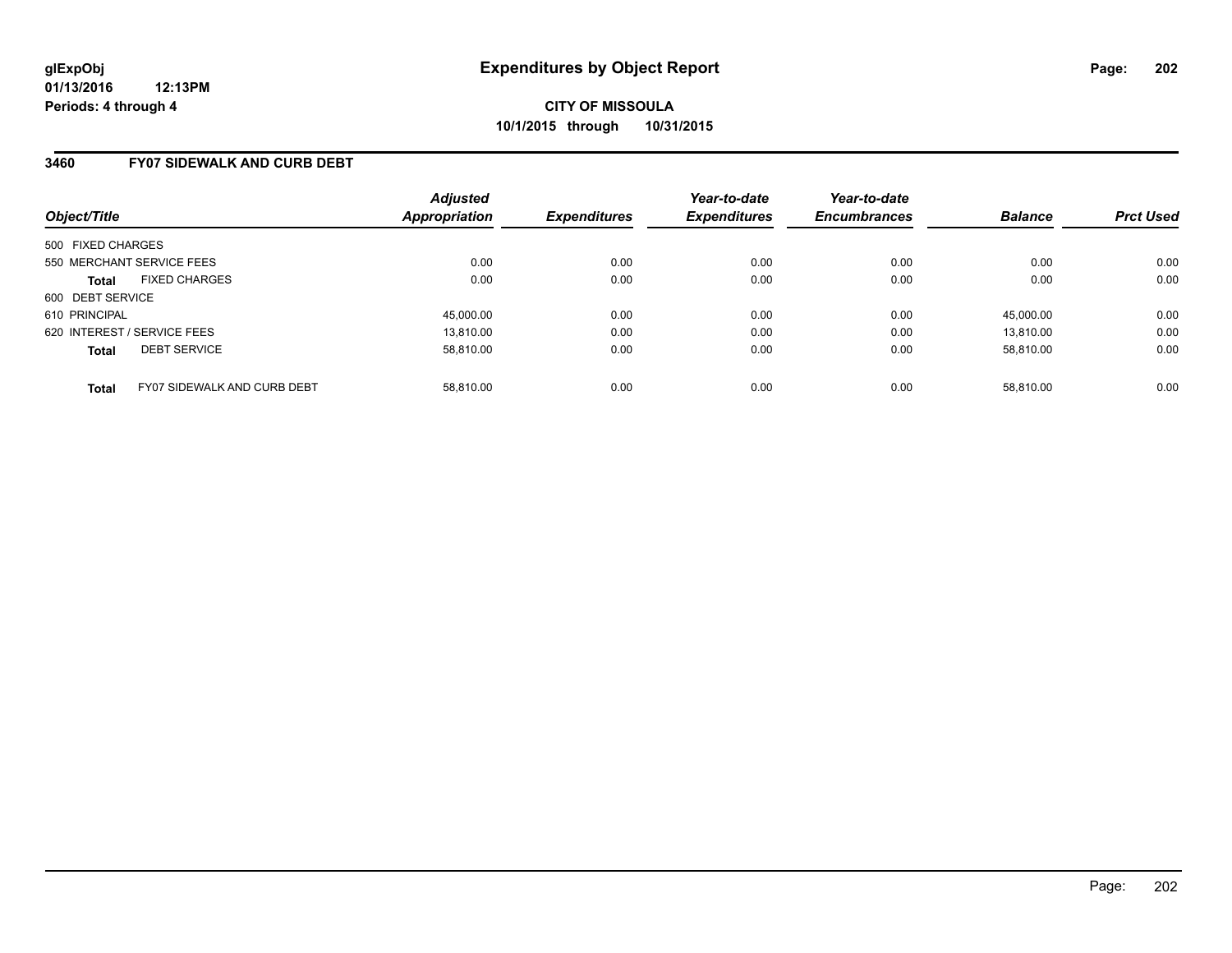glExpObj
01/13/2016 12:13PM
Periods: 4 through 4

# Expenditures by Object Report

**CITY OF MISSOULA**
**10/1/2015 through 10/31/2015**

## 3460 FY07 SIDEWALK AND CURB DEBT

| Object/Title | | Adjusted Appropriation | Expenditures | Year-to-date Expenditures | Year-to-date Encumbrances | Balance | Prct Used |
|---|---|---|---|---|---|---|---|
| 500 FIXED CHARGES | | | | | | | |
| 550 MERCHANT SERVICE FEES | | 0.00 | 0.00 | 0.00 | 0.00 | 0.00 | 0.00 |
| **Total** | FIXED CHARGES | 0.00 | 0.00 | 0.00 | 0.00 | 0.00 | 0.00 |
| 600 DEBT SERVICE | | | | | | | |
| 610 PRINCIPAL | | 45,000.00 | 0.00 | 0.00 | 0.00 | 45,000.00 | 0.00 |
| 620 INTEREST / SERVICE FEES | | 13,810.00 | 0.00 | 0.00 | 0.00 | 13,810.00 | 0.00 |
| **Total** | DEBT SERVICE | 58,810.00 | 0.00 | 0.00 | 0.00 | 58,810.00 | 0.00 |
| **Total** | FY07 SIDEWALK AND CURB DEBT | 58,810.00 | 0.00 | 0.00 | 0.00 | 58,810.00 | 0.00 |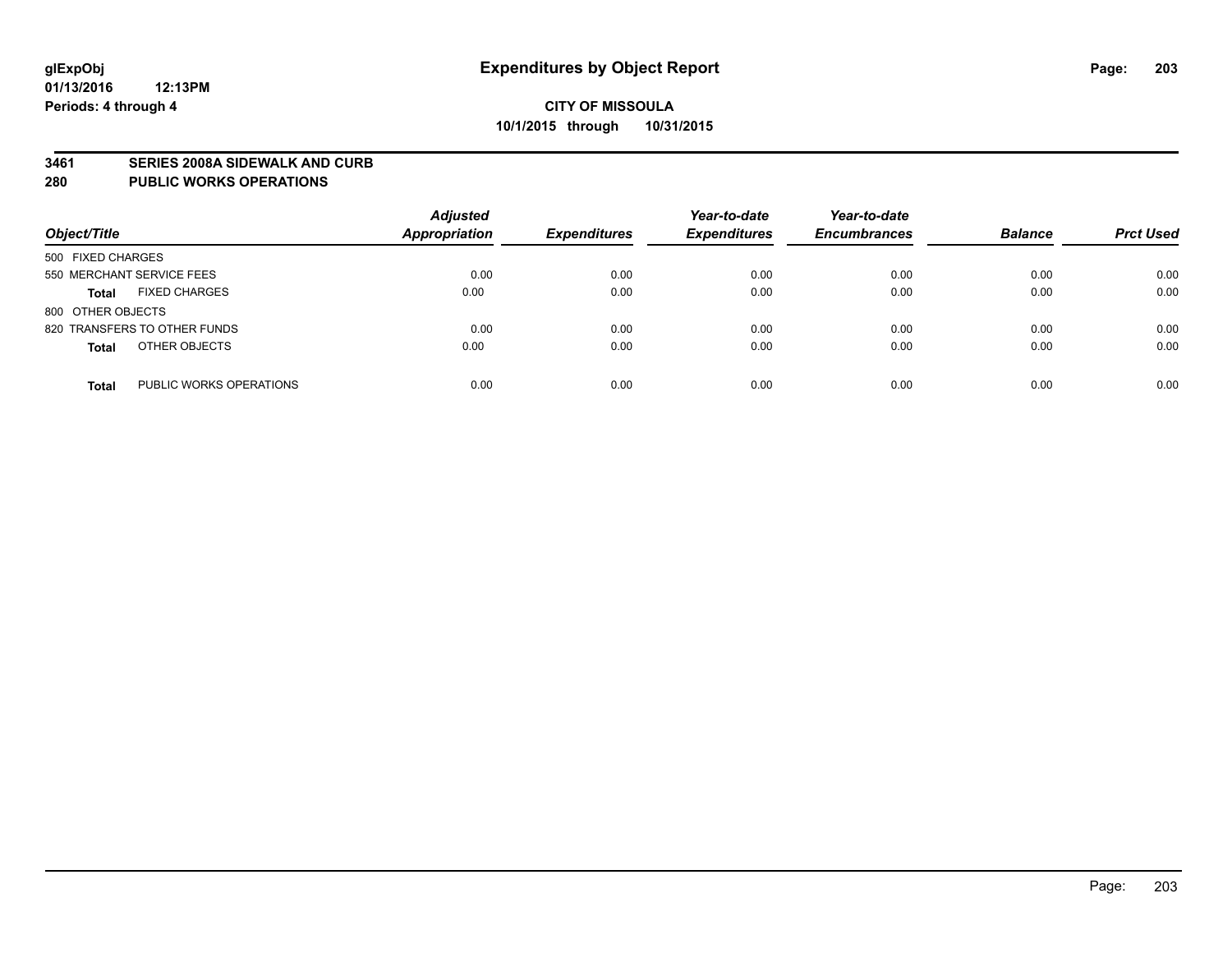# Expenditures by Object Report

glExpObj
01/13/2016 12:13PM
Periods: 4 through 4

**CITY OF MISSOULA**
**10/1/2015 through 10/31/2015**

**3461 SERIES 2008A SIDEWALK AND CURB**
**280 PUBLIC WORKS OPERATIONS**

| Object/Title | Adjusted Appropriation | Expenditures | Year-to-date Expenditures | Year-to-date Encumbrances | Balance | Prct Used |
|---|---|---|---|---|---|---|
| 500 FIXED CHARGES | | | | | | |
| 550 MERCHANT SERVICE FEES | 0.00 | 0.00 | 0.00 | 0.00 | 0.00 | 0.00 |
| **Total** FIXED CHARGES | 0.00 | 0.00 | 0.00 | 0.00 | 0.00 | 0.00 |
| 800 OTHER OBJECTS | | | | | | |
| 820 TRANSFERS TO OTHER FUNDS | 0.00 | 0.00 | 0.00 | 0.00 | 0.00 | 0.00 |
| **Total** OTHER OBJECTS | 0.00 | 0.00 | 0.00 | 0.00 | 0.00 | 0.00 |
| **Total** PUBLIC WORKS OPERATIONS | 0.00 | 0.00 | 0.00 | 0.00 | 0.00 | 0.00 |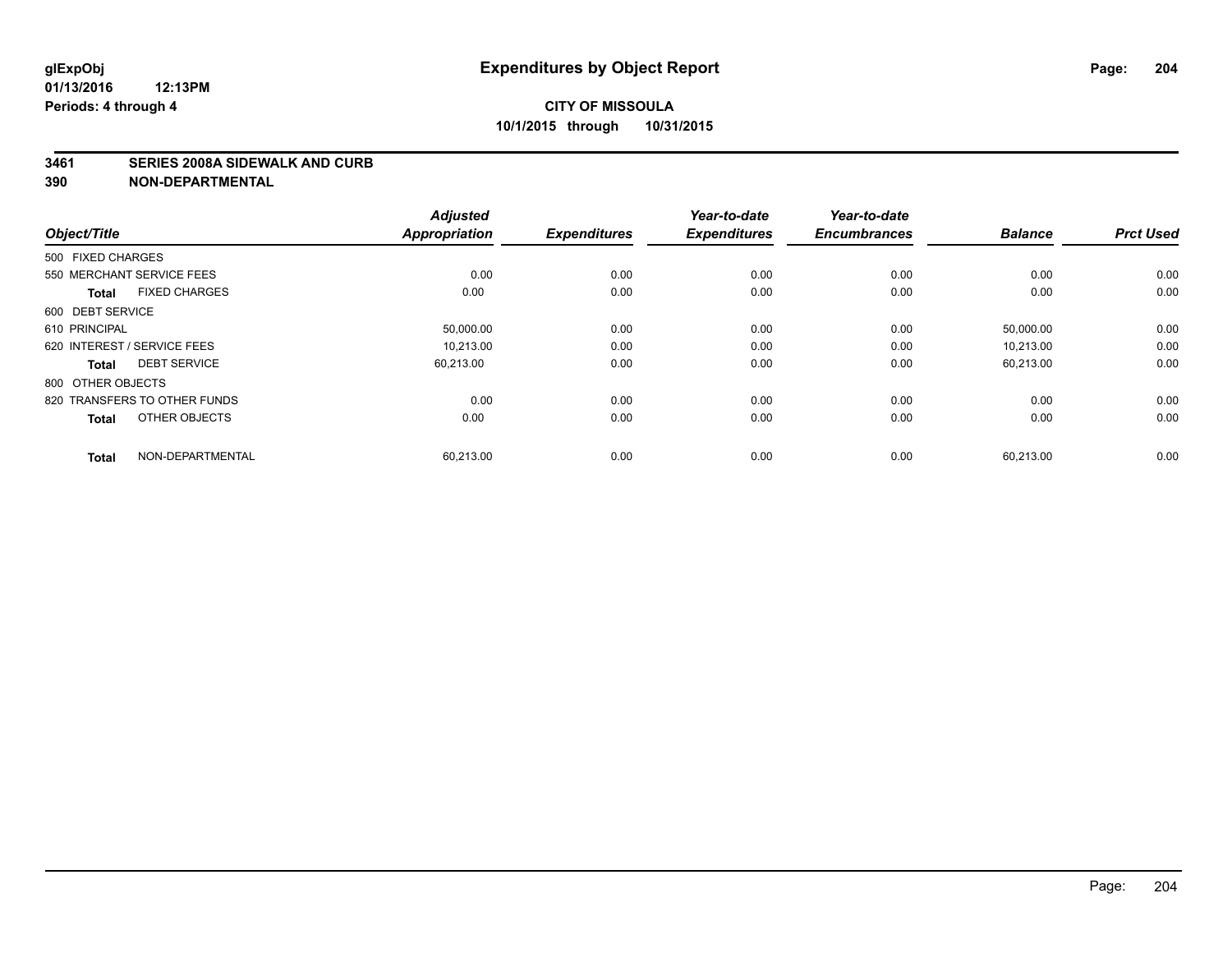glExpObj
01/13/2016 12:13PM
Periods: 4 through 4

# Expenditures by Object Report

**CITY OF MISSOULA**
**10/1/2015 through 10/31/2015**

**3461 SERIES 2008A SIDEWALK AND CURB**
**390 NON-DEPARTMENTAL**

| Object/Title | | Adjusted Appropriation | Expenditures | Year-to-date Expenditures | Year-to-date Encumbrances | Balance | Prct Used |
|---|---|---|---|---|---|---|---|
| 500 FIXED CHARGES | | | | | | | |
| 550 MERCHANT SERVICE FEES | | 0.00 | 0.00 | 0.00 | 0.00 | 0.00 | 0.00 |
| **Total** | FIXED CHARGES | 0.00 | 0.00 | 0.00 | 0.00 | 0.00 | 0.00 |
| 600 DEBT SERVICE | | | | | | | |
| 610 PRINCIPAL | | 50,000.00 | 0.00 | 0.00 | 0.00 | 50,000.00 | 0.00 |
| 620 INTEREST / SERVICE FEES | | 10,213.00 | 0.00 | 0.00 | 0.00 | 10,213.00 | 0.00 |
| **Total** | DEBT SERVICE | 60,213.00 | 0.00 | 0.00 | 0.00 | 60,213.00 | 0.00 |
| 800 OTHER OBJECTS | | | | | | | |
| 820 TRANSFERS TO OTHER FUNDS | | 0.00 | 0.00 | 0.00 | 0.00 | 0.00 | 0.00 |
| **Total** | OTHER OBJECTS | 0.00 | 0.00 | 0.00 | 0.00 | 0.00 | 0.00 |
| **Total** | NON-DEPARTMENTAL | 60,213.00 | 0.00 | 0.00 | 0.00 | 60,213.00 | 0.00 |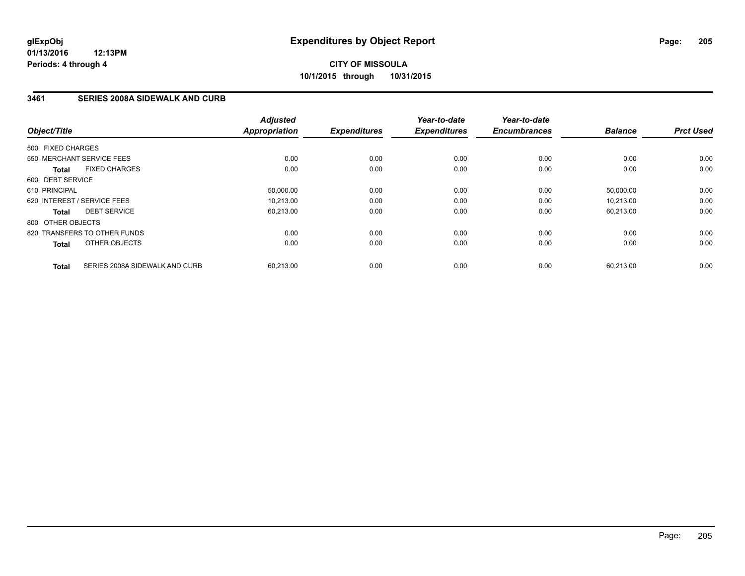# Expenditures by Object Report

**glExpObj**
**01/13/2016 12:13PM**
**Periods: 4 through 4**

**CITY OF MISSOULA**
**10/1/2015 through 10/31/2015**

## 3461 SERIES 2008A SIDEWALK AND CURB

| Object/Title | Adjusted Appropriation | Expenditures | Year-to-date Expenditures | Year-to-date Encumbrances | Balance | Prct Used |
|---|---|---|---|---|---|---|
| 500 FIXED CHARGES | | | | | | |
| 550 MERCHANT SERVICE FEES | 0.00 | 0.00 | 0.00 | 0.00 | 0.00 | 0.00 |
| **Total** FIXED CHARGES | 0.00 | 0.00 | 0.00 | 0.00 | 0.00 | 0.00 |
| 600 DEBT SERVICE | | | | | | |
| 610 PRINCIPAL | 50,000.00 | 0.00 | 0.00 | 0.00 | 50,000.00 | 0.00 |
| 620 INTEREST / SERVICE FEES | 10,213.00 | 0.00 | 0.00 | 0.00 | 10,213.00 | 0.00 |
| **Total** DEBT SERVICE | 60,213.00 | 0.00 | 0.00 | 0.00 | 60,213.00 | 0.00 |
| 800 OTHER OBJECTS | | | | | | |
| 820 TRANSFERS TO OTHER FUNDS | 0.00 | 0.00 | 0.00 | 0.00 | 0.00 | 0.00 |
| **Total** OTHER OBJECTS | 0.00 | 0.00 | 0.00 | 0.00 | 0.00 | 0.00 |
| **Total** SERIES 2008A SIDEWALK AND CURB | 60,213.00 | 0.00 | 0.00 | 0.00 | 60,213.00 | 0.00 |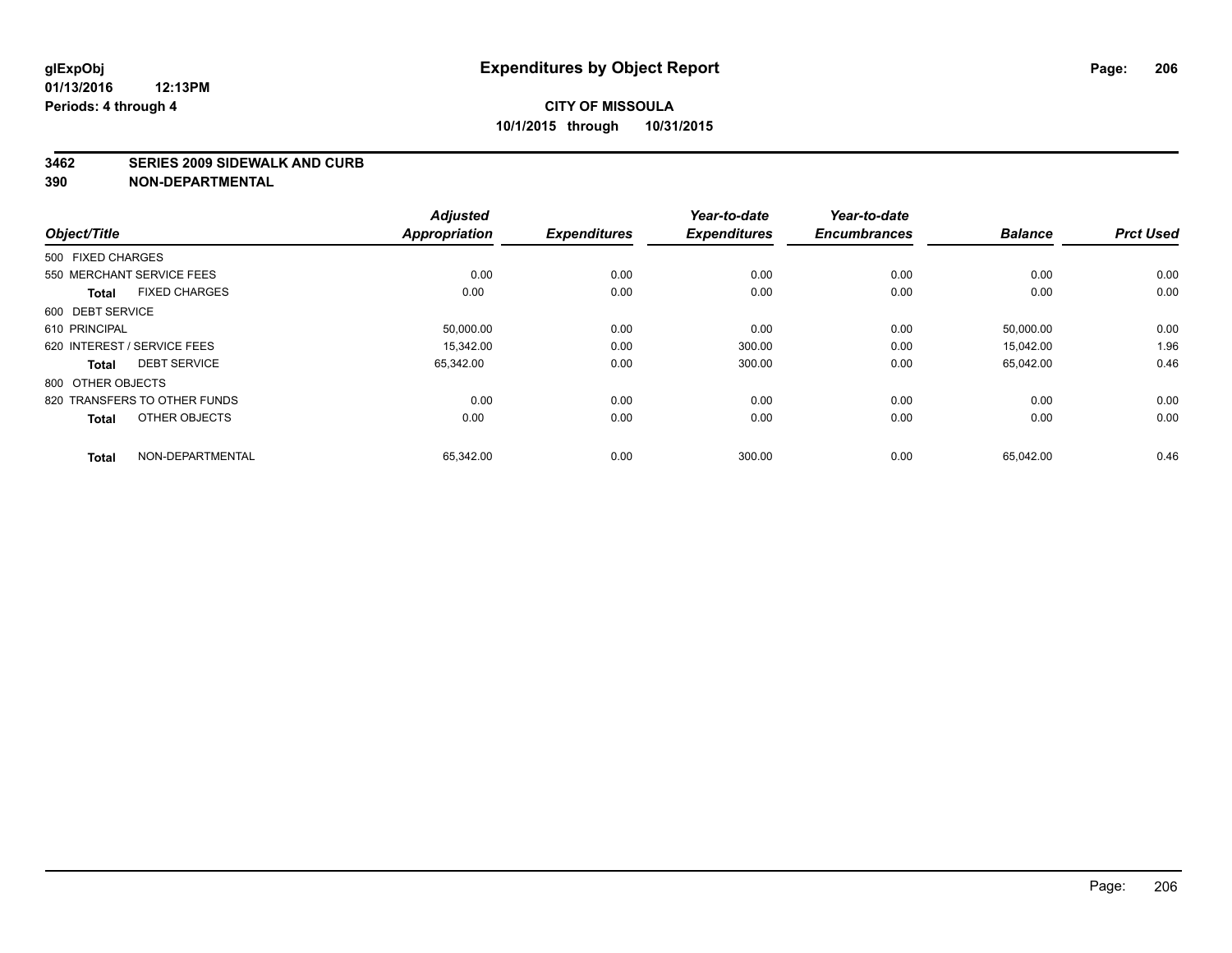# Expenditures by Object Report

glExpObj
01/13/2016 12:13PM
Periods: 4 through 4

**CITY OF MISSOULA**
**10/1/2015 through 10/31/2015**

**3462 SERIES 2009 SIDEWALK AND CURB**
**390 NON-DEPARTMENTAL**

| Object/Title | Adjusted Appropriation | Expenditures | Year-to-date Expenditures | Year-to-date Encumbrances | Balance | Prct Used |
|---|---|---|---|---|---|---|
| 500 FIXED CHARGES | | | | | | |
| 550 MERCHANT SERVICE FEES | 0.00 | 0.00 | 0.00 | 0.00 | 0.00 | 0.00 |
| **Total** FIXED CHARGES | 0.00 | 0.00 | 0.00 | 0.00 | 0.00 | 0.00 |
| 600 DEBT SERVICE | | | | | | |
| 610 PRINCIPAL | 50,000.00 | 0.00 | 0.00 | 0.00 | 50,000.00 | 0.00 |
| 620 INTEREST / SERVICE FEES | 15,342.00 | 0.00 | 300.00 | 0.00 | 15,042.00 | 1.96 |
| **Total** DEBT SERVICE | 65,342.00 | 0.00 | 300.00 | 0.00 | 65,042.00 | 0.46 |
| 800 OTHER OBJECTS | | | | | | |
| 820 TRANSFERS TO OTHER FUNDS | 0.00 | 0.00 | 0.00 | 0.00 | 0.00 | 0.00 |
| **Total** OTHER OBJECTS | 0.00 | 0.00 | 0.00 | 0.00 | 0.00 | 0.00 |
| **Total** NON-DEPARTMENTAL | 65,342.00 | 0.00 | 300.00 | 0.00 | 65,042.00 | 0.46 |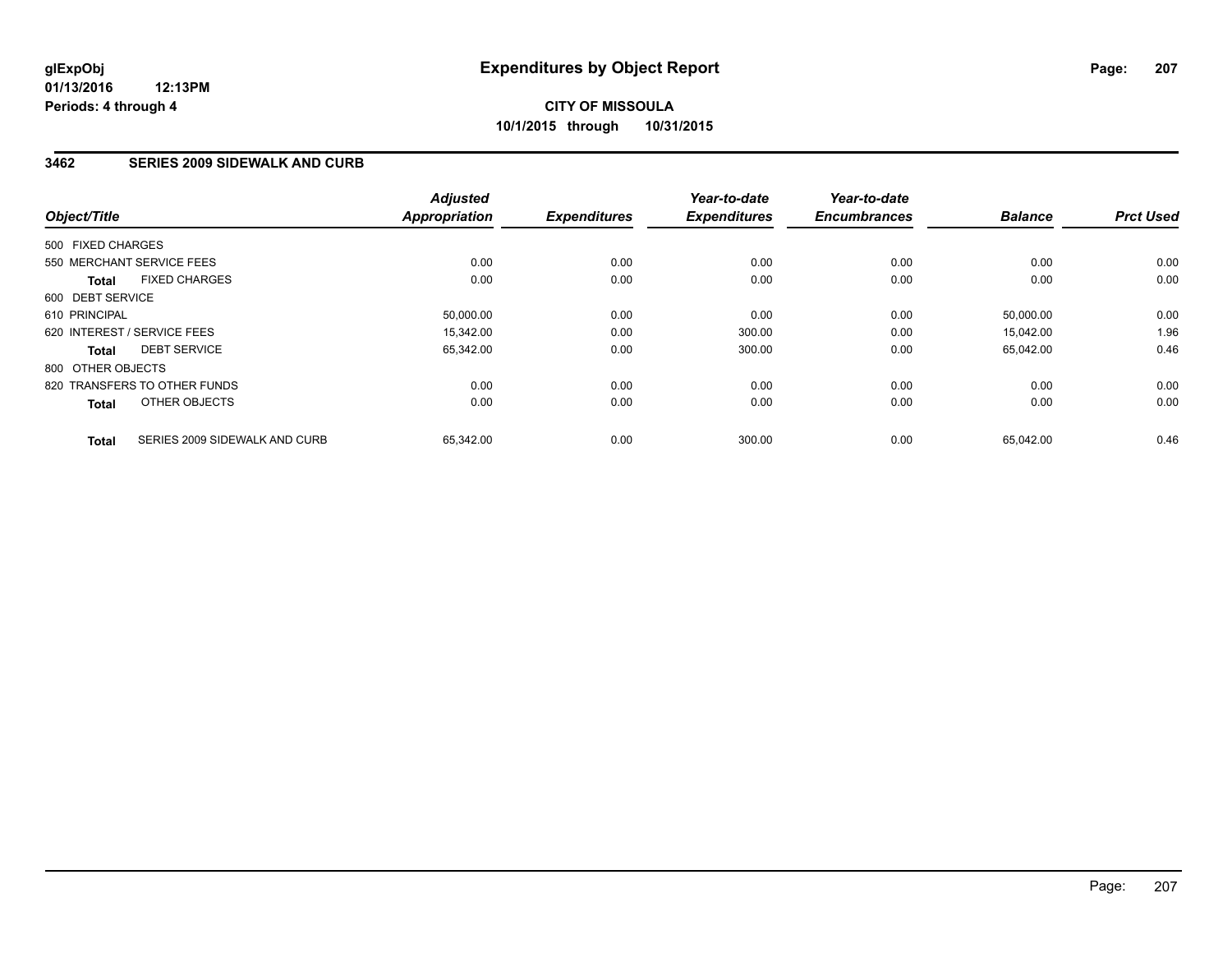# Expenditures by Object Report

**CITY OF MISSOULA**

**10/1/2015 through 10/31/2015**

glExpObj
01/13/2016 12:13PM
Periods: 4 through 4

## 3462 SERIES 2009 SIDEWALK AND CURB

| Object/Title | Adjusted Appropriation | Expenditures | Year-to-date Expenditures | Year-to-date Encumbrances | Balance | Prct Used |
|---|---|---|---|---|---|---|
| 500 FIXED CHARGES | | | | | | |
| 550 MERCHANT SERVICE FEES | 0.00 | 0.00 | 0.00 | 0.00 | 0.00 | 0.00 |
| **Total** FIXED CHARGES | 0.00 | 0.00 | 0.00 | 0.00 | 0.00 | 0.00 |
| 600 DEBT SERVICE | | | | | | |
| 610 PRINCIPAL | 50,000.00 | 0.00 | 0.00 | 0.00 | 50,000.00 | 0.00 |
| 620 INTEREST / SERVICE FEES | 15,342.00 | 0.00 | 300.00 | 0.00 | 15,042.00 | 1.96 |
| **Total** DEBT SERVICE | 65,342.00 | 0.00 | 300.00 | 0.00 | 65,042.00 | 0.46 |
| 800 OTHER OBJECTS | | | | | | |
| 820 TRANSFERS TO OTHER FUNDS | 0.00 | 0.00 | 0.00 | 0.00 | 0.00 | 0.00 |
| **Total** OTHER OBJECTS | 0.00 | 0.00 | 0.00 | 0.00 | 0.00 | 0.00 |
| **Total** SERIES 2009 SIDEWALK AND CURB | 65,342.00 | 0.00 | 300.00 | 0.00 | 65,042.00 | 0.46 |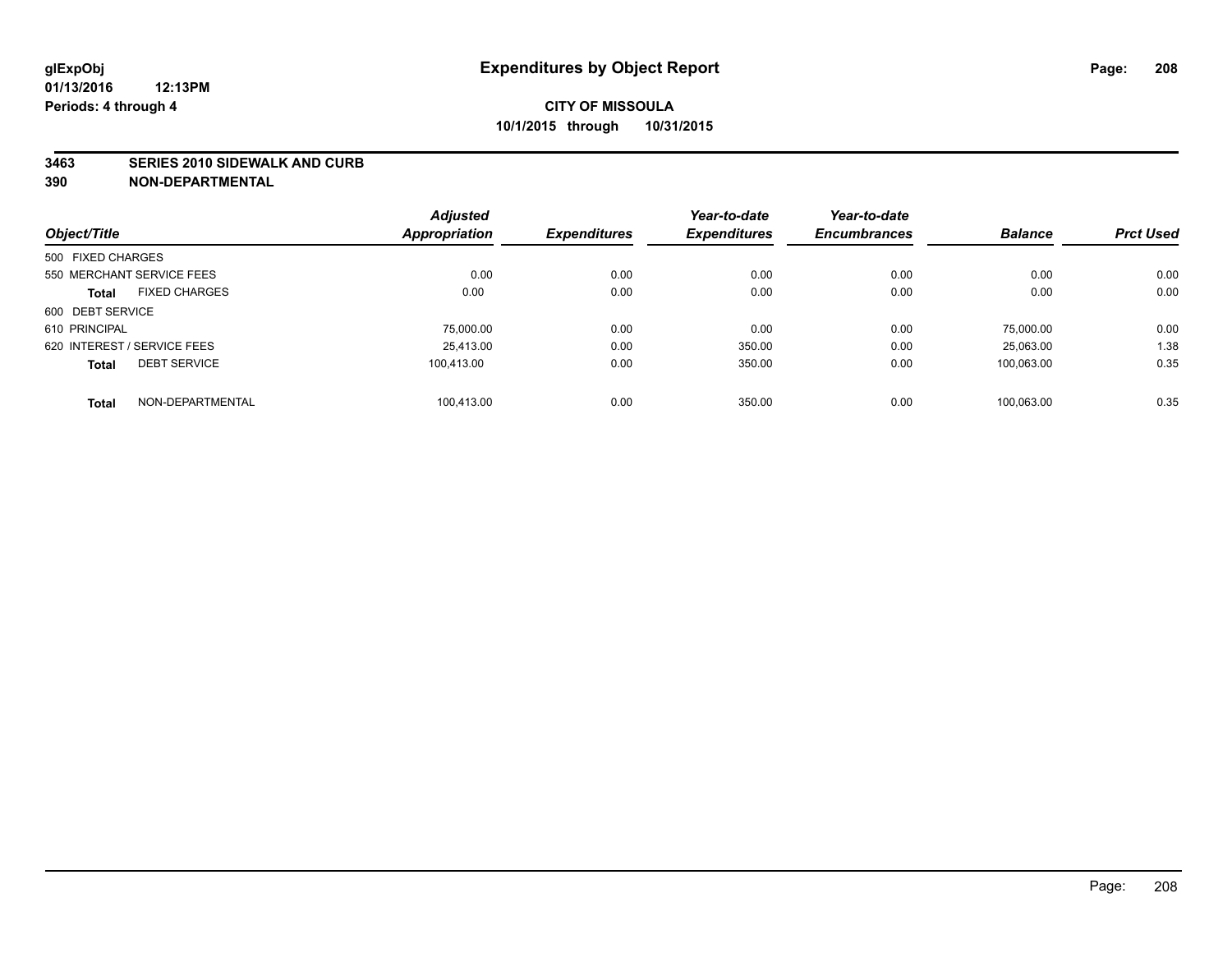**glExpObj**
**01/13/2016 12:13PM**
**Periods: 4 through 4**

# Expenditures by Object Report

**CITY OF MISSOULA**
**10/1/2015 through 10/31/2015**

**3463 SERIES 2010 SIDEWALK AND CURB**
**390 NON-DEPARTMENTAL**

| Object/Title | | Adjusted Appropriation | Expenditures | Year-to-date Expenditures | Year-to-date Encumbrances | Balance | Prct Used |
|---|---|---|---|---|---|---|---|
| 500 FIXED CHARGES | | | | | | | |
| 550 MERCHANT SERVICE FEES | | 0.00 | 0.00 | 0.00 | 0.00 | 0.00 | 0.00 |
| **Total** | FIXED CHARGES | 0.00 | 0.00 | 0.00 | 0.00 | 0.00 | 0.00 |
| 600 DEBT SERVICE | | | | | | | |
| 610 PRINCIPAL | | 75,000.00 | 0.00 | 0.00 | 0.00 | 75,000.00 | 0.00 |
| 620 INTEREST / SERVICE FEES | | 25,413.00 | 0.00 | 350.00 | 0.00 | 25,063.00 | 1.38 |
| **Total** | DEBT SERVICE | 100,413.00 | 0.00 | 350.00 | 0.00 | 100,063.00 | 0.35 |
| **Total** | NON-DEPARTMENTAL | 100,413.00 | 0.00 | 350.00 | 0.00 | 100,063.00 | 0.35 |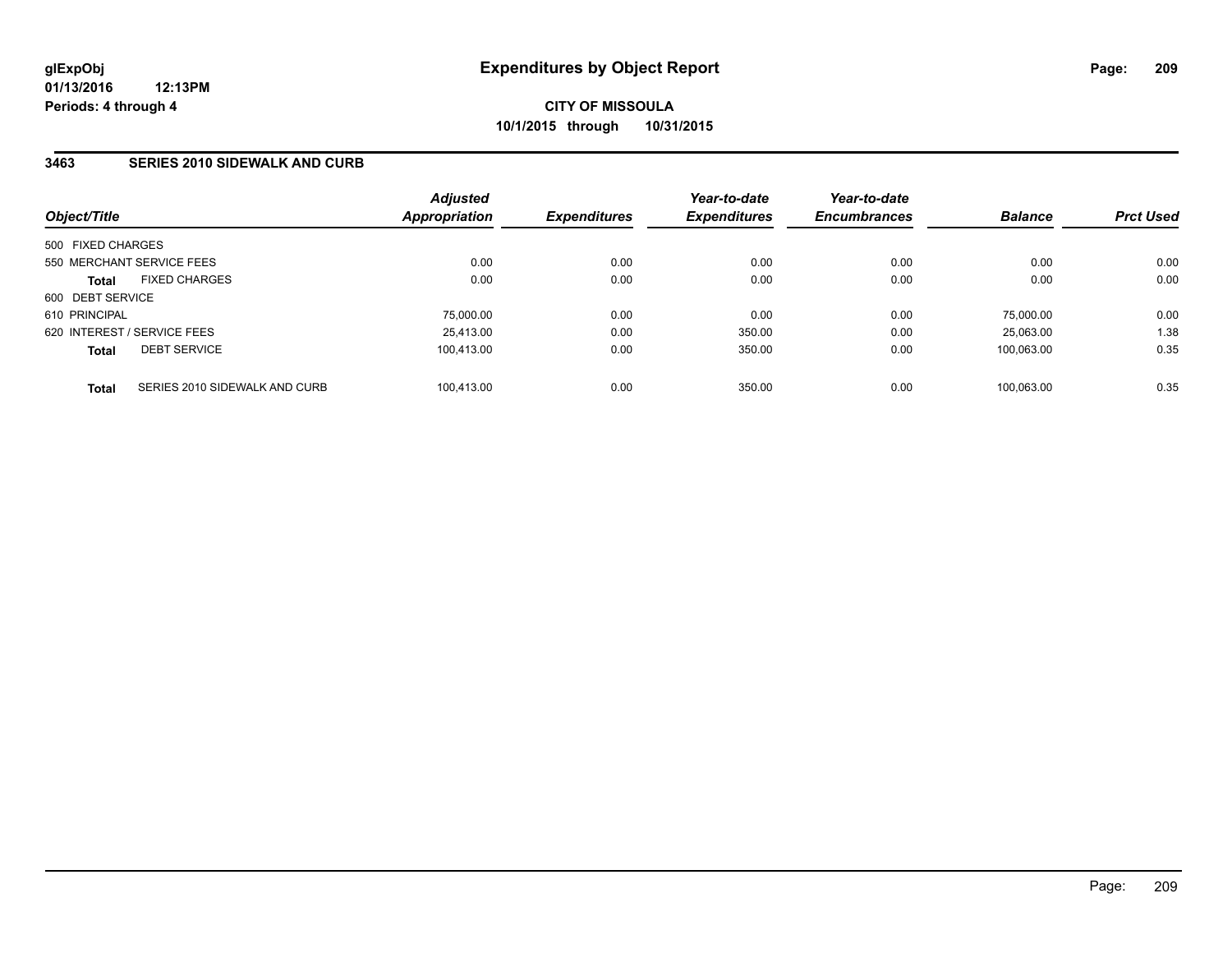# Expenditures by Object Report

glExpObj
01/13/2016 12:13PM
Periods: 4 through 4

**CITY OF MISSOULA**
**10/1/2015 through 10/31/2015**

## 3463 SERIES 2010 SIDEWALK AND CURB

| Object/Title | Adjusted Appropriation | Expenditures | Year-to-date Expenditures | Year-to-date Encumbrances | Balance | Prct Used |
|---|---|---|---|---|---|---|
| 500 FIXED CHARGES | | | | | | |
| 550 MERCHANT SERVICE FEES | 0.00 | 0.00 | 0.00 | 0.00 | 0.00 | 0.00 |
| **Total** FIXED CHARGES | 0.00 | 0.00 | 0.00 | 0.00 | 0.00 | 0.00 |
| 600 DEBT SERVICE | | | | | | |
| 610 PRINCIPAL | 75,000.00 | 0.00 | 0.00 | 0.00 | 75,000.00 | 0.00 |
| 620 INTEREST / SERVICE FEES | 25,413.00 | 0.00 | 350.00 | 0.00 | 25,063.00 | 1.38 |
| **Total** DEBT SERVICE | 100,413.00 | 0.00 | 350.00 | 0.00 | 100,063.00 | 0.35 |
| **Total** SERIES 2010 SIDEWALK AND CURB | 100,413.00 | 0.00 | 350.00 | 0.00 | 100,063.00 | 0.35 |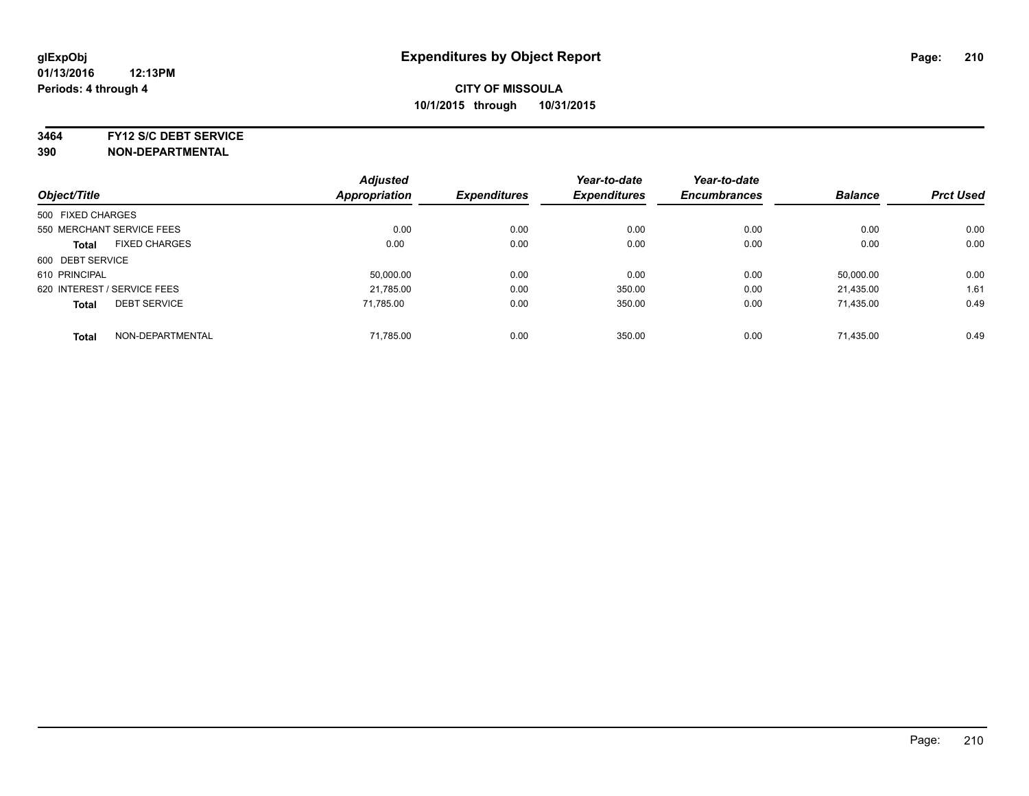**glExpObj**
**01/13/2016 12:13PM**
**Periods: 4 through 4**

# Expenditures by Object Report

**CITY OF MISSOULA**
**10/1/2015 through 10/31/2015**

**3464 FY12 S/C DEBT SERVICE**
**390 NON-DEPARTMENTAL**

| Object/Title | Adjusted Appropriation | Expenditures | Year-to-date Expenditures | Year-to-date Encumbrances | Balance | Prct Used |
|---|---|---|---|---|---|---|
| 500 FIXED CHARGES | | | | | | |
| 550 MERCHANT SERVICE FEES | 0.00 | 0.00 | 0.00 | 0.00 | 0.00 | 0.00 |
| **Total** FIXED CHARGES | 0.00 | 0.00 | 0.00 | 0.00 | 0.00 | 0.00 |
| 600 DEBT SERVICE | | | | | | |
| 610 PRINCIPAL | 50,000.00 | 0.00 | 0.00 | 0.00 | 50,000.00 | 0.00 |
| 620 INTEREST / SERVICE FEES | 21,785.00 | 0.00 | 350.00 | 0.00 | 21,435.00 | 1.61 |
| **Total** DEBT SERVICE | 71,785.00 | 0.00 | 350.00 | 0.00 | 71,435.00 | 0.49 |
| **Total** NON-DEPARTMENTAL | 71,785.00 | 0.00 | 350.00 | 0.00 | 71,435.00 | 0.49 |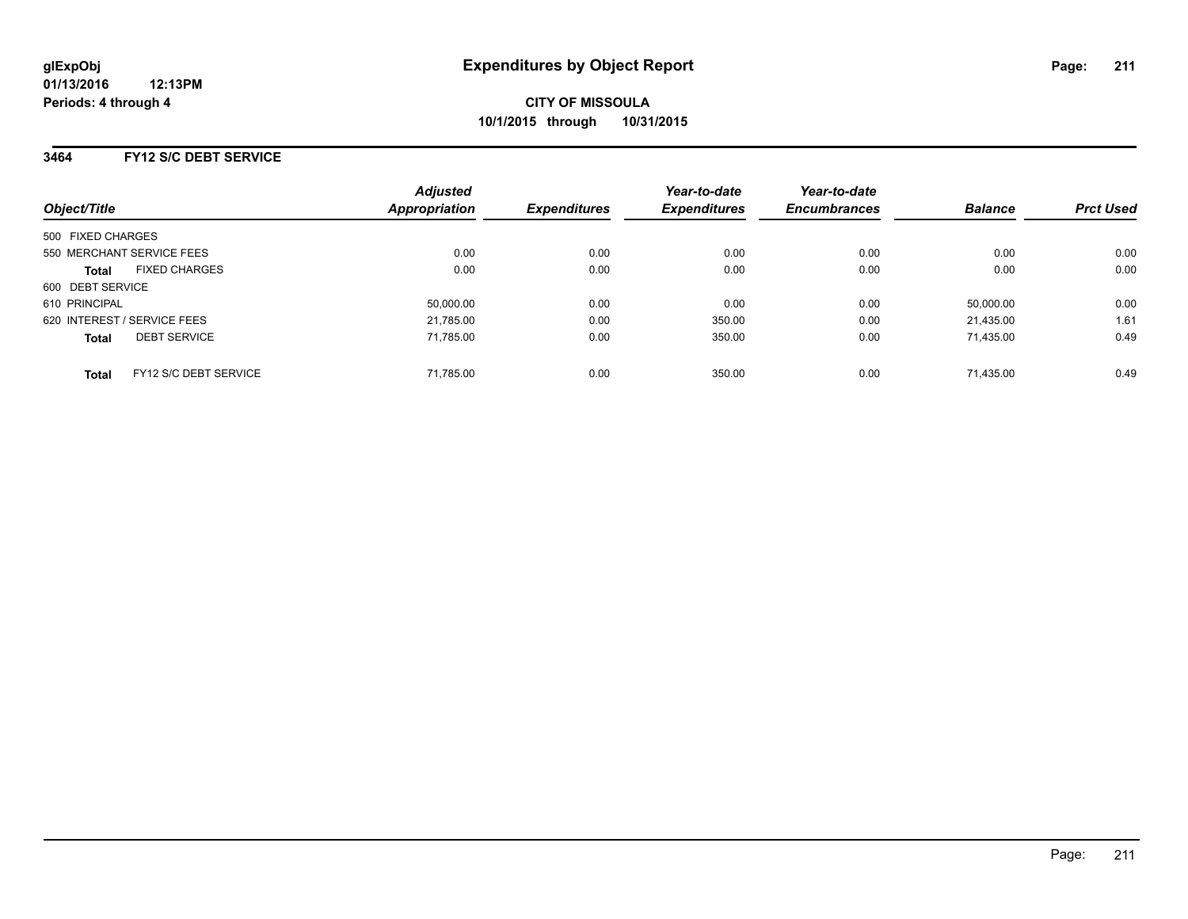**glExpObj** 01/13/2016 12:13PM
**Periods: 4 through 4**

# Expenditures by Object Report

**CITY OF MISSOULA**
**10/1/2015 through 10/31/2015**

## 3464 FY12 S/C DEBT SERVICE

| Object/Title | Adjusted Appropriation | Expenditures | Year-to-date Expenditures | Year-to-date Encumbrances | Balance | Prct Used |
|---|---|---|---|---|---|---|
| 500 FIXED CHARGES | | | | | | |
| 550 MERCHANT SERVICE FEES | 0.00 | 0.00 | 0.00 | 0.00 | 0.00 | 0.00 |
| **Total** FIXED CHARGES | 0.00 | 0.00 | 0.00 | 0.00 | 0.00 | 0.00 |
| 600 DEBT SERVICE | | | | | | |
| 610 PRINCIPAL | 50,000.00 | 0.00 | 0.00 | 0.00 | 50,000.00 | 0.00 |
| 620 INTEREST / SERVICE FEES | 21,785.00 | 0.00 | 350.00 | 0.00 | 21,435.00 | 1.61 |
| **Total** DEBT SERVICE | 71,785.00 | 0.00 | 350.00 | 0.00 | 71,435.00 | 0.49 |
| **Total** FY12 S/C DEBT SERVICE | 71,785.00 | 0.00 | 350.00 | 0.00 | 71,435.00 | 0.49 |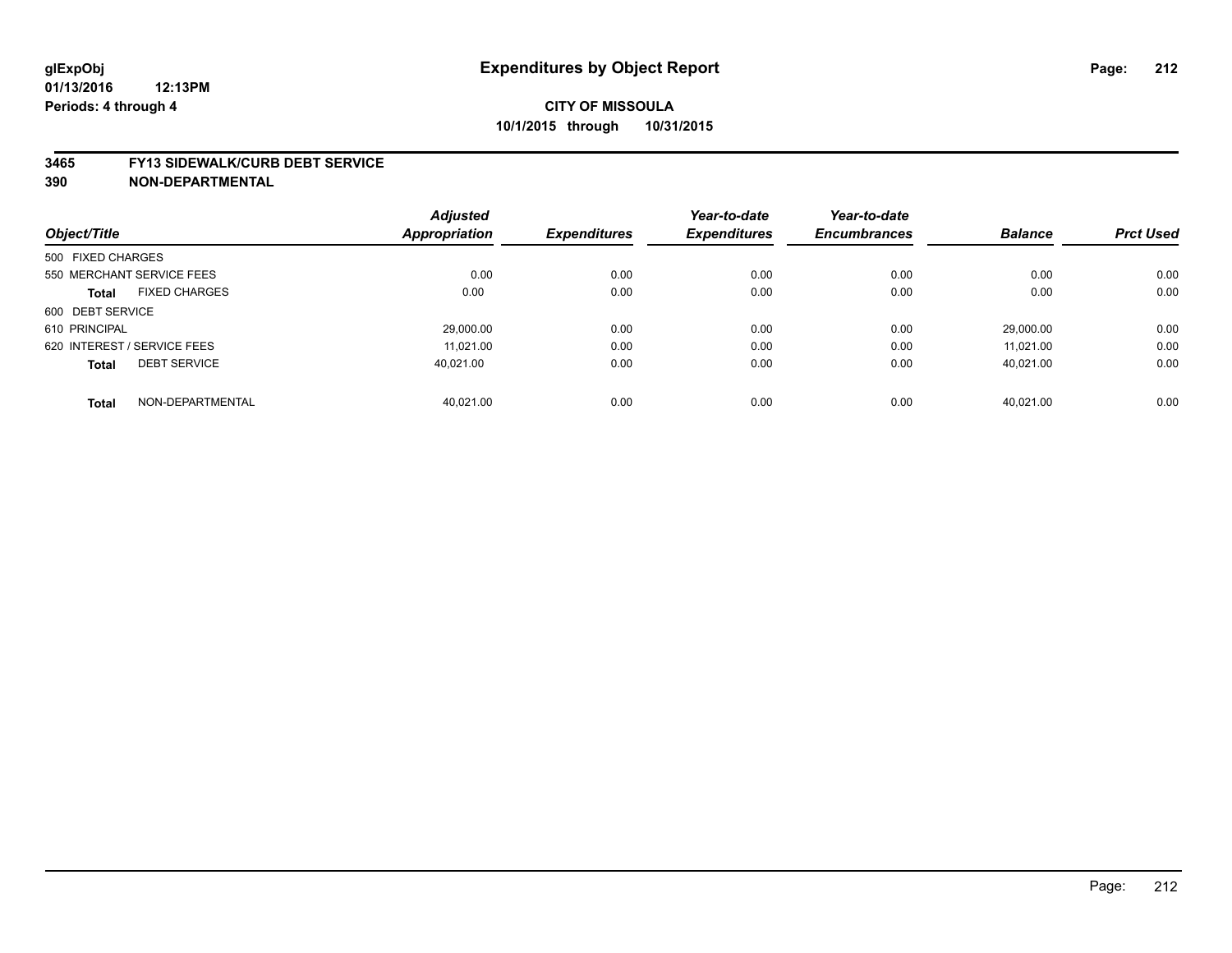glExpObj
01/13/2016 12:13PM
Periods: 4 through 4

# Expenditures by Object Report

**CITY OF MISSOULA**
**10/1/2015 through 10/31/2015**

## 3465 FY13 SIDEWALK/CURB DEBT SERVICE
## 390 NON-DEPARTMENTAL

| Object/Title | Adjusted Appropriation | Expenditures | Year-to-date Expenditures | Year-to-date Encumbrances | Balance | Prct Used |
|---|---|---|---|---|---|---|
| 500 FIXED CHARGES | | | | | | |
| 550 MERCHANT SERVICE FEES | 0.00 | 0.00 | 0.00 | 0.00 | 0.00 | 0.00 |
| **Total** FIXED CHARGES | 0.00 | 0.00 | 0.00 | 0.00 | 0.00 | 0.00 |
| 600 DEBT SERVICE | | | | | | |
| 610 PRINCIPAL | 29,000.00 | 0.00 | 0.00 | 0.00 | 29,000.00 | 0.00 |
| 620 INTEREST / SERVICE FEES | 11,021.00 | 0.00 | 0.00 | 0.00 | 11,021.00 | 0.00 |
| **Total** DEBT SERVICE | 40,021.00 | 0.00 | 0.00 | 0.00 | 40,021.00 | 0.00 |
| **Total** NON-DEPARTMENTAL | 40,021.00 | 0.00 | 0.00 | 0.00 | 40,021.00 | 0.00 |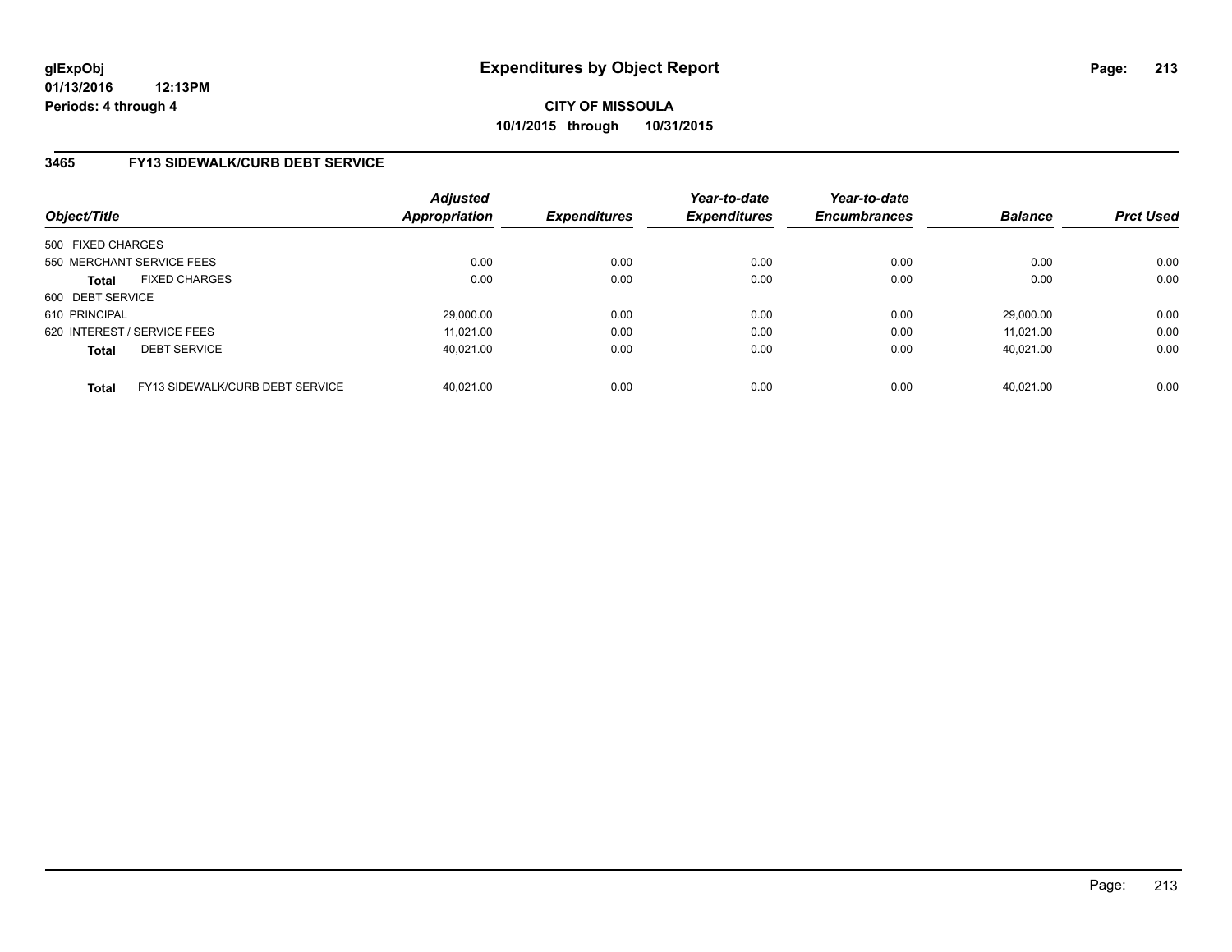# Expenditures by Object Report

glExpObj
01/13/2016 12:13PM
Periods: 4 through 4

**CITY OF MISSOULA**
**10/1/2015 through 10/31/2015**

## 3465 FY13 SIDEWALK/CURB DEBT SERVICE

| Object/Title | | *Adjusted Appropriation* | *Expenditures* | *Year-to-date Expenditures* | *Year-to-date Encumbrances* | *Balance* | *Prct Used* |
|---|---|---|---|---|---|---|---|
| 500 FIXED CHARGES | | | | | | | |
| 550 MERCHANT SERVICE FEES | | 0.00 | 0.00 | 0.00 | 0.00 | 0.00 | 0.00 |
| **Total** | FIXED CHARGES | 0.00 | 0.00 | 0.00 | 0.00 | 0.00 | 0.00 |
| 600 DEBT SERVICE | | | | | | | |
| 610 PRINCIPAL | | 29,000.00 | 0.00 | 0.00 | 0.00 | 29,000.00 | 0.00 |
| 620 INTEREST / SERVICE FEES | | 11,021.00 | 0.00 | 0.00 | 0.00 | 11,021.00 | 0.00 |
| **Total** | DEBT SERVICE | 40,021.00 | 0.00 | 0.00 | 0.00 | 40,021.00 | 0.00 |
| **Total** | FY13 SIDEWALK/CURB DEBT SERVICE | 40,021.00 | 0.00 | 0.00 | 0.00 | 40,021.00 | 0.00 |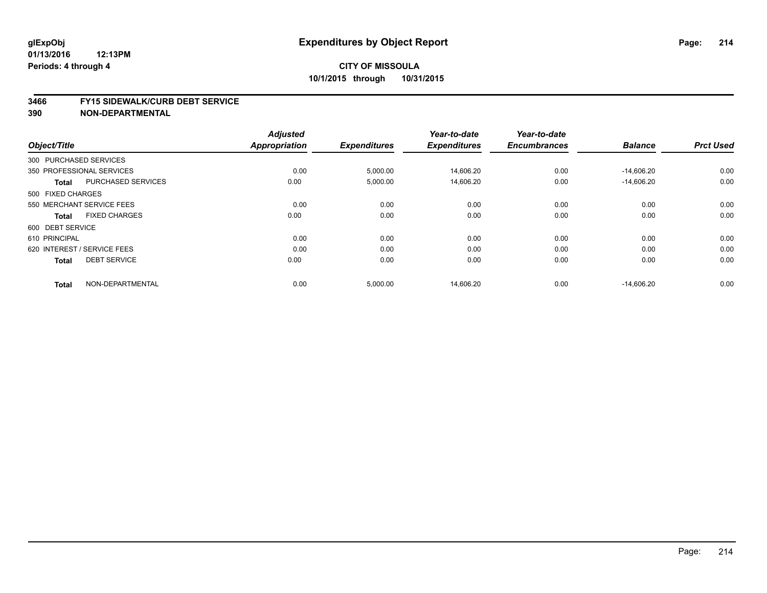**glExpObj** 
**01/13/2016 12:13PM** 
**Periods: 4 through 4**

# Expenditures by Object Report

**CITY OF MISSOULA**
**10/1/2015 through 10/31/2015**

## 3466 FY15 SIDEWALK/CURB DEBT SERVICE
## 390 NON-DEPARTMENTAL

| Object/Title | Adjusted Appropriation | Expenditures | Year-to-date Expenditures | Year-to-date Encumbrances | Balance | Prct Used |
|---|---|---|---|---|---|---|
| 300 PURCHASED SERVICES | | | | | | |
| 350 PROFESSIONAL SERVICES | 0.00 | 5,000.00 | 14,606.20 | 0.00 | -14,606.20 | 0.00 |
| **Total** PURCHASED SERVICES | 0.00 | 5,000.00 | 14,606.20 | 0.00 | -14,606.20 | 0.00 |
| 500 FIXED CHARGES | | | | | | |
| 550 MERCHANT SERVICE FEES | 0.00 | 0.00 | 0.00 | 0.00 | 0.00 | 0.00 |
| **Total** FIXED CHARGES | 0.00 | 0.00 | 0.00 | 0.00 | 0.00 | 0.00 |
| 600 DEBT SERVICE | | | | | | |
| 610 PRINCIPAL | 0.00 | 0.00 | 0.00 | 0.00 | 0.00 | 0.00 |
| 620 INTEREST / SERVICE FEES | 0.00 | 0.00 | 0.00 | 0.00 | 0.00 | 0.00 |
| **Total** DEBT SERVICE | 0.00 | 0.00 | 0.00 | 0.00 | 0.00 | 0.00 |
| **Total** NON-DEPARTMENTAL | 0.00 | 5,000.00 | 14,606.20 | 0.00 | -14,606.20 | 0.00 |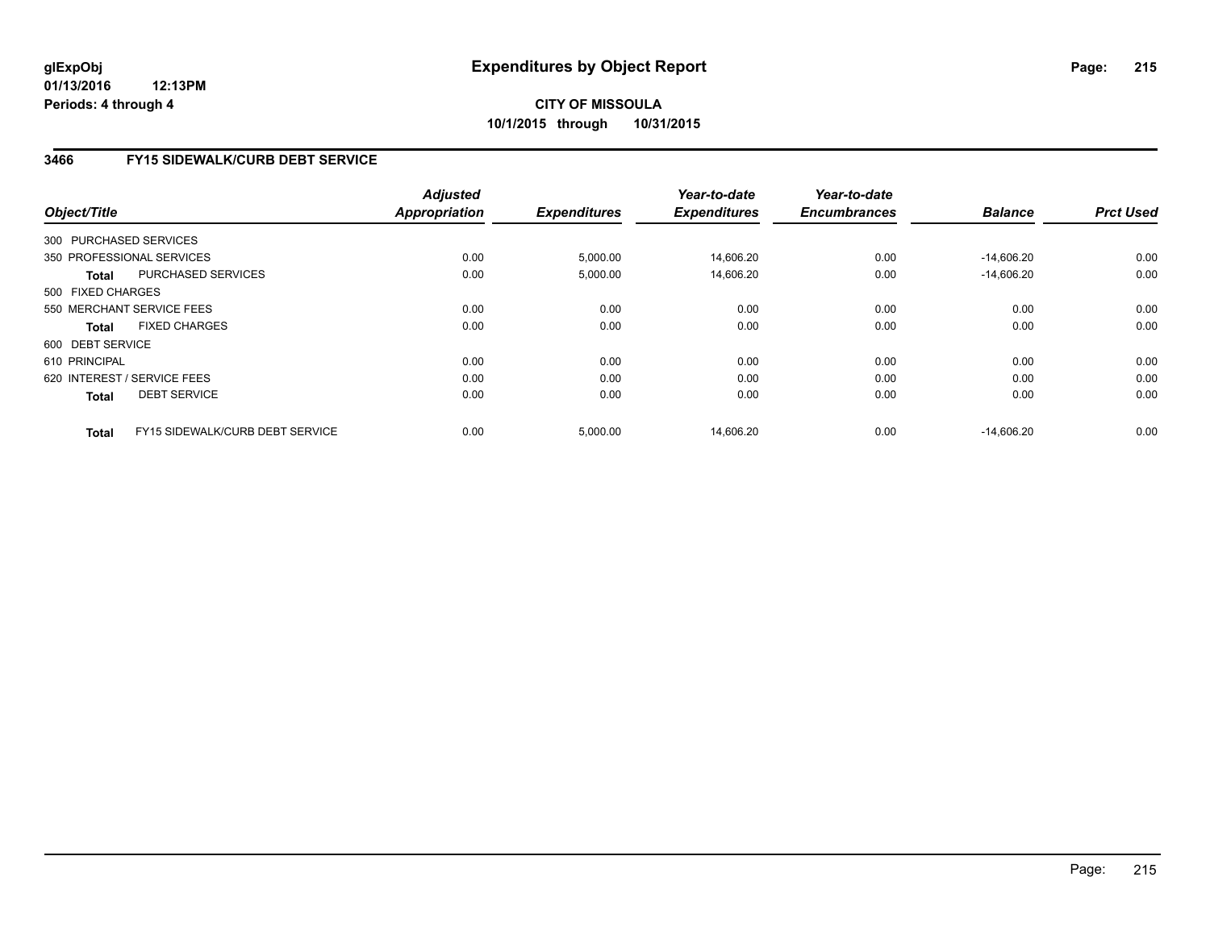# Expenditures by Object Report

glExpObj
01/13/2016 12:13PM
Periods: 4 through 4

**CITY OF MISSOULA**
**10/1/2015 through 10/31/2015**

### 3466 FY15 SIDEWALK/CURB DEBT SERVICE

| Object/Title | | Adjusted Appropriation | Expenditures | Year-to-date Expenditures | Year-to-date Encumbrances | Balance | Prct Used |
|---|---|---|---|---|---|---|---|
| 300 PURCHASED SERVICES | | | | | | | |
| 350 PROFESSIONAL SERVICES | | 0.00 | 5,000.00 | 14,606.20 | 0.00 | -14,606.20 | 0.00 |
| **Total** | PURCHASED SERVICES | 0.00 | 5,000.00 | 14,606.20 | 0.00 | -14,606.20 | 0.00 |
| 500 FIXED CHARGES | | | | | | | |
| 550 MERCHANT SERVICE FEES | | 0.00 | 0.00 | 0.00 | 0.00 | 0.00 | 0.00 |
| **Total** | FIXED CHARGES | 0.00 | 0.00 | 0.00 | 0.00 | 0.00 | 0.00 |
| 600 DEBT SERVICE | | | | | | | |
| 610 PRINCIPAL | | 0.00 | 0.00 | 0.00 | 0.00 | 0.00 | 0.00 |
| 620 INTEREST / SERVICE FEES | | 0.00 | 0.00 | 0.00 | 0.00 | 0.00 | 0.00 |
| **Total** | DEBT SERVICE | 0.00 | 0.00 | 0.00 | 0.00 | 0.00 | 0.00 |
| **Total** | FY15 SIDEWALK/CURB DEBT SERVICE | 0.00 | 5,000.00 | 14,606.20 | 0.00 | -14,606.20 | 0.00 |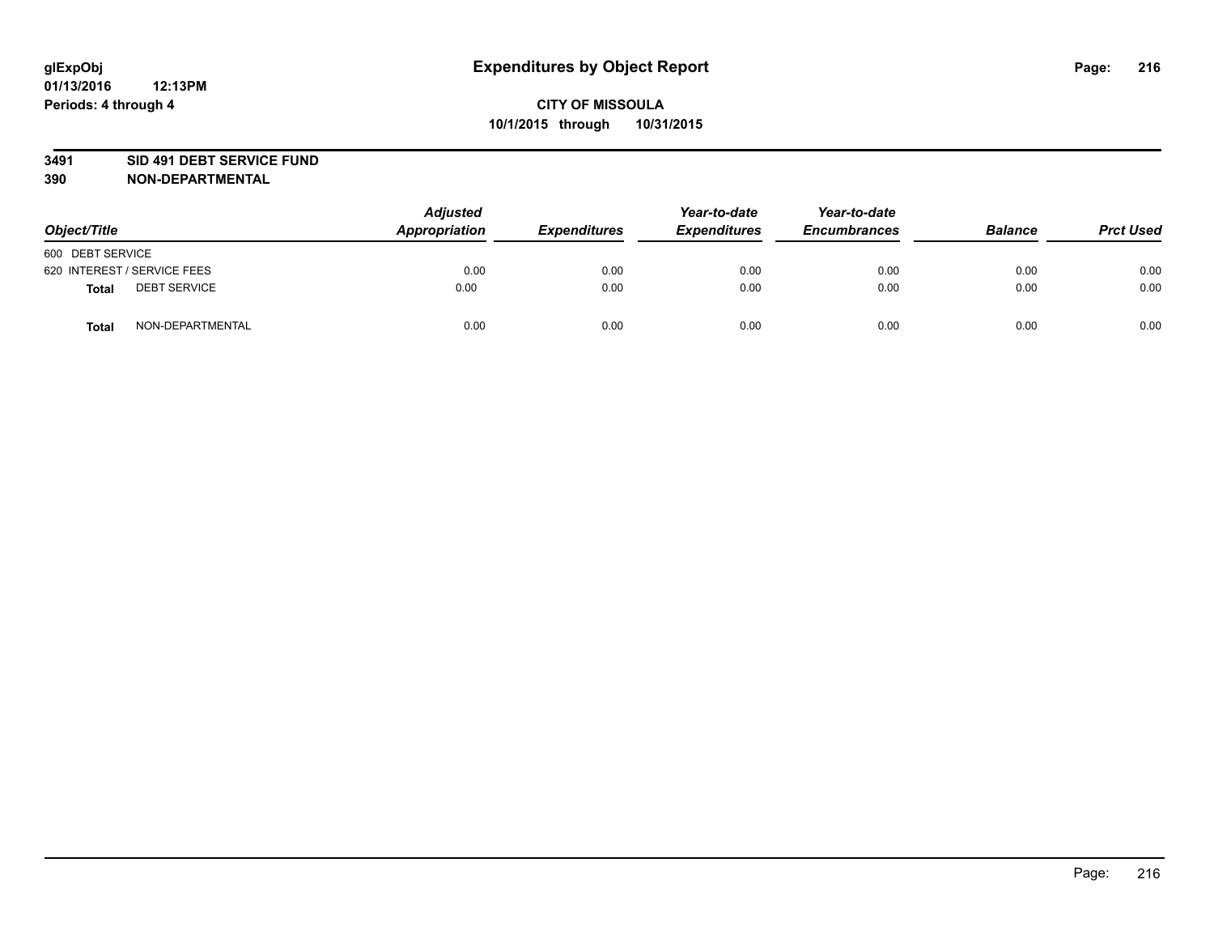**glExpObj**
**01/13/2016 12:13PM**
**Periods: 4 through 4**

# Expenditures by Object Report

**CITY OF MISSOULA**
**10/1/2015 through 10/31/2015**

**3491 SID 491 DEBT SERVICE FUND**
**390 NON-DEPARTMENTAL**

| Object/Title | Adjusted Appropriation | Expenditures | Year-to-date Expenditures | Year-to-date Encumbrances | Balance | Prct Used |
|---|---|---|---|---|---|---|
| 600 DEBT SERVICE | | | | | | |
| 620 INTEREST / SERVICE FEES | 0.00 | 0.00 | 0.00 | 0.00 | 0.00 | 0.00 |
| **Total** DEBT SERVICE | 0.00 | 0.00 | 0.00 | 0.00 | 0.00 | 0.00 |
| **Total** NON-DEPARTMENTAL | 0.00 | 0.00 | 0.00 | 0.00 | 0.00 | 0.00 |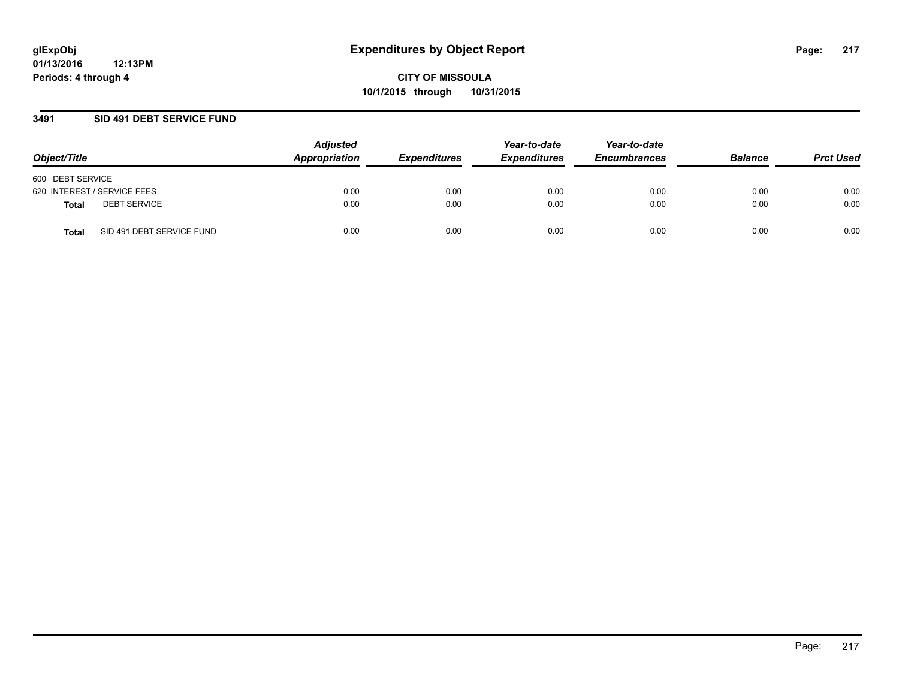glExpObj
01/13/2016 12:13PM
Periods: 4 through 4

# Expenditures by Object Report

**CITY OF MISSOULA**
**10/1/2015 through 10/31/2015**

## 3491 SID 491 DEBT SERVICE FUND

| Object/Title | | Adjusted Appropriation | Expenditures | Year-to-date Expenditures | Year-to-date Encumbrances | Balance | Prct Used |
|---|---|---|---|---|---|---|---|
| 600 DEBT SERVICE | | | | | | | |
| 620 INTEREST / SERVICE FEES | | 0.00 | 0.00 | 0.00 | 0.00 | 0.00 | 0.00 |
| **Total** | DEBT SERVICE | 0.00 | 0.00 | 0.00 | 0.00 | 0.00 | 0.00 |
| **Total** | SID 491 DEBT SERVICE FUND | 0.00 | 0.00 | 0.00 | 0.00 | 0.00 | 0.00 |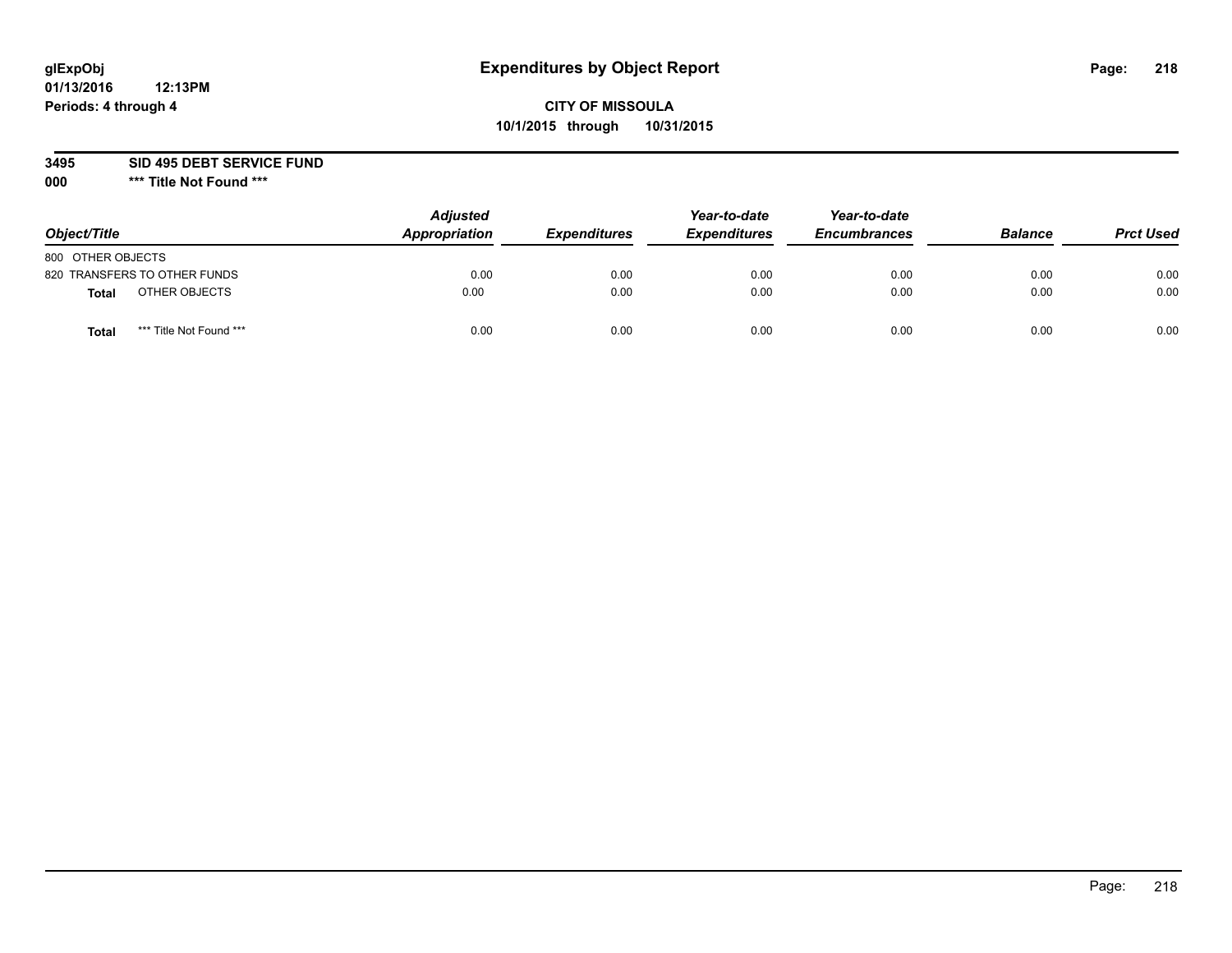**glExpObj** **Expenditures by Object Report**
**01/13/2016 12:13PM**
**Periods: 4 through 4**

**CITY OF MISSOULA**
**10/1/2015 through 10/31/2015**

**3495 SID 495 DEBT SERVICE FUND**
**000 *** Title Not Found *****

| Object/Title | | Adjusted Appropriation | Expenditures | Year-to-date Expenditures | Year-to-date Encumbrances | Balance | Prct Used |
|---|---|---|---|---|---|---|---|
| 800 OTHER OBJECTS | | | | | | | |
| 820 TRANSFERS TO OTHER FUNDS | | 0.00 | 0.00 | 0.00 | 0.00 | 0.00 | 0.00 |
| **Total** | OTHER OBJECTS | 0.00 | 0.00 | 0.00 | 0.00 | 0.00 | 0.00 |
| **Total** | *** Title Not Found *** | 0.00 | 0.00 | 0.00 | 0.00 | 0.00 | 0.00 |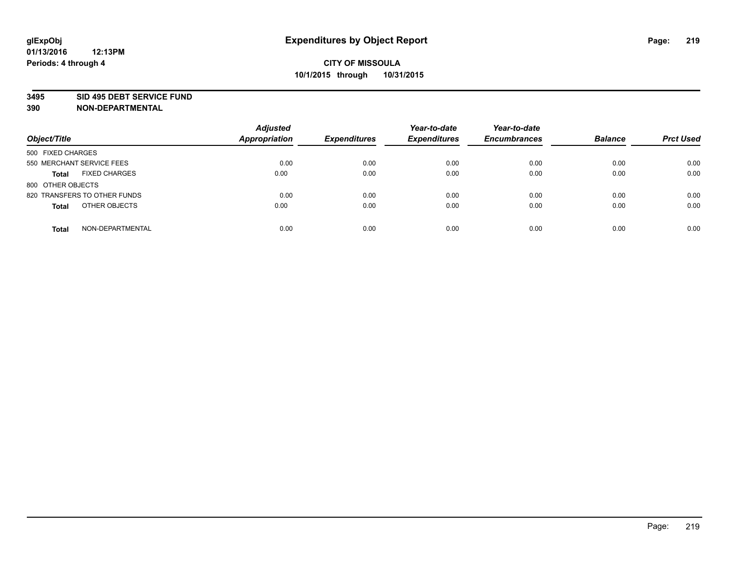**glExpObj**
**01/13/2016 12:13PM**
**Periods: 4 through 4**

# Expenditures by Object Report

**CITY OF MISSOULA**
**10/1/2015 through 10/31/2015**

**3495 SID 495 DEBT SERVICE FUND**
**390 NON-DEPARTMENTAL**

| Object/Title | Adjusted Appropriation | Expenditures | Year-to-date Expenditures | Year-to-date Encumbrances | Balance | Prct Used |
|---|---|---|---|---|---|---|
| 500 FIXED CHARGES | | | | | | |
| 550 MERCHANT SERVICE FEES | 0.00 | 0.00 | 0.00 | 0.00 | 0.00 | 0.00 |
| **Total** FIXED CHARGES | 0.00 | 0.00 | 0.00 | 0.00 | 0.00 | 0.00 |
| 800 OTHER OBJECTS | | | | | | |
| 820 TRANSFERS TO OTHER FUNDS | 0.00 | 0.00 | 0.00 | 0.00 | 0.00 | 0.00 |
| **Total** OTHER OBJECTS | 0.00 | 0.00 | 0.00 | 0.00 | 0.00 | 0.00 |
| **Total** NON-DEPARTMENTAL | 0.00 | 0.00 | 0.00 | 0.00 | 0.00 | 0.00 |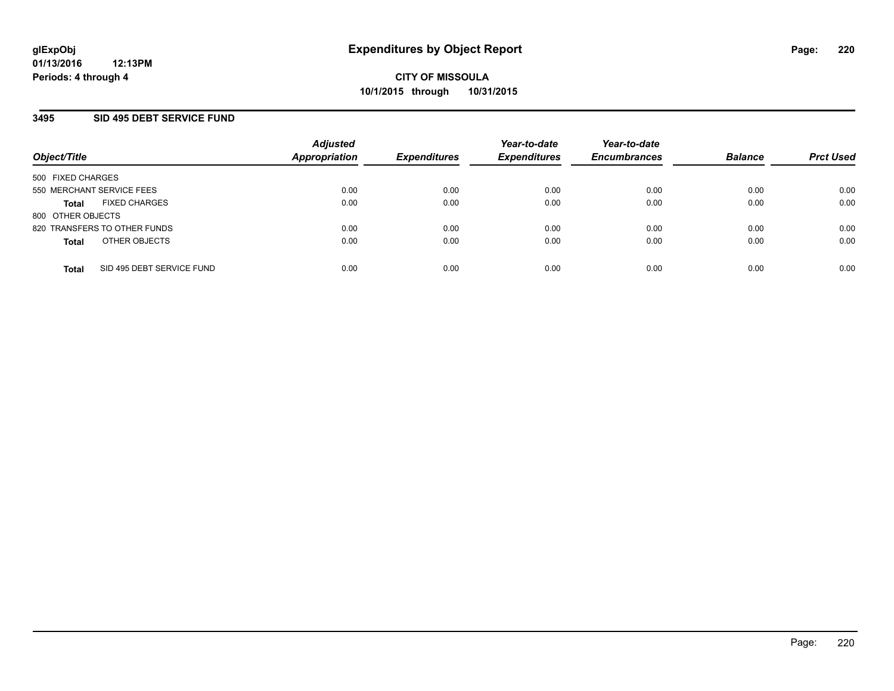# Expenditures by Object Report

**CITY OF MISSOULA**

**10/1/2015 through 10/31/2015**

glExpObj
01/13/2016 12:13PM
Periods: 4 through 4

## 3495 SID 495 DEBT SERVICE FUND

| Object/Title | | Adjusted Appropriation | Expenditures | Year-to-date Expenditures | Year-to-date Encumbrances | Balance | Prct Used |
|---|---|---|---|---|---|---|---|
| 500 FIXED CHARGES | | | | | | | |
| 550 MERCHANT SERVICE FEES | | 0.00 | 0.00 | 0.00 | 0.00 | 0.00 | 0.00 |
| **Total** | FIXED CHARGES | 0.00 | 0.00 | 0.00 | 0.00 | 0.00 | 0.00 |
| 800 OTHER OBJECTS | | | | | | | |
| 820 TRANSFERS TO OTHER FUNDS | | 0.00 | 0.00 | 0.00 | 0.00 | 0.00 | 0.00 |
| **Total** | OTHER OBJECTS | 0.00 | 0.00 | 0.00 | 0.00 | 0.00 | 0.00 |
| **Total** | SID 495 DEBT SERVICE FUND | 0.00 | 0.00 | 0.00 | 0.00 | 0.00 | 0.00 |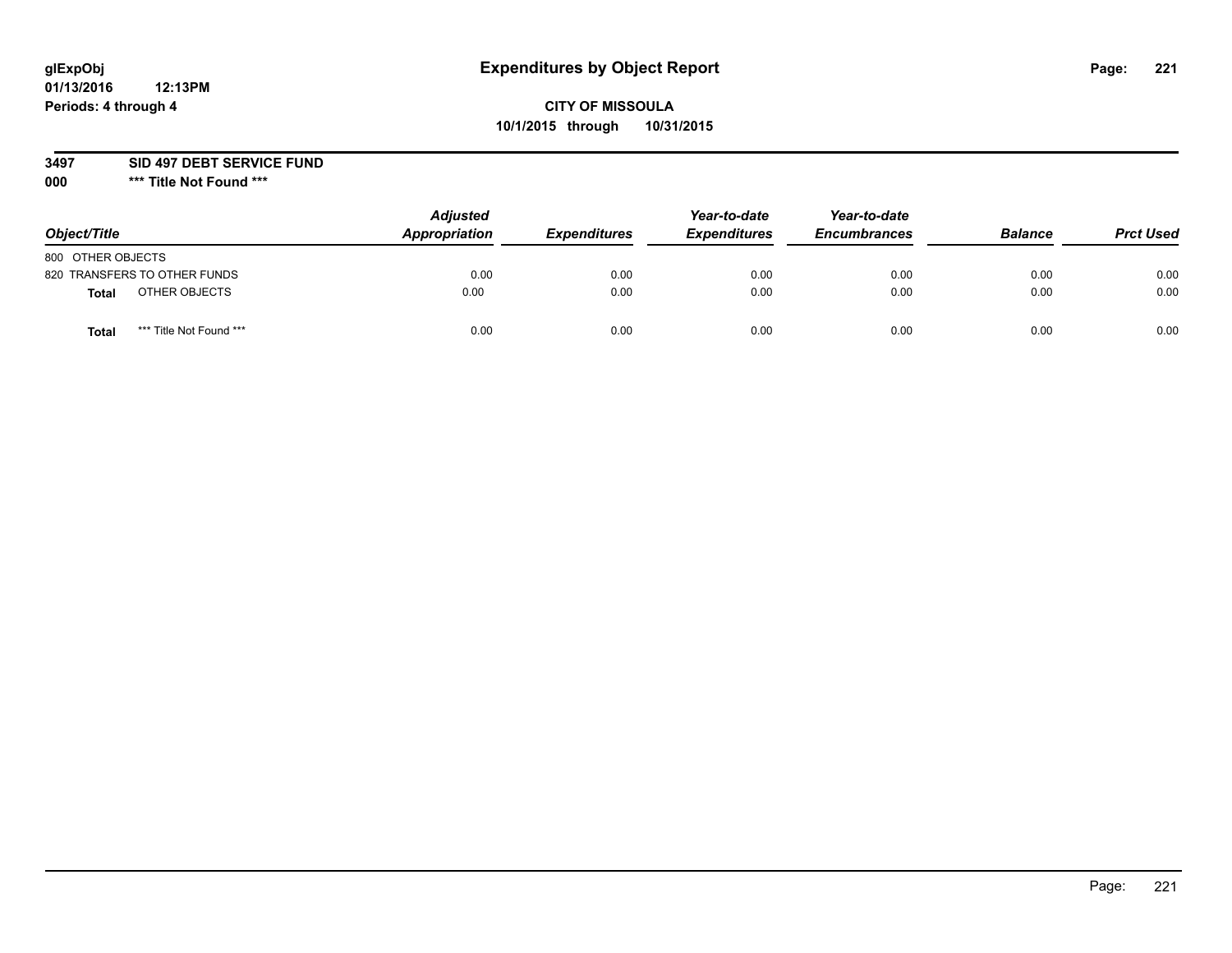# Expenditures by Object Report

glExpObj
01/13/2016 12:13PM
Periods: 4 through 4

**CITY OF MISSOULA**
**10/1/2015 through 10/31/2015**

**3497 SID 497 DEBT SERVICE FUND**
**000 \*** Title Not Found \*****

| Object/Title | Adjusted Appropriation | Expenditures | Year-to-date Expenditures | Year-to-date Encumbrances | Balance | Prct Used |
|---|---|---|---|---|---|---|
| 800 OTHER OBJECTS | | | | | | |
| 820 TRANSFERS TO OTHER FUNDS | 0.00 | 0.00 | 0.00 | 0.00 | 0.00 | 0.00 |
| **Total** OTHER OBJECTS | 0.00 | 0.00 | 0.00 | 0.00 | 0.00 | 0.00 |
| **Total** *** Title Not Found *** | 0.00 | 0.00 | 0.00 | 0.00 | 0.00 | 0.00 |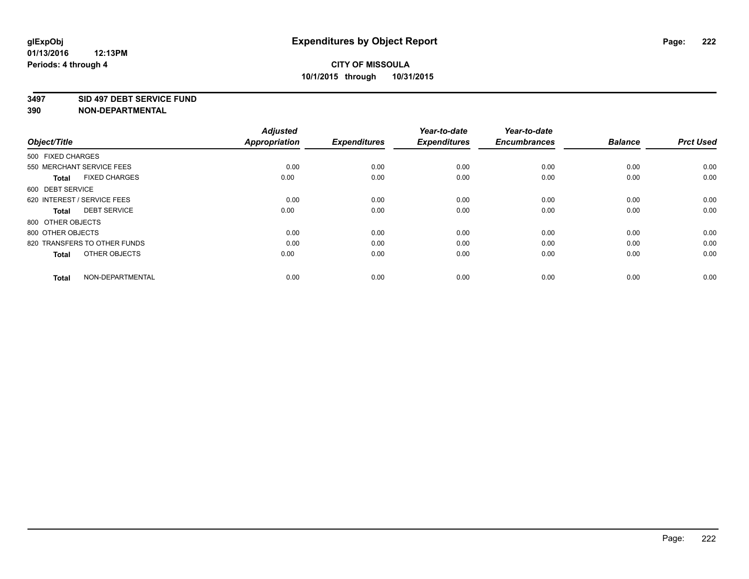**glExpObj**
**01/13/2016 12:13PM**
**Periods: 4 through 4**

# Expenditures by Object Report

**CITY OF MISSOULA**
**10/1/2015 through 10/31/2015**

**3497 SID 497 DEBT SERVICE FUND**
**390 NON-DEPARTMENTAL**

| Object/Title | Adjusted Appropriation | Expenditures | Year-to-date Expenditures | Year-to-date Encumbrances | Balance | Prct Used |
|---|---|---|---|---|---|---|
| 500 FIXED CHARGES | | | | | | |
| 550 MERCHANT SERVICE FEES | 0.00 | 0.00 | 0.00 | 0.00 | 0.00 | 0.00 |
| **Total** FIXED CHARGES | 0.00 | 0.00 | 0.00 | 0.00 | 0.00 | 0.00 |
| 600 DEBT SERVICE | | | | | | |
| 620 INTEREST / SERVICE FEES | 0.00 | 0.00 | 0.00 | 0.00 | 0.00 | 0.00 |
| **Total** DEBT SERVICE | 0.00 | 0.00 | 0.00 | 0.00 | 0.00 | 0.00 |
| 800 OTHER OBJECTS | | | | | | |
| 800 OTHER OBJECTS | 0.00 | 0.00 | 0.00 | 0.00 | 0.00 | 0.00 |
| 820 TRANSFERS TO OTHER FUNDS | 0.00 | 0.00 | 0.00 | 0.00 | 0.00 | 0.00 |
| **Total** OTHER OBJECTS | 0.00 | 0.00 | 0.00 | 0.00 | 0.00 | 0.00 |
| **Total** NON-DEPARTMENTAL | 0.00 | 0.00 | 0.00 | 0.00 | 0.00 | 0.00 |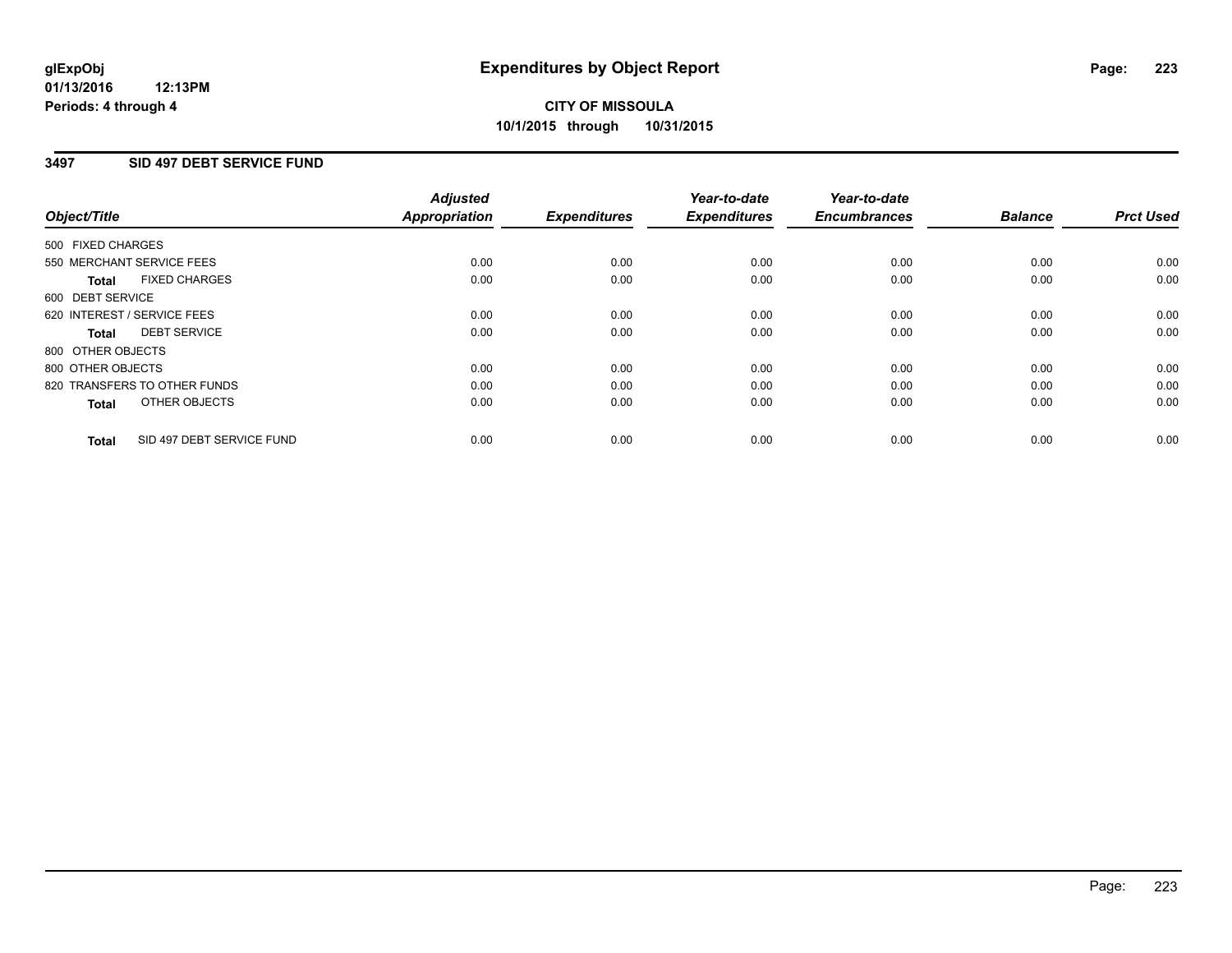# Expenditures by Object Report

glExpObj
01/13/2016 12:13PM
Periods: 4 through 4

**CITY OF MISSOULA**
**10/1/2015 through 10/31/2015**

## 3497 SID 497 DEBT SERVICE FUND

| Object/Title | Adjusted Appropriation | Expenditures | Year-to-date Expenditures | Year-to-date Encumbrances | Balance | Prct Used |
|---|---|---|---|---|---|---|
| 500 FIXED CHARGES | | | | | | |
| 550 MERCHANT SERVICE FEES | 0.00 | 0.00 | 0.00 | 0.00 | 0.00 | 0.00 |
| **Total** FIXED CHARGES | 0.00 | 0.00 | 0.00 | 0.00 | 0.00 | 0.00 |
| 600 DEBT SERVICE | | | | | | |
| 620 INTEREST / SERVICE FEES | 0.00 | 0.00 | 0.00 | 0.00 | 0.00 | 0.00 |
| **Total** DEBT SERVICE | 0.00 | 0.00 | 0.00 | 0.00 | 0.00 | 0.00 |
| 800 OTHER OBJECTS | | | | | | |
| 800 OTHER OBJECTS | 0.00 | 0.00 | 0.00 | 0.00 | 0.00 | 0.00 |
| 820 TRANSFERS TO OTHER FUNDS | 0.00 | 0.00 | 0.00 | 0.00 | 0.00 | 0.00 |
| **Total** OTHER OBJECTS | 0.00 | 0.00 | 0.00 | 0.00 | 0.00 | 0.00 |
| **Total** SID 497 DEBT SERVICE FUND | 0.00 | 0.00 | 0.00 | 0.00 | 0.00 | 0.00 |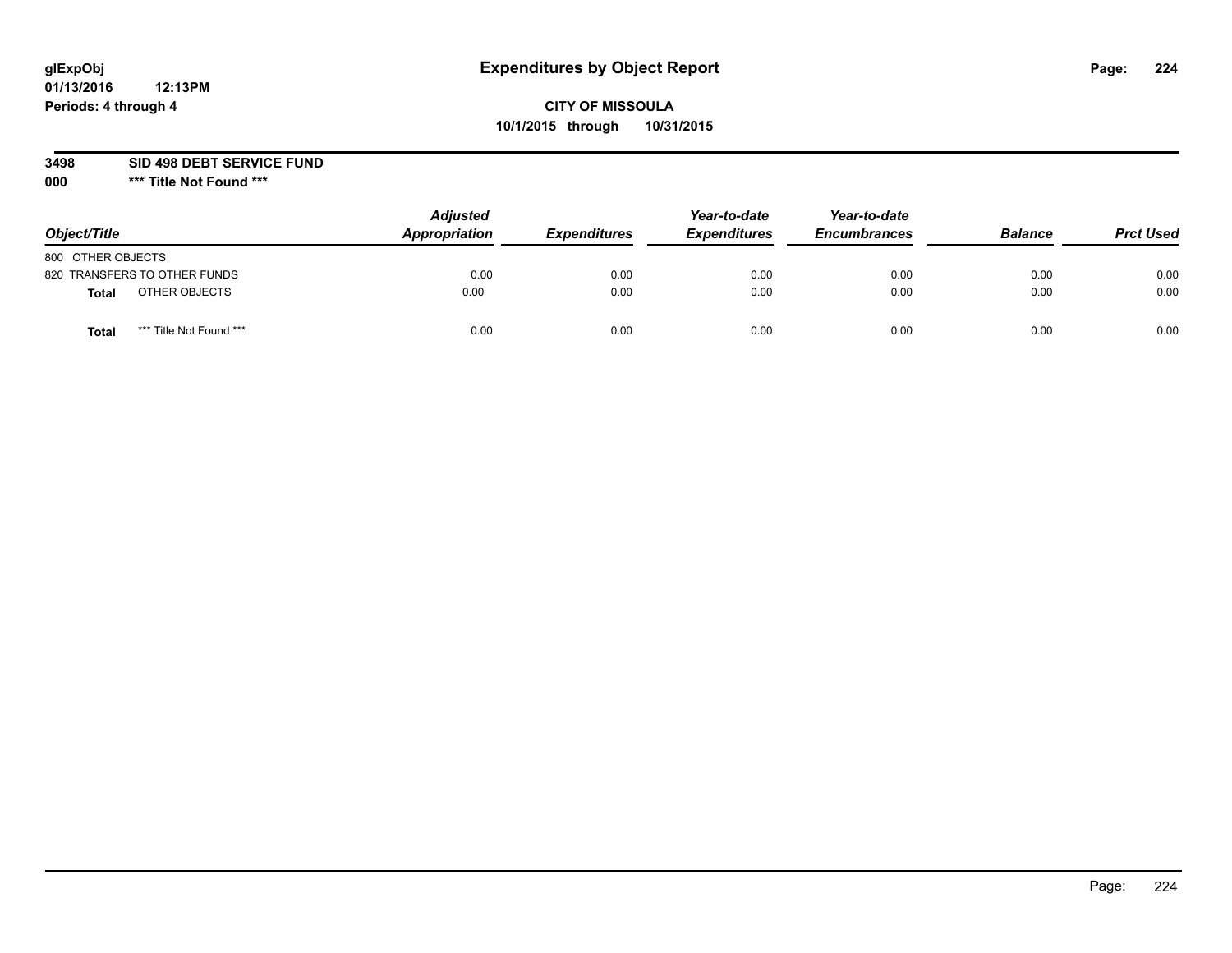**glExpObj** **Expenditures by Object Report**
**01/13/2016 12:13PM**
**Periods: 4 through 4**

**CITY OF MISSOULA**
**10/1/2015 through 10/31/2015**

**3498 SID 498 DEBT SERVICE FUND**
**000 \*\*\* Title Not Found \*\*\***

| Object/Title | | Adjusted Appropriation | Expenditures | Year-to-date Expenditures | Year-to-date Encumbrances | Balance | Prct Used |
|---|---|---|---|---|---|---|---|
| 800 OTHER OBJECTS | | | | | | | |
| 820 TRANSFERS TO OTHER FUNDS | | 0.00 | 0.00 | 0.00 | 0.00 | 0.00 | 0.00 |
| **Total** | OTHER OBJECTS | 0.00 | 0.00 | 0.00 | 0.00 | 0.00 | 0.00 |
| **Total** | *** Title Not Found *** | 0.00 | 0.00 | 0.00 | 0.00 | 0.00 | 0.00 |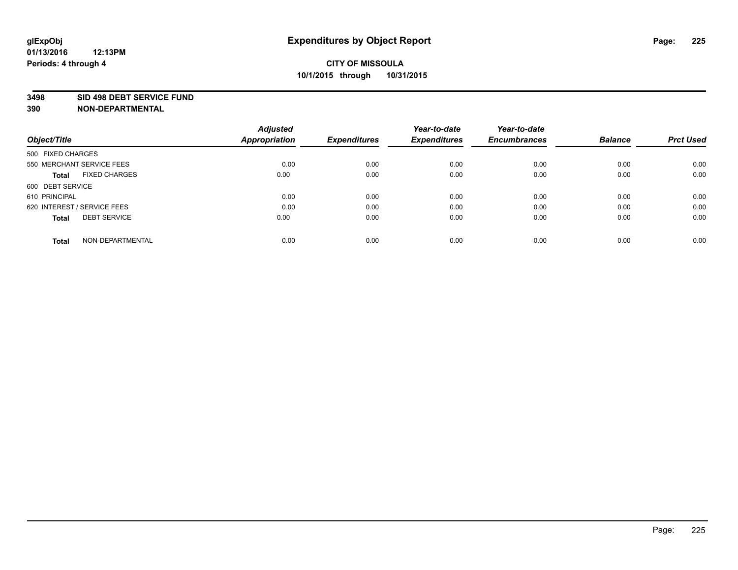**glExpObj**
**01/13/2016 12:13PM**
**Periods: 4 through 4**

# Expenditures by Object Report

**CITY OF MISSOULA**
**10/1/2015 through 10/31/2015**

**3498 SID 498 DEBT SERVICE FUND**
**390 NON-DEPARTMENTAL**

| Object/Title | Adjusted Appropriation | Expenditures | Year-to-date Expenditures | Year-to-date Encumbrances | Balance | Prct Used |
|---|---|---|---|---|---|---|
| 500 FIXED CHARGES | | | | | | |
| 550 MERCHANT SERVICE FEES | 0.00 | 0.00 | 0.00 | 0.00 | 0.00 | 0.00 |
| **Total** FIXED CHARGES | 0.00 | 0.00 | 0.00 | 0.00 | 0.00 | 0.00 |
| 600 DEBT SERVICE | | | | | | |
| 610 PRINCIPAL | 0.00 | 0.00 | 0.00 | 0.00 | 0.00 | 0.00 |
| 620 INTEREST / SERVICE FEES | 0.00 | 0.00 | 0.00 | 0.00 | 0.00 | 0.00 |
| **Total** DEBT SERVICE | 0.00 | 0.00 | 0.00 | 0.00 | 0.00 | 0.00 |
| **Total** NON-DEPARTMENTAL | 0.00 | 0.00 | 0.00 | 0.00 | 0.00 | 0.00 |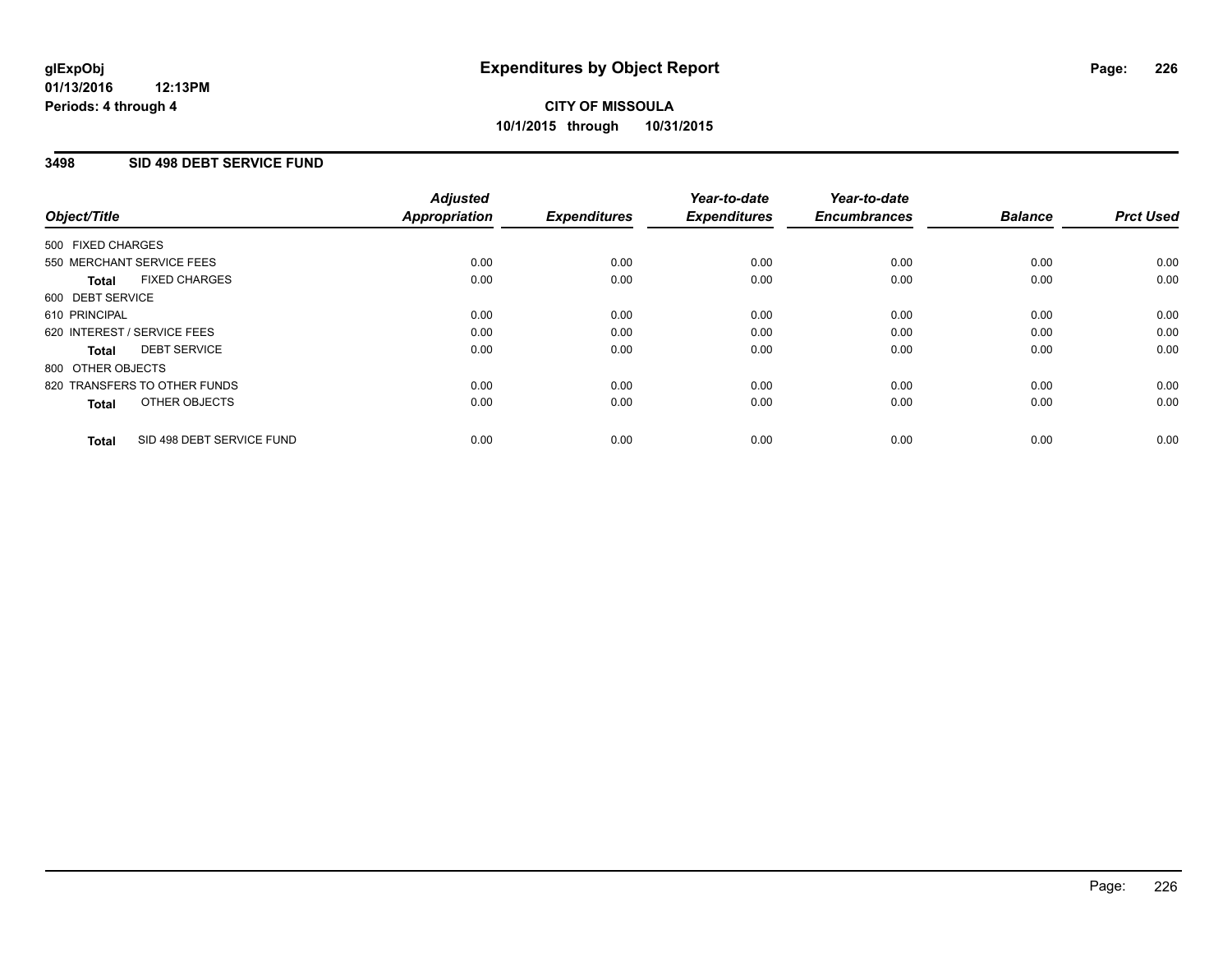**glExpObj** 
**01/13/2016 12:13PM** 
**Periods: 4 through 4**

# Expenditures by Object Report

**CITY OF MISSOULA** 
**10/1/2015 through 10/31/2015**

## 3498 SID 498 DEBT SERVICE FUND

| Object/Title | Adjusted Appropriation | Expenditures | Year-to-date Expenditures | Year-to-date Encumbrances | Balance | Prct Used |
|---|---|---|---|---|---|---|
| 500 FIXED CHARGES | | | | | | |
| 550 MERCHANT SERVICE FEES | 0.00 | 0.00 | 0.00 | 0.00 | 0.00 | 0.00 |
| **Total** FIXED CHARGES | 0.00 | 0.00 | 0.00 | 0.00 | 0.00 | 0.00 |
| 600 DEBT SERVICE | | | | | | |
| 610 PRINCIPAL | 0.00 | 0.00 | 0.00 | 0.00 | 0.00 | 0.00 |
| 620 INTEREST / SERVICE FEES | 0.00 | 0.00 | 0.00 | 0.00 | 0.00 | 0.00 |
| **Total** DEBT SERVICE | 0.00 | 0.00 | 0.00 | 0.00 | 0.00 | 0.00 |
| 800 OTHER OBJECTS | | | | | | |
| 820 TRANSFERS TO OTHER FUNDS | 0.00 | 0.00 | 0.00 | 0.00 | 0.00 | 0.00 |
| **Total** OTHER OBJECTS | 0.00 | 0.00 | 0.00 | 0.00 | 0.00 | 0.00 |
| **Total** SID 498 DEBT SERVICE FUND | 0.00 | 0.00 | 0.00 | 0.00 | 0.00 | 0.00 |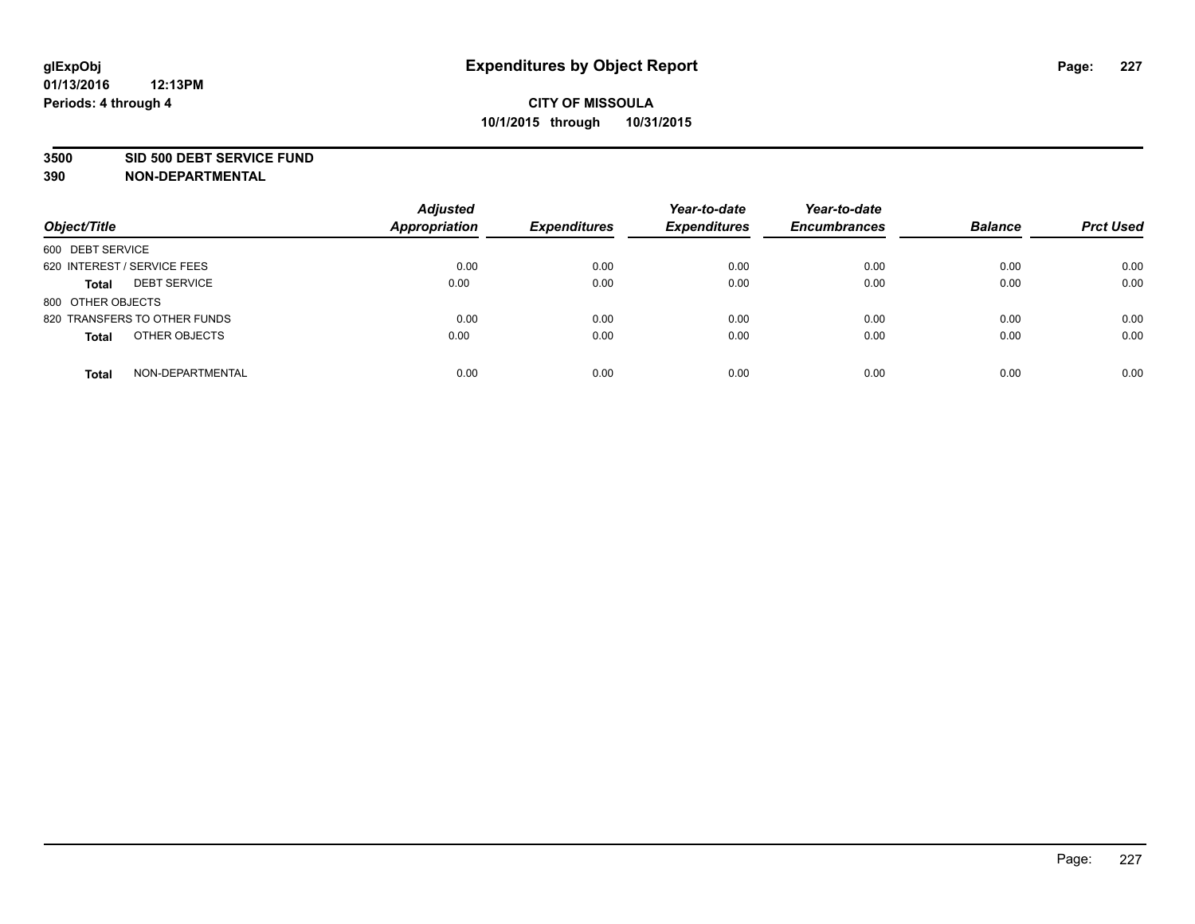# Expenditures by Object Report

glExpObj
01/13/2016 12:13PM
Periods: 4 through 4

**CITY OF MISSOULA**
**10/1/2015 through 10/31/2015**

**3500 SID 500 DEBT SERVICE FUND**
**390 NON-DEPARTMENTAL**

| Object/Title | Adjusted Appropriation | Expenditures | Year-to-date Expenditures | Year-to-date Encumbrances | Balance | Prct Used |
|---|---|---|---|---|---|---|
| 600 DEBT SERVICE | | | | | | |
| 620 INTEREST / SERVICE FEES | 0.00 | 0.00 | 0.00 | 0.00 | 0.00 | 0.00 |
| **Total** DEBT SERVICE | 0.00 | 0.00 | 0.00 | 0.00 | 0.00 | 0.00 |
| 800 OTHER OBJECTS | | | | | | |
| 820 TRANSFERS TO OTHER FUNDS | 0.00 | 0.00 | 0.00 | 0.00 | 0.00 | 0.00 |
| **Total** OTHER OBJECTS | 0.00 | 0.00 | 0.00 | 0.00 | 0.00 | 0.00 |
| **Total** NON-DEPARTMENTAL | 0.00 | 0.00 | 0.00 | 0.00 | 0.00 | 0.00 |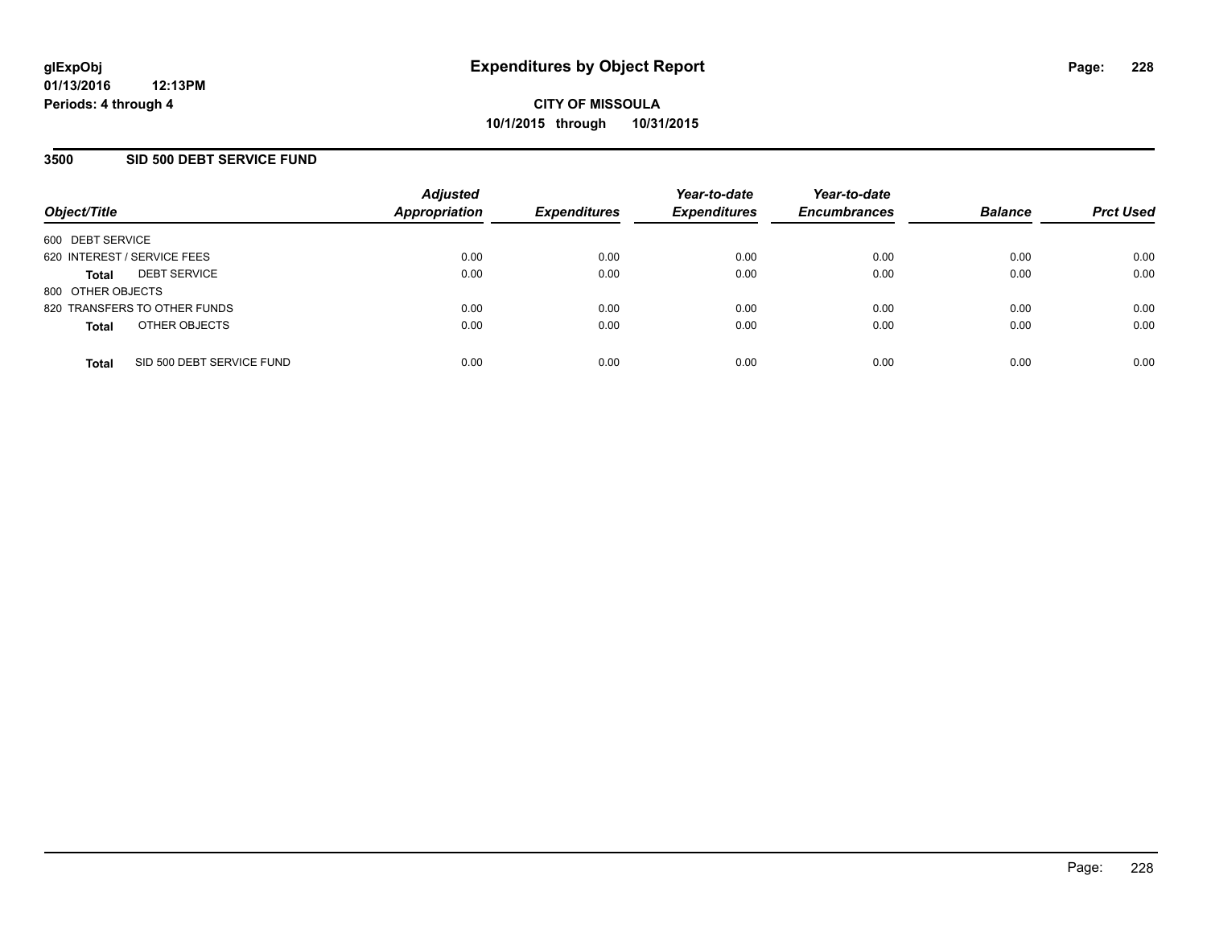**glExpObj**
**01/13/2016 12:13PM**
**Periods: 4 through 4**

# Expenditures by Object Report

**CITY OF MISSOULA**
**10/1/2015 through 10/31/2015**

## 3500 SID 500 DEBT SERVICE FUND

| Object/Title | Adjusted Appropriation | Expenditures | Year-to-date Expenditures | Year-to-date Encumbrances | Balance | Prct Used |
|---|---|---|---|---|---|---|
| 600 DEBT SERVICE | | | | | | |
| 620 INTEREST / SERVICE FEES | 0.00 | 0.00 | 0.00 | 0.00 | 0.00 | 0.00 |
| **Total** DEBT SERVICE | 0.00 | 0.00 | 0.00 | 0.00 | 0.00 | 0.00 |
| 800 OTHER OBJECTS | | | | | | |
| 820 TRANSFERS TO OTHER FUNDS | 0.00 | 0.00 | 0.00 | 0.00 | 0.00 | 0.00 |
| **Total** OTHER OBJECTS | 0.00 | 0.00 | 0.00 | 0.00 | 0.00 | 0.00 |
| **Total** SID 500 DEBT SERVICE FUND | 0.00 | 0.00 | 0.00 | 0.00 | 0.00 | 0.00 |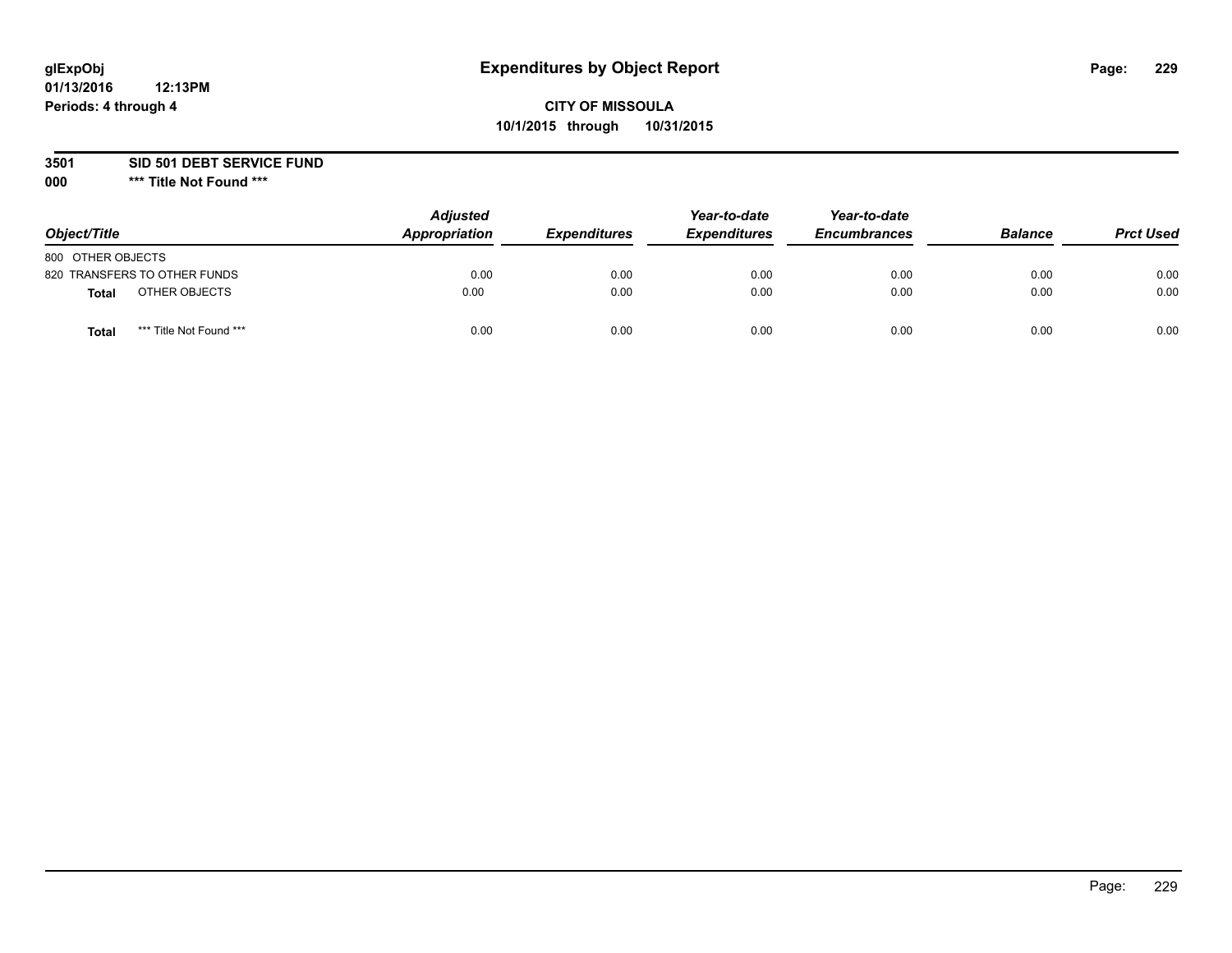# Expenditures by Object Report

glExpObj
01/13/2016 12:13PM
Periods: 4 through 4

**CITY OF MISSOULA**
**10/1/2015 through 10/31/2015**

**3501 SID 501 DEBT SERVICE FUND**
**000 \*\*\* Title Not Found \*\*\***

| Object/Title | Adjusted Appropriation | Expenditures | Year-to-date Expenditures | Year-to-date Encumbrances | Balance | Prct Used |
|---|---|---|---|---|---|---|
| 800 OTHER OBJECTS | | | | | | |
| 820 TRANSFERS TO OTHER FUNDS | 0.00 | 0.00 | 0.00 | 0.00 | 0.00 | 0.00 |
| **Total** OTHER OBJECTS | 0.00 | 0.00 | 0.00 | 0.00 | 0.00 | 0.00 |
| **Total** *** Title Not Found *** | 0.00 | 0.00 | 0.00 | 0.00 | 0.00 | 0.00 |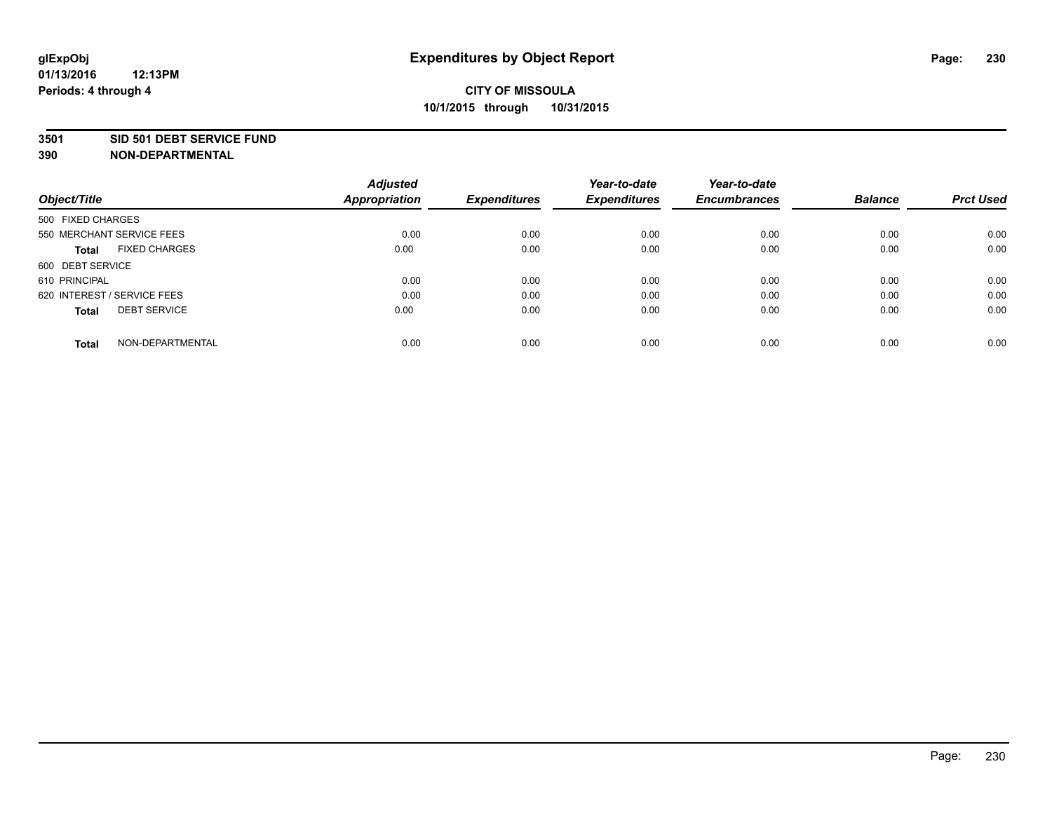glExpObj
01/13/2016 12:13PM
Periods: 4 through 4

# Expenditures by Object Report

**CITY OF MISSOULA**
**10/1/2015 through 10/31/2015**

**3501 SID 501 DEBT SERVICE FUND**
**390 NON-DEPARTMENTAL**

| Object/Title | Adjusted Appropriation | Expenditures | Year-to-date Expenditures | Year-to-date Encumbrances | Balance | Prct Used |
|---|---|---|---|---|---|---|
| 500 FIXED CHARGES | | | | | | |
| 550 MERCHANT SERVICE FEES | 0.00 | 0.00 | 0.00 | 0.00 | 0.00 | 0.00 |
| **Total** FIXED CHARGES | 0.00 | 0.00 | 0.00 | 0.00 | 0.00 | 0.00 |
| 600 DEBT SERVICE | | | | | | |
| 610 PRINCIPAL | 0.00 | 0.00 | 0.00 | 0.00 | 0.00 | 0.00 |
| 620 INTEREST / SERVICE FEES | 0.00 | 0.00 | 0.00 | 0.00 | 0.00 | 0.00 |
| **Total** DEBT SERVICE | 0.00 | 0.00 | 0.00 | 0.00 | 0.00 | 0.00 |
| **Total** NON-DEPARTMENTAL | 0.00 | 0.00 | 0.00 | 0.00 | 0.00 | 0.00 |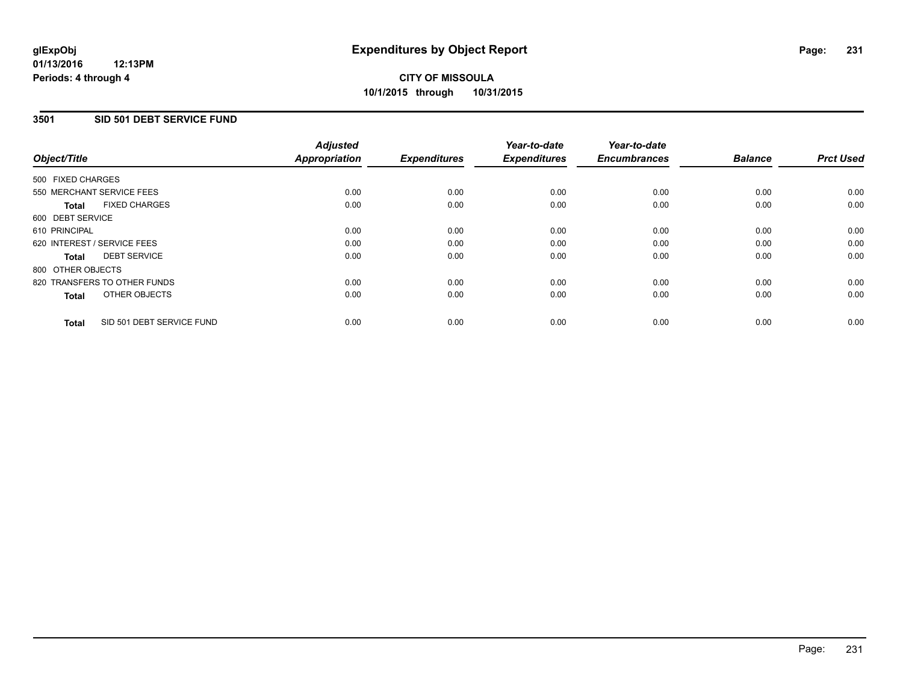glExpObj
01/13/2016 12:13PM
Periods: 4 through 4

# Expenditures by Object Report

**CITY OF MISSOULA**
**10/1/2015 through 10/31/2015**

## 3501 SID 501 DEBT SERVICE FUND

| Object/Title | Adjusted Appropriation | Expenditures | Year-to-date Expenditures | Year-to-date Encumbrances | Balance | Prct Used |
|---|---|---|---|---|---|---|
| 500 FIXED CHARGES | | | | | | |
| 550 MERCHANT SERVICE FEES | 0.00 | 0.00 | 0.00 | 0.00 | 0.00 | 0.00 |
| **Total** FIXED CHARGES | 0.00 | 0.00 | 0.00 | 0.00 | 0.00 | 0.00 |
| 600 DEBT SERVICE | | | | | | |
| 610 PRINCIPAL | 0.00 | 0.00 | 0.00 | 0.00 | 0.00 | 0.00 |
| 620 INTEREST / SERVICE FEES | 0.00 | 0.00 | 0.00 | 0.00 | 0.00 | 0.00 |
| **Total** DEBT SERVICE | 0.00 | 0.00 | 0.00 | 0.00 | 0.00 | 0.00 |
| 800 OTHER OBJECTS | | | | | | |
| 820 TRANSFERS TO OTHER FUNDS | 0.00 | 0.00 | 0.00 | 0.00 | 0.00 | 0.00 |
| **Total** OTHER OBJECTS | 0.00 | 0.00 | 0.00 | 0.00 | 0.00 | 0.00 |
| **Total** SID 501 DEBT SERVICE FUND | 0.00 | 0.00 | 0.00 | 0.00 | 0.00 | 0.00 |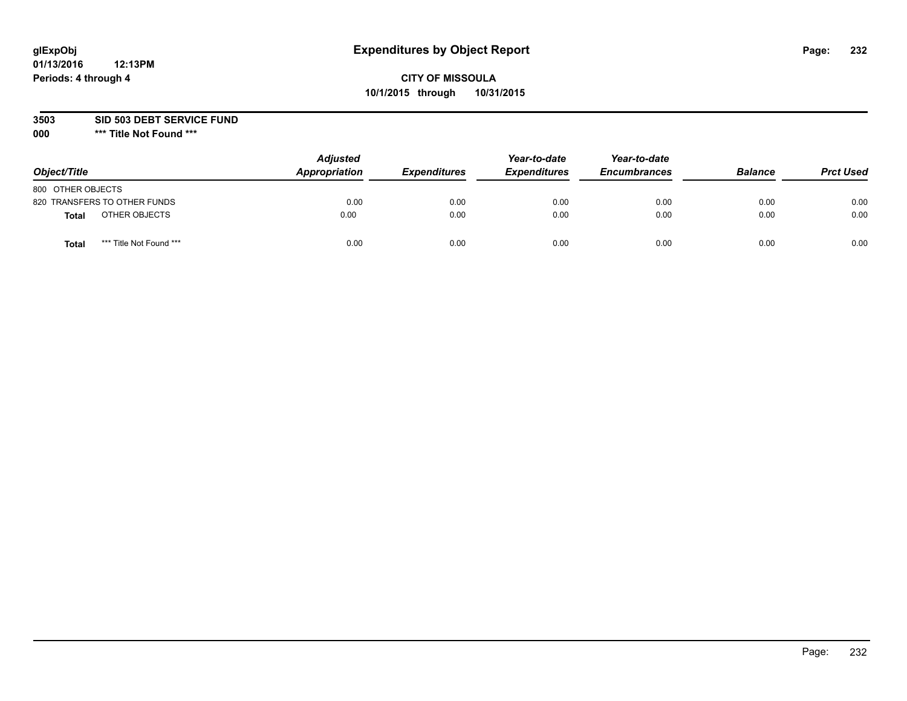# Expenditures by Object Report

glExpObj
01/13/2016 12:13PM
Periods: 4 through 4

**CITY OF MISSOULA**
**10/1/2015 through 10/31/2015**

**3503 SID 503 DEBT SERVICE FUND**
**000 *** Title Not Found *****

| Object/Title | Adjusted Appropriation | Expenditures | Year-to-date Expenditures | Year-to-date Encumbrances | Balance | Prct Used |
|---|---|---|---|---|---|---|
| 800 OTHER OBJECTS | | | | | | |
| 820 TRANSFERS TO OTHER FUNDS | 0.00 | 0.00 | 0.00 | 0.00 | 0.00 | 0.00 |
| **Total** OTHER OBJECTS | 0.00 | 0.00 | 0.00 | 0.00 | 0.00 | 0.00 |
| **Total** *** Title Not Found *** | 0.00 | 0.00 | 0.00 | 0.00 | 0.00 | 0.00 |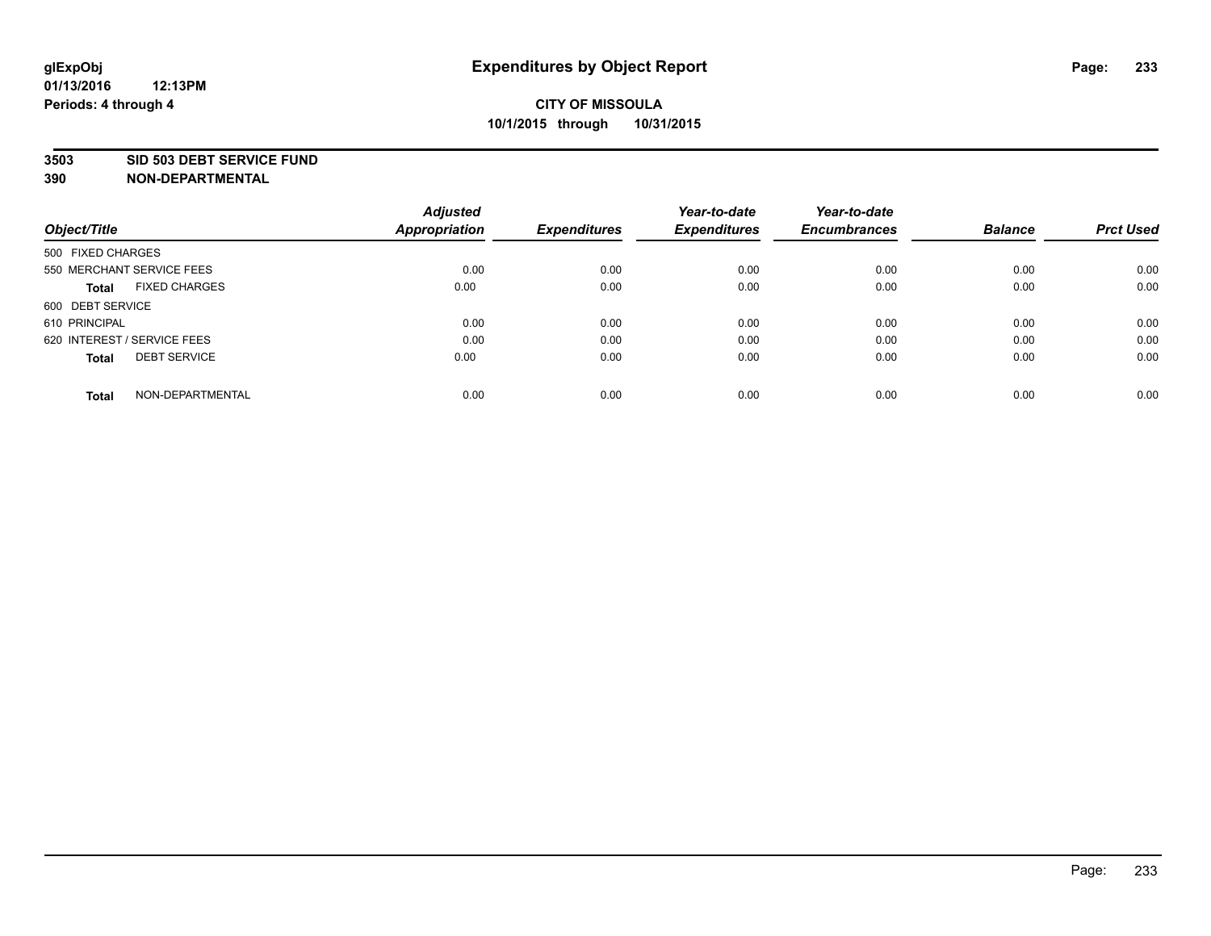**glExpObj**
**01/13/2016 12:13PM**
**Periods: 4 through 4**

# Expenditures by Object Report

**CITY OF MISSOULA**
**10/1/2015 through 10/31/2015**

**3503 SID 503 DEBT SERVICE FUND**
**390 NON-DEPARTMENTAL**

| Object/Title | Adjusted Appropriation | Expenditures | Year-to-date Expenditures | Year-to-date Encumbrances | Balance | Prct Used |
|---|---|---|---|---|---|---|
| 500 FIXED CHARGES | | | | | | |
| 550 MERCHANT SERVICE FEES | 0.00 | 0.00 | 0.00 | 0.00 | 0.00 | 0.00 |
| **Total** FIXED CHARGES | 0.00 | 0.00 | 0.00 | 0.00 | 0.00 | 0.00 |
| 600 DEBT SERVICE | | | | | | |
| 610 PRINCIPAL | 0.00 | 0.00 | 0.00 | 0.00 | 0.00 | 0.00 |
| 620 INTEREST / SERVICE FEES | 0.00 | 0.00 | 0.00 | 0.00 | 0.00 | 0.00 |
| **Total** DEBT SERVICE | 0.00 | 0.00 | 0.00 | 0.00 | 0.00 | 0.00 |
| **Total** NON-DEPARTMENTAL | 0.00 | 0.00 | 0.00 | 0.00 | 0.00 | 0.00 |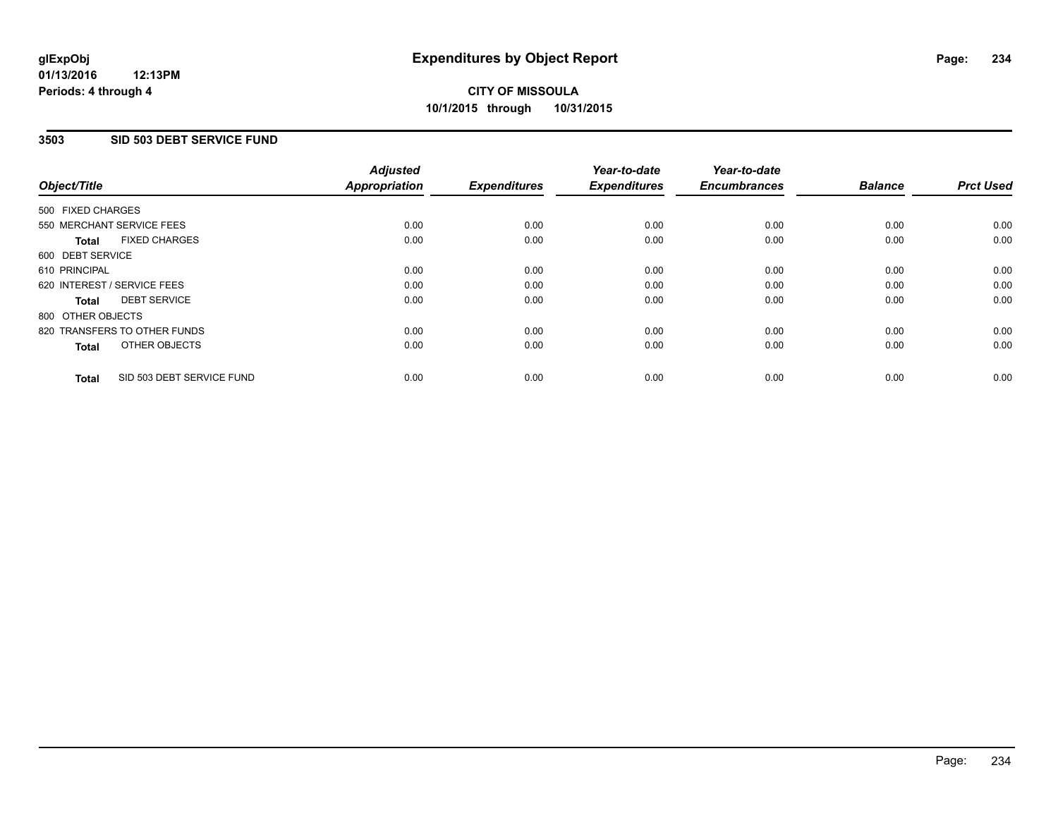**glExpObj** 
**01/13/2016 12:13PM** 
**Periods: 4 through 4**

# Expenditures by Object Report

**CITY OF MISSOULA** 
**10/1/2015 through 10/31/2015**

## 3503 SID 503 DEBT SERVICE FUND

| Object/Title | Adjusted Appropriation | Expenditures | Year-to-date Expenditures | Year-to-date Encumbrances | Balance | Prct Used |
|---|---|---|---|---|---|---|
| 500 FIXED CHARGES | | | | | | |
| 550 MERCHANT SERVICE FEES | 0.00 | 0.00 | 0.00 | 0.00 | 0.00 | 0.00 |
| **Total** FIXED CHARGES | 0.00 | 0.00 | 0.00 | 0.00 | 0.00 | 0.00 |
| 600 DEBT SERVICE | | | | | | |
| 610 PRINCIPAL | 0.00 | 0.00 | 0.00 | 0.00 | 0.00 | 0.00 |
| 620 INTEREST / SERVICE FEES | 0.00 | 0.00 | 0.00 | 0.00 | 0.00 | 0.00 |
| **Total** DEBT SERVICE | 0.00 | 0.00 | 0.00 | 0.00 | 0.00 | 0.00 |
| 800 OTHER OBJECTS | | | | | | |
| 820 TRANSFERS TO OTHER FUNDS | 0.00 | 0.00 | 0.00 | 0.00 | 0.00 | 0.00 |
| **Total** OTHER OBJECTS | 0.00 | 0.00 | 0.00 | 0.00 | 0.00 | 0.00 |
| **Total** SID 503 DEBT SERVICE FUND | 0.00 | 0.00 | 0.00 | 0.00 | 0.00 | 0.00 |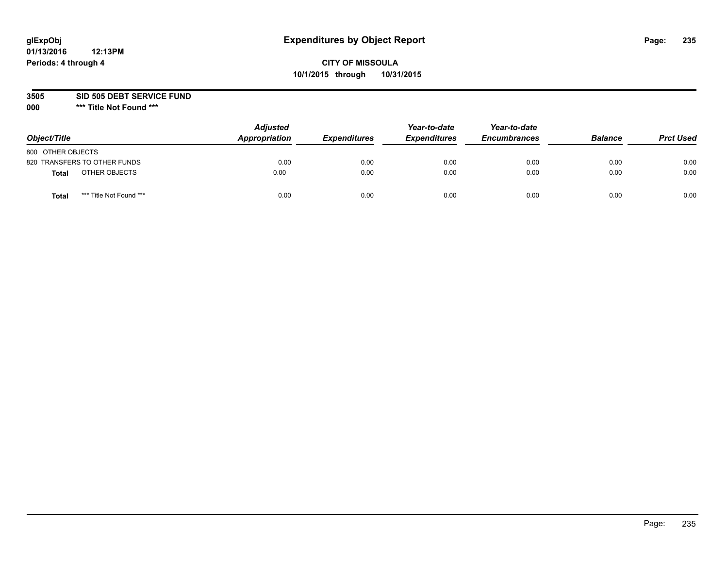glExpObj
01/13/2016 12:13PM
Periods: 4 through 4

# Expenditures by Object Report

**CITY OF MISSOULA**
**10/1/2015 through 10/31/2015**

**3505 SID 505 DEBT SERVICE FUND**
**000 *** Title Not Found *****

| Object/Title | Adjusted Appropriation | Expenditures | Year-to-date Expenditures | Year-to-date Encumbrances | Balance | Prct Used |
|---|---|---|---|---|---|---|
| 800 OTHER OBJECTS | | | | | | |
| 820 TRANSFERS TO OTHER FUNDS | 0.00 | 0.00 | 0.00 | 0.00 | 0.00 | 0.00 |
| **Total** OTHER OBJECTS | 0.00 | 0.00 | 0.00 | 0.00 | 0.00 | 0.00 |
| **Total** *** Title Not Found *** | 0.00 | 0.00 | 0.00 | 0.00 | 0.00 | 0.00 |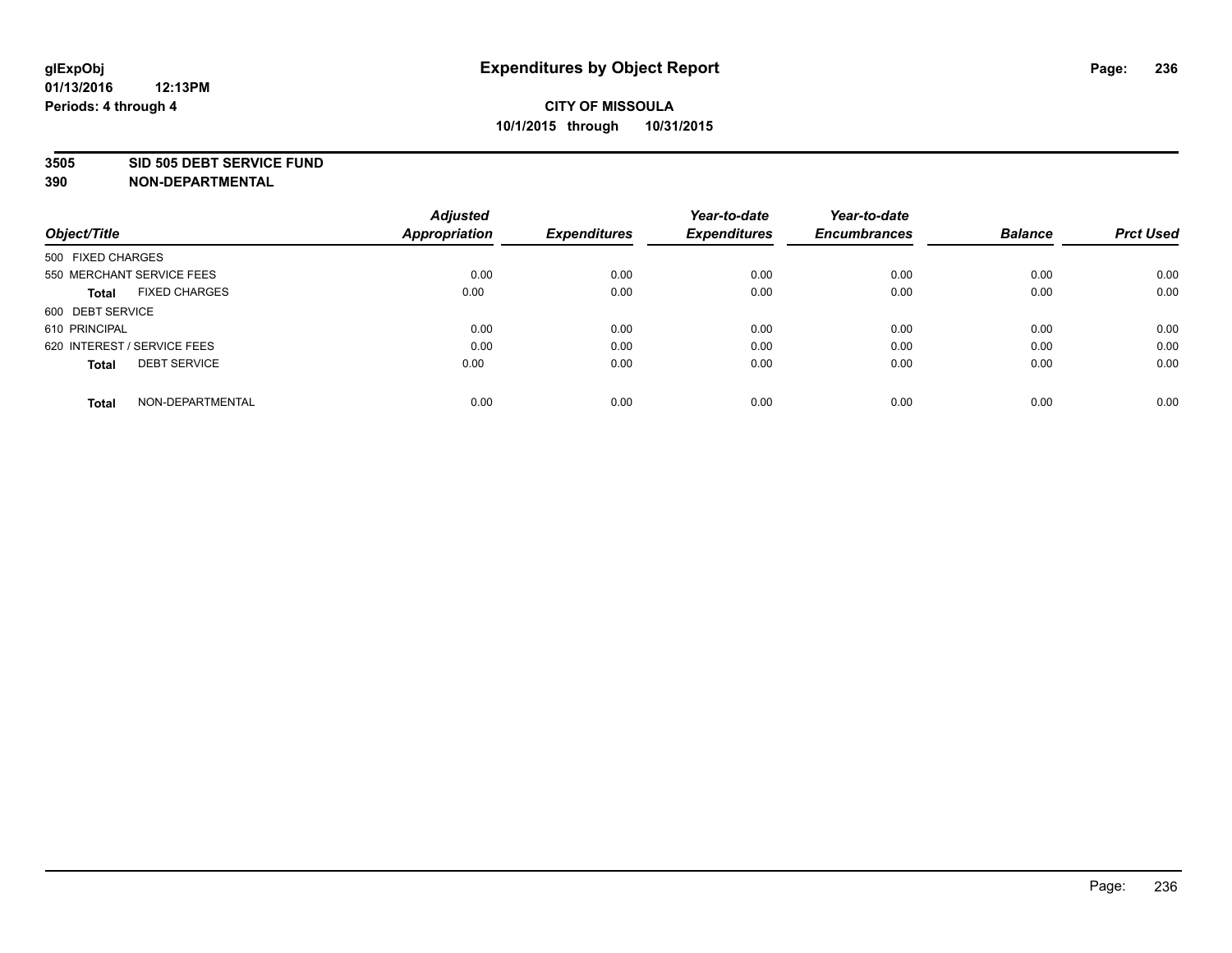# Expenditures by Object Report

glExpObj
01/13/2016 12:13PM
Periods: 4 through 4

**CITY OF MISSOULA**
**10/1/2015 through 10/31/2015**

## 3505 SID 505 DEBT SERVICE FUND
## 390 NON-DEPARTMENTAL

| Object/Title | Adjusted Appropriation | Expenditures | Year-to-date Expenditures | Year-to-date Encumbrances | Balance | Prct Used |
|---|---|---|---|---|---|---|
| 500 FIXED CHARGES | | | | | | |
| 550 MERCHANT SERVICE FEES | 0.00 | 0.00 | 0.00 | 0.00 | 0.00 | 0.00 |
| **Total** FIXED CHARGES | 0.00 | 0.00 | 0.00 | 0.00 | 0.00 | 0.00 |
| 600 DEBT SERVICE | | | | | | |
| 610 PRINCIPAL | 0.00 | 0.00 | 0.00 | 0.00 | 0.00 | 0.00 |
| 620 INTEREST / SERVICE FEES | 0.00 | 0.00 | 0.00 | 0.00 | 0.00 | 0.00 |
| **Total** DEBT SERVICE | 0.00 | 0.00 | 0.00 | 0.00 | 0.00 | 0.00 |
| **Total** NON-DEPARTMENTAL | 0.00 | 0.00 | 0.00 | 0.00 | 0.00 | 0.00 |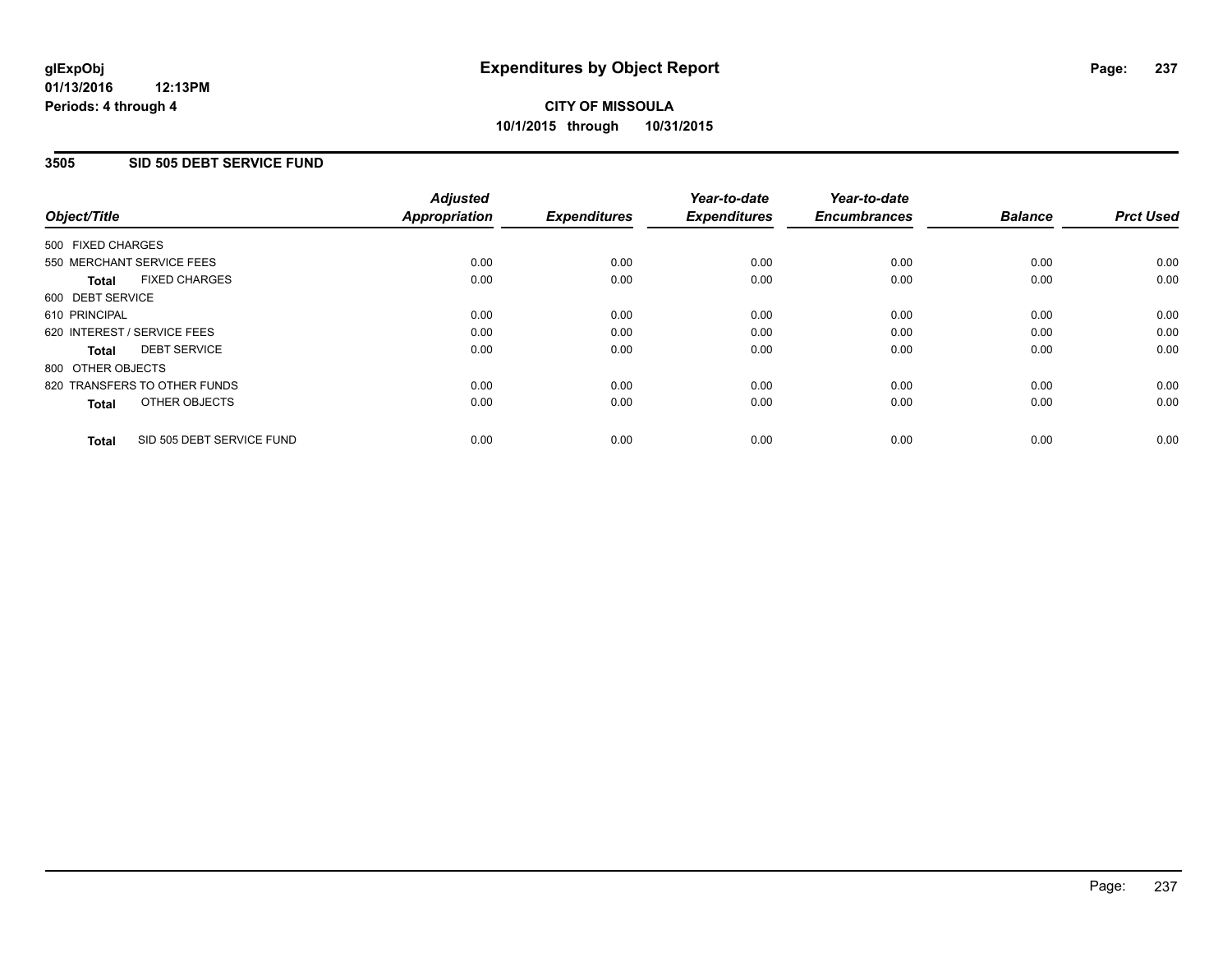**glExpObj**
**01/13/2016 12:13PM**
**Periods: 4 through 4**

# Expenditures by Object Report

**CITY OF MISSOULA**
**10/1/2015 through 10/31/2015**

## 3505 SID 505 DEBT SERVICE FUND

| Object/Title | Adjusted Appropriation | Expenditures | Year-to-date Expenditures | Year-to-date Encumbrances | Balance | Prct Used |
|---|---|---|---|---|---|---|
| 500 FIXED CHARGES | | | | | | |
| 550 MERCHANT SERVICE FEES | 0.00 | 0.00 | 0.00 | 0.00 | 0.00 | 0.00 |
| **Total** FIXED CHARGES | 0.00 | 0.00 | 0.00 | 0.00 | 0.00 | 0.00 |
| 600 DEBT SERVICE | | | | | | |
| 610 PRINCIPAL | 0.00 | 0.00 | 0.00 | 0.00 | 0.00 | 0.00 |
| 620 INTEREST / SERVICE FEES | 0.00 | 0.00 | 0.00 | 0.00 | 0.00 | 0.00 |
| **Total** DEBT SERVICE | 0.00 | 0.00 | 0.00 | 0.00 | 0.00 | 0.00 |
| 800 OTHER OBJECTS | | | | | | |
| 820 TRANSFERS TO OTHER FUNDS | 0.00 | 0.00 | 0.00 | 0.00 | 0.00 | 0.00 |
| **Total** OTHER OBJECTS | 0.00 | 0.00 | 0.00 | 0.00 | 0.00 | 0.00 |
| **Total** SID 505 DEBT SERVICE FUND | 0.00 | 0.00 | 0.00 | 0.00 | 0.00 | 0.00 |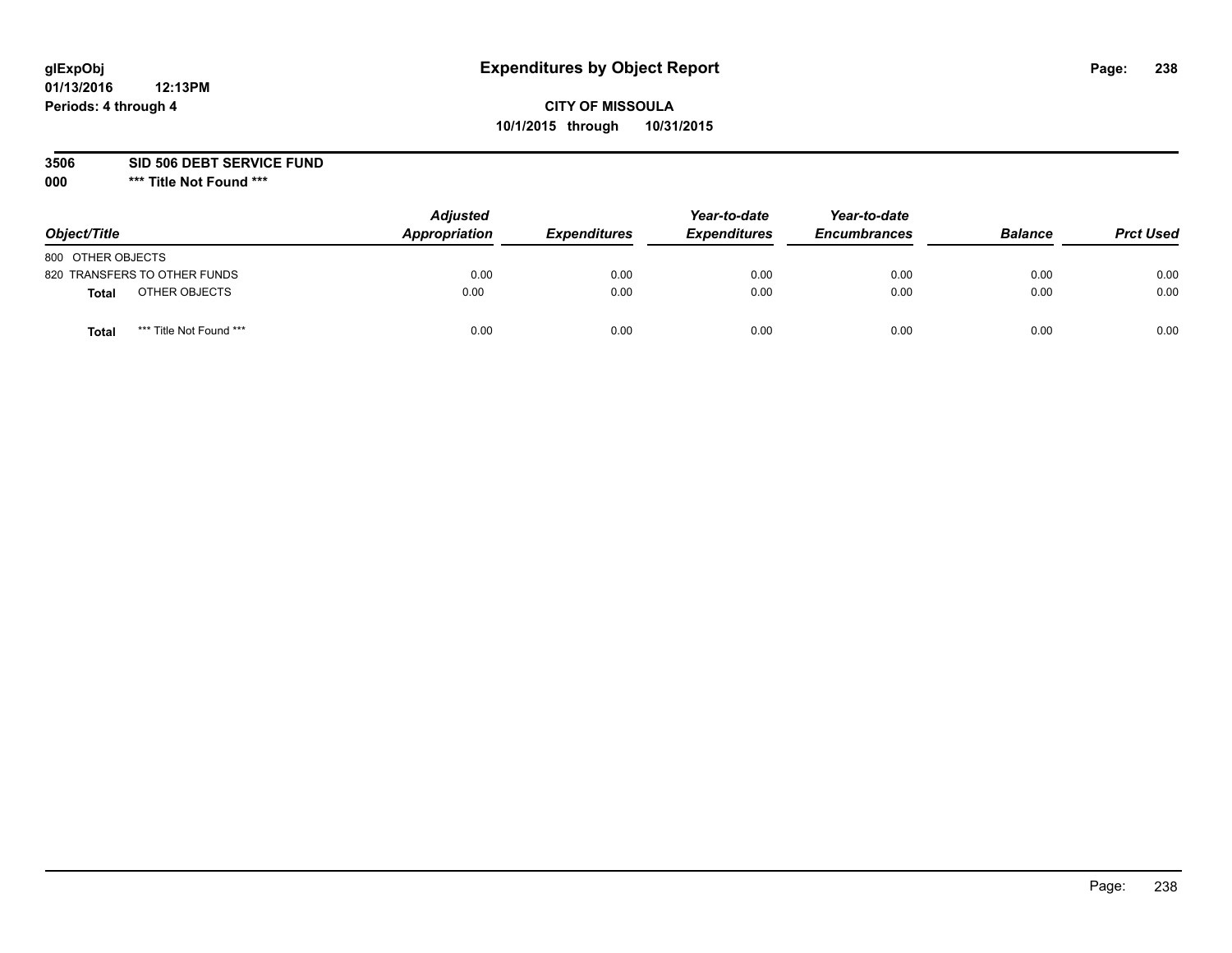**glExpObj**
**01/13/2016 12:13PM**
**Periods: 4 through 4**

# Expenditures by Object Report

**CITY OF MISSOULA**
**10/1/2015 through 10/31/2015**

**3506 SID 506 DEBT SERVICE FUND**
**000 \*\*\* Title Not Found \*\*\***

| Object/Title | | Adjusted Appropriation | Expenditures | Year-to-date Expenditures | Year-to-date Encumbrances | Balance | Prct Used |
|---|---|---|---|---|---|---|---|
| 800 OTHER OBJECTS | | | | | | | |
| 820 TRANSFERS TO OTHER FUNDS | | 0.00 | 0.00 | 0.00 | 0.00 | 0.00 | 0.00 |
| **Total** | OTHER OBJECTS | 0.00 | 0.00 | 0.00 | 0.00 | 0.00 | 0.00 |
| **Total** | *** Title Not Found *** | 0.00 | 0.00 | 0.00 | 0.00 | 0.00 | 0.00 |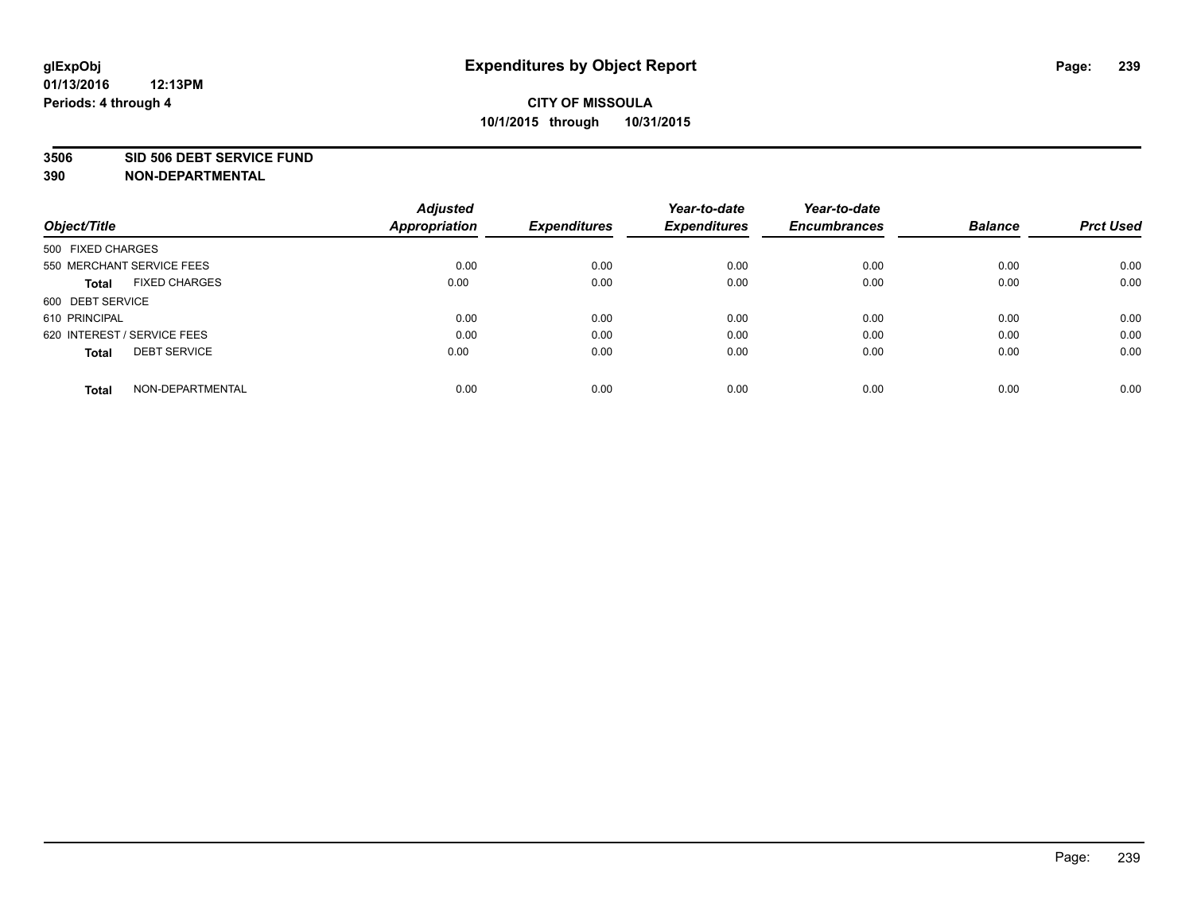**glExpObj**
**01/13/2016 12:13PM**
**Periods: 4 through 4**

# Expenditures by Object Report

**CITY OF MISSOULA**
**10/1/2015 through 10/31/2015**

**3506 SID 506 DEBT SERVICE FUND**
**390 NON-DEPARTMENTAL**

| Object/Title | Adjusted Appropriation | Expenditures | Year-to-date Expenditures | Year-to-date Encumbrances | Balance | Prct Used |
|---|---|---|---|---|---|---|
| 500 FIXED CHARGES | | | | | | |
| 550 MERCHANT SERVICE FEES | 0.00 | 0.00 | 0.00 | 0.00 | 0.00 | 0.00 |
| **Total** FIXED CHARGES | 0.00 | 0.00 | 0.00 | 0.00 | 0.00 | 0.00 |
| 600 DEBT SERVICE | | | | | | |
| 610 PRINCIPAL | 0.00 | 0.00 | 0.00 | 0.00 | 0.00 | 0.00 |
| 620 INTEREST / SERVICE FEES | 0.00 | 0.00 | 0.00 | 0.00 | 0.00 | 0.00 |
| **Total** DEBT SERVICE | 0.00 | 0.00 | 0.00 | 0.00 | 0.00 | 0.00 |
| **Total** NON-DEPARTMENTAL | 0.00 | 0.00 | 0.00 | 0.00 | 0.00 | 0.00 |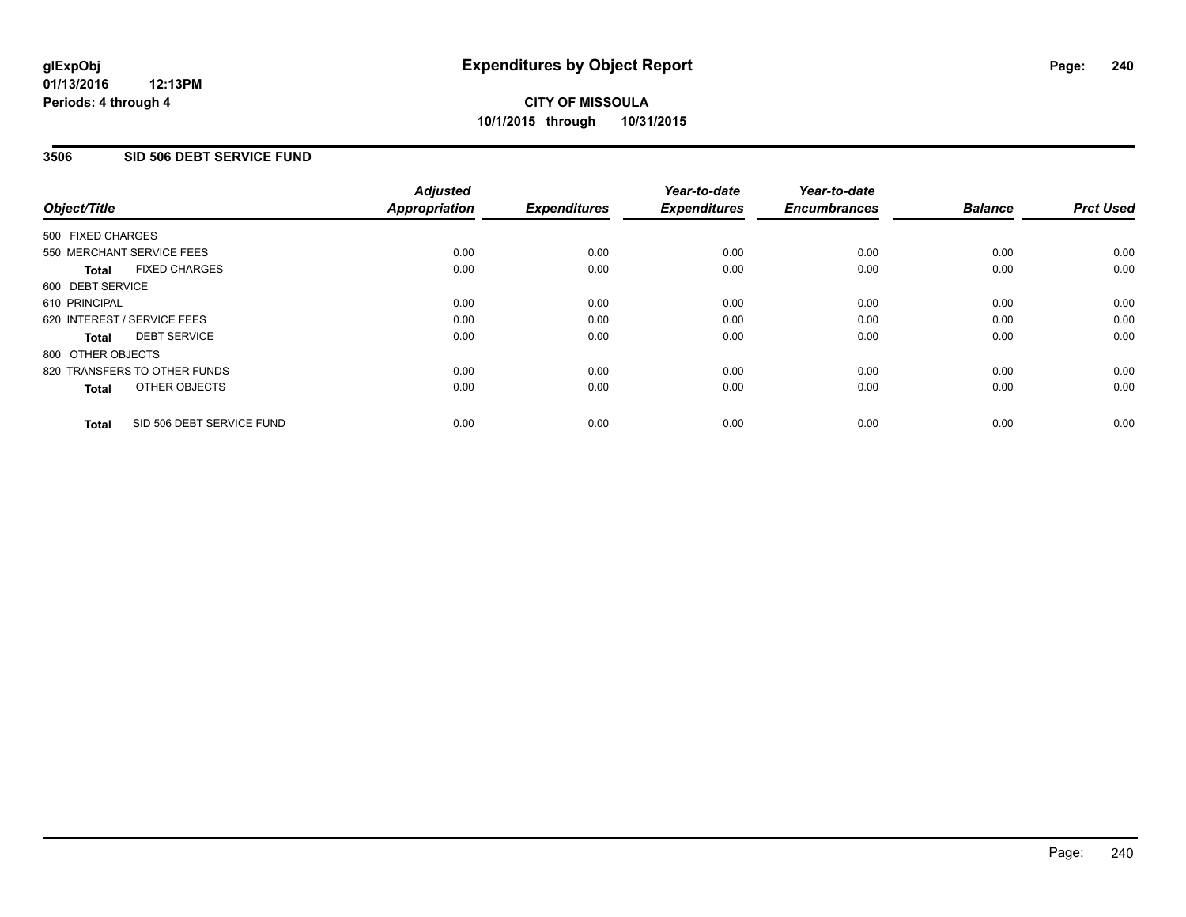# Expenditures by Object Report

glExpObj
01/13/2016 12:13PM
Periods: 4 through 4

**CITY OF MISSOULA**
**10/1/2015 through 10/31/2015**

## 3506 SID 506 DEBT SERVICE FUND

| Object/Title | Adjusted Appropriation | Expenditures | Year-to-date Expenditures | Year-to-date Encumbrances | Balance | Prct Used |
|---|---|---|---|---|---|---|
| 500 FIXED CHARGES | | | | | | |
| 550 MERCHANT SERVICE FEES | 0.00 | 0.00 | 0.00 | 0.00 | 0.00 | 0.00 |
| **Total** FIXED CHARGES | 0.00 | 0.00 | 0.00 | 0.00 | 0.00 | 0.00 |
| 600 DEBT SERVICE | | | | | | |
| 610 PRINCIPAL | 0.00 | 0.00 | 0.00 | 0.00 | 0.00 | 0.00 |
| 620 INTEREST / SERVICE FEES | 0.00 | 0.00 | 0.00 | 0.00 | 0.00 | 0.00 |
| **Total** DEBT SERVICE | 0.00 | 0.00 | 0.00 | 0.00 | 0.00 | 0.00 |
| 800 OTHER OBJECTS | | | | | | |
| 820 TRANSFERS TO OTHER FUNDS | 0.00 | 0.00 | 0.00 | 0.00 | 0.00 | 0.00 |
| **Total** OTHER OBJECTS | 0.00 | 0.00 | 0.00 | 0.00 | 0.00 | 0.00 |
| **Total** SID 506 DEBT SERVICE FUND | 0.00 | 0.00 | 0.00 | 0.00 | 0.00 | 0.00 |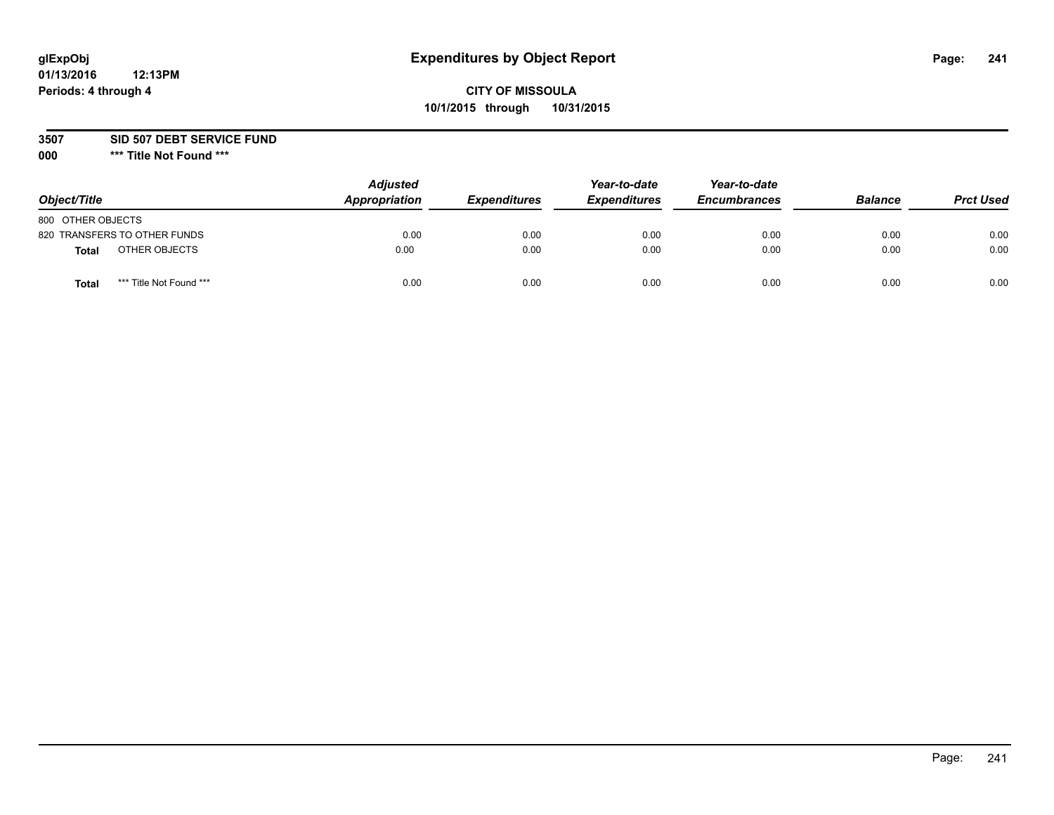# Expenditures by Object Report

glExpObj
01/13/2016 12:13PM
Periods: 4 through 4

**CITY OF MISSOULA**
**10/1/2015 through 10/31/2015**

**3507 SID 507 DEBT SERVICE FUND**
**000 \*\*\* Title Not Found \*\*\***

| Object/Title | Adjusted Appropriation | Expenditures | Year-to-date Expenditures | Year-to-date Encumbrances | Balance | Prct Used |
|---|---|---|---|---|---|---|
| 800 OTHER OBJECTS | | | | | | |
| 820 TRANSFERS TO OTHER FUNDS | 0.00 | 0.00 | 0.00 | 0.00 | 0.00 | 0.00 |
| **Total** OTHER OBJECTS | 0.00 | 0.00 | 0.00 | 0.00 | 0.00 | 0.00 |
| **Total** *** Title Not Found *** | 0.00 | 0.00 | 0.00 | 0.00 | 0.00 | 0.00 |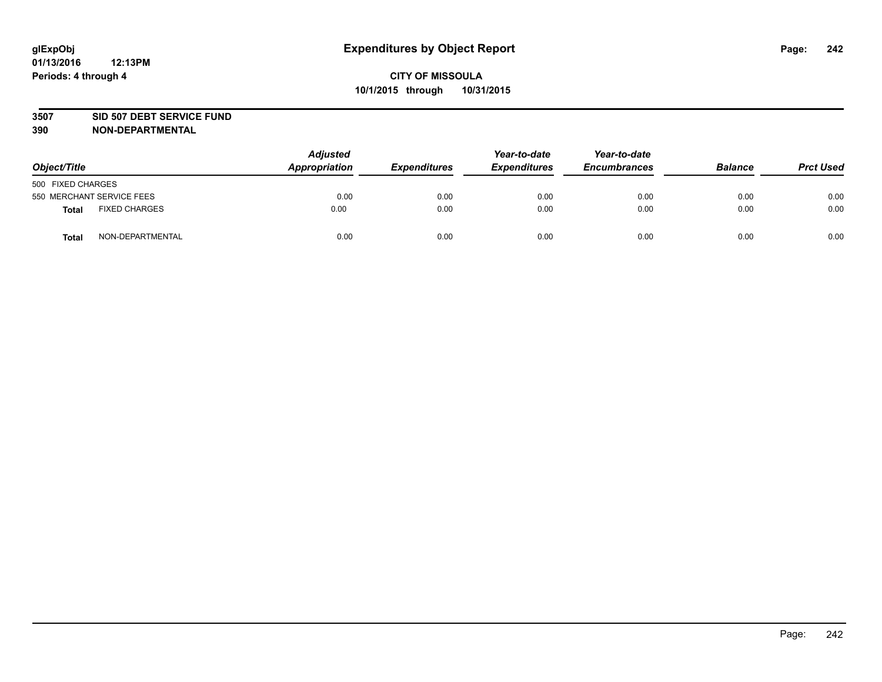**glExpObj**
**01/13/2016 12:13PM**
**Periods: 4 through 4**

# Expenditures by Object Report

**CITY OF MISSOULA**
**10/1/2015 through 10/31/2015**

**3507 SID 507 DEBT SERVICE FUND**
**390 NON-DEPARTMENTAL**

| Object/Title | | *Adjusted Appropriation* | *Expenditures* | *Year-to-date Expenditures* | *Year-to-date Encumbrances* | *Balance* | *Prct Used* |
|---|---|---|---|---|---|---|---|
| 500 FIXED CHARGES | | | | | | | |
| 550 MERCHANT SERVICE FEES | | 0.00 | 0.00 | 0.00 | 0.00 | 0.00 | 0.00 |
| **Total** | FIXED CHARGES | 0.00 | 0.00 | 0.00 | 0.00 | 0.00 | 0.00 |
| **Total** | NON-DEPARTMENTAL | 0.00 | 0.00 | 0.00 | 0.00 | 0.00 | 0.00 |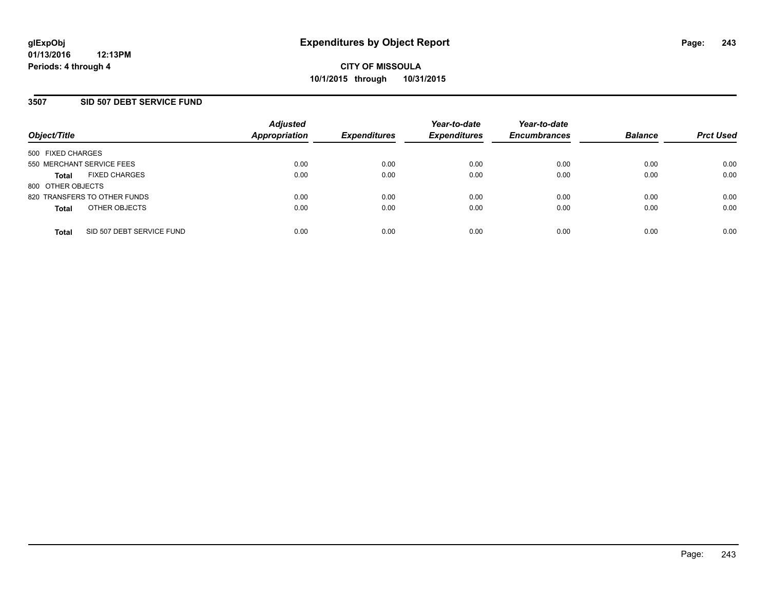glExpObj
01/13/2016 12:13PM
Periods: 4 through 4

# Expenditures by Object Report

**CITY OF MISSOULA**
**10/1/2015 through 10/31/2015**

## 3507 SID 507 DEBT SERVICE FUND

| Object/Title | Adjusted Appropriation | Expenditures | Year-to-date Expenditures | Year-to-date Encumbrances | Balance | Prct Used |
|---|---|---|---|---|---|---|
| 500 FIXED CHARGES | | | | | | |
| 550 MERCHANT SERVICE FEES | 0.00 | 0.00 | 0.00 | 0.00 | 0.00 | 0.00 |
| **Total** FIXED CHARGES | 0.00 | 0.00 | 0.00 | 0.00 | 0.00 | 0.00 |
| 800 OTHER OBJECTS | | | | | | |
| 820 TRANSFERS TO OTHER FUNDS | 0.00 | 0.00 | 0.00 | 0.00 | 0.00 | 0.00 |
| **Total** OTHER OBJECTS | 0.00 | 0.00 | 0.00 | 0.00 | 0.00 | 0.00 |
| **Total** SID 507 DEBT SERVICE FUND | 0.00 | 0.00 | 0.00 | 0.00 | 0.00 | 0.00 |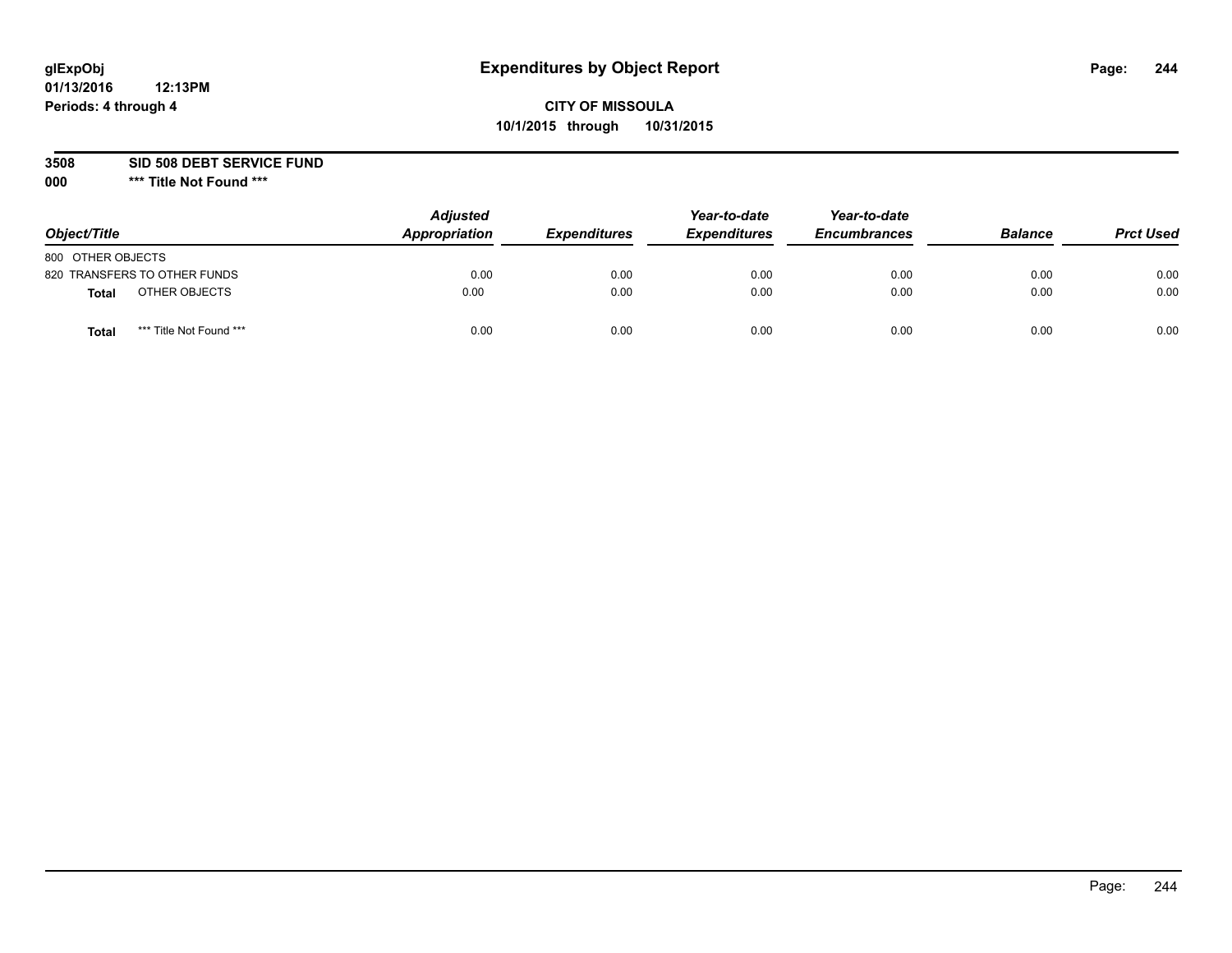glExpObj
01/13/2016 12:13PM
Periods: 4 through 4

# Expenditures by Object Report

**CITY OF MISSOULA**
**10/1/2015 through 10/31/2015**

**3508 SID 508 DEBT SERVICE FUND**
**000 *** Title Not Found *****

| Object/Title | | Adjusted Appropriation | Expenditures | Year-to-date Expenditures | Year-to-date Encumbrances | Balance | Prct Used |
|---|---|---|---|---|---|---|---|
| 800 OTHER OBJECTS | | | | | | | |
| 820 TRANSFERS TO OTHER FUNDS | | 0.00 | 0.00 | 0.00 | 0.00 | 0.00 | 0.00 |
| **Total** | OTHER OBJECTS | 0.00 | 0.00 | 0.00 | 0.00 | 0.00 | 0.00 |
| **Total** | *** Title Not Found *** | 0.00 | 0.00 | 0.00 | 0.00 | 0.00 | 0.00 |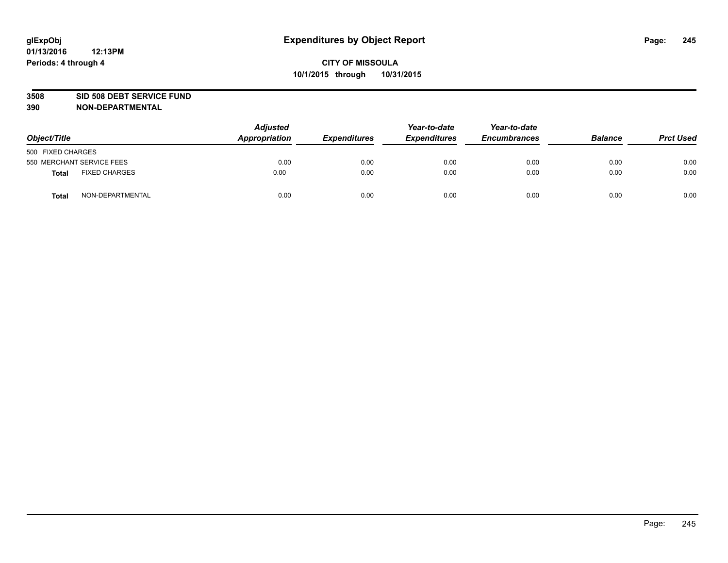# Expenditures by Object Report

glExpObj
01/13/2016 12:13PM
Periods: 4 through 4

**CITY OF MISSOULA**
**10/1/2015 through 10/31/2015**

**3508 SID 508 DEBT SERVICE FUND**
**390 NON-DEPARTMENTAL**

| Object/Title | Adjusted Appropriation | Expenditures | Year-to-date Expenditures | Year-to-date Encumbrances | Balance | Prct Used |
|---|---|---|---|---|---|---|
| 500 FIXED CHARGES | | | | | | |
| 550 MERCHANT SERVICE FEES | 0.00 | 0.00 | 0.00 | 0.00 | 0.00 | 0.00 |
| **Total** FIXED CHARGES | 0.00 | 0.00 | 0.00 | 0.00 | 0.00 | 0.00 |
| **Total** NON-DEPARTMENTAL | 0.00 | 0.00 | 0.00 | 0.00 | 0.00 | 0.00 |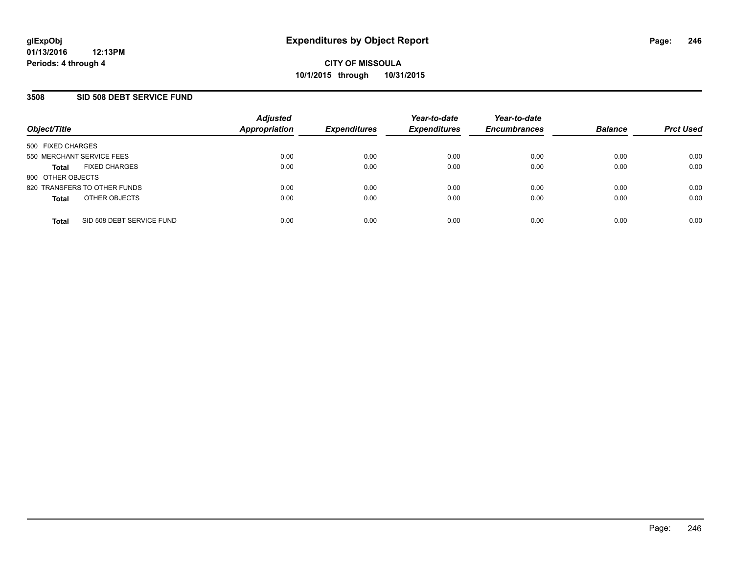**glExpObj**
**01/13/2016 12:13PM**
**Periods: 4 through 4**

# Expenditures by Object Report

**CITY OF MISSOULA**
**10/1/2015 through 10/31/2015**

## 3508 SID 508 DEBT SERVICE FUND

| Object/Title | Adjusted Appropriation | Expenditures | Year-to-date Expenditures | Year-to-date Encumbrances | Balance | Prct Used |
|---|---|---|---|---|---|---|
| 500 FIXED CHARGES | | | | | | |
| 550 MERCHANT SERVICE FEES | 0.00 | 0.00 | 0.00 | 0.00 | 0.00 | 0.00 |
| **Total** FIXED CHARGES | 0.00 | 0.00 | 0.00 | 0.00 | 0.00 | 0.00 |
| 800 OTHER OBJECTS | | | | | | |
| 820 TRANSFERS TO OTHER FUNDS | 0.00 | 0.00 | 0.00 | 0.00 | 0.00 | 0.00 |
| **Total** OTHER OBJECTS | 0.00 | 0.00 | 0.00 | 0.00 | 0.00 | 0.00 |
| **Total** SID 508 DEBT SERVICE FUND | 0.00 | 0.00 | 0.00 | 0.00 | 0.00 | 0.00 |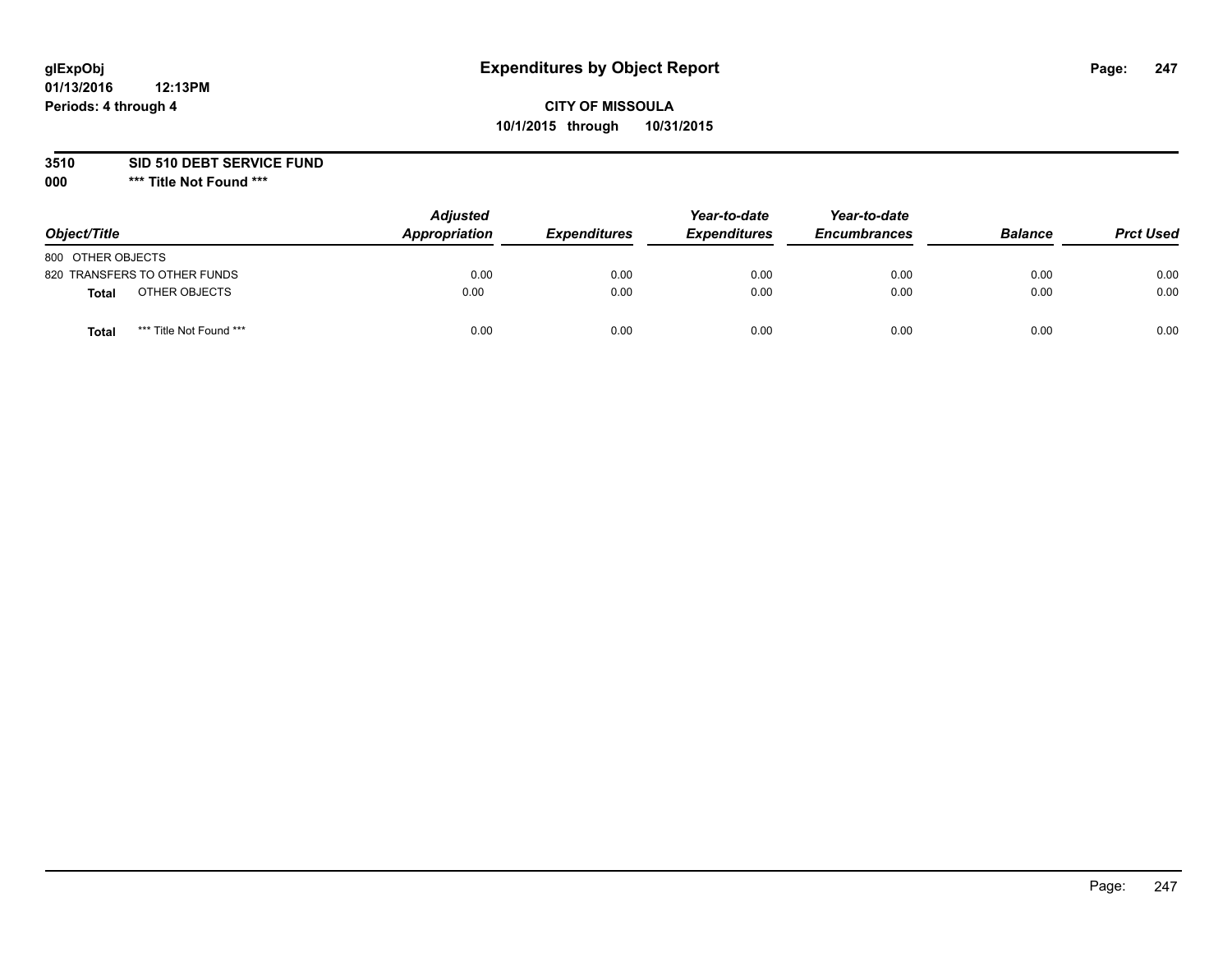glExpObj
01/13/2016 12:13PM
Periods: 4 through 4

# Expenditures by Object Report

**CITY OF MISSOULA**
**10/1/2015 through 10/31/2015**

**3510 SID 510 DEBT SERVICE FUND**
**000 \*\*\* Title Not Found \*\*\***

| Object/Title | | Adjusted Appropriation | Expenditures | Year-to-date Expenditures | Year-to-date Encumbrances | Balance | Prct Used |
|---|---|---|---|---|---|---|---|
| 800 OTHER OBJECTS | | | | | | | |
| 820 TRANSFERS TO OTHER FUNDS | | 0.00 | 0.00 | 0.00 | 0.00 | 0.00 | 0.00 |
| **Total** | OTHER OBJECTS | 0.00 | 0.00 | 0.00 | 0.00 | 0.00 | 0.00 |
| **Total** | *** Title Not Found *** | 0.00 | 0.00 | 0.00 | 0.00 | 0.00 | 0.00 |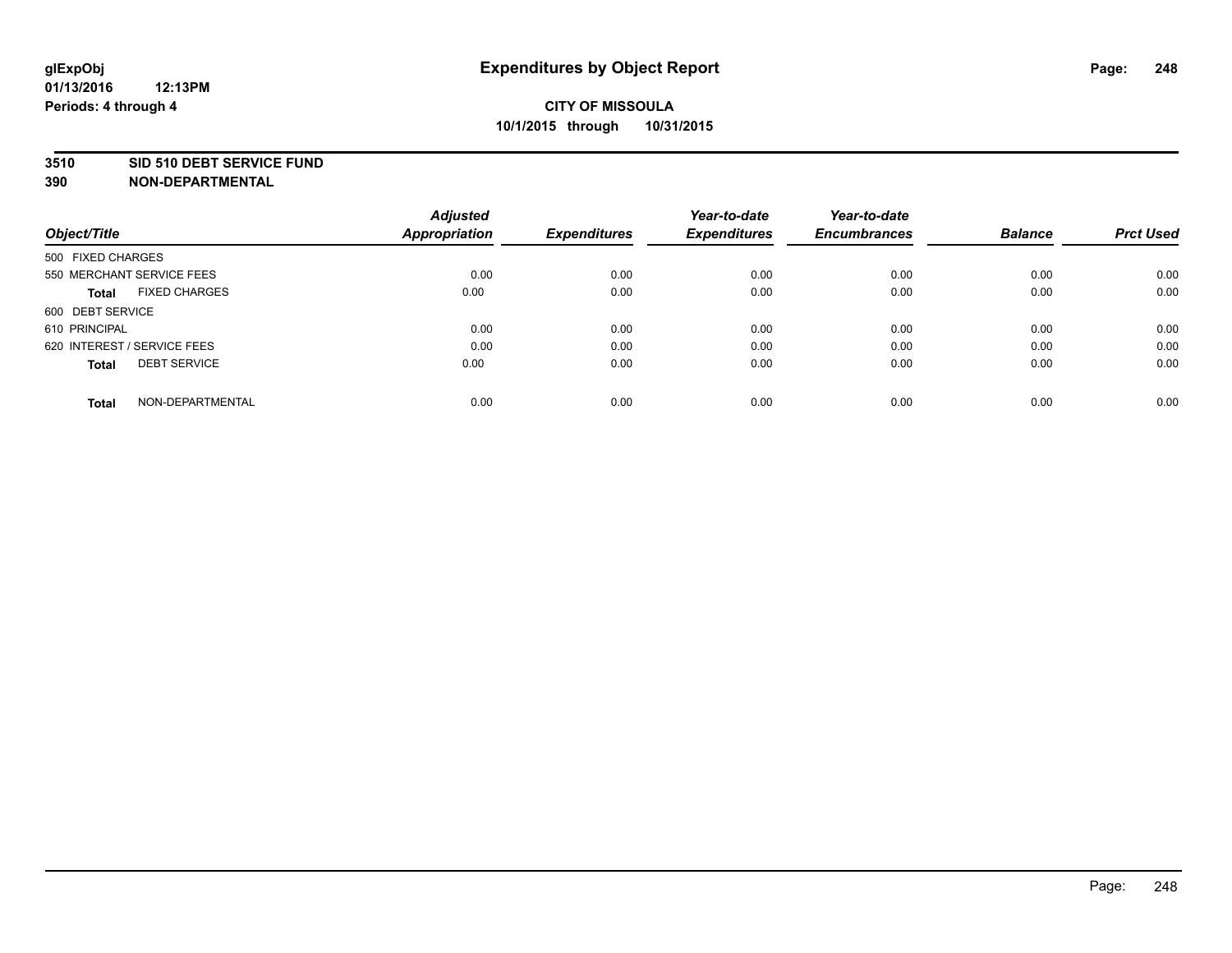glExpObj
01/13/2016 12:13PM
Periods: 4 through 4

# Expenditures by Object Report

**CITY OF MISSOULA**
**10/1/2015 through 10/31/2015**

**3510 SID 510 DEBT SERVICE FUND**
**390 NON-DEPARTMENTAL**

| Object/Title | Adjusted Appropriation | Expenditures | Year-to-date Expenditures | Year-to-date Encumbrances | Balance | Prct Used |
|---|---|---|---|---|---|---|
| 500 FIXED CHARGES | | | | | | |
| 550 MERCHANT SERVICE FEES | 0.00 | 0.00 | 0.00 | 0.00 | 0.00 | 0.00 |
| **Total** FIXED CHARGES | 0.00 | 0.00 | 0.00 | 0.00 | 0.00 | 0.00 |
| 600 DEBT SERVICE | | | | | | |
| 610 PRINCIPAL | 0.00 | 0.00 | 0.00 | 0.00 | 0.00 | 0.00 |
| 620 INTEREST / SERVICE FEES | 0.00 | 0.00 | 0.00 | 0.00 | 0.00 | 0.00 |
| **Total** DEBT SERVICE | 0.00 | 0.00 | 0.00 | 0.00 | 0.00 | 0.00 |
| **Total** NON-DEPARTMENTAL | 0.00 | 0.00 | 0.00 | 0.00 | 0.00 | 0.00 |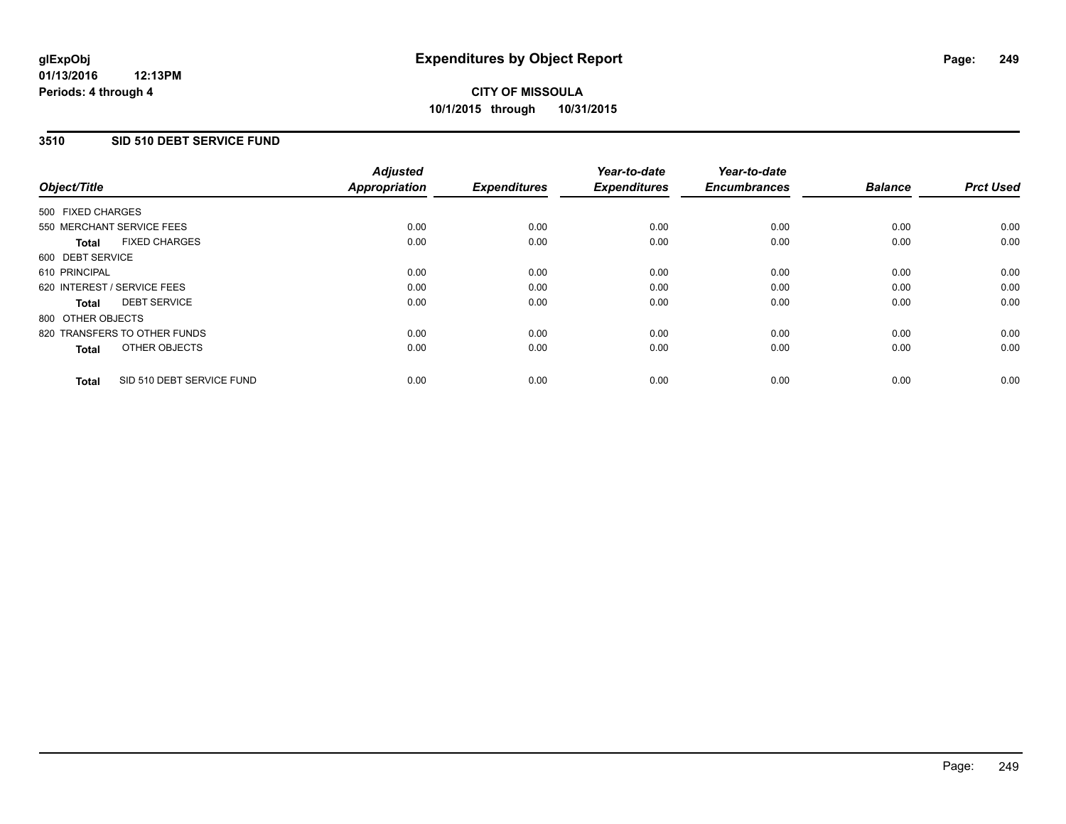# Expenditures by Object Report

**glExpObj**
**01/13/2016 12:13PM**
**Periods: 4 through 4**

**CITY OF MISSOULA**
**10/1/2015 through 10/31/2015**

## 3510 SID 510 DEBT SERVICE FUND

| Object/Title | Adjusted Appropriation | Expenditures | Year-to-date Expenditures | Year-to-date Encumbrances | Balance | Prct Used |
|---|---|---|---|---|---|---|
| 500 FIXED CHARGES | | | | | | |
| 550 MERCHANT SERVICE FEES | 0.00 | 0.00 | 0.00 | 0.00 | 0.00 | 0.00 |
| **Total** FIXED CHARGES | 0.00 | 0.00 | 0.00 | 0.00 | 0.00 | 0.00 |
| 600 DEBT SERVICE | | | | | | |
| 610 PRINCIPAL | 0.00 | 0.00 | 0.00 | 0.00 | 0.00 | 0.00 |
| 620 INTEREST / SERVICE FEES | 0.00 | 0.00 | 0.00 | 0.00 | 0.00 | 0.00 |
| **Total** DEBT SERVICE | 0.00 | 0.00 | 0.00 | 0.00 | 0.00 | 0.00 |
| 800 OTHER OBJECTS | | | | | | |
| 820 TRANSFERS TO OTHER FUNDS | 0.00 | 0.00 | 0.00 | 0.00 | 0.00 | 0.00 |
| **Total** OTHER OBJECTS | 0.00 | 0.00 | 0.00 | 0.00 | 0.00 | 0.00 |
| **Total** SID 510 DEBT SERVICE FUND | 0.00 | 0.00 | 0.00 | 0.00 | 0.00 | 0.00 |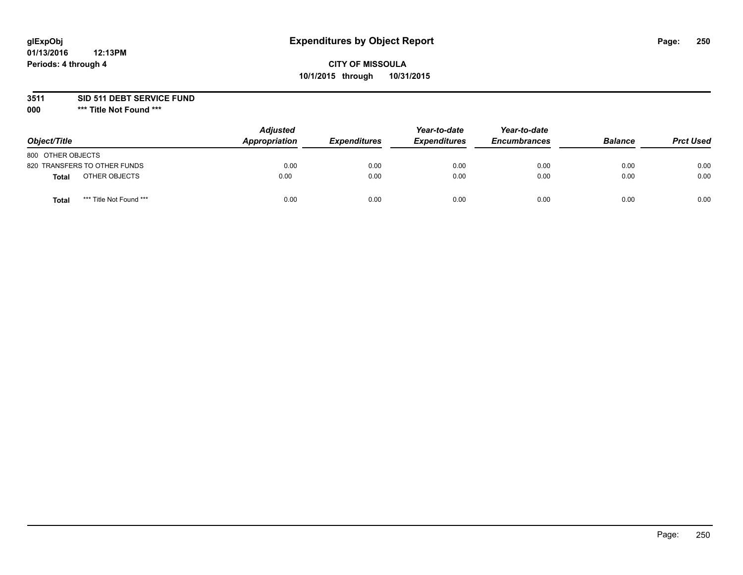glExpObj
01/13/2016 12:13PM
Periods: 4 through 4

# Expenditures by Object Report

**CITY OF MISSOULA**
**10/1/2015 through 10/31/2015**

**3511 SID 511 DEBT SERVICE FUND**
**000 \*\*\* Title Not Found \*\*\***

| Object/Title | | Adjusted Appropriation | Expenditures | Year-to-date Expenditures | Year-to-date Encumbrances | Balance | Prct Used |
|---|---|---|---|---|---|---|---|
| 800 OTHER OBJECTS | | | | | | | |
| 820 TRANSFERS TO OTHER FUNDS | | 0.00 | 0.00 | 0.00 | 0.00 | 0.00 | 0.00 |
| **Total** | OTHER OBJECTS | 0.00 | 0.00 | 0.00 | 0.00 | 0.00 | 0.00 |
| **Total** | *** Title Not Found *** | 0.00 | 0.00 | 0.00 | 0.00 | 0.00 | 0.00 |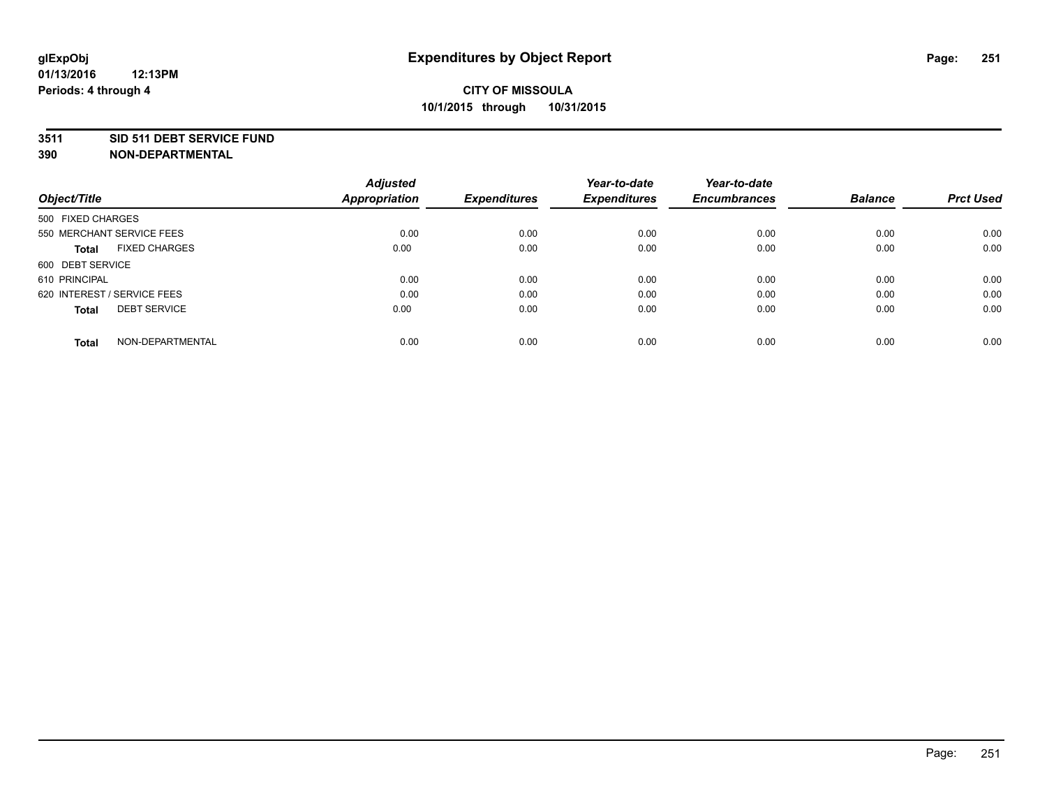glExpObj
01/13/2016 12:13PM
Periods: 4 through 4

# Expenditures by Object Report

**CITY OF MISSOULA**
**10/1/2015 through 10/31/2015**

**3511 SID 511 DEBT SERVICE FUND**
**390 NON-DEPARTMENTAL**

| Object/Title | | Adjusted Appropriation | Expenditures | Year-to-date Expenditures | Year-to-date Encumbrances | Balance | Prct Used |
|---|---|---|---|---|---|---|---|
| 500 FIXED CHARGES | | | | | | | |
| 550 MERCHANT SERVICE FEES | | 0.00 | 0.00 | 0.00 | 0.00 | 0.00 | 0.00 |
| **Total** | FIXED CHARGES | 0.00 | 0.00 | 0.00 | 0.00 | 0.00 | 0.00 |
| 600 DEBT SERVICE | | | | | | | |
| 610 PRINCIPAL | | 0.00 | 0.00 | 0.00 | 0.00 | 0.00 | 0.00 |
| 620 INTEREST / SERVICE FEES | | 0.00 | 0.00 | 0.00 | 0.00 | 0.00 | 0.00 |
| **Total** | DEBT SERVICE | 0.00 | 0.00 | 0.00 | 0.00 | 0.00 | 0.00 |
| **Total** | NON-DEPARTMENTAL | 0.00 | 0.00 | 0.00 | 0.00 | 0.00 | 0.00 |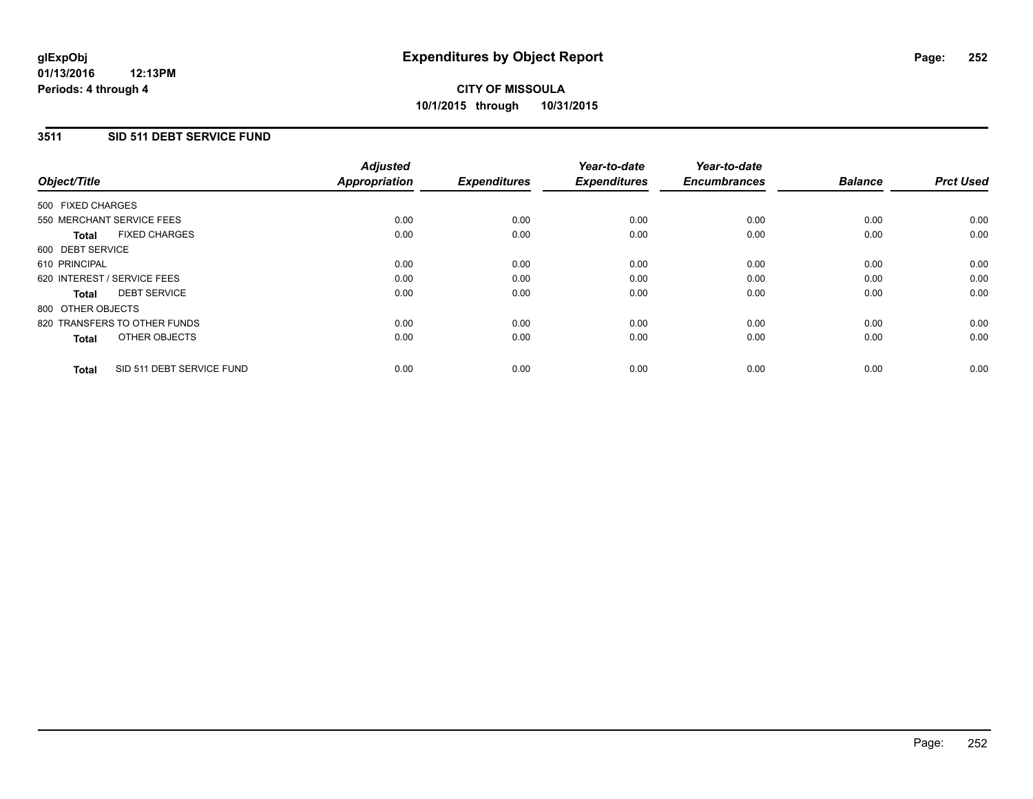**CITY OF MISSOULA**
**10/1/2015 through 10/31/2015**

## 3511 SID 511 DEBT SERVICE FUND

| Object/Title | Adjusted Appropriation | Expenditures | Year-to-date Expenditures | Year-to-date Encumbrances | Balance | Prct Used |
|---|---|---|---|---|---|---|
| 500 FIXED CHARGES | | | | | | |
| 550 MERCHANT SERVICE FEES | 0.00 | 0.00 | 0.00 | 0.00 | 0.00 | 0.00 |
| **Total** FIXED CHARGES | 0.00 | 0.00 | 0.00 | 0.00 | 0.00 | 0.00 |
| 600 DEBT SERVICE | | | | | | |
| 610 PRINCIPAL | 0.00 | 0.00 | 0.00 | 0.00 | 0.00 | 0.00 |
| 620 INTEREST / SERVICE FEES | 0.00 | 0.00 | 0.00 | 0.00 | 0.00 | 0.00 |
| **Total** DEBT SERVICE | 0.00 | 0.00 | 0.00 | 0.00 | 0.00 | 0.00 |
| 800 OTHER OBJECTS | | | | | | |
| 820 TRANSFERS TO OTHER FUNDS | 0.00 | 0.00 | 0.00 | 0.00 | 0.00 | 0.00 |
| **Total** OTHER OBJECTS | 0.00 | 0.00 | 0.00 | 0.00 | 0.00 | 0.00 |
| **Total** SID 511 DEBT SERVICE FUND | 0.00 | 0.00 | 0.00 | 0.00 | 0.00 | 0.00 |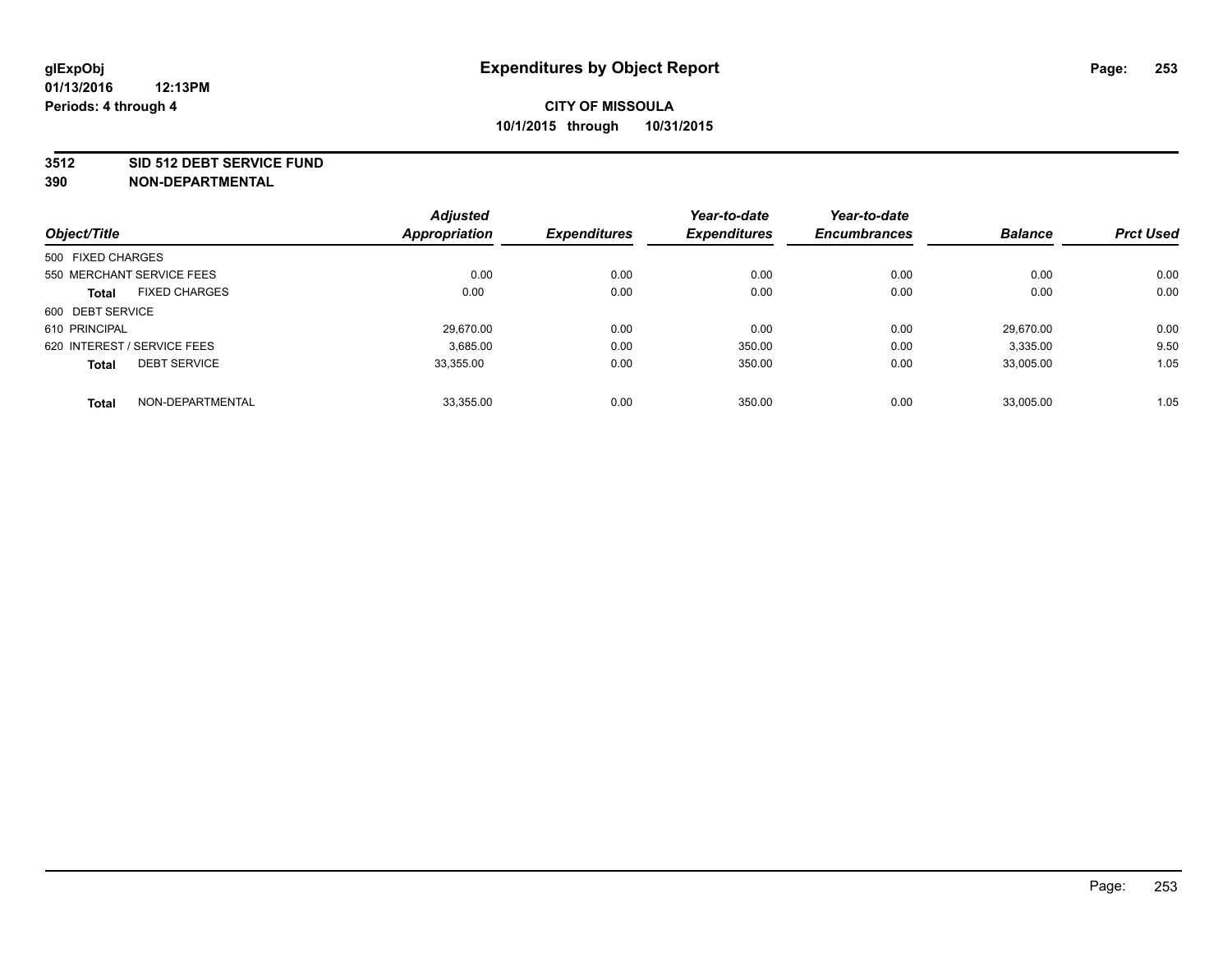**glExpObj**
**01/13/2016 12:13PM**
**Periods: 4 through 4**

# Expenditures by Object Report

**CITY OF MISSOULA**
**10/1/2015 through 10/31/2015**

**3512 SID 512 DEBT SERVICE FUND**
**390 NON-DEPARTMENTAL**

| Object/Title | Adjusted Appropriation | Expenditures | Year-to-date Expenditures | Year-to-date Encumbrances | Balance | Prct Used |
|---|---|---|---|---|---|---|
| 500 FIXED CHARGES | | | | | | |
| 550 MERCHANT SERVICE FEES | 0.00 | 0.00 | 0.00 | 0.00 | 0.00 | 0.00 |
| **Total** FIXED CHARGES | 0.00 | 0.00 | 0.00 | 0.00 | 0.00 | 0.00 |
| 600 DEBT SERVICE | | | | | | |
| 610 PRINCIPAL | 29,670.00 | 0.00 | 0.00 | 0.00 | 29,670.00 | 0.00 |
| 620 INTEREST / SERVICE FEES | 3,685.00 | 0.00 | 350.00 | 0.00 | 3,335.00 | 9.50 |
| **Total** DEBT SERVICE | 33,355.00 | 0.00 | 350.00 | 0.00 | 33,005.00 | 1.05 |
| **Total** NON-DEPARTMENTAL | 33,355.00 | 0.00 | 350.00 | 0.00 | 33,005.00 | 1.05 |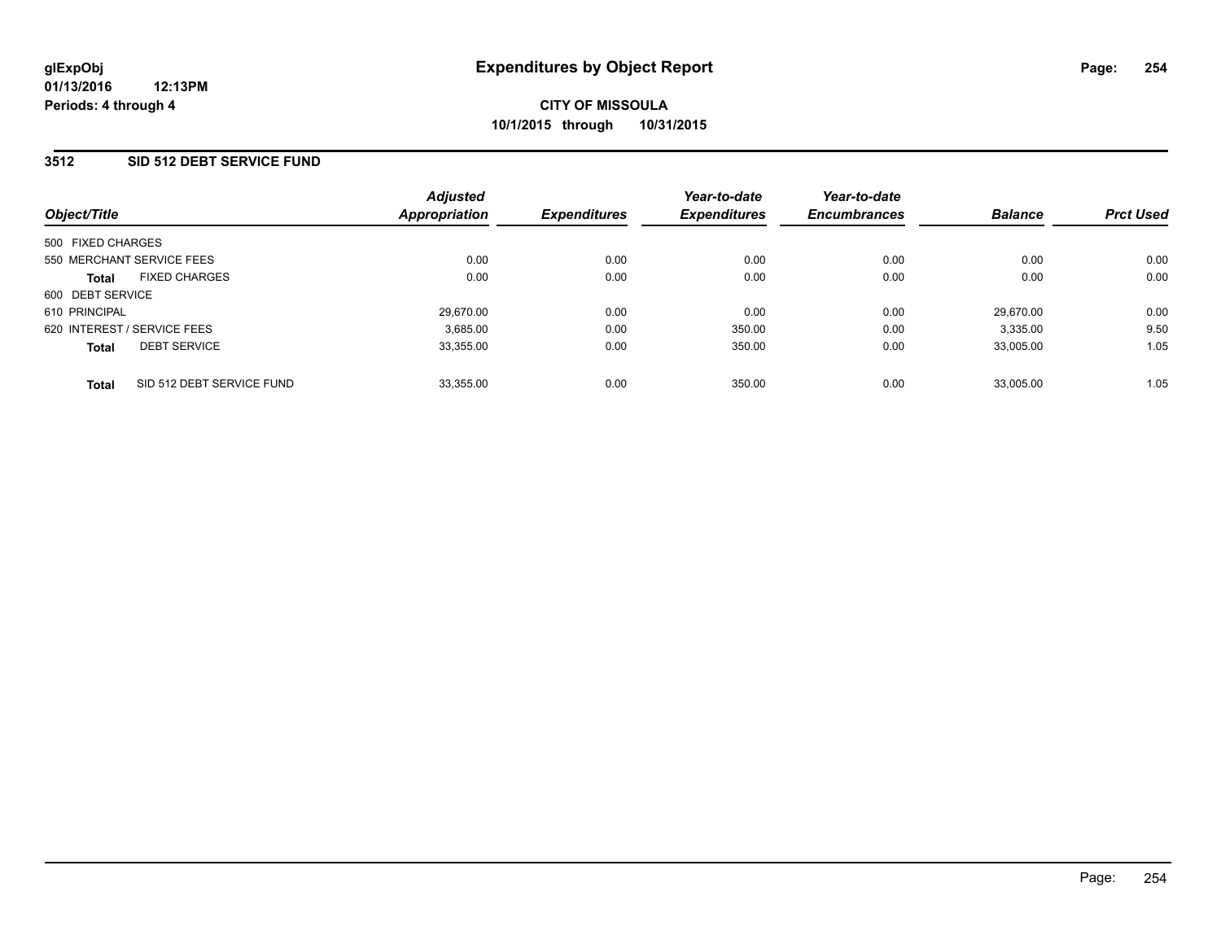**glExpObj**
**01/13/2016 12:13PM**
**Periods: 4 through 4**

# Expenditures by Object Report

**CITY OF MISSOULA**
**10/1/2015 through 10/31/2015**

## 3512 SID 512 DEBT SERVICE FUND

| Object/Title | | Adjusted Appropriation | Expenditures | Year-to-date Expenditures | Year-to-date Encumbrances | Balance | Prct Used |
|---|---|---|---|---|---|---|---|
| 500 FIXED CHARGES | | | | | | | |
| 550 MERCHANT SERVICE FEES | | 0.00 | 0.00 | 0.00 | 0.00 | 0.00 | 0.00 |
| **Total** | FIXED CHARGES | 0.00 | 0.00 | 0.00 | 0.00 | 0.00 | 0.00 |
| 600 DEBT SERVICE | | | | | | | |
| 610 PRINCIPAL | | 29,670.00 | 0.00 | 0.00 | 0.00 | 29,670.00 | 0.00 |
| 620 INTEREST / SERVICE FEES | | 3,685.00 | 0.00 | 350.00 | 0.00 | 3,335.00 | 9.50 |
| **Total** | DEBT SERVICE | 33,355.00 | 0.00 | 350.00 | 0.00 | 33,005.00 | 1.05 |
| **Total** | SID 512 DEBT SERVICE FUND | 33,355.00 | 0.00 | 350.00 | 0.00 | 33,005.00 | 1.05 |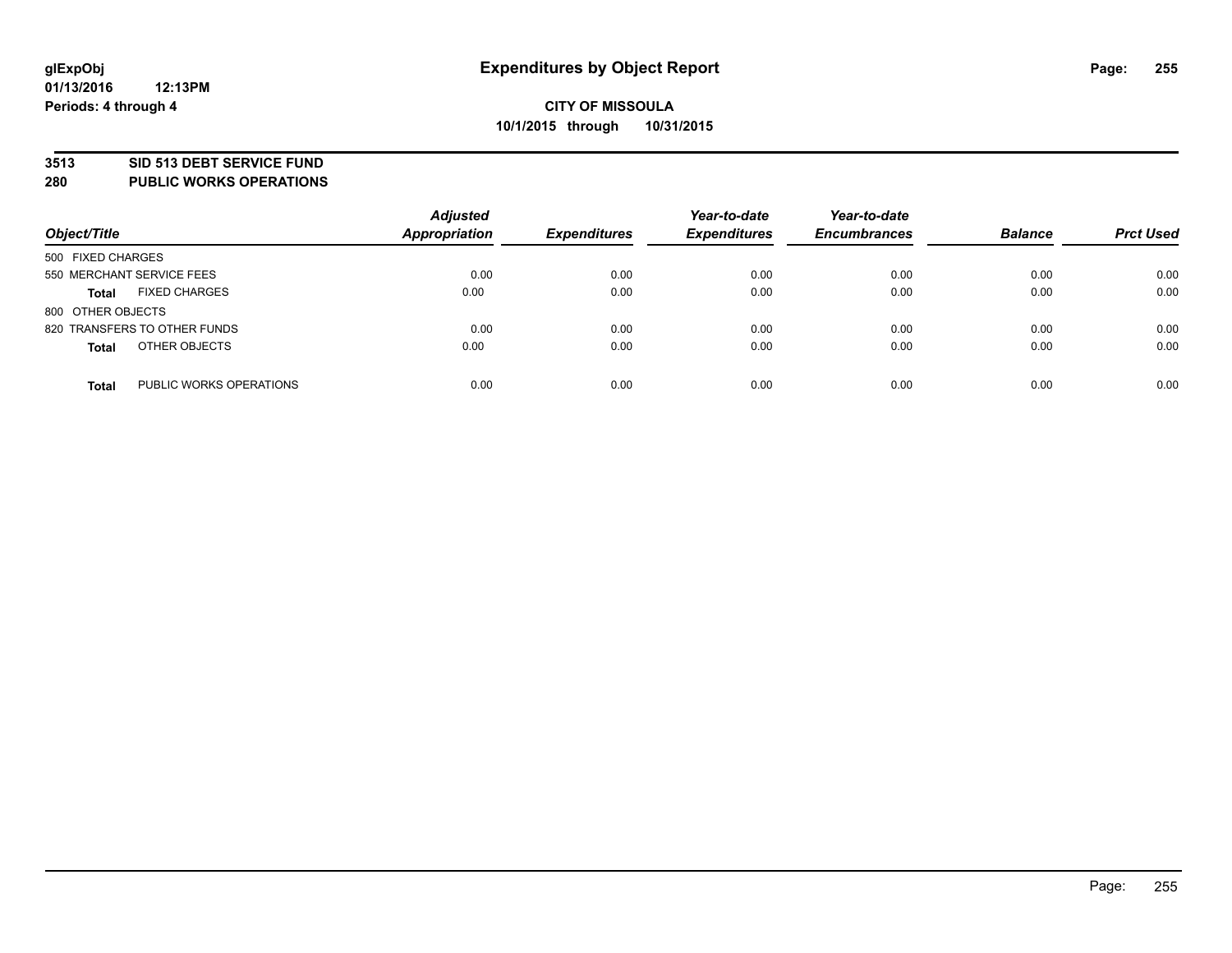**CITY OF MISSOULA**
**10/1/2015 through 10/31/2015**

**Expenditures by Object Report**

glExpObj
01/13/2016 12:13PM
Periods: 4 through 4

## 3513 SID 513 DEBT SERVICE FUND
## 280 PUBLIC WORKS OPERATIONS

| Object/Title | | Adjusted Appropriation | Expenditures | Year-to-date Expenditures | Year-to-date Encumbrances | Balance | Prct Used |
|---|---|---|---|---|---|---|---|
| 500 FIXED CHARGES | | | | | | | |
| 550 MERCHANT SERVICE FEES | | 0.00 | 0.00 | 0.00 | 0.00 | 0.00 | 0.00 |
| **Total** | FIXED CHARGES | 0.00 | 0.00 | 0.00 | 0.00 | 0.00 | 0.00 |
| 800 OTHER OBJECTS | | | | | | | |
| 820 TRANSFERS TO OTHER FUNDS | | 0.00 | 0.00 | 0.00 | 0.00 | 0.00 | 0.00 |
| **Total** | OTHER OBJECTS | 0.00 | 0.00 | 0.00 | 0.00 | 0.00 | 0.00 |
| **Total** | PUBLIC WORKS OPERATIONS | 0.00 | 0.00 | 0.00 | 0.00 | 0.00 | 0.00 |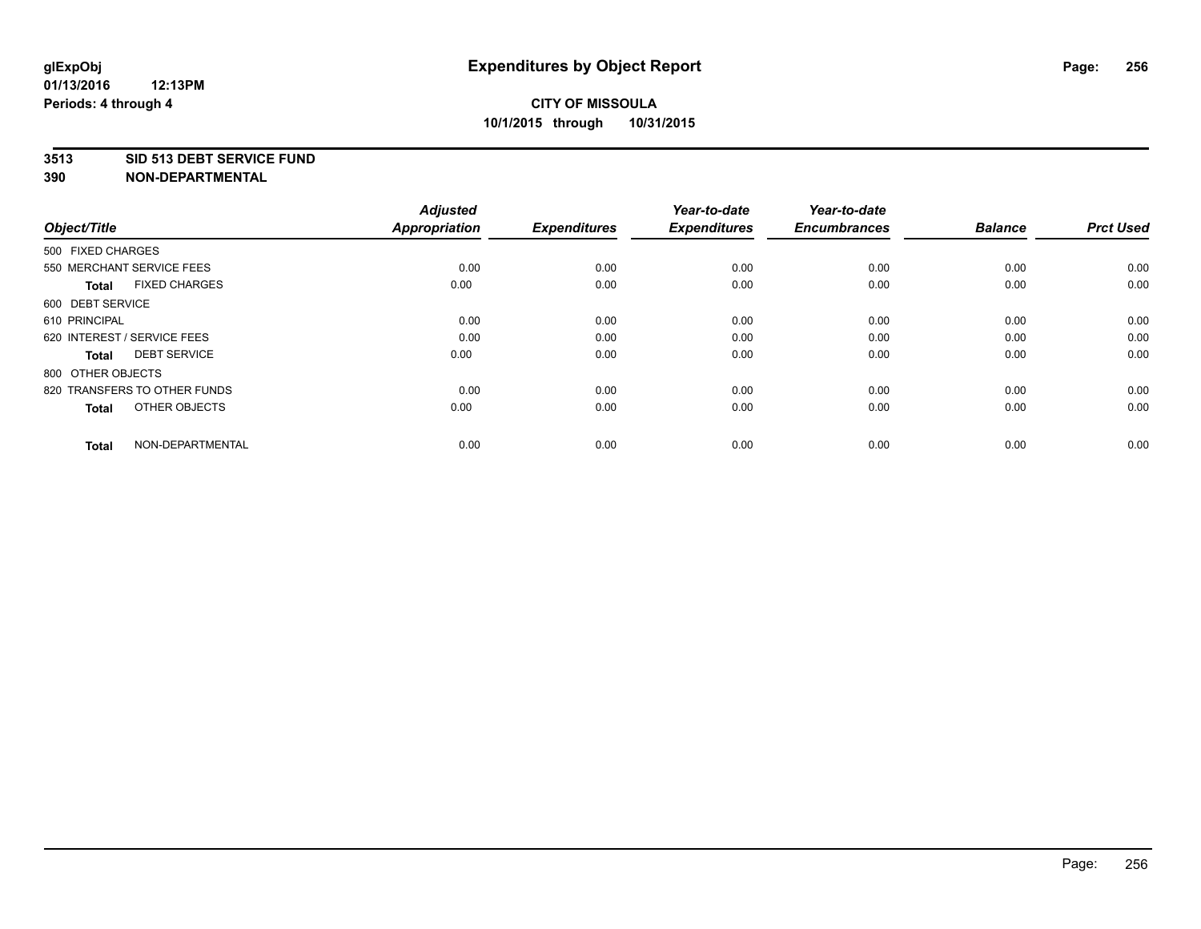# Expenditures by Object Report

**glExpObj**
**01/13/2016 12:13PM**
**Periods: 4 through 4**

**CITY OF MISSOULA**
**10/1/2015 through 10/31/2015**

**3513 SID 513 DEBT SERVICE FUND**
**390 NON-DEPARTMENTAL**

| Object/Title | Adjusted Appropriation | Expenditures | Year-to-date Expenditures | Year-to-date Encumbrances | Balance | Prct Used |
|---|---|---|---|---|---|---|
| 500 FIXED CHARGES | | | | | | |
| 550 MERCHANT SERVICE FEES | 0.00 | 0.00 | 0.00 | 0.00 | 0.00 | 0.00 |
| **Total** FIXED CHARGES | 0.00 | 0.00 | 0.00 | 0.00 | 0.00 | 0.00 |
| 600 DEBT SERVICE | | | | | | |
| 610 PRINCIPAL | 0.00 | 0.00 | 0.00 | 0.00 | 0.00 | 0.00 |
| 620 INTEREST / SERVICE FEES | 0.00 | 0.00 | 0.00 | 0.00 | 0.00 | 0.00 |
| **Total** DEBT SERVICE | 0.00 | 0.00 | 0.00 | 0.00 | 0.00 | 0.00 |
| 800 OTHER OBJECTS | | | | | | |
| 820 TRANSFERS TO OTHER FUNDS | 0.00 | 0.00 | 0.00 | 0.00 | 0.00 | 0.00 |
| **Total** OTHER OBJECTS | 0.00 | 0.00 | 0.00 | 0.00 | 0.00 | 0.00 |
| **Total** NON-DEPARTMENTAL | 0.00 | 0.00 | 0.00 | 0.00 | 0.00 | 0.00 |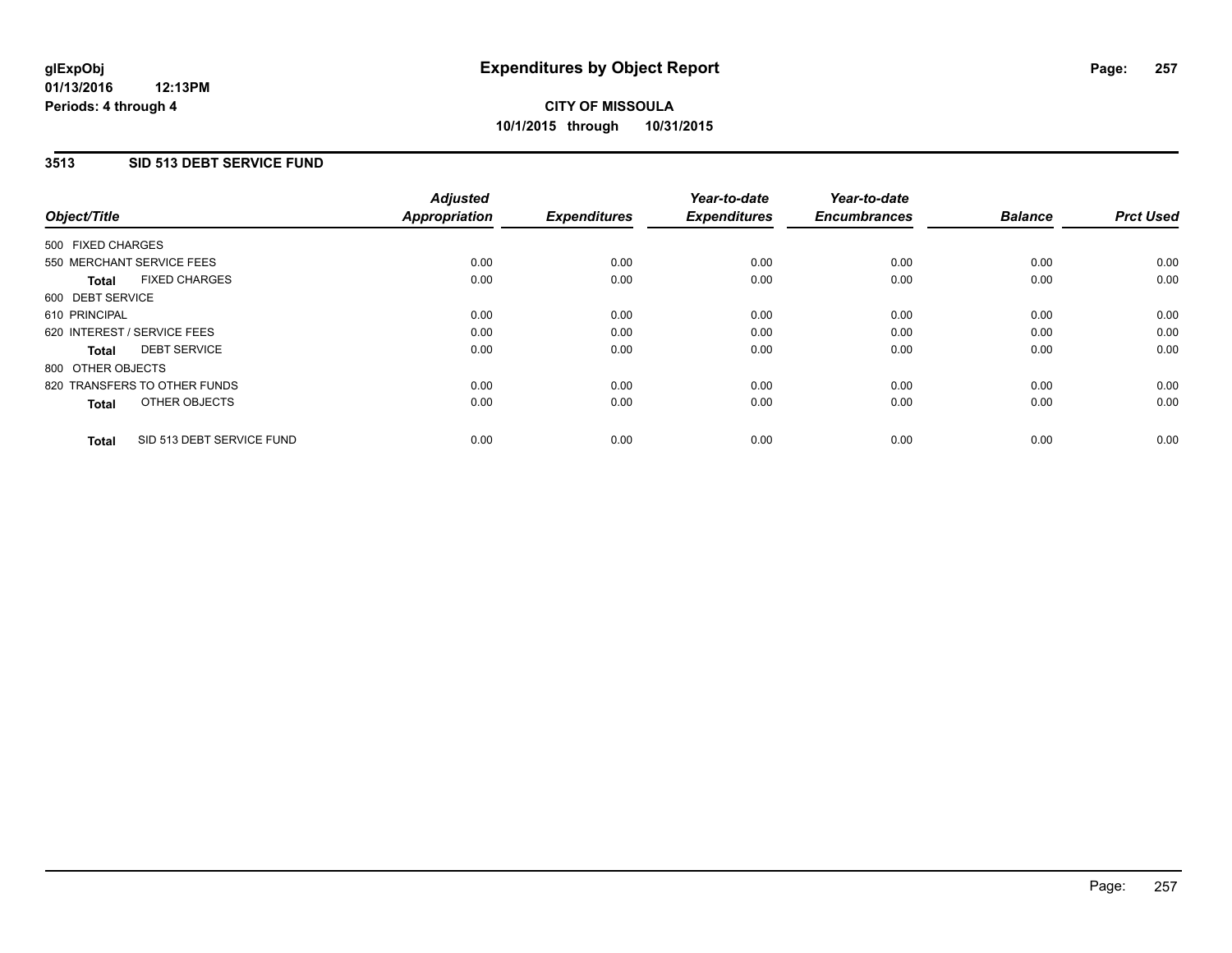**glExpObj**
**01/13/2016 12:13PM**
**Periods: 4 through 4**

# Expenditures by Object Report

**CITY OF MISSOULA**
**10/1/2015 through 10/31/2015**

## 3513 SID 513 DEBT SERVICE FUND

| Object/Title | Adjusted Appropriation | Expenditures | Year-to-date Expenditures | Year-to-date Encumbrances | Balance | Prct Used |
|---|---|---|---|---|---|---|
| 500 FIXED CHARGES | | | | | | |
| 550 MERCHANT SERVICE FEES | 0.00 | 0.00 | 0.00 | 0.00 | 0.00 | 0.00 |
| **Total** FIXED CHARGES | 0.00 | 0.00 | 0.00 | 0.00 | 0.00 | 0.00 |
| 600 DEBT SERVICE | | | | | | |
| 610 PRINCIPAL | 0.00 | 0.00 | 0.00 | 0.00 | 0.00 | 0.00 |
| 620 INTEREST / SERVICE FEES | 0.00 | 0.00 | 0.00 | 0.00 | 0.00 | 0.00 |
| **Total** DEBT SERVICE | 0.00 | 0.00 | 0.00 | 0.00 | 0.00 | 0.00 |
| 800 OTHER OBJECTS | | | | | | |
| 820 TRANSFERS TO OTHER FUNDS | 0.00 | 0.00 | 0.00 | 0.00 | 0.00 | 0.00 |
| **Total** OTHER OBJECTS | 0.00 | 0.00 | 0.00 | 0.00 | 0.00 | 0.00 |
| **Total** SID 513 DEBT SERVICE FUND | 0.00 | 0.00 | 0.00 | 0.00 | 0.00 | 0.00 |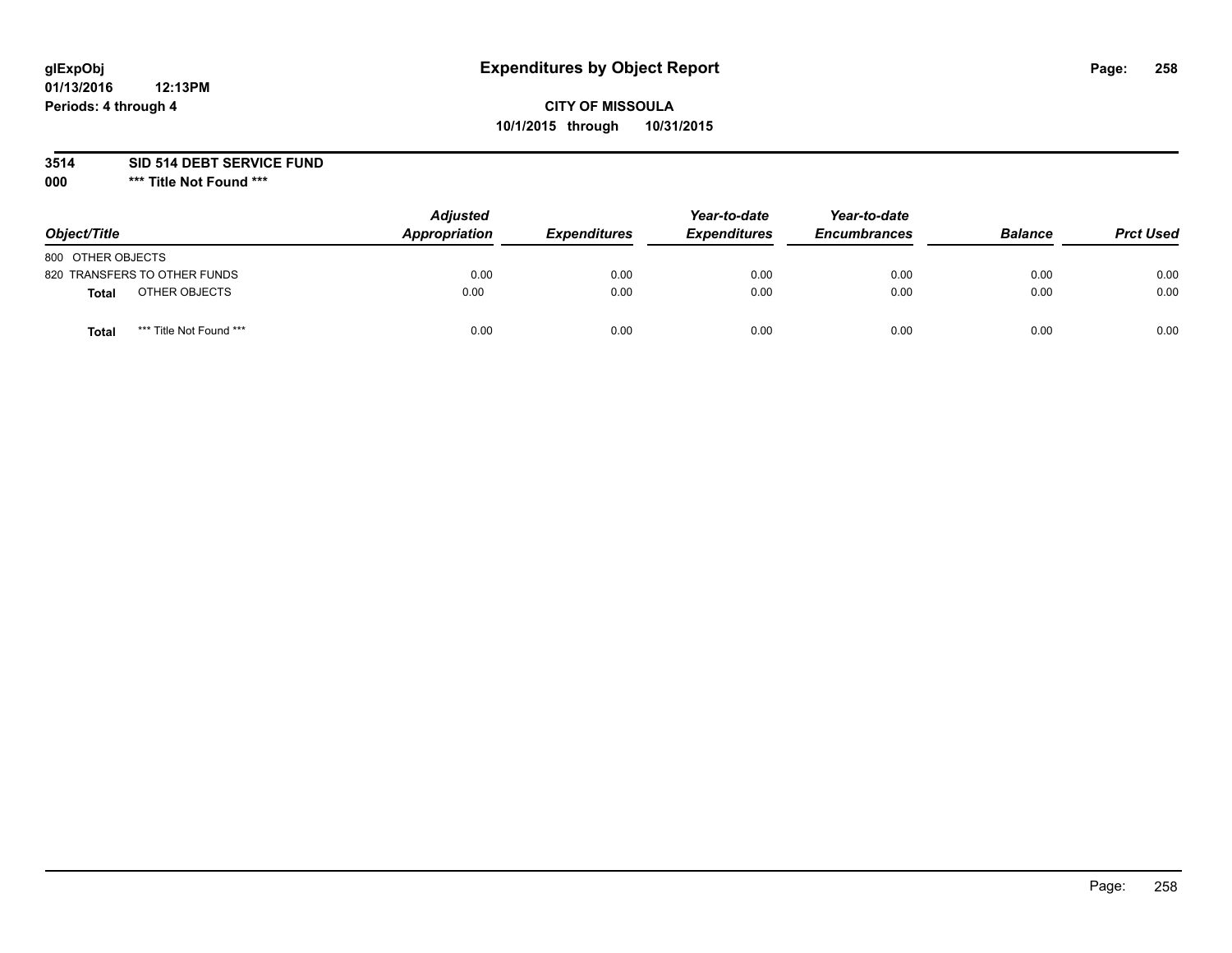glExpObj
01/13/2016 12:13PM
Periods: 4 through 4

# Expenditures by Object Report

**CITY OF MISSOULA**
**10/1/2015 through 10/31/2015**

**3514 SID 514 DEBT SERVICE FUND**
**000 *** Title Not Found *****

| Object/Title | Adjusted Appropriation | Expenditures | Year-to-date Expenditures | Year-to-date Encumbrances | Balance | Prct Used |
|---|---|---|---|---|---|---|
| 800 OTHER OBJECTS | | | | | | |
| 820 TRANSFERS TO OTHER FUNDS | 0.00 | 0.00 | 0.00 | 0.00 | 0.00 | 0.00 |
| **Total** OTHER OBJECTS | 0.00 | 0.00 | 0.00 | 0.00 | 0.00 | 0.00 |
| **Total** *** Title Not Found *** | 0.00 | 0.00 | 0.00 | 0.00 | 0.00 | 0.00 |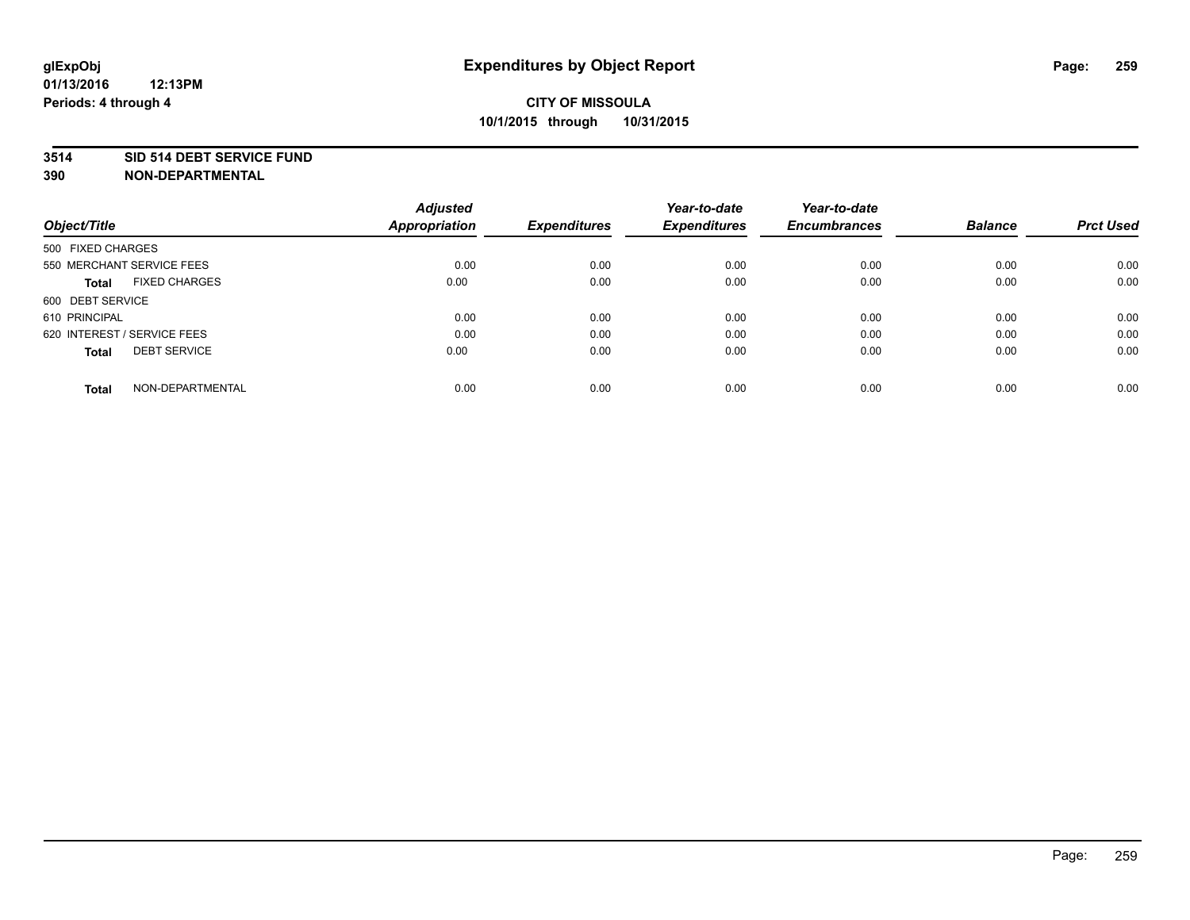**glExpObj**
**01/13/2016 12:13PM**
**Periods: 4 through 4**

# Expenditures by Object Report

**CITY OF MISSOULA**
**10/1/2015 through 10/31/2015**

**3514 SID 514 DEBT SERVICE FUND**
**390 NON-DEPARTMENTAL**

| Object/Title | Adjusted Appropriation | Expenditures | Year-to-date Expenditures | Year-to-date Encumbrances | Balance | Prct Used |
|---|---|---|---|---|---|---|
| 500 FIXED CHARGES | | | | | | |
| 550 MERCHANT SERVICE FEES | 0.00 | 0.00 | 0.00 | 0.00 | 0.00 | 0.00 |
| **Total** FIXED CHARGES | 0.00 | 0.00 | 0.00 | 0.00 | 0.00 | 0.00 |
| 600 DEBT SERVICE | | | | | | |
| 610 PRINCIPAL | 0.00 | 0.00 | 0.00 | 0.00 | 0.00 | 0.00 |
| 620 INTEREST / SERVICE FEES | 0.00 | 0.00 | 0.00 | 0.00 | 0.00 | 0.00 |
| **Total** DEBT SERVICE | 0.00 | 0.00 | 0.00 | 0.00 | 0.00 | 0.00 |
| **Total** NON-DEPARTMENTAL | 0.00 | 0.00 | 0.00 | 0.00 | 0.00 | 0.00 |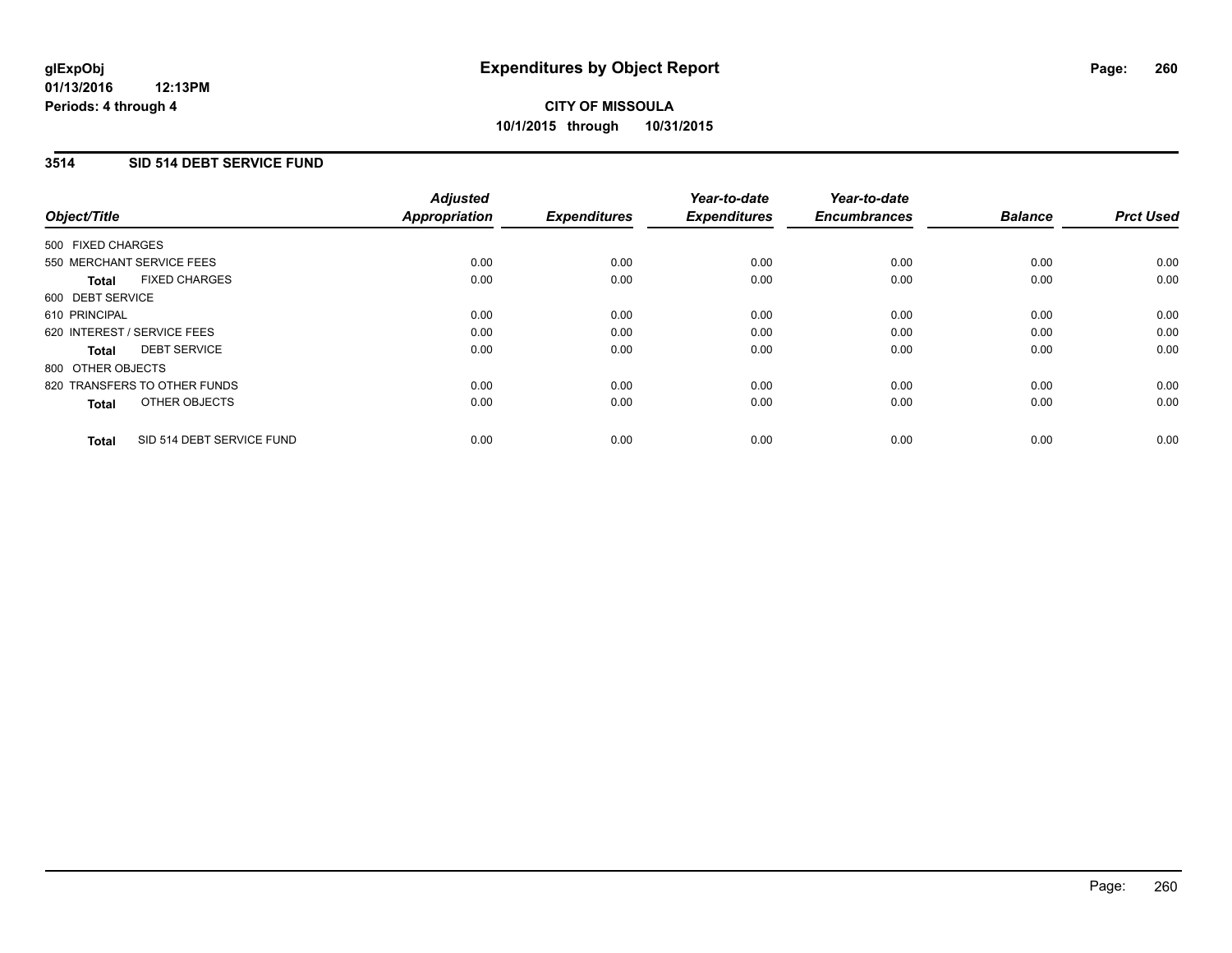# Expenditures by Object Report

glExpObj
01/13/2016 12:13PM
Periods: 4 through 4

**CITY OF MISSOULA**
**10/1/2015 through 10/31/2015**

## 3514 SID 514 DEBT SERVICE FUND

| Object/Title | Adjusted Appropriation | Expenditures | Year-to-date Expenditures | Year-to-date Encumbrances | Balance | Prct Used |
|---|---|---|---|---|---|---|
| 500 FIXED CHARGES | | | | | | |
| 550 MERCHANT SERVICE FEES | 0.00 | 0.00 | 0.00 | 0.00 | 0.00 | 0.00 |
| **Total** FIXED CHARGES | 0.00 | 0.00 | 0.00 | 0.00 | 0.00 | 0.00 |
| 600 DEBT SERVICE | | | | | | |
| 610 PRINCIPAL | 0.00 | 0.00 | 0.00 | 0.00 | 0.00 | 0.00 |
| 620 INTEREST / SERVICE FEES | 0.00 | 0.00 | 0.00 | 0.00 | 0.00 | 0.00 |
| **Total** DEBT SERVICE | 0.00 | 0.00 | 0.00 | 0.00 | 0.00 | 0.00 |
| 800 OTHER OBJECTS | | | | | | |
| 820 TRANSFERS TO OTHER FUNDS | 0.00 | 0.00 | 0.00 | 0.00 | 0.00 | 0.00 |
| **Total** OTHER OBJECTS | 0.00 | 0.00 | 0.00 | 0.00 | 0.00 | 0.00 |
| **Total** SID 514 DEBT SERVICE FUND | 0.00 | 0.00 | 0.00 | 0.00 | 0.00 | 0.00 |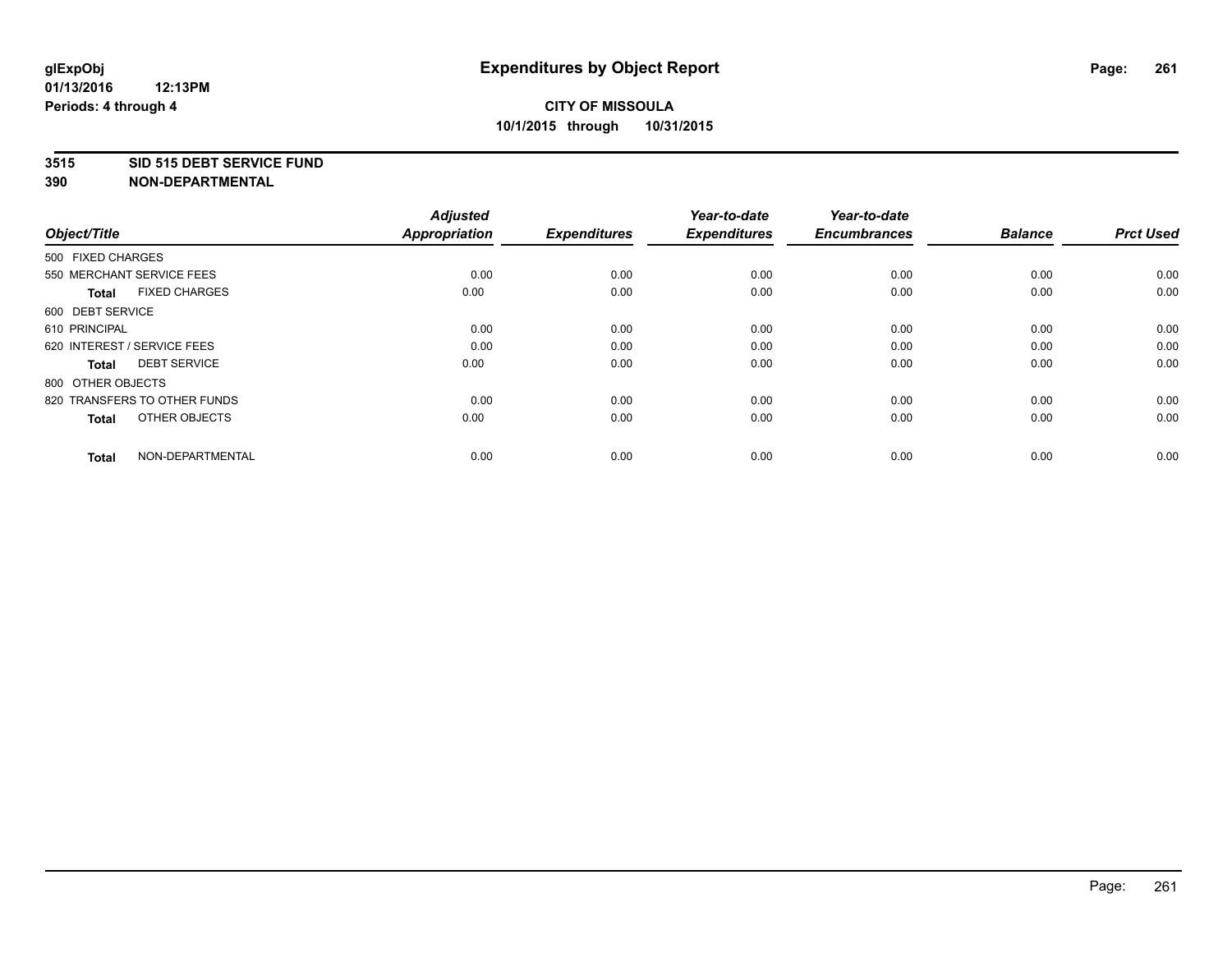glExpObj
01/13/2016 12:13PM
Periods: 4 through 4

# Expenditures by Object Report

**CITY OF MISSOULA**
**10/1/2015 through 10/31/2015**

**3515 SID 515 DEBT SERVICE FUND**
**390 NON-DEPARTMENTAL**

| Object/Title | Adjusted Appropriation | Expenditures | Year-to-date Expenditures | Year-to-date Encumbrances | Balance | Prct Used |
|---|---|---|---|---|---|---|
| 500 FIXED CHARGES | | | | | | |
| 550 MERCHANT SERVICE FEES | 0.00 | 0.00 | 0.00 | 0.00 | 0.00 | 0.00 |
| **Total** FIXED CHARGES | 0.00 | 0.00 | 0.00 | 0.00 | 0.00 | 0.00 |
| 600 DEBT SERVICE | | | | | | |
| 610 PRINCIPAL | 0.00 | 0.00 | 0.00 | 0.00 | 0.00 | 0.00 |
| 620 INTEREST / SERVICE FEES | 0.00 | 0.00 | 0.00 | 0.00 | 0.00 | 0.00 |
| **Total** DEBT SERVICE | 0.00 | 0.00 | 0.00 | 0.00 | 0.00 | 0.00 |
| 800 OTHER OBJECTS | | | | | | |
| 820 TRANSFERS TO OTHER FUNDS | 0.00 | 0.00 | 0.00 | 0.00 | 0.00 | 0.00 |
| **Total** OTHER OBJECTS | 0.00 | 0.00 | 0.00 | 0.00 | 0.00 | 0.00 |
| **Total** NON-DEPARTMENTAL | 0.00 | 0.00 | 0.00 | 0.00 | 0.00 | 0.00 |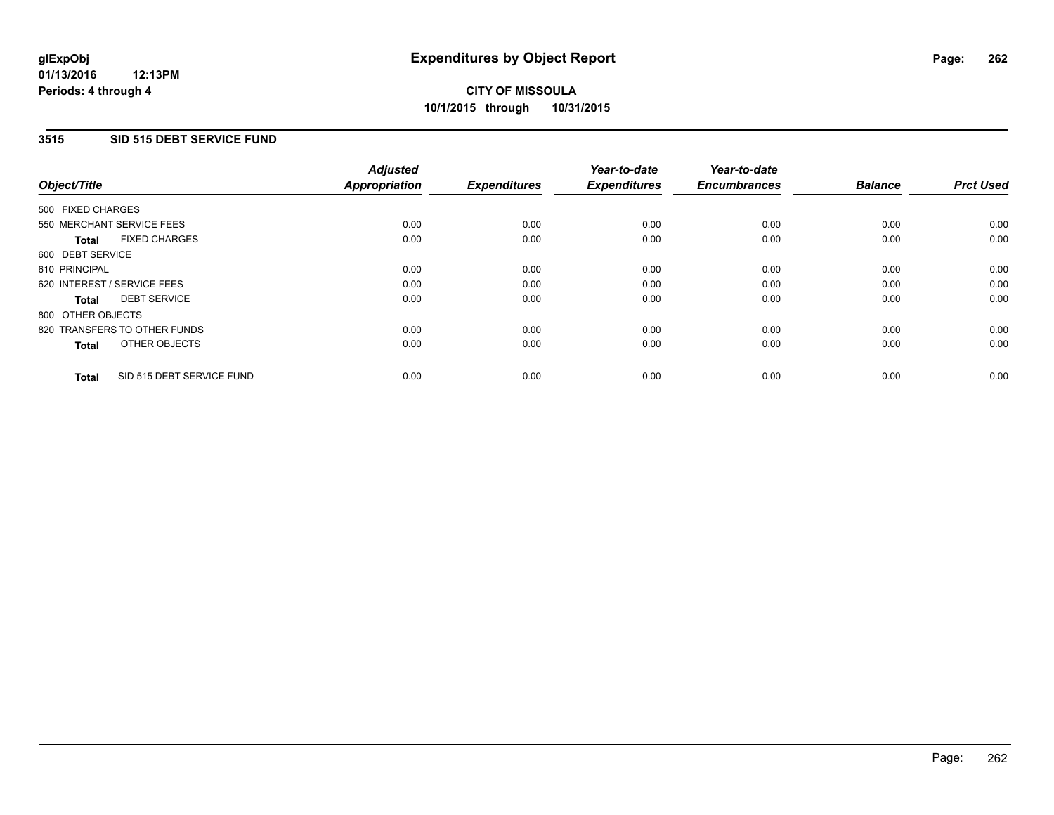**glExpObj**
**01/13/2016 12:13PM**
**Periods: 4 through 4**

# Expenditures by Object Report

**CITY OF MISSOULA**
**10/1/2015 through 10/31/2015**

## 3515 SID 515 DEBT SERVICE FUND

| Object/Title | Adjusted Appropriation | Expenditures | Year-to-date Expenditures | Year-to-date Encumbrances | Balance | Prct Used |
|---|---|---|---|---|---|---|
| 500 FIXED CHARGES | | | | | | |
| 550 MERCHANT SERVICE FEES | 0.00 | 0.00 | 0.00 | 0.00 | 0.00 | 0.00 |
| **Total** FIXED CHARGES | 0.00 | 0.00 | 0.00 | 0.00 | 0.00 | 0.00 |
| 600 DEBT SERVICE | | | | | | |
| 610 PRINCIPAL | 0.00 | 0.00 | 0.00 | 0.00 | 0.00 | 0.00 |
| 620 INTEREST / SERVICE FEES | 0.00 | 0.00 | 0.00 | 0.00 | 0.00 | 0.00 |
| **Total** DEBT SERVICE | 0.00 | 0.00 | 0.00 | 0.00 | 0.00 | 0.00 |
| 800 OTHER OBJECTS | | | | | | |
| 820 TRANSFERS TO OTHER FUNDS | 0.00 | 0.00 | 0.00 | 0.00 | 0.00 | 0.00 |
| **Total** OTHER OBJECTS | 0.00 | 0.00 | 0.00 | 0.00 | 0.00 | 0.00 |
| **Total** SID 515 DEBT SERVICE FUND | 0.00 | 0.00 | 0.00 | 0.00 | 0.00 | 0.00 |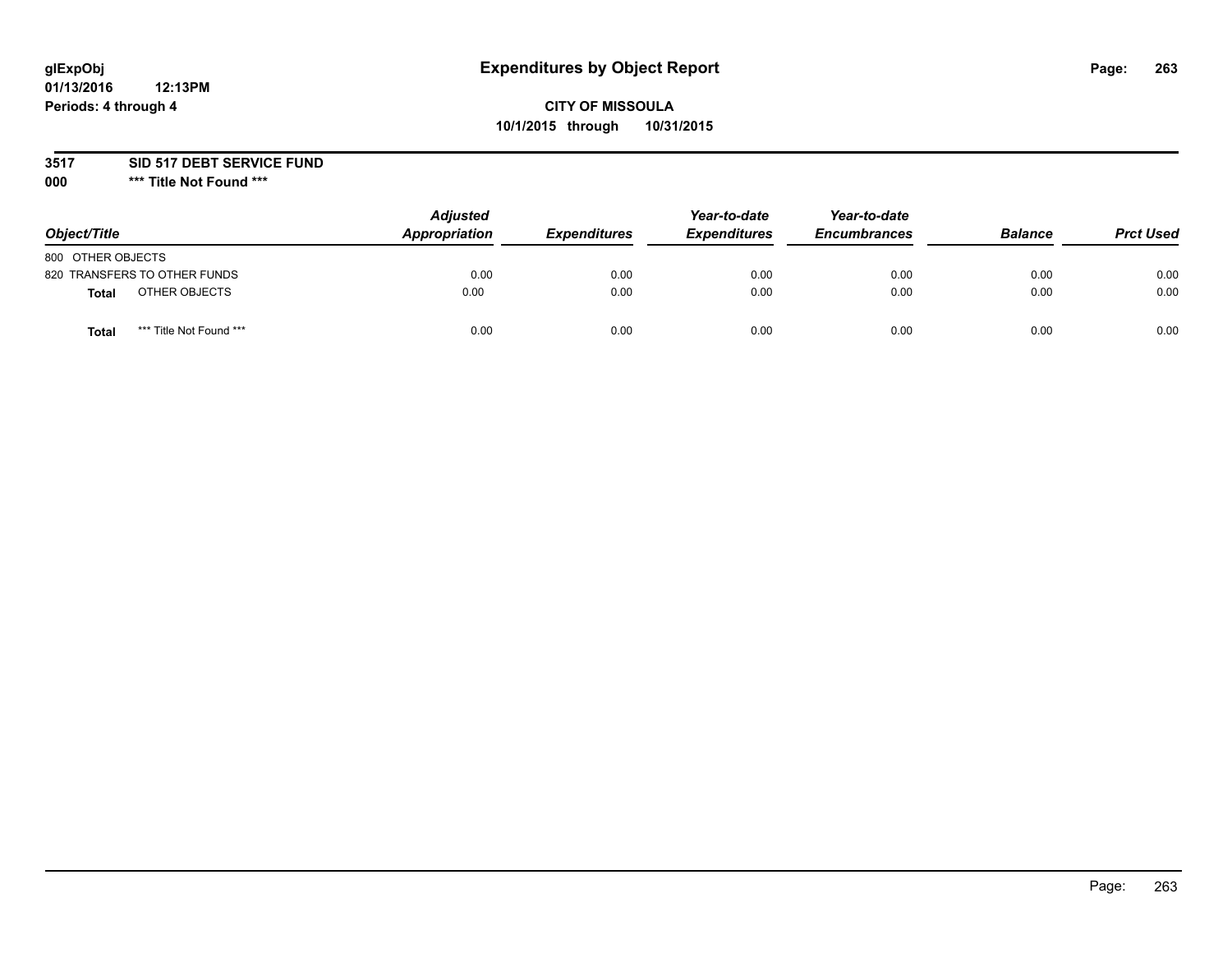**glExpObj**
**01/13/2016 12:13PM**
**Periods: 4 through 4**

# Expenditures by Object Report

**CITY OF MISSOULA**
**10/1/2015 through 10/31/2015**

**3517 SID 517 DEBT SERVICE FUND**
**000 \*\*\* Title Not Found \*\*\***

| Object/Title | Adjusted Appropriation | Expenditures | Year-to-date Expenditures | Year-to-date Encumbrances | Balance | Prct Used |
|---|---|---|---|---|---|---|
| 800 OTHER OBJECTS | | | | | | |
| 820 TRANSFERS TO OTHER FUNDS | 0.00 | 0.00 | 0.00 | 0.00 | 0.00 | 0.00 |
| **Total** OTHER OBJECTS | 0.00 | 0.00 | 0.00 | 0.00 | 0.00 | 0.00 |
| **Total** \*\*\* Title Not Found \*\*\* | 0.00 | 0.00 | 0.00 | 0.00 | 0.00 | 0.00 |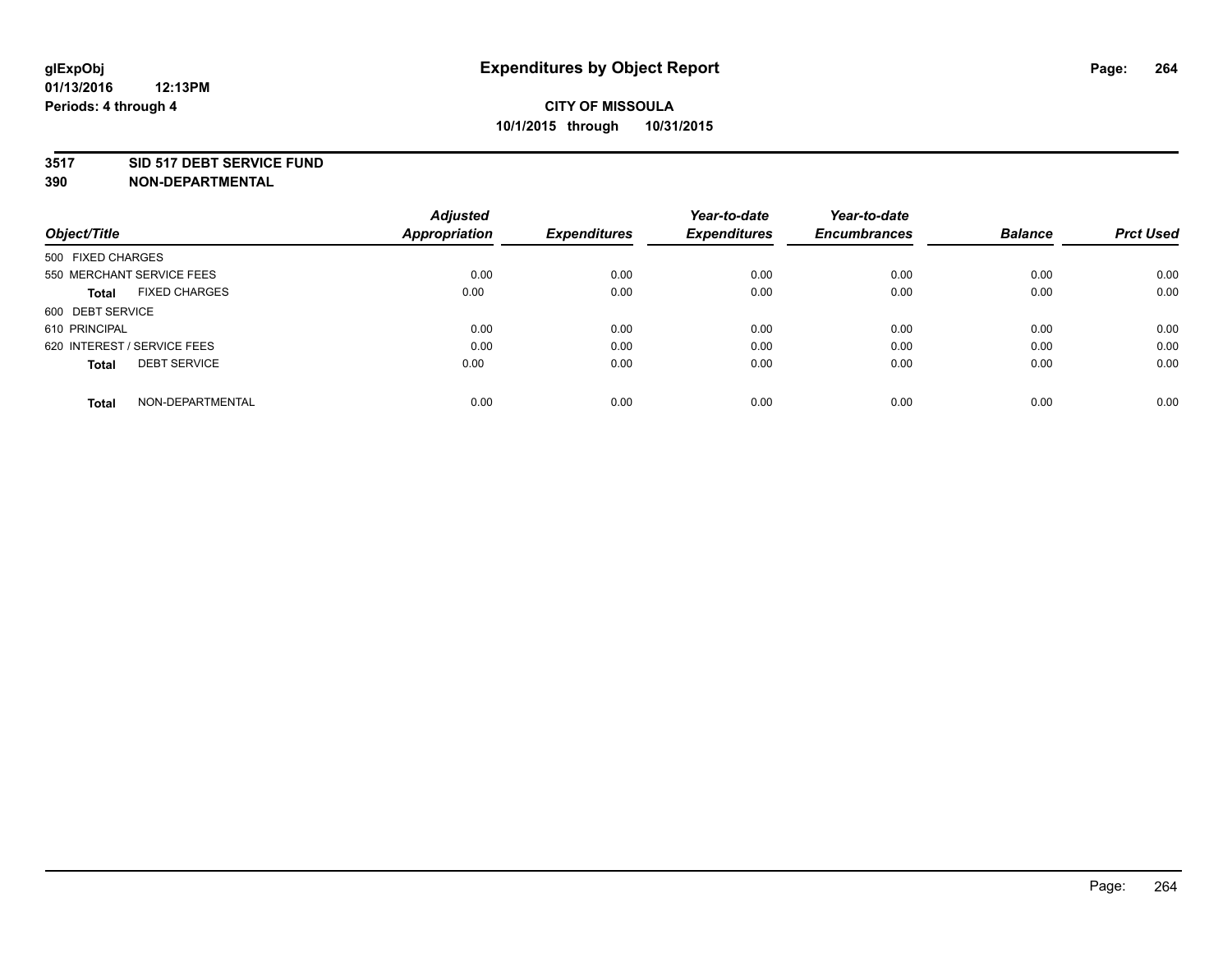**glExpObj**
**01/13/2016 12:13PM**
**Periods: 4 through 4**

# Expenditures by Object Report

**CITY OF MISSOULA**
**10/1/2015 through 10/31/2015**

**3517 SID 517 DEBT SERVICE FUND**
**390 NON-DEPARTMENTAL**

| Object/Title | Adjusted Appropriation | Expenditures | Year-to-date Expenditures | Year-to-date Encumbrances | Balance | Prct Used |
|---|---|---|---|---|---|---|
| 500 FIXED CHARGES | | | | | | |
| 550 MERCHANT SERVICE FEES | 0.00 | 0.00 | 0.00 | 0.00 | 0.00 | 0.00 |
| **Total** FIXED CHARGES | 0.00 | 0.00 | 0.00 | 0.00 | 0.00 | 0.00 |
| 600 DEBT SERVICE | | | | | | |
| 610 PRINCIPAL | 0.00 | 0.00 | 0.00 | 0.00 | 0.00 | 0.00 |
| 620 INTEREST / SERVICE FEES | 0.00 | 0.00 | 0.00 | 0.00 | 0.00 | 0.00 |
| **Total** DEBT SERVICE | 0.00 | 0.00 | 0.00 | 0.00 | 0.00 | 0.00 |
| **Total** NON-DEPARTMENTAL | 0.00 | 0.00 | 0.00 | 0.00 | 0.00 | 0.00 |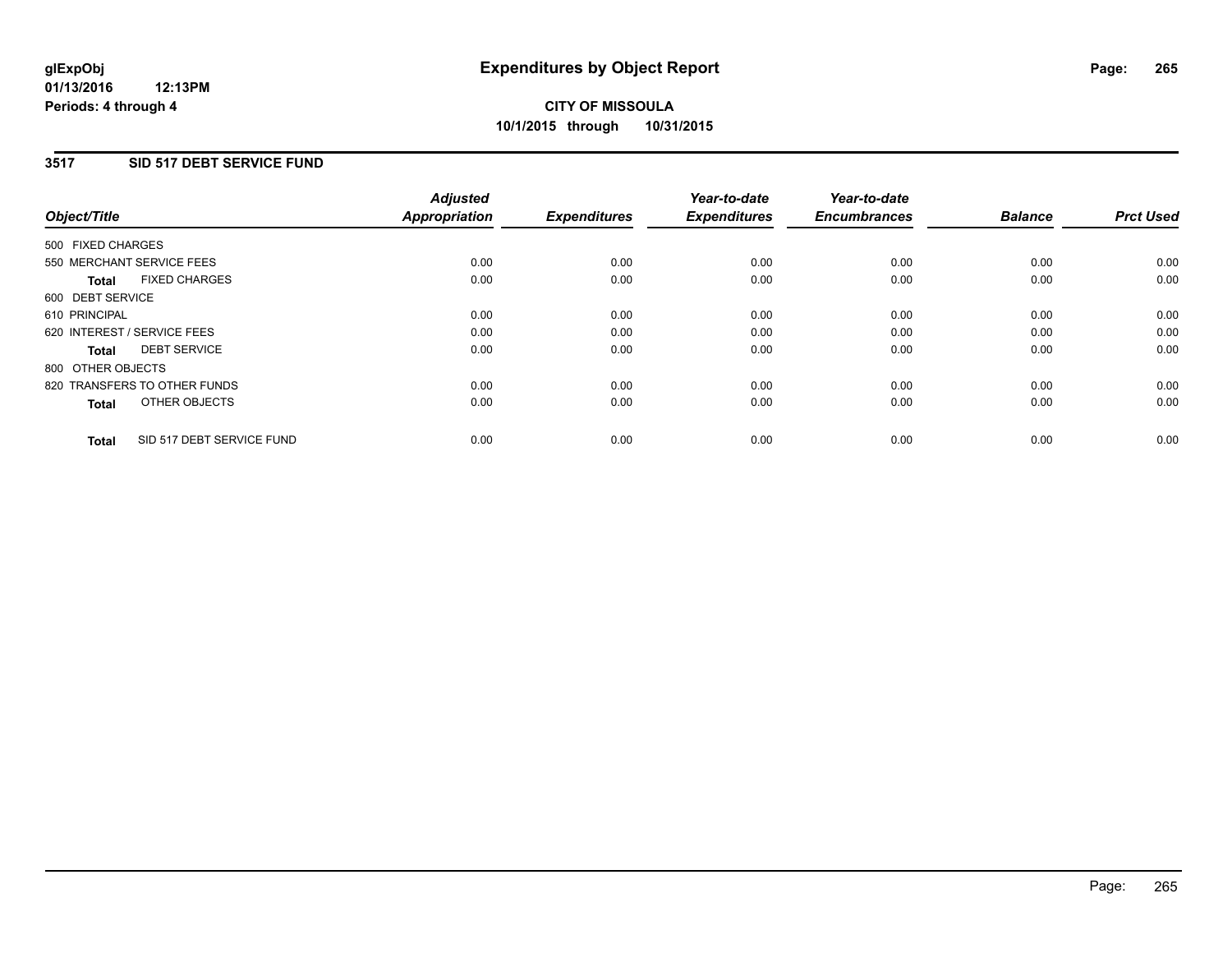**glExpObj**
**01/13/2016 12:13PM**
**Periods: 4 through 4**

# Expenditures by Object Report

**CITY OF MISSOULA**
**10/1/2015 through 10/31/2015**

## 3517 SID 517 DEBT SERVICE FUND

| Object/Title | *Adjusted Appropriation* | *Expenditures* | *Year-to-date Expenditures* | *Year-to-date Encumbrances* | *Balance* | *Prct Used* |
|---|---|---|---|---|---|---|
| 500 FIXED CHARGES | | | | | | |
| 550 MERCHANT SERVICE FEES | 0.00 | 0.00 | 0.00 | 0.00 | 0.00 | 0.00 |
| **Total** FIXED CHARGES | 0.00 | 0.00 | 0.00 | 0.00 | 0.00 | 0.00 |
| 600 DEBT SERVICE | | | | | | |
| 610 PRINCIPAL | 0.00 | 0.00 | 0.00 | 0.00 | 0.00 | 0.00 |
| 620 INTEREST / SERVICE FEES | 0.00 | 0.00 | 0.00 | 0.00 | 0.00 | 0.00 |
| **Total** DEBT SERVICE | 0.00 | 0.00 | 0.00 | 0.00 | 0.00 | 0.00 |
| 800 OTHER OBJECTS | | | | | | |
| 820 TRANSFERS TO OTHER FUNDS | 0.00 | 0.00 | 0.00 | 0.00 | 0.00 | 0.00 |
| **Total** OTHER OBJECTS | 0.00 | 0.00 | 0.00 | 0.00 | 0.00 | 0.00 |
| **Total** SID 517 DEBT SERVICE FUND | 0.00 | 0.00 | 0.00 | 0.00 | 0.00 | 0.00 |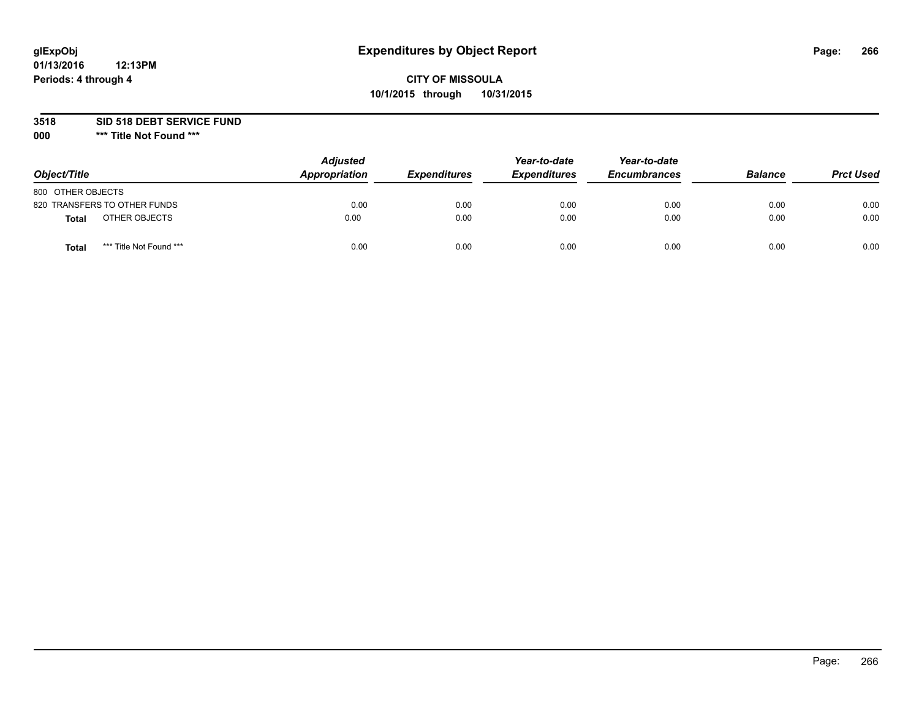glExpObj
01/13/2016 12:13PM
Periods: 4 through 4

# Expenditures by Object Report

**CITY OF MISSOULA**
**10/1/2015 through 10/31/2015**

**3518 SID 518 DEBT SERVICE FUND**
**000 *** Title Not Found *****

| Object/Title | | Adjusted Appropriation | Expenditures | Year-to-date Expenditures | Year-to-date Encumbrances | Balance | Prct Used |
|---|---|---|---|---|---|---|---|
| 800 OTHER OBJECTS | | | | | | | |
| 820 TRANSFERS TO OTHER FUNDS | | 0.00 | 0.00 | 0.00 | 0.00 | 0.00 | 0.00 |
| **Total** | OTHER OBJECTS | 0.00 | 0.00 | 0.00 | 0.00 | 0.00 | 0.00 |
| **Total** | *** Title Not Found *** | 0.00 | 0.00 | 0.00 | 0.00 | 0.00 | 0.00 |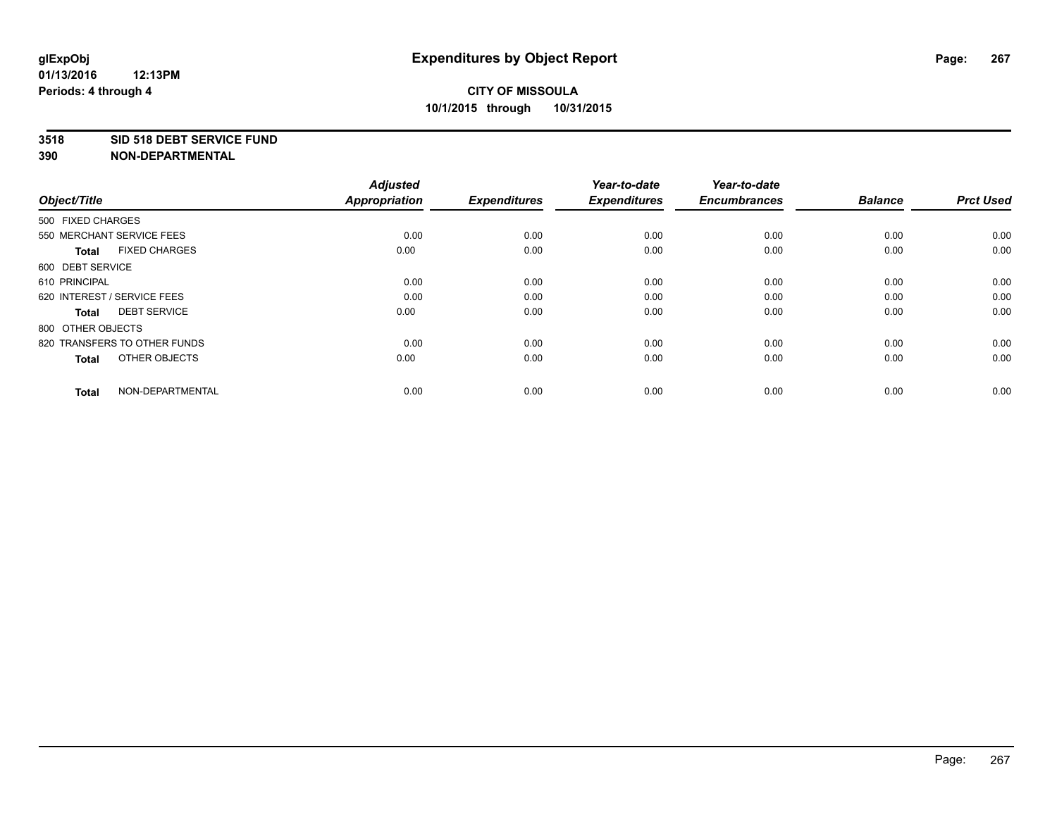**glExpObj**
**01/13/2016 12:13PM**
**Periods: 4 through 4**

# Expenditures by Object Report

**CITY OF MISSOULA**
**10/1/2015 through 10/31/2015**

**3518 SID 518 DEBT SERVICE FUND**
**390 NON-DEPARTMENTAL**

| Object/Title | Adjusted Appropriation | Expenditures | Year-to-date Expenditures | Year-to-date Encumbrances | Balance | Prct Used |
|---|---|---|---|---|---|---|
| 500 FIXED CHARGES | | | | | | |
| 550 MERCHANT SERVICE FEES | 0.00 | 0.00 | 0.00 | 0.00 | 0.00 | 0.00 |
| **Total** FIXED CHARGES | 0.00 | 0.00 | 0.00 | 0.00 | 0.00 | 0.00 |
| 600 DEBT SERVICE | | | | | | |
| 610 PRINCIPAL | 0.00 | 0.00 | 0.00 | 0.00 | 0.00 | 0.00 |
| 620 INTEREST / SERVICE FEES | 0.00 | 0.00 | 0.00 | 0.00 | 0.00 | 0.00 |
| **Total** DEBT SERVICE | 0.00 | 0.00 | 0.00 | 0.00 | 0.00 | 0.00 |
| 800 OTHER OBJECTS | | | | | | |
| 820 TRANSFERS TO OTHER FUNDS | 0.00 | 0.00 | 0.00 | 0.00 | 0.00 | 0.00 |
| **Total** OTHER OBJECTS | 0.00 | 0.00 | 0.00 | 0.00 | 0.00 | 0.00 |
| **Total** NON-DEPARTMENTAL | 0.00 | 0.00 | 0.00 | 0.00 | 0.00 | 0.00 |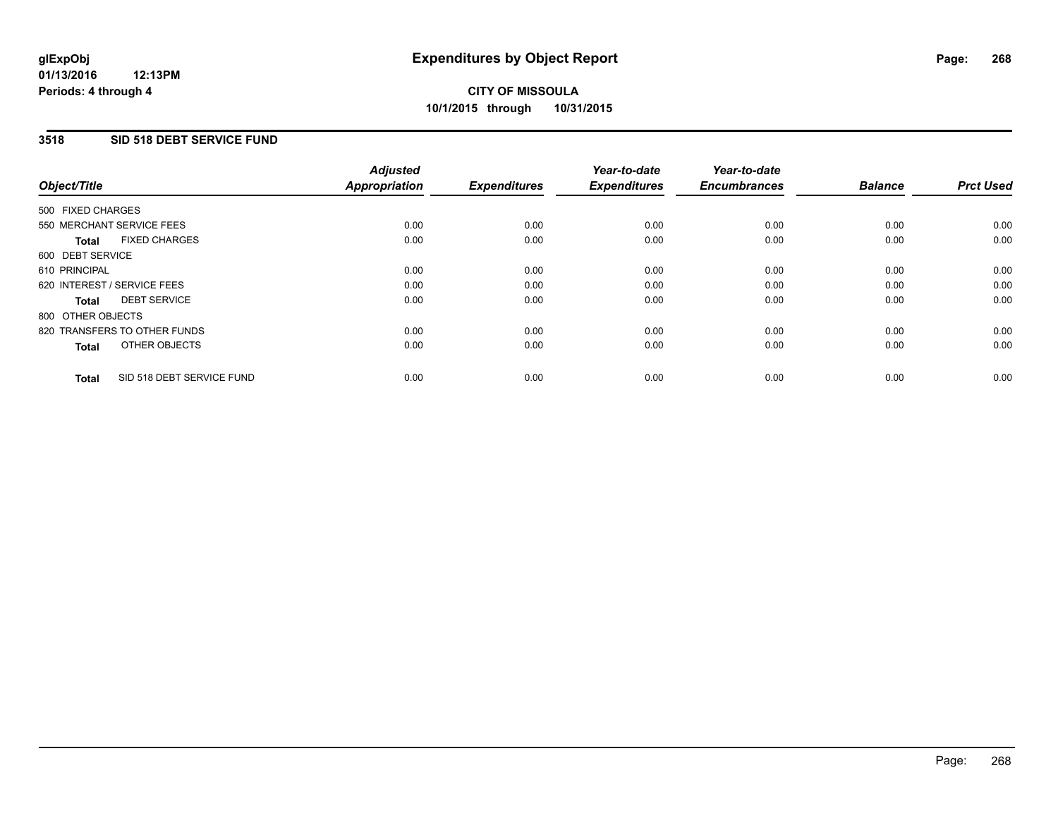**CITY OF MISSOULA**
**10/1/2015 through 10/31/2015**

## 3518 SID 518 DEBT SERVICE FUND

| Object/Title | Adjusted Appropriation | Expenditures | Year-to-date Expenditures | Year-to-date Encumbrances | Balance | Prct Used |
|---|---|---|---|---|---|---|
| 500 FIXED CHARGES | | | | | | |
| 550 MERCHANT SERVICE FEES | 0.00 | 0.00 | 0.00 | 0.00 | 0.00 | 0.00 |
| **Total** FIXED CHARGES | 0.00 | 0.00 | 0.00 | 0.00 | 0.00 | 0.00 |
| 600 DEBT SERVICE | | | | | | |
| 610 PRINCIPAL | 0.00 | 0.00 | 0.00 | 0.00 | 0.00 | 0.00 |
| 620 INTEREST / SERVICE FEES | 0.00 | 0.00 | 0.00 | 0.00 | 0.00 | 0.00 |
| **Total** DEBT SERVICE | 0.00 | 0.00 | 0.00 | 0.00 | 0.00 | 0.00 |
| 800 OTHER OBJECTS | | | | | | |
| 820 TRANSFERS TO OTHER FUNDS | 0.00 | 0.00 | 0.00 | 0.00 | 0.00 | 0.00 |
| **Total** OTHER OBJECTS | 0.00 | 0.00 | 0.00 | 0.00 | 0.00 | 0.00 |
| **Total** SID 518 DEBT SERVICE FUND | 0.00 | 0.00 | 0.00 | 0.00 | 0.00 | 0.00 |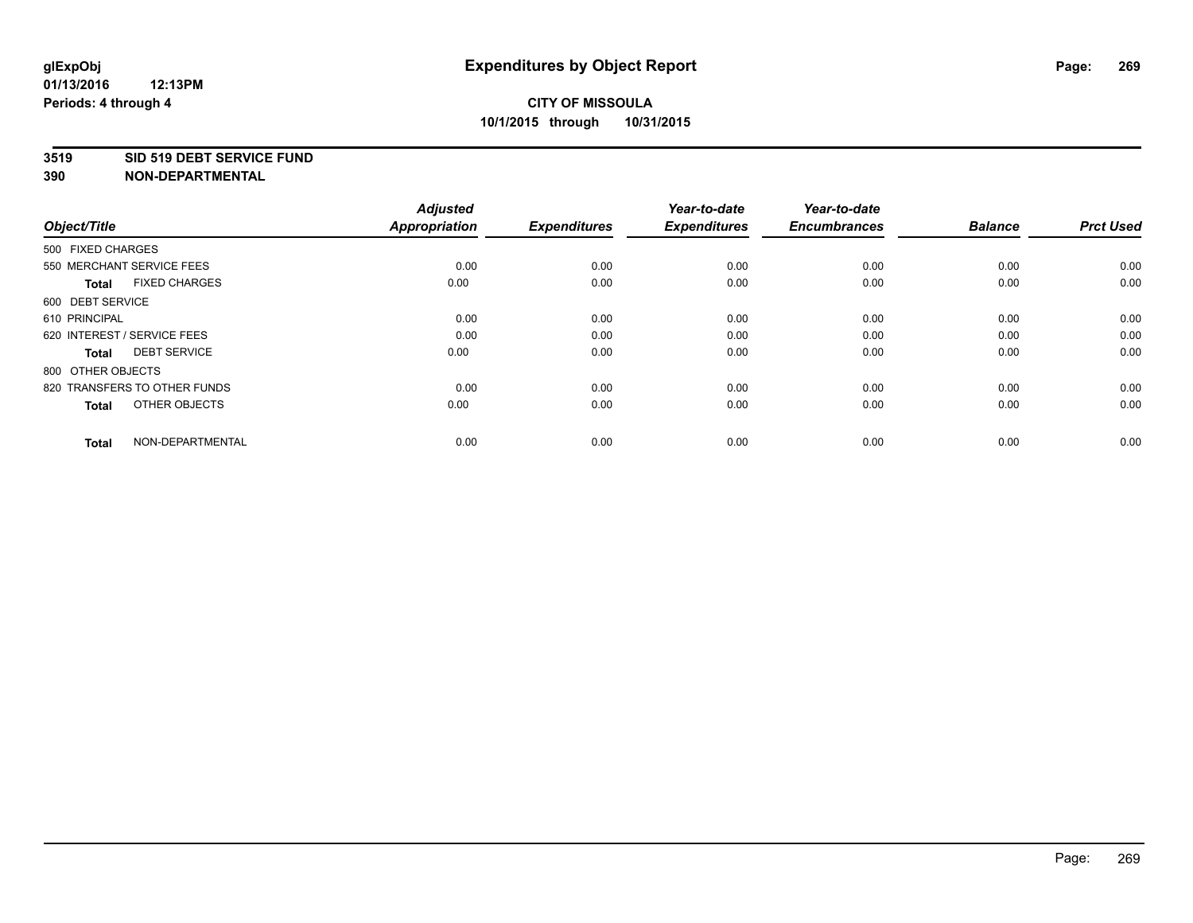# Expenditures by Object Report

glExpObj
01/13/2016 12:13PM
Periods: 4 through 4

**CITY OF MISSOULA**
**10/1/2015 through 10/31/2015**

**3519 SID 519 DEBT SERVICE FUND**
**390 NON-DEPARTMENTAL**

| Object/Title | Adjusted Appropriation | Expenditures | Year-to-date Expenditures | Year-to-date Encumbrances | Balance | Prct Used |
|---|---|---|---|---|---|---|
| 500 FIXED CHARGES | | | | | | |
| 550 MERCHANT SERVICE FEES | 0.00 | 0.00 | 0.00 | 0.00 | 0.00 | 0.00 |
| **Total** FIXED CHARGES | 0.00 | 0.00 | 0.00 | 0.00 | 0.00 | 0.00 |
| 600 DEBT SERVICE | | | | | | |
| 610 PRINCIPAL | 0.00 | 0.00 | 0.00 | 0.00 | 0.00 | 0.00 |
| 620 INTEREST / SERVICE FEES | 0.00 | 0.00 | 0.00 | 0.00 | 0.00 | 0.00 |
| **Total** DEBT SERVICE | 0.00 | 0.00 | 0.00 | 0.00 | 0.00 | 0.00 |
| 800 OTHER OBJECTS | | | | | | |
| 820 TRANSFERS TO OTHER FUNDS | 0.00 | 0.00 | 0.00 | 0.00 | 0.00 | 0.00 |
| **Total** OTHER OBJECTS | 0.00 | 0.00 | 0.00 | 0.00 | 0.00 | 0.00 |
| **Total** NON-DEPARTMENTAL | 0.00 | 0.00 | 0.00 | 0.00 | 0.00 | 0.00 |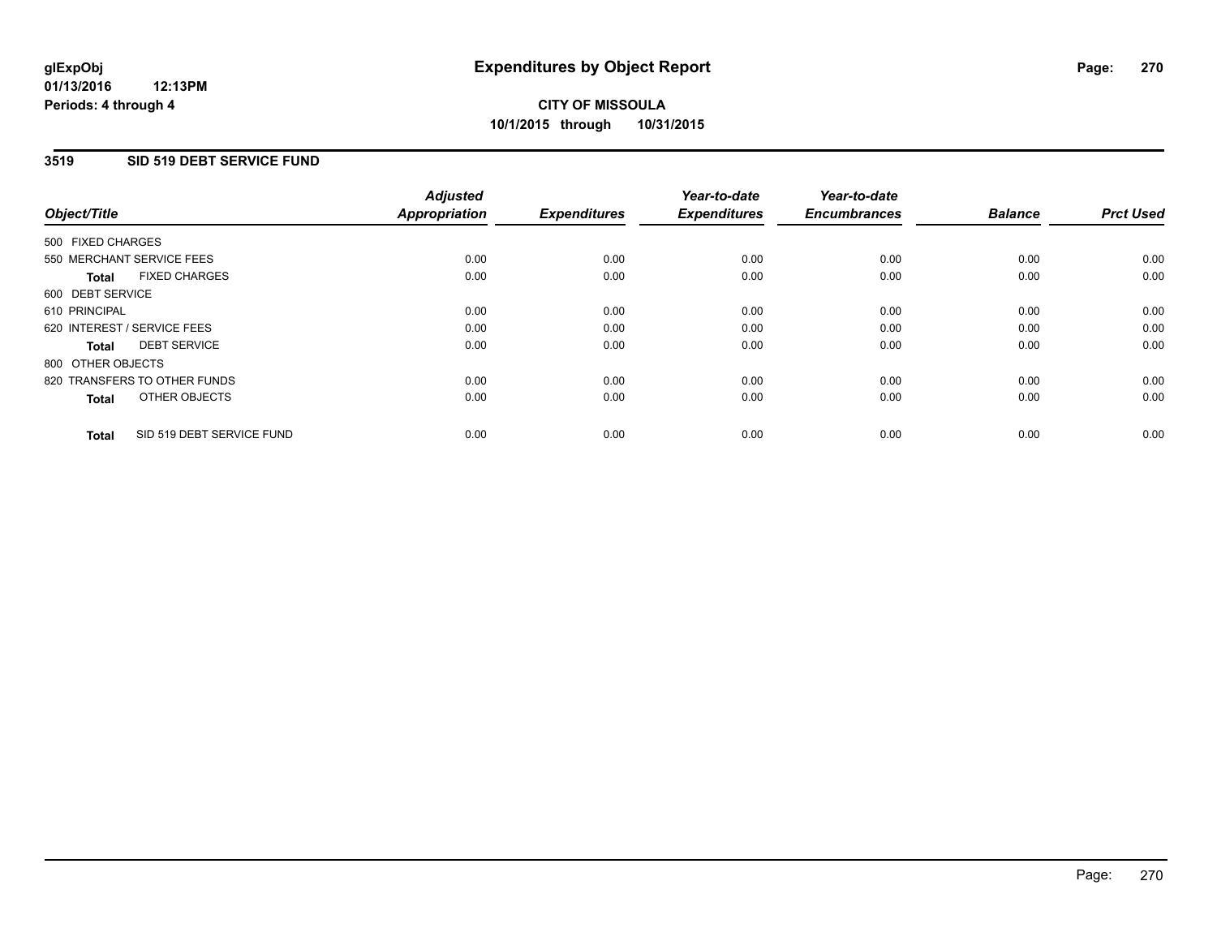**glExpObj**
**01/13/2016 12:13PM**
**Periods: 4 through 4**

# Expenditures by Object Report

**CITY OF MISSOULA**
**10/1/2015 through 10/31/2015**

## 3519 SID 519 DEBT SERVICE FUND

| Object/Title | | Adjusted Appropriation | Expenditures | Year-to-date Expenditures | Year-to-date Encumbrances | Balance | Prct Used |
|---|---|---|---|---|---|---|---|
| 500 FIXED CHARGES | | | | | | | |
| 550 MERCHANT SERVICE FEES | | 0.00 | 0.00 | 0.00 | 0.00 | 0.00 | 0.00 |
| **Total** | FIXED CHARGES | 0.00 | 0.00 | 0.00 | 0.00 | 0.00 | 0.00 |
| 600 DEBT SERVICE | | | | | | | |
| 610 PRINCIPAL | | 0.00 | 0.00 | 0.00 | 0.00 | 0.00 | 0.00 |
| 620 INTEREST / SERVICE FEES | | 0.00 | 0.00 | 0.00 | 0.00 | 0.00 | 0.00 |
| **Total** | DEBT SERVICE | 0.00 | 0.00 | 0.00 | 0.00 | 0.00 | 0.00 |
| 800 OTHER OBJECTS | | | | | | | |
| 820 TRANSFERS TO OTHER FUNDS | | 0.00 | 0.00 | 0.00 | 0.00 | 0.00 | 0.00 |
| **Total** | OTHER OBJECTS | 0.00 | 0.00 | 0.00 | 0.00 | 0.00 | 0.00 |
| **Total** | SID 519 DEBT SERVICE FUND | 0.00 | 0.00 | 0.00 | 0.00 | 0.00 | 0.00 |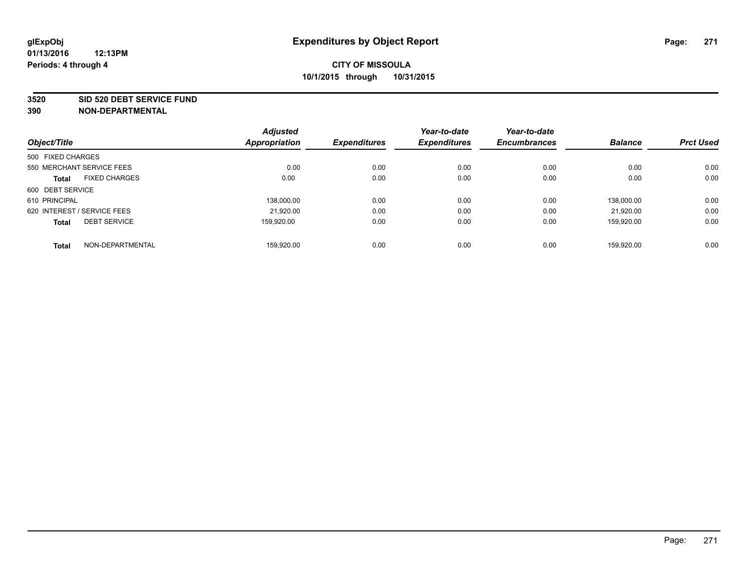**glExpObj**
**01/13/2016 12:13PM**
**Periods: 4 through 4**

# Expenditures by Object Report

**CITY OF MISSOULA**
**10/1/2015 through 10/31/2015**

**3520 SID 520 DEBT SERVICE FUND**
**390 NON-DEPARTMENTAL**

| Object/Title | Adjusted Appropriation | Expenditures | Year-to-date Expenditures | Year-to-date Encumbrances | Balance | Prct Used |
|---|---|---|---|---|---|---|
| 500 FIXED CHARGES | | | | | | |
| 550 MERCHANT SERVICE FEES | 0.00 | 0.00 | 0.00 | 0.00 | 0.00 | 0.00 |
| **Total** FIXED CHARGES | 0.00 | 0.00 | 0.00 | 0.00 | 0.00 | 0.00 |
| 600 DEBT SERVICE | | | | | | |
| 610 PRINCIPAL | 138,000.00 | 0.00 | 0.00 | 0.00 | 138,000.00 | 0.00 |
| 620 INTEREST / SERVICE FEES | 21,920.00 | 0.00 | 0.00 | 0.00 | 21,920.00 | 0.00 |
| **Total** DEBT SERVICE | 159,920.00 | 0.00 | 0.00 | 0.00 | 159,920.00 | 0.00 |
| **Total** NON-DEPARTMENTAL | 159,920.00 | 0.00 | 0.00 | 0.00 | 159,920.00 | 0.00 |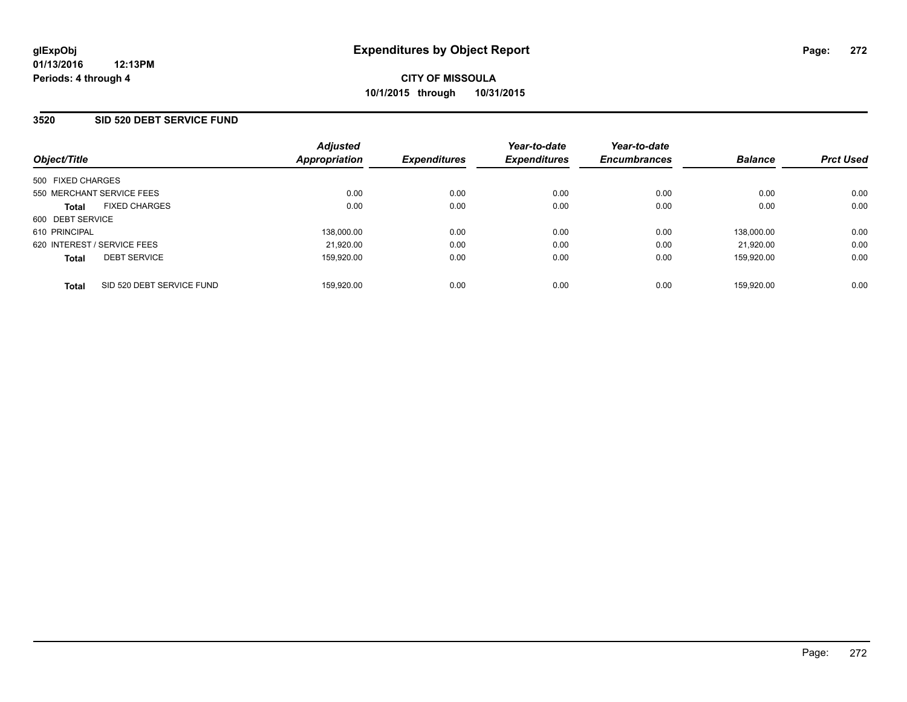**glExpObj**
**01/13/2016 12:13PM**
**Periods: 4 through 4**

# Expenditures by Object Report

**CITY OF MISSOULA**
**10/1/2015 through 10/31/2015**

## 3520 SID 520 DEBT SERVICE FUND

| Object/Title | | Adjusted Appropriation | Expenditures | Year-to-date Expenditures | Year-to-date Encumbrances | Balance | Prct Used |
|---|---|---|---|---|---|---|---|
| 500 FIXED CHARGES | | | | | | | |
| 550 MERCHANT SERVICE FEES | | 0.00 | 0.00 | 0.00 | 0.00 | 0.00 | 0.00 |
| **Total** | FIXED CHARGES | 0.00 | 0.00 | 0.00 | 0.00 | 0.00 | 0.00 |
| 600 DEBT SERVICE | | | | | | | |
| 610 PRINCIPAL | | 138,000.00 | 0.00 | 0.00 | 0.00 | 138,000.00 | 0.00 |
| 620 INTEREST / SERVICE FEES | | 21,920.00 | 0.00 | 0.00 | 0.00 | 21,920.00 | 0.00 |
| **Total** | DEBT SERVICE | 159,920.00 | 0.00 | 0.00 | 0.00 | 159,920.00 | 0.00 |
| **Total** | SID 520 DEBT SERVICE FUND | 159,920.00 | 0.00 | 0.00 | 0.00 | 159,920.00 | 0.00 |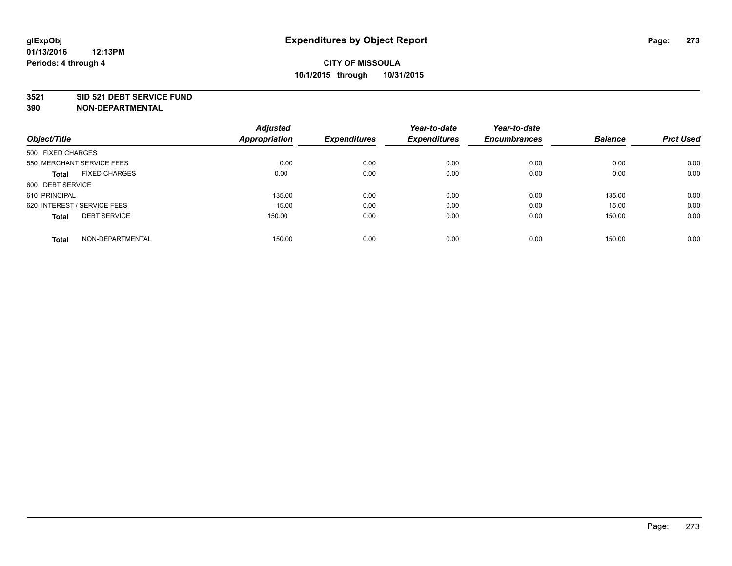**glExpObj** **Expenditures by Object Report**

**01/13/2016 12:13PM**

**Periods: 4 through 4**

**CITY OF MISSOULA**

**10/1/2015 through 10/31/2015**

## 3521 SID 521 DEBT SERVICE FUND
## 390 NON-DEPARTMENTAL

| Object/Title | Adjusted Appropriation | Expenditures | Year-to-date Expenditures | Year-to-date Encumbrances | Balance | Prct Used |
|---|---|---|---|---|---|---|
| 500 FIXED CHARGES | | | | | | |
| 550 MERCHANT SERVICE FEES | 0.00 | 0.00 | 0.00 | 0.00 | 0.00 | 0.00 |
| **Total** FIXED CHARGES | 0.00 | 0.00 | 0.00 | 0.00 | 0.00 | 0.00 |
| 600 DEBT SERVICE | | | | | | |
| 610 PRINCIPAL | 135.00 | 0.00 | 0.00 | 0.00 | 135.00 | 0.00 |
| 620 INTEREST / SERVICE FEES | 15.00 | 0.00 | 0.00 | 0.00 | 15.00 | 0.00 |
| **Total** DEBT SERVICE | 150.00 | 0.00 | 0.00 | 0.00 | 150.00 | 0.00 |
| **Total** NON-DEPARTMENTAL | 150.00 | 0.00 | 0.00 | 0.00 | 150.00 | 0.00 |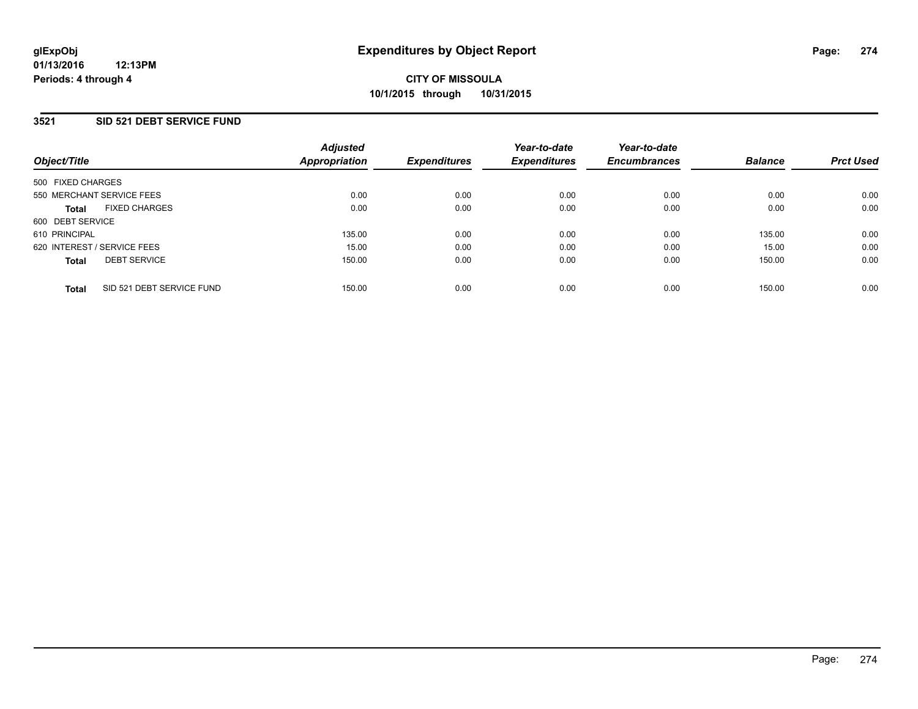# Expenditures by Object Report

glExpObj
01/13/2016 12:13PM
Periods: 4 through 4

**CITY OF MISSOULA**
**10/1/2015 through 10/31/2015**

## 3521 SID 521 DEBT SERVICE FUND

| Object/Title | Adjusted Appropriation | Expenditures | Year-to-date Expenditures | Year-to-date Encumbrances | Balance | Prct Used |
|---|---|---|---|---|---|---|
| 500 FIXED CHARGES | | | | | | |
| 550 MERCHANT SERVICE FEES | 0.00 | 0.00 | 0.00 | 0.00 | 0.00 | 0.00 |
| **Total** FIXED CHARGES | 0.00 | 0.00 | 0.00 | 0.00 | 0.00 | 0.00 |
| 600 DEBT SERVICE | | | | | | |
| 610 PRINCIPAL | 135.00 | 0.00 | 0.00 | 0.00 | 135.00 | 0.00 |
| 620 INTEREST / SERVICE FEES | 15.00 | 0.00 | 0.00 | 0.00 | 15.00 | 0.00 |
| **Total** DEBT SERVICE | 150.00 | 0.00 | 0.00 | 0.00 | 150.00 | 0.00 |
| **Total** SID 521 DEBT SERVICE FUND | 150.00 | 0.00 | 0.00 | 0.00 | 150.00 | 0.00 |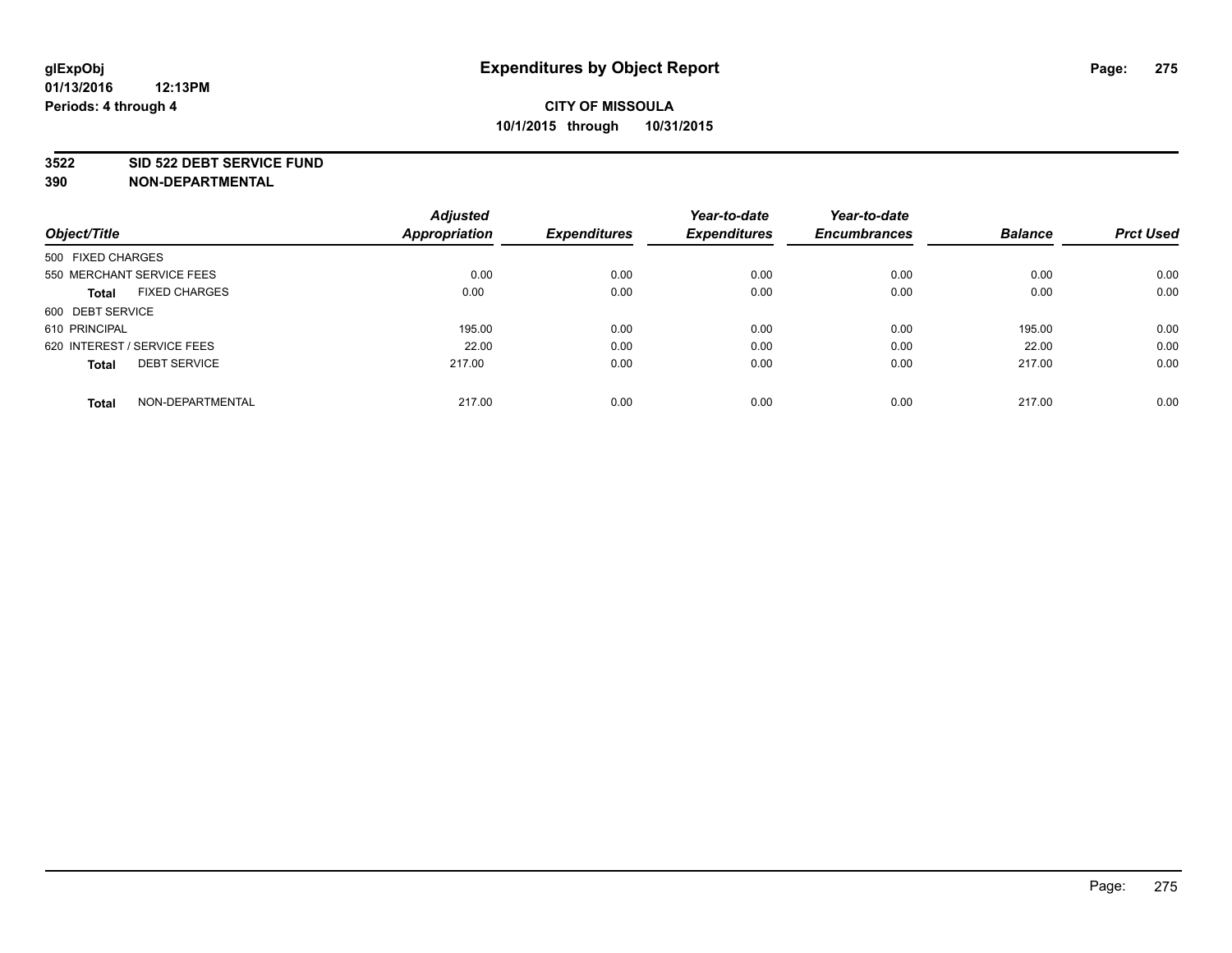# Expenditures by Object Report

glExpObj
01/13/2016 12:13PM
Periods: 4 through 4

**CITY OF MISSOULA**
**10/1/2015 through 10/31/2015**

**3522 SID 522 DEBT SERVICE FUND**
**390 NON-DEPARTMENTAL**

| Object/Title | Adjusted Appropriation | Expenditures | Year-to-date Expenditures | Year-to-date Encumbrances | Balance | Prct Used |
|---|---|---|---|---|---|---|
| 500 FIXED CHARGES | | | | | | |
| 550 MERCHANT SERVICE FEES | 0.00 | 0.00 | 0.00 | 0.00 | 0.00 | 0.00 |
| **Total** FIXED CHARGES | 0.00 | 0.00 | 0.00 | 0.00 | 0.00 | 0.00 |
| 600 DEBT SERVICE | | | | | | |
| 610 PRINCIPAL | 195.00 | 0.00 | 0.00 | 0.00 | 195.00 | 0.00 |
| 620 INTEREST / SERVICE FEES | 22.00 | 0.00 | 0.00 | 0.00 | 22.00 | 0.00 |
| **Total** DEBT SERVICE | 217.00 | 0.00 | 0.00 | 0.00 | 217.00 | 0.00 |
| **Total** NON-DEPARTMENTAL | 217.00 | 0.00 | 0.00 | 0.00 | 217.00 | 0.00 |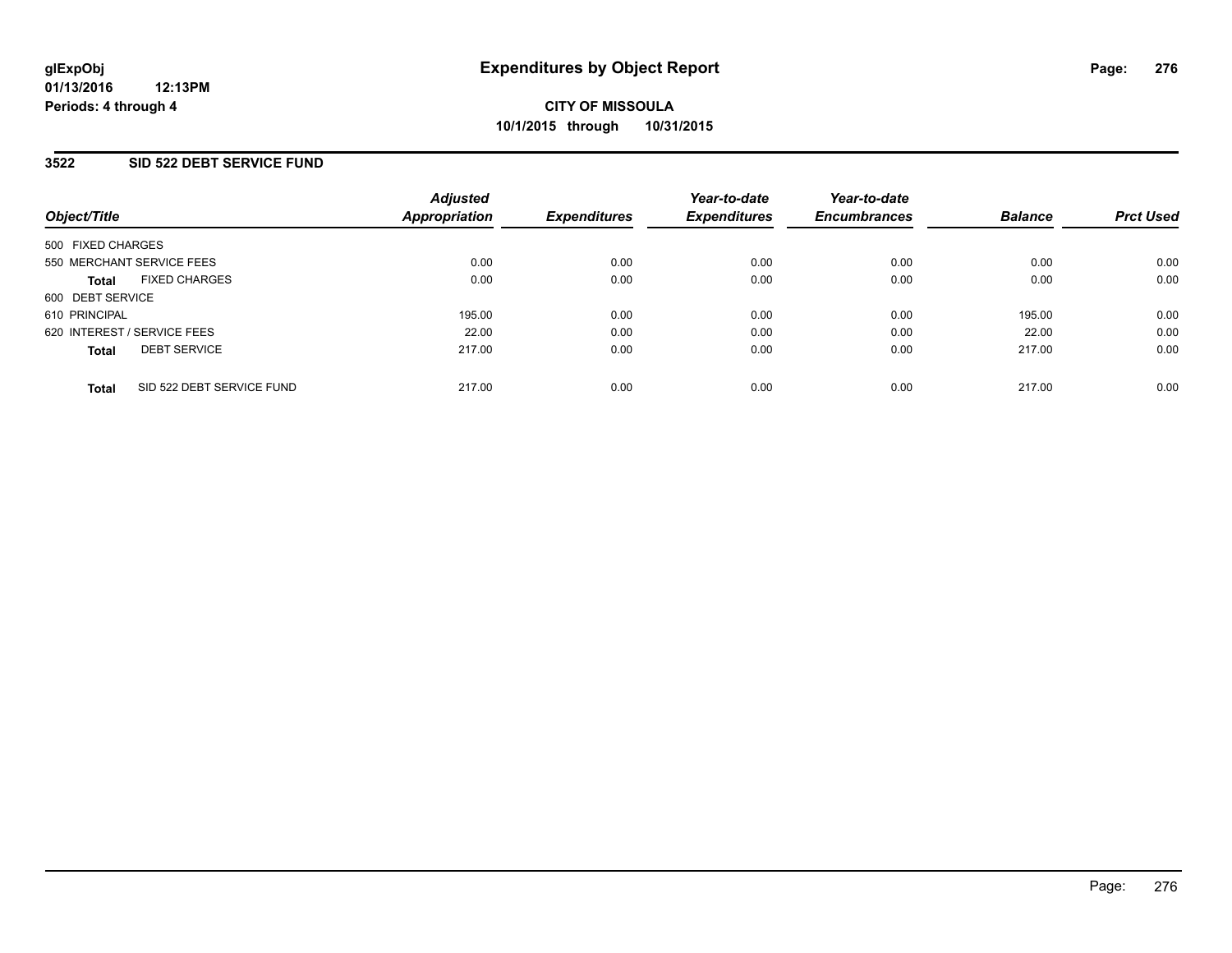glExpObj
01/13/2016 12:13PM
Periods: 4 through 4

# Expenditures by Object Report

**CITY OF MISSOULA**
**10/1/2015 through 10/31/2015**

## 3522 SID 522 DEBT SERVICE FUND

| Object/Title | | Adjusted Appropriation | Expenditures | Year-to-date Expenditures | Year-to-date Encumbrances | Balance | Prct Used |
|---|---|---|---|---|---|---|---|
| 500 FIXED CHARGES | | | | | | | |
| 550 MERCHANT SERVICE FEES | | 0.00 | 0.00 | 0.00 | 0.00 | 0.00 | 0.00 |
| **Total** | FIXED CHARGES | 0.00 | 0.00 | 0.00 | 0.00 | 0.00 | 0.00 |
| 600 DEBT SERVICE | | | | | | | |
| 610 PRINCIPAL | | 195.00 | 0.00 | 0.00 | 0.00 | 195.00 | 0.00 |
| 620 INTEREST / SERVICE FEES | | 22.00 | 0.00 | 0.00 | 0.00 | 22.00 | 0.00 |
| **Total** | DEBT SERVICE | 217.00 | 0.00 | 0.00 | 0.00 | 217.00 | 0.00 |
| **Total** | SID 522 DEBT SERVICE FUND | 217.00 | 0.00 | 0.00 | 0.00 | 217.00 | 0.00 |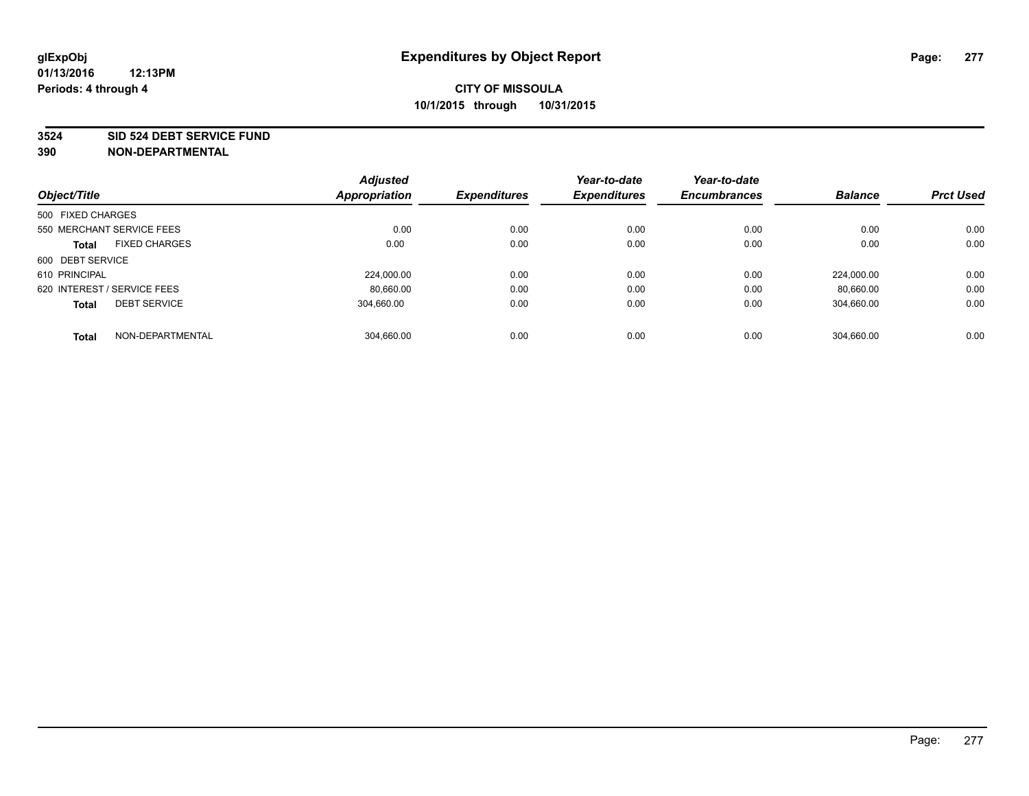**glExpObj**
**01/13/2016 12:13PM**
**Periods: 4 through 4**

# Expenditures by Object Report

**CITY OF MISSOULA**
**10/1/2015 through 10/31/2015**

**3524 SID 524 DEBT SERVICE FUND**
**390 NON-DEPARTMENTAL**

| Object/Title | Adjusted Appropriation | Expenditures | Year-to-date Expenditures | Year-to-date Encumbrances | Balance | Prct Used |
|---|---|---|---|---|---|---|
| 500 FIXED CHARGES | | | | | | |
| 550 MERCHANT SERVICE FEES | 0.00 | 0.00 | 0.00 | 0.00 | 0.00 | 0.00 |
| **Total** FIXED CHARGES | 0.00 | 0.00 | 0.00 | 0.00 | 0.00 | 0.00 |
| 600 DEBT SERVICE | | | | | | |
| 610 PRINCIPAL | 224,000.00 | 0.00 | 0.00 | 0.00 | 224,000.00 | 0.00 |
| 620 INTEREST / SERVICE FEES | 80,660.00 | 0.00 | 0.00 | 0.00 | 80,660.00 | 0.00 |
| **Total** DEBT SERVICE | 304,660.00 | 0.00 | 0.00 | 0.00 | 304,660.00 | 0.00 |
| **Total** NON-DEPARTMENTAL | 304,660.00 | 0.00 | 0.00 | 0.00 | 304,660.00 | 0.00 |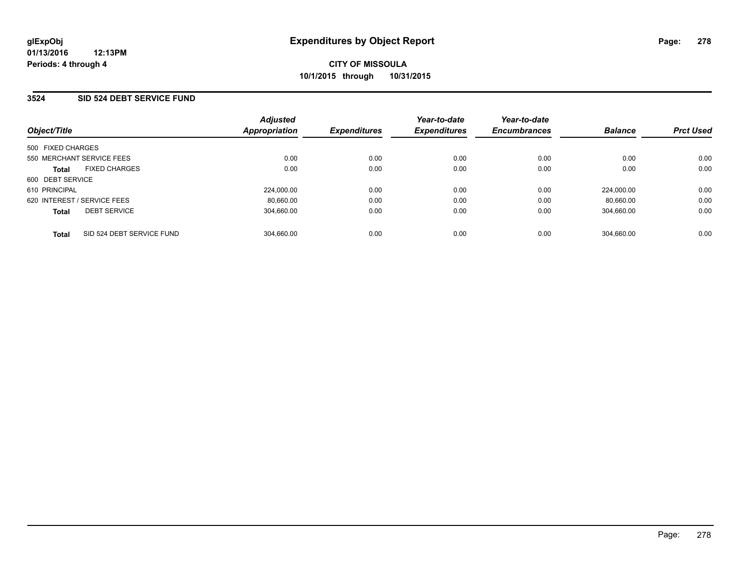**glExpObj**
**01/13/2016 12:13PM**
**Periods: 4 through 4**

# Expenditures by Object Report

**CITY OF MISSOULA**
**10/1/2015 through 10/31/2015**

## 3524 SID 524 DEBT SERVICE FUND

| Object/Title | Adjusted Appropriation | Expenditures | Year-to-date Expenditures | Year-to-date Encumbrances | Balance | Prct Used |
|---|---|---|---|---|---|---|
| 500 FIXED CHARGES | | | | | | |
| 550 MERCHANT SERVICE FEES | 0.00 | 0.00 | 0.00 | 0.00 | 0.00 | 0.00 |
| **Total** FIXED CHARGES | 0.00 | 0.00 | 0.00 | 0.00 | 0.00 | 0.00 |
| 600 DEBT SERVICE | | | | | | |
| 610 PRINCIPAL | 224,000.00 | 0.00 | 0.00 | 0.00 | 224,000.00 | 0.00 |
| 620 INTEREST / SERVICE FEES | 80,660.00 | 0.00 | 0.00 | 0.00 | 80,660.00 | 0.00 |
| **Total** DEBT SERVICE | 304,660.00 | 0.00 | 0.00 | 0.00 | 304,660.00 | 0.00 |
| **Total** SID 524 DEBT SERVICE FUND | 304,660.00 | 0.00 | 0.00 | 0.00 | 304,660.00 | 0.00 |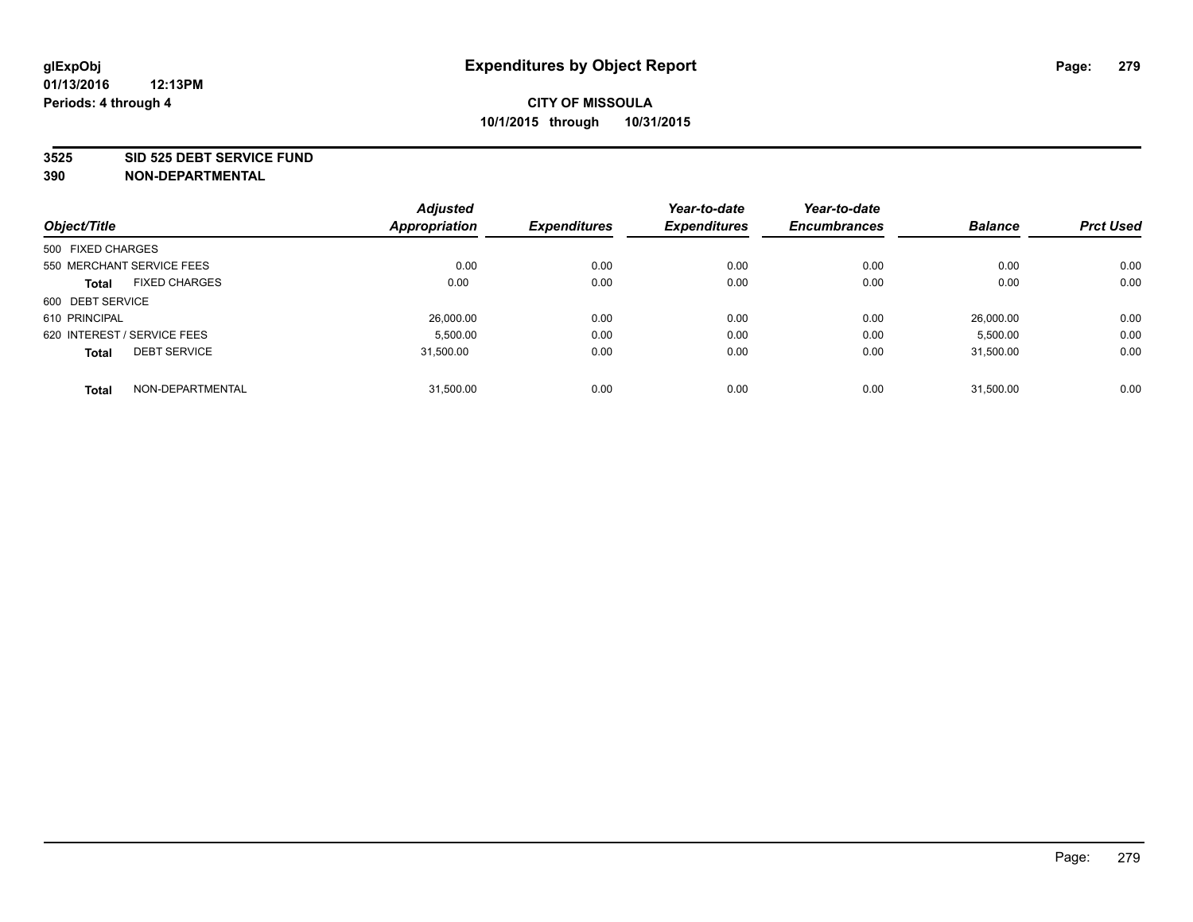**glExpObj**
**01/13/2016 12:13PM**
**Periods: 4 through 4**

# Expenditures by Object Report

**CITY OF MISSOULA**
**10/1/2015 through 10/31/2015**

**3525 SID 525 DEBT SERVICE FUND**
**390 NON-DEPARTMENTAL**

| Object/Title | Adjusted Appropriation | Expenditures | Year-to-date Expenditures | Year-to-date Encumbrances | Balance | Prct Used |
|---|---|---|---|---|---|---|
| 500 FIXED CHARGES | | | | | | |
| 550 MERCHANT SERVICE FEES | 0.00 | 0.00 | 0.00 | 0.00 | 0.00 | 0.00 |
| **Total** FIXED CHARGES | 0.00 | 0.00 | 0.00 | 0.00 | 0.00 | 0.00 |
| 600 DEBT SERVICE | | | | | | |
| 610 PRINCIPAL | 26,000.00 | 0.00 | 0.00 | 0.00 | 26,000.00 | 0.00 |
| 620 INTEREST / SERVICE FEES | 5,500.00 | 0.00 | 0.00 | 0.00 | 5,500.00 | 0.00 |
| **Total** DEBT SERVICE | 31,500.00 | 0.00 | 0.00 | 0.00 | 31,500.00 | 0.00 |
| **Total** NON-DEPARTMENTAL | 31,500.00 | 0.00 | 0.00 | 0.00 | 31,500.00 | 0.00 |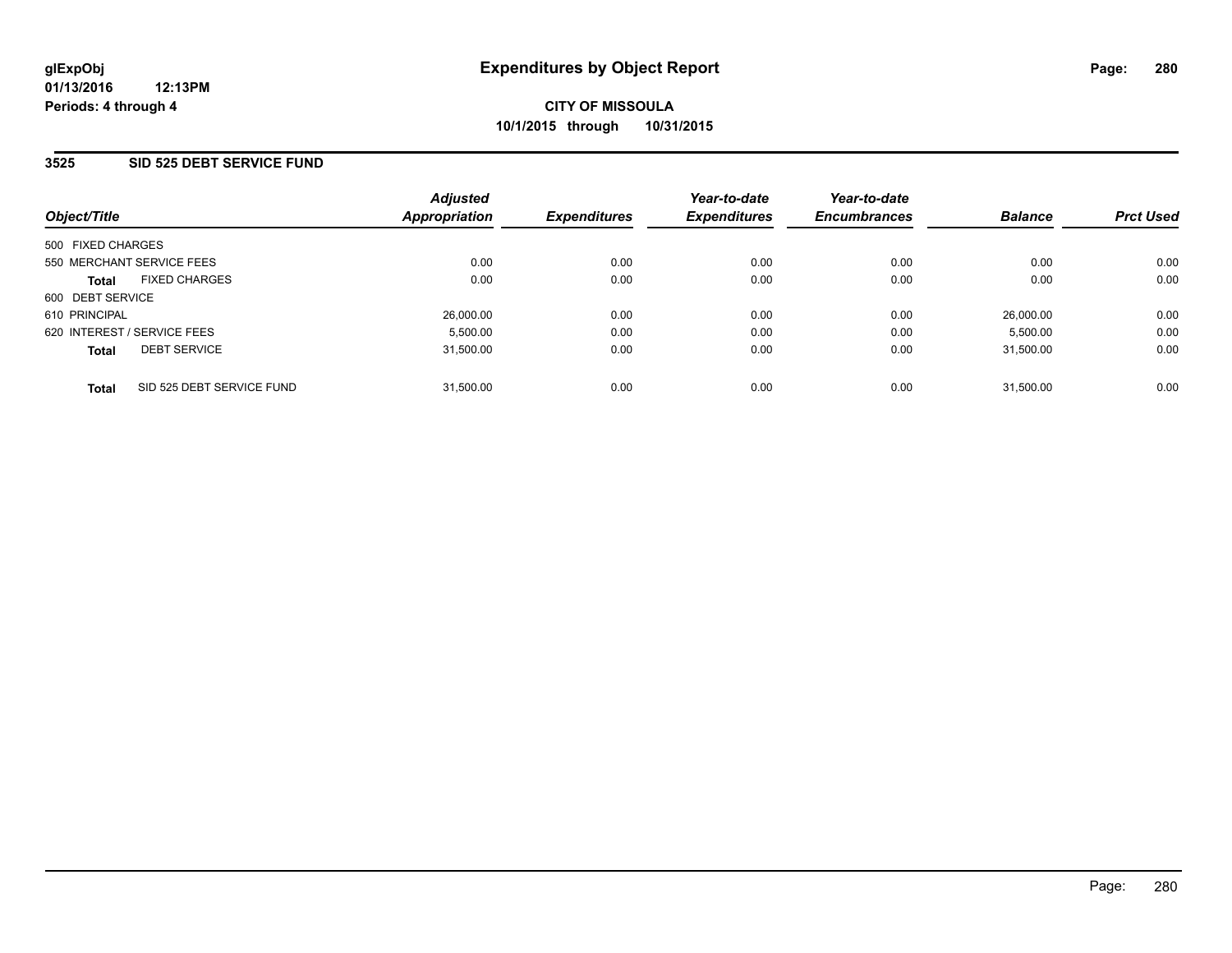glExpObj
01/13/2016 12:13PM
Periods: 4 through 4

# Expenditures by Object Report

**CITY OF MISSOULA**
**10/1/2015 through 10/31/2015**

## 3525 SID 525 DEBT SERVICE FUND

| Object/Title | | Adjusted Appropriation | Expenditures | Year-to-date Expenditures | Year-to-date Encumbrances | Balance | Prct Used |
|---|---|---|---|---|---|---|---|
| 500 FIXED CHARGES | | | | | | | |
| 550 MERCHANT SERVICE FEES | | 0.00 | 0.00 | 0.00 | 0.00 | 0.00 | 0.00 |
| **Total** | FIXED CHARGES | 0.00 | 0.00 | 0.00 | 0.00 | 0.00 | 0.00 |
| 600 DEBT SERVICE | | | | | | | |
| 610 PRINCIPAL | | 26,000.00 | 0.00 | 0.00 | 0.00 | 26,000.00 | 0.00 |
| 620 INTEREST / SERVICE FEES | | 5,500.00 | 0.00 | 0.00 | 0.00 | 5,500.00 | 0.00 |
| **Total** | DEBT SERVICE | 31,500.00 | 0.00 | 0.00 | 0.00 | 31,500.00 | 0.00 |
| **Total** | SID 525 DEBT SERVICE FUND | 31,500.00 | 0.00 | 0.00 | 0.00 | 31,500.00 | 0.00 |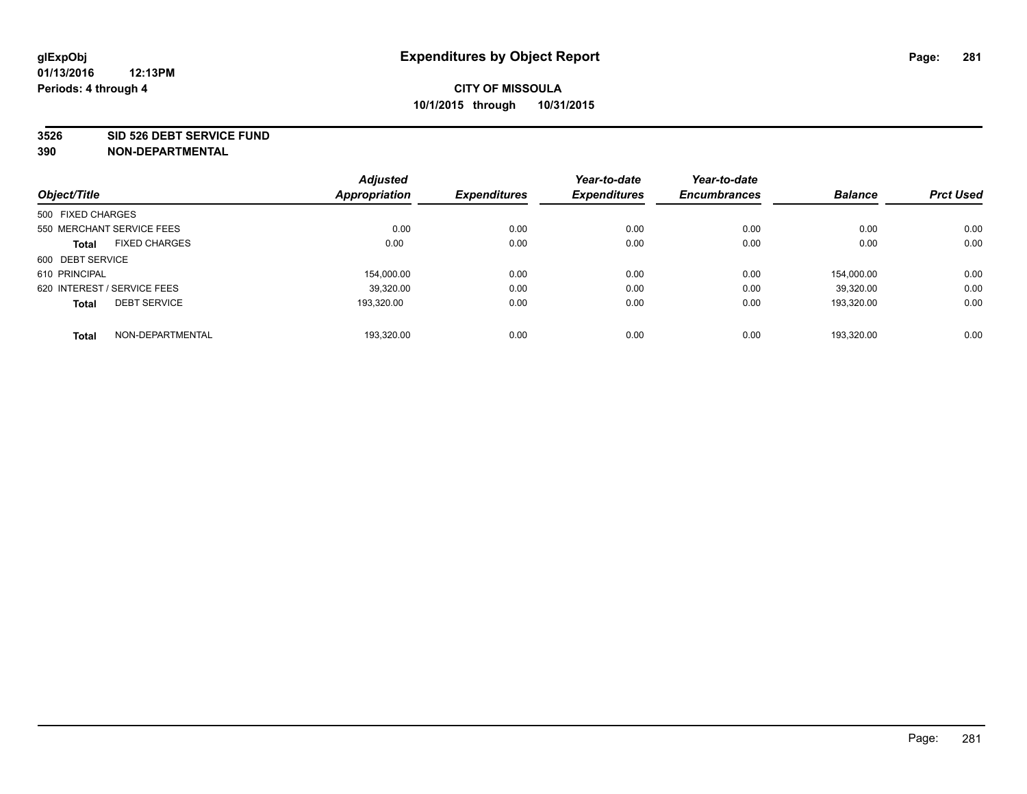**glExpObj** **Expenditures by Object Report**

**01/13/2016 12:13PM**

**Periods: 4 through 4**

**CITY OF MISSOULA**

**10/1/2015 through 10/31/2015**

**3526 SID 526 DEBT SERVICE FUND**

**390 NON-DEPARTMENTAL**

| Object/Title | Adjusted Appropriation | Expenditures | Year-to-date Expenditures | Year-to-date Encumbrances | Balance | Prct Used |
|---|---|---|---|---|---|---|
| 500 FIXED CHARGES | | | | | | |
| 550 MERCHANT SERVICE FEES | 0.00 | 0.00 | 0.00 | 0.00 | 0.00 | 0.00 |
| **Total** FIXED CHARGES | 0.00 | 0.00 | 0.00 | 0.00 | 0.00 | 0.00 |
| 600 DEBT SERVICE | | | | | | |
| 610 PRINCIPAL | 154,000.00 | 0.00 | 0.00 | 0.00 | 154,000.00 | 0.00 |
| 620 INTEREST / SERVICE FEES | 39,320.00 | 0.00 | 0.00 | 0.00 | 39,320.00 | 0.00 |
| **Total** DEBT SERVICE | 193,320.00 | 0.00 | 0.00 | 0.00 | 193,320.00 | 0.00 |
| **Total** NON-DEPARTMENTAL | 193,320.00 | 0.00 | 0.00 | 0.00 | 193,320.00 | 0.00 |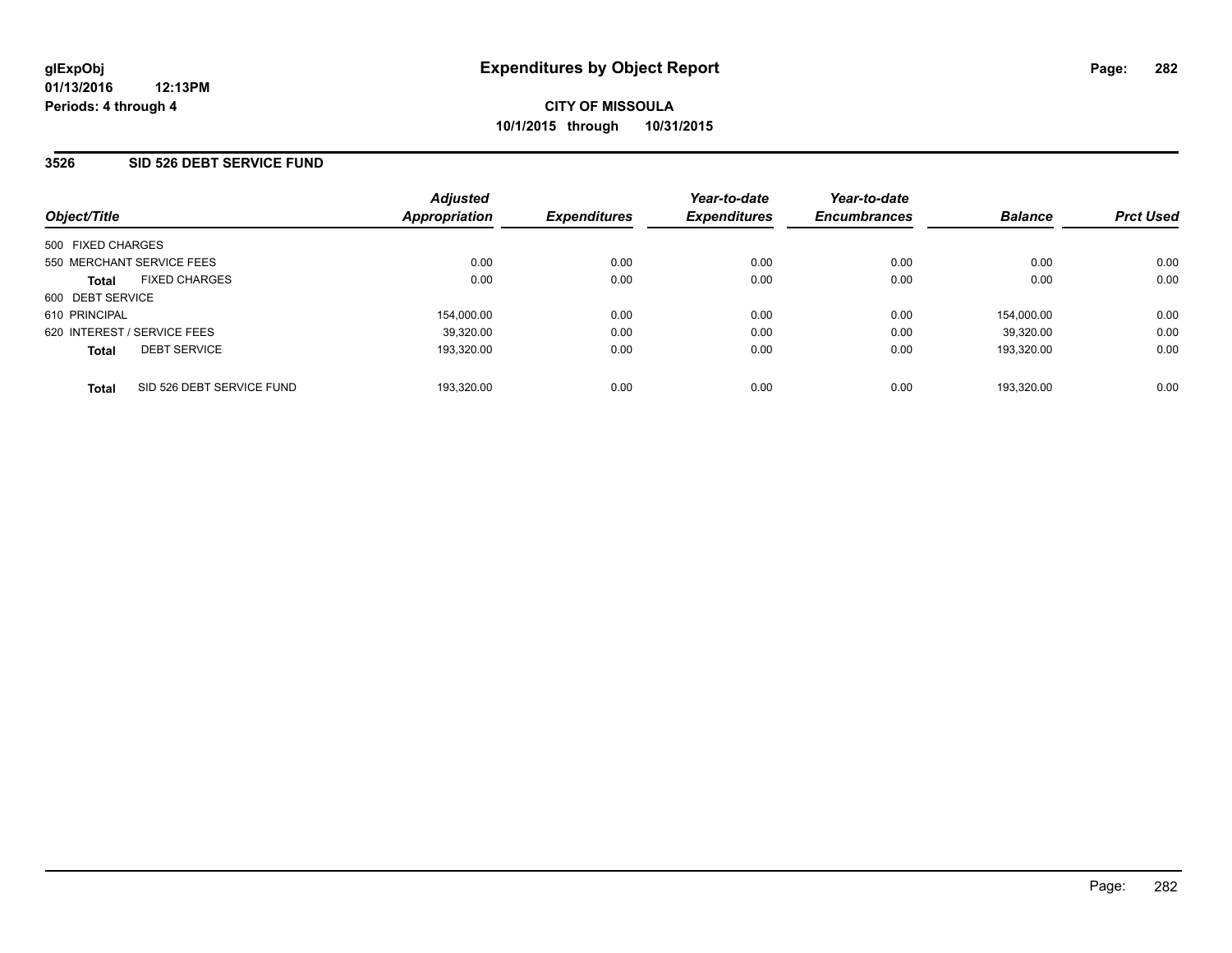**glExpObj**
**01/13/2016 12:13PM**
**Periods: 4 through 4**

# Expenditures by Object Report

**CITY OF MISSOULA**
**10/1/2015 through 10/31/2015**

## 3526 SID 526 DEBT SERVICE FUND

| Object/Title | Adjusted Appropriation | Expenditures | Year-to-date Expenditures | Year-to-date Encumbrances | Balance | Prct Used |
|---|---|---|---|---|---|---|
| 500 FIXED CHARGES | | | | | | |
| 550 MERCHANT SERVICE FEES | 0.00 | 0.00 | 0.00 | 0.00 | 0.00 | 0.00 |
| **Total** FIXED CHARGES | 0.00 | 0.00 | 0.00 | 0.00 | 0.00 | 0.00 |
| 600 DEBT SERVICE | | | | | | |
| 610 PRINCIPAL | 154,000.00 | 0.00 | 0.00 | 0.00 | 154,000.00 | 0.00 |
| 620 INTEREST / SERVICE FEES | 39,320.00 | 0.00 | 0.00 | 0.00 | 39,320.00 | 0.00 |
| **Total** DEBT SERVICE | 193,320.00 | 0.00 | 0.00 | 0.00 | 193,320.00 | 0.00 |
| **Total** SID 526 DEBT SERVICE FUND | 193,320.00 | 0.00 | 0.00 | 0.00 | 193,320.00 | 0.00 |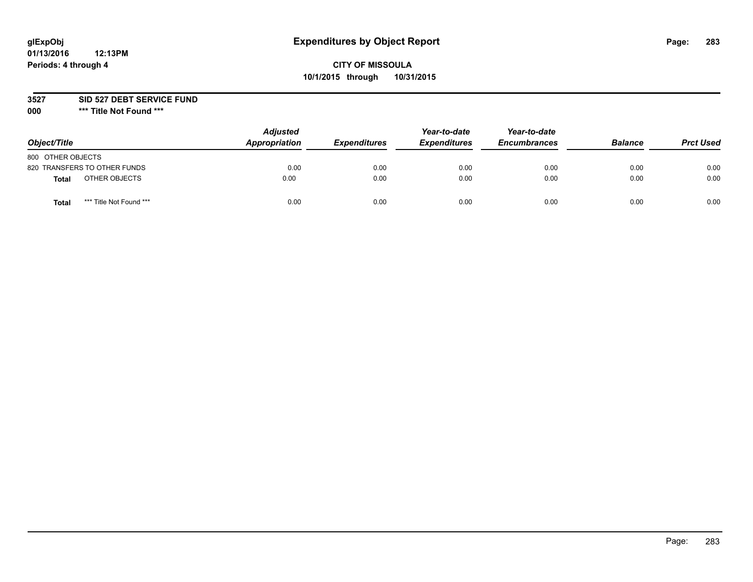glExpObj
01/13/2016 12:13PM
Periods: 4 through 4

# Expenditures by Object Report

**CITY OF MISSOULA**
**10/1/2015 through 10/31/2015**

**3527 SID 527 DEBT SERVICE FUND**
**000 \*\*\* Title Not Found \*\*\***

| Object/Title | | Adjusted Appropriation | Expenditures | Year-to-date Expenditures | Year-to-date Encumbrances | Balance | Prct Used |
|---|---|---|---|---|---|---|---|
| 800 OTHER OBJECTS | | | | | | | |
| 820 TRANSFERS TO OTHER FUNDS | | 0.00 | 0.00 | 0.00 | 0.00 | 0.00 | 0.00 |
| **Total** | OTHER OBJECTS | 0.00 | 0.00 | 0.00 | 0.00 | 0.00 | 0.00 |
| **Total** | \*\*\* Title Not Found \*\*\* | 0.00 | 0.00 | 0.00 | 0.00 | 0.00 | 0.00 |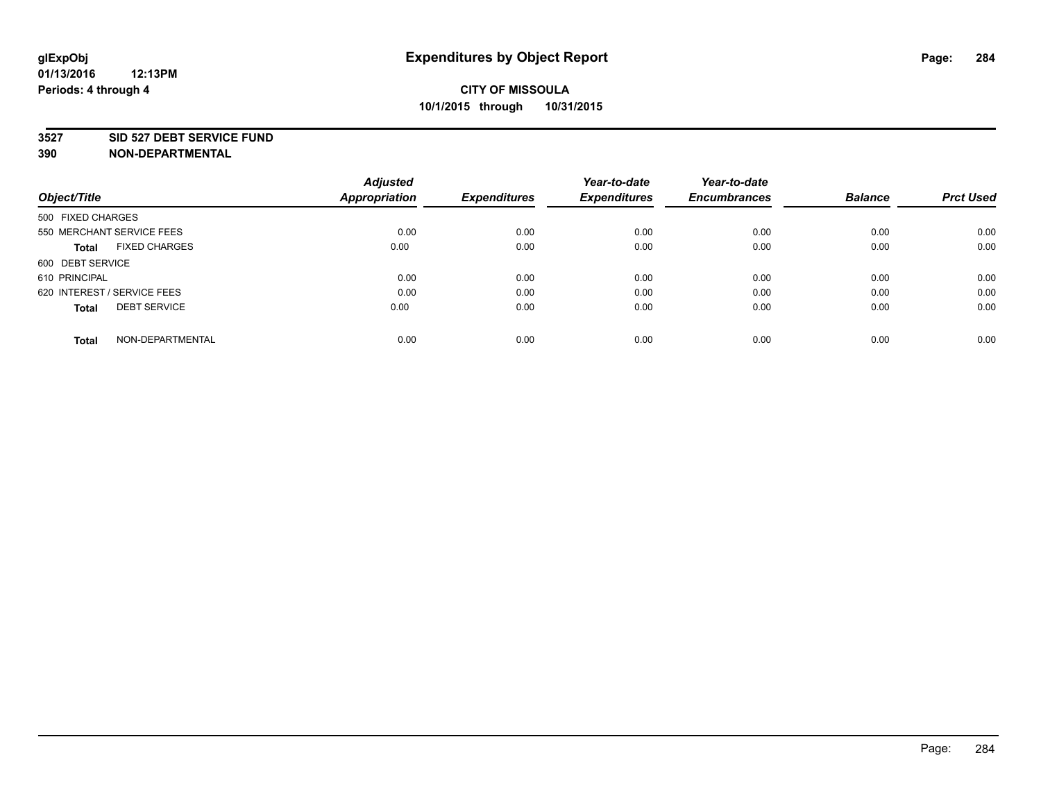## Expenditures by Object Report

**CITY OF MISSOULA**
**10/1/2015 through 10/31/2015**

glExpObj
01/13/2016 12:13PM
Periods: 4 through 4

**3527 SID 527 DEBT SERVICE FUND**
**390 NON-DEPARTMENTAL**

| Object/Title | Adjusted Appropriation | Expenditures | Year-to-date Expenditures | Year-to-date Encumbrances | Balance | Prct Used |
|---|---|---|---|---|---|---|
| 500 FIXED CHARGES | | | | | | |
| 550 MERCHANT SERVICE FEES | 0.00 | 0.00 | 0.00 | 0.00 | 0.00 | 0.00 |
| **Total** FIXED CHARGES | 0.00 | 0.00 | 0.00 | 0.00 | 0.00 | 0.00 |
| 600 DEBT SERVICE | | | | | | |
| 610 PRINCIPAL | 0.00 | 0.00 | 0.00 | 0.00 | 0.00 | 0.00 |
| 620 INTEREST / SERVICE FEES | 0.00 | 0.00 | 0.00 | 0.00 | 0.00 | 0.00 |
| **Total** DEBT SERVICE | 0.00 | 0.00 | 0.00 | 0.00 | 0.00 | 0.00 |
| **Total** NON-DEPARTMENTAL | 0.00 | 0.00 | 0.00 | 0.00 | 0.00 | 0.00 |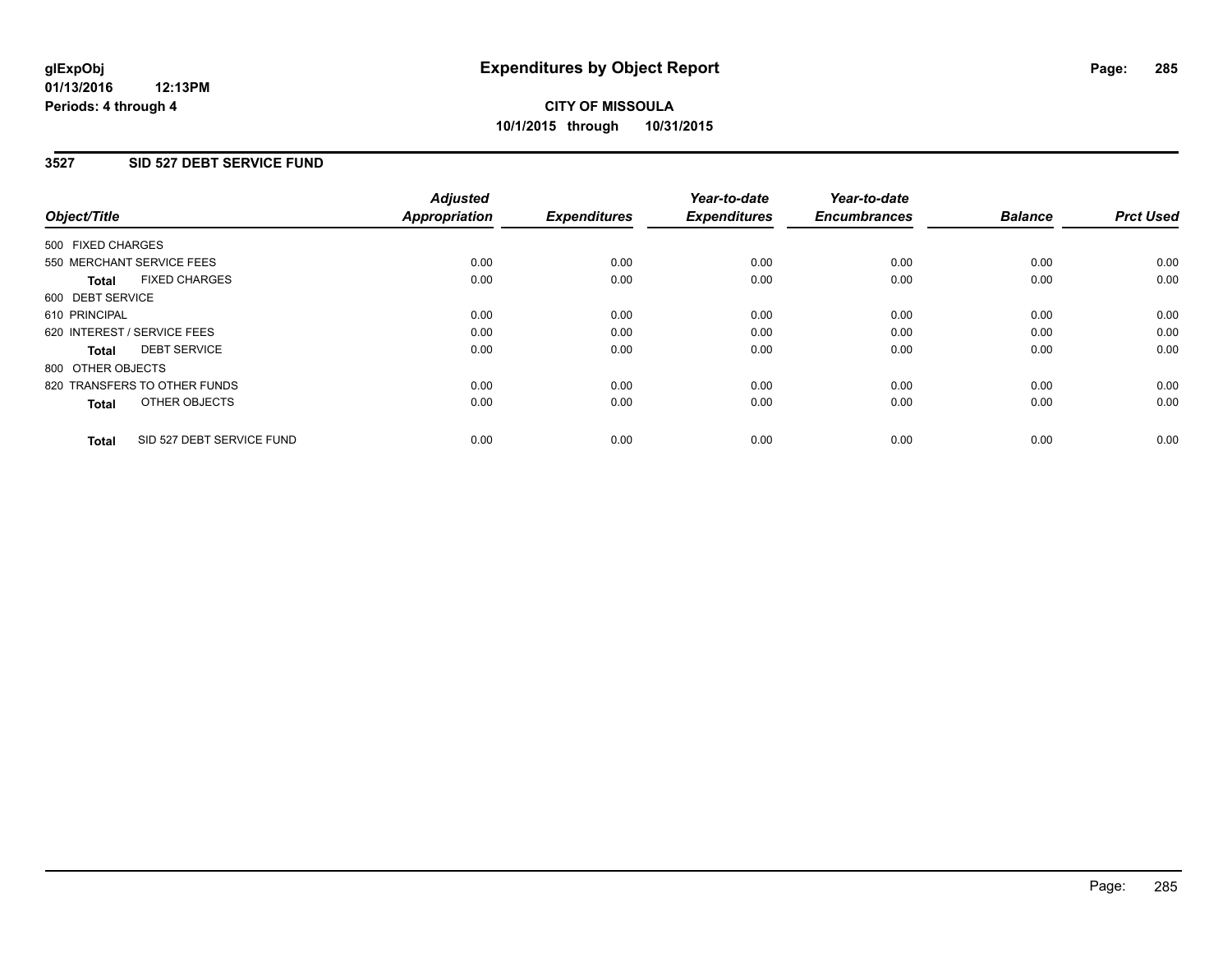**glExpObj**
**01/13/2016 12:13PM**
**Periods: 4 through 4**

# Expenditures by Object Report

**CITY OF MISSOULA**
**10/1/2015 through 10/31/2015**

## 3527 SID 527 DEBT SERVICE FUND

| Object/Title | Adjusted Appropriation | Expenditures | Year-to-date Expenditures | Year-to-date Encumbrances | Balance | Prct Used |
|---|---|---|---|---|---|---|
| 500 FIXED CHARGES | | | | | | |
| 550 MERCHANT SERVICE FEES | 0.00 | 0.00 | 0.00 | 0.00 | 0.00 | 0.00 |
| **Total** FIXED CHARGES | 0.00 | 0.00 | 0.00 | 0.00 | 0.00 | 0.00 |
| 600 DEBT SERVICE | | | | | | |
| 610 PRINCIPAL | 0.00 | 0.00 | 0.00 | 0.00 | 0.00 | 0.00 |
| 620 INTEREST / SERVICE FEES | 0.00 | 0.00 | 0.00 | 0.00 | 0.00 | 0.00 |
| **Total** DEBT SERVICE | 0.00 | 0.00 | 0.00 | 0.00 | 0.00 | 0.00 |
| 800 OTHER OBJECTS | | | | | | |
| 820 TRANSFERS TO OTHER FUNDS | 0.00 | 0.00 | 0.00 | 0.00 | 0.00 | 0.00 |
| **Total** OTHER OBJECTS | 0.00 | 0.00 | 0.00 | 0.00 | 0.00 | 0.00 |
| **Total** SID 527 DEBT SERVICE FUND | 0.00 | 0.00 | 0.00 | 0.00 | 0.00 | 0.00 |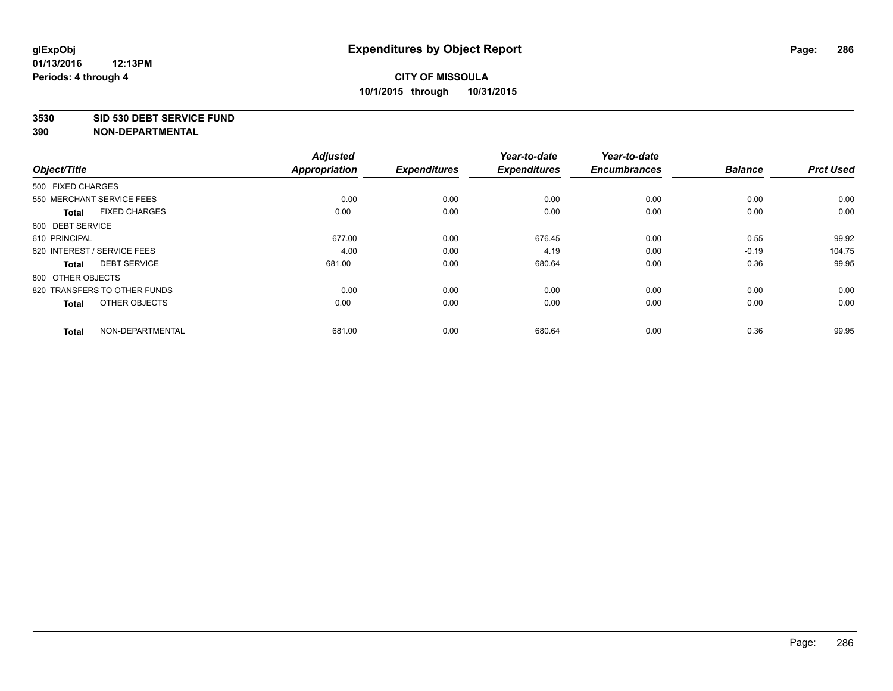# Expenditures by Object Report

glExpObj
01/13/2016 12:13PM
Periods: 4 through 4

**CITY OF MISSOULA**
**10/1/2015 through 10/31/2015**

**3530 SID 530 DEBT SERVICE FUND**
**390 NON-DEPARTMENTAL**

| Object/Title | Adjusted Appropriation | Expenditures | Year-to-date Expenditures | Year-to-date Encumbrances | Balance | Prct Used |
|---|---|---|---|---|---|---|
| 500 FIXED CHARGES | | | | | | |
| 550 MERCHANT SERVICE FEES | 0.00 | 0.00 | 0.00 | 0.00 | 0.00 | 0.00 |
| **Total** FIXED CHARGES | 0.00 | 0.00 | 0.00 | 0.00 | 0.00 | 0.00 |
| 600 DEBT SERVICE | | | | | | |
| 610 PRINCIPAL | 677.00 | 0.00 | 676.45 | 0.00 | 0.55 | 99.92 |
| 620 INTEREST / SERVICE FEES | 4.00 | 0.00 | 4.19 | 0.00 | -0.19 | 104.75 |
| **Total** DEBT SERVICE | 681.00 | 0.00 | 680.64 | 0.00 | 0.36 | 99.95 |
| 800 OTHER OBJECTS | | | | | | |
| 820 TRANSFERS TO OTHER FUNDS | 0.00 | 0.00 | 0.00 | 0.00 | 0.00 | 0.00 |
| **Total** OTHER OBJECTS | 0.00 | 0.00 | 0.00 | 0.00 | 0.00 | 0.00 |
| **Total** NON-DEPARTMENTAL | 681.00 | 0.00 | 680.64 | 0.00 | 0.36 | 99.95 |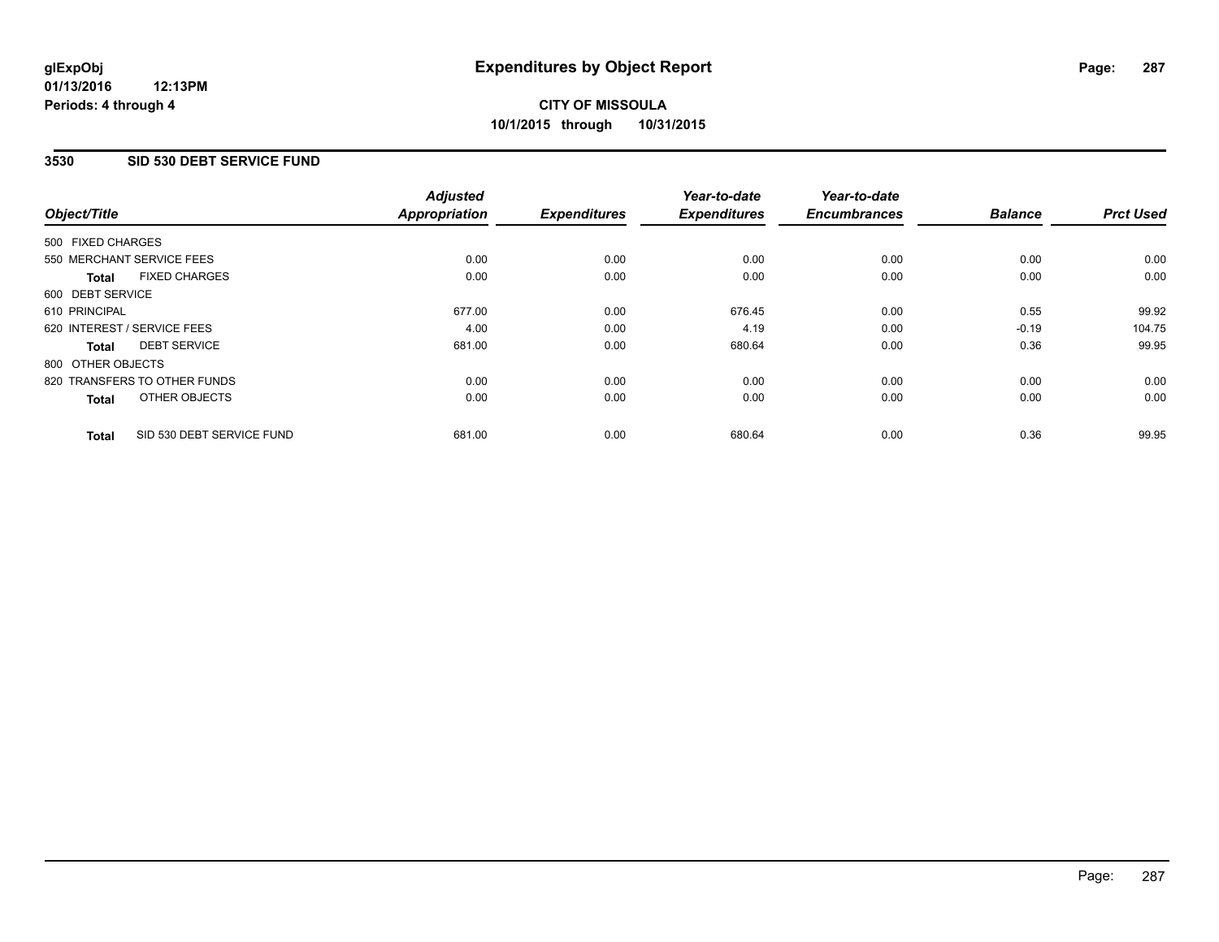glExpObj
01/13/2016 12:13PM
Periods: 4 through 4

# Expenditures by Object Report

**CITY OF MISSOULA**
**10/1/2015 through 10/31/2015**

## 3530 SID 530 DEBT SERVICE FUND

| Object/Title | Adjusted Appropriation | Expenditures | Year-to-date Expenditures | Year-to-date Encumbrances | Balance | Prct Used |
|---|---|---|---|---|---|---|
| 500 FIXED CHARGES | | | | | | |
| 550 MERCHANT SERVICE FEES | 0.00 | 0.00 | 0.00 | 0.00 | 0.00 | 0.00 |
| **Total** FIXED CHARGES | 0.00 | 0.00 | 0.00 | 0.00 | 0.00 | 0.00 |
| 600 DEBT SERVICE | | | | | | |
| 610 PRINCIPAL | 677.00 | 0.00 | 676.45 | 0.00 | 0.55 | 99.92 |
| 620 INTEREST / SERVICE FEES | 4.00 | 0.00 | 4.19 | 0.00 | -0.19 | 104.75 |
| **Total** DEBT SERVICE | 681.00 | 0.00 | 680.64 | 0.00 | 0.36 | 99.95 |
| 800 OTHER OBJECTS | | | | | | |
| 820 TRANSFERS TO OTHER FUNDS | 0.00 | 0.00 | 0.00 | 0.00 | 0.00 | 0.00 |
| **Total** OTHER OBJECTS | 0.00 | 0.00 | 0.00 | 0.00 | 0.00 | 0.00 |
| **Total** SID 530 DEBT SERVICE FUND | 681.00 | 0.00 | 680.64 | 0.00 | 0.36 | 99.95 |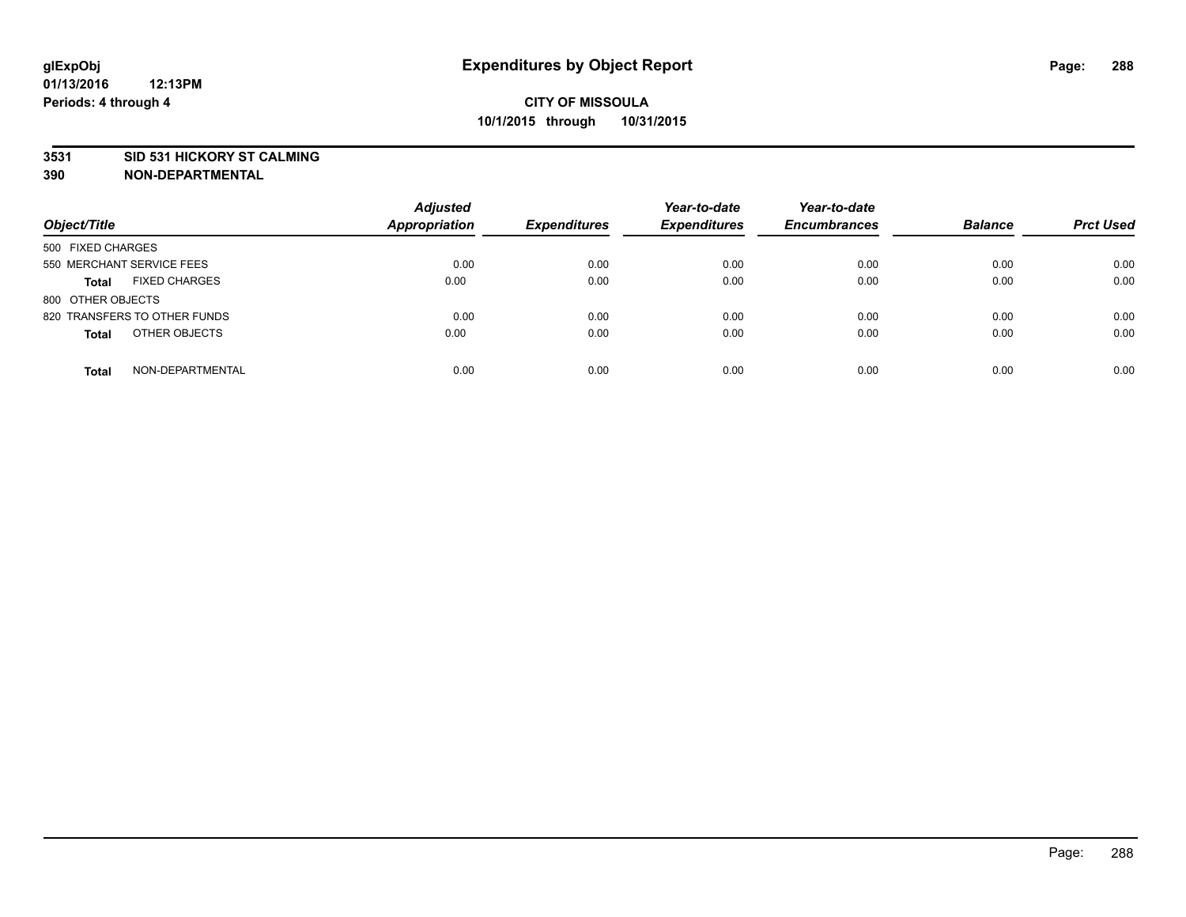**glExpObj**
**01/13/2016 12:13PM**
**Periods: 4 through 4**

# Expenditures by Object Report

**CITY OF MISSOULA**
**10/1/2015 through 10/31/2015**

**3531 SID 531 HICKORY ST CALMING**
**390 NON-DEPARTMENTAL**

| Object/Title | Adjusted Appropriation | Expenditures | Year-to-date Expenditures | Year-to-date Encumbrances | Balance | Prct Used |
|---|---|---|---|---|---|---|
| 500 FIXED CHARGES | | | | | | |
| 550 MERCHANT SERVICE FEES | 0.00 | 0.00 | 0.00 | 0.00 | 0.00 | 0.00 |
| **Total** FIXED CHARGES | 0.00 | 0.00 | 0.00 | 0.00 | 0.00 | 0.00 |
| 800 OTHER OBJECTS | | | | | | |
| 820 TRANSFERS TO OTHER FUNDS | 0.00 | 0.00 | 0.00 | 0.00 | 0.00 | 0.00 |
| **Total** OTHER OBJECTS | 0.00 | 0.00 | 0.00 | 0.00 | 0.00 | 0.00 |
| **Total** NON-DEPARTMENTAL | 0.00 | 0.00 | 0.00 | 0.00 | 0.00 | 0.00 |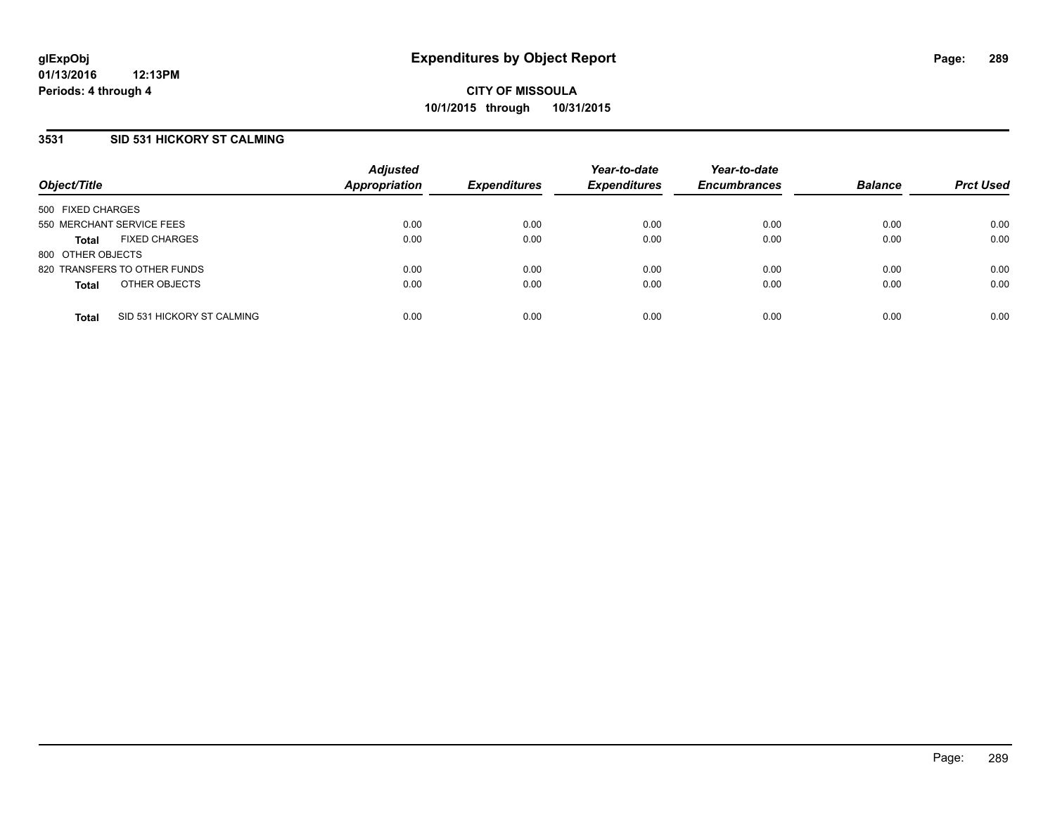# Expenditures by Object Report

glExpObj
01/13/2016 12:13PM
Periods: 4 through 4

**CITY OF MISSOULA**
**10/1/2015 through 10/31/2015**

## 3531 SID 531 HICKORY ST CALMING

| Object/Title | | Adjusted Appropriation | Expenditures | Year-to-date Expenditures | Year-to-date Encumbrances | Balance | Prct Used |
|---|---|---|---|---|---|---|---|
| 500 FIXED CHARGES | | | | | | | |
| 550 MERCHANT SERVICE FEES | | 0.00 | 0.00 | 0.00 | 0.00 | 0.00 | 0.00 |
| **Total** | FIXED CHARGES | 0.00 | 0.00 | 0.00 | 0.00 | 0.00 | 0.00 |
| 800 OTHER OBJECTS | | | | | | | |
| 820 TRANSFERS TO OTHER FUNDS | | 0.00 | 0.00 | 0.00 | 0.00 | 0.00 | 0.00 |
| **Total** | OTHER OBJECTS | 0.00 | 0.00 | 0.00 | 0.00 | 0.00 | 0.00 |
| **Total** | SID 531 HICKORY ST CALMING | 0.00 | 0.00 | 0.00 | 0.00 | 0.00 | 0.00 |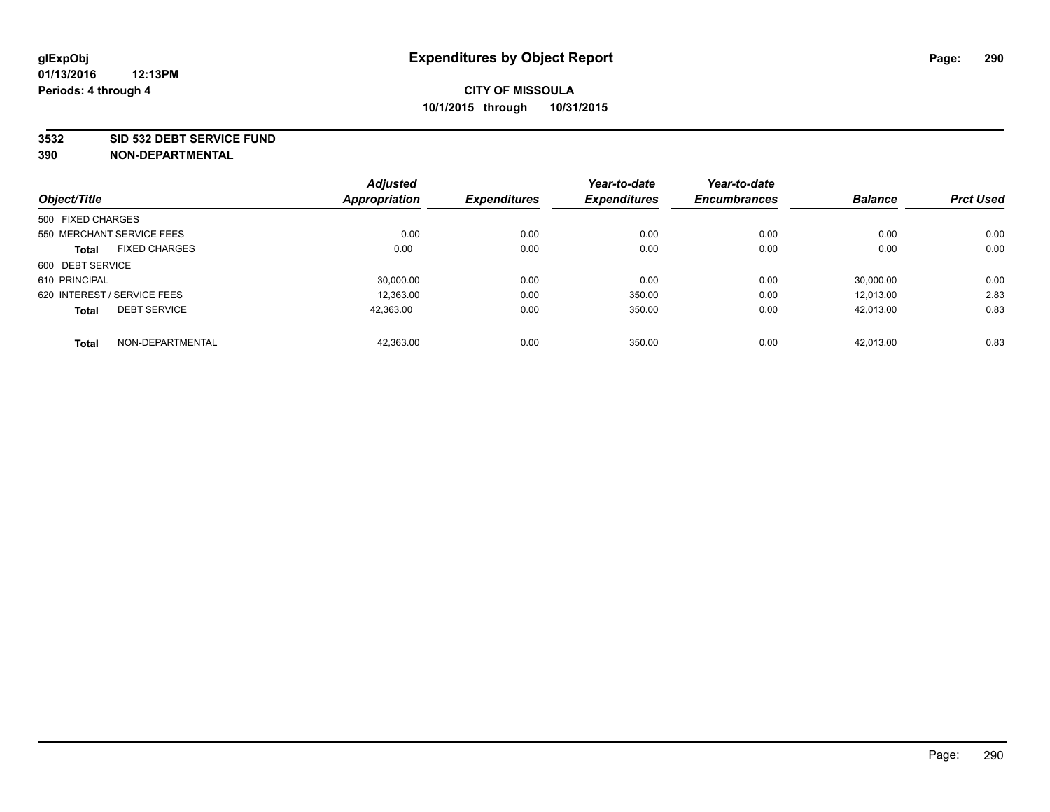**glExpObj**
**01/13/2016 12:13PM**
**Periods: 4 through 4**

# Expenditures by Object Report

**CITY OF MISSOULA**
**10/1/2015 through 10/31/2015**

**3532 SID 532 DEBT SERVICE FUND**
**390 NON-DEPARTMENTAL**

| Object/Title | Adjusted Appropriation | Expenditures | Year-to-date Expenditures | Year-to-date Encumbrances | Balance | Prct Used |
|---|---|---|---|---|---|---|
| 500 FIXED CHARGES | | | | | | |
| 550 MERCHANT SERVICE FEES | 0.00 | 0.00 | 0.00 | 0.00 | 0.00 | 0.00 |
| **Total** FIXED CHARGES | 0.00 | 0.00 | 0.00 | 0.00 | 0.00 | 0.00 |
| 600 DEBT SERVICE | | | | | | |
| 610 PRINCIPAL | 30,000.00 | 0.00 | 0.00 | 0.00 | 30,000.00 | 0.00 |
| 620 INTEREST / SERVICE FEES | 12,363.00 | 0.00 | 350.00 | 0.00 | 12,013.00 | 2.83 |
| **Total** DEBT SERVICE | 42,363.00 | 0.00 | 350.00 | 0.00 | 42,013.00 | 0.83 |
| **Total** NON-DEPARTMENTAL | 42,363.00 | 0.00 | 350.00 | 0.00 | 42,013.00 | 0.83 |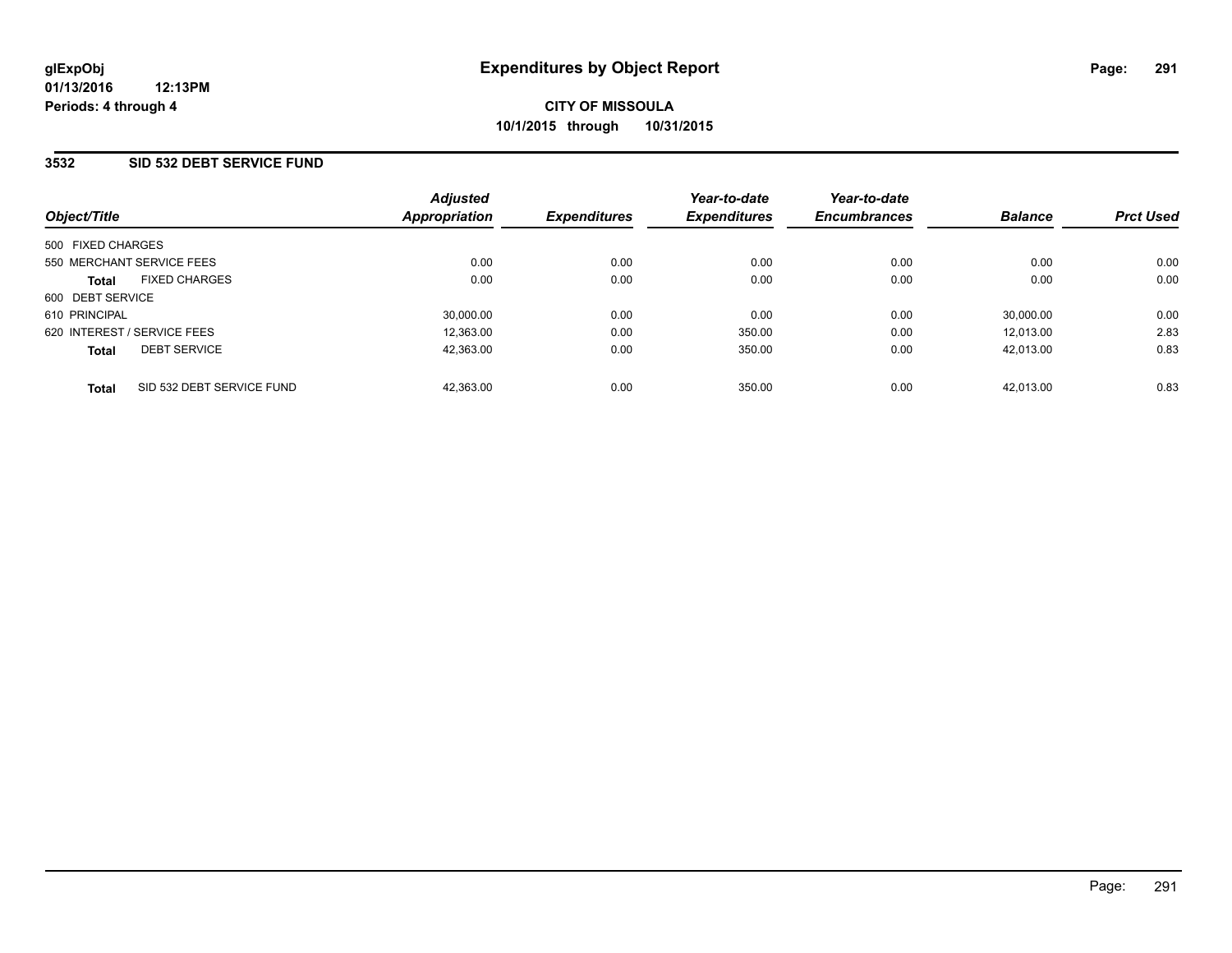**glExpObj**
**01/13/2016 12:13PM**
**Periods: 4 through 4**

# Expenditures by Object Report

**CITY OF MISSOULA**
**10/1/2015 through 10/31/2015**

## 3532 SID 532 DEBT SERVICE FUND

| Object/Title | | Adjusted Appropriation | Expenditures | Year-to-date Expenditures | Year-to-date Encumbrances | Balance | Prct Used |
|---|---|---|---|---|---|---|---|
| 500 FIXED CHARGES | | | | | | | |
| 550 MERCHANT SERVICE FEES | | 0.00 | 0.00 | 0.00 | 0.00 | 0.00 | 0.00 |
| **Total** | FIXED CHARGES | 0.00 | 0.00 | 0.00 | 0.00 | 0.00 | 0.00 |
| 600 DEBT SERVICE | | | | | | | |
| 610 PRINCIPAL | | 30,000.00 | 0.00 | 0.00 | 0.00 | 30,000.00 | 0.00 |
| 620 INTEREST / SERVICE FEES | | 12,363.00 | 0.00 | 350.00 | 0.00 | 12,013.00 | 2.83 |
| **Total** | DEBT SERVICE | 42,363.00 | 0.00 | 350.00 | 0.00 | 42,013.00 | 0.83 |
| **Total** | SID 532 DEBT SERVICE FUND | 42,363.00 | 0.00 | 350.00 | 0.00 | 42,013.00 | 0.83 |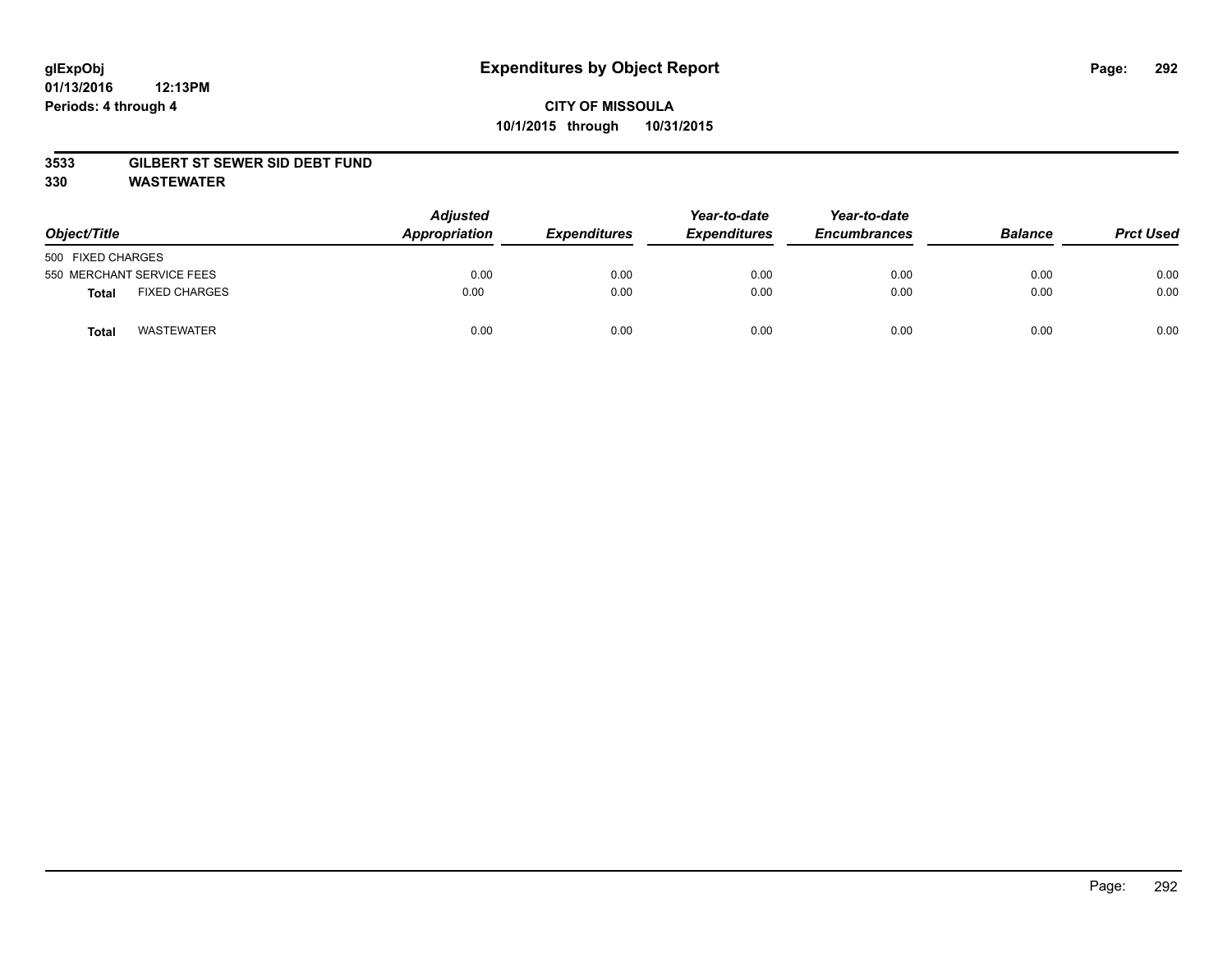glExpObj
01/13/2016 12:13PM
Periods: 4 through 4

# Expenditures by Object Report

**CITY OF MISSOULA**
**10/1/2015 through 10/31/2015**

**3533 GILBERT ST SEWER SID DEBT FUND**
**330 WASTEWATER**

| Object/Title | | Adjusted Appropriation | Expenditures | Year-to-date Expenditures | Year-to-date Encumbrances | Balance | Prct Used |
|---|---|---|---|---|---|---|---|
| 500 FIXED CHARGES | | | | | | | |
| 550 MERCHANT SERVICE FEES | | 0.00 | 0.00 | 0.00 | 0.00 | 0.00 | 0.00 |
| **Total** | FIXED CHARGES | 0.00 | 0.00 | 0.00 | 0.00 | 0.00 | 0.00 |
| **Total** | WASTEWATER | 0.00 | 0.00 | 0.00 | 0.00 | 0.00 | 0.00 |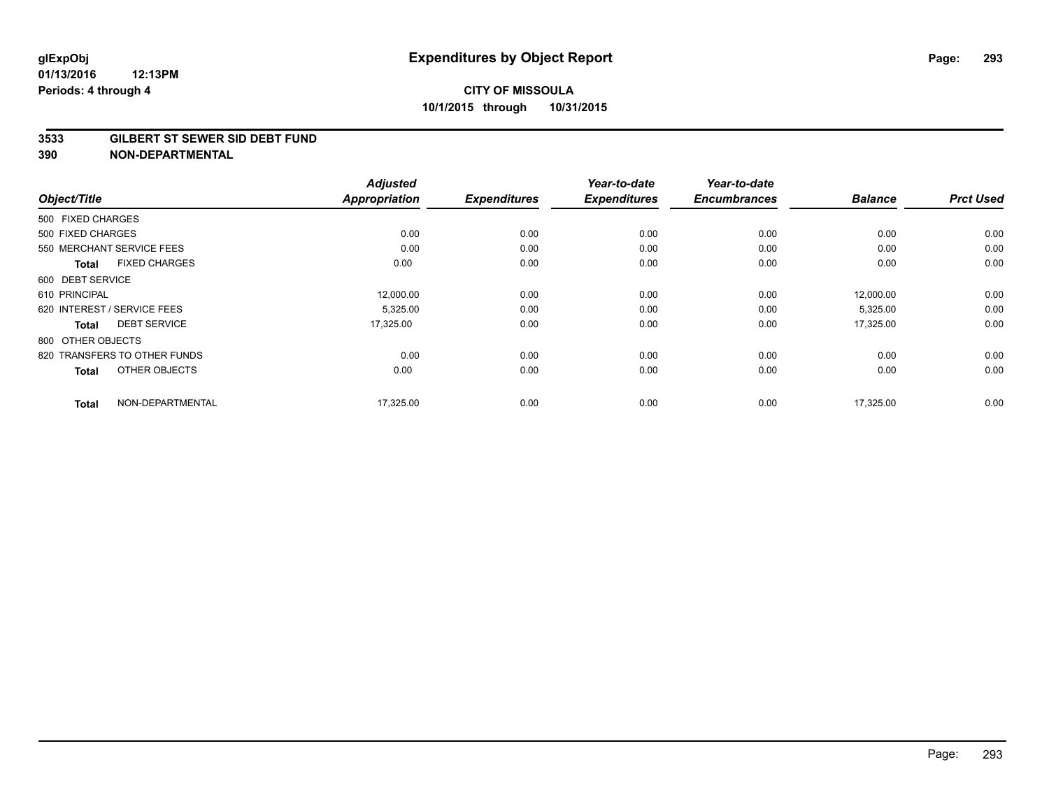glExpObj
01/13/2016 12:13PM
Periods: 4 through 4

# Expenditures by Object Report

**CITY OF MISSOULA**
**10/1/2015 through 10/31/2015**

**3533 GILBERT ST SEWER SID DEBT FUND**
**390 NON-DEPARTMENTAL**

| Object/Title | | Adjusted Appropriation | Expenditures | Year-to-date Expenditures | Year-to-date Encumbrances | Balance | Prct Used |
|---|---|---|---|---|---|---|---|
| 500 FIXED CHARGES | | | | | | | |
| 500 FIXED CHARGES | | 0.00 | 0.00 | 0.00 | 0.00 | 0.00 | 0.00 |
| 550 MERCHANT SERVICE FEES | | 0.00 | 0.00 | 0.00 | 0.00 | 0.00 | 0.00 |
| **Total** | FIXED CHARGES | 0.00 | 0.00 | 0.00 | 0.00 | 0.00 | 0.00 |
| 600 DEBT SERVICE | | | | | | | |
| 610 PRINCIPAL | | 12,000.00 | 0.00 | 0.00 | 0.00 | 12,000.00 | 0.00 |
| 620 INTEREST / SERVICE FEES | | 5,325.00 | 0.00 | 0.00 | 0.00 | 5,325.00 | 0.00 |
| **Total** | DEBT SERVICE | 17,325.00 | 0.00 | 0.00 | 0.00 | 17,325.00 | 0.00 |
| 800 OTHER OBJECTS | | | | | | | |
| 820 TRANSFERS TO OTHER FUNDS | | 0.00 | 0.00 | 0.00 | 0.00 | 0.00 | 0.00 |
| **Total** | OTHER OBJECTS | 0.00 | 0.00 | 0.00 | 0.00 | 0.00 | 0.00 |
| **Total** | NON-DEPARTMENTAL | 17,325.00 | 0.00 | 0.00 | 0.00 | 17,325.00 | 0.00 |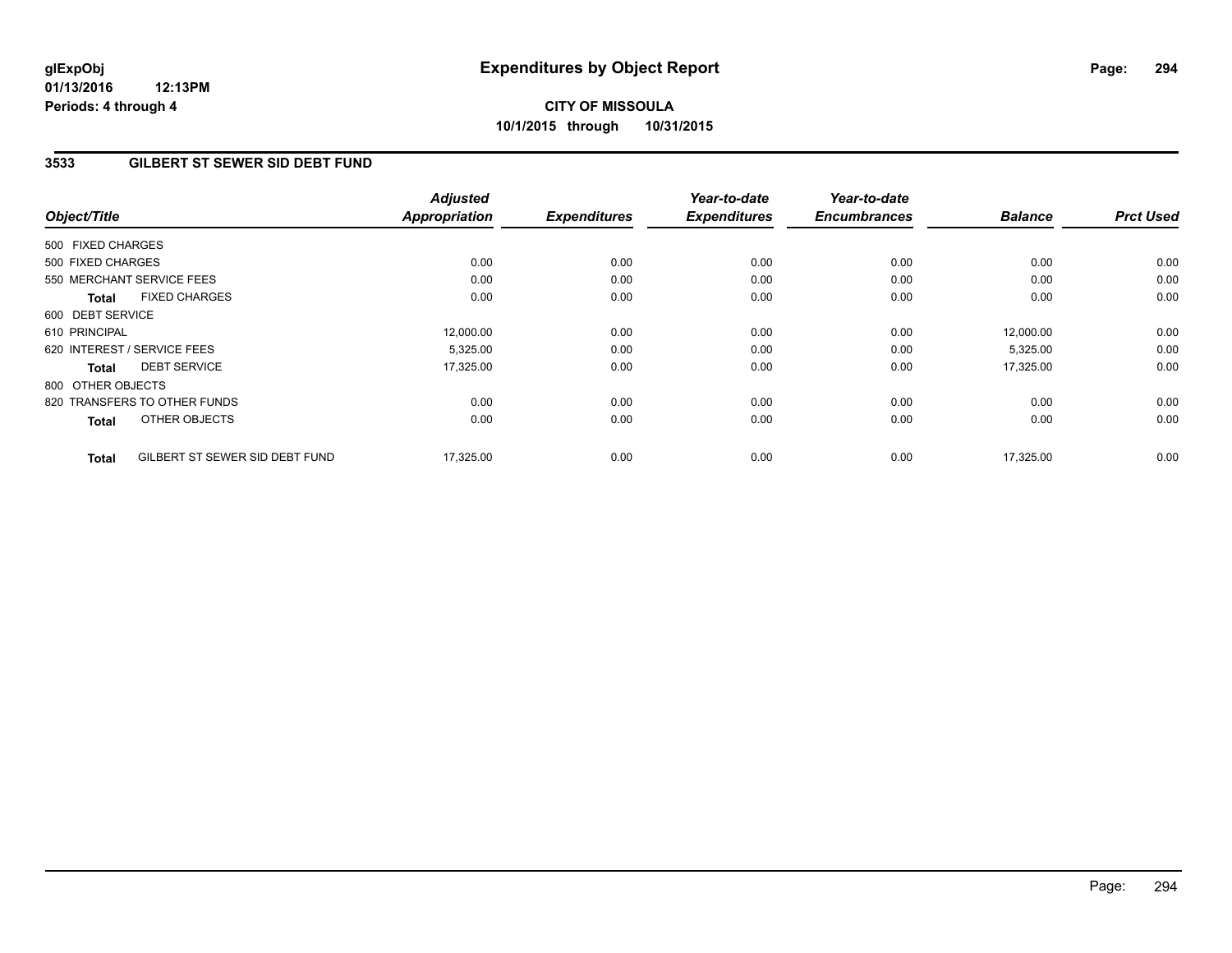**glExpObj**
**01/13/2016 12:13PM**
**Periods: 4 through 4**

# Expenditures by Object Report

**CITY OF MISSOULA**
**10/1/2015 through 10/31/2015**

## 3533 GILBERT ST SEWER SID DEBT FUND

| Object/Title | Adjusted Appropriation | Expenditures | Year-to-date Expenditures | Year-to-date Encumbrances | Balance | Prct Used |
|---|---|---|---|---|---|---|
| 500 FIXED CHARGES | | | | | | |
| 500 FIXED CHARGES | 0.00 | 0.00 | 0.00 | 0.00 | 0.00 | 0.00 |
| 550 MERCHANT SERVICE FEES | 0.00 | 0.00 | 0.00 | 0.00 | 0.00 | 0.00 |
| **Total** FIXED CHARGES | 0.00 | 0.00 | 0.00 | 0.00 | 0.00 | 0.00 |
| 600 DEBT SERVICE | | | | | | |
| 610 PRINCIPAL | 12,000.00 | 0.00 | 0.00 | 0.00 | 12,000.00 | 0.00 |
| 620 INTEREST / SERVICE FEES | 5,325.00 | 0.00 | 0.00 | 0.00 | 5,325.00 | 0.00 |
| **Total** DEBT SERVICE | 17,325.00 | 0.00 | 0.00 | 0.00 | 17,325.00 | 0.00 |
| 800 OTHER OBJECTS | | | | | | |
| 820 TRANSFERS TO OTHER FUNDS | 0.00 | 0.00 | 0.00 | 0.00 | 0.00 | 0.00 |
| **Total** OTHER OBJECTS | 0.00 | 0.00 | 0.00 | 0.00 | 0.00 | 0.00 |
| **Total** GILBERT ST SEWER SID DEBT FUND | 17,325.00 | 0.00 | 0.00 | 0.00 | 17,325.00 | 0.00 |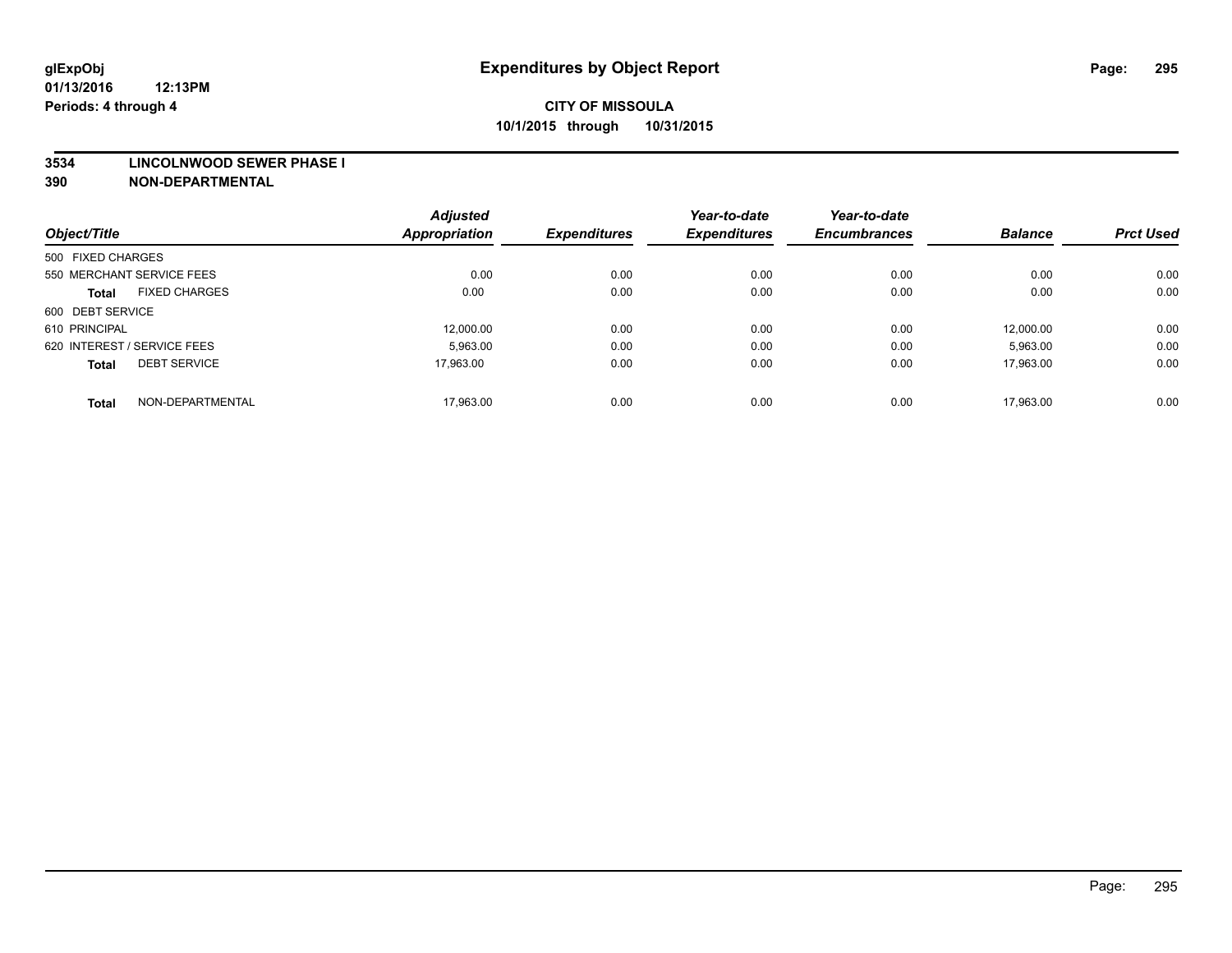# Expenditures by Object Report

**CITY OF MISSOULA**
**10/1/2015 through 10/31/2015**

glExpObj
01/13/2016 12:13PM
Periods: 4 through 4

## 3534 LINCOLNWOOD SEWER PHASE I
## 390 NON-DEPARTMENTAL

| Object/Title | Adjusted Appropriation | Expenditures | Year-to-date Expenditures | Year-to-date Encumbrances | Balance | Prct Used |
|---|---|---|---|---|---|---|
| 500 FIXED CHARGES | | | | | | |
| 550 MERCHANT SERVICE FEES | 0.00 | 0.00 | 0.00 | 0.00 | 0.00 | 0.00 |
| **Total** FIXED CHARGES | 0.00 | 0.00 | 0.00 | 0.00 | 0.00 | 0.00 |
| 600 DEBT SERVICE | | | | | | |
| 610 PRINCIPAL | 12,000.00 | 0.00 | 0.00 | 0.00 | 12,000.00 | 0.00 |
| 620 INTEREST / SERVICE FEES | 5,963.00 | 0.00 | 0.00 | 0.00 | 5,963.00 | 0.00 |
| **Total** DEBT SERVICE | 17,963.00 | 0.00 | 0.00 | 0.00 | 17,963.00 | 0.00 |
| **Total** NON-DEPARTMENTAL | 17,963.00 | 0.00 | 0.00 | 0.00 | 17,963.00 | 0.00 |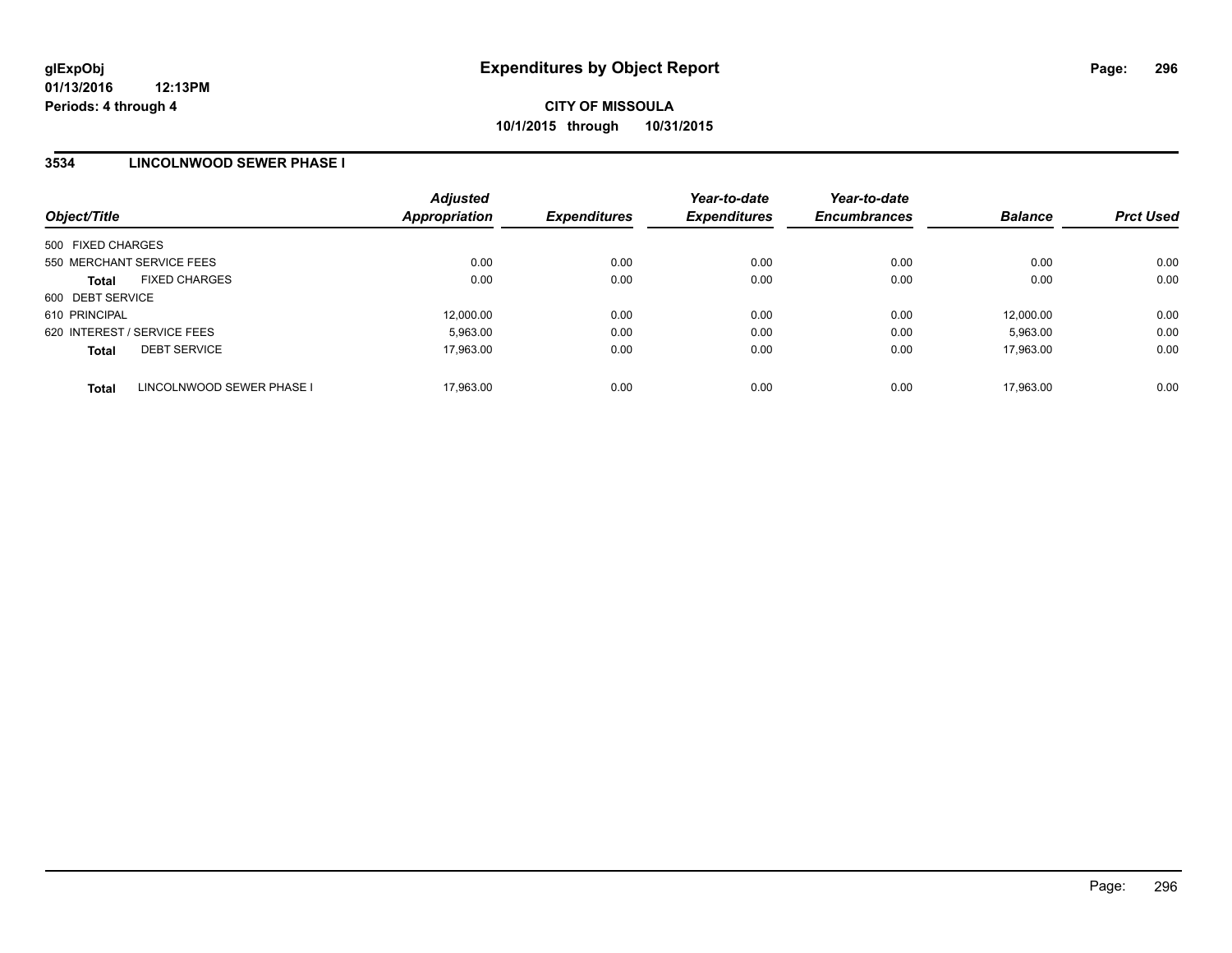# Expenditures by Object Report

glExpObj
01/13/2016 12:13PM
Periods: 4 through 4

**CITY OF MISSOULA**
**10/1/2015 through 10/31/2015**

## 3534 LINCOLNWOOD SEWER PHASE I

| Object/Title | Adjusted Appropriation | Expenditures | Year-to-date Expenditures | Year-to-date Encumbrances | Balance | Prct Used |
|---|---|---|---|---|---|---|
| 500 FIXED CHARGES | | | | | | |
| 550 MERCHANT SERVICE FEES | 0.00 | 0.00 | 0.00 | 0.00 | 0.00 | 0.00 |
| **Total** FIXED CHARGES | 0.00 | 0.00 | 0.00 | 0.00 | 0.00 | 0.00 |
| 600 DEBT SERVICE | | | | | | |
| 610 PRINCIPAL | 12,000.00 | 0.00 | 0.00 | 0.00 | 12,000.00 | 0.00 |
| 620 INTEREST / SERVICE FEES | 5,963.00 | 0.00 | 0.00 | 0.00 | 5,963.00 | 0.00 |
| **Total** DEBT SERVICE | 17,963.00 | 0.00 | 0.00 | 0.00 | 17,963.00 | 0.00 |
| **Total** LINCOLNWOOD SEWER PHASE I | 17,963.00 | 0.00 | 0.00 | 0.00 | 17,963.00 | 0.00 |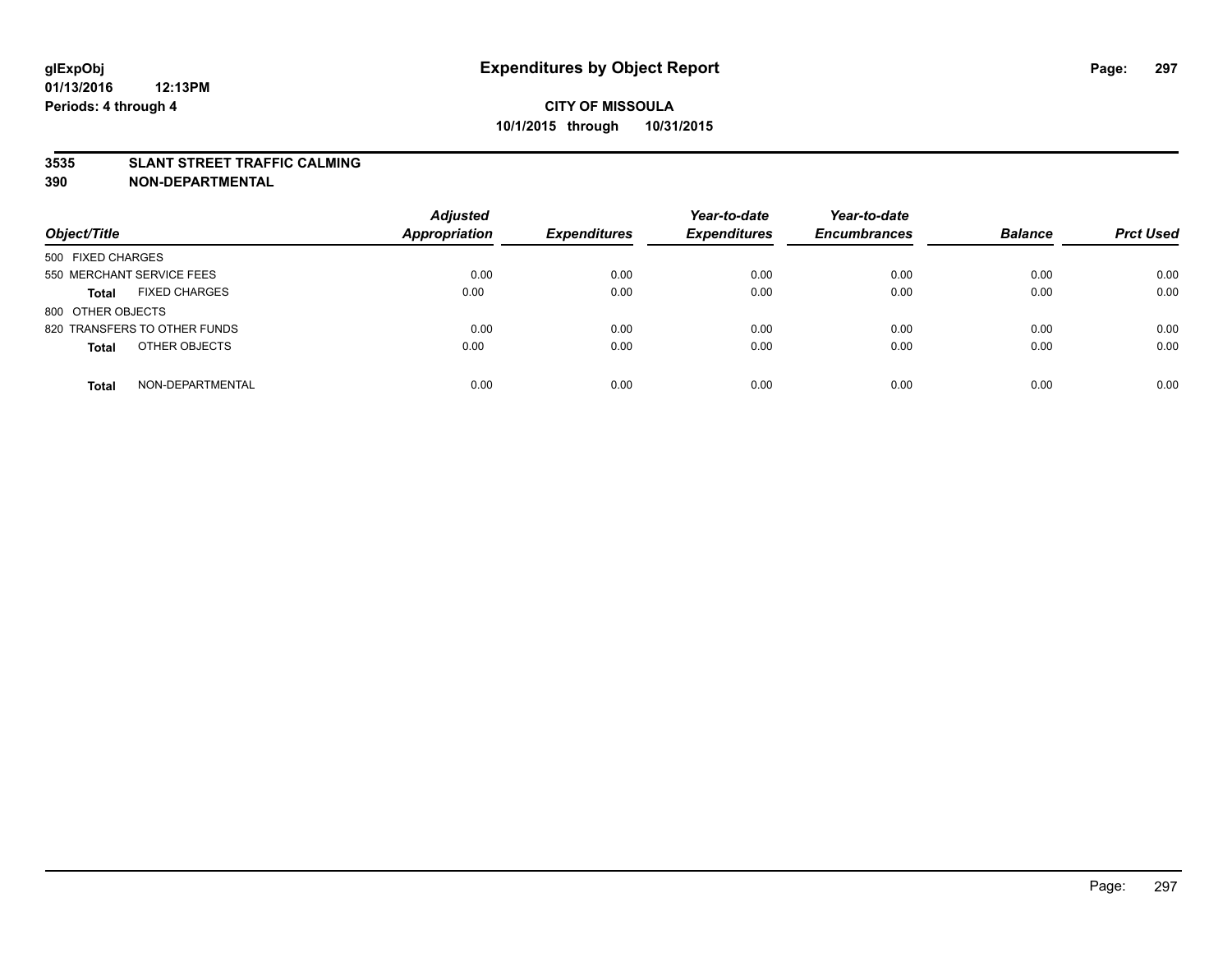**glExpObj**
**01/13/2016 12:13PM**
**Periods: 4 through 4**

# Expenditures by Object Report

**CITY OF MISSOULA**
**10/1/2015 through 10/31/2015**

**3535 SLANT STREET TRAFFIC CALMING**
**390 NON-DEPARTMENTAL**

| Object/Title | | Adjusted Appropriation | Expenditures | Year-to-date Expenditures | Year-to-date Encumbrances | Balance | Prct Used |
|---|---|---|---|---|---|---|---|
| 500 FIXED CHARGES | | | | | | | |
| 550 MERCHANT SERVICE FEES | | 0.00 | 0.00 | 0.00 | 0.00 | 0.00 | 0.00 |
| **Total** | FIXED CHARGES | 0.00 | 0.00 | 0.00 | 0.00 | 0.00 | 0.00 |
| 800 OTHER OBJECTS | | | | | | | |
| 820 TRANSFERS TO OTHER FUNDS | | 0.00 | 0.00 | 0.00 | 0.00 | 0.00 | 0.00 |
| **Total** | OTHER OBJECTS | 0.00 | 0.00 | 0.00 | 0.00 | 0.00 | 0.00 |
| **Total** | NON-DEPARTMENTAL | 0.00 | 0.00 | 0.00 | 0.00 | 0.00 | 0.00 |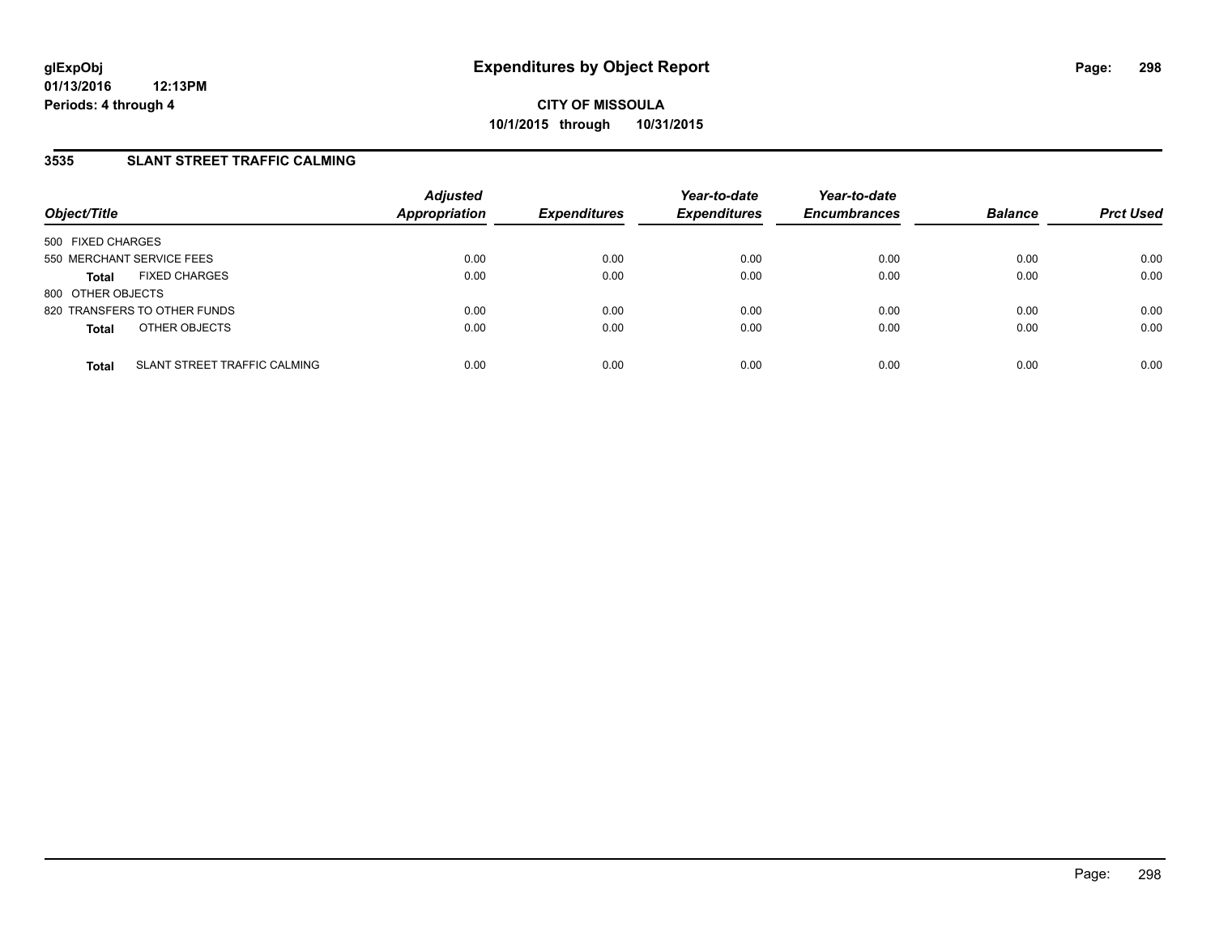**glExpObj** **Expenditures by Object Report**

**01/13/2016 12:13PM**

**Periods: 4 through 4**

**CITY OF MISSOULA**

**10/1/2015 through 10/31/2015**

### 3535 SLANT STREET TRAFFIC CALMING

| Object/Title | | Adjusted Appropriation | Expenditures | Year-to-date Expenditures | Year-to-date Encumbrances | Balance | Prct Used |
|---|---|---|---|---|---|---|---|
| 500 FIXED CHARGES | | | | | | | |
| 550 MERCHANT SERVICE FEES | | 0.00 | 0.00 | 0.00 | 0.00 | 0.00 | 0.00 |
| **Total** | FIXED CHARGES | 0.00 | 0.00 | 0.00 | 0.00 | 0.00 | 0.00 |
| 800 OTHER OBJECTS | | | | | | | |
| 820 TRANSFERS TO OTHER FUNDS | | 0.00 | 0.00 | 0.00 | 0.00 | 0.00 | 0.00 |
| **Total** | OTHER OBJECTS | 0.00 | 0.00 | 0.00 | 0.00 | 0.00 | 0.00 |
| **Total** | SLANT STREET TRAFFIC CALMING | 0.00 | 0.00 | 0.00 | 0.00 | 0.00 | 0.00 |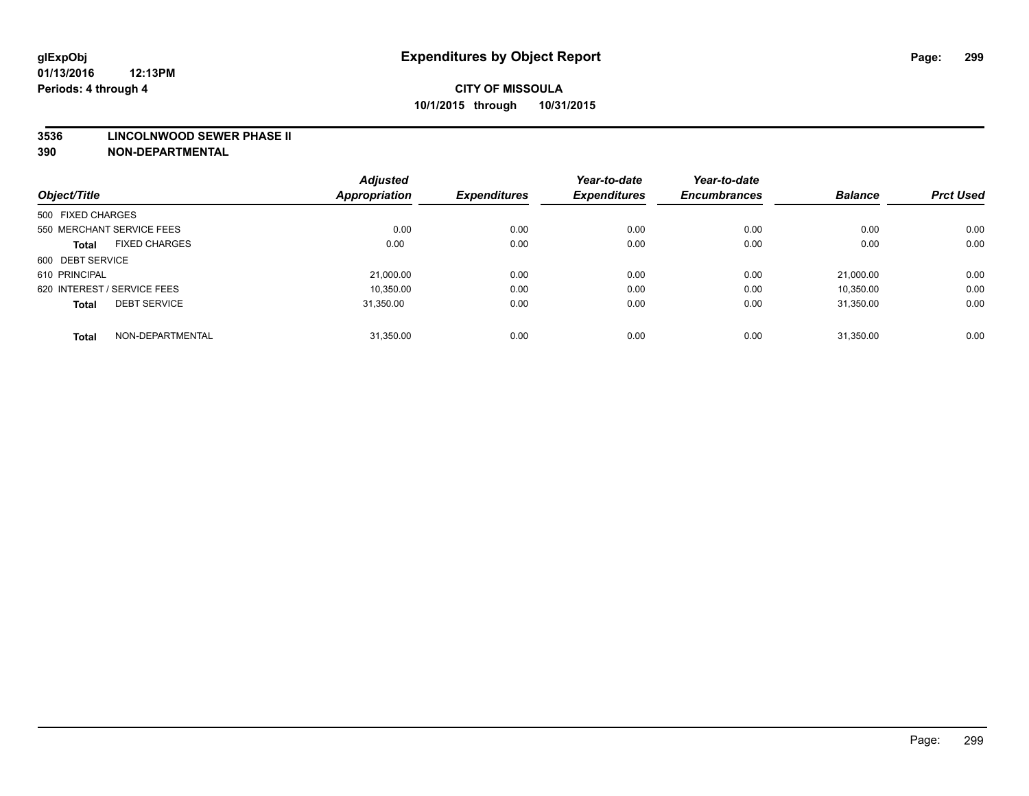# Expenditures by Object Report

glExpObj
01/13/2016 12:13PM
Periods: 4 through 4

**CITY OF MISSOULA**
**10/1/2015 through 10/31/2015**

**3536 LINCOLNWOOD SEWER PHASE II**
**390 NON-DEPARTMENTAL**

| Object/Title | | Adjusted Appropriation | Expenditures | Year-to-date Expenditures | Year-to-date Encumbrances | Balance | Prct Used |
|---|---|---|---|---|---|---|---|
| 500 FIXED CHARGES | | | | | | | |
| 550 MERCHANT SERVICE FEES | | 0.00 | 0.00 | 0.00 | 0.00 | 0.00 | 0.00 |
| **Total** | FIXED CHARGES | 0.00 | 0.00 | 0.00 | 0.00 | 0.00 | 0.00 |
| 600 DEBT SERVICE | | | | | | | |
| 610 PRINCIPAL | | 21,000.00 | 0.00 | 0.00 | 0.00 | 21,000.00 | 0.00 |
| 620 INTEREST / SERVICE FEES | | 10,350.00 | 0.00 | 0.00 | 0.00 | 10,350.00 | 0.00 |
| **Total** | DEBT SERVICE | 31,350.00 | 0.00 | 0.00 | 0.00 | 31,350.00 | 0.00 |
| **Total** | NON-DEPARTMENTAL | 31,350.00 | 0.00 | 0.00 | 0.00 | 31,350.00 | 0.00 |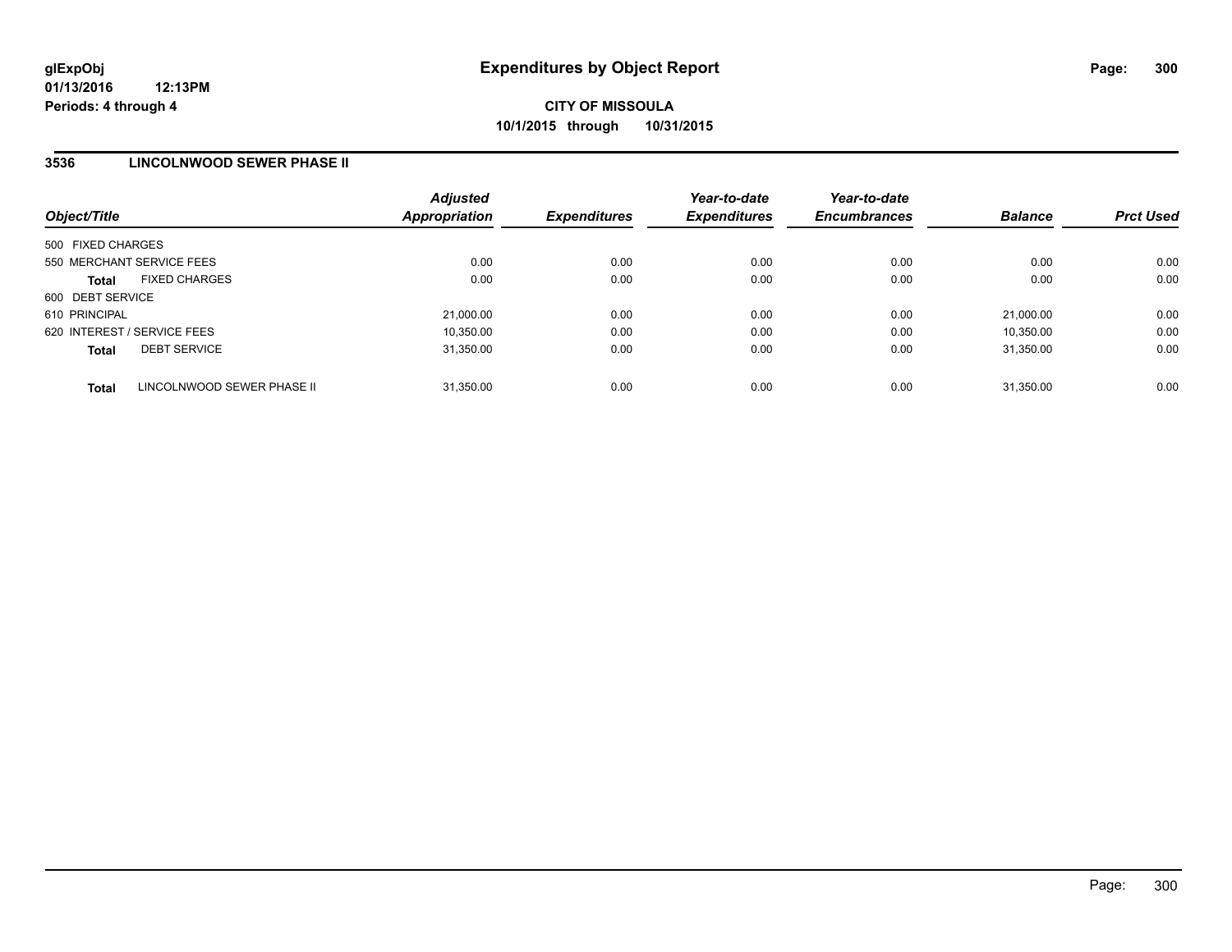**glExpObj**
**01/13/2016 12:13PM**
**Periods: 4 through 4**

# Expenditures by Object Report

**CITY OF MISSOULA**
**10/1/2015 through 10/31/2015**

## 3536 LINCOLNWOOD SEWER PHASE II

| Object/Title | Adjusted Appropriation | Expenditures | Year-to-date Expenditures | Year-to-date Encumbrances | Balance | Prct Used |
|---|---|---|---|---|---|---|
| 500 FIXED CHARGES | | | | | | |
| 550 MERCHANT SERVICE FEES | 0.00 | 0.00 | 0.00 | 0.00 | 0.00 | 0.00 |
| **Total** FIXED CHARGES | 0.00 | 0.00 | 0.00 | 0.00 | 0.00 | 0.00 |
| 600 DEBT SERVICE | | | | | | |
| 610 PRINCIPAL | 21,000.00 | 0.00 | 0.00 | 0.00 | 21,000.00 | 0.00 |
| 620 INTEREST / SERVICE FEES | 10,350.00 | 0.00 | 0.00 | 0.00 | 10,350.00 | 0.00 |
| **Total** DEBT SERVICE | 31,350.00 | 0.00 | 0.00 | 0.00 | 31,350.00 | 0.00 |
| **Total** LINCOLNWOOD SEWER PHASE II | 31,350.00 | 0.00 | 0.00 | 0.00 | 31,350.00 | 0.00 |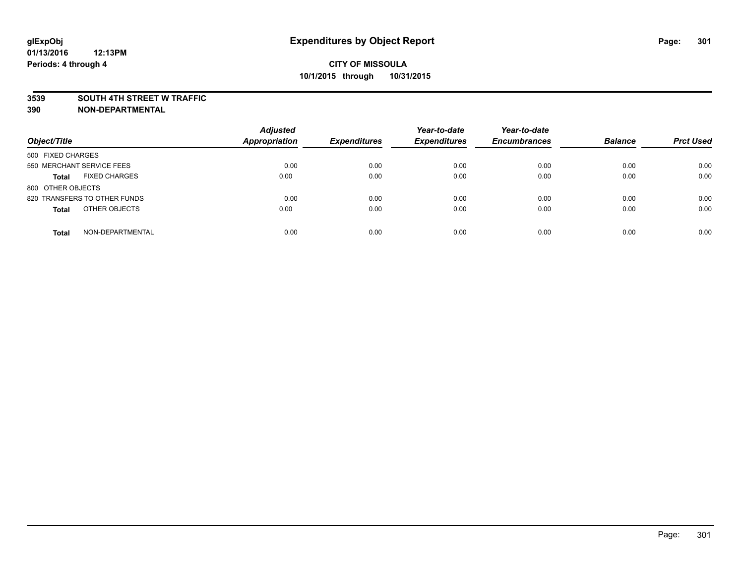**glExpObj**
**01/13/2016 12:13PM**
**Periods: 4 through 4**

# Expenditures by Object Report

**CITY OF MISSOULA**
**10/1/2015 through 10/31/2015**

**3539 SOUTH 4TH STREET W TRAFFIC**
**390 NON-DEPARTMENTAL**

| Object/Title | Adjusted Appropriation | Expenditures | Year-to-date Expenditures | Year-to-date Encumbrances | Balance | Prct Used |
|---|---|---|---|---|---|---|
| 500 FIXED CHARGES | | | | | | |
| 550 MERCHANT SERVICE FEES | 0.00 | 0.00 | 0.00 | 0.00 | 0.00 | 0.00 |
| **Total** FIXED CHARGES | 0.00 | 0.00 | 0.00 | 0.00 | 0.00 | 0.00 |
| 800 OTHER OBJECTS | | | | | | |
| 820 TRANSFERS TO OTHER FUNDS | 0.00 | 0.00 | 0.00 | 0.00 | 0.00 | 0.00 |
| **Total** OTHER OBJECTS | 0.00 | 0.00 | 0.00 | 0.00 | 0.00 | 0.00 |
| **Total** NON-DEPARTMENTAL | 0.00 | 0.00 | 0.00 | 0.00 | 0.00 | 0.00 |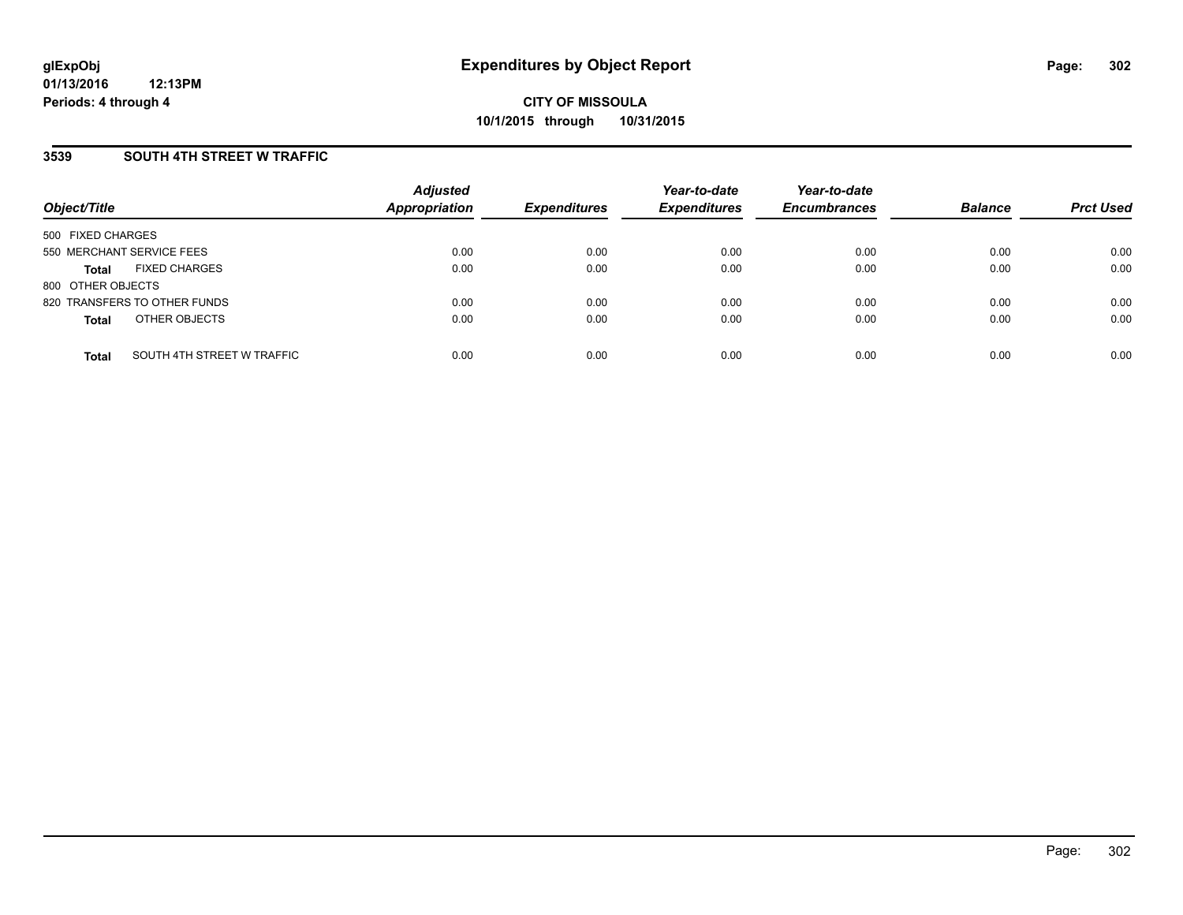# Expenditures by Object Report

glExpObj
01/13/2016 12:13PM
Periods: 4 through 4

**CITY OF MISSOULA**
**10/1/2015 through 10/31/2015**

## 3539 SOUTH 4TH STREET W TRAFFIC

| Object/Title | | Adjusted Appropriation | Expenditures | Year-to-date Expenditures | Year-to-date Encumbrances | Balance | Prct Used |
|---|---|---|---|---|---|---|---|
| 500 FIXED CHARGES | | | | | | | |
| 550 MERCHANT SERVICE FEES | | 0.00 | 0.00 | 0.00 | 0.00 | 0.00 | 0.00 |
| **Total** | FIXED CHARGES | 0.00 | 0.00 | 0.00 | 0.00 | 0.00 | 0.00 |
| 800 OTHER OBJECTS | | | | | | | |
| 820 TRANSFERS TO OTHER FUNDS | | 0.00 | 0.00 | 0.00 | 0.00 | 0.00 | 0.00 |
| **Total** | OTHER OBJECTS | 0.00 | 0.00 | 0.00 | 0.00 | 0.00 | 0.00 |
| **Total** | SOUTH 4TH STREET W TRAFFIC | 0.00 | 0.00 | 0.00 | 0.00 | 0.00 | 0.00 |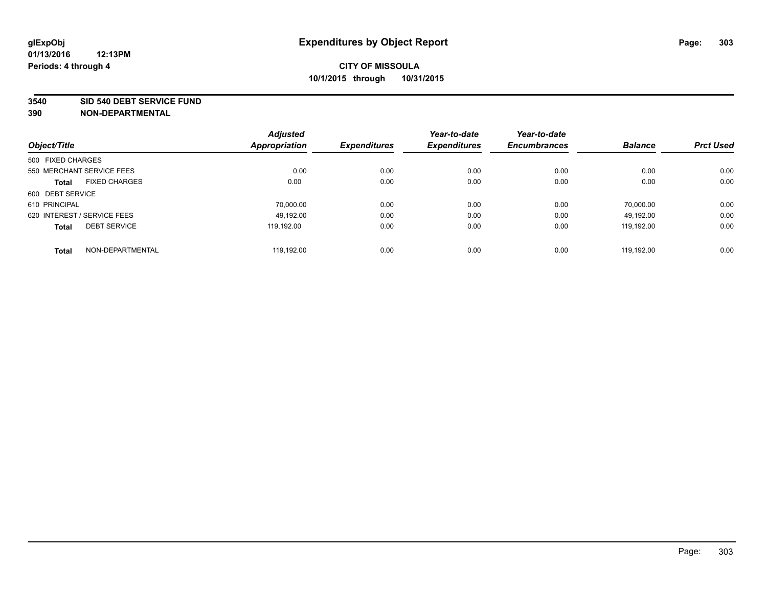# Expenditures by Object Report

glExpObj
01/13/2016 12:13PM
Periods: 4 through 4

**CITY OF MISSOULA**
**10/1/2015 through 10/31/2015**

**3540 SID 540 DEBT SERVICE FUND**
**390 NON-DEPARTMENTAL**

| Object/Title | Adjusted Appropriation | Expenditures | Year-to-date Expenditures | Year-to-date Encumbrances | Balance | Prct Used |
|---|---|---|---|---|---|---|
| 500 FIXED CHARGES | | | | | | |
| 550 MERCHANT SERVICE FEES | 0.00 | 0.00 | 0.00 | 0.00 | 0.00 | 0.00 |
| **Total** FIXED CHARGES | 0.00 | 0.00 | 0.00 | 0.00 | 0.00 | 0.00 |
| 600 DEBT SERVICE | | | | | | |
| 610 PRINCIPAL | 70,000.00 | 0.00 | 0.00 | 0.00 | 70,000.00 | 0.00 |
| 620 INTEREST / SERVICE FEES | 49,192.00 | 0.00 | 0.00 | 0.00 | 49,192.00 | 0.00 |
| **Total** DEBT SERVICE | 119,192.00 | 0.00 | 0.00 | 0.00 | 119,192.00 | 0.00 |
| **Total** NON-DEPARTMENTAL | 119,192.00 | 0.00 | 0.00 | 0.00 | 119,192.00 | 0.00 |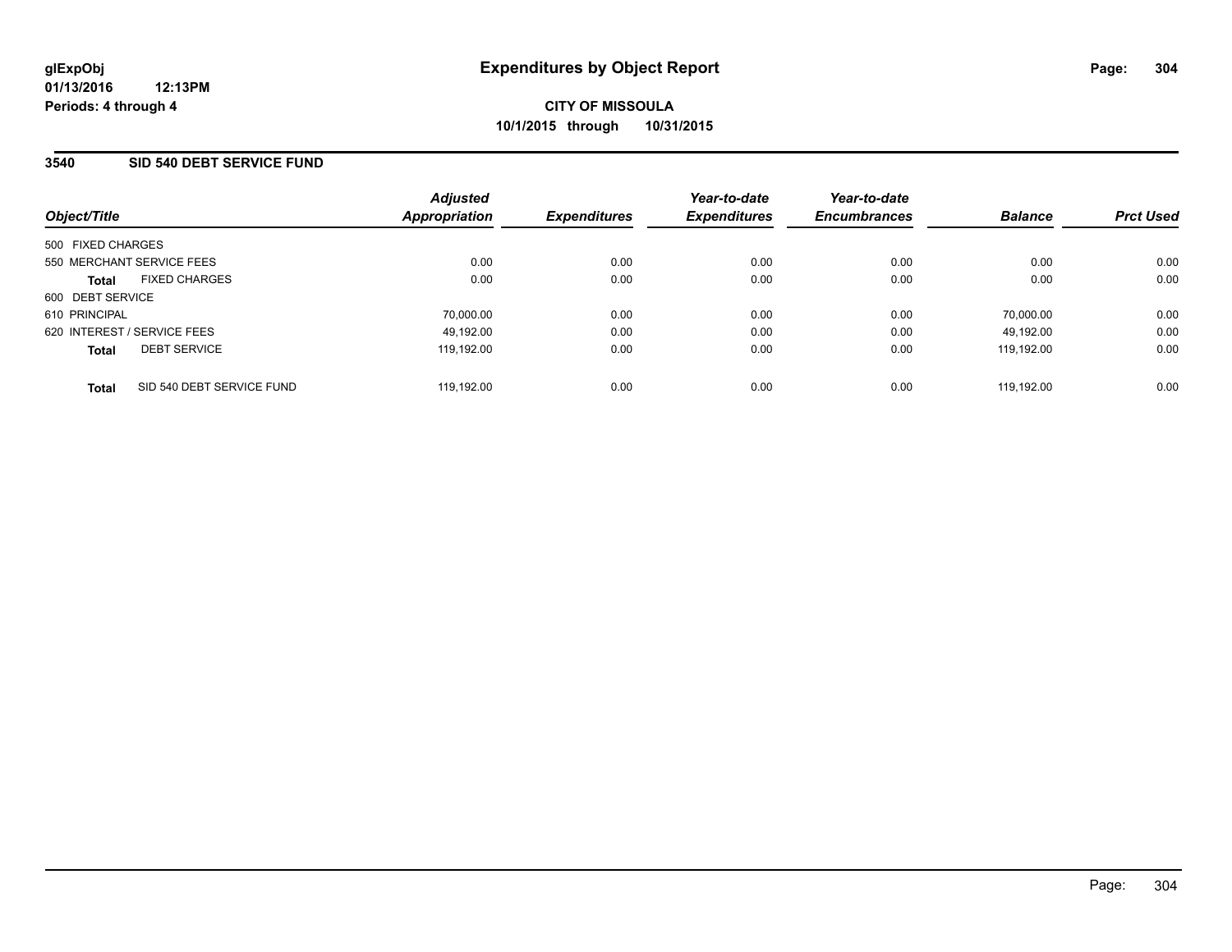glExpObj
01/13/2016 12:13PM
Periods: 4 through 4

# Expenditures by Object Report

**CITY OF MISSOULA**
**10/1/2015 through 10/31/2015**

## 3540 SID 540 DEBT SERVICE FUND

| Object/Title | | Adjusted Appropriation | Expenditures | Year-to-date Expenditures | Year-to-date Encumbrances | Balance | Prct Used |
|---|---|---|---|---|---|---|---|
| 500 FIXED CHARGES | | | | | | | |
| 550 MERCHANT SERVICE FEES | | 0.00 | 0.00 | 0.00 | 0.00 | 0.00 | 0.00 |
| **Total** | FIXED CHARGES | 0.00 | 0.00 | 0.00 | 0.00 | 0.00 | 0.00 |
| 600 DEBT SERVICE | | | | | | | |
| 610 PRINCIPAL | | 70,000.00 | 0.00 | 0.00 | 0.00 | 70,000.00 | 0.00 |
| 620 INTEREST / SERVICE FEES | | 49,192.00 | 0.00 | 0.00 | 0.00 | 49,192.00 | 0.00 |
| **Total** | DEBT SERVICE | 119,192.00 | 0.00 | 0.00 | 0.00 | 119,192.00 | 0.00 |
| **Total** | SID 540 DEBT SERVICE FUND | 119,192.00 | 0.00 | 0.00 | 0.00 | 119,192.00 | 0.00 |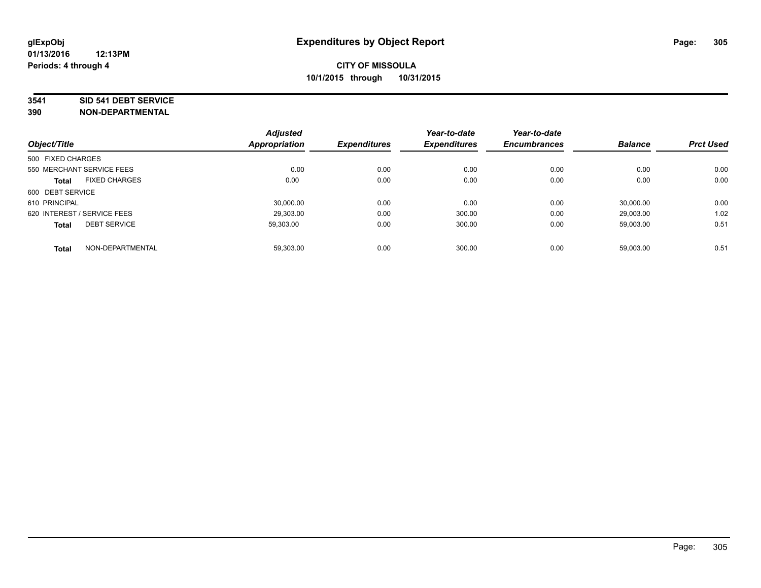glExpObj
01/13/2016 12:13PM
Periods: 4 through 4

# Expenditures by Object Report

**CITY OF MISSOULA**
**10/1/2015 through 10/31/2015**

**3541 SID 541 DEBT SERVICE**
**390 NON-DEPARTMENTAL**

| Object/Title | Adjusted Appropriation | Expenditures | Year-to-date Expenditures | Year-to-date Encumbrances | Balance | Prct Used |
|---|---|---|---|---|---|---|
| 500 FIXED CHARGES | | | | | | |
| 550 MERCHANT SERVICE FEES | 0.00 | 0.00 | 0.00 | 0.00 | 0.00 | 0.00 |
| **Total** FIXED CHARGES | 0.00 | 0.00 | 0.00 | 0.00 | 0.00 | 0.00 |
| 600 DEBT SERVICE | | | | | | |
| 610 PRINCIPAL | 30,000.00 | 0.00 | 0.00 | 0.00 | 30,000.00 | 0.00 |
| 620 INTEREST / SERVICE FEES | 29,303.00 | 0.00 | 300.00 | 0.00 | 29,003.00 | 1.02 |
| **Total** DEBT SERVICE | 59,303.00 | 0.00 | 300.00 | 0.00 | 59,003.00 | 0.51 |
| **Total** NON-DEPARTMENTAL | 59,303.00 | 0.00 | 300.00 | 0.00 | 59,003.00 | 0.51 |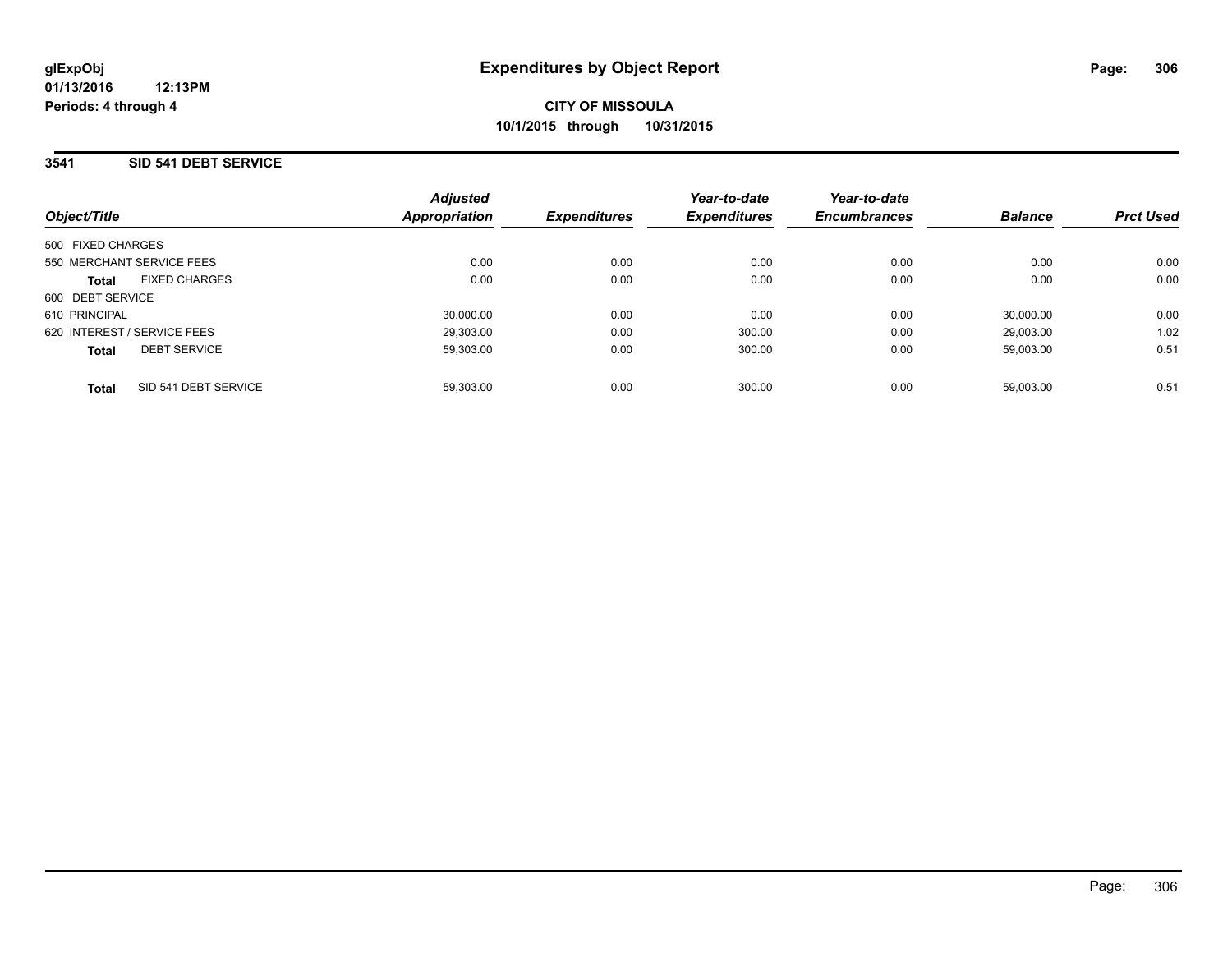**glExpObj**
**01/13/2016 12:13PM**
**Periods: 4 through 4**

# Expenditures by Object Report

**CITY OF MISSOULA**
**10/1/2015 through 10/31/2015**

## 3541 SID 541 DEBT SERVICE

| Object/Title | | Adjusted Appropriation | Expenditures | Year-to-date Expenditures | Year-to-date Encumbrances | Balance | Prct Used |
|---|---|---|---|---|---|---|---|
| 500 FIXED CHARGES | | | | | | | |
| 550 MERCHANT SERVICE FEES | | 0.00 | 0.00 | 0.00 | 0.00 | 0.00 | 0.00 |
| **Total** | FIXED CHARGES | 0.00 | 0.00 | 0.00 | 0.00 | 0.00 | 0.00 |
| 600 DEBT SERVICE | | | | | | | |
| 610 PRINCIPAL | | 30,000.00 | 0.00 | 0.00 | 0.00 | 30,000.00 | 0.00 |
| 620 INTEREST / SERVICE FEES | | 29,303.00 | 0.00 | 300.00 | 0.00 | 29,003.00 | 1.02 |
| **Total** | DEBT SERVICE | 59,303.00 | 0.00 | 300.00 | 0.00 | 59,003.00 | 0.51 |
| **Total** | SID 541 DEBT SERVICE | 59,303.00 | 0.00 | 300.00 | 0.00 | 59,003.00 | 0.51 |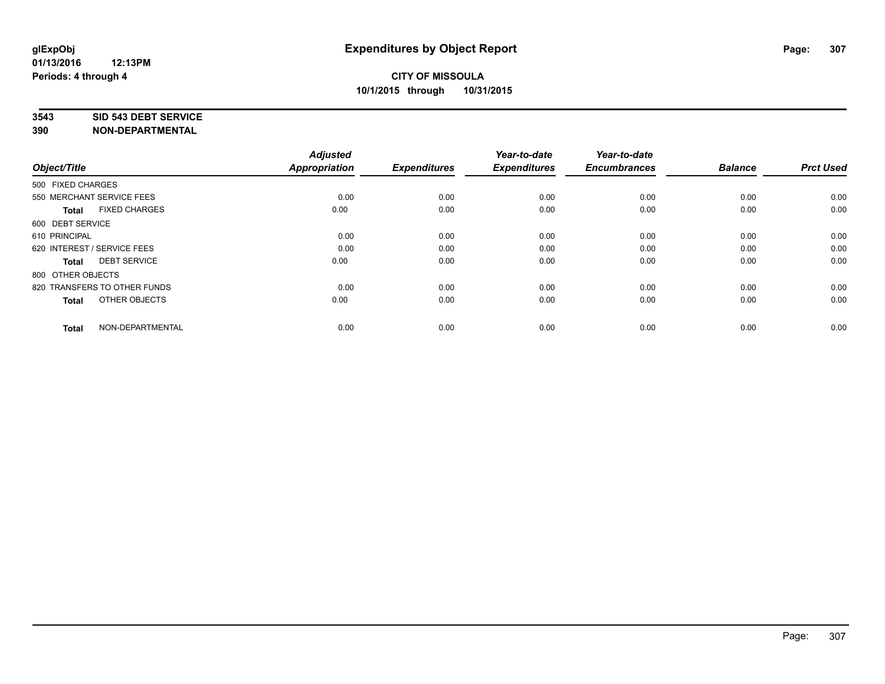**Expenditures by Object Report**

**CITY OF MISSOULA**
**10/1/2015 through 10/31/2015**

glExpObj
01/13/2016 12:13PM
Periods: 4 through 4

**3543 SID 543 DEBT SERVICE**
**390 NON-DEPARTMENTAL**

| Object/Title | Adjusted Appropriation | Expenditures | Year-to-date Expenditures | Year-to-date Encumbrances | Balance | Prct Used |
|---|---|---|---|---|---|---|
| 500 FIXED CHARGES | | | | | | |
| 550 MERCHANT SERVICE FEES | 0.00 | 0.00 | 0.00 | 0.00 | 0.00 | 0.00 |
| **Total** FIXED CHARGES | 0.00 | 0.00 | 0.00 | 0.00 | 0.00 | 0.00 |
| 600 DEBT SERVICE | | | | | | |
| 610 PRINCIPAL | 0.00 | 0.00 | 0.00 | 0.00 | 0.00 | 0.00 |
| 620 INTEREST / SERVICE FEES | 0.00 | 0.00 | 0.00 | 0.00 | 0.00 | 0.00 |
| **Total** DEBT SERVICE | 0.00 | 0.00 | 0.00 | 0.00 | 0.00 | 0.00 |
| 800 OTHER OBJECTS | | | | | | |
| 820 TRANSFERS TO OTHER FUNDS | 0.00 | 0.00 | 0.00 | 0.00 | 0.00 | 0.00 |
| **Total** OTHER OBJECTS | 0.00 | 0.00 | 0.00 | 0.00 | 0.00 | 0.00 |
| **Total** NON-DEPARTMENTAL | 0.00 | 0.00 | 0.00 | 0.00 | 0.00 | 0.00 |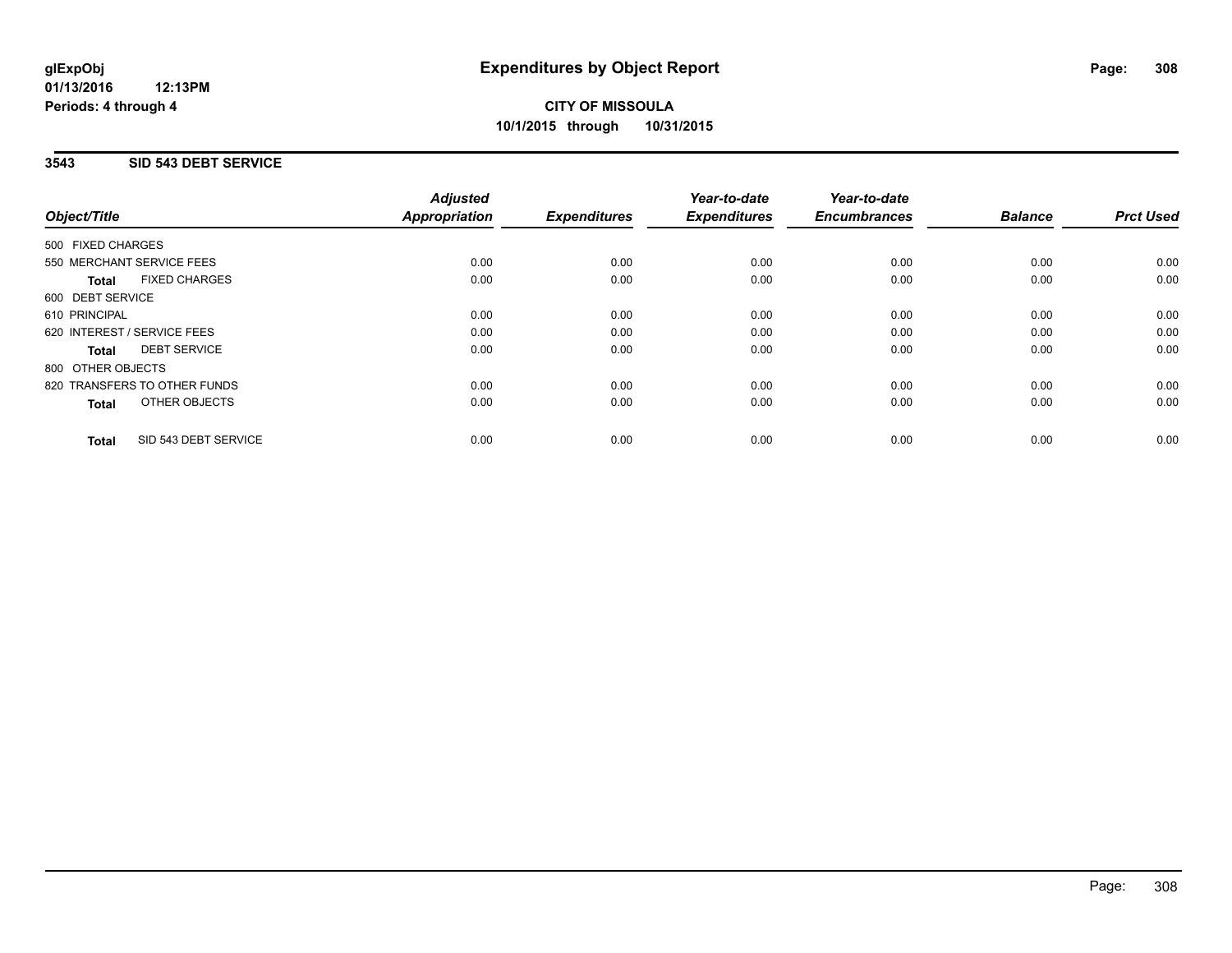**glExpObj**
**01/13/2016 12:13PM**
**Periods: 4 through 4**

# Expenditures by Object Report

**CITY OF MISSOULA**
**10/1/2015 through 10/31/2015**

## 3543 SID 543 DEBT SERVICE

| Object/Title | Adjusted Appropriation | Expenditures | Year-to-date Expenditures | Year-to-date Encumbrances | Balance | Prct Used |
|---|---|---|---|---|---|---|
| 500 FIXED CHARGES | | | | | | |
| 550 MERCHANT SERVICE FEES | 0.00 | 0.00 | 0.00 | 0.00 | 0.00 | 0.00 |
| **Total** FIXED CHARGES | 0.00 | 0.00 | 0.00 | 0.00 | 0.00 | 0.00 |
| 600 DEBT SERVICE | | | | | | |
| 610 PRINCIPAL | 0.00 | 0.00 | 0.00 | 0.00 | 0.00 | 0.00 |
| 620 INTEREST / SERVICE FEES | 0.00 | 0.00 | 0.00 | 0.00 | 0.00 | 0.00 |
| **Total** DEBT SERVICE | 0.00 | 0.00 | 0.00 | 0.00 | 0.00 | 0.00 |
| 800 OTHER OBJECTS | | | | | | |
| 820 TRANSFERS TO OTHER FUNDS | 0.00 | 0.00 | 0.00 | 0.00 | 0.00 | 0.00 |
| **Total** OTHER OBJECTS | 0.00 | 0.00 | 0.00 | 0.00 | 0.00 | 0.00 |
| **Total** SID 543 DEBT SERVICE | 0.00 | 0.00 | 0.00 | 0.00 | 0.00 | 0.00 |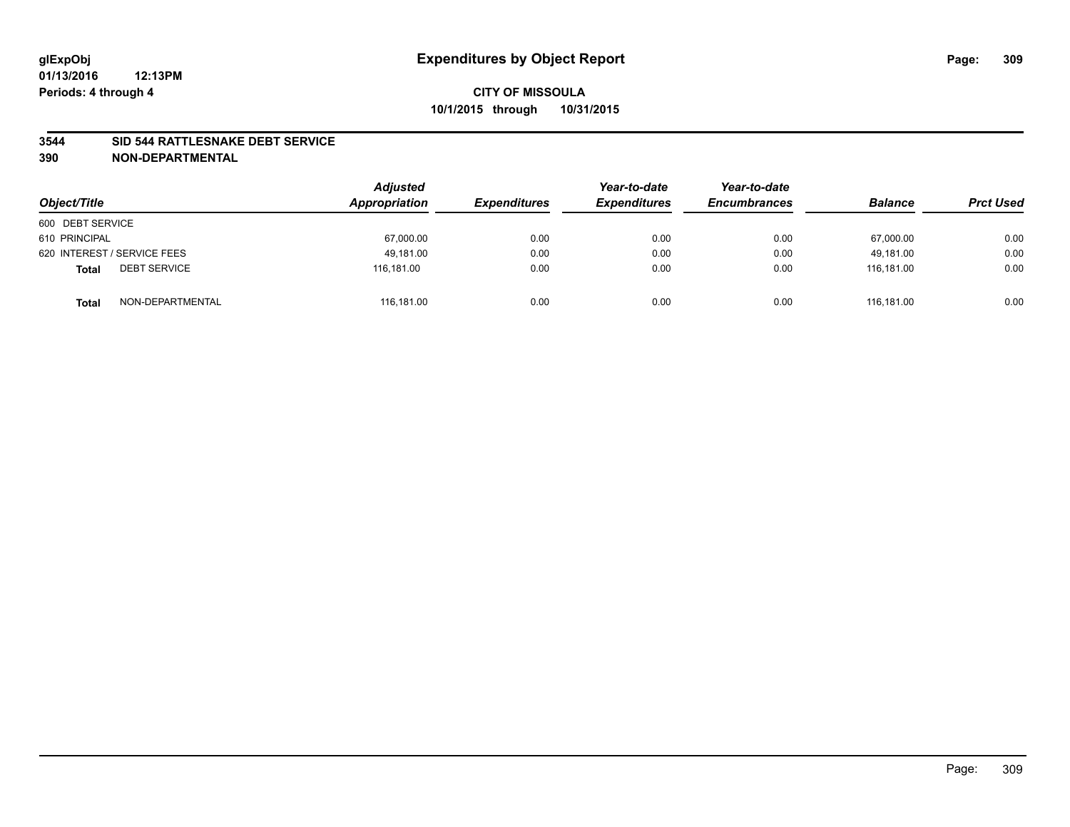# Expenditures by Object Report

**CITY OF MISSOULA**

**10/1/2015 through 10/31/2015**

**glExpObj**
**01/13/2016 12:13PM**
**Periods: 4 through 4**

## 3544 SID 544 RATTLESNAKE DEBT SERVICE
## 390 NON-DEPARTMENTAL

| Object/Title | Adjusted Appropriation | Expenditures | Year-to-date Expenditures | Year-to-date Encumbrances | Balance | Prct Used |
|---|---|---|---|---|---|---|
| 600 DEBT SERVICE | | | | | | |
| 610 PRINCIPAL | 67,000.00 | 0.00 | 0.00 | 0.00 | 67,000.00 | 0.00 |
| 620 INTEREST / SERVICE FEES | 49,181.00 | 0.00 | 0.00 | 0.00 | 49,181.00 | 0.00 |
| **Total** DEBT SERVICE | 116,181.00 | 0.00 | 0.00 | 0.00 | 116,181.00 | 0.00 |
| **Total** NON-DEPARTMENTAL | 116,181.00 | 0.00 | 0.00 | 0.00 | 116,181.00 | 0.00 |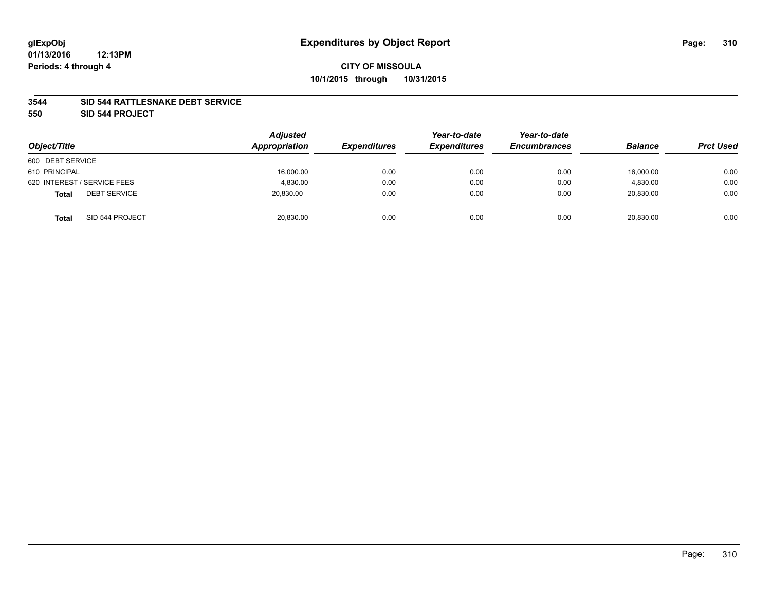# Expenditures by Object Report

glExpObj
01/13/2016 12:13PM
Periods: 4 through 4

**CITY OF MISSOULA**
**10/1/2015 through 10/31/2015**

**3544 SID 544 RATTLESNAKE DEBT SERVICE**
**550 SID 544 PROJECT**

| Object/Title | Adjusted Appropriation | Expenditures | Year-to-date Expenditures | Year-to-date Encumbrances | Balance | Prct Used |
|---|---|---|---|---|---|---|
| 600 DEBT SERVICE | | | | | | |
| 610 PRINCIPAL | 16,000.00 | 0.00 | 0.00 | 0.00 | 16,000.00 | 0.00 |
| 620 INTEREST / SERVICE FEES | 4,830.00 | 0.00 | 0.00 | 0.00 | 4,830.00 | 0.00 |
| **Total** DEBT SERVICE | 20,830.00 | 0.00 | 0.00 | 0.00 | 20,830.00 | 0.00 |
| **Total** SID 544 PROJECT | 20,830.00 | 0.00 | 0.00 | 0.00 | 20,830.00 | 0.00 |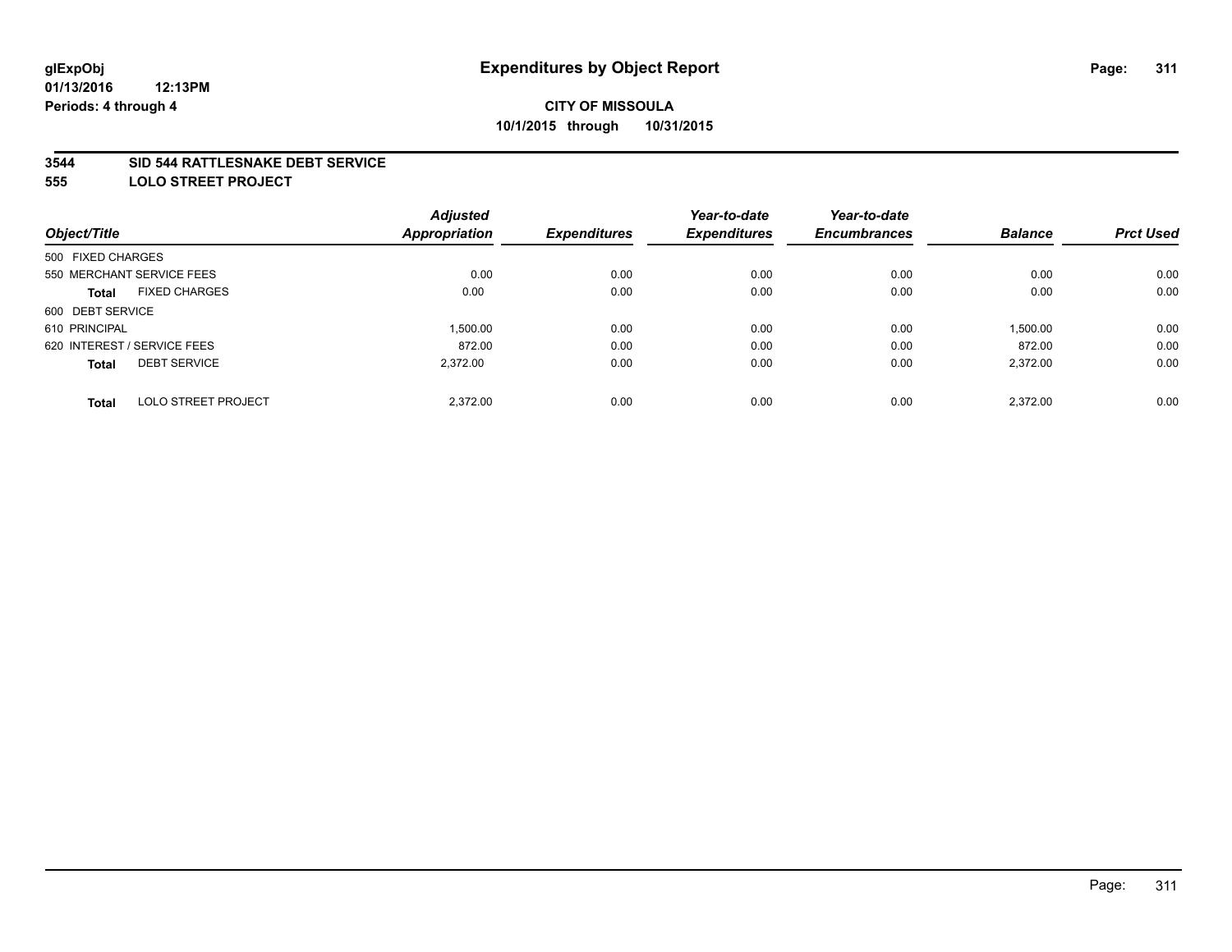**glExpObj**
**01/13/2016 12:13PM**
**Periods: 4 through 4**

# Expenditures by Object Report

**CITY OF MISSOULA**
**10/1/2015 through 10/31/2015**

**3544 SID 544 RATTLESNAKE DEBT SERVICE**
**555 LOLO STREET PROJECT**

| Object/Title | | Adjusted Appropriation | Expenditures | Year-to-date Expenditures | Year-to-date Encumbrances | Balance | Prct Used |
|---|---|---|---|---|---|---|---|
| 500 FIXED CHARGES | | | | | | | |
| 550 MERCHANT SERVICE FEES | | 0.00 | 0.00 | 0.00 | 0.00 | 0.00 | 0.00 |
| **Total** | FIXED CHARGES | 0.00 | 0.00 | 0.00 | 0.00 | 0.00 | 0.00 |
| 600 DEBT SERVICE | | | | | | | |
| 610 PRINCIPAL | | 1,500.00 | 0.00 | 0.00 | 0.00 | 1,500.00 | 0.00 |
| 620 INTEREST / SERVICE FEES | | 872.00 | 0.00 | 0.00 | 0.00 | 872.00 | 0.00 |
| **Total** | DEBT SERVICE | 2,372.00 | 0.00 | 0.00 | 0.00 | 2,372.00 | 0.00 |
| **Total** | LOLO STREET PROJECT | 2,372.00 | 0.00 | 0.00 | 0.00 | 2,372.00 | 0.00 |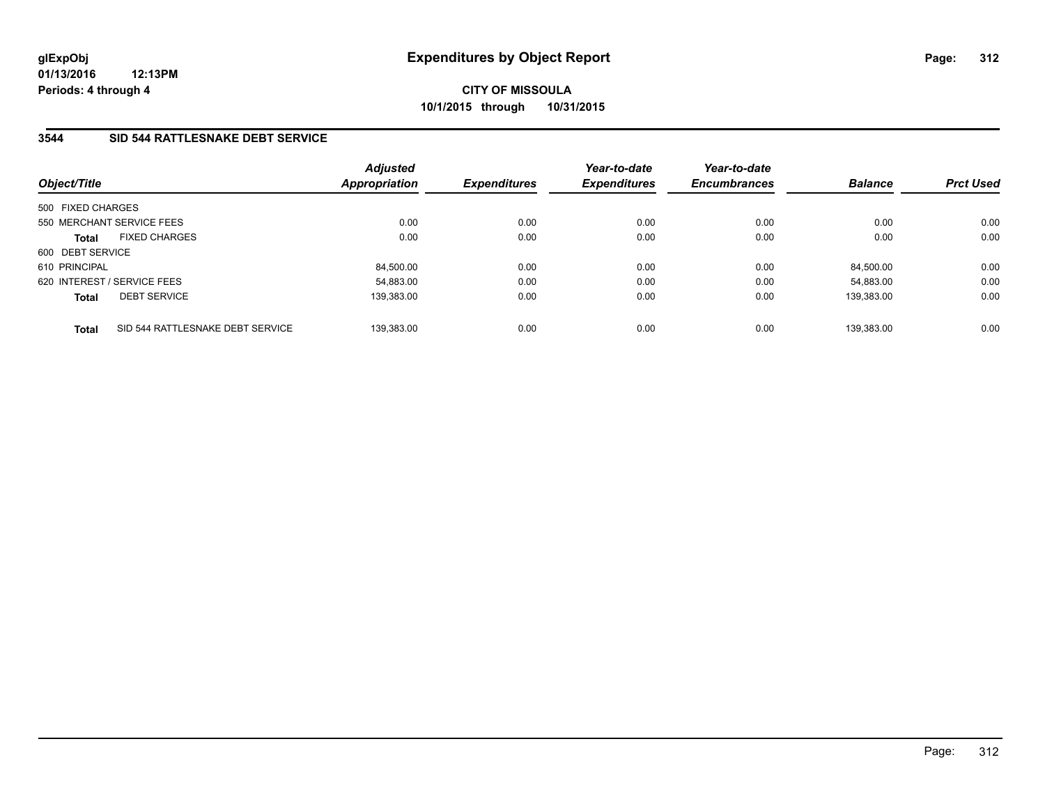# Expenditures by Object Report

**CITY OF MISSOULA**
**10/1/2015 through 10/31/2015**

glExpObj
01/13/2016 12:13PM
Periods: 4 through 4

## 3544 SID 544 RATTLESNAKE DEBT SERVICE

| Object/Title | | Adjusted Appropriation | Expenditures | Year-to-date Expenditures | Year-to-date Encumbrances | Balance | Prct Used |
|---|---|---|---|---|---|---|---|
| 500 FIXED CHARGES | | | | | | | |
| 550 MERCHANT SERVICE FEES | | 0.00 | 0.00 | 0.00 | 0.00 | 0.00 | 0.00 |
| **Total** | FIXED CHARGES | 0.00 | 0.00 | 0.00 | 0.00 | 0.00 | 0.00 |
| 600 DEBT SERVICE | | | | | | | |
| 610 PRINCIPAL | | 84,500.00 | 0.00 | 0.00 | 0.00 | 84,500.00 | 0.00 |
| 620 INTEREST / SERVICE FEES | | 54,883.00 | 0.00 | 0.00 | 0.00 | 54,883.00 | 0.00 |
| **Total** | DEBT SERVICE | 139,383.00 | 0.00 | 0.00 | 0.00 | 139,383.00 | 0.00 |
| **Total** | SID 544 RATTLESNAKE DEBT SERVICE | 139,383.00 | 0.00 | 0.00 | 0.00 | 139,383.00 | 0.00 |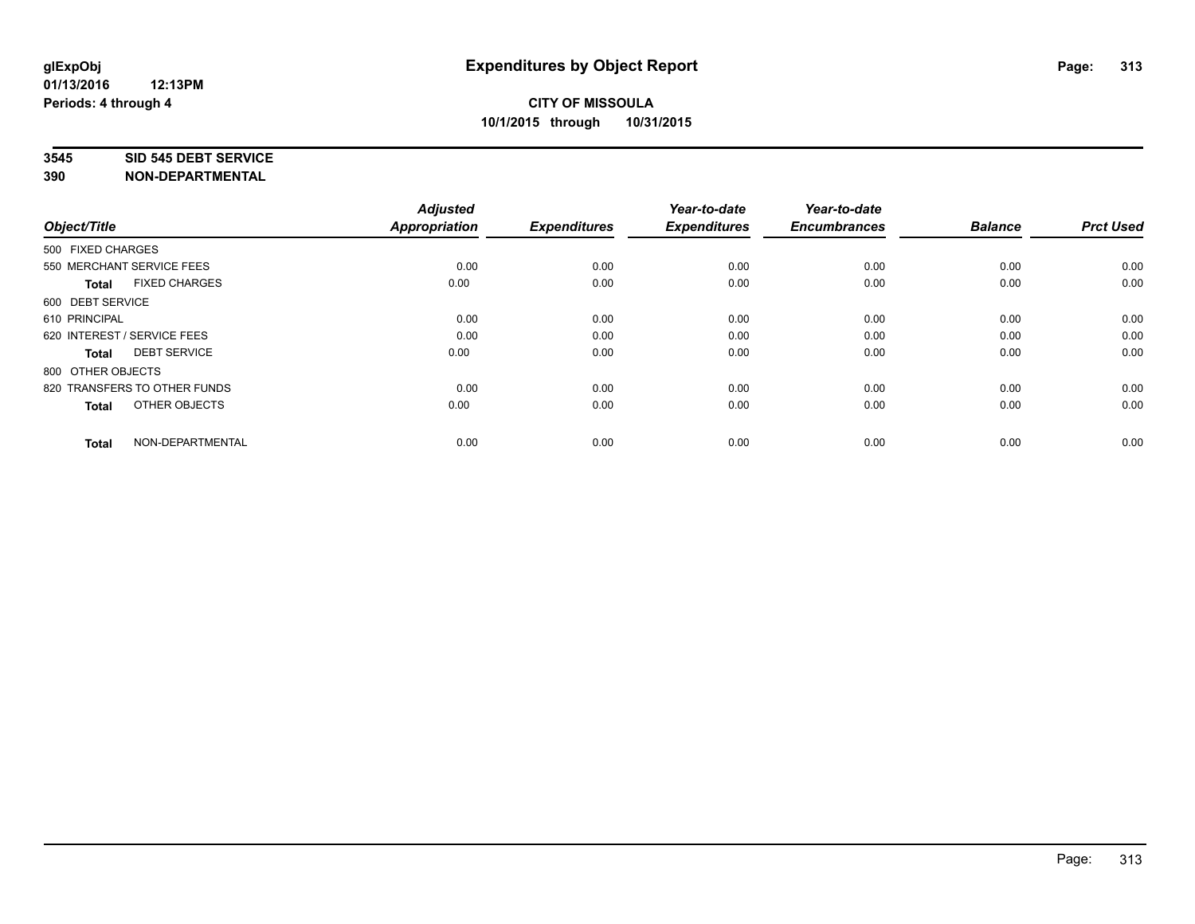**glExpObj** **Expenditures by Object Report**

**01/13/2016 12:13PM**

**Periods: 4 through 4**

**CITY OF MISSOULA**

**10/1/2015 through 10/31/2015**

**3545 SID 545 DEBT SERVICE**

**390 NON-DEPARTMENTAL**

| Object/Title | | Adjusted Appropriation | Expenditures | Year-to-date Expenditures | Year-to-date Encumbrances | Balance | Prct Used |
|---|---|---|---|---|---|---|---|
| 500 FIXED CHARGES | | | | | | | |
| 550 MERCHANT SERVICE FEES | | 0.00 | 0.00 | 0.00 | 0.00 | 0.00 | 0.00 |
| **Total** | FIXED CHARGES | 0.00 | 0.00 | 0.00 | 0.00 | 0.00 | 0.00 |
| 600 DEBT SERVICE | | | | | | | |
| 610 PRINCIPAL | | 0.00 | 0.00 | 0.00 | 0.00 | 0.00 | 0.00 |
| 620 INTEREST / SERVICE FEES | | 0.00 | 0.00 | 0.00 | 0.00 | 0.00 | 0.00 |
| **Total** | DEBT SERVICE | 0.00 | 0.00 | 0.00 | 0.00 | 0.00 | 0.00 |
| 800 OTHER OBJECTS | | | | | | | |
| 820 TRANSFERS TO OTHER FUNDS | | 0.00 | 0.00 | 0.00 | 0.00 | 0.00 | 0.00 |
| **Total** | OTHER OBJECTS | 0.00 | 0.00 | 0.00 | 0.00 | 0.00 | 0.00 |
| **Total** | NON-DEPARTMENTAL | 0.00 | 0.00 | 0.00 | 0.00 | 0.00 | 0.00 |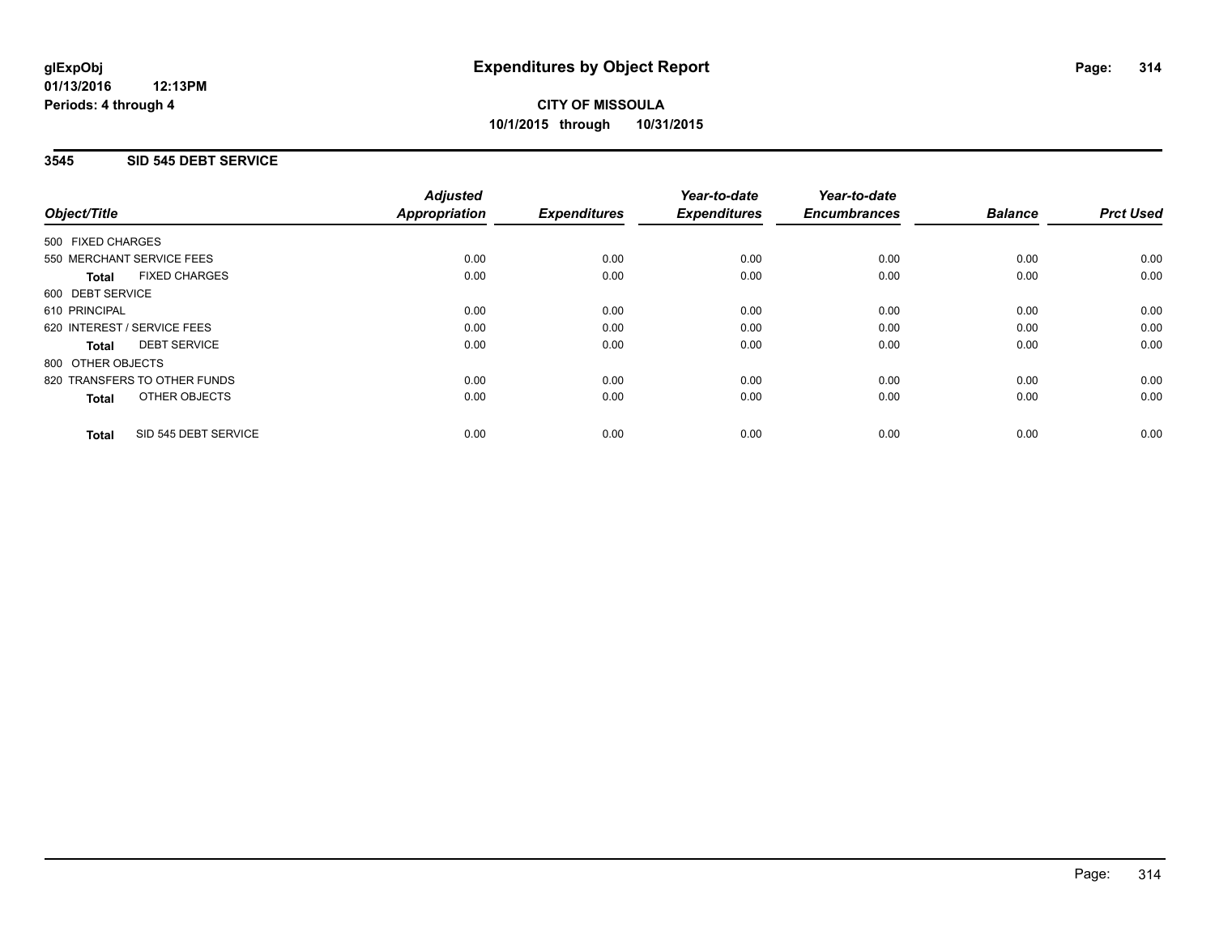**glExpObj**
**01/13/2016 12:13PM**
**Periods: 4 through 4**

# Expenditures by Object Report

**CITY OF MISSOULA**
**10/1/2015 through 10/31/2015**

## 3545 SID 545 DEBT SERVICE

| Object/Title | Adjusted Appropriation | Expenditures | Year-to-date Expenditures | Year-to-date Encumbrances | Balance | Prct Used |
|---|---|---|---|---|---|---|
| 500 FIXED CHARGES | | | | | | |
| 550 MERCHANT SERVICE FEES | 0.00 | 0.00 | 0.00 | 0.00 | 0.00 | 0.00 |
| **Total** FIXED CHARGES | 0.00 | 0.00 | 0.00 | 0.00 | 0.00 | 0.00 |
| 600 DEBT SERVICE | | | | | | |
| 610 PRINCIPAL | 0.00 | 0.00 | 0.00 | 0.00 | 0.00 | 0.00 |
| 620 INTEREST / SERVICE FEES | 0.00 | 0.00 | 0.00 | 0.00 | 0.00 | 0.00 |
| **Total** DEBT SERVICE | 0.00 | 0.00 | 0.00 | 0.00 | 0.00 | 0.00 |
| 800 OTHER OBJECTS | | | | | | |
| 820 TRANSFERS TO OTHER FUNDS | 0.00 | 0.00 | 0.00 | 0.00 | 0.00 | 0.00 |
| **Total** OTHER OBJECTS | 0.00 | 0.00 | 0.00 | 0.00 | 0.00 | 0.00 |
| **Total** SID 545 DEBT SERVICE | 0.00 | 0.00 | 0.00 | 0.00 | 0.00 | 0.00 |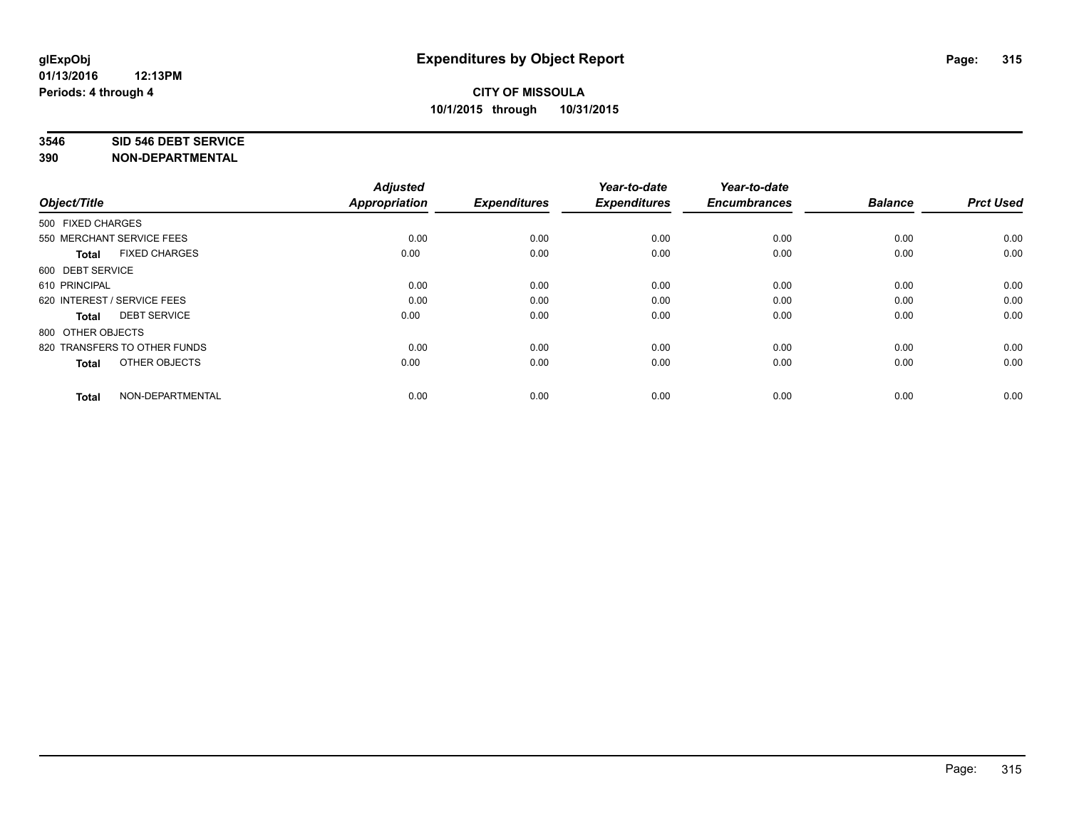**glExpObj**
**01/13/2016 12:13PM**
**Periods: 4 through 4**

# Expenditures by Object Report

**CITY OF MISSOULA**
**10/1/2015 through 10/31/2015**

**3546 SID 546 DEBT SERVICE**
**390 NON-DEPARTMENTAL**

| Object/Title | Adjusted Appropriation | Expenditures | Year-to-date Expenditures | Year-to-date Encumbrances | Balance | Prct Used |
|---|---|---|---|---|---|---|
| 500 FIXED CHARGES | | | | | | |
| 550 MERCHANT SERVICE FEES | 0.00 | 0.00 | 0.00 | 0.00 | 0.00 | 0.00 |
| **Total** FIXED CHARGES | 0.00 | 0.00 | 0.00 | 0.00 | 0.00 | 0.00 |
| 600 DEBT SERVICE | | | | | | |
| 610 PRINCIPAL | 0.00 | 0.00 | 0.00 | 0.00 | 0.00 | 0.00 |
| 620 INTEREST / SERVICE FEES | 0.00 | 0.00 | 0.00 | 0.00 | 0.00 | 0.00 |
| **Total** DEBT SERVICE | 0.00 | 0.00 | 0.00 | 0.00 | 0.00 | 0.00 |
| 800 OTHER OBJECTS | | | | | | |
| 820 TRANSFERS TO OTHER FUNDS | 0.00 | 0.00 | 0.00 | 0.00 | 0.00 | 0.00 |
| **Total** OTHER OBJECTS | 0.00 | 0.00 | 0.00 | 0.00 | 0.00 | 0.00 |
| **Total** NON-DEPARTMENTAL | 0.00 | 0.00 | 0.00 | 0.00 | 0.00 | 0.00 |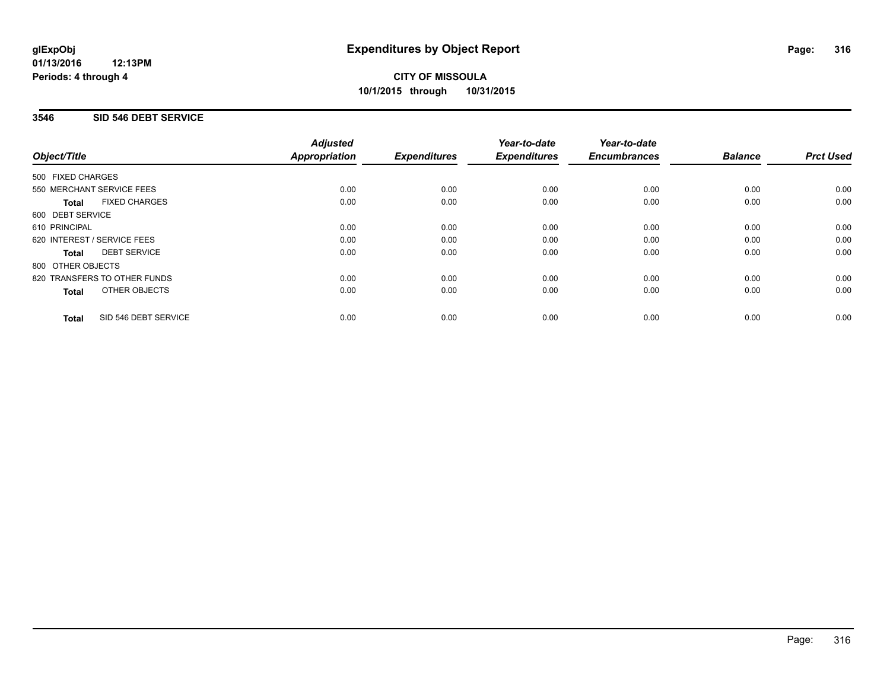glExpObj
01/13/2016 12:13PM
Periods: 4 through 4

# Expenditures by Object Report

**CITY OF MISSOULA**
**10/1/2015 through 10/31/2015**

## 3546 SID 546 DEBT SERVICE

| Object/Title | Adjusted Appropriation | Expenditures | Year-to-date Expenditures | Year-to-date Encumbrances | Balance | Prct Used |
|---|---|---|---|---|---|---|
| 500 FIXED CHARGES | | | | | | |
| 550 MERCHANT SERVICE FEES | 0.00 | 0.00 | 0.00 | 0.00 | 0.00 | 0.00 |
| **Total** FIXED CHARGES | 0.00 | 0.00 | 0.00 | 0.00 | 0.00 | 0.00 |
| 600 DEBT SERVICE | | | | | | |
| 610 PRINCIPAL | 0.00 | 0.00 | 0.00 | 0.00 | 0.00 | 0.00 |
| 620 INTEREST / SERVICE FEES | 0.00 | 0.00 | 0.00 | 0.00 | 0.00 | 0.00 |
| **Total** DEBT SERVICE | 0.00 | 0.00 | 0.00 | 0.00 | 0.00 | 0.00 |
| 800 OTHER OBJECTS | | | | | | |
| 820 TRANSFERS TO OTHER FUNDS | 0.00 | 0.00 | 0.00 | 0.00 | 0.00 | 0.00 |
| **Total** OTHER OBJECTS | 0.00 | 0.00 | 0.00 | 0.00 | 0.00 | 0.00 |
| **Total** SID 546 DEBT SERVICE | 0.00 | 0.00 | 0.00 | 0.00 | 0.00 | 0.00 |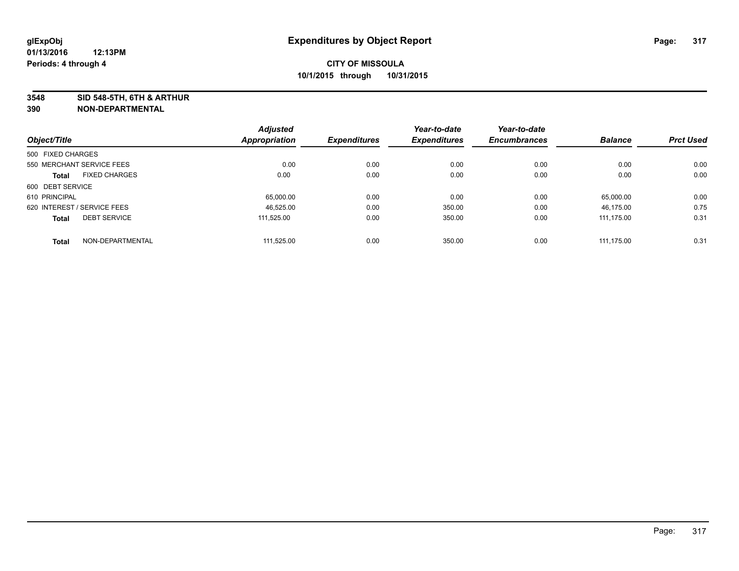# Expenditures by Object Report

glExpObj
01/13/2016 12:13PM
Periods: 4 through 4

**CITY OF MISSOULA**
**10/1/2015 through 10/31/2015**

**3548 SID 548-5TH, 6TH & ARTHUR**
**390 NON-DEPARTMENTAL**

| Object/Title | Adjusted Appropriation | Expenditures | Year-to-date Expenditures | Year-to-date Encumbrances | Balance | Prct Used |
|---|---|---|---|---|---|---|
| 500 FIXED CHARGES | | | | | | |
| 550 MERCHANT SERVICE FEES | 0.00 | 0.00 | 0.00 | 0.00 | 0.00 | 0.00 |
| **Total** FIXED CHARGES | 0.00 | 0.00 | 0.00 | 0.00 | 0.00 | 0.00 |
| 600 DEBT SERVICE | | | | | | |
| 610 PRINCIPAL | 65,000.00 | 0.00 | 0.00 | 0.00 | 65,000.00 | 0.00 |
| 620 INTEREST / SERVICE FEES | 46,525.00 | 0.00 | 350.00 | 0.00 | 46,175.00 | 0.75 |
| **Total** DEBT SERVICE | 111,525.00 | 0.00 | 350.00 | 0.00 | 111,175.00 | 0.31 |
| **Total** NON-DEPARTMENTAL | 111,525.00 | 0.00 | 350.00 | 0.00 | 111,175.00 | 0.31 |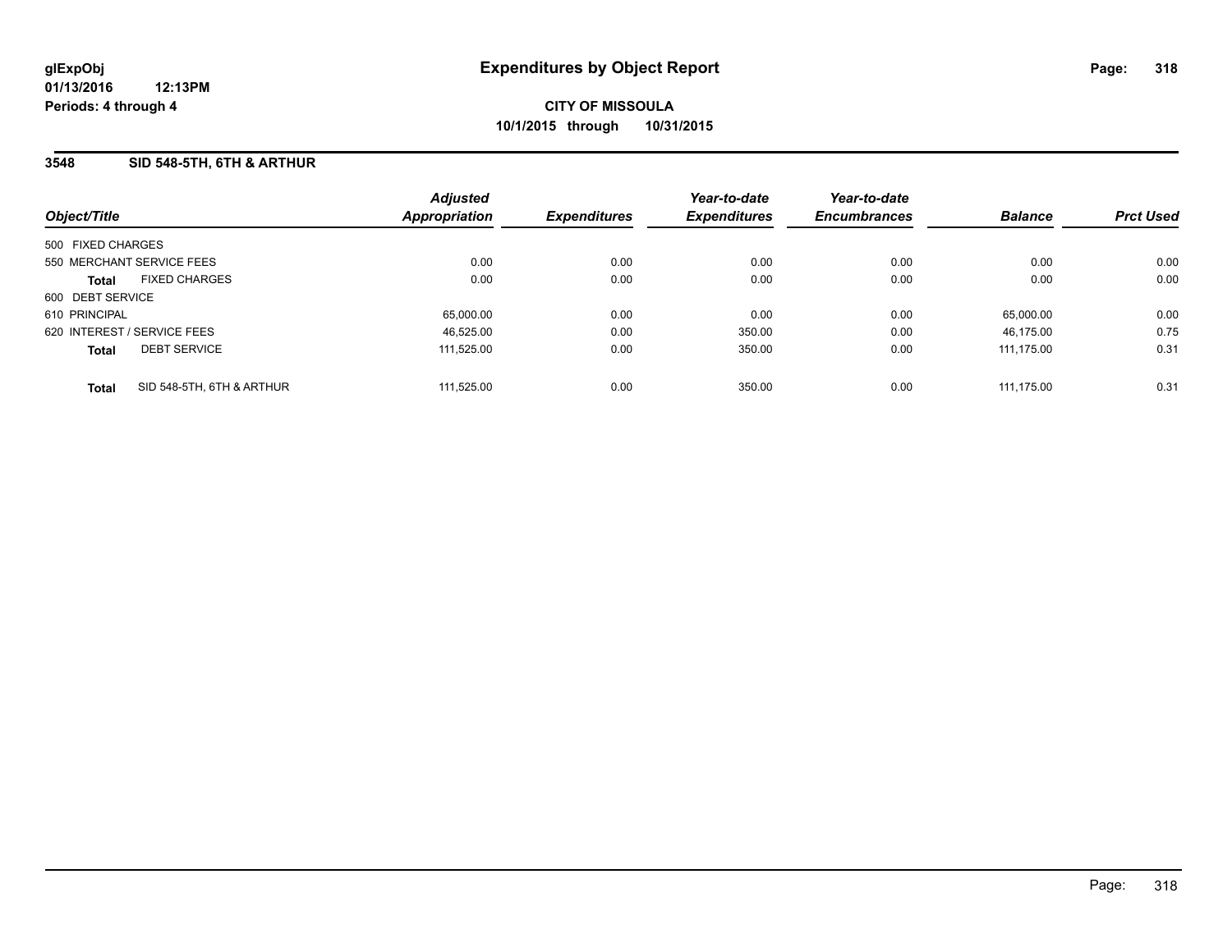# Expenditures by Object Report

glExpObj
01/13/2016 12:13PM
Periods: 4 through 4

**CITY OF MISSOULA**
**10/1/2015 through 10/31/2015**

## 3548 SID 548-5TH, 6TH & ARTHUR

| Object/Title | | Adjusted Appropriation | Expenditures | Year-to-date Expenditures | Year-to-date Encumbrances | Balance | Prct Used |
|---|---|---|---|---|---|---|---|
| 500 FIXED CHARGES | | | | | | | |
| 550 MERCHANT SERVICE FEES | | 0.00 | 0.00 | 0.00 | 0.00 | 0.00 | 0.00 |
| **Total** | FIXED CHARGES | 0.00 | 0.00 | 0.00 | 0.00 | 0.00 | 0.00 |
| 600 DEBT SERVICE | | | | | | | |
| 610 PRINCIPAL | | 65,000.00 | 0.00 | 0.00 | 0.00 | 65,000.00 | 0.00 |
| 620 INTEREST / SERVICE FEES | | 46,525.00 | 0.00 | 350.00 | 0.00 | 46,175.00 | 0.75 |
| **Total** | DEBT SERVICE | 111,525.00 | 0.00 | 350.00 | 0.00 | 111,175.00 | 0.31 |
| **Total** | SID 548-5TH, 6TH & ARTHUR | 111,525.00 | 0.00 | 350.00 | 0.00 | 111,175.00 | 0.31 |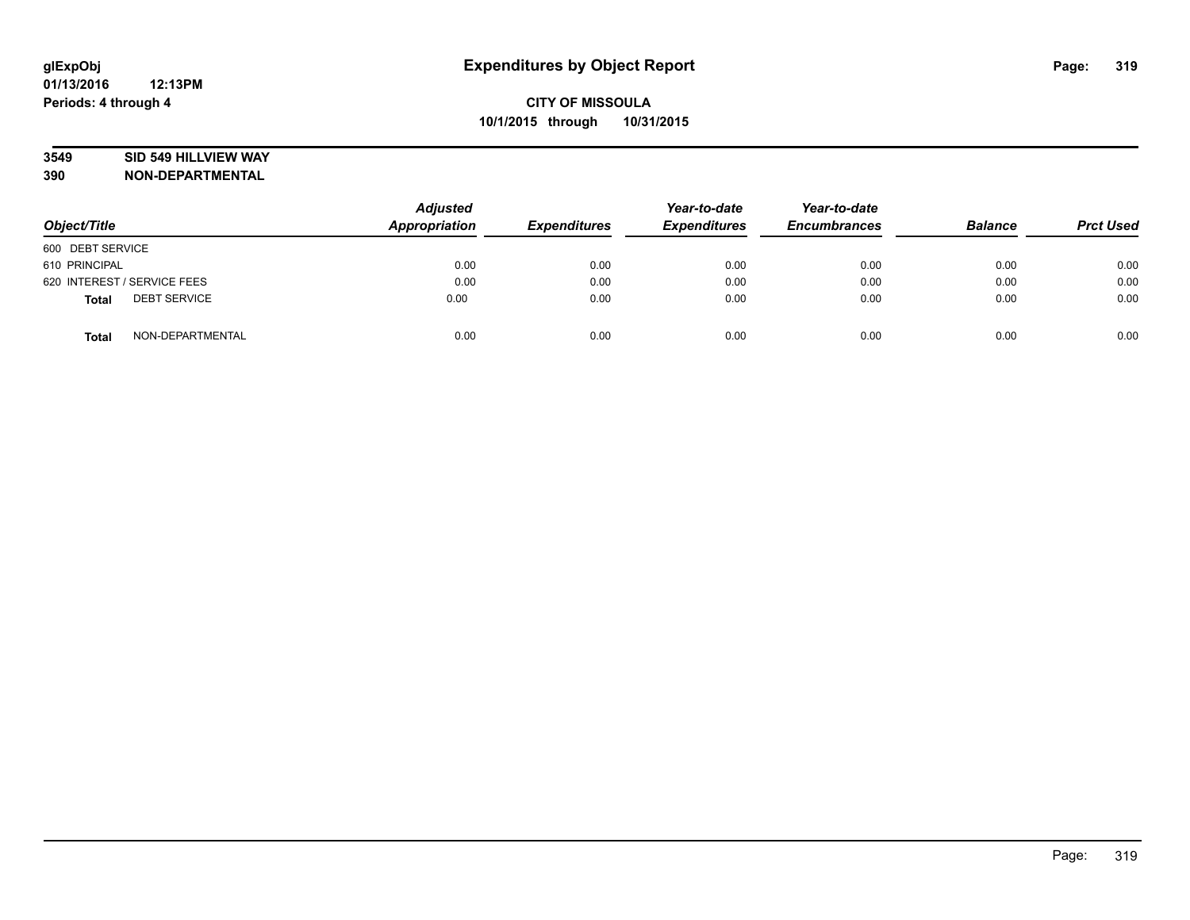**glExpObj**
**01/13/2016 12:13PM**
**Periods: 4 through 4**

# Expenditures by Object Report

**CITY OF MISSOULA**
**10/1/2015 through 10/31/2015**

**3549 SID 549 HILLVIEW WAY**
**390 NON-DEPARTMENTAL**

| Object/Title | Adjusted Appropriation | Expenditures | Year-to-date Expenditures | Year-to-date Encumbrances | Balance | Prct Used |
|---|---|---|---|---|---|---|
| 600 DEBT SERVICE | | | | | | |
| 610 PRINCIPAL | 0.00 | 0.00 | 0.00 | 0.00 | 0.00 | 0.00 |
| 620 INTEREST / SERVICE FEES | 0.00 | 0.00 | 0.00 | 0.00 | 0.00 | 0.00 |
| **Total** DEBT SERVICE | 0.00 | 0.00 | 0.00 | 0.00 | 0.00 | 0.00 |
| **Total** NON-DEPARTMENTAL | 0.00 | 0.00 | 0.00 | 0.00 | 0.00 | 0.00 |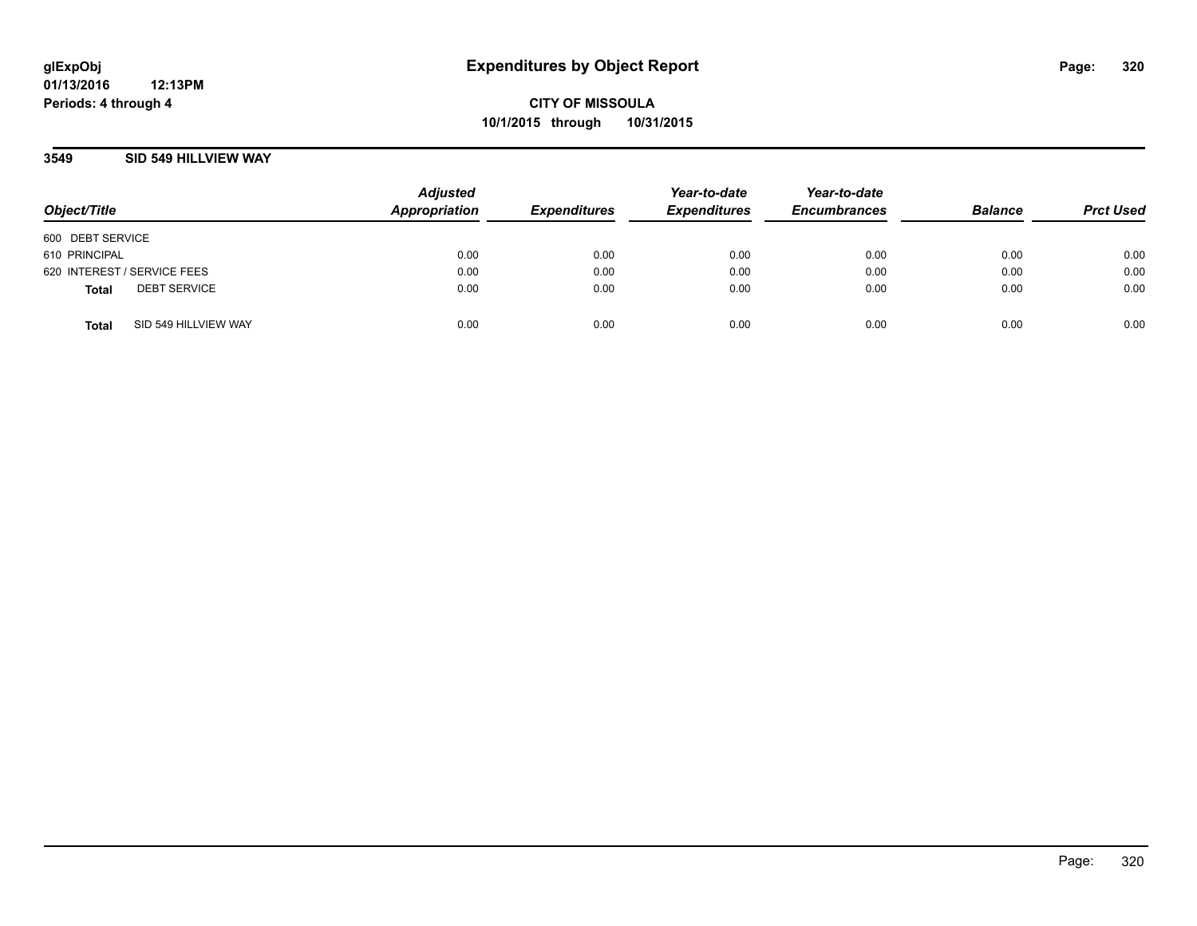**glExpObj** **Expenditures by Object Report**

**01/13/2016 12:13PM**

**Periods: 4 through 4**

**CITY OF MISSOULA**

**10/1/2015 through 10/31/2015**

## 3549 SID 549 HILLVIEW WAY

| Object/Title | Adjusted Appropriation | Expenditures | Year-to-date Expenditures | Year-to-date Encumbrances | Balance | Prct Used |
|---|---|---|---|---|---|---|
| 600 DEBT SERVICE | | | | | | |
| 610 PRINCIPAL | 0.00 | 0.00 | 0.00 | 0.00 | 0.00 | 0.00 |
| 620 INTEREST / SERVICE FEES | 0.00 | 0.00 | 0.00 | 0.00 | 0.00 | 0.00 |
| **Total** DEBT SERVICE | 0.00 | 0.00 | 0.00 | 0.00 | 0.00 | 0.00 |
| **Total** SID 549 HILLVIEW WAY | 0.00 | 0.00 | 0.00 | 0.00 | 0.00 | 0.00 |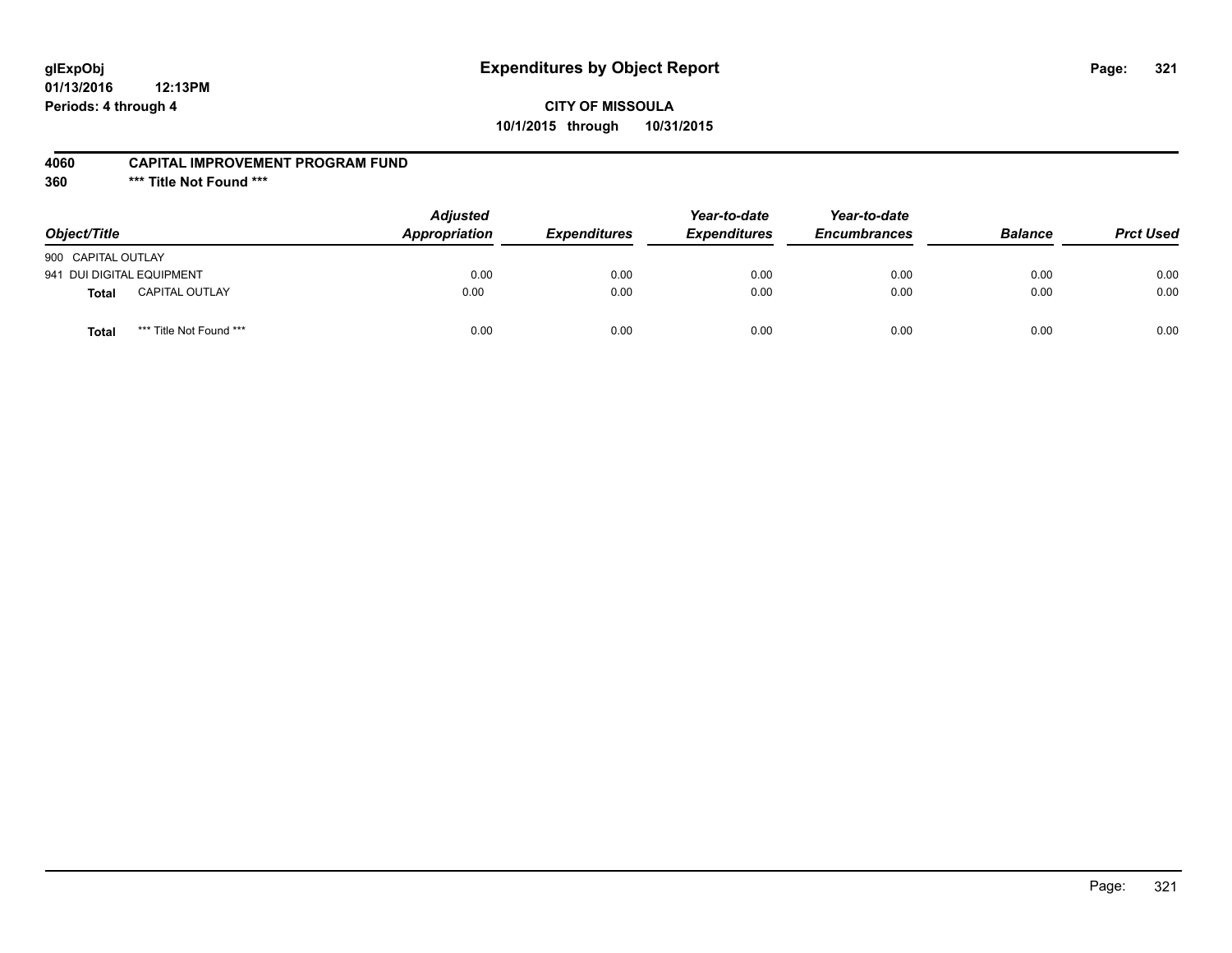**glExpObj** **Expenditures by Object Report**

**01/13/2016 12:13PM**

**Periods: 4 through 4**

**CITY OF MISSOULA**

**10/1/2015 through 10/31/2015**

**4060 CAPITAL IMPROVEMENT PROGRAM FUND**

**360 *** Title Not Found *****

| *Object/Title* | *Adjusted Appropriation* | *Expenditures* | *Year-to-date Expenditures* | *Year-to-date Encumbrances* | *Balance* | *Prct Used* |
|---|---|---|---|---|---|---|
| 900 CAPITAL OUTLAY | | | | | | |
| 941 DUI DIGITAL EQUIPMENT | 0.00 | 0.00 | 0.00 | 0.00 | 0.00 | 0.00 |
| **Total** CAPITAL OUTLAY | 0.00 | 0.00 | 0.00 | 0.00 | 0.00 | 0.00 |
| **Total** *** Title Not Found *** | 0.00 | 0.00 | 0.00 | 0.00 | 0.00 | 0.00 |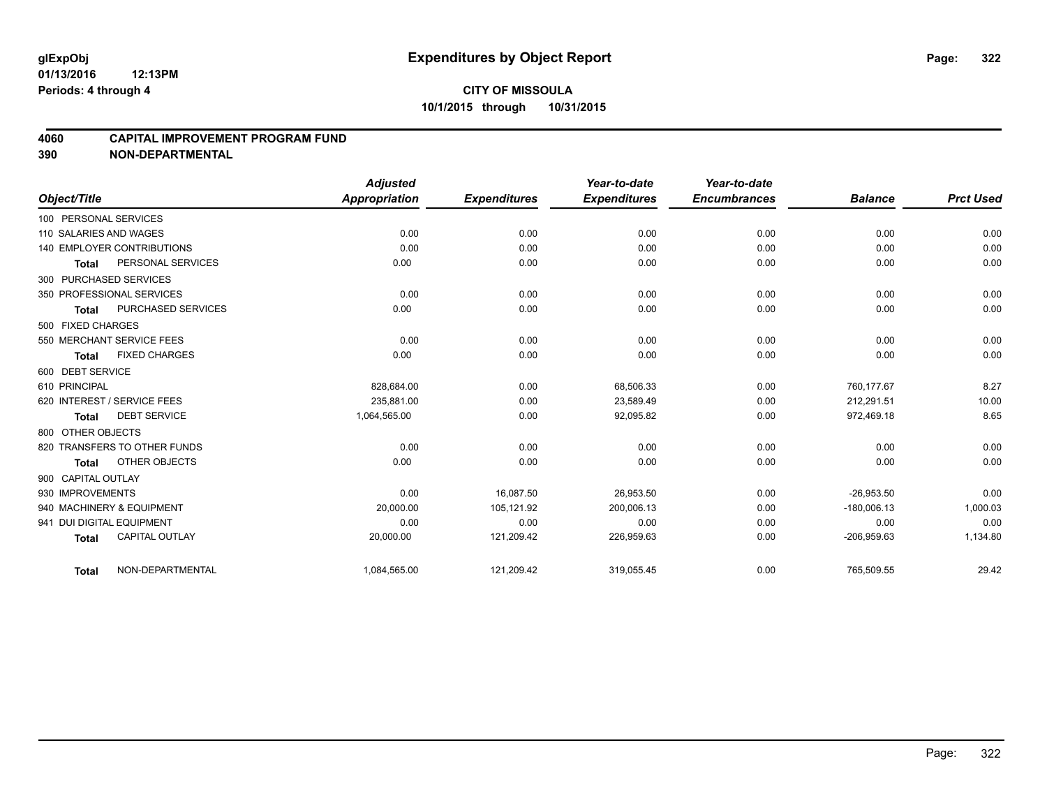**glExpObj** **Expenditures by Object Report**
**01/13/2016 12:13PM**
**Periods: 4 through 4**

**CITY OF MISSOULA**
**10/1/2015 through 10/31/2015**

## 4060 CAPITAL IMPROVEMENT PROGRAM FUND
## 390 NON-DEPARTMENTAL

| Object/Title | Adjusted Appropriation | Expenditures | Year-to-date Expenditures | Year-to-date Encumbrances | Balance | Prct Used |
|---|---|---|---|---|---|---|
| 100 PERSONAL SERVICES | | | | | | |
| 110 SALARIES AND WAGES | 0.00 | 0.00 | 0.00 | 0.00 | 0.00 | 0.00 |
| 140 EMPLOYER CONTRIBUTIONS | 0.00 | 0.00 | 0.00 | 0.00 | 0.00 | 0.00 |
| **Total** PERSONAL SERVICES | 0.00 | 0.00 | 0.00 | 0.00 | 0.00 | 0.00 |
| 300 PURCHASED SERVICES | | | | | | |
| 350 PROFESSIONAL SERVICES | 0.00 | 0.00 | 0.00 | 0.00 | 0.00 | 0.00 |
| **Total** PURCHASED SERVICES | 0.00 | 0.00 | 0.00 | 0.00 | 0.00 | 0.00 |
| 500 FIXED CHARGES | | | | | | |
| 550 MERCHANT SERVICE FEES | 0.00 | 0.00 | 0.00 | 0.00 | 0.00 | 0.00 |
| **Total** FIXED CHARGES | 0.00 | 0.00 | 0.00 | 0.00 | 0.00 | 0.00 |
| 600 DEBT SERVICE | | | | | | |
| 610 PRINCIPAL | 828,684.00 | 0.00 | 68,506.33 | 0.00 | 760,177.67 | 8.27 |
| 620 INTEREST / SERVICE FEES | 235,881.00 | 0.00 | 23,589.49 | 0.00 | 212,291.51 | 10.00 |
| **Total** DEBT SERVICE | 1,064,565.00 | 0.00 | 92,095.82 | 0.00 | 972,469.18 | 8.65 |
| 800 OTHER OBJECTS | | | | | | |
| 820 TRANSFERS TO OTHER FUNDS | 0.00 | 0.00 | 0.00 | 0.00 | 0.00 | 0.00 |
| **Total** OTHER OBJECTS | 0.00 | 0.00 | 0.00 | 0.00 | 0.00 | 0.00 |
| 900 CAPITAL OUTLAY | | | | | | |
| 930 IMPROVEMENTS | 0.00 | 16,087.50 | 26,953.50 | 0.00 | -26,953.50 | 0.00 |
| 940 MACHINERY & EQUIPMENT | 20,000.00 | 105,121.92 | 200,006.13 | 0.00 | -180,006.13 | 1,000.03 |
| 941 DUI DIGITAL EQUIPMENT | 0.00 | 0.00 | 0.00 | 0.00 | 0.00 | 0.00 |
| **Total** CAPITAL OUTLAY | 20,000.00 | 121,209.42 | 226,959.63 | 0.00 | -206,959.63 | 1,134.80 |
| **Total** NON-DEPARTMENTAL | 1,084,565.00 | 121,209.42 | 319,055.45 | 0.00 | 765,509.55 | 29.42 |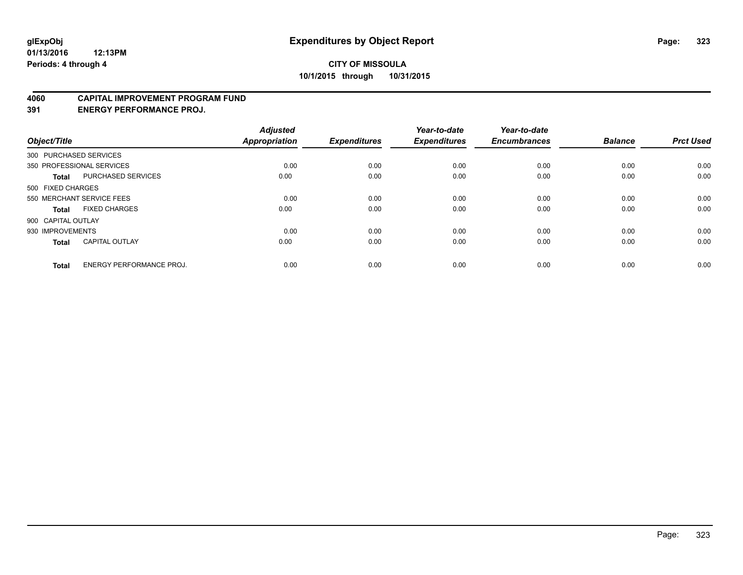glExpObj
01/13/2016 12:13PM
Periods: 4 through 4

# Expenditures by Object Report

**CITY OF MISSOULA**
**10/1/2015 through 10/31/2015**

## 4060 CAPITAL IMPROVEMENT PROGRAM FUND
## 391 ENERGY PERFORMANCE PROJ.

| Object/Title | | Adjusted Appropriation | Expenditures | Year-to-date Expenditures | Year-to-date Encumbrances | Balance | Prct Used |
|---|---|---|---|---|---|---|---|
| 300 PURCHASED SERVICES | | | | | | | |
| 350 PROFESSIONAL SERVICES | | 0.00 | 0.00 | 0.00 | 0.00 | 0.00 | 0.00 |
| **Total** | PURCHASED SERVICES | 0.00 | 0.00 | 0.00 | 0.00 | 0.00 | 0.00 |
| 500 FIXED CHARGES | | | | | | | |
| 550 MERCHANT SERVICE FEES | | 0.00 | 0.00 | 0.00 | 0.00 | 0.00 | 0.00 |
| **Total** | FIXED CHARGES | 0.00 | 0.00 | 0.00 | 0.00 | 0.00 | 0.00 |
| 900 CAPITAL OUTLAY | | | | | | | |
| 930 IMPROVEMENTS | | 0.00 | 0.00 | 0.00 | 0.00 | 0.00 | 0.00 |
| **Total** | CAPITAL OUTLAY | 0.00 | 0.00 | 0.00 | 0.00 | 0.00 | 0.00 |
| **Total** | ENERGY PERFORMANCE PROJ. | 0.00 | 0.00 | 0.00 | 0.00 | 0.00 | 0.00 |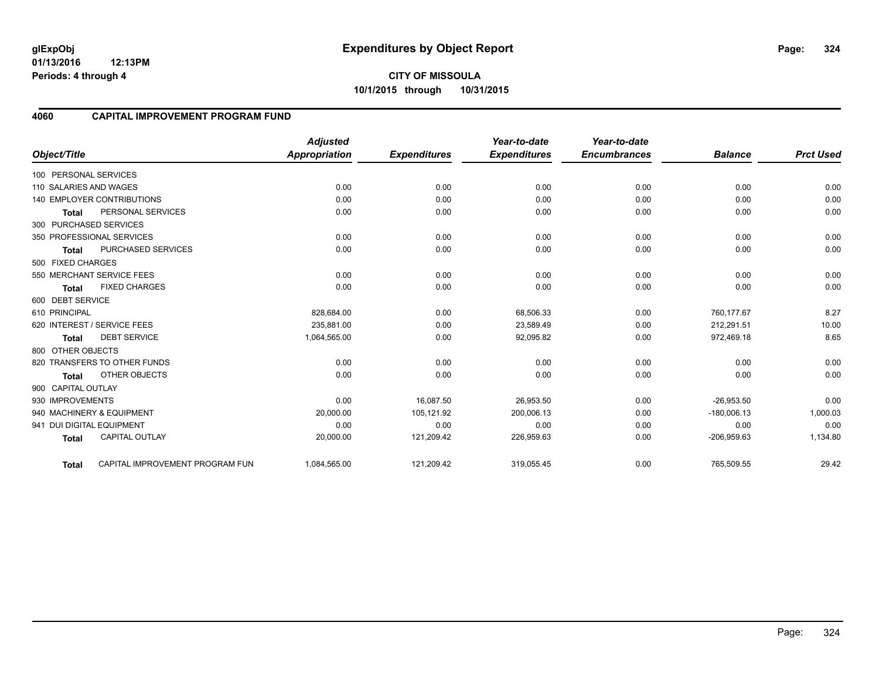glExpObj
01/13/2016 12:13PM
Periods: 4 through 4

# Expenditures by Object Report

**CITY OF MISSOULA**
**10/1/2015 through 10/31/2015**

## 4060 CAPITAL IMPROVEMENT PROGRAM FUND

| Object/Title | Adjusted Appropriation | Expenditures | Year-to-date Expenditures | Year-to-date Encumbrances | Balance | Prct Used |
|---|---|---|---|---|---|---|
| 100 PERSONAL SERVICES | | | | | | |
| 110 SALARIES AND WAGES | 0.00 | 0.00 | 0.00 | 0.00 | 0.00 | 0.00 |
| 140 EMPLOYER CONTRIBUTIONS | 0.00 | 0.00 | 0.00 | 0.00 | 0.00 | 0.00 |
| **Total** PERSONAL SERVICES | 0.00 | 0.00 | 0.00 | 0.00 | 0.00 | 0.00 |
| 300 PURCHASED SERVICES | | | | | | |
| 350 PROFESSIONAL SERVICES | 0.00 | 0.00 | 0.00 | 0.00 | 0.00 | 0.00 |
| **Total** PURCHASED SERVICES | 0.00 | 0.00 | 0.00 | 0.00 | 0.00 | 0.00 |
| 500 FIXED CHARGES | | | | | | |
| 550 MERCHANT SERVICE FEES | 0.00 | 0.00 | 0.00 | 0.00 | 0.00 | 0.00 |
| **Total** FIXED CHARGES | 0.00 | 0.00 | 0.00 | 0.00 | 0.00 | 0.00 |
| 600 DEBT SERVICE | | | | | | |
| 610 PRINCIPAL | 828,684.00 | 0.00 | 68,506.33 | 0.00 | 760,177.67 | 8.27 |
| 620 INTEREST / SERVICE FEES | 235,881.00 | 0.00 | 23,589.49 | 0.00 | 212,291.51 | 10.00 |
| **Total** DEBT SERVICE | 1,064,565.00 | 0.00 | 92,095.82 | 0.00 | 972,469.18 | 8.65 |
| 800 OTHER OBJECTS | | | | | | |
| 820 TRANSFERS TO OTHER FUNDS | 0.00 | 0.00 | 0.00 | 0.00 | 0.00 | 0.00 |
| **Total** OTHER OBJECTS | 0.00 | 0.00 | 0.00 | 0.00 | 0.00 | 0.00 |
| 900 CAPITAL OUTLAY | | | | | | |
| 930 IMPROVEMENTS | 0.00 | 16,087.50 | 26,953.50 | 0.00 | -26,953.50 | 0.00 |
| 940 MACHINERY & EQUIPMENT | 20,000.00 | 105,121.92 | 200,006.13 | 0.00 | -180,006.13 | 1,000.03 |
| 941 DUI DIGITAL EQUIPMENT | 0.00 | 0.00 | 0.00 | 0.00 | 0.00 | 0.00 |
| **Total** CAPITAL OUTLAY | 20,000.00 | 121,209.42 | 226,959.63 | 0.00 | -206,959.63 | 1,134.80 |
| **Total** CAPITAL IMPROVEMENT PROGRAM FUN | 1,084,565.00 | 121,209.42 | 319,055.45 | 0.00 | 765,509.55 | 29.42 |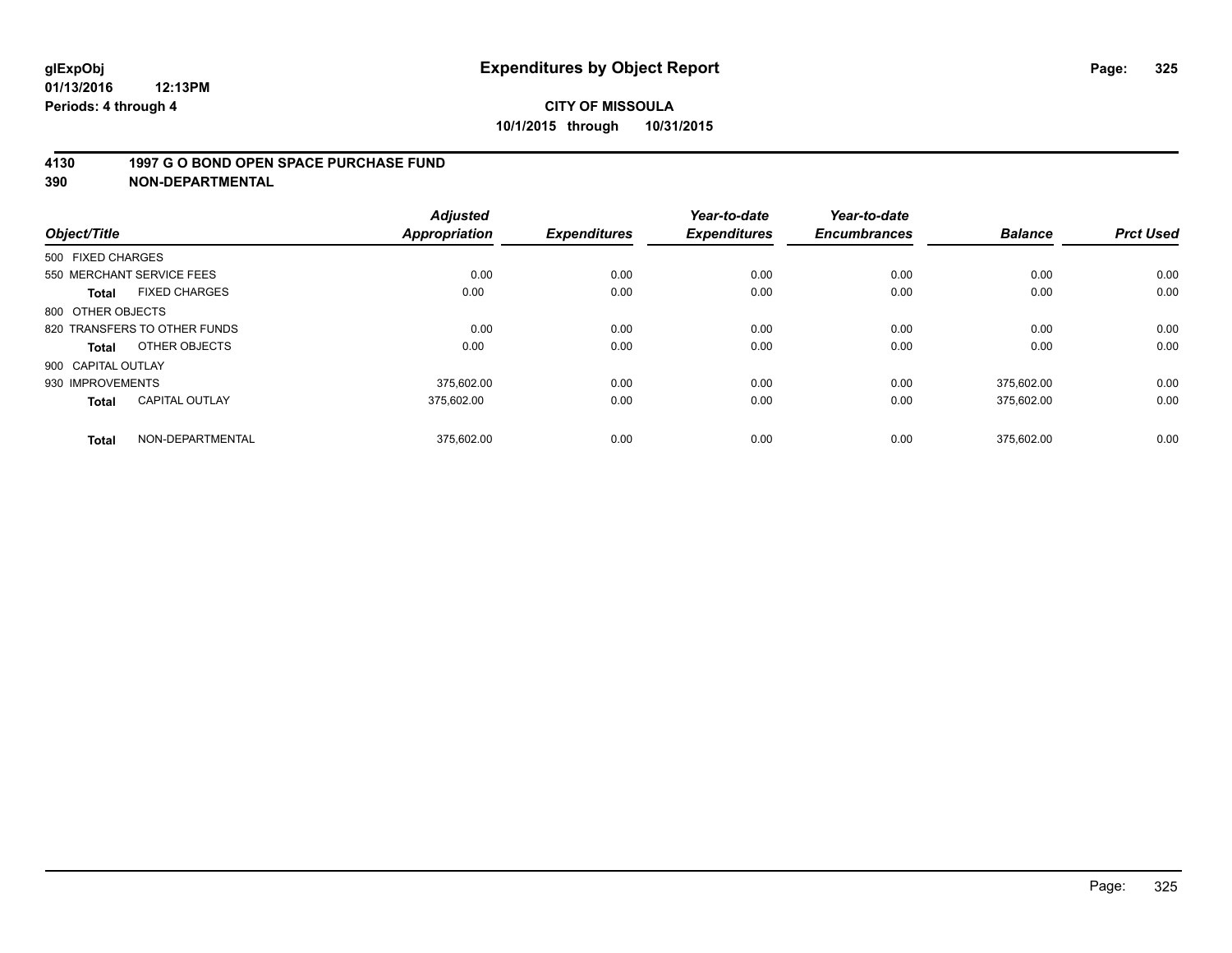**glExpObj**
**01/13/2016 12:13PM**
**Periods: 4 through 4**

# Expenditures by Object Report

**CITY OF MISSOULA**
**10/1/2015 through 10/31/2015**

**4130 1997 G O BOND OPEN SPACE PURCHASE FUND**
**390 NON-DEPARTMENTAL**

| Object/Title | Adjusted Appropriation | Expenditures | Year-to-date Expenditures | Year-to-date Encumbrances | Balance | Prct Used |
|---|---|---|---|---|---|---|
| 500 FIXED CHARGES | | | | | | |
| 550 MERCHANT SERVICE FEES | 0.00 | 0.00 | 0.00 | 0.00 | 0.00 | 0.00 |
| **Total** FIXED CHARGES | 0.00 | 0.00 | 0.00 | 0.00 | 0.00 | 0.00 |
| 800 OTHER OBJECTS | | | | | | |
| 820 TRANSFERS TO OTHER FUNDS | 0.00 | 0.00 | 0.00 | 0.00 | 0.00 | 0.00 |
| **Total** OTHER OBJECTS | 0.00 | 0.00 | 0.00 | 0.00 | 0.00 | 0.00 |
| 900 CAPITAL OUTLAY | | | | | | |
| 930 IMPROVEMENTS | 375,602.00 | 0.00 | 0.00 | 0.00 | 375,602.00 | 0.00 |
| **Total** CAPITAL OUTLAY | 375,602.00 | 0.00 | 0.00 | 0.00 | 375,602.00 | 0.00 |
| **Total** NON-DEPARTMENTAL | 375,602.00 | 0.00 | 0.00 | 0.00 | 375,602.00 | 0.00 |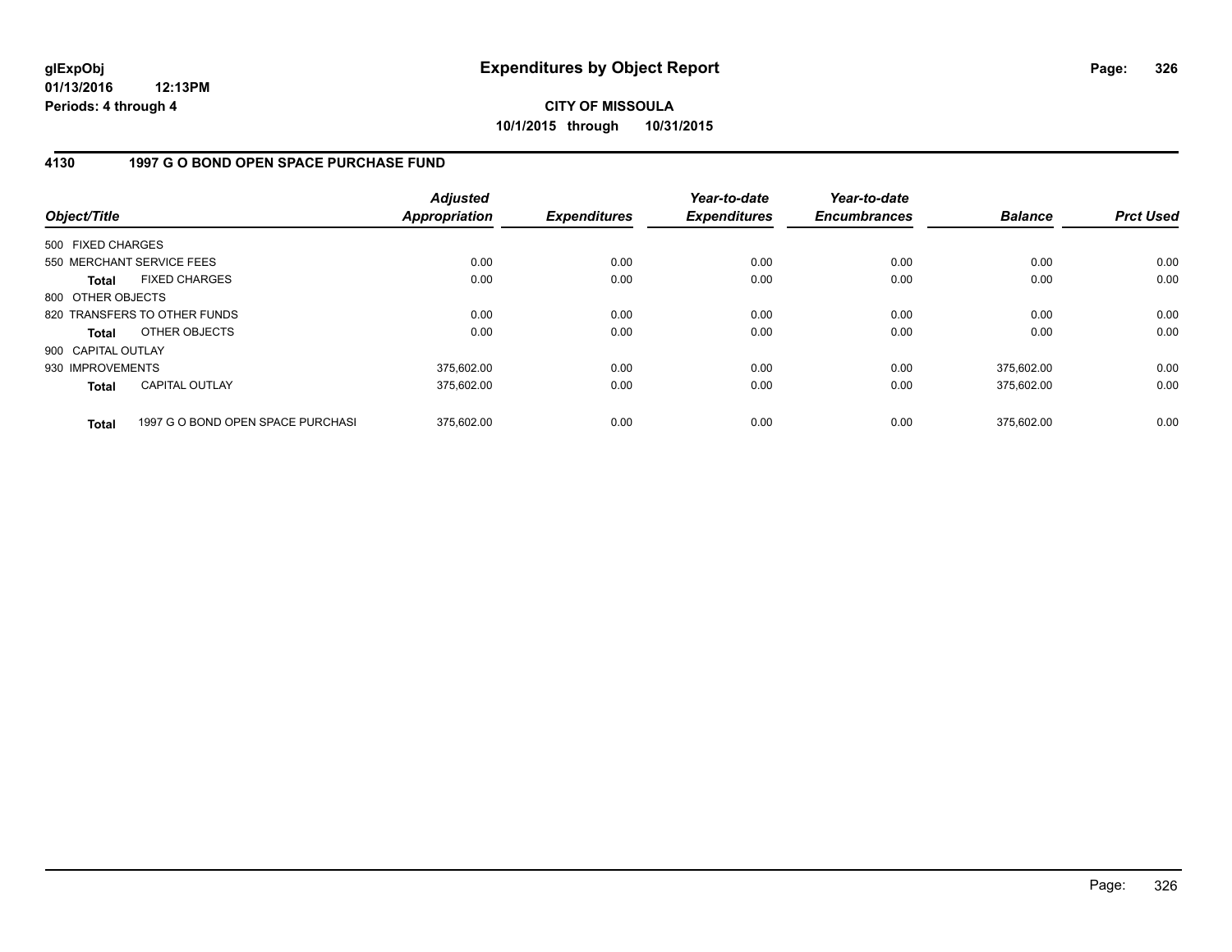**glExpObj**
**01/13/2016 12:13PM**
**Periods: 4 through 4**

# Expenditures by Object Report

**CITY OF MISSOULA**
**10/1/2015 through 10/31/2015**

## 4130 1997 G O BOND OPEN SPACE PURCHASE FUND

| Object/Title | | *Adjusted Appropriation* | *Expenditures* | *Year-to-date Expenditures* | *Year-to-date Encumbrances* | *Balance* | *Prct Used* |
|---|---|---|---|---|---|---|---|
| 500 FIXED CHARGES | | | | | | | |
| 550 MERCHANT SERVICE FEES | | 0.00 | 0.00 | 0.00 | 0.00 | 0.00 | 0.00 |
| **Total** | FIXED CHARGES | 0.00 | 0.00 | 0.00 | 0.00 | 0.00 | 0.00 |
| 800 OTHER OBJECTS | | | | | | | |
| 820 TRANSFERS TO OTHER FUNDS | | 0.00 | 0.00 | 0.00 | 0.00 | 0.00 | 0.00 |
| **Total** | OTHER OBJECTS | 0.00 | 0.00 | 0.00 | 0.00 | 0.00 | 0.00 |
| 900 CAPITAL OUTLAY | | | | | | | |
| 930 IMPROVEMENTS | | 375,602.00 | 0.00 | 0.00 | 0.00 | 375,602.00 | 0.00 |
| **Total** | CAPITAL OUTLAY | 375,602.00 | 0.00 | 0.00 | 0.00 | 375,602.00 | 0.00 |
| **Total** | 1997 G O BOND OPEN SPACE PURCHASI | 375,602.00 | 0.00 | 0.00 | 0.00 | 375,602.00 | 0.00 |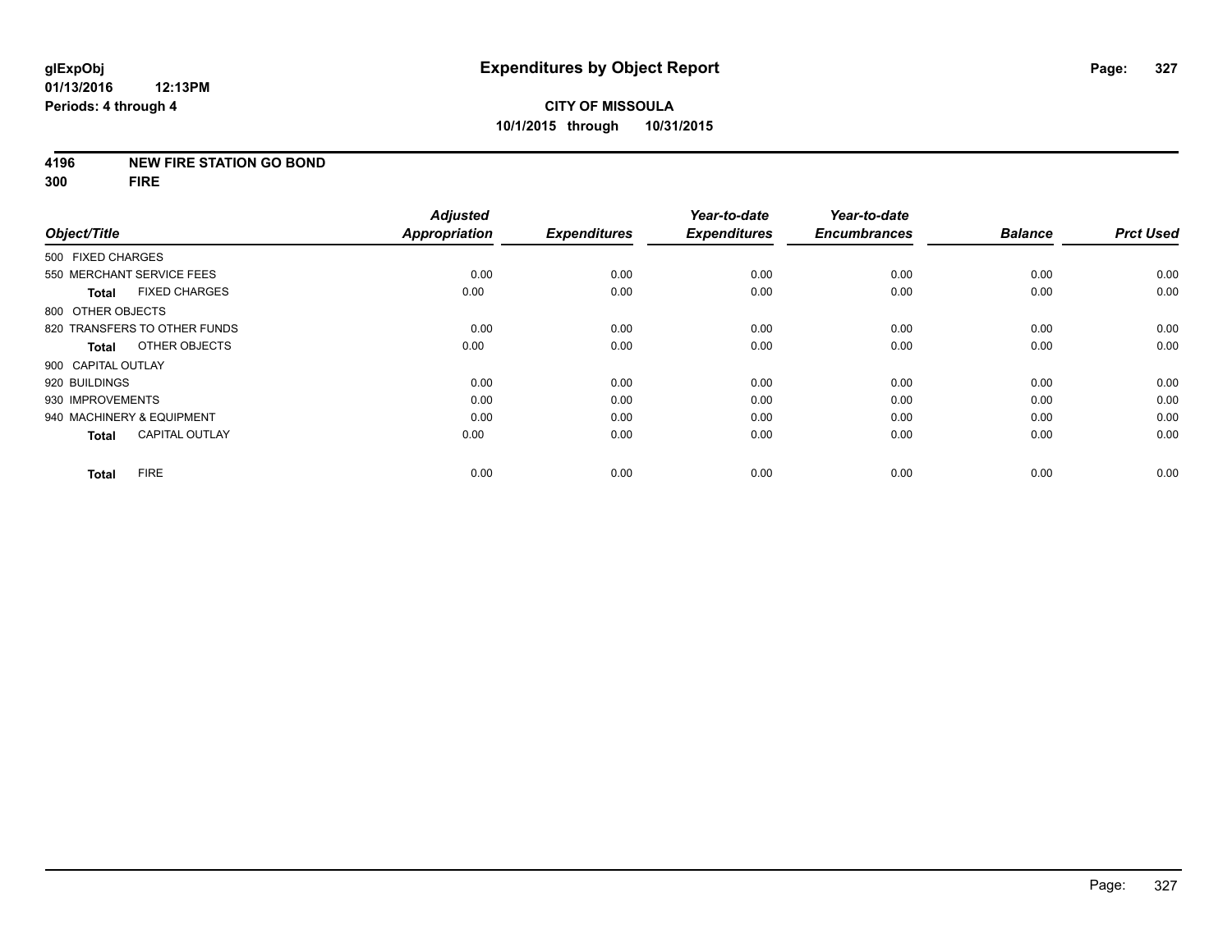**glExpObj** **Expenditures by Object Report**

**01/13/2016 12:13PM**

**Periods: 4 through 4**

**CITY OF MISSOULA**

**10/1/2015 through 10/31/2015**

**4196 NEW FIRE STATION GO BOND**

**300 FIRE**

| Object/Title | Adjusted Appropriation | Expenditures | Year-to-date Expenditures | Year-to-date Encumbrances | Balance | Prct Used |
|---|---|---|---|---|---|---|
| 500 FIXED CHARGES | | | | | | |
| 550 MERCHANT SERVICE FEES | 0.00 | 0.00 | 0.00 | 0.00 | 0.00 | 0.00 |
| **Total** FIXED CHARGES | 0.00 | 0.00 | 0.00 | 0.00 | 0.00 | 0.00 |
| 800 OTHER OBJECTS | | | | | | |
| 820 TRANSFERS TO OTHER FUNDS | 0.00 | 0.00 | 0.00 | 0.00 | 0.00 | 0.00 |
| **Total** OTHER OBJECTS | 0.00 | 0.00 | 0.00 | 0.00 | 0.00 | 0.00 |
| 900 CAPITAL OUTLAY | | | | | | |
| 920 BUILDINGS | 0.00 | 0.00 | 0.00 | 0.00 | 0.00 | 0.00 |
| 930 IMPROVEMENTS | 0.00 | 0.00 | 0.00 | 0.00 | 0.00 | 0.00 |
| 940 MACHINERY & EQUIPMENT | 0.00 | 0.00 | 0.00 | 0.00 | 0.00 | 0.00 |
| **Total** CAPITAL OUTLAY | 0.00 | 0.00 | 0.00 | 0.00 | 0.00 | 0.00 |
| **Total** FIRE | 0.00 | 0.00 | 0.00 | 0.00 | 0.00 | 0.00 |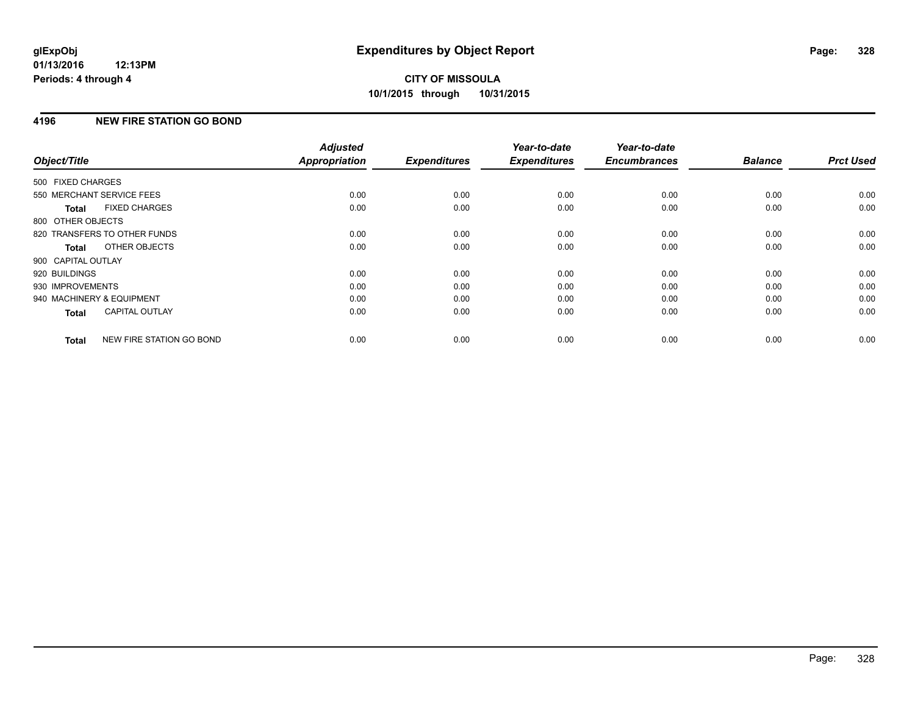**CITY OF MISSOULA**
**10/1/2015 through 10/31/2015**

## 4196 NEW FIRE STATION GO BOND

| Object/Title | Adjusted Appropriation | Expenditures | Year-to-date Expenditures | Year-to-date Encumbrances | Balance | Prct Used |
|---|---|---|---|---|---|---|
| 500 FIXED CHARGES | | | | | | |
| 550 MERCHANT SERVICE FEES | 0.00 | 0.00 | 0.00 | 0.00 | 0.00 | 0.00 |
| **Total** FIXED CHARGES | 0.00 | 0.00 | 0.00 | 0.00 | 0.00 | 0.00 |
| 800 OTHER OBJECTS | | | | | | |
| 820 TRANSFERS TO OTHER FUNDS | 0.00 | 0.00 | 0.00 | 0.00 | 0.00 | 0.00 |
| **Total** OTHER OBJECTS | 0.00 | 0.00 | 0.00 | 0.00 | 0.00 | 0.00 |
| 900 CAPITAL OUTLAY | | | | | | |
| 920 BUILDINGS | 0.00 | 0.00 | 0.00 | 0.00 | 0.00 | 0.00 |
| 930 IMPROVEMENTS | 0.00 | 0.00 | 0.00 | 0.00 | 0.00 | 0.00 |
| 940 MACHINERY & EQUIPMENT | 0.00 | 0.00 | 0.00 | 0.00 | 0.00 | 0.00 |
| **Total** CAPITAL OUTLAY | 0.00 | 0.00 | 0.00 | 0.00 | 0.00 | 0.00 |
| **Total** NEW FIRE STATION GO BOND | 0.00 | 0.00 | 0.00 | 0.00 | 0.00 | 0.00 |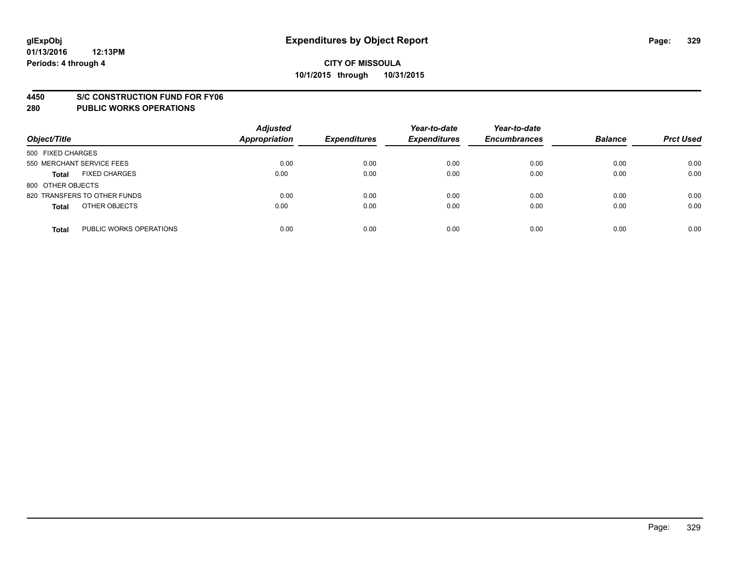**glExpObj**
**01/13/2016 12:13PM**
**Periods: 4 through 4**

# Expenditures by Object Report

**CITY OF MISSOULA**
**10/1/2015 through 10/31/2015**

## 4450 S/C CONSTRUCTION FUND FOR FY06
## 280 PUBLIC WORKS OPERATIONS

| Object/Title | | Adjusted Appropriation | Expenditures | Year-to-date Expenditures | Year-to-date Encumbrances | Balance | Prct Used |
|---|---|---|---|---|---|---|---|
| 500 FIXED CHARGES | | | | | | | |
| 550 MERCHANT SERVICE FEES | | 0.00 | 0.00 | 0.00 | 0.00 | 0.00 | 0.00 |
| **Total** | FIXED CHARGES | 0.00 | 0.00 | 0.00 | 0.00 | 0.00 | 0.00 |
| 800 OTHER OBJECTS | | | | | | | |
| 820 TRANSFERS TO OTHER FUNDS | | 0.00 | 0.00 | 0.00 | 0.00 | 0.00 | 0.00 |
| **Total** | OTHER OBJECTS | 0.00 | 0.00 | 0.00 | 0.00 | 0.00 | 0.00 |
| **Total** | PUBLIC WORKS OPERATIONS | 0.00 | 0.00 | 0.00 | 0.00 | 0.00 | 0.00 |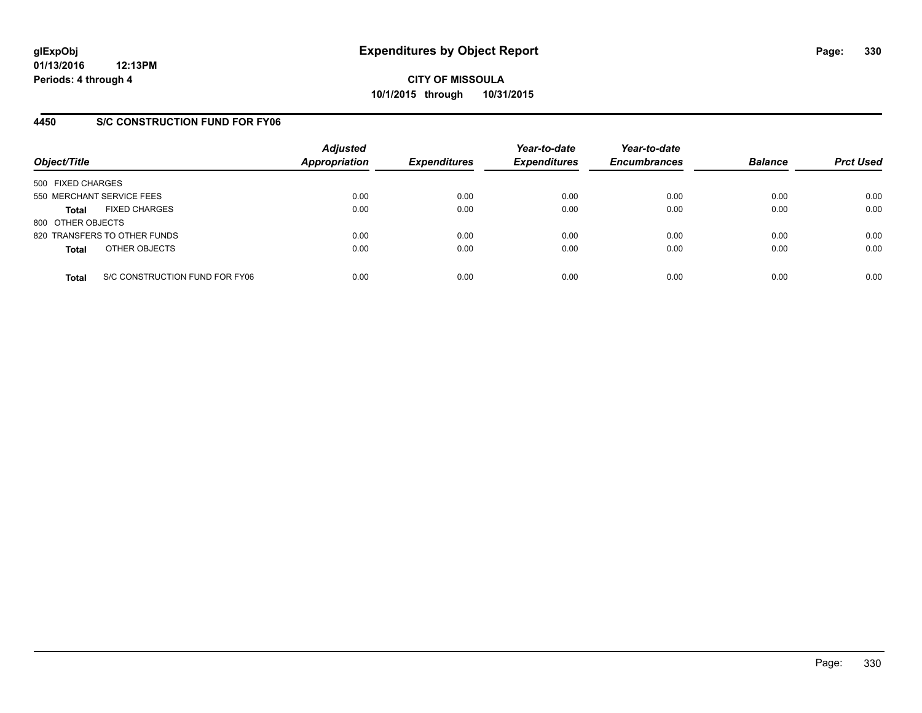**glExpObj**
**01/13/2016 12:13PM**
**Periods: 4 through 4**

# Expenditures by Object Report

**CITY OF MISSOULA**
**10/1/2015 through 10/31/2015**

## 4450 S/C CONSTRUCTION FUND FOR FY06

| Object/Title | Adjusted Appropriation | Expenditures | Year-to-date Expenditures | Year-to-date Encumbrances | Balance | Prct Used |
|---|---|---|---|---|---|---|
| 500 FIXED CHARGES | | | | | | |
| 550 MERCHANT SERVICE FEES | 0.00 | 0.00 | 0.00 | 0.00 | 0.00 | 0.00 |
| **Total** FIXED CHARGES | 0.00 | 0.00 | 0.00 | 0.00 | 0.00 | 0.00 |
| 800 OTHER OBJECTS | | | | | | |
| 820 TRANSFERS TO OTHER FUNDS | 0.00 | 0.00 | 0.00 | 0.00 | 0.00 | 0.00 |
| **Total** OTHER OBJECTS | 0.00 | 0.00 | 0.00 | 0.00 | 0.00 | 0.00 |
| **Total** S/C CONSTRUCTION FUND FOR FY06 | 0.00 | 0.00 | 0.00 | 0.00 | 0.00 | 0.00 |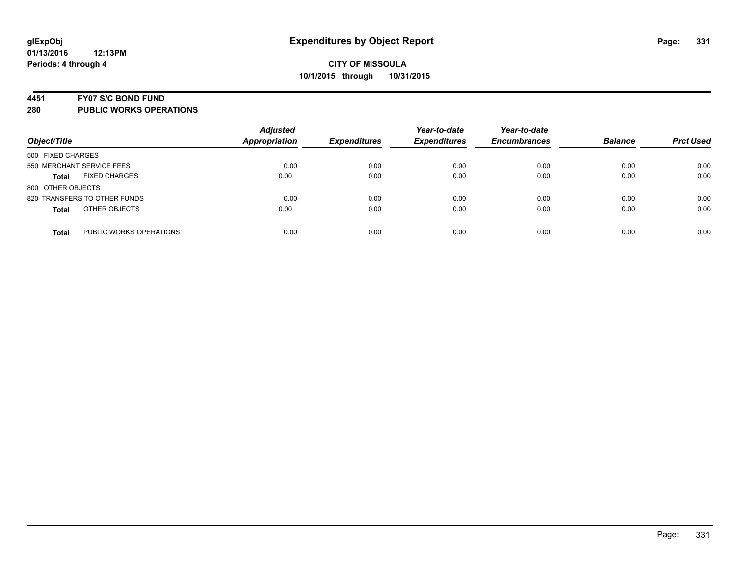**glExpObj**
**01/13/2016 12:13PM**
**Periods: 4 through 4**

# Expenditures by Object Report

**CITY OF MISSOULA**
**10/1/2015 through 10/31/2015**

## 4451 FY07 S/C BOND FUND
## 280 PUBLIC WORKS OPERATIONS

| Object/Title | | Adjusted Appropriation | Expenditures | Year-to-date Expenditures | Year-to-date Encumbrances | Balance | Prct Used |
|---|---|---|---|---|---|---|---|
| 500 FIXED CHARGES | | | | | | | |
| 550 MERCHANT SERVICE FEES | | 0.00 | 0.00 | 0.00 | 0.00 | 0.00 | 0.00 |
| **Total** | FIXED CHARGES | 0.00 | 0.00 | 0.00 | 0.00 | 0.00 | 0.00 |
| 800 OTHER OBJECTS | | | | | | | |
| 820 TRANSFERS TO OTHER FUNDS | | 0.00 | 0.00 | 0.00 | 0.00 | 0.00 | 0.00 |
| **Total** | OTHER OBJECTS | 0.00 | 0.00 | 0.00 | 0.00 | 0.00 | 0.00 |
| **Total** | PUBLIC WORKS OPERATIONS | 0.00 | 0.00 | 0.00 | 0.00 | 0.00 | 0.00 |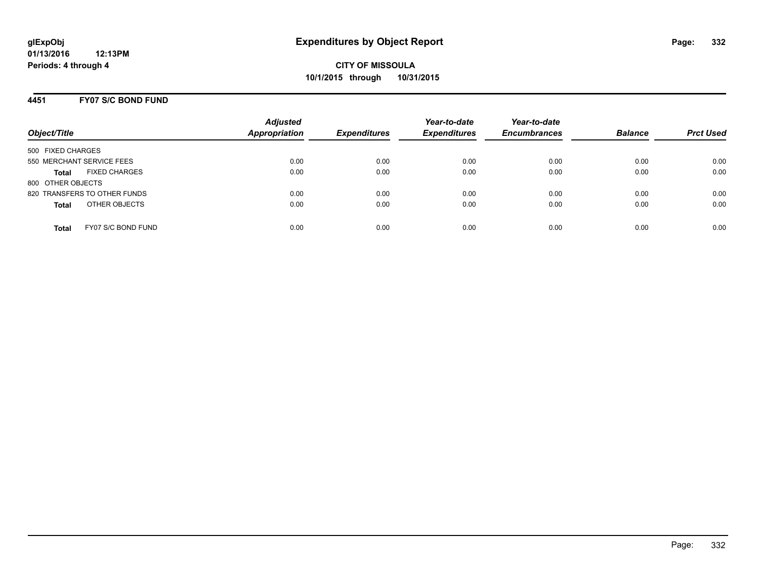**glExpObj**
**01/13/2016 12:13PM**
**Periods: 4 through 4**

# Expenditures by Object Report

**CITY OF MISSOULA**
**10/1/2015 through 10/31/2015**

## 4451 FY07 S/C BOND FUND

| Object/Title | Adjusted Appropriation | Expenditures | Year-to-date Expenditures | Year-to-date Encumbrances | Balance | Prct Used |
|---|---|---|---|---|---|---|
| 500 FIXED CHARGES | | | | | | |
| 550 MERCHANT SERVICE FEES | 0.00 | 0.00 | 0.00 | 0.00 | 0.00 | 0.00 |
| **Total** FIXED CHARGES | 0.00 | 0.00 | 0.00 | 0.00 | 0.00 | 0.00 |
| 800 OTHER OBJECTS | | | | | | |
| 820 TRANSFERS TO OTHER FUNDS | 0.00 | 0.00 | 0.00 | 0.00 | 0.00 | 0.00 |
| **Total** OTHER OBJECTS | 0.00 | 0.00 | 0.00 | 0.00 | 0.00 | 0.00 |
| **Total** FY07 S/C BOND FUND | 0.00 | 0.00 | 0.00 | 0.00 | 0.00 | 0.00 |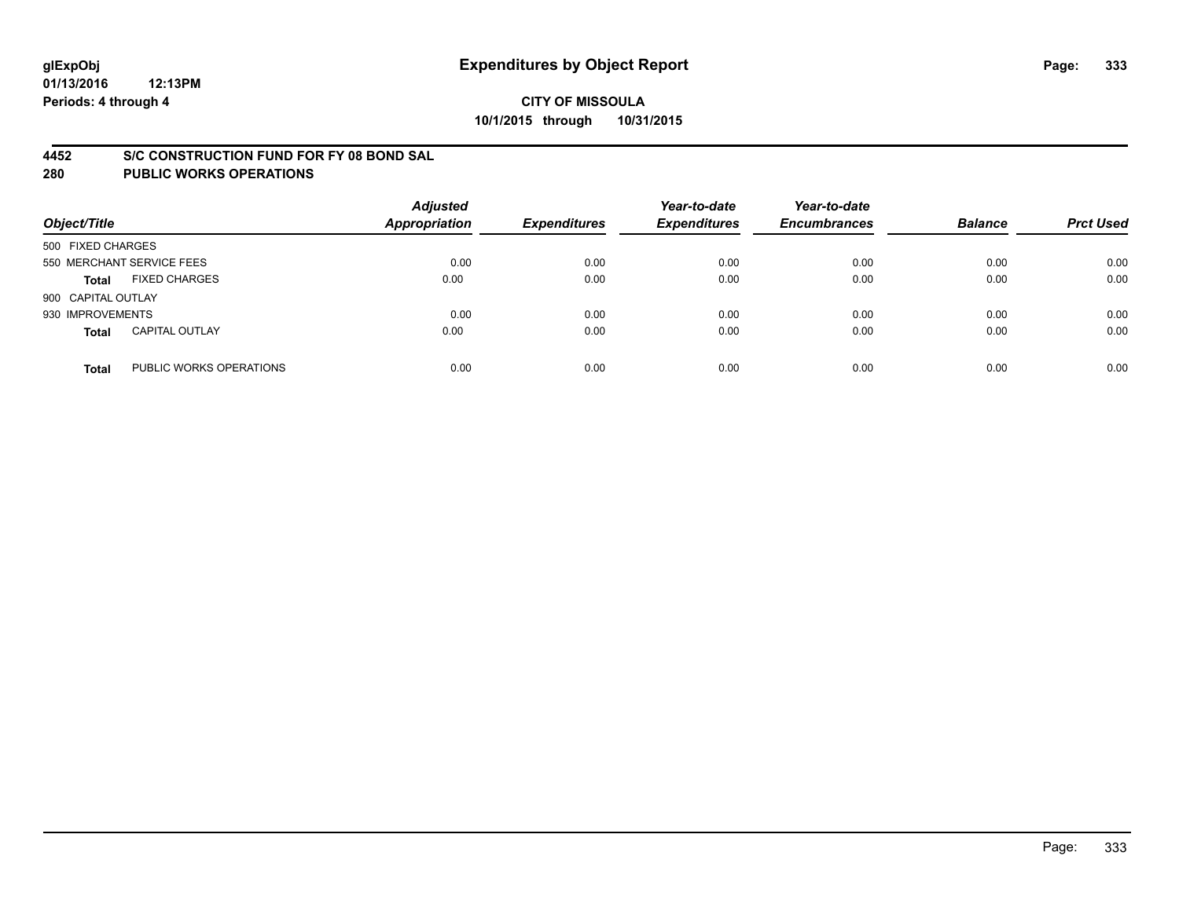**glExpObj**
**01/13/2016 12:13PM**
**Periods: 4 through 4**

# Expenditures by Object Report

**CITY OF MISSOULA**
**10/1/2015 through 10/31/2015**

## 4452 S/C CONSTRUCTION FUND FOR FY 08 BOND SAL
## 280 PUBLIC WORKS OPERATIONS

| Object/Title | | Adjusted Appropriation | Expenditures | Year-to-date Expenditures | Year-to-date Encumbrances | Balance | Prct Used |
|---|---|---|---|---|---|---|---|
| 500 FIXED CHARGES | | | | | | | |
| 550 MERCHANT SERVICE FEES | | 0.00 | 0.00 | 0.00 | 0.00 | 0.00 | 0.00 |
| **Total** | FIXED CHARGES | 0.00 | 0.00 | 0.00 | 0.00 | 0.00 | 0.00 |
| 900 CAPITAL OUTLAY | | | | | | | |
| 930 IMPROVEMENTS | | 0.00 | 0.00 | 0.00 | 0.00 | 0.00 | 0.00 |
| **Total** | CAPITAL OUTLAY | 0.00 | 0.00 | 0.00 | 0.00 | 0.00 | 0.00 |
| **Total** | PUBLIC WORKS OPERATIONS | 0.00 | 0.00 | 0.00 | 0.00 | 0.00 | 0.00 |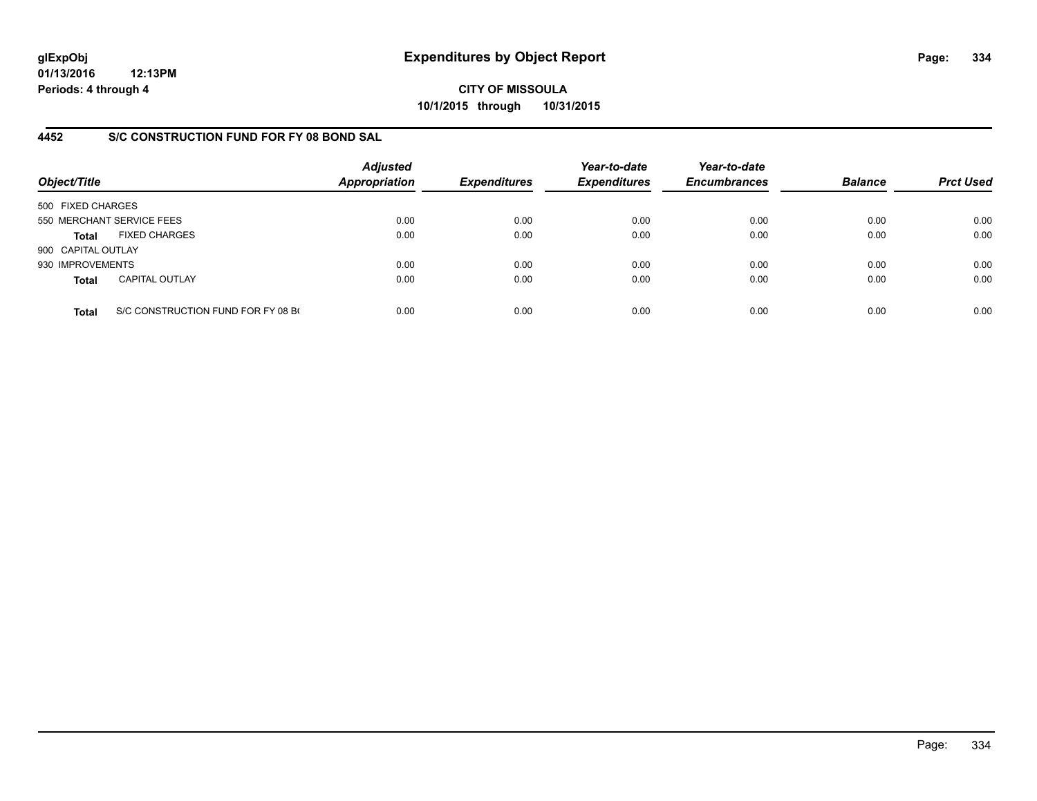glExpObj
01/13/2016 12:13PM
Periods: 4 through 4

# Expenditures by Object Report

**CITY OF MISSOULA**
**10/1/2015 through 10/31/2015**

## 4452 S/C CONSTRUCTION FUND FOR FY 08 BOND SAL

| Object/Title | Adjusted Appropriation | Expenditures | Year-to-date Expenditures | Year-to-date Encumbrances | Balance | Prct Used |
|---|---|---|---|---|---|---|
| 500 FIXED CHARGES | | | | | | |
| 550 MERCHANT SERVICE FEES | 0.00 | 0.00 | 0.00 | 0.00 | 0.00 | 0.00 |
| **Total** FIXED CHARGES | 0.00 | 0.00 | 0.00 | 0.00 | 0.00 | 0.00 |
| 900 CAPITAL OUTLAY | | | | | | |
| 930 IMPROVEMENTS | 0.00 | 0.00 | 0.00 | 0.00 | 0.00 | 0.00 |
| **Total** CAPITAL OUTLAY | 0.00 | 0.00 | 0.00 | 0.00 | 0.00 | 0.00 |
| **Total** S/C CONSTRUCTION FUND FOR FY 08 B( | 0.00 | 0.00 | 0.00 | 0.00 | 0.00 | 0.00 |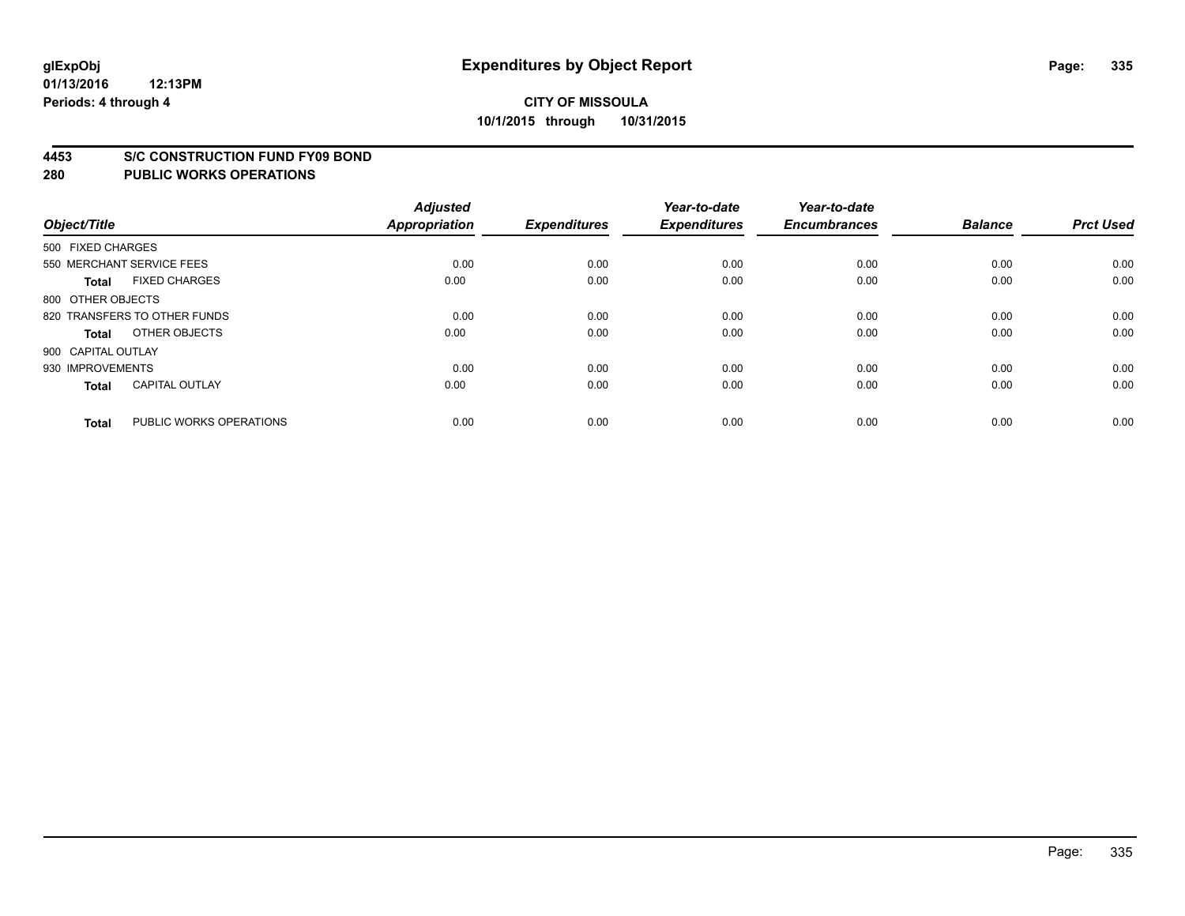# Expenditures by Object Report

glExpObj
01/13/2016 12:13PM
Periods: 4 through 4

**CITY OF MISSOULA**
**10/1/2015 through 10/31/2015**

## 4453 S/C CONSTRUCTION FUND FY09 BOND
## 280 PUBLIC WORKS OPERATIONS

| Object/Title | Adjusted Appropriation | Expenditures | Year-to-date Expenditures | Year-to-date Encumbrances | Balance | Prct Used |
|---|---|---|---|---|---|---|
| 500 FIXED CHARGES | | | | | | |
| 550 MERCHANT SERVICE FEES | 0.00 | 0.00 | 0.00 | 0.00 | 0.00 | 0.00 |
| **Total** FIXED CHARGES | 0.00 | 0.00 | 0.00 | 0.00 | 0.00 | 0.00 |
| 800 OTHER OBJECTS | | | | | | |
| 820 TRANSFERS TO OTHER FUNDS | 0.00 | 0.00 | 0.00 | 0.00 | 0.00 | 0.00 |
| **Total** OTHER OBJECTS | 0.00 | 0.00 | 0.00 | 0.00 | 0.00 | 0.00 |
| 900 CAPITAL OUTLAY | | | | | | |
| 930 IMPROVEMENTS | 0.00 | 0.00 | 0.00 | 0.00 | 0.00 | 0.00 |
| **Total** CAPITAL OUTLAY | 0.00 | 0.00 | 0.00 | 0.00 | 0.00 | 0.00 |
| **Total** PUBLIC WORKS OPERATIONS | 0.00 | 0.00 | 0.00 | 0.00 | 0.00 | 0.00 |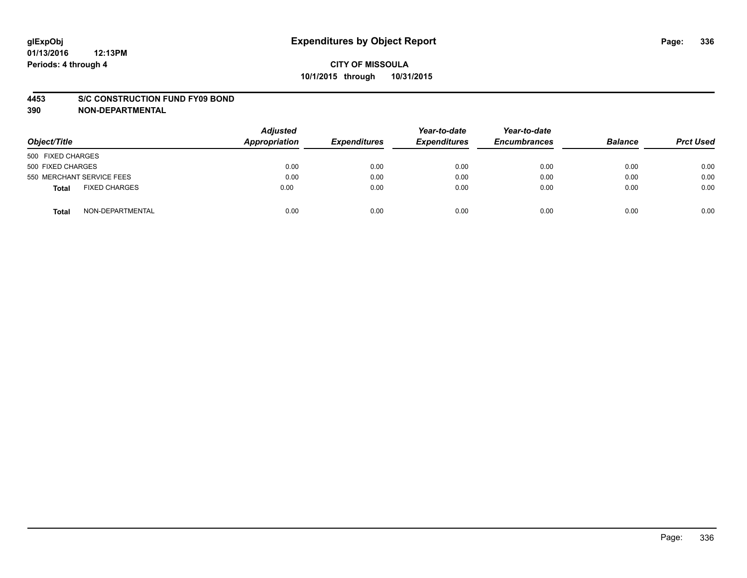**glExpObj** **Expenditures by Object Report**
**01/13/2016 12:13PM**
**Periods: 4 through 4**

**CITY OF MISSOULA**
**10/1/2015 through 10/31/2015**

**4453 S/C CONSTRUCTION FUND FY09 BOND**
**390 NON-DEPARTMENTAL**

| Object/Title | | *Adjusted Appropriation* | *Expenditures* | *Year-to-date Expenditures* | *Year-to-date Encumbrances* | *Balance* | *Prct Used* |
|---|---|---|---|---|---|---|---|
| 500 FIXED CHARGES | | | | | | | |
| 500 FIXED CHARGES | | 0.00 | 0.00 | 0.00 | 0.00 | 0.00 | 0.00 |
| 550 MERCHANT SERVICE FEES | | 0.00 | 0.00 | 0.00 | 0.00 | 0.00 | 0.00 |
| **Total** | FIXED CHARGES | 0.00 | 0.00 | 0.00 | 0.00 | 0.00 | 0.00 |
| **Total** | NON-DEPARTMENTAL | 0.00 | 0.00 | 0.00 | 0.00 | 0.00 | 0.00 |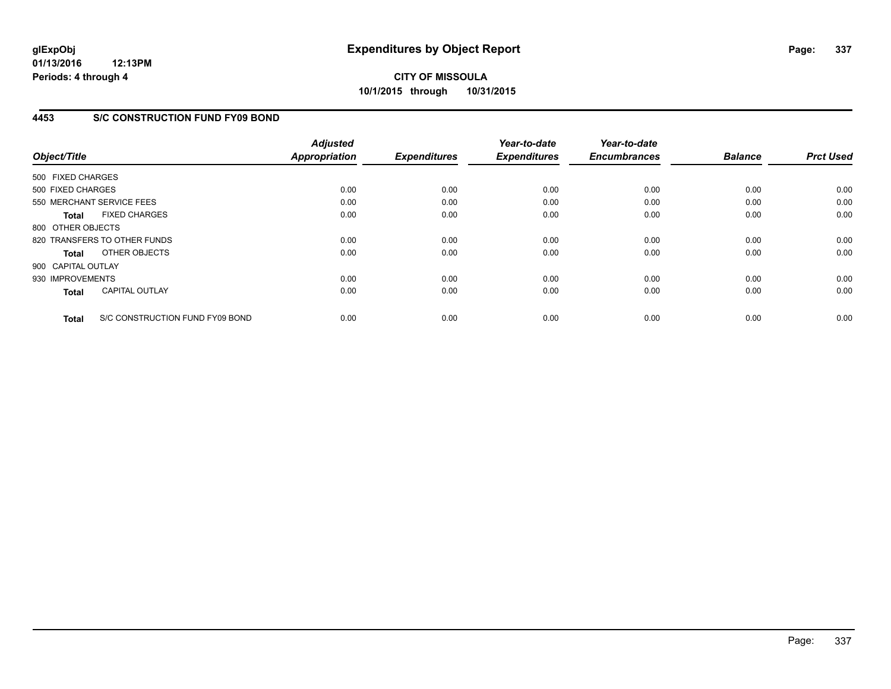**glExpObj**
**01/13/2016 12:13PM**
**Periods: 4 through 4**

# Expenditures by Object Report

**CITY OF MISSOULA**
**10/1/2015 through 10/31/2015**

## 4453 S/C CONSTRUCTION FUND FY09 BOND

| Object/Title | Adjusted Appropriation | Expenditures | Year-to-date Expenditures | Year-to-date Encumbrances | Balance | Prct Used |
|---|---|---|---|---|---|---|
| 500 FIXED CHARGES | | | | | | |
| 500 FIXED CHARGES | 0.00 | 0.00 | 0.00 | 0.00 | 0.00 | 0.00 |
| 550 MERCHANT SERVICE FEES | 0.00 | 0.00 | 0.00 | 0.00 | 0.00 | 0.00 |
| **Total** FIXED CHARGES | 0.00 | 0.00 | 0.00 | 0.00 | 0.00 | 0.00 |
| 800 OTHER OBJECTS | | | | | | |
| 820 TRANSFERS TO OTHER FUNDS | 0.00 | 0.00 | 0.00 | 0.00 | 0.00 | 0.00 |
| **Total** OTHER OBJECTS | 0.00 | 0.00 | 0.00 | 0.00 | 0.00 | 0.00 |
| 900 CAPITAL OUTLAY | | | | | | |
| 930 IMPROVEMENTS | 0.00 | 0.00 | 0.00 | 0.00 | 0.00 | 0.00 |
| **Total** CAPITAL OUTLAY | 0.00 | 0.00 | 0.00 | 0.00 | 0.00 | 0.00 |
| **Total** S/C CONSTRUCTION FUND FY09 BOND | 0.00 | 0.00 | 0.00 | 0.00 | 0.00 | 0.00 |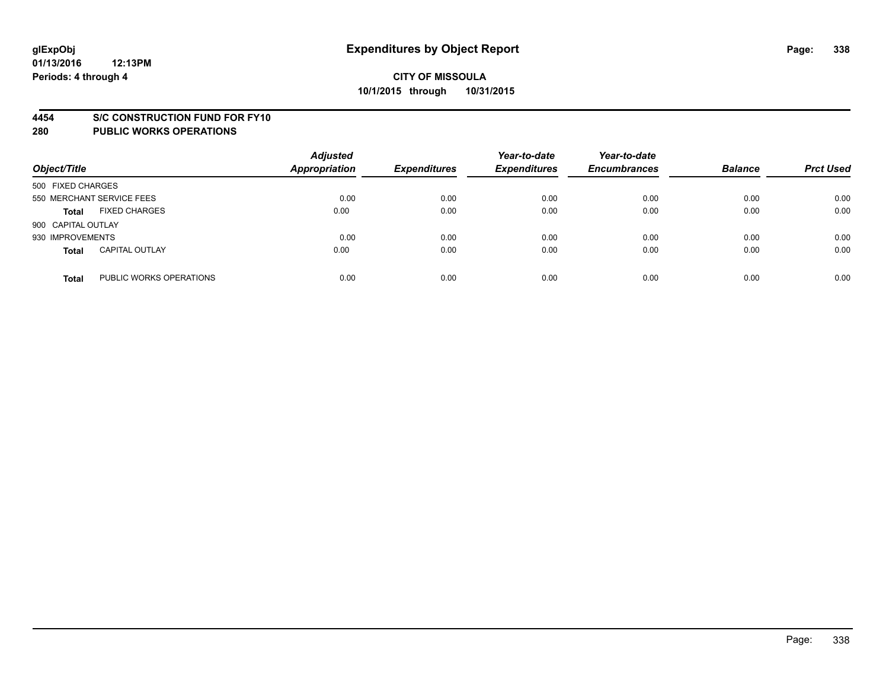# Expenditures by Object Report

glExpObj
01/13/2016 12:13PM
Periods: 4 through 4

**CITY OF MISSOULA**
**10/1/2015 through 10/31/2015**

## 4454 S/C CONSTRUCTION FUND FOR FY10
## 280 PUBLIC WORKS OPERATIONS

| Object/Title | | Adjusted Appropriation | Expenditures | Year-to-date Expenditures | Year-to-date Encumbrances | Balance | Prct Used |
|---|---|---|---|---|---|---|---|
| 500 FIXED CHARGES | | | | | | | |
| 550 MERCHANT SERVICE FEES | | 0.00 | 0.00 | 0.00 | 0.00 | 0.00 | 0.00 |
| **Total** | FIXED CHARGES | 0.00 | 0.00 | 0.00 | 0.00 | 0.00 | 0.00 |
| 900 CAPITAL OUTLAY | | | | | | | |
| 930 IMPROVEMENTS | | 0.00 | 0.00 | 0.00 | 0.00 | 0.00 | 0.00 |
| **Total** | CAPITAL OUTLAY | 0.00 | 0.00 | 0.00 | 0.00 | 0.00 | 0.00 |
| **Total** | PUBLIC WORKS OPERATIONS | 0.00 | 0.00 | 0.00 | 0.00 | 0.00 | 0.00 |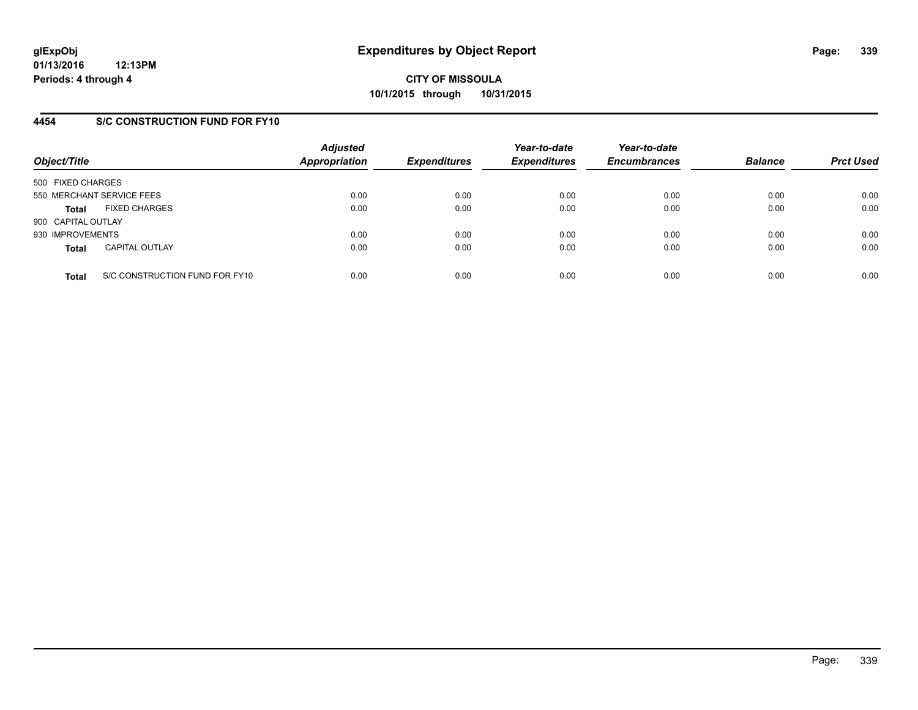# Expenditures by Object Report

glExpObj
01/13/2016 12:13PM
Periods: 4 through 4

**CITY OF MISSOULA**
**10/1/2015 through 10/31/2015**

## 4454 S/C CONSTRUCTION FUND FOR FY10

| Object/Title | Adjusted Appropriation | Expenditures | Year-to-date Expenditures | Year-to-date Encumbrances | Balance | Prct Used |
|---|---|---|---|---|---|---|
| 500 FIXED CHARGES | | | | | | |
| 550 MERCHANT SERVICE FEES | 0.00 | 0.00 | 0.00 | 0.00 | 0.00 | 0.00 |
| **Total** FIXED CHARGES | 0.00 | 0.00 | 0.00 | 0.00 | 0.00 | 0.00 |
| 900 CAPITAL OUTLAY | | | | | | |
| 930 IMPROVEMENTS | 0.00 | 0.00 | 0.00 | 0.00 | 0.00 | 0.00 |
| **Total** CAPITAL OUTLAY | 0.00 | 0.00 | 0.00 | 0.00 | 0.00 | 0.00 |
| **Total** S/C CONSTRUCTION FUND FOR FY10 | 0.00 | 0.00 | 0.00 | 0.00 | 0.00 | 0.00 |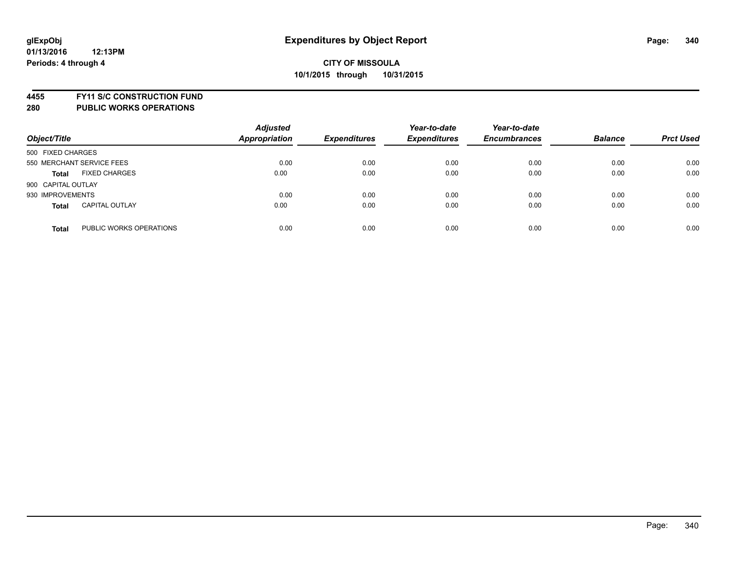# Expenditures by Object Report

**CITY OF MISSOULA**
**10/1/2015 through 10/31/2015**

glExpObj
01/13/2016 12:13PM
Periods: 4 through 4

**4455 FY11 S/C CONSTRUCTION FUND**
**280 PUBLIC WORKS OPERATIONS**

| Object/Title | | Adjusted Appropriation | Expenditures | Year-to-date Expenditures | Year-to-date Encumbrances | Balance | Prct Used |
|---|---|---|---|---|---|---|---|
| 500 FIXED CHARGES | | | | | | | |
| 550 MERCHANT SERVICE FEES | | 0.00 | 0.00 | 0.00 | 0.00 | 0.00 | 0.00 |
| **Total** | FIXED CHARGES | 0.00 | 0.00 | 0.00 | 0.00 | 0.00 | 0.00 |
| 900 CAPITAL OUTLAY | | | | | | | |
| 930 IMPROVEMENTS | | 0.00 | 0.00 | 0.00 | 0.00 | 0.00 | 0.00 |
| **Total** | CAPITAL OUTLAY | 0.00 | 0.00 | 0.00 | 0.00 | 0.00 | 0.00 |
| **Total** | PUBLIC WORKS OPERATIONS | 0.00 | 0.00 | 0.00 | 0.00 | 0.00 | 0.00 |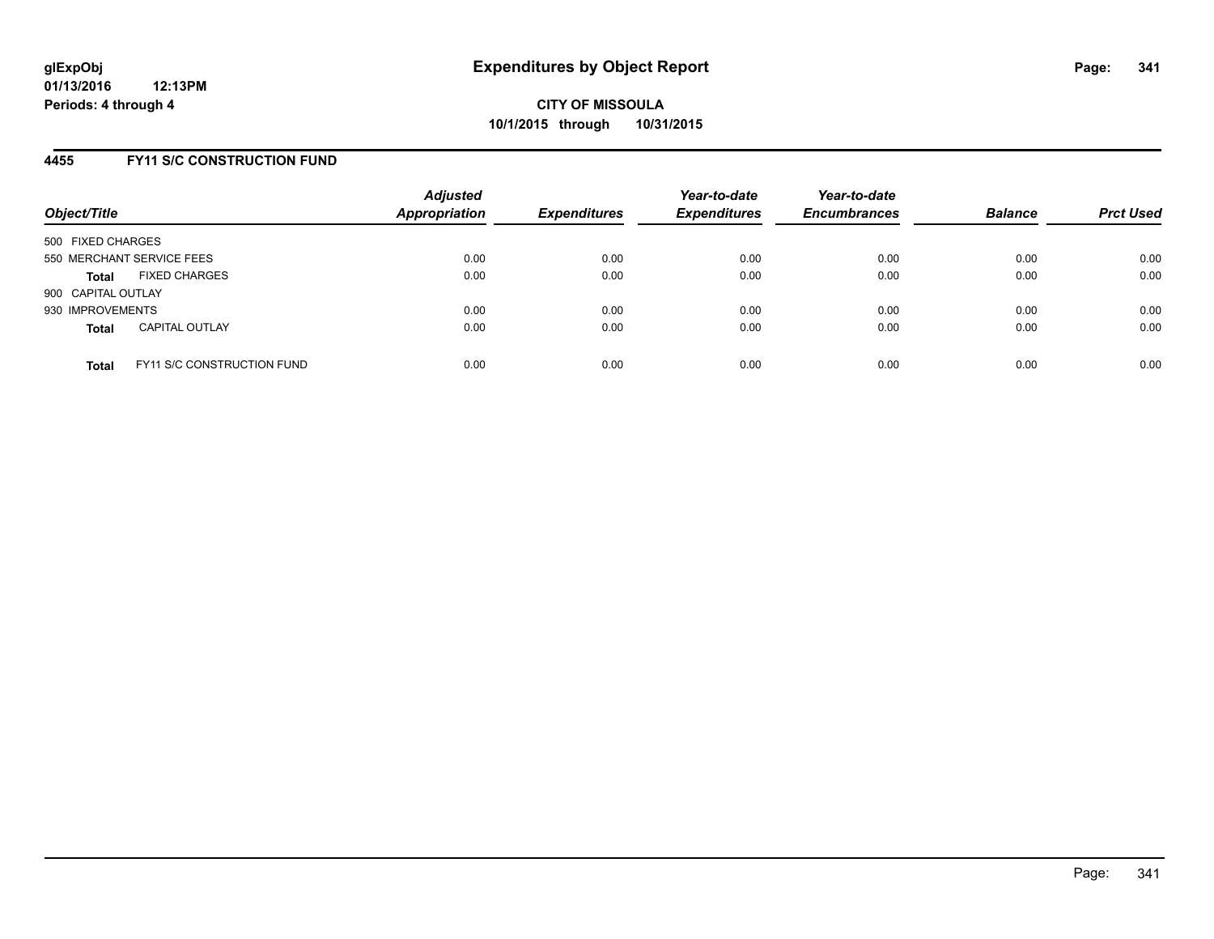**glExpObj**
**01/13/2016 12:13PM**
**Periods: 4 through 4**

# Expenditures by Object Report

**CITY OF MISSOULA**
**10/1/2015 through 10/31/2015**

## 4455 FY11 S/C CONSTRUCTION FUND

| Object/Title | Adjusted Appropriation | Expenditures | Year-to-date Expenditures | Year-to-date Encumbrances | Balance | Prct Used |
|---|---|---|---|---|---|---|
| 500 FIXED CHARGES | | | | | | |
| 550 MERCHANT SERVICE FEES | 0.00 | 0.00 | 0.00 | 0.00 | 0.00 | 0.00 |
| **Total** FIXED CHARGES | 0.00 | 0.00 | 0.00 | 0.00 | 0.00 | 0.00 |
| 900 CAPITAL OUTLAY | | | | | | |
| 930 IMPROVEMENTS | 0.00 | 0.00 | 0.00 | 0.00 | 0.00 | 0.00 |
| **Total** CAPITAL OUTLAY | 0.00 | 0.00 | 0.00 | 0.00 | 0.00 | 0.00 |
| **Total** FY11 S/C CONSTRUCTION FUND | 0.00 | 0.00 | 0.00 | 0.00 | 0.00 | 0.00 |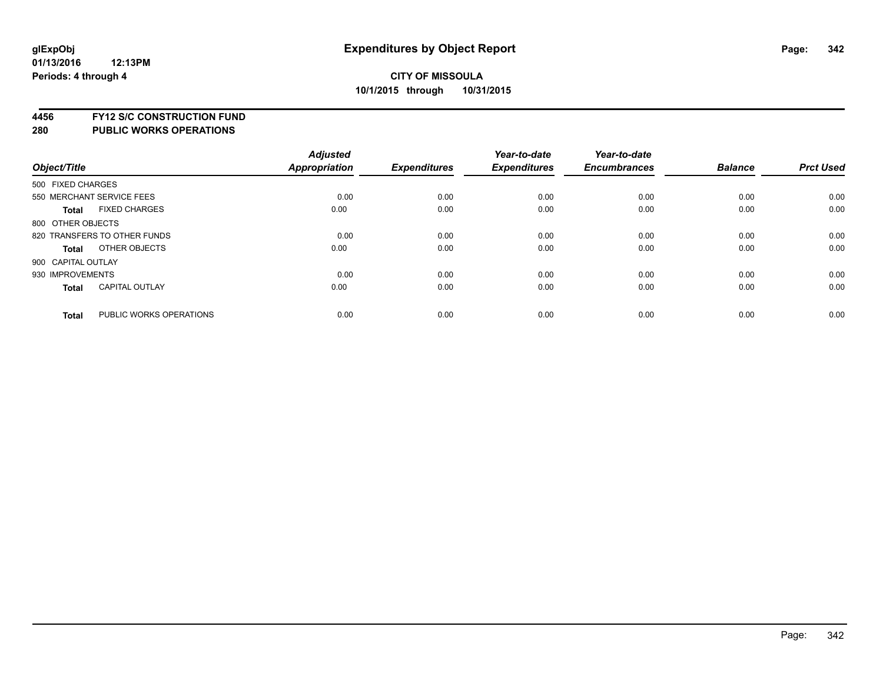glExpObj
01/13/2016 12:13PM
Periods: 4 through 4

# Expenditures by Object Report

**CITY OF MISSOULA**
**10/1/2015 through 10/31/2015**

**4456 FY12 S/C CONSTRUCTION FUND**
**280 PUBLIC WORKS OPERATIONS**

| Object/Title | | Adjusted Appropriation | Expenditures | Year-to-date Expenditures | Year-to-date Encumbrances | Balance | Prct Used |
|---|---|---|---|---|---|---|---|
| 500 FIXED CHARGES | | | | | | | |
| 550 MERCHANT SERVICE FEES | | 0.00 | 0.00 | 0.00 | 0.00 | 0.00 | 0.00 |
| **Total** | FIXED CHARGES | 0.00 | 0.00 | 0.00 | 0.00 | 0.00 | 0.00 |
| 800 OTHER OBJECTS | | | | | | | |
| 820 TRANSFERS TO OTHER FUNDS | | 0.00 | 0.00 | 0.00 | 0.00 | 0.00 | 0.00 |
| **Total** | OTHER OBJECTS | 0.00 | 0.00 | 0.00 | 0.00 | 0.00 | 0.00 |
| 900 CAPITAL OUTLAY | | | | | | | |
| 930 IMPROVEMENTS | | 0.00 | 0.00 | 0.00 | 0.00 | 0.00 | 0.00 |
| **Total** | CAPITAL OUTLAY | 0.00 | 0.00 | 0.00 | 0.00 | 0.00 | 0.00 |
| **Total** | PUBLIC WORKS OPERATIONS | 0.00 | 0.00 | 0.00 | 0.00 | 0.00 | 0.00 |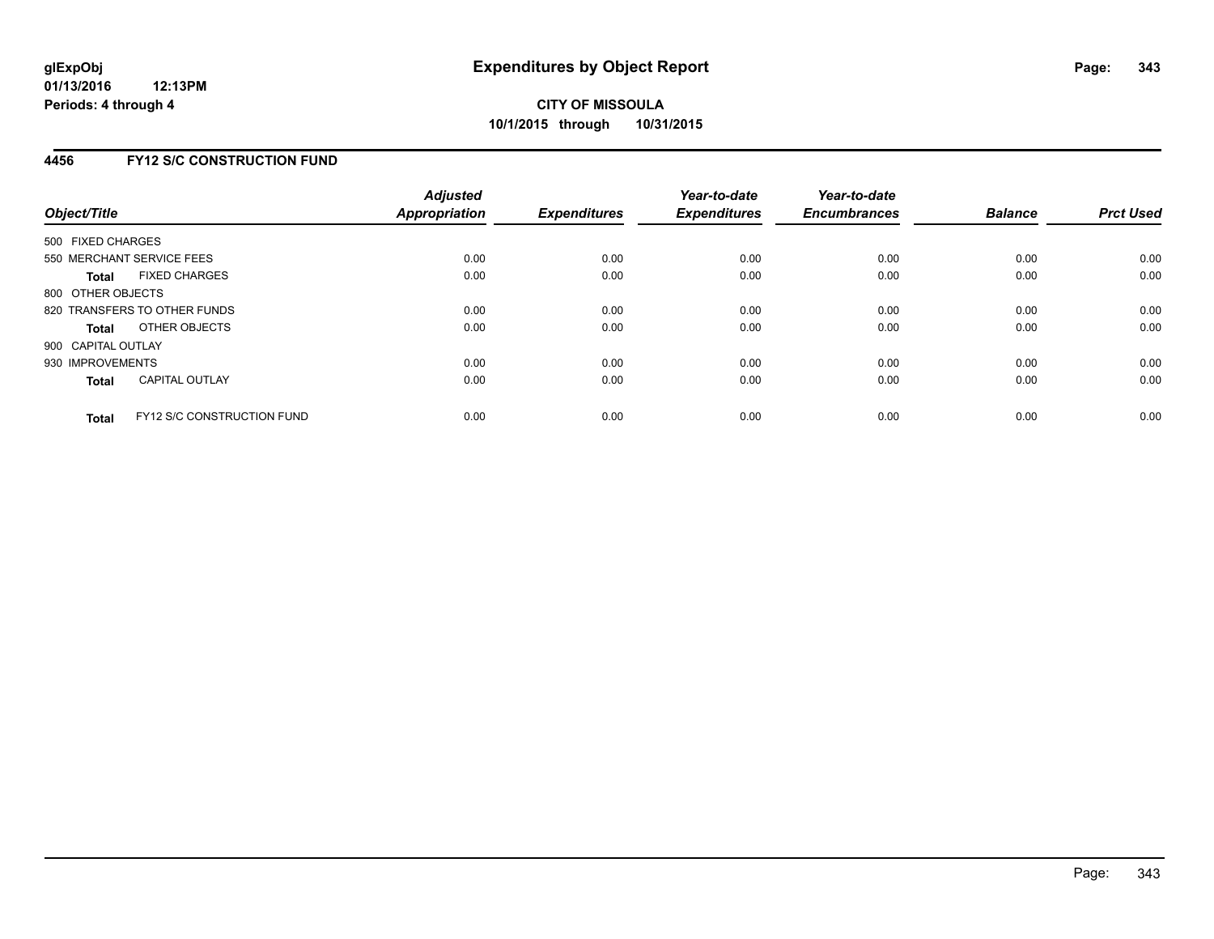# Expenditures by Object Report

glExpObj
01/13/2016 12:13PM
Periods: 4 through 4

**CITY OF MISSOULA**
**10/1/2015 through 10/31/2015**

## 4456 FY12 S/C CONSTRUCTION FUND

| Object/Title | Adjusted Appropriation | Expenditures | Year-to-date Expenditures | Year-to-date Encumbrances | Balance | Prct Used |
|---|---|---|---|---|---|---|
| 500 FIXED CHARGES | | | | | | |
| 550 MERCHANT SERVICE FEES | 0.00 | 0.00 | 0.00 | 0.00 | 0.00 | 0.00 |
| **Total** FIXED CHARGES | 0.00 | 0.00 | 0.00 | 0.00 | 0.00 | 0.00 |
| 800 OTHER OBJECTS | | | | | | |
| 820 TRANSFERS TO OTHER FUNDS | 0.00 | 0.00 | 0.00 | 0.00 | 0.00 | 0.00 |
| **Total** OTHER OBJECTS | 0.00 | 0.00 | 0.00 | 0.00 | 0.00 | 0.00 |
| 900 CAPITAL OUTLAY | | | | | | |
| 930 IMPROVEMENTS | 0.00 | 0.00 | 0.00 | 0.00 | 0.00 | 0.00 |
| **Total** CAPITAL OUTLAY | 0.00 | 0.00 | 0.00 | 0.00 | 0.00 | 0.00 |
| **Total** FY12 S/C CONSTRUCTION FUND | 0.00 | 0.00 | 0.00 | 0.00 | 0.00 | 0.00 |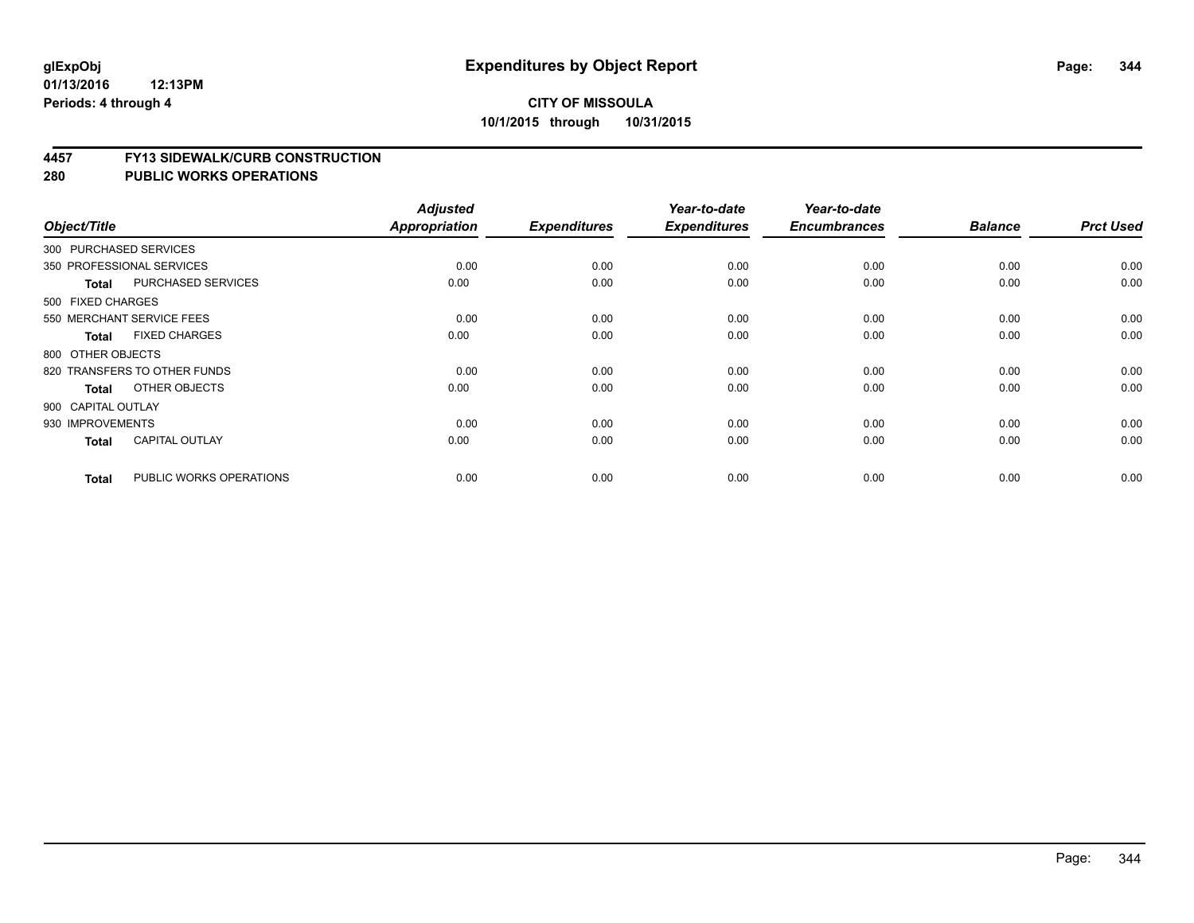# Expenditures by Object Report

glExpObj
01/13/2016 12:13PM
Periods: 4 through 4

**CITY OF MISSOULA**
**10/1/2015 through 10/31/2015**

## 4457 FY13 SIDEWALK/CURB CONSTRUCTION
## 280 PUBLIC WORKS OPERATIONS

| Object/Title | Adjusted Appropriation | Expenditures | Year-to-date Expenditures | Year-to-date Encumbrances | Balance | Prct Used |
|---|---|---|---|---|---|---|
| 300 PURCHASED SERVICES | | | | | | |
| 350 PROFESSIONAL SERVICES | 0.00 | 0.00 | 0.00 | 0.00 | 0.00 | 0.00 |
| **Total** PURCHASED SERVICES | 0.00 | 0.00 | 0.00 | 0.00 | 0.00 | 0.00 |
| 500 FIXED CHARGES | | | | | | |
| 550 MERCHANT SERVICE FEES | 0.00 | 0.00 | 0.00 | 0.00 | 0.00 | 0.00 |
| **Total** FIXED CHARGES | 0.00 | 0.00 | 0.00 | 0.00 | 0.00 | 0.00 |
| 800 OTHER OBJECTS | | | | | | |
| 820 TRANSFERS TO OTHER FUNDS | 0.00 | 0.00 | 0.00 | 0.00 | 0.00 | 0.00 |
| **Total** OTHER OBJECTS | 0.00 | 0.00 | 0.00 | 0.00 | 0.00 | 0.00 |
| 900 CAPITAL OUTLAY | | | | | | |
| 930 IMPROVEMENTS | 0.00 | 0.00 | 0.00 | 0.00 | 0.00 | 0.00 |
| **Total** CAPITAL OUTLAY | 0.00 | 0.00 | 0.00 | 0.00 | 0.00 | 0.00 |
| **Total** PUBLIC WORKS OPERATIONS | 0.00 | 0.00 | 0.00 | 0.00 | 0.00 | 0.00 |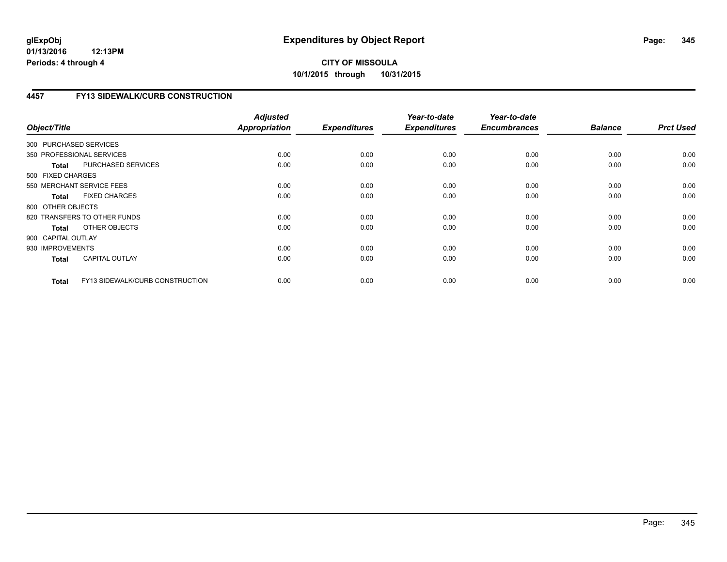# CITY OF MISSOULA

**10/1/2015 through 10/31/2015**

## 4457 FY13 SIDEWALK/CURB CONSTRUCTION

| Object/Title | | Adjusted Appropriation | Expenditures | Year-to-date Expenditures | Year-to-date Encumbrances | Balance | Prct Used |
|---|---|---|---|---|---|---|---|
| 300 PURCHASED SERVICES | | | | | | | |
| 350 PROFESSIONAL SERVICES | | 0.00 | 0.00 | 0.00 | 0.00 | 0.00 | 0.00 |
| **Total** | PURCHASED SERVICES | 0.00 | 0.00 | 0.00 | 0.00 | 0.00 | 0.00 |
| 500 FIXED CHARGES | | | | | | | |
| 550 MERCHANT SERVICE FEES | | 0.00 | 0.00 | 0.00 | 0.00 | 0.00 | 0.00 |
| **Total** | FIXED CHARGES | 0.00 | 0.00 | 0.00 | 0.00 | 0.00 | 0.00 |
| 800 OTHER OBJECTS | | | | | | | |
| 820 TRANSFERS TO OTHER FUNDS | | 0.00 | 0.00 | 0.00 | 0.00 | 0.00 | 0.00 |
| **Total** | OTHER OBJECTS | 0.00 | 0.00 | 0.00 | 0.00 | 0.00 | 0.00 |
| 900 CAPITAL OUTLAY | | | | | | | |
| 930 IMPROVEMENTS | | 0.00 | 0.00 | 0.00 | 0.00 | 0.00 | 0.00 |
| **Total** | CAPITAL OUTLAY | 0.00 | 0.00 | 0.00 | 0.00 | 0.00 | 0.00 |
| **Total** | FY13 SIDEWALK/CURB CONSTRUCTION | 0.00 | 0.00 | 0.00 | 0.00 | 0.00 | 0.00 |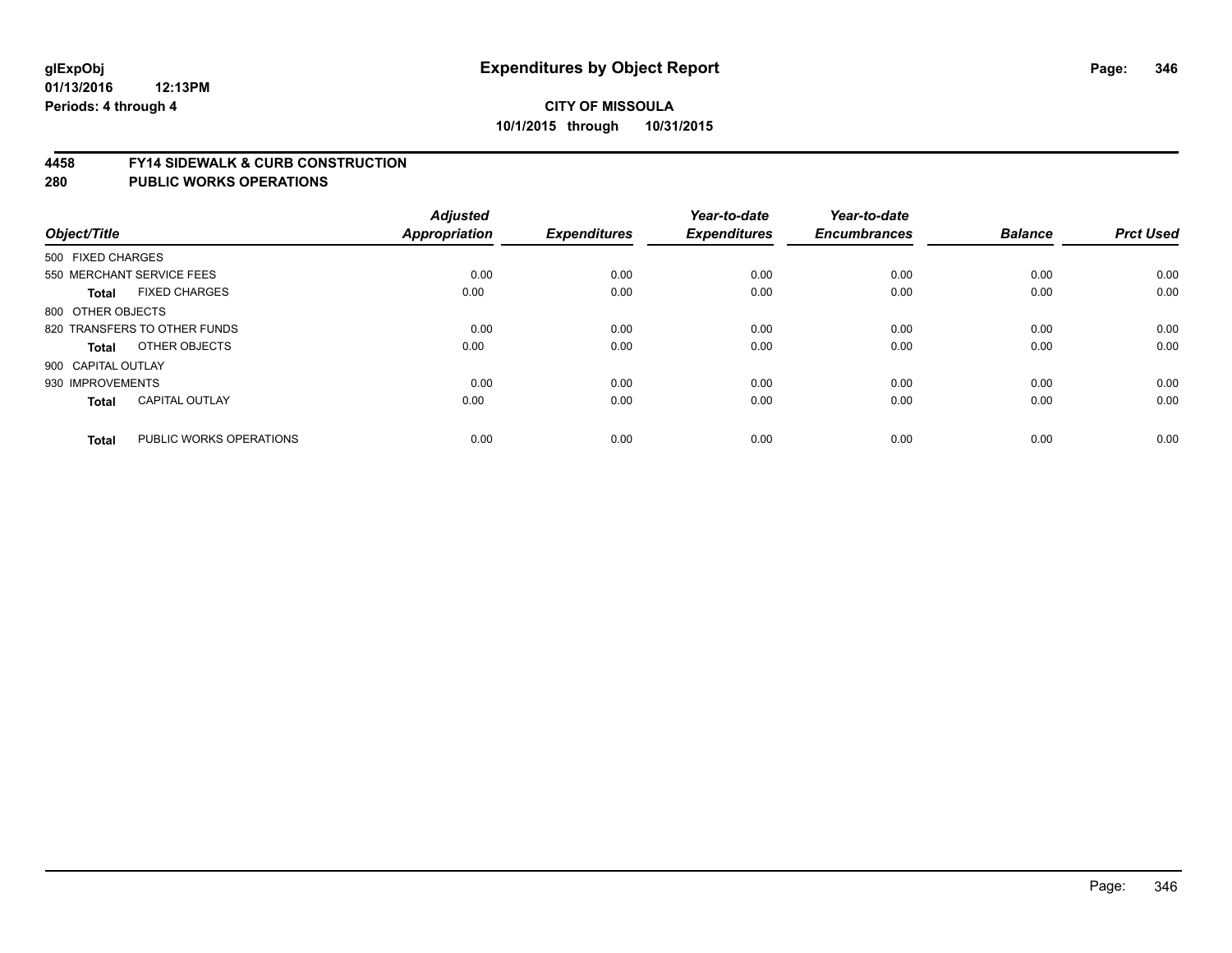**glExpObj**
**01/13/2016 12:13PM**
**Periods: 4 through 4**

# Expenditures by Object Report

**CITY OF MISSOULA**
**10/1/2015 through 10/31/2015**

## 4458 FY14 SIDEWALK & CURB CONSTRUCTION
## 280 PUBLIC WORKS OPERATIONS

| Object/Title | | Adjusted Appropriation | Expenditures | Year-to-date Expenditures | Year-to-date Encumbrances | Balance | Prct Used |
|---|---|---|---|---|---|---|---|
| 500 FIXED CHARGES | | | | | | | |
| 550 MERCHANT SERVICE FEES | | 0.00 | 0.00 | 0.00 | 0.00 | 0.00 | 0.00 |
| **Total** | FIXED CHARGES | 0.00 | 0.00 | 0.00 | 0.00 | 0.00 | 0.00 |
| 800 OTHER OBJECTS | | | | | | | |
| 820 TRANSFERS TO OTHER FUNDS | | 0.00 | 0.00 | 0.00 | 0.00 | 0.00 | 0.00 |
| **Total** | OTHER OBJECTS | 0.00 | 0.00 | 0.00 | 0.00 | 0.00 | 0.00 |
| 900 CAPITAL OUTLAY | | | | | | | |
| 930 IMPROVEMENTS | | 0.00 | 0.00 | 0.00 | 0.00 | 0.00 | 0.00 |
| **Total** | CAPITAL OUTLAY | 0.00 | 0.00 | 0.00 | 0.00 | 0.00 | 0.00 |
| **Total** | PUBLIC WORKS OPERATIONS | 0.00 | 0.00 | 0.00 | 0.00 | 0.00 | 0.00 |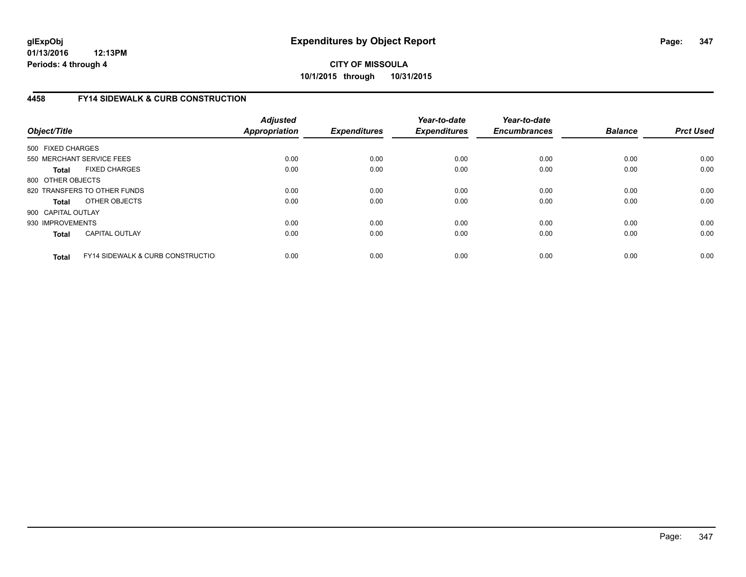# CITY OF MISSOULA

**10/1/2015 through 10/31/2015**

## 4458 FY14 SIDEWALK & CURB CONSTRUCTION

| Object/Title | | Adjusted Appropriation | Expenditures | Year-to-date Expenditures | Year-to-date Encumbrances | Balance | Prct Used |
|---|---|---|---|---|---|---|---|
| 500 FIXED CHARGES | | | | | | | |
| 550 MERCHANT SERVICE FEES | | 0.00 | 0.00 | 0.00 | 0.00 | 0.00 | 0.00 |
| **Total** | FIXED CHARGES | 0.00 | 0.00 | 0.00 | 0.00 | 0.00 | 0.00 |
| 800 OTHER OBJECTS | | | | | | | |
| 820 TRANSFERS TO OTHER FUNDS | | 0.00 | 0.00 | 0.00 | 0.00 | 0.00 | 0.00 |
| **Total** | OTHER OBJECTS | 0.00 | 0.00 | 0.00 | 0.00 | 0.00 | 0.00 |
| 900 CAPITAL OUTLAY | | | | | | | |
| 930 IMPROVEMENTS | | 0.00 | 0.00 | 0.00 | 0.00 | 0.00 | 0.00 |
| **Total** | CAPITAL OUTLAY | 0.00 | 0.00 | 0.00 | 0.00 | 0.00 | 0.00 |
| **Total** | FY14 SIDEWALK & CURB CONSTRUCTIO | 0.00 | 0.00 | 0.00 | 0.00 | 0.00 | 0.00 |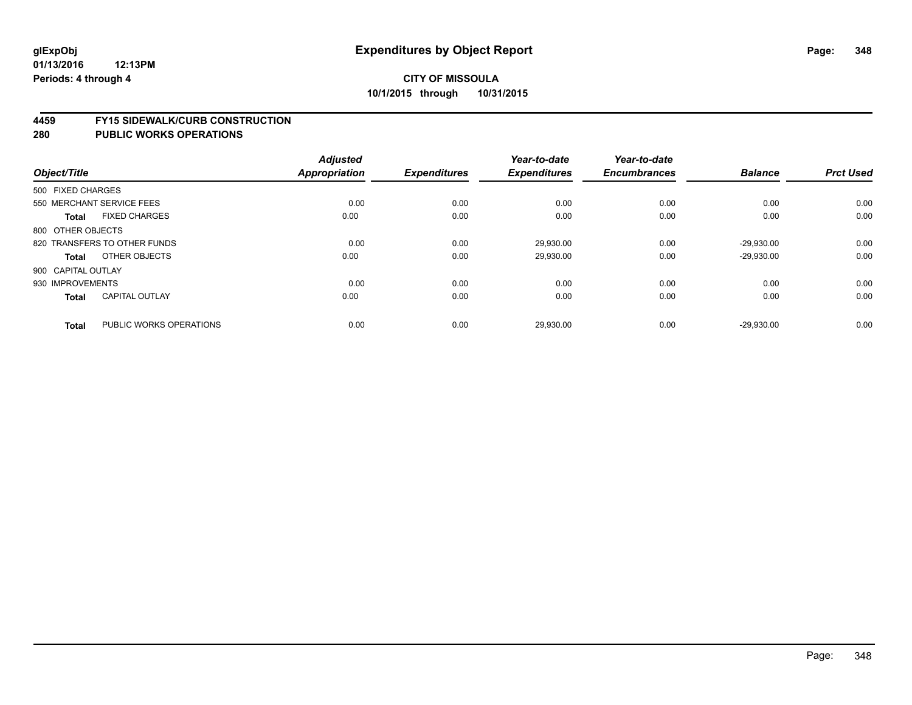# Expenditures by Object Report

glExpObj
01/13/2016 12:13PM
Periods: 4 through 4

**CITY OF MISSOULA**
**10/1/2015 through 10/31/2015**

## 4459 FY15 SIDEWALK/CURB CONSTRUCTION
## 280 PUBLIC WORKS OPERATIONS

| Object/Title | Adjusted Appropriation | Expenditures | Year-to-date Expenditures | Year-to-date Encumbrances | Balance | Prct Used |
|---|---|---|---|---|---|---|
| 500 FIXED CHARGES | | | | | | |
| 550 MERCHANT SERVICE FEES | 0.00 | 0.00 | 0.00 | 0.00 | 0.00 | 0.00 |
| **Total** FIXED CHARGES | 0.00 | 0.00 | 0.00 | 0.00 | 0.00 | 0.00 |
| 800 OTHER OBJECTS | | | | | | |
| 820 TRANSFERS TO OTHER FUNDS | 0.00 | 0.00 | 29,930.00 | 0.00 | -29,930.00 | 0.00 |
| **Total** OTHER OBJECTS | 0.00 | 0.00 | 29,930.00 | 0.00 | -29,930.00 | 0.00 |
| 900 CAPITAL OUTLAY | | | | | | |
| 930 IMPROVEMENTS | 0.00 | 0.00 | 0.00 | 0.00 | 0.00 | 0.00 |
| **Total** CAPITAL OUTLAY | 0.00 | 0.00 | 0.00 | 0.00 | 0.00 | 0.00 |
| **Total** PUBLIC WORKS OPERATIONS | 0.00 | 0.00 | 29,930.00 | 0.00 | -29,930.00 | 0.00 |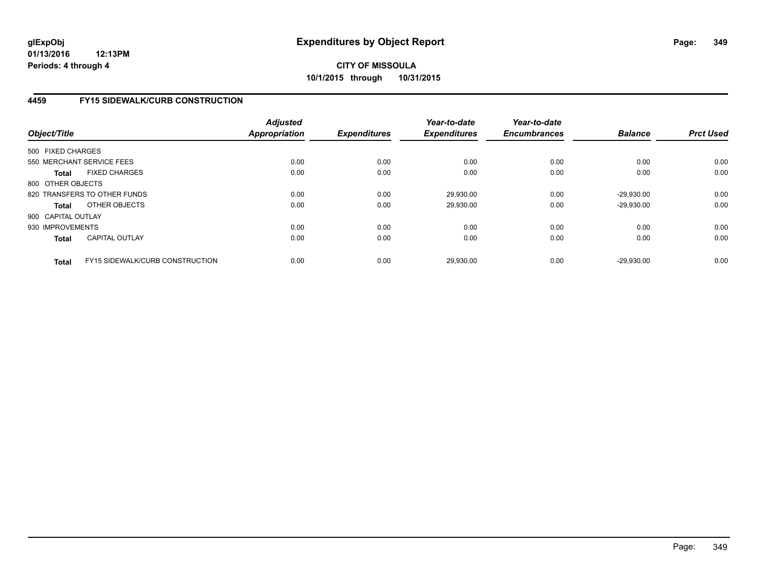**CITY OF MISSOULA**

**10/1/2015 through 10/31/2015**

## 4459 FY15 SIDEWALK/CURB CONSTRUCTION

| Object/Title | Adjusted Appropriation | Expenditures | Year-to-date Expenditures | Year-to-date Encumbrances | Balance | Prct Used |
|---|---|---|---|---|---|---|
| 500 FIXED CHARGES | | | | | | |
| 550 MERCHANT SERVICE FEES | 0.00 | 0.00 | 0.00 | 0.00 | 0.00 | 0.00 |
| **Total** FIXED CHARGES | 0.00 | 0.00 | 0.00 | 0.00 | 0.00 | 0.00 |
| 800 OTHER OBJECTS | | | | | | |
| 820 TRANSFERS TO OTHER FUNDS | 0.00 | 0.00 | 29,930.00 | 0.00 | -29,930.00 | 0.00 |
| **Total** OTHER OBJECTS | 0.00 | 0.00 | 29,930.00 | 0.00 | -29,930.00 | 0.00 |
| 900 CAPITAL OUTLAY | | | | | | |
| 930 IMPROVEMENTS | 0.00 | 0.00 | 0.00 | 0.00 | 0.00 | 0.00 |
| **Total** CAPITAL OUTLAY | 0.00 | 0.00 | 0.00 | 0.00 | 0.00 | 0.00 |
| **Total** FY15 SIDEWALK/CURB CONSTRUCTION | 0.00 | 0.00 | 29,930.00 | 0.00 | -29,930.00 | 0.00 |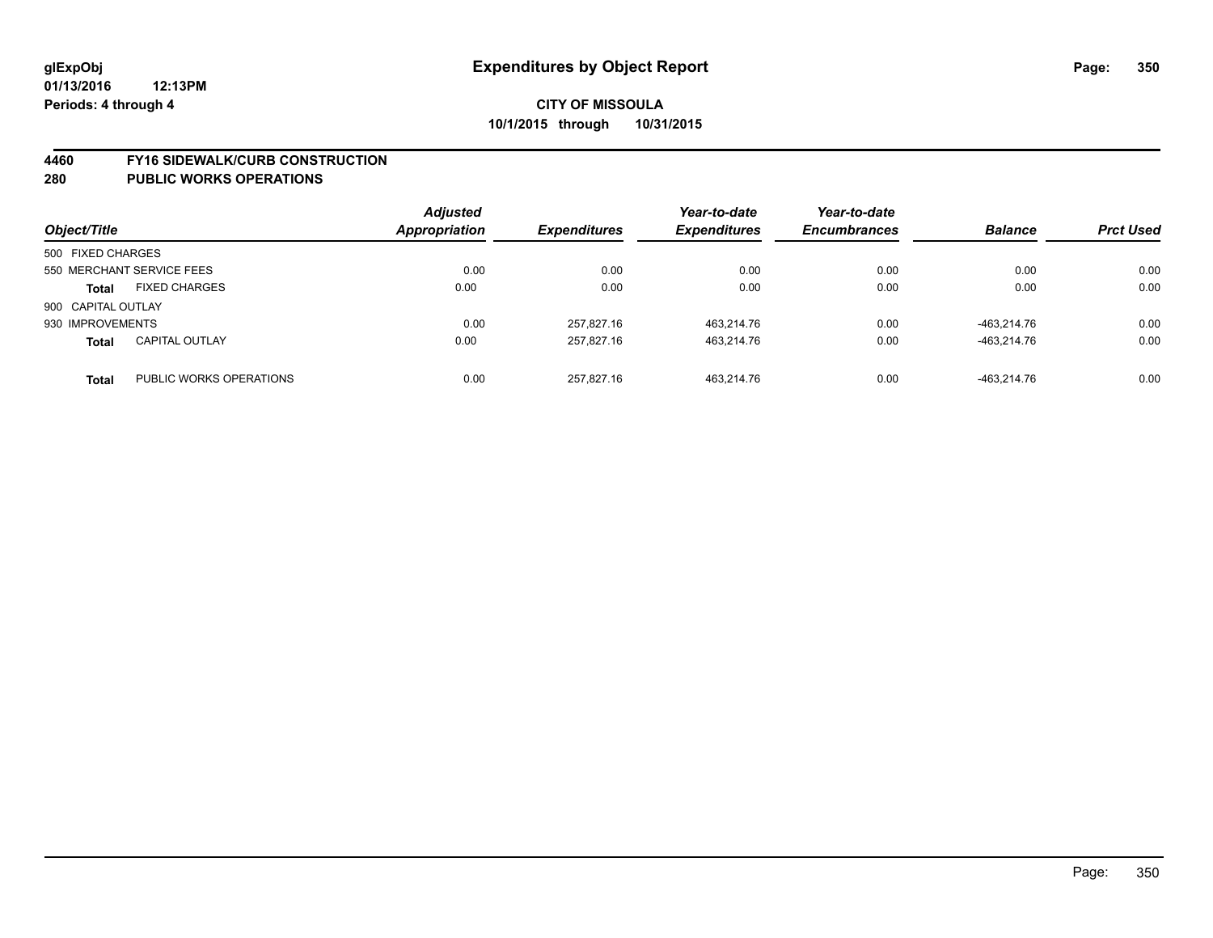**glExpObj**
**01/13/2016 12:13PM**
**Periods: 4 through 4**

# Expenditures by Object Report

**CITY OF MISSOULA**
**10/1/2015 through 10/31/2015**

## 4460 FY16 SIDEWALK/CURB CONSTRUCTION
## 280 PUBLIC WORKS OPERATIONS

| Object/Title | | Adjusted Appropriation | Expenditures | Year-to-date Expenditures | Year-to-date Encumbrances | Balance | Prct Used |
|---|---|---|---|---|---|---|---|
| 500 FIXED CHARGES | | | | | | | |
| 550 MERCHANT SERVICE FEES | | 0.00 | 0.00 | 0.00 | 0.00 | 0.00 | 0.00 |
| **Total** | FIXED CHARGES | 0.00 | 0.00 | 0.00 | 0.00 | 0.00 | 0.00 |
| 900 CAPITAL OUTLAY | | | | | | | |
| 930 IMPROVEMENTS | | 0.00 | 257,827.16 | 463,214.76 | 0.00 | -463,214.76 | 0.00 |
| **Total** | CAPITAL OUTLAY | 0.00 | 257,827.16 | 463,214.76 | 0.00 | -463,214.76 | 0.00 |
| **Total** | PUBLIC WORKS OPERATIONS | 0.00 | 257,827.16 | 463,214.76 | 0.00 | -463,214.76 | 0.00 |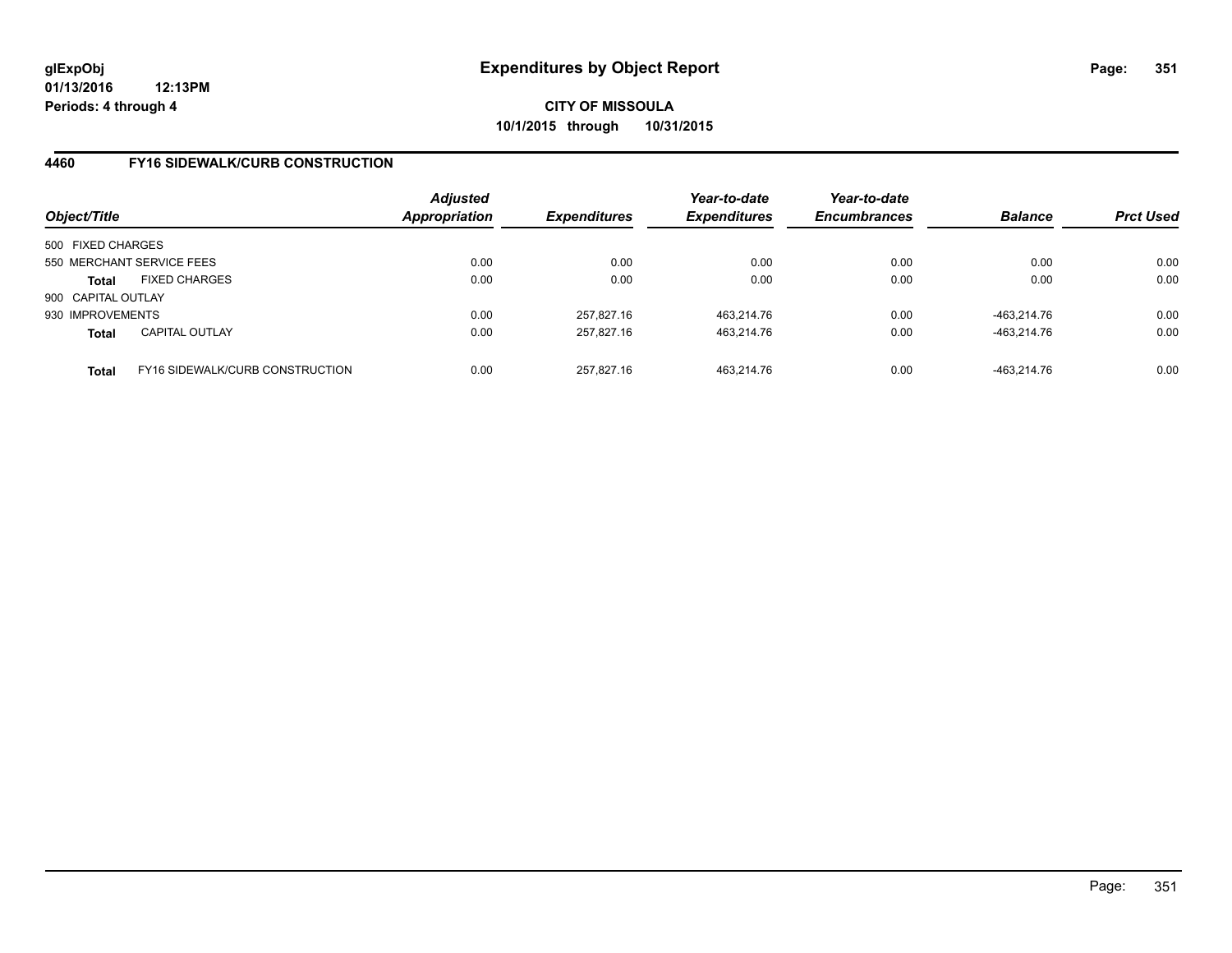**glExpObj**
**01/13/2016 12:13PM**
**Periods: 4 through 4**

# Expenditures by Object Report

**CITY OF MISSOULA**
**10/1/2015 through 10/31/2015**

## 4460 FY16 SIDEWALK/CURB CONSTRUCTION

| Object/Title | | *Adjusted Appropriation* | *Expenditures* | *Year-to-date Expenditures* | *Year-to-date Encumbrances* | *Balance* | *Prct Used* |
|---|---|---|---|---|---|---|---|
| 500 FIXED CHARGES | | | | | | | |
| 550 MERCHANT SERVICE FEES | | 0.00 | 0.00 | 0.00 | 0.00 | 0.00 | 0.00 |
| **Total** | FIXED CHARGES | 0.00 | 0.00 | 0.00 | 0.00 | 0.00 | 0.00 |
| 900 CAPITAL OUTLAY | | | | | | | |
| 930 IMPROVEMENTS | | 0.00 | 257,827.16 | 463,214.76 | 0.00 | -463,214.76 | 0.00 |
| **Total** | CAPITAL OUTLAY | 0.00 | 257,827.16 | 463,214.76 | 0.00 | -463,214.76 | 0.00 |
| **Total** | FY16 SIDEWALK/CURB CONSTRUCTION | 0.00 | 257,827.16 | 463,214.76 | 0.00 | -463,214.76 | 0.00 |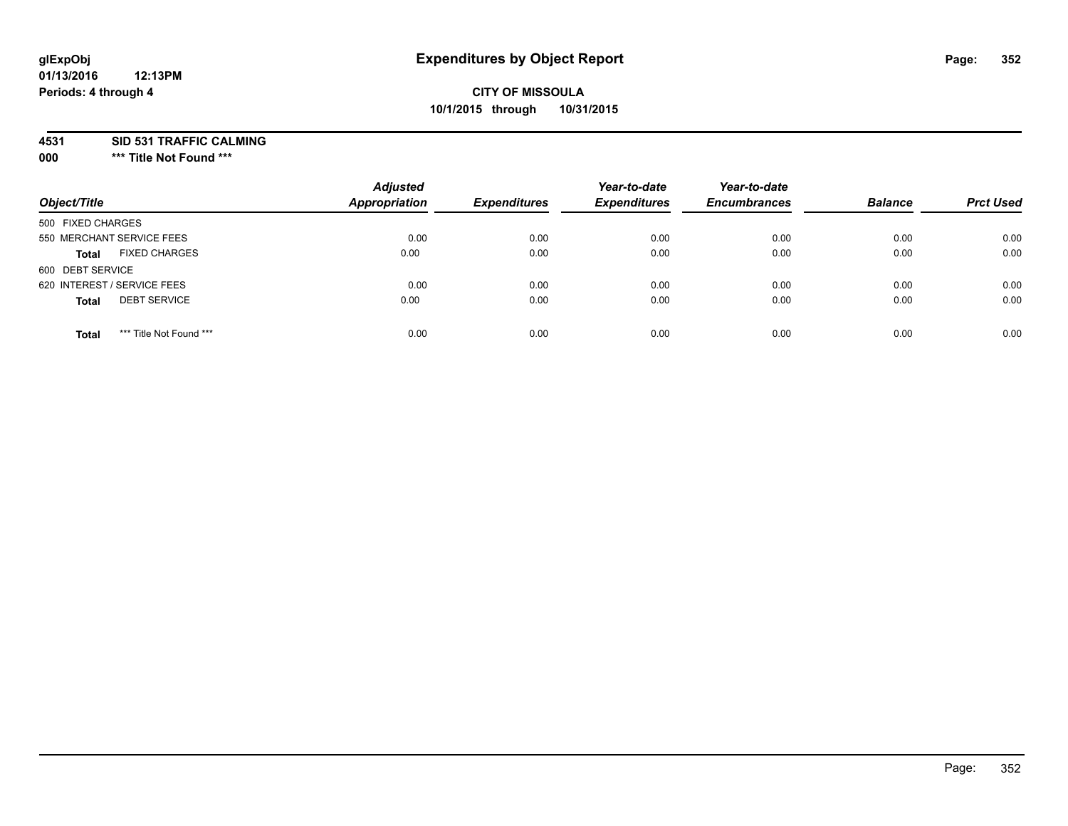**glExpObj**
**01/13/2016 12:13PM**
**Periods: 4 through 4**

# Expenditures by Object Report

**CITY OF MISSOULA**
**10/1/2015 through 10/31/2015**

**4531 SID 531 TRAFFIC CALMING**
**000 \*\*\* Title Not Found \*\*\***

| Object/Title | Adjusted Appropriation | Expenditures | Year-to-date Expenditures | Year-to-date Encumbrances | Balance | Prct Used |
|---|---|---|---|---|---|---|
| 500 FIXED CHARGES | | | | | | |
| 550 MERCHANT SERVICE FEES | 0.00 | 0.00 | 0.00 | 0.00 | 0.00 | 0.00 |
| **Total** FIXED CHARGES | 0.00 | 0.00 | 0.00 | 0.00 | 0.00 | 0.00 |
| 600 DEBT SERVICE | | | | | | |
| 620 INTEREST / SERVICE FEES | 0.00 | 0.00 | 0.00 | 0.00 | 0.00 | 0.00 |
| **Total** DEBT SERVICE | 0.00 | 0.00 | 0.00 | 0.00 | 0.00 | 0.00 |
| **Total** *** Title Not Found *** | 0.00 | 0.00 | 0.00 | 0.00 | 0.00 | 0.00 |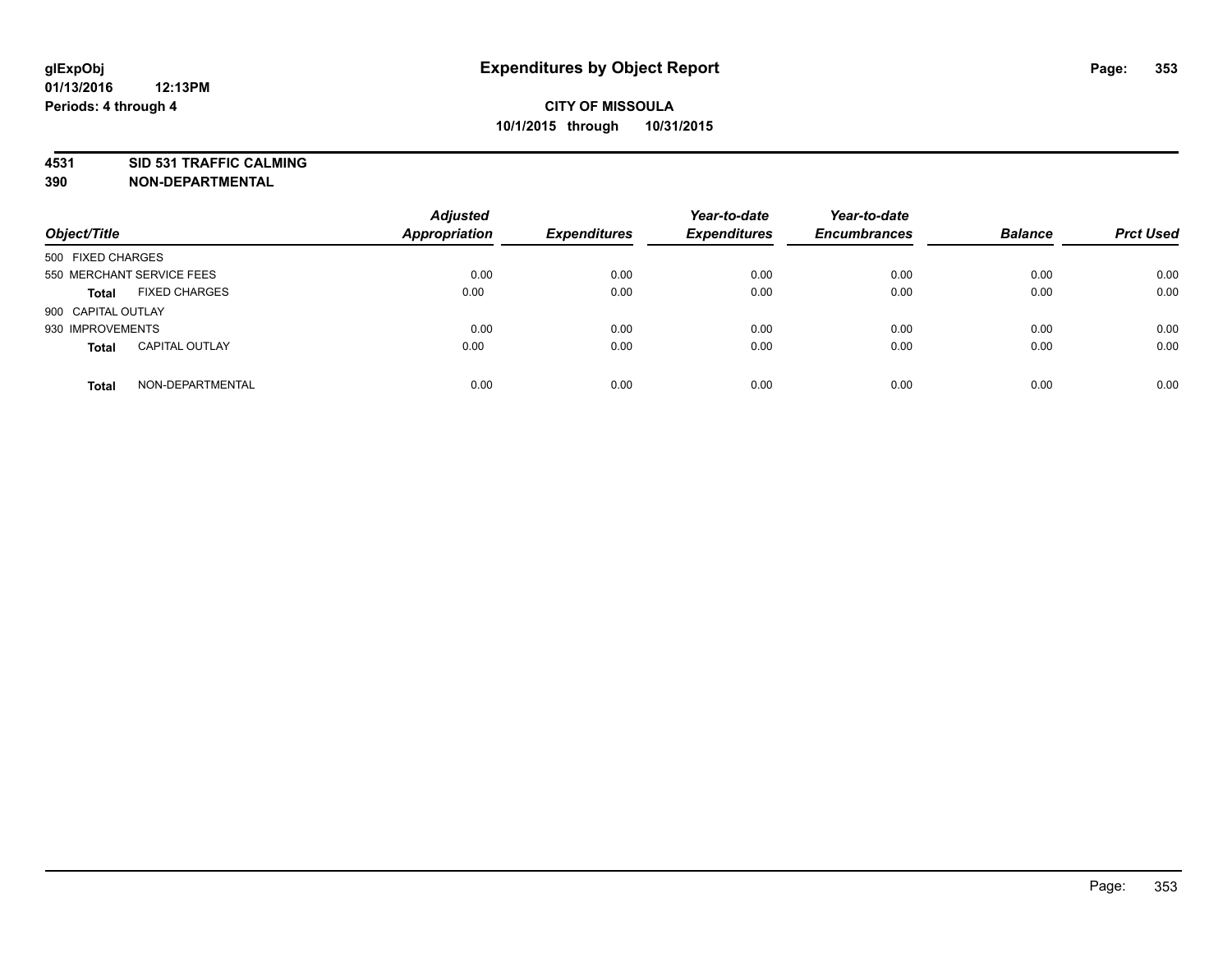**glExpObj** **Expenditures by Object Report**
**01/13/2016 12:13PM**
**Periods: 4 through 4**

**CITY OF MISSOULA**
**10/1/2015 through 10/31/2015**

**4531 SID 531 TRAFFIC CALMING**
**390 NON-DEPARTMENTAL**

| Object/Title | | Adjusted Appropriation | Expenditures | Year-to-date Expenditures | Year-to-date Encumbrances | Balance | Prct Used |
|---|---|---|---|---|---|---|---|
| 500 FIXED CHARGES | | | | | | | |
| 550 MERCHANT SERVICE FEES | | 0.00 | 0.00 | 0.00 | 0.00 | 0.00 | 0.00 |
| **Total** | FIXED CHARGES | 0.00 | 0.00 | 0.00 | 0.00 | 0.00 | 0.00 |
| 900 CAPITAL OUTLAY | | | | | | | |
| 930 IMPROVEMENTS | | 0.00 | 0.00 | 0.00 | 0.00 | 0.00 | 0.00 |
| **Total** | CAPITAL OUTLAY | 0.00 | 0.00 | 0.00 | 0.00 | 0.00 | 0.00 |
| **Total** | NON-DEPARTMENTAL | 0.00 | 0.00 | 0.00 | 0.00 | 0.00 | 0.00 |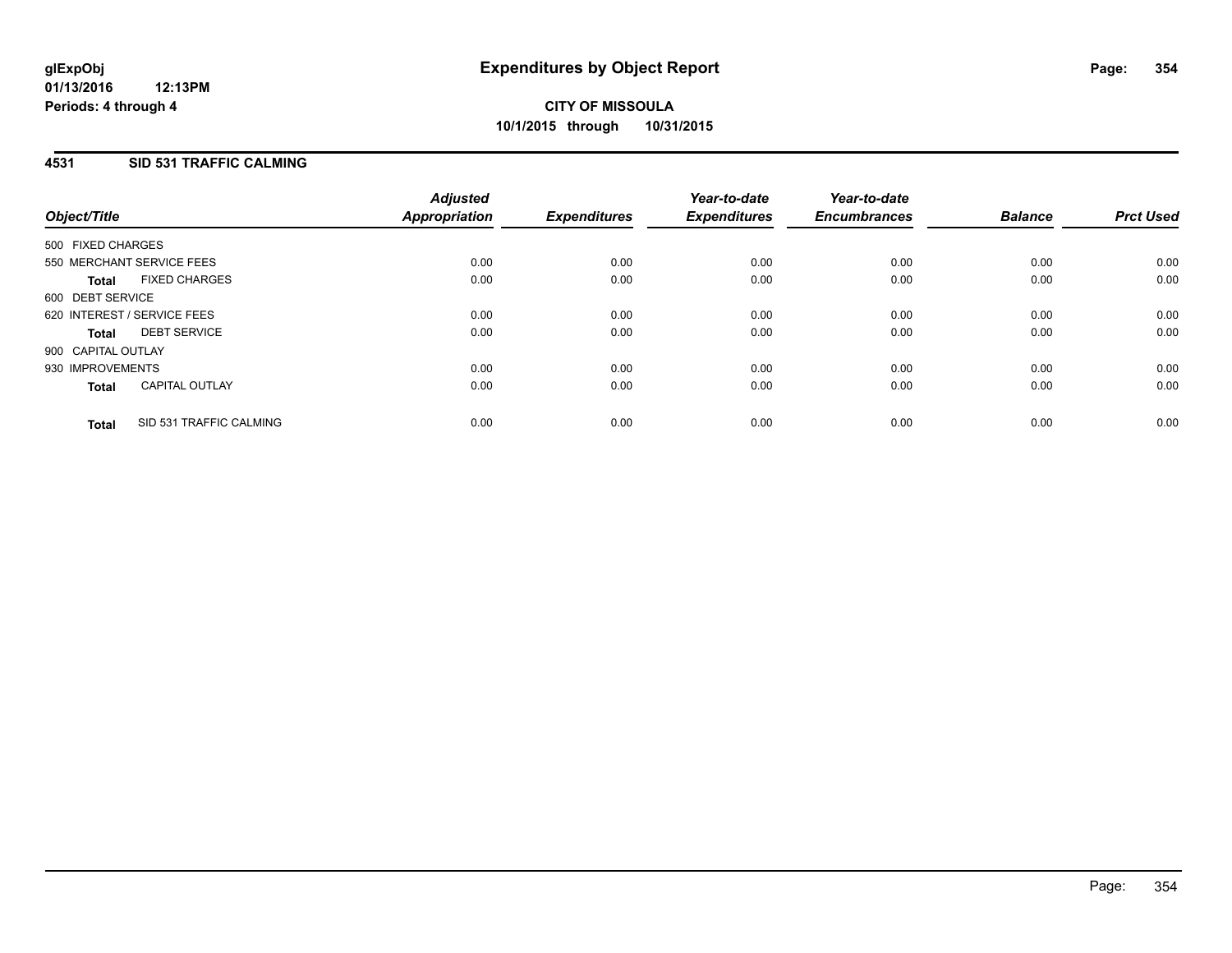**glExpObj**
**01/13/2016 12:13PM**
**Periods: 4 through 4**

# Expenditures by Object Report

**CITY OF MISSOULA**
**10/1/2015 through 10/31/2015**

## 4531 SID 531 TRAFFIC CALMING

| Object/Title | Adjusted Appropriation | Expenditures | Year-to-date Expenditures | Year-to-date Encumbrances | Balance | Prct Used |
|---|---|---|---|---|---|---|
| 500 FIXED CHARGES | | | | | | |
| 550 MERCHANT SERVICE FEES | 0.00 | 0.00 | 0.00 | 0.00 | 0.00 | 0.00 |
| **Total** FIXED CHARGES | 0.00 | 0.00 | 0.00 | 0.00 | 0.00 | 0.00 |
| 600 DEBT SERVICE | | | | | | |
| 620 INTEREST / SERVICE FEES | 0.00 | 0.00 | 0.00 | 0.00 | 0.00 | 0.00 |
| **Total** DEBT SERVICE | 0.00 | 0.00 | 0.00 | 0.00 | 0.00 | 0.00 |
| 900 CAPITAL OUTLAY | | | | | | |
| 930 IMPROVEMENTS | 0.00 | 0.00 | 0.00 | 0.00 | 0.00 | 0.00 |
| **Total** CAPITAL OUTLAY | 0.00 | 0.00 | 0.00 | 0.00 | 0.00 | 0.00 |
| **Total** SID 531 TRAFFIC CALMING | 0.00 | 0.00 | 0.00 | 0.00 | 0.00 | 0.00 |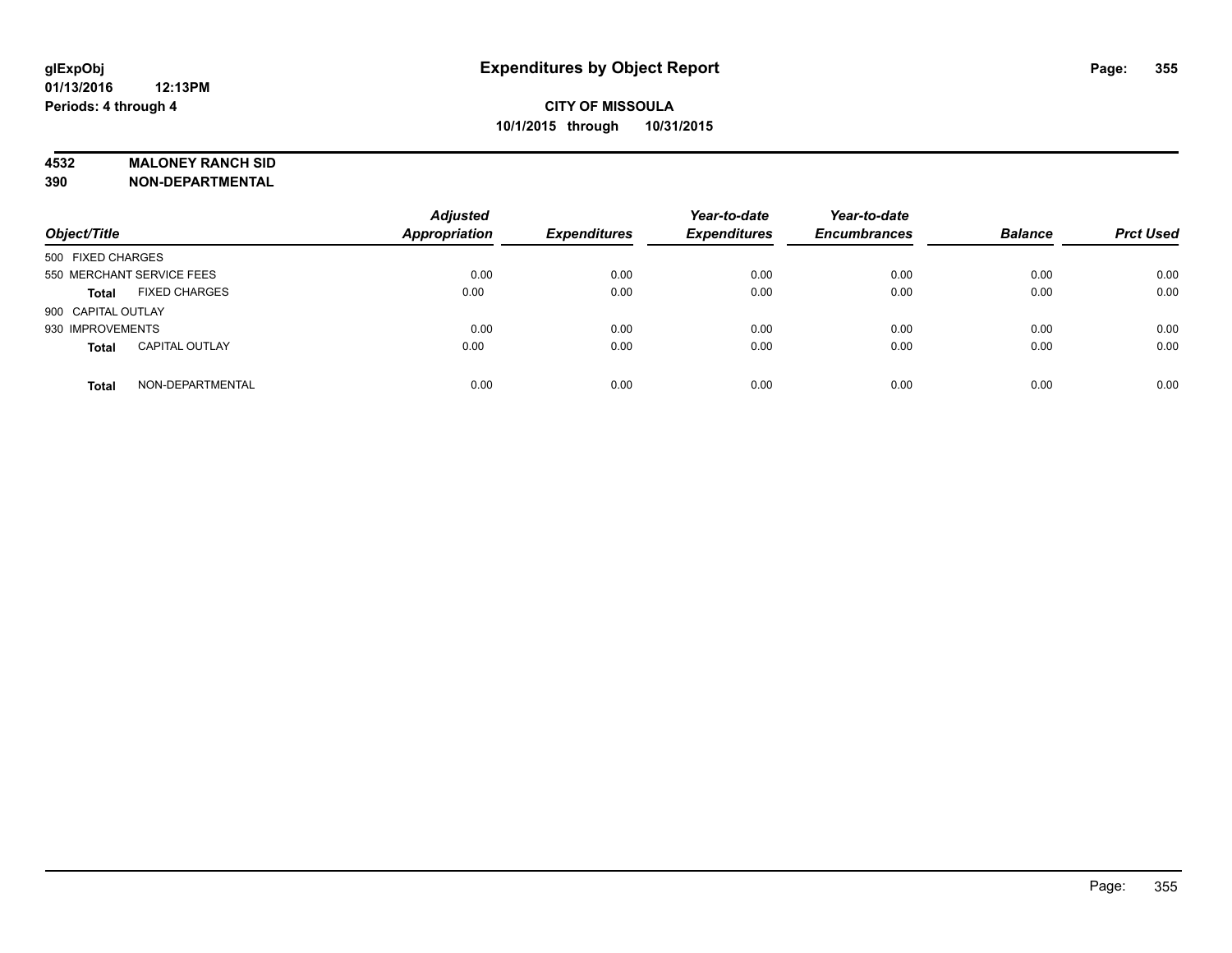**glExpObj** **Expenditures by Object Report**

**01/13/2016 12:13PM**

**Periods: 4 through 4**

**CITY OF MISSOULA**

**10/1/2015 through 10/31/2015**

**4532 MALONEY RANCH SID**

**390 NON-DEPARTMENTAL**

| Object/Title | | Adjusted Appropriation | Expenditures | Year-to-date Expenditures | Year-to-date Encumbrances | Balance | Prct Used |
|---|---|---|---|---|---|---|---|
| 500 FIXED CHARGES | | | | | | | |
| 550 MERCHANT SERVICE FEES | | 0.00 | 0.00 | 0.00 | 0.00 | 0.00 | 0.00 |
| **Total** | FIXED CHARGES | 0.00 | 0.00 | 0.00 | 0.00 | 0.00 | 0.00 |
| 900 CAPITAL OUTLAY | | | | | | | |
| 930 IMPROVEMENTS | | 0.00 | 0.00 | 0.00 | 0.00 | 0.00 | 0.00 |
| **Total** | CAPITAL OUTLAY | 0.00 | 0.00 | 0.00 | 0.00 | 0.00 | 0.00 |
| **Total** | NON-DEPARTMENTAL | 0.00 | 0.00 | 0.00 | 0.00 | 0.00 | 0.00 |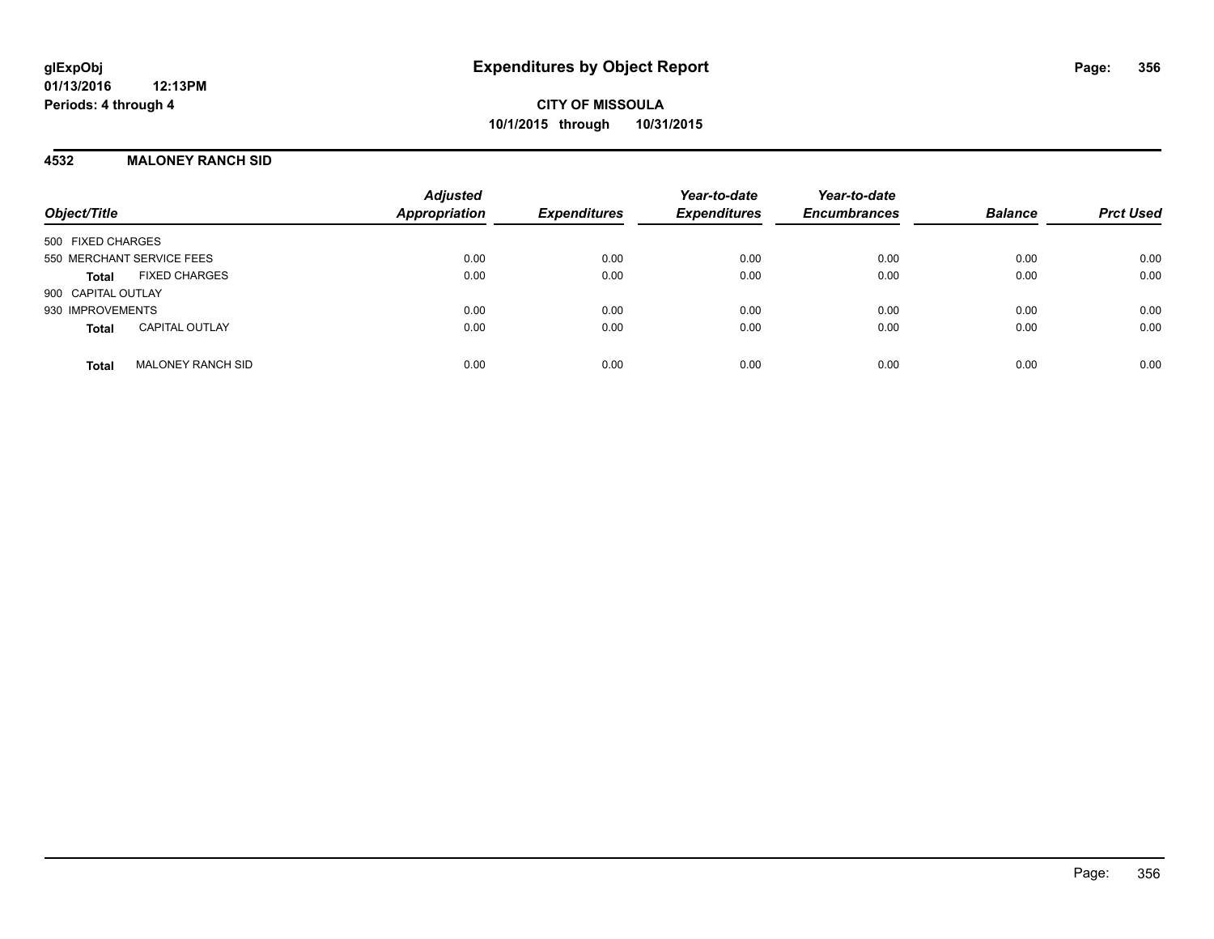**glExpObj**
**01/13/2016 12:13PM**
**Periods: 4 through 4**

# Expenditures by Object Report

**CITY OF MISSOULA**
**10/1/2015 through 10/31/2015**

## 4532 MALONEY RANCH SID

| Object/Title | Adjusted Appropriation | Expenditures | Year-to-date Expenditures | Year-to-date Encumbrances | Balance | Prct Used |
|---|---|---|---|---|---|---|
| 500 FIXED CHARGES | | | | | | |
| 550 MERCHANT SERVICE FEES | 0.00 | 0.00 | 0.00 | 0.00 | 0.00 | 0.00 |
| **Total** FIXED CHARGES | 0.00 | 0.00 | 0.00 | 0.00 | 0.00 | 0.00 |
| 900 CAPITAL OUTLAY | | | | | | |
| 930 IMPROVEMENTS | 0.00 | 0.00 | 0.00 | 0.00 | 0.00 | 0.00 |
| **Total** CAPITAL OUTLAY | 0.00 | 0.00 | 0.00 | 0.00 | 0.00 | 0.00 |
| **Total** MALONEY RANCH SID | 0.00 | 0.00 | 0.00 | 0.00 | 0.00 | 0.00 |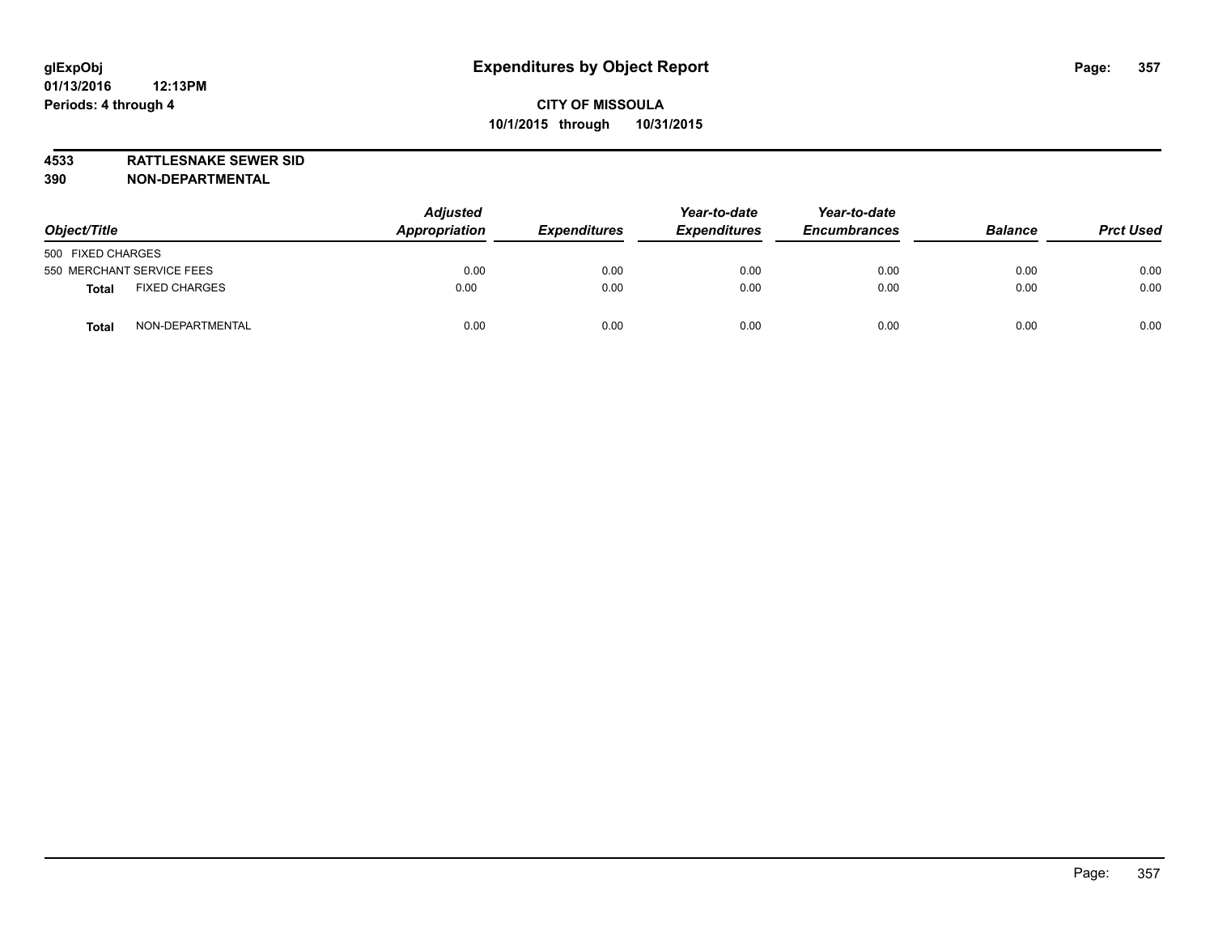# Expenditures by Object Report

glExpObj
01/13/2016 12:13PM
Periods: 4 through 4

**CITY OF MISSOULA**
**10/1/2015 through 10/31/2015**

**4533 RATTLESNAKE SEWER SID**
**390 NON-DEPARTMENTAL**

| Object/Title | Adjusted Appropriation | Expenditures | Year-to-date Expenditures | Year-to-date Encumbrances | Balance | Prct Used |
|---|---|---|---|---|---|---|
| 500 FIXED CHARGES | | | | | | |
| 550 MERCHANT SERVICE FEES | 0.00 | 0.00 | 0.00 | 0.00 | 0.00 | 0.00 |
| **Total** FIXED CHARGES | 0.00 | 0.00 | 0.00 | 0.00 | 0.00 | 0.00 |
| **Total** NON-DEPARTMENTAL | 0.00 | 0.00 | 0.00 | 0.00 | 0.00 | 0.00 |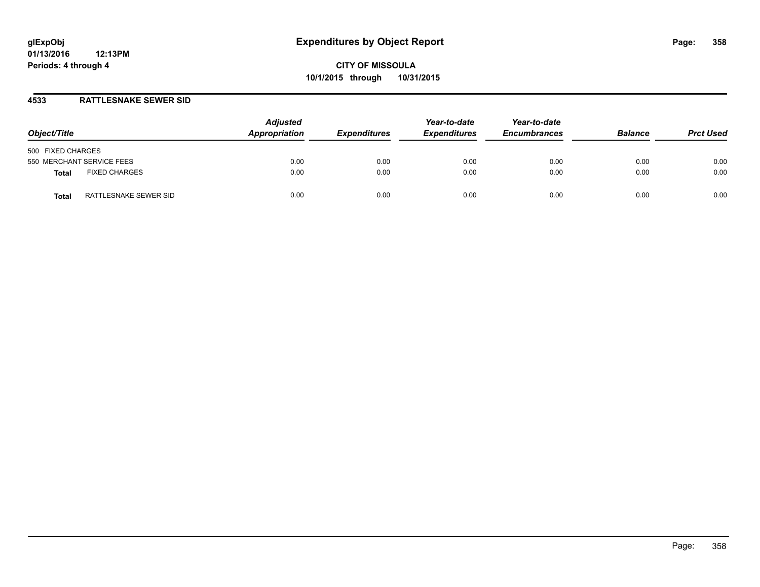# Expenditures by Object Report

glExpObj
01/13/2016 12:13PM
Periods: 4 through 4

**CITY OF MISSOULA**
**10/1/2015 through 10/31/2015**

## 4533 RATTLESNAKE SEWER SID

| Object/Title | Adjusted Appropriation | Expenditures | Year-to-date Expenditures | Year-to-date Encumbrances | Balance | Prct Used |
|---|---|---|---|---|---|---|
| 500 FIXED CHARGES | | | | | | |
| 550 MERCHANT SERVICE FEES | 0.00 | 0.00 | 0.00 | 0.00 | 0.00 | 0.00 |
| **Total** FIXED CHARGES | 0.00 | 0.00 | 0.00 | 0.00 | 0.00 | 0.00 |
| **Total** RATTLESNAKE SEWER SID | 0.00 | 0.00 | 0.00 | 0.00 | 0.00 | 0.00 |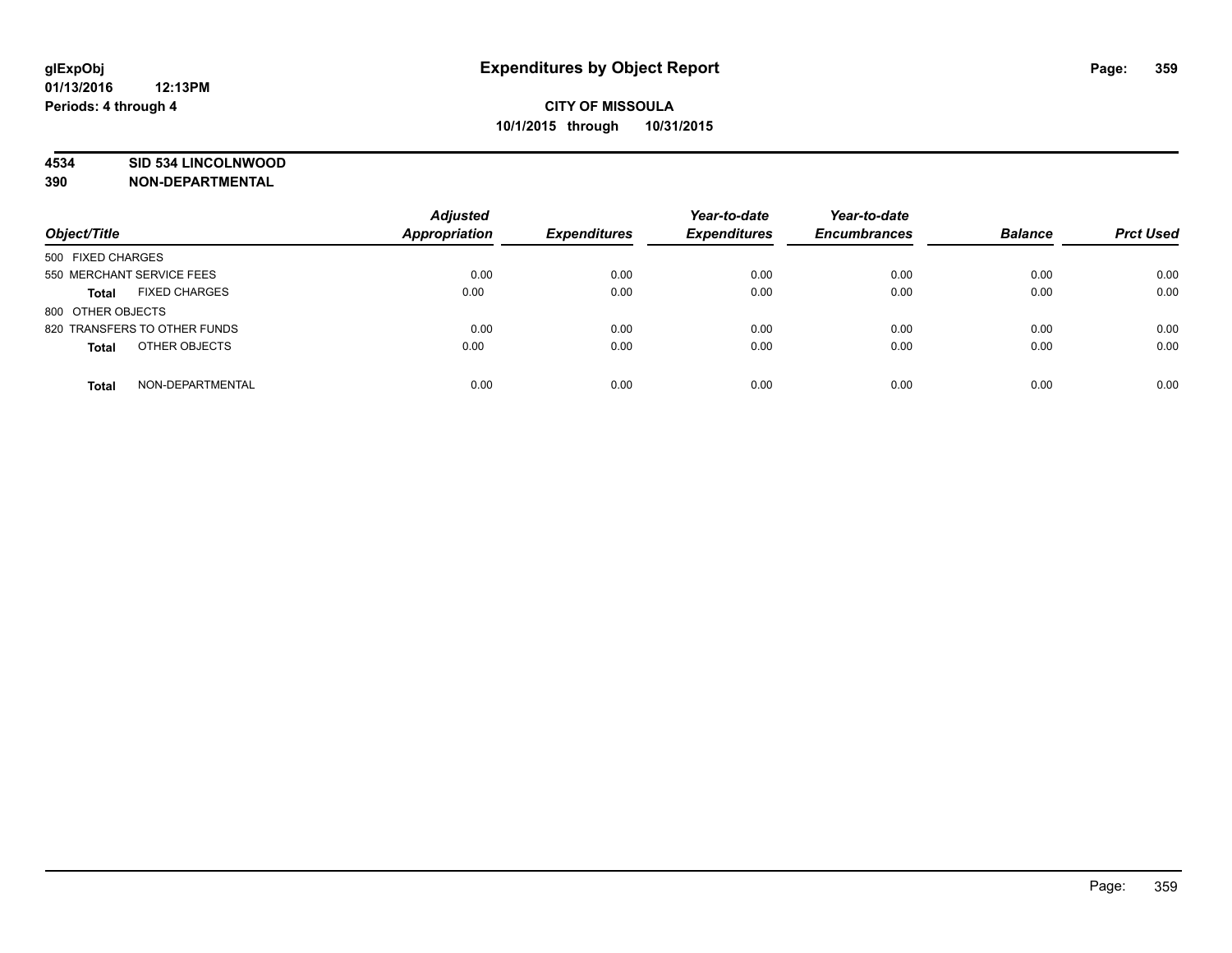# Expenditures by Object Report

glExpObj
01/13/2016 12:13PM
Periods: 4 through 4

**CITY OF MISSOULA**
**10/1/2015 through 10/31/2015**

**4534 SID 534 LINCOLNWOOD**
**390 NON-DEPARTMENTAL**

| Object/Title | Adjusted Appropriation | Expenditures | Year-to-date Expenditures | Year-to-date Encumbrances | Balance | Prct Used |
|---|---|---|---|---|---|---|
| 500 FIXED CHARGES | | | | | | |
| 550 MERCHANT SERVICE FEES | 0.00 | 0.00 | 0.00 | 0.00 | 0.00 | 0.00 |
| **Total** FIXED CHARGES | 0.00 | 0.00 | 0.00 | 0.00 | 0.00 | 0.00 |
| 800 OTHER OBJECTS | | | | | | |
| 820 TRANSFERS TO OTHER FUNDS | 0.00 | 0.00 | 0.00 | 0.00 | 0.00 | 0.00 |
| **Total** OTHER OBJECTS | 0.00 | 0.00 | 0.00 | 0.00 | 0.00 | 0.00 |
| **Total** NON-DEPARTMENTAL | 0.00 | 0.00 | 0.00 | 0.00 | 0.00 | 0.00 |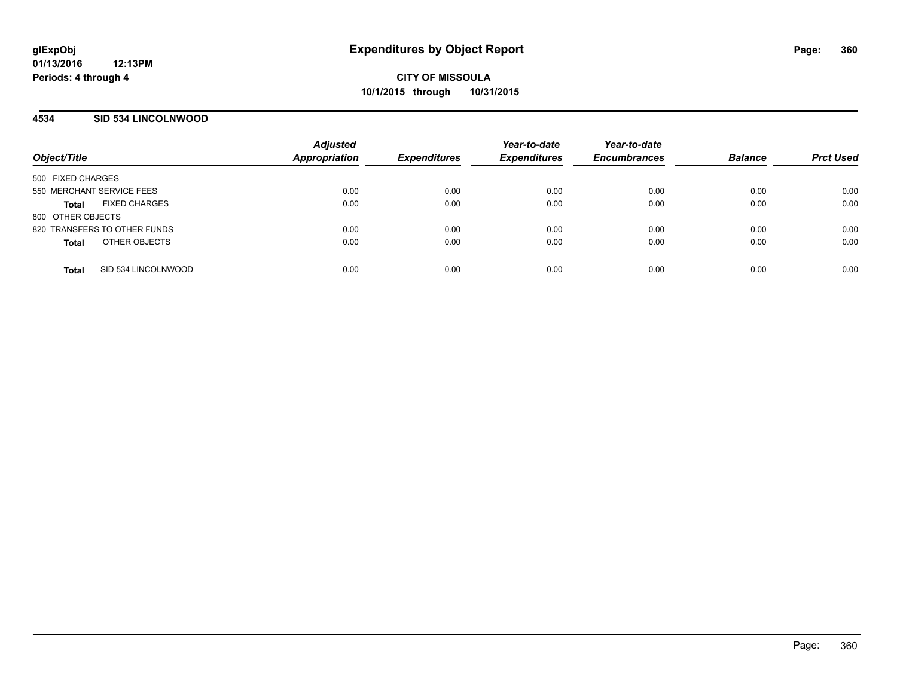**Expenditures by Object Report**

**CITY OF MISSOULA**
**10/1/2015 through 10/31/2015**

glExpObj
01/13/2016 12:13PM
Periods: 4 through 4

## 4534 SID 534 LINCOLNWOOD

| Object/Title | Adjusted Appropriation | Expenditures | Year-to-date Expenditures | Year-to-date Encumbrances | Balance | Prct Used |
|---|---|---|---|---|---|---|
| 500 FIXED CHARGES | | | | | | |
| 550 MERCHANT SERVICE FEES | 0.00 | 0.00 | 0.00 | 0.00 | 0.00 | 0.00 |
| **Total** FIXED CHARGES | 0.00 | 0.00 | 0.00 | 0.00 | 0.00 | 0.00 |
| 800 OTHER OBJECTS | | | | | | |
| 820 TRANSFERS TO OTHER FUNDS | 0.00 | 0.00 | 0.00 | 0.00 | 0.00 | 0.00 |
| **Total** OTHER OBJECTS | 0.00 | 0.00 | 0.00 | 0.00 | 0.00 | 0.00 |
| **Total** SID 534 LINCOLNWOOD | 0.00 | 0.00 | 0.00 | 0.00 | 0.00 | 0.00 |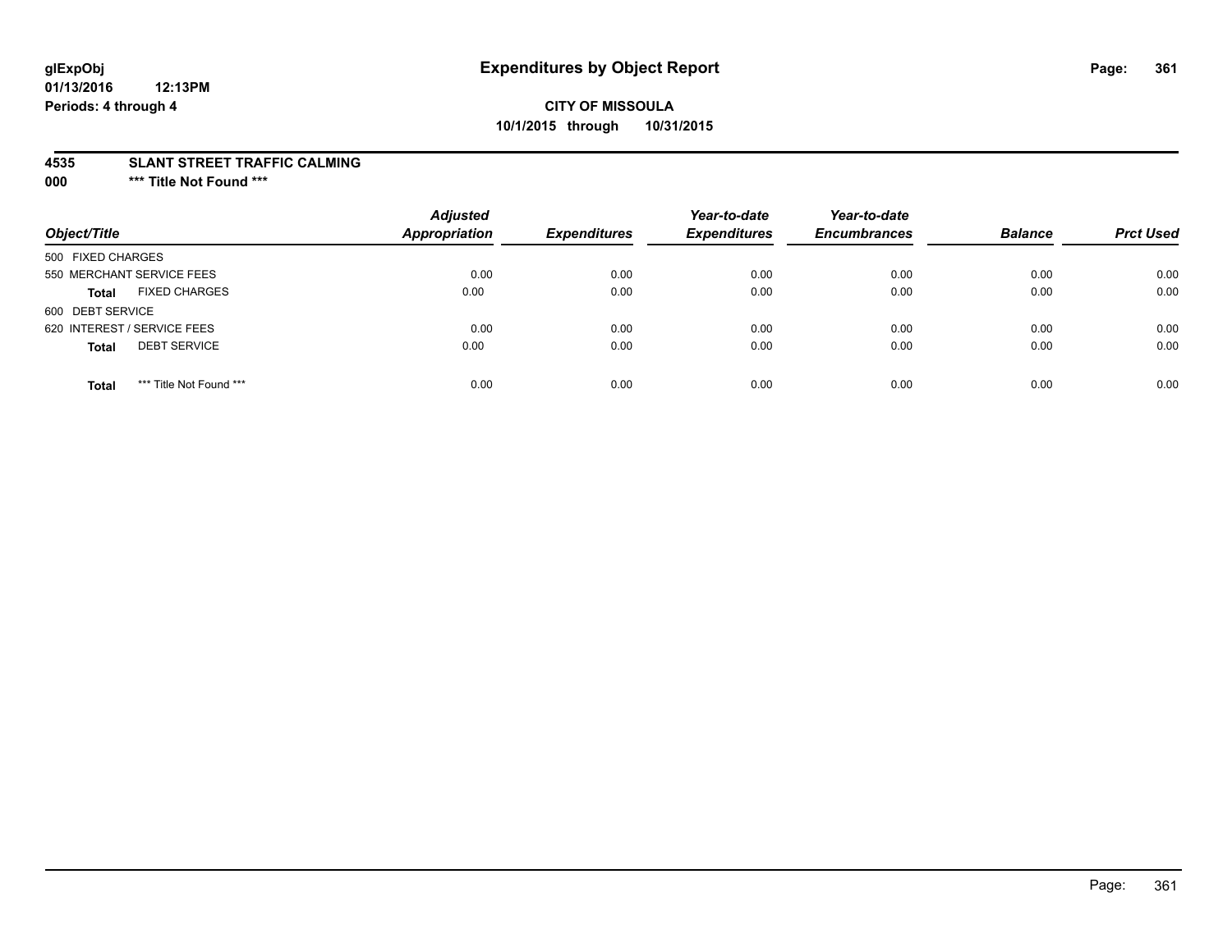**glExpObj**
**01/13/2016 12:13PM**
**Periods: 4 through 4**

# Expenditures by Object Report

**CITY OF MISSOULA**
**10/1/2015 through 10/31/2015**

**4535 SLANT STREET TRAFFIC CALMING**
**000 \*\*\* Title Not Found \*\*\***

| Object/Title | Adjusted Appropriation | Expenditures | Year-to-date Expenditures | Year-to-date Encumbrances | Balance | Prct Used |
|---|---|---|---|---|---|---|
| 500 FIXED CHARGES | | | | | | |
| 550 MERCHANT SERVICE FEES | 0.00 | 0.00 | 0.00 | 0.00 | 0.00 | 0.00 |
| **Total** FIXED CHARGES | 0.00 | 0.00 | 0.00 | 0.00 | 0.00 | 0.00 |
| 600 DEBT SERVICE | | | | | | |
| 620 INTEREST / SERVICE FEES | 0.00 | 0.00 | 0.00 | 0.00 | 0.00 | 0.00 |
| **Total** DEBT SERVICE | 0.00 | 0.00 | 0.00 | 0.00 | 0.00 | 0.00 |
| **Total** *** Title Not Found *** | 0.00 | 0.00 | 0.00 | 0.00 | 0.00 | 0.00 |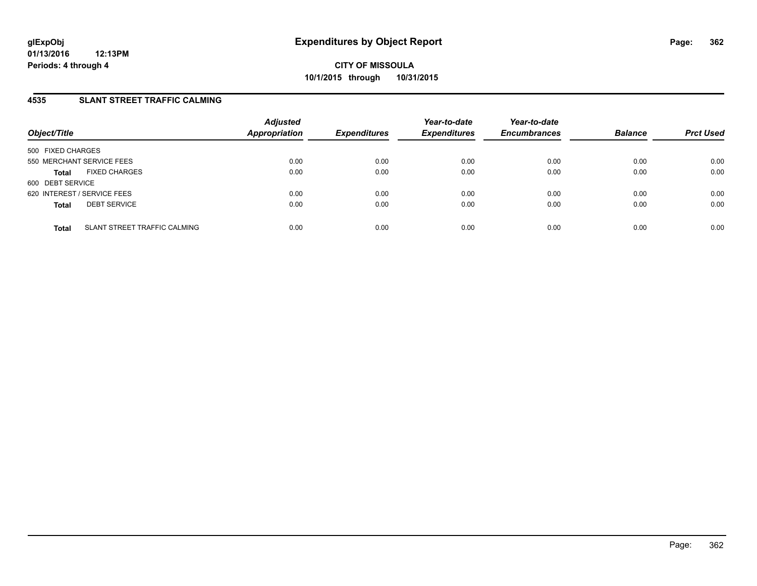# Expenditures by Object Report

glExpObj
01/13/2016 12:13PM
Periods: 4 through 4

**CITY OF MISSOULA**
**10/1/2015 through 10/31/2015**

## 4535 SLANT STREET TRAFFIC CALMING

| Object/Title | Adjusted Appropriation | Expenditures | Year-to-date Expenditures | Year-to-date Encumbrances | Balance | Prct Used |
|---|---|---|---|---|---|---|
| 500 FIXED CHARGES | | | | | | |
| 550 MERCHANT SERVICE FEES | 0.00 | 0.00 | 0.00 | 0.00 | 0.00 | 0.00 |
| **Total** FIXED CHARGES | 0.00 | 0.00 | 0.00 | 0.00 | 0.00 | 0.00 |
| 600 DEBT SERVICE | | | | | | |
| 620 INTEREST / SERVICE FEES | 0.00 | 0.00 | 0.00 | 0.00 | 0.00 | 0.00 |
| **Total** DEBT SERVICE | 0.00 | 0.00 | 0.00 | 0.00 | 0.00 | 0.00 |
| **Total** SLANT STREET TRAFFIC CALMING | 0.00 | 0.00 | 0.00 | 0.00 | 0.00 | 0.00 |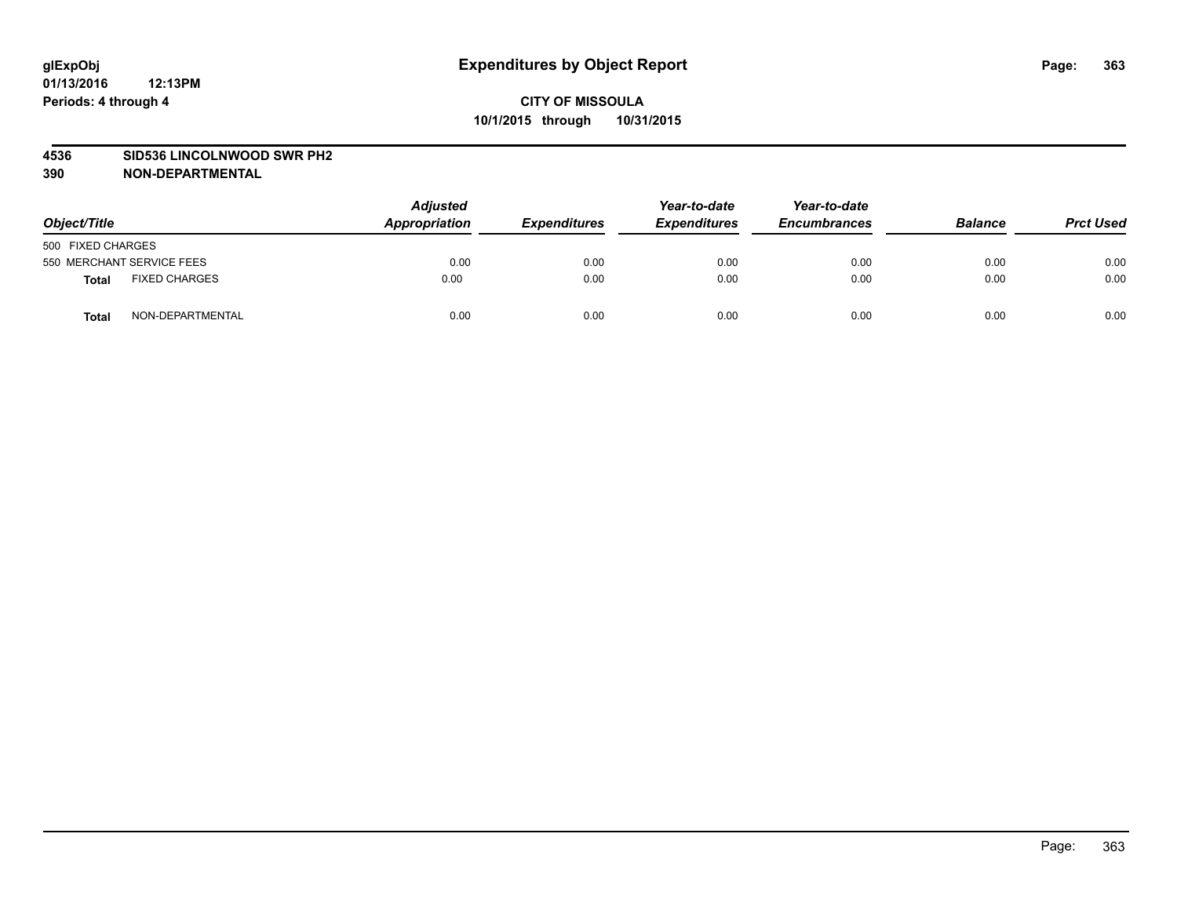**glExpObj**
**01/13/2016 12:13PM**
**Periods: 4 through 4**

# Expenditures by Object Report

**CITY OF MISSOULA**
**10/1/2015 through 10/31/2015**

**4536 SID536 LINCOLNWOOD SWR PH2**
**390 NON-DEPARTMENTAL**

| Object/Title | | Adjusted Appropriation | Expenditures | Year-to-date Expenditures | Year-to-date Encumbrances | Balance | Prct Used |
|---|---|---|---|---|---|---|---|
| 500 FIXED CHARGES | | | | | | | |
| 550 MERCHANT SERVICE FEES | | 0.00 | 0.00 | 0.00 | 0.00 | 0.00 | 0.00 |
| **Total** | FIXED CHARGES | 0.00 | 0.00 | 0.00 | 0.00 | 0.00 | 0.00 |
| **Total** | NON-DEPARTMENTAL | 0.00 | 0.00 | 0.00 | 0.00 | 0.00 | 0.00 |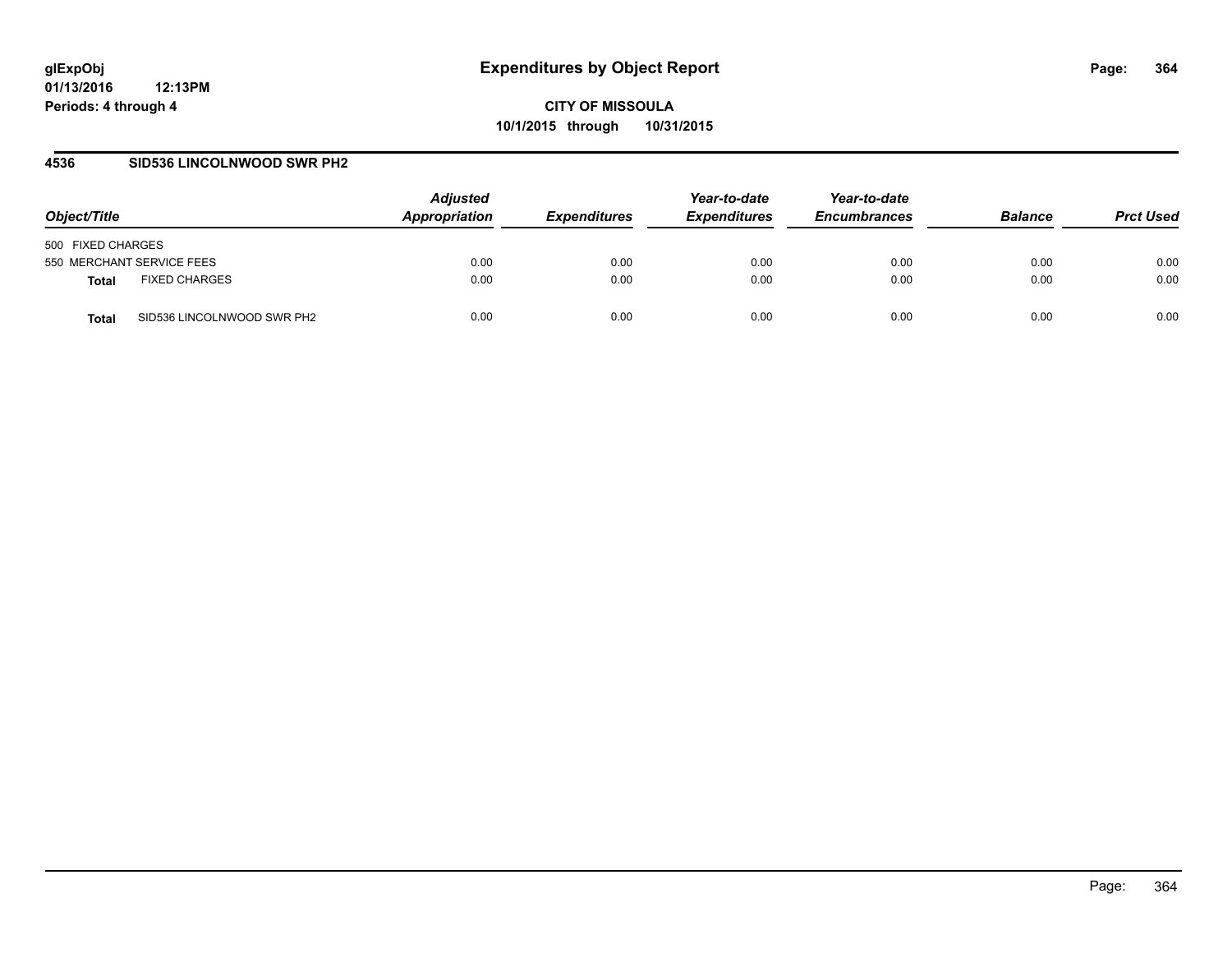# Expenditures by Object Report

**glExpObj**
**01/13/2016 12:13PM**
**Periods: 4 through 4**

**CITY OF MISSOULA**
**10/1/2015 through 10/31/2015**

## 4536 SID536 LINCOLNWOOD SWR PH2

| Object/Title | | Adjusted Appropriation | Expenditures | Year-to-date Expenditures | Year-to-date Encumbrances | Balance | Prct Used |
|---|---|---|---|---|---|---|---|
| 500 FIXED CHARGES | | | | | | | |
| 550 MERCHANT SERVICE FEES | | 0.00 | 0.00 | 0.00 | 0.00 | 0.00 | 0.00 |
| **Total** | FIXED CHARGES | 0.00 | 0.00 | 0.00 | 0.00 | 0.00 | 0.00 |
| **Total** | SID536 LINCOLNWOOD SWR PH2 | 0.00 | 0.00 | 0.00 | 0.00 | 0.00 | 0.00 |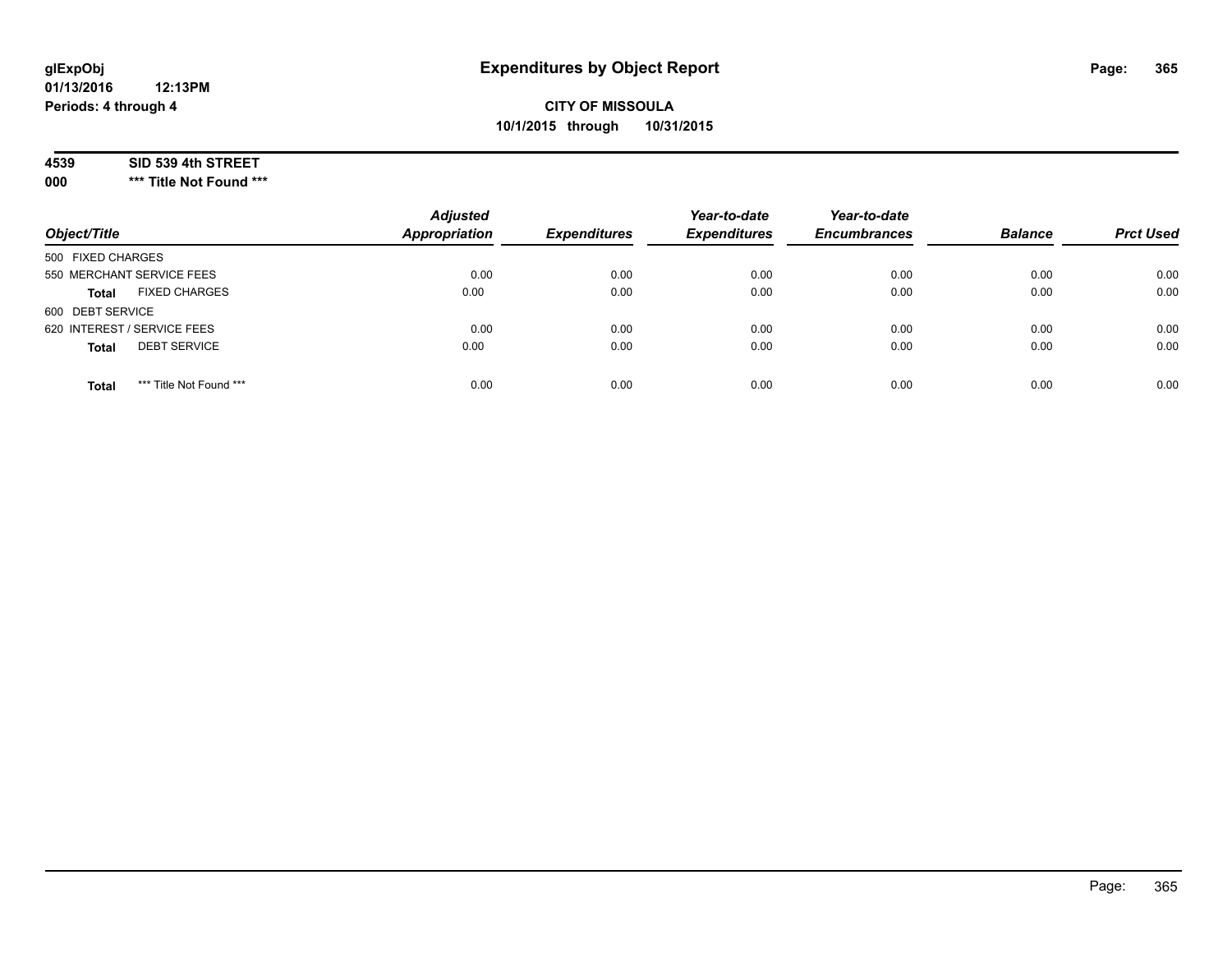**glExpObj**
**01/13/2016 12:13PM**
**Periods: 4 through 4**

# Expenditures by Object Report

**CITY OF MISSOULA**
**10/1/2015 through 10/31/2015**

**4539 SID 539 4th STREET**
**000 \*\*\* Title Not Found \*\*\***

| Object/Title | Adjusted Appropriation | Expenditures | Year-to-date Expenditures | Year-to-date Encumbrances | Balance | Prct Used |
|---|---|---|---|---|---|---|
| 500 FIXED CHARGES | | | | | | |
| 550 MERCHANT SERVICE FEES | 0.00 | 0.00 | 0.00 | 0.00 | 0.00 | 0.00 |
| **Total** FIXED CHARGES | 0.00 | 0.00 | 0.00 | 0.00 | 0.00 | 0.00 |
| 600 DEBT SERVICE | | | | | | |
| 620 INTEREST / SERVICE FEES | 0.00 | 0.00 | 0.00 | 0.00 | 0.00 | 0.00 |
| **Total** DEBT SERVICE | 0.00 | 0.00 | 0.00 | 0.00 | 0.00 | 0.00 |
| **Total** *** Title Not Found *** | 0.00 | 0.00 | 0.00 | 0.00 | 0.00 | 0.00 |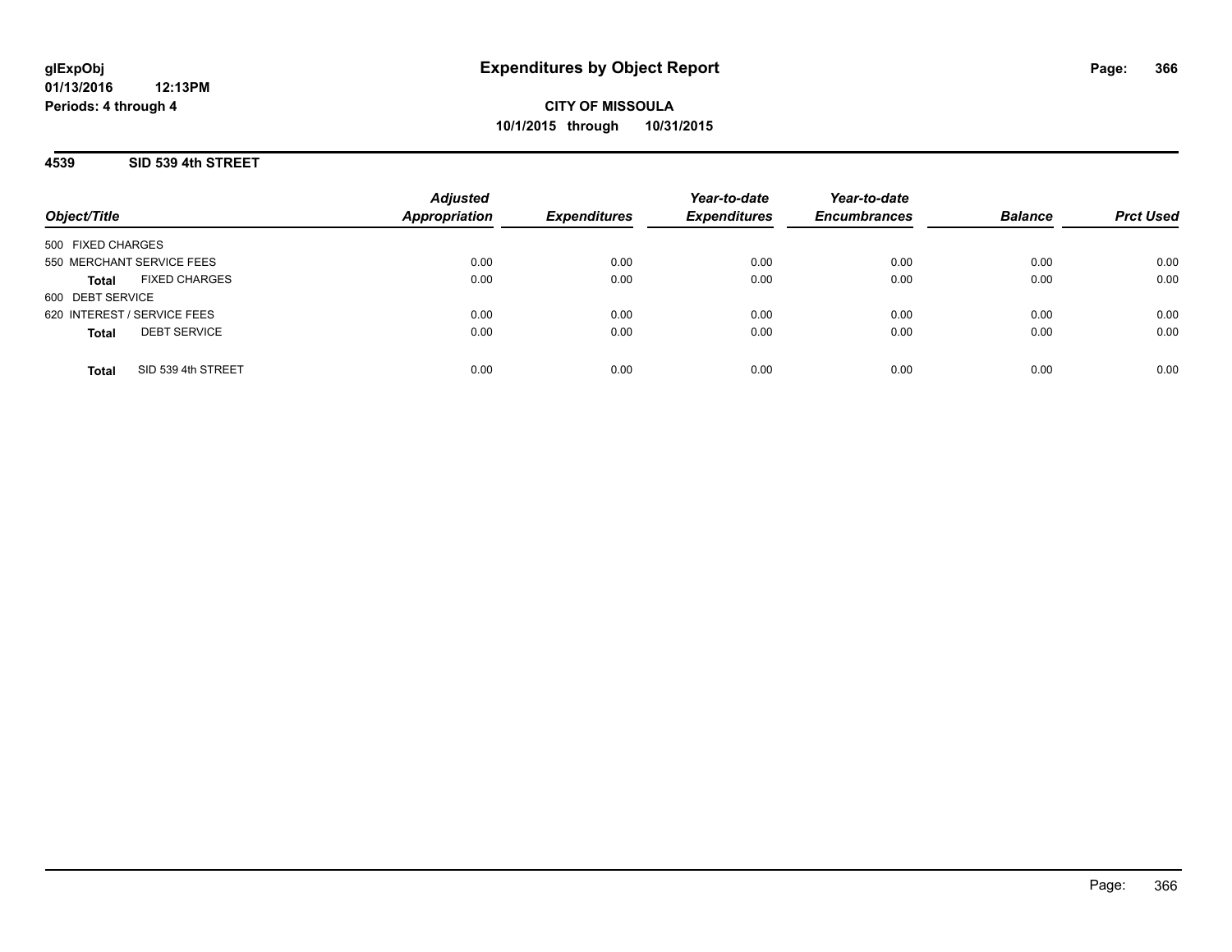# Expenditures by Object Report

glExpObj
01/13/2016 12:13PM
Periods: 4 through 4

**CITY OF MISSOULA**
**10/1/2015 through 10/31/2015**

## 4539 SID 539 4th STREET

| Object/Title | Adjusted Appropriation | Expenditures | Year-to-date Expenditures | Year-to-date Encumbrances | Balance | Prct Used |
|---|---|---|---|---|---|---|
| 500 FIXED CHARGES | | | | | | |
| 550 MERCHANT SERVICE FEES | 0.00 | 0.00 | 0.00 | 0.00 | 0.00 | 0.00 |
| **Total** FIXED CHARGES | 0.00 | 0.00 | 0.00 | 0.00 | 0.00 | 0.00 |
| 600 DEBT SERVICE | | | | | | |
| 620 INTEREST / SERVICE FEES | 0.00 | 0.00 | 0.00 | 0.00 | 0.00 | 0.00 |
| **Total** DEBT SERVICE | 0.00 | 0.00 | 0.00 | 0.00 | 0.00 | 0.00 |
| **Total** SID 539 4th STREET | 0.00 | 0.00 | 0.00 | 0.00 | 0.00 | 0.00 |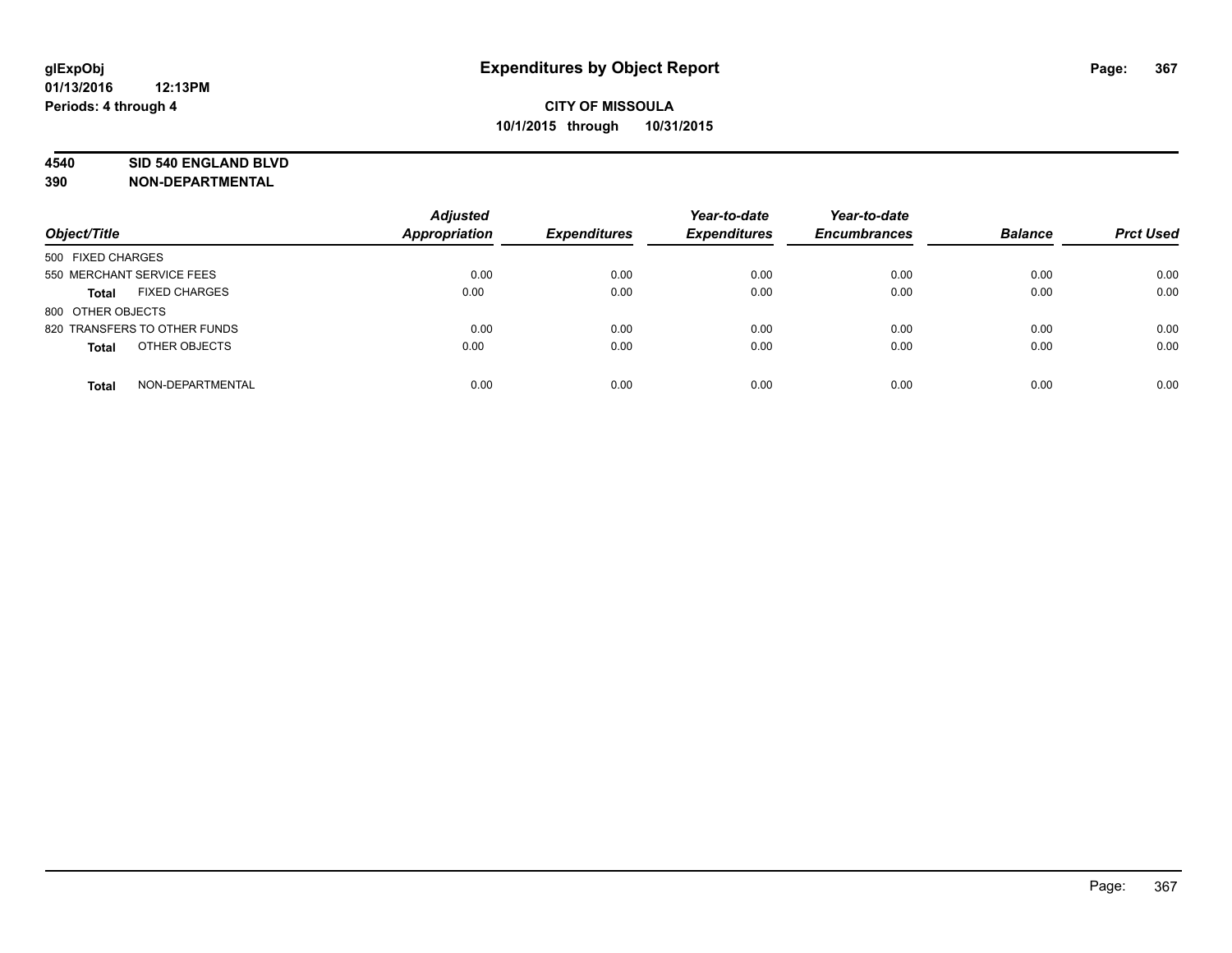# Expenditures by Object Report

glExpObj
01/13/2016 12:13PM
Periods: 4 through 4

**CITY OF MISSOULA**
**10/1/2015 through 10/31/2015**

**4540 SID 540 ENGLAND BLVD**
**390 NON-DEPARTMENTAL**

| Object/Title | Adjusted Appropriation | Expenditures | Year-to-date Expenditures | Year-to-date Encumbrances | Balance | Prct Used |
|---|---|---|---|---|---|---|
| 500 FIXED CHARGES | | | | | | |
| 550 MERCHANT SERVICE FEES | 0.00 | 0.00 | 0.00 | 0.00 | 0.00 | 0.00 |
| **Total** FIXED CHARGES | 0.00 | 0.00 | 0.00 | 0.00 | 0.00 | 0.00 |
| 800 OTHER OBJECTS | | | | | | |
| 820 TRANSFERS TO OTHER FUNDS | 0.00 | 0.00 | 0.00 | 0.00 | 0.00 | 0.00 |
| **Total** OTHER OBJECTS | 0.00 | 0.00 | 0.00 | 0.00 | 0.00 | 0.00 |
| **Total** NON-DEPARTMENTAL | 0.00 | 0.00 | 0.00 | 0.00 | 0.00 | 0.00 |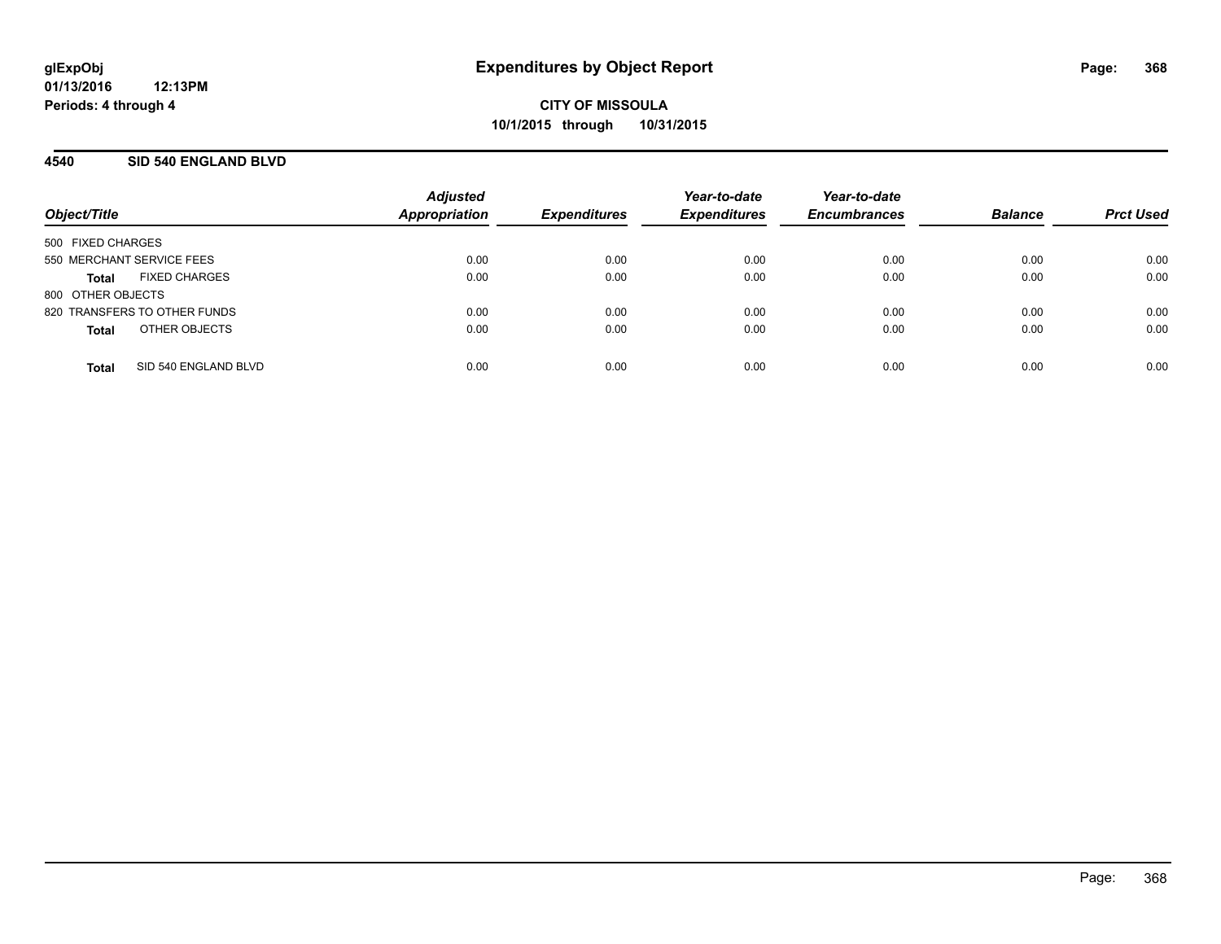# Expenditures by Object Report

glExpObj
01/13/2016 12:13PM
Periods: 4 through 4

**CITY OF MISSOULA**
**10/1/2015 through 10/31/2015**

## 4540 SID 540 ENGLAND BLVD

| Object/Title | | Adjusted Appropriation | Expenditures | Year-to-date Expenditures | Year-to-date Encumbrances | Balance | Prct Used |
|---|---|---|---|---|---|---|---|
| 500 FIXED CHARGES | | | | | | | |
| 550 MERCHANT SERVICE FEES | | 0.00 | 0.00 | 0.00 | 0.00 | 0.00 | 0.00 |
| **Total** | FIXED CHARGES | 0.00 | 0.00 | 0.00 | 0.00 | 0.00 | 0.00 |
| 800 OTHER OBJECTS | | | | | | | |
| 820 TRANSFERS TO OTHER FUNDS | | 0.00 | 0.00 | 0.00 | 0.00 | 0.00 | 0.00 |
| **Total** | OTHER OBJECTS | 0.00 | 0.00 | 0.00 | 0.00 | 0.00 | 0.00 |
| **Total** | SID 540 ENGLAND BLVD | 0.00 | 0.00 | 0.00 | 0.00 | 0.00 | 0.00 |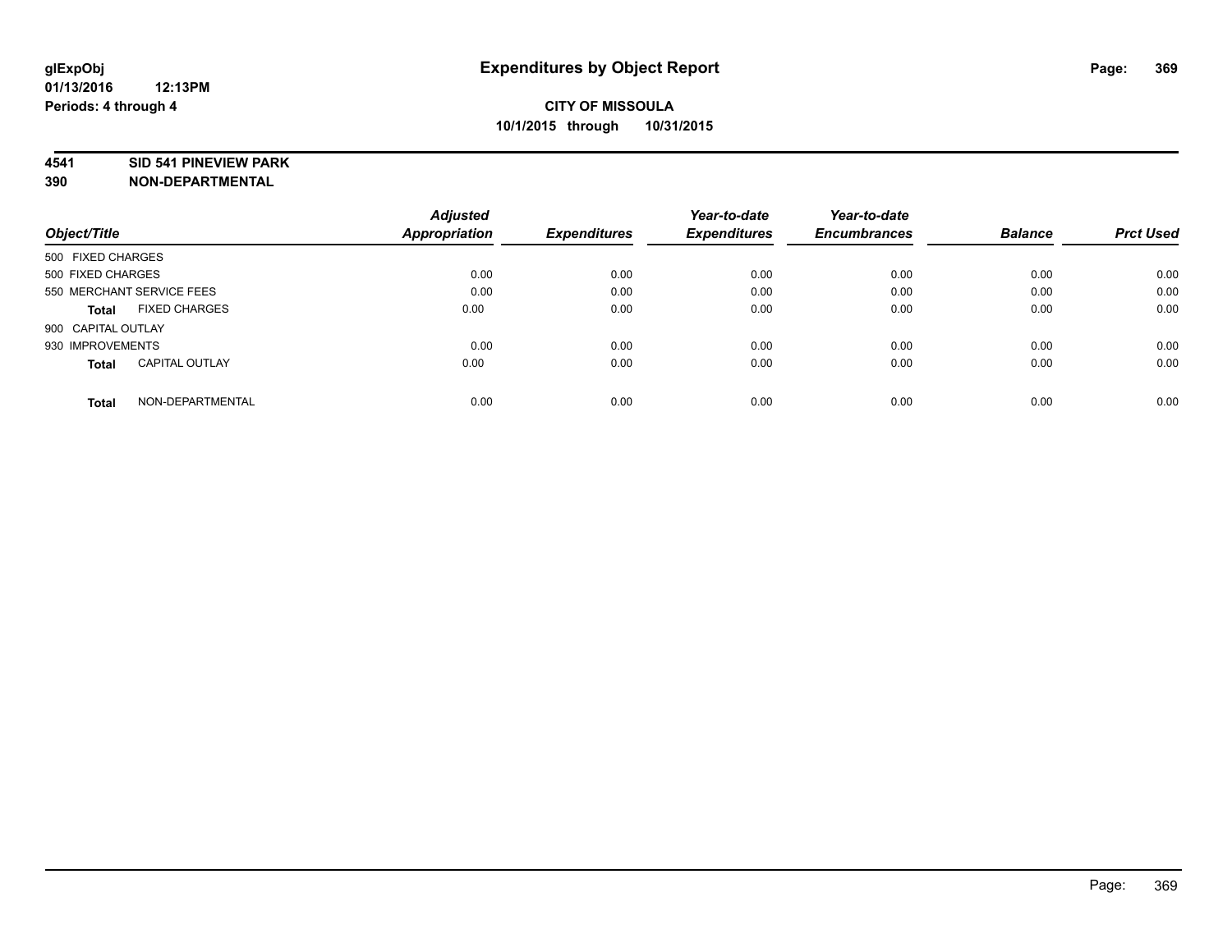**glExpObj**
**01/13/2016 12:13PM**
**Periods: 4 through 4**

# Expenditures by Object Report

**CITY OF MISSOULA**
**10/1/2015 through 10/31/2015**

**4541 SID 541 PINEVIEW PARK**
**390 NON-DEPARTMENTAL**

| Object/Title | Adjusted Appropriation | Expenditures | Year-to-date Expenditures | Year-to-date Encumbrances | Balance | Prct Used |
|---|---|---|---|---|---|---|
| 500 FIXED CHARGES | | | | | | |
| 500 FIXED CHARGES | 0.00 | 0.00 | 0.00 | 0.00 | 0.00 | 0.00 |
| 550 MERCHANT SERVICE FEES | 0.00 | 0.00 | 0.00 | 0.00 | 0.00 | 0.00 |
| **Total** FIXED CHARGES | 0.00 | 0.00 | 0.00 | 0.00 | 0.00 | 0.00 |
| 900 CAPITAL OUTLAY | | | | | | |
| 930 IMPROVEMENTS | 0.00 | 0.00 | 0.00 | 0.00 | 0.00 | 0.00 |
| **Total** CAPITAL OUTLAY | 0.00 | 0.00 | 0.00 | 0.00 | 0.00 | 0.00 |
| **Total** NON-DEPARTMENTAL | 0.00 | 0.00 | 0.00 | 0.00 | 0.00 | 0.00 |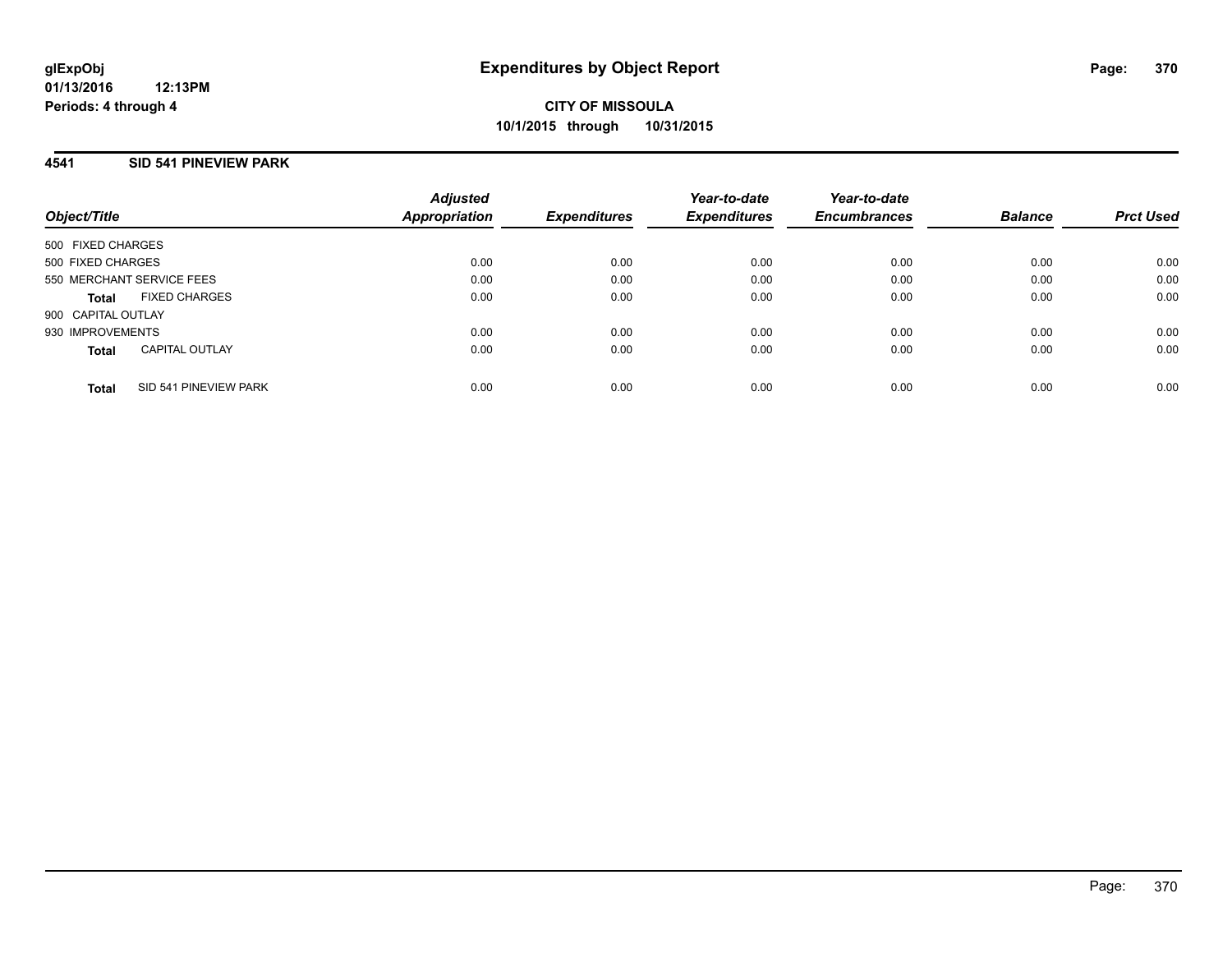**glExpObj** **Expenditures by Object Report**
**01/13/2016 12:13PM**
**Periods: 4 through 4**

**CITY OF MISSOULA**
**10/1/2015 through 10/31/2015**

## 4541 SID 541 PINEVIEW PARK

| Object/Title | Adjusted Appropriation | Expenditures | Year-to-date Expenditures | Year-to-date Encumbrances | Balance | Prct Used |
|---|---|---|---|---|---|---|
| 500 FIXED CHARGES | | | | | | |
| 500 FIXED CHARGES | 0.00 | 0.00 | 0.00 | 0.00 | 0.00 | 0.00 |
| 550 MERCHANT SERVICE FEES | 0.00 | 0.00 | 0.00 | 0.00 | 0.00 | 0.00 |
| **Total** FIXED CHARGES | 0.00 | 0.00 | 0.00 | 0.00 | 0.00 | 0.00 |
| 900 CAPITAL OUTLAY | | | | | | |
| 930 IMPROVEMENTS | 0.00 | 0.00 | 0.00 | 0.00 | 0.00 | 0.00 |
| **Total** CAPITAL OUTLAY | 0.00 | 0.00 | 0.00 | 0.00 | 0.00 | 0.00 |
| **Total** SID 541 PINEVIEW PARK | 0.00 | 0.00 | 0.00 | 0.00 | 0.00 | 0.00 |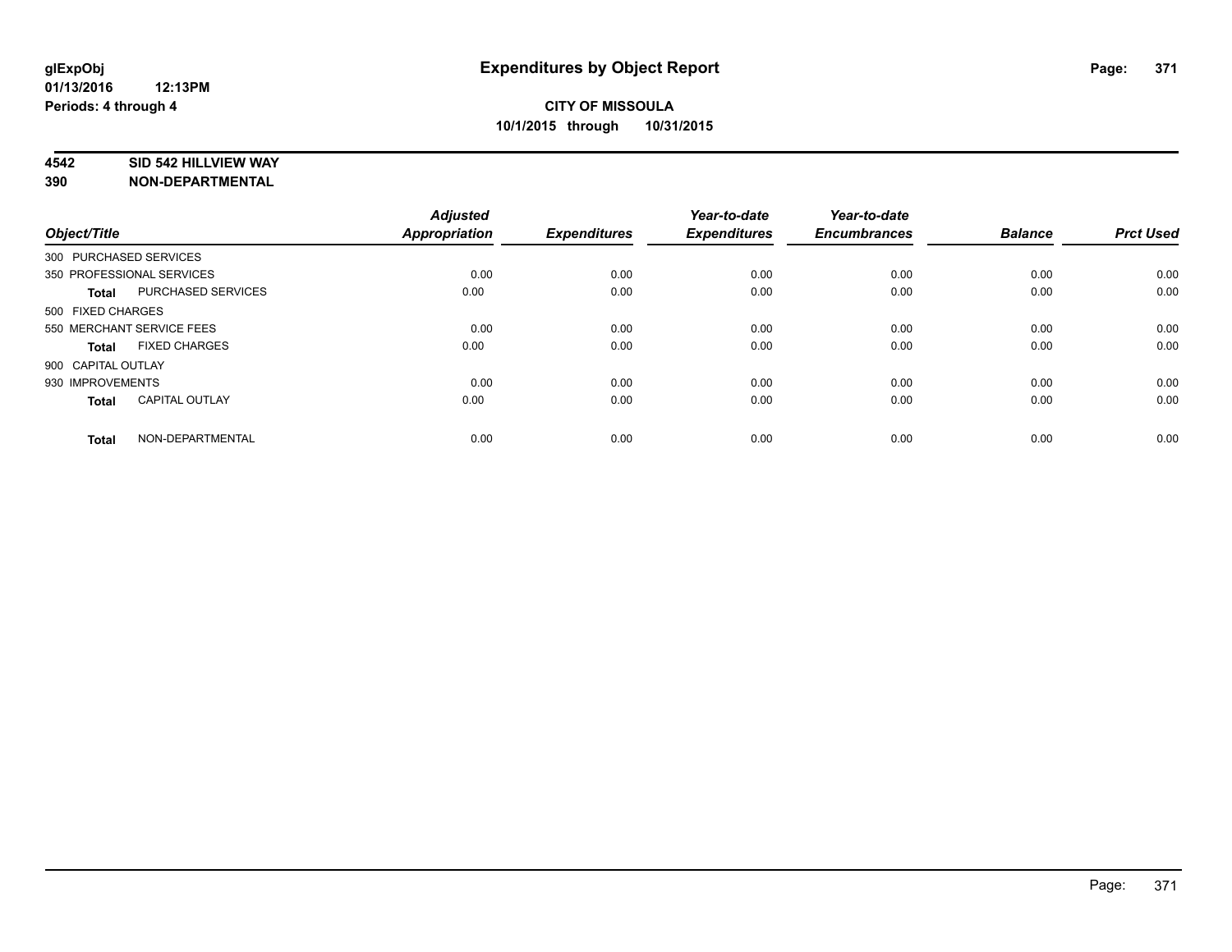**glExpObj**
**01/13/2016 12:13PM**
**Periods: 4 through 4**

# Expenditures by Object Report

**CITY OF MISSOULA**
**10/1/2015 through 10/31/2015**

**4542 SID 542 HILLVIEW WAY**
**390 NON-DEPARTMENTAL**

| Object/Title | Adjusted Appropriation | Expenditures | Year-to-date Expenditures | Year-to-date Encumbrances | Balance | Prct Used |
|---|---|---|---|---|---|---|
| 300 PURCHASED SERVICES | | | | | | |
| 350 PROFESSIONAL SERVICES | 0.00 | 0.00 | 0.00 | 0.00 | 0.00 | 0.00 |
| **Total** PURCHASED SERVICES | 0.00 | 0.00 | 0.00 | 0.00 | 0.00 | 0.00 |
| 500 FIXED CHARGES | | | | | | |
| 550 MERCHANT SERVICE FEES | 0.00 | 0.00 | 0.00 | 0.00 | 0.00 | 0.00 |
| **Total** FIXED CHARGES | 0.00 | 0.00 | 0.00 | 0.00 | 0.00 | 0.00 |
| 900 CAPITAL OUTLAY | | | | | | |
| 930 IMPROVEMENTS | 0.00 | 0.00 | 0.00 | 0.00 | 0.00 | 0.00 |
| **Total** CAPITAL OUTLAY | 0.00 | 0.00 | 0.00 | 0.00 | 0.00 | 0.00 |
| **Total** NON-DEPARTMENTAL | 0.00 | 0.00 | 0.00 | 0.00 | 0.00 | 0.00 |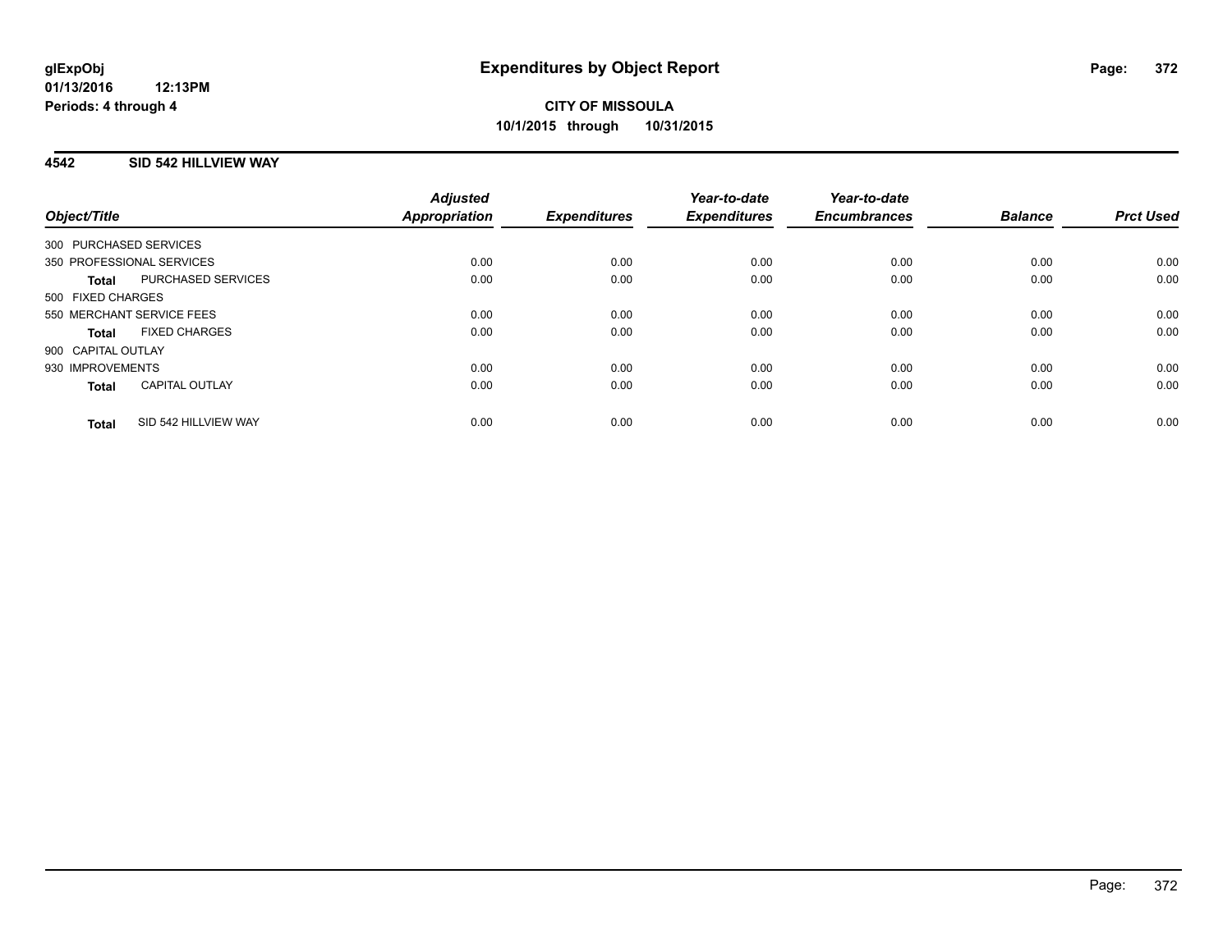**glExpObj**
**01/13/2016 12:13PM**
**Periods: 4 through 4**

# Expenditures by Object Report

**CITY OF MISSOULA**
**10/1/2015 through 10/31/2015**

## 4542 SID 542 HILLVIEW WAY

| Object/Title | | Adjusted Appropriation | Expenditures | Year-to-date Expenditures | Year-to-date Encumbrances | Balance | Prct Used |
|---|---|---|---|---|---|---|---|
| 300 PURCHASED SERVICES | | | | | | | |
| 350 PROFESSIONAL SERVICES | | 0.00 | 0.00 | 0.00 | 0.00 | 0.00 | 0.00 |
| **Total** | PURCHASED SERVICES | 0.00 | 0.00 | 0.00 | 0.00 | 0.00 | 0.00 |
| 500 FIXED CHARGES | | | | | | | |
| 550 MERCHANT SERVICE FEES | | 0.00 | 0.00 | 0.00 | 0.00 | 0.00 | 0.00 |
| **Total** | FIXED CHARGES | 0.00 | 0.00 | 0.00 | 0.00 | 0.00 | 0.00 |
| 900 CAPITAL OUTLAY | | | | | | | |
| 930 IMPROVEMENTS | | 0.00 | 0.00 | 0.00 | 0.00 | 0.00 | 0.00 |
| **Total** | CAPITAL OUTLAY | 0.00 | 0.00 | 0.00 | 0.00 | 0.00 | 0.00 |
| **Total** | SID 542 HILLVIEW WAY | 0.00 | 0.00 | 0.00 | 0.00 | 0.00 | 0.00 |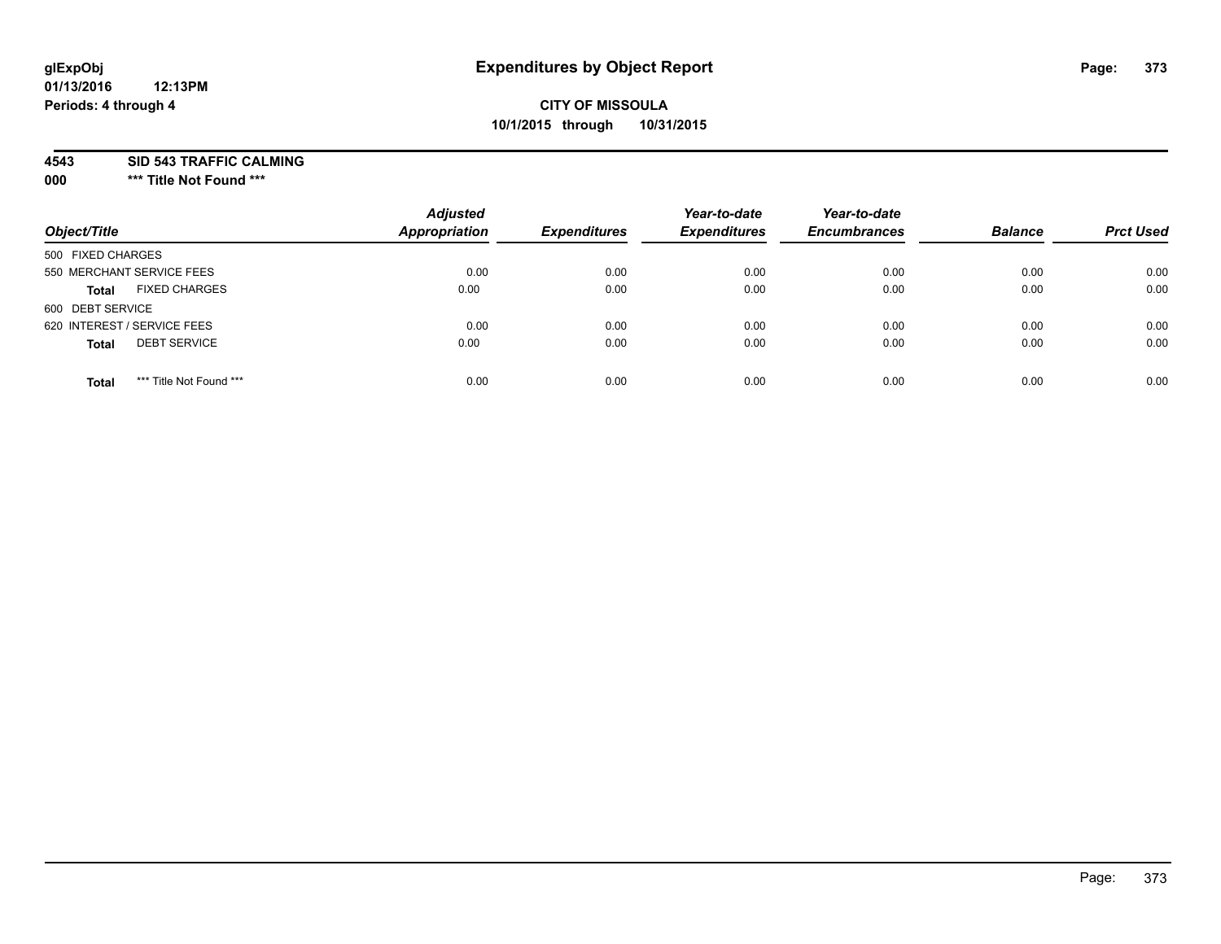glExpObj
01/13/2016 12:13PM
Periods: 4 through 4

# Expenditures by Object Report

**CITY OF MISSOULA**
**10/1/2015 through 10/31/2015**

**4543 SID 543 TRAFFIC CALMING**
**000 *** Title Not Found *****

| Object/Title | Adjusted Appropriation | Expenditures | Year-to-date Expenditures | Year-to-date Encumbrances | Balance | Prct Used |
|---|---|---|---|---|---|---|
| 500 FIXED CHARGES | | | | | | |
| 550 MERCHANT SERVICE FEES | 0.00 | 0.00 | 0.00 | 0.00 | 0.00 | 0.00 |
| **Total** FIXED CHARGES | 0.00 | 0.00 | 0.00 | 0.00 | 0.00 | 0.00 |
| 600 DEBT SERVICE | | | | | | |
| 620 INTEREST / SERVICE FEES | 0.00 | 0.00 | 0.00 | 0.00 | 0.00 | 0.00 |
| **Total** DEBT SERVICE | 0.00 | 0.00 | 0.00 | 0.00 | 0.00 | 0.00 |
| **Total** *** Title Not Found *** | 0.00 | 0.00 | 0.00 | 0.00 | 0.00 | 0.00 |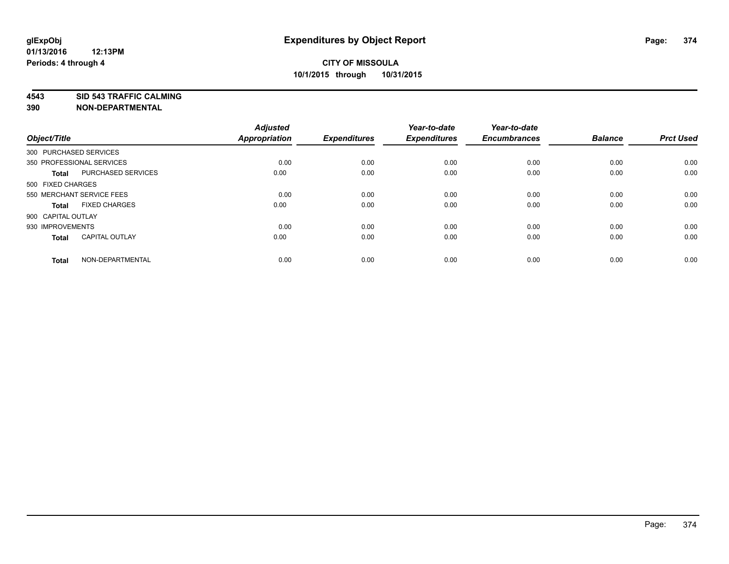glExpObj
01/13/2016 12:13PM
Periods: 4 through 4

# Expenditures by Object Report

**CITY OF MISSOULA**
**10/1/2015 through 10/31/2015**

**4543 SID 543 TRAFFIC CALMING**
**390 NON-DEPARTMENTAL**

| Object/Title | Adjusted Appropriation | Expenditures | Year-to-date Expenditures | Year-to-date Encumbrances | Balance | Prct Used |
|---|---|---|---|---|---|---|
| 300 PURCHASED SERVICES | | | | | | |
| 350 PROFESSIONAL SERVICES | 0.00 | 0.00 | 0.00 | 0.00 | 0.00 | 0.00 |
| **Total** PURCHASED SERVICES | 0.00 | 0.00 | 0.00 | 0.00 | 0.00 | 0.00 |
| 500 FIXED CHARGES | | | | | | |
| 550 MERCHANT SERVICE FEES | 0.00 | 0.00 | 0.00 | 0.00 | 0.00 | 0.00 |
| **Total** FIXED CHARGES | 0.00 | 0.00 | 0.00 | 0.00 | 0.00 | 0.00 |
| 900 CAPITAL OUTLAY | | | | | | |
| 930 IMPROVEMENTS | 0.00 | 0.00 | 0.00 | 0.00 | 0.00 | 0.00 |
| **Total** CAPITAL OUTLAY | 0.00 | 0.00 | 0.00 | 0.00 | 0.00 | 0.00 |
| **Total** NON-DEPARTMENTAL | 0.00 | 0.00 | 0.00 | 0.00 | 0.00 | 0.00 |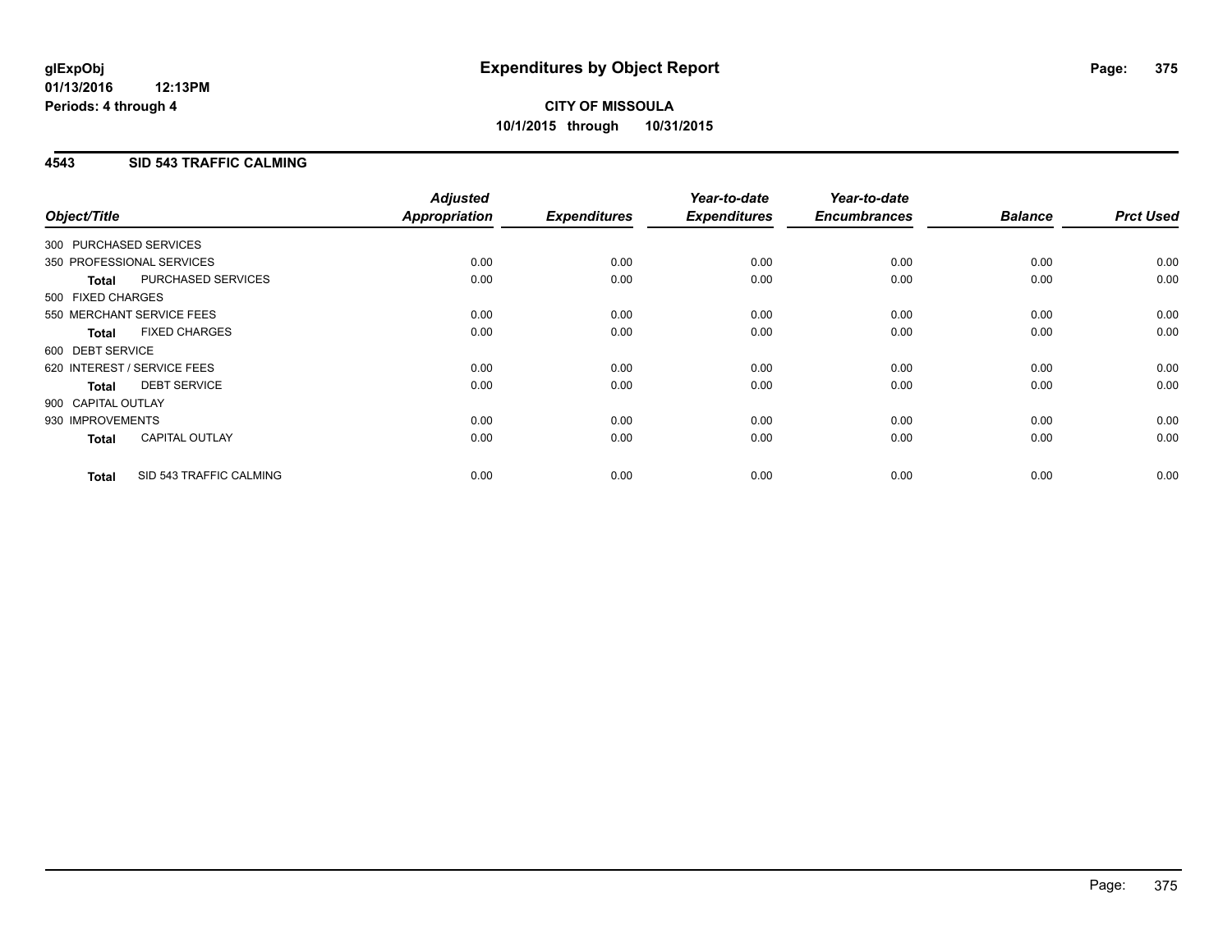# Expenditures by Object Report

glExpObj
01/13/2016 12:13PM
Periods: 4 through 4

**CITY OF MISSOULA**
**10/1/2015 through 10/31/2015**

## 4543 SID 543 TRAFFIC CALMING

| Object/Title | | Adjusted Appropriation | Expenditures | Year-to-date Expenditures | Year-to-date Encumbrances | Balance | Prct Used |
|---|---|---|---|---|---|---|---|
| 300 PURCHASED SERVICES | | | | | | | |
| 350 PROFESSIONAL SERVICES | | 0.00 | 0.00 | 0.00 | 0.00 | 0.00 | 0.00 |
| **Total** | PURCHASED SERVICES | 0.00 | 0.00 | 0.00 | 0.00 | 0.00 | 0.00 |
| 500 FIXED CHARGES | | | | | | | |
| 550 MERCHANT SERVICE FEES | | 0.00 | 0.00 | 0.00 | 0.00 | 0.00 | 0.00 |
| **Total** | FIXED CHARGES | 0.00 | 0.00 | 0.00 | 0.00 | 0.00 | 0.00 |
| 600 DEBT SERVICE | | | | | | | |
| 620 INTEREST / SERVICE FEES | | 0.00 | 0.00 | 0.00 | 0.00 | 0.00 | 0.00 |
| **Total** | DEBT SERVICE | 0.00 | 0.00 | 0.00 | 0.00 | 0.00 | 0.00 |
| 900 CAPITAL OUTLAY | | | | | | | |
| 930 IMPROVEMENTS | | 0.00 | 0.00 | 0.00 | 0.00 | 0.00 | 0.00 |
| **Total** | CAPITAL OUTLAY | 0.00 | 0.00 | 0.00 | 0.00 | 0.00 | 0.00 |
| **Total** | SID 543 TRAFFIC CALMING | 0.00 | 0.00 | 0.00 | 0.00 | 0.00 | 0.00 |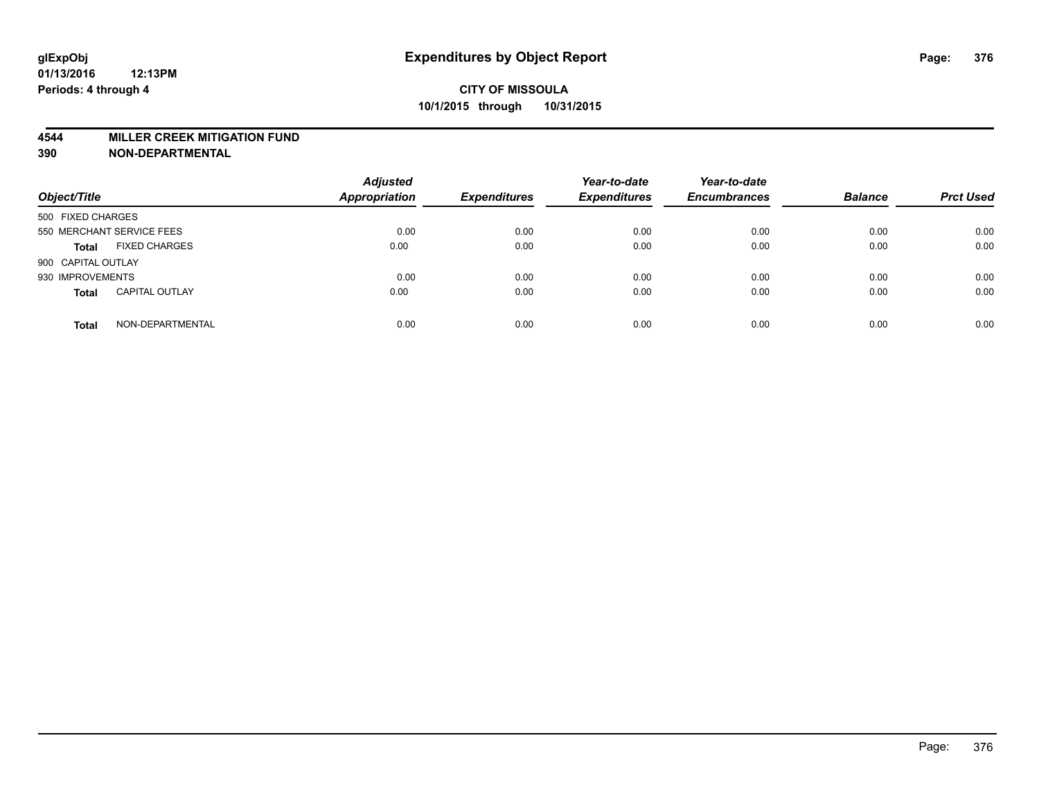**glExpObj**
**01/13/2016 12:13PM**
**Periods: 4 through 4**

# Expenditures by Object Report

**CITY OF MISSOULA**
**10/1/2015 through 10/31/2015**

## 4544 MILLER CREEK MITIGATION FUND
## 390 NON-DEPARTMENTAL

| Object/Title | Adjusted Appropriation | Expenditures | Year-to-date Expenditures | Year-to-date Encumbrances | Balance | Prct Used |
|---|---|---|---|---|---|---|
| 500 FIXED CHARGES | | | | | | |
| 550 MERCHANT SERVICE FEES | 0.00 | 0.00 | 0.00 | 0.00 | 0.00 | 0.00 |
| **Total** FIXED CHARGES | 0.00 | 0.00 | 0.00 | 0.00 | 0.00 | 0.00 |
| 900 CAPITAL OUTLAY | | | | | | |
| 930 IMPROVEMENTS | 0.00 | 0.00 | 0.00 | 0.00 | 0.00 | 0.00 |
| **Total** CAPITAL OUTLAY | 0.00 | 0.00 | 0.00 | 0.00 | 0.00 | 0.00 |
| **Total** NON-DEPARTMENTAL | 0.00 | 0.00 | 0.00 | 0.00 | 0.00 | 0.00 |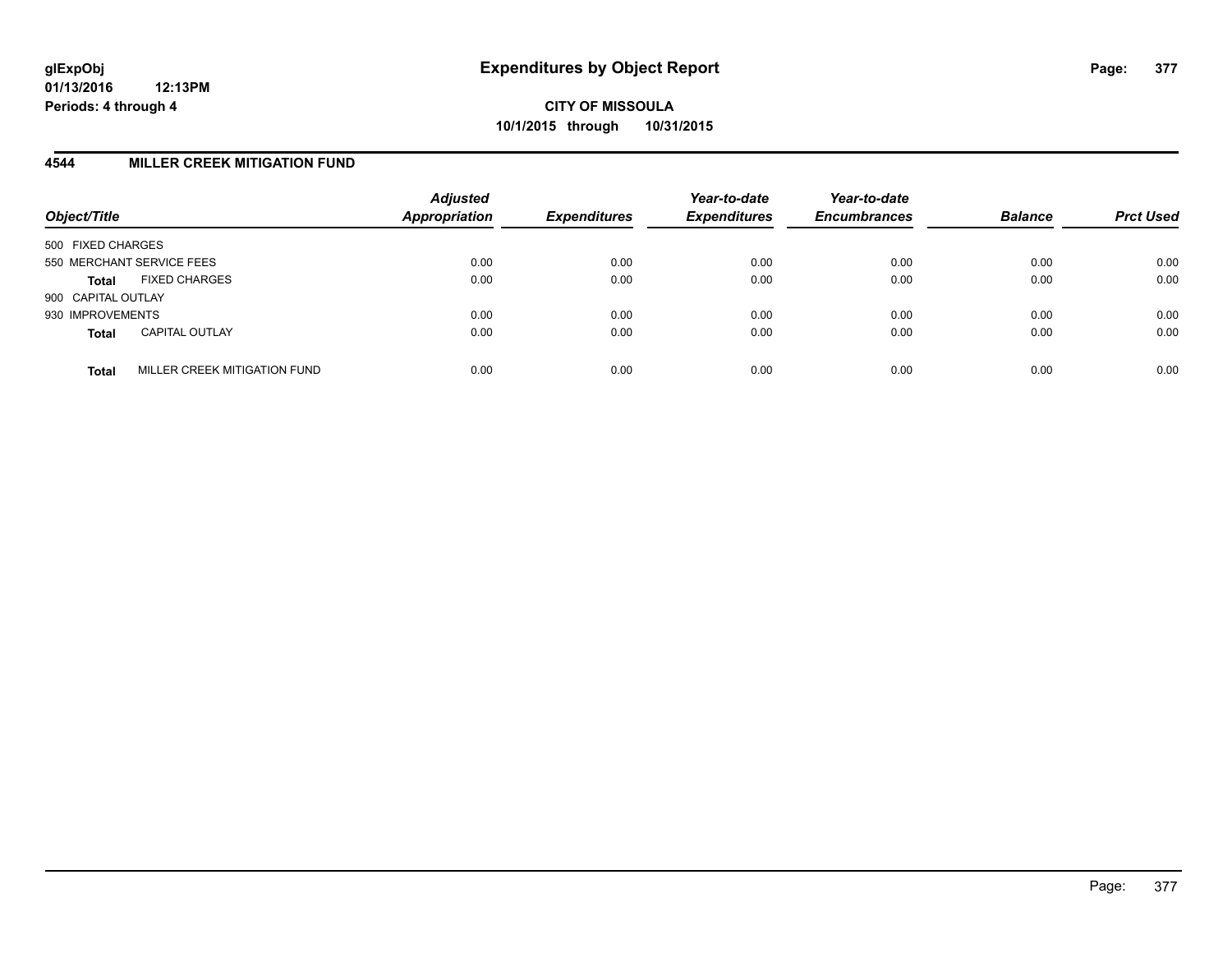# Expenditures by Object Report

**CITY OF MISSOULA**
**10/1/2015 through 10/31/2015**

glExpObj
01/13/2016 12:13PM
Periods: 4 through 4

## 4544 MILLER CREEK MITIGATION FUND

| Object/Title | | Adjusted Appropriation | Expenditures | Year-to-date Expenditures | Year-to-date Encumbrances | Balance | Prct Used |
|---|---|---|---|---|---|---|---|
| 500 FIXED CHARGES | | | | | | | |
| 550 MERCHANT SERVICE FEES | | 0.00 | 0.00 | 0.00 | 0.00 | 0.00 | 0.00 |
| **Total** | FIXED CHARGES | 0.00 | 0.00 | 0.00 | 0.00 | 0.00 | 0.00 |
| 900 CAPITAL OUTLAY | | | | | | | |
| 930 IMPROVEMENTS | | 0.00 | 0.00 | 0.00 | 0.00 | 0.00 | 0.00 |
| **Total** | CAPITAL OUTLAY | 0.00 | 0.00 | 0.00 | 0.00 | 0.00 | 0.00 |
| **Total** | MILLER CREEK MITIGATION FUND | 0.00 | 0.00 | 0.00 | 0.00 | 0.00 | 0.00 |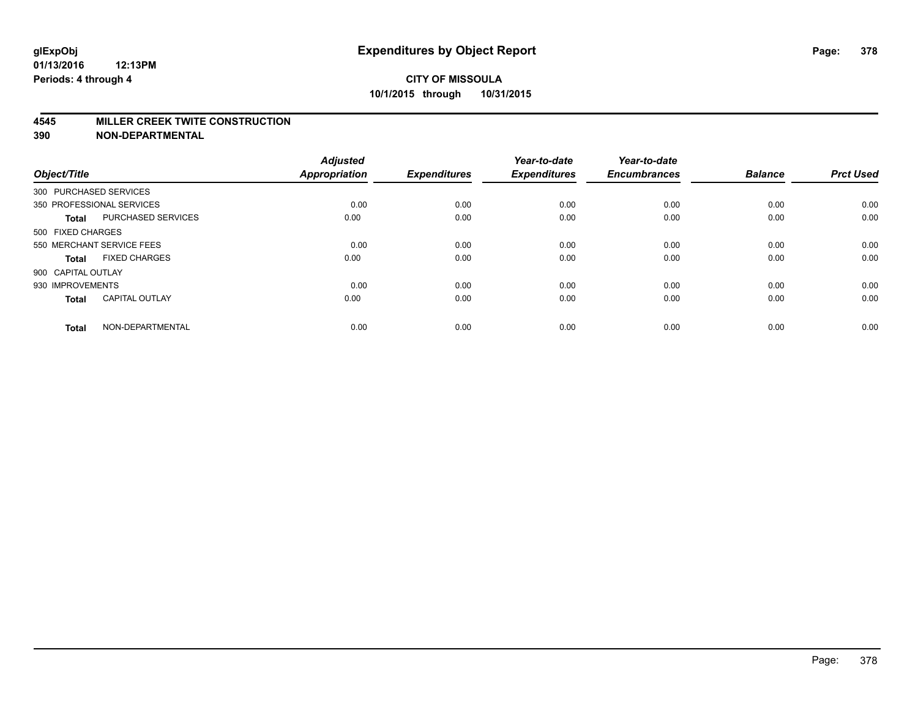**glExpObj**
**01/13/2016 12:13PM**
**Periods: 4 through 4**

# Expenditures by Object Report

**CITY OF MISSOULA**
**10/1/2015 through 10/31/2015**

## 4545 MILLER CREEK TWITE CONSTRUCTION
## 390 NON-DEPARTMENTAL

| Object/Title | | Adjusted Appropriation | Expenditures | Year-to-date Expenditures | Year-to-date Encumbrances | Balance | Prct Used |
|---|---|---|---|---|---|---|---|
| 300 PURCHASED SERVICES | | | | | | | |
| 350 PROFESSIONAL SERVICES | | 0.00 | 0.00 | 0.00 | 0.00 | 0.00 | 0.00 |
| **Total** | PURCHASED SERVICES | 0.00 | 0.00 | 0.00 | 0.00 | 0.00 | 0.00 |
| 500 FIXED CHARGES | | | | | | | |
| 550 MERCHANT SERVICE FEES | | 0.00 | 0.00 | 0.00 | 0.00 | 0.00 | 0.00 |
| **Total** | FIXED CHARGES | 0.00 | 0.00 | 0.00 | 0.00 | 0.00 | 0.00 |
| 900 CAPITAL OUTLAY | | | | | | | |
| 930 IMPROVEMENTS | | 0.00 | 0.00 | 0.00 | 0.00 | 0.00 | 0.00 |
| **Total** | CAPITAL OUTLAY | 0.00 | 0.00 | 0.00 | 0.00 | 0.00 | 0.00 |
| **Total** | NON-DEPARTMENTAL | 0.00 | 0.00 | 0.00 | 0.00 | 0.00 | 0.00 |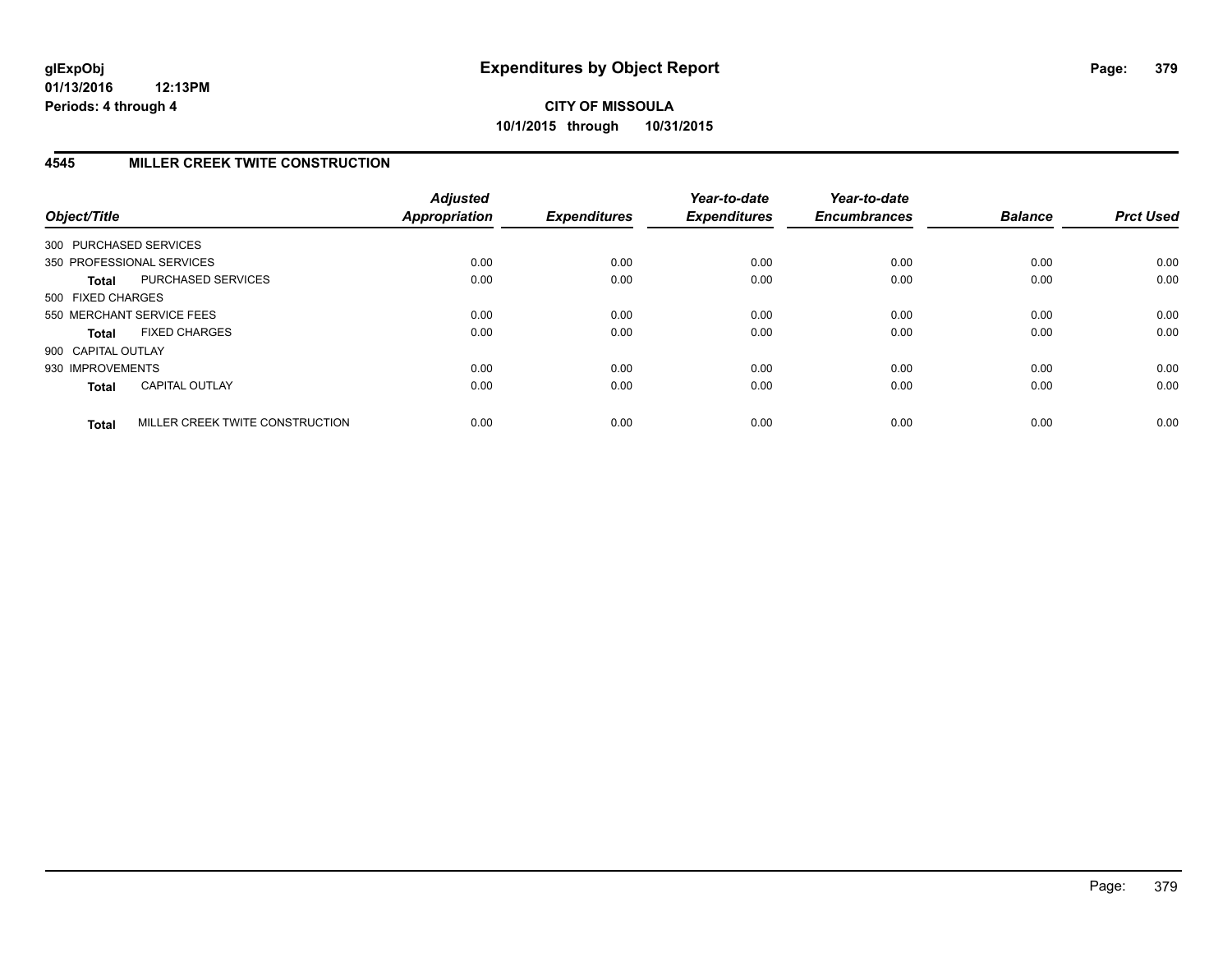**glExpObj**
**01/13/2016 12:13PM**
**Periods: 4 through 4**

# Expenditures by Object Report

**CITY OF MISSOULA**
**10/1/2015 through 10/31/2015**

## 4545 MILLER CREEK TWITE CONSTRUCTION

| Object/Title | Adjusted Appropriation | Expenditures | Year-to-date Expenditures | Year-to-date Encumbrances | Balance | Prct Used |
|---|---|---|---|---|---|---|
| 300 PURCHASED SERVICES | | | | | | |
| 350 PROFESSIONAL SERVICES | 0.00 | 0.00 | 0.00 | 0.00 | 0.00 | 0.00 |
| **Total** PURCHASED SERVICES | 0.00 | 0.00 | 0.00 | 0.00 | 0.00 | 0.00 |
| 500 FIXED CHARGES | | | | | | |
| 550 MERCHANT SERVICE FEES | 0.00 | 0.00 | 0.00 | 0.00 | 0.00 | 0.00 |
| **Total** FIXED CHARGES | 0.00 | 0.00 | 0.00 | 0.00 | 0.00 | 0.00 |
| 900 CAPITAL OUTLAY | | | | | | |
| 930 IMPROVEMENTS | 0.00 | 0.00 | 0.00 | 0.00 | 0.00 | 0.00 |
| **Total** CAPITAL OUTLAY | 0.00 | 0.00 | 0.00 | 0.00 | 0.00 | 0.00 |
| **Total** MILLER CREEK TWITE CONSTRUCTION | 0.00 | 0.00 | 0.00 | 0.00 | 0.00 | 0.00 |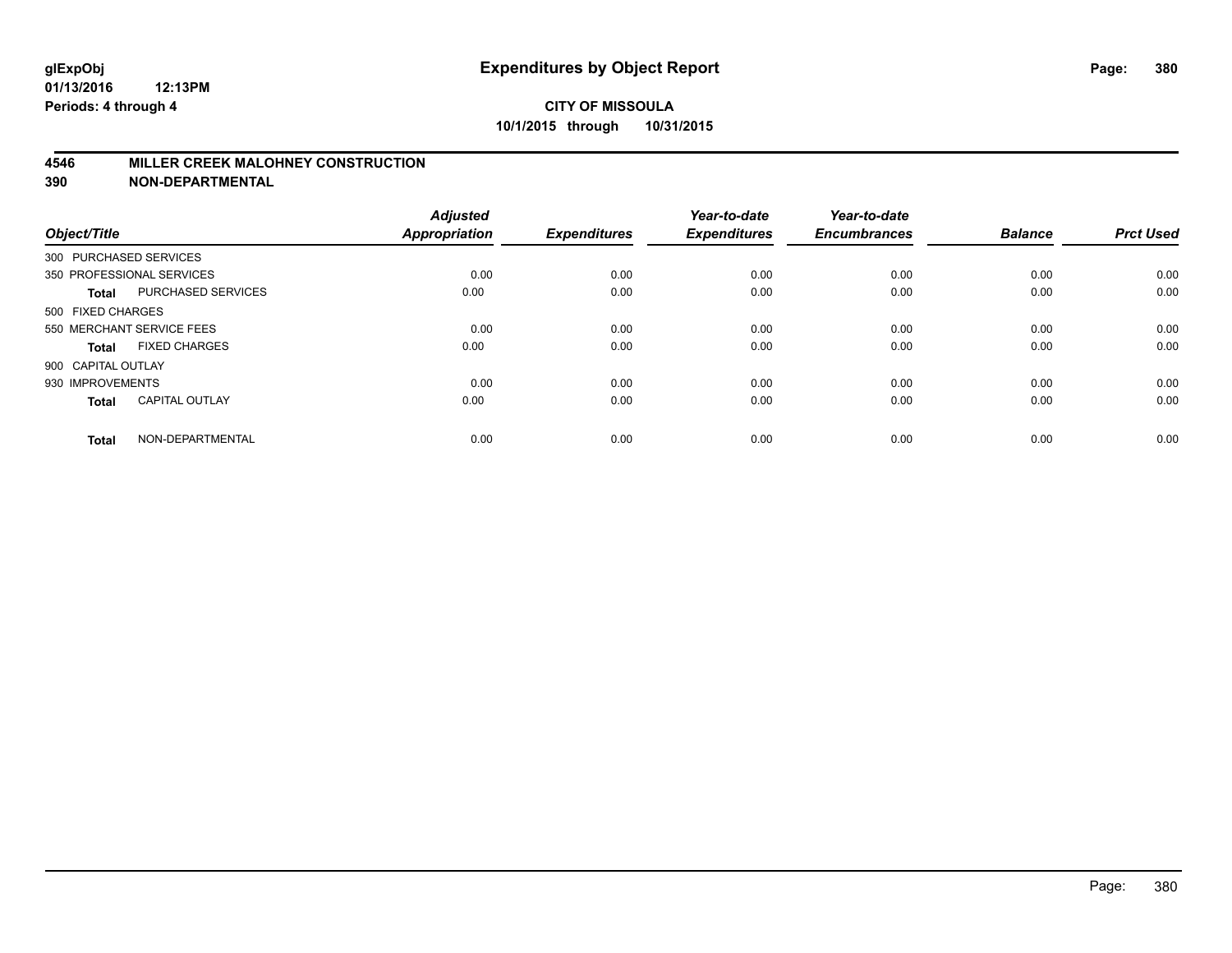# Expenditures by Object Report

glExpObj
01/13/2016 12:13PM
Periods: 4 through 4

**CITY OF MISSOULA**
**10/1/2015 through 10/31/2015**

## 4546 MILLER CREEK MALOHNEY CONSTRUCTION
## 390 NON-DEPARTMENTAL

| Object/Title | | Adjusted Appropriation | Expenditures | Year-to-date Expenditures | Year-to-date Encumbrances | Balance | Prct Used |
|---|---|---|---|---|---|---|---|
| 300 PURCHASED SERVICES | | | | | | | |
| 350 PROFESSIONAL SERVICES | | 0.00 | 0.00 | 0.00 | 0.00 | 0.00 | 0.00 |
| **Total** | PURCHASED SERVICES | 0.00 | 0.00 | 0.00 | 0.00 | 0.00 | 0.00 |
| 500 FIXED CHARGES | | | | | | | |
| 550 MERCHANT SERVICE FEES | | 0.00 | 0.00 | 0.00 | 0.00 | 0.00 | 0.00 |
| **Total** | FIXED CHARGES | 0.00 | 0.00 | 0.00 | 0.00 | 0.00 | 0.00 |
| 900 CAPITAL OUTLAY | | | | | | | |
| 930 IMPROVEMENTS | | 0.00 | 0.00 | 0.00 | 0.00 | 0.00 | 0.00 |
| **Total** | CAPITAL OUTLAY | 0.00 | 0.00 | 0.00 | 0.00 | 0.00 | 0.00 |
| **Total** | NON-DEPARTMENTAL | 0.00 | 0.00 | 0.00 | 0.00 | 0.00 | 0.00 |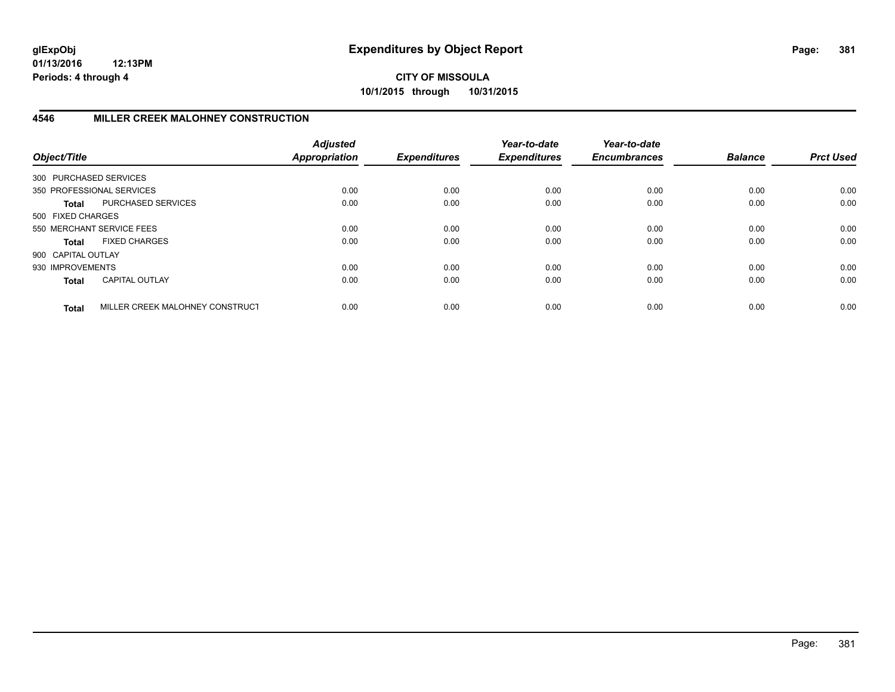**glExpObj** **Expenditures by Object Report**

**01/13/2016 12:13PM**

**Periods: 4 through 4**

**CITY OF MISSOULA**

**10/1/2015 through 10/31/2015**

## 4546 MILLER CREEK MALOHNEY CONSTRUCTION

| Object/Title | | Adjusted Appropriation | Expenditures | Year-to-date Expenditures | Year-to-date Encumbrances | Balance | Prct Used |
|---|---|---|---|---|---|---|---|
| 300 PURCHASED SERVICES | | | | | | | |
| 350 PROFESSIONAL SERVICES | | 0.00 | 0.00 | 0.00 | 0.00 | 0.00 | 0.00 |
| **Total** | PURCHASED SERVICES | 0.00 | 0.00 | 0.00 | 0.00 | 0.00 | 0.00 |
| 500 FIXED CHARGES | | | | | | | |
| 550 MERCHANT SERVICE FEES | | 0.00 | 0.00 | 0.00 | 0.00 | 0.00 | 0.00 |
| **Total** | FIXED CHARGES | 0.00 | 0.00 | 0.00 | 0.00 | 0.00 | 0.00 |
| 900 CAPITAL OUTLAY | | | | | | | |
| 930 IMPROVEMENTS | | 0.00 | 0.00 | 0.00 | 0.00 | 0.00 | 0.00 |
| **Total** | CAPITAL OUTLAY | 0.00 | 0.00 | 0.00 | 0.00 | 0.00 | 0.00 |
| **Total** | MILLER CREEK MALOHNEY CONSTRUCT | 0.00 | 0.00 | 0.00 | 0.00 | 0.00 | 0.00 |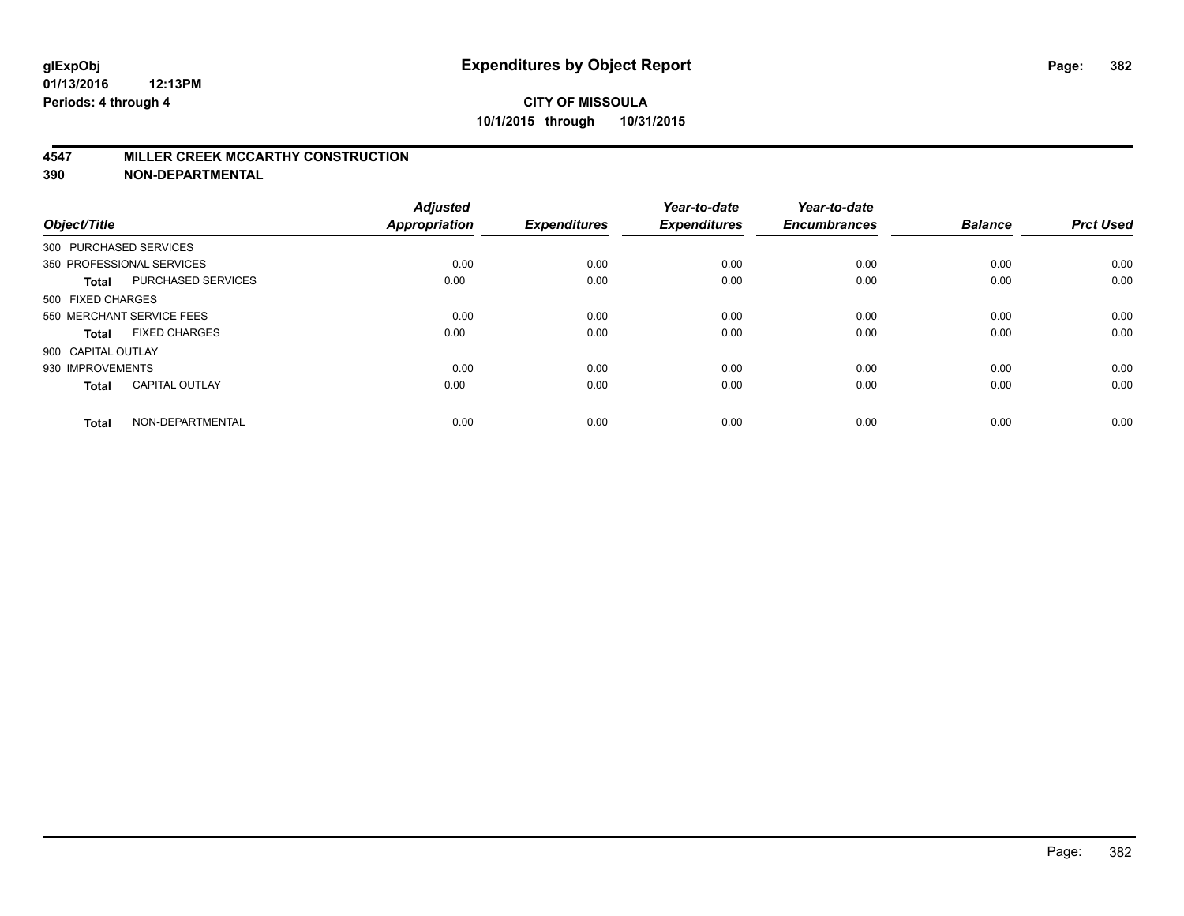# Expenditures by Object Report

glExpObj
01/13/2016 12:13PM
Periods: 4 through 4

**CITY OF MISSOULA**
**10/1/2015 through 10/31/2015**

## 4547 MILLER CREEK MCCARTHY CONSTRUCTION
## 390 NON-DEPARTMENTAL

| Object/Title | | Adjusted Appropriation | Expenditures | Year-to-date Expenditures | Year-to-date Encumbrances | Balance | Prct Used |
|---|---|---|---|---|---|---|---|
| 300 PURCHASED SERVICES | | | | | | | |
| 350 PROFESSIONAL SERVICES | | 0.00 | 0.00 | 0.00 | 0.00 | 0.00 | 0.00 |
| **Total** | PURCHASED SERVICES | 0.00 | 0.00 | 0.00 | 0.00 | 0.00 | 0.00 |
| 500 FIXED CHARGES | | | | | | | |
| 550 MERCHANT SERVICE FEES | | 0.00 | 0.00 | 0.00 | 0.00 | 0.00 | 0.00 |
| **Total** | FIXED CHARGES | 0.00 | 0.00 | 0.00 | 0.00 | 0.00 | 0.00 |
| 900 CAPITAL OUTLAY | | | | | | | |
| 930 IMPROVEMENTS | | 0.00 | 0.00 | 0.00 | 0.00 | 0.00 | 0.00 |
| **Total** | CAPITAL OUTLAY | 0.00 | 0.00 | 0.00 | 0.00 | 0.00 | 0.00 |
| **Total** | NON-DEPARTMENTAL | 0.00 | 0.00 | 0.00 | 0.00 | 0.00 | 0.00 |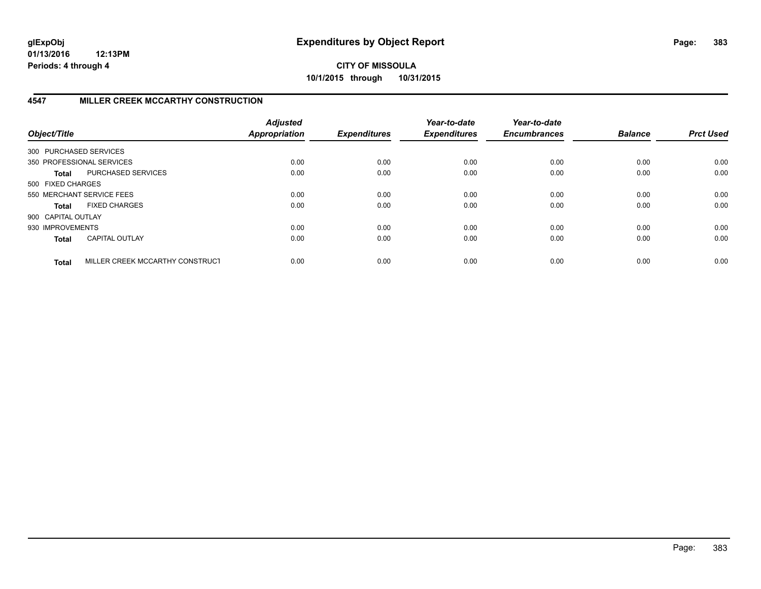**CITY OF MISSOULA**

**10/1/2015 through 10/31/2015**

**glExpObj**
**01/13/2016 12:13PM**
**Periods: 4 through 4**

# Expenditures by Object Report

## 4547 MILLER CREEK MCCARTHY CONSTRUCTION

| Object/Title | | Adjusted Appropriation | Expenditures | Year-to-date Expenditures | Year-to-date Encumbrances | Balance | Prct Used |
|---|---|---|---|---|---|---|---|
| 300 PURCHASED SERVICES | | | | | | | |
| 350 PROFESSIONAL SERVICES | | 0.00 | 0.00 | 0.00 | 0.00 | 0.00 | 0.00 |
| **Total** | PURCHASED SERVICES | 0.00 | 0.00 | 0.00 | 0.00 | 0.00 | 0.00 |
| 500 FIXED CHARGES | | | | | | | |
| 550 MERCHANT SERVICE FEES | | 0.00 | 0.00 | 0.00 | 0.00 | 0.00 | 0.00 |
| **Total** | FIXED CHARGES | 0.00 | 0.00 | 0.00 | 0.00 | 0.00 | 0.00 |
| 900 CAPITAL OUTLAY | | | | | | | |
| 930 IMPROVEMENTS | | 0.00 | 0.00 | 0.00 | 0.00 | 0.00 | 0.00 |
| **Total** | CAPITAL OUTLAY | 0.00 | 0.00 | 0.00 | 0.00 | 0.00 | 0.00 |
| **Total** | MILLER CREEK MCCARTHY CONSTRUCT | 0.00 | 0.00 | 0.00 | 0.00 | 0.00 | 0.00 |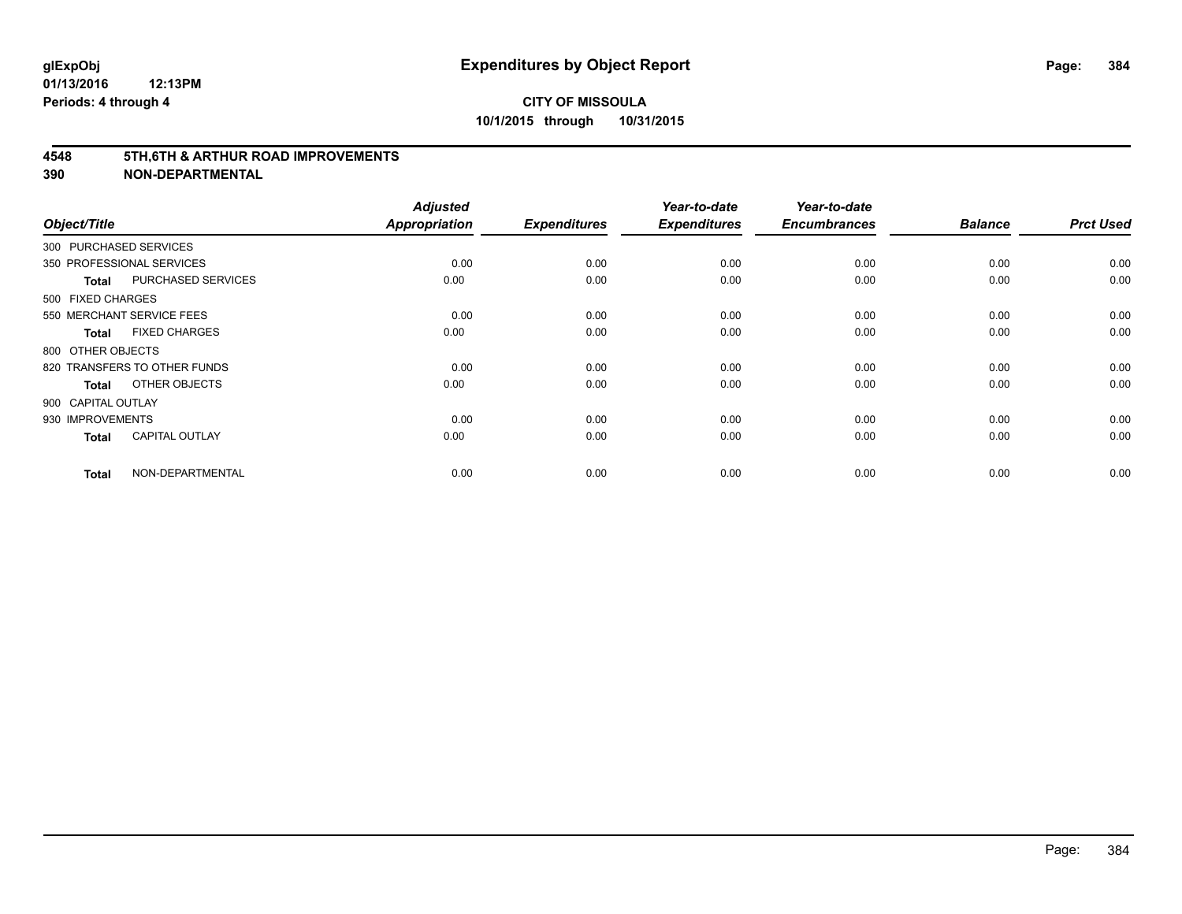# Expenditures by Object Report

glExpObj
01/13/2016 12:13PM
Periods: 4 through 4

**CITY OF MISSOULA**
**10/1/2015 through 10/31/2015**

## 4548 5TH,6TH & ARTHUR ROAD IMPROVEMENTS
## 390 NON-DEPARTMENTAL

| Object/Title | *Adjusted Appropriation* | *Expenditures* | *Year-to-date Expenditures* | *Year-to-date Encumbrances* | *Balance* | *Prct Used* |
|---|---|---|---|---|---|---|
| 300 PURCHASED SERVICES | | | | | | |
| 350 PROFESSIONAL SERVICES | 0.00 | 0.00 | 0.00 | 0.00 | 0.00 | 0.00 |
| **Total** PURCHASED SERVICES | 0.00 | 0.00 | 0.00 | 0.00 | 0.00 | 0.00 |
| 500 FIXED CHARGES | | | | | | |
| 550 MERCHANT SERVICE FEES | 0.00 | 0.00 | 0.00 | 0.00 | 0.00 | 0.00 |
| **Total** FIXED CHARGES | 0.00 | 0.00 | 0.00 | 0.00 | 0.00 | 0.00 |
| 800 OTHER OBJECTS | | | | | | |
| 820 TRANSFERS TO OTHER FUNDS | 0.00 | 0.00 | 0.00 | 0.00 | 0.00 | 0.00 |
| **Total** OTHER OBJECTS | 0.00 | 0.00 | 0.00 | 0.00 | 0.00 | 0.00 |
| 900 CAPITAL OUTLAY | | | | | | |
| 930 IMPROVEMENTS | 0.00 | 0.00 | 0.00 | 0.00 | 0.00 | 0.00 |
| **Total** CAPITAL OUTLAY | 0.00 | 0.00 | 0.00 | 0.00 | 0.00 | 0.00 |
| **Total** NON-DEPARTMENTAL | 0.00 | 0.00 | 0.00 | 0.00 | 0.00 | 0.00 |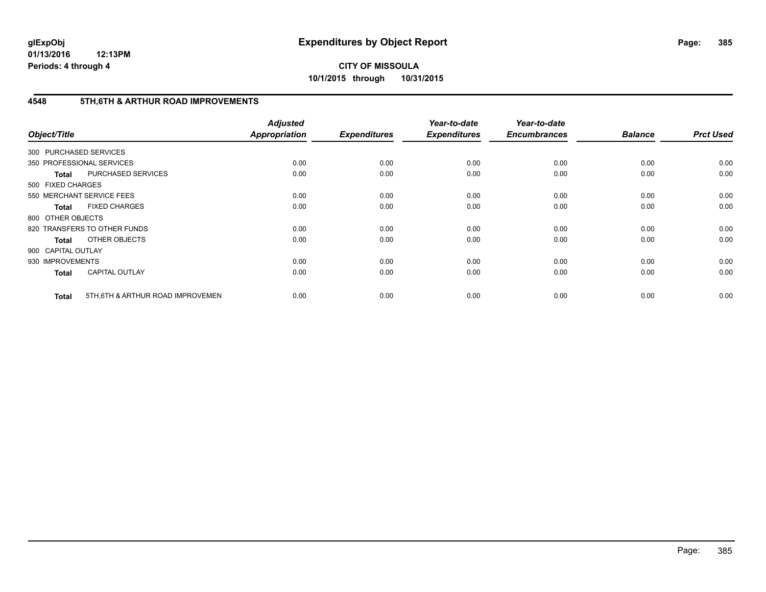**glExpObj**
**01/13/2016 12:13PM**
**Periods: 4 through 4**

# Expenditures by Object Report

**CITY OF MISSOULA**
**10/1/2015 through 10/31/2015**

## 4548 5TH,6TH & ARTHUR ROAD IMPROVEMENTS

| Object/Title | | Adjusted Appropriation | Expenditures | Year-to-date Expenditures | Year-to-date Encumbrances | Balance | Prct Used |
|---|---|---|---|---|---|---|---|
| 300 PURCHASED SERVICES | | | | | | | |
| 350 PROFESSIONAL SERVICES | | 0.00 | 0.00 | 0.00 | 0.00 | 0.00 | 0.00 |
| **Total** | PURCHASED SERVICES | 0.00 | 0.00 | 0.00 | 0.00 | 0.00 | 0.00 |
| 500 FIXED CHARGES | | | | | | | |
| 550 MERCHANT SERVICE FEES | | 0.00 | 0.00 | 0.00 | 0.00 | 0.00 | 0.00 |
| **Total** | FIXED CHARGES | 0.00 | 0.00 | 0.00 | 0.00 | 0.00 | 0.00 |
| 800 OTHER OBJECTS | | | | | | | |
| 820 TRANSFERS TO OTHER FUNDS | | 0.00 | 0.00 | 0.00 | 0.00 | 0.00 | 0.00 |
| **Total** | OTHER OBJECTS | 0.00 | 0.00 | 0.00 | 0.00 | 0.00 | 0.00 |
| 900 CAPITAL OUTLAY | | | | | | | |
| 930 IMPROVEMENTS | | 0.00 | 0.00 | 0.00 | 0.00 | 0.00 | 0.00 |
| **Total** | CAPITAL OUTLAY | 0.00 | 0.00 | 0.00 | 0.00 | 0.00 | 0.00 |
| **Total** | 5TH,6TH & ARTHUR ROAD IMPROVEMEN | 0.00 | 0.00 | 0.00 | 0.00 | 0.00 | 0.00 |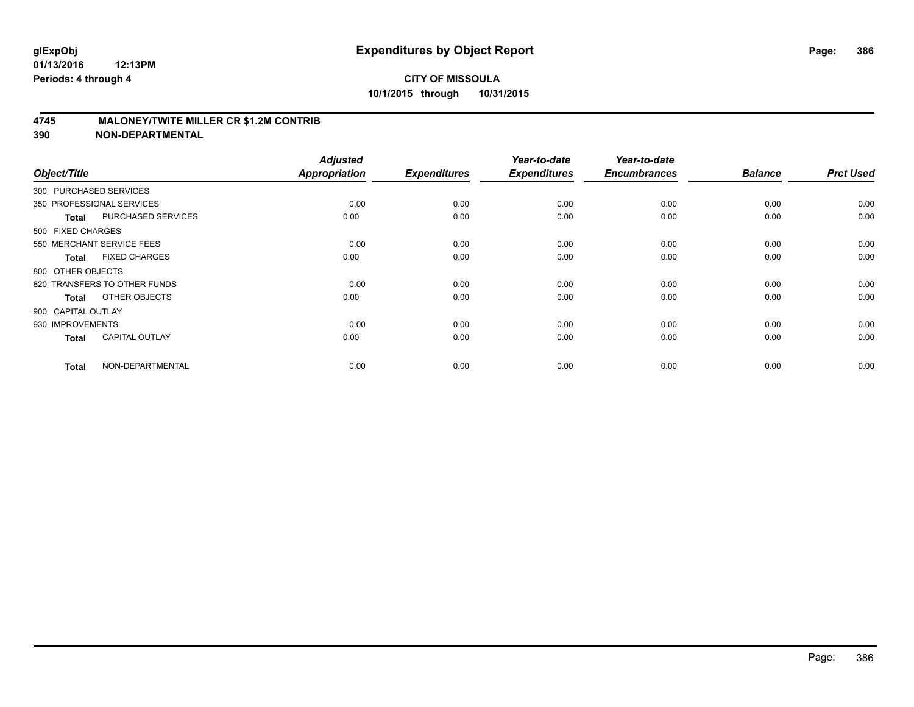# Expenditures by Object Report

**glExpObj**
**01/13/2016 12:13PM**
**Periods: 4 through 4**

**CITY OF MISSOULA**
**10/1/2015 through 10/31/2015**

## 4745 MALONEY/TWITE MILLER CR $1.2M CONTRIB
## 390 NON-DEPARTMENTAL

| Object/Title | Adjusted Appropriation | Expenditures | Year-to-date Expenditures | Year-to-date Encumbrances | Balance | Prct Used |
|---|---|---|---|---|---|---|
| 300 PURCHASED SERVICES | | | | | | |
| 350 PROFESSIONAL SERVICES | 0.00 | 0.00 | 0.00 | 0.00 | 0.00 | 0.00 |
| **Total** PURCHASED SERVICES | 0.00 | 0.00 | 0.00 | 0.00 | 0.00 | 0.00 |
| 500 FIXED CHARGES | | | | | | |
| 550 MERCHANT SERVICE FEES | 0.00 | 0.00 | 0.00 | 0.00 | 0.00 | 0.00 |
| **Total** FIXED CHARGES | 0.00 | 0.00 | 0.00 | 0.00 | 0.00 | 0.00 |
| 800 OTHER OBJECTS | | | | | | |
| 820 TRANSFERS TO OTHER FUNDS | 0.00 | 0.00 | 0.00 | 0.00 | 0.00 | 0.00 |
| **Total** OTHER OBJECTS | 0.00 | 0.00 | 0.00 | 0.00 | 0.00 | 0.00 |
| 900 CAPITAL OUTLAY | | | | | | |
| 930 IMPROVEMENTS | 0.00 | 0.00 | 0.00 | 0.00 | 0.00 | 0.00 |
| **Total** CAPITAL OUTLAY | 0.00 | 0.00 | 0.00 | 0.00 | 0.00 | 0.00 |
| **Total** NON-DEPARTMENTAL | 0.00 | 0.00 | 0.00 | 0.00 | 0.00 | 0.00 |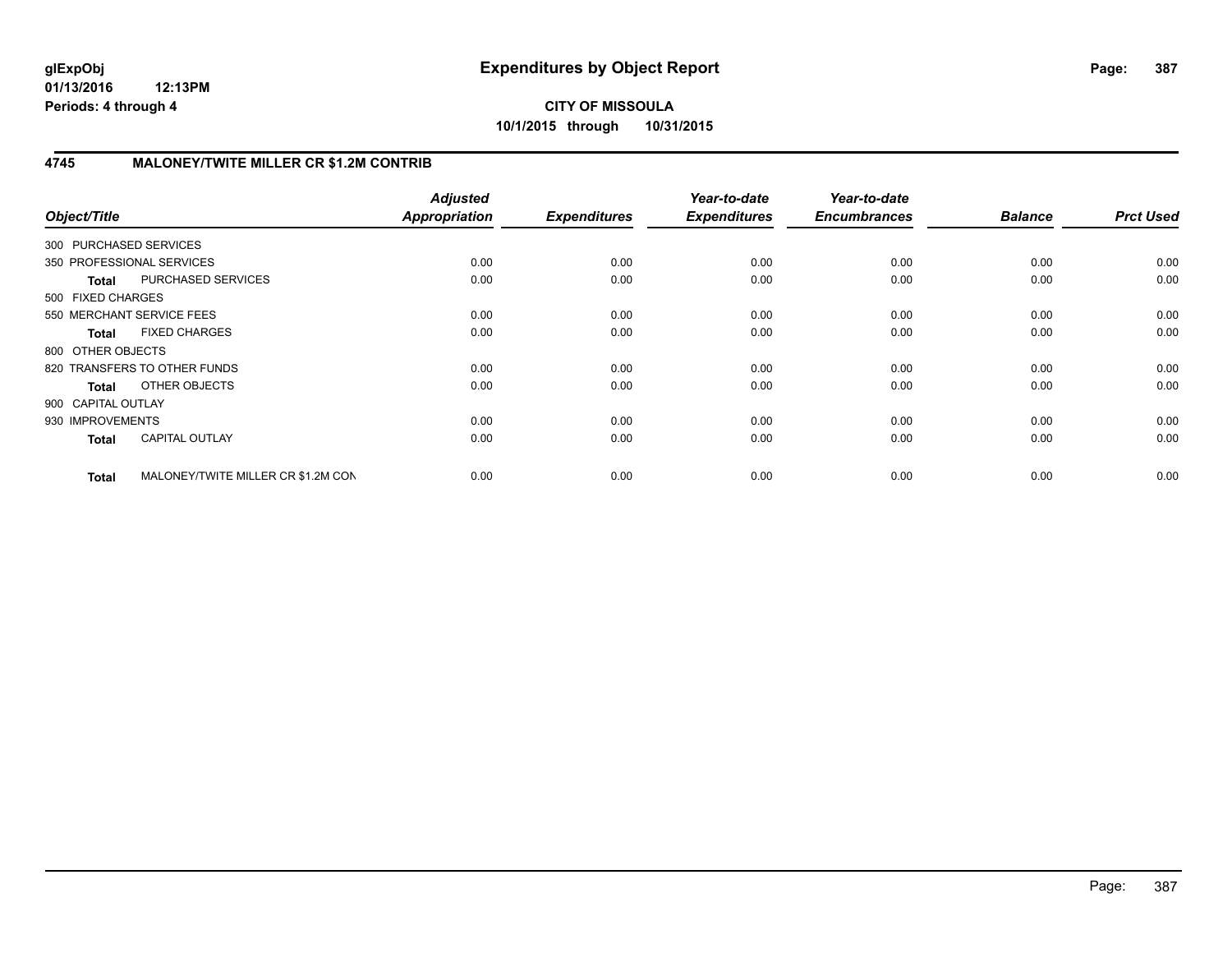**CITY OF MISSOULA**

**10/1/2015 through 10/31/2015**

## 4745 MALONEY/TWITE MILLER CR $1.2M CONTRIB

| Object/Title | | Adjusted Appropriation | Expenditures | Year-to-date Expenditures | Year-to-date Encumbrances | Balance | Prct Used |
|---|---|---|---|---|---|---|---|
| 300 PURCHASED SERVICES | | | | | | | |
| 350 PROFESSIONAL SERVICES | | 0.00 | 0.00 | 0.00 | 0.00 | 0.00 | 0.00 |
| **Total** | PURCHASED SERVICES | 0.00 | 0.00 | 0.00 | 0.00 | 0.00 | 0.00 |
| 500 FIXED CHARGES | | | | | | | |
| 550 MERCHANT SERVICE FEES | | 0.00 | 0.00 | 0.00 | 0.00 | 0.00 | 0.00 |
| **Total** | FIXED CHARGES | 0.00 | 0.00 | 0.00 | 0.00 | 0.00 | 0.00 |
| 800 OTHER OBJECTS | | | | | | | |
| 820 TRANSFERS TO OTHER FUNDS | | 0.00 | 0.00 | 0.00 | 0.00 | 0.00 | 0.00 |
| **Total** | OTHER OBJECTS | 0.00 | 0.00 | 0.00 | 0.00 | 0.00 | 0.00 |
| 900 CAPITAL OUTLAY | | | | | | | |
| 930 IMPROVEMENTS | | 0.00 | 0.00 | 0.00 | 0.00 | 0.00 | 0.00 |
| **Total** | CAPITAL OUTLAY | 0.00 | 0.00 | 0.00 | 0.00 | 0.00 | 0.00 |
| **Total** | MALONEY/TWITE MILLER CR $1.2M CON | 0.00 | 0.00 | 0.00 | 0.00 | 0.00 | 0.00 |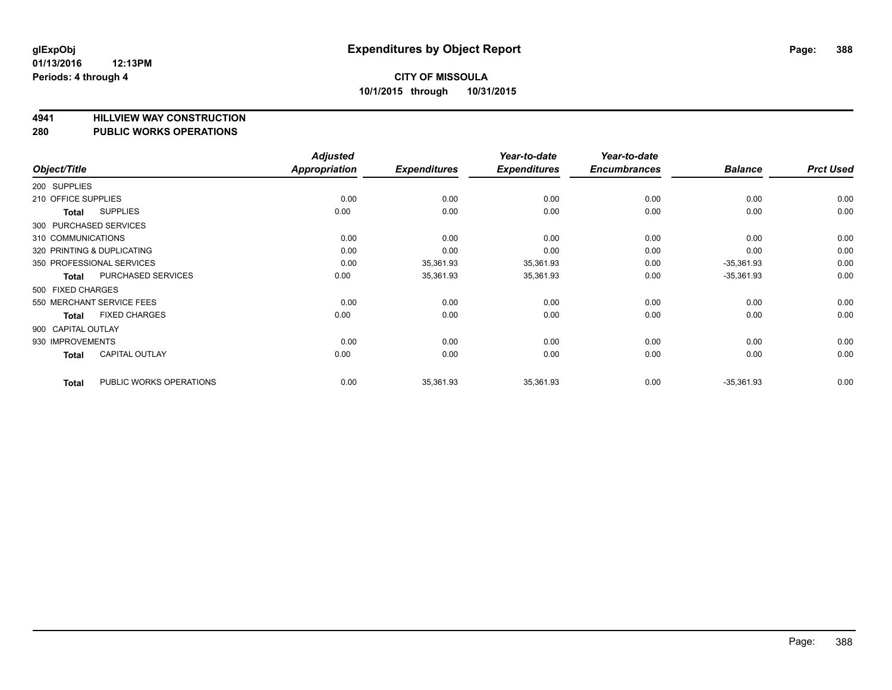# Expenditures by Object Report

glExpObj
01/13/2016 12:13PM
Periods: 4 through 4

**CITY OF MISSOULA**
**10/1/2015 through 10/31/2015**

## 4941 HILLVIEW WAY CONSTRUCTION
## 280 PUBLIC WORKS OPERATIONS

| Object/Title | | Adjusted Appropriation | Expenditures | Year-to-date Expenditures | Year-to-date Encumbrances | Balance | Prct Used |
|---|---|---|---|---|---|---|---|
| 200 SUPPLIES | | | | | | | |
| 210 OFFICE SUPPLIES | | 0.00 | 0.00 | 0.00 | 0.00 | 0.00 | 0.00 |
| **Total** | SUPPLIES | 0.00 | 0.00 | 0.00 | 0.00 | 0.00 | 0.00 |
| 300 PURCHASED SERVICES | | | | | | | |
| 310 COMMUNICATIONS | | 0.00 | 0.00 | 0.00 | 0.00 | 0.00 | 0.00 |
| 320 PRINTING & DUPLICATING | | 0.00 | 0.00 | 0.00 | 0.00 | 0.00 | 0.00 |
| 350 PROFESSIONAL SERVICES | | 0.00 | 35,361.93 | 35,361.93 | 0.00 | -35,361.93 | 0.00 |
| **Total** | PURCHASED SERVICES | 0.00 | 35,361.93 | 35,361.93 | 0.00 | -35,361.93 | 0.00 |
| 500 FIXED CHARGES | | | | | | | |
| 550 MERCHANT SERVICE FEES | | 0.00 | 0.00 | 0.00 | 0.00 | 0.00 | 0.00 |
| **Total** | FIXED CHARGES | 0.00 | 0.00 | 0.00 | 0.00 | 0.00 | 0.00 |
| 900 CAPITAL OUTLAY | | | | | | | |
| 930 IMPROVEMENTS | | 0.00 | 0.00 | 0.00 | 0.00 | 0.00 | 0.00 |
| **Total** | CAPITAL OUTLAY | 0.00 | 0.00 | 0.00 | 0.00 | 0.00 | 0.00 |
| **Total** | PUBLIC WORKS OPERATIONS | 0.00 | 35,361.93 | 35,361.93 | 0.00 | -35,361.93 | 0.00 |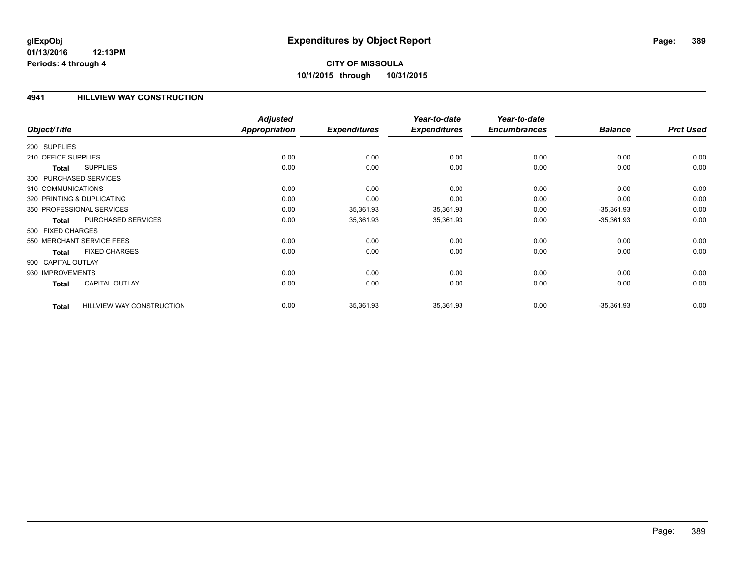# Expenditures by Object Report

glExpObj
01/13/2016 12:13PM
Periods: 4 through 4

**CITY OF MISSOULA**
**10/1/2015 through 10/31/2015**

## 4941 HILLVIEW WAY CONSTRUCTION

| Object/Title | Adjusted Appropriation | Expenditures | Year-to-date Expenditures | Year-to-date Encumbrances | Balance | Prct Used |
|---|---|---|---|---|---|---|
| 200 SUPPLIES | | | | | | |
| 210 OFFICE SUPPLIES | 0.00 | 0.00 | 0.00 | 0.00 | 0.00 | 0.00 |
| **Total** SUPPLIES | 0.00 | 0.00 | 0.00 | 0.00 | 0.00 | 0.00 |
| 300 PURCHASED SERVICES | | | | | | |
| 310 COMMUNICATIONS | 0.00 | 0.00 | 0.00 | 0.00 | 0.00 | 0.00 |
| 320 PRINTING & DUPLICATING | 0.00 | 0.00 | 0.00 | 0.00 | 0.00 | 0.00 |
| 350 PROFESSIONAL SERVICES | 0.00 | 35,361.93 | 35,361.93 | 0.00 | -35,361.93 | 0.00 |
| **Total** PURCHASED SERVICES | 0.00 | 35,361.93 | 35,361.93 | 0.00 | -35,361.93 | 0.00 |
| 500 FIXED CHARGES | | | | | | |
| 550 MERCHANT SERVICE FEES | 0.00 | 0.00 | 0.00 | 0.00 | 0.00 | 0.00 |
| **Total** FIXED CHARGES | 0.00 | 0.00 | 0.00 | 0.00 | 0.00 | 0.00 |
| 900 CAPITAL OUTLAY | | | | | | |
| 930 IMPROVEMENTS | 0.00 | 0.00 | 0.00 | 0.00 | 0.00 | 0.00 |
| **Total** CAPITAL OUTLAY | 0.00 | 0.00 | 0.00 | 0.00 | 0.00 | 0.00 |
| **Total** HILLVIEW WAY CONSTRUCTION | 0.00 | 35,361.93 | 35,361.93 | 0.00 | -35,361.93 | 0.00 |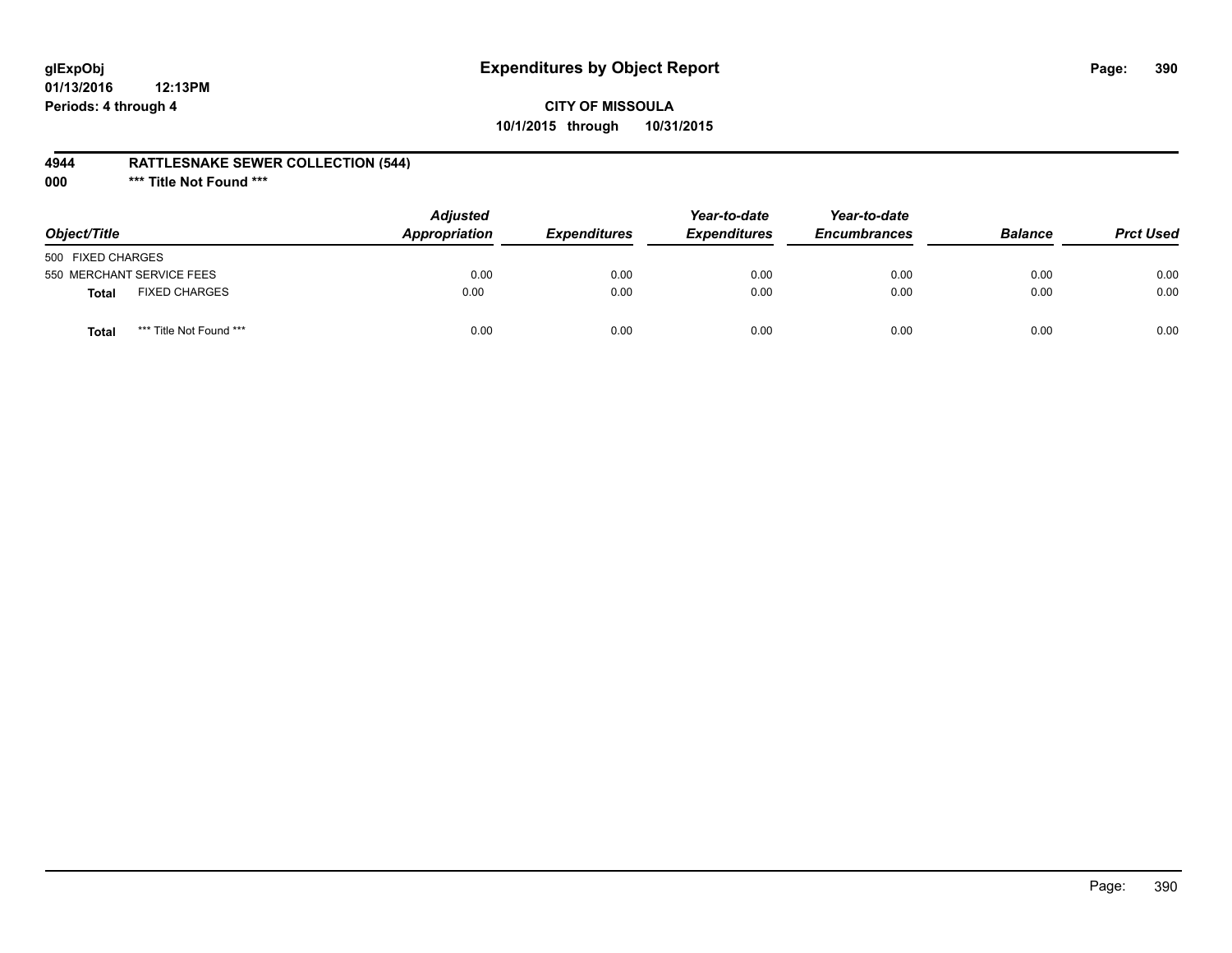# Expenditures by Object Report

glExpObj
01/13/2016 12:13PM
Periods: 4 through 4

**CITY OF MISSOULA**
**10/1/2015 through 10/31/2015**

**4944 RATTLESNAKE SEWER COLLECTION (544)**
**000 \*\*\* Title Not Found \*\*\***

| Object/Title | Adjusted Appropriation | Expenditures | Year-to-date Expenditures | Year-to-date Encumbrances | Balance | Prct Used |
|---|---|---|---|---|---|---|
| 500 FIXED CHARGES | | | | | | |
| 550 MERCHANT SERVICE FEES | 0.00 | 0.00 | 0.00 | 0.00 | 0.00 | 0.00 |
| **Total** FIXED CHARGES | 0.00 | 0.00 | 0.00 | 0.00 | 0.00 | 0.00 |
| **Total** *** Title Not Found *** | 0.00 | 0.00 | 0.00 | 0.00 | 0.00 | 0.00 |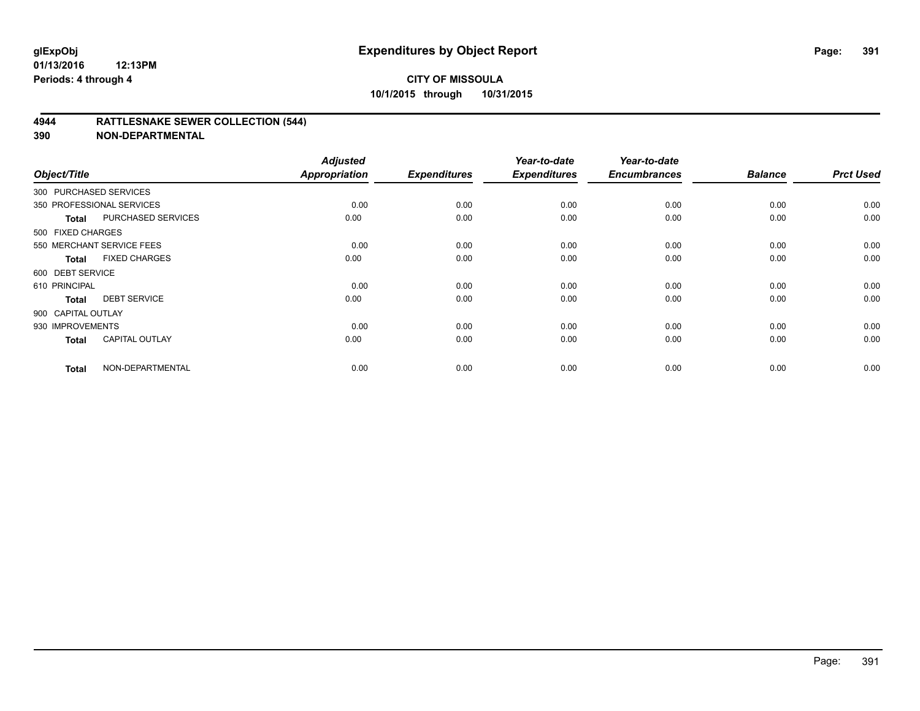**glExpObj** **Expenditures by Object Report**
**01/13/2016 12:13PM**
**Periods: 4 through 4**

**CITY OF MISSOULA**
**10/1/2015 through 10/31/2015**

## 4944 RATTLESNAKE SEWER COLLECTION (544)
## 390 NON-DEPARTMENTAL

| Object/Title | | Adjusted Appropriation | Expenditures | Year-to-date Expenditures | Year-to-date Encumbrances | Balance | Prct Used |
|---|---|---|---|---|---|---|---|
| 300 PURCHASED SERVICES | | | | | | | |
| 350 PROFESSIONAL SERVICES | | 0.00 | 0.00 | 0.00 | 0.00 | 0.00 | 0.00 |
| Total | PURCHASED SERVICES | 0.00 | 0.00 | 0.00 | 0.00 | 0.00 | 0.00 |
| 500 FIXED CHARGES | | | | | | | |
| 550 MERCHANT SERVICE FEES | | 0.00 | 0.00 | 0.00 | 0.00 | 0.00 | 0.00 |
| Total | FIXED CHARGES | 0.00 | 0.00 | 0.00 | 0.00 | 0.00 | 0.00 |
| 600 DEBT SERVICE | | | | | | | |
| 610 PRINCIPAL | | 0.00 | 0.00 | 0.00 | 0.00 | 0.00 | 0.00 |
| Total | DEBT SERVICE | 0.00 | 0.00 | 0.00 | 0.00 | 0.00 | 0.00 |
| 900 CAPITAL OUTLAY | | | | | | | |
| 930 IMPROVEMENTS | | 0.00 | 0.00 | 0.00 | 0.00 | 0.00 | 0.00 |
| Total | CAPITAL OUTLAY | 0.00 | 0.00 | 0.00 | 0.00 | 0.00 | 0.00 |
| Total | NON-DEPARTMENTAL | 0.00 | 0.00 | 0.00 | 0.00 | 0.00 | 0.00 |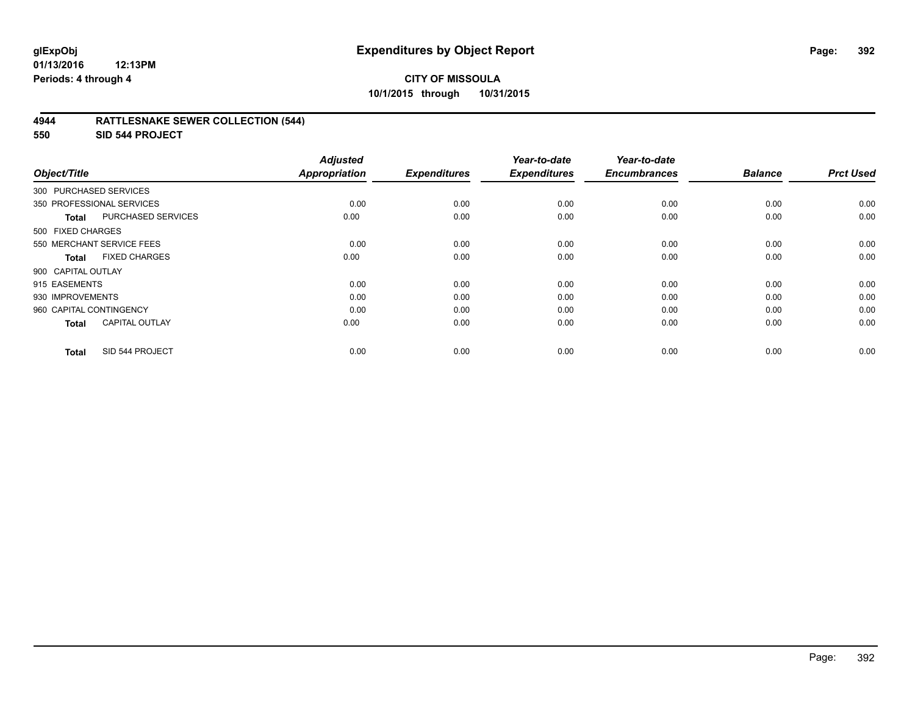**glExpObj**
**01/13/2016 12:13PM**
**Periods: 4 through 4**

# Expenditures by Object Report

**CITY OF MISSOULA**
**10/1/2015 through 10/31/2015**

## 4944 RATTLESNAKE SEWER COLLECTION (544)
## 550 SID 544 PROJECT

| Object/Title | | Adjusted Appropriation | Expenditures | Year-to-date Expenditures | Year-to-date Encumbrances | Balance | Prct Used |
|---|---|---|---|---|---|---|---|
| 300 PURCHASED SERVICES | | | | | | | |
| 350 PROFESSIONAL SERVICES | | 0.00 | 0.00 | 0.00 | 0.00 | 0.00 | 0.00 |
| **Total** | PURCHASED SERVICES | 0.00 | 0.00 | 0.00 | 0.00 | 0.00 | 0.00 |
| 500 FIXED CHARGES | | | | | | | |
| 550 MERCHANT SERVICE FEES | | 0.00 | 0.00 | 0.00 | 0.00 | 0.00 | 0.00 |
| **Total** | FIXED CHARGES | 0.00 | 0.00 | 0.00 | 0.00 | 0.00 | 0.00 |
| 900 CAPITAL OUTLAY | | | | | | | |
| 915 EASEMENTS | | 0.00 | 0.00 | 0.00 | 0.00 | 0.00 | 0.00 |
| 930 IMPROVEMENTS | | 0.00 | 0.00 | 0.00 | 0.00 | 0.00 | 0.00 |
| 960 CAPITAL CONTINGENCY | | 0.00 | 0.00 | 0.00 | 0.00 | 0.00 | 0.00 |
| **Total** | CAPITAL OUTLAY | 0.00 | 0.00 | 0.00 | 0.00 | 0.00 | 0.00 |
| **Total** | SID 544 PROJECT | 0.00 | 0.00 | 0.00 | 0.00 | 0.00 | 0.00 |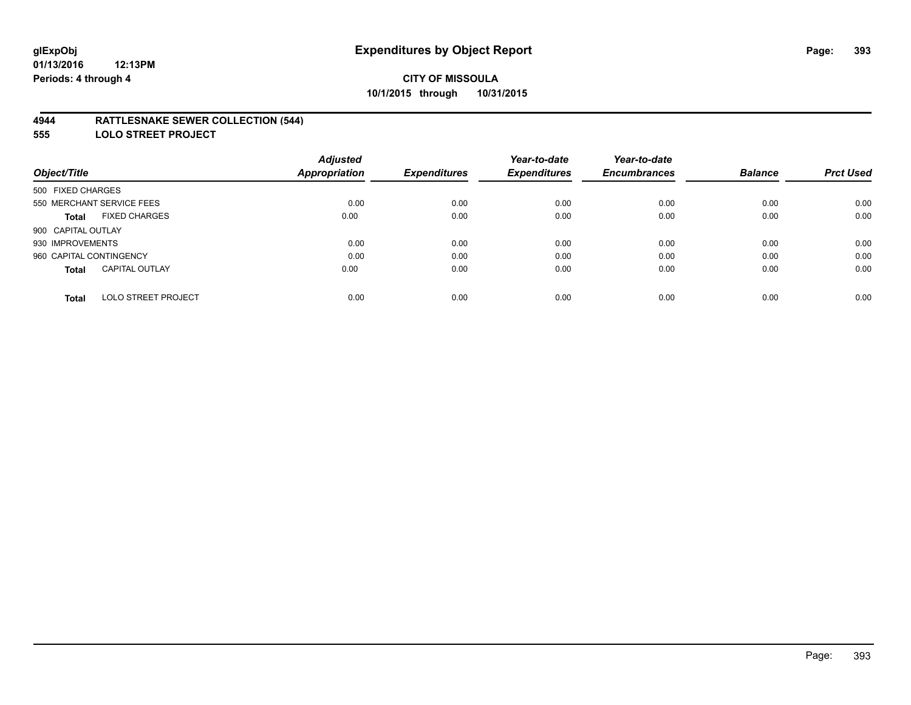**glExpObj** **Expenditures by Object Report**
**01/13/2016 12:13PM**
**Periods: 4 through 4**

**CITY OF MISSOULA**
**10/1/2015 through 10/31/2015**

## 4944 RATTLESNAKE SEWER COLLECTION (544)
## 555 LOLO STREET PROJECT

| Object/Title | Adjusted Appropriation | Expenditures | Year-to-date Expenditures | Year-to-date Encumbrances | Balance | Prct Used |
|---|---|---|---|---|---|---|
| 500 FIXED CHARGES | | | | | | |
| 550 MERCHANT SERVICE FEES | 0.00 | 0.00 | 0.00 | 0.00 | 0.00 | 0.00 |
| **Total** FIXED CHARGES | 0.00 | 0.00 | 0.00 | 0.00 | 0.00 | 0.00 |
| 900 CAPITAL OUTLAY | | | | | | |
| 930 IMPROVEMENTS | 0.00 | 0.00 | 0.00 | 0.00 | 0.00 | 0.00 |
| 960 CAPITAL CONTINGENCY | 0.00 | 0.00 | 0.00 | 0.00 | 0.00 | 0.00 |
| **Total** CAPITAL OUTLAY | 0.00 | 0.00 | 0.00 | 0.00 | 0.00 | 0.00 |
| **Total** LOLO STREET PROJECT | 0.00 | 0.00 | 0.00 | 0.00 | 0.00 | 0.00 |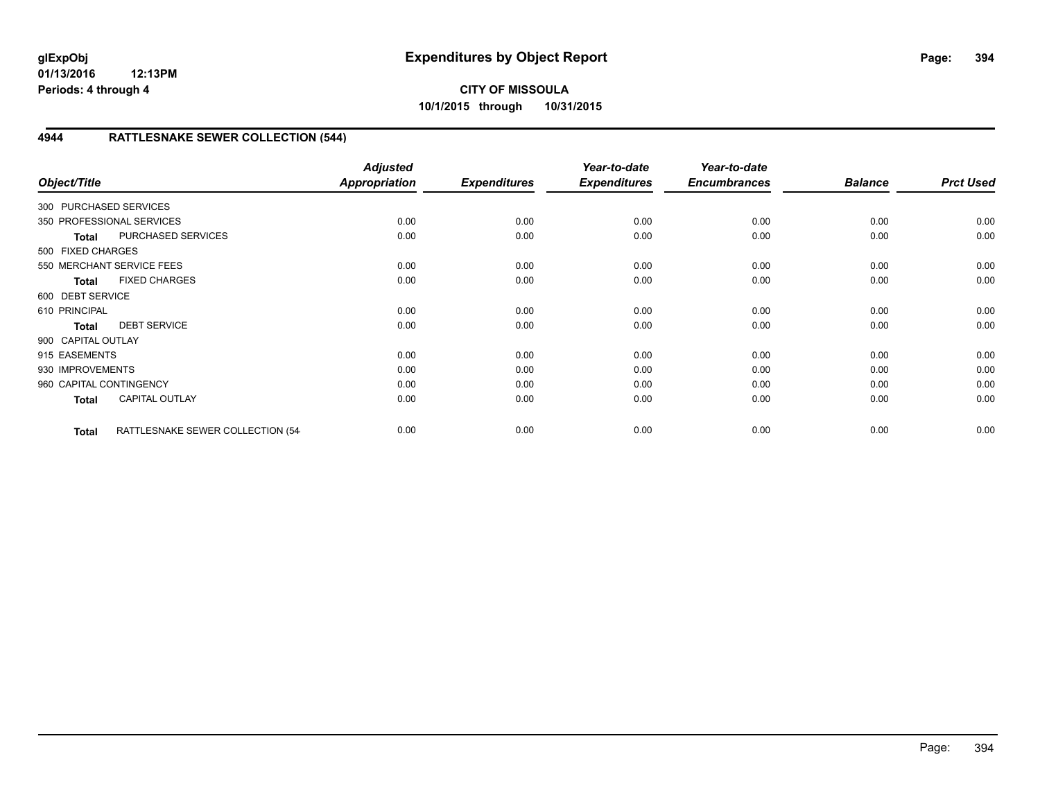**glExpObj**
**01/13/2016 12:13PM**
**Periods: 4 through 4**

# Expenditures by Object Report

**CITY OF MISSOULA**
**10/1/2015 through 10/31/2015**

## 4944 RATTLESNAKE SEWER COLLECTION (544)

| Object/Title | | Adjusted Appropriation | Expenditures | Year-to-date Expenditures | Year-to-date Encumbrances | Balance | Prct Used |
|---|---|---|---|---|---|---|---|
| 300 PURCHASED SERVICES | | | | | | | |
| 350 PROFESSIONAL SERVICES | | 0.00 | 0.00 | 0.00 | 0.00 | 0.00 | 0.00 |
| **Total** | PURCHASED SERVICES | 0.00 | 0.00 | 0.00 | 0.00 | 0.00 | 0.00 |
| 500 FIXED CHARGES | | | | | | | |
| 550 MERCHANT SERVICE FEES | | 0.00 | 0.00 | 0.00 | 0.00 | 0.00 | 0.00 |
| **Total** | FIXED CHARGES | 0.00 | 0.00 | 0.00 | 0.00 | 0.00 | 0.00 |
| 600 DEBT SERVICE | | | | | | | |
| 610 PRINCIPAL | | 0.00 | 0.00 | 0.00 | 0.00 | 0.00 | 0.00 |
| **Total** | DEBT SERVICE | 0.00 | 0.00 | 0.00 | 0.00 | 0.00 | 0.00 |
| 900 CAPITAL OUTLAY | | | | | | | |
| 915 EASEMENTS | | 0.00 | 0.00 | 0.00 | 0.00 | 0.00 | 0.00 |
| 930 IMPROVEMENTS | | 0.00 | 0.00 | 0.00 | 0.00 | 0.00 | 0.00 |
| 960 CAPITAL CONTINGENCY | | 0.00 | 0.00 | 0.00 | 0.00 | 0.00 | 0.00 |
| **Total** | CAPITAL OUTLAY | 0.00 | 0.00 | 0.00 | 0.00 | 0.00 | 0.00 |
| **Total** | RATTLESNAKE SEWER COLLECTION (54 | 0.00 | 0.00 | 0.00 | 0.00 | 0.00 | 0.00 |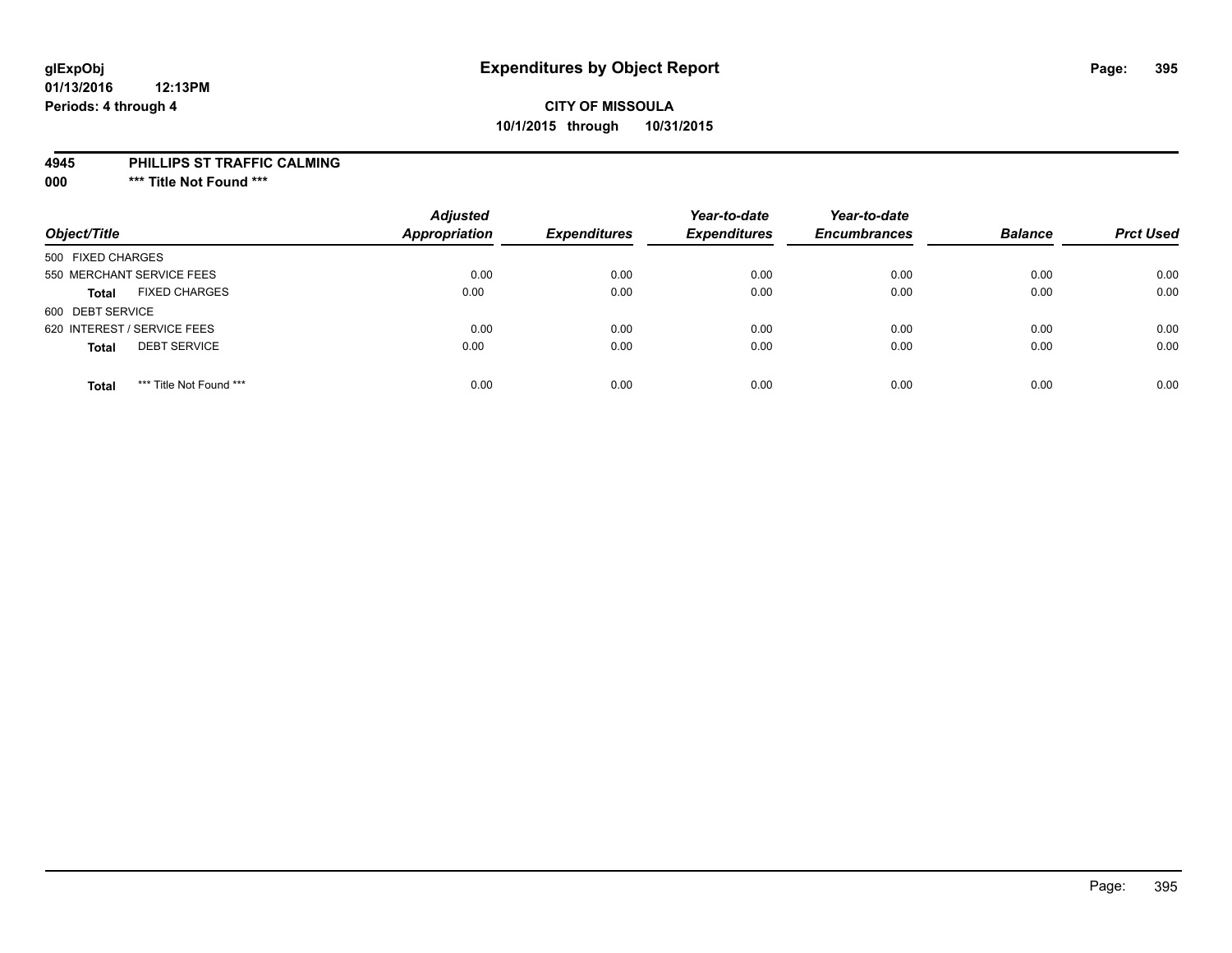**glExpObj**
**01/13/2016 12:13PM**
**Periods: 4 through 4**

# Expenditures by Object Report

**CITY OF MISSOULA**
**10/1/2015 through 10/31/2015**

**4945 PHILLIPS ST TRAFFIC CALMING**
**000 \*\*\* Title Not Found \*\*\***

| Object/Title | Adjusted Appropriation | Expenditures | Year-to-date Expenditures | Year-to-date Encumbrances | Balance | Prct Used |
|---|---|---|---|---|---|---|
| 500 FIXED CHARGES | | | | | | |
| 550 MERCHANT SERVICE FEES | 0.00 | 0.00 | 0.00 | 0.00 | 0.00 | 0.00 |
| **Total** FIXED CHARGES | 0.00 | 0.00 | 0.00 | 0.00 | 0.00 | 0.00 |
| 600 DEBT SERVICE | | | | | | |
| 620 INTEREST / SERVICE FEES | 0.00 | 0.00 | 0.00 | 0.00 | 0.00 | 0.00 |
| **Total** DEBT SERVICE | 0.00 | 0.00 | 0.00 | 0.00 | 0.00 | 0.00 |
| **Total** *** Title Not Found *** | 0.00 | 0.00 | 0.00 | 0.00 | 0.00 | 0.00 |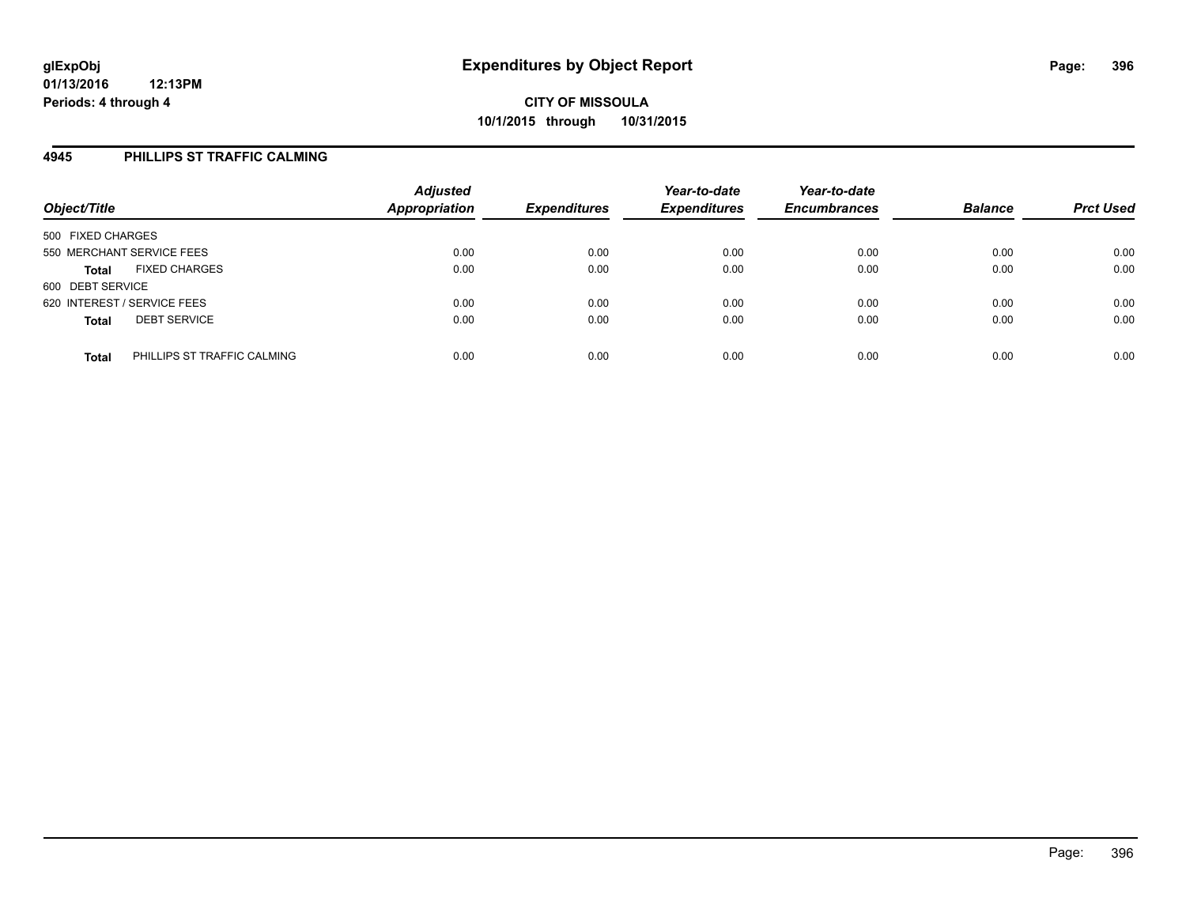## Expenditures by Object Report

**CITY OF MISSOULA**
**10/1/2015 through 10/31/2015**

glExpObj
01/13/2016 12:13PM
Periods: 4 through 4

### 4945 PHILLIPS ST TRAFFIC CALMING

| Object/Title | | Adjusted Appropriation | Expenditures | Year-to-date Expenditures | Year-to-date Encumbrances | Balance | Prct Used |
|---|---|---|---|---|---|---|---|
| 500 FIXED CHARGES | | | | | | | |
| 550 MERCHANT SERVICE FEES | | 0.00 | 0.00 | 0.00 | 0.00 | 0.00 | 0.00 |
| **Total** | FIXED CHARGES | 0.00 | 0.00 | 0.00 | 0.00 | 0.00 | 0.00 |
| 600 DEBT SERVICE | | | | | | | |
| 620 INTEREST / SERVICE FEES | | 0.00 | 0.00 | 0.00 | 0.00 | 0.00 | 0.00 |
| **Total** | DEBT SERVICE | 0.00 | 0.00 | 0.00 | 0.00 | 0.00 | 0.00 |
| **Total** | PHILLIPS ST TRAFFIC CALMING | 0.00 | 0.00 | 0.00 | 0.00 | 0.00 | 0.00 |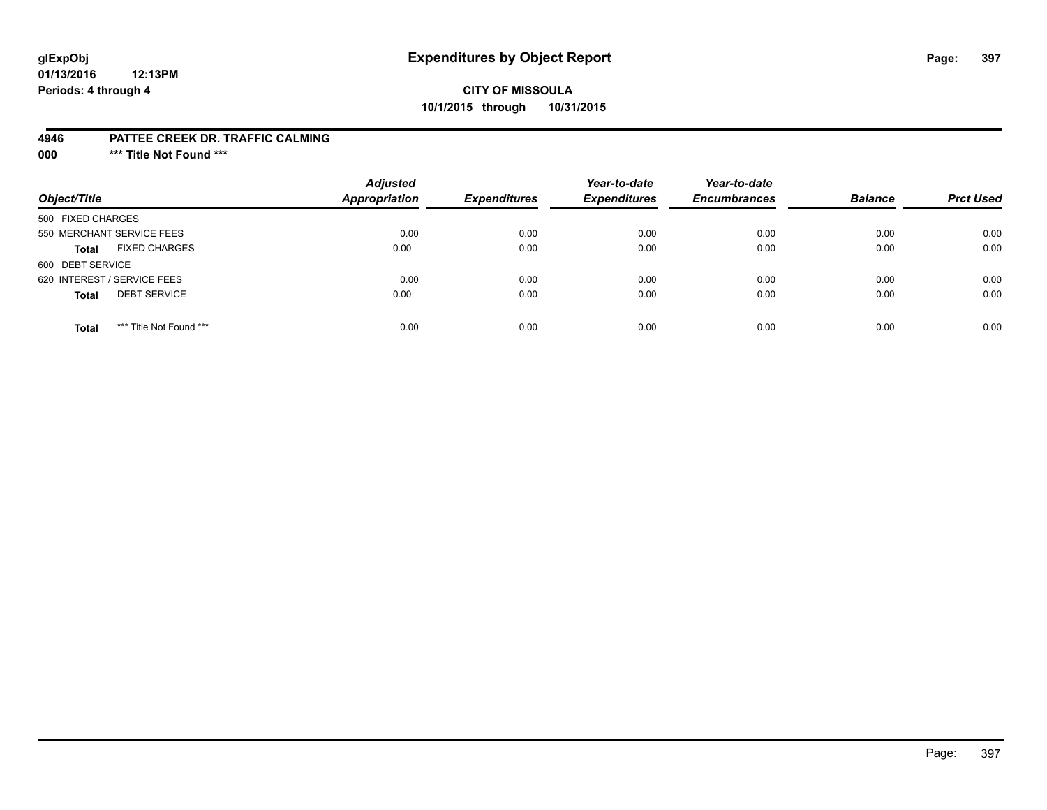# Expenditures by Object Report

glExpObj
01/13/2016 12:13PM
Periods: 4 through 4

**CITY OF MISSOULA**
**10/1/2015 through 10/31/2015**

**4946 PATTEE CREEK DR. TRAFFIC CALMING**
**000 \*\*\* Title Not Found \*\*\***

| Object/Title | | Adjusted Appropriation | Expenditures | Year-to-date Expenditures | Year-to-date Encumbrances | Balance | Prct Used |
|---|---|---|---|---|---|---|---|
| 500 FIXED CHARGES | | | | | | | |
| 550 MERCHANT SERVICE FEES | | 0.00 | 0.00 | 0.00 | 0.00 | 0.00 | 0.00 |
| **Total** | FIXED CHARGES | 0.00 | 0.00 | 0.00 | 0.00 | 0.00 | 0.00 |
| 600 DEBT SERVICE | | | | | | | |
| 620 INTEREST / SERVICE FEES | | 0.00 | 0.00 | 0.00 | 0.00 | 0.00 | 0.00 |
| **Total** | DEBT SERVICE | 0.00 | 0.00 | 0.00 | 0.00 | 0.00 | 0.00 |
| **Total** | *** Title Not Found *** | 0.00 | 0.00 | 0.00 | 0.00 | 0.00 | 0.00 |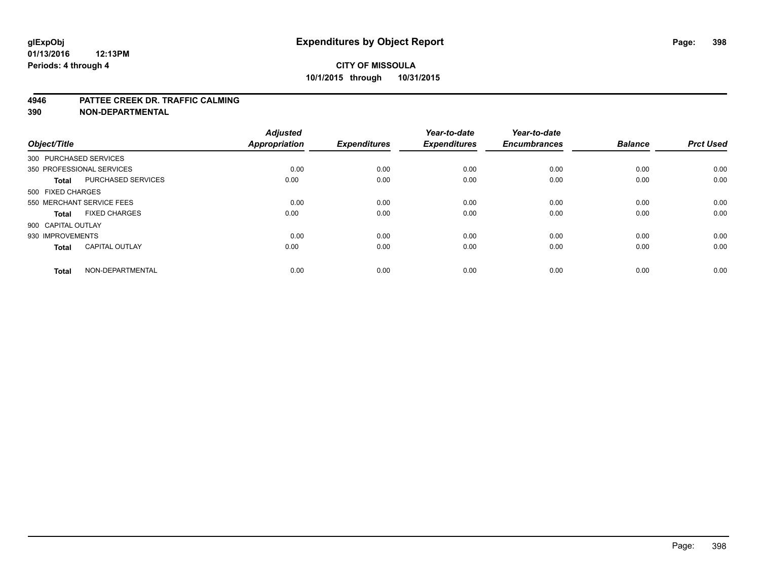**glExpObj** **Expenditures by Object Report**

**01/13/2016 12:13PM**

**Periods: 4 through 4**

**CITY OF MISSOULA**

**10/1/2015 through 10/31/2015**

## 4946 PATTEE CREEK DR. TRAFFIC CALMING
## 390 NON-DEPARTMENTAL

| Object/Title | | Adjusted Appropriation | Expenditures | Year-to-date Expenditures | Year-to-date Encumbrances | Balance | Prct Used |
|---|---|---|---|---|---|---|---|
| 300 PURCHASED SERVICES | | | | | | | |
| 350 PROFESSIONAL SERVICES | | 0.00 | 0.00 | 0.00 | 0.00 | 0.00 | 0.00 |
| **Total** | PURCHASED SERVICES | 0.00 | 0.00 | 0.00 | 0.00 | 0.00 | 0.00 |
| 500 FIXED CHARGES | | | | | | | |
| 550 MERCHANT SERVICE FEES | | 0.00 | 0.00 | 0.00 | 0.00 | 0.00 | 0.00 |
| **Total** | FIXED CHARGES | 0.00 | 0.00 | 0.00 | 0.00 | 0.00 | 0.00 |
| 900 CAPITAL OUTLAY | | | | | | | |
| 930 IMPROVEMENTS | | 0.00 | 0.00 | 0.00 | 0.00 | 0.00 | 0.00 |
| **Total** | CAPITAL OUTLAY | 0.00 | 0.00 | 0.00 | 0.00 | 0.00 | 0.00 |
| **Total** | NON-DEPARTMENTAL | 0.00 | 0.00 | 0.00 | 0.00 | 0.00 | 0.00 |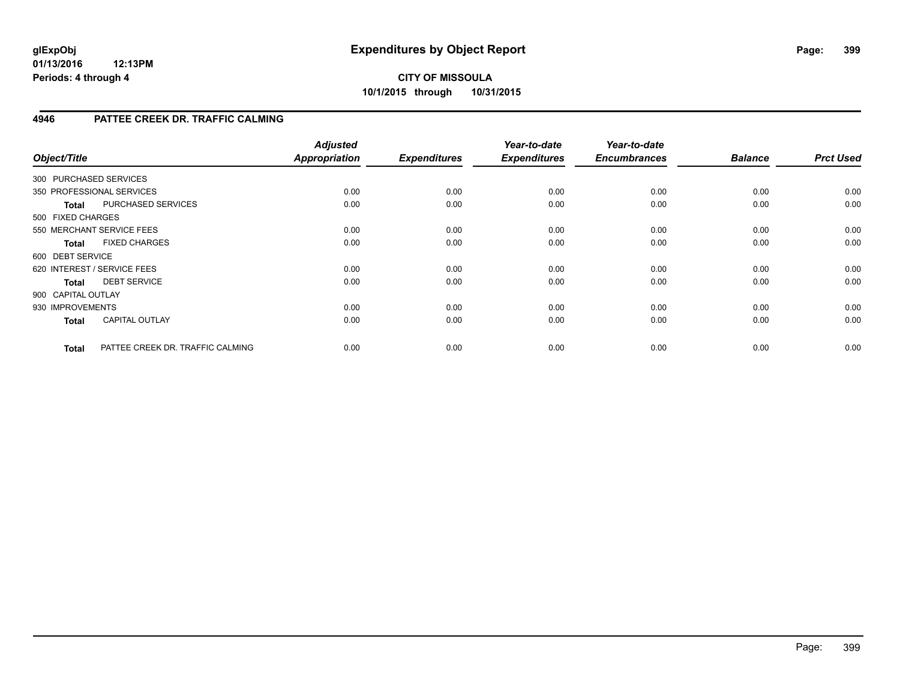**glExpObj**
**01/13/2016 12:13PM**
**Periods: 4 through 4**

# Expenditures by Object Report

**CITY OF MISSOULA**
**10/1/2015 through 10/31/2015**

## 4946 PATTEE CREEK DR. TRAFFIC CALMING

| Object/Title | | Adjusted Appropriation | Expenditures | Year-to-date Expenditures | Year-to-date Encumbrances | Balance | Prct Used |
|---|---|---|---|---|---|---|---|
| 300 PURCHASED SERVICES | | | | | | | |
| 350 PROFESSIONAL SERVICES | | 0.00 | 0.00 | 0.00 | 0.00 | 0.00 | 0.00 |
| **Total** | PURCHASED SERVICES | 0.00 | 0.00 | 0.00 | 0.00 | 0.00 | 0.00 |
| 500 FIXED CHARGES | | | | | | | |
| 550 MERCHANT SERVICE FEES | | 0.00 | 0.00 | 0.00 | 0.00 | 0.00 | 0.00 |
| **Total** | FIXED CHARGES | 0.00 | 0.00 | 0.00 | 0.00 | 0.00 | 0.00 |
| 600 DEBT SERVICE | | | | | | | |
| 620 INTEREST / SERVICE FEES | | 0.00 | 0.00 | 0.00 | 0.00 | 0.00 | 0.00 |
| **Total** | DEBT SERVICE | 0.00 | 0.00 | 0.00 | 0.00 | 0.00 | 0.00 |
| 900 CAPITAL OUTLAY | | | | | | | |
| 930 IMPROVEMENTS | | 0.00 | 0.00 | 0.00 | 0.00 | 0.00 | 0.00 |
| **Total** | CAPITAL OUTLAY | 0.00 | 0.00 | 0.00 | 0.00 | 0.00 | 0.00 |
| **Total** | PATTEE CREEK DR. TRAFFIC CALMING | 0.00 | 0.00 | 0.00 | 0.00 | 0.00 | 0.00 |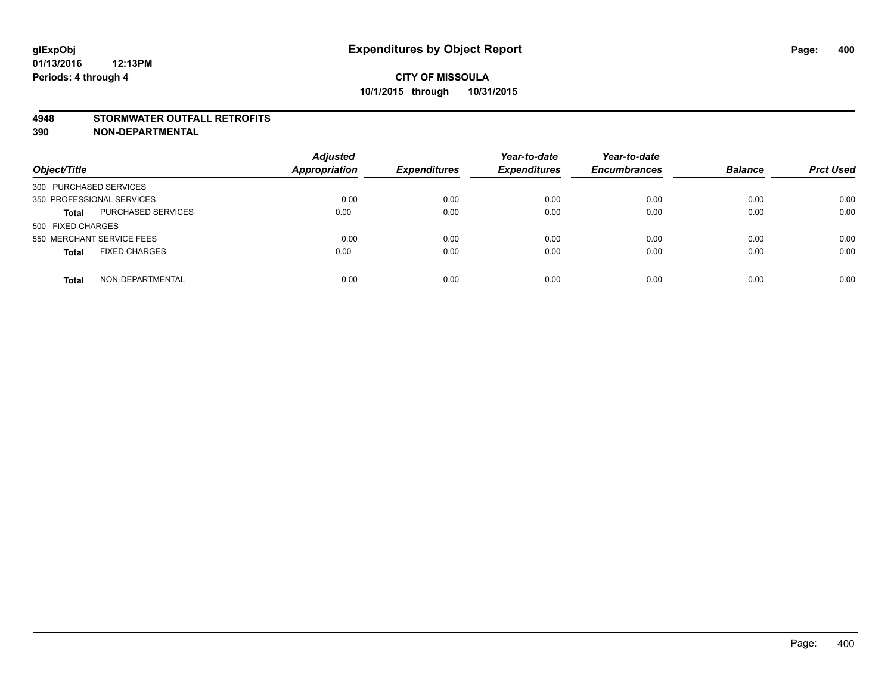**CITY OF MISSOULA**
**10/1/2015 through 10/31/2015**

## 4948 STORMWATER OUTFALL RETROFITS
## 390 NON-DEPARTMENTAL

| Object/Title | | Adjusted Appropriation | Expenditures | Year-to-date Expenditures | Year-to-date Encumbrances | Balance | Prct Used |
|---|---|---|---|---|---|---|---|
| 300 PURCHASED SERVICES | | | | | | | |
| 350 PROFESSIONAL SERVICES | | 0.00 | 0.00 | 0.00 | 0.00 | 0.00 | 0.00 |
| **Total** | PURCHASED SERVICES | 0.00 | 0.00 | 0.00 | 0.00 | 0.00 | 0.00 |
| 500 FIXED CHARGES | | | | | | | |
| 550 MERCHANT SERVICE FEES | | 0.00 | 0.00 | 0.00 | 0.00 | 0.00 | 0.00 |
| **Total** | FIXED CHARGES | 0.00 | 0.00 | 0.00 | 0.00 | 0.00 | 0.00 |
| **Total** | NON-DEPARTMENTAL | 0.00 | 0.00 | 0.00 | 0.00 | 0.00 | 0.00 |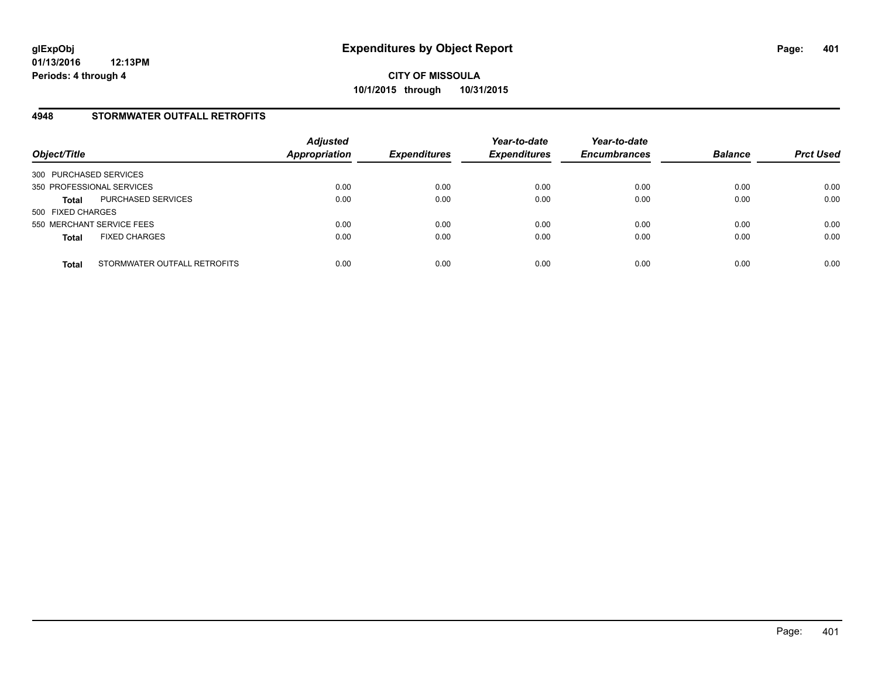**glExpObj**
**01/13/2016 12:13PM**
**Periods: 4 through 4**

# Expenditures by Object Report

**CITY OF MISSOULA**
**10/1/2015 through 10/31/2015**

## 4948 STORMWATER OUTFALL RETROFITS

| Object/Title | | Adjusted Appropriation | Expenditures | Year-to-date Expenditures | Year-to-date Encumbrances | Balance | Prct Used |
|---|---|---|---|---|---|---|---|
| 300 PURCHASED SERVICES | | | | | | | |
| 350 PROFESSIONAL SERVICES | | 0.00 | 0.00 | 0.00 | 0.00 | 0.00 | 0.00 |
| **Total** | PURCHASED SERVICES | 0.00 | 0.00 | 0.00 | 0.00 | 0.00 | 0.00 |
| 500 FIXED CHARGES | | | | | | | |
| 550 MERCHANT SERVICE FEES | | 0.00 | 0.00 | 0.00 | 0.00 | 0.00 | 0.00 |
| **Total** | FIXED CHARGES | 0.00 | 0.00 | 0.00 | 0.00 | 0.00 | 0.00 |
| **Total** | STORMWATER OUTFALL RETROFITS | 0.00 | 0.00 | 0.00 | 0.00 | 0.00 | 0.00 |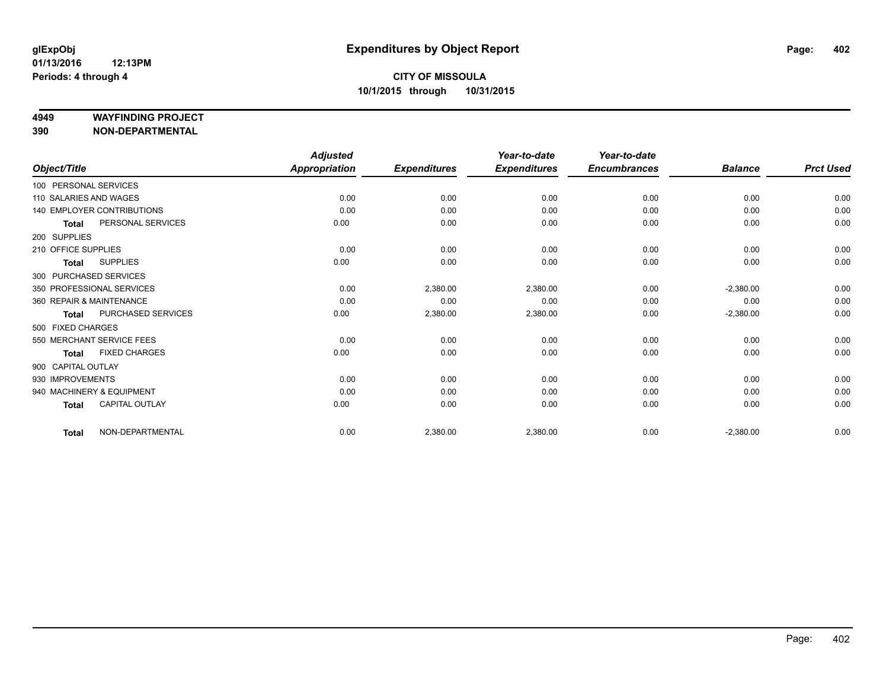# Expenditures by Object Report

glExpObj
01/13/2016 12:13PM
Periods: 4 through 4

**CITY OF MISSOULA**
**10/1/2015 through 10/31/2015**

**4949 WAYFINDING PROJECT**
**390 NON-DEPARTMENTAL**

| Object/Title | Adjusted Appropriation | Expenditures | Year-to-date Expenditures | Year-to-date Encumbrances | Balance | Prct Used |
|---|---|---|---|---|---|---|
| 100 PERSONAL SERVICES | | | | | | |
| 110 SALARIES AND WAGES | 0.00 | 0.00 | 0.00 | 0.00 | 0.00 | 0.00 |
| 140 EMPLOYER CONTRIBUTIONS | 0.00 | 0.00 | 0.00 | 0.00 | 0.00 | 0.00 |
| **Total** PERSONAL SERVICES | 0.00 | 0.00 | 0.00 | 0.00 | 0.00 | 0.00 |
| 200 SUPPLIES | | | | | | |
| 210 OFFICE SUPPLIES | 0.00 | 0.00 | 0.00 | 0.00 | 0.00 | 0.00 |
| **Total** SUPPLIES | 0.00 | 0.00 | 0.00 | 0.00 | 0.00 | 0.00 |
| 300 PURCHASED SERVICES | | | | | | |
| 350 PROFESSIONAL SERVICES | 0.00 | 2,380.00 | 2,380.00 | 0.00 | -2,380.00 | 0.00 |
| 360 REPAIR & MAINTENANCE | 0.00 | 0.00 | 0.00 | 0.00 | 0.00 | 0.00 |
| **Total** PURCHASED SERVICES | 0.00 | 2,380.00 | 2,380.00 | 0.00 | -2,380.00 | 0.00 |
| 500 FIXED CHARGES | | | | | | |
| 550 MERCHANT SERVICE FEES | 0.00 | 0.00 | 0.00 | 0.00 | 0.00 | 0.00 |
| **Total** FIXED CHARGES | 0.00 | 0.00 | 0.00 | 0.00 | 0.00 | 0.00 |
| 900 CAPITAL OUTLAY | | | | | | |
| 930 IMPROVEMENTS | 0.00 | 0.00 | 0.00 | 0.00 | 0.00 | 0.00 |
| 940 MACHINERY & EQUIPMENT | 0.00 | 0.00 | 0.00 | 0.00 | 0.00 | 0.00 |
| **Total** CAPITAL OUTLAY | 0.00 | 0.00 | 0.00 | 0.00 | 0.00 | 0.00 |
| **Total** NON-DEPARTMENTAL | 0.00 | 2,380.00 | 2,380.00 | 0.00 | -2,380.00 | 0.00 |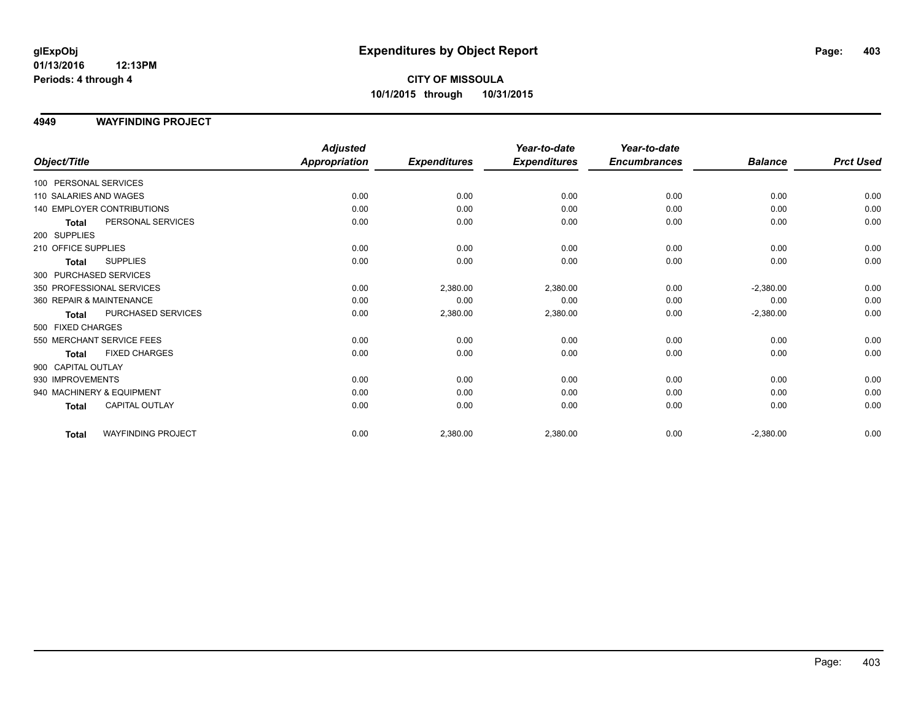glExpObj
01/13/2016 12:13PM
Periods: 4 through 4

# Expenditures by Object Report

**CITY OF MISSOULA**
**10/1/2015 through 10/31/2015**

## 4949 WAYFINDING PROJECT

| Object/Title | | Adjusted Appropriation | Expenditures | Year-to-date Expenditures | Year-to-date Encumbrances | Balance | Prct Used |
|---|---|---|---|---|---|---|---|
| 100 PERSONAL SERVICES | | | | | | | |
| 110 SALARIES AND WAGES | | 0.00 | 0.00 | 0.00 | 0.00 | 0.00 | 0.00 |
| 140 EMPLOYER CONTRIBUTIONS | | 0.00 | 0.00 | 0.00 | 0.00 | 0.00 | 0.00 |
| **Total** | PERSONAL SERVICES | 0.00 | 0.00 | 0.00 | 0.00 | 0.00 | 0.00 |
| 200 SUPPLIES | | | | | | | |
| 210 OFFICE SUPPLIES | | 0.00 | 0.00 | 0.00 | 0.00 | 0.00 | 0.00 |
| **Total** | SUPPLIES | 0.00 | 0.00 | 0.00 | 0.00 | 0.00 | 0.00 |
| 300 PURCHASED SERVICES | | | | | | | |
| 350 PROFESSIONAL SERVICES | | 0.00 | 2,380.00 | 2,380.00 | 0.00 | -2,380.00 | 0.00 |
| 360 REPAIR & MAINTENANCE | | 0.00 | 0.00 | 0.00 | 0.00 | 0.00 | 0.00 |
| **Total** | PURCHASED SERVICES | 0.00 | 2,380.00 | 2,380.00 | 0.00 | -2,380.00 | 0.00 |
| 500 FIXED CHARGES | | | | | | | |
| 550 MERCHANT SERVICE FEES | | 0.00 | 0.00 | 0.00 | 0.00 | 0.00 | 0.00 |
| **Total** | FIXED CHARGES | 0.00 | 0.00 | 0.00 | 0.00 | 0.00 | 0.00 |
| 900 CAPITAL OUTLAY | | | | | | | |
| 930 IMPROVEMENTS | | 0.00 | 0.00 | 0.00 | 0.00 | 0.00 | 0.00 |
| 940 MACHINERY & EQUIPMENT | | 0.00 | 0.00 | 0.00 | 0.00 | 0.00 | 0.00 |
| **Total** | CAPITAL OUTLAY | 0.00 | 0.00 | 0.00 | 0.00 | 0.00 | 0.00 |
| **Total** | WAYFINDING PROJECT | 0.00 | 2,380.00 | 2,380.00 | 0.00 | -2,380.00 | 0.00 |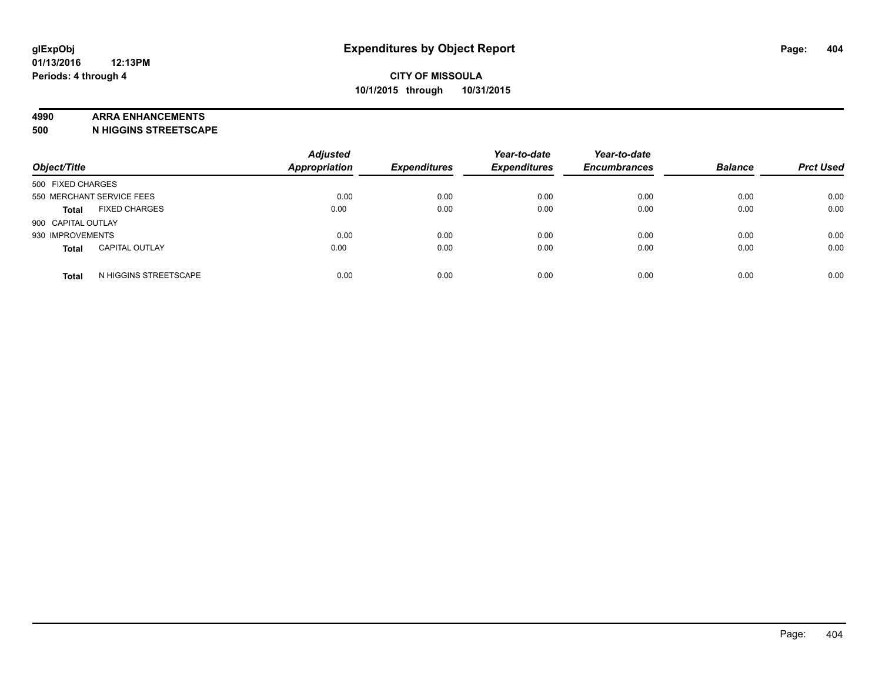**glExpObj**
**01/13/2016 12:13PM**
**Periods: 4 through 4**

# Expenditures by Object Report

**CITY OF MISSOULA**
**10/1/2015 through 10/31/2015**

**4990 ARRA ENHANCEMENTS**
**500 N HIGGINS STREETSCAPE**

| Object/Title | | Adjusted Appropriation | Expenditures | Year-to-date Expenditures | Year-to-date Encumbrances | Balance | Prct Used |
|---|---|---|---|---|---|---|---|
| 500 FIXED CHARGES | | | | | | | |
| 550 MERCHANT SERVICE FEES | | 0.00 | 0.00 | 0.00 | 0.00 | 0.00 | 0.00 |
| **Total** | FIXED CHARGES | 0.00 | 0.00 | 0.00 | 0.00 | 0.00 | 0.00 |
| 900 CAPITAL OUTLAY | | | | | | | |
| 930 IMPROVEMENTS | | 0.00 | 0.00 | 0.00 | 0.00 | 0.00 | 0.00 |
| **Total** | CAPITAL OUTLAY | 0.00 | 0.00 | 0.00 | 0.00 | 0.00 | 0.00 |
| **Total** | N HIGGINS STREETSCAPE | 0.00 | 0.00 | 0.00 | 0.00 | 0.00 | 0.00 |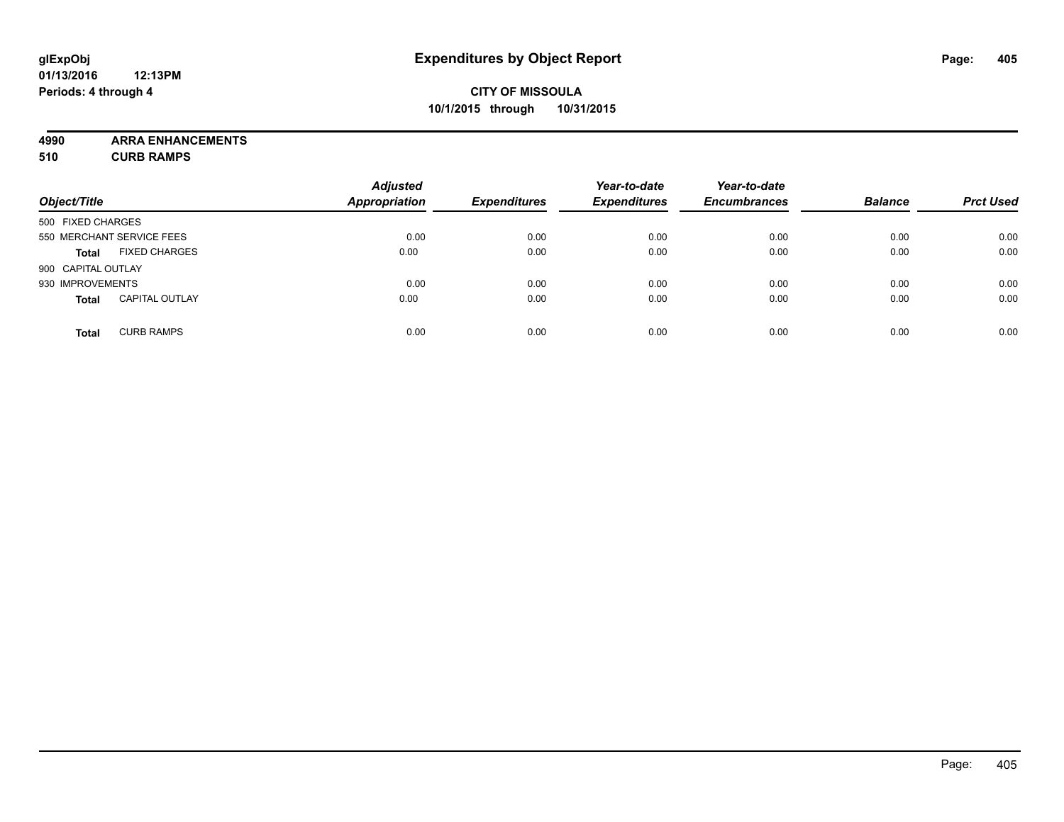**glExpObj**
**01/13/2016 12:13PM**
**Periods: 4 through 4**

# Expenditures by Object Report

**CITY OF MISSOULA**
**10/1/2015 through 10/31/2015**

**4990 ARRA ENHANCEMENTS**
**510 CURB RAMPS**

| Object/Title | | Adjusted Appropriation | Expenditures | Year-to-date Expenditures | Year-to-date Encumbrances | Balance | Prct Used |
|---|---|---|---|---|---|---|---|
| 500 FIXED CHARGES | | | | | | | |
| 550 MERCHANT SERVICE FEES | | 0.00 | 0.00 | 0.00 | 0.00 | 0.00 | 0.00 |
| **Total** | FIXED CHARGES | 0.00 | 0.00 | 0.00 | 0.00 | 0.00 | 0.00 |
| 900 CAPITAL OUTLAY | | | | | | | |
| 930 IMPROVEMENTS | | 0.00 | 0.00 | 0.00 | 0.00 | 0.00 | 0.00 |
| **Total** | CAPITAL OUTLAY | 0.00 | 0.00 | 0.00 | 0.00 | 0.00 | 0.00 |
| **Total** | CURB RAMPS | 0.00 | 0.00 | 0.00 | 0.00 | 0.00 | 0.00 |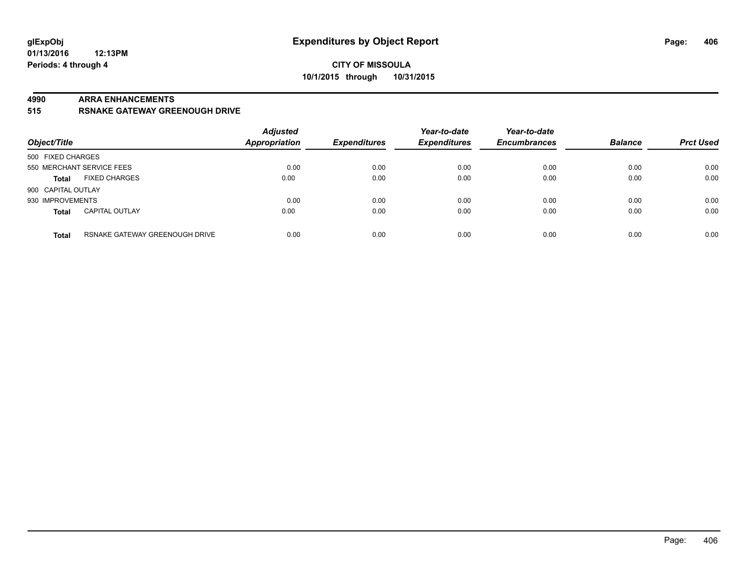**glExpObj**
**01/13/2016 12:13PM**
**Periods: 4 through 4**

# Expenditures by Object Report

**CITY OF MISSOULA**
**10/1/2015 through 10/31/2015**

## 4990 ARRA ENHANCEMENTS
## 515 RSNAKE GATEWAY GREENOUGH DRIVE

| Object/Title | | Adjusted Appropriation | Expenditures | Year-to-date Expenditures | Year-to-date Encumbrances | Balance | Prct Used |
|---|---|---|---|---|---|---|---|
| 500 FIXED CHARGES | | | | | | | |
| 550 MERCHANT SERVICE FEES | | 0.00 | 0.00 | 0.00 | 0.00 | 0.00 | 0.00 |
| **Total** | FIXED CHARGES | 0.00 | 0.00 | 0.00 | 0.00 | 0.00 | 0.00 |
| 900 CAPITAL OUTLAY | | | | | | | |
| 930 IMPROVEMENTS | | 0.00 | 0.00 | 0.00 | 0.00 | 0.00 | 0.00 |
| **Total** | CAPITAL OUTLAY | 0.00 | 0.00 | 0.00 | 0.00 | 0.00 | 0.00 |
| **Total** | RSNAKE GATEWAY GREENOUGH DRIVE | 0.00 | 0.00 | 0.00 | 0.00 | 0.00 | 0.00 |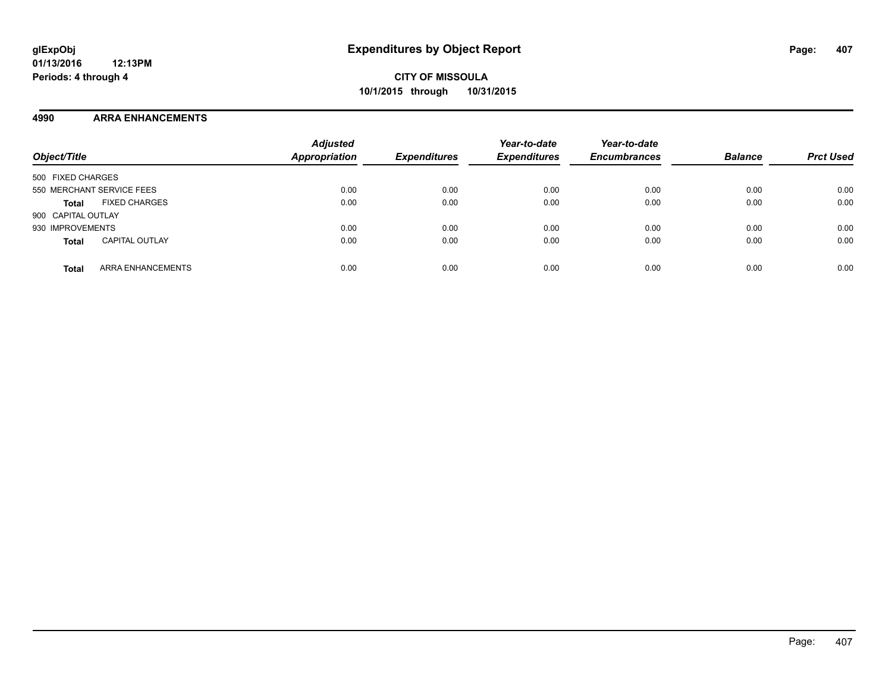**glExpObj**
**01/13/2016 12:13PM**
**Periods: 4 through 4**

# Expenditures by Object Report

**CITY OF MISSOULA**
**10/1/2015 through 10/31/2015**

## 4990 ARRA ENHANCEMENTS

| Object/Title | | Adjusted Appropriation | Expenditures | Year-to-date Expenditures | Year-to-date Encumbrances | Balance | Prct Used |
|---|---|---|---|---|---|---|---|
| 500 FIXED CHARGES | | | | | | | |
| 550 MERCHANT SERVICE FEES | | 0.00 | 0.00 | 0.00 | 0.00 | 0.00 | 0.00 |
| **Total** | FIXED CHARGES | 0.00 | 0.00 | 0.00 | 0.00 | 0.00 | 0.00 |
| 900 CAPITAL OUTLAY | | | | | | | |
| 930 IMPROVEMENTS | | 0.00 | 0.00 | 0.00 | 0.00 | 0.00 | 0.00 |
| **Total** | CAPITAL OUTLAY | 0.00 | 0.00 | 0.00 | 0.00 | 0.00 | 0.00 |
| **Total** | ARRA ENHANCEMENTS | 0.00 | 0.00 | 0.00 | 0.00 | 0.00 | 0.00 |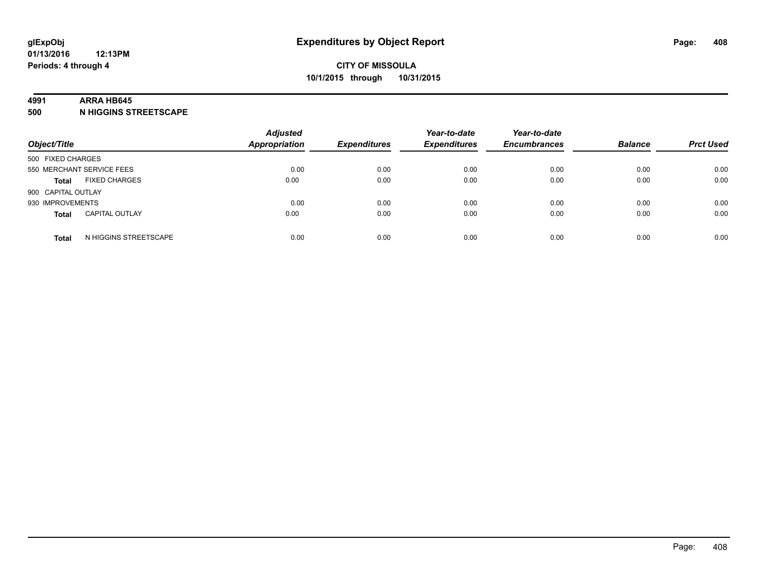**glExpObj**
**01/13/2016 12:13PM**
**Periods: 4 through 4**

# Expenditures by Object Report

**CITY OF MISSOULA**
**10/1/2015 through 10/31/2015**

**4991 ARRA HB645**
**500 N HIGGINS STREETSCAPE**

| Object/Title | | Adjusted Appropriation | Expenditures | Year-to-date Expenditures | Year-to-date Encumbrances | Balance | Prct Used |
|---|---|---|---|---|---|---|---|
| 500 FIXED CHARGES | | | | | | | |
| 550 MERCHANT SERVICE FEES | | 0.00 | 0.00 | 0.00 | 0.00 | 0.00 | 0.00 |
| **Total** | FIXED CHARGES | 0.00 | 0.00 | 0.00 | 0.00 | 0.00 | 0.00 |
| 900 CAPITAL OUTLAY | | | | | | | |
| 930 IMPROVEMENTS | | 0.00 | 0.00 | 0.00 | 0.00 | 0.00 | 0.00 |
| **Total** | CAPITAL OUTLAY | 0.00 | 0.00 | 0.00 | 0.00 | 0.00 | 0.00 |
| **Total** | N HIGGINS STREETSCAPE | 0.00 | 0.00 | 0.00 | 0.00 | 0.00 | 0.00 |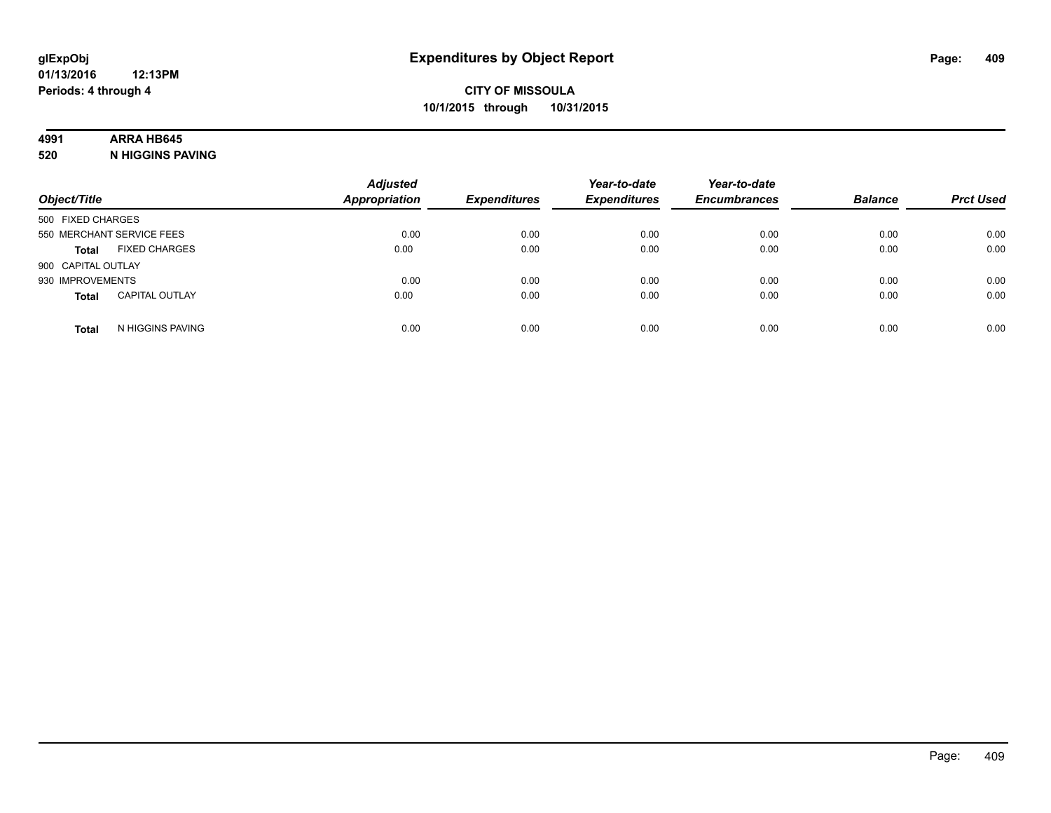# Expenditures by Object Report

glExpObj
01/13/2016 12:13PM
Periods: 4 through 4

**CITY OF MISSOULA**
**10/1/2015 through 10/31/2015**

**4991 ARRA HB645**
**520 N HIGGINS PAVING**

| Object/Title | | Adjusted Appropriation | Expenditures | Year-to-date Expenditures | Year-to-date Encumbrances | Balance | Prct Used |
|---|---|---|---|---|---|---|---|
| 500 FIXED CHARGES | | | | | | | |
| 550 MERCHANT SERVICE FEES | | 0.00 | 0.00 | 0.00 | 0.00 | 0.00 | 0.00 |
| **Total** | FIXED CHARGES | 0.00 | 0.00 | 0.00 | 0.00 | 0.00 | 0.00 |
| 900 CAPITAL OUTLAY | | | | | | | |
| 930 IMPROVEMENTS | | 0.00 | 0.00 | 0.00 | 0.00 | 0.00 | 0.00 |
| **Total** | CAPITAL OUTLAY | 0.00 | 0.00 | 0.00 | 0.00 | 0.00 | 0.00 |
| **Total** | N HIGGINS PAVING | 0.00 | 0.00 | 0.00 | 0.00 | 0.00 | 0.00 |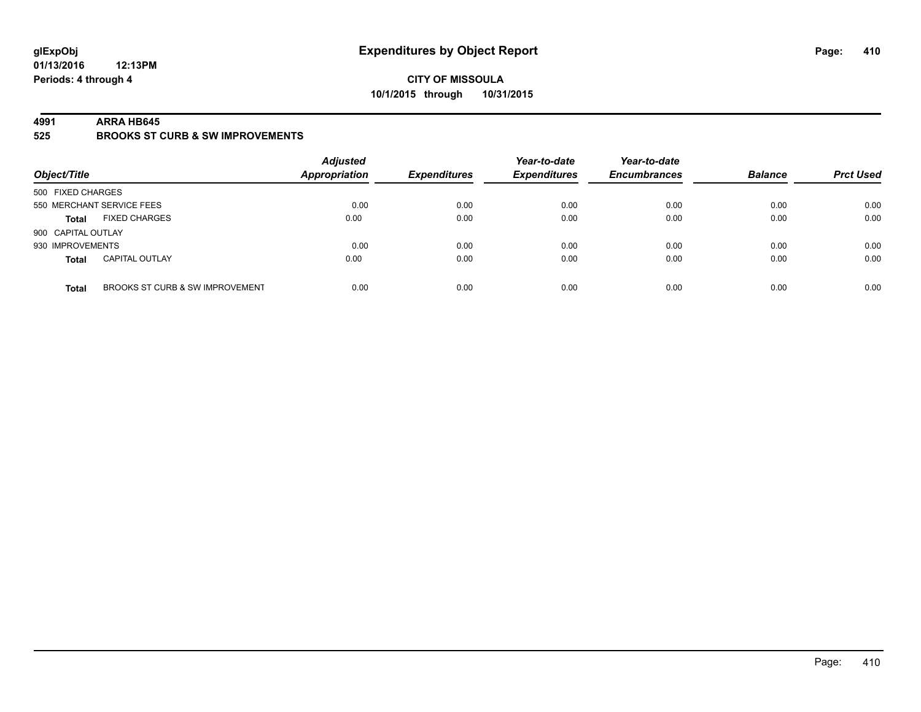**glExpObj**
**01/13/2016 12:13PM**
**Periods: 4 through 4**

# Expenditures by Object Report

**CITY OF MISSOULA**
**10/1/2015 through 10/31/2015**

## 4991 ARRA HB645
## 525 BROOKS ST CURB & SW IMPROVEMENTS

| Object/Title | | Adjusted Appropriation | Expenditures | Year-to-date Expenditures | Year-to-date Encumbrances | Balance | Prct Used |
|---|---|---|---|---|---|---|---|
| 500 FIXED CHARGES | | | | | | | |
| 550 MERCHANT SERVICE FEES | | 0.00 | 0.00 | 0.00 | 0.00 | 0.00 | 0.00 |
| **Total** | FIXED CHARGES | 0.00 | 0.00 | 0.00 | 0.00 | 0.00 | 0.00 |
| 900 CAPITAL OUTLAY | | | | | | | |
| 930 IMPROVEMENTS | | 0.00 | 0.00 | 0.00 | 0.00 | 0.00 | 0.00 |
| **Total** | CAPITAL OUTLAY | 0.00 | 0.00 | 0.00 | 0.00 | 0.00 | 0.00 |
| **Total** | BROOKS ST CURB & SW IMPROVEMENT | 0.00 | 0.00 | 0.00 | 0.00 | 0.00 | 0.00 |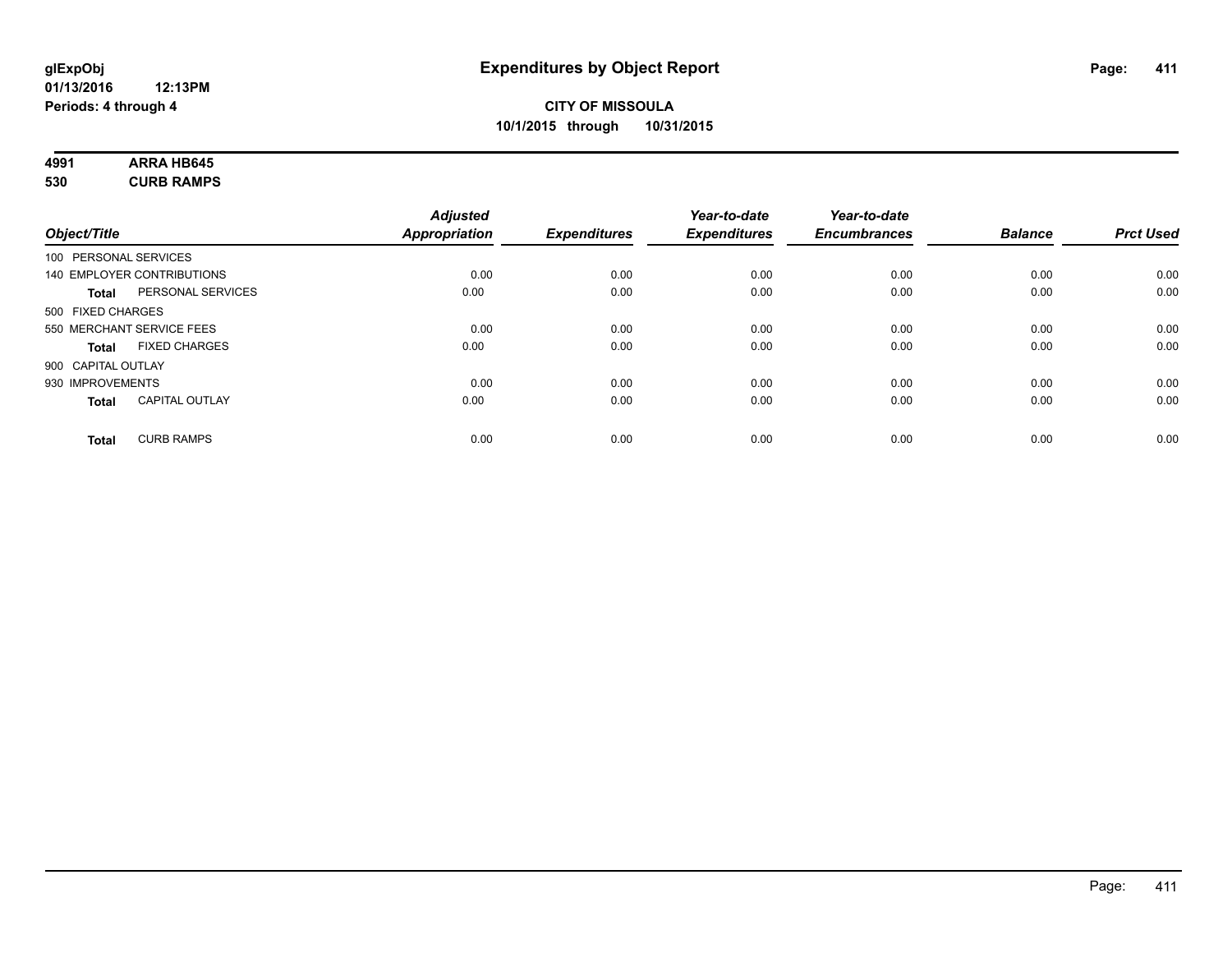# Expenditures by Object Report

glExpObj
01/13/2016 12:13PM
Periods: 4 through 4

**CITY OF MISSOULA**
**10/1/2015 through 10/31/2015**

**4991 ARRA HB645**
**530 CURB RAMPS**

| Object/Title | | Adjusted Appropriation | Expenditures | Year-to-date Expenditures | Year-to-date Encumbrances | Balance | Prct Used |
|---|---|---|---|---|---|---|---|
| 100 PERSONAL SERVICES | | | | | | | |
| 140 EMPLOYER CONTRIBUTIONS | | 0.00 | 0.00 | 0.00 | 0.00 | 0.00 | 0.00 |
| **Total** | PERSONAL SERVICES | 0.00 | 0.00 | 0.00 | 0.00 | 0.00 | 0.00 |
| 500 FIXED CHARGES | | | | | | | |
| 550 MERCHANT SERVICE FEES | | 0.00 | 0.00 | 0.00 | 0.00 | 0.00 | 0.00 |
| **Total** | FIXED CHARGES | 0.00 | 0.00 | 0.00 | 0.00 | 0.00 | 0.00 |
| 900 CAPITAL OUTLAY | | | | | | | |
| 930 IMPROVEMENTS | | 0.00 | 0.00 | 0.00 | 0.00 | 0.00 | 0.00 |
| **Total** | CAPITAL OUTLAY | 0.00 | 0.00 | 0.00 | 0.00 | 0.00 | 0.00 |
| **Total** | CURB RAMPS | 0.00 | 0.00 | 0.00 | 0.00 | 0.00 | 0.00 |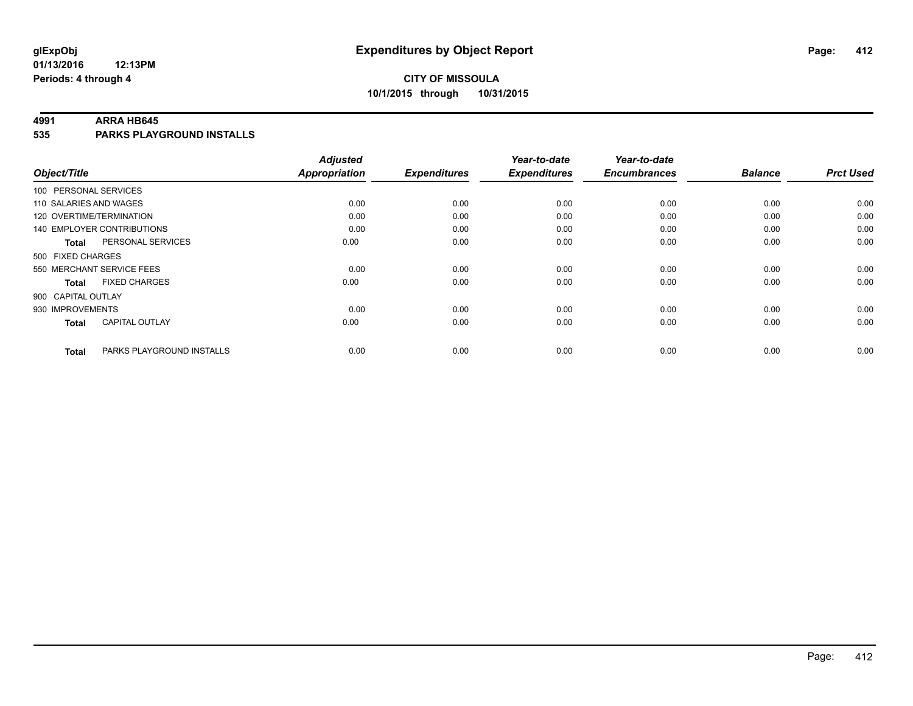**glExpObj** **Expenditures by Object Report**
**01/13/2016 12:13PM**
**Periods: 4 through 4**

**CITY OF MISSOULA**
**10/1/2015 through 10/31/2015**

## 4991 ARRA HB645
## 535 PARKS PLAYGROUND INSTALLS

| Object/Title | Adjusted Appropriation | Expenditures | Year-to-date Expenditures | Year-to-date Encumbrances | Balance | Prct Used |
|---|---|---|---|---|---|---|
| 100 PERSONAL SERVICES | | | | | | |
| 110 SALARIES AND WAGES | 0.00 | 0.00 | 0.00 | 0.00 | 0.00 | 0.00 |
| 120 OVERTIME/TERMINATION | 0.00 | 0.00 | 0.00 | 0.00 | 0.00 | 0.00 |
| 140 EMPLOYER CONTRIBUTIONS | 0.00 | 0.00 | 0.00 | 0.00 | 0.00 | 0.00 |
| **Total** PERSONAL SERVICES | 0.00 | 0.00 | 0.00 | 0.00 | 0.00 | 0.00 |
| 500 FIXED CHARGES | | | | | | |
| 550 MERCHANT SERVICE FEES | 0.00 | 0.00 | 0.00 | 0.00 | 0.00 | 0.00 |
| **Total** FIXED CHARGES | 0.00 | 0.00 | 0.00 | 0.00 | 0.00 | 0.00 |
| 900 CAPITAL OUTLAY | | | | | | |
| 930 IMPROVEMENTS | 0.00 | 0.00 | 0.00 | 0.00 | 0.00 | 0.00 |
| **Total** CAPITAL OUTLAY | 0.00 | 0.00 | 0.00 | 0.00 | 0.00 | 0.00 |
| **Total** PARKS PLAYGROUND INSTALLS | 0.00 | 0.00 | 0.00 | 0.00 | 0.00 | 0.00 |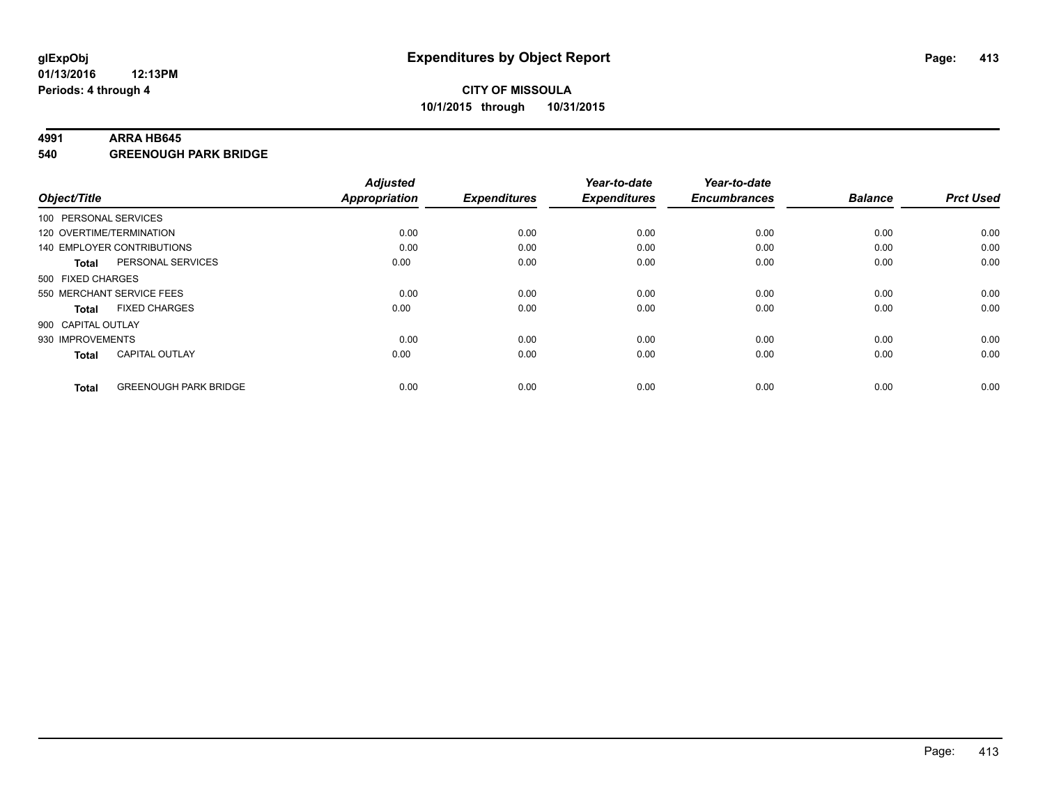# Expenditures by Object Report

**CITY OF MISSOULA**
**10/1/2015 through 10/31/2015**

glExpObj
01/13/2016 12:13PM
Periods: 4 through 4

## 4991 ARRA HB645
## 540 GREENOUGH PARK BRIDGE

| Object/Title | Adjusted Appropriation | Expenditures | Year-to-date Expenditures | Year-to-date Encumbrances | Balance | Prct Used |
|---|---|---|---|---|---|---|
| 100 PERSONAL SERVICES | | | | | | |
| 120 OVERTIME/TERMINATION | 0.00 | 0.00 | 0.00 | 0.00 | 0.00 | 0.00 |
| 140 EMPLOYER CONTRIBUTIONS | 0.00 | 0.00 | 0.00 | 0.00 | 0.00 | 0.00 |
| **Total** PERSONAL SERVICES | 0.00 | 0.00 | 0.00 | 0.00 | 0.00 | 0.00 |
| 500 FIXED CHARGES | | | | | | |
| 550 MERCHANT SERVICE FEES | 0.00 | 0.00 | 0.00 | 0.00 | 0.00 | 0.00 |
| **Total** FIXED CHARGES | 0.00 | 0.00 | 0.00 | 0.00 | 0.00 | 0.00 |
| 900 CAPITAL OUTLAY | | | | | | |
| 930 IMPROVEMENTS | 0.00 | 0.00 | 0.00 | 0.00 | 0.00 | 0.00 |
| **Total** CAPITAL OUTLAY | 0.00 | 0.00 | 0.00 | 0.00 | 0.00 | 0.00 |
| **Total** GREENOUGH PARK BRIDGE | 0.00 | 0.00 | 0.00 | 0.00 | 0.00 | 0.00 |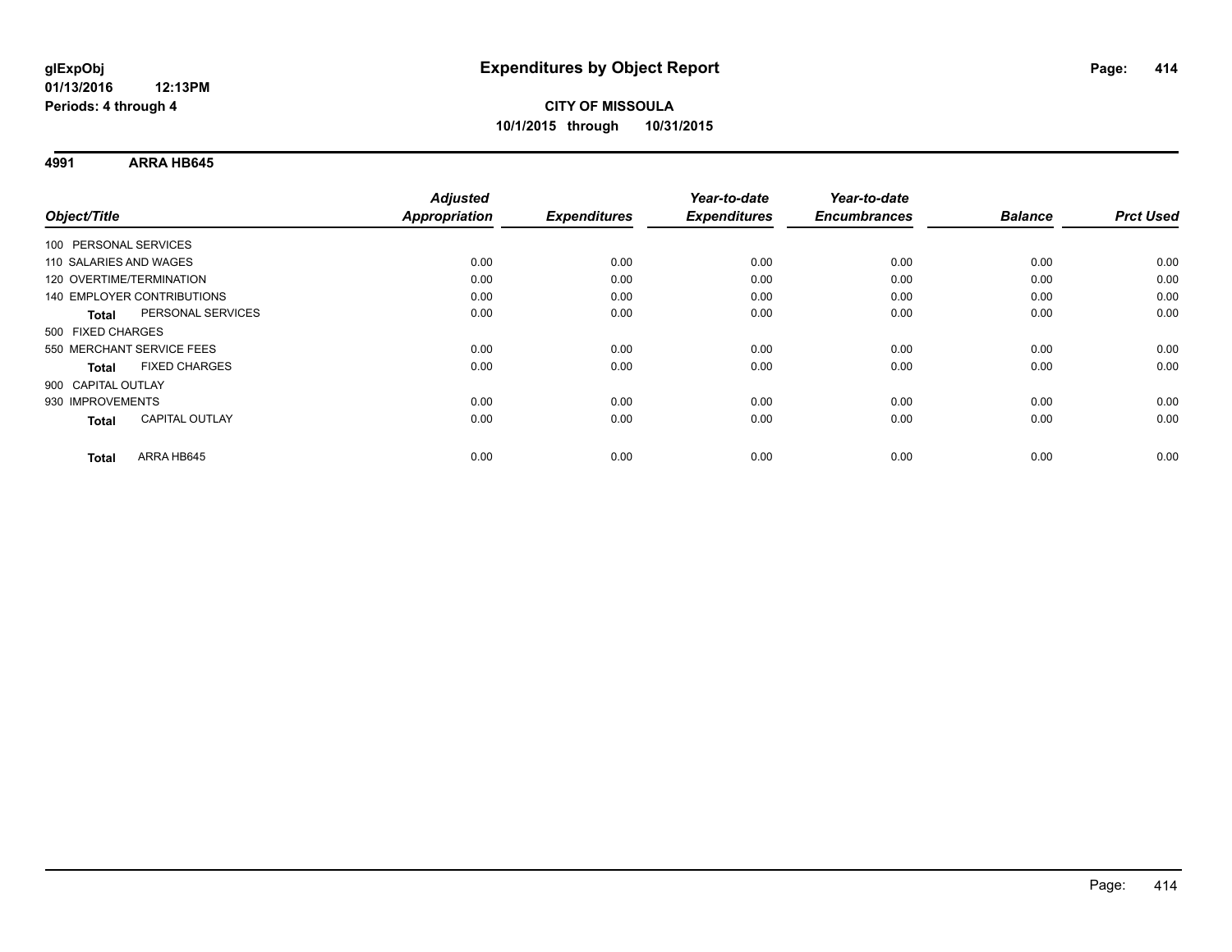# Expenditures by Object Report

glExpObj
01/13/2016 12:13PM
Periods: 4 through 4

**CITY OF MISSOULA**
**10/1/2015 through 10/31/2015**

## 4991 ARRA HB645

| Object/Title | | Adjusted Appropriation | Expenditures | Year-to-date Expenditures | Year-to-date Encumbrances | Balance | Prct Used |
|---|---|---|---|---|---|---|---|
| 100 PERSONAL SERVICES | | | | | | | |
| 110 SALARIES AND WAGES | | 0.00 | 0.00 | 0.00 | 0.00 | 0.00 | 0.00 |
| 120 OVERTIME/TERMINATION | | 0.00 | 0.00 | 0.00 | 0.00 | 0.00 | 0.00 |
| 140 EMPLOYER CONTRIBUTIONS | | 0.00 | 0.00 | 0.00 | 0.00 | 0.00 | 0.00 |
| **Total** | PERSONAL SERVICES | 0.00 | 0.00 | 0.00 | 0.00 | 0.00 | 0.00 |
| 500 FIXED CHARGES | | | | | | | |
| 550 MERCHANT SERVICE FEES | | 0.00 | 0.00 | 0.00 | 0.00 | 0.00 | 0.00 |
| **Total** | FIXED CHARGES | 0.00 | 0.00 | 0.00 | 0.00 | 0.00 | 0.00 |
| 900 CAPITAL OUTLAY | | | | | | | |
| 930 IMPROVEMENTS | | 0.00 | 0.00 | 0.00 | 0.00 | 0.00 | 0.00 |
| **Total** | CAPITAL OUTLAY | 0.00 | 0.00 | 0.00 | 0.00 | 0.00 | 0.00 |
| **Total** | ARRA HB645 | 0.00 | 0.00 | 0.00 | 0.00 | 0.00 | 0.00 |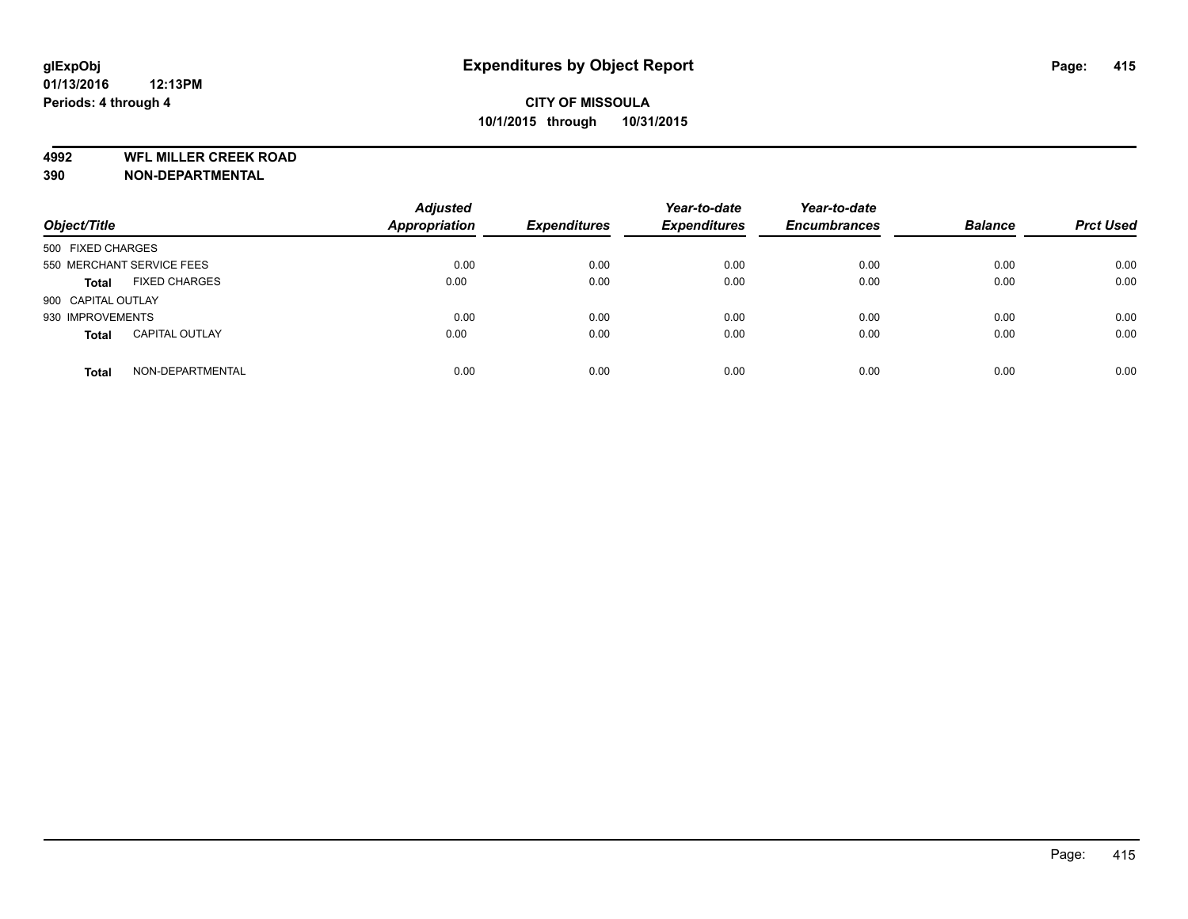**glExpObj**
**01/13/2016 12:13PM**
**Periods: 4 through 4**

# Expenditures by Object Report

**CITY OF MISSOULA**
**10/1/2015 through 10/31/2015**

**4992 WFL MILLER CREEK ROAD**
**390 NON-DEPARTMENTAL**

| Object/Title | | Adjusted Appropriation | Expenditures | Year-to-date Expenditures | Year-to-date Encumbrances | Balance | Prct Used |
|---|---|---|---|---|---|---|---|
| 500 FIXED CHARGES | | | | | | | |
| 550 MERCHANT SERVICE FEES | | 0.00 | 0.00 | 0.00 | 0.00 | 0.00 | 0.00 |
| **Total** | FIXED CHARGES | 0.00 | 0.00 | 0.00 | 0.00 | 0.00 | 0.00 |
| 900 CAPITAL OUTLAY | | | | | | | |
| 930 IMPROVEMENTS | | 0.00 | 0.00 | 0.00 | 0.00 | 0.00 | 0.00 |
| **Total** | CAPITAL OUTLAY | 0.00 | 0.00 | 0.00 | 0.00 | 0.00 | 0.00 |
| **Total** | NON-DEPARTMENTAL | 0.00 | 0.00 | 0.00 | 0.00 | 0.00 | 0.00 |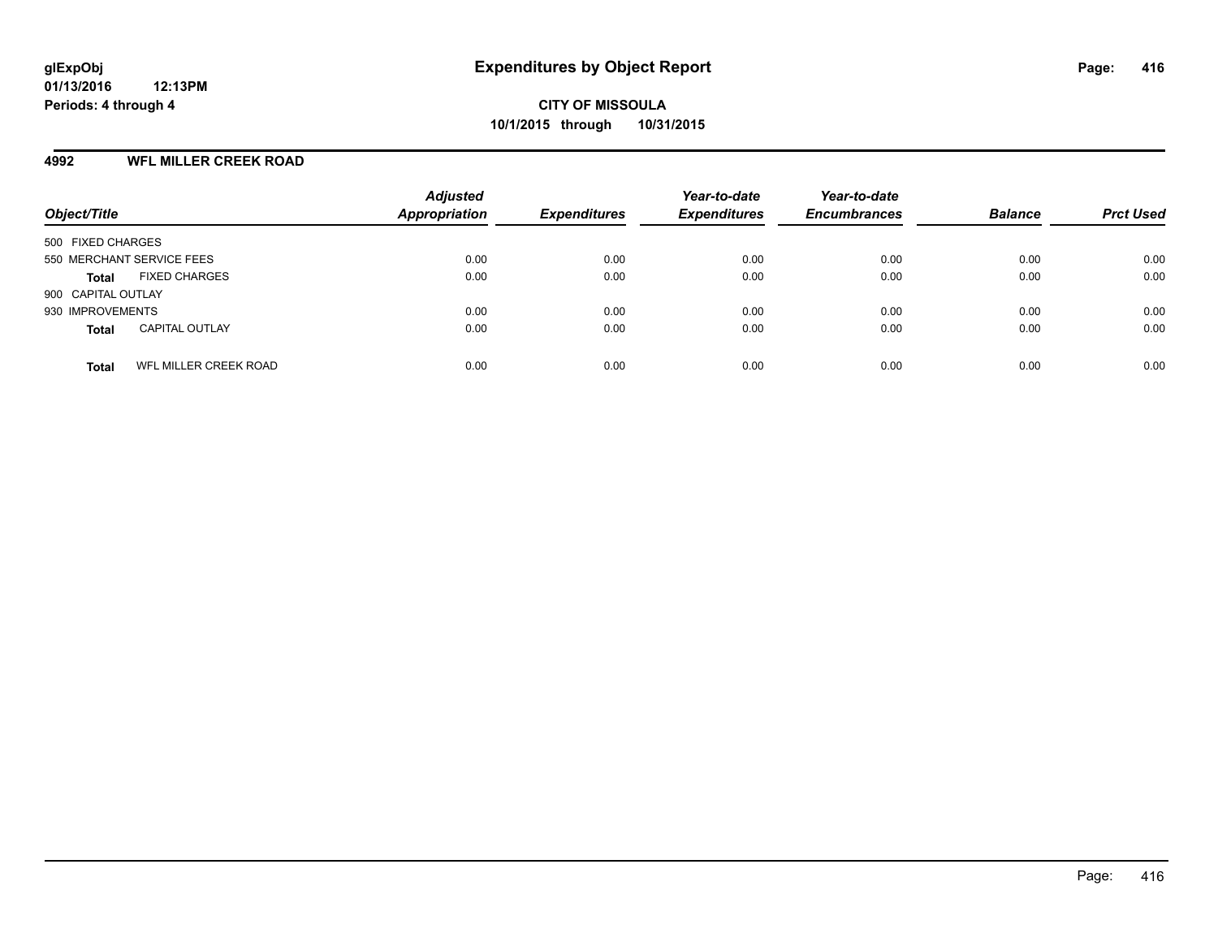**glExpObj**
**01/13/2016 12:13PM**
**Periods: 4 through 4**

# Expenditures by Object Report

**CITY OF MISSOULA**
**10/1/2015 through 10/31/2015**

## 4992 WFL MILLER CREEK ROAD

| Object/Title | | Adjusted Appropriation | Expenditures | Year-to-date Expenditures | Year-to-date Encumbrances | Balance | Prct Used |
|---|---|---|---|---|---|---|---|
| 500 FIXED CHARGES | | | | | | | |
| 550 MERCHANT SERVICE FEES | | 0.00 | 0.00 | 0.00 | 0.00 | 0.00 | 0.00 |
| **Total** | FIXED CHARGES | 0.00 | 0.00 | 0.00 | 0.00 | 0.00 | 0.00 |
| 900 CAPITAL OUTLAY | | | | | | | |
| 930 IMPROVEMENTS | | 0.00 | 0.00 | 0.00 | 0.00 | 0.00 | 0.00 |
| **Total** | CAPITAL OUTLAY | 0.00 | 0.00 | 0.00 | 0.00 | 0.00 | 0.00 |
| **Total** | WFL MILLER CREEK ROAD | 0.00 | 0.00 | 0.00 | 0.00 | 0.00 | 0.00 |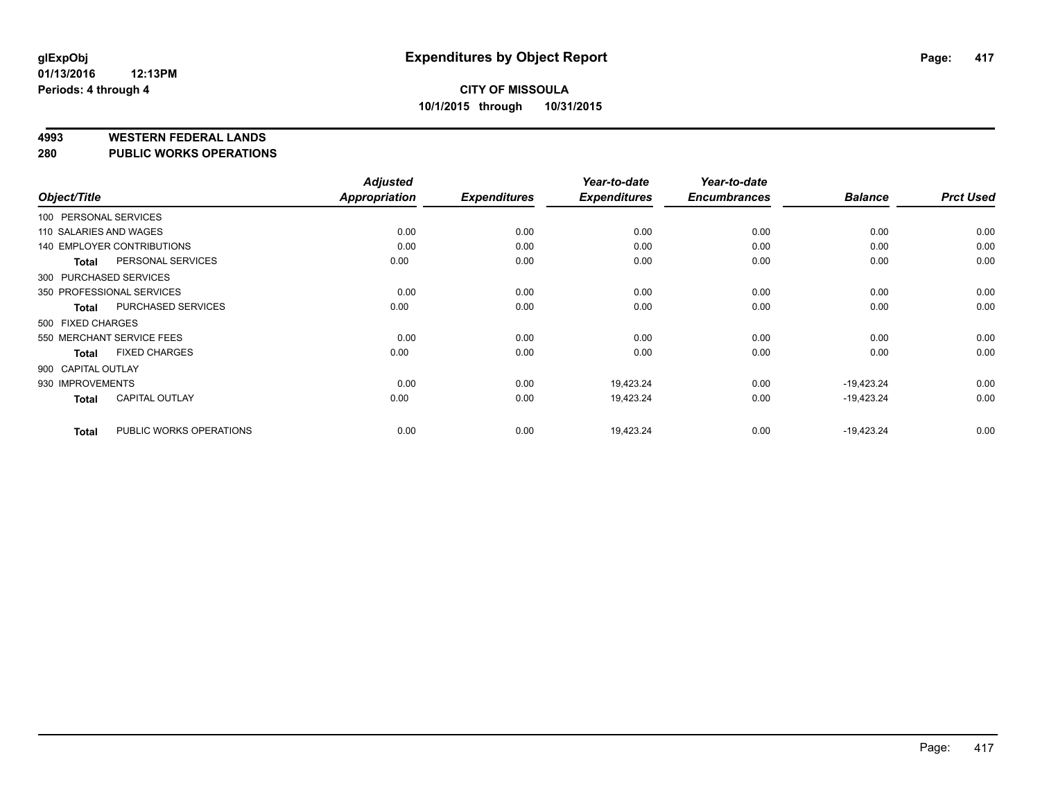**glExpObj**
**01/13/2016 12:13PM**
**Periods: 4 through 4**

# Expenditures by Object Report

**CITY OF MISSOULA**
**10/1/2015 through 10/31/2015**

## 4993 WESTERN FEDERAL LANDS
## 280 PUBLIC WORKS OPERATIONS

| Object/Title | | *Adjusted Appropriation* | *Expenditures* | *Year-to-date Expenditures* | *Year-to-date Encumbrances* | *Balance* | *Prct Used* |
|---|---|---|---|---|---|---|---|
| 100 PERSONAL SERVICES | | | | | | | |
| 110 SALARIES AND WAGES | | 0.00 | 0.00 | 0.00 | 0.00 | 0.00 | 0.00 |
| 140 EMPLOYER CONTRIBUTIONS | | 0.00 | 0.00 | 0.00 | 0.00 | 0.00 | 0.00 |
| **Total** | PERSONAL SERVICES | 0.00 | 0.00 | 0.00 | 0.00 | 0.00 | 0.00 |
| 300 PURCHASED SERVICES | | | | | | | |
| 350 PROFESSIONAL SERVICES | | 0.00 | 0.00 | 0.00 | 0.00 | 0.00 | 0.00 |
| **Total** | PURCHASED SERVICES | 0.00 | 0.00 | 0.00 | 0.00 | 0.00 | 0.00 |
| 500 FIXED CHARGES | | | | | | | |
| 550 MERCHANT SERVICE FEES | | 0.00 | 0.00 | 0.00 | 0.00 | 0.00 | 0.00 |
| **Total** | FIXED CHARGES | 0.00 | 0.00 | 0.00 | 0.00 | 0.00 | 0.00 |
| 900 CAPITAL OUTLAY | | | | | | | |
| 930 IMPROVEMENTS | | 0.00 | 0.00 | 19,423.24 | 0.00 | -19,423.24 | 0.00 |
| **Total** | CAPITAL OUTLAY | 0.00 | 0.00 | 19,423.24 | 0.00 | -19,423.24 | 0.00 |
| **Total** | PUBLIC WORKS OPERATIONS | 0.00 | 0.00 | 19,423.24 | 0.00 | -19,423.24 | 0.00 |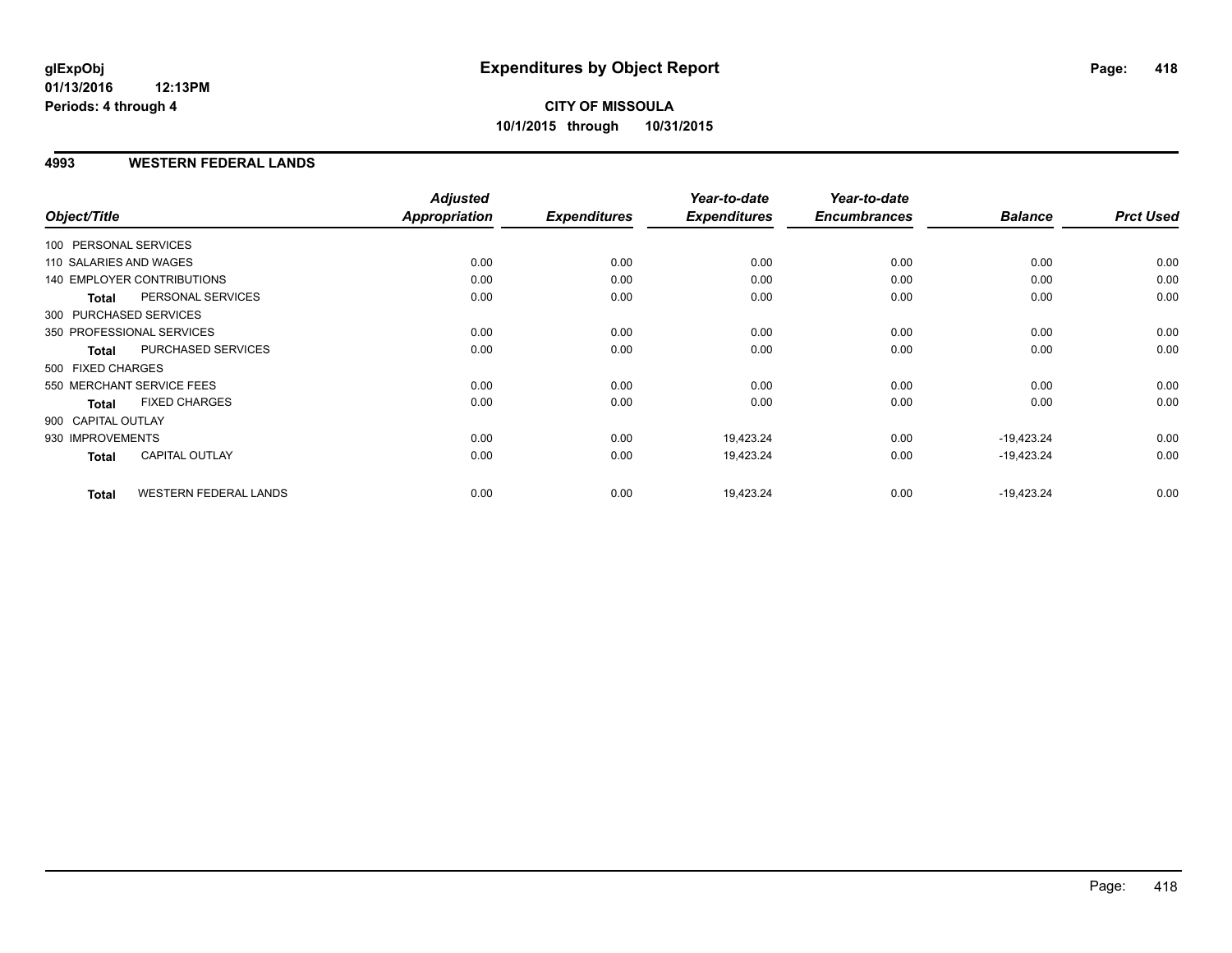**glExpObj**
**01/13/2016 12:13PM**
**Periods: 4 through 4**

# Expenditures by Object Report

**CITY OF MISSOULA**
**10/1/2015 through 10/31/2015**

## 4993 WESTERN FEDERAL LANDS

| Object/Title | Adjusted Appropriation | Expenditures | Year-to-date Expenditures | Year-to-date Encumbrances | Balance | Prct Used |
|---|---|---|---|---|---|---|
| 100 PERSONAL SERVICES | | | | | | |
| 110 SALARIES AND WAGES | 0.00 | 0.00 | 0.00 | 0.00 | 0.00 | 0.00 |
| 140 EMPLOYER CONTRIBUTIONS | 0.00 | 0.00 | 0.00 | 0.00 | 0.00 | 0.00 |
| **Total** PERSONAL SERVICES | 0.00 | 0.00 | 0.00 | 0.00 | 0.00 | 0.00 |
| 300 PURCHASED SERVICES | | | | | | |
| 350 PROFESSIONAL SERVICES | 0.00 | 0.00 | 0.00 | 0.00 | 0.00 | 0.00 |
| **Total** PURCHASED SERVICES | 0.00 | 0.00 | 0.00 | 0.00 | 0.00 | 0.00 |
| 500 FIXED CHARGES | | | | | | |
| 550 MERCHANT SERVICE FEES | 0.00 | 0.00 | 0.00 | 0.00 | 0.00 | 0.00 |
| **Total** FIXED CHARGES | 0.00 | 0.00 | 0.00 | 0.00 | 0.00 | 0.00 |
| 900 CAPITAL OUTLAY | | | | | | |
| 930 IMPROVEMENTS | 0.00 | 0.00 | 19,423.24 | 0.00 | -19,423.24 | 0.00 |
| **Total** CAPITAL OUTLAY | 0.00 | 0.00 | 19,423.24 | 0.00 | -19,423.24 | 0.00 |
| **Total** WESTERN FEDERAL LANDS | 0.00 | 0.00 | 19,423.24 | 0.00 | -19,423.24 | 0.00 |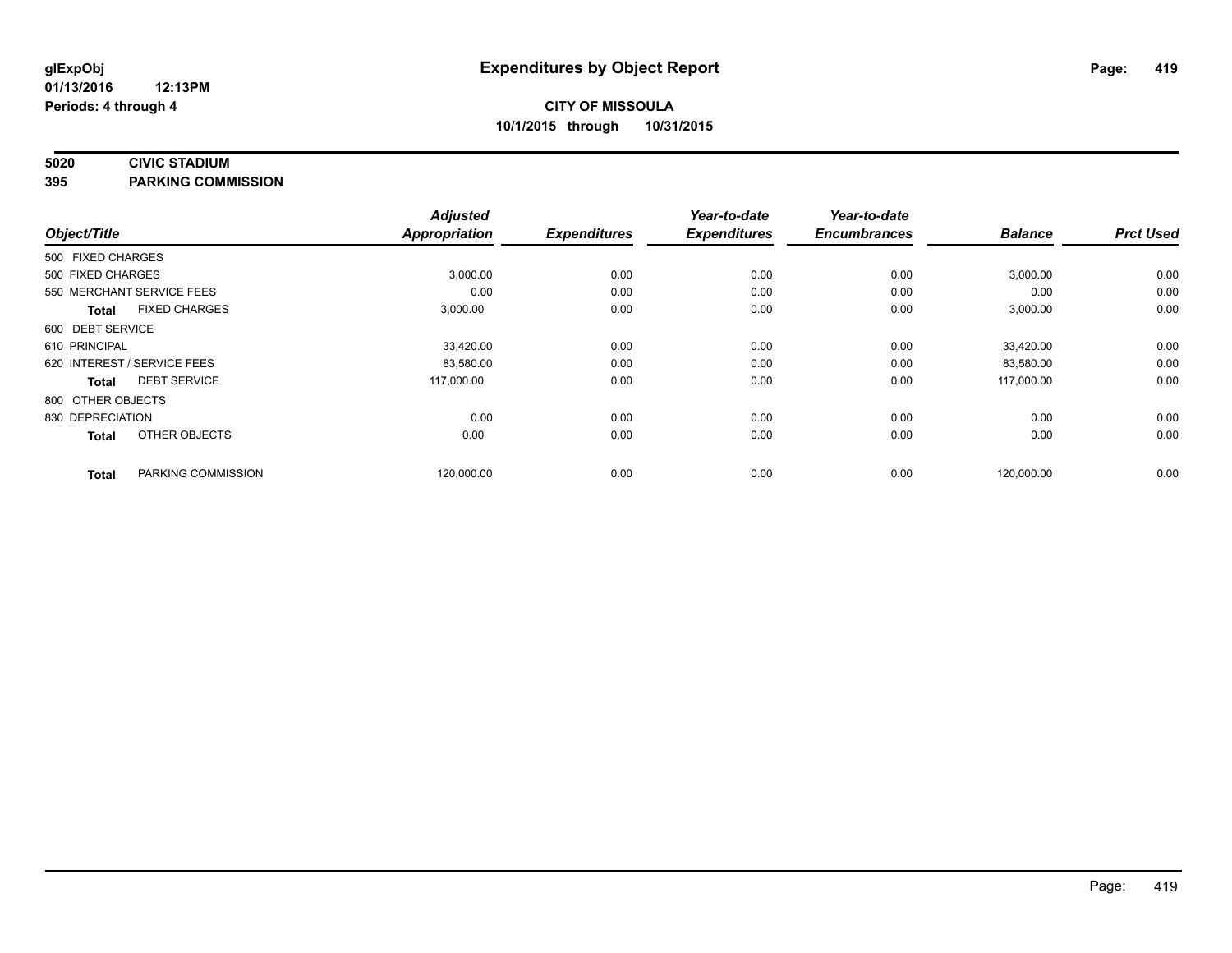# Expenditures by Object Report

glExpObj
01/13/2016 12:13PM
Periods: 4 through 4

**CITY OF MISSOULA**
**10/1/2015 through 10/31/2015**

**5020 CIVIC STADIUM**
**395 PARKING COMMISSION**

| Object/Title | Adjusted Appropriation | Expenditures | Year-to-date Expenditures | Year-to-date Encumbrances | Balance | Prct Used |
|---|---|---|---|---|---|---|
| 500 FIXED CHARGES | | | | | | |
| 500 FIXED CHARGES | 3,000.00 | 0.00 | 0.00 | 0.00 | 3,000.00 | 0.00 |
| 550 MERCHANT SERVICE FEES | 0.00 | 0.00 | 0.00 | 0.00 | 0.00 | 0.00 |
| **Total** FIXED CHARGES | 3,000.00 | 0.00 | 0.00 | 0.00 | 3,000.00 | 0.00 |
| 600 DEBT SERVICE | | | | | | |
| 610 PRINCIPAL | 33,420.00 | 0.00 | 0.00 | 0.00 | 33,420.00 | 0.00 |
| 620 INTEREST / SERVICE FEES | 83,580.00 | 0.00 | 0.00 | 0.00 | 83,580.00 | 0.00 |
| **Total** DEBT SERVICE | 117,000.00 | 0.00 | 0.00 | 0.00 | 117,000.00 | 0.00 |
| 800 OTHER OBJECTS | | | | | | |
| 830 DEPRECIATION | 0.00 | 0.00 | 0.00 | 0.00 | 0.00 | 0.00 |
| **Total** OTHER OBJECTS | 0.00 | 0.00 | 0.00 | 0.00 | 0.00 | 0.00 |
| **Total** PARKING COMMISSION | 120,000.00 | 0.00 | 0.00 | 0.00 | 120,000.00 | 0.00 |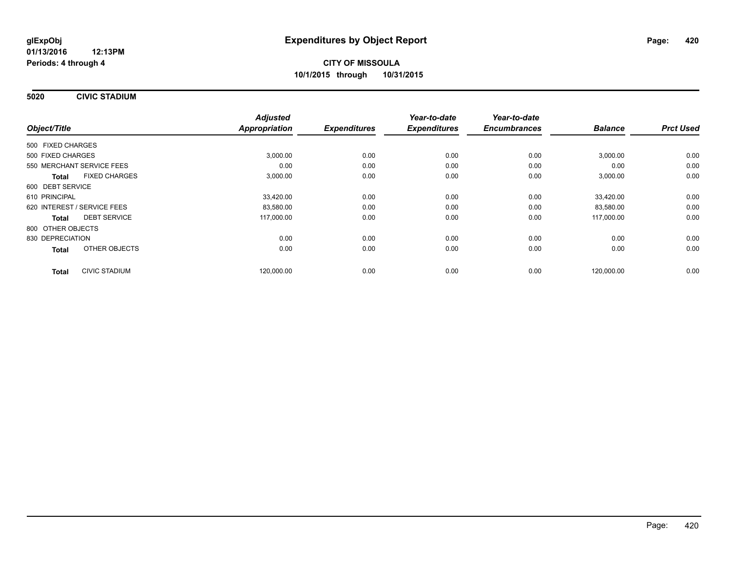**glExpObj**
**01/13/2016 12:13PM**
**Periods: 4 through 4**

# Expenditures by Object Report

**CITY OF MISSOULA**
**10/1/2015 through 10/31/2015**

## 5020 CIVIC STADIUM

| Object/Title | | Adjusted Appropriation | Expenditures | Year-to-date Expenditures | Year-to-date Encumbrances | Balance | Prct Used |
|---|---|---|---|---|---|---|---|
| 500 FIXED CHARGES | | | | | | | |
| 500 FIXED CHARGES | | 3,000.00 | 0.00 | 0.00 | 0.00 | 3,000.00 | 0.00 |
| 550 MERCHANT SERVICE FEES | | 0.00 | 0.00 | 0.00 | 0.00 | 0.00 | 0.00 |
| **Total** | FIXED CHARGES | 3,000.00 | 0.00 | 0.00 | 0.00 | 3,000.00 | 0.00 |
| 600 DEBT SERVICE | | | | | | | |
| 610 PRINCIPAL | | 33,420.00 | 0.00 | 0.00 | 0.00 | 33,420.00 | 0.00 |
| 620 INTEREST / SERVICE FEES | | 83,580.00 | 0.00 | 0.00 | 0.00 | 83,580.00 | 0.00 |
| **Total** | DEBT SERVICE | 117,000.00 | 0.00 | 0.00 | 0.00 | 117,000.00 | 0.00 |
| 800 OTHER OBJECTS | | | | | | | |
| 830 DEPRECIATION | | 0.00 | 0.00 | 0.00 | 0.00 | 0.00 | 0.00 |
| **Total** | OTHER OBJECTS | 0.00 | 0.00 | 0.00 | 0.00 | 0.00 | 0.00 |
| **Total** | CIVIC STADIUM | 120,000.00 | 0.00 | 0.00 | 0.00 | 120,000.00 | 0.00 |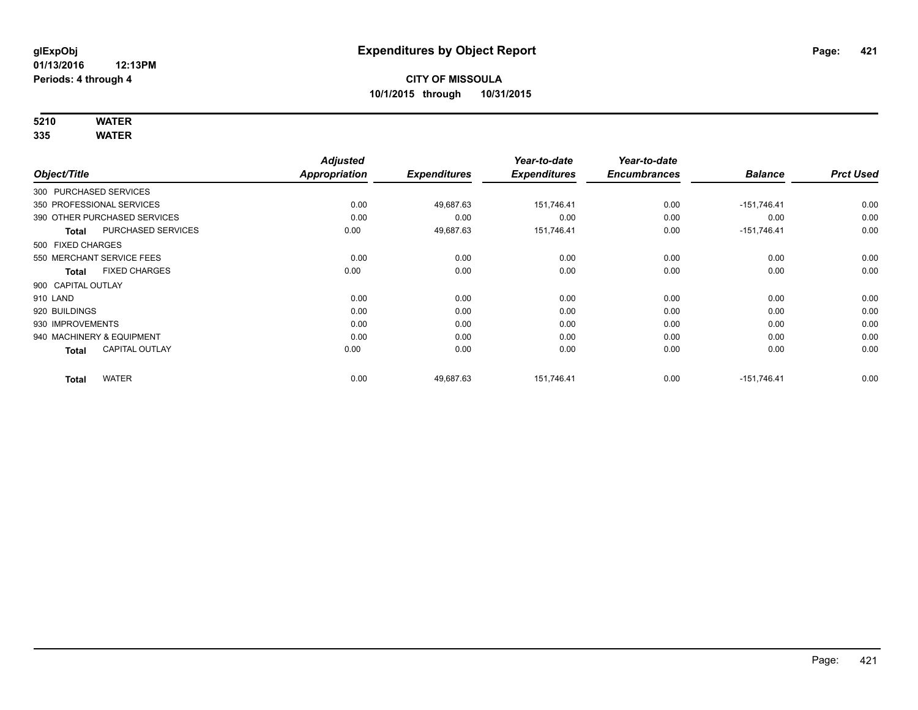**glExpObj** **Expenditures by Object Report**

**01/13/2016 12:13PM**

**Periods: 4 through 4**

**CITY OF MISSOULA**

**10/1/2015 through 10/31/2015**

**5210 WATER**

**335 WATER**

| Object/Title | Adjusted Appropriation | Expenditures | Year-to-date Expenditures | Year-to-date Encumbrances | Balance | Prct Used |
|---|---|---|---|---|---|---|
| 300 PURCHASED SERVICES | | | | | | |
| 350 PROFESSIONAL SERVICES | 0.00 | 49,687.63 | 151,746.41 | 0.00 | -151,746.41 | 0.00 |
| 390 OTHER PURCHASED SERVICES | 0.00 | 0.00 | 0.00 | 0.00 | 0.00 | 0.00 |
| **Total** PURCHASED SERVICES | 0.00 | 49,687.63 | 151,746.41 | 0.00 | -151,746.41 | 0.00 |
| 500 FIXED CHARGES | | | | | | |
| 550 MERCHANT SERVICE FEES | 0.00 | 0.00 | 0.00 | 0.00 | 0.00 | 0.00 |
| **Total** FIXED CHARGES | 0.00 | 0.00 | 0.00 | 0.00 | 0.00 | 0.00 |
| 900 CAPITAL OUTLAY | | | | | | |
| 910 LAND | 0.00 | 0.00 | 0.00 | 0.00 | 0.00 | 0.00 |
| 920 BUILDINGS | 0.00 | 0.00 | 0.00 | 0.00 | 0.00 | 0.00 |
| 930 IMPROVEMENTS | 0.00 | 0.00 | 0.00 | 0.00 | 0.00 | 0.00 |
| 940 MACHINERY & EQUIPMENT | 0.00 | 0.00 | 0.00 | 0.00 | 0.00 | 0.00 |
| **Total** CAPITAL OUTLAY | 0.00 | 0.00 | 0.00 | 0.00 | 0.00 | 0.00 |
| **Total** WATER | 0.00 | 49,687.63 | 151,746.41 | 0.00 | -151,746.41 | 0.00 |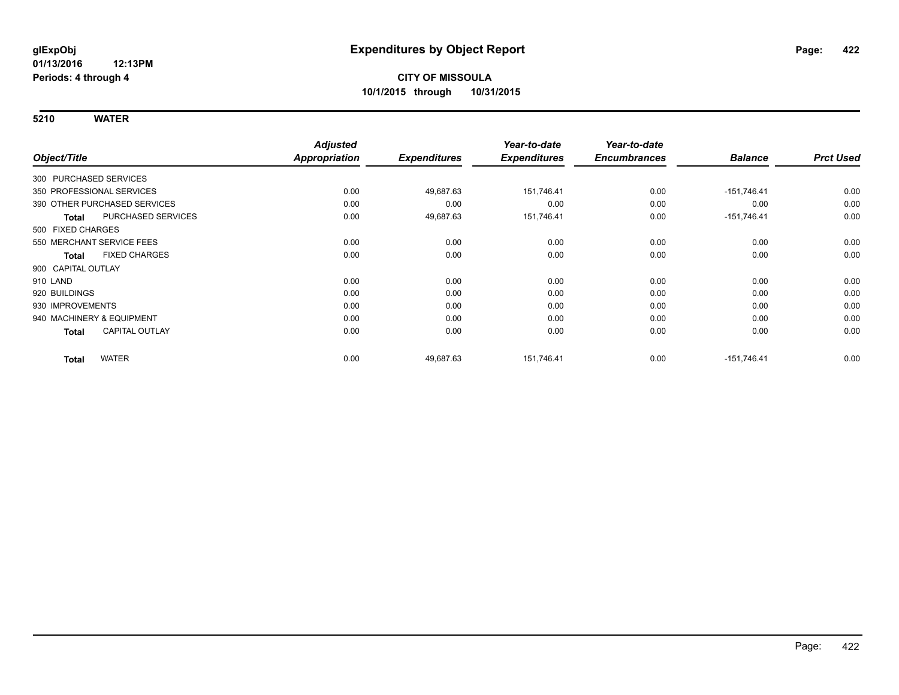**glExpObj**
**01/13/2016 12:13PM**
**Periods: 4 through 4**

# Expenditures by Object Report

**CITY OF MISSOULA**
**10/1/2015 through 10/31/2015**

**5210 WATER**

| Object/Title | Adjusted Appropriation | Expenditures | Year-to-date Expenditures | Year-to-date Encumbrances | Balance | Prct Used |
|---|---|---|---|---|---|---|
| 300 PURCHASED SERVICES | | | | | | |
| 350 PROFESSIONAL SERVICES | 0.00 | 49,687.63 | 151,746.41 | 0.00 | -151,746.41 | 0.00 |
| 390 OTHER PURCHASED SERVICES | 0.00 | 0.00 | 0.00 | 0.00 | 0.00 | 0.00 |
| **Total** PURCHASED SERVICES | 0.00 | 49,687.63 | 151,746.41 | 0.00 | -151,746.41 | 0.00 |
| 500 FIXED CHARGES | | | | | | |
| 550 MERCHANT SERVICE FEES | 0.00 | 0.00 | 0.00 | 0.00 | 0.00 | 0.00 |
| **Total** FIXED CHARGES | 0.00 | 0.00 | 0.00 | 0.00 | 0.00 | 0.00 |
| 900 CAPITAL OUTLAY | | | | | | |
| 910 LAND | 0.00 | 0.00 | 0.00 | 0.00 | 0.00 | 0.00 |
| 920 BUILDINGS | 0.00 | 0.00 | 0.00 | 0.00 | 0.00 | 0.00 |
| 930 IMPROVEMENTS | 0.00 | 0.00 | 0.00 | 0.00 | 0.00 | 0.00 |
| 940 MACHINERY & EQUIPMENT | 0.00 | 0.00 | 0.00 | 0.00 | 0.00 | 0.00 |
| **Total** CAPITAL OUTLAY | 0.00 | 0.00 | 0.00 | 0.00 | 0.00 | 0.00 |
| **Total** WATER | 0.00 | 49,687.63 | 151,746.41 | 0.00 | -151,746.41 | 0.00 |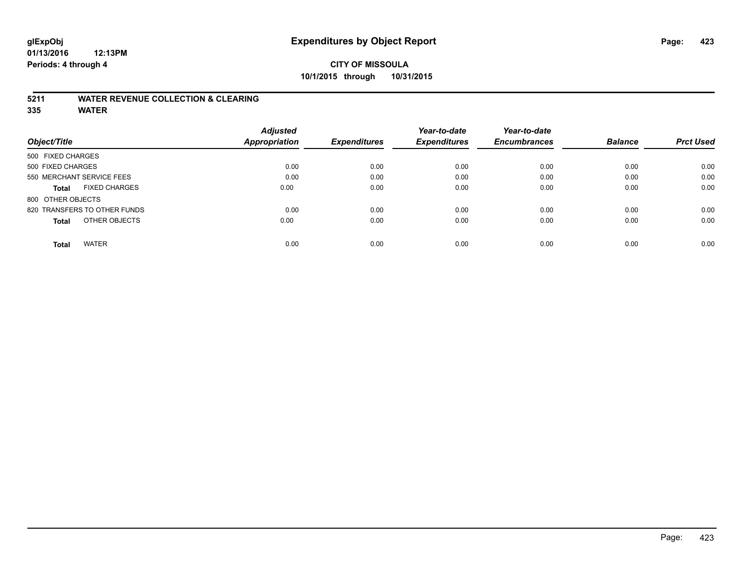**glExpObj**
**01/13/2016 12:13PM**
**Periods: 4 through 4**

# Expenditures by Object Report

**CITY OF MISSOULA**
**10/1/2015 through 10/31/2015**

## 5211 WATER REVENUE COLLECTION & CLEARING
## 335 WATER

| Object/Title | Adjusted Appropriation | Expenditures | Year-to-date Expenditures | Year-to-date Encumbrances | Balance | Prct Used |
|---|---|---|---|---|---|---|
| 500 FIXED CHARGES | | | | | | |
| 500 FIXED CHARGES | 0.00 | 0.00 | 0.00 | 0.00 | 0.00 | 0.00 |
| 550 MERCHANT SERVICE FEES | 0.00 | 0.00 | 0.00 | 0.00 | 0.00 | 0.00 |
| **Total** FIXED CHARGES | 0.00 | 0.00 | 0.00 | 0.00 | 0.00 | 0.00 |
| 800 OTHER OBJECTS | | | | | | |
| 820 TRANSFERS TO OTHER FUNDS | 0.00 | 0.00 | 0.00 | 0.00 | 0.00 | 0.00 |
| **Total** OTHER OBJECTS | 0.00 | 0.00 | 0.00 | 0.00 | 0.00 | 0.00 |
| **Total** WATER | 0.00 | 0.00 | 0.00 | 0.00 | 0.00 | 0.00 |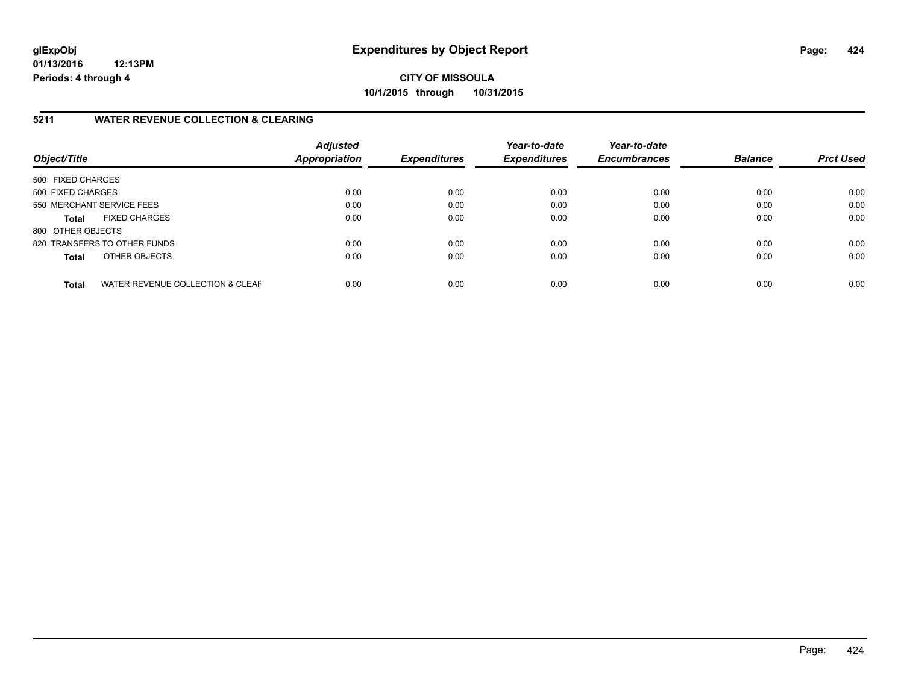**glExpObj** **Expenditures by Object Report**
**01/13/2016 12:13PM**
**Periods: 4 through 4**

**CITY OF MISSOULA**
**10/1/2015 through 10/31/2015**

## 5211 WATER REVENUE COLLECTION & CLEARING

| Object/Title | Adjusted Appropriation | Expenditures | Year-to-date Expenditures | Year-to-date Encumbrances | Balance | Prct Used |
|---|---|---|---|---|---|---|
| 500 FIXED CHARGES | | | | | | |
| 500 FIXED CHARGES | 0.00 | 0.00 | 0.00 | 0.00 | 0.00 | 0.00 |
| 550 MERCHANT SERVICE FEES | 0.00 | 0.00 | 0.00 | 0.00 | 0.00 | 0.00 |
| **Total** FIXED CHARGES | 0.00 | 0.00 | 0.00 | 0.00 | 0.00 | 0.00 |
| 800 OTHER OBJECTS | | | | | | |
| 820 TRANSFERS TO OTHER FUNDS | 0.00 | 0.00 | 0.00 | 0.00 | 0.00 | 0.00 |
| **Total** OTHER OBJECTS | 0.00 | 0.00 | 0.00 | 0.00 | 0.00 | 0.00 |
| **Total** WATER REVENUE COLLECTION & CLEAF | 0.00 | 0.00 | 0.00 | 0.00 | 0.00 | 0.00 |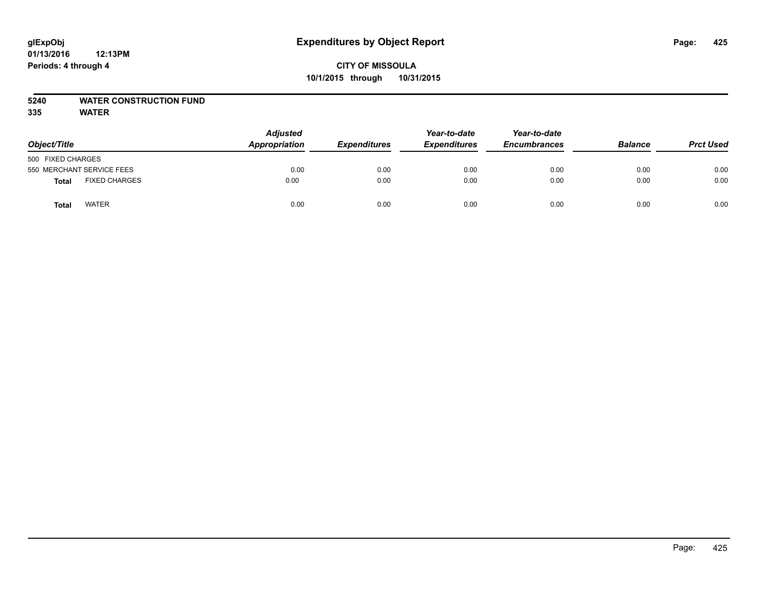# Expenditures by Object Report

glExpObj
01/13/2016 12:13PM
Periods: 4 through 4

**CITY OF MISSOULA**
**10/1/2015 through 10/31/2015**

**5240 WATER CONSTRUCTION FUND**
**335 WATER**

| Object/Title | | Adjusted Appropriation | Expenditures | Year-to-date Expenditures | Year-to-date Encumbrances | Balance | Prct Used |
|---|---|---|---|---|---|---|---|
| 500 FIXED CHARGES | | | | | | | |
| 550 MERCHANT SERVICE FEES | | 0.00 | 0.00 | 0.00 | 0.00 | 0.00 | 0.00 |
| **Total** | FIXED CHARGES | 0.00 | 0.00 | 0.00 | 0.00 | 0.00 | 0.00 |
| **Total** | WATER | 0.00 | 0.00 | 0.00 | 0.00 | 0.00 | 0.00 |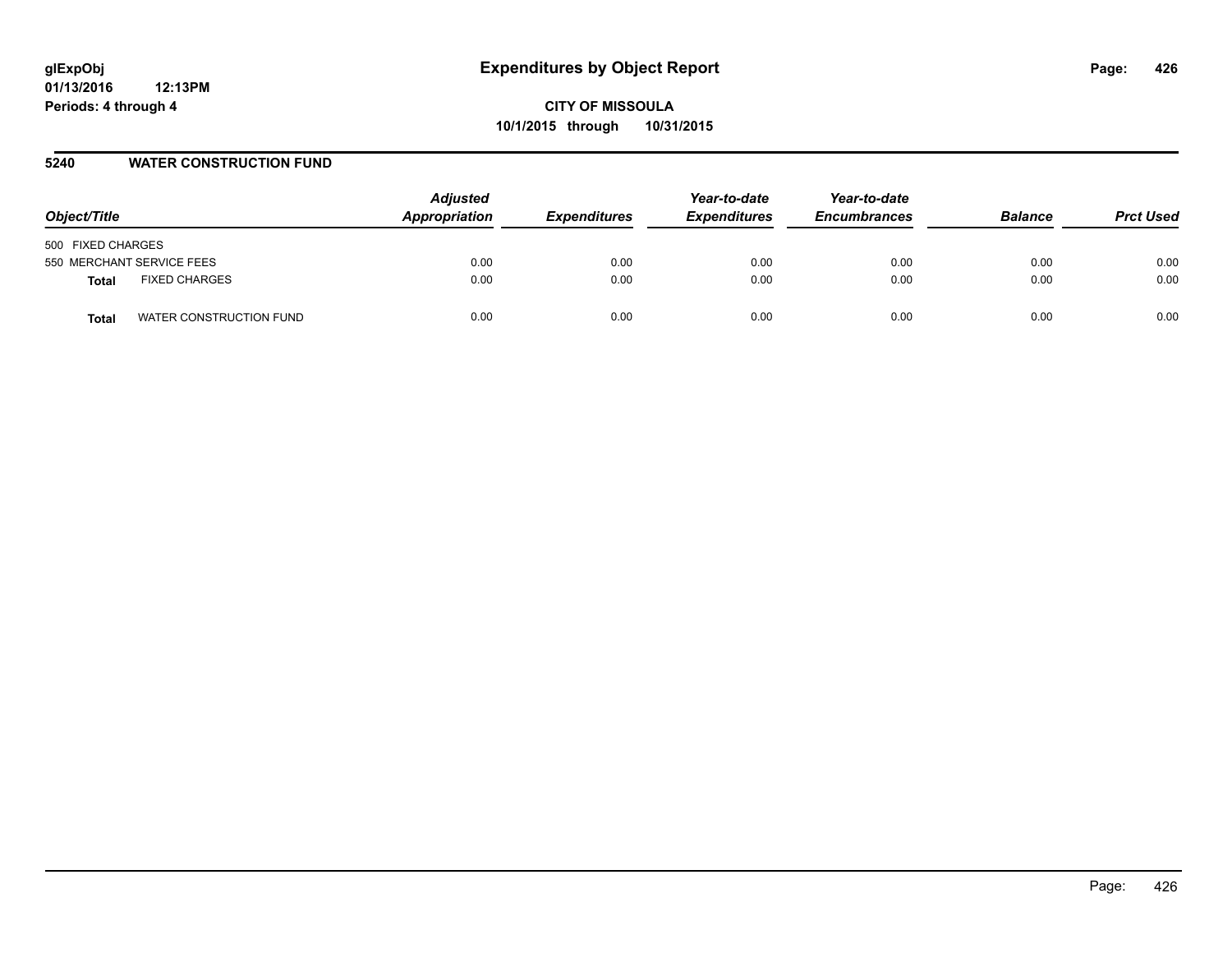# Expenditures by Object Report

glExpObj
01/13/2016 12:13PM
Periods: 4 through 4

**CITY OF MISSOULA**
**10/1/2015 through 10/31/2015**

## 5240 WATER CONSTRUCTION FUND

| Object/Title | | Adjusted Appropriation | Expenditures | Year-to-date Expenditures | Year-to-date Encumbrances | Balance | Prct Used |
|---|---|---|---|---|---|---|---|
| 500 FIXED CHARGES | | | | | | | |
| 550 MERCHANT SERVICE FEES | | 0.00 | 0.00 | 0.00 | 0.00 | 0.00 | 0.00 |
| **Total** | FIXED CHARGES | 0.00 | 0.00 | 0.00 | 0.00 | 0.00 | 0.00 |
| **Total** | WATER CONSTRUCTION FUND | 0.00 | 0.00 | 0.00 | 0.00 | 0.00 | 0.00 |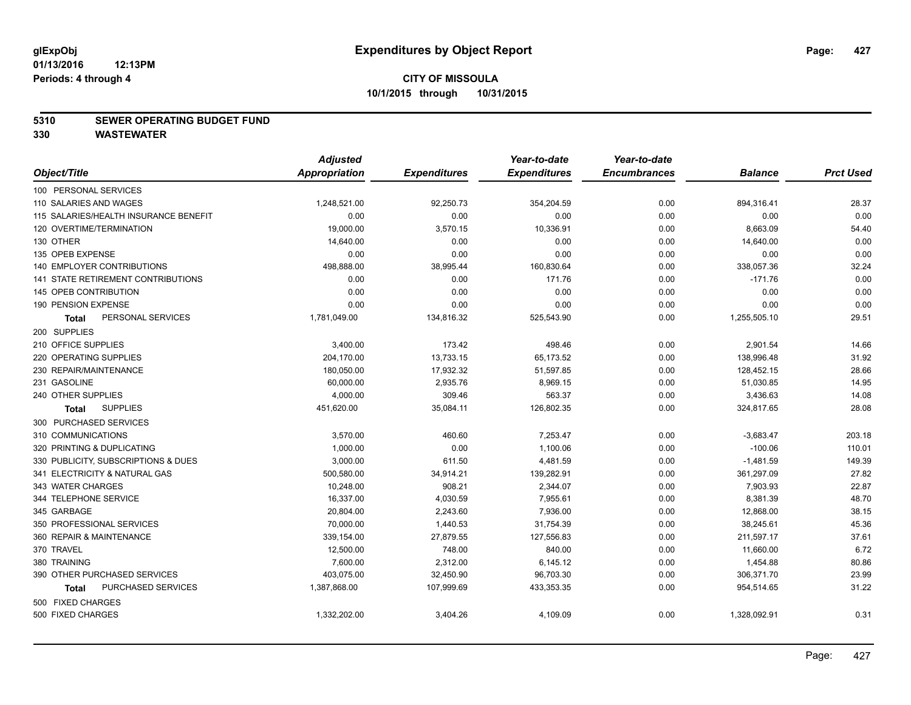# Expenditures by Object Report

glExpObj
01/13/2016 12:13PM
Periods: 4 through 4

**CITY OF MISSOULA**
**10/1/2015 through 10/31/2015**

## 5310 SEWER OPERATING BUDGET FUND
## 330 WASTEWATER

| Object/Title | Adjusted Appropriation | Expenditures | Year-to-date Expenditures | Year-to-date Encumbrances | Balance | Prct Used |
|---|---|---|---|---|---|---|
| 100 PERSONAL SERVICES | | | | | | |
| 110 SALARIES AND WAGES | 1,248,521.00 | 92,250.73 | 354,204.59 | 0.00 | 894,316.41 | 28.37 |
| 115 SALARIES/HEALTH INSURANCE BENEFIT | 0.00 | 0.00 | 0.00 | 0.00 | 0.00 | 0.00 |
| 120 OVERTIME/TERMINATION | 19,000.00 | 3,570.15 | 10,336.91 | 0.00 | 8,663.09 | 54.40 |
| 130 OTHER | 14,640.00 | 0.00 | 0.00 | 0.00 | 14,640.00 | 0.00 |
| 135 OPEB EXPENSE | 0.00 | 0.00 | 0.00 | 0.00 | 0.00 | 0.00 |
| 140 EMPLOYER CONTRIBUTIONS | 498,888.00 | 38,995.44 | 160,830.64 | 0.00 | 338,057.36 | 32.24 |
| 141 STATE RETIREMENT CONTRIBUTIONS | 0.00 | 0.00 | 171.76 | 0.00 | -171.76 | 0.00 |
| 145 OPEB CONTRIBUTION | 0.00 | 0.00 | 0.00 | 0.00 | 0.00 | 0.00 |
| 190 PENSION EXPENSE | 0.00 | 0.00 | 0.00 | 0.00 | 0.00 | 0.00 |
| **Total** PERSONAL SERVICES | 1,781,049.00 | 134,816.32 | 525,543.90 | 0.00 | 1,255,505.10 | 29.51 |
| 200 SUPPLIES | | | | | | |
| 210 OFFICE SUPPLIES | 3,400.00 | 173.42 | 498.46 | 0.00 | 2,901.54 | 14.66 |
| 220 OPERATING SUPPLIES | 204,170.00 | 13,733.15 | 65,173.52 | 0.00 | 138,996.48 | 31.92 |
| 230 REPAIR/MAINTENANCE | 180,050.00 | 17,932.32 | 51,597.85 | 0.00 | 128,452.15 | 28.66 |
| 231 GASOLINE | 60,000.00 | 2,935.76 | 8,969.15 | 0.00 | 51,030.85 | 14.95 |
| 240 OTHER SUPPLIES | 4,000.00 | 309.46 | 563.37 | 0.00 | 3,436.63 | 14.08 |
| **Total** SUPPLIES | 451,620.00 | 35,084.11 | 126,802.35 | 0.00 | 324,817.65 | 28.08 |
| 300 PURCHASED SERVICES | | | | | | |
| 310 COMMUNICATIONS | 3,570.00 | 460.60 | 7,253.47 | 0.00 | -3,683.47 | 203.18 |
| 320 PRINTING & DUPLICATING | 1,000.00 | 0.00 | 1,100.06 | 0.00 | -100.06 | 110.01 |
| 330 PUBLICITY, SUBSCRIPTIONS & DUES | 3,000.00 | 611.50 | 4,481.59 | 0.00 | -1,481.59 | 149.39 |
| 341 ELECTRICITY & NATURAL GAS | 500,580.00 | 34,914.21 | 139,282.91 | 0.00 | 361,297.09 | 27.82 |
| 343 WATER CHARGES | 10,248.00 | 908.21 | 2,344.07 | 0.00 | 7,903.93 | 22.87 |
| 344 TELEPHONE SERVICE | 16,337.00 | 4,030.59 | 7,955.61 | 0.00 | 8,381.39 | 48.70 |
| 345 GARBAGE | 20,804.00 | 2,243.60 | 7,936.00 | 0.00 | 12,868.00 | 38.15 |
| 350 PROFESSIONAL SERVICES | 70,000.00 | 1,440.53 | 31,754.39 | 0.00 | 38,245.61 | 45.36 |
| 360 REPAIR & MAINTENANCE | 339,154.00 | 27,879.55 | 127,556.83 | 0.00 | 211,597.17 | 37.61 |
| 370 TRAVEL | 12,500.00 | 748.00 | 840.00 | 0.00 | 11,660.00 | 6.72 |
| 380 TRAINING | 7,600.00 | 2,312.00 | 6,145.12 | 0.00 | 1,454.88 | 80.86 |
| 390 OTHER PURCHASED SERVICES | 403,075.00 | 32,450.90 | 96,703.30 | 0.00 | 306,371.70 | 23.99 |
| **Total** PURCHASED SERVICES | 1,387,868.00 | 107,999.69 | 433,353.35 | 0.00 | 954,514.65 | 31.22 |
| 500 FIXED CHARGES | | | | | | |
| 500 FIXED CHARGES | 1,332,202.00 | 3,404.26 | 4,109.09 | 0.00 | 1,328,092.91 | 0.31 |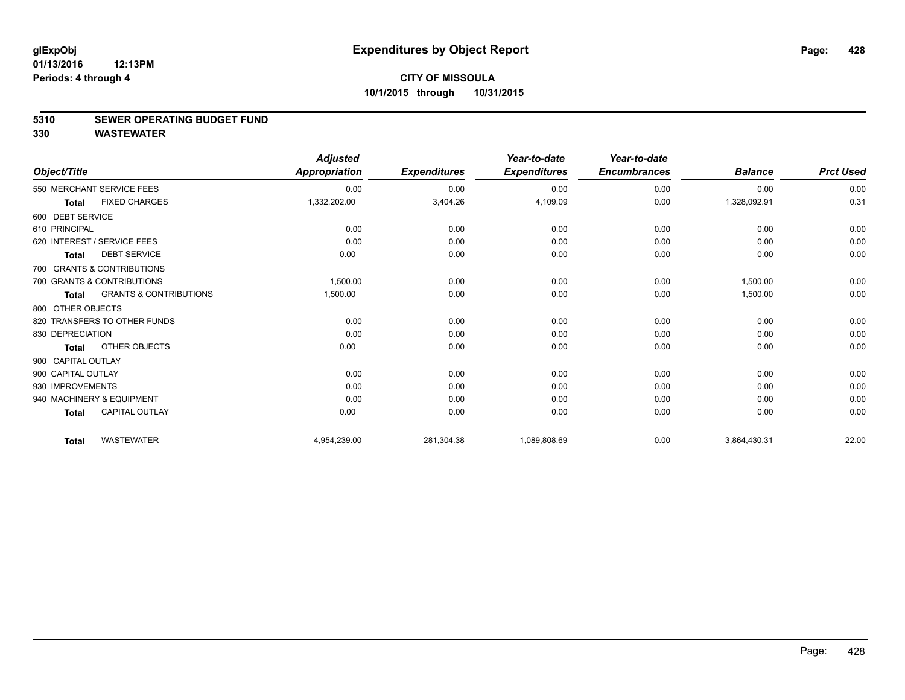**glExpObj**
**01/13/2016 12:13PM**
**Periods: 4 through 4**

# Expenditures by Object Report

**CITY OF MISSOULA**
**10/1/2015 through 10/31/2015**

## 5310 SEWER OPERATING BUDGET FUND
## 330 WASTEWATER

| Object/Title | | Adjusted Appropriation | Expenditures | Year-to-date Expenditures | Year-to-date Encumbrances | Balance | Prct Used |
|---|---|---|---|---|---|---|---|
| 550 MERCHANT SERVICE FEES | | 0.00 | 0.00 | 0.00 | 0.00 | 0.00 | 0.00 |
| **Total** | FIXED CHARGES | 1,332,202.00 | 3,404.26 | 4,109.09 | 0.00 | 1,328,092.91 | 0.31 |
| 600 DEBT SERVICE | | | | | | | |
| 610 PRINCIPAL | | 0.00 | 0.00 | 0.00 | 0.00 | 0.00 | 0.00 |
| 620 INTEREST / SERVICE FEES | | 0.00 | 0.00 | 0.00 | 0.00 | 0.00 | 0.00 |
| **Total** | DEBT SERVICE | 0.00 | 0.00 | 0.00 | 0.00 | 0.00 | 0.00 |
| 700 GRANTS & CONTRIBUTIONS | | | | | | | |
| 700 GRANTS & CONTRIBUTIONS | | 1,500.00 | 0.00 | 0.00 | 0.00 | 1,500.00 | 0.00 |
| **Total** | GRANTS & CONTRIBUTIONS | 1,500.00 | 0.00 | 0.00 | 0.00 | 1,500.00 | 0.00 |
| 800 OTHER OBJECTS | | | | | | | |
| 820 TRANSFERS TO OTHER FUNDS | | 0.00 | 0.00 | 0.00 | 0.00 | 0.00 | 0.00 |
| 830 DEPRECIATION | | 0.00 | 0.00 | 0.00 | 0.00 | 0.00 | 0.00 |
| **Total** | OTHER OBJECTS | 0.00 | 0.00 | 0.00 | 0.00 | 0.00 | 0.00 |
| 900 CAPITAL OUTLAY | | | | | | | |
| 900 CAPITAL OUTLAY | | 0.00 | 0.00 | 0.00 | 0.00 | 0.00 | 0.00 |
| 930 IMPROVEMENTS | | 0.00 | 0.00 | 0.00 | 0.00 | 0.00 | 0.00 |
| 940 MACHINERY & EQUIPMENT | | 0.00 | 0.00 | 0.00 | 0.00 | 0.00 | 0.00 |
| **Total** | CAPITAL OUTLAY | 0.00 | 0.00 | 0.00 | 0.00 | 0.00 | 0.00 |
| **Total** | WASTEWATER | 4,954,239.00 | 281,304.38 | 1,089,808.69 | 0.00 | 3,864,430.31 | 22.00 |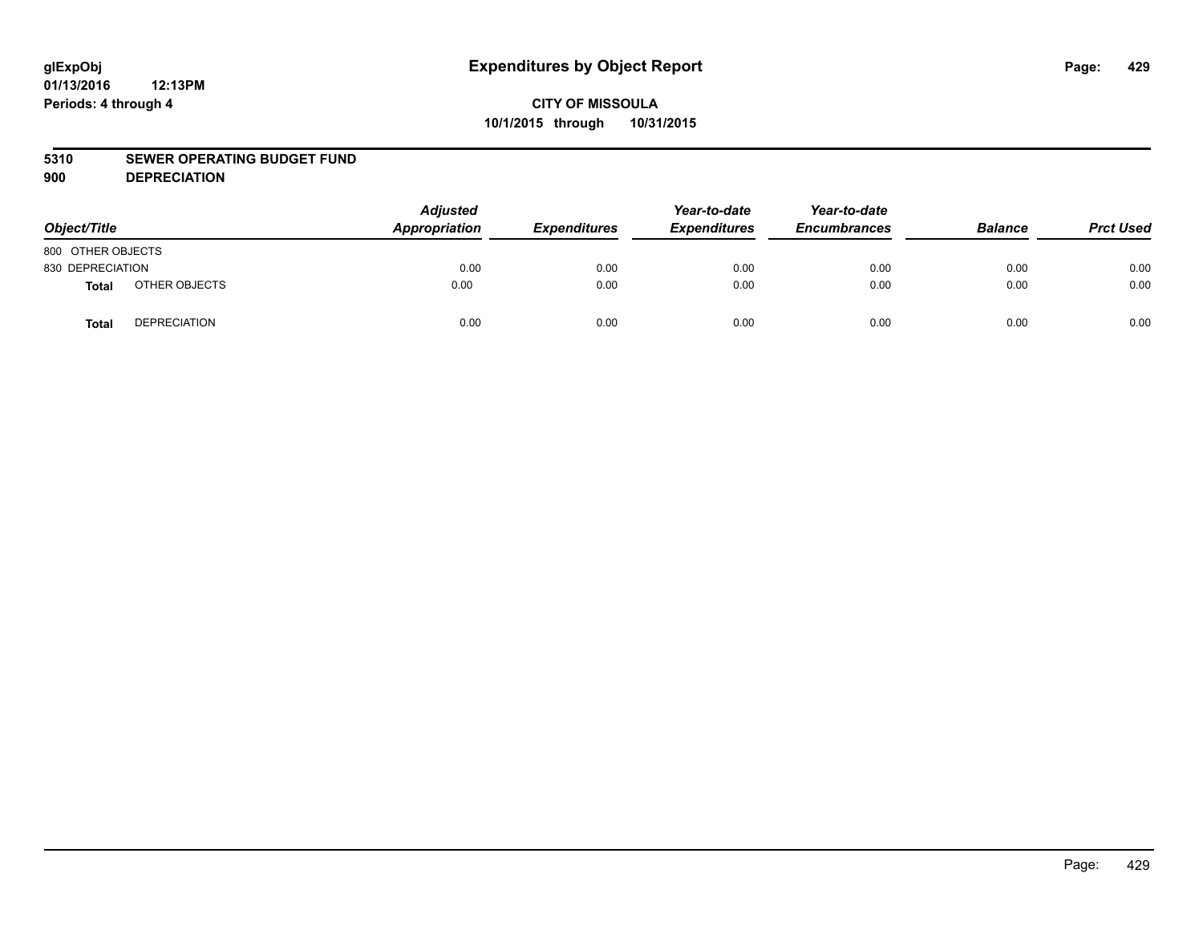**glExpObj** **Expenditures by Object Report**
**01/13/2016 12:13PM**
**Periods: 4 through 4**

**CITY OF MISSOULA**
**10/1/2015 through 10/31/2015**

**5310 SEWER OPERATING BUDGET FUND**
**900 DEPRECIATION**

| Object/Title | | Adjusted Appropriation | Expenditures | Year-to-date Expenditures | Year-to-date Encumbrances | Balance | Prct Used |
|---|---|---|---|---|---|---|---|
| 800 OTHER OBJECTS | | | | | | | |
| 830 DEPRECIATION | | 0.00 | 0.00 | 0.00 | 0.00 | 0.00 | 0.00 |
| **Total** | OTHER OBJECTS | 0.00 | 0.00 | 0.00 | 0.00 | 0.00 | 0.00 |
| **Total** | DEPRECIATION | 0.00 | 0.00 | 0.00 | 0.00 | 0.00 | 0.00 |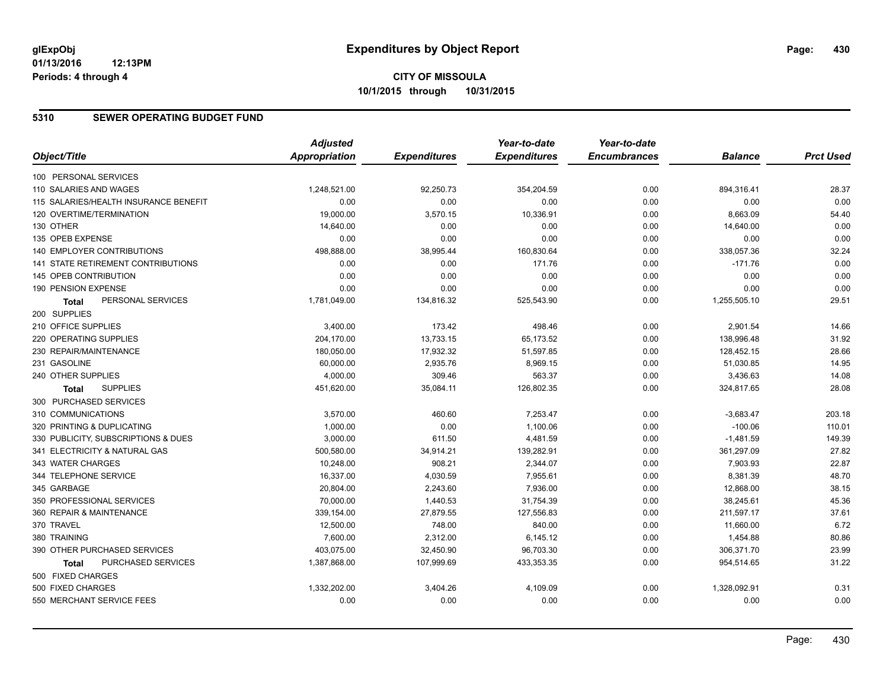glExpObj
01/13/2016 12:13PM
Periods: 4 through 4

# Expenditures by Object Report

**CITY OF MISSOULA**
**10/1/2015 through 10/31/2015**

## 5310 SEWER OPERATING BUDGET FUND

| Object/Title | Adjusted Appropriation | Expenditures | Year-to-date Expenditures | Year-to-date Encumbrances | Balance | Prct Used |
|---|---|---|---|---|---|---|
| 100 PERSONAL SERVICES | | | | | | |
| 110 SALARIES AND WAGES | 1,248,521.00 | 92,250.73 | 354,204.59 | 0.00 | 894,316.41 | 28.37 |
| 115 SALARIES/HEALTH INSURANCE BENEFIT | 0.00 | 0.00 | 0.00 | 0.00 | 0.00 | 0.00 |
| 120 OVERTIME/TERMINATION | 19,000.00 | 3,570.15 | 10,336.91 | 0.00 | 8,663.09 | 54.40 |
| 130 OTHER | 14,640.00 | 0.00 | 0.00 | 0.00 | 14,640.00 | 0.00 |
| 135 OPEB EXPENSE | 0.00 | 0.00 | 0.00 | 0.00 | 0.00 | 0.00 |
| 140 EMPLOYER CONTRIBUTIONS | 498,888.00 | 38,995.44 | 160,830.64 | 0.00 | 338,057.36 | 32.24 |
| 141 STATE RETIREMENT CONTRIBUTIONS | 0.00 | 0.00 | 171.76 | 0.00 | -171.76 | 0.00 |
| 145 OPEB CONTRIBUTION | 0.00 | 0.00 | 0.00 | 0.00 | 0.00 | 0.00 |
| 190 PENSION EXPENSE | 0.00 | 0.00 | 0.00 | 0.00 | 0.00 | 0.00 |
| **Total** PERSONAL SERVICES | 1,781,049.00 | 134,816.32 | 525,543.90 | 0.00 | 1,255,505.10 | 29.51 |
| 200 SUPPLIES | | | | | | |
| 210 OFFICE SUPPLIES | 3,400.00 | 173.42 | 498.46 | 0.00 | 2,901.54 | 14.66 |
| 220 OPERATING SUPPLIES | 204,170.00 | 13,733.15 | 65,173.52 | 0.00 | 138,996.48 | 31.92 |
| 230 REPAIR/MAINTENANCE | 180,050.00 | 17,932.32 | 51,597.85 | 0.00 | 128,452.15 | 28.66 |
| 231 GASOLINE | 60,000.00 | 2,935.76 | 8,969.15 | 0.00 | 51,030.85 | 14.95 |
| 240 OTHER SUPPLIES | 4,000.00 | 309.46 | 563.37 | 0.00 | 3,436.63 | 14.08 |
| **Total** SUPPLIES | 451,620.00 | 35,084.11 | 126,802.35 | 0.00 | 324,817.65 | 28.08 |
| 300 PURCHASED SERVICES | | | | | | |
| 310 COMMUNICATIONS | 3,570.00 | 460.60 | 7,253.47 | 0.00 | -3,683.47 | 203.18 |
| 320 PRINTING & DUPLICATING | 1,000.00 | 0.00 | 1,100.06 | 0.00 | -100.06 | 110.01 |
| 330 PUBLICITY, SUBSCRIPTIONS & DUES | 3,000.00 | 611.50 | 4,481.59 | 0.00 | -1,481.59 | 149.39 |
| 341 ELECTRICITY & NATURAL GAS | 500,580.00 | 34,914.21 | 139,282.91 | 0.00 | 361,297.09 | 27.82 |
| 343 WATER CHARGES | 10,248.00 | 908.21 | 2,344.07 | 0.00 | 7,903.93 | 22.87 |
| 344 TELEPHONE SERVICE | 16,337.00 | 4,030.59 | 7,955.61 | 0.00 | 8,381.39 | 48.70 |
| 345 GARBAGE | 20,804.00 | 2,243.60 | 7,936.00 | 0.00 | 12,868.00 | 38.15 |
| 350 PROFESSIONAL SERVICES | 70,000.00 | 1,440.53 | 31,754.39 | 0.00 | 38,245.61 | 45.36 |
| 360 REPAIR & MAINTENANCE | 339,154.00 | 27,879.55 | 127,556.83 | 0.00 | 211,597.17 | 37.61 |
| 370 TRAVEL | 12,500.00 | 748.00 | 840.00 | 0.00 | 11,660.00 | 6.72 |
| 380 TRAINING | 7,600.00 | 2,312.00 | 6,145.12 | 0.00 | 1,454.88 | 80.86 |
| 390 OTHER PURCHASED SERVICES | 403,075.00 | 32,450.90 | 96,703.30 | 0.00 | 306,371.70 | 23.99 |
| **Total** PURCHASED SERVICES | 1,387,868.00 | 107,999.69 | 433,353.35 | 0.00 | 954,514.65 | 31.22 |
| 500 FIXED CHARGES | | | | | | |
| 500 FIXED CHARGES | 1,332,202.00 | 3,404.26 | 4,109.09 | 0.00 | 1,328,092.91 | 0.31 |
| 550 MERCHANT SERVICE FEES | 0.00 | 0.00 | 0.00 | 0.00 | 0.00 | 0.00 |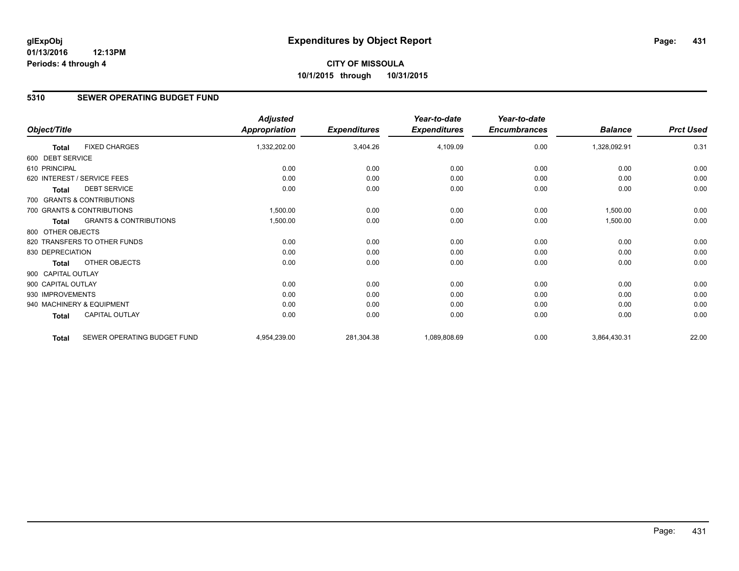# Expenditures by Object Report

glExpObj
01/13/2016 12:13PM
Periods: 4 through 4

**CITY OF MISSOULA**
**10/1/2015 through 10/31/2015**

## 5310 SEWER OPERATING BUDGET FUND

| Object/Title | | Adjusted Appropriation | Expenditures | Year-to-date Expenditures | Year-to-date Encumbrances | Balance | Prct Used |
|---|---|---|---|---|---|---|---|
| **Total** | FIXED CHARGES | 1,332,202.00 | 3,404.26 | 4,109.09 | 0.00 | 1,328,092.91 | 0.31 |
| 600 DEBT SERVICE | | | | | | | |
| 610 PRINCIPAL | | 0.00 | 0.00 | 0.00 | 0.00 | 0.00 | 0.00 |
| 620 INTEREST / SERVICE FEES | | 0.00 | 0.00 | 0.00 | 0.00 | 0.00 | 0.00 |
| **Total** | DEBT SERVICE | 0.00 | 0.00 | 0.00 | 0.00 | 0.00 | 0.00 |
| 700 GRANTS & CONTRIBUTIONS | | | | | | | |
| 700 GRANTS & CONTRIBUTIONS | | 1,500.00 | 0.00 | 0.00 | 0.00 | 1,500.00 | 0.00 |
| **Total** | GRANTS & CONTRIBUTIONS | 1,500.00 | 0.00 | 0.00 | 0.00 | 1,500.00 | 0.00 |
| 800 OTHER OBJECTS | | | | | | | |
| 820 TRANSFERS TO OTHER FUNDS | | 0.00 | 0.00 | 0.00 | 0.00 | 0.00 | 0.00 |
| 830 DEPRECIATION | | 0.00 | 0.00 | 0.00 | 0.00 | 0.00 | 0.00 |
| **Total** | OTHER OBJECTS | 0.00 | 0.00 | 0.00 | 0.00 | 0.00 | 0.00 |
| 900 CAPITAL OUTLAY | | | | | | | |
| 900 CAPITAL OUTLAY | | 0.00 | 0.00 | 0.00 | 0.00 | 0.00 | 0.00 |
| 930 IMPROVEMENTS | | 0.00 | 0.00 | 0.00 | 0.00 | 0.00 | 0.00 |
| 940 MACHINERY & EQUIPMENT | | 0.00 | 0.00 | 0.00 | 0.00 | 0.00 | 0.00 |
| **Total** | CAPITAL OUTLAY | 0.00 | 0.00 | 0.00 | 0.00 | 0.00 | 0.00 |
| **Total** | SEWER OPERATING BUDGET FUND | 4,954,239.00 | 281,304.38 | 1,089,808.69 | 0.00 | 3,864,430.31 | 22.00 |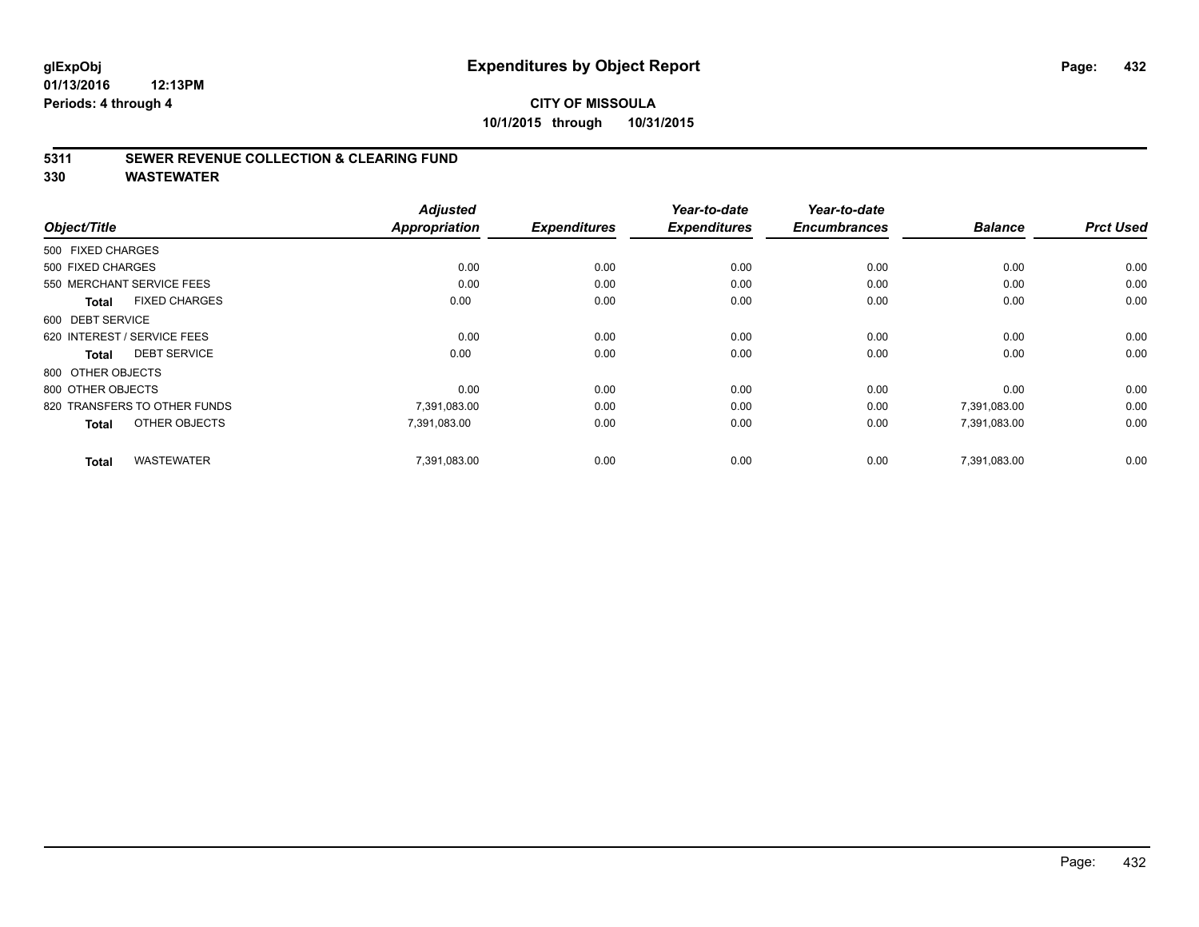**glExpObj**
**01/13/2016 12:13PM**
**Periods: 4 through 4**

# Expenditures by Object Report

**CITY OF MISSOULA**
**10/1/2015 through 10/31/2015**

## 5311 SEWER REVENUE COLLECTION & CLEARING FUND
## 330 WASTEWATER

| Object/Title | Adjusted Appropriation | Expenditures | Year-to-date Expenditures | Year-to-date Encumbrances | Balance | Prct Used |
|---|---|---|---|---|---|---|
| 500 FIXED CHARGES | | | | | | |
| 500 FIXED CHARGES | 0.00 | 0.00 | 0.00 | 0.00 | 0.00 | 0.00 |
| 550 MERCHANT SERVICE FEES | 0.00 | 0.00 | 0.00 | 0.00 | 0.00 | 0.00 |
| **Total** FIXED CHARGES | 0.00 | 0.00 | 0.00 | 0.00 | 0.00 | 0.00 |
| 600 DEBT SERVICE | | | | | | |
| 620 INTEREST / SERVICE FEES | 0.00 | 0.00 | 0.00 | 0.00 | 0.00 | 0.00 |
| **Total** DEBT SERVICE | 0.00 | 0.00 | 0.00 | 0.00 | 0.00 | 0.00 |
| 800 OTHER OBJECTS | | | | | | |
| 800 OTHER OBJECTS | 0.00 | 0.00 | 0.00 | 0.00 | 0.00 | 0.00 |
| 820 TRANSFERS TO OTHER FUNDS | 7,391,083.00 | 0.00 | 0.00 | 0.00 | 7,391,083.00 | 0.00 |
| **Total** OTHER OBJECTS | 7,391,083.00 | 0.00 | 0.00 | 0.00 | 7,391,083.00 | 0.00 |
| **Total** WASTEWATER | 7,391,083.00 | 0.00 | 0.00 | 0.00 | 7,391,083.00 | 0.00 |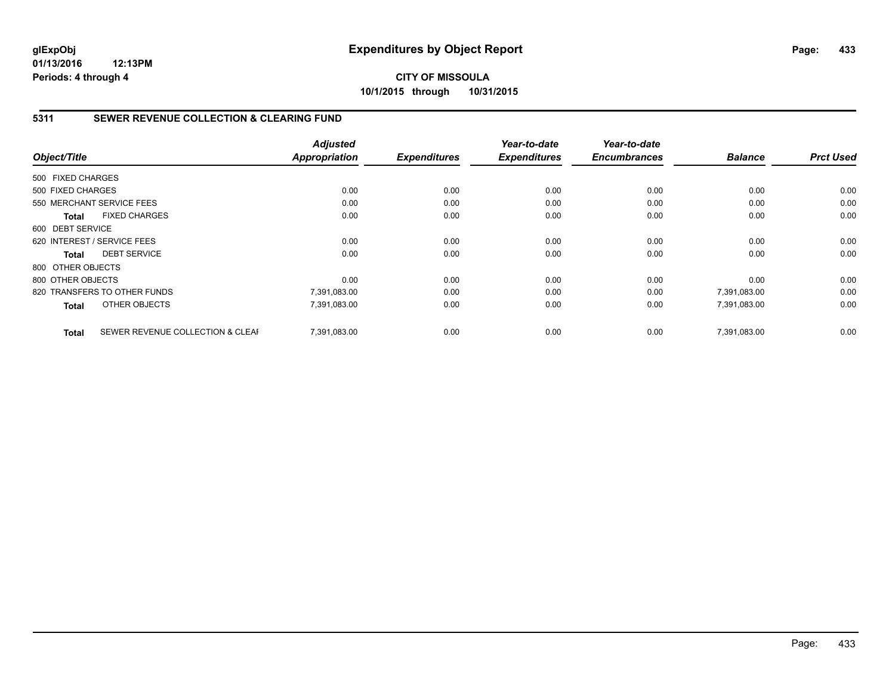**glExpObj**
**01/13/2016 12:13PM**
**Periods: 4 through 4**

# Expenditures by Object Report

**CITY OF MISSOULA**
**10/1/2015 through 10/31/2015**

## 5311 SEWER REVENUE COLLECTION & CLEARING FUND

| Object/Title | | *Adjusted Appropriation* | *Expenditures* | *Year-to-date Expenditures* | *Year-to-date Encumbrances* | *Balance* | *Prct Used* |
|---|---|---|---|---|---|---|---|
| 500 FIXED CHARGES | | | | | | | |
| 500 FIXED CHARGES | | 0.00 | 0.00 | 0.00 | 0.00 | 0.00 | 0.00 |
| 550 MERCHANT SERVICE FEES | | 0.00 | 0.00 | 0.00 | 0.00 | 0.00 | 0.00 |
| **Total** | FIXED CHARGES | 0.00 | 0.00 | 0.00 | 0.00 | 0.00 | 0.00 |
| 600 DEBT SERVICE | | | | | | | |
| 620 INTEREST / SERVICE FEES | | 0.00 | 0.00 | 0.00 | 0.00 | 0.00 | 0.00 |
| **Total** | DEBT SERVICE | 0.00 | 0.00 | 0.00 | 0.00 | 0.00 | 0.00 |
| 800 OTHER OBJECTS | | | | | | | |
| 800 OTHER OBJECTS | | 0.00 | 0.00 | 0.00 | 0.00 | 0.00 | 0.00 |
| 820 TRANSFERS TO OTHER FUNDS | | 7,391,083.00 | 0.00 | 0.00 | 0.00 | 7,391,083.00 | 0.00 |
| **Total** | OTHER OBJECTS | 7,391,083.00 | 0.00 | 0.00 | 0.00 | 7,391,083.00 | 0.00 |
| **Total** | SEWER REVENUE COLLECTION & CLEAI | 7,391,083.00 | 0.00 | 0.00 | 0.00 | 7,391,083.00 | 0.00 |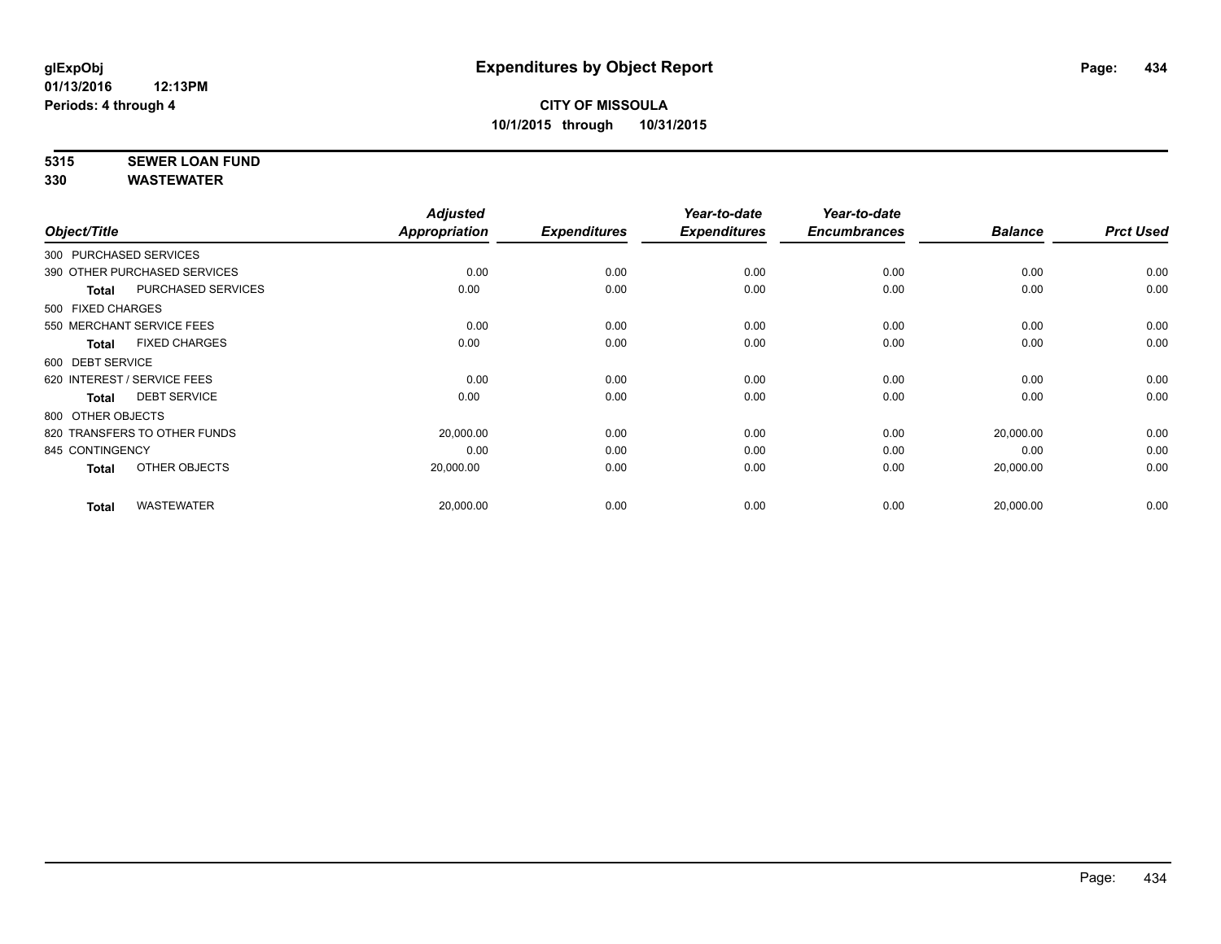**glExpObj**
**01/13/2016 12:13PM**
**Periods: 4 through 4**

# Expenditures by Object Report

**CITY OF MISSOULA**
**10/1/2015 through 10/31/2015**

**5315 SEWER LOAN FUND**
**330 WASTEWATER**

| Object/Title | | Adjusted Appropriation | Expenditures | Year-to-date Expenditures | Year-to-date Encumbrances | Balance | Prct Used |
|---|---|---|---|---|---|---|---|
| 300 PURCHASED SERVICES | | | | | | | |
| 390 OTHER PURCHASED SERVICES | | 0.00 | 0.00 | 0.00 | 0.00 | 0.00 | 0.00 |
| **Total** | PURCHASED SERVICES | 0.00 | 0.00 | 0.00 | 0.00 | 0.00 | 0.00 |
| 500 FIXED CHARGES | | | | | | | |
| 550 MERCHANT SERVICE FEES | | 0.00 | 0.00 | 0.00 | 0.00 | 0.00 | 0.00 |
| **Total** | FIXED CHARGES | 0.00 | 0.00 | 0.00 | 0.00 | 0.00 | 0.00 |
| 600 DEBT SERVICE | | | | | | | |
| 620 INTEREST / SERVICE FEES | | 0.00 | 0.00 | 0.00 | 0.00 | 0.00 | 0.00 |
| **Total** | DEBT SERVICE | 0.00 | 0.00 | 0.00 | 0.00 | 0.00 | 0.00 |
| 800 OTHER OBJECTS | | | | | | | |
| 820 TRANSFERS TO OTHER FUNDS | | 20,000.00 | 0.00 | 0.00 | 0.00 | 20,000.00 | 0.00 |
| 845 CONTINGENCY | | 0.00 | 0.00 | 0.00 | 0.00 | 0.00 | 0.00 |
| **Total** | OTHER OBJECTS | 20,000.00 | 0.00 | 0.00 | 0.00 | 20,000.00 | 0.00 |
| **Total** | WASTEWATER | 20,000.00 | 0.00 | 0.00 | 0.00 | 20,000.00 | 0.00 |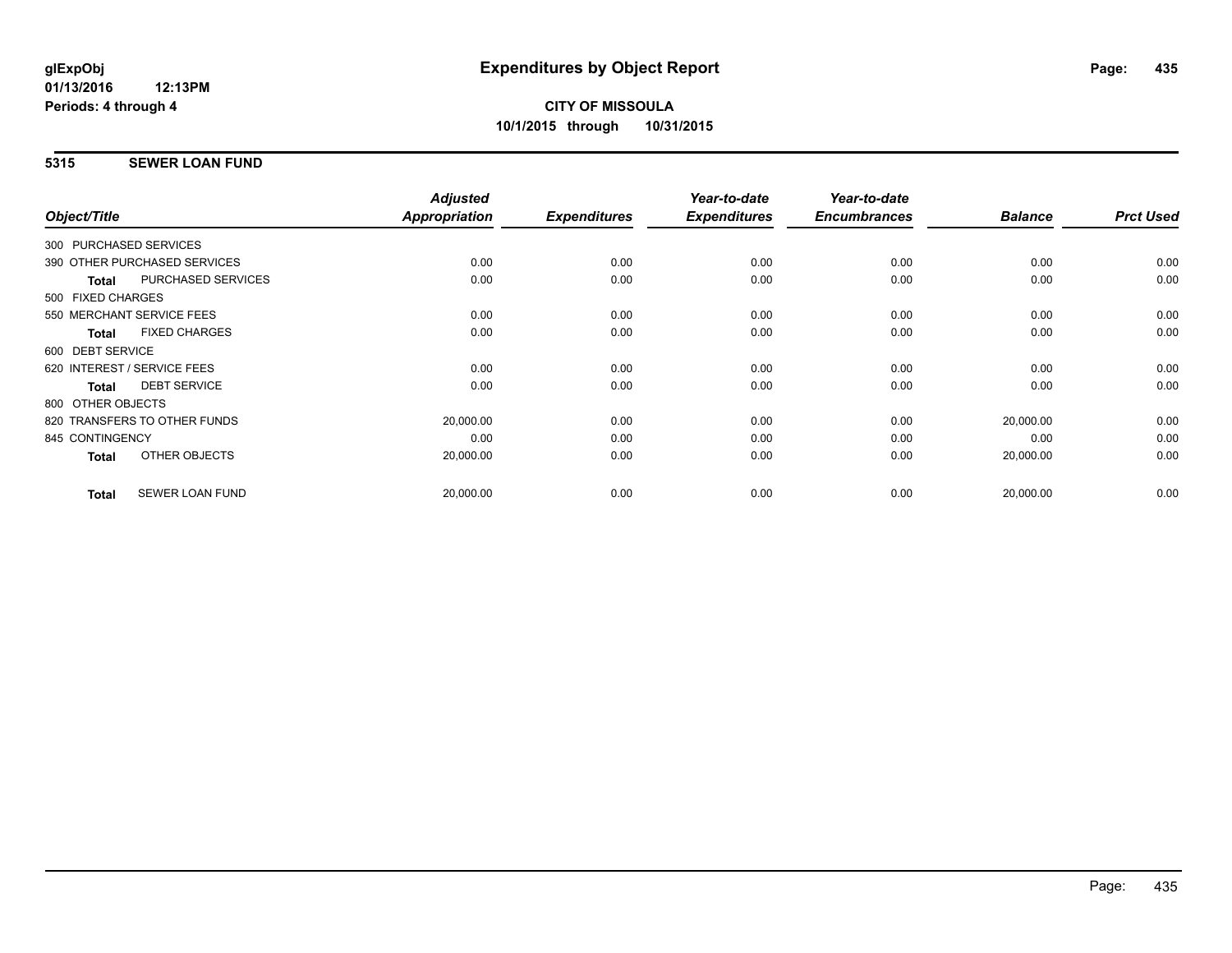**CITY OF MISSOULA**

**10/1/2015 through 10/31/2015**

## 5315 SEWER LOAN FUND

| Object/Title | Adjusted Appropriation | Expenditures | Year-to-date Expenditures | Year-to-date Encumbrances | Balance | Prct Used |
|---|---|---|---|---|---|---|
| 300 PURCHASED SERVICES | | | | | | |
| 390 OTHER PURCHASED SERVICES | 0.00 | 0.00 | 0.00 | 0.00 | 0.00 | 0.00 |
| **Total** PURCHASED SERVICES | 0.00 | 0.00 | 0.00 | 0.00 | 0.00 | 0.00 |
| 500 FIXED CHARGES | | | | | | |
| 550 MERCHANT SERVICE FEES | 0.00 | 0.00 | 0.00 | 0.00 | 0.00 | 0.00 |
| **Total** FIXED CHARGES | 0.00 | 0.00 | 0.00 | 0.00 | 0.00 | 0.00 |
| 600 DEBT SERVICE | | | | | | |
| 620 INTEREST / SERVICE FEES | 0.00 | 0.00 | 0.00 | 0.00 | 0.00 | 0.00 |
| **Total** DEBT SERVICE | 0.00 | 0.00 | 0.00 | 0.00 | 0.00 | 0.00 |
| 800 OTHER OBJECTS | | | | | | |
| 820 TRANSFERS TO OTHER FUNDS | 20,000.00 | 0.00 | 0.00 | 0.00 | 20,000.00 | 0.00 |
| 845 CONTINGENCY | 0.00 | 0.00 | 0.00 | 0.00 | 0.00 | 0.00 |
| **Total** OTHER OBJECTS | 20,000.00 | 0.00 | 0.00 | 0.00 | 20,000.00 | 0.00 |
| **Total** SEWER LOAN FUND | 20,000.00 | 0.00 | 0.00 | 0.00 | 20,000.00 | 0.00 |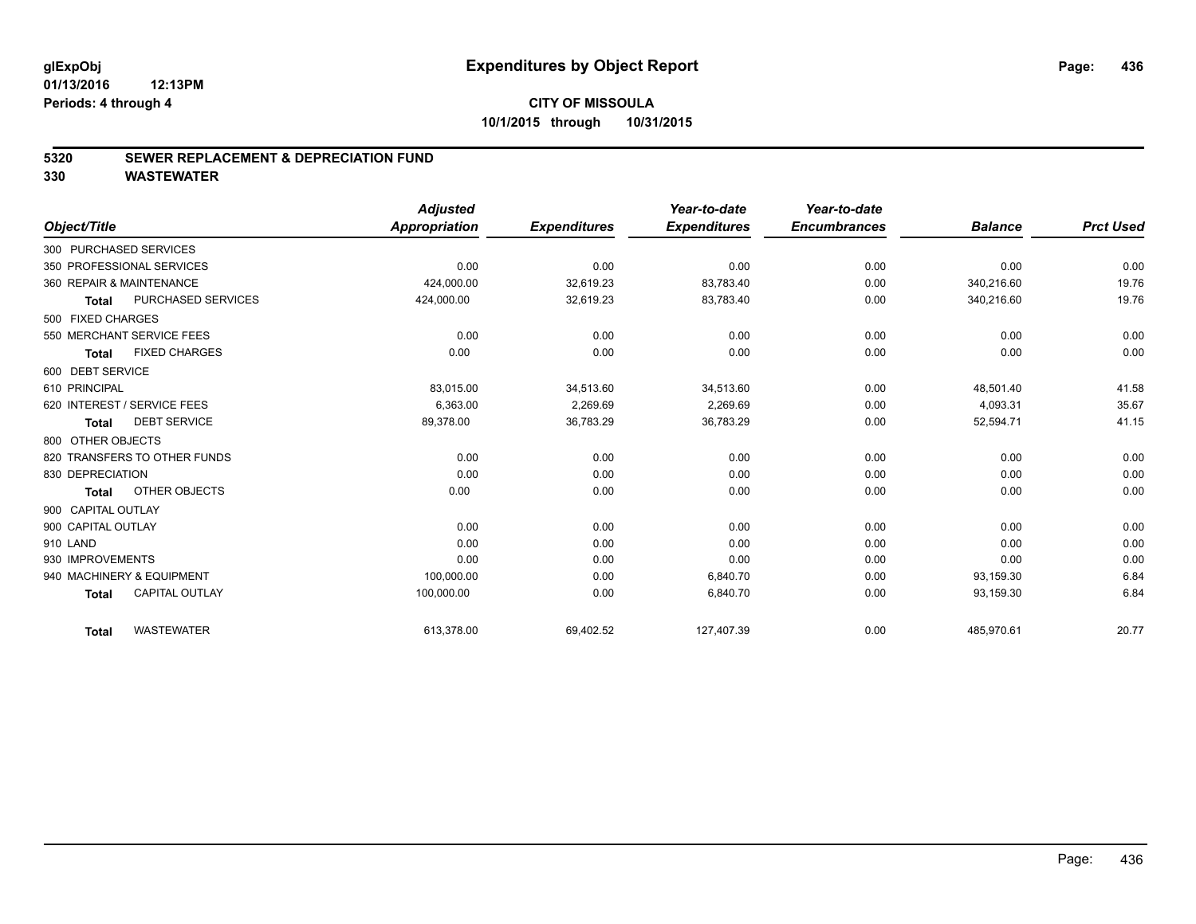**glExpObj**
**01/13/2016 12:13PM**
**Periods: 4 through 4**

# Expenditures by Object Report

**CITY OF MISSOULA**
**10/1/2015 through 10/31/2015**

## 5320 SEWER REPLACEMENT & DEPRECIATION FUND
## 330 WASTEWATER

| Object/Title | Adjusted Appropriation | Expenditures | Year-to-date Expenditures | Year-to-date Encumbrances | Balance | Prct Used |
|---|---|---|---|---|---|---|
| 300 PURCHASED SERVICES | | | | | | |
| 350 PROFESSIONAL SERVICES | 0.00 | 0.00 | 0.00 | 0.00 | 0.00 | 0.00 |
| 360 REPAIR & MAINTENANCE | 424,000.00 | 32,619.23 | 83,783.40 | 0.00 | 340,216.60 | 19.76 |
| **Total** PURCHASED SERVICES | 424,000.00 | 32,619.23 | 83,783.40 | 0.00 | 340,216.60 | 19.76 |
| 500 FIXED CHARGES | | | | | | |
| 550 MERCHANT SERVICE FEES | 0.00 | 0.00 | 0.00 | 0.00 | 0.00 | 0.00 |
| **Total** FIXED CHARGES | 0.00 | 0.00 | 0.00 | 0.00 | 0.00 | 0.00 |
| 600 DEBT SERVICE | | | | | | |
| 610 PRINCIPAL | 83,015.00 | 34,513.60 | 34,513.60 | 0.00 | 48,501.40 | 41.58 |
| 620 INTEREST / SERVICE FEES | 6,363.00 | 2,269.69 | 2,269.69 | 0.00 | 4,093.31 | 35.67 |
| **Total** DEBT SERVICE | 89,378.00 | 36,783.29 | 36,783.29 | 0.00 | 52,594.71 | 41.15 |
| 800 OTHER OBJECTS | | | | | | |
| 820 TRANSFERS TO OTHER FUNDS | 0.00 | 0.00 | 0.00 | 0.00 | 0.00 | 0.00 |
| 830 DEPRECIATION | 0.00 | 0.00 | 0.00 | 0.00 | 0.00 | 0.00 |
| **Total** OTHER OBJECTS | 0.00 | 0.00 | 0.00 | 0.00 | 0.00 | 0.00 |
| 900 CAPITAL OUTLAY | | | | | | |
| 900 CAPITAL OUTLAY | 0.00 | 0.00 | 0.00 | 0.00 | 0.00 | 0.00 |
| 910 LAND | 0.00 | 0.00 | 0.00 | 0.00 | 0.00 | 0.00 |
| 930 IMPROVEMENTS | 0.00 | 0.00 | 0.00 | 0.00 | 0.00 | 0.00 |
| 940 MACHINERY & EQUIPMENT | 100,000.00 | 0.00 | 6,840.70 | 0.00 | 93,159.30 | 6.84 |
| **Total** CAPITAL OUTLAY | 100,000.00 | 0.00 | 6,840.70 | 0.00 | 93,159.30 | 6.84 |
| **Total** WASTEWATER | 613,378.00 | 69,402.52 | 127,407.39 | 0.00 | 485,970.61 | 20.77 |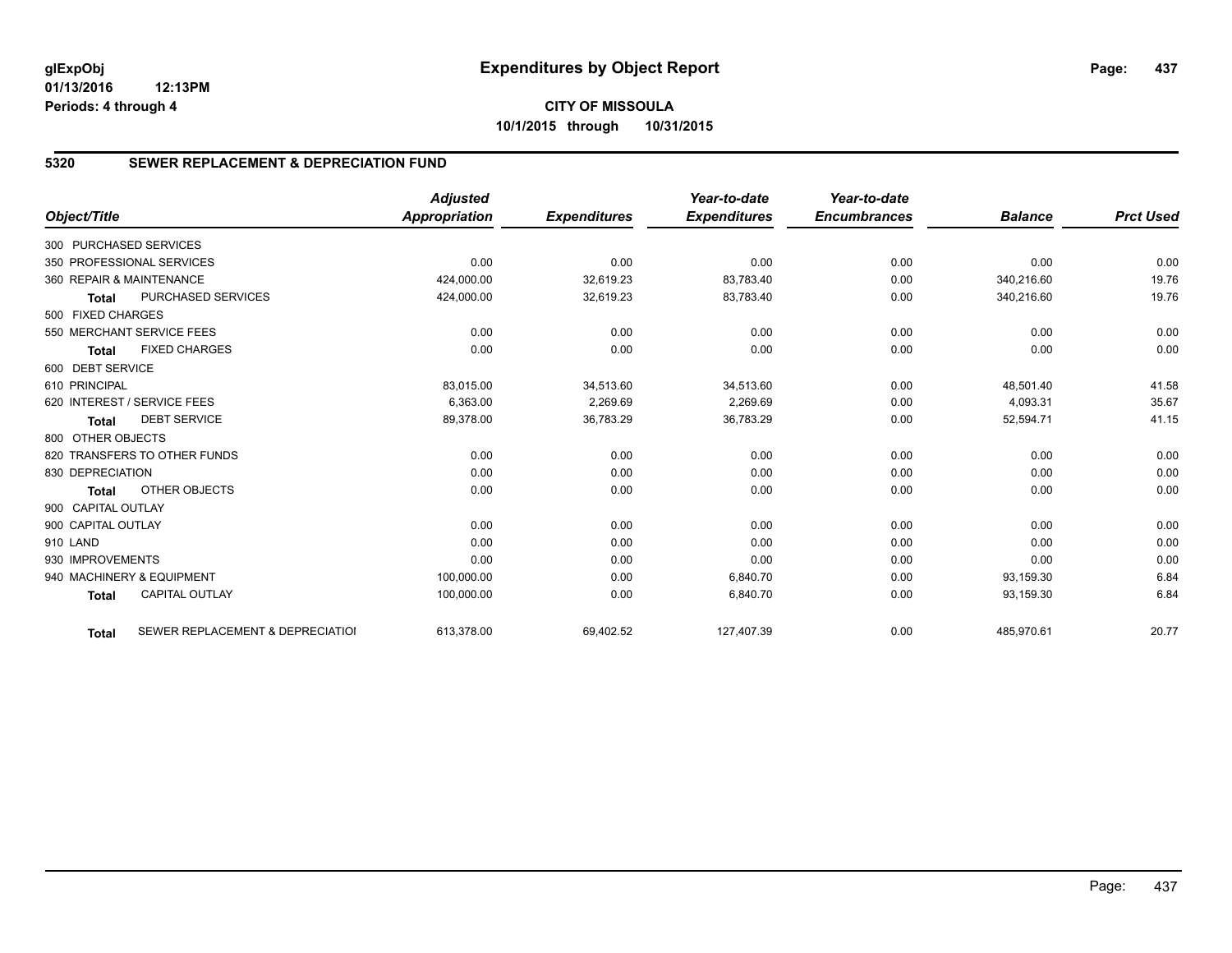**glExpObj**
**01/13/2016 12:13PM**
**Periods: 4 through 4**

# Expenditures by Object Report

**CITY OF MISSOULA**
**10/1/2015 through 10/31/2015**

## 5320 SEWER REPLACEMENT & DEPRECIATION FUND

| Object/Title | Adjusted Appropriation | Expenditures | Year-to-date Expenditures | Year-to-date Encumbrances | Balance | Prct Used |
|---|---|---|---|---|---|---|
| 300 PURCHASED SERVICES | | | | | | |
| 350 PROFESSIONAL SERVICES | 0.00 | 0.00 | 0.00 | 0.00 | 0.00 | 0.00 |
| 360 REPAIR & MAINTENANCE | 424,000.00 | 32,619.23 | 83,783.40 | 0.00 | 340,216.60 | 19.76 |
| **Total** PURCHASED SERVICES | 424,000.00 | 32,619.23 | 83,783.40 | 0.00 | 340,216.60 | 19.76 |
| 500 FIXED CHARGES | | | | | | |
| 550 MERCHANT SERVICE FEES | 0.00 | 0.00 | 0.00 | 0.00 | 0.00 | 0.00 |
| **Total** FIXED CHARGES | 0.00 | 0.00 | 0.00 | 0.00 | 0.00 | 0.00 |
| 600 DEBT SERVICE | | | | | | |
| 610 PRINCIPAL | 83,015.00 | 34,513.60 | 34,513.60 | 0.00 | 48,501.40 | 41.58 |
| 620 INTEREST / SERVICE FEES | 6,363.00 | 2,269.69 | 2,269.69 | 0.00 | 4,093.31 | 35.67 |
| **Total** DEBT SERVICE | 89,378.00 | 36,783.29 | 36,783.29 | 0.00 | 52,594.71 | 41.15 |
| 800 OTHER OBJECTS | | | | | | |
| 820 TRANSFERS TO OTHER FUNDS | 0.00 | 0.00 | 0.00 | 0.00 | 0.00 | 0.00 |
| 830 DEPRECIATION | 0.00 | 0.00 | 0.00 | 0.00 | 0.00 | 0.00 |
| **Total** OTHER OBJECTS | 0.00 | 0.00 | 0.00 | 0.00 | 0.00 | 0.00 |
| 900 CAPITAL OUTLAY | | | | | | |
| 900 CAPITAL OUTLAY | 0.00 | 0.00 | 0.00 | 0.00 | 0.00 | 0.00 |
| 910 LAND | 0.00 | 0.00 | 0.00 | 0.00 | 0.00 | 0.00 |
| 930 IMPROVEMENTS | 0.00 | 0.00 | 0.00 | 0.00 | 0.00 | 0.00 |
| 940 MACHINERY & EQUIPMENT | 100,000.00 | 0.00 | 6,840.70 | 0.00 | 93,159.30 | 6.84 |
| **Total** CAPITAL OUTLAY | 100,000.00 | 0.00 | 6,840.70 | 0.00 | 93,159.30 | 6.84 |
| **Total** SEWER REPLACEMENT & DEPRECIATIOI | 613,378.00 | 69,402.52 | 127,407.39 | 0.00 | 485,970.61 | 20.77 |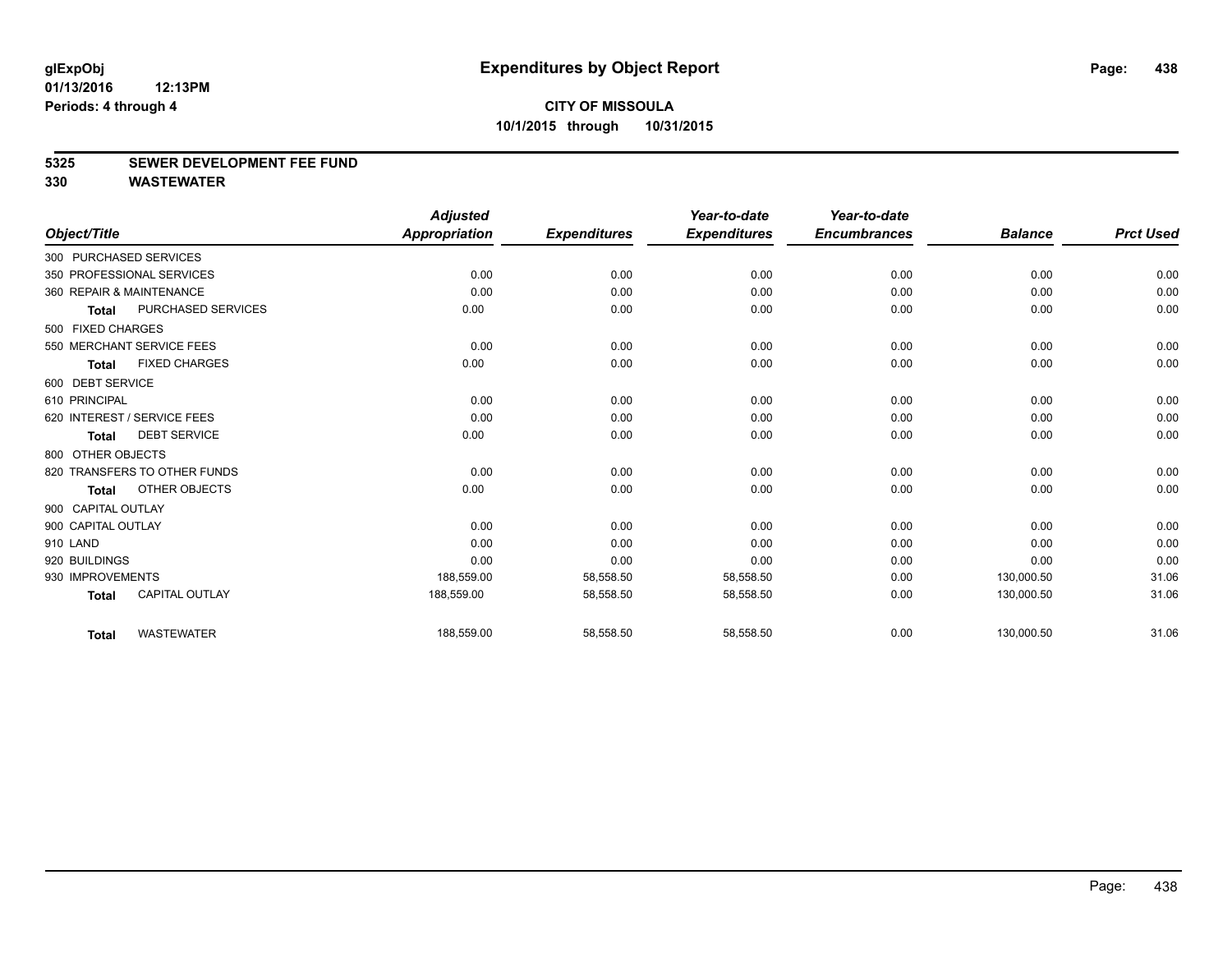glExpObj
01/13/2016 12:13PM
Periods: 4 through 4

# Expenditures by Object Report

**CITY OF MISSOULA**
**10/1/2015 through 10/31/2015**

## 5325 SEWER DEVELOPMENT FEE FUND
## 330 WASTEWATER

| Object/Title | Adjusted Appropriation | Expenditures | Year-to-date Expenditures | Year-to-date Encumbrances | Balance | Prct Used |
|---|---|---|---|---|---|---|
| 300 PURCHASED SERVICES | | | | | | |
| 350 PROFESSIONAL SERVICES | 0.00 | 0.00 | 0.00 | 0.00 | 0.00 | 0.00 |
| 360 REPAIR & MAINTENANCE | 0.00 | 0.00 | 0.00 | 0.00 | 0.00 | 0.00 |
| **Total** PURCHASED SERVICES | 0.00 | 0.00 | 0.00 | 0.00 | 0.00 | 0.00 |
| 500 FIXED CHARGES | | | | | | |
| 550 MERCHANT SERVICE FEES | 0.00 | 0.00 | 0.00 | 0.00 | 0.00 | 0.00 |
| **Total** FIXED CHARGES | 0.00 | 0.00 | 0.00 | 0.00 | 0.00 | 0.00 |
| 600 DEBT SERVICE | | | | | | |
| 610 PRINCIPAL | 0.00 | 0.00 | 0.00 | 0.00 | 0.00 | 0.00 |
| 620 INTEREST / SERVICE FEES | 0.00 | 0.00 | 0.00 | 0.00 | 0.00 | 0.00 |
| **Total** DEBT SERVICE | 0.00 | 0.00 | 0.00 | 0.00 | 0.00 | 0.00 |
| 800 OTHER OBJECTS | | | | | | |
| 820 TRANSFERS TO OTHER FUNDS | 0.00 | 0.00 | 0.00 | 0.00 | 0.00 | 0.00 |
| **Total** OTHER OBJECTS | 0.00 | 0.00 | 0.00 | 0.00 | 0.00 | 0.00 |
| 900 CAPITAL OUTLAY | | | | | | |
| 900 CAPITAL OUTLAY | 0.00 | 0.00 | 0.00 | 0.00 | 0.00 | 0.00 |
| 910 LAND | 0.00 | 0.00 | 0.00 | 0.00 | 0.00 | 0.00 |
| 920 BUILDINGS | 0.00 | 0.00 | 0.00 | 0.00 | 0.00 | 0.00 |
| 930 IMPROVEMENTS | 188,559.00 | 58,558.50 | 58,558.50 | 0.00 | 130,000.50 | 31.06 |
| **Total** CAPITAL OUTLAY | 188,559.00 | 58,558.50 | 58,558.50 | 0.00 | 130,000.50 | 31.06 |
| **Total** WASTEWATER | 188,559.00 | 58,558.50 | 58,558.50 | 0.00 | 130,000.50 | 31.06 |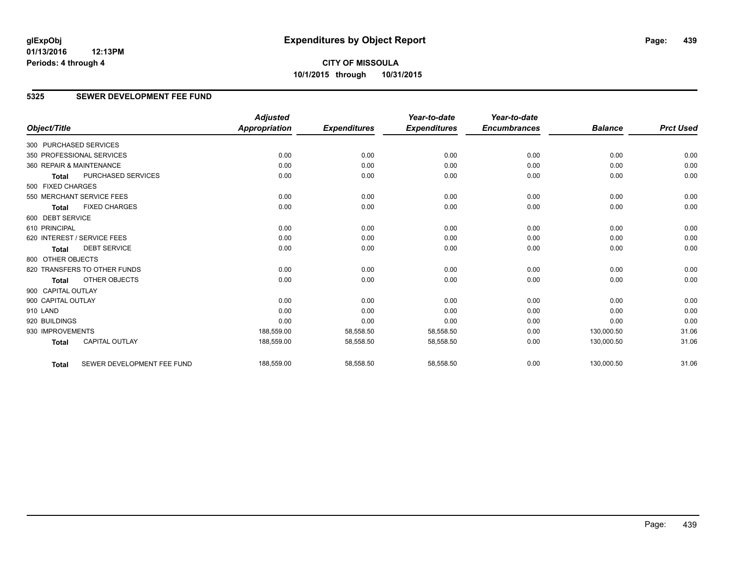# Expenditures by Object Report

glExpObj
01/13/2016 12:13PM
Periods: 4 through 4

**CITY OF MISSOULA**
**10/1/2015 through 10/31/2015**

## 5325 SEWER DEVELOPMENT FEE FUND

| Object/Title | Adjusted Appropriation | Expenditures | Year-to-date Expenditures | Year-to-date Encumbrances | Balance | Prct Used |
|---|---|---|---|---|---|---|
| 300 PURCHASED SERVICES | | | | | | |
| 350 PROFESSIONAL SERVICES | 0.00 | 0.00 | 0.00 | 0.00 | 0.00 | 0.00 |
| 360 REPAIR & MAINTENANCE | 0.00 | 0.00 | 0.00 | 0.00 | 0.00 | 0.00 |
| **Total** PURCHASED SERVICES | 0.00 | 0.00 | 0.00 | 0.00 | 0.00 | 0.00 |
| 500 FIXED CHARGES | | | | | | |
| 550 MERCHANT SERVICE FEES | 0.00 | 0.00 | 0.00 | 0.00 | 0.00 | 0.00 |
| **Total** FIXED CHARGES | 0.00 | 0.00 | 0.00 | 0.00 | 0.00 | 0.00 |
| 600 DEBT SERVICE | | | | | | |
| 610 PRINCIPAL | 0.00 | 0.00 | 0.00 | 0.00 | 0.00 | 0.00 |
| 620 INTEREST / SERVICE FEES | 0.00 | 0.00 | 0.00 | 0.00 | 0.00 | 0.00 |
| **Total** DEBT SERVICE | 0.00 | 0.00 | 0.00 | 0.00 | 0.00 | 0.00 |
| 800 OTHER OBJECTS | | | | | | |
| 820 TRANSFERS TO OTHER FUNDS | 0.00 | 0.00 | 0.00 | 0.00 | 0.00 | 0.00 |
| **Total** OTHER OBJECTS | 0.00 | 0.00 | 0.00 | 0.00 | 0.00 | 0.00 |
| 900 CAPITAL OUTLAY | | | | | | |
| 900 CAPITAL OUTLAY | 0.00 | 0.00 | 0.00 | 0.00 | 0.00 | 0.00 |
| 910 LAND | 0.00 | 0.00 | 0.00 | 0.00 | 0.00 | 0.00 |
| 920 BUILDINGS | 0.00 | 0.00 | 0.00 | 0.00 | 0.00 | 0.00 |
| 930 IMPROVEMENTS | 188,559.00 | 58,558.50 | 58,558.50 | 0.00 | 130,000.50 | 31.06 |
| **Total** CAPITAL OUTLAY | 188,559.00 | 58,558.50 | 58,558.50 | 0.00 | 130,000.50 | 31.06 |
| **Total** SEWER DEVELOPMENT FEE FUND | 188,559.00 | 58,558.50 | 58,558.50 | 0.00 | 130,000.50 | 31.06 |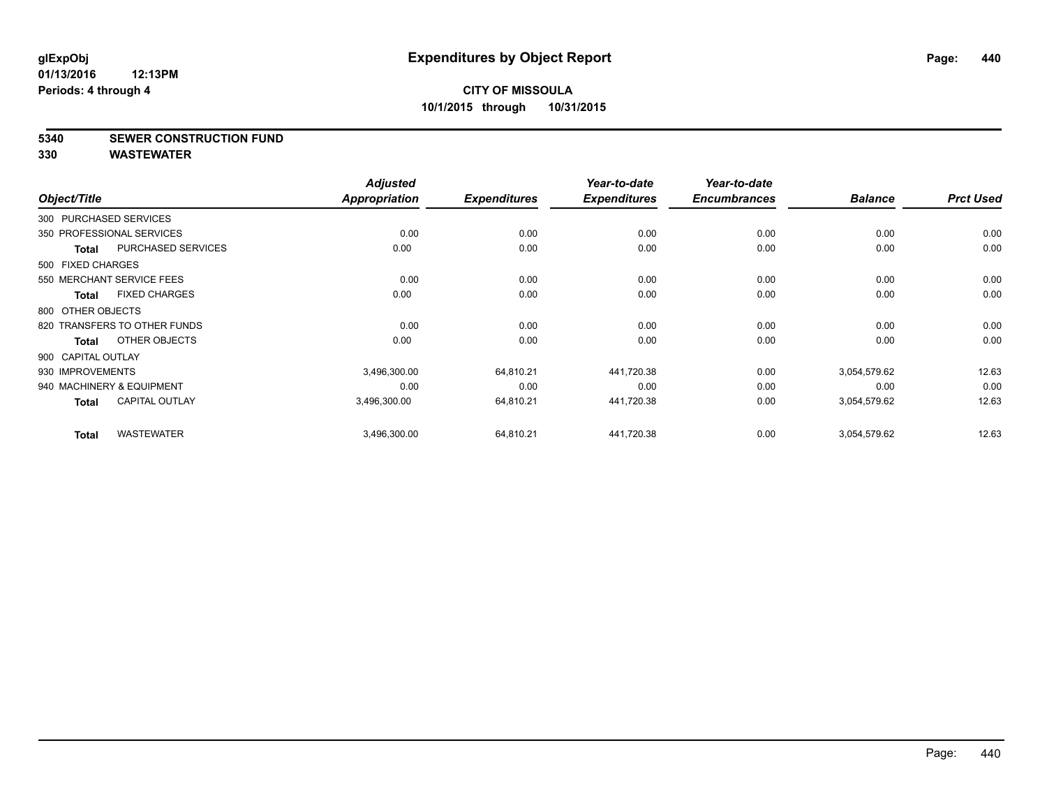# Expenditures by Object Report

glExpObj
01/13/2016 12:13PM
Periods: 4 through 4

**CITY OF MISSOULA**
**10/1/2015 through 10/31/2015**

**5340 SEWER CONSTRUCTION FUND**
**330 WASTEWATER**

| Object/Title | | Adjusted Appropriation | Expenditures | Year-to-date Expenditures | Year-to-date Encumbrances | Balance | Prct Used |
|---|---|---|---|---|---|---|---|
| 300 PURCHASED SERVICES | | | | | | | |
| 350 PROFESSIONAL SERVICES | | 0.00 | 0.00 | 0.00 | 0.00 | 0.00 | 0.00 |
| **Total** | PURCHASED SERVICES | 0.00 | 0.00 | 0.00 | 0.00 | 0.00 | 0.00 |
| 500 FIXED CHARGES | | | | | | | |
| 550 MERCHANT SERVICE FEES | | 0.00 | 0.00 | 0.00 | 0.00 | 0.00 | 0.00 |
| **Total** | FIXED CHARGES | 0.00 | 0.00 | 0.00 | 0.00 | 0.00 | 0.00 |
| 800 OTHER OBJECTS | | | | | | | |
| 820 TRANSFERS TO OTHER FUNDS | | 0.00 | 0.00 | 0.00 | 0.00 | 0.00 | 0.00 |
| **Total** | OTHER OBJECTS | 0.00 | 0.00 | 0.00 | 0.00 | 0.00 | 0.00 |
| 900 CAPITAL OUTLAY | | | | | | | |
| 930 IMPROVEMENTS | | 3,496,300.00 | 64,810.21 | 441,720.38 | 0.00 | 3,054,579.62 | 12.63 |
| 940 MACHINERY & EQUIPMENT | | 0.00 | 0.00 | 0.00 | 0.00 | 0.00 | 0.00 |
| **Total** | CAPITAL OUTLAY | 3,496,300.00 | 64,810.21 | 441,720.38 | 0.00 | 3,054,579.62 | 12.63 |
| **Total** | WASTEWATER | 3,496,300.00 | 64,810.21 | 441,720.38 | 0.00 | 3,054,579.62 | 12.63 |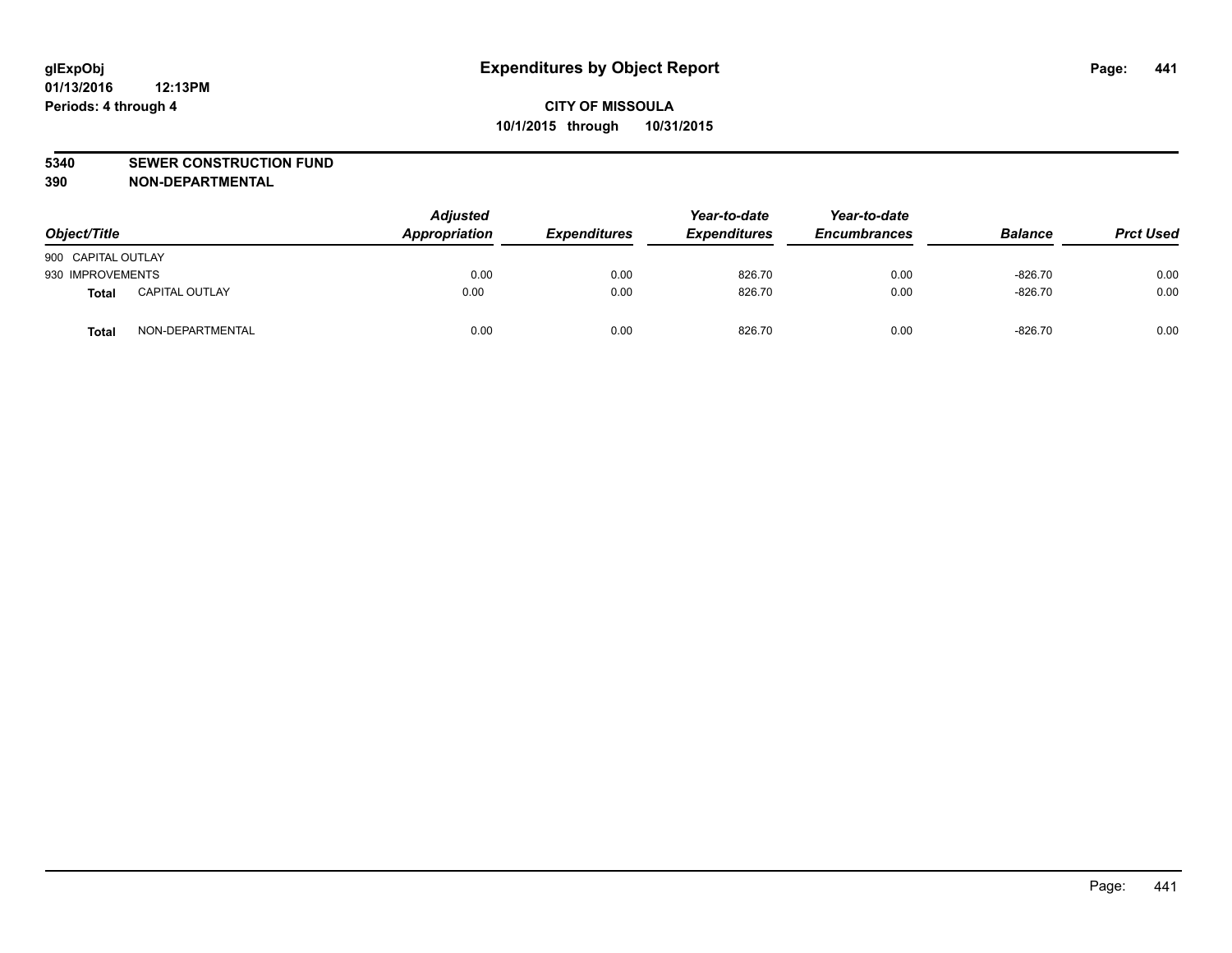glExpObj
01/13/2016 12:13PM
Periods: 4 through 4

# Expenditures by Object Report

**CITY OF MISSOULA**
**10/1/2015 through 10/31/2015**

**5340 SEWER CONSTRUCTION FUND**
**390 NON-DEPARTMENTAL**

| Object/Title | | Adjusted Appropriation | Expenditures | Year-to-date Expenditures | Year-to-date Encumbrances | Balance | Prct Used |
|---|---|---|---|---|---|---|---|
| 900 CAPITAL OUTLAY | | | | | | | |
| 930 IMPROVEMENTS | | 0.00 | 0.00 | 826.70 | 0.00 | -826.70 | 0.00 |
| **Total** | CAPITAL OUTLAY | 0.00 | 0.00 | 826.70 | 0.00 | -826.70 | 0.00 |
| **Total** | NON-DEPARTMENTAL | 0.00 | 0.00 | 826.70 | 0.00 | -826.70 | 0.00 |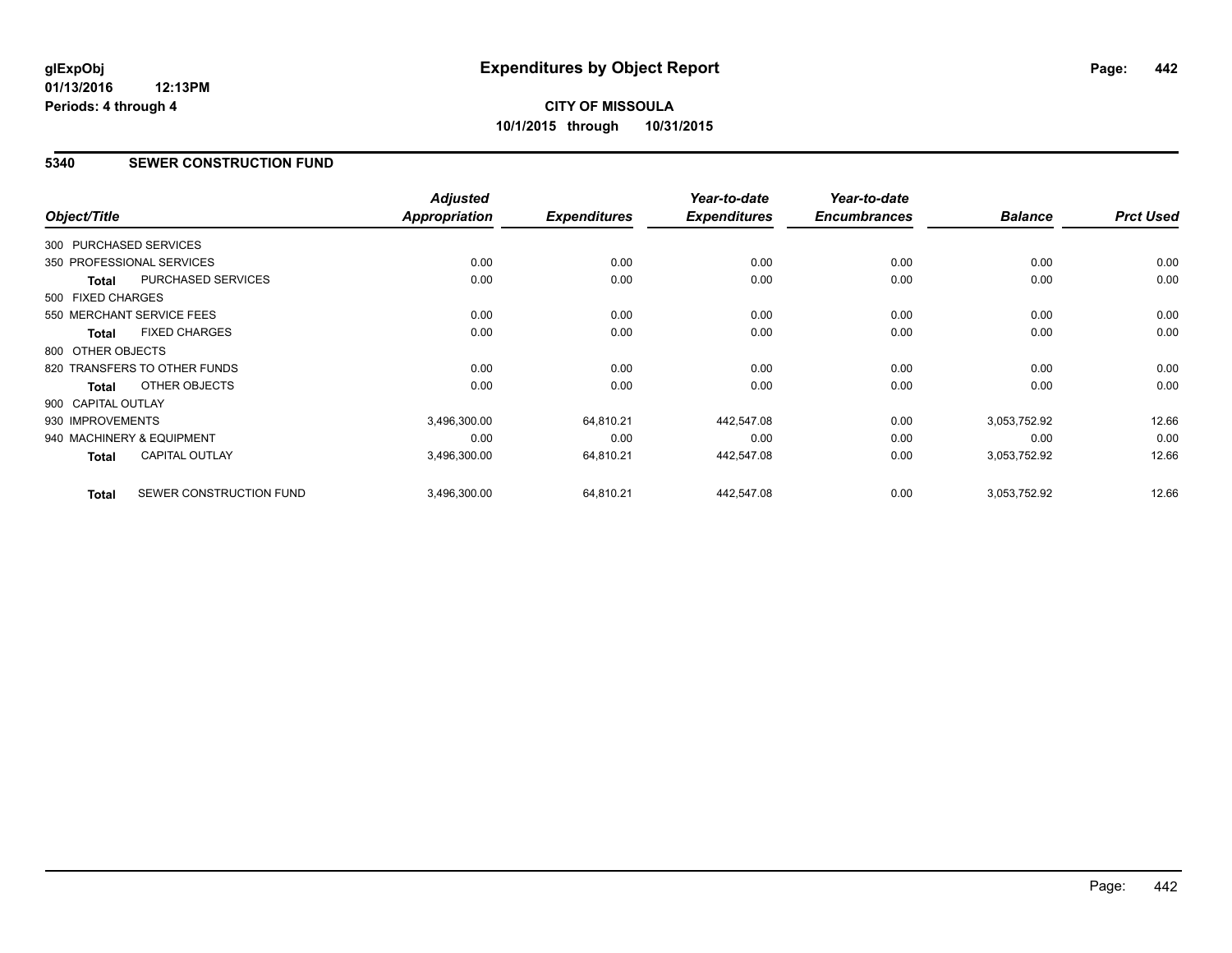**glExpObj** **Expenditures by Object Report**
**01/13/2016 12:13PM**
**Periods: 4 through 4**

**CITY OF MISSOULA**
**10/1/2015 through 10/31/2015**

## 5340 SEWER CONSTRUCTION FUND

| Object/Title | | Adjusted Appropriation | Expenditures | Year-to-date Expenditures | Year-to-date Encumbrances | Balance | Prct Used |
|---|---|---|---|---|---|---|---|
| 300 PURCHASED SERVICES | | | | | | | |
| 350 PROFESSIONAL SERVICES | | 0.00 | 0.00 | 0.00 | 0.00 | 0.00 | 0.00 |
| **Total** | PURCHASED SERVICES | 0.00 | 0.00 | 0.00 | 0.00 | 0.00 | 0.00 |
| 500 FIXED CHARGES | | | | | | | |
| 550 MERCHANT SERVICE FEES | | 0.00 | 0.00 | 0.00 | 0.00 | 0.00 | 0.00 |
| **Total** | FIXED CHARGES | 0.00 | 0.00 | 0.00 | 0.00 | 0.00 | 0.00 |
| 800 OTHER OBJECTS | | | | | | | |
| 820 TRANSFERS TO OTHER FUNDS | | 0.00 | 0.00 | 0.00 | 0.00 | 0.00 | 0.00 |
| **Total** | OTHER OBJECTS | 0.00 | 0.00 | 0.00 | 0.00 | 0.00 | 0.00 |
| 900 CAPITAL OUTLAY | | | | | | | |
| 930 IMPROVEMENTS | | 3,496,300.00 | 64,810.21 | 442,547.08 | 0.00 | 3,053,752.92 | 12.66 |
| 940 MACHINERY & EQUIPMENT | | 0.00 | 0.00 | 0.00 | 0.00 | 0.00 | 0.00 |
| **Total** | CAPITAL OUTLAY | 3,496,300.00 | 64,810.21 | 442,547.08 | 0.00 | 3,053,752.92 | 12.66 |
| **Total** | SEWER CONSTRUCTION FUND | 3,496,300.00 | 64,810.21 | 442,547.08 | 0.00 | 3,053,752.92 | 12.66 |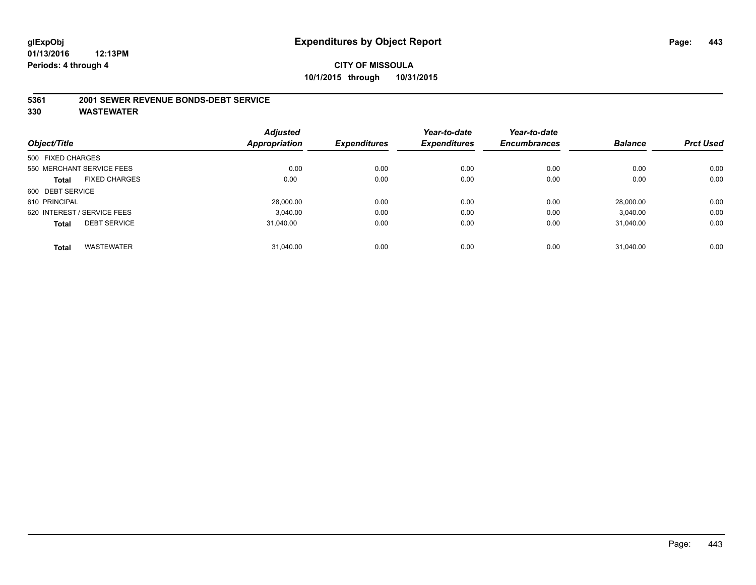# Expenditures by Object Report

glExpObj
01/13/2016 12:13PM
Periods: 4 through 4

**CITY OF MISSOULA**
**10/1/2015 through 10/31/2015**

**5361 2001 SEWER REVENUE BONDS-DEBT SERVICE**
**330 WASTEWATER**

| Object/Title | Adjusted Appropriation | Expenditures | Year-to-date Expenditures | Year-to-date Encumbrances | Balance | Prct Used |
|---|---|---|---|---|---|---|
| 500 FIXED CHARGES | | | | | | |
| 550 MERCHANT SERVICE FEES | 0.00 | 0.00 | 0.00 | 0.00 | 0.00 | 0.00 |
| **Total** FIXED CHARGES | 0.00 | 0.00 | 0.00 | 0.00 | 0.00 | 0.00 |
| 600 DEBT SERVICE | | | | | | |
| 610 PRINCIPAL | 28,000.00 | 0.00 | 0.00 | 0.00 | 28,000.00 | 0.00 |
| 620 INTEREST / SERVICE FEES | 3,040.00 | 0.00 | 0.00 | 0.00 | 3,040.00 | 0.00 |
| **Total** DEBT SERVICE | 31,040.00 | 0.00 | 0.00 | 0.00 | 31,040.00 | 0.00 |
| **Total** WASTEWATER | 31,040.00 | 0.00 | 0.00 | 0.00 | 31,040.00 | 0.00 |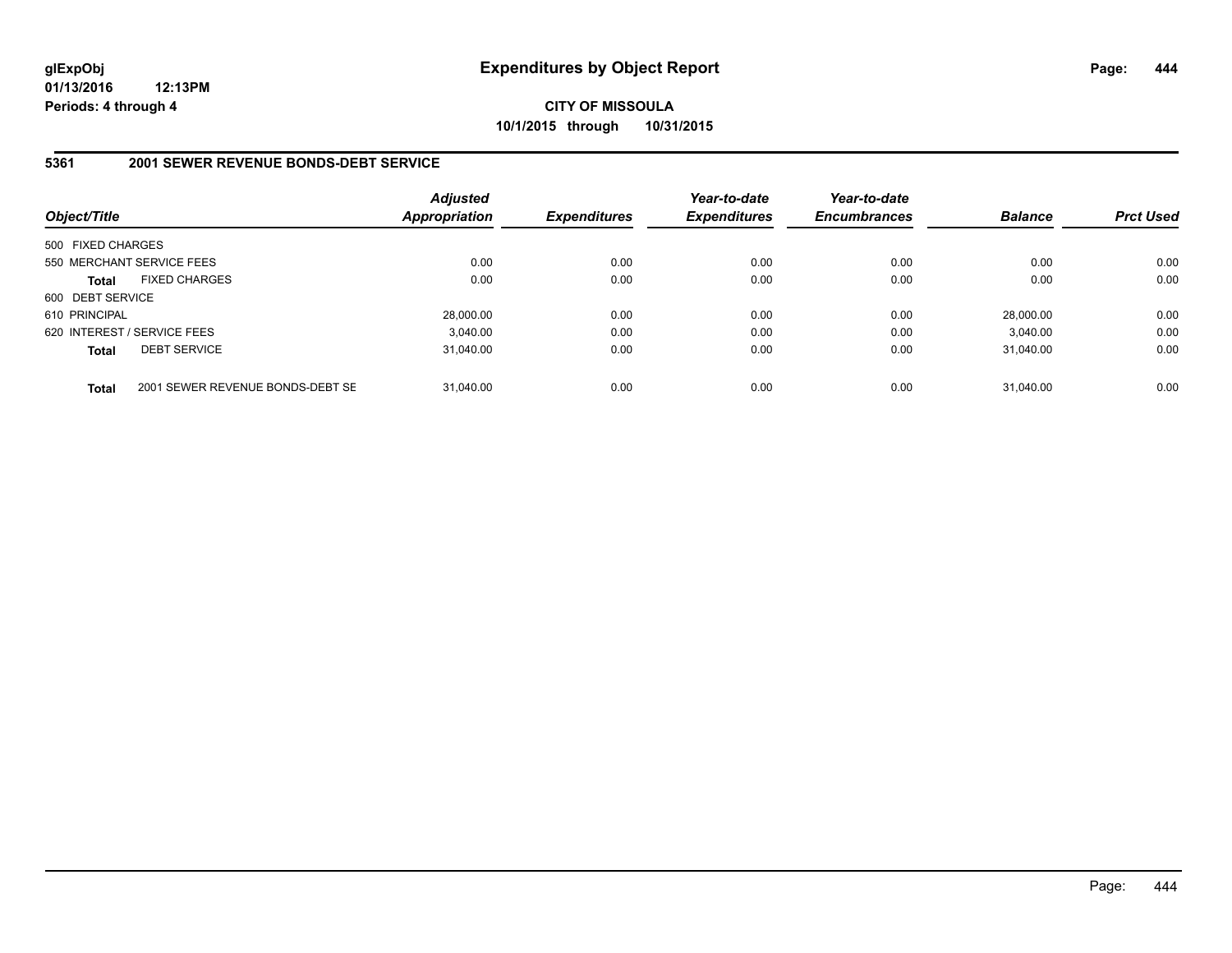**glExpObj**
**01/13/2016 12:13PM**
**Periods: 4 through 4**

# Expenditures by Object Report

**CITY OF MISSOULA**
**10/1/2015 through 10/31/2015**

## 5361 2001 SEWER REVENUE BONDS-DEBT SERVICE

| Object/Title | Adjusted Appropriation | Expenditures | Year-to-date Expenditures | Year-to-date Encumbrances | Balance | Prct Used |
|---|---|---|---|---|---|---|
| 500 FIXED CHARGES | | | | | | |
| 550 MERCHANT SERVICE FEES | 0.00 | 0.00 | 0.00 | 0.00 | 0.00 | 0.00 |
| **Total** FIXED CHARGES | 0.00 | 0.00 | 0.00 | 0.00 | 0.00 | 0.00 |
| 600 DEBT SERVICE | | | | | | |
| 610 PRINCIPAL | 28,000.00 | 0.00 | 0.00 | 0.00 | 28,000.00 | 0.00 |
| 620 INTEREST / SERVICE FEES | 3,040.00 | 0.00 | 0.00 | 0.00 | 3,040.00 | 0.00 |
| **Total** DEBT SERVICE | 31,040.00 | 0.00 | 0.00 | 0.00 | 31,040.00 | 0.00 |
| **Total** 2001 SEWER REVENUE BONDS-DEBT SE | 31,040.00 | 0.00 | 0.00 | 0.00 | 31,040.00 | 0.00 |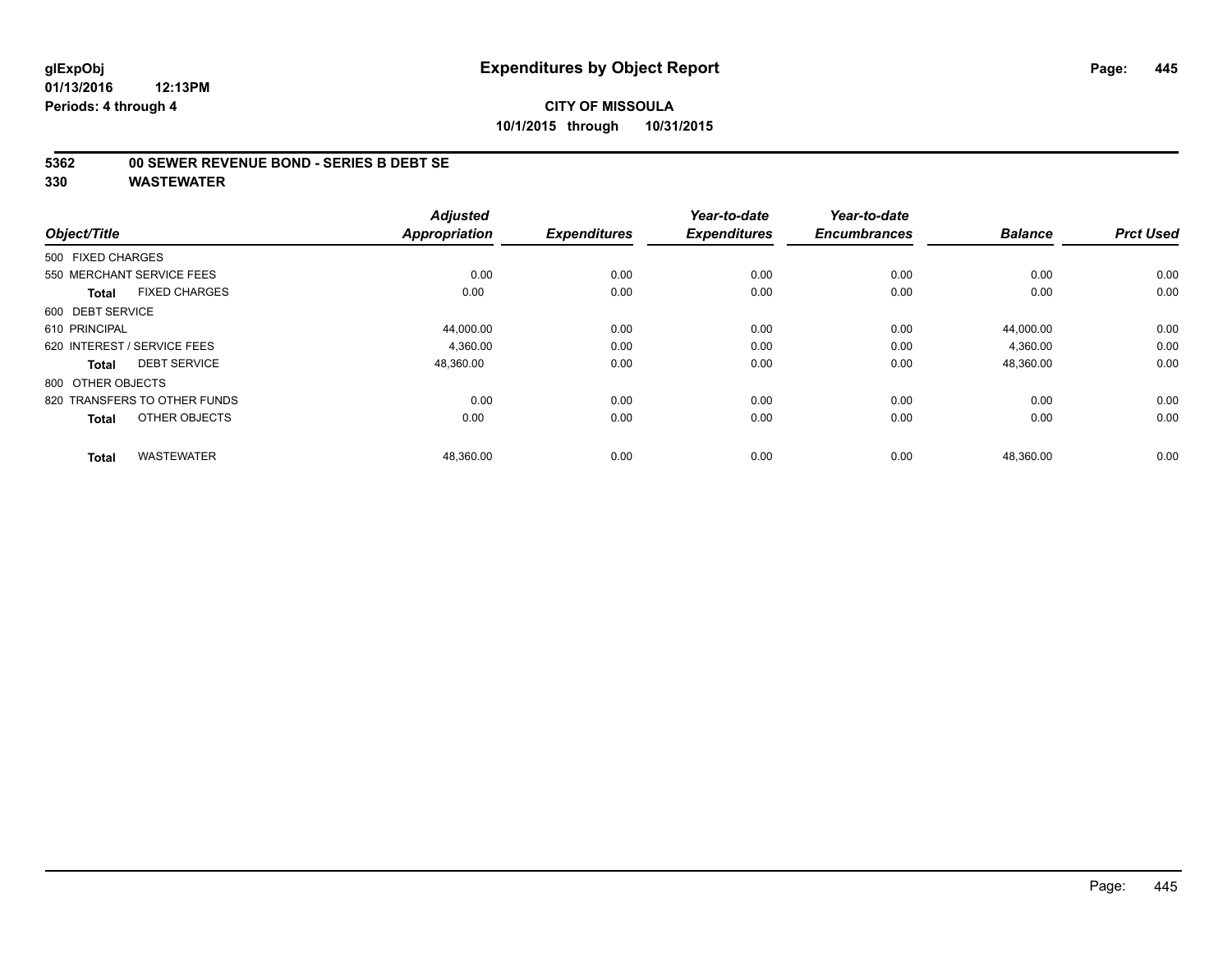**glExpObj** **Expenditures by Object Report**

**01/13/2016 12:13PM**

**Periods: 4 through 4**

**CITY OF MISSOULA**

**10/1/2015 through 10/31/2015**

## 5362 00 SEWER REVENUE BOND - SERIES B DEBT SE

## 330 WASTEWATER

| Object/Title | Adjusted Appropriation | Expenditures | Year-to-date Expenditures | Year-to-date Encumbrances | Balance | Prct Used |
|---|---|---|---|---|---|---|
| 500 FIXED CHARGES | | | | | | |
| 550 MERCHANT SERVICE FEES | 0.00 | 0.00 | 0.00 | 0.00 | 0.00 | 0.00 |
| **Total** FIXED CHARGES | 0.00 | 0.00 | 0.00 | 0.00 | 0.00 | 0.00 |
| 600 DEBT SERVICE | | | | | | |
| 610 PRINCIPAL | 44,000.00 | 0.00 | 0.00 | 0.00 | 44,000.00 | 0.00 |
| 620 INTEREST / SERVICE FEES | 4,360.00 | 0.00 | 0.00 | 0.00 | 4,360.00 | 0.00 |
| **Total** DEBT SERVICE | 48,360.00 | 0.00 | 0.00 | 0.00 | 48,360.00 | 0.00 |
| 800 OTHER OBJECTS | | | | | | |
| 820 TRANSFERS TO OTHER FUNDS | 0.00 | 0.00 | 0.00 | 0.00 | 0.00 | 0.00 |
| **Total** OTHER OBJECTS | 0.00 | 0.00 | 0.00 | 0.00 | 0.00 | 0.00 |
| **Total** WASTEWATER | 48,360.00 | 0.00 | 0.00 | 0.00 | 48,360.00 | 0.00 |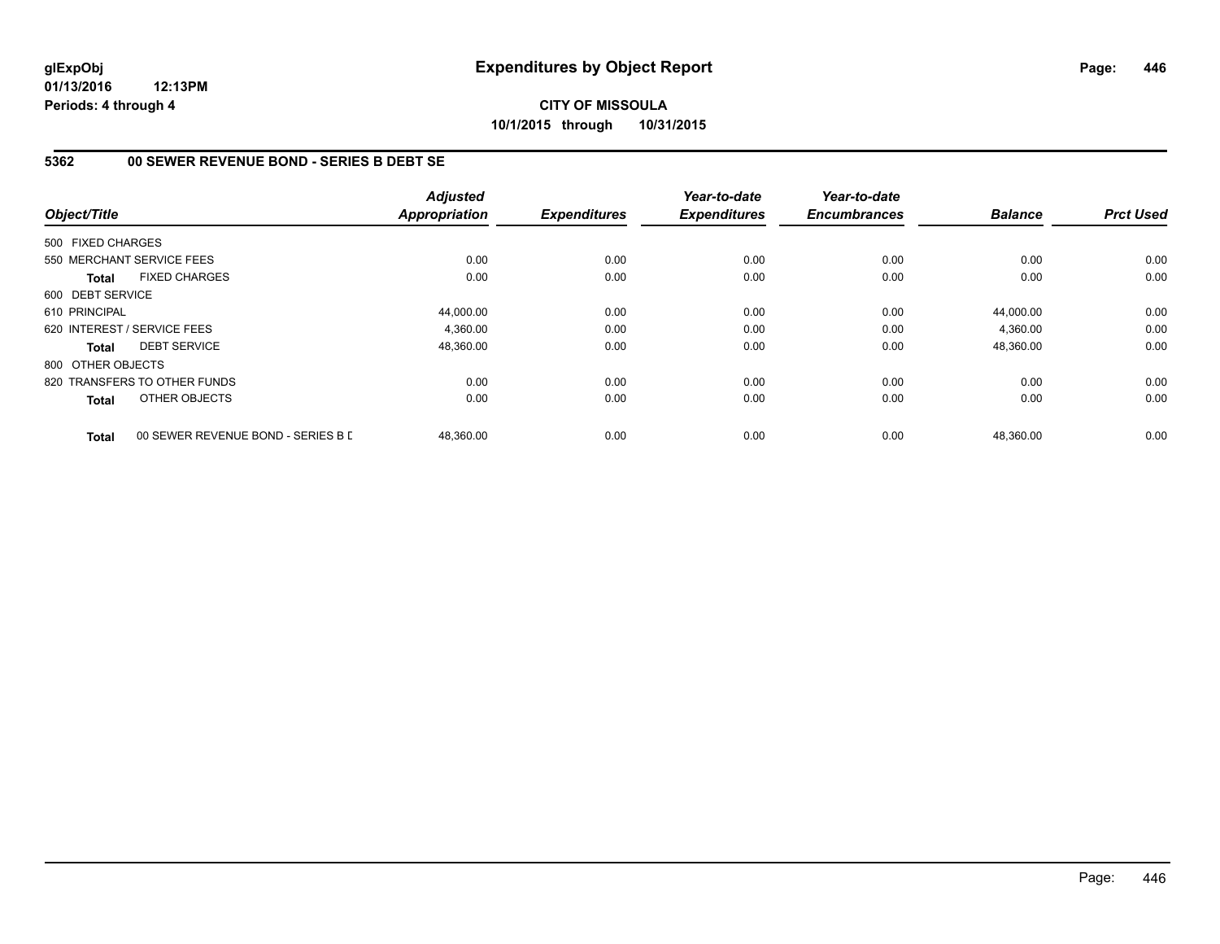**glExpObj**
**01/13/2016 12:13PM**
**Periods: 4 through 4**

# Expenditures by Object Report

**CITY OF MISSOULA**
**10/1/2015 through 10/31/2015**

## 5362 00 SEWER REVENUE BOND - SERIES B DEBT SE

| Object/Title | Adjusted Appropriation | Expenditures | Year-to-date Expenditures | Year-to-date Encumbrances | Balance | Prct Used |
|---|---|---|---|---|---|---|
| 500 FIXED CHARGES | | | | | | |
| 550 MERCHANT SERVICE FEES | 0.00 | 0.00 | 0.00 | 0.00 | 0.00 | 0.00 |
| **Total** FIXED CHARGES | 0.00 | 0.00 | 0.00 | 0.00 | 0.00 | 0.00 |
| 600 DEBT SERVICE | | | | | | |
| 610 PRINCIPAL | 44,000.00 | 0.00 | 0.00 | 0.00 | 44,000.00 | 0.00 |
| 620 INTEREST / SERVICE FEES | 4,360.00 | 0.00 | 0.00 | 0.00 | 4,360.00 | 0.00 |
| **Total** DEBT SERVICE | 48,360.00 | 0.00 | 0.00 | 0.00 | 48,360.00 | 0.00 |
| 800 OTHER OBJECTS | | | | | | |
| 820 TRANSFERS TO OTHER FUNDS | 0.00 | 0.00 | 0.00 | 0.00 | 0.00 | 0.00 |
| **Total** OTHER OBJECTS | 0.00 | 0.00 | 0.00 | 0.00 | 0.00 | 0.00 |
| **Total** 00 SEWER REVENUE BOND - SERIES B D | 48,360.00 | 0.00 | 0.00 | 0.00 | 48,360.00 | 0.00 |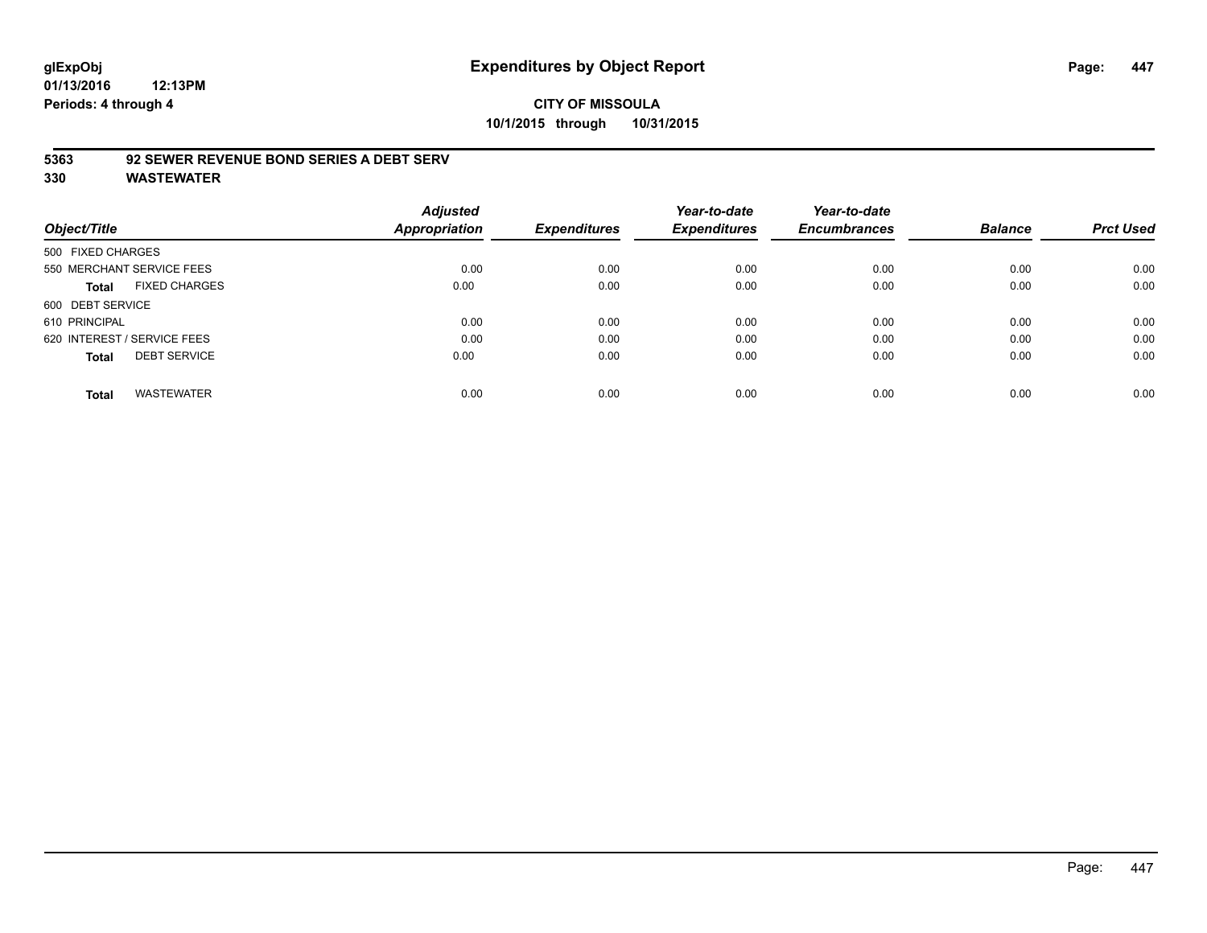**glExpObj** **Expenditures by Object Report**
**01/13/2016 12:13PM**
**Periods: 4 through 4**

**CITY OF MISSOULA**
**10/1/2015 through 10/31/2015**

**5363 92 SEWER REVENUE BOND SERIES A DEBT SERV**
**330 WASTEWATER**

| Object/Title | | Adjusted Appropriation | Expenditures | Year-to-date Expenditures | Year-to-date Encumbrances | Balance | Prct Used |
|---|---|---|---|---|---|---|---|
| 500 FIXED CHARGES | | | | | | | |
| 550 MERCHANT SERVICE FEES | | 0.00 | 0.00 | 0.00 | 0.00 | 0.00 | 0.00 |
| **Total** | FIXED CHARGES | 0.00 | 0.00 | 0.00 | 0.00 | 0.00 | 0.00 |
| 600 DEBT SERVICE | | | | | | | |
| 610 PRINCIPAL | | 0.00 | 0.00 | 0.00 | 0.00 | 0.00 | 0.00 |
| 620 INTEREST / SERVICE FEES | | 0.00 | 0.00 | 0.00 | 0.00 | 0.00 | 0.00 |
| **Total** | DEBT SERVICE | 0.00 | 0.00 | 0.00 | 0.00 | 0.00 | 0.00 |
| **Total** | WASTEWATER | 0.00 | 0.00 | 0.00 | 0.00 | 0.00 | 0.00 |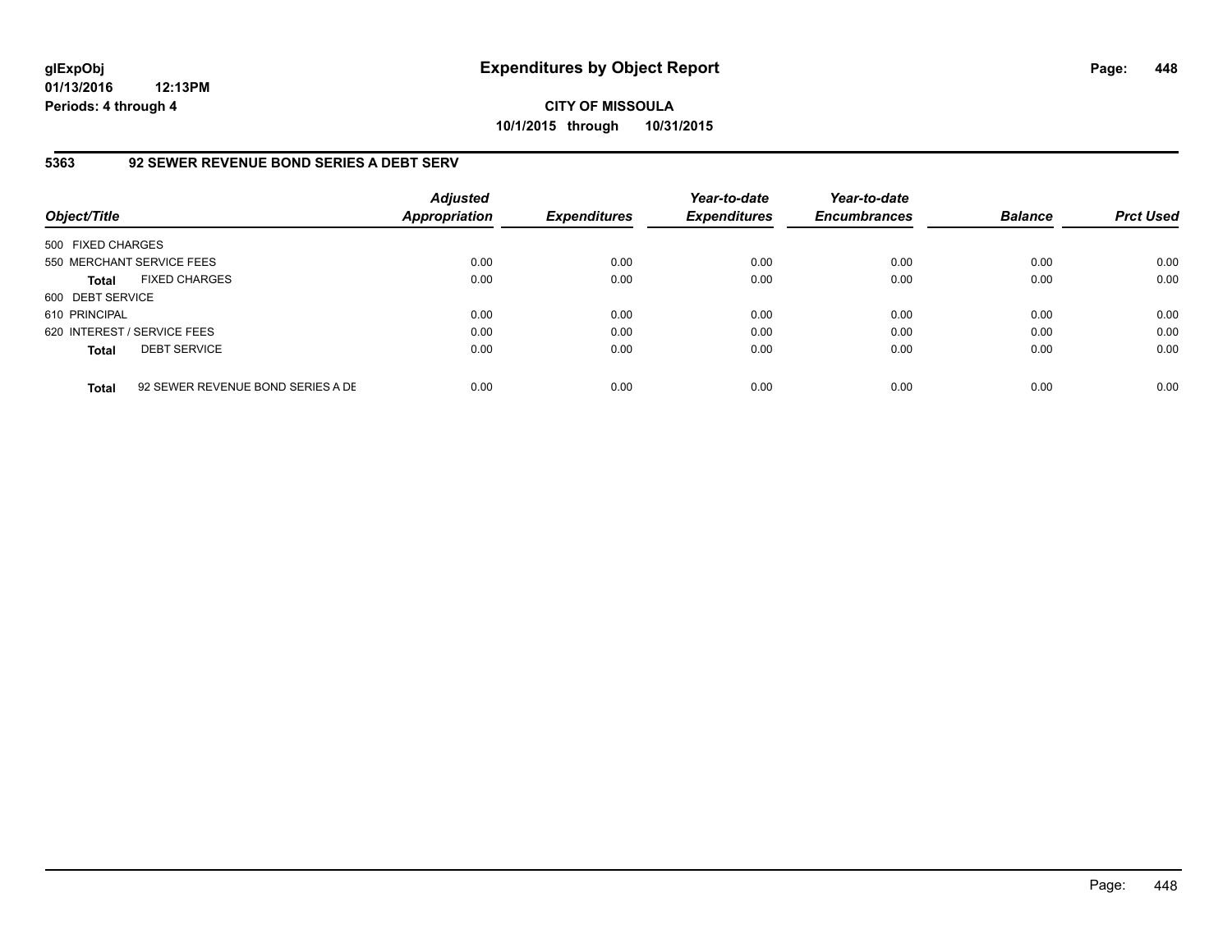# Expenditures by Object Report

glExpObj
01/13/2016 12:13PM
Periods: 4 through 4

**CITY OF MISSOULA**
**10/1/2015 through 10/31/2015**

## 5363 92 SEWER REVENUE BOND SERIES A DEBT SERV

| Object/Title | Adjusted Appropriation | Expenditures | Year-to-date Expenditures | Year-to-date Encumbrances | Balance | Prct Used |
|---|---|---|---|---|---|---|
| 500 FIXED CHARGES | | | | | | |
| 550 MERCHANT SERVICE FEES | 0.00 | 0.00 | 0.00 | 0.00 | 0.00 | 0.00 |
| **Total** FIXED CHARGES | 0.00 | 0.00 | 0.00 | 0.00 | 0.00 | 0.00 |
| 600 DEBT SERVICE | | | | | | |
| 610 PRINCIPAL | 0.00 | 0.00 | 0.00 | 0.00 | 0.00 | 0.00 |
| 620 INTEREST / SERVICE FEES | 0.00 | 0.00 | 0.00 | 0.00 | 0.00 | 0.00 |
| **Total** DEBT SERVICE | 0.00 | 0.00 | 0.00 | 0.00 | 0.00 | 0.00 |
| **Total** 92 SEWER REVENUE BOND SERIES A DE | 0.00 | 0.00 | 0.00 | 0.00 | 0.00 | 0.00 |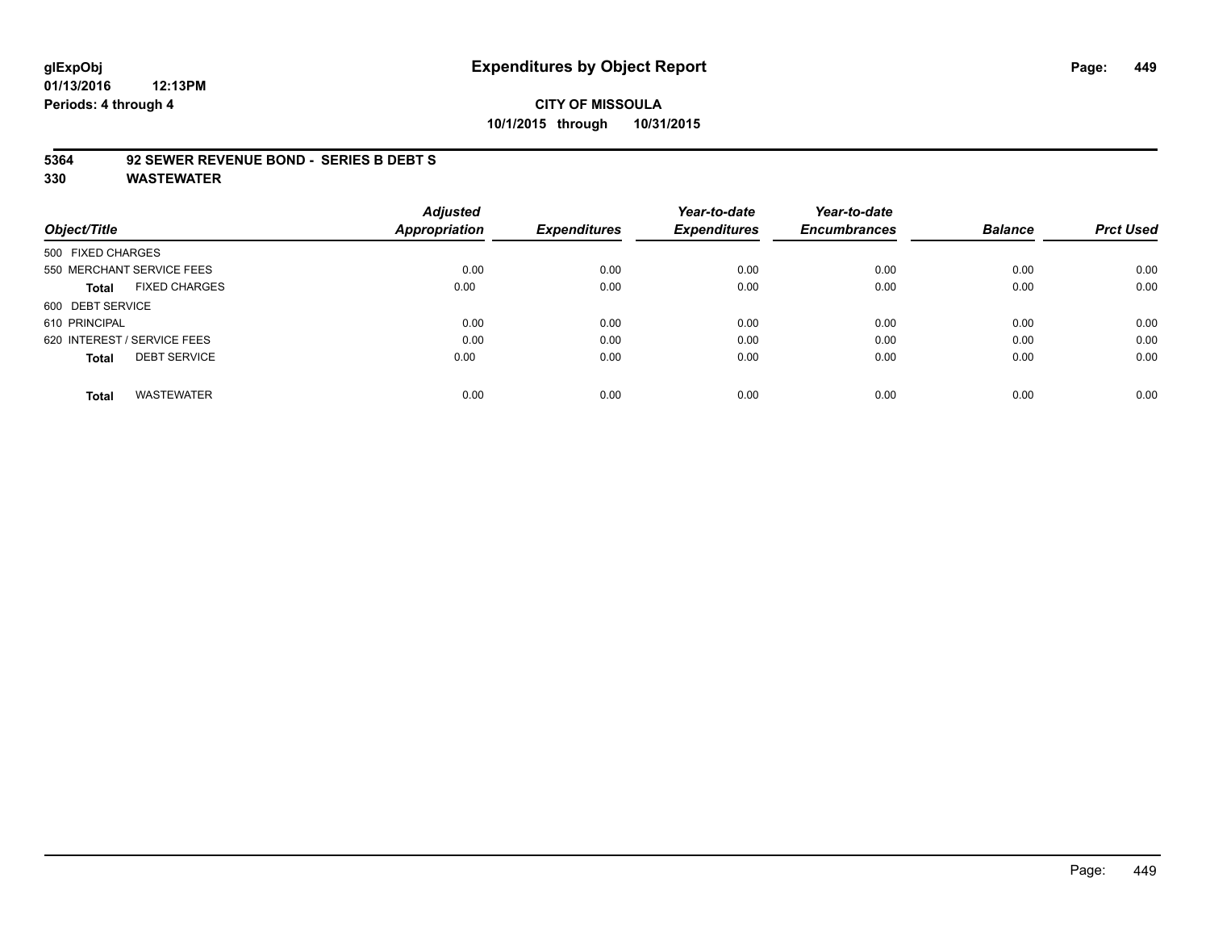**glExpObj** **Expenditures by Object Report**

**01/13/2016 12:13PM**

**Periods: 4 through 4**

**CITY OF MISSOULA**

**10/1/2015 through 10/31/2015**

## 5364 92 SEWER REVENUE BOND - SERIES B DEBT S

## 330 WASTEWATER

| Object/Title | | Adjusted Appropriation | Expenditures | Year-to-date Expenditures | Year-to-date Encumbrances | Balance | Prct Used |
|---|---|---|---|---|---|---|---|
| 500 FIXED CHARGES | | | | | | | |
| 550 MERCHANT SERVICE FEES | | 0.00 | 0.00 | 0.00 | 0.00 | 0.00 | 0.00 |
| **Total** | FIXED CHARGES | 0.00 | 0.00 | 0.00 | 0.00 | 0.00 | 0.00 |
| 600 DEBT SERVICE | | | | | | | |
| 610 PRINCIPAL | | 0.00 | 0.00 | 0.00 | 0.00 | 0.00 | 0.00 |
| 620 INTEREST / SERVICE FEES | | 0.00 | 0.00 | 0.00 | 0.00 | 0.00 | 0.00 |
| **Total** | DEBT SERVICE | 0.00 | 0.00 | 0.00 | 0.00 | 0.00 | 0.00 |
| **Total** | WASTEWATER | 0.00 | 0.00 | 0.00 | 0.00 | 0.00 | 0.00 |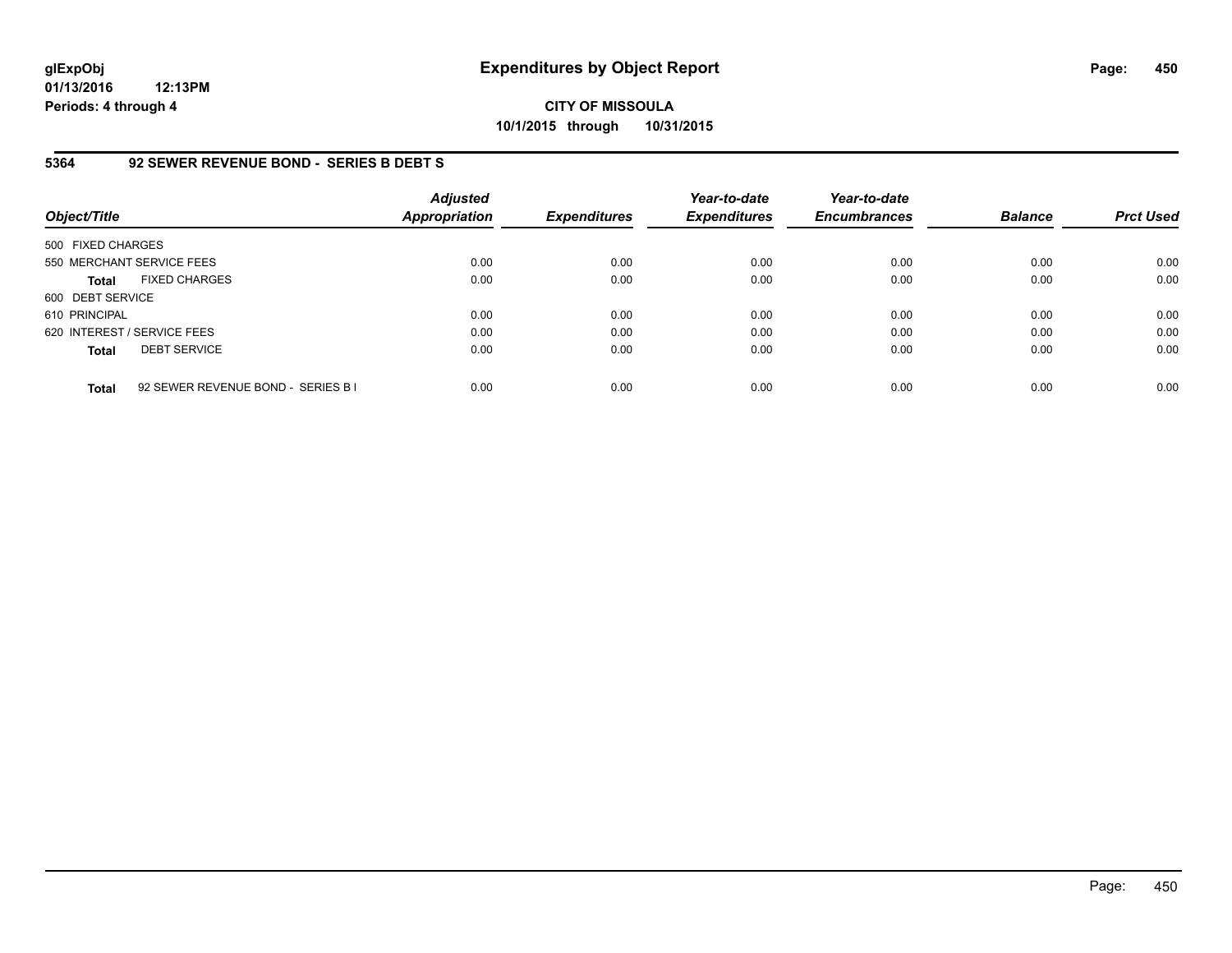glExpObj
01/13/2016 12:13PM
Periods: 4 through 4

# Expenditures by Object Report

**CITY OF MISSOULA**
**10/1/2015 through 10/31/2015**

### 5364 92 SEWER REVENUE BOND - SERIES B DEBT S

| Object/Title | Adjusted Appropriation | Expenditures | Year-to-date Expenditures | Year-to-date Encumbrances | Balance | Prct Used |
|---|---|---|---|---|---|---|
| 500 FIXED CHARGES | | | | | | |
| 550 MERCHANT SERVICE FEES | 0.00 | 0.00 | 0.00 | 0.00 | 0.00 | 0.00 |
| **Total** FIXED CHARGES | 0.00 | 0.00 | 0.00 | 0.00 | 0.00 | 0.00 |
| 600 DEBT SERVICE | | | | | | |
| 610 PRINCIPAL | 0.00 | 0.00 | 0.00 | 0.00 | 0.00 | 0.00 |
| 620 INTEREST / SERVICE FEES | 0.00 | 0.00 | 0.00 | 0.00 | 0.00 | 0.00 |
| **Total** DEBT SERVICE | 0.00 | 0.00 | 0.00 | 0.00 | 0.00 | 0.00 |
| **Total** 92 SEWER REVENUE BOND - SERIES B I | 0.00 | 0.00 | 0.00 | 0.00 | 0.00 | 0.00 |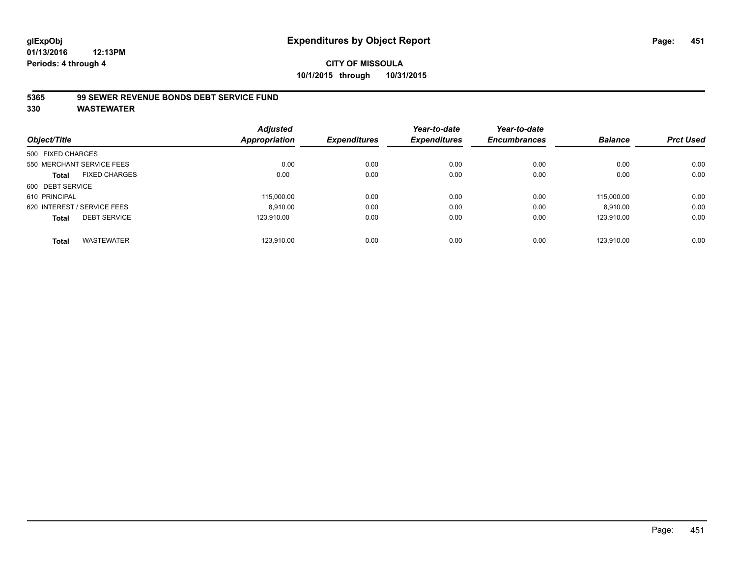# Expenditures by Object Report

glExpObj
01/13/2016 12:13PM
Periods: 4 through 4

**CITY OF MISSOULA**
**10/1/2015 through 10/31/2015**

**5365 99 SEWER REVENUE BONDS DEBT SERVICE FUND**
**330 WASTEWATER**

| Object/Title | Adjusted Appropriation | Expenditures | Year-to-date Expenditures | Year-to-date Encumbrances | Balance | Prct Used |
|---|---|---|---|---|---|---|
| 500 FIXED CHARGES | | | | | | |
| 550 MERCHANT SERVICE FEES | 0.00 | 0.00 | 0.00 | 0.00 | 0.00 | 0.00 |
| **Total** FIXED CHARGES | 0.00 | 0.00 | 0.00 | 0.00 | 0.00 | 0.00 |
| 600 DEBT SERVICE | | | | | | |
| 610 PRINCIPAL | 115,000.00 | 0.00 | 0.00 | 0.00 | 115,000.00 | 0.00 |
| 620 INTEREST / SERVICE FEES | 8,910.00 | 0.00 | 0.00 | 0.00 | 8,910.00 | 0.00 |
| **Total** DEBT SERVICE | 123,910.00 | 0.00 | 0.00 | 0.00 | 123,910.00 | 0.00 |
| **Total** WASTEWATER | 123,910.00 | 0.00 | 0.00 | 0.00 | 123,910.00 | 0.00 |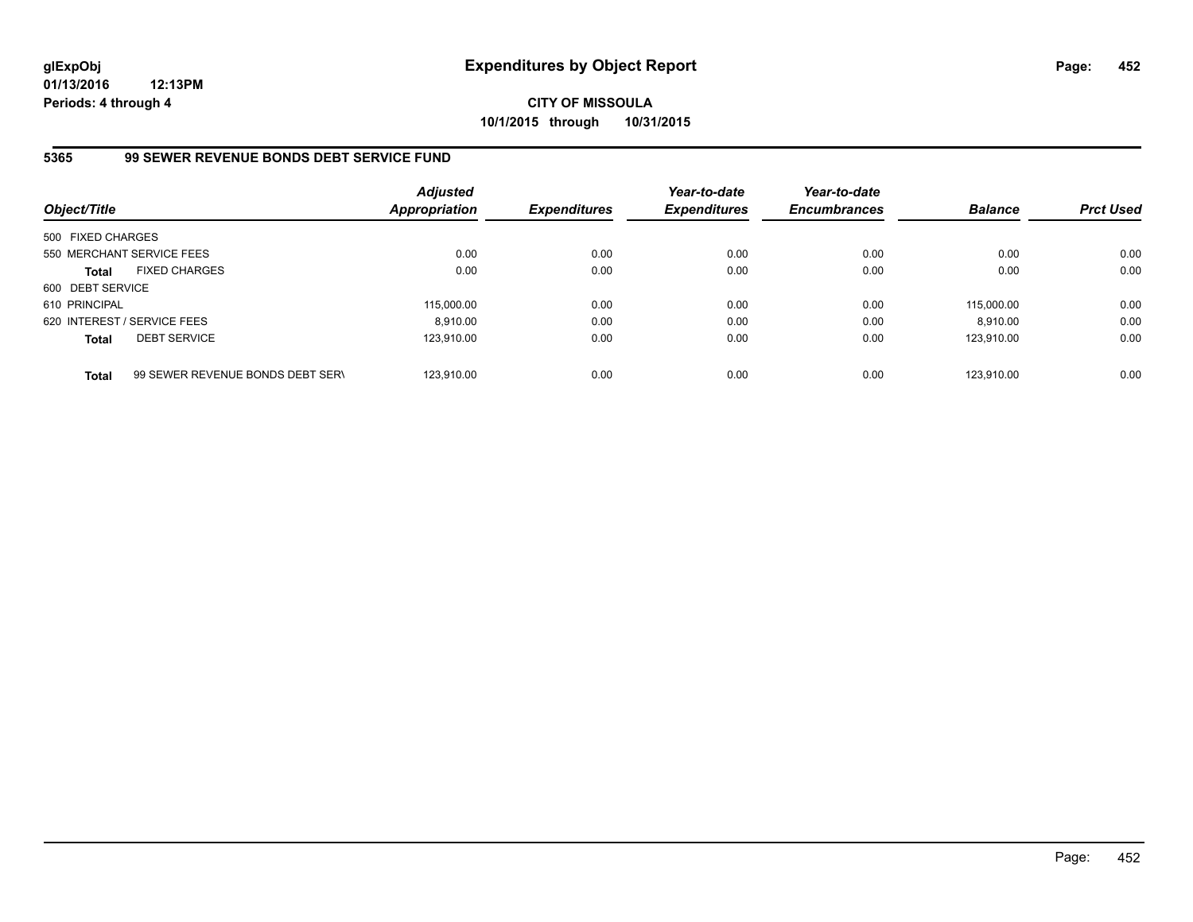**glExpObj**
**01/13/2016 12:13PM**
**Periods: 4 through 4**

# Expenditures by Object Report

**CITY OF MISSOULA**
**10/1/2015 through 10/31/2015**

## 5365 99 SEWER REVENUE BONDS DEBT SERVICE FUND

| Object/Title | | Adjusted Appropriation | Expenditures | Year-to-date Expenditures | Year-to-date Encumbrances | Balance | Prct Used |
|---|---|---|---|---|---|---|---|
| 500 FIXED CHARGES | | | | | | | |
| 550 MERCHANT SERVICE FEES | | 0.00 | 0.00 | 0.00 | 0.00 | 0.00 | 0.00 |
| **Total** | FIXED CHARGES | 0.00 | 0.00 | 0.00 | 0.00 | 0.00 | 0.00 |
| 600 DEBT SERVICE | | | | | | | |
| 610 PRINCIPAL | | 115,000.00 | 0.00 | 0.00 | 0.00 | 115,000.00 | 0.00 |
| 620 INTEREST / SERVICE FEES | | 8,910.00 | 0.00 | 0.00 | 0.00 | 8,910.00 | 0.00 |
| **Total** | DEBT SERVICE | 123,910.00 | 0.00 | 0.00 | 0.00 | 123,910.00 | 0.00 |
| **Total** | 99 SEWER REVENUE BONDS DEBT SERV | 123,910.00 | 0.00 | 0.00 | 0.00 | 123,910.00 | 0.00 |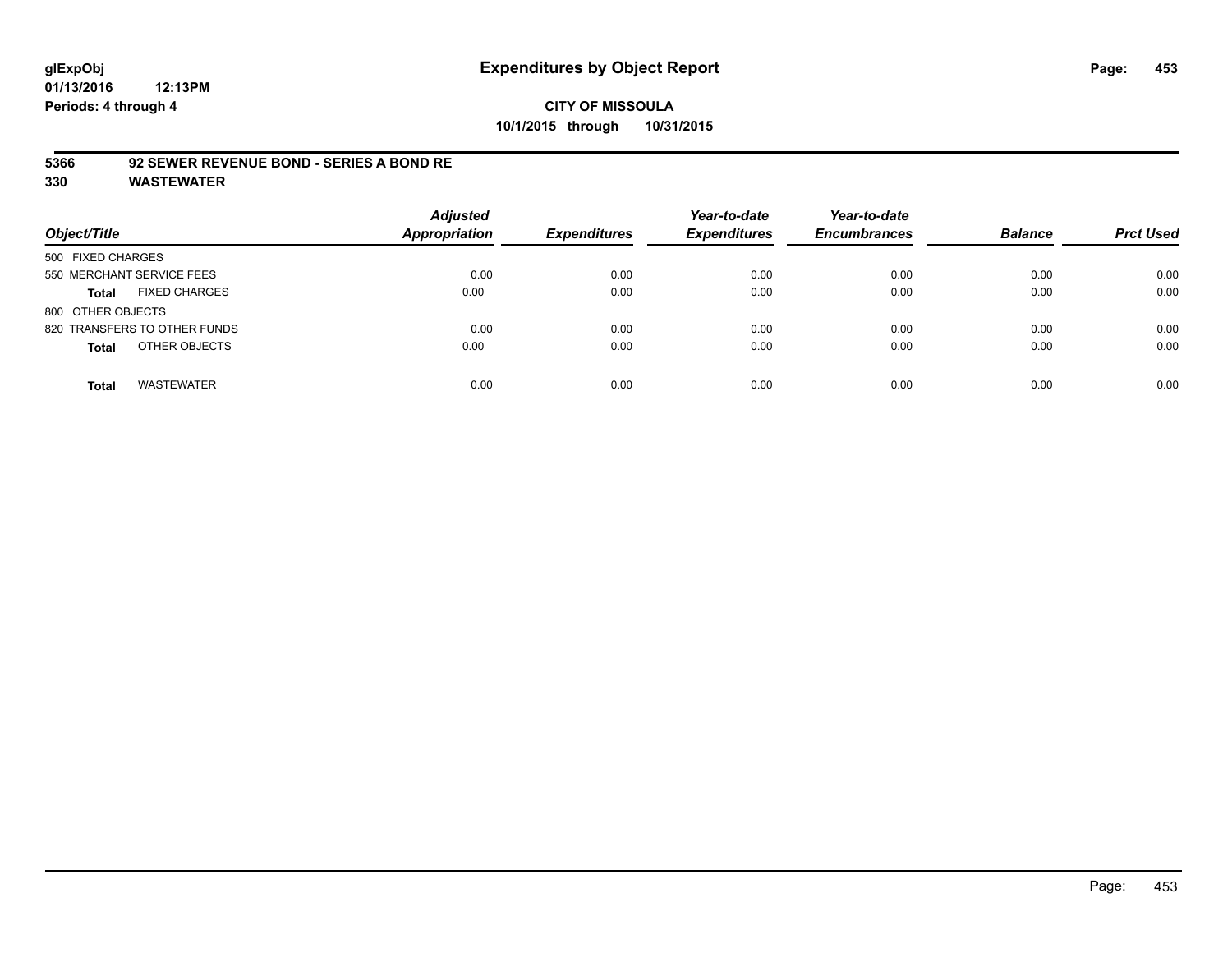# Expenditures by Object Report

glExpObj
01/13/2016 12:13PM
Periods: 4 through 4

**CITY OF MISSOULA**
**10/1/2015 through 10/31/2015**

**5366 92 SEWER REVENUE BOND - SERIES A BOND RE**
**330 WASTEWATER**

| Object/Title | Adjusted Appropriation | Expenditures | Year-to-date Expenditures | Year-to-date Encumbrances | Balance | Prct Used |
|---|---|---|---|---|---|---|
| 500 FIXED CHARGES | | | | | | |
| 550 MERCHANT SERVICE FEES | 0.00 | 0.00 | 0.00 | 0.00 | 0.00 | 0.00 |
| **Total** FIXED CHARGES | 0.00 | 0.00 | 0.00 | 0.00 | 0.00 | 0.00 |
| 800 OTHER OBJECTS | | | | | | |
| 820 TRANSFERS TO OTHER FUNDS | 0.00 | 0.00 | 0.00 | 0.00 | 0.00 | 0.00 |
| **Total** OTHER OBJECTS | 0.00 | 0.00 | 0.00 | 0.00 | 0.00 | 0.00 |
| **Total** WASTEWATER | 0.00 | 0.00 | 0.00 | 0.00 | 0.00 | 0.00 |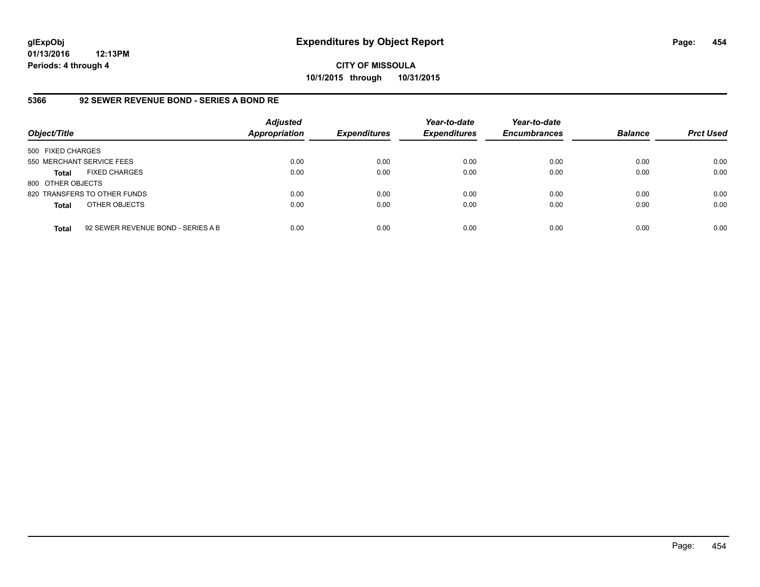# Expenditures by Object Report

glExpObj
01/13/2016 12:13PM
Periods: 4 through 4

**CITY OF MISSOULA**
**10/1/2015 through 10/31/2015**

## 5366 92 SEWER REVENUE BOND - SERIES A BOND RE

| Object/Title | | Adjusted Appropriation | Expenditures | Year-to-date Expenditures | Year-to-date Encumbrances | Balance | Prct Used |
|---|---|---|---|---|---|---|---|
| 500 FIXED CHARGES | | | | | | | |
| 550 MERCHANT SERVICE FEES | | 0.00 | 0.00 | 0.00 | 0.00 | 0.00 | 0.00 |
| **Total** | FIXED CHARGES | 0.00 | 0.00 | 0.00 | 0.00 | 0.00 | 0.00 |
| 800 OTHER OBJECTS | | | | | | | |
| 820 TRANSFERS TO OTHER FUNDS | | 0.00 | 0.00 | 0.00 | 0.00 | 0.00 | 0.00 |
| **Total** | OTHER OBJECTS | 0.00 | 0.00 | 0.00 | 0.00 | 0.00 | 0.00 |
| **Total** | 92 SEWER REVENUE BOND - SERIES A B | 0.00 | 0.00 | 0.00 | 0.00 | 0.00 | 0.00 |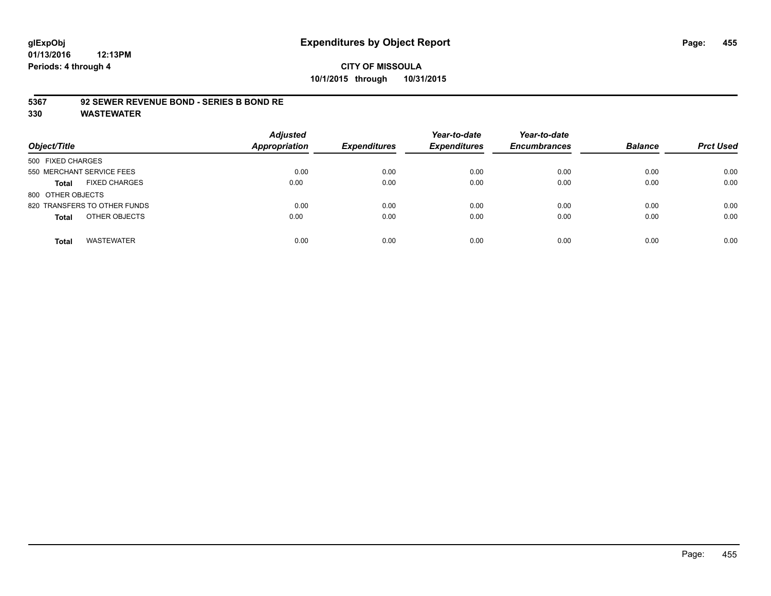**glExpObj**
**01/13/2016 12:13PM**
**Periods: 4 through 4**

# Expenditures by Object Report

**CITY OF MISSOULA**
**10/1/2015 through 10/31/2015**

## 5367 92 SEWER REVENUE BOND - SERIES B BOND RE
## 330 WASTEWATER

| Object/Title | Adjusted Appropriation | Expenditures | Year-to-date Expenditures | Year-to-date Encumbrances | Balance | Prct Used |
|---|---|---|---|---|---|---|
| 500 FIXED CHARGES | | | | | | |
| 550 MERCHANT SERVICE FEES | 0.00 | 0.00 | 0.00 | 0.00 | 0.00 | 0.00 |
| **Total** FIXED CHARGES | 0.00 | 0.00 | 0.00 | 0.00 | 0.00 | 0.00 |
| 800 OTHER OBJECTS | | | | | | |
| 820 TRANSFERS TO OTHER FUNDS | 0.00 | 0.00 | 0.00 | 0.00 | 0.00 | 0.00 |
| **Total** OTHER OBJECTS | 0.00 | 0.00 | 0.00 | 0.00 | 0.00 | 0.00 |
| **Total** WASTEWATER | 0.00 | 0.00 | 0.00 | 0.00 | 0.00 | 0.00 |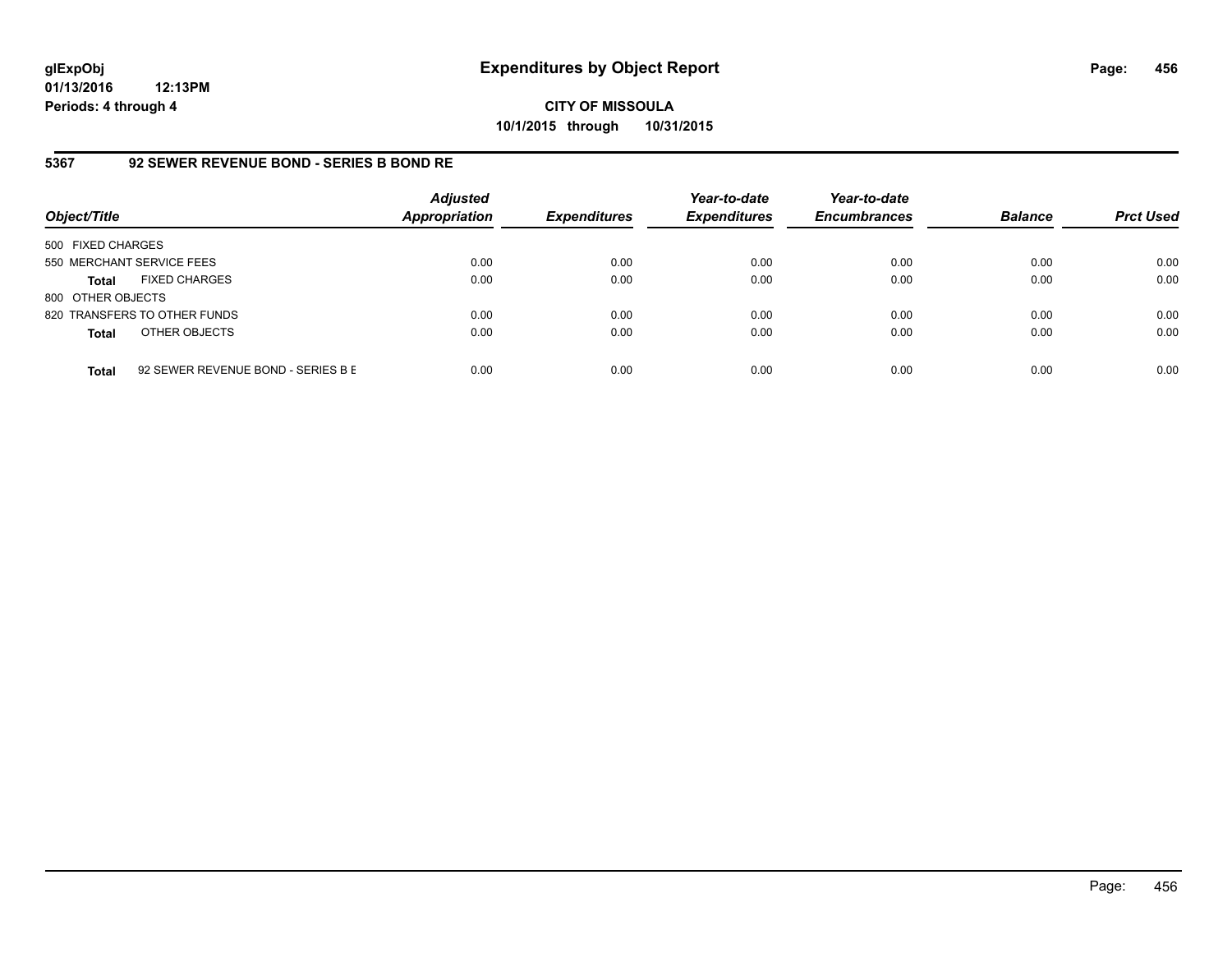# Expenditures by Object Report

glExpObj
01/13/2016 12:13PM
Periods: 4 through 4

**CITY OF MISSOULA**
**10/1/2015 through 10/31/2015**

### 5367 92 SEWER REVENUE BOND - SERIES B BOND RE

| Object/Title | Adjusted Appropriation | Expenditures | Year-to-date Expenditures | Year-to-date Encumbrances | Balance | Prct Used |
|---|---|---|---|---|---|---|
| 500 FIXED CHARGES | | | | | | |
| 550 MERCHANT SERVICE FEES | 0.00 | 0.00 | 0.00 | 0.00 | 0.00 | 0.00 |
| **Total** FIXED CHARGES | 0.00 | 0.00 | 0.00 | 0.00 | 0.00 | 0.00 |
| 800 OTHER OBJECTS | | | | | | |
| 820 TRANSFERS TO OTHER FUNDS | 0.00 | 0.00 | 0.00 | 0.00 | 0.00 | 0.00 |
| **Total** OTHER OBJECTS | 0.00 | 0.00 | 0.00 | 0.00 | 0.00 | 0.00 |
| **Total** 92 SEWER REVENUE BOND - SERIES B E | 0.00 | 0.00 | 0.00 | 0.00 | 0.00 | 0.00 |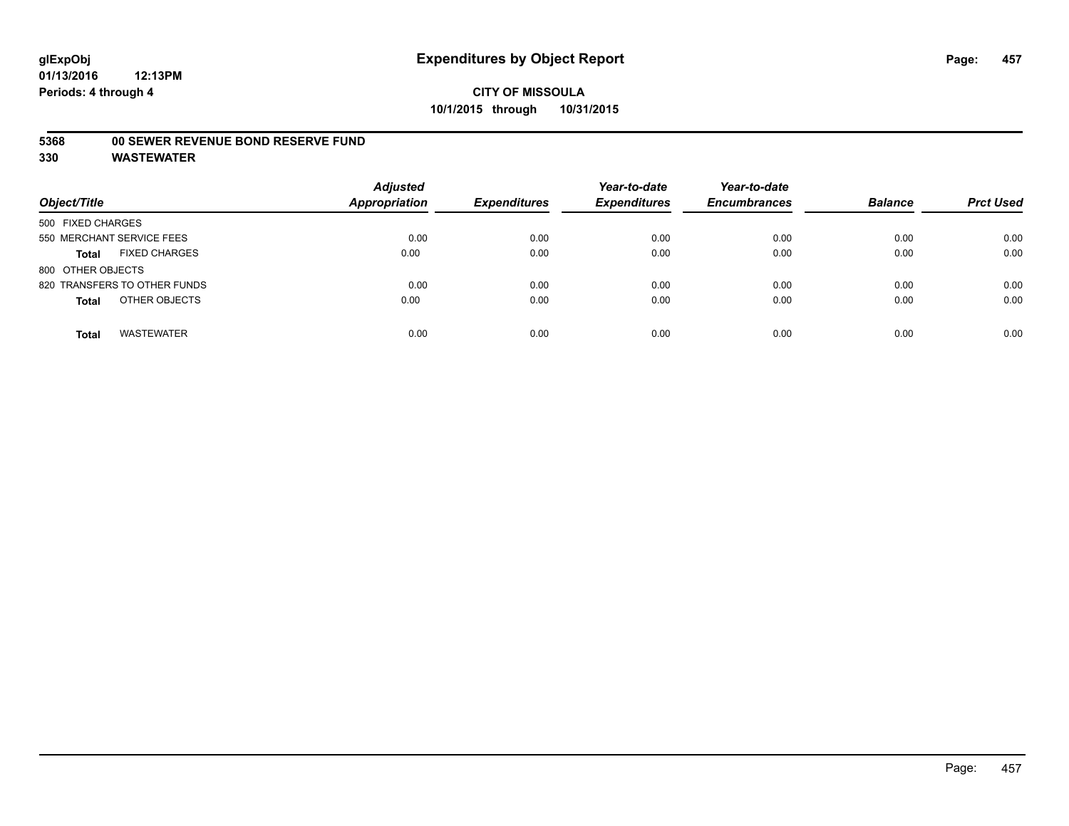# Expenditures by Object Report

glExpObj
01/13/2016 12:13PM
Periods: 4 through 4

**CITY OF MISSOULA**
**10/1/2015 through 10/31/2015**

**5368 00 SEWER REVENUE BOND RESERVE FUND**
**330 WASTEWATER**

| Object/Title | Adjusted Appropriation | Expenditures | Year-to-date Expenditures | Year-to-date Encumbrances | Balance | Prct Used |
|---|---|---|---|---|---|---|
| 500 FIXED CHARGES | | | | | | |
| 550 MERCHANT SERVICE FEES | 0.00 | 0.00 | 0.00 | 0.00 | 0.00 | 0.00 |
| **Total** FIXED CHARGES | 0.00 | 0.00 | 0.00 | 0.00 | 0.00 | 0.00 |
| 800 OTHER OBJECTS | | | | | | |
| 820 TRANSFERS TO OTHER FUNDS | 0.00 | 0.00 | 0.00 | 0.00 | 0.00 | 0.00 |
| **Total** OTHER OBJECTS | 0.00 | 0.00 | 0.00 | 0.00 | 0.00 | 0.00 |
| **Total** WASTEWATER | 0.00 | 0.00 | 0.00 | 0.00 | 0.00 | 0.00 |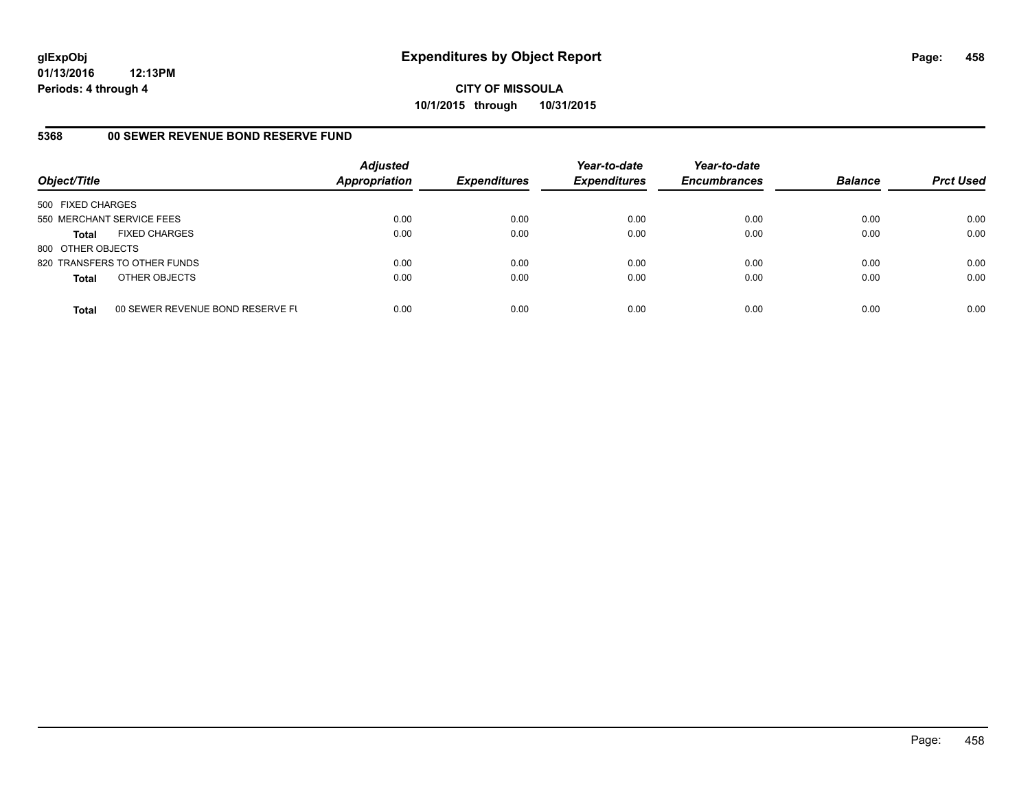# Expenditures by Object Report

glExpObj
01/13/2016 12:13PM
Periods: 4 through 4

**CITY OF MISSOULA**
**10/1/2015 through 10/31/2015**

## 5368 00 SEWER REVENUE BOND RESERVE FUND

| Object/Title | | Adjusted Appropriation | Expenditures | Year-to-date Expenditures | Year-to-date Encumbrances | Balance | Prct Used |
|---|---|---|---|---|---|---|---|
| 500 FIXED CHARGES | | | | | | | |
| 550 MERCHANT SERVICE FEES | | 0.00 | 0.00 | 0.00 | 0.00 | 0.00 | 0.00 |
| **Total** | FIXED CHARGES | 0.00 | 0.00 | 0.00 | 0.00 | 0.00 | 0.00 |
| 800 OTHER OBJECTS | | | | | | | |
| 820 TRANSFERS TO OTHER FUNDS | | 0.00 | 0.00 | 0.00 | 0.00 | 0.00 | 0.00 |
| **Total** | OTHER OBJECTS | 0.00 | 0.00 | 0.00 | 0.00 | 0.00 | 0.00 |
| **Total** | 00 SEWER REVENUE BOND RESERVE FU | 0.00 | 0.00 | 0.00 | 0.00 | 0.00 | 0.00 |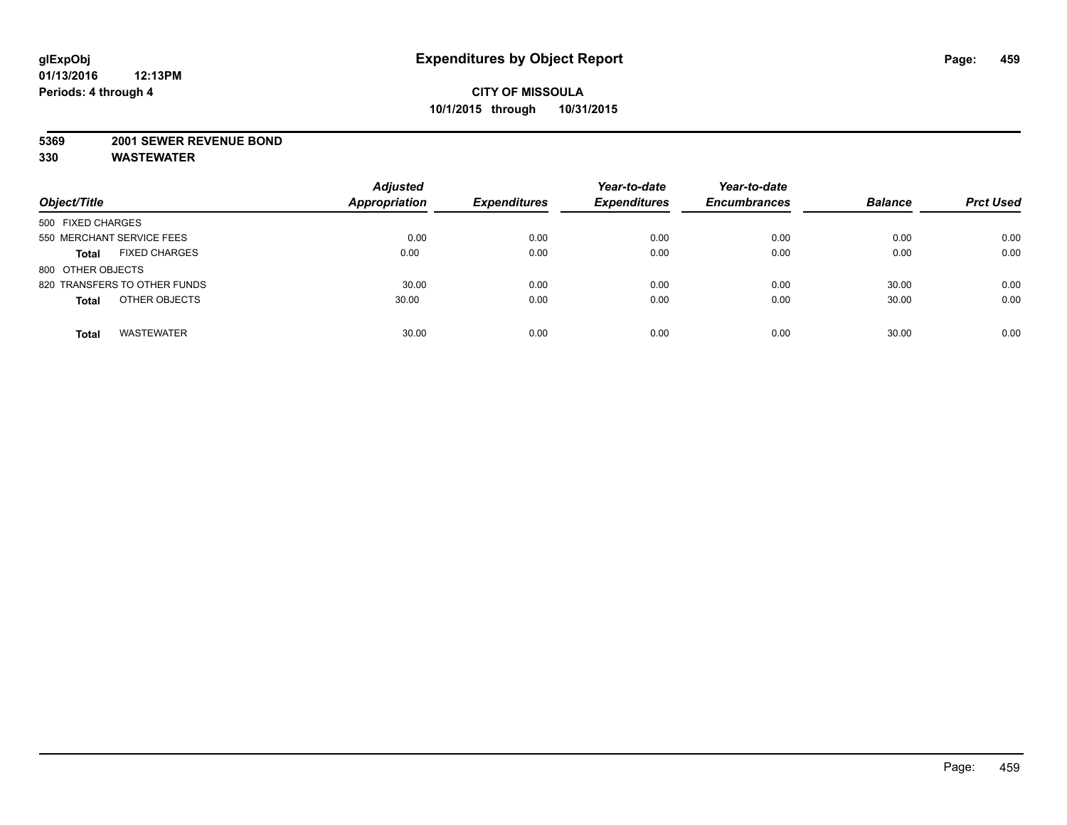**glExpObj**
**01/13/2016 12:13PM**
**Periods: 4 through 4**

# Expenditures by Object Report

**CITY OF MISSOULA**
**10/1/2015 through 10/31/2015**

**5369 2001 SEWER REVENUE BOND**
**330 WASTEWATER**

| Object/Title | Adjusted Appropriation | Expenditures | Year-to-date Expenditures | Year-to-date Encumbrances | Balance | Prct Used |
|---|---|---|---|---|---|---|
| 500 FIXED CHARGES | | | | | | |
| 550 MERCHANT SERVICE FEES | 0.00 | 0.00 | 0.00 | 0.00 | 0.00 | 0.00 |
| **Total** FIXED CHARGES | 0.00 | 0.00 | 0.00 | 0.00 | 0.00 | 0.00 |
| 800 OTHER OBJECTS | | | | | | |
| 820 TRANSFERS TO OTHER FUNDS | 30.00 | 0.00 | 0.00 | 0.00 | 30.00 | 0.00 |
| **Total** OTHER OBJECTS | 30.00 | 0.00 | 0.00 | 0.00 | 30.00 | 0.00 |
| **Total** WASTEWATER | 30.00 | 0.00 | 0.00 | 0.00 | 30.00 | 0.00 |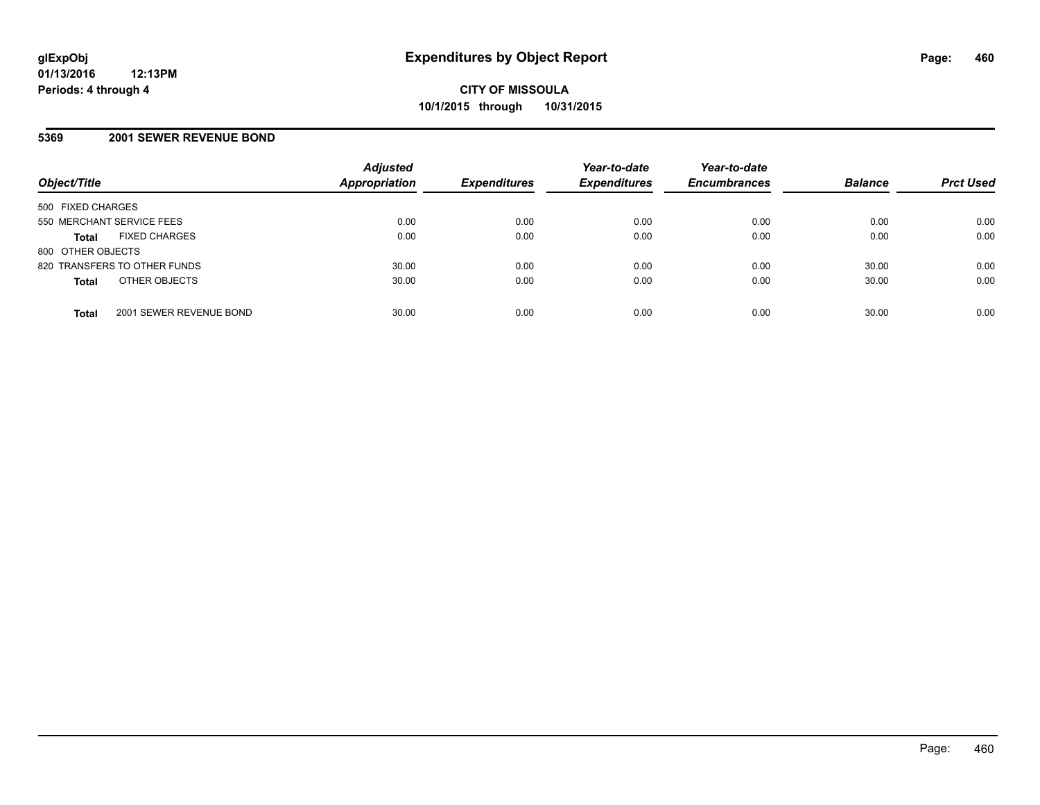**glExpObj**
**01/13/2016 12:13PM**
**Periods: 4 through 4**

# Expenditures by Object Report

**CITY OF MISSOULA**
**10/1/2015 through 10/31/2015**

## 5369 2001 SEWER REVENUE BOND

| Object/Title | | Adjusted Appropriation | Expenditures | Year-to-date Expenditures | Year-to-date Encumbrances | Balance | Prct Used |
|---|---|---|---|---|---|---|---|
| 500 FIXED CHARGES | | | | | | | |
| 550 MERCHANT SERVICE FEES | | 0.00 | 0.00 | 0.00 | 0.00 | 0.00 | 0.00 |
| **Total** | FIXED CHARGES | 0.00 | 0.00 | 0.00 | 0.00 | 0.00 | 0.00 |
| 800 OTHER OBJECTS | | | | | | | |
| 820 TRANSFERS TO OTHER FUNDS | | 30.00 | 0.00 | 0.00 | 0.00 | 30.00 | 0.00 |
| **Total** | OTHER OBJECTS | 30.00 | 0.00 | 0.00 | 0.00 | 30.00 | 0.00 |
| **Total** | 2001 SEWER REVENUE BOND | 30.00 | 0.00 | 0.00 | 0.00 | 30.00 | 0.00 |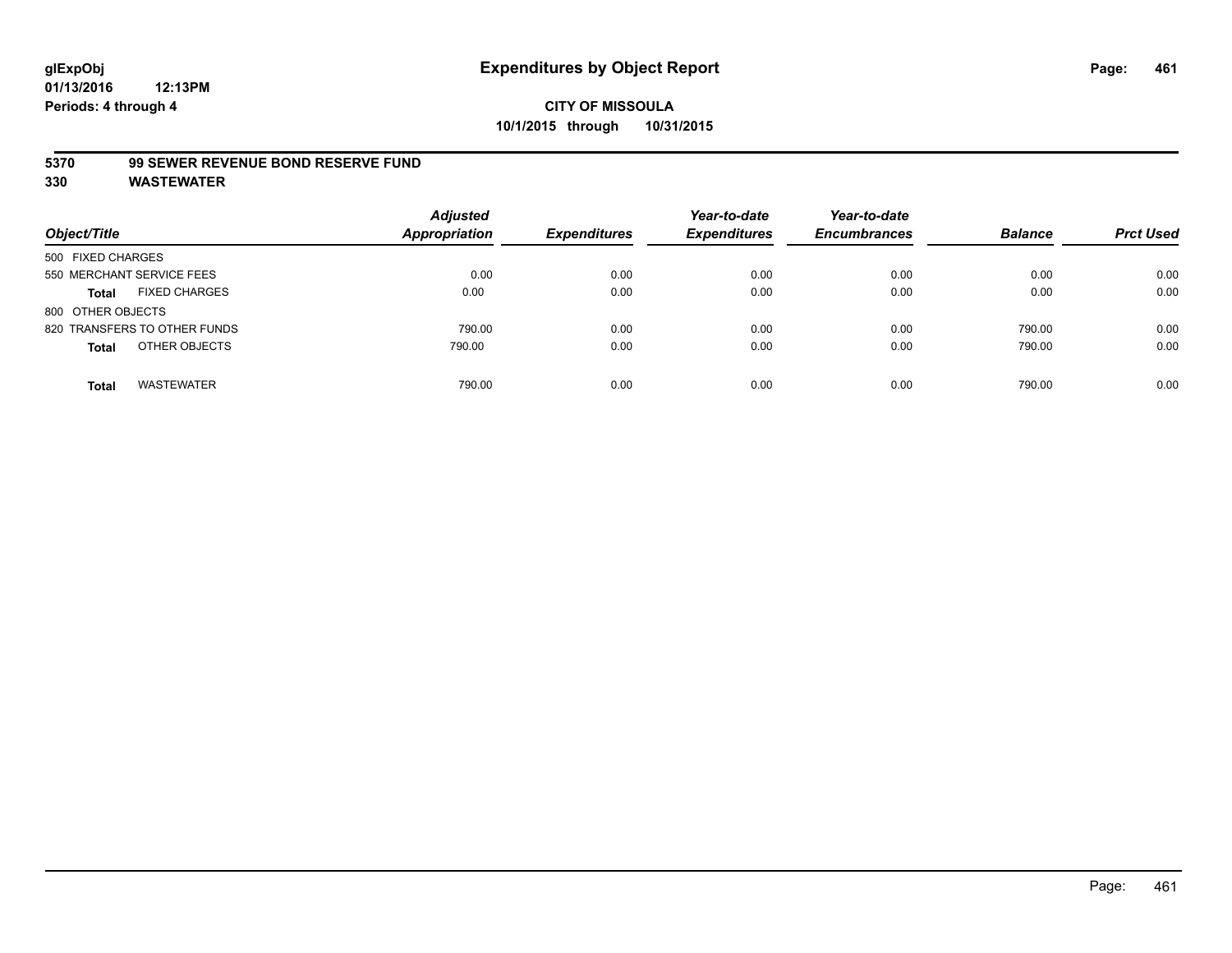**glExpObj**
**01/13/2016 12:13PM**
**Periods: 4 through 4**

# Expenditures by Object Report

**CITY OF MISSOULA**
**10/1/2015 through 10/31/2015**

## 5370 99 SEWER REVENUE BOND RESERVE FUND
## 330 WASTEWATER

| Object/Title | | Adjusted Appropriation | Expenditures | Year-to-date Expenditures | Year-to-date Encumbrances | Balance | Prct Used |
|---|---|---|---|---|---|---|---|
| 500 FIXED CHARGES | | | | | | | |
| 550 MERCHANT SERVICE FEES | | 0.00 | 0.00 | 0.00 | 0.00 | 0.00 | 0.00 |
| **Total** | FIXED CHARGES | 0.00 | 0.00 | 0.00 | 0.00 | 0.00 | 0.00 |
| 800 OTHER OBJECTS | | | | | | | |
| 820 TRANSFERS TO OTHER FUNDS | | 790.00 | 0.00 | 0.00 | 0.00 | 790.00 | 0.00 |
| **Total** | OTHER OBJECTS | 790.00 | 0.00 | 0.00 | 0.00 | 790.00 | 0.00 |
| **Total** | WASTEWATER | 790.00 | 0.00 | 0.00 | 0.00 | 790.00 | 0.00 |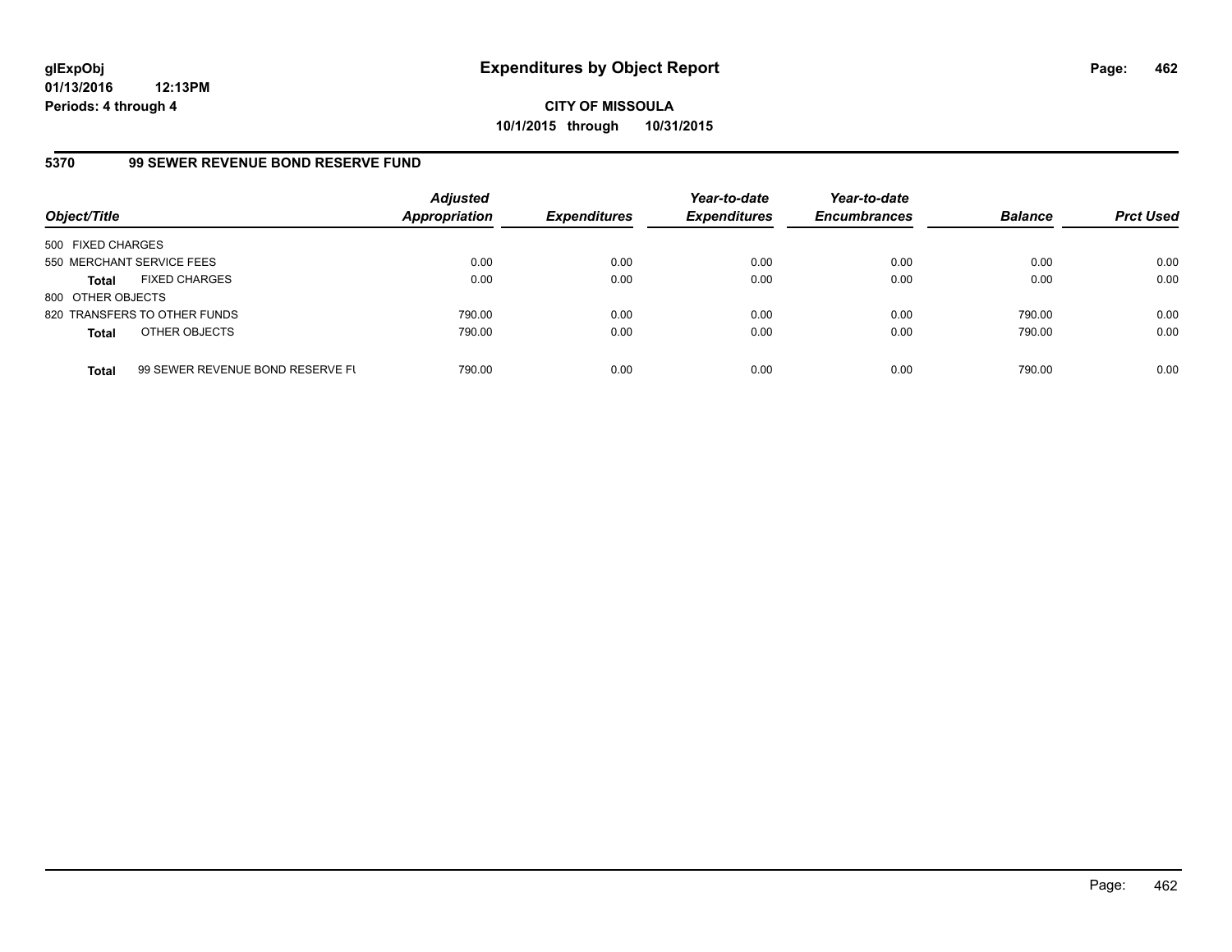**glExpObj**
**01/13/2016 12:13PM**
**Periods: 4 through 4**

# Expenditures by Object Report

**CITY OF MISSOULA**
**10/1/2015 through 10/31/2015**

## 5370 99 SEWER REVENUE BOND RESERVE FUND

| Object/Title | Adjusted Appropriation | Expenditures | Year-to-date Expenditures | Year-to-date Encumbrances | Balance | Prct Used |
|---|---|---|---|---|---|---|
| 500 FIXED CHARGES | | | | | | |
| 550 MERCHANT SERVICE FEES | 0.00 | 0.00 | 0.00 | 0.00 | 0.00 | 0.00 |
| **Total** FIXED CHARGES | 0.00 | 0.00 | 0.00 | 0.00 | 0.00 | 0.00 |
| 800 OTHER OBJECTS | | | | | | |
| 820 TRANSFERS TO OTHER FUNDS | 790.00 | 0.00 | 0.00 | 0.00 | 790.00 | 0.00 |
| **Total** OTHER OBJECTS | 790.00 | 0.00 | 0.00 | 0.00 | 790.00 | 0.00 |
| **Total** 99 SEWER REVENUE BOND RESERVE FU | 790.00 | 0.00 | 0.00 | 0.00 | 790.00 | 0.00 |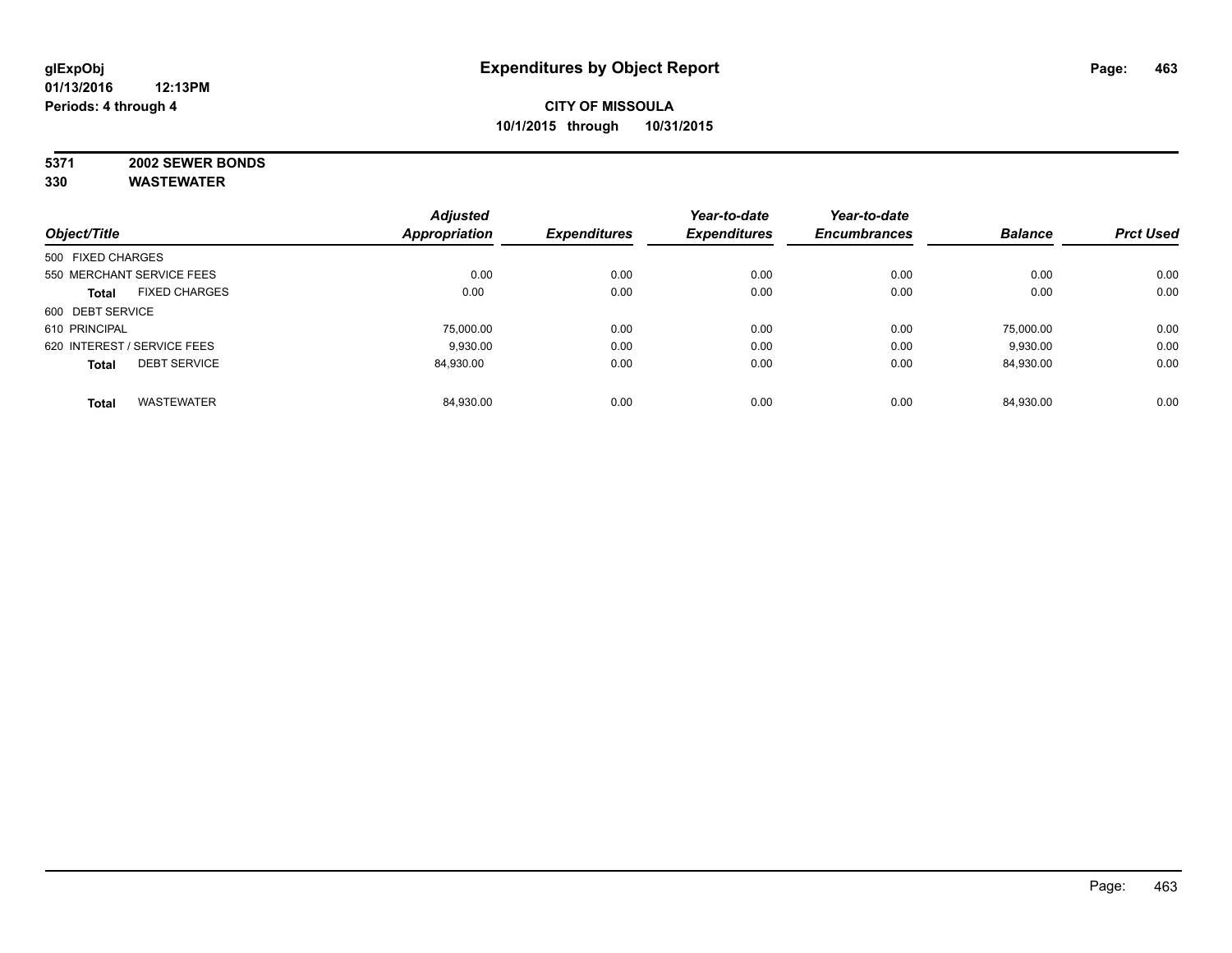**glExpObj** | **Expenditures by Object Report**

**01/13/2016 12:13PM**

**Periods: 4 through 4**

**CITY OF MISSOULA**

**10/1/2015 through 10/31/2015**

**5371 2002 SEWER BONDS**

**330 WASTEWATER**

| Object/Title | | Adjusted Appropriation | Expenditures | Year-to-date Expenditures | Year-to-date Encumbrances | Balance | Prct Used |
|---|---|---|---|---|---|---|---|
| 500 FIXED CHARGES | | | | | | | |
| 550 MERCHANT SERVICE FEES | | 0.00 | 0.00 | 0.00 | 0.00 | 0.00 | 0.00 |
| **Total** | FIXED CHARGES | 0.00 | 0.00 | 0.00 | 0.00 | 0.00 | 0.00 |
| 600 DEBT SERVICE | | | | | | | |
| 610 PRINCIPAL | | 75,000.00 | 0.00 | 0.00 | 0.00 | 75,000.00 | 0.00 |
| 620 INTEREST / SERVICE FEES | | 9,930.00 | 0.00 | 0.00 | 0.00 | 9,930.00 | 0.00 |
| **Total** | DEBT SERVICE | 84,930.00 | 0.00 | 0.00 | 0.00 | 84,930.00 | 0.00 |
| **Total** | WASTEWATER | 84,930.00 | 0.00 | 0.00 | 0.00 | 84,930.00 | 0.00 |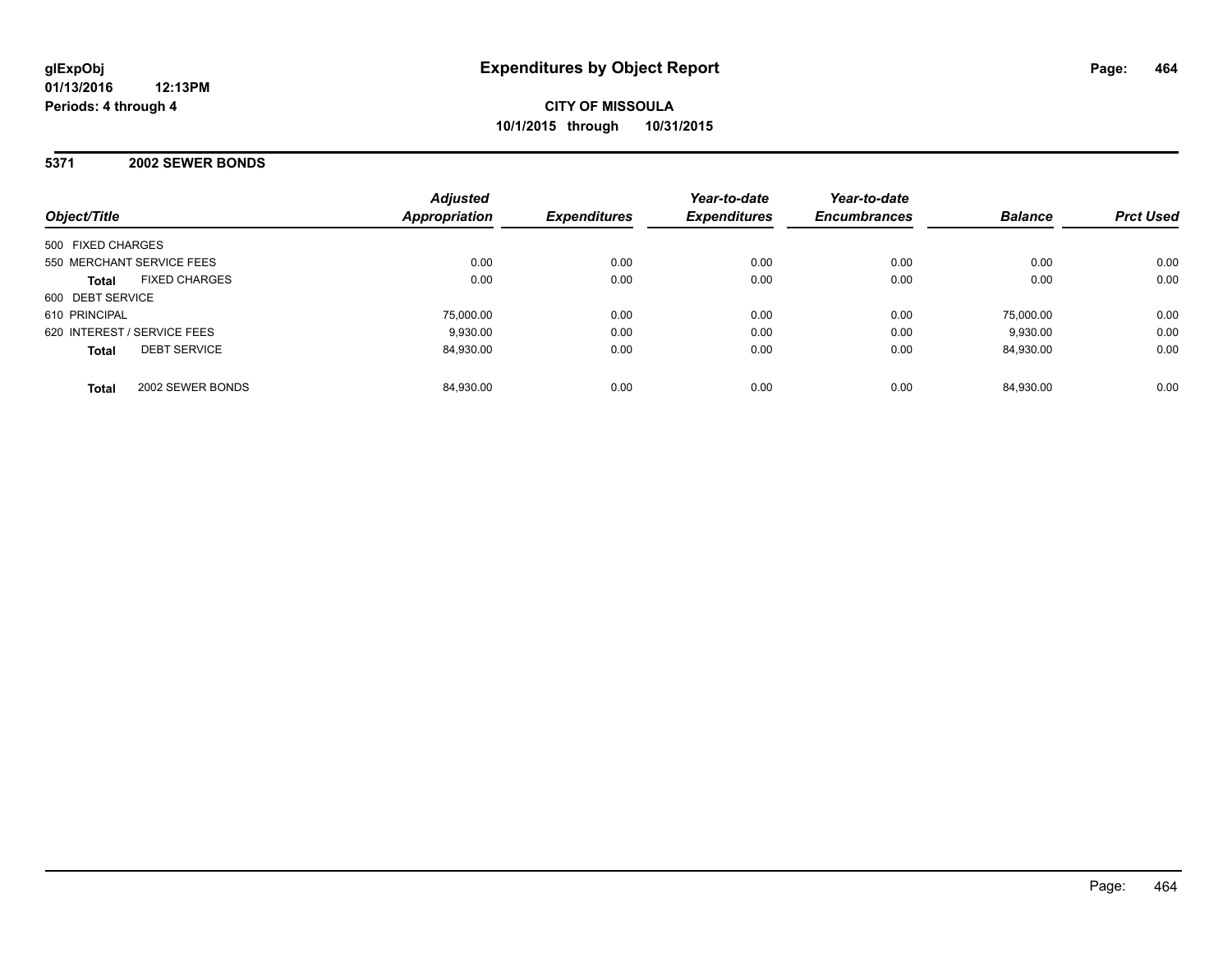# Expenditures by Object Report

glExpObj
01/13/2016 12:13PM
Periods: 4 through 4

**CITY OF MISSOULA**
**10/1/2015 through 10/31/2015**

## 5371 2002 SEWER BONDS

| Object/Title | Adjusted Appropriation | Expenditures | Year-to-date Expenditures | Year-to-date Encumbrances | Balance | Prct Used |
|---|---|---|---|---|---|---|
| 500 FIXED CHARGES | | | | | | |
| 550 MERCHANT SERVICE FEES | 0.00 | 0.00 | 0.00 | 0.00 | 0.00 | 0.00 |
| **Total** FIXED CHARGES | 0.00 | 0.00 | 0.00 | 0.00 | 0.00 | 0.00 |
| 600 DEBT SERVICE | | | | | | |
| 610 PRINCIPAL | 75,000.00 | 0.00 | 0.00 | 0.00 | 75,000.00 | 0.00 |
| 620 INTEREST / SERVICE FEES | 9,930.00 | 0.00 | 0.00 | 0.00 | 9,930.00 | 0.00 |
| **Total** DEBT SERVICE | 84,930.00 | 0.00 | 0.00 | 0.00 | 84,930.00 | 0.00 |
| **Total** 2002 SEWER BONDS | 84,930.00 | 0.00 | 0.00 | 0.00 | 84,930.00 | 0.00 |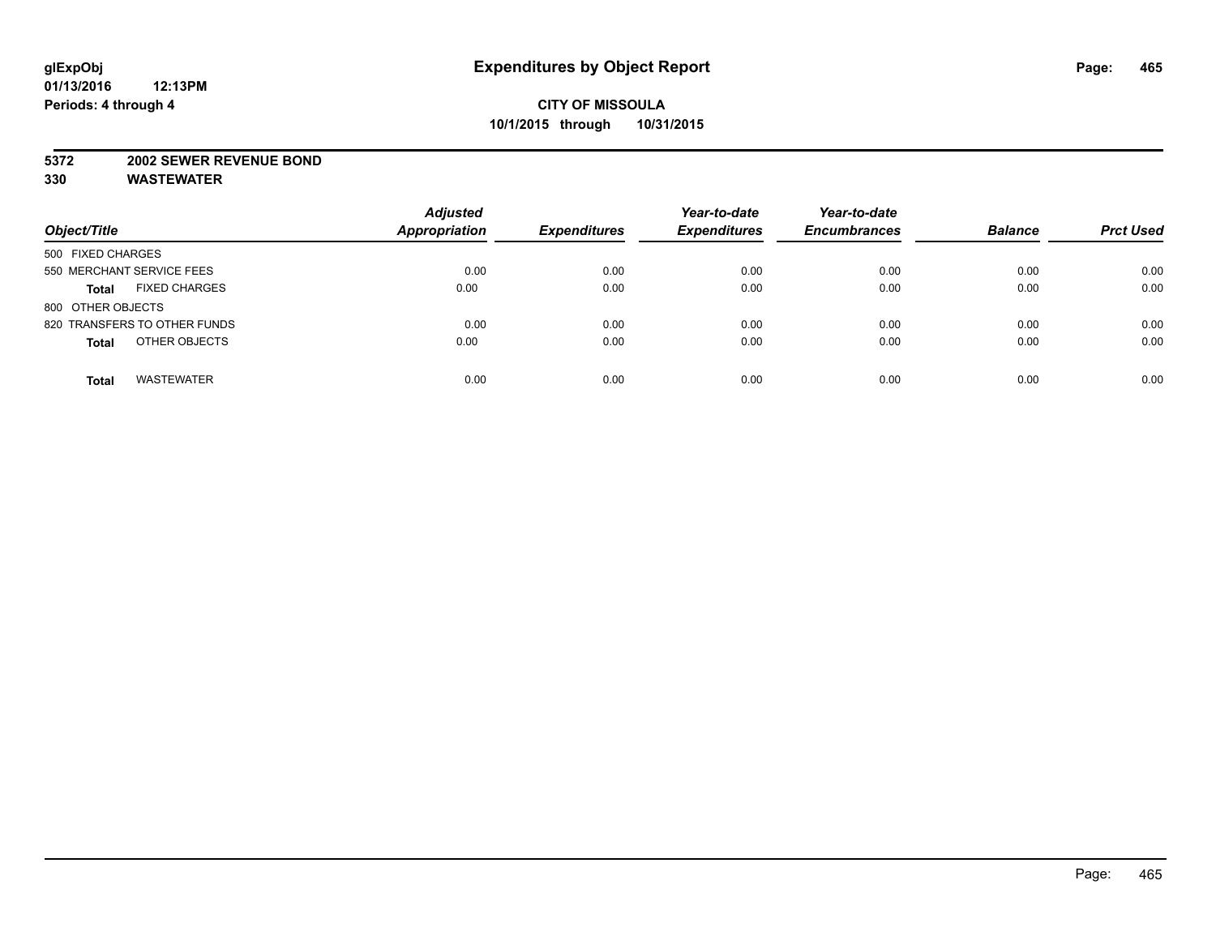glExpObj
01/13/2016 12:13PM
Periods: 4 through 4

# Expenditures by Object Report

**CITY OF MISSOULA**
**10/1/2015 through 10/31/2015**

**5372 2002 SEWER REVENUE BOND**
**330 WASTEWATER**

| Object/Title | Adjusted Appropriation | Expenditures | Year-to-date Expenditures | Year-to-date Encumbrances | Balance | Prct Used |
|---|---|---|---|---|---|---|
| 500 FIXED CHARGES | | | | | | |
| 550 MERCHANT SERVICE FEES | 0.00 | 0.00 | 0.00 | 0.00 | 0.00 | 0.00 |
| **Total** FIXED CHARGES | 0.00 | 0.00 | 0.00 | 0.00 | 0.00 | 0.00 |
| 800 OTHER OBJECTS | | | | | | |
| 820 TRANSFERS TO OTHER FUNDS | 0.00 | 0.00 | 0.00 | 0.00 | 0.00 | 0.00 |
| **Total** OTHER OBJECTS | 0.00 | 0.00 | 0.00 | 0.00 | 0.00 | 0.00 |
| **Total** WASTEWATER | 0.00 | 0.00 | 0.00 | 0.00 | 0.00 | 0.00 |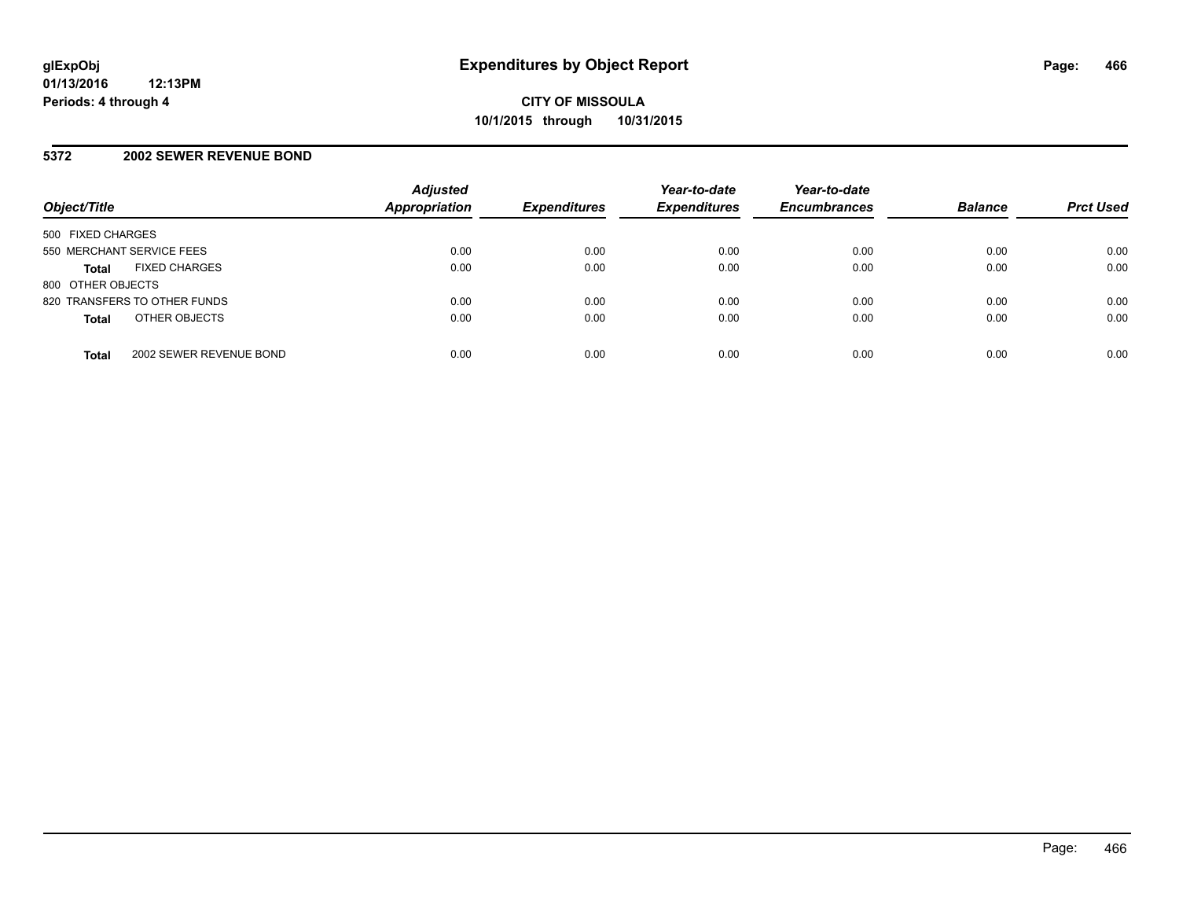glExpObj
01/13/2016 12:13PM
Periods: 4 through 4

# Expenditures by Object Report

**CITY OF MISSOULA**
**10/1/2015 through 10/31/2015**

## 5372 2002 SEWER REVENUE BOND

| Object/Title | Adjusted Appropriation | Expenditures | Year-to-date Expenditures | Year-to-date Encumbrances | Balance | Prct Used |
|---|---|---|---|---|---|---|
| 500 FIXED CHARGES | | | | | | |
| 550 MERCHANT SERVICE FEES | 0.00 | 0.00 | 0.00 | 0.00 | 0.00 | 0.00 |
| **Total** FIXED CHARGES | 0.00 | 0.00 | 0.00 | 0.00 | 0.00 | 0.00 |
| 800 OTHER OBJECTS | | | | | | |
| 820 TRANSFERS TO OTHER FUNDS | 0.00 | 0.00 | 0.00 | 0.00 | 0.00 | 0.00 |
| **Total** OTHER OBJECTS | 0.00 | 0.00 | 0.00 | 0.00 | 0.00 | 0.00 |
| **Total** 2002 SEWER REVENUE BOND | 0.00 | 0.00 | 0.00 | 0.00 | 0.00 | 0.00 |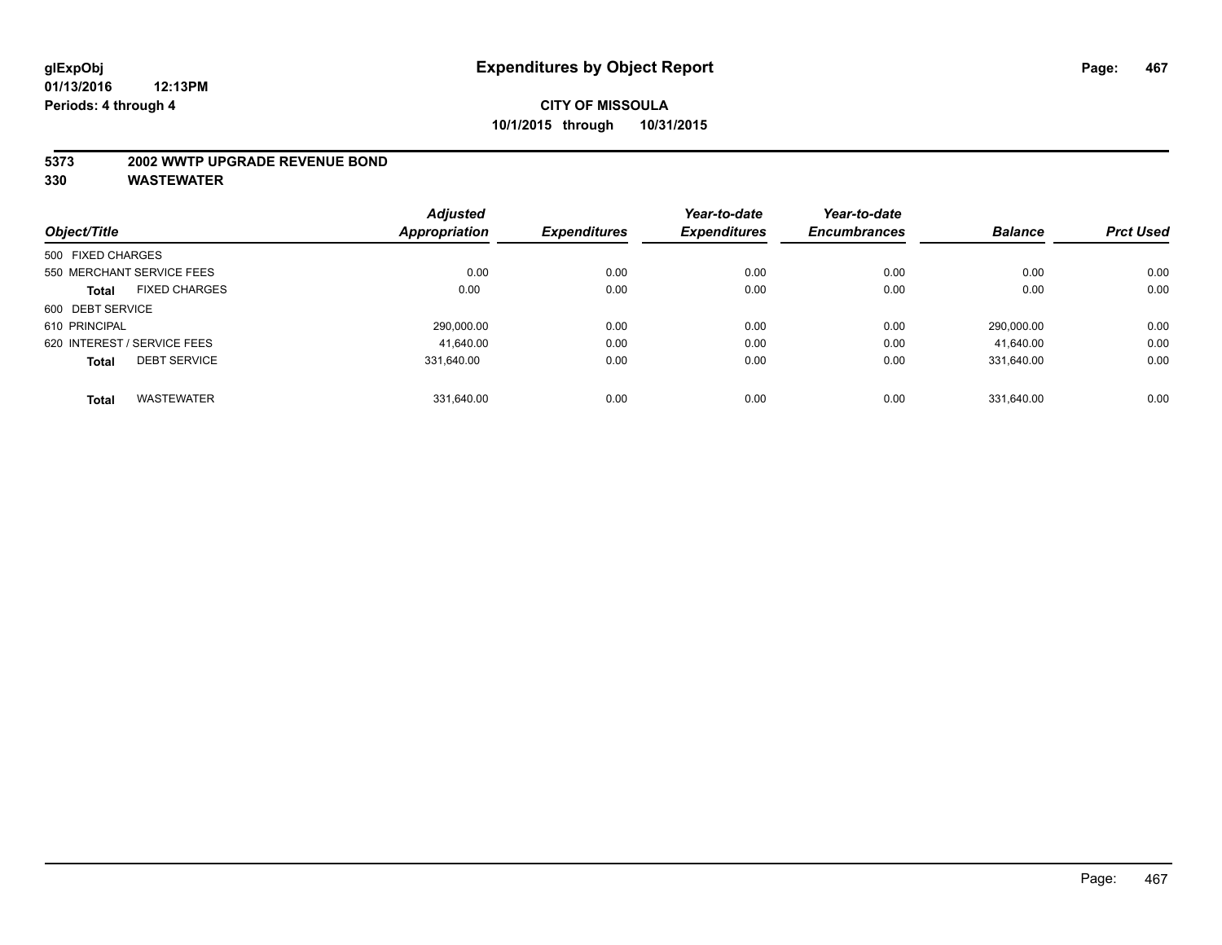# Expenditures by Object Report

glExpObj
01/13/2016 12:13PM
Periods: 4 through 4

**CITY OF MISSOULA**
**10/1/2015 through 10/31/2015**

**5373 2002 WWTP UPGRADE REVENUE BOND**
**330 WASTEWATER**

| Object/Title | Adjusted Appropriation | Expenditures | Year-to-date Expenditures | Year-to-date Encumbrances | Balance | Prct Used |
|---|---|---|---|---|---|---|
| 500 FIXED CHARGES | | | | | | |
| 550 MERCHANT SERVICE FEES | 0.00 | 0.00 | 0.00 | 0.00 | 0.00 | 0.00 |
| **Total** FIXED CHARGES | 0.00 | 0.00 | 0.00 | 0.00 | 0.00 | 0.00 |
| 600 DEBT SERVICE | | | | | | |
| 610 PRINCIPAL | 290,000.00 | 0.00 | 0.00 | 0.00 | 290,000.00 | 0.00 |
| 620 INTEREST / SERVICE FEES | 41,640.00 | 0.00 | 0.00 | 0.00 | 41,640.00 | 0.00 |
| **Total** DEBT SERVICE | 331,640.00 | 0.00 | 0.00 | 0.00 | 331,640.00 | 0.00 |
| **Total** WASTEWATER | 331,640.00 | 0.00 | 0.00 | 0.00 | 331,640.00 | 0.00 |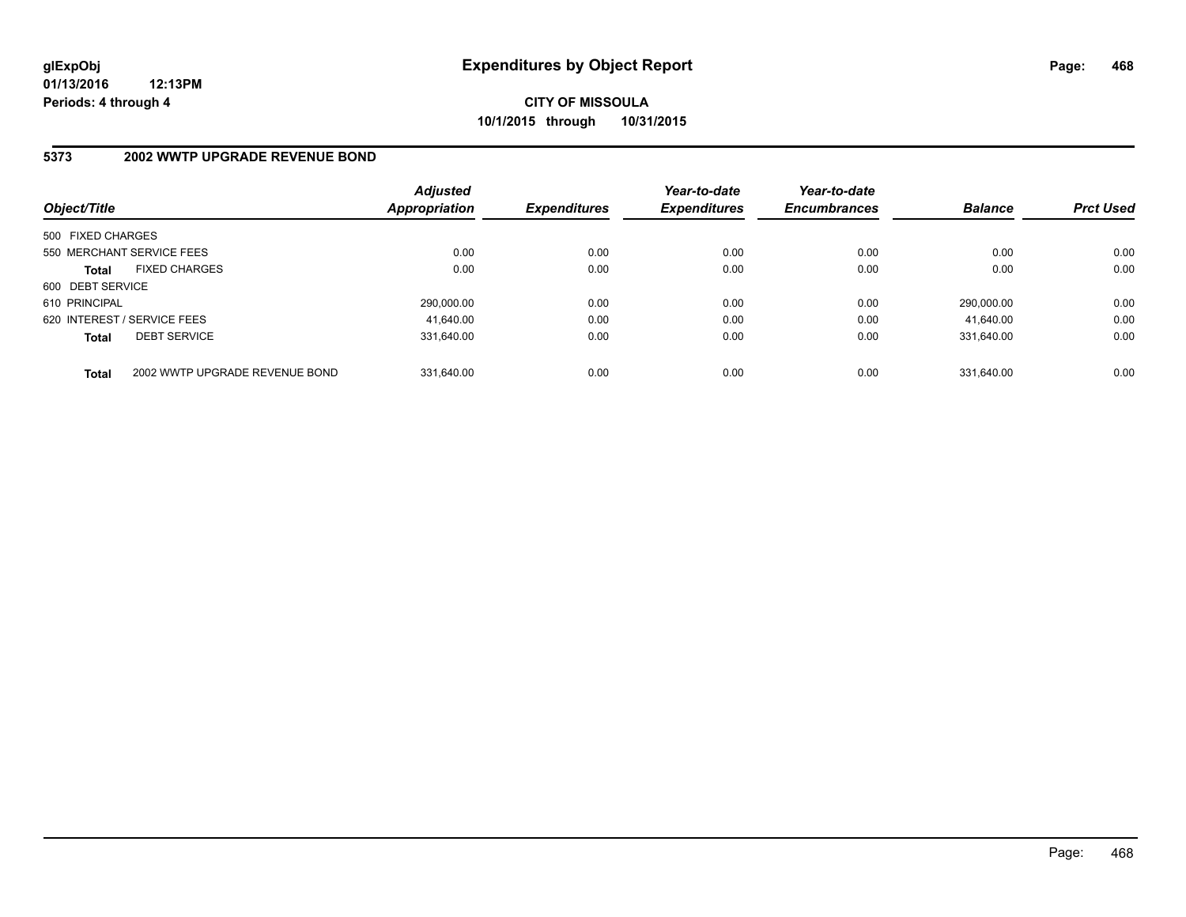# Expenditures by Object Report

glExpObj
01/13/2016 12:13PM
Periods: 4 through 4

**CITY OF MISSOULA**
**10/1/2015 through 10/31/2015**

## 5373 2002 WWTP UPGRADE REVENUE BOND

| Object/Title | Adjusted Appropriation | Expenditures | Year-to-date Expenditures | Year-to-date Encumbrances | Balance | Prct Used |
|---|---|---|---|---|---|---|
| 500 FIXED CHARGES | | | | | | |
| 550 MERCHANT SERVICE FEES | 0.00 | 0.00 | 0.00 | 0.00 | 0.00 | 0.00 |
| **Total** FIXED CHARGES | 0.00 | 0.00 | 0.00 | 0.00 | 0.00 | 0.00 |
| 600 DEBT SERVICE | | | | | | |
| 610 PRINCIPAL | 290,000.00 | 0.00 | 0.00 | 0.00 | 290,000.00 | 0.00 |
| 620 INTEREST / SERVICE FEES | 41,640.00 | 0.00 | 0.00 | 0.00 | 41,640.00 | 0.00 |
| **Total** DEBT SERVICE | 331,640.00 | 0.00 | 0.00 | 0.00 | 331,640.00 | 0.00 |
| **Total** 2002 WWTP UPGRADE REVENUE BOND | 331,640.00 | 0.00 | 0.00 | 0.00 | 331,640.00 | 0.00 |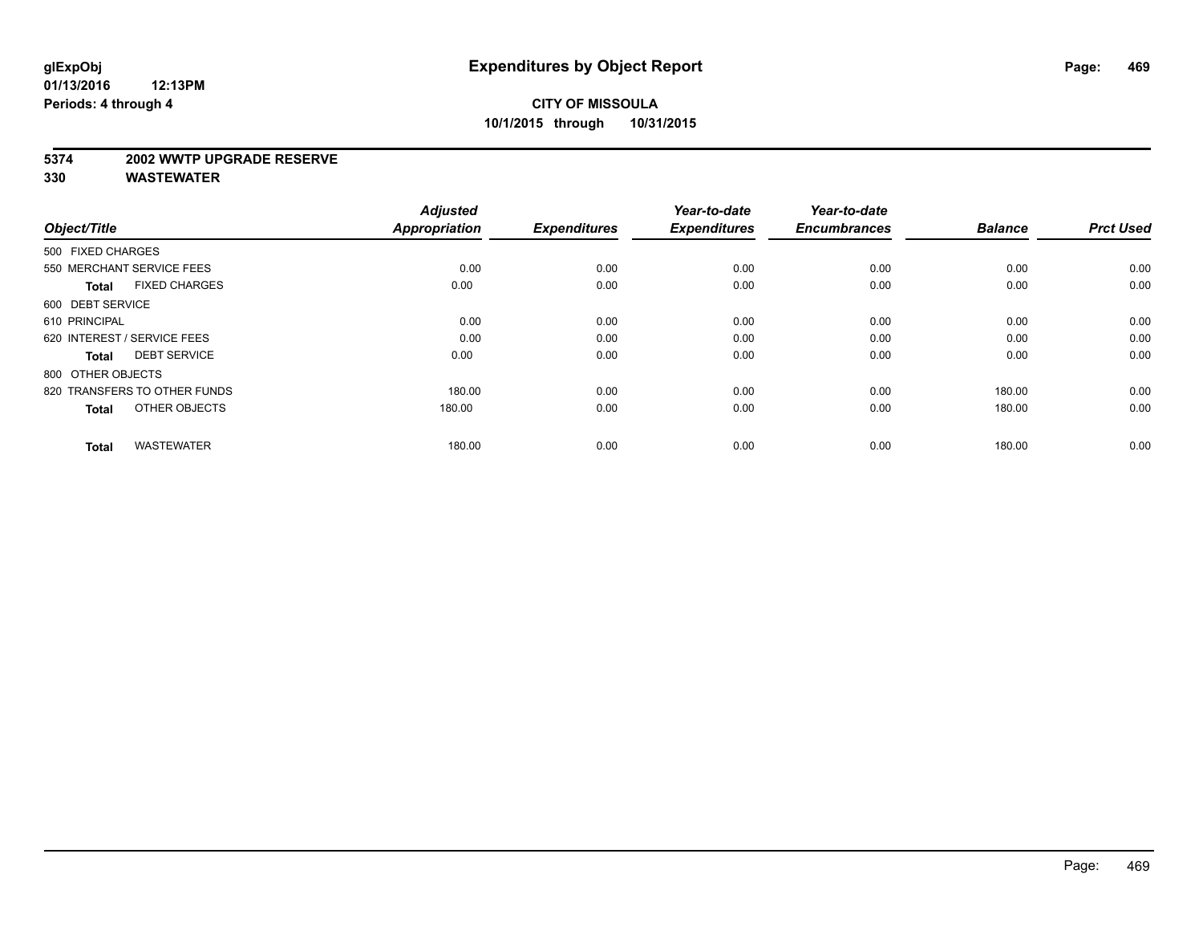# Expenditures by Object Report

glExpObj
01/13/2016 12:13PM
Periods: 4 through 4

**CITY OF MISSOULA**
**10/1/2015 through 10/31/2015**

**5374 2002 WWTP UPGRADE RESERVE**
**330 WASTEWATER**

| Object/Title | Adjusted Appropriation | Expenditures | Year-to-date Expenditures | Year-to-date Encumbrances | Balance | Prct Used |
|---|---|---|---|---|---|---|
| 500 FIXED CHARGES | | | | | | |
| 550 MERCHANT SERVICE FEES | 0.00 | 0.00 | 0.00 | 0.00 | 0.00 | 0.00 |
| **Total** FIXED CHARGES | 0.00 | 0.00 | 0.00 | 0.00 | 0.00 | 0.00 |
| 600 DEBT SERVICE | | | | | | |
| 610 PRINCIPAL | 0.00 | 0.00 | 0.00 | 0.00 | 0.00 | 0.00 |
| 620 INTEREST / SERVICE FEES | 0.00 | 0.00 | 0.00 | 0.00 | 0.00 | 0.00 |
| **Total** DEBT SERVICE | 0.00 | 0.00 | 0.00 | 0.00 | 0.00 | 0.00 |
| 800 OTHER OBJECTS | | | | | | |
| 820 TRANSFERS TO OTHER FUNDS | 180.00 | 0.00 | 0.00 | 0.00 | 180.00 | 0.00 |
| **Total** OTHER OBJECTS | 180.00 | 0.00 | 0.00 | 0.00 | 180.00 | 0.00 |
| **Total** WASTEWATER | 180.00 | 0.00 | 0.00 | 0.00 | 180.00 | 0.00 |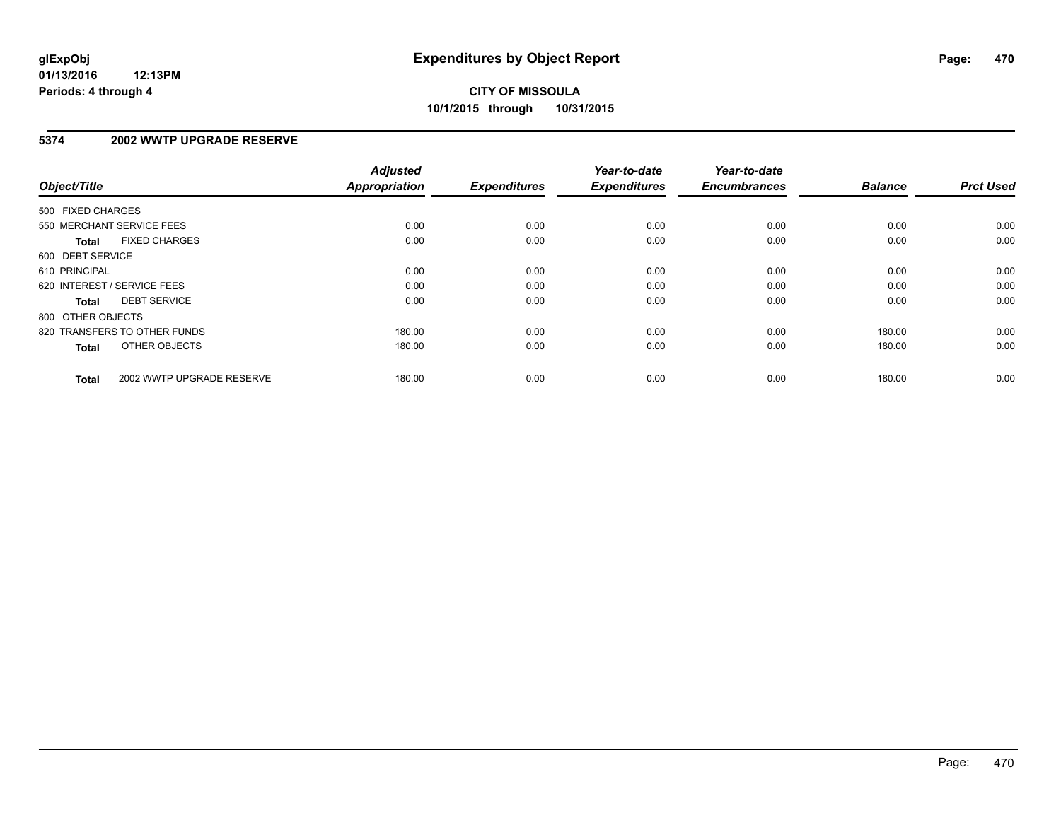# Expenditures by Object Report

**CITY OF MISSOULA**

**10/1/2015 through 10/31/2015**

glExpObj
01/13/2016 12:13PM
Periods: 4 through 4

## 5374 2002 WWTP UPGRADE RESERVE

| Object/Title | Adjusted Appropriation | Expenditures | Year-to-date Expenditures | Year-to-date Encumbrances | Balance | Prct Used |
|---|---|---|---|---|---|---|
| 500 FIXED CHARGES | | | | | | |
| 550 MERCHANT SERVICE FEES | 0.00 | 0.00 | 0.00 | 0.00 | 0.00 | 0.00 |
| **Total** FIXED CHARGES | 0.00 | 0.00 | 0.00 | 0.00 | 0.00 | 0.00 |
| 600 DEBT SERVICE | | | | | | |
| 610 PRINCIPAL | 0.00 | 0.00 | 0.00 | 0.00 | 0.00 | 0.00 |
| 620 INTEREST / SERVICE FEES | 0.00 | 0.00 | 0.00 | 0.00 | 0.00 | 0.00 |
| **Total** DEBT SERVICE | 0.00 | 0.00 | 0.00 | 0.00 | 0.00 | 0.00 |
| 800 OTHER OBJECTS | | | | | | |
| 820 TRANSFERS TO OTHER FUNDS | 180.00 | 0.00 | 0.00 | 0.00 | 180.00 | 0.00 |
| **Total** OTHER OBJECTS | 180.00 | 0.00 | 0.00 | 0.00 | 180.00 | 0.00 |
| **Total** 2002 WWTP UPGRADE RESERVE | 180.00 | 0.00 | 0.00 | 0.00 | 180.00 | 0.00 |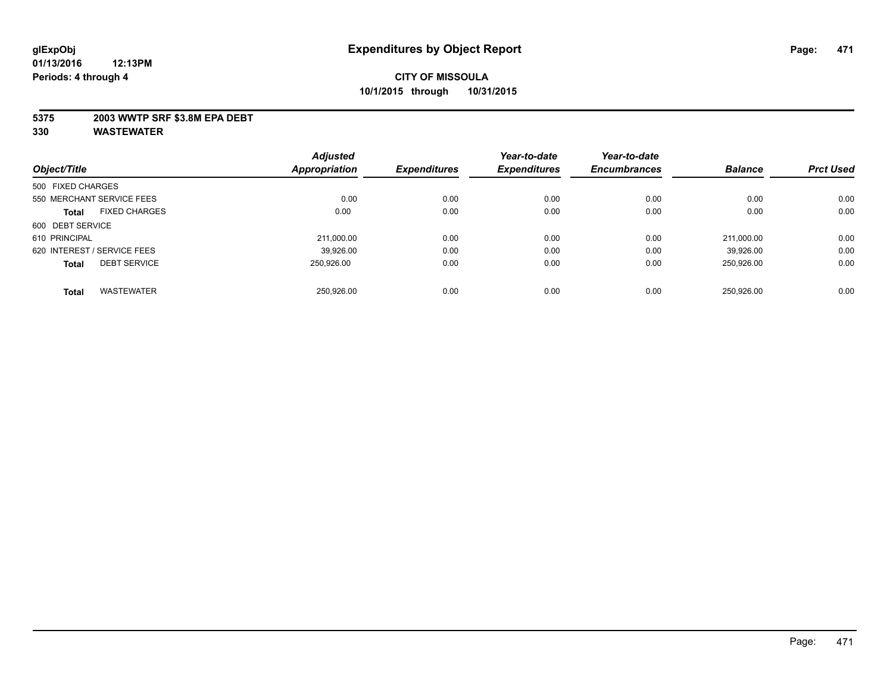# Expenditures by Object Report

glExpObj
01/13/2016 12:13PM
Periods: 4 through 4

**CITY OF MISSOULA**
**10/1/2015 through 10/31/2015**

**5375 2003 WWTP SRF $3.8M EPA DEBT**
**330 WASTEWATER**

| Object/Title | Adjusted Appropriation | Expenditures | Year-to-date Expenditures | Year-to-date Encumbrances | Balance | Prct Used |
|---|---|---|---|---|---|---|
| 500 FIXED CHARGES | | | | | | |
| 550 MERCHANT SERVICE FEES | 0.00 | 0.00 | 0.00 | 0.00 | 0.00 | 0.00 |
| **Total** FIXED CHARGES | 0.00 | 0.00 | 0.00 | 0.00 | 0.00 | 0.00 |
| 600 DEBT SERVICE | | | | | | |
| 610 PRINCIPAL | 211,000.00 | 0.00 | 0.00 | 0.00 | 211,000.00 | 0.00 |
| 620 INTEREST / SERVICE FEES | 39,926.00 | 0.00 | 0.00 | 0.00 | 39,926.00 | 0.00 |
| **Total** DEBT SERVICE | 250,926.00 | 0.00 | 0.00 | 0.00 | 250,926.00 | 0.00 |
| **Total** WASTEWATER | 250,926.00 | 0.00 | 0.00 | 0.00 | 250,926.00 | 0.00 |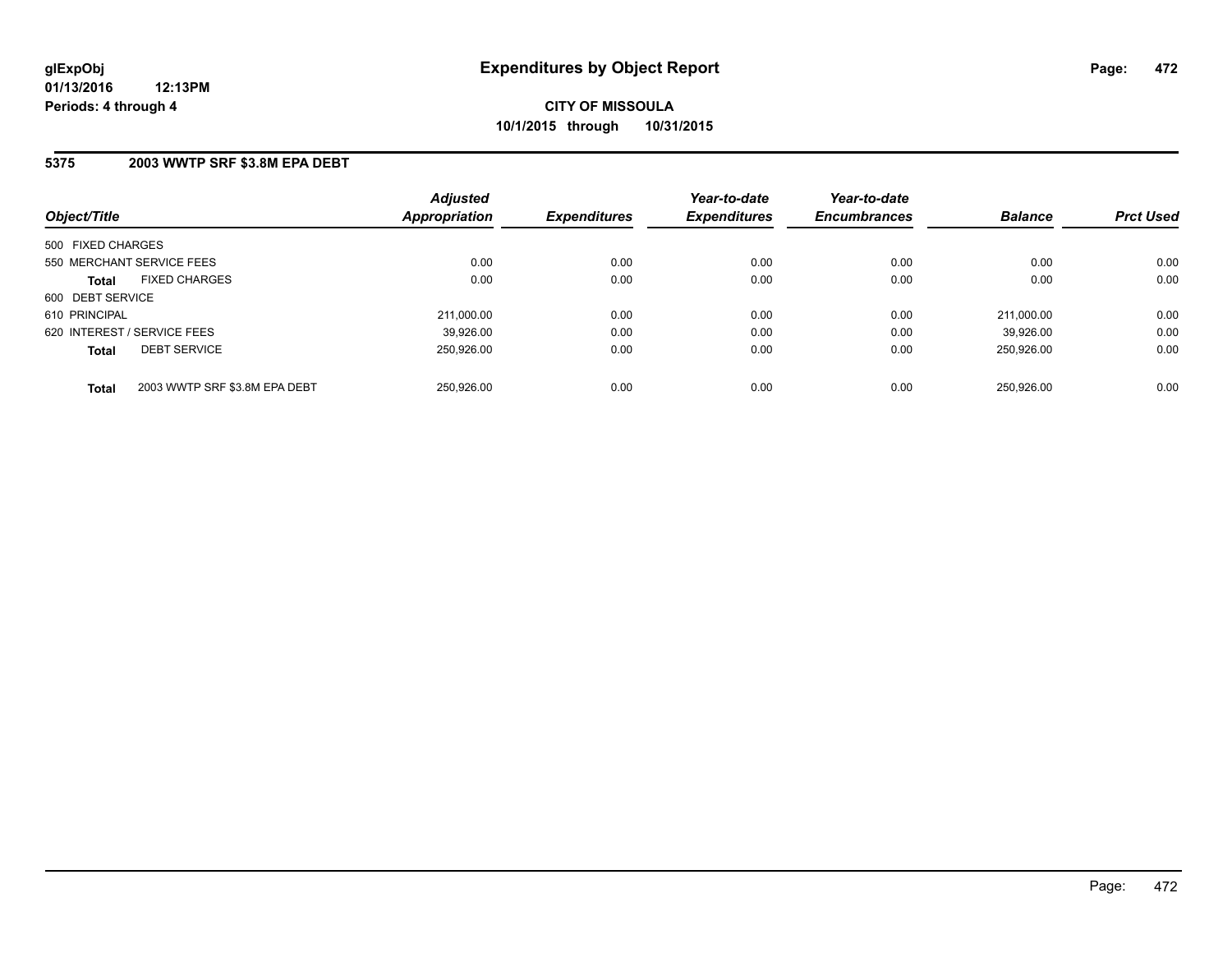**glExpObj**
**01/13/2016 12:13PM**
**Periods: 4 through 4**

# Expenditures by Object Report

**CITY OF MISSOULA**
**10/1/2015 through 10/31/2015**

## 5375 2003 WWTP SRF $3.8M EPA DEBT

| Object/Title | Adjusted Appropriation | Expenditures | Year-to-date Expenditures | Year-to-date Encumbrances | Balance | Prct Used |
|---|---|---|---|---|---|---|
| 500 FIXED CHARGES | | | | | | |
| 550 MERCHANT SERVICE FEES | 0.00 | 0.00 | 0.00 | 0.00 | 0.00 | 0.00 |
| **Total** FIXED CHARGES | 0.00 | 0.00 | 0.00 | 0.00 | 0.00 | 0.00 |
| 600 DEBT SERVICE | | | | | | |
| 610 PRINCIPAL | 211,000.00 | 0.00 | 0.00 | 0.00 | 211,000.00 | 0.00 |
| 620 INTEREST / SERVICE FEES | 39,926.00 | 0.00 | 0.00 | 0.00 | 39,926.00 | 0.00 |
| **Total** DEBT SERVICE | 250,926.00 | 0.00 | 0.00 | 0.00 | 250,926.00 | 0.00 |
| **Total** 2003 WWTP SRF $3.8M EPA DEBT | 250,926.00 | 0.00 | 0.00 | 0.00 | 250,926.00 | 0.00 |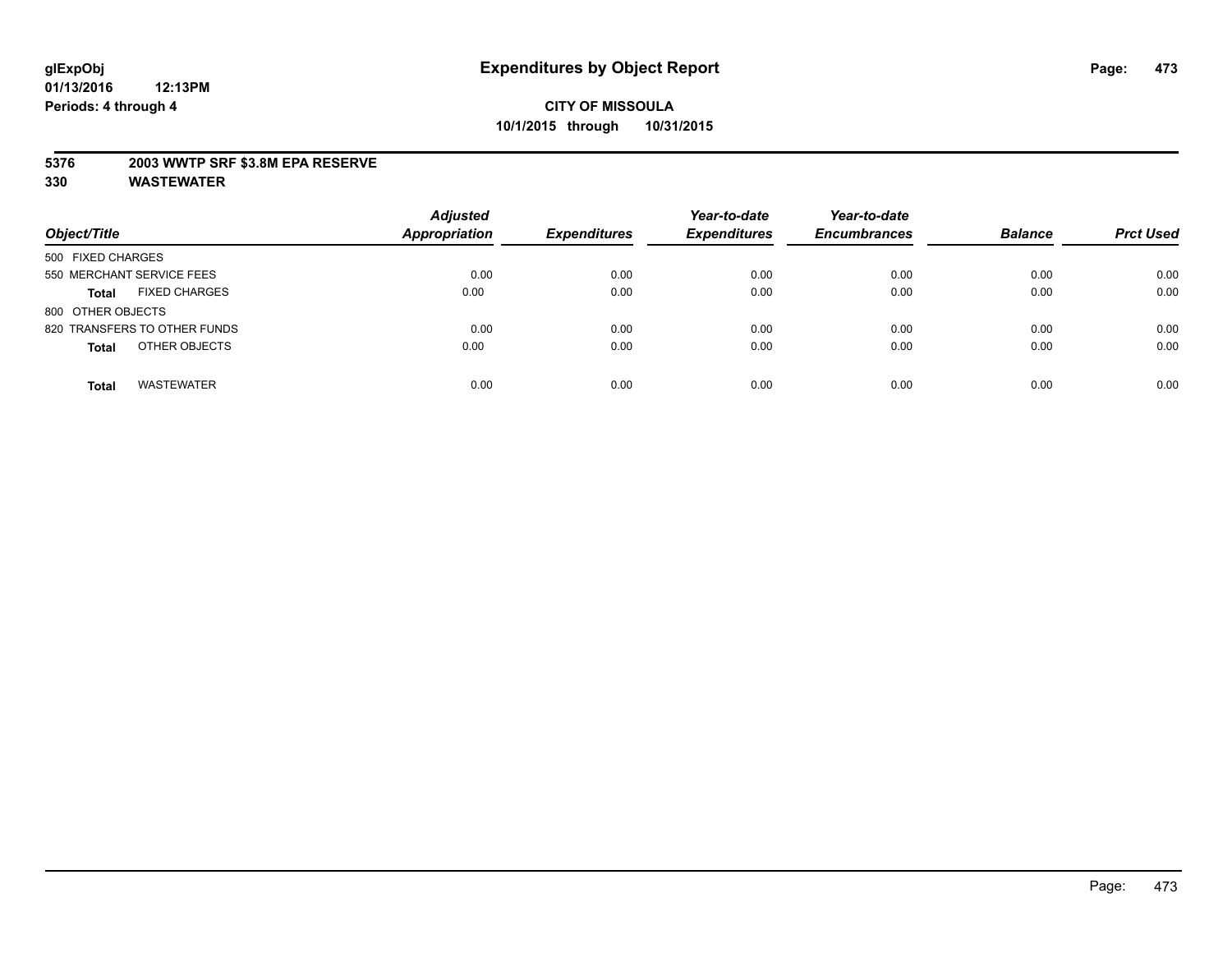**glExpObj**
**01/13/2016 12:13PM**
**Periods: 4 through 4**

# Expenditures by Object Report

**CITY OF MISSOULA**
**10/1/2015 through 10/31/2015**

**5376 2003 WWTP SRF $3.8M EPA RESERVE**
**330 WASTEWATER**

| Object/Title | Adjusted Appropriation | Expenditures | Year-to-date Expenditures | Year-to-date Encumbrances | Balance | Prct Used |
|---|---|---|---|---|---|---|
| 500 FIXED CHARGES | | | | | | |
| 550 MERCHANT SERVICE FEES | 0.00 | 0.00 | 0.00 | 0.00 | 0.00 | 0.00 |
| **Total** FIXED CHARGES | 0.00 | 0.00 | 0.00 | 0.00 | 0.00 | 0.00 |
| 800 OTHER OBJECTS | | | | | | |
| 820 TRANSFERS TO OTHER FUNDS | 0.00 | 0.00 | 0.00 | 0.00 | 0.00 | 0.00 |
| **Total** OTHER OBJECTS | 0.00 | 0.00 | 0.00 | 0.00 | 0.00 | 0.00 |
| **Total** WASTEWATER | 0.00 | 0.00 | 0.00 | 0.00 | 0.00 | 0.00 |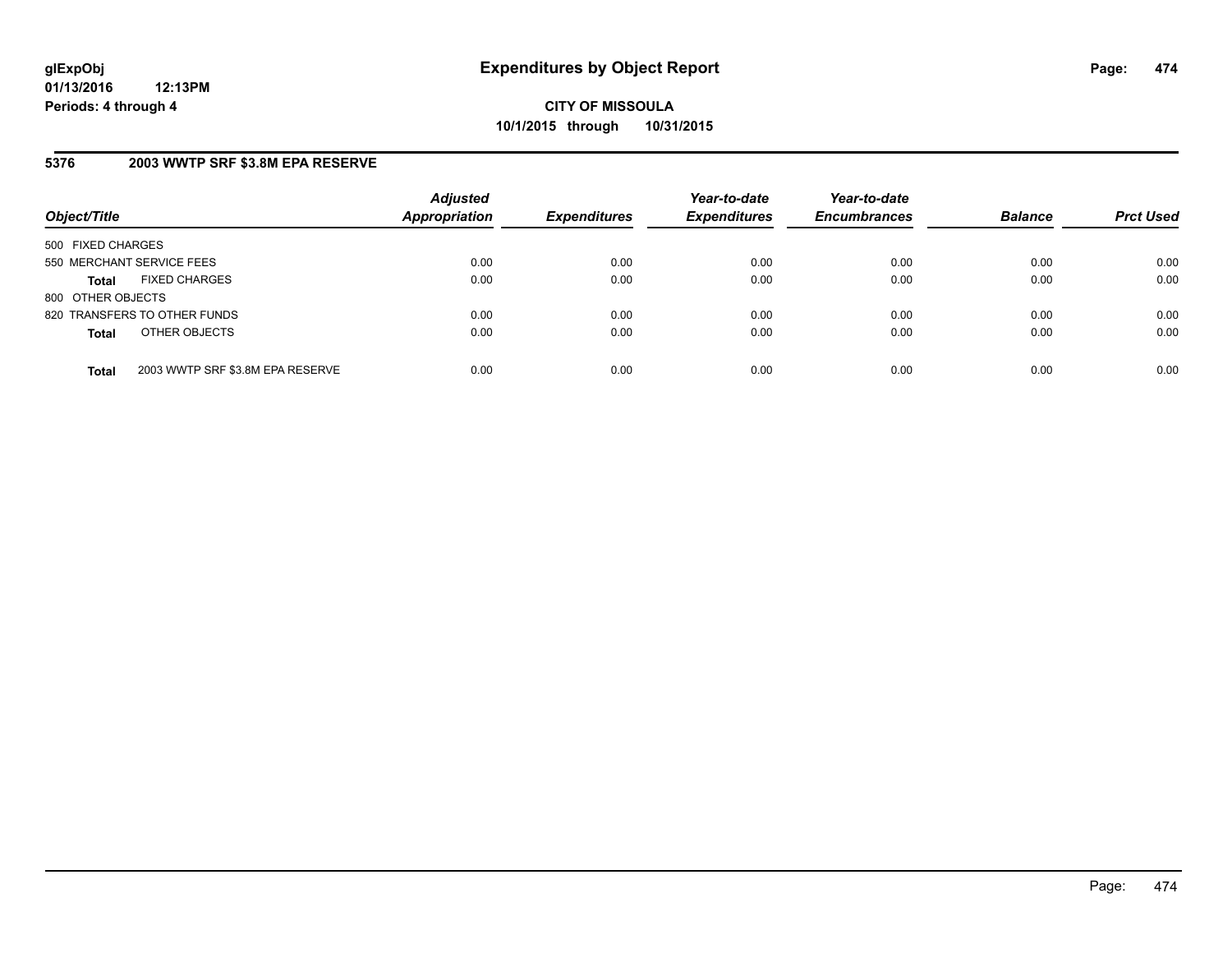glExpObj
01/13/2016 12:13PM
Periods: 4 through 4

# Expenditures by Object Report

**CITY OF MISSOULA**
**10/1/2015 through 10/31/2015**

## 5376 2003 WWTP SRF $3.8M EPA RESERVE

| Object/Title | Adjusted Appropriation | Expenditures | Year-to-date Expenditures | Year-to-date Encumbrances | Balance | Prct Used |
|---|---|---|---|---|---|---|
| 500 FIXED CHARGES | | | | | | |
| 550 MERCHANT SERVICE FEES | 0.00 | 0.00 | 0.00 | 0.00 | 0.00 | 0.00 |
| **Total** FIXED CHARGES | 0.00 | 0.00 | 0.00 | 0.00 | 0.00 | 0.00 |
| 800 OTHER OBJECTS | | | | | | |
| 820 TRANSFERS TO OTHER FUNDS | 0.00 | 0.00 | 0.00 | 0.00 | 0.00 | 0.00 |
| **Total** OTHER OBJECTS | 0.00 | 0.00 | 0.00 | 0.00 | 0.00 | 0.00 |
| **Total** 2003 WWTP SRF $3.8M EPA RESERVE | 0.00 | 0.00 | 0.00 | 0.00 | 0.00 | 0.00 |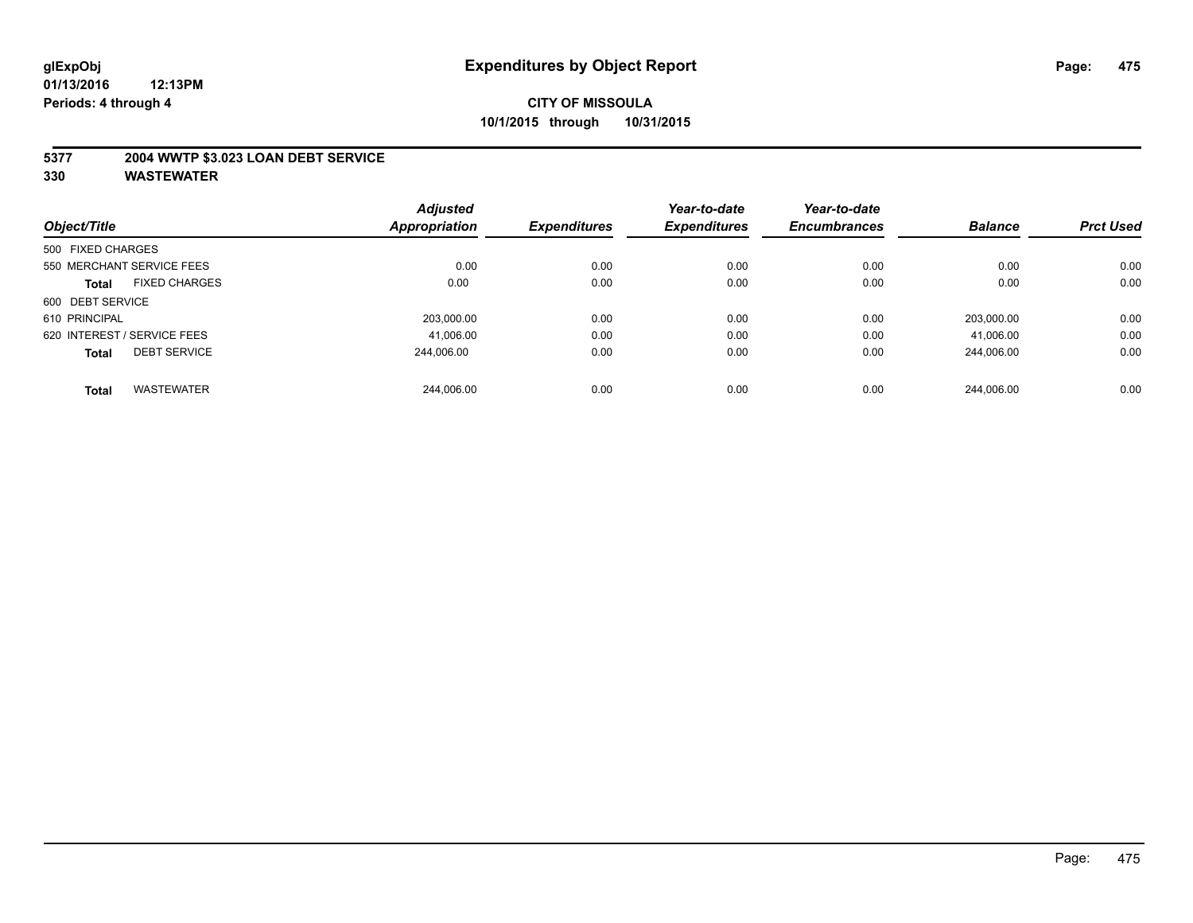**glExpObj**
**01/13/2016 12:13PM**
**Periods: 4 through 4**

# Expenditures by Object Report

**CITY OF MISSOULA**
**10/1/2015 through 10/31/2015**

**5377 2004 WWTP $3.023 LOAN DEBT SERVICE**
**330 WASTEWATER**

| Object/Title | Adjusted Appropriation | Expenditures | Year-to-date Expenditures | Year-to-date Encumbrances | Balance | Prct Used |
|---|---|---|---|---|---|---|
| 500 FIXED CHARGES | | | | | | |
| 550 MERCHANT SERVICE FEES | 0.00 | 0.00 | 0.00 | 0.00 | 0.00 | 0.00 |
| **Total** FIXED CHARGES | 0.00 | 0.00 | 0.00 | 0.00 | 0.00 | 0.00 |
| 600 DEBT SERVICE | | | | | | |
| 610 PRINCIPAL | 203,000.00 | 0.00 | 0.00 | 0.00 | 203,000.00 | 0.00 |
| 620 INTEREST / SERVICE FEES | 41,006.00 | 0.00 | 0.00 | 0.00 | 41,006.00 | 0.00 |
| **Total** DEBT SERVICE | 244,006.00 | 0.00 | 0.00 | 0.00 | 244,006.00 | 0.00 |
| **Total** WASTEWATER | 244,006.00 | 0.00 | 0.00 | 0.00 | 244,006.00 | 0.00 |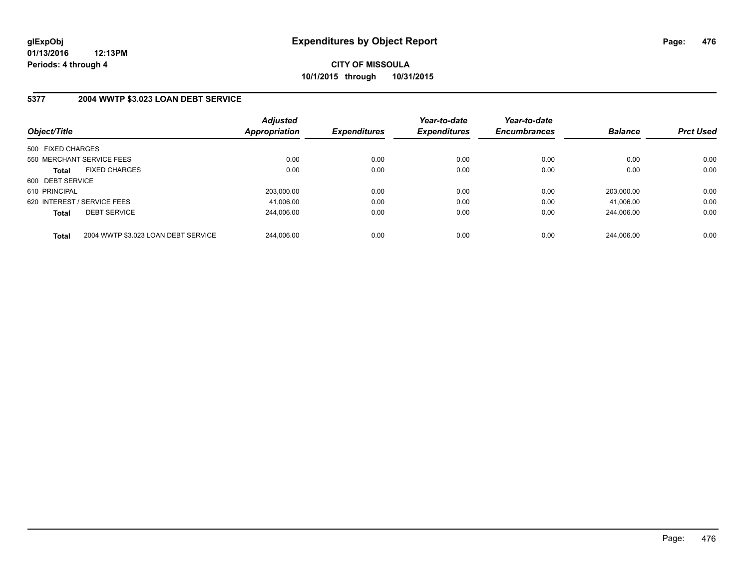**glExpObj**
**01/13/2016 12:13PM**
**Periods: 4 through 4**

# Expenditures by Object Report

**CITY OF MISSOULA**
**10/1/2015 through 10/31/2015**

## 5377 2004 WWTP $3.023 LOAN DEBT SERVICE

| Object/Title | Adjusted Appropriation | Expenditures | Year-to-date Expenditures | Year-to-date Encumbrances | Balance | Prct Used |
|---|---|---|---|---|---|---|
| 500 FIXED CHARGES | | | | | | |
| 550 MERCHANT SERVICE FEES | 0.00 | 0.00 | 0.00 | 0.00 | 0.00 | 0.00 |
| **Total** FIXED CHARGES | 0.00 | 0.00 | 0.00 | 0.00 | 0.00 | 0.00 |
| 600 DEBT SERVICE | | | | | | |
| 610 PRINCIPAL | 203,000.00 | 0.00 | 0.00 | 0.00 | 203,000.00 | 0.00 |
| 620 INTEREST / SERVICE FEES | 41,006.00 | 0.00 | 0.00 | 0.00 | 41,006.00 | 0.00 |
| **Total** DEBT SERVICE | 244,006.00 | 0.00 | 0.00 | 0.00 | 244,006.00 | 0.00 |
| **Total** 2004 WWTP $3.023 LOAN DEBT SERVICE | 244,006.00 | 0.00 | 0.00 | 0.00 | 244,006.00 | 0.00 |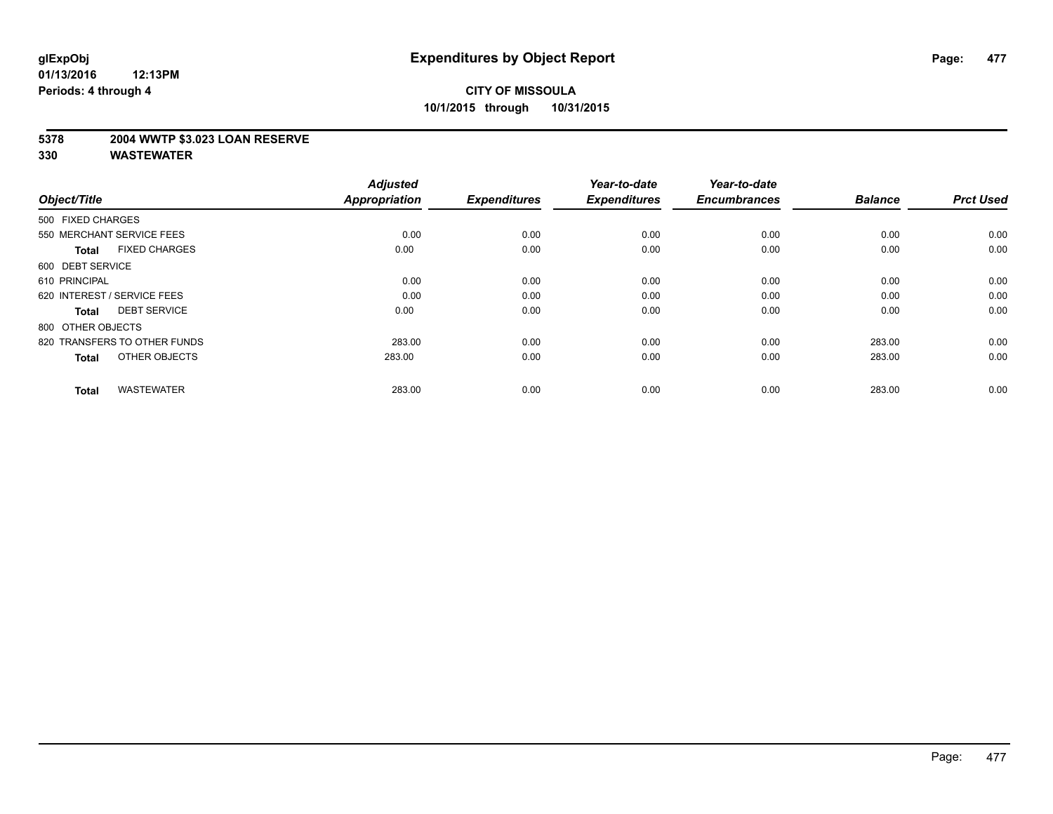**glExpObj**
**01/13/2016 12:13PM**
**Periods: 4 through 4**

# Expenditures by Object Report

**CITY OF MISSOULA**
**10/1/2015 through 10/31/2015**

**5378 2004 WWTP $3.023 LOAN RESERVE**
**330 WASTEWATER**

| Object/Title | Adjusted Appropriation | Expenditures | Year-to-date Expenditures | Year-to-date Encumbrances | Balance | Prct Used |
|---|---|---|---|---|---|---|
| 500 FIXED CHARGES | | | | | | |
| 550 MERCHANT SERVICE FEES | 0.00 | 0.00 | 0.00 | 0.00 | 0.00 | 0.00 |
| **Total** FIXED CHARGES | 0.00 | 0.00 | 0.00 | 0.00 | 0.00 | 0.00 |
| 600 DEBT SERVICE | | | | | | |
| 610 PRINCIPAL | 0.00 | 0.00 | 0.00 | 0.00 | 0.00 | 0.00 |
| 620 INTEREST / SERVICE FEES | 0.00 | 0.00 | 0.00 | 0.00 | 0.00 | 0.00 |
| **Total** DEBT SERVICE | 0.00 | 0.00 | 0.00 | 0.00 | 0.00 | 0.00 |
| 800 OTHER OBJECTS | | | | | | |
| 820 TRANSFERS TO OTHER FUNDS | 283.00 | 0.00 | 0.00 | 0.00 | 283.00 | 0.00 |
| **Total** OTHER OBJECTS | 283.00 | 0.00 | 0.00 | 0.00 | 283.00 | 0.00 |
| **Total** WASTEWATER | 283.00 | 0.00 | 0.00 | 0.00 | 283.00 | 0.00 |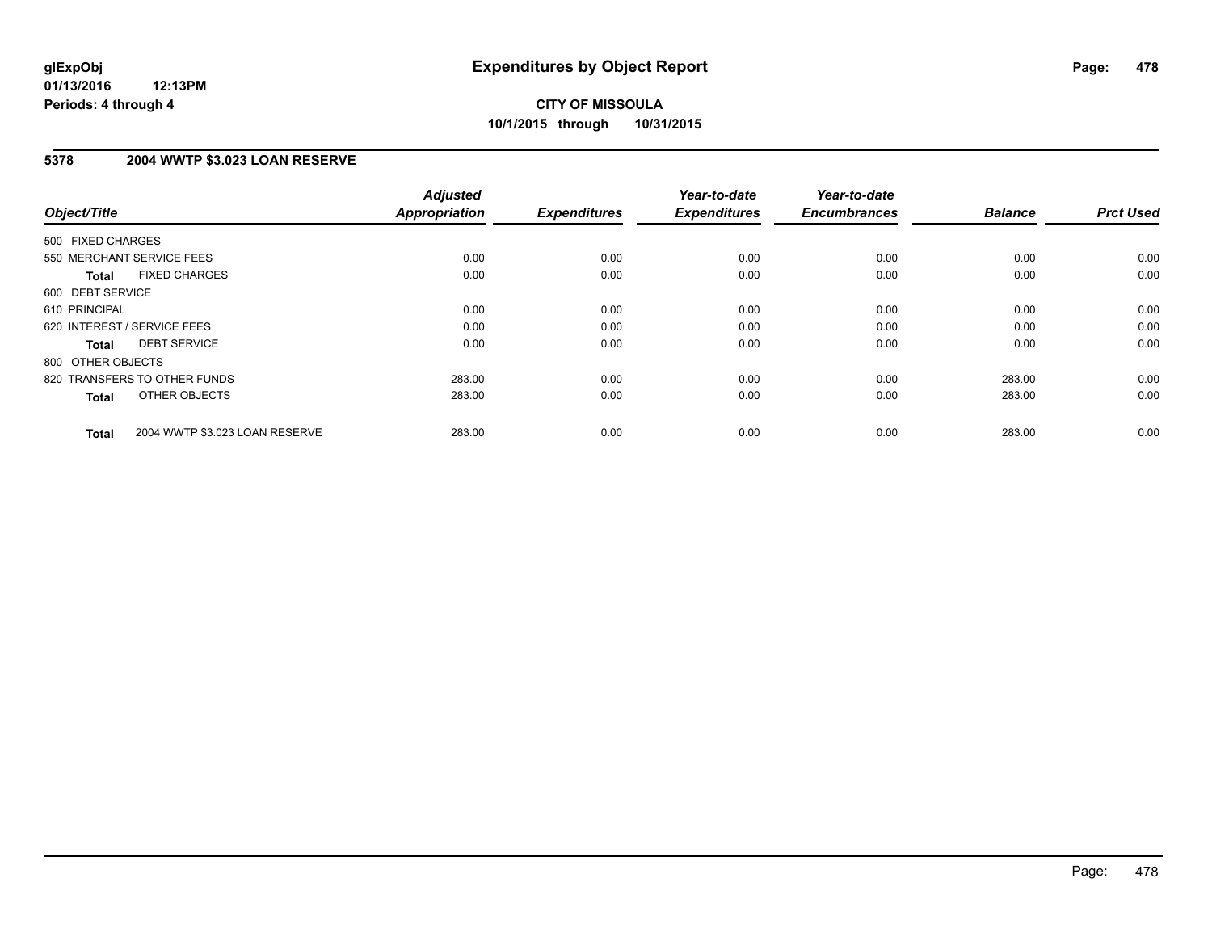**glExpObj**
**01/13/2016 12:13PM**
**Periods: 4 through 4**

# Expenditures by Object Report

**CITY OF MISSOULA**
**10/1/2015 through 10/31/2015**

## 5378 2004 WWTP $3.023 LOAN RESERVE

| Object/Title | Adjusted Appropriation | Expenditures | Year-to-date Expenditures | Year-to-date Encumbrances | Balance | Prct Used |
|---|---|---|---|---|---|---|
| 500 FIXED CHARGES | | | | | | |
| 550 MERCHANT SERVICE FEES | 0.00 | 0.00 | 0.00 | 0.00 | 0.00 | 0.00 |
| **Total** FIXED CHARGES | 0.00 | 0.00 | 0.00 | 0.00 | 0.00 | 0.00 |
| 600 DEBT SERVICE | | | | | | |
| 610 PRINCIPAL | 0.00 | 0.00 | 0.00 | 0.00 | 0.00 | 0.00 |
| 620 INTEREST / SERVICE FEES | 0.00 | 0.00 | 0.00 | 0.00 | 0.00 | 0.00 |
| **Total** DEBT SERVICE | 0.00 | 0.00 | 0.00 | 0.00 | 0.00 | 0.00 |
| 800 OTHER OBJECTS | | | | | | |
| 820 TRANSFERS TO OTHER FUNDS | 283.00 | 0.00 | 0.00 | 0.00 | 283.00 | 0.00 |
| **Total** OTHER OBJECTS | 283.00 | 0.00 | 0.00 | 0.00 | 283.00 | 0.00 |
| **Total** 2004 WWTP $3.023 LOAN RESERVE | 283.00 | 0.00 | 0.00 | 0.00 | 283.00 | 0.00 |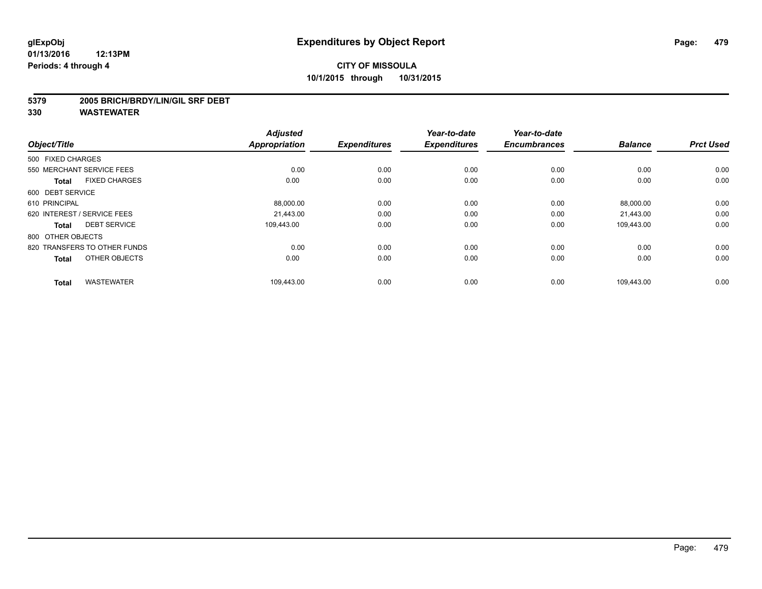**glExpObj**
**01/13/2016 12:13PM**
**Periods: 4 through 4**

# Expenditures by Object Report

**CITY OF MISSOULA**
**10/1/2015 through 10/31/2015**

**5379 2005 BRICH/BRDY/LIN/GIL SRF DEBT**
**330 WASTEWATER**

| Object/Title | Adjusted Appropriation | Expenditures | Year-to-date Expenditures | Year-to-date Encumbrances | Balance | Prct Used |
|---|---|---|---|---|---|---|
| 500 FIXED CHARGES | | | | | | |
| 550 MERCHANT SERVICE FEES | 0.00 | 0.00 | 0.00 | 0.00 | 0.00 | 0.00 |
| **Total** FIXED CHARGES | 0.00 | 0.00 | 0.00 | 0.00 | 0.00 | 0.00 |
| 600 DEBT SERVICE | | | | | | |
| 610 PRINCIPAL | 88,000.00 | 0.00 | 0.00 | 0.00 | 88,000.00 | 0.00 |
| 620 INTEREST / SERVICE FEES | 21,443.00 | 0.00 | 0.00 | 0.00 | 21,443.00 | 0.00 |
| **Total** DEBT SERVICE | 109,443.00 | 0.00 | 0.00 | 0.00 | 109,443.00 | 0.00 |
| 800 OTHER OBJECTS | | | | | | |
| 820 TRANSFERS TO OTHER FUNDS | 0.00 | 0.00 | 0.00 | 0.00 | 0.00 | 0.00 |
| **Total** OTHER OBJECTS | 0.00 | 0.00 | 0.00 | 0.00 | 0.00 | 0.00 |
| **Total** WASTEWATER | 109,443.00 | 0.00 | 0.00 | 0.00 | 109,443.00 | 0.00 |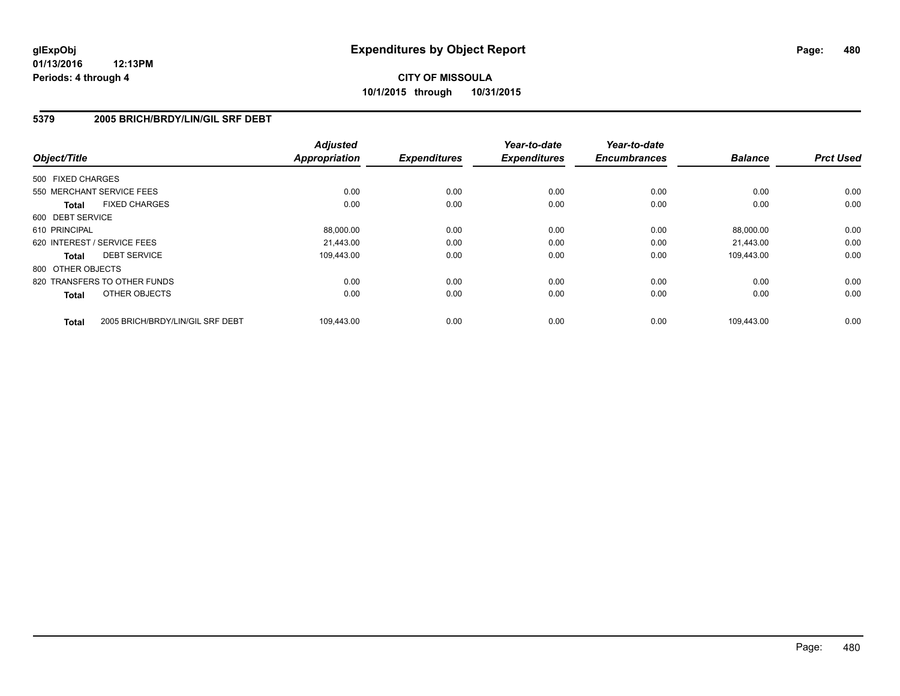**glExpObj**
**01/13/2016 12:13PM**
**Periods: 4 through 4**

# Expenditures by Object Report

**CITY OF MISSOULA**
**10/1/2015 through 10/31/2015**

## 5379 2005 BRICH/BRDY/LIN/GIL SRF DEBT

| Object/Title | | Adjusted Appropriation | Expenditures | Year-to-date Expenditures | Year-to-date Encumbrances | Balance | Prct Used |
|---|---|---|---|---|---|---|---|
| 500 FIXED CHARGES | | | | | | | |
| 550 MERCHANT SERVICE FEES | | 0.00 | 0.00 | 0.00 | 0.00 | 0.00 | 0.00 |
| **Total** | FIXED CHARGES | 0.00 | 0.00 | 0.00 | 0.00 | 0.00 | 0.00 |
| 600 DEBT SERVICE | | | | | | | |
| 610 PRINCIPAL | | 88,000.00 | 0.00 | 0.00 | 0.00 | 88,000.00 | 0.00 |
| 620 INTEREST / SERVICE FEES | | 21,443.00 | 0.00 | 0.00 | 0.00 | 21,443.00 | 0.00 |
| **Total** | DEBT SERVICE | 109,443.00 | 0.00 | 0.00 | 0.00 | 109,443.00 | 0.00 |
| 800 OTHER OBJECTS | | | | | | | |
| 820 TRANSFERS TO OTHER FUNDS | | 0.00 | 0.00 | 0.00 | 0.00 | 0.00 | 0.00 |
| **Total** | OTHER OBJECTS | 0.00 | 0.00 | 0.00 | 0.00 | 0.00 | 0.00 |
| **Total** | 2005 BRICH/BRDY/LIN/GIL SRF DEBT | 109,443.00 | 0.00 | 0.00 | 0.00 | 109,443.00 | 0.00 |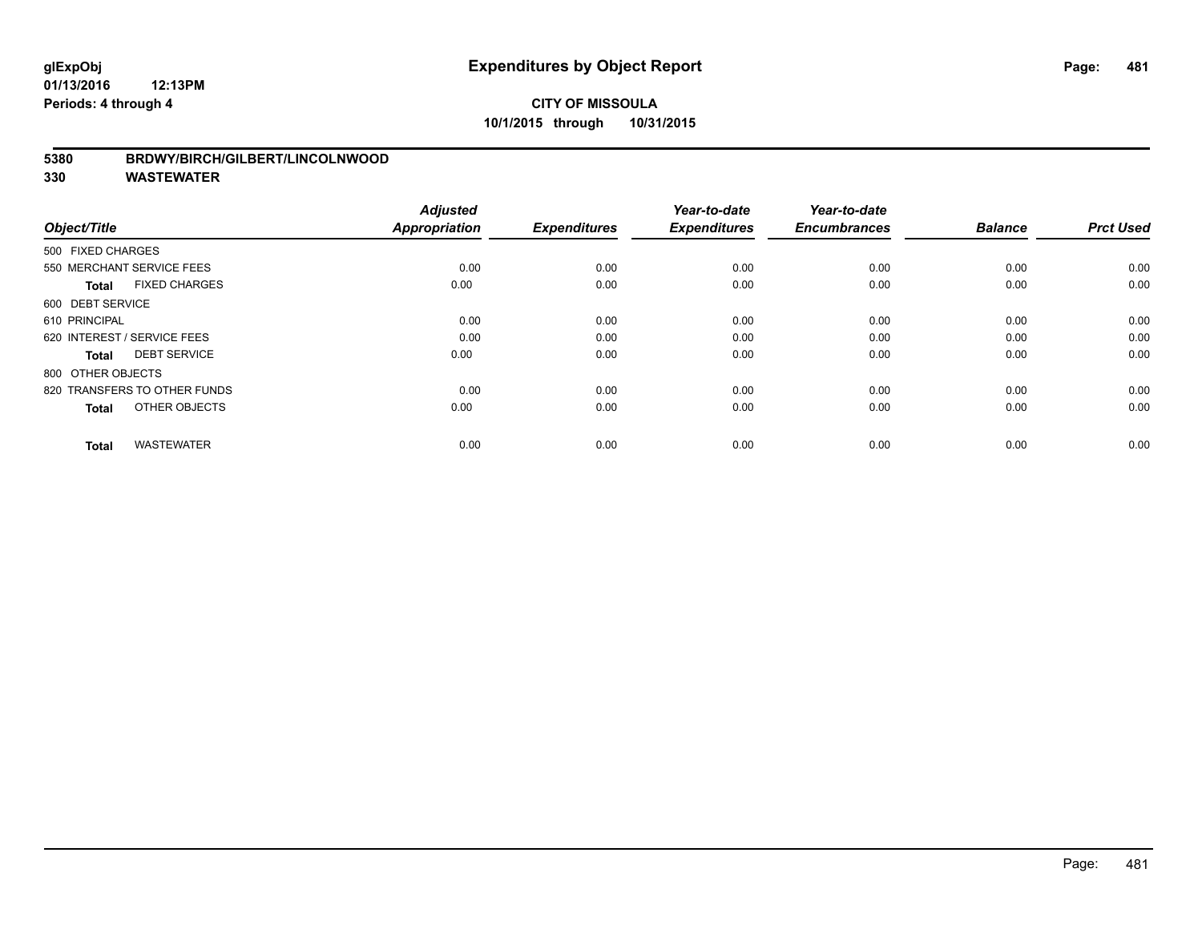**glExpObj** **Expenditures by Object Report**

**01/13/2016 12:13PM**

**Periods: 4 through 4**

**CITY OF MISSOULA**

**10/1/2015 through 10/31/2015**

**5380 BRDWY/BIRCH/GILBERT/LINCOLNWOOD**

**330 WASTEWATER**

| Object/Title | Adjusted Appropriation | Expenditures | Year-to-date Expenditures | Year-to-date Encumbrances | Balance | Prct Used |
|---|---|---|---|---|---|---|
| 500 FIXED CHARGES | | | | | | |
| 550 MERCHANT SERVICE FEES | 0.00 | 0.00 | 0.00 | 0.00 | 0.00 | 0.00 |
| **Total** FIXED CHARGES | 0.00 | 0.00 | 0.00 | 0.00 | 0.00 | 0.00 |
| 600 DEBT SERVICE | | | | | | |
| 610 PRINCIPAL | 0.00 | 0.00 | 0.00 | 0.00 | 0.00 | 0.00 |
| 620 INTEREST / SERVICE FEES | 0.00 | 0.00 | 0.00 | 0.00 | 0.00 | 0.00 |
| **Total** DEBT SERVICE | 0.00 | 0.00 | 0.00 | 0.00 | 0.00 | 0.00 |
| 800 OTHER OBJECTS | | | | | | |
| 820 TRANSFERS TO OTHER FUNDS | 0.00 | 0.00 | 0.00 | 0.00 | 0.00 | 0.00 |
| **Total** OTHER OBJECTS | 0.00 | 0.00 | 0.00 | 0.00 | 0.00 | 0.00 |
| **Total** WASTEWATER | 0.00 | 0.00 | 0.00 | 0.00 | 0.00 | 0.00 |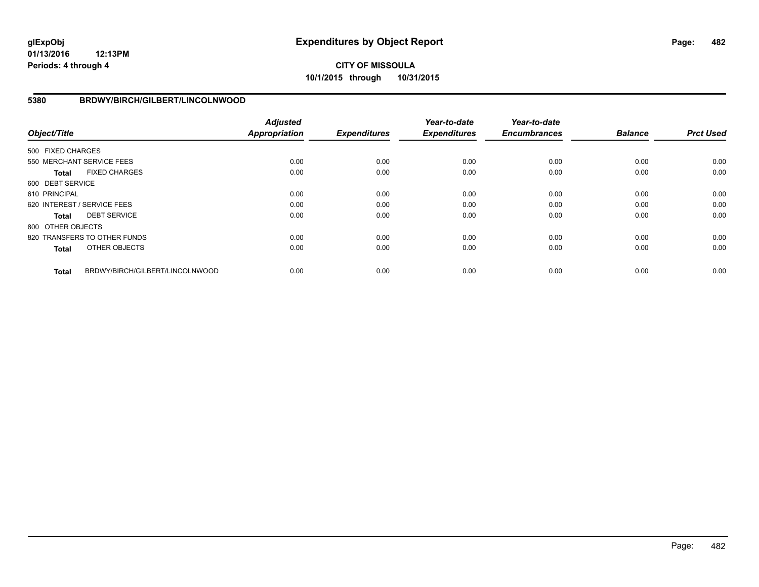# Expenditures by Object Report

glExpObj
01/13/2016 12:13PM
Periods: 4 through 4

**CITY OF MISSOULA**
**10/1/2015 through 10/31/2015**

## 5380 BRDWY/BIRCH/GILBERT/LINCOLNWOOD

| Object/Title | Adjusted Appropriation | Expenditures | Year-to-date Expenditures | Year-to-date Encumbrances | Balance | Prct Used |
|---|---|---|---|---|---|---|
| 500 FIXED CHARGES | | | | | | |
| 550 MERCHANT SERVICE FEES | 0.00 | 0.00 | 0.00 | 0.00 | 0.00 | 0.00 |
| **Total** FIXED CHARGES | 0.00 | 0.00 | 0.00 | 0.00 | 0.00 | 0.00 |
| 600 DEBT SERVICE | | | | | | |
| 610 PRINCIPAL | 0.00 | 0.00 | 0.00 | 0.00 | 0.00 | 0.00 |
| 620 INTEREST / SERVICE FEES | 0.00 | 0.00 | 0.00 | 0.00 | 0.00 | 0.00 |
| **Total** DEBT SERVICE | 0.00 | 0.00 | 0.00 | 0.00 | 0.00 | 0.00 |
| 800 OTHER OBJECTS | | | | | | |
| 820 TRANSFERS TO OTHER FUNDS | 0.00 | 0.00 | 0.00 | 0.00 | 0.00 | 0.00 |
| **Total** OTHER OBJECTS | 0.00 | 0.00 | 0.00 | 0.00 | 0.00 | 0.00 |
| **Total** BRDWY/BIRCH/GILBERT/LINCOLNWOOD | 0.00 | 0.00 | 0.00 | 0.00 | 0.00 | 0.00 |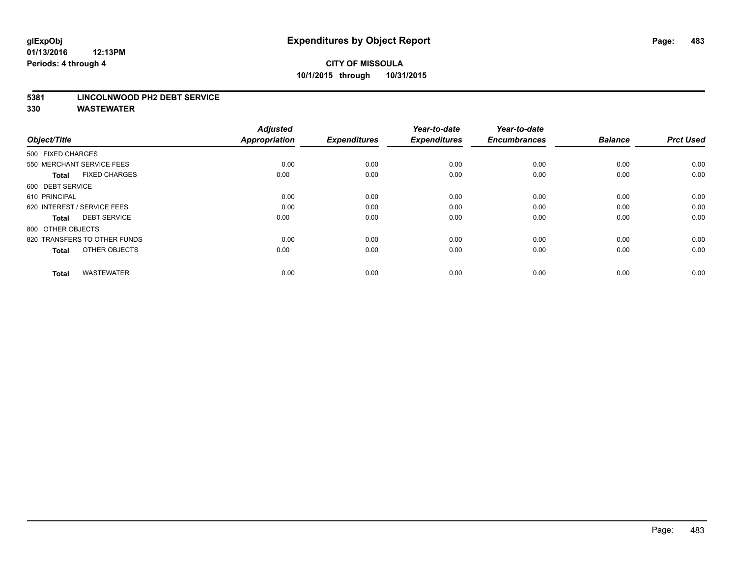# Expenditures by Object Report

glExpObj
01/13/2016 12:13PM
Periods: 4 through 4

**CITY OF MISSOULA**
**10/1/2015 through 10/31/2015**

**5381 LINCOLNWOOD PH2 DEBT SERVICE**
**330 WASTEWATER**

| Object/Title | | Adjusted Appropriation | Expenditures | Year-to-date Expenditures | Year-to-date Encumbrances | Balance | Prct Used |
|---|---|---|---|---|---|---|---|
| 500 FIXED CHARGES | | | | | | | |
| 550 MERCHANT SERVICE FEES | | 0.00 | 0.00 | 0.00 | 0.00 | 0.00 | 0.00 |
| **Total** | FIXED CHARGES | 0.00 | 0.00 | 0.00 | 0.00 | 0.00 | 0.00 |
| 600 DEBT SERVICE | | | | | | | |
| 610 PRINCIPAL | | 0.00 | 0.00 | 0.00 | 0.00 | 0.00 | 0.00 |
| 620 INTEREST / SERVICE FEES | | 0.00 | 0.00 | 0.00 | 0.00 | 0.00 | 0.00 |
| **Total** | DEBT SERVICE | 0.00 | 0.00 | 0.00 | 0.00 | 0.00 | 0.00 |
| 800 OTHER OBJECTS | | | | | | | |
| 820 TRANSFERS TO OTHER FUNDS | | 0.00 | 0.00 | 0.00 | 0.00 | 0.00 | 0.00 |
| **Total** | OTHER OBJECTS | 0.00 | 0.00 | 0.00 | 0.00 | 0.00 | 0.00 |
| **Total** | WASTEWATER | 0.00 | 0.00 | 0.00 | 0.00 | 0.00 | 0.00 |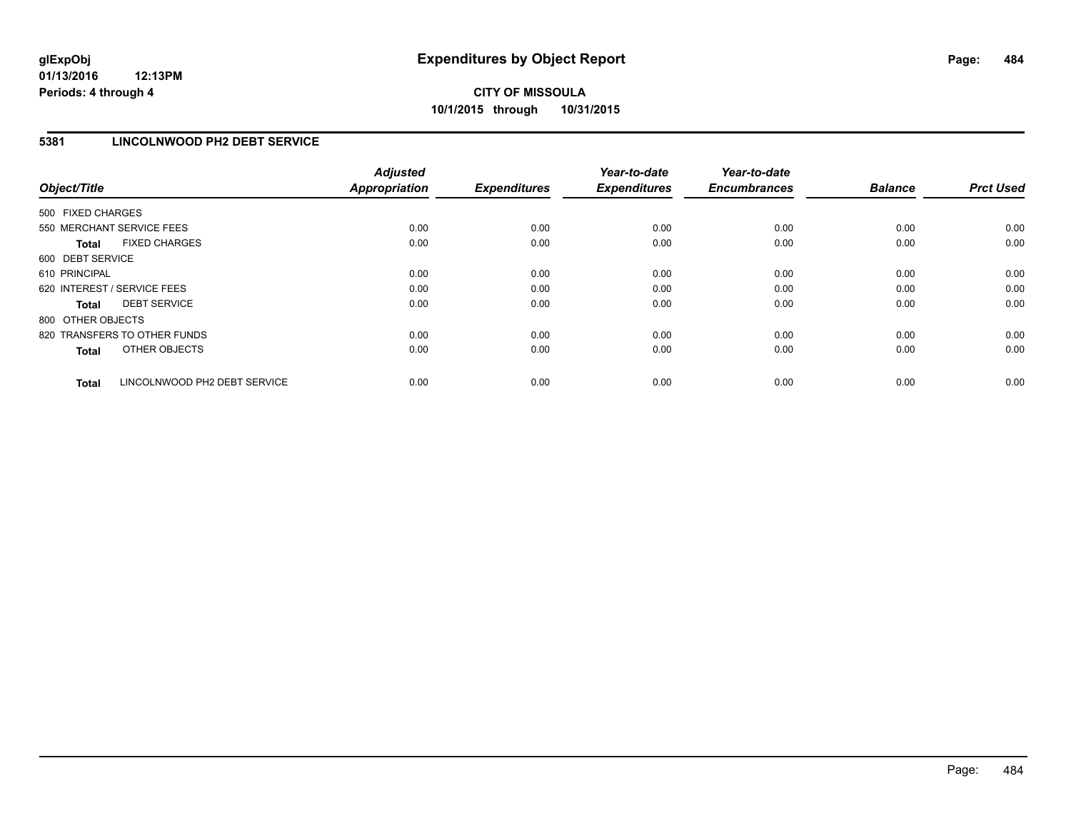**glExpObj** **Expenditures by Object Report**
**01/13/2016 12:13PM**
**Periods: 4 through 4**

**CITY OF MISSOULA**
**10/1/2015 through 10/31/2015**

## 5381 LINCOLNWOOD PH2 DEBT SERVICE

| Object/Title | Adjusted Appropriation | Expenditures | Year-to-date Expenditures | Year-to-date Encumbrances | Balance | Prct Used |
|---|---|---|---|---|---|---|
| 500 FIXED CHARGES | | | | | | |
| 550 MERCHANT SERVICE FEES | 0.00 | 0.00 | 0.00 | 0.00 | 0.00 | 0.00 |
| **Total** FIXED CHARGES | 0.00 | 0.00 | 0.00 | 0.00 | 0.00 | 0.00 |
| 600 DEBT SERVICE | | | | | | |
| 610 PRINCIPAL | 0.00 | 0.00 | 0.00 | 0.00 | 0.00 | 0.00 |
| 620 INTEREST / SERVICE FEES | 0.00 | 0.00 | 0.00 | 0.00 | 0.00 | 0.00 |
| **Total** DEBT SERVICE | 0.00 | 0.00 | 0.00 | 0.00 | 0.00 | 0.00 |
| 800 OTHER OBJECTS | | | | | | |
| 820 TRANSFERS TO OTHER FUNDS | 0.00 | 0.00 | 0.00 | 0.00 | 0.00 | 0.00 |
| **Total** OTHER OBJECTS | 0.00 | 0.00 | 0.00 | 0.00 | 0.00 | 0.00 |
| **Total** LINCOLNWOOD PH2 DEBT SERVICE | 0.00 | 0.00 | 0.00 | 0.00 | 0.00 | 0.00 |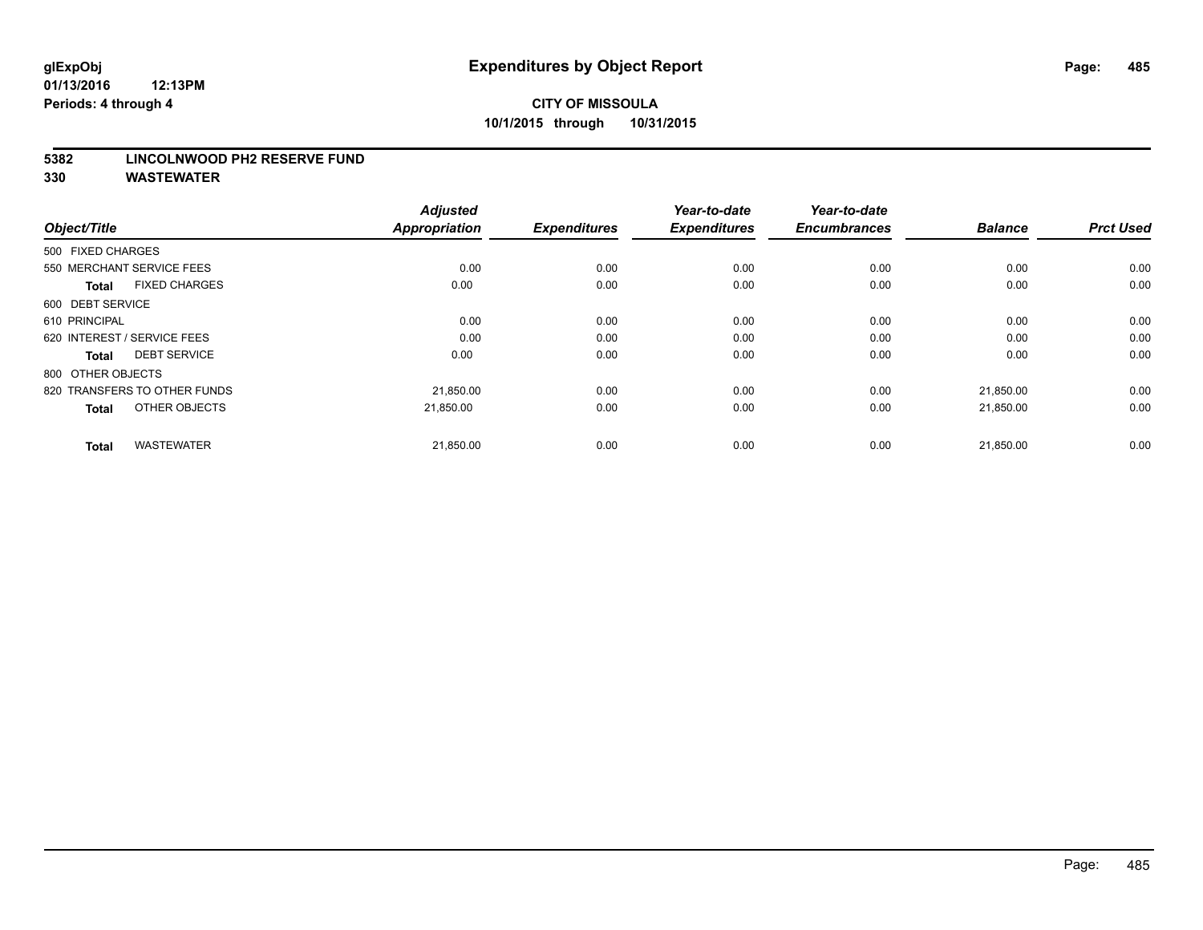**glExpObj**
**01/13/2016 12:13PM**
**Periods: 4 through 4**

# Expenditures by Object Report

**CITY OF MISSOULA**
**10/1/2015 through 10/31/2015**

**5382 LINCOLNWOOD PH2 RESERVE FUND**
**330 WASTEWATER**

| Object/Title | Adjusted Appropriation | Expenditures | Year-to-date Expenditures | Year-to-date Encumbrances | Balance | Prct Used |
|---|---|---|---|---|---|---|
| 500 FIXED CHARGES | | | | | | |
| 550 MERCHANT SERVICE FEES | 0.00 | 0.00 | 0.00 | 0.00 | 0.00 | 0.00 |
| **Total** FIXED CHARGES | 0.00 | 0.00 | 0.00 | 0.00 | 0.00 | 0.00 |
| 600 DEBT SERVICE | | | | | | |
| 610 PRINCIPAL | 0.00 | 0.00 | 0.00 | 0.00 | 0.00 | 0.00 |
| 620 INTEREST / SERVICE FEES | 0.00 | 0.00 | 0.00 | 0.00 | 0.00 | 0.00 |
| **Total** DEBT SERVICE | 0.00 | 0.00 | 0.00 | 0.00 | 0.00 | 0.00 |
| 800 OTHER OBJECTS | | | | | | |
| 820 TRANSFERS TO OTHER FUNDS | 21,850.00 | 0.00 | 0.00 | 0.00 | 21,850.00 | 0.00 |
| **Total** OTHER OBJECTS | 21,850.00 | 0.00 | 0.00 | 0.00 | 21,850.00 | 0.00 |
| **Total** WASTEWATER | 21,850.00 | 0.00 | 0.00 | 0.00 | 21,850.00 | 0.00 |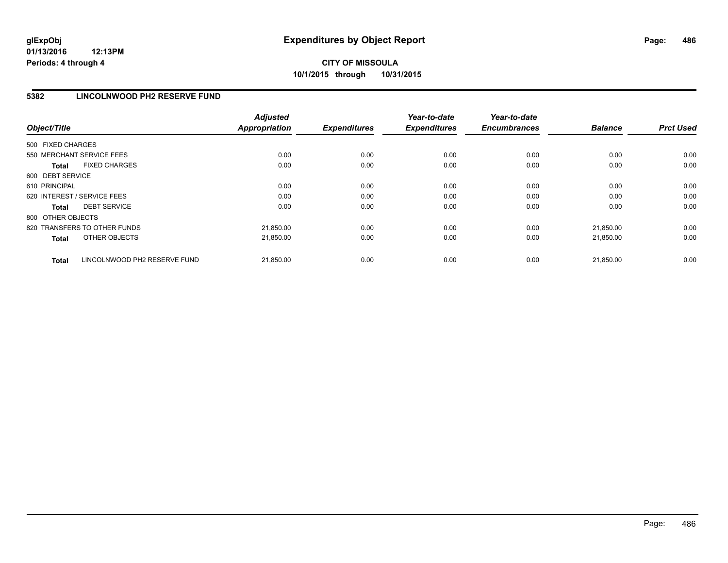**CITY OF MISSOULA**

**10/1/2015 through 10/31/2015**

**glExpObj**
**01/13/2016 12:13PM**
**Periods: 4 through 4**

# Expenditures by Object Report

## 5382 LINCOLNWOOD PH2 RESERVE FUND

| Object/Title | Adjusted Appropriation | Expenditures | Year-to-date Expenditures | Year-to-date Encumbrances | Balance | Prct Used |
|---|---|---|---|---|---|---|
| 500 FIXED CHARGES | | | | | | |
| 550 MERCHANT SERVICE FEES | 0.00 | 0.00 | 0.00 | 0.00 | 0.00 | 0.00 |
| **Total** FIXED CHARGES | 0.00 | 0.00 | 0.00 | 0.00 | 0.00 | 0.00 |
| 600 DEBT SERVICE | | | | | | |
| 610 PRINCIPAL | 0.00 | 0.00 | 0.00 | 0.00 | 0.00 | 0.00 |
| 620 INTEREST / SERVICE FEES | 0.00 | 0.00 | 0.00 | 0.00 | 0.00 | 0.00 |
| **Total** DEBT SERVICE | 0.00 | 0.00 | 0.00 | 0.00 | 0.00 | 0.00 |
| 800 OTHER OBJECTS | | | | | | |
| 820 TRANSFERS TO OTHER FUNDS | 21,850.00 | 0.00 | 0.00 | 0.00 | 21,850.00 | 0.00 |
| **Total** OTHER OBJECTS | 21,850.00 | 0.00 | 0.00 | 0.00 | 21,850.00 | 0.00 |
| **Total** LINCOLNWOOD PH2 RESERVE FUND | 21,850.00 | 0.00 | 0.00 | 0.00 | 21,850.00 | 0.00 |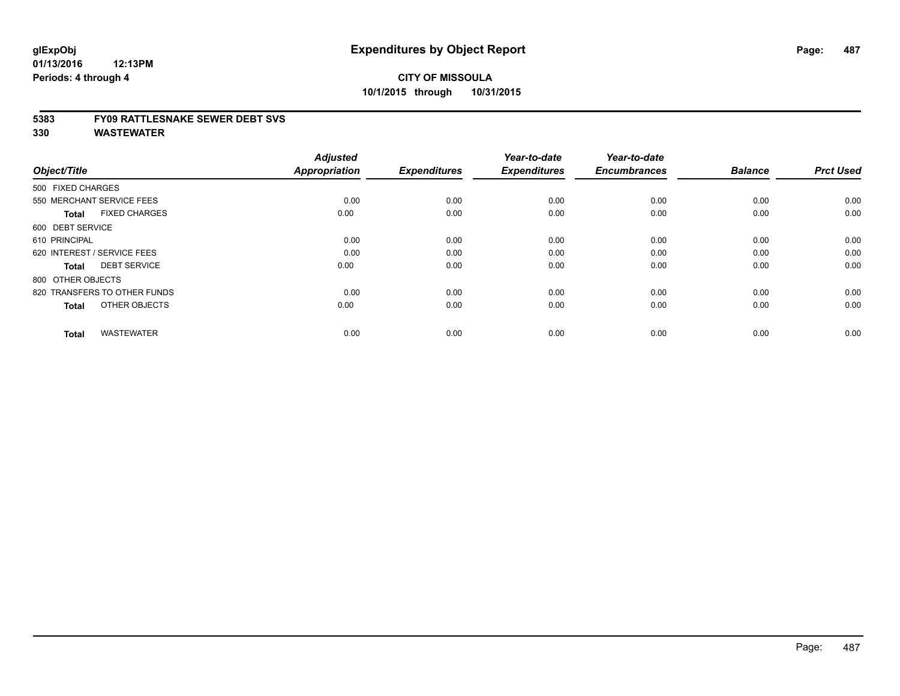**glExpObj**
**01/13/2016 12:13PM**
**Periods: 4 through 4**

# Expenditures by Object Report

**CITY OF MISSOULA**
**10/1/2015 through 10/31/2015**

**5383 FY09 RATTLESNAKE SEWER DEBT SVS**
**330 WASTEWATER**

| Object/Title | Adjusted Appropriation | Expenditures | Year-to-date Expenditures | Year-to-date Encumbrances | Balance | Prct Used |
|---|---|---|---|---|---|---|
| 500 FIXED CHARGES | | | | | | |
| 550 MERCHANT SERVICE FEES | 0.00 | 0.00 | 0.00 | 0.00 | 0.00 | 0.00 |
| **Total** FIXED CHARGES | 0.00 | 0.00 | 0.00 | 0.00 | 0.00 | 0.00 |
| 600 DEBT SERVICE | | | | | | |
| 610 PRINCIPAL | 0.00 | 0.00 | 0.00 | 0.00 | 0.00 | 0.00 |
| 620 INTEREST / SERVICE FEES | 0.00 | 0.00 | 0.00 | 0.00 | 0.00 | 0.00 |
| **Total** DEBT SERVICE | 0.00 | 0.00 | 0.00 | 0.00 | 0.00 | 0.00 |
| 800 OTHER OBJECTS | | | | | | |
| 820 TRANSFERS TO OTHER FUNDS | 0.00 | 0.00 | 0.00 | 0.00 | 0.00 | 0.00 |
| **Total** OTHER OBJECTS | 0.00 | 0.00 | 0.00 | 0.00 | 0.00 | 0.00 |
| **Total** WASTEWATER | 0.00 | 0.00 | 0.00 | 0.00 | 0.00 | 0.00 |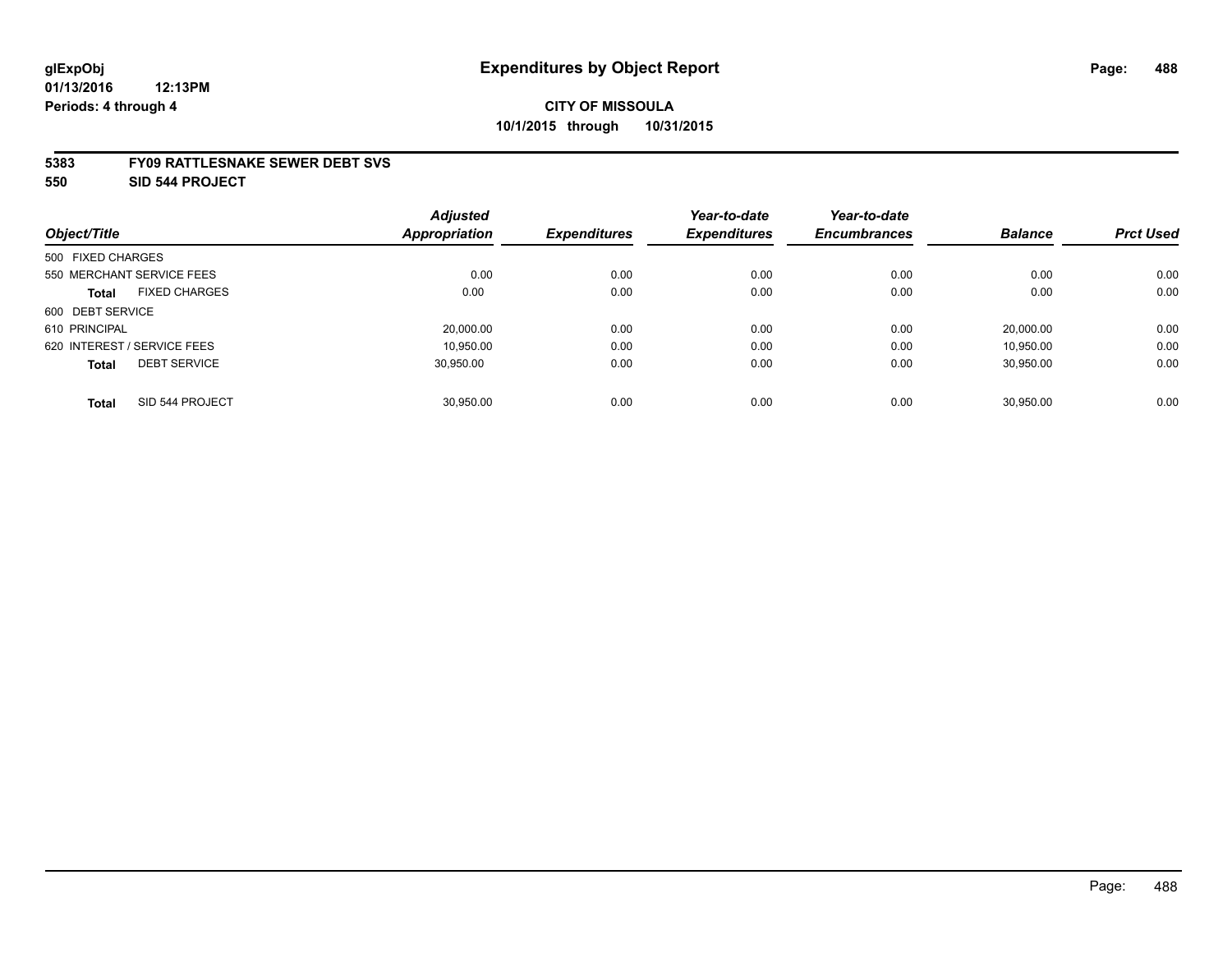**glExpObj**
**01/13/2016 12:13PM**
**Periods: 4 through 4**

# Expenditures by Object Report

**CITY OF MISSOULA**
**10/1/2015 through 10/31/2015**

**5383 FY09 RATTLESNAKE SEWER DEBT SVS**
**550 SID 544 PROJECT**

| Object/Title | | Adjusted Appropriation | Expenditures | Year-to-date Expenditures | Year-to-date Encumbrances | Balance | Prct Used |
|---|---|---|---|---|---|---|---|
| 500 FIXED CHARGES | | | | | | | |
| 550 MERCHANT SERVICE FEES | | 0.00 | 0.00 | 0.00 | 0.00 | 0.00 | 0.00 |
| **Total** | FIXED CHARGES | 0.00 | 0.00 | 0.00 | 0.00 | 0.00 | 0.00 |
| 600 DEBT SERVICE | | | | | | | |
| 610 PRINCIPAL | | 20,000.00 | 0.00 | 0.00 | 0.00 | 20,000.00 | 0.00 |
| 620 INTEREST / SERVICE FEES | | 10,950.00 | 0.00 | 0.00 | 0.00 | 10,950.00 | 0.00 |
| **Total** | DEBT SERVICE | 30,950.00 | 0.00 | 0.00 | 0.00 | 30,950.00 | 0.00 |
| **Total** | SID 544 PROJECT | 30,950.00 | 0.00 | 0.00 | 0.00 | 30,950.00 | 0.00 |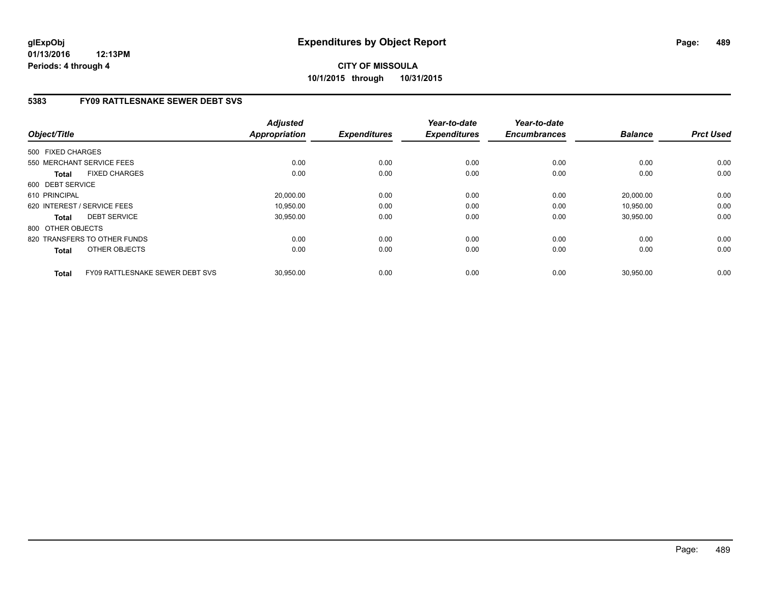# Expenditures by Object Report

glExpObj
01/13/2016 12:13PM
Periods: 4 through 4

**CITY OF MISSOULA**
**10/1/2015 through 10/31/2015**

## 5383 FY09 RATTLESNAKE SEWER DEBT SVS

| Object/Title | | *Adjusted Appropriation* | *Expenditures* | *Year-to-date Expenditures* | *Year-to-date Encumbrances* | *Balance* | *Prct Used* |
|---|---|---|---|---|---|---|---|
| 500 FIXED CHARGES | | | | | | | |
| 550 MERCHANT SERVICE FEES | | 0.00 | 0.00 | 0.00 | 0.00 | 0.00 | 0.00 |
| **Total** | FIXED CHARGES | 0.00 | 0.00 | 0.00 | 0.00 | 0.00 | 0.00 |
| 600 DEBT SERVICE | | | | | | | |
| 610 PRINCIPAL | | 20,000.00 | 0.00 | 0.00 | 0.00 | 20,000.00 | 0.00 |
| 620 INTEREST / SERVICE FEES | | 10,950.00 | 0.00 | 0.00 | 0.00 | 10,950.00 | 0.00 |
| **Total** | DEBT SERVICE | 30,950.00 | 0.00 | 0.00 | 0.00 | 30,950.00 | 0.00 |
| 800 OTHER OBJECTS | | | | | | | |
| 820 TRANSFERS TO OTHER FUNDS | | 0.00 | 0.00 | 0.00 | 0.00 | 0.00 | 0.00 |
| **Total** | OTHER OBJECTS | 0.00 | 0.00 | 0.00 | 0.00 | 0.00 | 0.00 |
| **Total** | FY09 RATTLESNAKE SEWER DEBT SVS | 30,950.00 | 0.00 | 0.00 | 0.00 | 30,950.00 | 0.00 |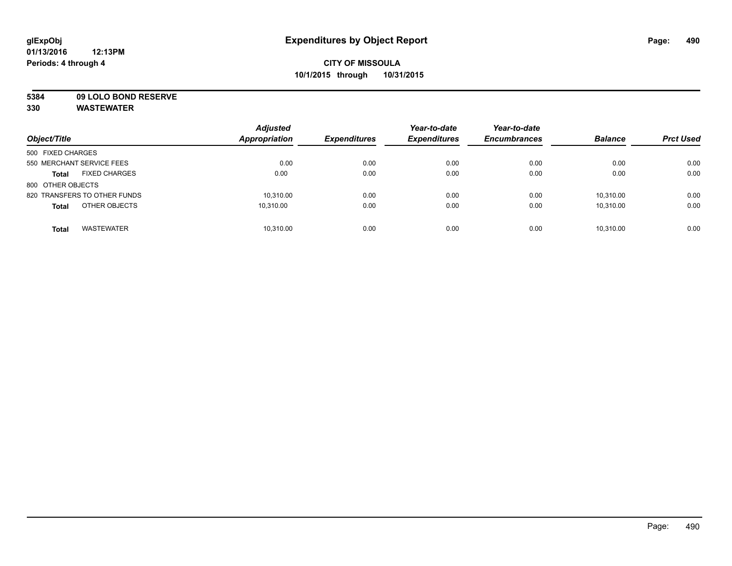**glExpObj**
**01/13/2016 12:13PM**
**Periods: 4 through 4**

# Expenditures by Object Report

**CITY OF MISSOULA**
**10/1/2015 through 10/31/2015**

**5384 09 LOLO BOND RESERVE**
**330 WASTEWATER**

| Object/Title | Adjusted Appropriation | Expenditures | Year-to-date Expenditures | Year-to-date Encumbrances | Balance | Prct Used |
|---|---|---|---|---|---|---|
| 500 FIXED CHARGES | | | | | | |
| 550 MERCHANT SERVICE FEES | 0.00 | 0.00 | 0.00 | 0.00 | 0.00 | 0.00 |
| **Total** FIXED CHARGES | 0.00 | 0.00 | 0.00 | 0.00 | 0.00 | 0.00 |
| 800 OTHER OBJECTS | | | | | | |
| 820 TRANSFERS TO OTHER FUNDS | 10,310.00 | 0.00 | 0.00 | 0.00 | 10,310.00 | 0.00 |
| **Total** OTHER OBJECTS | 10,310.00 | 0.00 | 0.00 | 0.00 | 10,310.00 | 0.00 |
| **Total** WASTEWATER | 10,310.00 | 0.00 | 0.00 | 0.00 | 10,310.00 | 0.00 |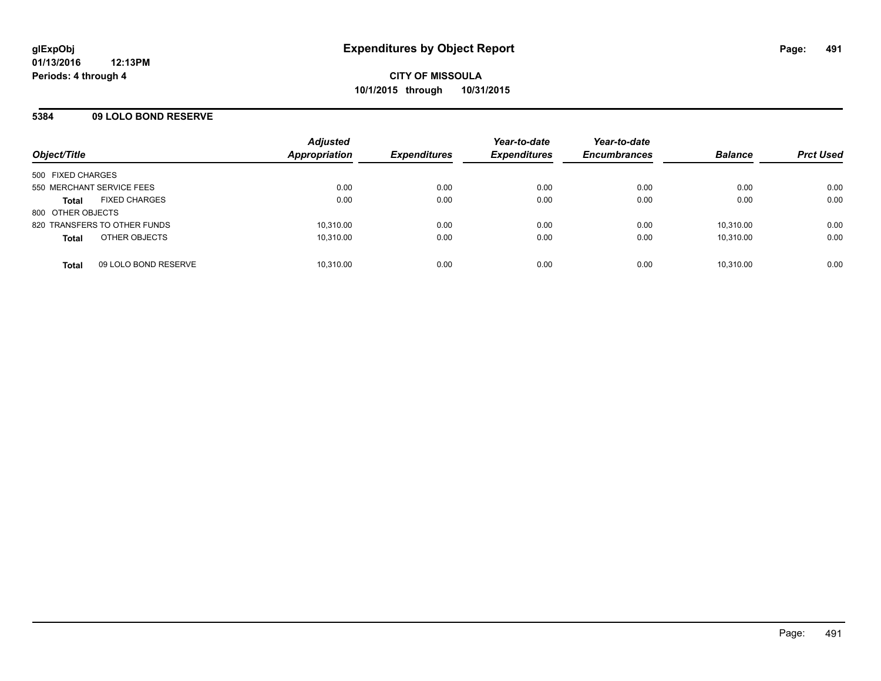# Expenditures by Object Report

glExpObj
01/13/2016 12:13PM
Periods: 4 through 4

**CITY OF MISSOULA**
**10/1/2015 through 10/31/2015**

## 5384 09 LOLO BOND RESERVE

| Object/Title | Adjusted Appropriation | Expenditures | Year-to-date Expenditures | Year-to-date Encumbrances | Balance | Prct Used |
|---|---|---|---|---|---|---|
| 500 FIXED CHARGES | | | | | | |
| 550 MERCHANT SERVICE FEES | 0.00 | 0.00 | 0.00 | 0.00 | 0.00 | 0.00 |
| **Total** FIXED CHARGES | 0.00 | 0.00 | 0.00 | 0.00 | 0.00 | 0.00 |
| 800 OTHER OBJECTS | | | | | | |
| 820 TRANSFERS TO OTHER FUNDS | 10,310.00 | 0.00 | 0.00 | 0.00 | 10,310.00 | 0.00 |
| **Total** OTHER OBJECTS | 10,310.00 | 0.00 | 0.00 | 0.00 | 10,310.00 | 0.00 |
| **Total** 09 LOLO BOND RESERVE | 10,310.00 | 0.00 | 0.00 | 0.00 | 10,310.00 | 0.00 |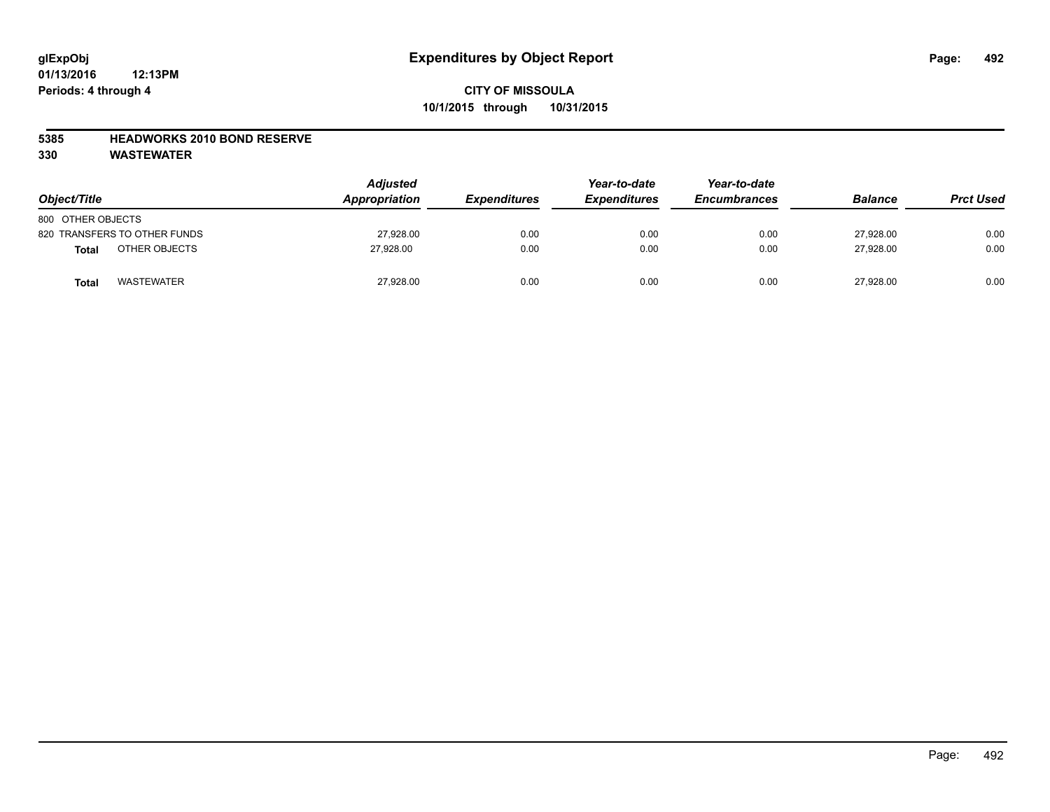# Expenditures by Object Report

glExpObj
01/13/2016 12:13PM
Periods: 4 through 4

**CITY OF MISSOULA**
**10/1/2015 through 10/31/2015**

**5385 HEADWORKS 2010 BOND RESERVE**
**330 WASTEWATER**

| Object/Title | Adjusted Appropriation | Expenditures | Year-to-date Expenditures | Year-to-date Encumbrances | Balance | Prct Used |
|---|---|---|---|---|---|---|
| 800 OTHER OBJECTS | | | | | | |
| 820 TRANSFERS TO OTHER FUNDS | 27,928.00 | 0.00 | 0.00 | 0.00 | 27,928.00 | 0.00 |
| **Total** OTHER OBJECTS | 27,928.00 | 0.00 | 0.00 | 0.00 | 27,928.00 | 0.00 |
| **Total** WASTEWATER | 27,928.00 | 0.00 | 0.00 | 0.00 | 27,928.00 | 0.00 |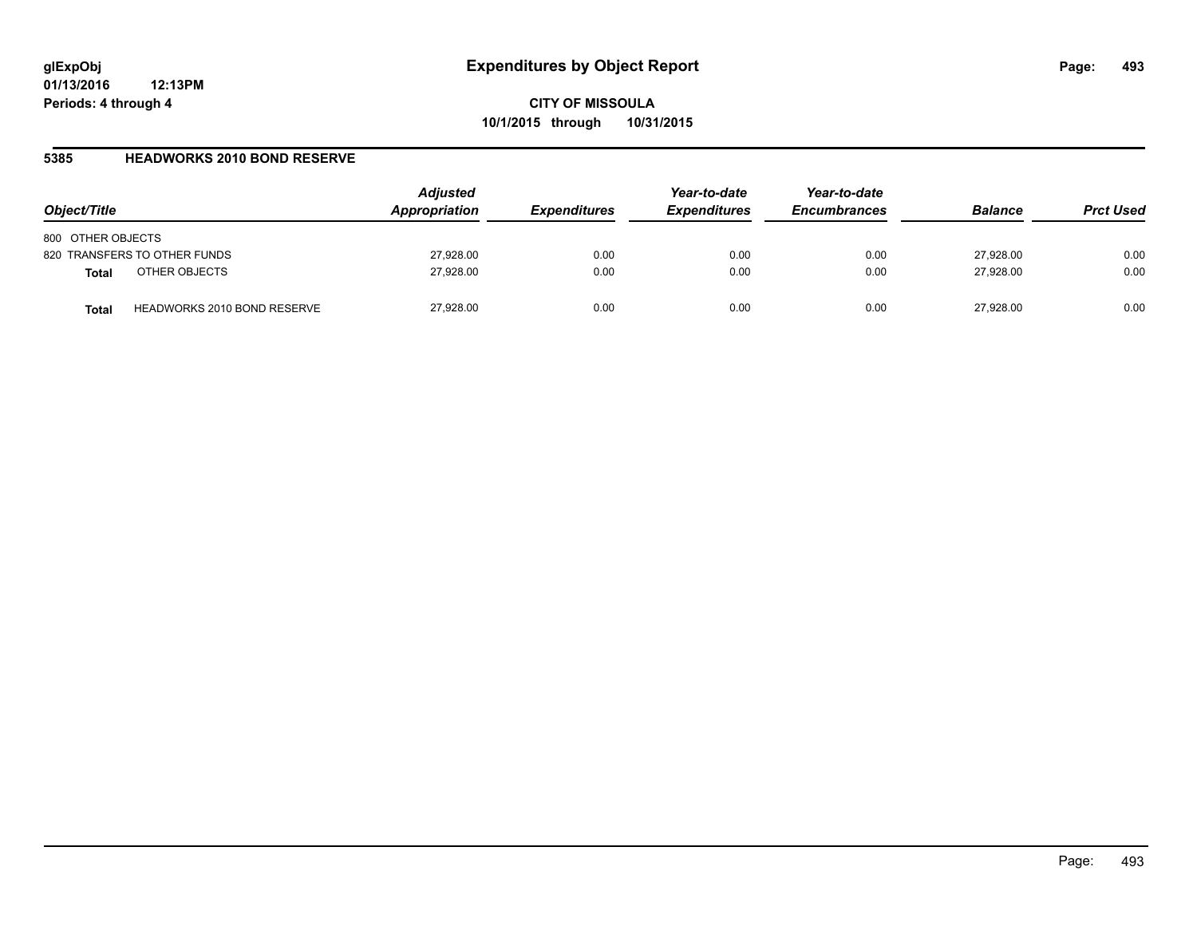**glExpObj**
**01/13/2016 12:13PM**
**Periods: 4 through 4**

# Expenditures by Object Report

**CITY OF MISSOULA**
**10/1/2015 through 10/31/2015**

## 5385 HEADWORKS 2010 BOND RESERVE

| Object/Title | | Adjusted Appropriation | Expenditures | Year-to-date Expenditures | Year-to-date Encumbrances | Balance | Prct Used |
|---|---|---|---|---|---|---|---|
| 800 OTHER OBJECTS | | | | | | | |
| 820 TRANSFERS TO OTHER FUNDS | | 27,928.00 | 0.00 | 0.00 | 0.00 | 27,928.00 | 0.00 |
| **Total** | OTHER OBJECTS | 27,928.00 | 0.00 | 0.00 | 0.00 | 27,928.00 | 0.00 |
| **Total** | HEADWORKS 2010 BOND RESERVE | 27,928.00 | 0.00 | 0.00 | 0.00 | 27,928.00 | 0.00 |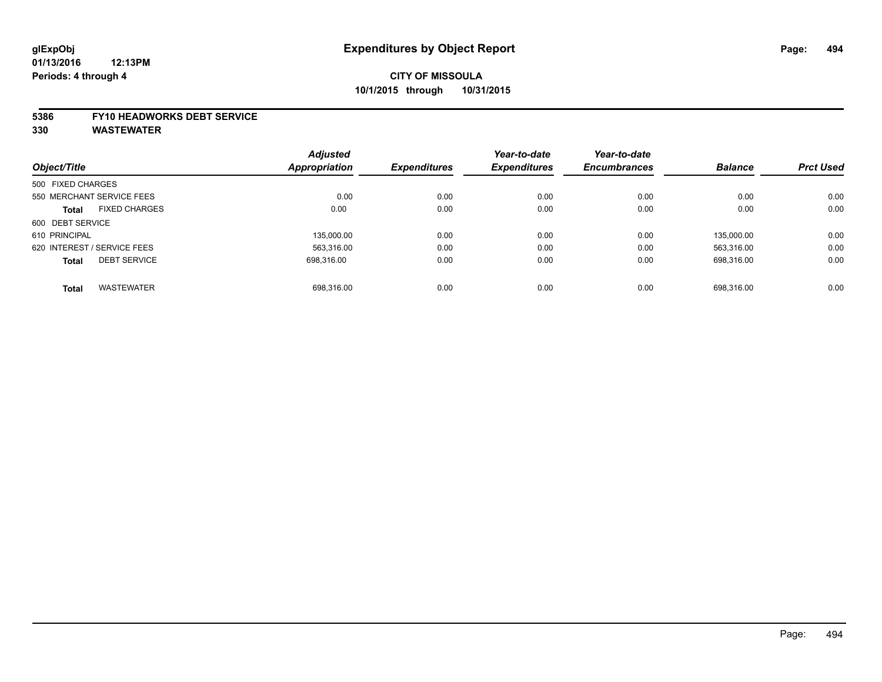**glExpObj**
**01/13/2016 12:13PM**
**Periods: 4 through 4**

# Expenditures by Object Report

**CITY OF MISSOULA**
**10/1/2015 through 10/31/2015**

**5386 FY10 HEADWORKS DEBT SERVICE**
**330 WASTEWATER**

| Object/Title | Adjusted Appropriation | Expenditures | Year-to-date Expenditures | Year-to-date Encumbrances | Balance | Prct Used |
|---|---|---|---|---|---|---|
| 500 FIXED CHARGES | | | | | | |
| 550 MERCHANT SERVICE FEES | 0.00 | 0.00 | 0.00 | 0.00 | 0.00 | 0.00 |
| **Total** FIXED CHARGES | 0.00 | 0.00 | 0.00 | 0.00 | 0.00 | 0.00 |
| 600 DEBT SERVICE | | | | | | |
| 610 PRINCIPAL | 135,000.00 | 0.00 | 0.00 | 0.00 | 135,000.00 | 0.00 |
| 620 INTEREST / SERVICE FEES | 563,316.00 | 0.00 | 0.00 | 0.00 | 563,316.00 | 0.00 |
| **Total** DEBT SERVICE | 698,316.00 | 0.00 | 0.00 | 0.00 | 698,316.00 | 0.00 |
| **Total** WASTEWATER | 698,316.00 | 0.00 | 0.00 | 0.00 | 698,316.00 | 0.00 |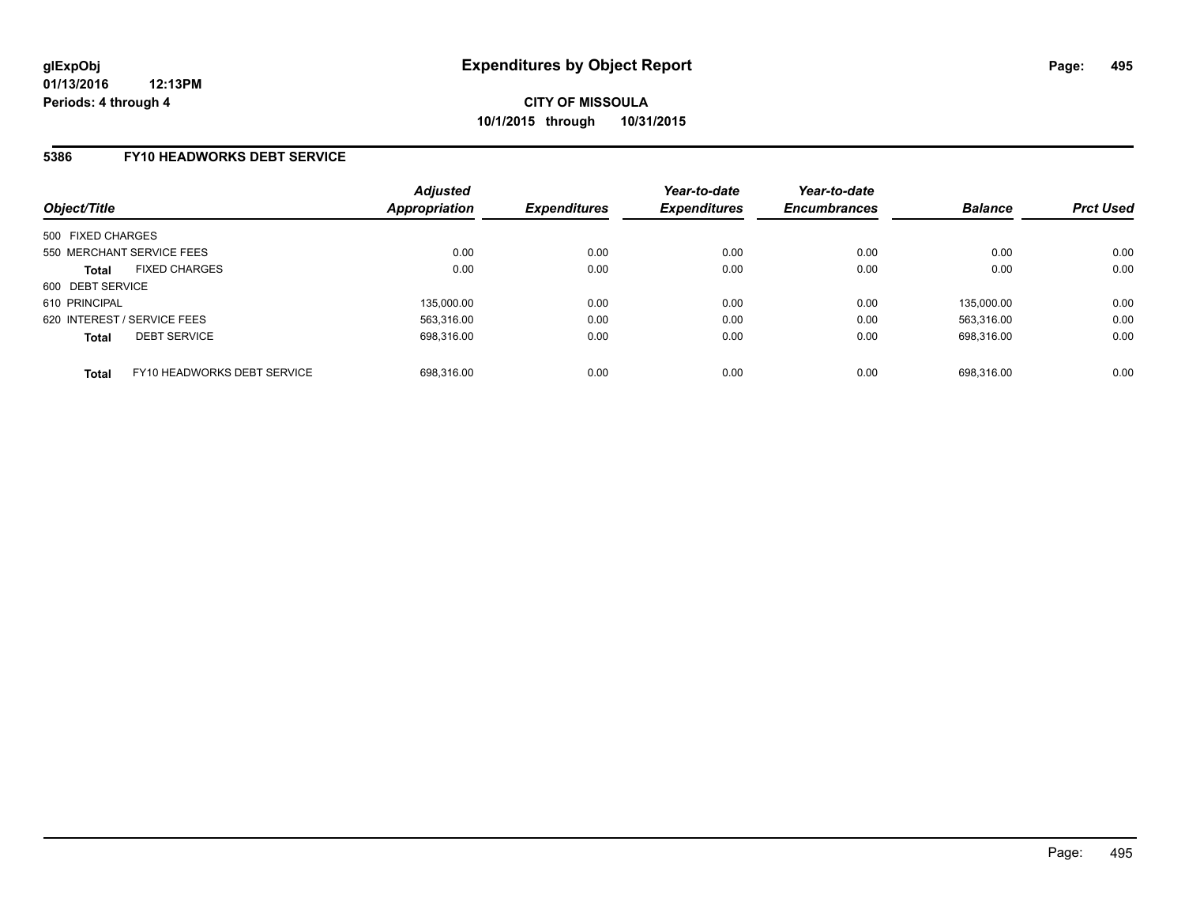**glExpObj**
**01/13/2016 12:13PM**
**Periods: 4 through 4**

# Expenditures by Object Report

**CITY OF MISSOULA**
**10/1/2015 through 10/31/2015**

## 5386 FY10 HEADWORKS DEBT SERVICE

| Object/Title | | Adjusted Appropriation | Expenditures | Year-to-date Expenditures | Year-to-date Encumbrances | Balance | Prct Used |
|---|---|---|---|---|---|---|---|
| 500 FIXED CHARGES | | | | | | | |
| 550 MERCHANT SERVICE FEES | | 0.00 | 0.00 | 0.00 | 0.00 | 0.00 | 0.00 |
| **Total** | FIXED CHARGES | 0.00 | 0.00 | 0.00 | 0.00 | 0.00 | 0.00 |
| 600 DEBT SERVICE | | | | | | | |
| 610 PRINCIPAL | | 135,000.00 | 0.00 | 0.00 | 0.00 | 135,000.00 | 0.00 |
| 620 INTEREST / SERVICE FEES | | 563,316.00 | 0.00 | 0.00 | 0.00 | 563,316.00 | 0.00 |
| **Total** | DEBT SERVICE | 698,316.00 | 0.00 | 0.00 | 0.00 | 698,316.00 | 0.00 |
| **Total** | FY10 HEADWORKS DEBT SERVICE | 698,316.00 | 0.00 | 0.00 | 0.00 | 698,316.00 | 0.00 |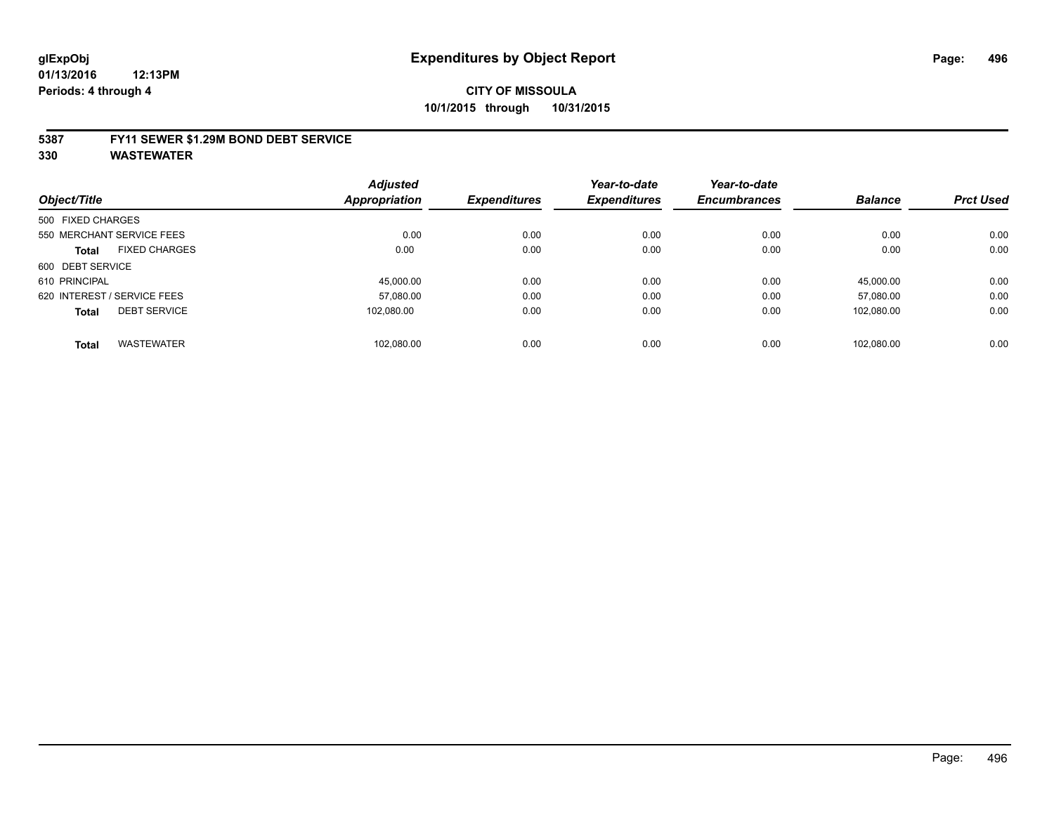**glExpObj**
**01/13/2016 12:13PM**
**Periods: 4 through 4**

# Expenditures by Object Report

**CITY OF MISSOULA**
**10/1/2015 through 10/31/2015**

## 5387 FY11 SEWER $1.29M BOND DEBT SERVICE
## 330 WASTEWATER

| Object/Title | Adjusted Appropriation | Expenditures | Year-to-date Expenditures | Year-to-date Encumbrances | Balance | Prct Used |
|---|---|---|---|---|---|---|
| 500 FIXED CHARGES | | | | | | |
| 550 MERCHANT SERVICE FEES | 0.00 | 0.00 | 0.00 | 0.00 | 0.00 | 0.00 |
| **Total** FIXED CHARGES | 0.00 | 0.00 | 0.00 | 0.00 | 0.00 | 0.00 |
| 600 DEBT SERVICE | | | | | | |
| 610 PRINCIPAL | 45,000.00 | 0.00 | 0.00 | 0.00 | 45,000.00 | 0.00 |
| 620 INTEREST / SERVICE FEES | 57,080.00 | 0.00 | 0.00 | 0.00 | 57,080.00 | 0.00 |
| **Total** DEBT SERVICE | 102,080.00 | 0.00 | 0.00 | 0.00 | 102,080.00 | 0.00 |
| **Total** WASTEWATER | 102,080.00 | 0.00 | 0.00 | 0.00 | 102,080.00 | 0.00 |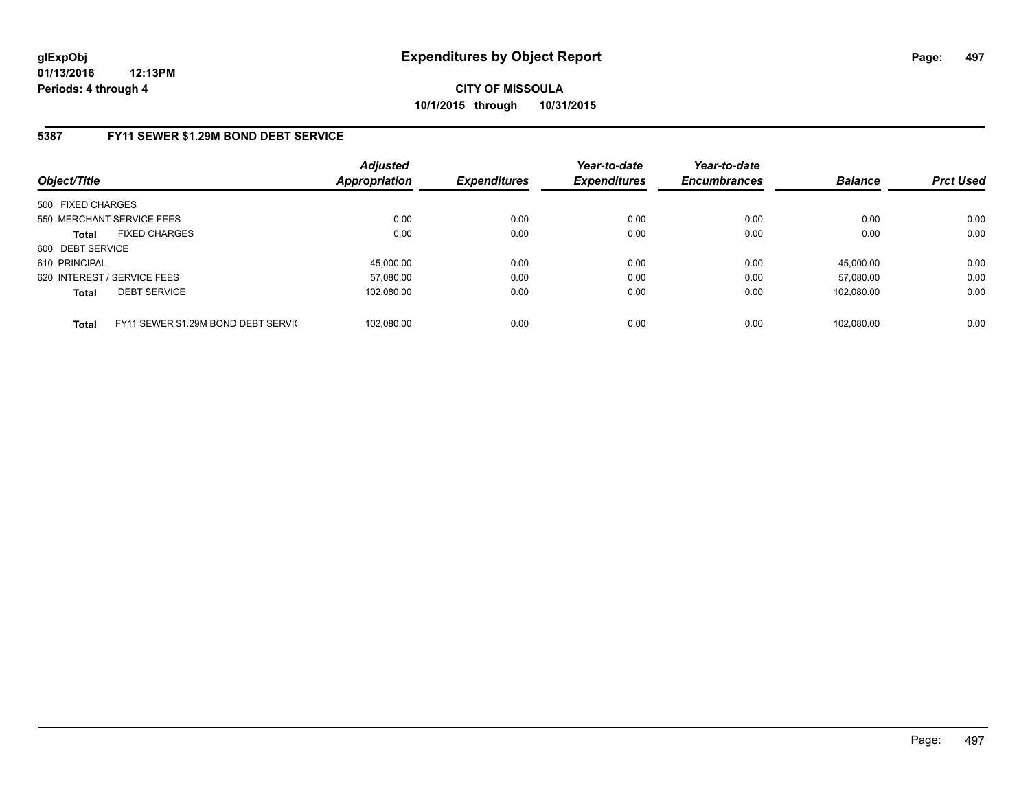glExpObj
01/13/2016 12:13PM
Periods: 4 through 4

# Expenditures by Object Report

**CITY OF MISSOULA**
**10/1/2015 through 10/31/2015**

## 5387 FY11 SEWER $1.29M BOND DEBT SERVICE

| Object/Title | | Adjusted Appropriation | Expenditures | Year-to-date Expenditures | Year-to-date Encumbrances | Balance | Prct Used |
|---|---|---|---|---|---|---|---|
| 500 FIXED CHARGES | | | | | | | |
| 550 MERCHANT SERVICE FEES | | 0.00 | 0.00 | 0.00 | 0.00 | 0.00 | 0.00 |
| **Total** | FIXED CHARGES | 0.00 | 0.00 | 0.00 | 0.00 | 0.00 | 0.00 |
| 600 DEBT SERVICE | | | | | | | |
| 610 PRINCIPAL | | 45,000.00 | 0.00 | 0.00 | 0.00 | 45,000.00 | 0.00 |
| 620 INTEREST / SERVICE FEES | | 57,080.00 | 0.00 | 0.00 | 0.00 | 57,080.00 | 0.00 |
| **Total** | DEBT SERVICE | 102,080.00 | 0.00 | 0.00 | 0.00 | 102,080.00 | 0.00 |
| **Total** | FY11 SEWER $1.29M BOND DEBT SERVIC | 102,080.00 | 0.00 | 0.00 | 0.00 | 102,080.00 | 0.00 |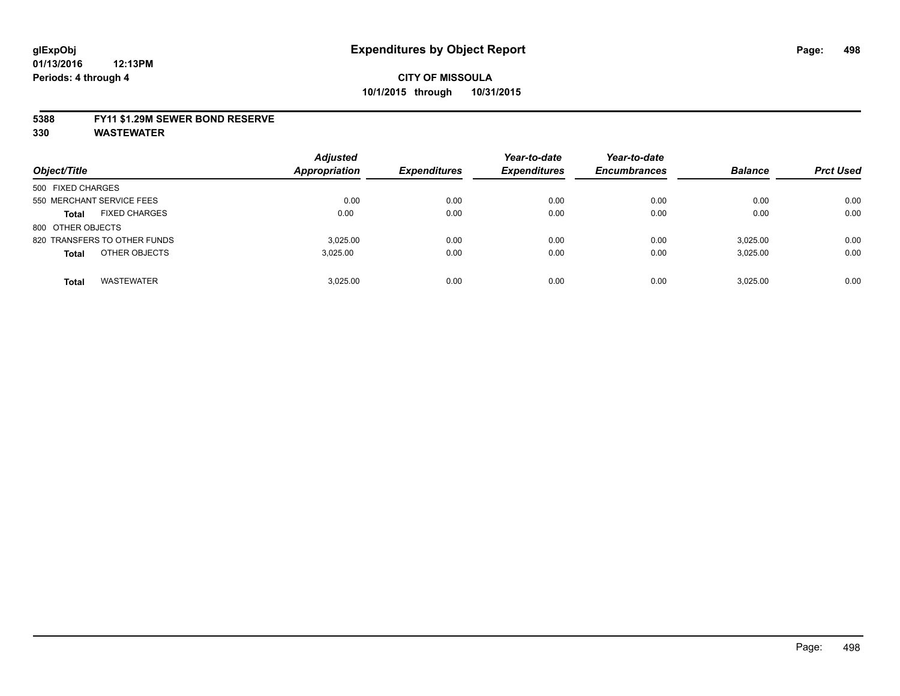# Expenditures by Object Report

glExpObj
01/13/2016 12:13PM
Periods: 4 through 4

**CITY OF MISSOULA**
**10/1/2015 through 10/31/2015**

**5388 FY11 $1.29M SEWER BOND RESERVE**
**330 WASTEWATER**

| Object/Title | Adjusted Appropriation | Expenditures | Year-to-date Expenditures | Year-to-date Encumbrances | Balance | Prct Used |
|---|---|---|---|---|---|---|
| 500 FIXED CHARGES | | | | | | |
| 550 MERCHANT SERVICE FEES | 0.00 | 0.00 | 0.00 | 0.00 | 0.00 | 0.00 |
| **Total** FIXED CHARGES | 0.00 | 0.00 | 0.00 | 0.00 | 0.00 | 0.00 |
| 800 OTHER OBJECTS | | | | | | |
| 820 TRANSFERS TO OTHER FUNDS | 3,025.00 | 0.00 | 0.00 | 0.00 | 3,025.00 | 0.00 |
| **Total** OTHER OBJECTS | 3,025.00 | 0.00 | 0.00 | 0.00 | 3,025.00 | 0.00 |
| **Total** WASTEWATER | 3,025.00 | 0.00 | 0.00 | 0.00 | 3,025.00 | 0.00 |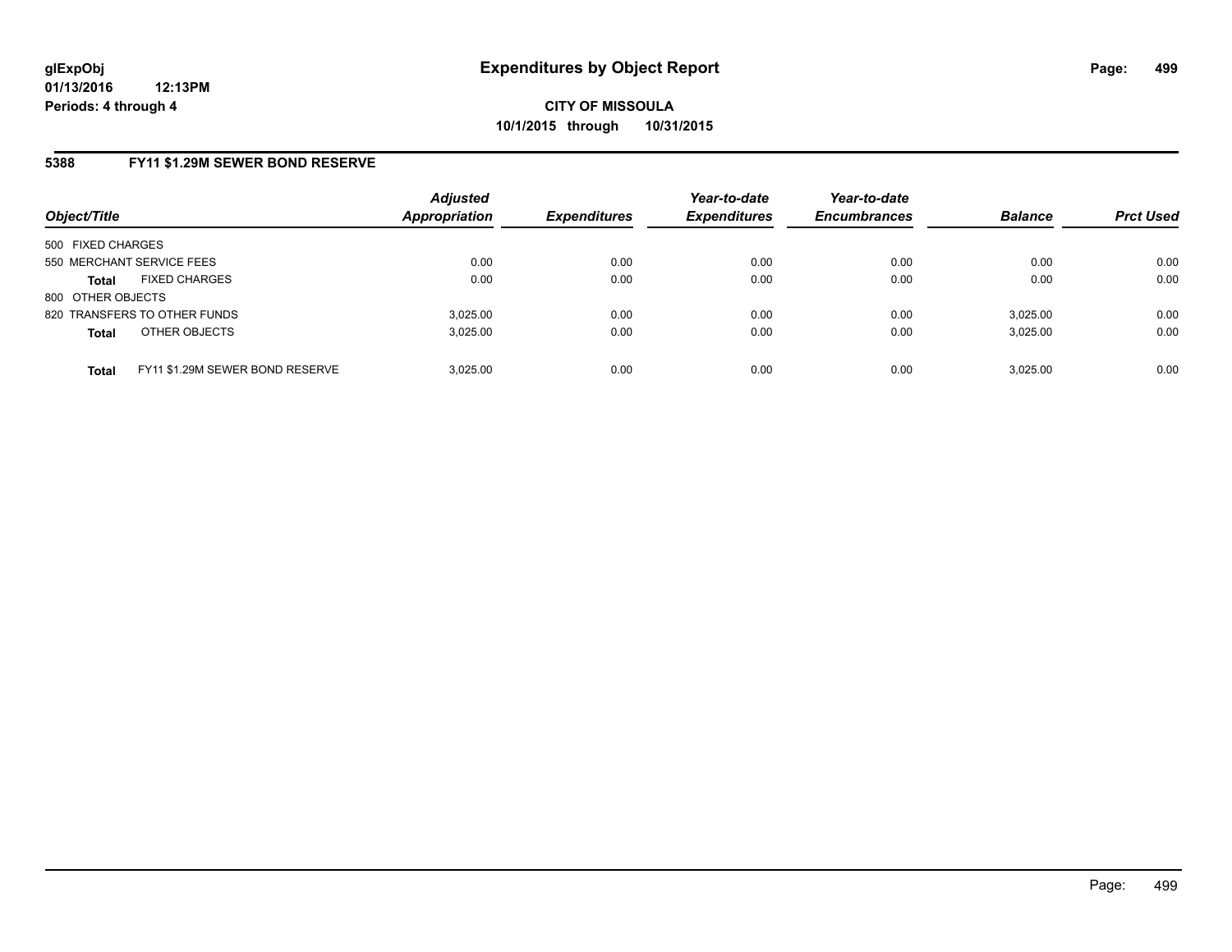# Expenditures by Object Report

glExpObj
01/13/2016 12:13PM
Periods: 4 through 4

**CITY OF MISSOULA**
**10/1/2015 through 10/31/2015**

## 5388 FY11 $1.29M SEWER BOND RESERVE

| Object/Title | | Adjusted Appropriation | Expenditures | Year-to-date Expenditures | Year-to-date Encumbrances | Balance | Prct Used |
|---|---|---|---|---|---|---|---|
| 500 FIXED CHARGES | | | | | | | |
| 550 MERCHANT SERVICE FEES | | 0.00 | 0.00 | 0.00 | 0.00 | 0.00 | 0.00 |
| **Total** | FIXED CHARGES | 0.00 | 0.00 | 0.00 | 0.00 | 0.00 | 0.00 |
| 800 OTHER OBJECTS | | | | | | | |
| 820 TRANSFERS TO OTHER FUNDS | | 3,025.00 | 0.00 | 0.00 | 0.00 | 3,025.00 | 0.00 |
| **Total** | OTHER OBJECTS | 3,025.00 | 0.00 | 0.00 | 0.00 | 3,025.00 | 0.00 |
| **Total** | FY11 $1.29M SEWER BOND RESERVE | 3,025.00 | 0.00 | 0.00 | 0.00 | 3,025.00 | 0.00 |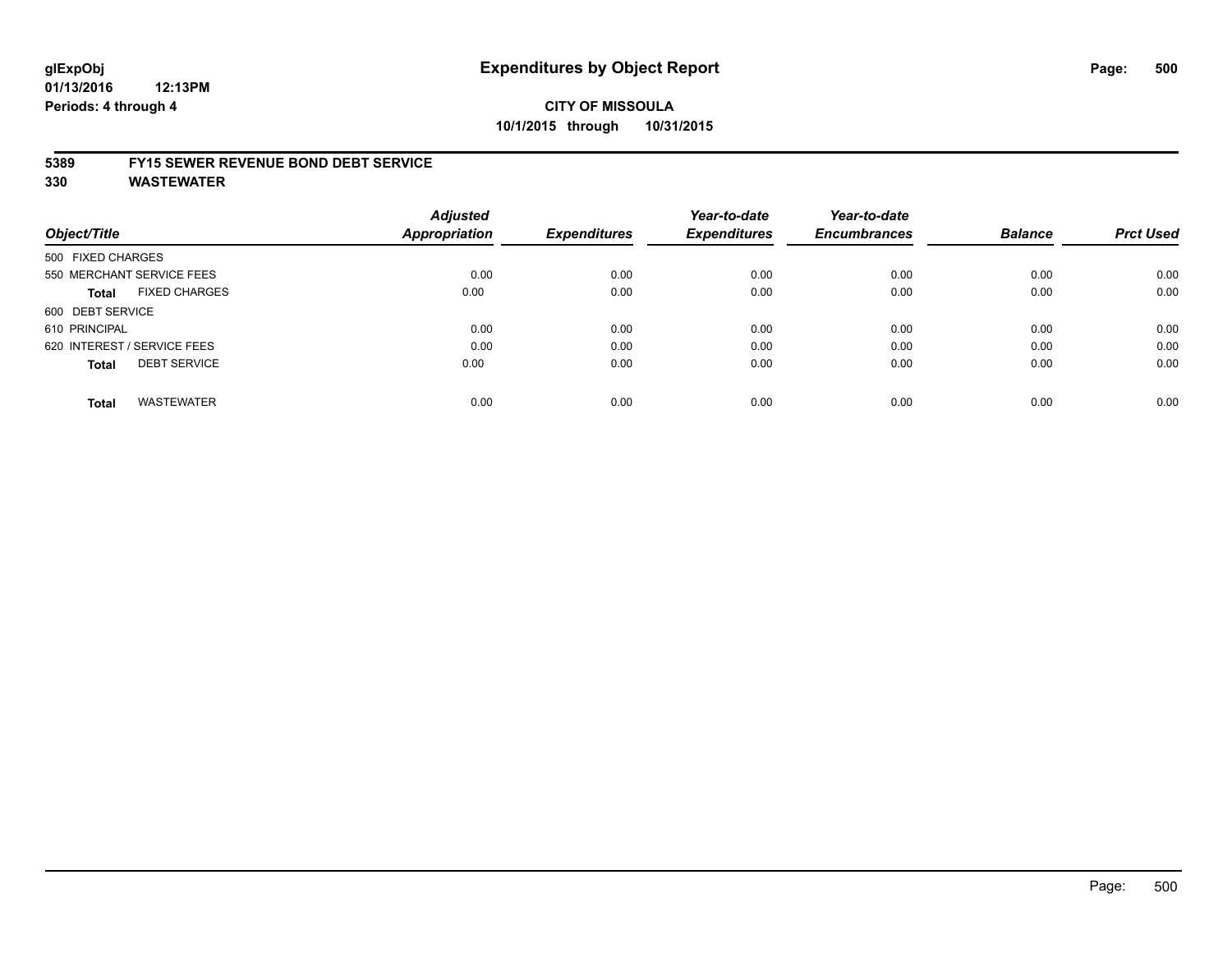**glExpObj** **Expenditures by Object Report**

**01/13/2016 12:13PM**

**Periods: 4 through 4**

**CITY OF MISSOULA**

**10/1/2015 through 10/31/2015**

## 5389 FY15 SEWER REVENUE BOND DEBT SERVICE

## 330 WASTEWATER

| Object/Title | Adjusted Appropriation | Expenditures | Year-to-date Expenditures | Year-to-date Encumbrances | Balance | Prct Used |
|---|---|---|---|---|---|---|
| 500 FIXED CHARGES | | | | | | |
| 550 MERCHANT SERVICE FEES | 0.00 | 0.00 | 0.00 | 0.00 | 0.00 | 0.00 |
| **Total** FIXED CHARGES | 0.00 | 0.00 | 0.00 | 0.00 | 0.00 | 0.00 |
| 600 DEBT SERVICE | | | | | | |
| 610 PRINCIPAL | 0.00 | 0.00 | 0.00 | 0.00 | 0.00 | 0.00 |
| 620 INTEREST / SERVICE FEES | 0.00 | 0.00 | 0.00 | 0.00 | 0.00 | 0.00 |
| **Total** DEBT SERVICE | 0.00 | 0.00 | 0.00 | 0.00 | 0.00 | 0.00 |
| **Total** WASTEWATER | 0.00 | 0.00 | 0.00 | 0.00 | 0.00 | 0.00 |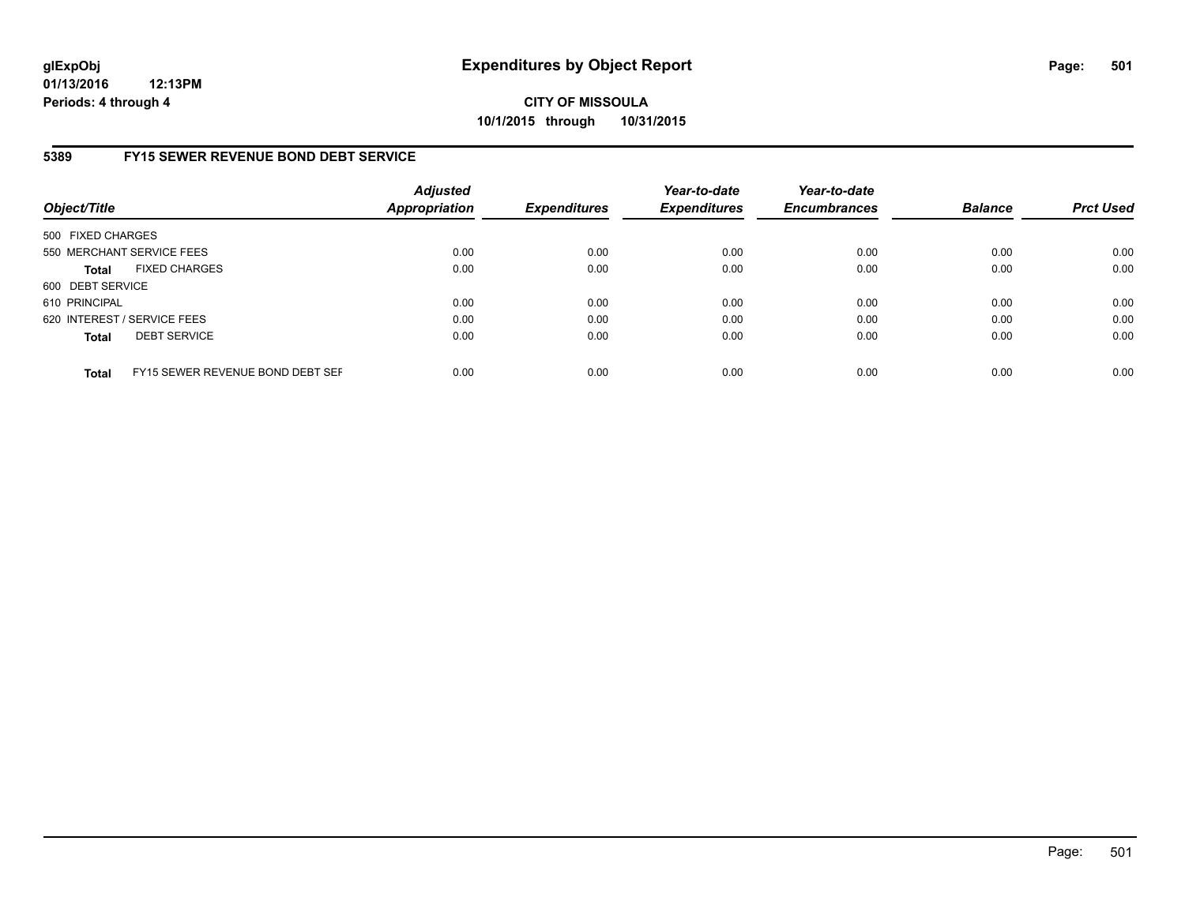**glExpObj**
**01/13/2016 12:13PM**
**Periods: 4 through 4**

# Expenditures by Object Report

**CITY OF MISSOULA**
**10/1/2015 through 10/31/2015**

## 5389 FY15 SEWER REVENUE BOND DEBT SERVICE

| Object/Title | Adjusted Appropriation | Expenditures | Year-to-date Expenditures | Year-to-date Encumbrances | Balance | Prct Used |
|---|---|---|---|---|---|---|
| 500 FIXED CHARGES | | | | | | |
| 550 MERCHANT SERVICE FEES | 0.00 | 0.00 | 0.00 | 0.00 | 0.00 | 0.00 |
| **Total** FIXED CHARGES | 0.00 | 0.00 | 0.00 | 0.00 | 0.00 | 0.00 |
| 600 DEBT SERVICE | | | | | | |
| 610 PRINCIPAL | 0.00 | 0.00 | 0.00 | 0.00 | 0.00 | 0.00 |
| 620 INTEREST / SERVICE FEES | 0.00 | 0.00 | 0.00 | 0.00 | 0.00 | 0.00 |
| **Total** DEBT SERVICE | 0.00 | 0.00 | 0.00 | 0.00 | 0.00 | 0.00 |
| **Total** FY15 SEWER REVENUE BOND DEBT SEF | 0.00 | 0.00 | 0.00 | 0.00 | 0.00 | 0.00 |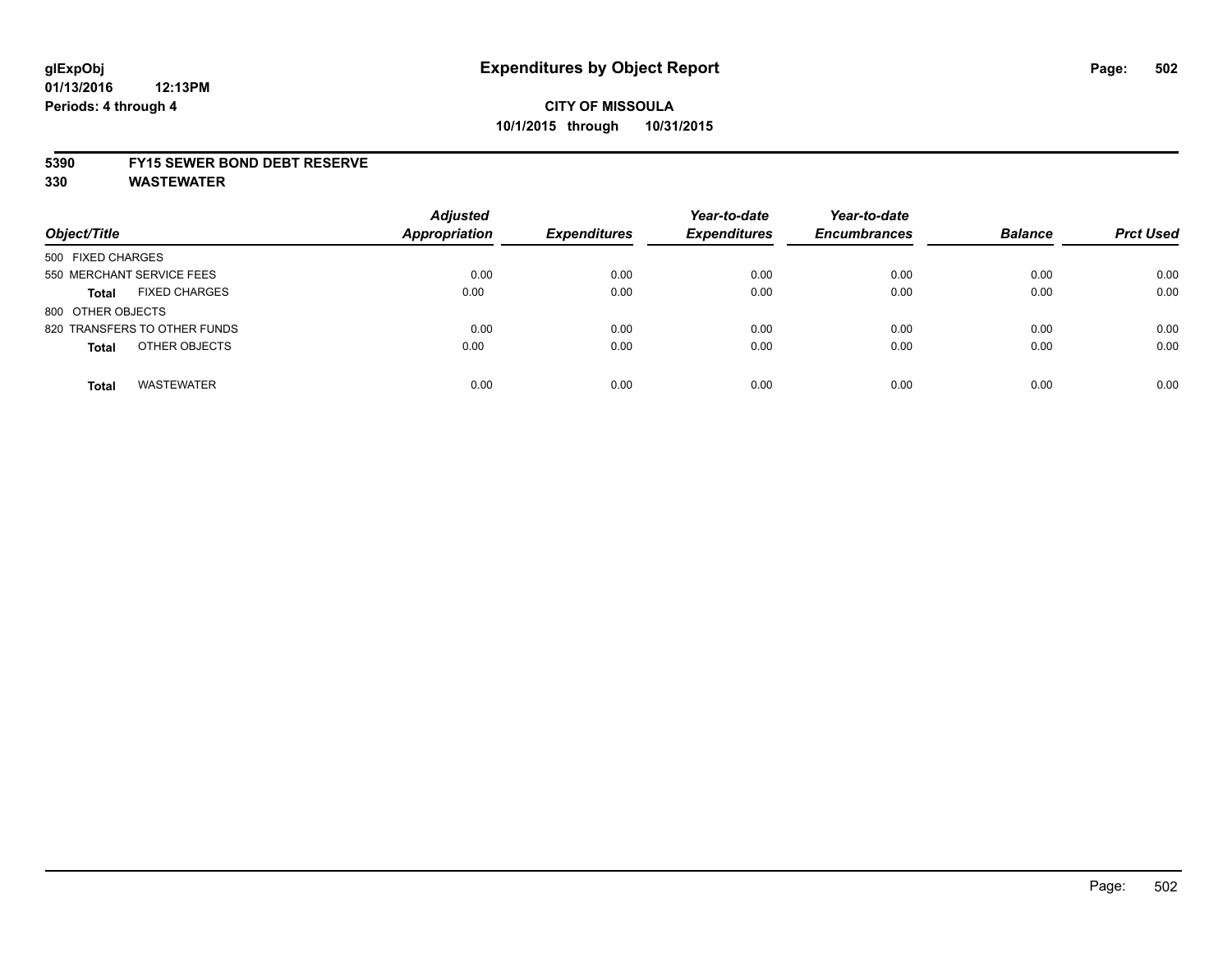# Expenditures by Object Report

glExpObj
01/13/2016 12:13PM
Periods: 4 through 4

**CITY OF MISSOULA**
**10/1/2015 through 10/31/2015**

**5390 FY15 SEWER BOND DEBT RESERVE**
**330 WASTEWATER**

| Object/Title | | Adjusted Appropriation | Expenditures | Year-to-date Expenditures | Year-to-date Encumbrances | Balance | Prct Used |
|---|---|---|---|---|---|---|---|
| 500 FIXED CHARGES | | | | | | | |
| 550 MERCHANT SERVICE FEES | | 0.00 | 0.00 | 0.00 | 0.00 | 0.00 | 0.00 |
| **Total** | FIXED CHARGES | 0.00 | 0.00 | 0.00 | 0.00 | 0.00 | 0.00 |
| 800 OTHER OBJECTS | | | | | | | |
| 820 TRANSFERS TO OTHER FUNDS | | 0.00 | 0.00 | 0.00 | 0.00 | 0.00 | 0.00 |
| **Total** | OTHER OBJECTS | 0.00 | 0.00 | 0.00 | 0.00 | 0.00 | 0.00 |
| **Total** | WASTEWATER | 0.00 | 0.00 | 0.00 | 0.00 | 0.00 | 0.00 |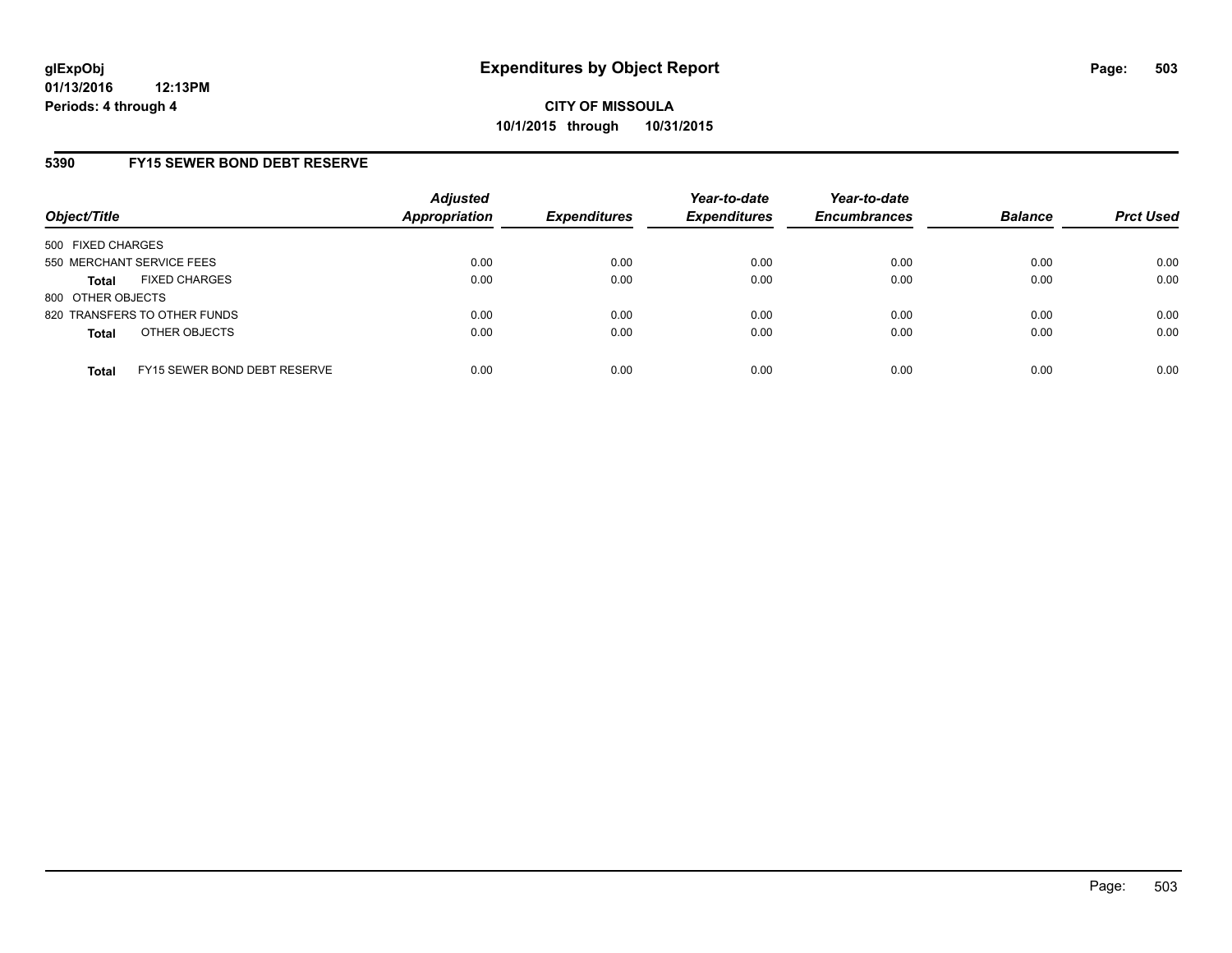**glExpObj**
**01/13/2016 12:13PM**
**Periods: 4 through 4**

# Expenditures by Object Report

**CITY OF MISSOULA**
**10/1/2015 through 10/31/2015**

## 5390 FY15 SEWER BOND DEBT RESERVE

| Object/Title | Adjusted Appropriation | Expenditures | Year-to-date Expenditures | Year-to-date Encumbrances | Balance | Prct Used |
|---|---|---|---|---|---|---|
| 500 FIXED CHARGES | | | | | | |
| 550 MERCHANT SERVICE FEES | 0.00 | 0.00 | 0.00 | 0.00 | 0.00 | 0.00 |
| **Total** FIXED CHARGES | 0.00 | 0.00 | 0.00 | 0.00 | 0.00 | 0.00 |
| 800 OTHER OBJECTS | | | | | | |
| 820 TRANSFERS TO OTHER FUNDS | 0.00 | 0.00 | 0.00 | 0.00 | 0.00 | 0.00 |
| **Total** OTHER OBJECTS | 0.00 | 0.00 | 0.00 | 0.00 | 0.00 | 0.00 |
| **Total** FY15 SEWER BOND DEBT RESERVE | 0.00 | 0.00 | 0.00 | 0.00 | 0.00 | 0.00 |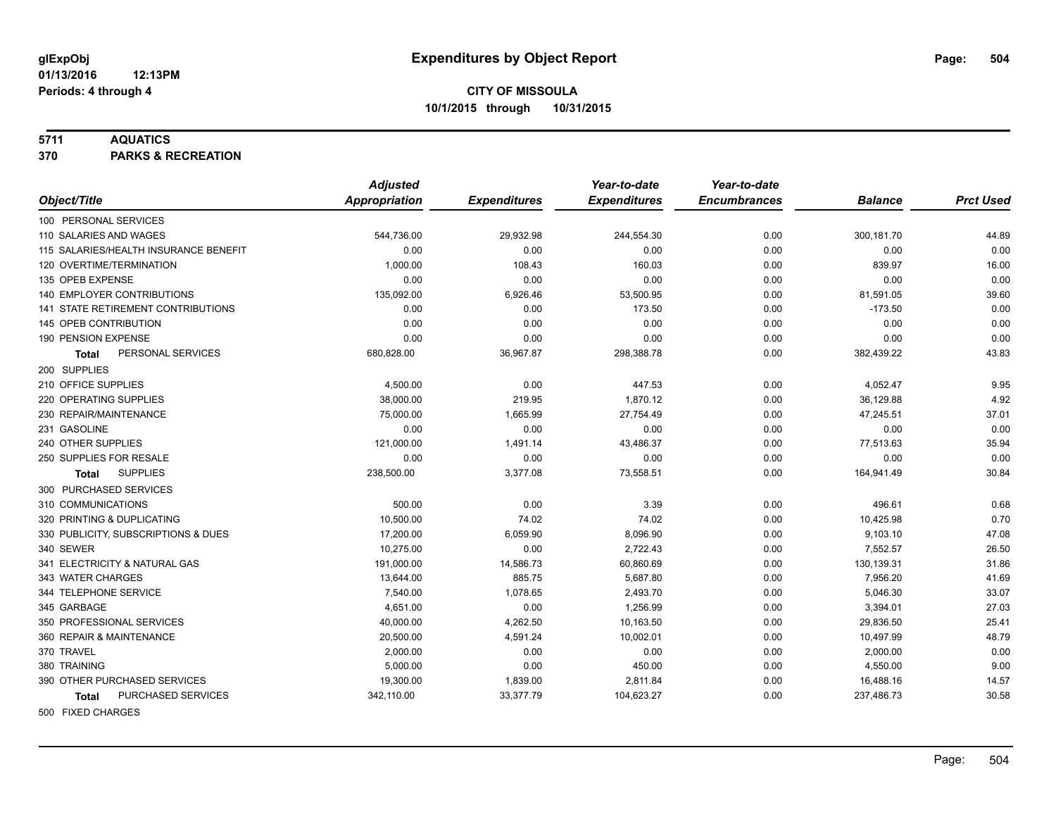glExpObj
01/13/2016 12:13PM
Periods: 4 through 4

# Expenditures by Object Report

**CITY OF MISSOULA**
**10/1/2015 through 10/31/2015**

**5711 AQUATICS**
**370 PARKS & RECREATION**

| Object/Title | Adjusted Appropriation | Expenditures | Year-to-date Expenditures | Year-to-date Encumbrances | Balance | Prct Used |
|---|---|---|---|---|---|---|
| 100 PERSONAL SERVICES | | | | | | |
| 110 SALARIES AND WAGES | 544,736.00 | 29,932.98 | 244,554.30 | 0.00 | 300,181.70 | 44.89 |
| 115 SALARIES/HEALTH INSURANCE BENEFIT | 0.00 | 0.00 | 0.00 | 0.00 | 0.00 | 0.00 |
| 120 OVERTIME/TERMINATION | 1,000.00 | 108.43 | 160.03 | 0.00 | 839.97 | 16.00 |
| 135 OPEB EXPENSE | 0.00 | 0.00 | 0.00 | 0.00 | 0.00 | 0.00 |
| 140 EMPLOYER CONTRIBUTIONS | 135,092.00 | 6,926.46 | 53,500.95 | 0.00 | 81,591.05 | 39.60 |
| 141 STATE RETIREMENT CONTRIBUTIONS | 0.00 | 0.00 | 173.50 | 0.00 | -173.50 | 0.00 |
| 145 OPEB CONTRIBUTION | 0.00 | 0.00 | 0.00 | 0.00 | 0.00 | 0.00 |
| 190 PENSION EXPENSE | 0.00 | 0.00 | 0.00 | 0.00 | 0.00 | 0.00 |
| **Total** PERSONAL SERVICES | 680,828.00 | 36,967.87 | 298,388.78 | 0.00 | 382,439.22 | 43.83 |
| 200 SUPPLIES | | | | | | |
| 210 OFFICE SUPPLIES | 4,500.00 | 0.00 | 447.53 | 0.00 | 4,052.47 | 9.95 |
| 220 OPERATING SUPPLIES | 38,000.00 | 219.95 | 1,870.12 | 0.00 | 36,129.88 | 4.92 |
| 230 REPAIR/MAINTENANCE | 75,000.00 | 1,665.99 | 27,754.49 | 0.00 | 47,245.51 | 37.01 |
| 231 GASOLINE | 0.00 | 0.00 | 0.00 | 0.00 | 0.00 | 0.00 |
| 240 OTHER SUPPLIES | 121,000.00 | 1,491.14 | 43,486.37 | 0.00 | 77,513.63 | 35.94 |
| 250 SUPPLIES FOR RESALE | 0.00 | 0.00 | 0.00 | 0.00 | 0.00 | 0.00 |
| **Total** SUPPLIES | 238,500.00 | 3,377.08 | 73,558.51 | 0.00 | 164,941.49 | 30.84 |
| 300 PURCHASED SERVICES | | | | | | |
| 310 COMMUNICATIONS | 500.00 | 0.00 | 3.39 | 0.00 | 496.61 | 0.68 |
| 320 PRINTING & DUPLICATING | 10,500.00 | 74.02 | 74.02 | 0.00 | 10,425.98 | 0.70 |
| 330 PUBLICITY, SUBSCRIPTIONS & DUES | 17,200.00 | 6,059.90 | 8,096.90 | 0.00 | 9,103.10 | 47.08 |
| 340 SEWER | 10,275.00 | 0.00 | 2,722.43 | 0.00 | 7,552.57 | 26.50 |
| 341 ELECTRICITY & NATURAL GAS | 191,000.00 | 14,586.73 | 60,860.69 | 0.00 | 130,139.31 | 31.86 |
| 343 WATER CHARGES | 13,644.00 | 885.75 | 5,687.80 | 0.00 | 7,956.20 | 41.69 |
| 344 TELEPHONE SERVICE | 7,540.00 | 1,078.65 | 2,493.70 | 0.00 | 5,046.30 | 33.07 |
| 345 GARBAGE | 4,651.00 | 0.00 | 1,256.99 | 0.00 | 3,394.01 | 27.03 |
| 350 PROFESSIONAL SERVICES | 40,000.00 | 4,262.50 | 10,163.50 | 0.00 | 29,836.50 | 25.41 |
| 360 REPAIR & MAINTENANCE | 20,500.00 | 4,591.24 | 10,002.01 | 0.00 | 10,497.99 | 48.79 |
| 370 TRAVEL | 2,000.00 | 0.00 | 0.00 | 0.00 | 2,000.00 | 0.00 |
| 380 TRAINING | 5,000.00 | 0.00 | 450.00 | 0.00 | 4,550.00 | 9.00 |
| 390 OTHER PURCHASED SERVICES | 19,300.00 | 1,839.00 | 2,811.84 | 0.00 | 16,488.16 | 14.57 |
| **Total** PURCHASED SERVICES | 342,110.00 | 33,377.79 | 104,623.27 | 0.00 | 237,486.73 | 30.58 |
| 500 FIXED CHARGES | | | | | | |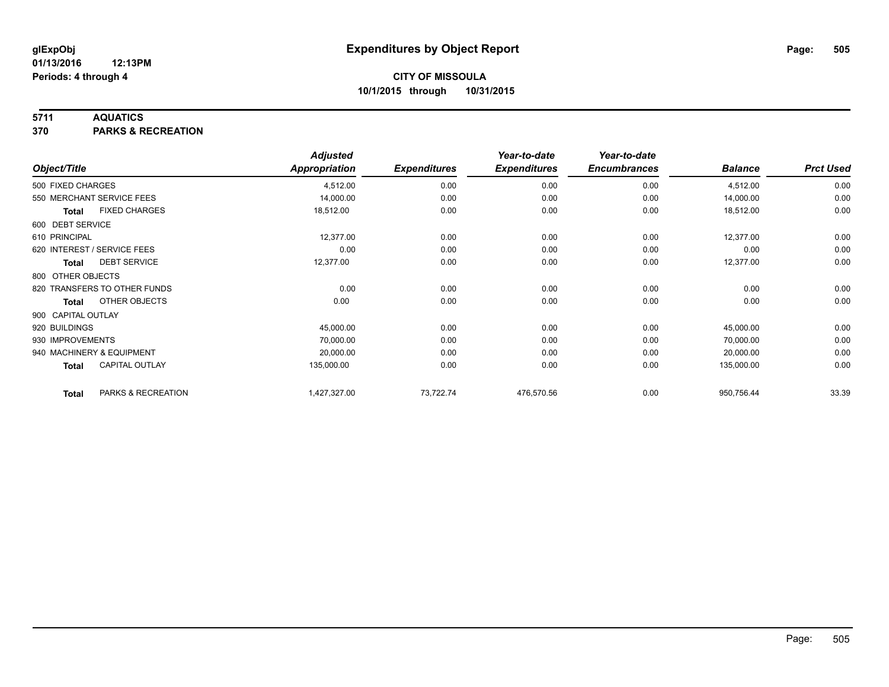**glExpObj**
**01/13/2016 12:13PM**
**Periods: 4 through 4**

# Expenditures by Object Report

**CITY OF MISSOULA**
**10/1/2015 through 10/31/2015**

**5711 AQUATICS**
**370 PARKS & RECREATION**

| Object/Title | Adjusted Appropriation | Expenditures | Year-to-date Expenditures | Year-to-date Encumbrances | Balance | Prct Used |
|---|---|---|---|---|---|---|
| 500 FIXED CHARGES | 4,512.00 | 0.00 | 0.00 | 0.00 | 4,512.00 | 0.00 |
| 550 MERCHANT SERVICE FEES | 14,000.00 | 0.00 | 0.00 | 0.00 | 14,000.00 | 0.00 |
| **Total** FIXED CHARGES | 18,512.00 | 0.00 | 0.00 | 0.00 | 18,512.00 | 0.00 |
| 600 DEBT SERVICE | | | | | | |
| 610 PRINCIPAL | 12,377.00 | 0.00 | 0.00 | 0.00 | 12,377.00 | 0.00 |
| 620 INTEREST / SERVICE FEES | 0.00 | 0.00 | 0.00 | 0.00 | 0.00 | 0.00 |
| **Total** DEBT SERVICE | 12,377.00 | 0.00 | 0.00 | 0.00 | 12,377.00 | 0.00 |
| 800 OTHER OBJECTS | | | | | | |
| 820 TRANSFERS TO OTHER FUNDS | 0.00 | 0.00 | 0.00 | 0.00 | 0.00 | 0.00 |
| **Total** OTHER OBJECTS | 0.00 | 0.00 | 0.00 | 0.00 | 0.00 | 0.00 |
| 900 CAPITAL OUTLAY | | | | | | |
| 920 BUILDINGS | 45,000.00 | 0.00 | 0.00 | 0.00 | 45,000.00 | 0.00 |
| 930 IMPROVEMENTS | 70,000.00 | 0.00 | 0.00 | 0.00 | 70,000.00 | 0.00 |
| 940 MACHINERY & EQUIPMENT | 20,000.00 | 0.00 | 0.00 | 0.00 | 20,000.00 | 0.00 |
| **Total** CAPITAL OUTLAY | 135,000.00 | 0.00 | 0.00 | 0.00 | 135,000.00 | 0.00 |
| **Total** PARKS & RECREATION | 1,427,327.00 | 73,722.74 | 476,570.56 | 0.00 | 950,756.44 | 33.39 |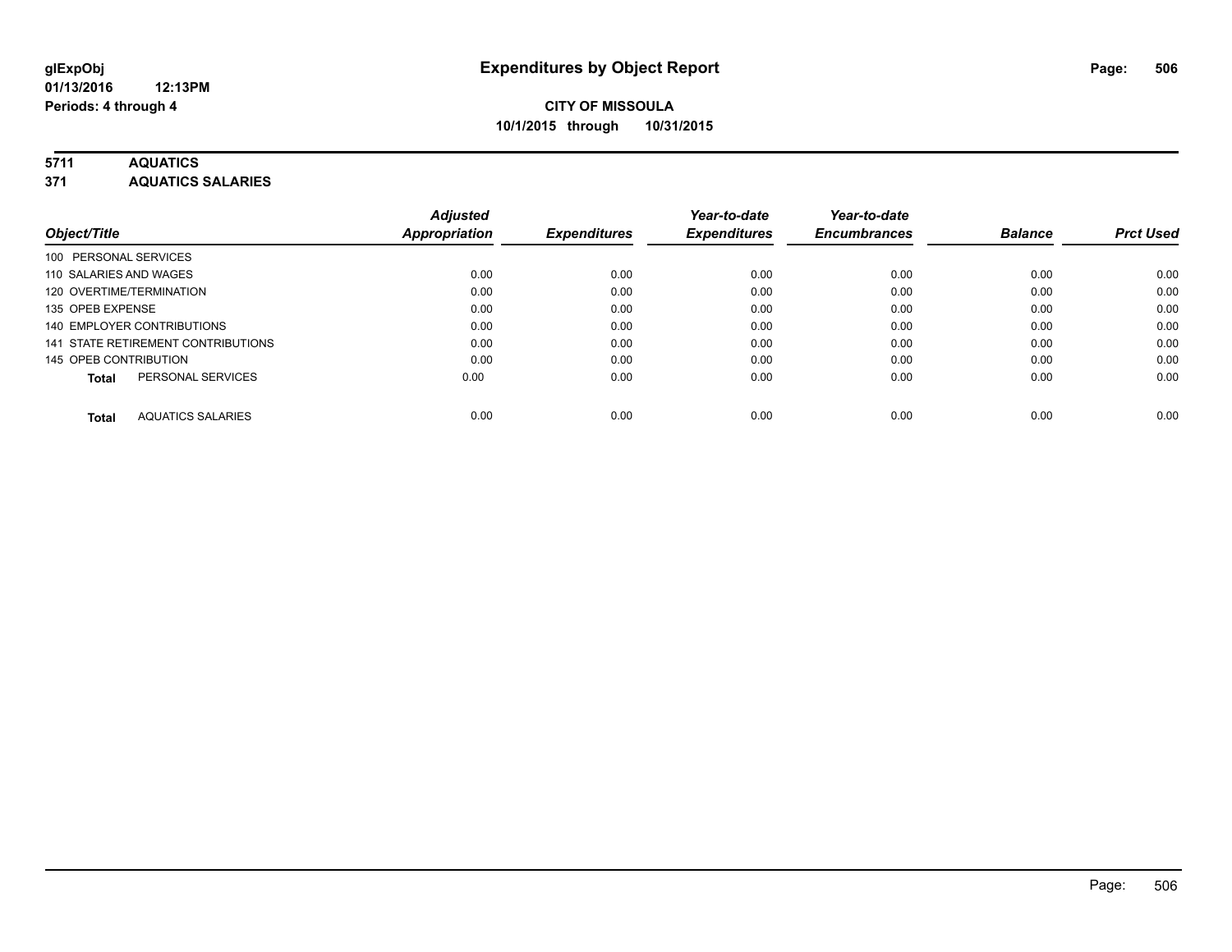glExpObj
01/13/2016 12:13PM
Periods: 4 through 4

# Expenditures by Object Report

**CITY OF MISSOULA**
**10/1/2015 through 10/31/2015**

**5711 AQUATICS**
**371 AQUATICS SALARIES**

| Object/Title | Adjusted Appropriation | Expenditures | Year-to-date Expenditures | Year-to-date Encumbrances | Balance | Prct Used |
|---|---|---|---|---|---|---|
| 100 PERSONAL SERVICES | | | | | | |
| 110 SALARIES AND WAGES | 0.00 | 0.00 | 0.00 | 0.00 | 0.00 | 0.00 |
| 120 OVERTIME/TERMINATION | 0.00 | 0.00 | 0.00 | 0.00 | 0.00 | 0.00 |
| 135 OPEB EXPENSE | 0.00 | 0.00 | 0.00 | 0.00 | 0.00 | 0.00 |
| 140 EMPLOYER CONTRIBUTIONS | 0.00 | 0.00 | 0.00 | 0.00 | 0.00 | 0.00 |
| 141 STATE RETIREMENT CONTRIBUTIONS | 0.00 | 0.00 | 0.00 | 0.00 | 0.00 | 0.00 |
| 145 OPEB CONTRIBUTION | 0.00 | 0.00 | 0.00 | 0.00 | 0.00 | 0.00 |
| **Total** PERSONAL SERVICES | 0.00 | 0.00 | 0.00 | 0.00 | 0.00 | 0.00 |
| **Total** AQUATICS SALARIES | 0.00 | 0.00 | 0.00 | 0.00 | 0.00 | 0.00 |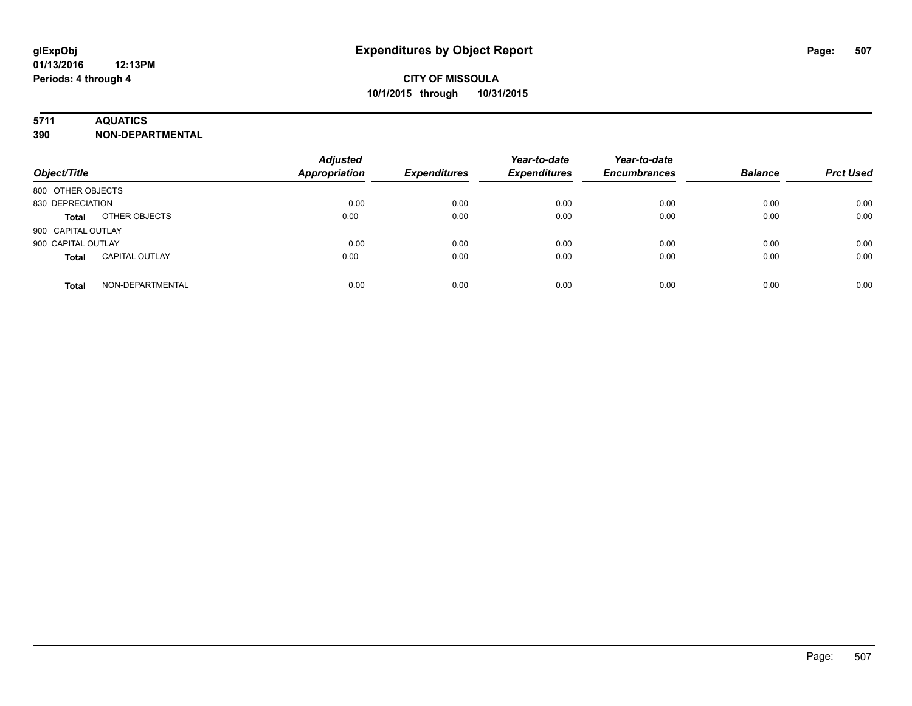**glExpObj** **Expenditures by Object Report**

**01/13/2016 12:13PM**

**Periods: 4 through 4**

**CITY OF MISSOULA**

**10/1/2015 through 10/31/2015**

**5711 AQUATICS**

**390 NON-DEPARTMENTAL**

| Object/Title | | Adjusted Appropriation | Expenditures | Year-to-date Expenditures | Year-to-date Encumbrances | Balance | Prct Used |
|---|---|---|---|---|---|---|---|
| 800 OTHER OBJECTS | | | | | | | |
| 830 DEPRECIATION | | 0.00 | 0.00 | 0.00 | 0.00 | 0.00 | 0.00 |
| **Total** | OTHER OBJECTS | 0.00 | 0.00 | 0.00 | 0.00 | 0.00 | 0.00 |
| 900 CAPITAL OUTLAY | | | | | | | |
| 900 CAPITAL OUTLAY | | 0.00 | 0.00 | 0.00 | 0.00 | 0.00 | 0.00 |
| **Total** | CAPITAL OUTLAY | 0.00 | 0.00 | 0.00 | 0.00 | 0.00 | 0.00 |
| **Total** | NON-DEPARTMENTAL | 0.00 | 0.00 | 0.00 | 0.00 | 0.00 | 0.00 |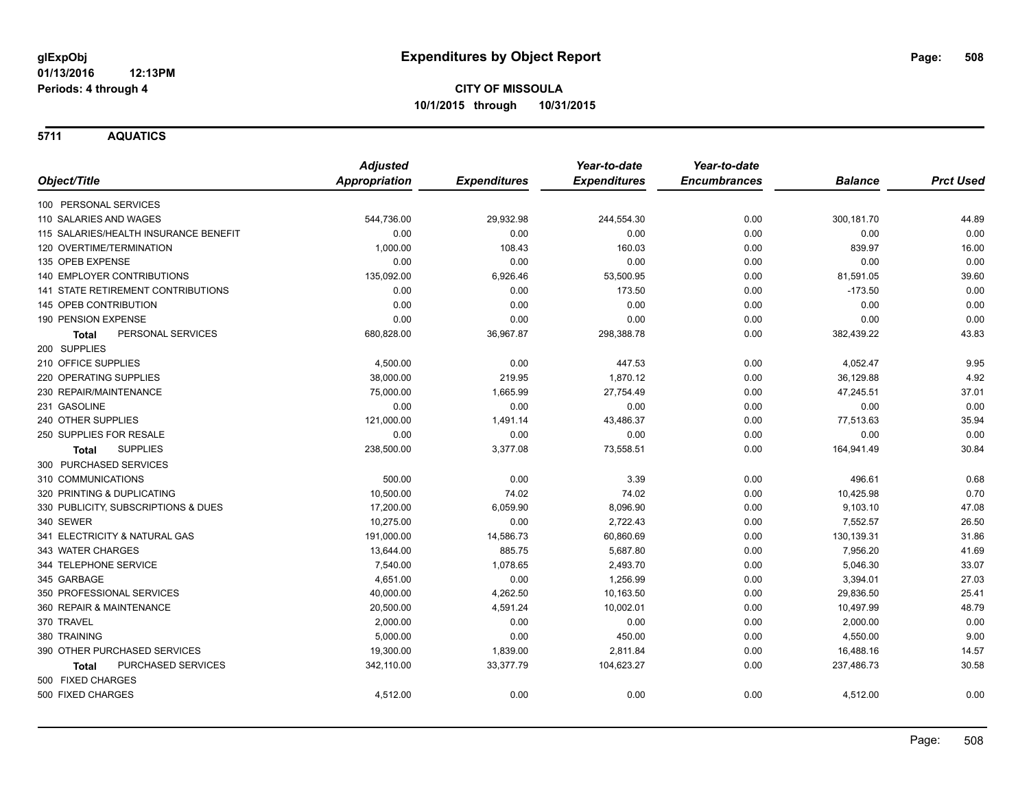**glExpObj**
**01/13/2016 12:13PM**
**Periods: 4 through 4**

# Expenditures by Object Report

**CITY OF MISSOULA**
**10/1/2015 through 10/31/2015**

## 5711 AQUATICS

| Object/Title | Adjusted Appropriation | Expenditures | Year-to-date Expenditures | Year-to-date Encumbrances | Balance | Prct Used |
|---|---|---|---|---|---|---|
| 100 PERSONAL SERVICES | | | | | | |
| 110 SALARIES AND WAGES | 544,736.00 | 29,932.98 | 244,554.30 | 0.00 | 300,181.70 | 44.89 |
| 115 SALARIES/HEALTH INSURANCE BENEFIT | 0.00 | 0.00 | 0.00 | 0.00 | 0.00 | 0.00 |
| 120 OVERTIME/TERMINATION | 1,000.00 | 108.43 | 160.03 | 0.00 | 839.97 | 16.00 |
| 135 OPEB EXPENSE | 0.00 | 0.00 | 0.00 | 0.00 | 0.00 | 0.00 |
| 140 EMPLOYER CONTRIBUTIONS | 135,092.00 | 6,926.46 | 53,500.95 | 0.00 | 81,591.05 | 39.60 |
| 141 STATE RETIREMENT CONTRIBUTIONS | 0.00 | 0.00 | 173.50 | 0.00 | -173.50 | 0.00 |
| 145 OPEB CONTRIBUTION | 0.00 | 0.00 | 0.00 | 0.00 | 0.00 | 0.00 |
| 190 PENSION EXPENSE | 0.00 | 0.00 | 0.00 | 0.00 | 0.00 | 0.00 |
| **Total** PERSONAL SERVICES | 680,828.00 | 36,967.87 | 298,388.78 | 0.00 | 382,439.22 | 43.83 |
| 200 SUPPLIES | | | | | | |
| 210 OFFICE SUPPLIES | 4,500.00 | 0.00 | 447.53 | 0.00 | 4,052.47 | 9.95 |
| 220 OPERATING SUPPLIES | 38,000.00 | 219.95 | 1,870.12 | 0.00 | 36,129.88 | 4.92 |
| 230 REPAIR/MAINTENANCE | 75,000.00 | 1,665.99 | 27,754.49 | 0.00 | 47,245.51 | 37.01 |
| 231 GASOLINE | 0.00 | 0.00 | 0.00 | 0.00 | 0.00 | 0.00 |
| 240 OTHER SUPPLIES | 121,000.00 | 1,491.14 | 43,486.37 | 0.00 | 77,513.63 | 35.94 |
| 250 SUPPLIES FOR RESALE | 0.00 | 0.00 | 0.00 | 0.00 | 0.00 | 0.00 |
| **Total** SUPPLIES | 238,500.00 | 3,377.08 | 73,558.51 | 0.00 | 164,941.49 | 30.84 |
| 300 PURCHASED SERVICES | | | | | | |
| 310 COMMUNICATIONS | 500.00 | 0.00 | 3.39 | 0.00 | 496.61 | 0.68 |
| 320 PRINTING & DUPLICATING | 10,500.00 | 74.02 | 74.02 | 0.00 | 10,425.98 | 0.70 |
| 330 PUBLICITY, SUBSCRIPTIONS & DUES | 17,200.00 | 6,059.90 | 8,096.90 | 0.00 | 9,103.10 | 47.08 |
| 340 SEWER | 10,275.00 | 0.00 | 2,722.43 | 0.00 | 7,552.57 | 26.50 |
| 341 ELECTRICITY & NATURAL GAS | 191,000.00 | 14,586.73 | 60,860.69 | 0.00 | 130,139.31 | 31.86 |
| 343 WATER CHARGES | 13,644.00 | 885.75 | 5,687.80 | 0.00 | 7,956.20 | 41.69 |
| 344 TELEPHONE SERVICE | 7,540.00 | 1,078.65 | 2,493.70 | 0.00 | 5,046.30 | 33.07 |
| 345 GARBAGE | 4,651.00 | 0.00 | 1,256.99 | 0.00 | 3,394.01 | 27.03 |
| 350 PROFESSIONAL SERVICES | 40,000.00 | 4,262.50 | 10,163.50 | 0.00 | 29,836.50 | 25.41 |
| 360 REPAIR & MAINTENANCE | 20,500.00 | 4,591.24 | 10,002.01 | 0.00 | 10,497.99 | 48.79 |
| 370 TRAVEL | 2,000.00 | 0.00 | 0.00 | 0.00 | 2,000.00 | 0.00 |
| 380 TRAINING | 5,000.00 | 0.00 | 450.00 | 0.00 | 4,550.00 | 9.00 |
| 390 OTHER PURCHASED SERVICES | 19,300.00 | 1,839.00 | 2,811.84 | 0.00 | 16,488.16 | 14.57 |
| **Total** PURCHASED SERVICES | 342,110.00 | 33,377.79 | 104,623.27 | 0.00 | 237,486.73 | 30.58 |
| 500 FIXED CHARGES | | | | | | |
| 500 FIXED CHARGES | 4,512.00 | 0.00 | 0.00 | 0.00 | 4,512.00 | 0.00 |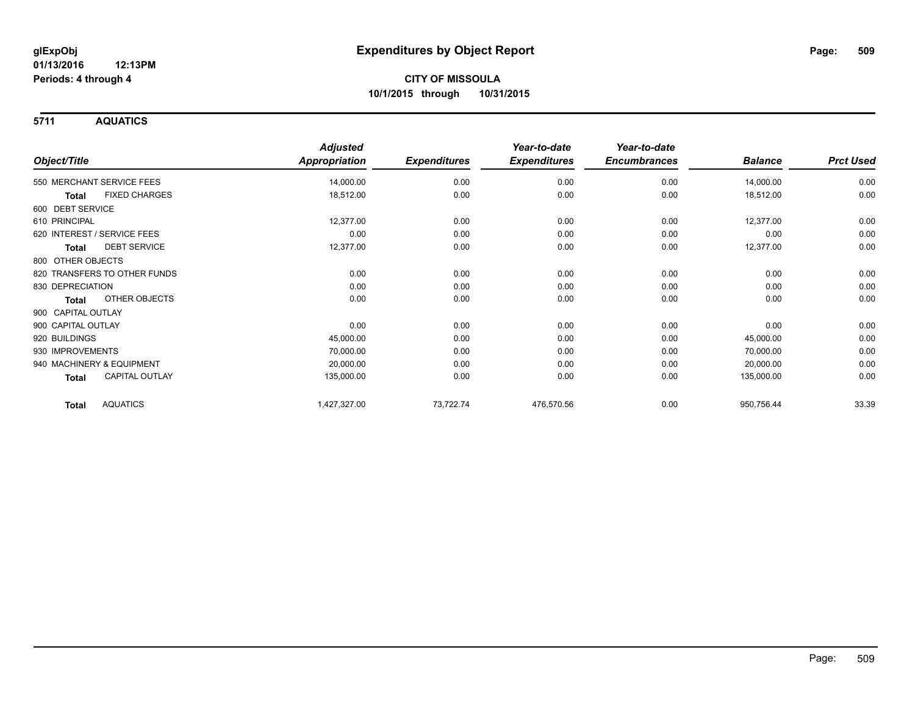**glExpObj**
**01/13/2016 12:13PM**
**Periods: 4 through 4**

# Expenditures by Object Report

**CITY OF MISSOULA**
**10/1/2015 through 10/31/2015**

## 5711 AQUATICS

| Object/Title | Adjusted Appropriation | Expenditures | Year-to-date Expenditures | Year-to-date Encumbrances | Balance | Prct Used |
|---|---|---|---|---|---|---|
| 550 MERCHANT SERVICE FEES | 14,000.00 | 0.00 | 0.00 | 0.00 | 14,000.00 | 0.00 |
| **Total** FIXED CHARGES | 18,512.00 | 0.00 | 0.00 | 0.00 | 18,512.00 | 0.00 |
| 600 DEBT SERVICE | | | | | | |
| 610 PRINCIPAL | 12,377.00 | 0.00 | 0.00 | 0.00 | 12,377.00 | 0.00 |
| 620 INTEREST / SERVICE FEES | 0.00 | 0.00 | 0.00 | 0.00 | 0.00 | 0.00 |
| **Total** DEBT SERVICE | 12,377.00 | 0.00 | 0.00 | 0.00 | 12,377.00 | 0.00 |
| 800 OTHER OBJECTS | | | | | | |
| 820 TRANSFERS TO OTHER FUNDS | 0.00 | 0.00 | 0.00 | 0.00 | 0.00 | 0.00 |
| 830 DEPRECIATION | 0.00 | 0.00 | 0.00 | 0.00 | 0.00 | 0.00 |
| **Total** OTHER OBJECTS | 0.00 | 0.00 | 0.00 | 0.00 | 0.00 | 0.00 |
| 900 CAPITAL OUTLAY | | | | | | |
| 900 CAPITAL OUTLAY | 0.00 | 0.00 | 0.00 | 0.00 | 0.00 | 0.00 |
| 920 BUILDINGS | 45,000.00 | 0.00 | 0.00 | 0.00 | 45,000.00 | 0.00 |
| 930 IMPROVEMENTS | 70,000.00 | 0.00 | 0.00 | 0.00 | 70,000.00 | 0.00 |
| 940 MACHINERY & EQUIPMENT | 20,000.00 | 0.00 | 0.00 | 0.00 | 20,000.00 | 0.00 |
| **Total** CAPITAL OUTLAY | 135,000.00 | 0.00 | 0.00 | 0.00 | 135,000.00 | 0.00 |
| **Total** AQUATICS | 1,427,327.00 | 73,722.74 | 476,570.56 | 0.00 | 950,756.44 | 33.39 |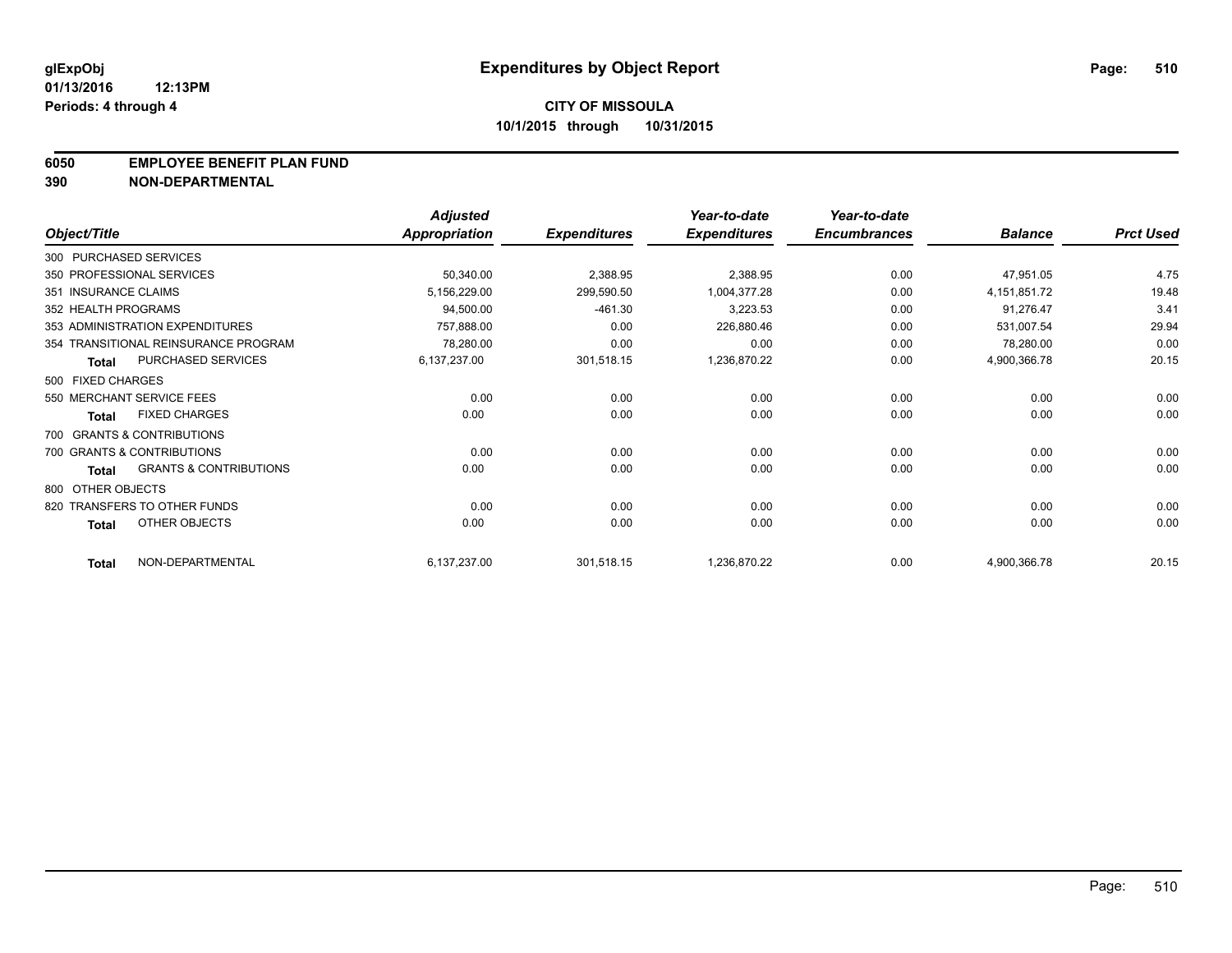glExpObj
01/13/2016 12:13PM
Periods: 4 through 4

# Expenditures by Object Report

## CITY OF MISSOULA

10/1/2015 through 10/31/2015

**6050 EMPLOYEE BENEFIT PLAN FUND**
**390 NON-DEPARTMENTAL**

| Object/Title | Adjusted Appropriation | Expenditures | Year-to-date Expenditures | Year-to-date Encumbrances | Balance | Prct Used |
|---|---|---|---|---|---|---|
| 300 PURCHASED SERVICES | | | | | | |
| 350 PROFESSIONAL SERVICES | 50,340.00 | 2,388.95 | 2,388.95 | 0.00 | 47,951.05 | 4.75 |
| 351 INSURANCE CLAIMS | 5,156,229.00 | 299,590.50 | 1,004,377.28 | 0.00 | 4,151,851.72 | 19.48 |
| 352 HEALTH PROGRAMS | 94,500.00 | -461.30 | 3,223.53 | 0.00 | 91,276.47 | 3.41 |
| 353 ADMINISTRATION EXPENDITURES | 757,888.00 | 0.00 | 226,880.46 | 0.00 | 531,007.54 | 29.94 |
| 354 TRANSITIONAL REINSURANCE PROGRAM | 78,280.00 | 0.00 | 0.00 | 0.00 | 78,280.00 | 0.00 |
| **Total** PURCHASED SERVICES | 6,137,237.00 | 301,518.15 | 1,236,870.22 | 0.00 | 4,900,366.78 | 20.15 |
| 500 FIXED CHARGES | | | | | | |
| 550 MERCHANT SERVICE FEES | 0.00 | 0.00 | 0.00 | 0.00 | 0.00 | 0.00 |
| **Total** FIXED CHARGES | 0.00 | 0.00 | 0.00 | 0.00 | 0.00 | 0.00 |
| 700 GRANTS & CONTRIBUTIONS | | | | | | |
| 700 GRANTS & CONTRIBUTIONS | 0.00 | 0.00 | 0.00 | 0.00 | 0.00 | 0.00 |
| **Total** GRANTS & CONTRIBUTIONS | 0.00 | 0.00 | 0.00 | 0.00 | 0.00 | 0.00 |
| 800 OTHER OBJECTS | | | | | | |
| 820 TRANSFERS TO OTHER FUNDS | 0.00 | 0.00 | 0.00 | 0.00 | 0.00 | 0.00 |
| **Total** OTHER OBJECTS | 0.00 | 0.00 | 0.00 | 0.00 | 0.00 | 0.00 |
| **Total** NON-DEPARTMENTAL | 6,137,237.00 | 301,518.15 | 1,236,870.22 | 0.00 | 4,900,366.78 | 20.15 |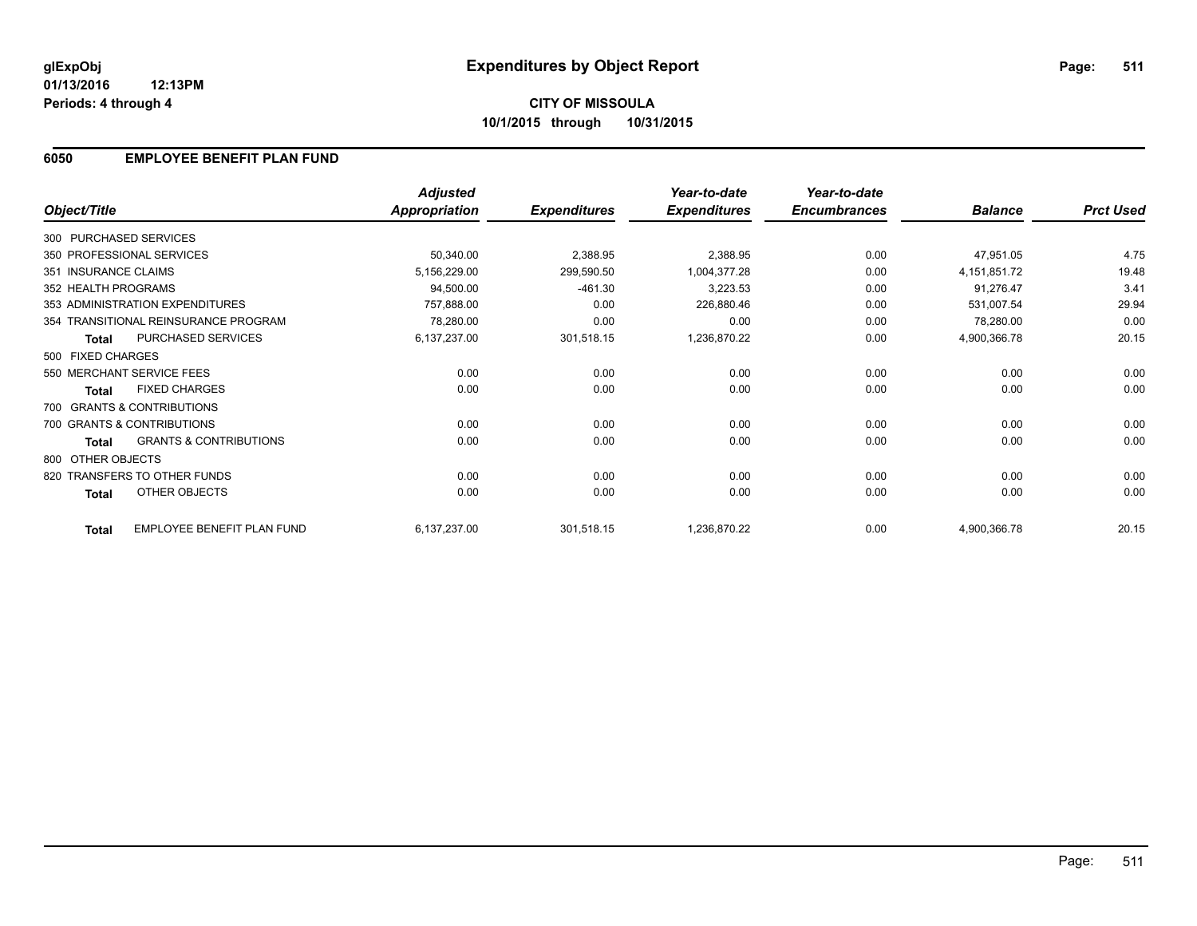**glExpObj** **Expenditures by Object Report**
**01/13/2016 12:13PM**
**Periods: 4 through 4**

**CITY OF MISSOULA**
**10/1/2015 through 10/31/2015**

## 6050 EMPLOYEE BENEFIT PLAN FUND

| Object/Title | | Adjusted Appropriation | Expenditures | Year-to-date Expenditures | Year-to-date Encumbrances | Balance | Prct Used |
|---|---|---|---|---|---|---|---|
| 300 PURCHASED SERVICES | | | | | | | |
| 350 PROFESSIONAL SERVICES | | 50,340.00 | 2,388.95 | 2,388.95 | 0.00 | 47,951.05 | 4.75 |
| 351 INSURANCE CLAIMS | | 5,156,229.00 | 299,590.50 | 1,004,377.28 | 0.00 | 4,151,851.72 | 19.48 |
| 352 HEALTH PROGRAMS | | 94,500.00 | -461.30 | 3,223.53 | 0.00 | 91,276.47 | 3.41 |
| 353 ADMINISTRATION EXPENDITURES | | 757,888.00 | 0.00 | 226,880.46 | 0.00 | 531,007.54 | 29.94 |
| 354 TRANSITIONAL REINSURANCE PROGRAM | | 78,280.00 | 0.00 | 0.00 | 0.00 | 78,280.00 | 0.00 |
| **Total** | PURCHASED SERVICES | 6,137,237.00 | 301,518.15 | 1,236,870.22 | 0.00 | 4,900,366.78 | 20.15 |
| 500 FIXED CHARGES | | | | | | | |
| 550 MERCHANT SERVICE FEES | | 0.00 | 0.00 | 0.00 | 0.00 | 0.00 | 0.00 |
| **Total** | FIXED CHARGES | 0.00 | 0.00 | 0.00 | 0.00 | 0.00 | 0.00 |
| 700 GRANTS & CONTRIBUTIONS | | | | | | | |
| 700 GRANTS & CONTRIBUTIONS | | 0.00 | 0.00 | 0.00 | 0.00 | 0.00 | 0.00 |
| **Total** | GRANTS & CONTRIBUTIONS | 0.00 | 0.00 | 0.00 | 0.00 | 0.00 | 0.00 |
| 800 OTHER OBJECTS | | | | | | | |
| 820 TRANSFERS TO OTHER FUNDS | | 0.00 | 0.00 | 0.00 | 0.00 | 0.00 | 0.00 |
| **Total** | OTHER OBJECTS | 0.00 | 0.00 | 0.00 | 0.00 | 0.00 | 0.00 |
| **Total** | EMPLOYEE BENEFIT PLAN FUND | 6,137,237.00 | 301,518.15 | 1,236,870.22 | 0.00 | 4,900,366.78 | 20.15 |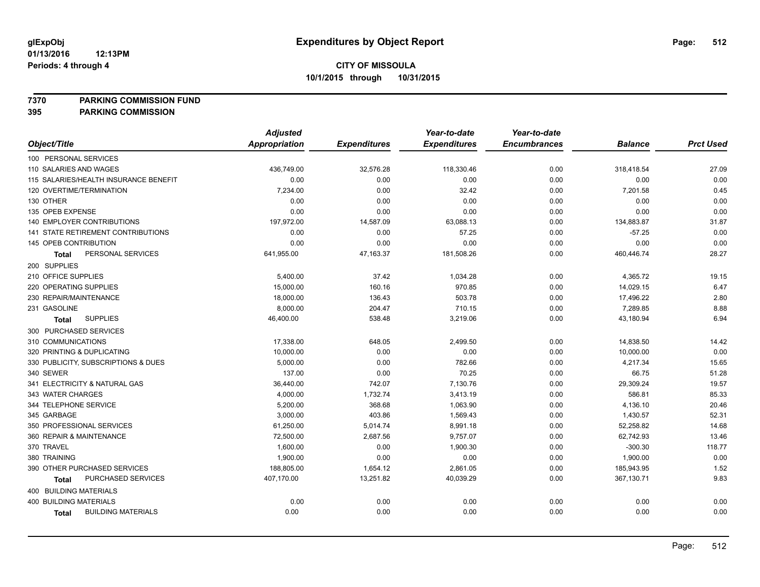**glExpObj**
**01/13/2016 12:13PM**
**Periods: 4 through 4**

# Expenditures by Object Report

**CITY OF MISSOULA**
**10/1/2015 through 10/31/2015**

**7370 PARKING COMMISSION FUND**
**395 PARKING COMMISSION**

| Object/Title | Adjusted Appropriation | Expenditures | Year-to-date Expenditures | Year-to-date Encumbrances | Balance | Prct Used |
|---|---|---|---|---|---|---|
| 100 PERSONAL SERVICES | | | | | | |
| 110 SALARIES AND WAGES | 436,749.00 | 32,576.28 | 118,330.46 | 0.00 | 318,418.54 | 27.09 |
| 115 SALARIES/HEALTH INSURANCE BENEFIT | 0.00 | 0.00 | 0.00 | 0.00 | 0.00 | 0.00 |
| 120 OVERTIME/TERMINATION | 7,234.00 | 0.00 | 32.42 | 0.00 | 7,201.58 | 0.45 |
| 130 OTHER | 0.00 | 0.00 | 0.00 | 0.00 | 0.00 | 0.00 |
| 135 OPEB EXPENSE | 0.00 | 0.00 | 0.00 | 0.00 | 0.00 | 0.00 |
| 140 EMPLOYER CONTRIBUTIONS | 197,972.00 | 14,587.09 | 63,088.13 | 0.00 | 134,883.87 | 31.87 |
| 141 STATE RETIREMENT CONTRIBUTIONS | 0.00 | 0.00 | 57.25 | 0.00 | -57.25 | 0.00 |
| 145 OPEB CONTRIBUTION | 0.00 | 0.00 | 0.00 | 0.00 | 0.00 | 0.00 |
| **Total** PERSONAL SERVICES | 641,955.00 | 47,163.37 | 181,508.26 | 0.00 | 460,446.74 | 28.27 |
| 200 SUPPLIES | | | | | | |
| 210 OFFICE SUPPLIES | 5,400.00 | 37.42 | 1,034.28 | 0.00 | 4,365.72 | 19.15 |
| 220 OPERATING SUPPLIES | 15,000.00 | 160.16 | 970.85 | 0.00 | 14,029.15 | 6.47 |
| 230 REPAIR/MAINTENANCE | 18,000.00 | 136.43 | 503.78 | 0.00 | 17,496.22 | 2.80 |
| 231 GASOLINE | 8,000.00 | 204.47 | 710.15 | 0.00 | 7,289.85 | 8.88 |
| **Total** SUPPLIES | 46,400.00 | 538.48 | 3,219.06 | 0.00 | 43,180.94 | 6.94 |
| 300 PURCHASED SERVICES | | | | | | |
| 310 COMMUNICATIONS | 17,338.00 | 648.05 | 2,499.50 | 0.00 | 14,838.50 | 14.42 |
| 320 PRINTING & DUPLICATING | 10,000.00 | 0.00 | 0.00 | 0.00 | 10,000.00 | 0.00 |
| 330 PUBLICITY, SUBSCRIPTIONS & DUES | 5,000.00 | 0.00 | 782.66 | 0.00 | 4,217.34 | 15.65 |
| 340 SEWER | 137.00 | 0.00 | 70.25 | 0.00 | 66.75 | 51.28 |
| 341 ELECTRICITY & NATURAL GAS | 36,440.00 | 742.07 | 7,130.76 | 0.00 | 29,309.24 | 19.57 |
| 343 WATER CHARGES | 4,000.00 | 1,732.74 | 3,413.19 | 0.00 | 586.81 | 85.33 |
| 344 TELEPHONE SERVICE | 5,200.00 | 368.68 | 1,063.90 | 0.00 | 4,136.10 | 20.46 |
| 345 GARBAGE | 3,000.00 | 403.86 | 1,569.43 | 0.00 | 1,430.57 | 52.31 |
| 350 PROFESSIONAL SERVICES | 61,250.00 | 5,014.74 | 8,991.18 | 0.00 | 52,258.82 | 14.68 |
| 360 REPAIR & MAINTENANCE | 72,500.00 | 2,687.56 | 9,757.07 | 0.00 | 62,742.93 | 13.46 |
| 370 TRAVEL | 1,600.00 | 0.00 | 1,900.30 | 0.00 | -300.30 | 118.77 |
| 380 TRAINING | 1,900.00 | 0.00 | 0.00 | 0.00 | 1,900.00 | 0.00 |
| 390 OTHER PURCHASED SERVICES | 188,805.00 | 1,654.12 | 2,861.05 | 0.00 | 185,943.95 | 1.52 |
| **Total** PURCHASED SERVICES | 407,170.00 | 13,251.82 | 40,039.29 | 0.00 | 367,130.71 | 9.83 |
| 400 BUILDING MATERIALS | | | | | | |
| 400 BUILDING MATERIALS | 0.00 | 0.00 | 0.00 | 0.00 | 0.00 | 0.00 |
| **Total** BUILDING MATERIALS | 0.00 | 0.00 | 0.00 | 0.00 | 0.00 | 0.00 |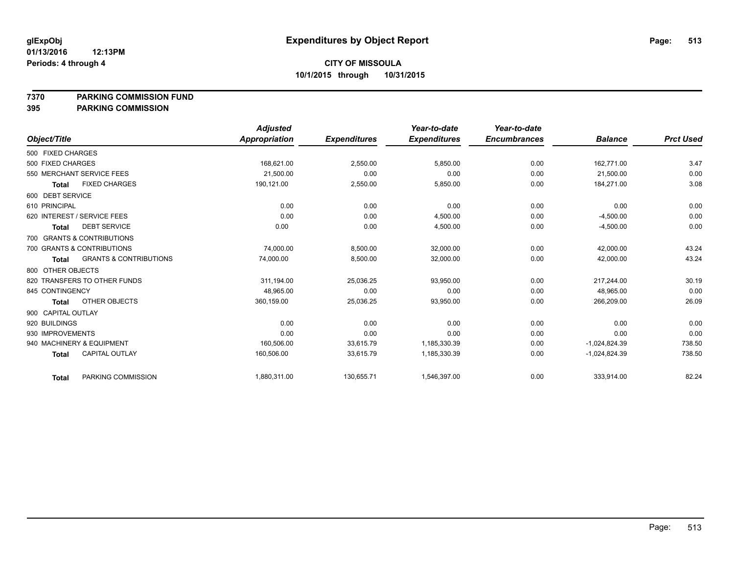**glExpObj**
**01/13/2016 12:13PM**
**Periods: 4 through 4**

# Expenditures by Object Report

**CITY OF MISSOULA**
**10/1/2015 through 10/31/2015**

**7370 PARKING COMMISSION FUND**
**395 PARKING COMMISSION**

| Object/Title | Adjusted Appropriation | Expenditures | Year-to-date Expenditures | Year-to-date Encumbrances | Balance | Prct Used |
|---|---|---|---|---|---|---|
| 500 FIXED CHARGES | | | | | | |
| 500 FIXED CHARGES | 168,621.00 | 2,550.00 | 5,850.00 | 0.00 | 162,771.00 | 3.47 |
| 550 MERCHANT SERVICE FEES | 21,500.00 | 0.00 | 0.00 | 0.00 | 21,500.00 | 0.00 |
| **Total** FIXED CHARGES | 190,121.00 | 2,550.00 | 5,850.00 | 0.00 | 184,271.00 | 3.08 |
| 600 DEBT SERVICE | | | | | | |
| 610 PRINCIPAL | 0.00 | 0.00 | 0.00 | 0.00 | 0.00 | 0.00 |
| 620 INTEREST / SERVICE FEES | 0.00 | 0.00 | 4,500.00 | 0.00 | -4,500.00 | 0.00 |
| **Total** DEBT SERVICE | 0.00 | 0.00 | 4,500.00 | 0.00 | -4,500.00 | 0.00 |
| 700 GRANTS & CONTRIBUTIONS | | | | | | |
| 700 GRANTS & CONTRIBUTIONS | 74,000.00 | 8,500.00 | 32,000.00 | 0.00 | 42,000.00 | 43.24 |
| **Total** GRANTS & CONTRIBUTIONS | 74,000.00 | 8,500.00 | 32,000.00 | 0.00 | 42,000.00 | 43.24 |
| 800 OTHER OBJECTS | | | | | | |
| 820 TRANSFERS TO OTHER FUNDS | 311,194.00 | 25,036.25 | 93,950.00 | 0.00 | 217,244.00 | 30.19 |
| 845 CONTINGENCY | 48,965.00 | 0.00 | 0.00 | 0.00 | 48,965.00 | 0.00 |
| **Total** OTHER OBJECTS | 360,159.00 | 25,036.25 | 93,950.00 | 0.00 | 266,209.00 | 26.09 |
| 900 CAPITAL OUTLAY | | | | | | |
| 920 BUILDINGS | 0.00 | 0.00 | 0.00 | 0.00 | 0.00 | 0.00 |
| 930 IMPROVEMENTS | 0.00 | 0.00 | 0.00 | 0.00 | 0.00 | 0.00 |
| 940 MACHINERY & EQUIPMENT | 160,506.00 | 33,615.79 | 1,185,330.39 | 0.00 | -1,024,824.39 | 738.50 |
| **Total** CAPITAL OUTLAY | 160,506.00 | 33,615.79 | 1,185,330.39 | 0.00 | -1,024,824.39 | 738.50 |
| **Total** PARKING COMMISSION | 1,880,311.00 | 130,655.71 | 1,546,397.00 | 0.00 | 333,914.00 | 82.24 |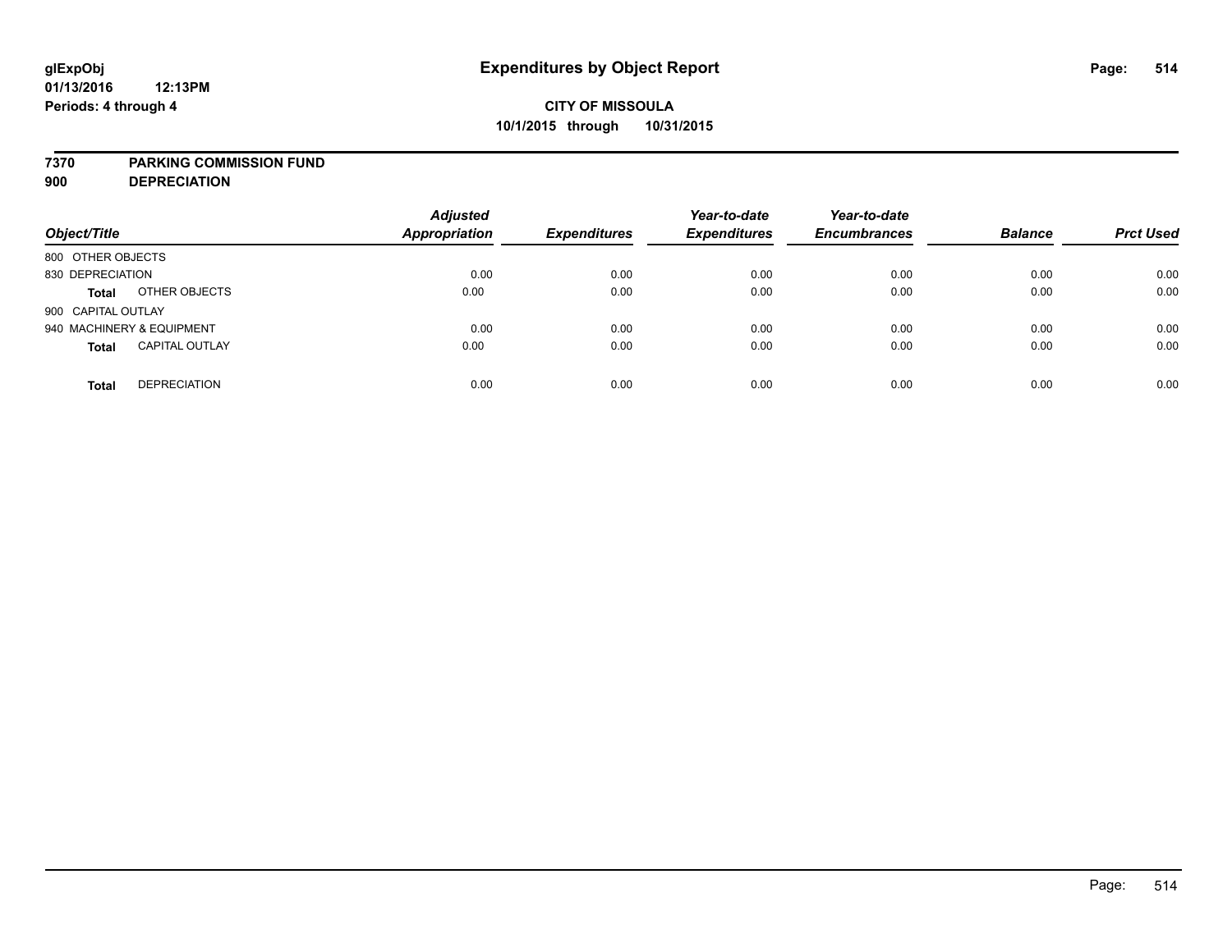**glExpObj**
**01/13/2016 12:13PM**
**Periods: 4 through 4**

# Expenditures by Object Report

**CITY OF MISSOULA**
**10/1/2015 through 10/31/2015**

**7370 PARKING COMMISSION FUND**
**900 DEPRECIATION**

| Object/Title | | *Adjusted Appropriation* | *Expenditures* | *Year-to-date Expenditures* | *Year-to-date Encumbrances* | *Balance* | *Prct Used* |
|---|---|---|---|---|---|---|---|
| 800 OTHER OBJECTS | | | | | | | |
| 830 DEPRECIATION | | 0.00 | 0.00 | 0.00 | 0.00 | 0.00 | 0.00 |
| **Total** | OTHER OBJECTS | 0.00 | 0.00 | 0.00 | 0.00 | 0.00 | 0.00 |
| 900 CAPITAL OUTLAY | | | | | | | |
| 940 MACHINERY & EQUIPMENT | | 0.00 | 0.00 | 0.00 | 0.00 | 0.00 | 0.00 |
| **Total** | CAPITAL OUTLAY | 0.00 | 0.00 | 0.00 | 0.00 | 0.00 | 0.00 |
| **Total** | DEPRECIATION | 0.00 | 0.00 | 0.00 | 0.00 | 0.00 | 0.00 |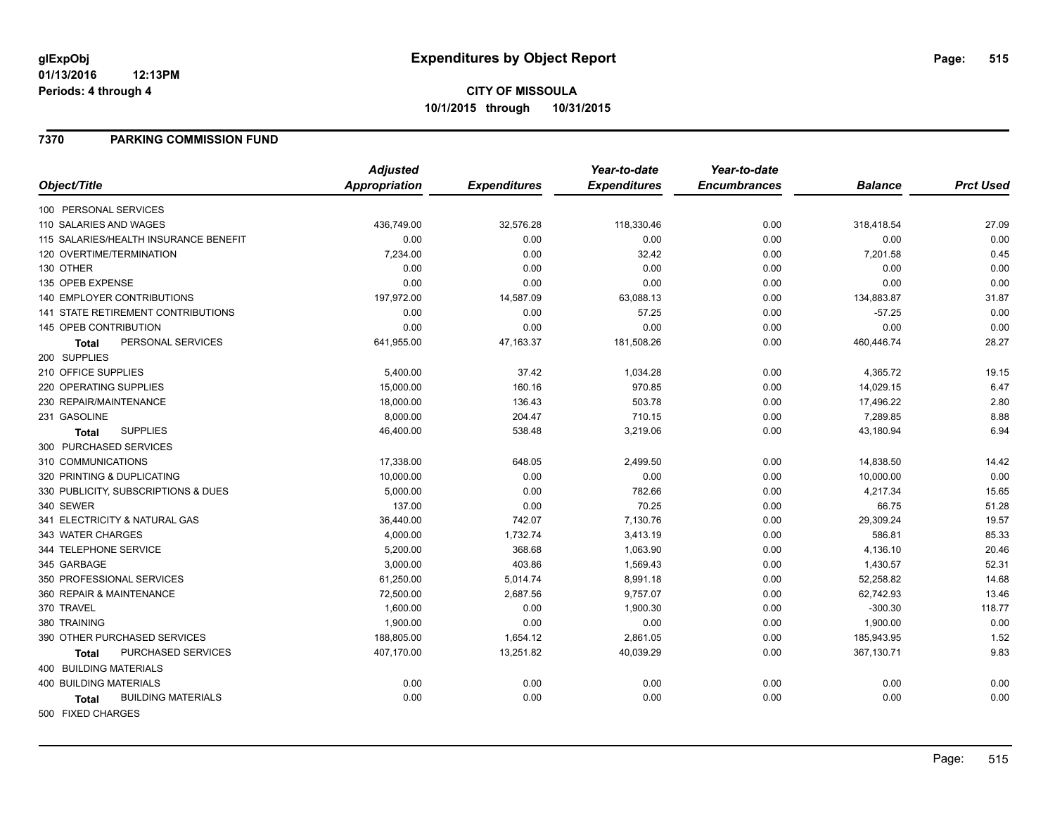# Expenditures by Object Report

glExpObj
01/13/2016 12:13PM
Periods: 4 through 4

**CITY OF MISSOULA**
**10/1/2015 through 10/31/2015**

## 7370 PARKING COMMISSION FUND

| Object/Title | Adjusted Appropriation | Expenditures | Year-to-date Expenditures | Year-to-date Encumbrances | Balance | Prct Used |
|---|---|---|---|---|---|---|
| 100 PERSONAL SERVICES | | | | | | |
| 110 SALARIES AND WAGES | 436,749.00 | 32,576.28 | 118,330.46 | 0.00 | 318,418.54 | 27.09 |
| 115 SALARIES/HEALTH INSURANCE BENEFIT | 0.00 | 0.00 | 0.00 | 0.00 | 0.00 | 0.00 |
| 120 OVERTIME/TERMINATION | 7,234.00 | 0.00 | 32.42 | 0.00 | 7,201.58 | 0.45 |
| 130 OTHER | 0.00 | 0.00 | 0.00 | 0.00 | 0.00 | 0.00 |
| 135 OPEB EXPENSE | 0.00 | 0.00 | 0.00 | 0.00 | 0.00 | 0.00 |
| 140 EMPLOYER CONTRIBUTIONS | 197,972.00 | 14,587.09 | 63,088.13 | 0.00 | 134,883.87 | 31.87 |
| 141 STATE RETIREMENT CONTRIBUTIONS | 0.00 | 0.00 | 57.25 | 0.00 | -57.25 | 0.00 |
| 145 OPEB CONTRIBUTION | 0.00 | 0.00 | 0.00 | 0.00 | 0.00 | 0.00 |
| **Total** PERSONAL SERVICES | 641,955.00 | 47,163.37 | 181,508.26 | 0.00 | 460,446.74 | 28.27 |
| 200 SUPPLIES | | | | | | |
| 210 OFFICE SUPPLIES | 5,400.00 | 37.42 | 1,034.28 | 0.00 | 4,365.72 | 19.15 |
| 220 OPERATING SUPPLIES | 15,000.00 | 160.16 | 970.85 | 0.00 | 14,029.15 | 6.47 |
| 230 REPAIR/MAINTENANCE | 18,000.00 | 136.43 | 503.78 | 0.00 | 17,496.22 | 2.80 |
| 231 GASOLINE | 8,000.00 | 204.47 | 710.15 | 0.00 | 7,289.85 | 8.88 |
| **Total** SUPPLIES | 46,400.00 | 538.48 | 3,219.06 | 0.00 | 43,180.94 | 6.94 |
| 300 PURCHASED SERVICES | | | | | | |
| 310 COMMUNICATIONS | 17,338.00 | 648.05 | 2,499.50 | 0.00 | 14,838.50 | 14.42 |
| 320 PRINTING & DUPLICATING | 10,000.00 | 0.00 | 0.00 | 0.00 | 10,000.00 | 0.00 |
| 330 PUBLICITY, SUBSCRIPTIONS & DUES | 5,000.00 | 0.00 | 782.66 | 0.00 | 4,217.34 | 15.65 |
| 340 SEWER | 137.00 | 0.00 | 70.25 | 0.00 | 66.75 | 51.28 |
| 341 ELECTRICITY & NATURAL GAS | 36,440.00 | 742.07 | 7,130.76 | 0.00 | 29,309.24 | 19.57 |
| 343 WATER CHARGES | 4,000.00 | 1,732.74 | 3,413.19 | 0.00 | 586.81 | 85.33 |
| 344 TELEPHONE SERVICE | 5,200.00 | 368.68 | 1,063.90 | 0.00 | 4,136.10 | 20.46 |
| 345 GARBAGE | 3,000.00 | 403.86 | 1,569.43 | 0.00 | 1,430.57 | 52.31 |
| 350 PROFESSIONAL SERVICES | 61,250.00 | 5,014.74 | 8,991.18 | 0.00 | 52,258.82 | 14.68 |
| 360 REPAIR & MAINTENANCE | 72,500.00 | 2,687.56 | 9,757.07 | 0.00 | 62,742.93 | 13.46 |
| 370 TRAVEL | 1,600.00 | 0.00 | 1,900.30 | 0.00 | -300.30 | 118.77 |
| 380 TRAINING | 1,900.00 | 0.00 | 0.00 | 0.00 | 1,900.00 | 0.00 |
| 390 OTHER PURCHASED SERVICES | 188,805.00 | 1,654.12 | 2,861.05 | 0.00 | 185,943.95 | 1.52 |
| **Total** PURCHASED SERVICES | 407,170.00 | 13,251.82 | 40,039.29 | 0.00 | 367,130.71 | 9.83 |
| 400 BUILDING MATERIALS | | | | | | |
| 400 BUILDING MATERIALS | 0.00 | 0.00 | 0.00 | 0.00 | 0.00 | 0.00 |
| **Total** BUILDING MATERIALS | 0.00 | 0.00 | 0.00 | 0.00 | 0.00 | 0.00 |
| 500 FIXED CHARGES | | | | | | |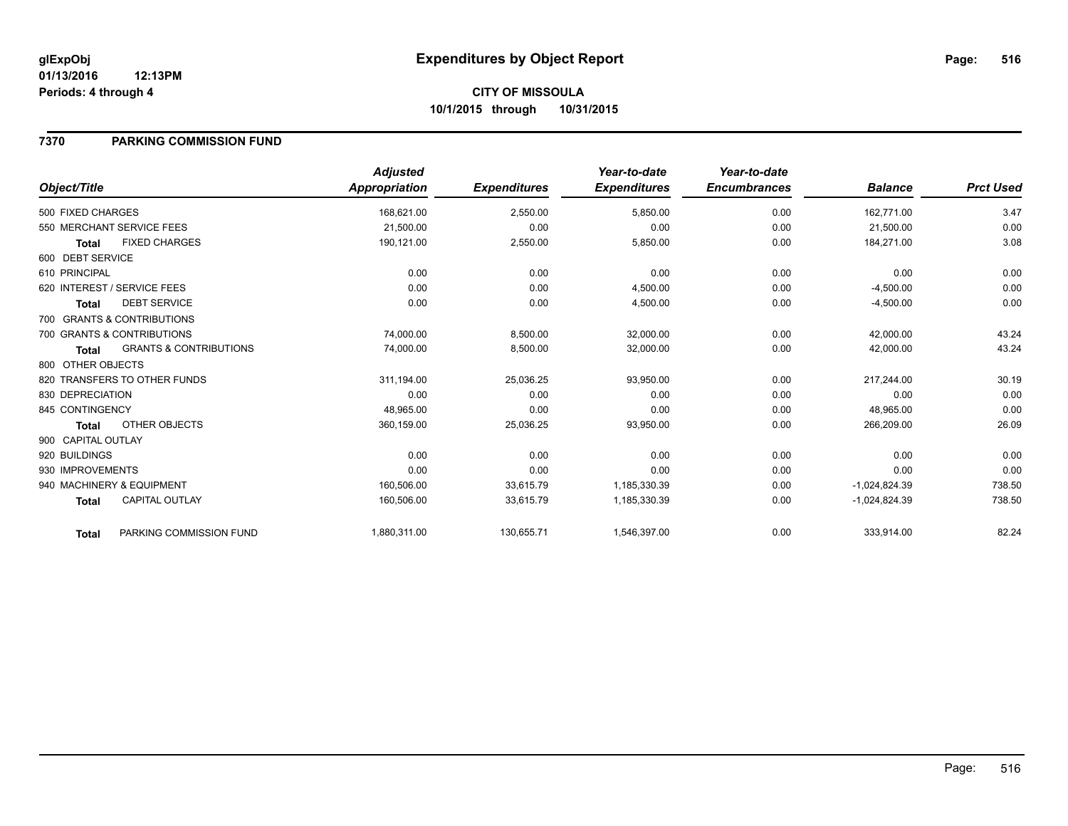**glExpObj** 01/13/2016 12:13PM
**Periods: 4 through 4**

# Expenditures by Object Report

**CITY OF MISSOULA**
**10/1/2015 through 10/31/2015**

## 7370 PARKING COMMISSION FUND

| Object/Title | | Adjusted Appropriation | Expenditures | Year-to-date Expenditures | Year-to-date Encumbrances | Balance | Prct Used |
|---|---|---|---|---|---|---|---|
| 500 FIXED CHARGES | | 168,621.00 | 2,550.00 | 5,850.00 | 0.00 | 162,771.00 | 3.47 |
| 550 MERCHANT SERVICE FEES | | 21,500.00 | 0.00 | 0.00 | 0.00 | 21,500.00 | 0.00 |
| **Total** | FIXED CHARGES | 190,121.00 | 2,550.00 | 5,850.00 | 0.00 | 184,271.00 | 3.08 |
| 600 DEBT SERVICE | | | | | | | |
| 610 PRINCIPAL | | 0.00 | 0.00 | 0.00 | 0.00 | 0.00 | 0.00 |
| 620 INTEREST / SERVICE FEES | | 0.00 | 0.00 | 4,500.00 | 0.00 | -4,500.00 | 0.00 |
| **Total** | DEBT SERVICE | 0.00 | 0.00 | 4,500.00 | 0.00 | -4,500.00 | 0.00 |
| 700 GRANTS & CONTRIBUTIONS | | | | | | | |
| 700 GRANTS & CONTRIBUTIONS | | 74,000.00 | 8,500.00 | 32,000.00 | 0.00 | 42,000.00 | 43.24 |
| **Total** | GRANTS & CONTRIBUTIONS | 74,000.00 | 8,500.00 | 32,000.00 | 0.00 | 42,000.00 | 43.24 |
| 800 OTHER OBJECTS | | | | | | | |
| 820 TRANSFERS TO OTHER FUNDS | | 311,194.00 | 25,036.25 | 93,950.00 | 0.00 | 217,244.00 | 30.19 |
| 830 DEPRECIATION | | 0.00 | 0.00 | 0.00 | 0.00 | 0.00 | 0.00 |
| 845 CONTINGENCY | | 48,965.00 | 0.00 | 0.00 | 0.00 | 48,965.00 | 0.00 |
| **Total** | OTHER OBJECTS | 360,159.00 | 25,036.25 | 93,950.00 | 0.00 | 266,209.00 | 26.09 |
| 900 CAPITAL OUTLAY | | | | | | | |
| 920 BUILDINGS | | 0.00 | 0.00 | 0.00 | 0.00 | 0.00 | 0.00 |
| 930 IMPROVEMENTS | | 0.00 | 0.00 | 0.00 | 0.00 | 0.00 | 0.00 |
| 940 MACHINERY & EQUIPMENT | | 160,506.00 | 33,615.79 | 1,185,330.39 | 0.00 | -1,024,824.39 | 738.50 |
| **Total** | CAPITAL OUTLAY | 160,506.00 | 33,615.79 | 1,185,330.39 | 0.00 | -1,024,824.39 | 738.50 |
| **Total** | PARKING COMMISSION FUND | 1,880,311.00 | 130,655.71 | 1,546,397.00 | 0.00 | 333,914.00 | 82.24 |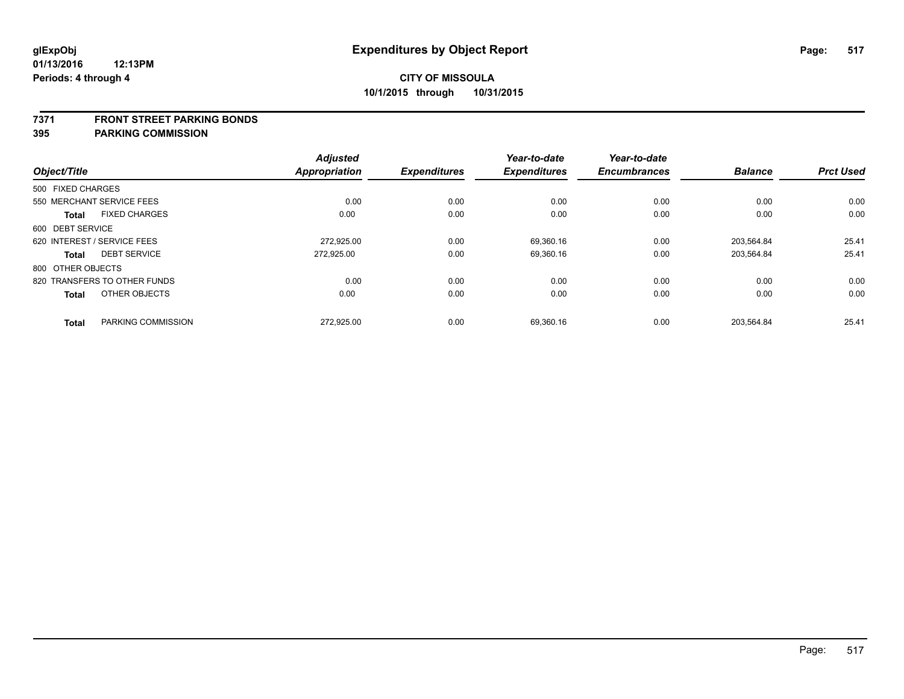# Expenditures by Object Report

glExpObj
01/13/2016 12:13PM
Periods: 4 through 4

**CITY OF MISSOULA**
**10/1/2015 through 10/31/2015**

## 7371 FRONT STREET PARKING BONDS
## 395 PARKING COMMISSION

| Object/Title | Adjusted Appropriation | Expenditures | Year-to-date Expenditures | Year-to-date Encumbrances | Balance | Prct Used |
|---|---|---|---|---|---|---|
| 500 FIXED CHARGES | | | | | | |
| 550 MERCHANT SERVICE FEES | 0.00 | 0.00 | 0.00 | 0.00 | 0.00 | 0.00 |
| **Total** FIXED CHARGES | 0.00 | 0.00 | 0.00 | 0.00 | 0.00 | 0.00 |
| 600 DEBT SERVICE | | | | | | |
| 620 INTEREST / SERVICE FEES | 272,925.00 | 0.00 | 69,360.16 | 0.00 | 203,564.84 | 25.41 |
| **Total** DEBT SERVICE | 272,925.00 | 0.00 | 69,360.16 | 0.00 | 203,564.84 | 25.41 |
| 800 OTHER OBJECTS | | | | | | |
| 820 TRANSFERS TO OTHER FUNDS | 0.00 | 0.00 | 0.00 | 0.00 | 0.00 | 0.00 |
| **Total** OTHER OBJECTS | 0.00 | 0.00 | 0.00 | 0.00 | 0.00 | 0.00 |
| **Total** PARKING COMMISSION | 272,925.00 | 0.00 | 69,360.16 | 0.00 | 203,564.84 | 25.41 |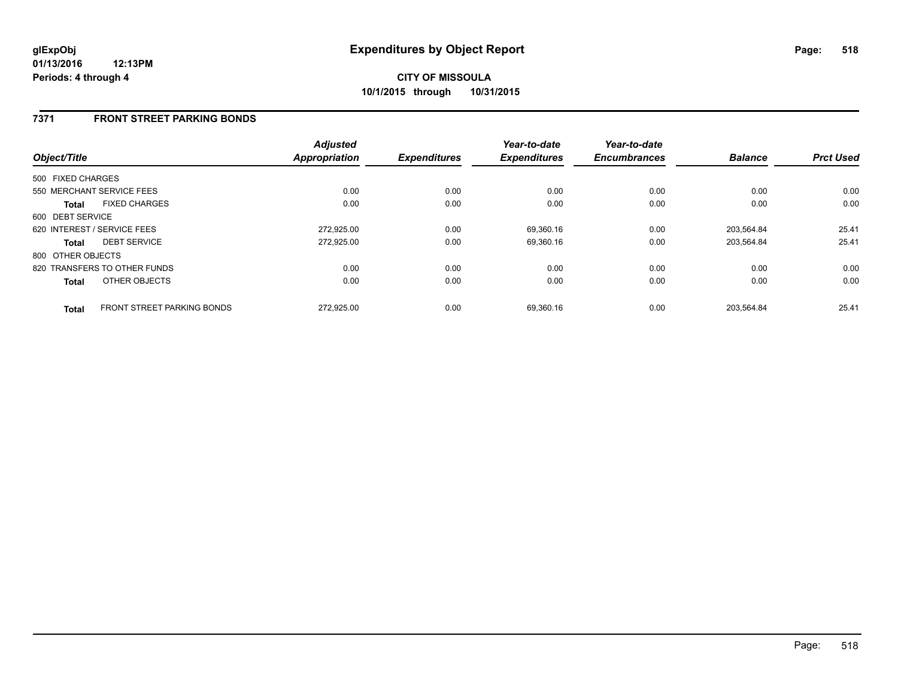# Expenditures by Object Report

glExpObj
01/13/2016 12:13PM
Periods: 4 through 4

**CITY OF MISSOULA**
**10/1/2015 through 10/31/2015**

## 7371 FRONT STREET PARKING BONDS

| Object/Title | | Adjusted Appropriation | Expenditures | Year-to-date Expenditures | Year-to-date Encumbrances | Balance | Prct Used |
|---|---|---|---|---|---|---|---|
| 500 FIXED CHARGES | | | | | | | |
| 550 MERCHANT SERVICE FEES | | 0.00 | 0.00 | 0.00 | 0.00 | 0.00 | 0.00 |
| **Total** | FIXED CHARGES | 0.00 | 0.00 | 0.00 | 0.00 | 0.00 | 0.00 |
| 600 DEBT SERVICE | | | | | | | |
| 620 INTEREST / SERVICE FEES | | 272,925.00 | 0.00 | 69,360.16 | 0.00 | 203,564.84 | 25.41 |
| **Total** | DEBT SERVICE | 272,925.00 | 0.00 | 69,360.16 | 0.00 | 203,564.84 | 25.41 |
| 800 OTHER OBJECTS | | | | | | | |
| 820 TRANSFERS TO OTHER FUNDS | | 0.00 | 0.00 | 0.00 | 0.00 | 0.00 | 0.00 |
| **Total** | OTHER OBJECTS | 0.00 | 0.00 | 0.00 | 0.00 | 0.00 | 0.00 |
| **Total** | FRONT STREET PARKING BONDS | 272,925.00 | 0.00 | 69,360.16 | 0.00 | 203,564.84 | 25.41 |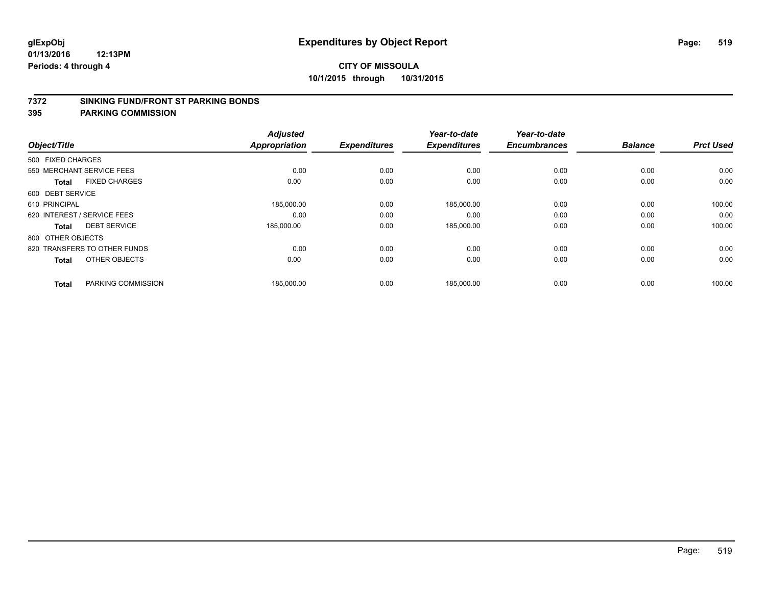# Expenditures by Object Report

glExpObj
01/13/2016 12:13PM
Periods: 4 through 4

**CITY OF MISSOULA**
**10/1/2015 through 10/31/2015**

## 7372 SINKING FUND/FRONT ST PARKING BONDS
## 395 PARKING COMMISSION

| Object/Title | Adjusted Appropriation | Expenditures | Year-to-date Expenditures | Year-to-date Encumbrances | Balance | Prct Used |
|---|---|---|---|---|---|---|
| 500 FIXED CHARGES | | | | | | |
| 550 MERCHANT SERVICE FEES | 0.00 | 0.00 | 0.00 | 0.00 | 0.00 | 0.00 |
| **Total** FIXED CHARGES | 0.00 | 0.00 | 0.00 | 0.00 | 0.00 | 0.00 |
| 600 DEBT SERVICE | | | | | | |
| 610 PRINCIPAL | 185,000.00 | 0.00 | 185,000.00 | 0.00 | 0.00 | 100.00 |
| 620 INTEREST / SERVICE FEES | 0.00 | 0.00 | 0.00 | 0.00 | 0.00 | 0.00 |
| **Total** DEBT SERVICE | 185,000.00 | 0.00 | 185,000.00 | 0.00 | 0.00 | 100.00 |
| 800 OTHER OBJECTS | | | | | | |
| 820 TRANSFERS TO OTHER FUNDS | 0.00 | 0.00 | 0.00 | 0.00 | 0.00 | 0.00 |
| **Total** OTHER OBJECTS | 0.00 | 0.00 | 0.00 | 0.00 | 0.00 | 0.00 |
| **Total** PARKING COMMISSION | 185,000.00 | 0.00 | 185,000.00 | 0.00 | 0.00 | 100.00 |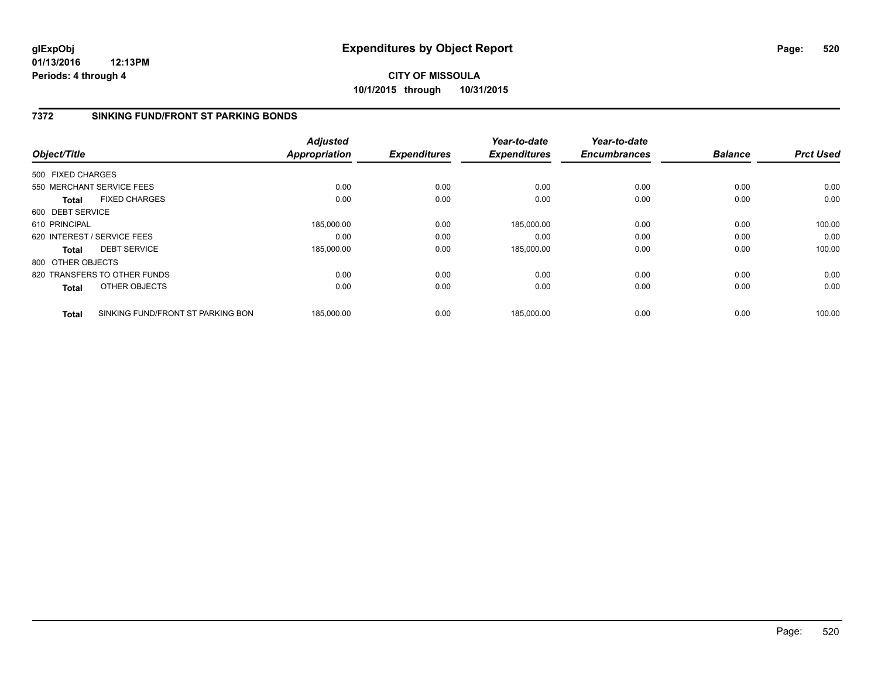**CITY OF MISSOULA**

**10/1/2015 through 10/31/2015**

## 7372 SINKING FUND/FRONT ST PARKING BONDS

| Object/Title | | Adjusted Appropriation | Expenditures | Year-to-date Expenditures | Year-to-date Encumbrances | Balance | Prct Used |
|---|---|---|---|---|---|---|---|
| 500 FIXED CHARGES | | | | | | | |
| 550 MERCHANT SERVICE FEES | | 0.00 | 0.00 | 0.00 | 0.00 | 0.00 | 0.00 |
| **Total** | FIXED CHARGES | 0.00 | 0.00 | 0.00 | 0.00 | 0.00 | 0.00 |
| 600 DEBT SERVICE | | | | | | | |
| 610 PRINCIPAL | | 185,000.00 | 0.00 | 185,000.00 | 0.00 | 0.00 | 100.00 |
| 620 INTEREST / SERVICE FEES | | 0.00 | 0.00 | 0.00 | 0.00 | 0.00 | 0.00 |
| **Total** | DEBT SERVICE | 185,000.00 | 0.00 | 185,000.00 | 0.00 | 0.00 | 100.00 |
| 800 OTHER OBJECTS | | | | | | | |
| 820 TRANSFERS TO OTHER FUNDS | | 0.00 | 0.00 | 0.00 | 0.00 | 0.00 | 0.00 |
| **Total** | OTHER OBJECTS | 0.00 | 0.00 | 0.00 | 0.00 | 0.00 | 0.00 |
| **Total** | SINKING FUND/FRONT ST PARKING BON | 185,000.00 | 0.00 | 185,000.00 | 0.00 | 0.00 | 100.00 |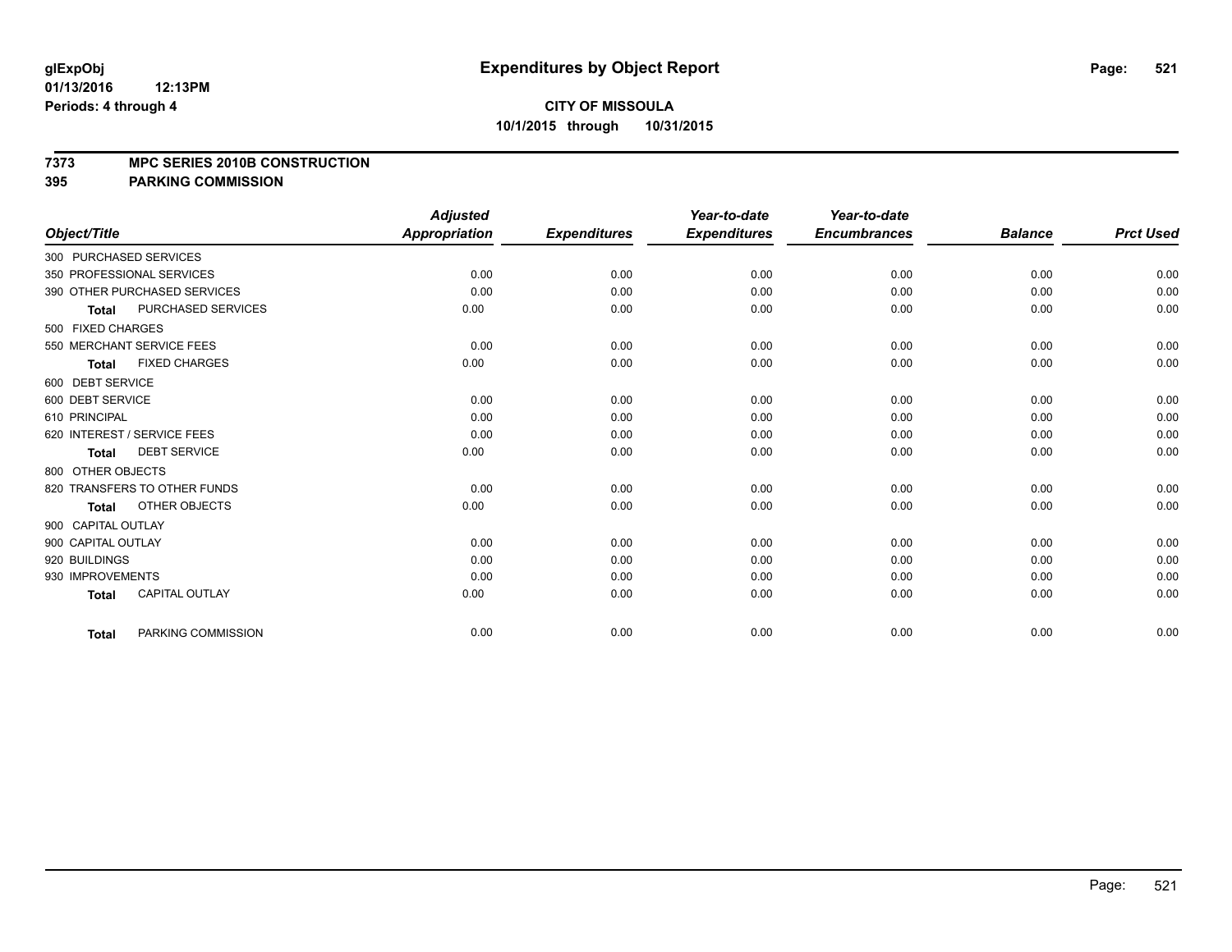**glExpObj**
**01/13/2016 12:13PM**
**Periods: 4 through 4**

# Expenditures by Object Report

**CITY OF MISSOULA**
**10/1/2015 through 10/31/2015**

**7373 MPC SERIES 2010B CONSTRUCTION**
**395 PARKING COMMISSION**

| Object/Title | Adjusted Appropriation | Expenditures | Year-to-date Expenditures | Year-to-date Encumbrances | Balance | Prct Used |
|---|---|---|---|---|---|---|
| 300 PURCHASED SERVICES | | | | | | |
| 350 PROFESSIONAL SERVICES | 0.00 | 0.00 | 0.00 | 0.00 | 0.00 | 0.00 |
| 390 OTHER PURCHASED SERVICES | 0.00 | 0.00 | 0.00 | 0.00 | 0.00 | 0.00 |
| **Total** PURCHASED SERVICES | 0.00 | 0.00 | 0.00 | 0.00 | 0.00 | 0.00 |
| 500 FIXED CHARGES | | | | | | |
| 550 MERCHANT SERVICE FEES | 0.00 | 0.00 | 0.00 | 0.00 | 0.00 | 0.00 |
| **Total** FIXED CHARGES | 0.00 | 0.00 | 0.00 | 0.00 | 0.00 | 0.00 |
| 600 DEBT SERVICE | | | | | | |
| 600 DEBT SERVICE | 0.00 | 0.00 | 0.00 | 0.00 | 0.00 | 0.00 |
| 610 PRINCIPAL | 0.00 | 0.00 | 0.00 | 0.00 | 0.00 | 0.00 |
| 620 INTEREST / SERVICE FEES | 0.00 | 0.00 | 0.00 | 0.00 | 0.00 | 0.00 |
| **Total** DEBT SERVICE | 0.00 | 0.00 | 0.00 | 0.00 | 0.00 | 0.00 |
| 800 OTHER OBJECTS | | | | | | |
| 820 TRANSFERS TO OTHER FUNDS | 0.00 | 0.00 | 0.00 | 0.00 | 0.00 | 0.00 |
| **Total** OTHER OBJECTS | 0.00 | 0.00 | 0.00 | 0.00 | 0.00 | 0.00 |
| 900 CAPITAL OUTLAY | | | | | | |
| 900 CAPITAL OUTLAY | 0.00 | 0.00 | 0.00 | 0.00 | 0.00 | 0.00 |
| 920 BUILDINGS | 0.00 | 0.00 | 0.00 | 0.00 | 0.00 | 0.00 |
| 930 IMPROVEMENTS | 0.00 | 0.00 | 0.00 | 0.00 | 0.00 | 0.00 |
| **Total** CAPITAL OUTLAY | 0.00 | 0.00 | 0.00 | 0.00 | 0.00 | 0.00 |
| **Total** PARKING COMMISSION | 0.00 | 0.00 | 0.00 | 0.00 | 0.00 | 0.00 |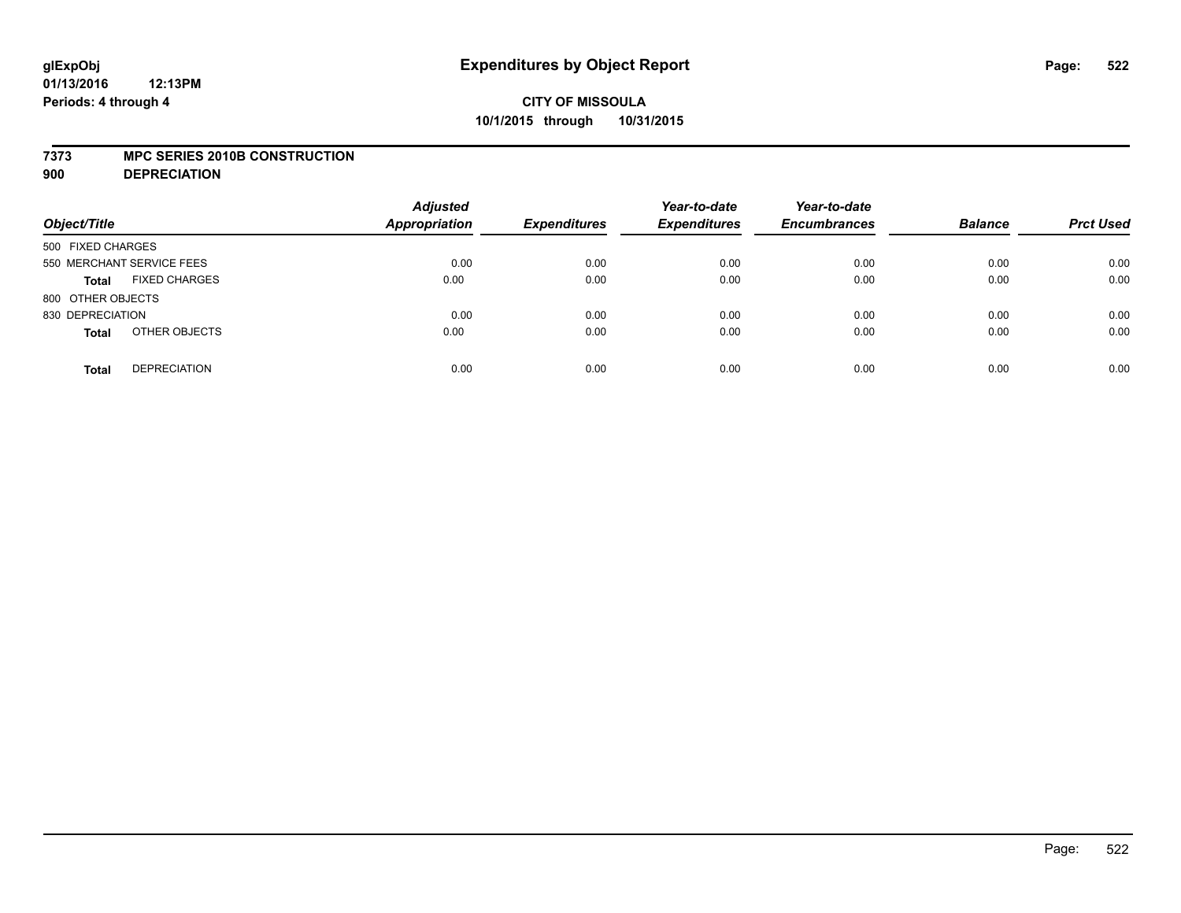# Expenditures by Object Report

glExpObj
01/13/2016 12:13PM
Periods: 4 through 4

**CITY OF MISSOULA**
**10/1/2015 through 10/31/2015**

**7373 MPC SERIES 2010B CONSTRUCTION**
**900 DEPRECIATION**

| Object/Title | | Adjusted Appropriation | Expenditures | Year-to-date Expenditures | Year-to-date Encumbrances | Balance | Prct Used |
|---|---|---|---|---|---|---|---|
| 500 FIXED CHARGES | | | | | | | |
| 550 MERCHANT SERVICE FEES | | 0.00 | 0.00 | 0.00 | 0.00 | 0.00 | 0.00 |
| **Total** | FIXED CHARGES | 0.00 | 0.00 | 0.00 | 0.00 | 0.00 | 0.00 |
| 800 OTHER OBJECTS | | | | | | | |
| 830 DEPRECIATION | | 0.00 | 0.00 | 0.00 | 0.00 | 0.00 | 0.00 |
| **Total** | OTHER OBJECTS | 0.00 | 0.00 | 0.00 | 0.00 | 0.00 | 0.00 |
| **Total** | DEPRECIATION | 0.00 | 0.00 | 0.00 | 0.00 | 0.00 | 0.00 |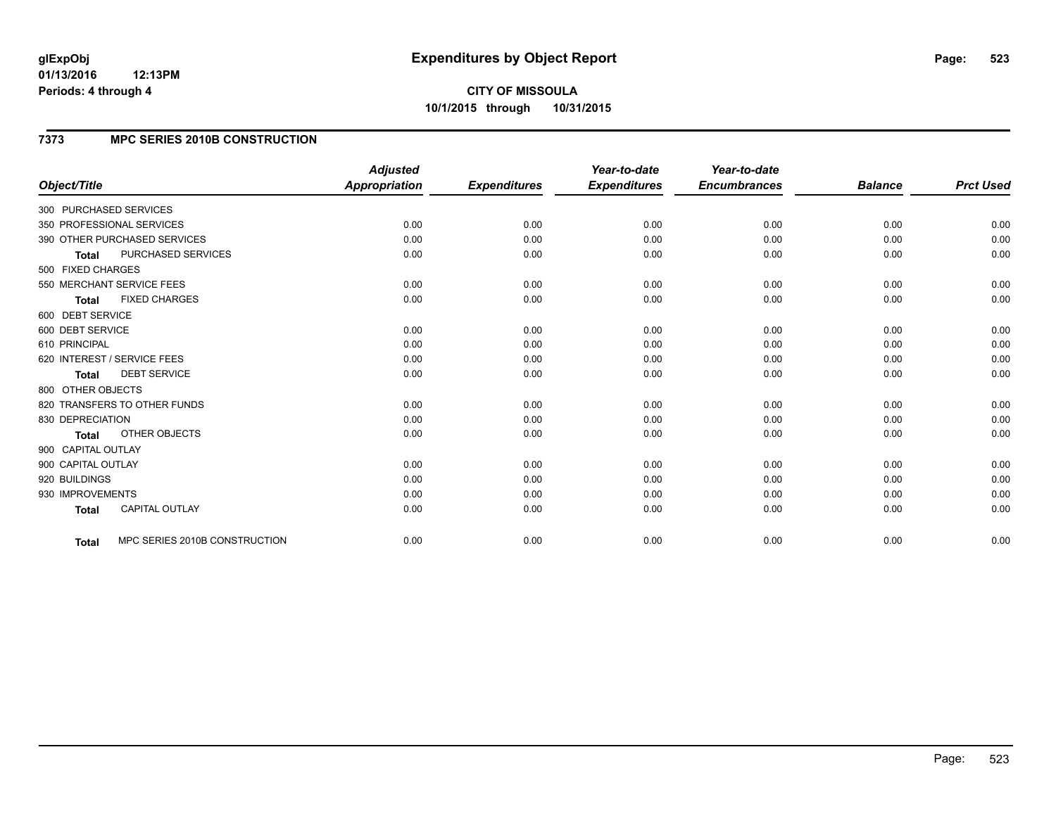# Expenditures by Object Report

glExpObj
01/13/2016 12:13PM
Periods: 4 through 4

**CITY OF MISSOULA**
**10/1/2015 through 10/31/2015**

## 7373 MPC SERIES 2010B CONSTRUCTION

| Object/Title | Adjusted Appropriation | Expenditures | Year-to-date Expenditures | Year-to-date Encumbrances | Balance | Prct Used |
|---|---|---|---|---|---|---|
| 300 PURCHASED SERVICES | | | | | | |
| 350 PROFESSIONAL SERVICES | 0.00 | 0.00 | 0.00 | 0.00 | 0.00 | 0.00 |
| 390 OTHER PURCHASED SERVICES | 0.00 | 0.00 | 0.00 | 0.00 | 0.00 | 0.00 |
| **Total** PURCHASED SERVICES | 0.00 | 0.00 | 0.00 | 0.00 | 0.00 | 0.00 |
| 500 FIXED CHARGES | | | | | | |
| 550 MERCHANT SERVICE FEES | 0.00 | 0.00 | 0.00 | 0.00 | 0.00 | 0.00 |
| **Total** FIXED CHARGES | 0.00 | 0.00 | 0.00 | 0.00 | 0.00 | 0.00 |
| 600 DEBT SERVICE | | | | | | |
| 600 DEBT SERVICE | 0.00 | 0.00 | 0.00 | 0.00 | 0.00 | 0.00 |
| 610 PRINCIPAL | 0.00 | 0.00 | 0.00 | 0.00 | 0.00 | 0.00 |
| 620 INTEREST / SERVICE FEES | 0.00 | 0.00 | 0.00 | 0.00 | 0.00 | 0.00 |
| **Total** DEBT SERVICE | 0.00 | 0.00 | 0.00 | 0.00 | 0.00 | 0.00 |
| 800 OTHER OBJECTS | | | | | | |
| 820 TRANSFERS TO OTHER FUNDS | 0.00 | 0.00 | 0.00 | 0.00 | 0.00 | 0.00 |
| 830 DEPRECIATION | 0.00 | 0.00 | 0.00 | 0.00 | 0.00 | 0.00 |
| **Total** OTHER OBJECTS | 0.00 | 0.00 | 0.00 | 0.00 | 0.00 | 0.00 |
| 900 CAPITAL OUTLAY | | | | | | |
| 900 CAPITAL OUTLAY | 0.00 | 0.00 | 0.00 | 0.00 | 0.00 | 0.00 |
| 920 BUILDINGS | 0.00 | 0.00 | 0.00 | 0.00 | 0.00 | 0.00 |
| 930 IMPROVEMENTS | 0.00 | 0.00 | 0.00 | 0.00 | 0.00 | 0.00 |
| **Total** CAPITAL OUTLAY | 0.00 | 0.00 | 0.00 | 0.00 | 0.00 | 0.00 |
| **Total** MPC SERIES 2010B CONSTRUCTION | 0.00 | 0.00 | 0.00 | 0.00 | 0.00 | 0.00 |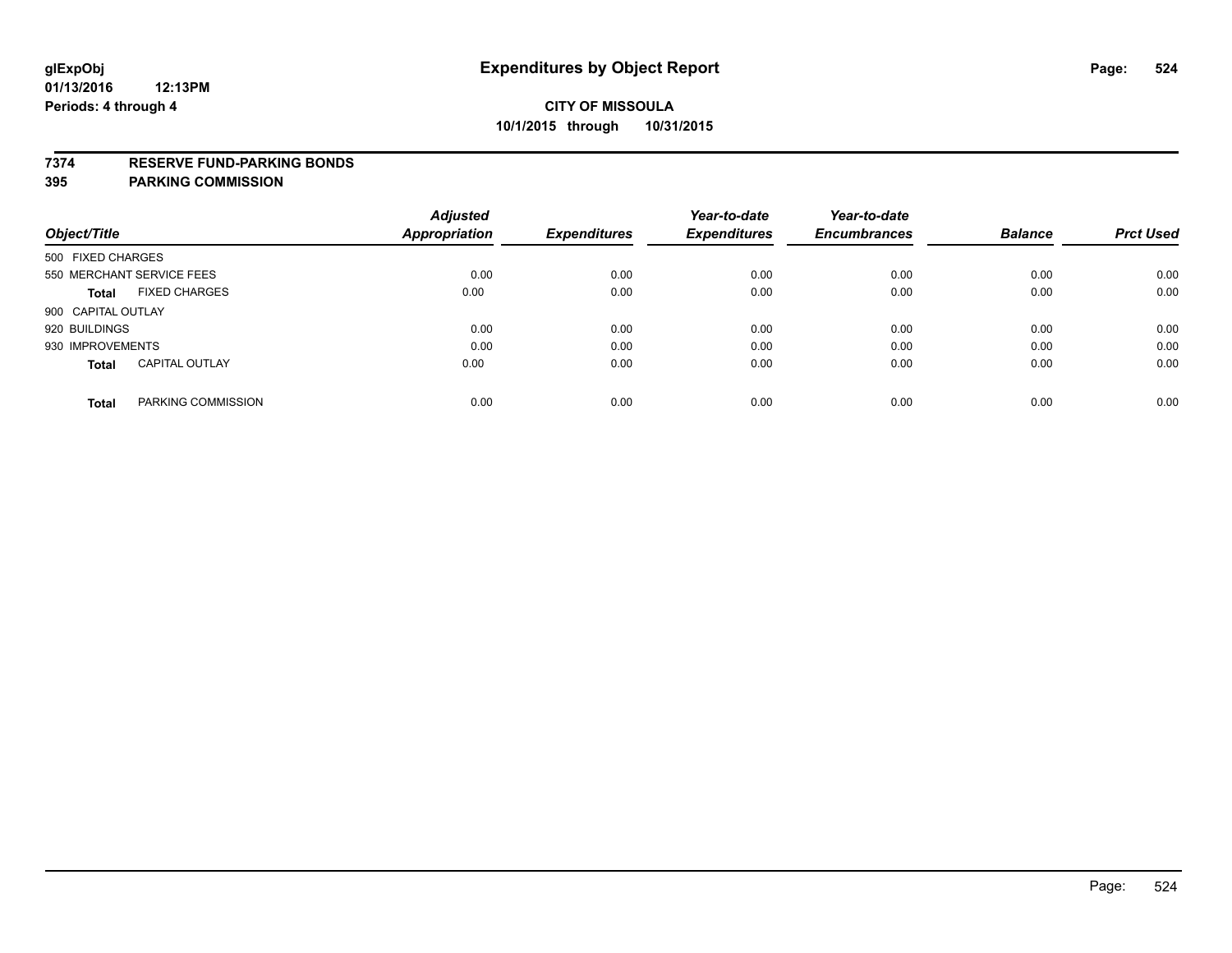**glExpObj** **Expenditures by Object Report**
**01/13/2016 12:13PM**
**Periods: 4 through 4**

**CITY OF MISSOULA**
**10/1/2015 through 10/31/2015**

**7374 RESERVE FUND-PARKING BONDS**
**395 PARKING COMMISSION**

| Object/Title | Adjusted Appropriation | Expenditures | Year-to-date Expenditures | Year-to-date Encumbrances | Balance | Prct Used |
|---|---|---|---|---|---|---|
| 500 FIXED CHARGES | | | | | | |
| 550 MERCHANT SERVICE FEES | 0.00 | 0.00 | 0.00 | 0.00 | 0.00 | 0.00 |
| **Total** FIXED CHARGES | 0.00 | 0.00 | 0.00 | 0.00 | 0.00 | 0.00 |
| 900 CAPITAL OUTLAY | | | | | | |
| 920 BUILDINGS | 0.00 | 0.00 | 0.00 | 0.00 | 0.00 | 0.00 |
| 930 IMPROVEMENTS | 0.00 | 0.00 | 0.00 | 0.00 | 0.00 | 0.00 |
| **Total** CAPITAL OUTLAY | 0.00 | 0.00 | 0.00 | 0.00 | 0.00 | 0.00 |
| **Total** PARKING COMMISSION | 0.00 | 0.00 | 0.00 | 0.00 | 0.00 | 0.00 |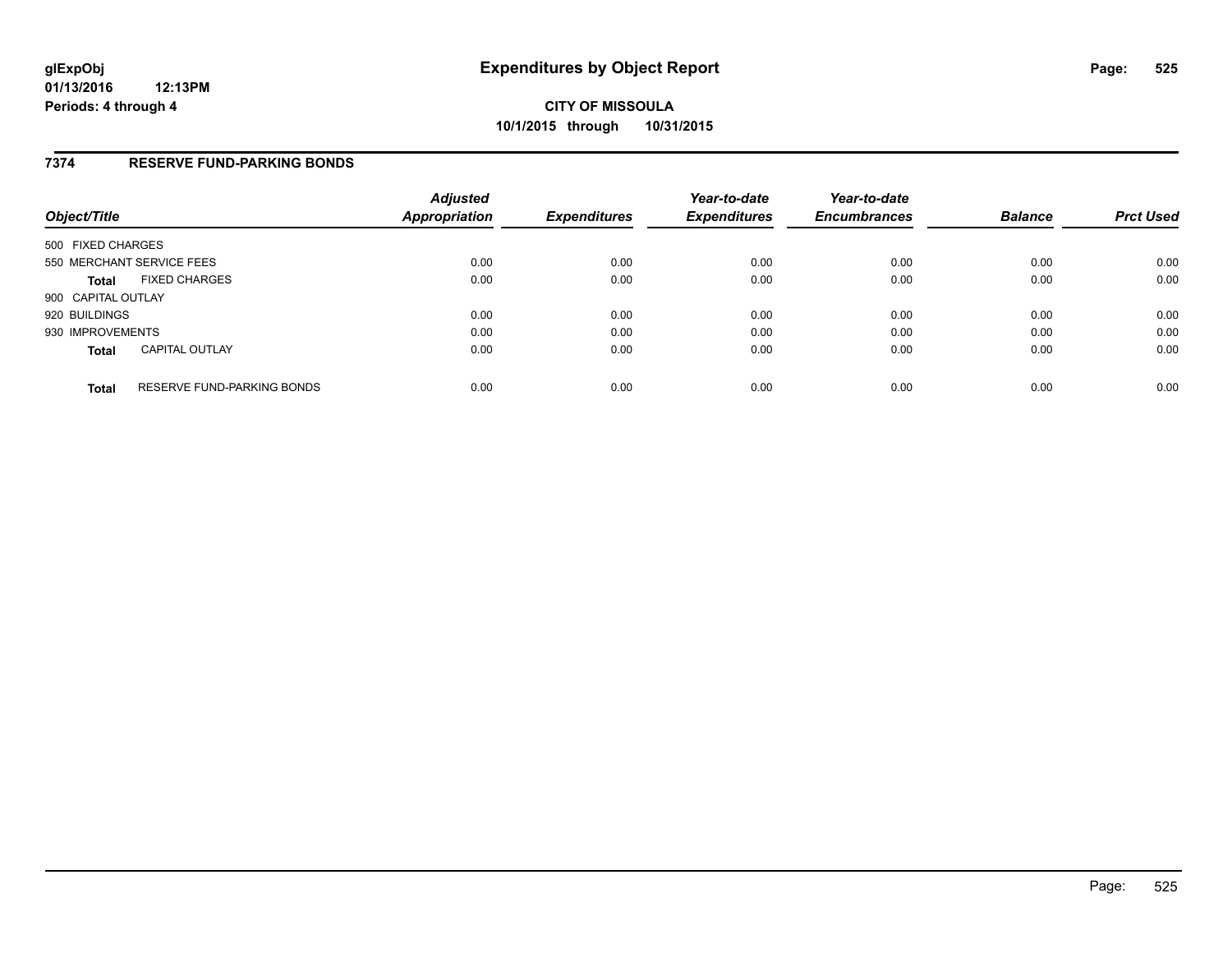# Expenditures by Object Report

glExpObj
01/13/2016 12:13PM
Periods: 4 through 4

**CITY OF MISSOULA**
**10/1/2015 through 10/31/2015**

## 7374 RESERVE FUND-PARKING BONDS

| Object/Title | | Adjusted Appropriation | Expenditures | Year-to-date Expenditures | Year-to-date Encumbrances | Balance | Prct Used |
|---|---|---|---|---|---|---|---|
| 500 FIXED CHARGES | | | | | | | |
| 550 MERCHANT SERVICE FEES | | 0.00 | 0.00 | 0.00 | 0.00 | 0.00 | 0.00 |
| **Total** | FIXED CHARGES | 0.00 | 0.00 | 0.00 | 0.00 | 0.00 | 0.00 |
| 900 CAPITAL OUTLAY | | | | | | | |
| 920 BUILDINGS | | 0.00 | 0.00 | 0.00 | 0.00 | 0.00 | 0.00 |
| 930 IMPROVEMENTS | | 0.00 | 0.00 | 0.00 | 0.00 | 0.00 | 0.00 |
| **Total** | CAPITAL OUTLAY | 0.00 | 0.00 | 0.00 | 0.00 | 0.00 | 0.00 |
| **Total** | RESERVE FUND-PARKING BONDS | 0.00 | 0.00 | 0.00 | 0.00 | 0.00 | 0.00 |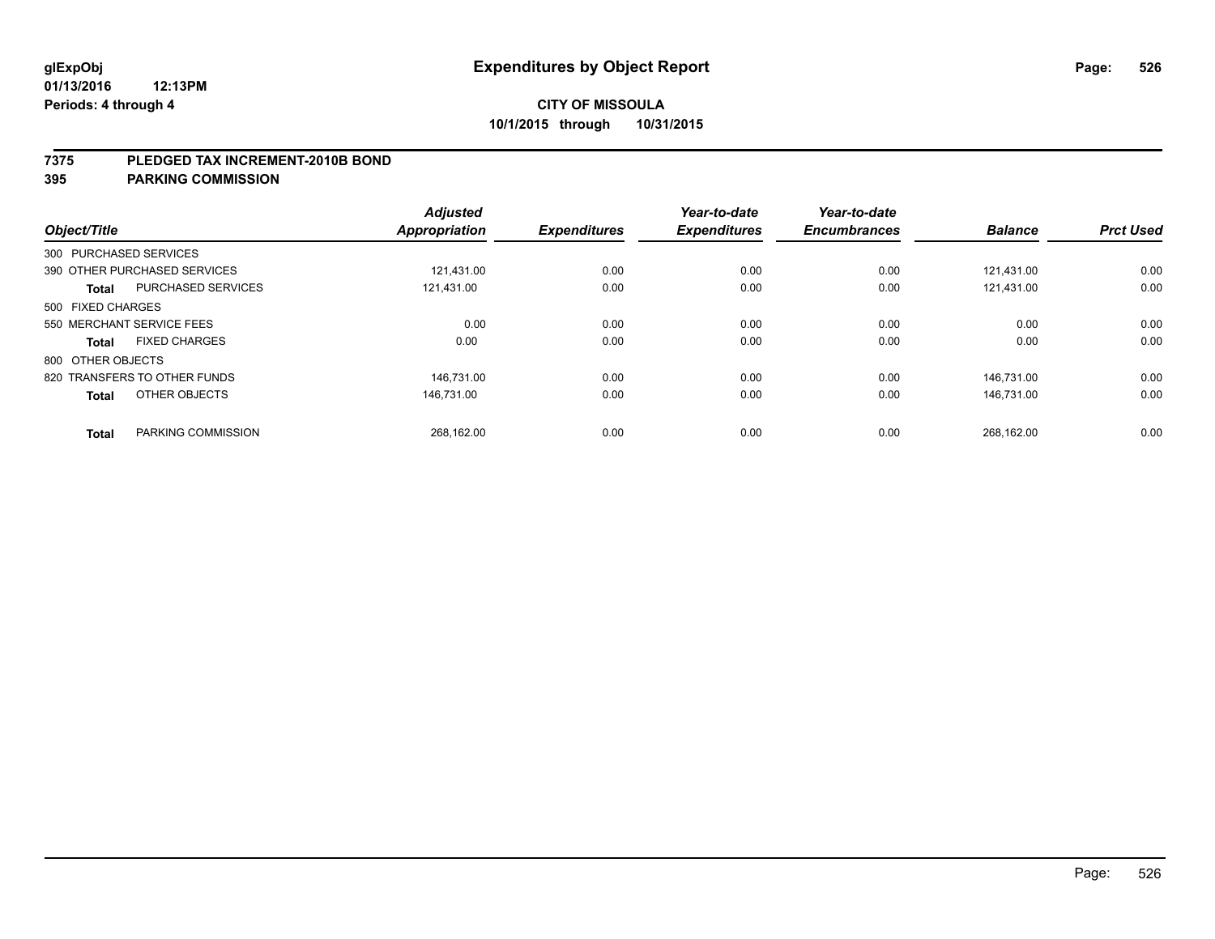# Expenditures by Object Report

**CITY OF MISSOULA**
**10/1/2015 through 10/31/2015**

glExpObj
01/13/2016 12:13PM
Periods: 4 through 4

## 7375 PLEDGED TAX INCREMENT-2010B BOND
## 395 PARKING COMMISSION

| Object/Title | | Adjusted Appropriation | Expenditures | Year-to-date Expenditures | Year-to-date Encumbrances | Balance | Prct Used |
|---|---|---|---|---|---|---|---|
| 300 PURCHASED SERVICES | | | | | | | |
| 390 OTHER PURCHASED SERVICES | | 121,431.00 | 0.00 | 0.00 | 0.00 | 121,431.00 | 0.00 |
| **Total** | PURCHASED SERVICES | 121,431.00 | 0.00 | 0.00 | 0.00 | 121,431.00 | 0.00 |
| 500 FIXED CHARGES | | | | | | | |
| 550 MERCHANT SERVICE FEES | | 0.00 | 0.00 | 0.00 | 0.00 | 0.00 | 0.00 |
| **Total** | FIXED CHARGES | 0.00 | 0.00 | 0.00 | 0.00 | 0.00 | 0.00 |
| 800 OTHER OBJECTS | | | | | | | |
| 820 TRANSFERS TO OTHER FUNDS | | 146,731.00 | 0.00 | 0.00 | 0.00 | 146,731.00 | 0.00 |
| **Total** | OTHER OBJECTS | 146,731.00 | 0.00 | 0.00 | 0.00 | 146,731.00 | 0.00 |
| **Total** | PARKING COMMISSION | 268,162.00 | 0.00 | 0.00 | 0.00 | 268,162.00 | 0.00 |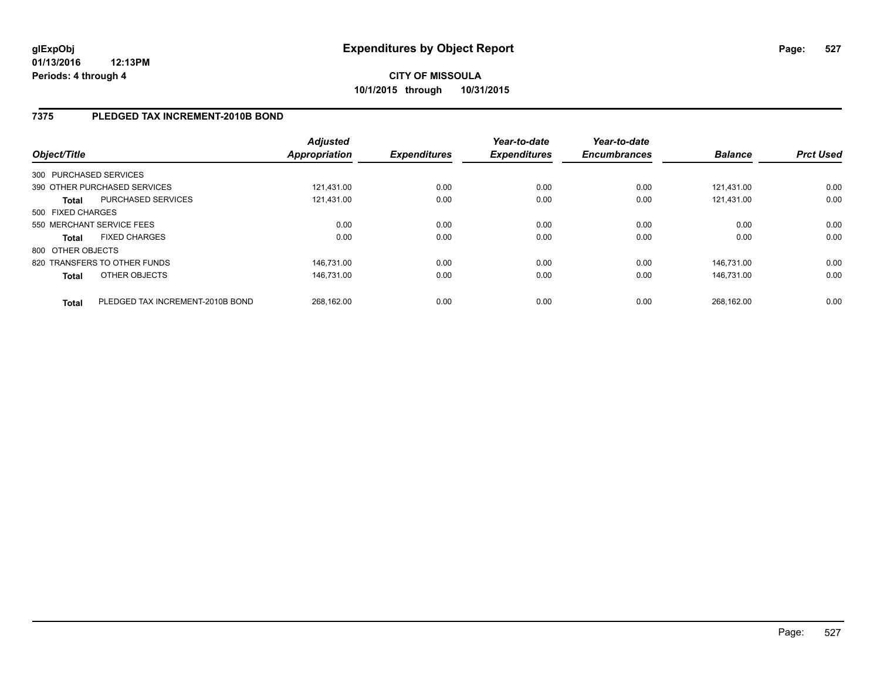# Expenditures by Object Report

glExpObj
01/13/2016 12:13PM
Periods: 4 through 4

**CITY OF MISSOULA**
**10/1/2015 through 10/31/2015**

## 7375 PLEDGED TAX INCREMENT-2010B BOND

| Object/Title | | Adjusted Appropriation | Expenditures | Year-to-date Expenditures | Year-to-date Encumbrances | Balance | Prct Used |
|---|---|---|---|---|---|---|---|
| 300 PURCHASED SERVICES | | | | | | | |
| 390 OTHER PURCHASED SERVICES | | 121,431.00 | 0.00 | 0.00 | 0.00 | 121,431.00 | 0.00 |
| **Total** | PURCHASED SERVICES | 121,431.00 | 0.00 | 0.00 | 0.00 | 121,431.00 | 0.00 |
| 500 FIXED CHARGES | | | | | | | |
| 550 MERCHANT SERVICE FEES | | 0.00 | 0.00 | 0.00 | 0.00 | 0.00 | 0.00 |
| **Total** | FIXED CHARGES | 0.00 | 0.00 | 0.00 | 0.00 | 0.00 | 0.00 |
| 800 OTHER OBJECTS | | | | | | | |
| 820 TRANSFERS TO OTHER FUNDS | | 146,731.00 | 0.00 | 0.00 | 0.00 | 146,731.00 | 0.00 |
| **Total** | OTHER OBJECTS | 146,731.00 | 0.00 | 0.00 | 0.00 | 146,731.00 | 0.00 |
| **Total** | PLEDGED TAX INCREMENT-2010B BOND | 268,162.00 | 0.00 | 0.00 | 0.00 | 268,162.00 | 0.00 |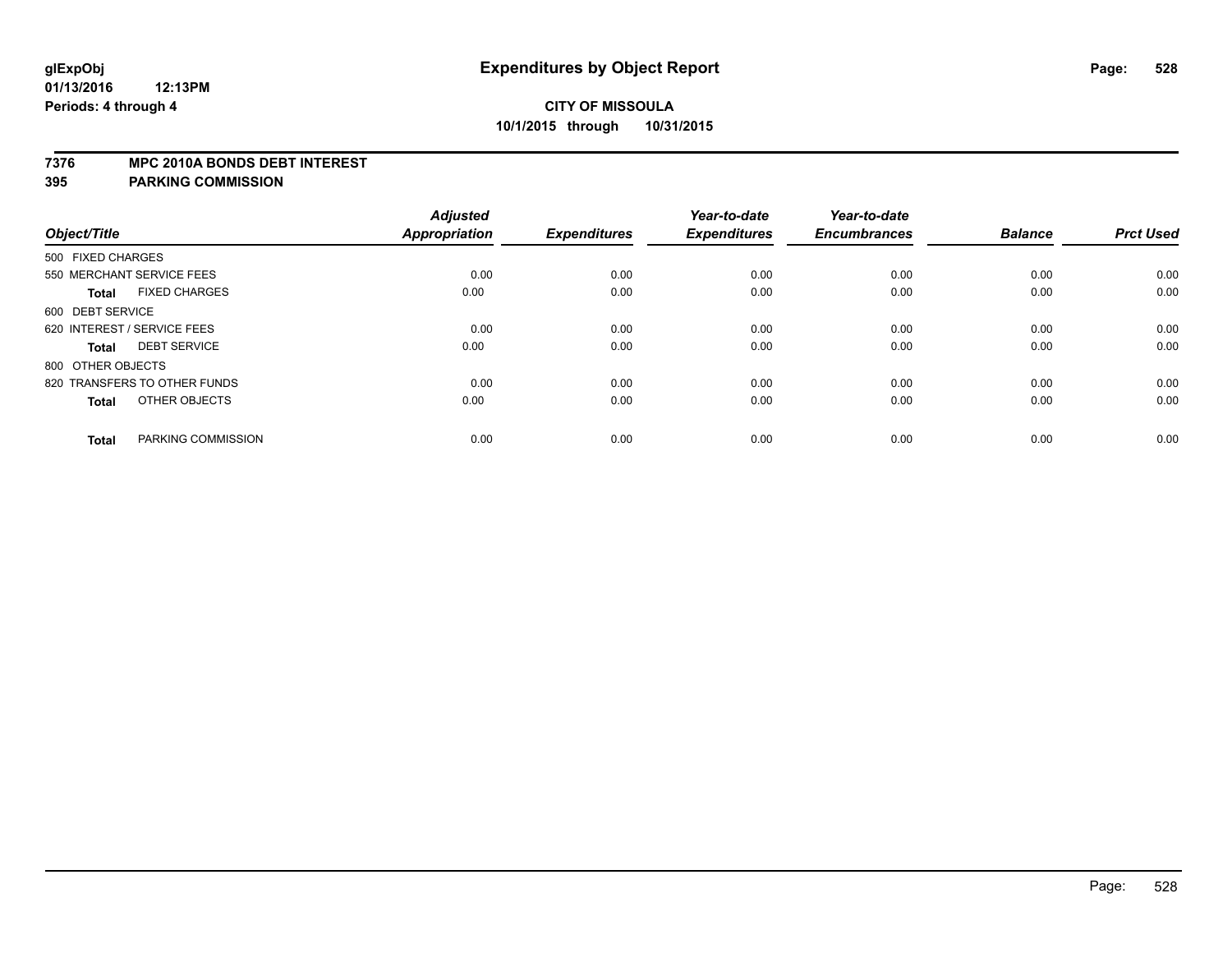# Expenditures by Object Report

glExpObj
01/13/2016 12:13PM
Periods: 4 through 4

**CITY OF MISSOULA**
**10/1/2015 through 10/31/2015**

## 7376 MPC 2010A BONDS DEBT INTEREST
## 395 PARKING COMMISSION

| Object/Title | Adjusted Appropriation | Expenditures | Year-to-date Expenditures | Year-to-date Encumbrances | Balance | Prct Used |
|---|---|---|---|---|---|---|
| 500 FIXED CHARGES | | | | | | |
| 550 MERCHANT SERVICE FEES | 0.00 | 0.00 | 0.00 | 0.00 | 0.00 | 0.00 |
| **Total** FIXED CHARGES | 0.00 | 0.00 | 0.00 | 0.00 | 0.00 | 0.00 |
| 600 DEBT SERVICE | | | | | | |
| 620 INTEREST / SERVICE FEES | 0.00 | 0.00 | 0.00 | 0.00 | 0.00 | 0.00 |
| **Total** DEBT SERVICE | 0.00 | 0.00 | 0.00 | 0.00 | 0.00 | 0.00 |
| 800 OTHER OBJECTS | | | | | | |
| 820 TRANSFERS TO OTHER FUNDS | 0.00 | 0.00 | 0.00 | 0.00 | 0.00 | 0.00 |
| **Total** OTHER OBJECTS | 0.00 | 0.00 | 0.00 | 0.00 | 0.00 | 0.00 |
| **Total** PARKING COMMISSION | 0.00 | 0.00 | 0.00 | 0.00 | 0.00 | 0.00 |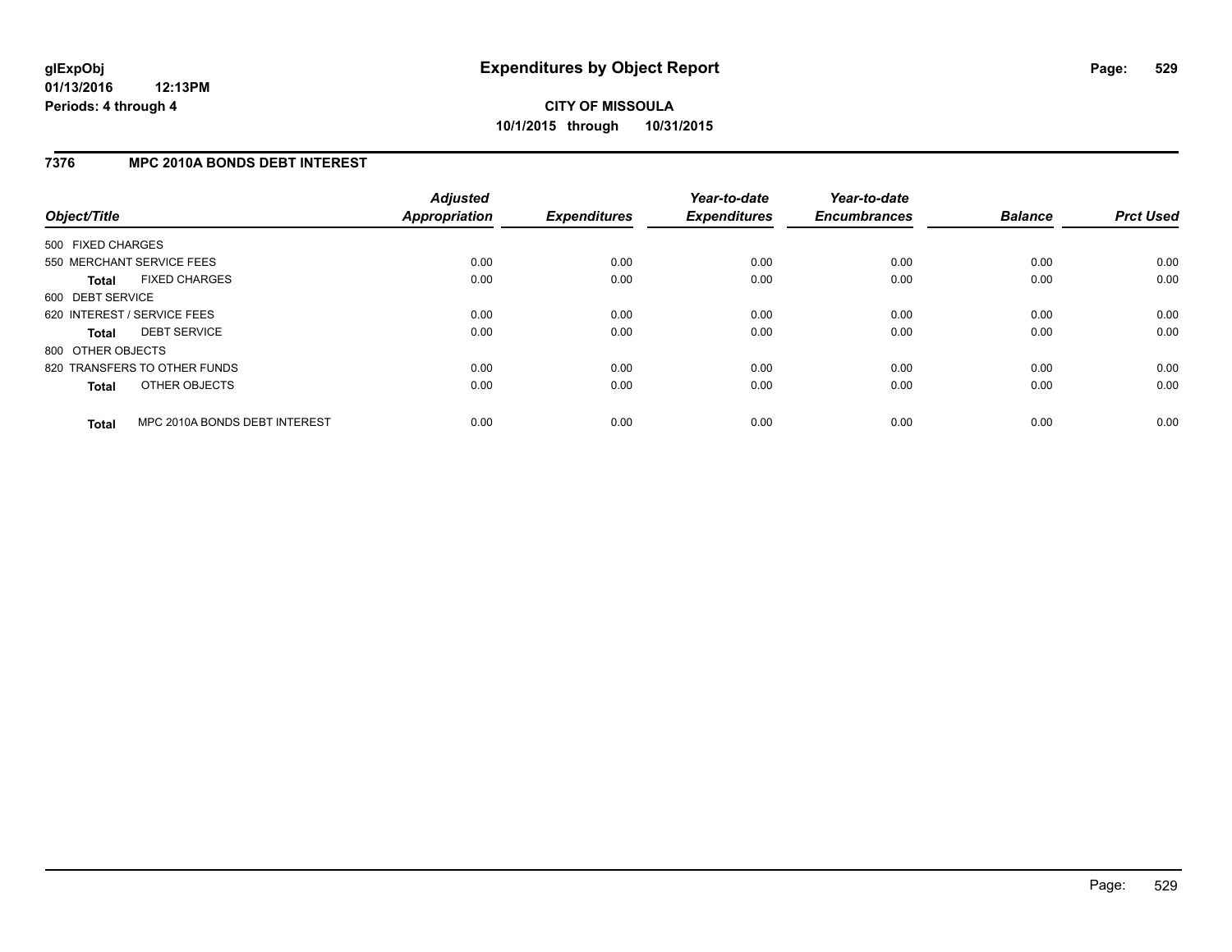**CITY OF MISSOULA**

**10/1/2015 through 10/31/2015**

## 7376 MPC 2010A BONDS DEBT INTEREST

| Object/Title | Adjusted Appropriation | Expenditures | Year-to-date Expenditures | Year-to-date Encumbrances | Balance | Prct Used |
|---|---|---|---|---|---|---|
| 500 FIXED CHARGES | | | | | | |
| 550 MERCHANT SERVICE FEES | 0.00 | 0.00 | 0.00 | 0.00 | 0.00 | 0.00 |
| **Total** FIXED CHARGES | 0.00 | 0.00 | 0.00 | 0.00 | 0.00 | 0.00 |
| 600 DEBT SERVICE | | | | | | |
| 620 INTEREST / SERVICE FEES | 0.00 | 0.00 | 0.00 | 0.00 | 0.00 | 0.00 |
| **Total** DEBT SERVICE | 0.00 | 0.00 | 0.00 | 0.00 | 0.00 | 0.00 |
| 800 OTHER OBJECTS | | | | | | |
| 820 TRANSFERS TO OTHER FUNDS | 0.00 | 0.00 | 0.00 | 0.00 | 0.00 | 0.00 |
| **Total** OTHER OBJECTS | 0.00 | 0.00 | 0.00 | 0.00 | 0.00 | 0.00 |
| **Total** MPC 2010A BONDS DEBT INTEREST | 0.00 | 0.00 | 0.00 | 0.00 | 0.00 | 0.00 |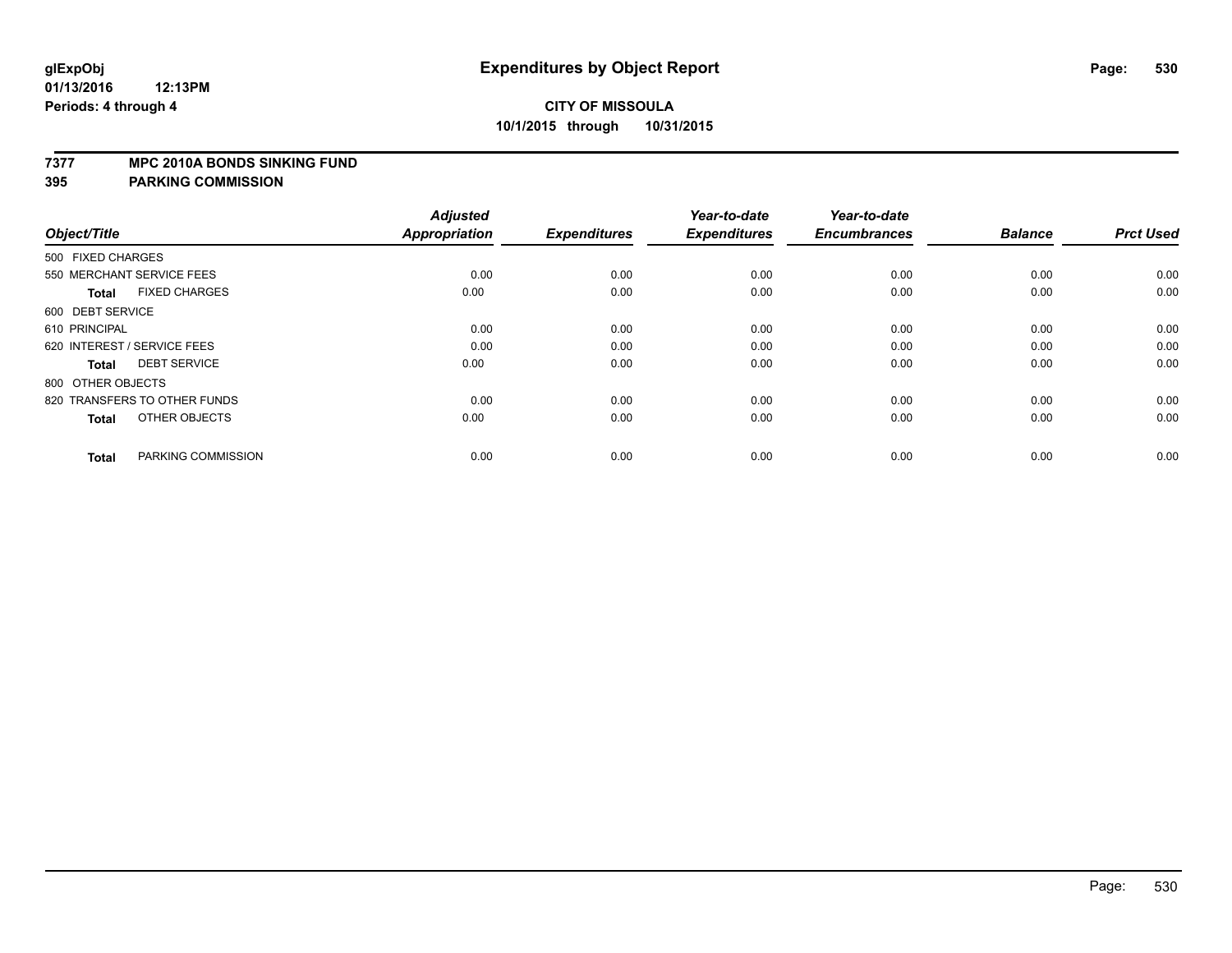**CITY OF MISSOULA**
**10/1/2015 through 10/31/2015**

## 7377 MPC 2010A BONDS SINKING FUND
## 395 PARKING COMMISSION

| Object/Title | Adjusted Appropriation | Expenditures | Year-to-date Expenditures | Year-to-date Encumbrances | Balance | Prct Used |
|---|---|---|---|---|---|---|
| 500 FIXED CHARGES | | | | | | |
| 550 MERCHANT SERVICE FEES | 0.00 | 0.00 | 0.00 | 0.00 | 0.00 | 0.00 |
| **Total** FIXED CHARGES | 0.00 | 0.00 | 0.00 | 0.00 | 0.00 | 0.00 |
| 600 DEBT SERVICE | | | | | | |
| 610 PRINCIPAL | 0.00 | 0.00 | 0.00 | 0.00 | 0.00 | 0.00 |
| 620 INTEREST / SERVICE FEES | 0.00 | 0.00 | 0.00 | 0.00 | 0.00 | 0.00 |
| **Total** DEBT SERVICE | 0.00 | 0.00 | 0.00 | 0.00 | 0.00 | 0.00 |
| 800 OTHER OBJECTS | | | | | | |
| 820 TRANSFERS TO OTHER FUNDS | 0.00 | 0.00 | 0.00 | 0.00 | 0.00 | 0.00 |
| **Total** OTHER OBJECTS | 0.00 | 0.00 | 0.00 | 0.00 | 0.00 | 0.00 |
| **Total** PARKING COMMISSION | 0.00 | 0.00 | 0.00 | 0.00 | 0.00 | 0.00 |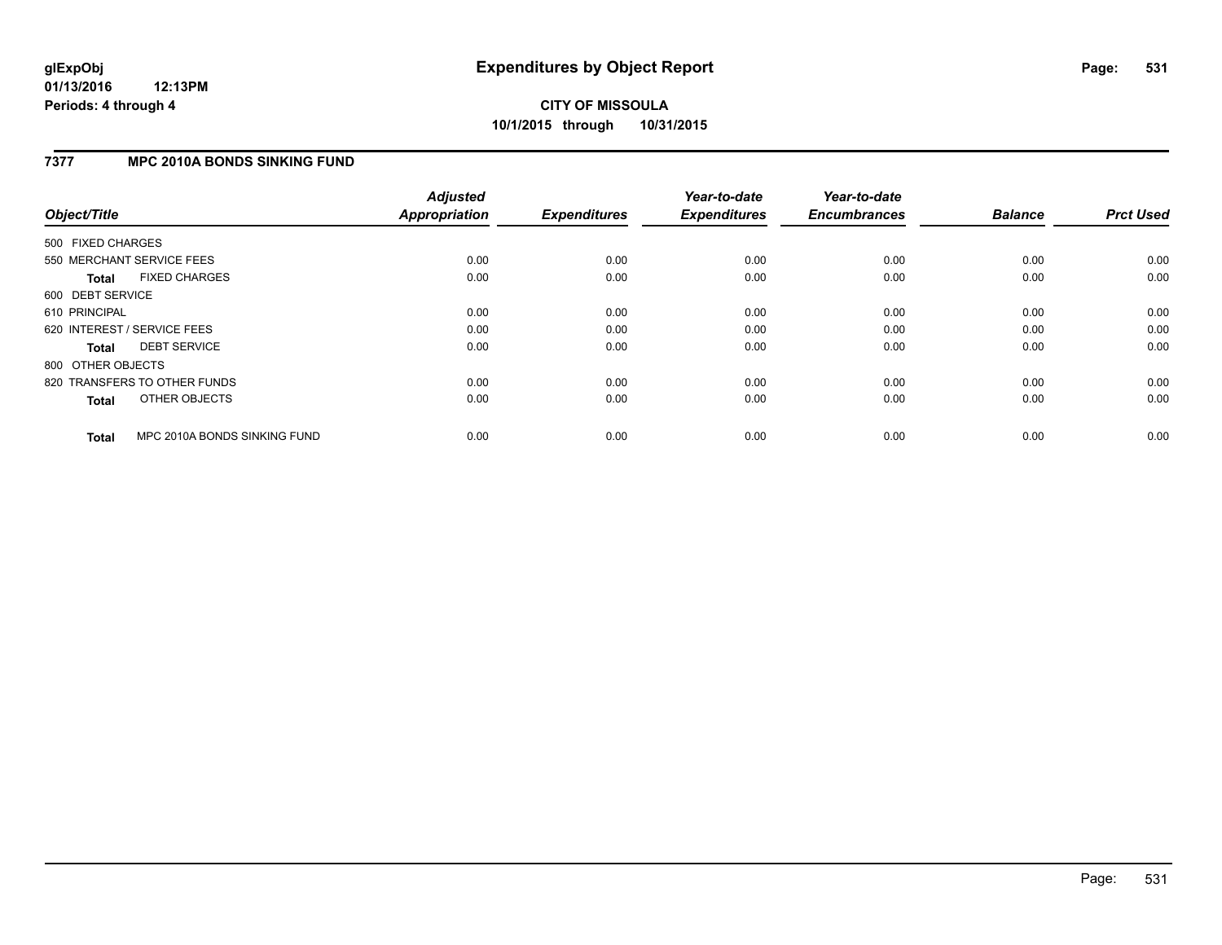**glExpObj**
**01/13/2016 12:13PM**
**Periods: 4 through 4**

# Expenditures by Object Report

**CITY OF MISSOULA**
**10/1/2015 through 10/31/2015**

## 7377 MPC 2010A BONDS SINKING FUND

| Object/Title | *Adjusted Appropriation* | *Expenditures* | *Year-to-date Expenditures* | *Year-to-date Encumbrances* | *Balance* | *Prct Used* |
|---|---|---|---|---|---|---|
| 500 FIXED CHARGES | | | | | | |
| 550 MERCHANT SERVICE FEES | 0.00 | 0.00 | 0.00 | 0.00 | 0.00 | 0.00 |
| **Total** FIXED CHARGES | 0.00 | 0.00 | 0.00 | 0.00 | 0.00 | 0.00 |
| 600 DEBT SERVICE | | | | | | |
| 610 PRINCIPAL | 0.00 | 0.00 | 0.00 | 0.00 | 0.00 | 0.00 |
| 620 INTEREST / SERVICE FEES | 0.00 | 0.00 | 0.00 | 0.00 | 0.00 | 0.00 |
| **Total** DEBT SERVICE | 0.00 | 0.00 | 0.00 | 0.00 | 0.00 | 0.00 |
| 800 OTHER OBJECTS | | | | | | |
| 820 TRANSFERS TO OTHER FUNDS | 0.00 | 0.00 | 0.00 | 0.00 | 0.00 | 0.00 |
| **Total** OTHER OBJECTS | 0.00 | 0.00 | 0.00 | 0.00 | 0.00 | 0.00 |
| **Total** MPC 2010A BONDS SINKING FUND | 0.00 | 0.00 | 0.00 | 0.00 | 0.00 | 0.00 |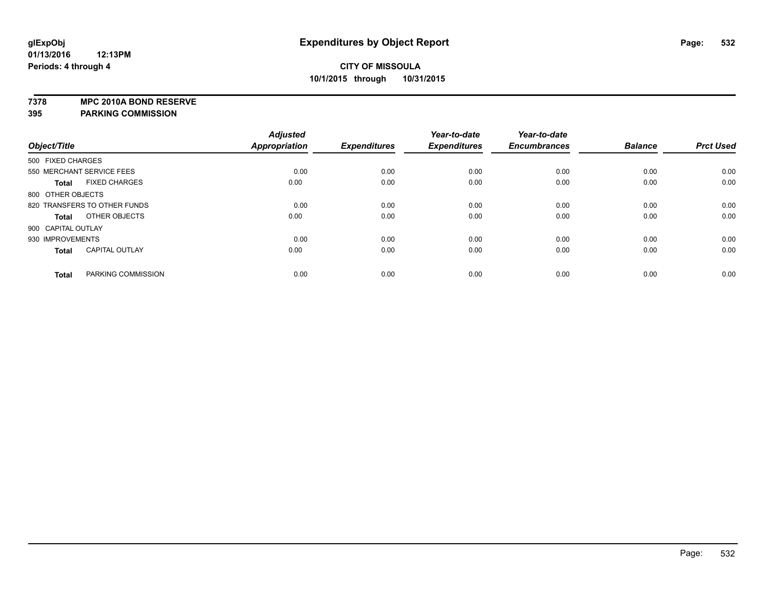# Expenditures by Object Report

**CITY OF MISSOULA**
**10/1/2015 through 10/31/2015**

glExpObj
01/13/2016 12:13PM
Periods: 4 through 4

**7378 MPC 2010A BOND RESERVE**
**395 PARKING COMMISSION**

| Object/Title | Adjusted Appropriation | Expenditures | Year-to-date Expenditures | Year-to-date Encumbrances | Balance | Prct Used |
|---|---|---|---|---|---|---|
| 500 FIXED CHARGES | | | | | | |
| 550 MERCHANT SERVICE FEES | 0.00 | 0.00 | 0.00 | 0.00 | 0.00 | 0.00 |
| **Total** FIXED CHARGES | 0.00 | 0.00 | 0.00 | 0.00 | 0.00 | 0.00 |
| 800 OTHER OBJECTS | | | | | | |
| 820 TRANSFERS TO OTHER FUNDS | 0.00 | 0.00 | 0.00 | 0.00 | 0.00 | 0.00 |
| **Total** OTHER OBJECTS | 0.00 | 0.00 | 0.00 | 0.00 | 0.00 | 0.00 |
| 900 CAPITAL OUTLAY | | | | | | |
| 930 IMPROVEMENTS | 0.00 | 0.00 | 0.00 | 0.00 | 0.00 | 0.00 |
| **Total** CAPITAL OUTLAY | 0.00 | 0.00 | 0.00 | 0.00 | 0.00 | 0.00 |
| **Total** PARKING COMMISSION | 0.00 | 0.00 | 0.00 | 0.00 | 0.00 | 0.00 |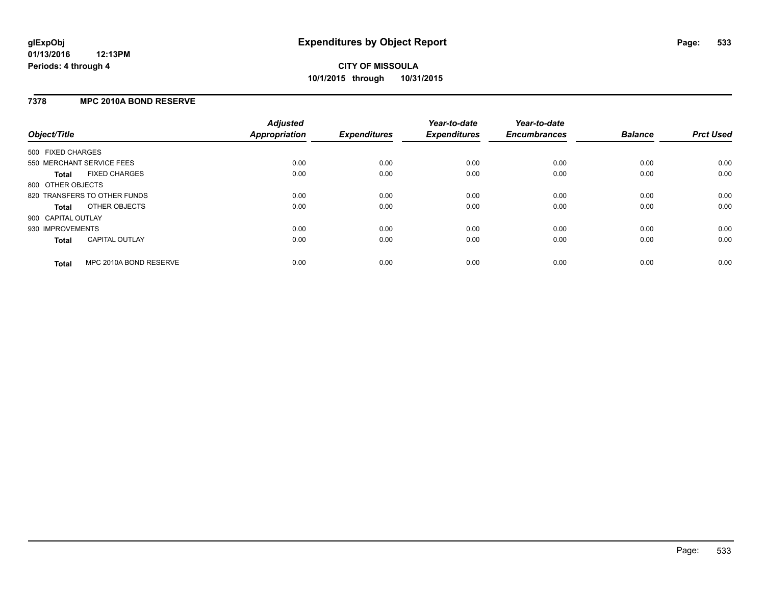# Expenditures by Object Report

**glExpObj**
**01/13/2016 12:13PM**
**Periods: 4 through 4**

**CITY OF MISSOULA**
**10/1/2015 through 10/31/2015**

## 7378 MPC 2010A BOND RESERVE

| Object/Title | Adjusted Appropriation | Expenditures | Year-to-date Expenditures | Year-to-date Encumbrances | Balance | Prct Used |
|---|---|---|---|---|---|---|
| 500 FIXED CHARGES | | | | | | |
| 550 MERCHANT SERVICE FEES | 0.00 | 0.00 | 0.00 | 0.00 | 0.00 | 0.00 |
| **Total** FIXED CHARGES | 0.00 | 0.00 | 0.00 | 0.00 | 0.00 | 0.00 |
| 800 OTHER OBJECTS | | | | | | |
| 820 TRANSFERS TO OTHER FUNDS | 0.00 | 0.00 | 0.00 | 0.00 | 0.00 | 0.00 |
| **Total** OTHER OBJECTS | 0.00 | 0.00 | 0.00 | 0.00 | 0.00 | 0.00 |
| 900 CAPITAL OUTLAY | | | | | | |
| 930 IMPROVEMENTS | 0.00 | 0.00 | 0.00 | 0.00 | 0.00 | 0.00 |
| **Total** CAPITAL OUTLAY | 0.00 | 0.00 | 0.00 | 0.00 | 0.00 | 0.00 |
| **Total** MPC 2010A BOND RESERVE | 0.00 | 0.00 | 0.00 | 0.00 | 0.00 | 0.00 |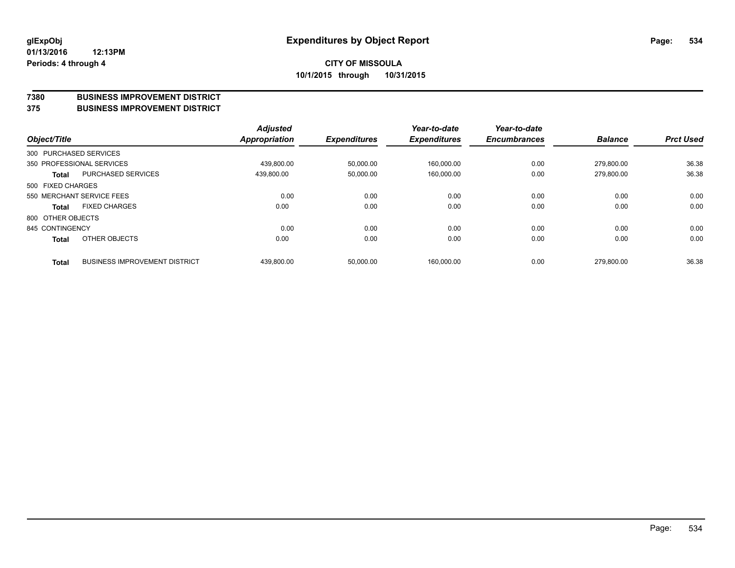# Expenditures by Object Report

glExpObj
01/13/2016 12:13PM
Periods: 4 through 4

**CITY OF MISSOULA**
**10/1/2015 through 10/31/2015**

## 7380 BUSINESS IMPROVEMENT DISTRICT
## 375 BUSINESS IMPROVEMENT DISTRICT

| Object/Title | | Adjusted Appropriation | Expenditures | Year-to-date Expenditures | Year-to-date Encumbrances | Balance | Prct Used |
|---|---|---|---|---|---|---|---|
| 300 PURCHASED SERVICES | | | | | | | |
| 350 PROFESSIONAL SERVICES | | 439,800.00 | 50,000.00 | 160,000.00 | 0.00 | 279,800.00 | 36.38 |
| **Total** | PURCHASED SERVICES | 439,800.00 | 50,000.00 | 160,000.00 | 0.00 | 279,800.00 | 36.38 |
| 500 FIXED CHARGES | | | | | | | |
| 550 MERCHANT SERVICE FEES | | 0.00 | 0.00 | 0.00 | 0.00 | 0.00 | 0.00 |
| **Total** | FIXED CHARGES | 0.00 | 0.00 | 0.00 | 0.00 | 0.00 | 0.00 |
| 800 OTHER OBJECTS | | | | | | | |
| 845 CONTINGENCY | | 0.00 | 0.00 | 0.00 | 0.00 | 0.00 | 0.00 |
| **Total** | OTHER OBJECTS | 0.00 | 0.00 | 0.00 | 0.00 | 0.00 | 0.00 |
| **Total** | BUSINESS IMPROVEMENT DISTRICT | 439,800.00 | 50,000.00 | 160,000.00 | 0.00 | 279,800.00 | 36.38 |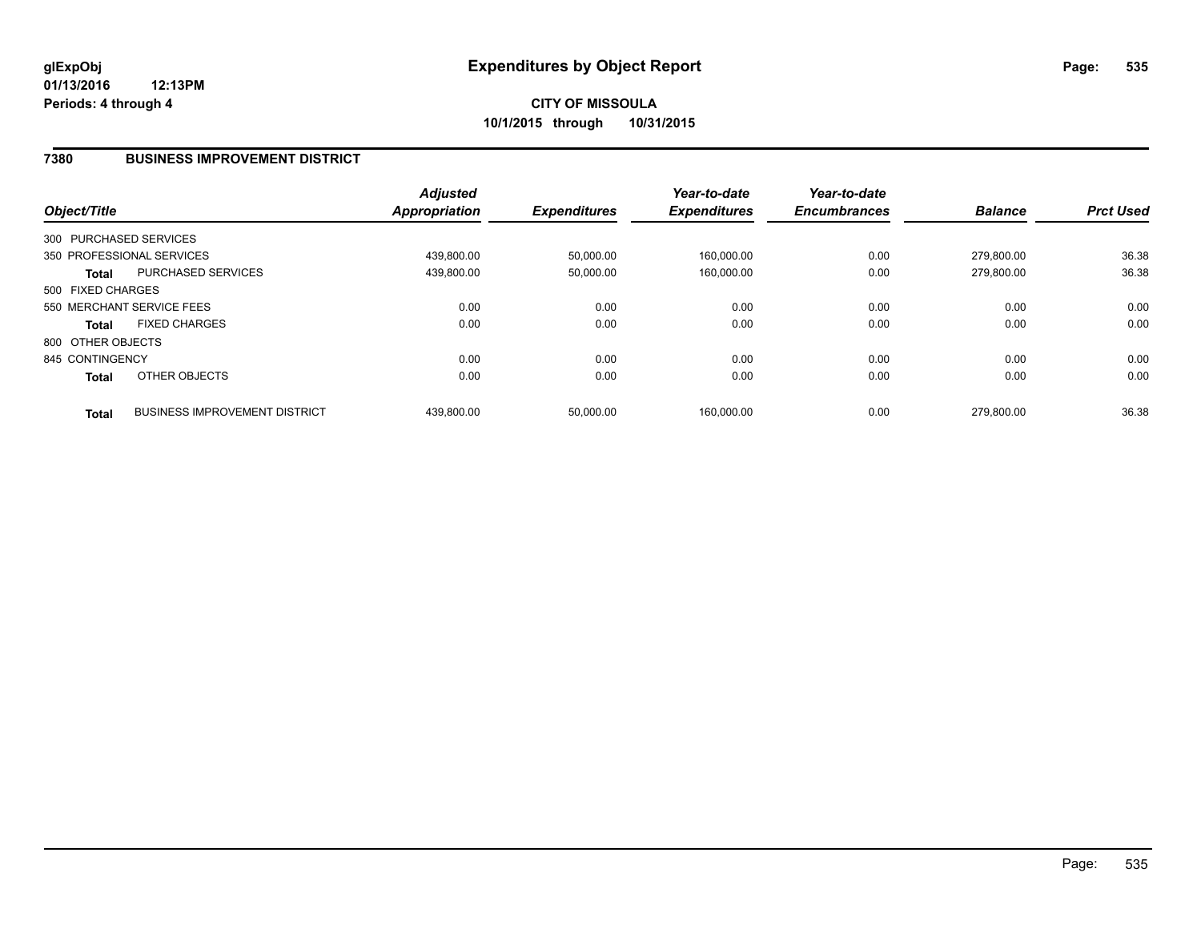# Expenditures by Object Report

glExpObj
01/13/2016 12:13PM
Periods: 4 through 4

**CITY OF MISSOULA**
**10/1/2015 through 10/31/2015**

## 7380 BUSINESS IMPROVEMENT DISTRICT

| Object/Title | | Adjusted Appropriation | Expenditures | Year-to-date Expenditures | Year-to-date Encumbrances | Balance | Prct Used |
|---|---|---|---|---|---|---|---|
| 300 PURCHASED SERVICES | | | | | | | |
| 350 PROFESSIONAL SERVICES | | 439,800.00 | 50,000.00 | 160,000.00 | 0.00 | 279,800.00 | 36.38 |
| **Total** | PURCHASED SERVICES | 439,800.00 | 50,000.00 | 160,000.00 | 0.00 | 279,800.00 | 36.38 |
| 500 FIXED CHARGES | | | | | | | |
| 550 MERCHANT SERVICE FEES | | 0.00 | 0.00 | 0.00 | 0.00 | 0.00 | 0.00 |
| **Total** | FIXED CHARGES | 0.00 | 0.00 | 0.00 | 0.00 | 0.00 | 0.00 |
| 800 OTHER OBJECTS | | | | | | | |
| 845 CONTINGENCY | | 0.00 | 0.00 | 0.00 | 0.00 | 0.00 | 0.00 |
| **Total** | OTHER OBJECTS | 0.00 | 0.00 | 0.00 | 0.00 | 0.00 | 0.00 |
| **Total** | BUSINESS IMPROVEMENT DISTRICT | 439,800.00 | 50,000.00 | 160,000.00 | 0.00 | 279,800.00 | 36.38 |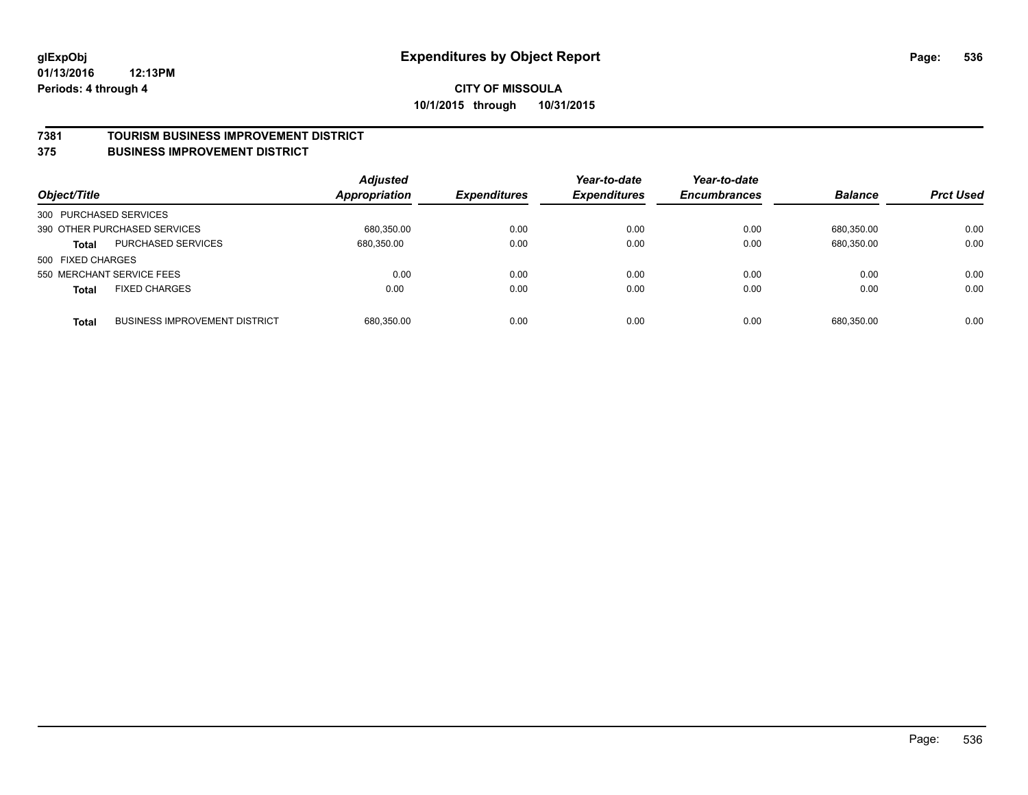**glExpObj** **Expenditures by Object Report**
**01/13/2016 12:13PM**
**Periods: 4 through 4**

**CITY OF MISSOULA**
**10/1/2015 through 10/31/2015**

## 7381 TOURISM BUSINESS IMPROVEMENT DISTRICT
## 375 BUSINESS IMPROVEMENT DISTRICT

| Object/Title | | *Adjusted Appropriation* | *Expenditures* | *Year-to-date Expenditures* | *Year-to-date Encumbrances* | *Balance* | *Prct Used* |
|---|---|---|---|---|---|---|---|
| 300 PURCHASED SERVICES | | | | | | | |
| 390 OTHER PURCHASED SERVICES | | 680,350.00 | 0.00 | 0.00 | 0.00 | 680,350.00 | 0.00 |
| **Total** | PURCHASED SERVICES | 680,350.00 | 0.00 | 0.00 | 0.00 | 680,350.00 | 0.00 |
| 500 FIXED CHARGES | | | | | | | |
| 550 MERCHANT SERVICE FEES | | 0.00 | 0.00 | 0.00 | 0.00 | 0.00 | 0.00 |
| **Total** | FIXED CHARGES | 0.00 | 0.00 | 0.00 | 0.00 | 0.00 | 0.00 |
| **Total** | BUSINESS IMPROVEMENT DISTRICT | 680,350.00 | 0.00 | 0.00 | 0.00 | 680,350.00 | 0.00 |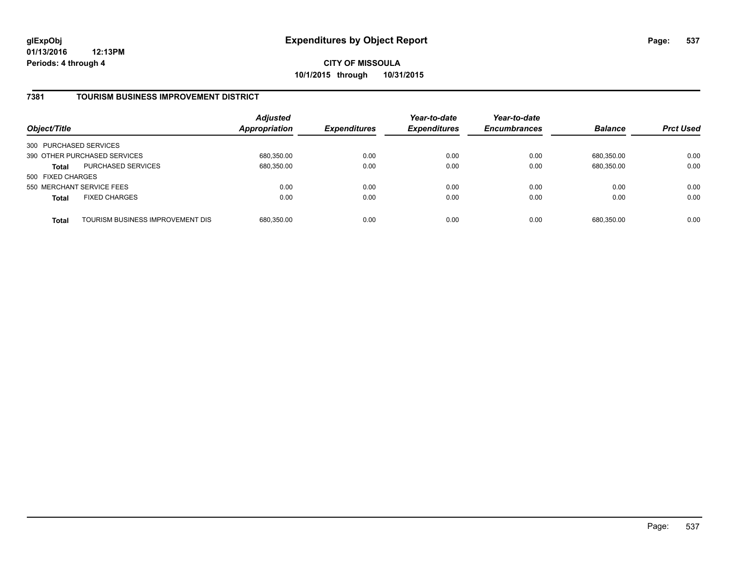**glExpObj**
**01/13/2016 12:13PM**
**Periods: 4 through 4**

# Expenditures by Object Report

**CITY OF MISSOULA**
**10/1/2015 through 10/31/2015**

## 7381 TOURISM BUSINESS IMPROVEMENT DISTRICT

| Object/Title | | Adjusted Appropriation | Expenditures | Year-to-date Expenditures | Year-to-date Encumbrances | Balance | Prct Used |
|---|---|---|---|---|---|---|---|
| 300 PURCHASED SERVICES | | | | | | | |
| 390 OTHER PURCHASED SERVICES | | 680,350.00 | 0.00 | 0.00 | 0.00 | 680,350.00 | 0.00 |
| **Total** | PURCHASED SERVICES | 680,350.00 | 0.00 | 0.00 | 0.00 | 680,350.00 | 0.00 |
| 500 FIXED CHARGES | | | | | | | |
| 550 MERCHANT SERVICE FEES | | 0.00 | 0.00 | 0.00 | 0.00 | 0.00 | 0.00 |
| **Total** | FIXED CHARGES | 0.00 | 0.00 | 0.00 | 0.00 | 0.00 | 0.00 |
| **Total** | TOURISM BUSINESS IMPROVEMENT DIS | 680,350.00 | 0.00 | 0.00 | 0.00 | 680,350.00 | 0.00 |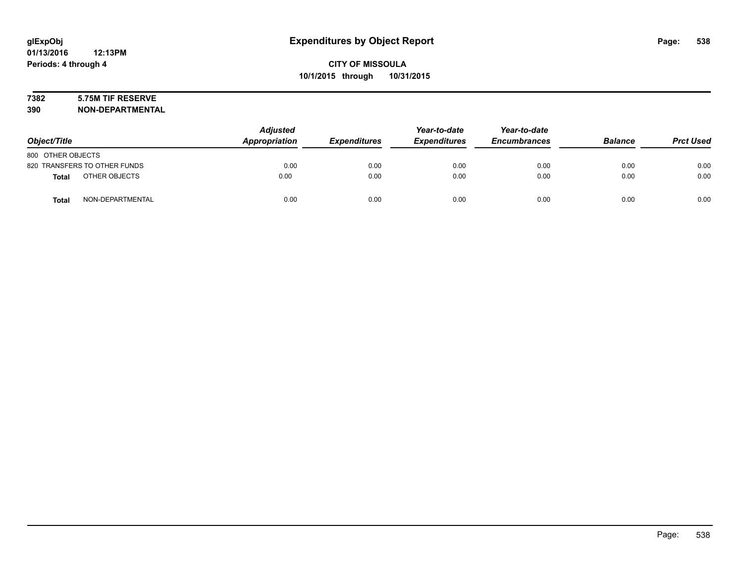# Expenditures by Object Report

glExpObj
01/13/2016 12:13PM
Periods: 4 through 4

**CITY OF MISSOULA**
**10/1/2015 through 10/31/2015**

**7382 5.75M TIF RESERVE**
**390 NON-DEPARTMENTAL**

| Object/Title | Adjusted Appropriation | Expenditures | Year-to-date Expenditures | Year-to-date Encumbrances | Balance | Prct Used |
|---|---|---|---|---|---|---|
| 800 OTHER OBJECTS | | | | | | |
| 820 TRANSFERS TO OTHER FUNDS | 0.00 | 0.00 | 0.00 | 0.00 | 0.00 | 0.00 |
| **Total** OTHER OBJECTS | 0.00 | 0.00 | 0.00 | 0.00 | 0.00 | 0.00 |
| **Total** NON-DEPARTMENTAL | 0.00 | 0.00 | 0.00 | 0.00 | 0.00 | 0.00 |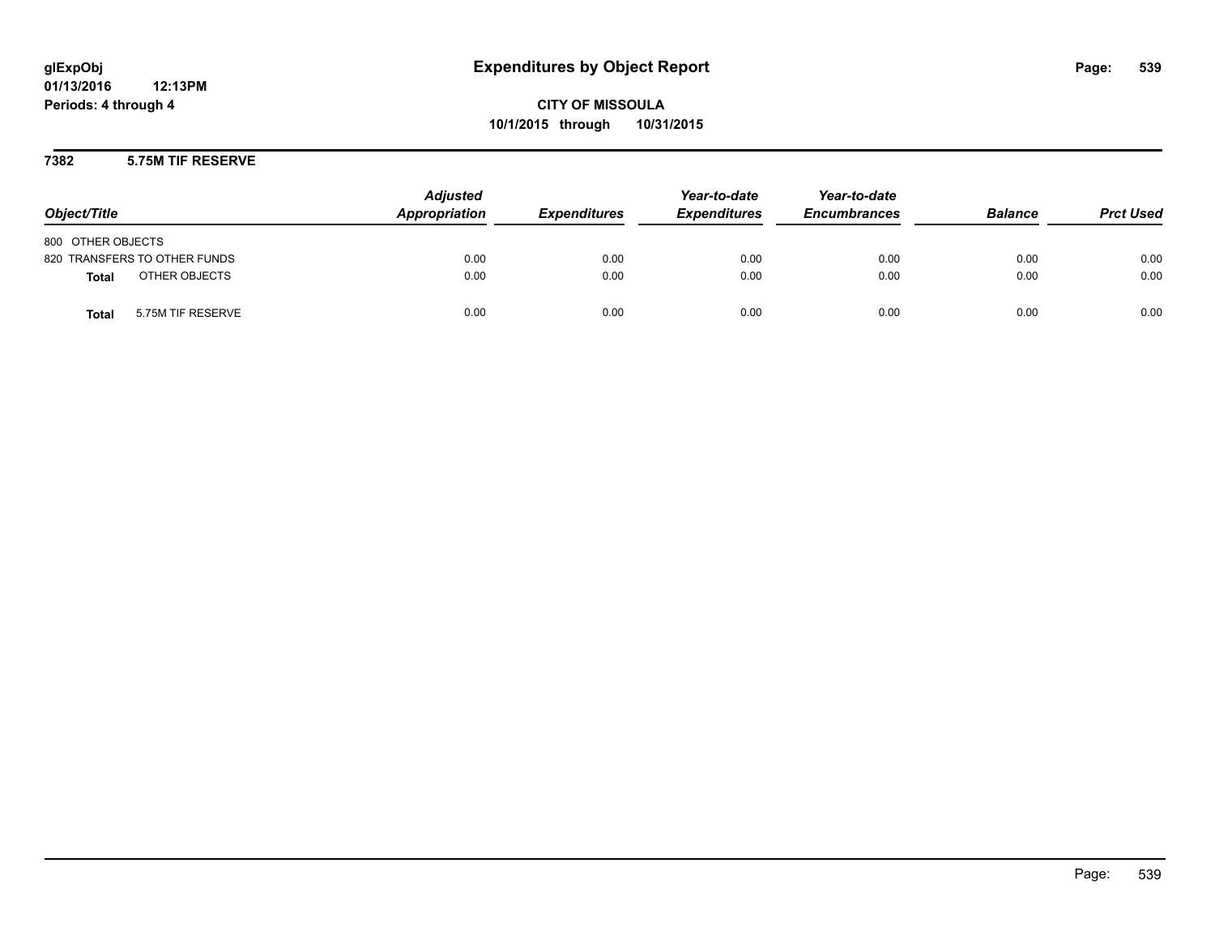glExpObj
01/13/2016 12:13PM
Periods: 4 through 4

# Expenditures by Object Report

**CITY OF MISSOULA**
**10/1/2015 through 10/31/2015**

## 7382 5.75M TIF RESERVE

| Object/Title | Adjusted Appropriation | Expenditures | Year-to-date Expenditures | Year-to-date Encumbrances | Balance | Prct Used |
|---|---|---|---|---|---|---|
| 800 OTHER OBJECTS | | | | | | |
| 820 TRANSFERS TO OTHER FUNDS | 0.00 | 0.00 | 0.00 | 0.00 | 0.00 | 0.00 |
| **Total** OTHER OBJECTS | 0.00 | 0.00 | 0.00 | 0.00 | 0.00 | 0.00 |
| **Total** 5.75M TIF RESERVE | 0.00 | 0.00 | 0.00 | 0.00 | 0.00 | 0.00 |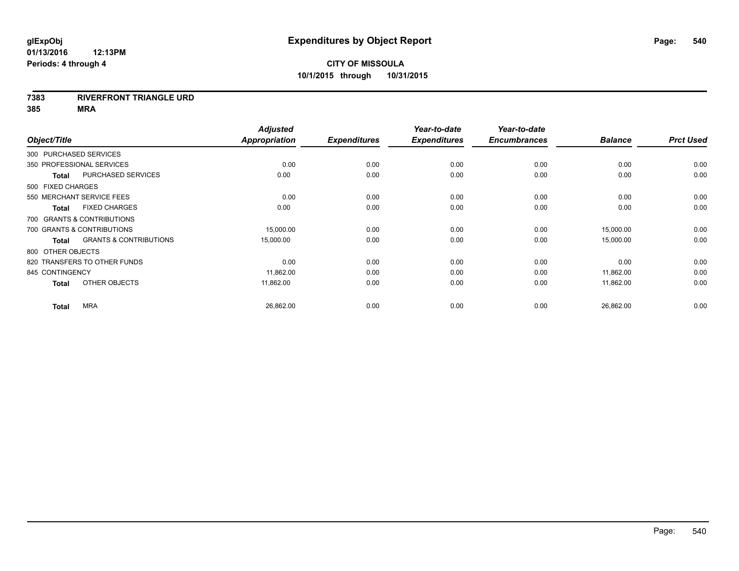# Expenditures by Object Report

glExpObj
01/13/2016 12:13PM
Periods: 4 through 4

**CITY OF MISSOULA**
**10/1/2015 through 10/31/2015**

**7383 RIVERFRONT TRIANGLE URD**
**385 MRA**

| Object/Title | | Adjusted Appropriation | Expenditures | Year-to-date Expenditures | Year-to-date Encumbrances | Balance | Prct Used |
|---|---|---|---|---|---|---|---|
| 300 PURCHASED SERVICES | | | | | | | |
| 350 PROFESSIONAL SERVICES | | 0.00 | 0.00 | 0.00 | 0.00 | 0.00 | 0.00 |
| Total | PURCHASED SERVICES | 0.00 | 0.00 | 0.00 | 0.00 | 0.00 | 0.00 |
| 500 FIXED CHARGES | | | | | | | |
| 550 MERCHANT SERVICE FEES | | 0.00 | 0.00 | 0.00 | 0.00 | 0.00 | 0.00 |
| Total | FIXED CHARGES | 0.00 | 0.00 | 0.00 | 0.00 | 0.00 | 0.00 |
| 700 GRANTS & CONTRIBUTIONS | | | | | | | |
| 700 GRANTS & CONTRIBUTIONS | | 15,000.00 | 0.00 | 0.00 | 0.00 | 15,000.00 | 0.00 |
| Total | GRANTS & CONTRIBUTIONS | 15,000.00 | 0.00 | 0.00 | 0.00 | 15,000.00 | 0.00 |
| 800 OTHER OBJECTS | | | | | | | |
| 820 TRANSFERS TO OTHER FUNDS | | 0.00 | 0.00 | 0.00 | 0.00 | 0.00 | 0.00 |
| 845 CONTINGENCY | | 11,862.00 | 0.00 | 0.00 | 0.00 | 11,862.00 | 0.00 |
| Total | OTHER OBJECTS | 11,862.00 | 0.00 | 0.00 | 0.00 | 11,862.00 | 0.00 |
| Total | MRA | 26,862.00 | 0.00 | 0.00 | 0.00 | 26,862.00 | 0.00 |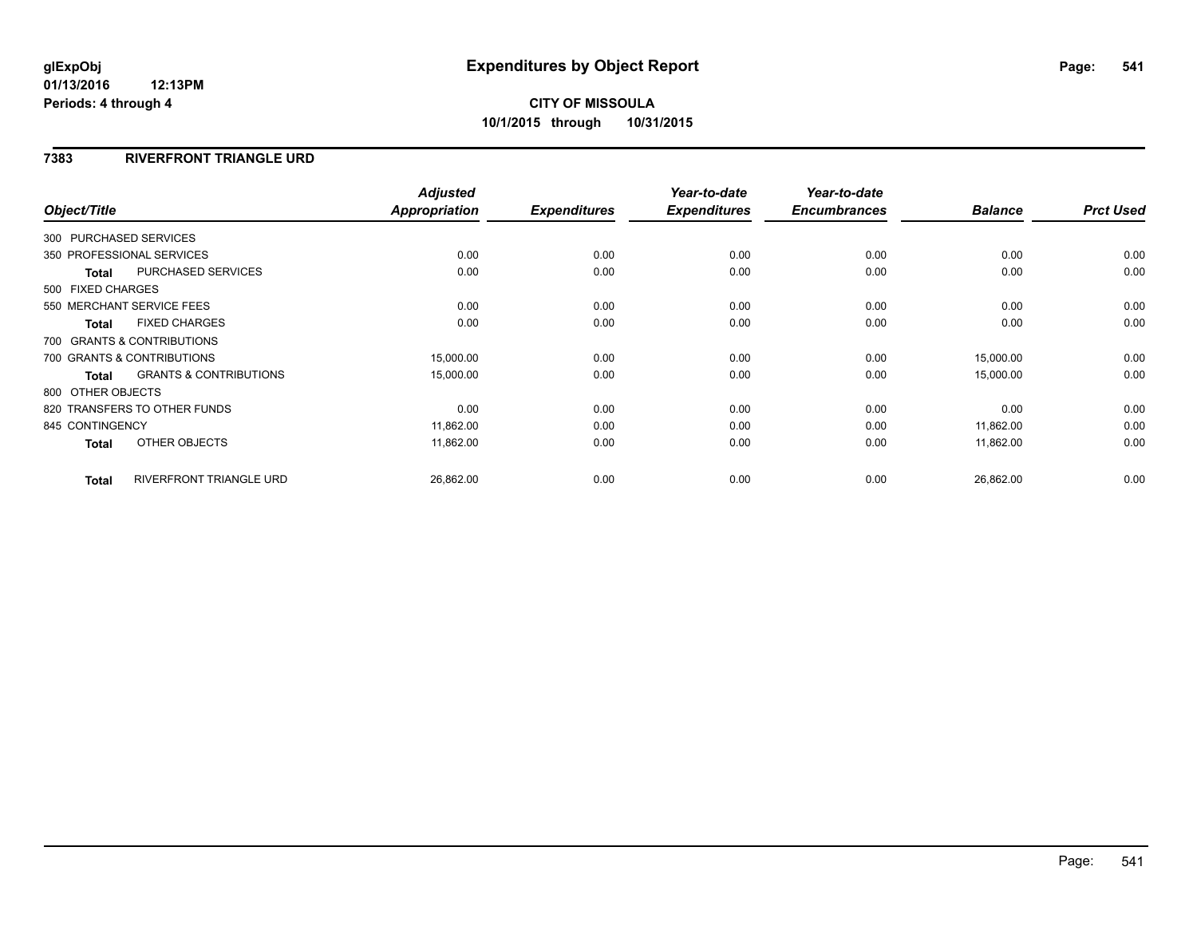# Expenditures by Object Report

**CITY OF MISSOULA**
**10/1/2015 through 10/31/2015**

glExpObj
01/13/2016 12:13PM
Periods: 4 through 4

## 7383 RIVERFRONT TRIANGLE URD

| Object/Title | Adjusted Appropriation | Expenditures | Year-to-date Expenditures | Year-to-date Encumbrances | Balance | Prct Used |
|---|---|---|---|---|---|---|
| 300 PURCHASED SERVICES | | | | | | |
| 350 PROFESSIONAL SERVICES | 0.00 | 0.00 | 0.00 | 0.00 | 0.00 | 0.00 |
| **Total** PURCHASED SERVICES | 0.00 | 0.00 | 0.00 | 0.00 | 0.00 | 0.00 |
| 500 FIXED CHARGES | | | | | | |
| 550 MERCHANT SERVICE FEES | 0.00 | 0.00 | 0.00 | 0.00 | 0.00 | 0.00 |
| **Total** FIXED CHARGES | 0.00 | 0.00 | 0.00 | 0.00 | 0.00 | 0.00 |
| 700 GRANTS & CONTRIBUTIONS | | | | | | |
| 700 GRANTS & CONTRIBUTIONS | 15,000.00 | 0.00 | 0.00 | 0.00 | 15,000.00 | 0.00 |
| **Total** GRANTS & CONTRIBUTIONS | 15,000.00 | 0.00 | 0.00 | 0.00 | 15,000.00 | 0.00 |
| 800 OTHER OBJECTS | | | | | | |
| 820 TRANSFERS TO OTHER FUNDS | 0.00 | 0.00 | 0.00 | 0.00 | 0.00 | 0.00 |
| 845 CONTINGENCY | 11,862.00 | 0.00 | 0.00 | 0.00 | 11,862.00 | 0.00 |
| **Total** OTHER OBJECTS | 11,862.00 | 0.00 | 0.00 | 0.00 | 11,862.00 | 0.00 |
| **Total** RIVERFRONT TRIANGLE URD | 26,862.00 | 0.00 | 0.00 | 0.00 | 26,862.00 | 0.00 |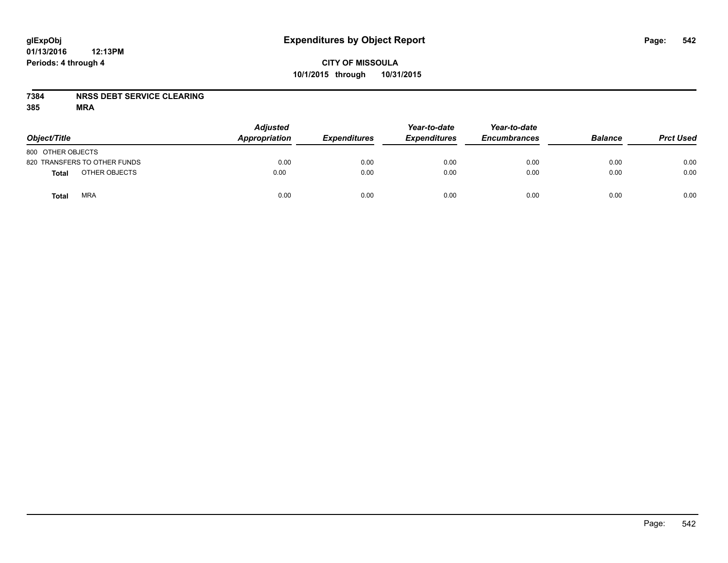# Expenditures by Object Report

glExpObj
01/13/2016 12:13PM
Periods: 4 through 4

**CITY OF MISSOULA**
**10/1/2015 through 10/31/2015**

**7384 NRSS DEBT SERVICE CLEARING**
**385 MRA**

| Object/Title | Adjusted Appropriation | Expenditures | Year-to-date Expenditures | Year-to-date Encumbrances | Balance | Prct Used |
|---|---|---|---|---|---|---|
| 800 OTHER OBJECTS | | | | | | |
| 820 TRANSFERS TO OTHER FUNDS | 0.00 | 0.00 | 0.00 | 0.00 | 0.00 | 0.00 |
| **Total** OTHER OBJECTS | 0.00 | 0.00 | 0.00 | 0.00 | 0.00 | 0.00 |
| **Total** MRA | 0.00 | 0.00 | 0.00 | 0.00 | 0.00 | 0.00 |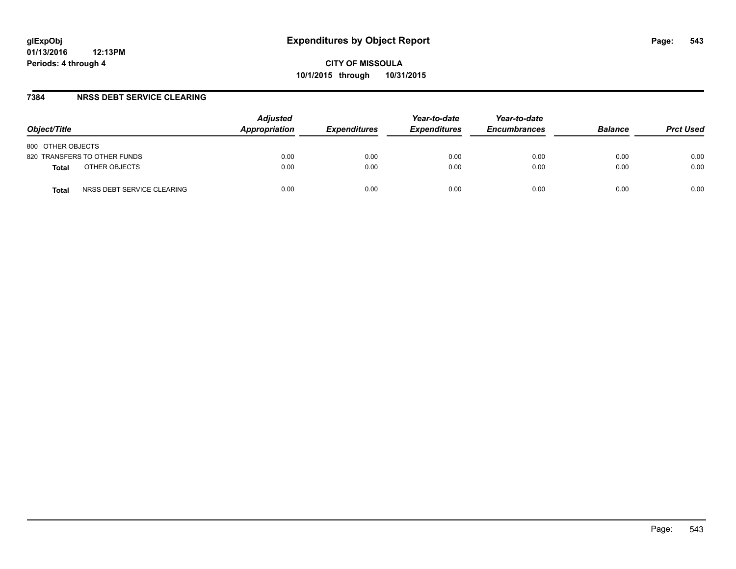## Expenditures by Object Report

**CITY OF MISSOULA**
**10/1/2015 through 10/31/2015**

glExpObj
01/13/2016 12:13PM
Periods: 4 through 4

### 7384 NRSS DEBT SERVICE CLEARING

| Object/Title | Adjusted Appropriation | Expenditures | Year-to-date Expenditures | Year-to-date Encumbrances | Balance | Prct Used |
|---|---|---|---|---|---|---|
| 800 OTHER OBJECTS | | | | | | |
| 820 TRANSFERS TO OTHER FUNDS | 0.00 | 0.00 | 0.00 | 0.00 | 0.00 | 0.00 |
| **Total** OTHER OBJECTS | 0.00 | 0.00 | 0.00 | 0.00 | 0.00 | 0.00 |
| **Total** NRSS DEBT SERVICE CLEARING | 0.00 | 0.00 | 0.00 | 0.00 | 0.00 | 0.00 |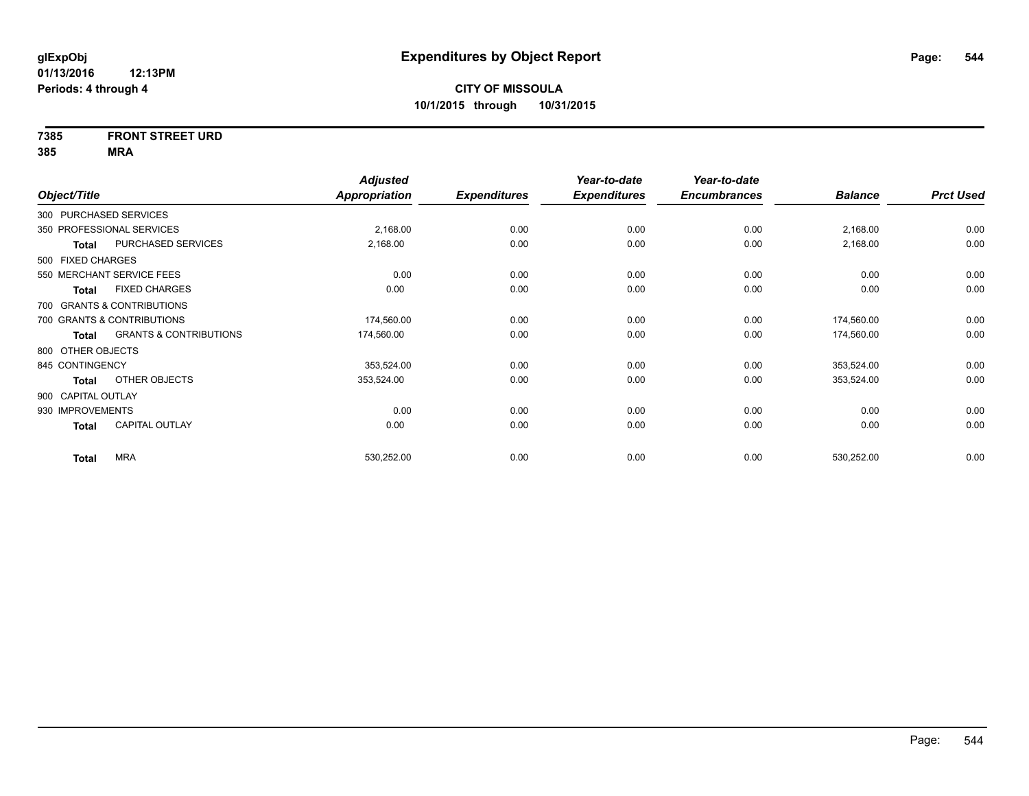glExpObj
01/13/2016 12:13PM
Periods: 4 through 4

# Expenditures by Object Report

**CITY OF MISSOULA**
**10/1/2015 through 10/31/2015**

**7385 FRONT STREET URD**
**385 MRA**

| Object/Title | | Adjusted Appropriation | Expenditures | Year-to-date Expenditures | Year-to-date Encumbrances | Balance | Prct Used |
|---|---|---|---|---|---|---|---|
| 300 PURCHASED SERVICES | | | | | | | |
| 350 PROFESSIONAL SERVICES | | 2,168.00 | 0.00 | 0.00 | 0.00 | 2,168.00 | 0.00 |
| Total | PURCHASED SERVICES | 2,168.00 | 0.00 | 0.00 | 0.00 | 2,168.00 | 0.00 |
| 500 FIXED CHARGES | | | | | | | |
| 550 MERCHANT SERVICE FEES | | 0.00 | 0.00 | 0.00 | 0.00 | 0.00 | 0.00 |
| Total | FIXED CHARGES | 0.00 | 0.00 | 0.00 | 0.00 | 0.00 | 0.00 |
| 700 GRANTS & CONTRIBUTIONS | | | | | | | |
| 700 GRANTS & CONTRIBUTIONS | | 174,560.00 | 0.00 | 0.00 | 0.00 | 174,560.00 | 0.00 |
| Total | GRANTS & CONTRIBUTIONS | 174,560.00 | 0.00 | 0.00 | 0.00 | 174,560.00 | 0.00 |
| 800 OTHER OBJECTS | | | | | | | |
| 845 CONTINGENCY | | 353,524.00 | 0.00 | 0.00 | 0.00 | 353,524.00 | 0.00 |
| Total | OTHER OBJECTS | 353,524.00 | 0.00 | 0.00 | 0.00 | 353,524.00 | 0.00 |
| 900 CAPITAL OUTLAY | | | | | | | |
| 930 IMPROVEMENTS | | 0.00 | 0.00 | 0.00 | 0.00 | 0.00 | 0.00 |
| Total | CAPITAL OUTLAY | 0.00 | 0.00 | 0.00 | 0.00 | 0.00 | 0.00 |
| Total | MRA | 530,252.00 | 0.00 | 0.00 | 0.00 | 530,252.00 | 0.00 |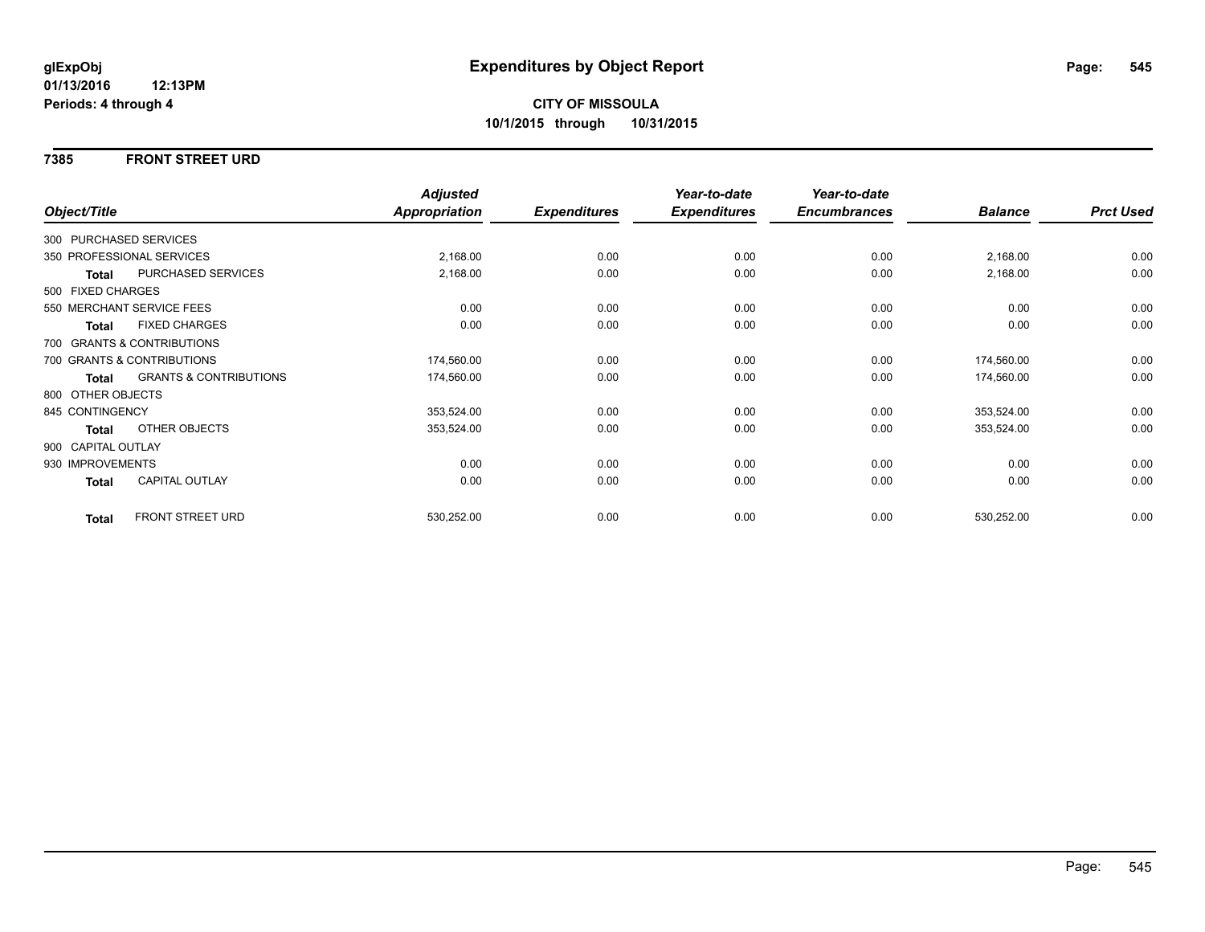# Expenditures by Object Report

glExpObj
01/13/2016 12:13PM
Periods: 4 through 4

**CITY OF MISSOULA**
**10/1/2015 through 10/31/2015**

## 7385 FRONT STREET URD

| Object/Title | | Adjusted Appropriation | Expenditures | Year-to-date Expenditures | Year-to-date Encumbrances | Balance | Prct Used |
|---|---|---|---|---|---|---|---|
| 300 PURCHASED SERVICES | | | | | | | |
| 350 PROFESSIONAL SERVICES | | 2,168.00 | 0.00 | 0.00 | 0.00 | 2,168.00 | 0.00 |
| **Total** | PURCHASED SERVICES | 2,168.00 | 0.00 | 0.00 | 0.00 | 2,168.00 | 0.00 |
| 500 FIXED CHARGES | | | | | | | |
| 550 MERCHANT SERVICE FEES | | 0.00 | 0.00 | 0.00 | 0.00 | 0.00 | 0.00 |
| **Total** | FIXED CHARGES | 0.00 | 0.00 | 0.00 | 0.00 | 0.00 | 0.00 |
| 700 GRANTS & CONTRIBUTIONS | | | | | | | |
| 700 GRANTS & CONTRIBUTIONS | | 174,560.00 | 0.00 | 0.00 | 0.00 | 174,560.00 | 0.00 |
| **Total** | GRANTS & CONTRIBUTIONS | 174,560.00 | 0.00 | 0.00 | 0.00 | 174,560.00 | 0.00 |
| 800 OTHER OBJECTS | | | | | | | |
| 845 CONTINGENCY | | 353,524.00 | 0.00 | 0.00 | 0.00 | 353,524.00 | 0.00 |
| **Total** | OTHER OBJECTS | 353,524.00 | 0.00 | 0.00 | 0.00 | 353,524.00 | 0.00 |
| 900 CAPITAL OUTLAY | | | | | | | |
| 930 IMPROVEMENTS | | 0.00 | 0.00 | 0.00 | 0.00 | 0.00 | 0.00 |
| **Total** | CAPITAL OUTLAY | 0.00 | 0.00 | 0.00 | 0.00 | 0.00 | 0.00 |
| **Total** | FRONT STREET URD | 530,252.00 | 0.00 | 0.00 | 0.00 | 530,252.00 | 0.00 |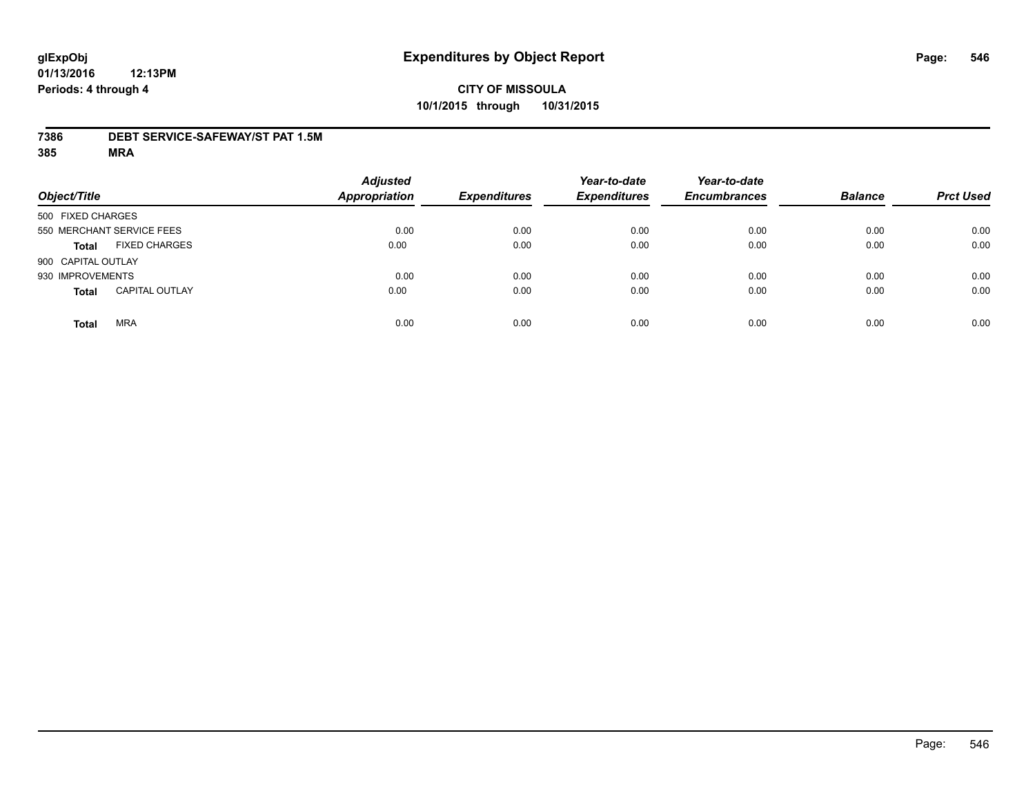# Expenditures by Object Report

glExpObj
01/13/2016 12:13PM
Periods: 4 through 4

**CITY OF MISSOULA**
**10/1/2015 through 10/31/2015**

**7386 DEBT SERVICE-SAFEWAY/ST PAT 1.5M**
**385 MRA**

| Object/Title | | Adjusted Appropriation | Expenditures | Year-to-date Expenditures | Year-to-date Encumbrances | Balance | Prct Used |
|---|---|---|---|---|---|---|---|
| 500 FIXED CHARGES | | | | | | | |
| 550 MERCHANT SERVICE FEES | | 0.00 | 0.00 | 0.00 | 0.00 | 0.00 | 0.00 |
| **Total** | FIXED CHARGES | 0.00 | 0.00 | 0.00 | 0.00 | 0.00 | 0.00 |
| 900 CAPITAL OUTLAY | | | | | | | |
| 930 IMPROVEMENTS | | 0.00 | 0.00 | 0.00 | 0.00 | 0.00 | 0.00 |
| **Total** | CAPITAL OUTLAY | 0.00 | 0.00 | 0.00 | 0.00 | 0.00 | 0.00 |
| **Total** | MRA | 0.00 | 0.00 | 0.00 | 0.00 | 0.00 | 0.00 |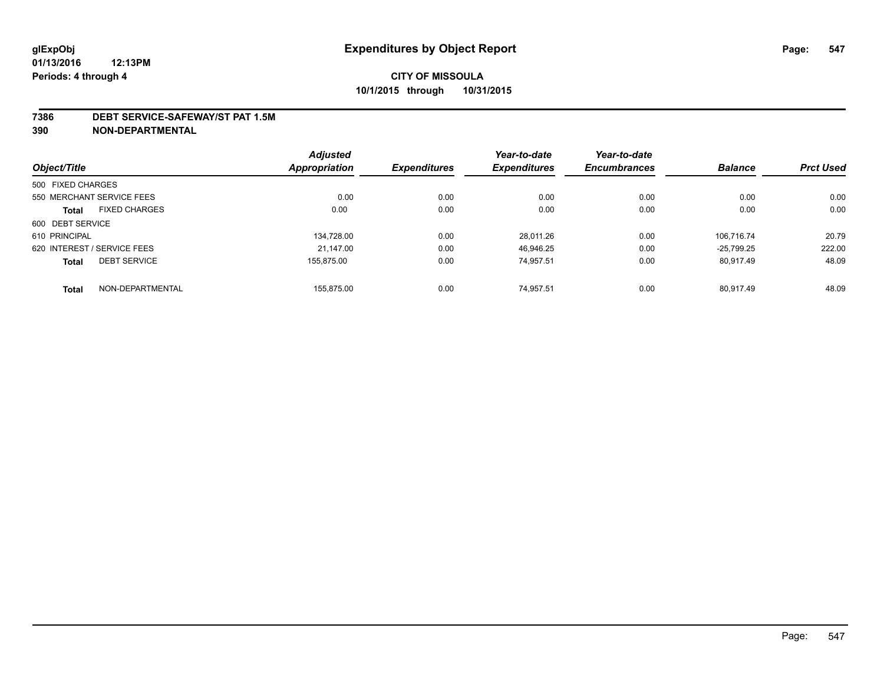**glExpObj**
**01/13/2016 12:13PM**
**Periods: 4 through 4**

# Expenditures by Object Report

**CITY OF MISSOULA**
**10/1/2015 through 10/31/2015**

**7386 DEBT SERVICE-SAFEWAY/ST PAT 1.5M**
**390 NON-DEPARTMENTAL**

| Object/Title | Adjusted Appropriation | Expenditures | Year-to-date Expenditures | Year-to-date Encumbrances | Balance | Prct Used |
|---|---|---|---|---|---|---|
| 500 FIXED CHARGES | | | | | | |
| 550 MERCHANT SERVICE FEES | 0.00 | 0.00 | 0.00 | 0.00 | 0.00 | 0.00 |
| **Total** FIXED CHARGES | 0.00 | 0.00 | 0.00 | 0.00 | 0.00 | 0.00 |
| 600 DEBT SERVICE | | | | | | |
| 610 PRINCIPAL | 134,728.00 | 0.00 | 28,011.26 | 0.00 | 106,716.74 | 20.79 |
| 620 INTEREST / SERVICE FEES | 21,147.00 | 0.00 | 46,946.25 | 0.00 | -25,799.25 | 222.00 |
| **Total** DEBT SERVICE | 155,875.00 | 0.00 | 74,957.51 | 0.00 | 80,917.49 | 48.09 |
| **Total** NON-DEPARTMENTAL | 155,875.00 | 0.00 | 74,957.51 | 0.00 | 80,917.49 | 48.09 |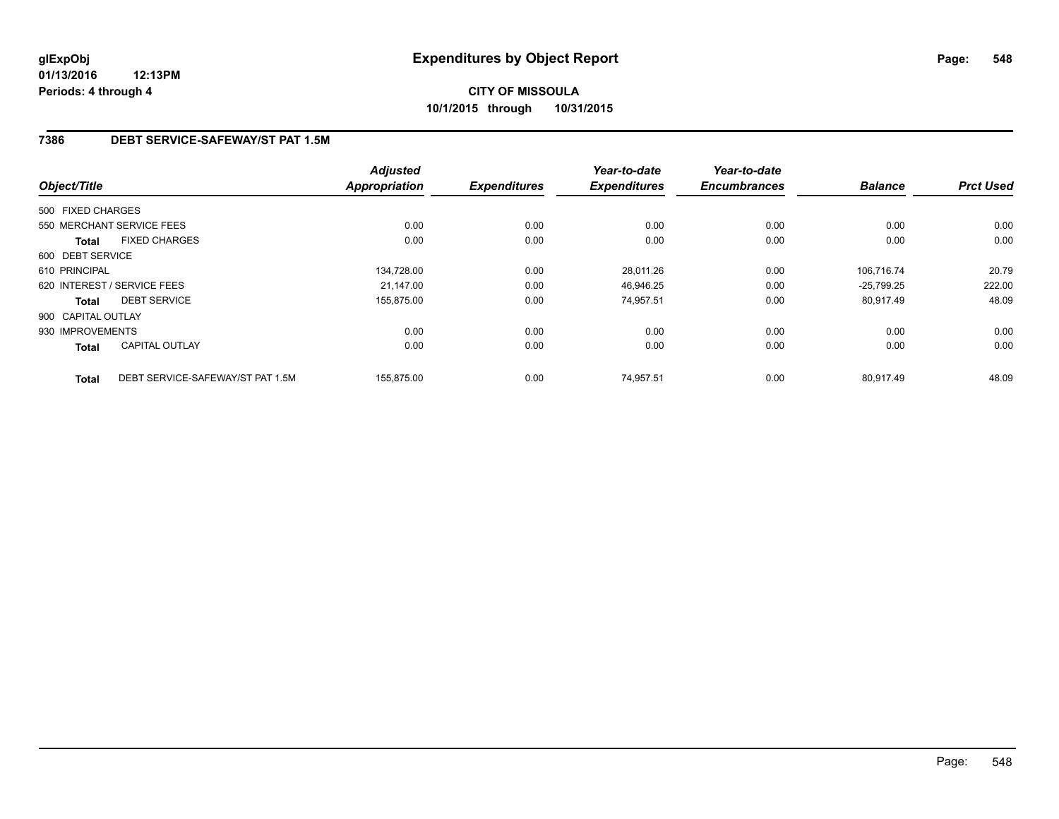**glExpObj**
**01/13/2016 12:13PM**
**Periods: 4 through 4**

# Expenditures by Object Report

**CITY OF MISSOULA**
**10/1/2015 through 10/31/2015**

## 7386 DEBT SERVICE-SAFEWAY/ST PAT 1.5M

| Object/Title | | Adjusted Appropriation | Expenditures | Year-to-date Expenditures | Year-to-date Encumbrances | Balance | Prct Used |
|---|---|---|---|---|---|---|---|
| 500 FIXED CHARGES | | | | | | | |
| 550 MERCHANT SERVICE FEES | | 0.00 | 0.00 | 0.00 | 0.00 | 0.00 | 0.00 |
| **Total** | FIXED CHARGES | 0.00 | 0.00 | 0.00 | 0.00 | 0.00 | 0.00 |
| 600 DEBT SERVICE | | | | | | | |
| 610 PRINCIPAL | | 134,728.00 | 0.00 | 28,011.26 | 0.00 | 106,716.74 | 20.79 |
| 620 INTEREST / SERVICE FEES | | 21,147.00 | 0.00 | 46,946.25 | 0.00 | -25,799.25 | 222.00 |
| **Total** | DEBT SERVICE | 155,875.00 | 0.00 | 74,957.51 | 0.00 | 80,917.49 | 48.09 |
| 900 CAPITAL OUTLAY | | | | | | | |
| 930 IMPROVEMENTS | | 0.00 | 0.00 | 0.00 | 0.00 | 0.00 | 0.00 |
| **Total** | CAPITAL OUTLAY | 0.00 | 0.00 | 0.00 | 0.00 | 0.00 | 0.00 |
| **Total** | DEBT SERVICE-SAFEWAY/ST PAT 1.5M | 155,875.00 | 0.00 | 74,957.51 | 0.00 | 80,917.49 | 48.09 |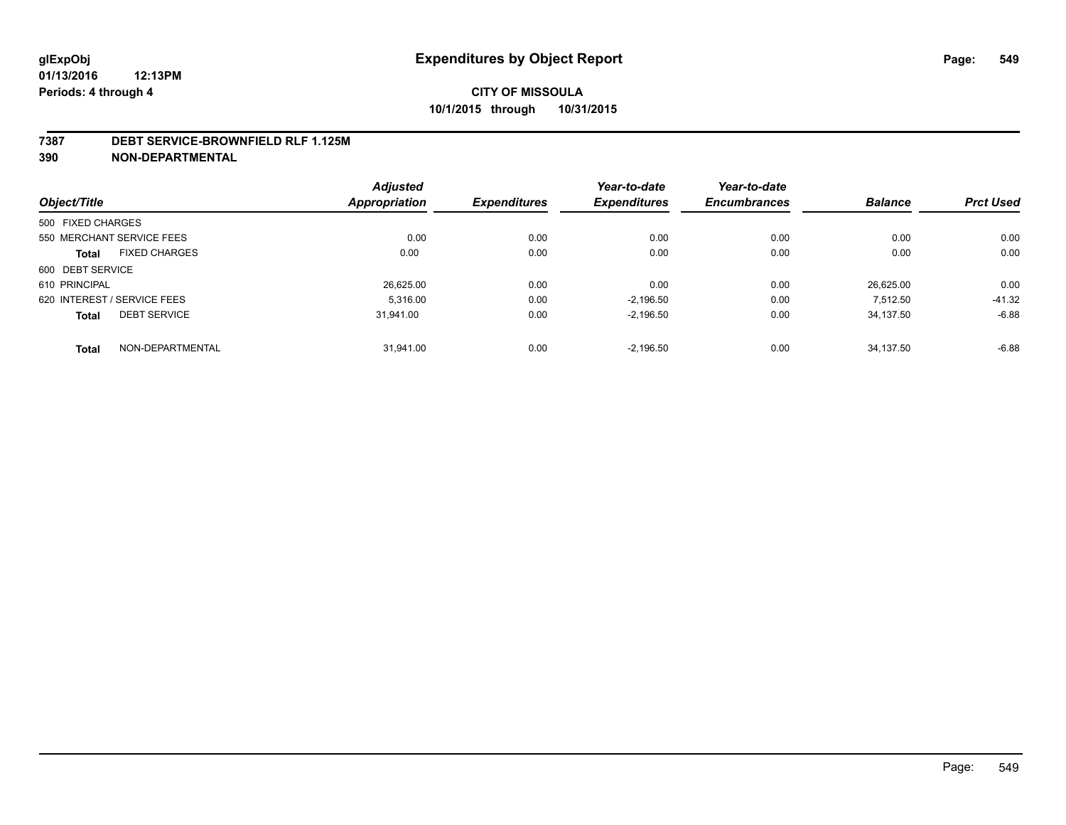glExpObj
01/13/2016 12:13PM
Periods: 4 through 4

# Expenditures by Object Report

**CITY OF MISSOULA**
**10/1/2015 through 10/31/2015**

## 7387 DEBT SERVICE-BROWNFIELD RLF 1.125M
## 390 NON-DEPARTMENTAL

| Object/Title | | Adjusted Appropriation | Expenditures | Year-to-date Expenditures | Year-to-date Encumbrances | Balance | Prct Used |
|---|---|---|---|---|---|---|---|
| 500 FIXED CHARGES | | | | | | | |
| 550 MERCHANT SERVICE FEES | | 0.00 | 0.00 | 0.00 | 0.00 | 0.00 | 0.00 |
| **Total** | FIXED CHARGES | 0.00 | 0.00 | 0.00 | 0.00 | 0.00 | 0.00 |
| 600 DEBT SERVICE | | | | | | | |
| 610 PRINCIPAL | | 26,625.00 | 0.00 | 0.00 | 0.00 | 26,625.00 | 0.00 |
| 620 INTEREST / SERVICE FEES | | 5,316.00 | 0.00 | -2,196.50 | 0.00 | 7,512.50 | -41.32 |
| **Total** | DEBT SERVICE | 31,941.00 | 0.00 | -2,196.50 | 0.00 | 34,137.50 | -6.88 |
| **Total** | NON-DEPARTMENTAL | 31,941.00 | 0.00 | -2,196.50 | 0.00 | 34,137.50 | -6.88 |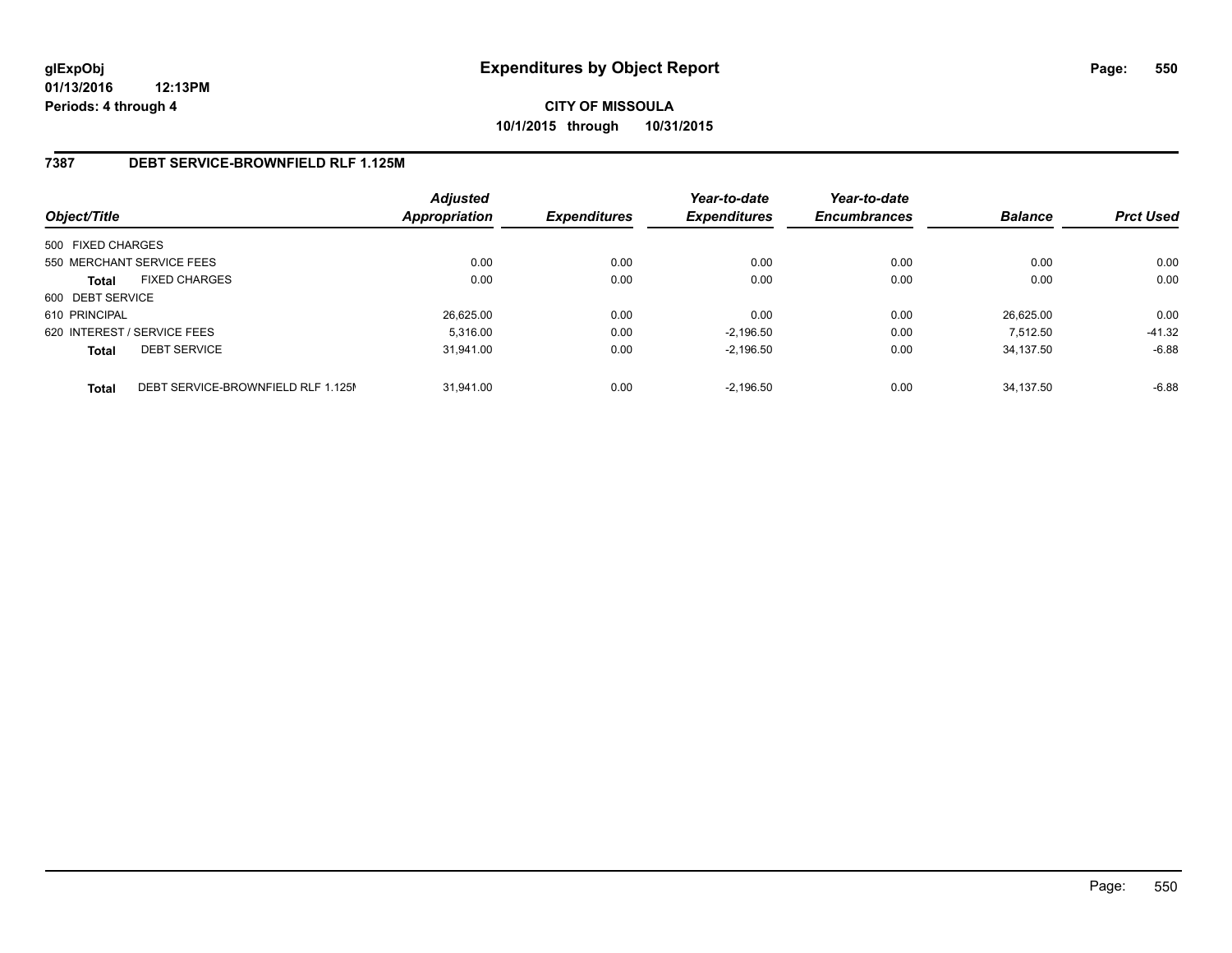# Expenditures by Object Report

glExpObj
01/13/2016 12:13PM
Periods: 4 through 4

**CITY OF MISSOULA**
**10/1/2015 through 10/31/2015**

## 7387 DEBT SERVICE-BROWNFIELD RLF 1.125M

| Object/Title | | Adjusted Appropriation | Expenditures | Year-to-date Expenditures | Year-to-date Encumbrances | Balance | Prct Used |
|---|---|---|---|---|---|---|---|
| 500 FIXED CHARGES | | | | | | | |
| 550 MERCHANT SERVICE FEES | | 0.00 | 0.00 | 0.00 | 0.00 | 0.00 | 0.00 |
| **Total** | FIXED CHARGES | 0.00 | 0.00 | 0.00 | 0.00 | 0.00 | 0.00 |
| 600 DEBT SERVICE | | | | | | | |
| 610 PRINCIPAL | | 26,625.00 | 0.00 | 0.00 | 0.00 | 26,625.00 | 0.00 |
| 620 INTEREST / SERVICE FEES | | 5,316.00 | 0.00 | -2,196.50 | 0.00 | 7,512.50 | -41.32 |
| **Total** | DEBT SERVICE | 31,941.00 | 0.00 | -2,196.50 | 0.00 | 34,137.50 | -6.88 |
| **Total** | DEBT SERVICE-BROWNFIELD RLF 1.125M | 31,941.00 | 0.00 | -2,196.50 | 0.00 | 34,137.50 | -6.88 |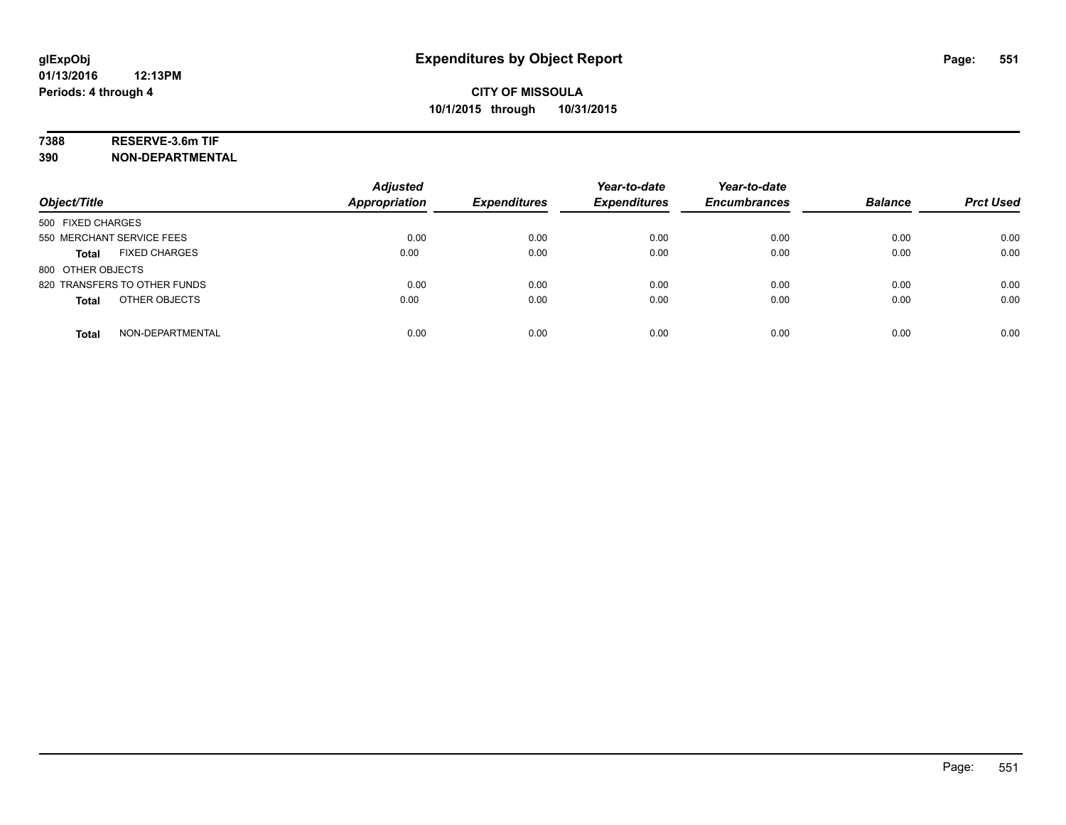# Expenditures by Object Report

glExpObj
01/13/2016 12:13PM
Periods: 4 through 4

**CITY OF MISSOULA**
**10/1/2015 through 10/31/2015**

**7388 RESERVE-3.6m TIF**
**390 NON-DEPARTMENTAL**

| Object/Title | Adjusted Appropriation | Expenditures | Year-to-date Expenditures | Year-to-date Encumbrances | Balance | Prct Used |
|---|---|---|---|---|---|---|
| 500 FIXED CHARGES | | | | | | |
| 550 MERCHANT SERVICE FEES | 0.00 | 0.00 | 0.00 | 0.00 | 0.00 | 0.00 |
| **Total** FIXED CHARGES | 0.00 | 0.00 | 0.00 | 0.00 | 0.00 | 0.00 |
| 800 OTHER OBJECTS | | | | | | |
| 820 TRANSFERS TO OTHER FUNDS | 0.00 | 0.00 | 0.00 | 0.00 | 0.00 | 0.00 |
| **Total** OTHER OBJECTS | 0.00 | 0.00 | 0.00 | 0.00 | 0.00 | 0.00 |
| **Total** NON-DEPARTMENTAL | 0.00 | 0.00 | 0.00 | 0.00 | 0.00 | 0.00 |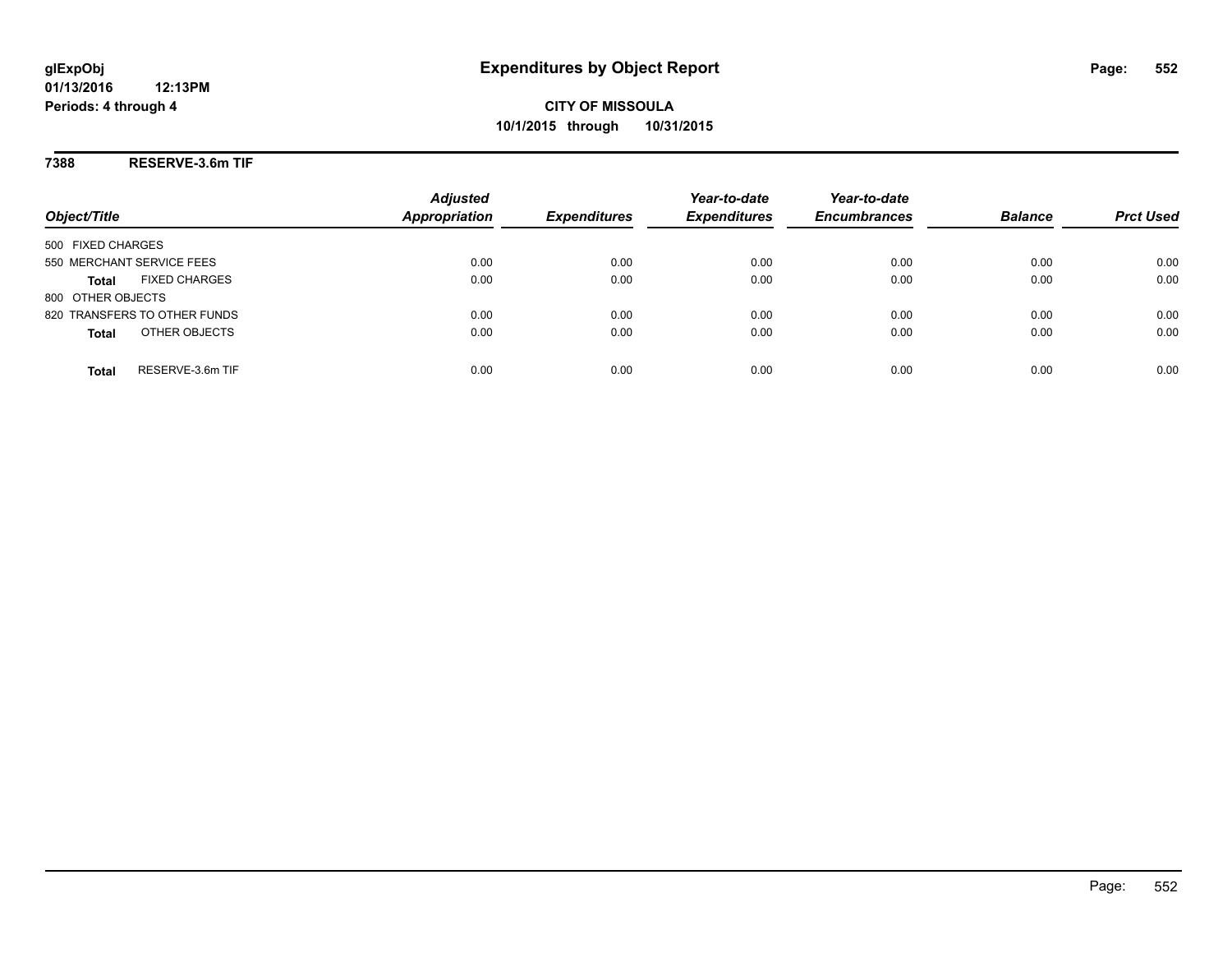**CITY OF MISSOULA**
**10/1/2015 through 10/31/2015**

**7388 RESERVE-3.6m TIF**

| Object/Title | Adjusted Appropriation | Expenditures | Year-to-date Expenditures | Year-to-date Encumbrances | Balance | Prct Used |
|---|---|---|---|---|---|---|
| 500 FIXED CHARGES | | | | | | |
| 550 MERCHANT SERVICE FEES | 0.00 | 0.00 | 0.00 | 0.00 | 0.00 | 0.00 |
| **Total** FIXED CHARGES | 0.00 | 0.00 | 0.00 | 0.00 | 0.00 | 0.00 |
| 800 OTHER OBJECTS | | | | | | |
| 820 TRANSFERS TO OTHER FUNDS | 0.00 | 0.00 | 0.00 | 0.00 | 0.00 | 0.00 |
| **Total** OTHER OBJECTS | 0.00 | 0.00 | 0.00 | 0.00 | 0.00 | 0.00 |
| **Total** RESERVE-3.6m TIF | 0.00 | 0.00 | 0.00 | 0.00 | 0.00 | 0.00 |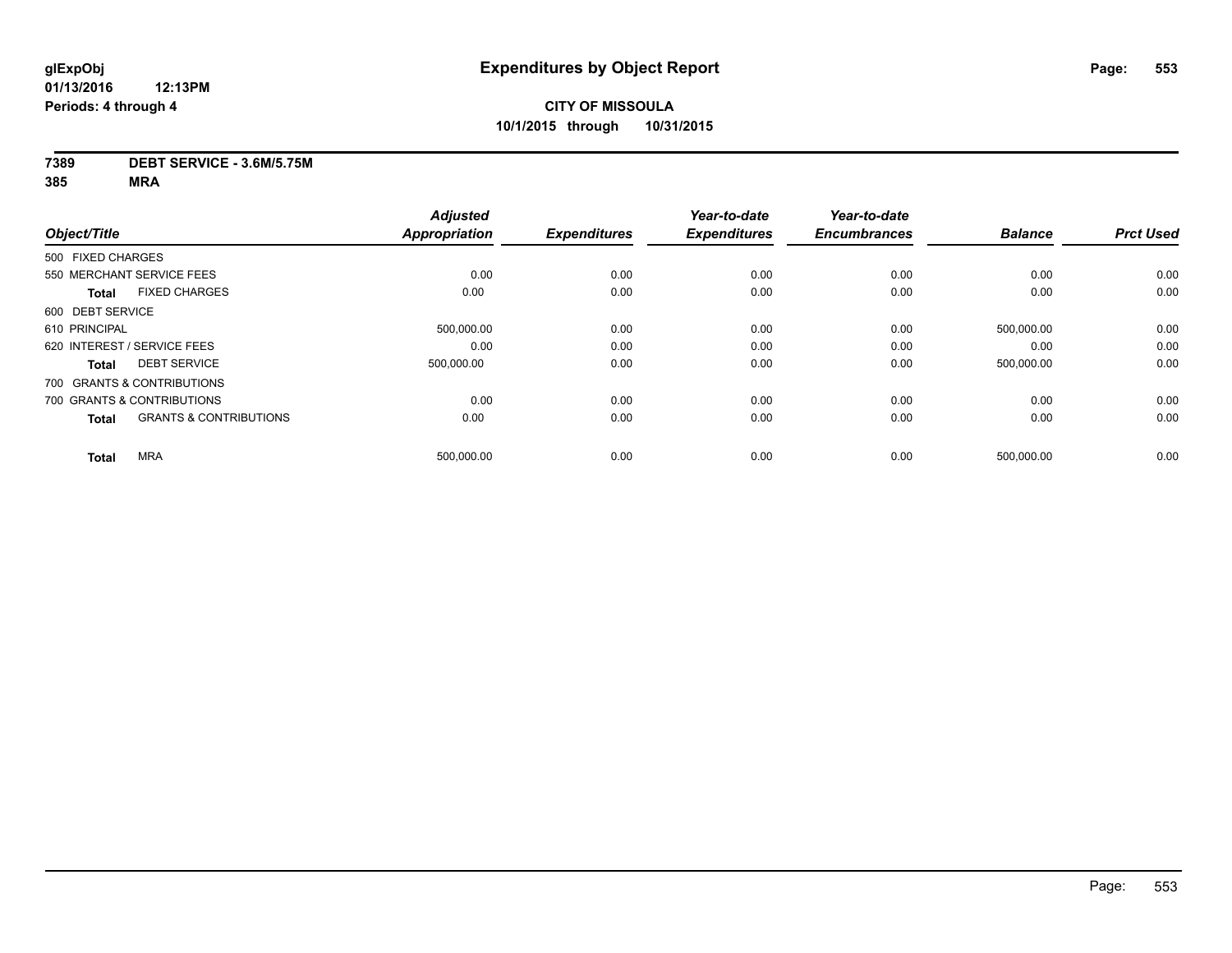**glExpObj**
**01/13/2016 12:13PM**
**Periods: 4 through 4**

# Expenditures by Object Report

**CITY OF MISSOULA**
**10/1/2015 through 10/31/2015**

**7389 DEBT SERVICE - 3.6M/5.75M**
**385 MRA**

| Object/Title | | Adjusted Appropriation | Expenditures | Year-to-date Expenditures | Year-to-date Encumbrances | Balance | Prct Used |
|---|---|---|---|---|---|---|---|
| 500 FIXED CHARGES | | | | | | | |
| 550 MERCHANT SERVICE FEES | | 0.00 | 0.00 | 0.00 | 0.00 | 0.00 | 0.00 |
| **Total** | FIXED CHARGES | 0.00 | 0.00 | 0.00 | 0.00 | 0.00 | 0.00 |
| 600 DEBT SERVICE | | | | | | | |
| 610 PRINCIPAL | | 500,000.00 | 0.00 | 0.00 | 0.00 | 500,000.00 | 0.00 |
| 620 INTEREST / SERVICE FEES | | 0.00 | 0.00 | 0.00 | 0.00 | 0.00 | 0.00 |
| **Total** | DEBT SERVICE | 500,000.00 | 0.00 | 0.00 | 0.00 | 500,000.00 | 0.00 |
| 700 GRANTS & CONTRIBUTIONS | | | | | | | |
| 700 GRANTS & CONTRIBUTIONS | | 0.00 | 0.00 | 0.00 | 0.00 | 0.00 | 0.00 |
| **Total** | GRANTS & CONTRIBUTIONS | 0.00 | 0.00 | 0.00 | 0.00 | 0.00 | 0.00 |
| **Total** | MRA | 500,000.00 | 0.00 | 0.00 | 0.00 | 500,000.00 | 0.00 |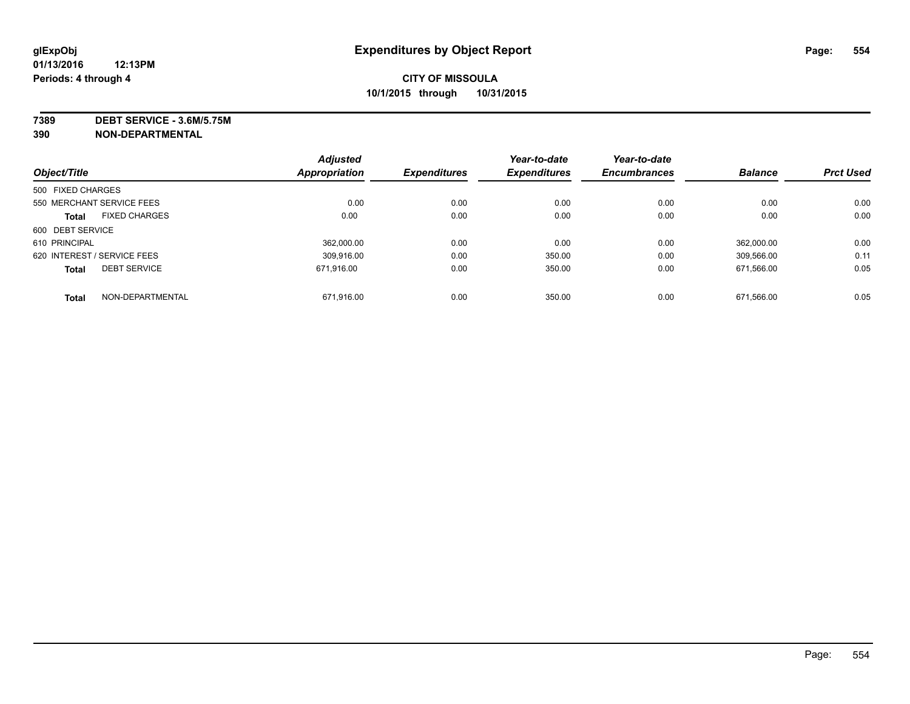**glExpObj**
**01/13/2016 12:13PM**
**Periods: 4 through 4**

# Expenditures by Object Report

**CITY OF MISSOULA**
**10/1/2015 through 10/31/2015**

**7389 DEBT SERVICE - 3.6M/5.75M**
**390 NON-DEPARTMENTAL**

| Object/Title | | Adjusted Appropriation | Expenditures | Year-to-date Expenditures | Year-to-date Encumbrances | Balance | Prct Used |
|---|---|---|---|---|---|---|---|
| 500 FIXED CHARGES | | | | | | | |
| 550 MERCHANT SERVICE FEES | | 0.00 | 0.00 | 0.00 | 0.00 | 0.00 | 0.00 |
| **Total** | FIXED CHARGES | 0.00 | 0.00 | 0.00 | 0.00 | 0.00 | 0.00 |
| 600 DEBT SERVICE | | | | | | | |
| 610 PRINCIPAL | | 362,000.00 | 0.00 | 0.00 | 0.00 | 362,000.00 | 0.00 |
| 620 INTEREST / SERVICE FEES | | 309,916.00 | 0.00 | 350.00 | 0.00 | 309,566.00 | 0.11 |
| **Total** | DEBT SERVICE | 671,916.00 | 0.00 | 350.00 | 0.00 | 671,566.00 | 0.05 |
| **Total** | NON-DEPARTMENTAL | 671,916.00 | 0.00 | 350.00 | 0.00 | 671,566.00 | 0.05 |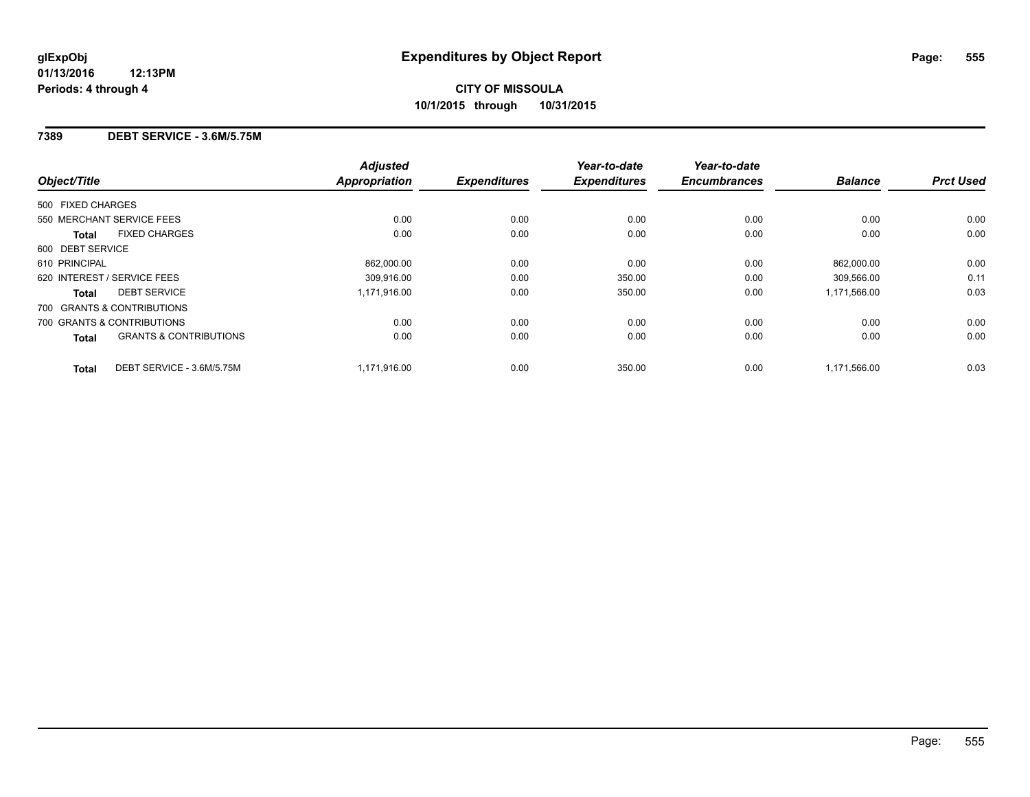**Expenditures by Object Report**

**CITY OF MISSOULA**
**10/1/2015 through 10/31/2015**

glExpObj
01/13/2016 12:13PM
Periods: 4 through 4

## 7389 DEBT SERVICE - 3.6M/5.75M

| Object/Title | | Adjusted Appropriation | Expenditures | Year-to-date Expenditures | Year-to-date Encumbrances | Balance | Prct Used |
|---|---|---|---|---|---|---|---|
| 500 FIXED CHARGES | | | | | | | |
| 550 MERCHANT SERVICE FEES | | 0.00 | 0.00 | 0.00 | 0.00 | 0.00 | 0.00 |
| **Total** | FIXED CHARGES | 0.00 | 0.00 | 0.00 | 0.00 | 0.00 | 0.00 |
| 600 DEBT SERVICE | | | | | | | |
| 610 PRINCIPAL | | 862,000.00 | 0.00 | 0.00 | 0.00 | 862,000.00 | 0.00 |
| 620 INTEREST / SERVICE FEES | | 309,916.00 | 0.00 | 350.00 | 0.00 | 309,566.00 | 0.11 |
| **Total** | DEBT SERVICE | 1,171,916.00 | 0.00 | 350.00 | 0.00 | 1,171,566.00 | 0.03 |
| 700 GRANTS & CONTRIBUTIONS | | | | | | | |
| 700 GRANTS & CONTRIBUTIONS | | 0.00 | 0.00 | 0.00 | 0.00 | 0.00 | 0.00 |
| **Total** | GRANTS & CONTRIBUTIONS | 0.00 | 0.00 | 0.00 | 0.00 | 0.00 | 0.00 |
| **Total** | DEBT SERVICE - 3.6M/5.75M | 1,171,916.00 | 0.00 | 350.00 | 0.00 | 1,171,566.00 | 0.03 |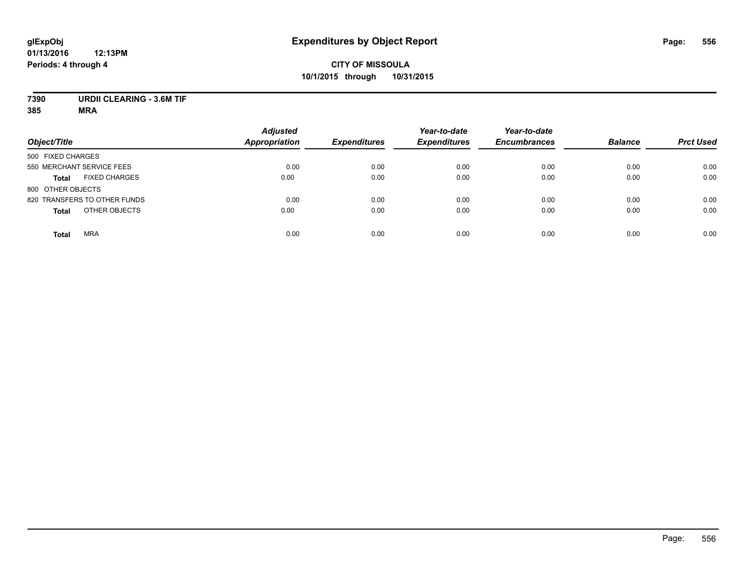# Expenditures by Object Report

glExpObj
01/13/2016 12:13PM
Periods: 4 through 4

**CITY OF MISSOULA**
**10/1/2015 through 10/31/2015**

**7390 URDII CLEARING - 3.6M TIF**
**385 MRA**

| Object/Title | Adjusted Appropriation | Expenditures | Year-to-date Expenditures | Year-to-date Encumbrances | Balance | Prct Used |
|---|---|---|---|---|---|---|
| 500 FIXED CHARGES | | | | | | |
| 550 MERCHANT SERVICE FEES | 0.00 | 0.00 | 0.00 | 0.00 | 0.00 | 0.00 |
| **Total** FIXED CHARGES | 0.00 | 0.00 | 0.00 | 0.00 | 0.00 | 0.00 |
| 800 OTHER OBJECTS | | | | | | |
| 820 TRANSFERS TO OTHER FUNDS | 0.00 | 0.00 | 0.00 | 0.00 | 0.00 | 0.00 |
| **Total** OTHER OBJECTS | 0.00 | 0.00 | 0.00 | 0.00 | 0.00 | 0.00 |
| **Total** MRA | 0.00 | 0.00 | 0.00 | 0.00 | 0.00 | 0.00 |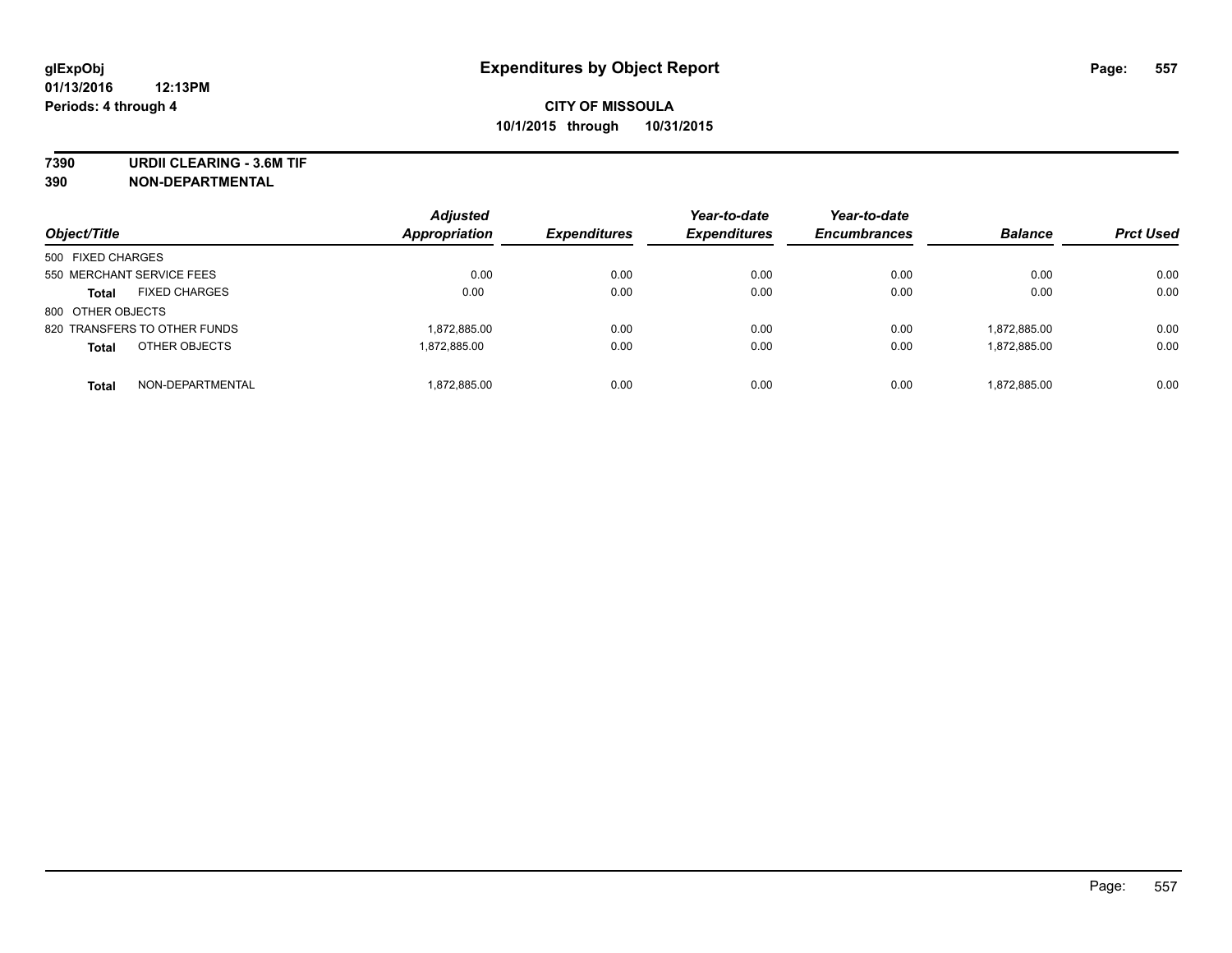**glExpObj**
**01/13/2016 12:13PM**
**Periods: 4 through 4**

# Expenditures by Object Report

**CITY OF MISSOULA**
**10/1/2015 through 10/31/2015**

**7390 URDII CLEARING - 3.6M TIF**
**390 NON-DEPARTMENTAL**

| Object/Title | Adjusted Appropriation | Expenditures | Year-to-date Expenditures | Year-to-date Encumbrances | Balance | Prct Used |
|---|---|---|---|---|---|---|
| 500 FIXED CHARGES | | | | | | |
| 550 MERCHANT SERVICE FEES | 0.00 | 0.00 | 0.00 | 0.00 | 0.00 | 0.00 |
| **Total** FIXED CHARGES | 0.00 | 0.00 | 0.00 | 0.00 | 0.00 | 0.00 |
| 800 OTHER OBJECTS | | | | | | |
| 820 TRANSFERS TO OTHER FUNDS | 1,872,885.00 | 0.00 | 0.00 | 0.00 | 1,872,885.00 | 0.00 |
| **Total** OTHER OBJECTS | 1,872,885.00 | 0.00 | 0.00 | 0.00 | 1,872,885.00 | 0.00 |
| **Total** NON-DEPARTMENTAL | 1,872,885.00 | 0.00 | 0.00 | 0.00 | 1,872,885.00 | 0.00 |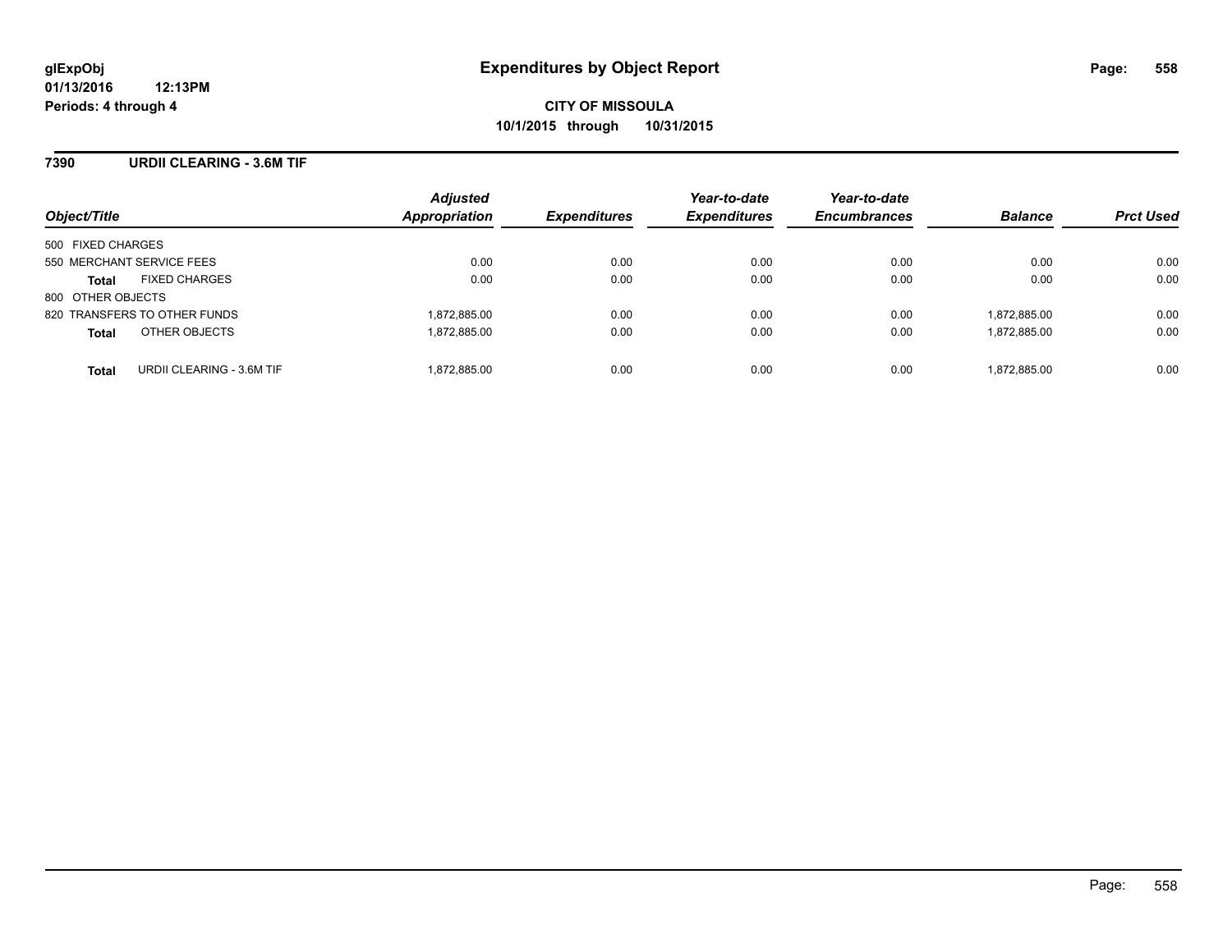**Expenditures by Object Report**

**CITY OF MISSOULA**
**10/1/2015 through 10/31/2015**

glExpObj
01/13/2016 12:13PM
Periods: 4 through 4

## 7390 URDII CLEARING - 3.6M TIF

| Object/Title | Adjusted Appropriation | Expenditures | Year-to-date Expenditures | Year-to-date Encumbrances | Balance | Prct Used |
|---|---|---|---|---|---|---|
| 500 FIXED CHARGES | | | | | | |
| 550 MERCHANT SERVICE FEES | 0.00 | 0.00 | 0.00 | 0.00 | 0.00 | 0.00 |
| **Total** FIXED CHARGES | 0.00 | 0.00 | 0.00 | 0.00 | 0.00 | 0.00 |
| 800 OTHER OBJECTS | | | | | | |
| 820 TRANSFERS TO OTHER FUNDS | 1,872,885.00 | 0.00 | 0.00 | 0.00 | 1,872,885.00 | 0.00 |
| **Total** OTHER OBJECTS | 1,872,885.00 | 0.00 | 0.00 | 0.00 | 1,872,885.00 | 0.00 |
| **Total** URDII CLEARING - 3.6M TIF | 1,872,885.00 | 0.00 | 0.00 | 0.00 | 1,872,885.00 | 0.00 |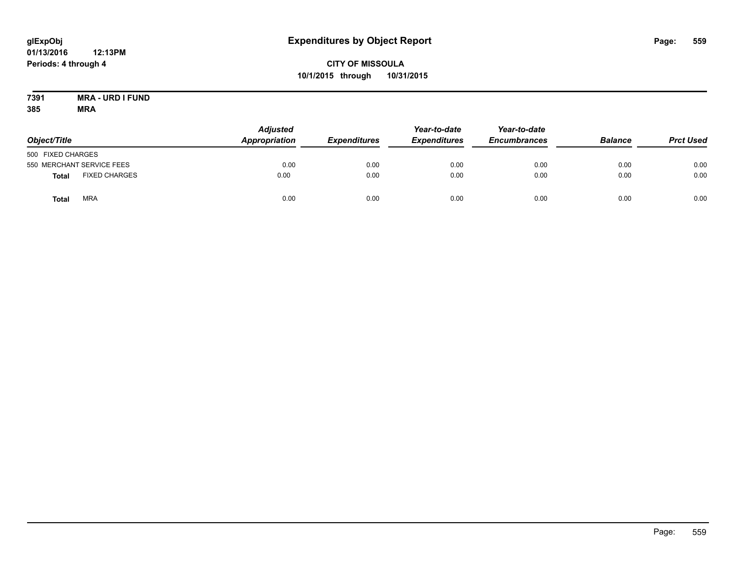# Expenditures by Object Report

glExpObj
01/13/2016 12:13PM
Periods: 4 through 4

**CITY OF MISSOULA**
**10/1/2015 through 10/31/2015**

**7391 MRA - URD I FUND**
**385 MRA**

| Object/Title | | Adjusted Appropriation | Expenditures | Year-to-date Expenditures | Year-to-date Encumbrances | Balance | Prct Used |
|---|---|---|---|---|---|---|---|
| 500 FIXED CHARGES | | | | | | | |
| 550 MERCHANT SERVICE FEES | | 0.00 | 0.00 | 0.00 | 0.00 | 0.00 | 0.00 |
| **Total** | FIXED CHARGES | 0.00 | 0.00 | 0.00 | 0.00 | 0.00 | 0.00 |
| **Total** | MRA | 0.00 | 0.00 | 0.00 | 0.00 | 0.00 | 0.00 |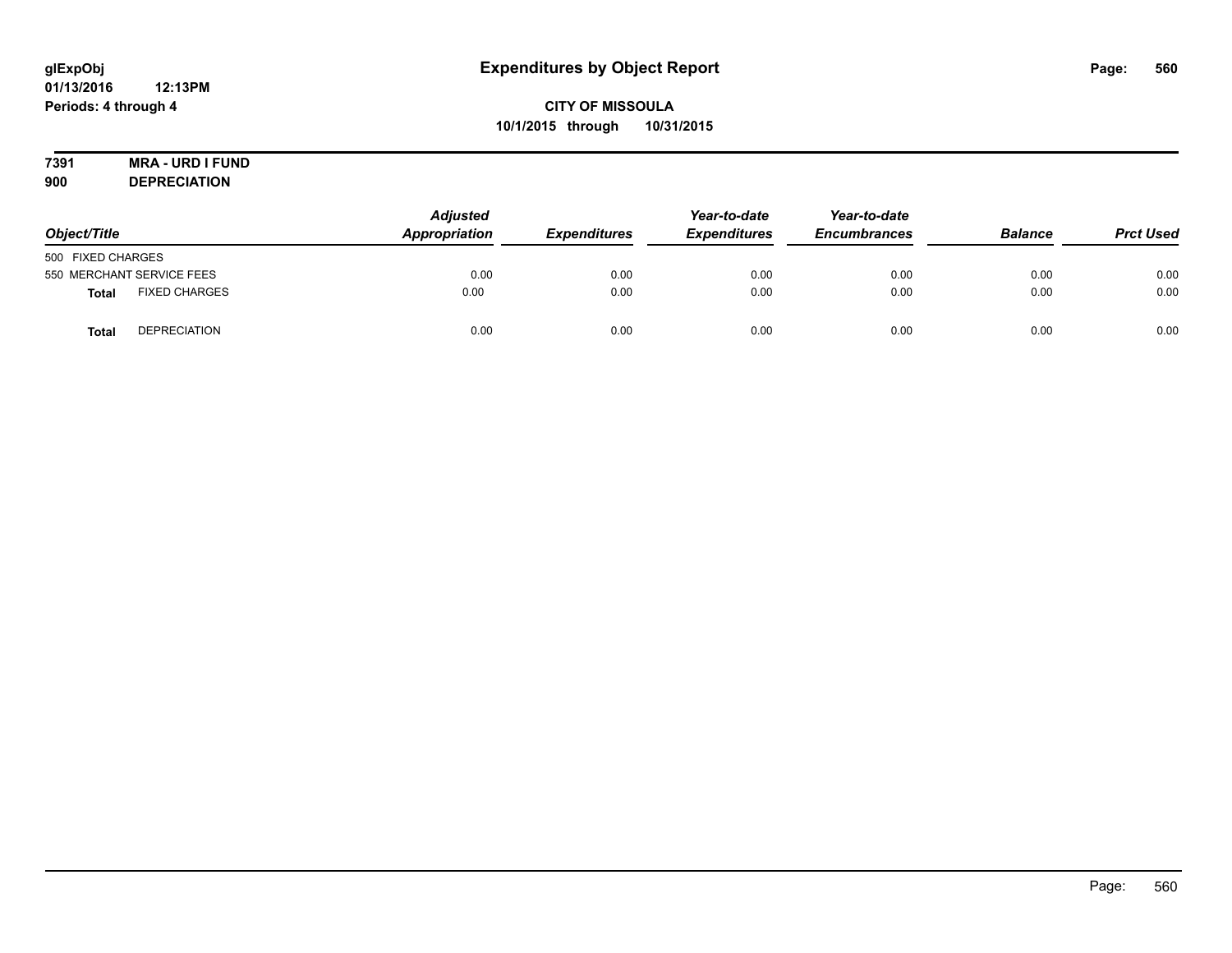**glExpObj**
**01/13/2016 12:13PM**
**Periods: 4 through 4**

# Expenditures by Object Report

**CITY OF MISSOULA**
**10/1/2015 through 10/31/2015**

**7391 MRA - URD I FUND**
**900 DEPRECIATION**

| Object/Title | | Adjusted Appropriation | Expenditures | Year-to-date Expenditures | Year-to-date Encumbrances | Balance | Prct Used |
|---|---|---|---|---|---|---|---|
| 500 FIXED CHARGES | | | | | | | |
| 550 MERCHANT SERVICE FEES | | 0.00 | 0.00 | 0.00 | 0.00 | 0.00 | 0.00 |
| **Total** | FIXED CHARGES | 0.00 | 0.00 | 0.00 | 0.00 | 0.00 | 0.00 |
| **Total** | DEPRECIATION | 0.00 | 0.00 | 0.00 | 0.00 | 0.00 | 0.00 |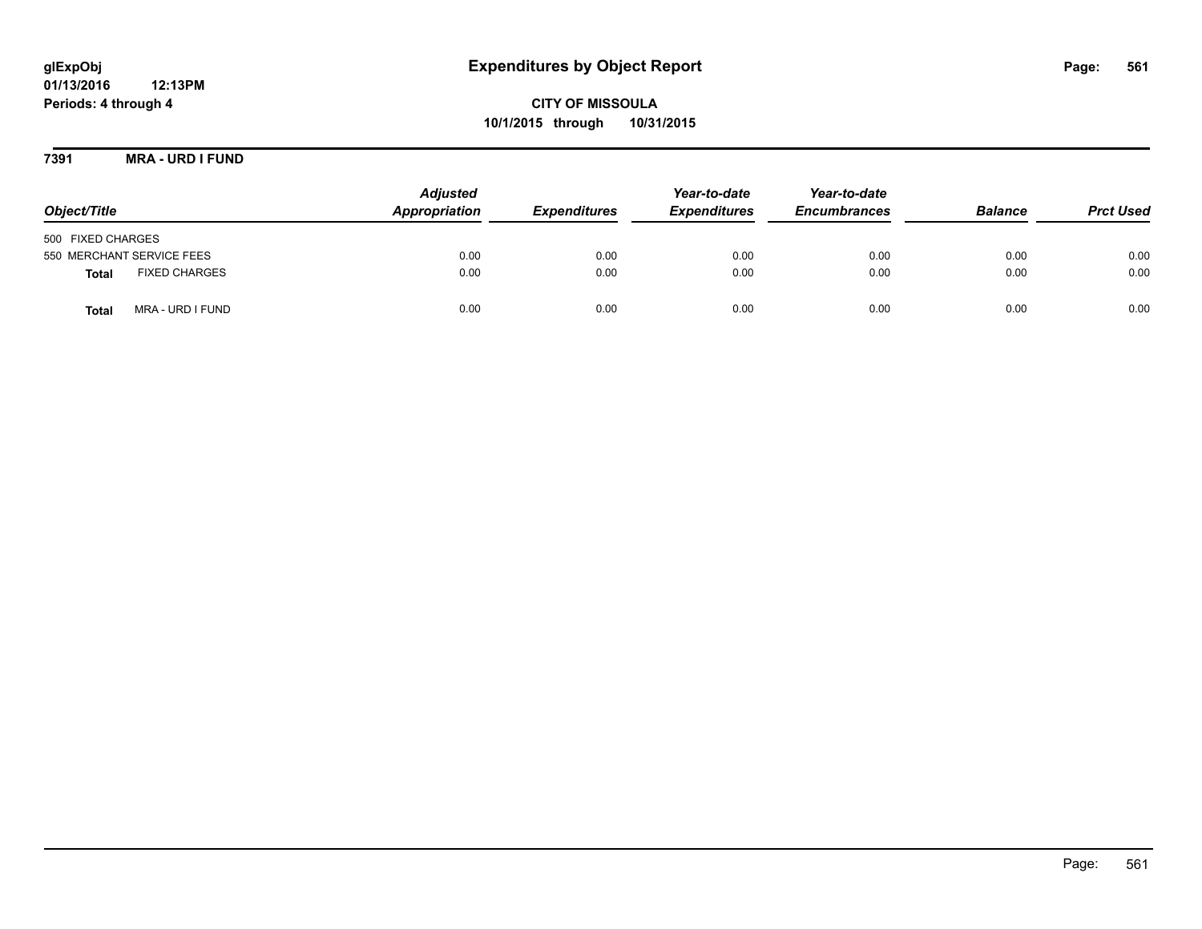# Expenditures by Object Report

glExpObj
01/13/2016 12:13PM
Periods: 4 through 4

**CITY OF MISSOULA**
**10/1/2015 through 10/31/2015**

**7391 MRA - URD I FUND**

| Object/Title | Adjusted Appropriation | Expenditures | Year-to-date Expenditures | Year-to-date Encumbrances | Balance | Prct Used |
|---|---|---|---|---|---|---|
| 500 FIXED CHARGES | | | | | | |
| 550 MERCHANT SERVICE FEES | 0.00 | 0.00 | 0.00 | 0.00 | 0.00 | 0.00 |
| **Total** FIXED CHARGES | 0.00 | 0.00 | 0.00 | 0.00 | 0.00 | 0.00 |
| **Total** MRA - URD I FUND | 0.00 | 0.00 | 0.00 | 0.00 | 0.00 | 0.00 |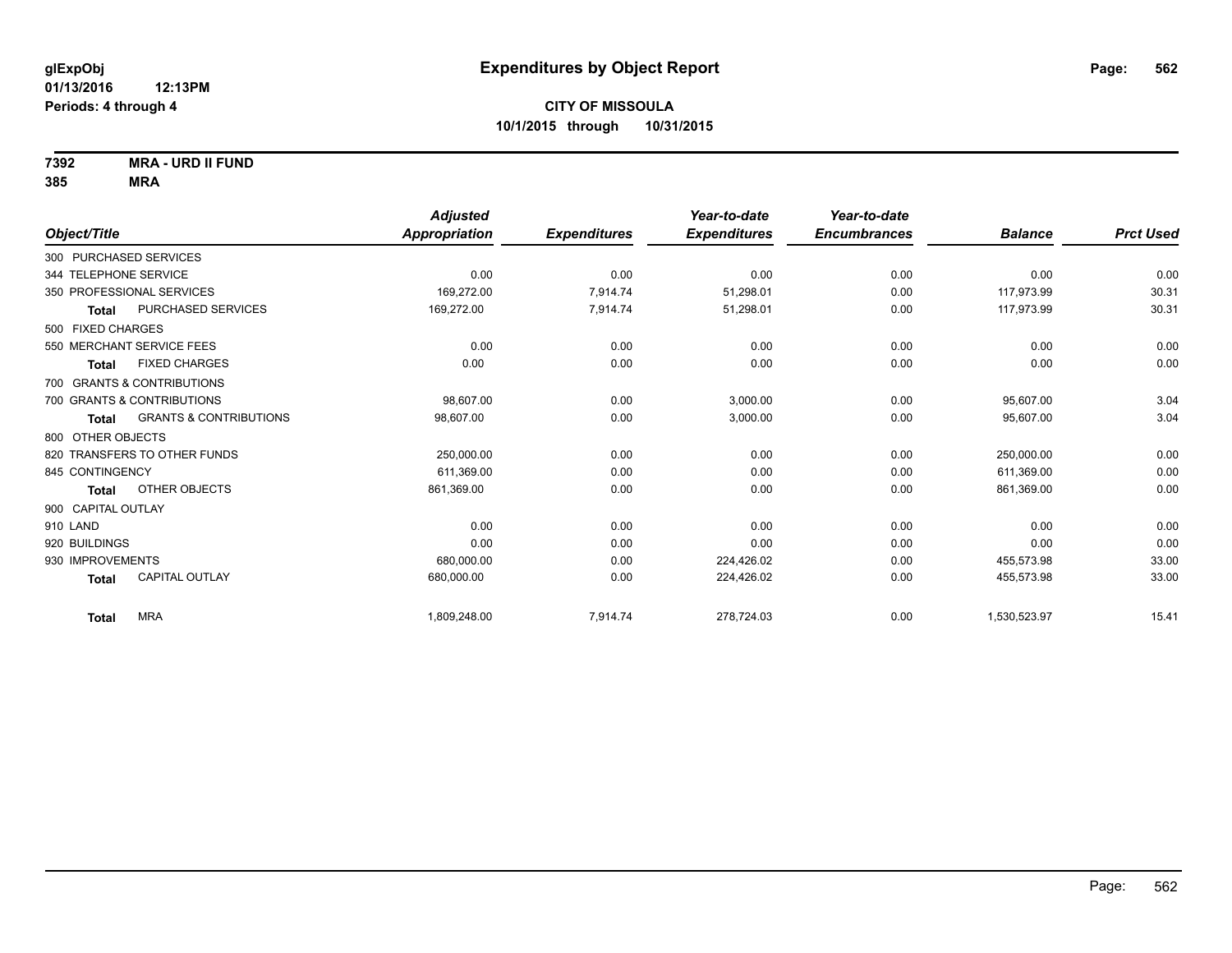**glExpObj**
**01/13/2016 12:13PM**
**Periods: 4 through 4**

# Expenditures by Object Report

**CITY OF MISSOULA**
**10/1/2015 through 10/31/2015**

**7392 MRA - URD II FUND**
**385 MRA**

| Object/Title | Adjusted Appropriation | Expenditures | Year-to-date Expenditures | Year-to-date Encumbrances | Balance | Prct Used |
|---|---|---|---|---|---|---|
| 300 PURCHASED SERVICES | | | | | | |
| 344 TELEPHONE SERVICE | 0.00 | 0.00 | 0.00 | 0.00 | 0.00 | 0.00 |
| 350 PROFESSIONAL SERVICES | 169,272.00 | 7,914.74 | 51,298.01 | 0.00 | 117,973.99 | 30.31 |
| **Total** PURCHASED SERVICES | 169,272.00 | 7,914.74 | 51,298.01 | 0.00 | 117,973.99 | 30.31 |
| 500 FIXED CHARGES | | | | | | |
| 550 MERCHANT SERVICE FEES | 0.00 | 0.00 | 0.00 | 0.00 | 0.00 | 0.00 |
| **Total** FIXED CHARGES | 0.00 | 0.00 | 0.00 | 0.00 | 0.00 | 0.00 |
| 700 GRANTS & CONTRIBUTIONS | | | | | | |
| 700 GRANTS & CONTRIBUTIONS | 98,607.00 | 0.00 | 3,000.00 | 0.00 | 95,607.00 | 3.04 |
| **Total** GRANTS & CONTRIBUTIONS | 98,607.00 | 0.00 | 3,000.00 | 0.00 | 95,607.00 | 3.04 |
| 800 OTHER OBJECTS | | | | | | |
| 820 TRANSFERS TO OTHER FUNDS | 250,000.00 | 0.00 | 0.00 | 0.00 | 250,000.00 | 0.00 |
| 845 CONTINGENCY | 611,369.00 | 0.00 | 0.00 | 0.00 | 611,369.00 | 0.00 |
| **Total** OTHER OBJECTS | 861,369.00 | 0.00 | 0.00 | 0.00 | 861,369.00 | 0.00 |
| 900 CAPITAL OUTLAY | | | | | | |
| 910 LAND | 0.00 | 0.00 | 0.00 | 0.00 | 0.00 | 0.00 |
| 920 BUILDINGS | 0.00 | 0.00 | 0.00 | 0.00 | 0.00 | 0.00 |
| 930 IMPROVEMENTS | 680,000.00 | 0.00 | 224,426.02 | 0.00 | 455,573.98 | 33.00 |
| **Total** CAPITAL OUTLAY | 680,000.00 | 0.00 | 224,426.02 | 0.00 | 455,573.98 | 33.00 |
| **Total** MRA | 1,809,248.00 | 7,914.74 | 278,724.03 | 0.00 | 1,530,523.97 | 15.41 |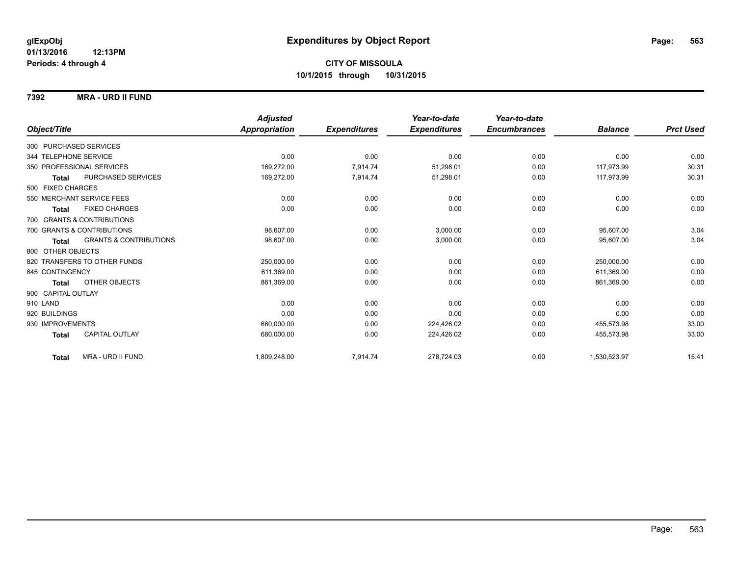glExpObj
01/13/2016 12:13PM
Periods: 4 through 4

# Expenditures by Object Report

**CITY OF MISSOULA**
**10/1/2015 through 10/31/2015**

**7392 MRA - URD II FUND**

| Object/Title | | Adjusted Appropriation | Expenditures | Year-to-date Expenditures | Year-to-date Encumbrances | Balance | Prct Used |
|---|---|---|---|---|---|---|---|
| 300 PURCHASED SERVICES | | | | | | | |
| 344 TELEPHONE SERVICE | | 0.00 | 0.00 | 0.00 | 0.00 | 0.00 | 0.00 |
| 350 PROFESSIONAL SERVICES | | 169,272.00 | 7,914.74 | 51,298.01 | 0.00 | 117,973.99 | 30.31 |
| **Total** | PURCHASED SERVICES | 169,272.00 | 7,914.74 | 51,298.01 | 0.00 | 117,973.99 | 30.31 |
| 500 FIXED CHARGES | | | | | | | |
| 550 MERCHANT SERVICE FEES | | 0.00 | 0.00 | 0.00 | 0.00 | 0.00 | 0.00 |
| **Total** | FIXED CHARGES | 0.00 | 0.00 | 0.00 | 0.00 | 0.00 | 0.00 |
| 700 GRANTS & CONTRIBUTIONS | | | | | | | |
| 700 GRANTS & CONTRIBUTIONS | | 98,607.00 | 0.00 | 3,000.00 | 0.00 | 95,607.00 | 3.04 |
| **Total** | GRANTS & CONTRIBUTIONS | 98,607.00 | 0.00 | 3,000.00 | 0.00 | 95,607.00 | 3.04 |
| 800 OTHER OBJECTS | | | | | | | |
| 820 TRANSFERS TO OTHER FUNDS | | 250,000.00 | 0.00 | 0.00 | 0.00 | 250,000.00 | 0.00 |
| 845 CONTINGENCY | | 611,369.00 | 0.00 | 0.00 | 0.00 | 611,369.00 | 0.00 |
| **Total** | OTHER OBJECTS | 861,369.00 | 0.00 | 0.00 | 0.00 | 861,369.00 | 0.00 |
| 900 CAPITAL OUTLAY | | | | | | | |
| 910 LAND | | 0.00 | 0.00 | 0.00 | 0.00 | 0.00 | 0.00 |
| 920 BUILDINGS | | 0.00 | 0.00 | 0.00 | 0.00 | 0.00 | 0.00 |
| 930 IMPROVEMENTS | | 680,000.00 | 0.00 | 224,426.02 | 0.00 | 455,573.98 | 33.00 |
| **Total** | CAPITAL OUTLAY | 680,000.00 | 0.00 | 224,426.02 | 0.00 | 455,573.98 | 33.00 |
| **Total** | MRA - URD II FUND | 1,809,248.00 | 7,914.74 | 278,724.03 | 0.00 | 1,530,523.97 | 15.41 |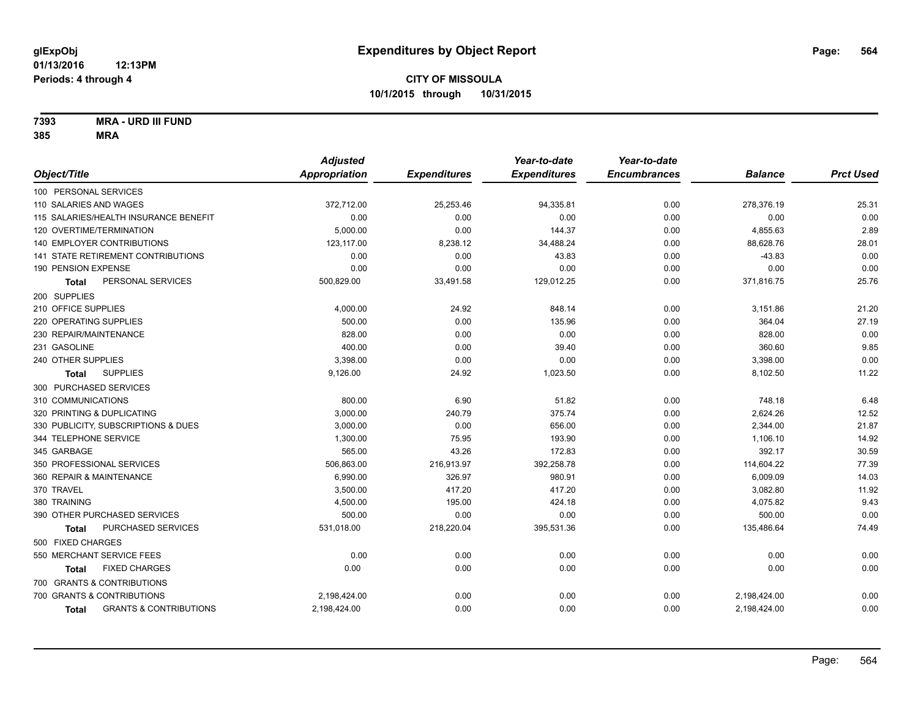glExpObj
01/13/2016 12:13PM
Periods: 4 through 4

# Expenditures by Object Report

**CITY OF MISSOULA**
**10/1/2015 through 10/31/2015**

**7393 MRA - URD III FUND**
**385 MRA**

| Object/Title | Adjusted Appropriation | Expenditures | Year-to-date Expenditures | Year-to-date Encumbrances | Balance | Prct Used |
|---|---|---|---|---|---|---|
| 100 PERSONAL SERVICES | | | | | | |
| 110 SALARIES AND WAGES | 372,712.00 | 25,253.46 | 94,335.81 | 0.00 | 278,376.19 | 25.31 |
| 115 SALARIES/HEALTH INSURANCE BENEFIT | 0.00 | 0.00 | 0.00 | 0.00 | 0.00 | 0.00 |
| 120 OVERTIME/TERMINATION | 5,000.00 | 0.00 | 144.37 | 0.00 | 4,855.63 | 2.89 |
| 140 EMPLOYER CONTRIBUTIONS | 123,117.00 | 8,238.12 | 34,488.24 | 0.00 | 88,628.76 | 28.01 |
| 141 STATE RETIREMENT CONTRIBUTIONS | 0.00 | 0.00 | 43.83 | 0.00 | -43.83 | 0.00 |
| 190 PENSION EXPENSE | 0.00 | 0.00 | 0.00 | 0.00 | 0.00 | 0.00 |
| **Total** PERSONAL SERVICES | 500,829.00 | 33,491.58 | 129,012.25 | 0.00 | 371,816.75 | 25.76 |
| 200 SUPPLIES | | | | | | |
| 210 OFFICE SUPPLIES | 4,000.00 | 24.92 | 848.14 | 0.00 | 3,151.86 | 21.20 |
| 220 OPERATING SUPPLIES | 500.00 | 0.00 | 135.96 | 0.00 | 364.04 | 27.19 |
| 230 REPAIR/MAINTENANCE | 828.00 | 0.00 | 0.00 | 0.00 | 828.00 | 0.00 |
| 231 GASOLINE | 400.00 | 0.00 | 39.40 | 0.00 | 360.60 | 9.85 |
| 240 OTHER SUPPLIES | 3,398.00 | 0.00 | 0.00 | 0.00 | 3,398.00 | 0.00 |
| **Total** SUPPLIES | 9,126.00 | 24.92 | 1,023.50 | 0.00 | 8,102.50 | 11.22 |
| 300 PURCHASED SERVICES | | | | | | |
| 310 COMMUNICATIONS | 800.00 | 6.90 | 51.82 | 0.00 | 748.18 | 6.48 |
| 320 PRINTING & DUPLICATING | 3,000.00 | 240.79 | 375.74 | 0.00 | 2,624.26 | 12.52 |
| 330 PUBLICITY, SUBSCRIPTIONS & DUES | 3,000.00 | 0.00 | 656.00 | 0.00 | 2,344.00 | 21.87 |
| 344 TELEPHONE SERVICE | 1,300.00 | 75.95 | 193.90 | 0.00 | 1,106.10 | 14.92 |
| 345 GARBAGE | 565.00 | 43.26 | 172.83 | 0.00 | 392.17 | 30.59 |
| 350 PROFESSIONAL SERVICES | 506,863.00 | 216,913.97 | 392,258.78 | 0.00 | 114,604.22 | 77.39 |
| 360 REPAIR & MAINTENANCE | 6,990.00 | 326.97 | 980.91 | 0.00 | 6,009.09 | 14.03 |
| 370 TRAVEL | 3,500.00 | 417.20 | 417.20 | 0.00 | 3,082.80 | 11.92 |
| 380 TRAINING | 4,500.00 | 195.00 | 424.18 | 0.00 | 4,075.82 | 9.43 |
| 390 OTHER PURCHASED SERVICES | 500.00 | 0.00 | 0.00 | 0.00 | 500.00 | 0.00 |
| **Total** PURCHASED SERVICES | 531,018.00 | 218,220.04 | 395,531.36 | 0.00 | 135,486.64 | 74.49 |
| 500 FIXED CHARGES | | | | | | |
| 550 MERCHANT SERVICE FEES | 0.00 | 0.00 | 0.00 | 0.00 | 0.00 | 0.00 |
| **Total** FIXED CHARGES | 0.00 | 0.00 | 0.00 | 0.00 | 0.00 | 0.00 |
| 700 GRANTS & CONTRIBUTIONS | | | | | | |
| 700 GRANTS & CONTRIBUTIONS | 2,198,424.00 | 0.00 | 0.00 | 0.00 | 2,198,424.00 | 0.00 |
| **Total** GRANTS & CONTRIBUTIONS | 2,198,424.00 | 0.00 | 0.00 | 0.00 | 2,198,424.00 | 0.00 |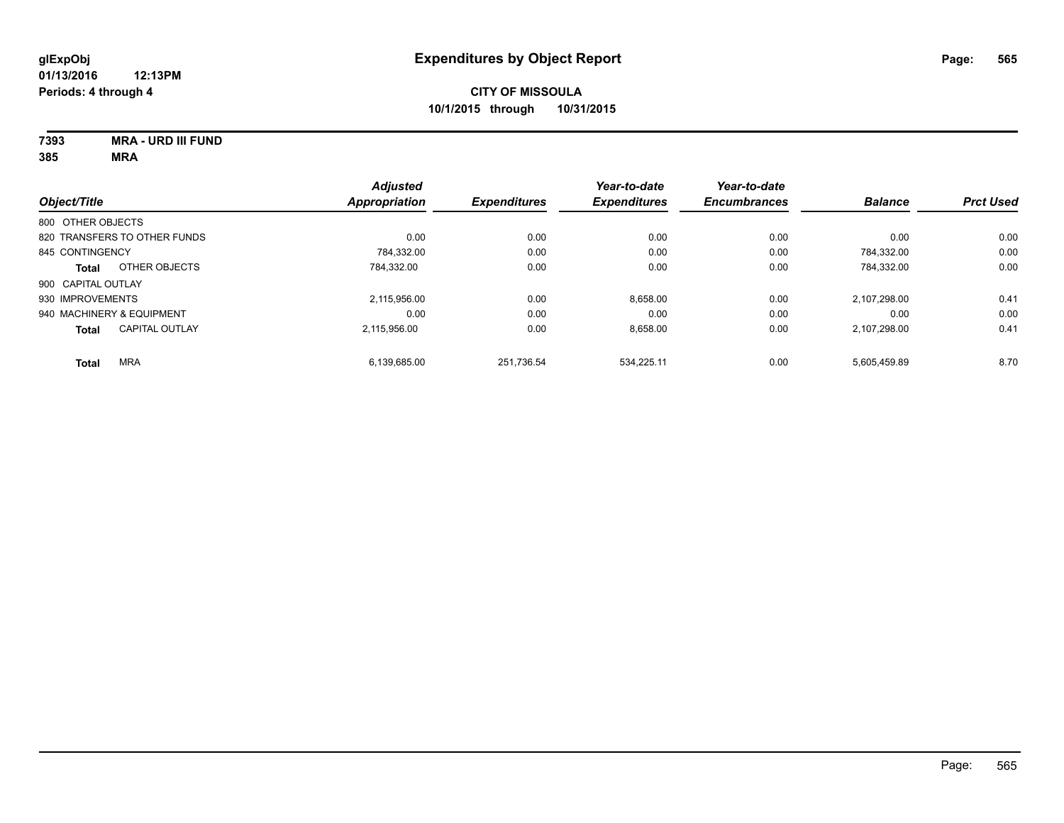glExpObj
01/13/2016 12:13PM
Periods: 4 through 4

# Expenditures by Object Report

**CITY OF MISSOULA**
**10/1/2015 through 10/31/2015**

**7393 MRA - URD III FUND**
**385 MRA**

| Object/Title | | Adjusted Appropriation | Expenditures | Year-to-date Expenditures | Year-to-date Encumbrances | Balance | Prct Used |
|---|---|---|---|---|---|---|---|
| 800 OTHER OBJECTS | | | | | | | |
| 820 TRANSFERS TO OTHER FUNDS | | 0.00 | 0.00 | 0.00 | 0.00 | 0.00 | 0.00 |
| 845 CONTINGENCY | | 784,332.00 | 0.00 | 0.00 | 0.00 | 784,332.00 | 0.00 |
| **Total** | OTHER OBJECTS | 784,332.00 | 0.00 | 0.00 | 0.00 | 784,332.00 | 0.00 |
| 900 CAPITAL OUTLAY | | | | | | | |
| 930 IMPROVEMENTS | | 2,115,956.00 | 0.00 | 8,658.00 | 0.00 | 2,107,298.00 | 0.41 |
| 940 MACHINERY & EQUIPMENT | | 0.00 | 0.00 | 0.00 | 0.00 | 0.00 | 0.00 |
| **Total** | CAPITAL OUTLAY | 2,115,956.00 | 0.00 | 8,658.00 | 0.00 | 2,107,298.00 | 0.41 |
| **Total** | MRA | 6,139,685.00 | 251,736.54 | 534,225.11 | 0.00 | 5,605,459.89 | 8.70 |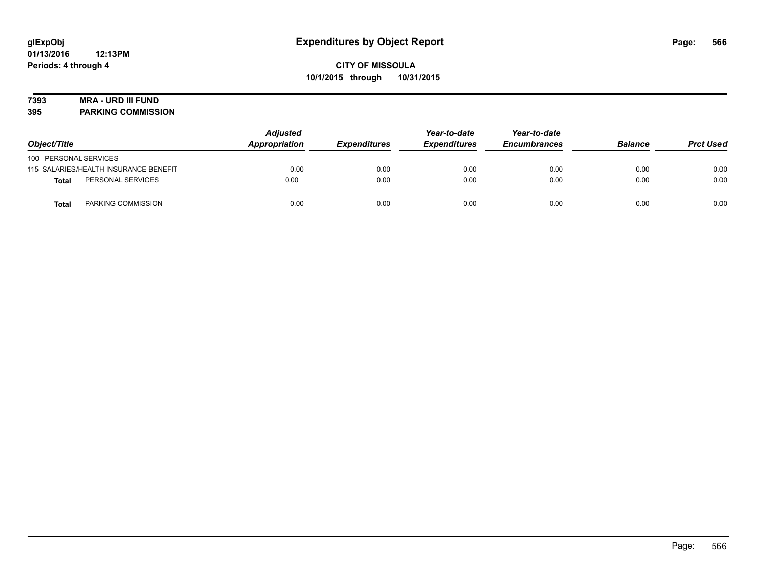# Expenditures by Object Report

**CITY OF MISSOULA**
**10/1/2015 through 10/31/2015**

glExpObj
01/13/2016 12:13PM
Periods: 4 through 4

**7393 MRA - URD III FUND**
**395 PARKING COMMISSION**

| Object/Title | Adjusted Appropriation | Expenditures | Year-to-date Expenditures | Year-to-date Encumbrances | Balance | Prct Used |
|---|---|---|---|---|---|---|
| 100 PERSONAL SERVICES | | | | | | |
| 115 SALARIES/HEALTH INSURANCE BENEFIT | 0.00 | 0.00 | 0.00 | 0.00 | 0.00 | 0.00 |
| **Total** PERSONAL SERVICES | 0.00 | 0.00 | 0.00 | 0.00 | 0.00 | 0.00 |
| **Total** PARKING COMMISSION | 0.00 | 0.00 | 0.00 | 0.00 | 0.00 | 0.00 |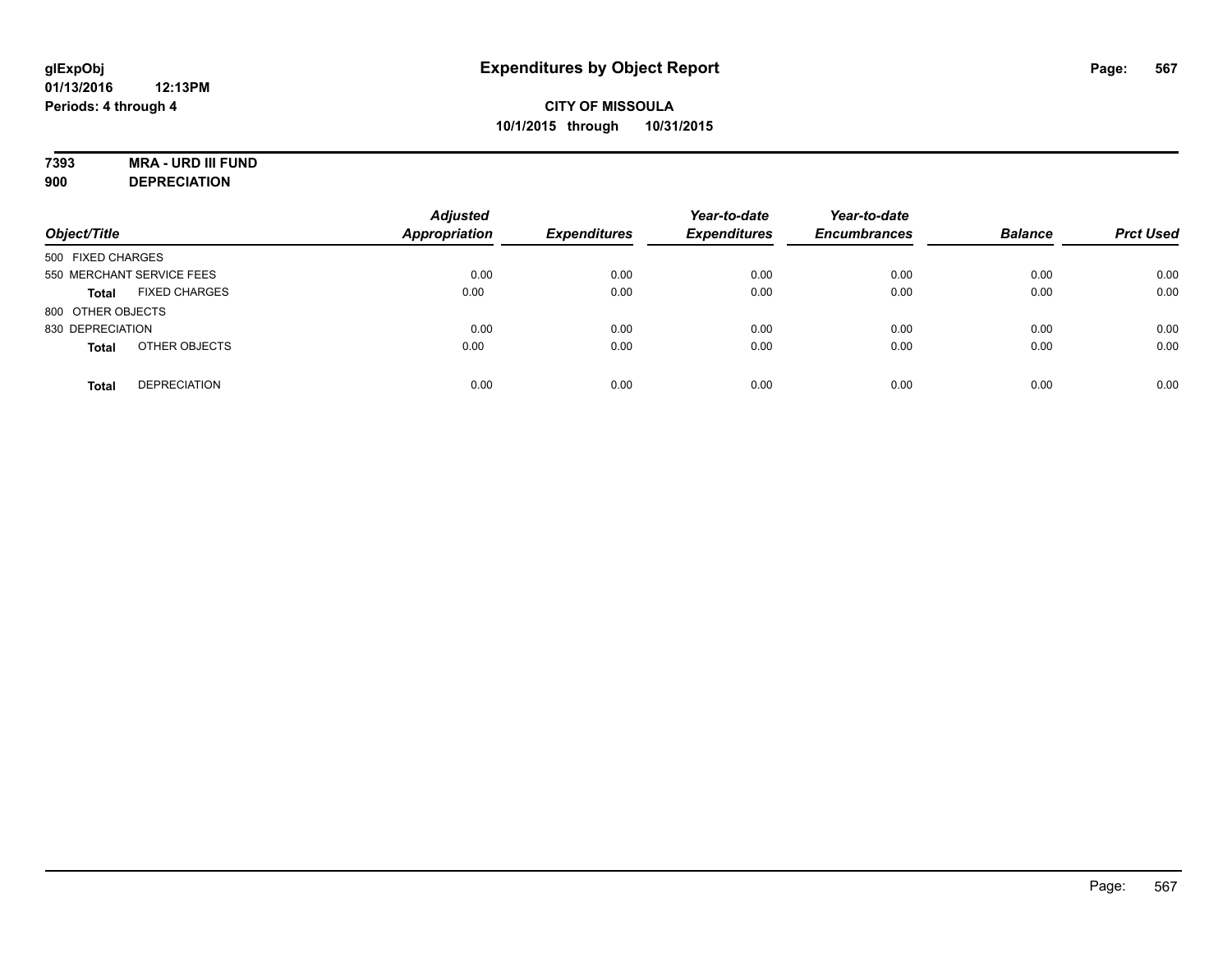**glExpObj** **Expenditures by Object Report**
**01/13/2016 12:13PM**
**Periods: 4 through 4**

**CITY OF MISSOULA**
**10/1/2015 through 10/31/2015**

**7393 MRA - URD III FUND**
**900 DEPRECIATION**

| Object/Title | | Adjusted Appropriation | Expenditures | Year-to-date Expenditures | Year-to-date Encumbrances | Balance | Prct Used |
|---|---|---|---|---|---|---|---|
| 500 FIXED CHARGES | | | | | | | |
| 550 MERCHANT SERVICE FEES | | 0.00 | 0.00 | 0.00 | 0.00 | 0.00 | 0.00 |
| **Total** | FIXED CHARGES | 0.00 | 0.00 | 0.00 | 0.00 | 0.00 | 0.00 |
| 800 OTHER OBJECTS | | | | | | | |
| 830 DEPRECIATION | | 0.00 | 0.00 | 0.00 | 0.00 | 0.00 | 0.00 |
| **Total** | OTHER OBJECTS | 0.00 | 0.00 | 0.00 | 0.00 | 0.00 | 0.00 |
| **Total** | DEPRECIATION | 0.00 | 0.00 | 0.00 | 0.00 | 0.00 | 0.00 |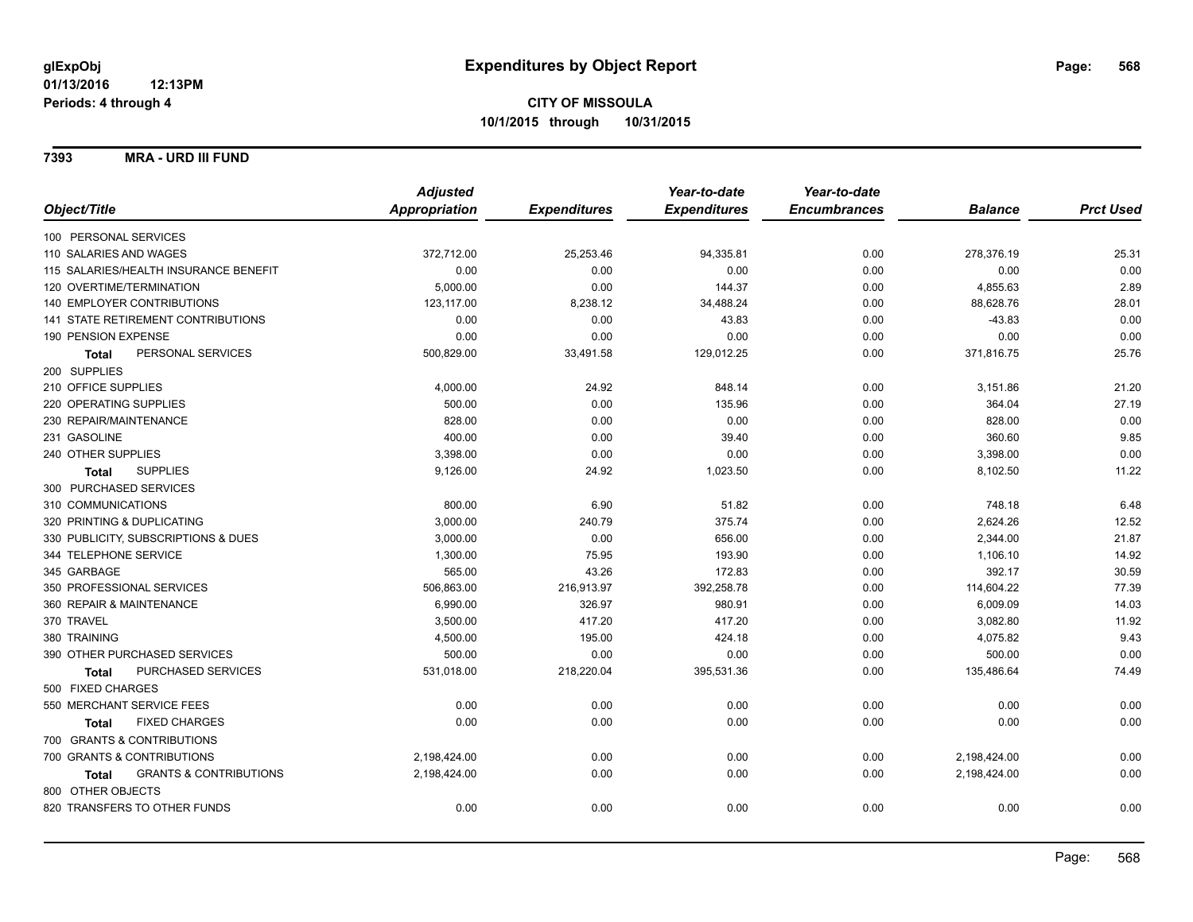# Expenditures by Object Report

glExpObj
01/13/2016 12:13PM
Periods: 4 through 4

**CITY OF MISSOULA**
**10/1/2015 through 10/31/2015**

**7393 MRA - URD III FUND**

| Object/Title | Adjusted Appropriation | Expenditures | Year-to-date Expenditures | Year-to-date Encumbrances | Balance | Prct Used |
|---|---|---|---|---|---|---|
| 100 PERSONAL SERVICES | | | | | | |
| 110 SALARIES AND WAGES | 372,712.00 | 25,253.46 | 94,335.81 | 0.00 | 278,376.19 | 25.31 |
| 115 SALARIES/HEALTH INSURANCE BENEFIT | 0.00 | 0.00 | 0.00 | 0.00 | 0.00 | 0.00 |
| 120 OVERTIME/TERMINATION | 5,000.00 | 0.00 | 144.37 | 0.00 | 4,855.63 | 2.89 |
| 140 EMPLOYER CONTRIBUTIONS | 123,117.00 | 8,238.12 | 34,488.24 | 0.00 | 88,628.76 | 28.01 |
| 141 STATE RETIREMENT CONTRIBUTIONS | 0.00 | 0.00 | 43.83 | 0.00 | -43.83 | 0.00 |
| 190 PENSION EXPENSE | 0.00 | 0.00 | 0.00 | 0.00 | 0.00 | 0.00 |
| **Total** PERSONAL SERVICES | 500,829.00 | 33,491.58 | 129,012.25 | 0.00 | 371,816.75 | 25.76 |
| 200 SUPPLIES | | | | | | |
| 210 OFFICE SUPPLIES | 4,000.00 | 24.92 | 848.14 | 0.00 | 3,151.86 | 21.20 |
| 220 OPERATING SUPPLIES | 500.00 | 0.00 | 135.96 | 0.00 | 364.04 | 27.19 |
| 230 REPAIR/MAINTENANCE | 828.00 | 0.00 | 0.00 | 0.00 | 828.00 | 0.00 |
| 231 GASOLINE | 400.00 | 0.00 | 39.40 | 0.00 | 360.60 | 9.85 |
| 240 OTHER SUPPLIES | 3,398.00 | 0.00 | 0.00 | 0.00 | 3,398.00 | 0.00 |
| **Total** SUPPLIES | 9,126.00 | 24.92 | 1,023.50 | 0.00 | 8,102.50 | 11.22 |
| 300 PURCHASED SERVICES | | | | | | |
| 310 COMMUNICATIONS | 800.00 | 6.90 | 51.82 | 0.00 | 748.18 | 6.48 |
| 320 PRINTING & DUPLICATING | 3,000.00 | 240.79 | 375.74 | 0.00 | 2,624.26 | 12.52 |
| 330 PUBLICITY, SUBSCRIPTIONS & DUES | 3,000.00 | 0.00 | 656.00 | 0.00 | 2,344.00 | 21.87 |
| 344 TELEPHONE SERVICE | 1,300.00 | 75.95 | 193.90 | 0.00 | 1,106.10 | 14.92 |
| 345 GARBAGE | 565.00 | 43.26 | 172.83 | 0.00 | 392.17 | 30.59 |
| 350 PROFESSIONAL SERVICES | 506,863.00 | 216,913.97 | 392,258.78 | 0.00 | 114,604.22 | 77.39 |
| 360 REPAIR & MAINTENANCE | 6,990.00 | 326.97 | 980.91 | 0.00 | 6,009.09 | 14.03 |
| 370 TRAVEL | 3,500.00 | 417.20 | 417.20 | 0.00 | 3,082.80 | 11.92 |
| 380 TRAINING | 4,500.00 | 195.00 | 424.18 | 0.00 | 4,075.82 | 9.43 |
| 390 OTHER PURCHASED SERVICES | 500.00 | 0.00 | 0.00 | 0.00 | 500.00 | 0.00 |
| **Total** PURCHASED SERVICES | 531,018.00 | 218,220.04 | 395,531.36 | 0.00 | 135,486.64 | 74.49 |
| 500 FIXED CHARGES | | | | | | |
| 550 MERCHANT SERVICE FEES | 0.00 | 0.00 | 0.00 | 0.00 | 0.00 | 0.00 |
| **Total** FIXED CHARGES | 0.00 | 0.00 | 0.00 | 0.00 | 0.00 | 0.00 |
| 700 GRANTS & CONTRIBUTIONS | | | | | | |
| 700 GRANTS & CONTRIBUTIONS | 2,198,424.00 | 0.00 | 0.00 | 0.00 | 2,198,424.00 | 0.00 |
| **Total** GRANTS & CONTRIBUTIONS | 2,198,424.00 | 0.00 | 0.00 | 0.00 | 2,198,424.00 | 0.00 |
| 800 OTHER OBJECTS | | | | | | |
| 820 TRANSFERS TO OTHER FUNDS | 0.00 | 0.00 | 0.00 | 0.00 | 0.00 | 0.00 |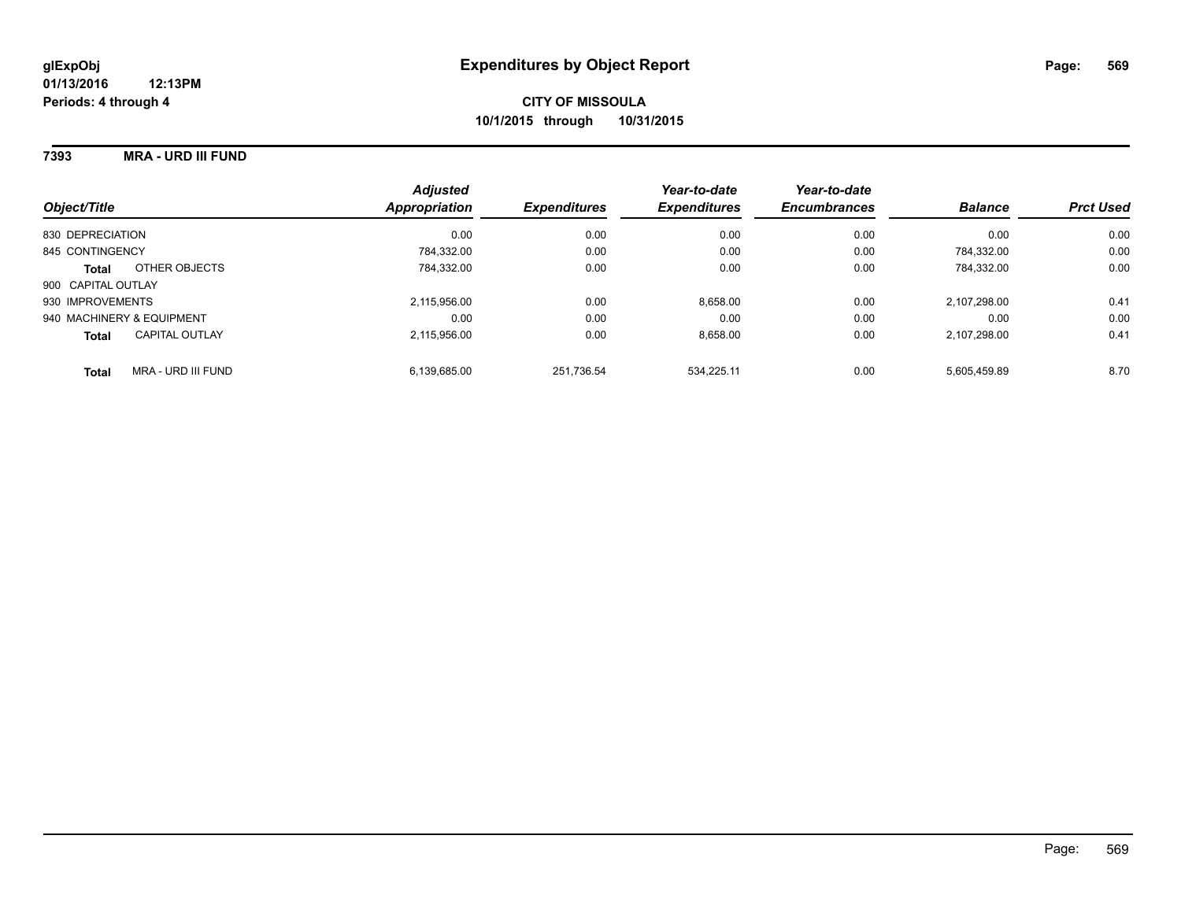# Expenditures by Object Report

glExpObj
01/13/2016 12:13PM
Periods: 4 through 4

**CITY OF MISSOULA**
**10/1/2015 through 10/31/2015**

## 7393 MRA - URD III FUND

| Object/Title | Adjusted Appropriation | Expenditures | Year-to-date Expenditures | Year-to-date Encumbrances | Balance | Prct Used |
|---|---|---|---|---|---|---|
| 830 DEPRECIATION | 0.00 | 0.00 | 0.00 | 0.00 | 0.00 | 0.00 |
| 845 CONTINGENCY | 784,332.00 | 0.00 | 0.00 | 0.00 | 784,332.00 | 0.00 |
| **Total** OTHER OBJECTS | 784,332.00 | 0.00 | 0.00 | 0.00 | 784,332.00 | 0.00 |
| 900 CAPITAL OUTLAY | | | | | | |
| 930 IMPROVEMENTS | 2,115,956.00 | 0.00 | 8,658.00 | 0.00 | 2,107,298.00 | 0.41 |
| 940 MACHINERY & EQUIPMENT | 0.00 | 0.00 | 0.00 | 0.00 | 0.00 | 0.00 |
| **Total** CAPITAL OUTLAY | 2,115,956.00 | 0.00 | 8,658.00 | 0.00 | 2,107,298.00 | 0.41 |
| **Total** MRA - URD III FUND | 6,139,685.00 | 251,736.54 | 534,225.11 | 0.00 | 5,605,459.89 | 8.70 |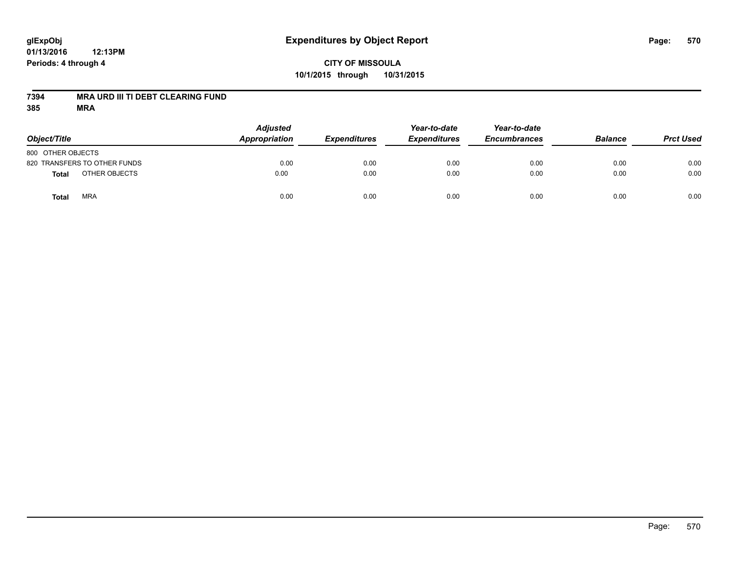**CITY OF MISSOULA**

**10/1/2015 through 10/31/2015**

**7394 MRA URD III TI DEBT CLEARING FUND**

**385 MRA**

| Object/Title | | Adjusted Appropriation | Expenditures | Year-to-date Expenditures | Year-to-date Encumbrances | Balance | Prct Used |
|---|---|---|---|---|---|---|---|
| 800 OTHER OBJECTS | | | | | | | |
| 820 TRANSFERS TO OTHER FUNDS | | 0.00 | 0.00 | 0.00 | 0.00 | 0.00 | 0.00 |
| **Total** | OTHER OBJECTS | 0.00 | 0.00 | 0.00 | 0.00 | 0.00 | 0.00 |
| **Total** | MRA | 0.00 | 0.00 | 0.00 | 0.00 | 0.00 | 0.00 |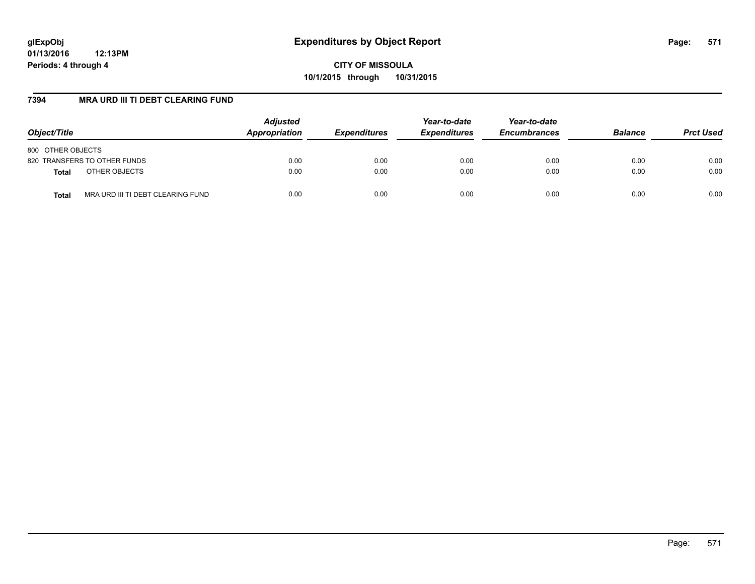# Expenditures by Object Report

glExpObj
01/13/2016 12:13PM
Periods: 4 through 4

**CITY OF MISSOULA**
**10/1/2015 through 10/31/2015**

## 7394 MRA URD III TI DEBT CLEARING FUND

| Object/Title | | Adjusted Appropriation | Expenditures | Year-to-date Expenditures | Year-to-date Encumbrances | Balance | Prct Used |
|---|---|---|---|---|---|---|---|
| 800 OTHER OBJECTS | | | | | | | |
| 820 TRANSFERS TO OTHER FUNDS | | 0.00 | 0.00 | 0.00 | 0.00 | 0.00 | 0.00 |
| **Total** | OTHER OBJECTS | 0.00 | 0.00 | 0.00 | 0.00 | 0.00 | 0.00 |
| **Total** | MRA URD III TI DEBT CLEARING FUND | 0.00 | 0.00 | 0.00 | 0.00 | 0.00 | 0.00 |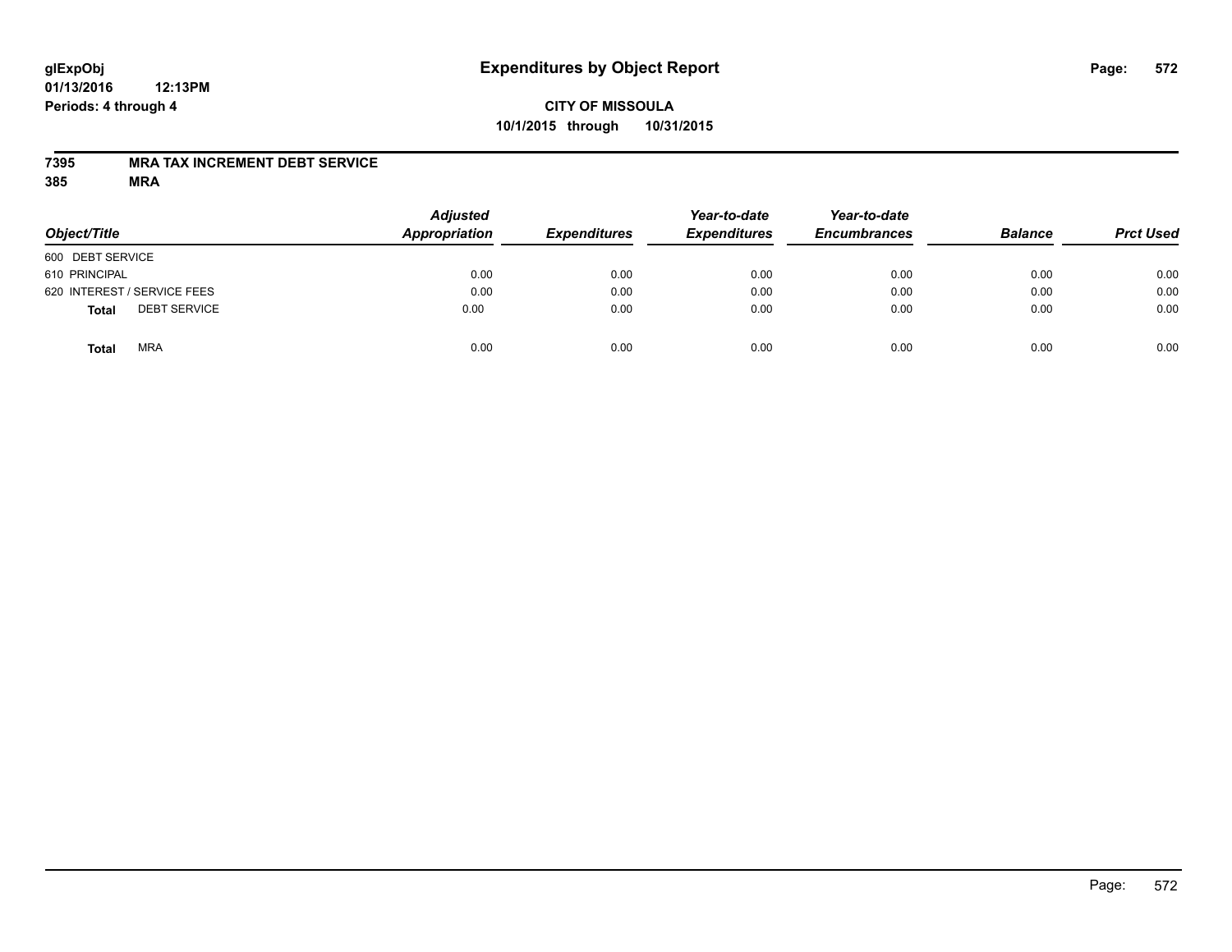# Expenditures by Object Report

glExpObj
01/13/2016 12:13PM
Periods: 4 through 4

**CITY OF MISSOULA**
**10/1/2015 through 10/31/2015**

**7395 MRA TAX INCREMENT DEBT SERVICE**
**385 MRA**

| Object/Title | Adjusted Appropriation | Expenditures | Year-to-date Expenditures | Year-to-date Encumbrances | Balance | Prct Used |
|---|---|---|---|---|---|---|
| 600 DEBT SERVICE | | | | | | |
| 610 PRINCIPAL | 0.00 | 0.00 | 0.00 | 0.00 | 0.00 | 0.00 |
| 620 INTEREST / SERVICE FEES | 0.00 | 0.00 | 0.00 | 0.00 | 0.00 | 0.00 |
| **Total** DEBT SERVICE | 0.00 | 0.00 | 0.00 | 0.00 | 0.00 | 0.00 |
| **Total** MRA | 0.00 | 0.00 | 0.00 | 0.00 | 0.00 | 0.00 |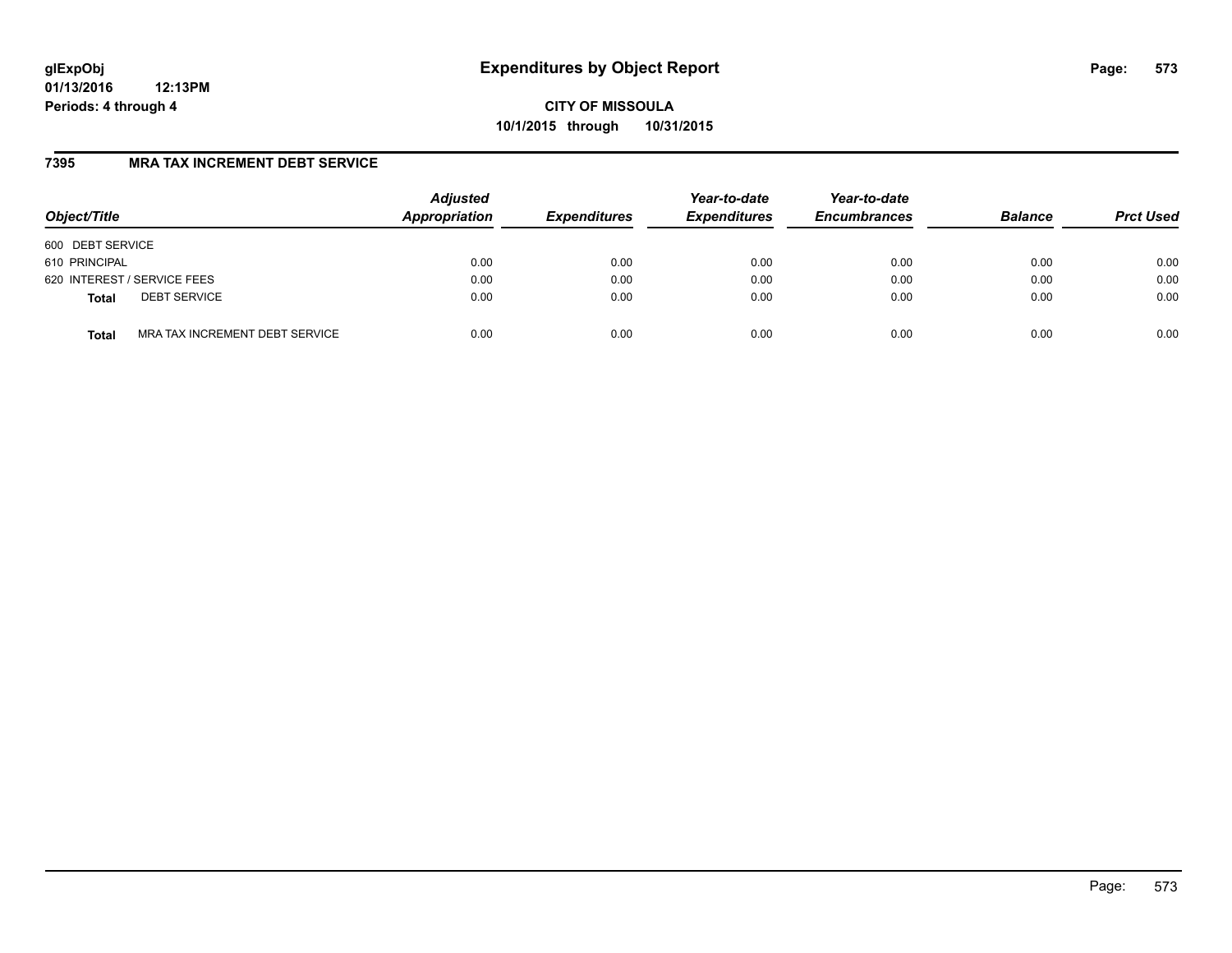**glExpObj**
**01/13/2016 12:13PM**
**Periods: 4 through 4**

# Expenditures by Object Report

**CITY OF MISSOULA**
**10/1/2015 through 10/31/2015**

## 7395 MRA TAX INCREMENT DEBT SERVICE

| Object/Title | | Adjusted Appropriation | Expenditures | Year-to-date Expenditures | Year-to-date Encumbrances | Balance | Prct Used |
|---|---|---|---|---|---|---|---|
| 600 DEBT SERVICE | | | | | | | |
| 610 PRINCIPAL | | 0.00 | 0.00 | 0.00 | 0.00 | 0.00 | 0.00 |
| 620 INTEREST / SERVICE FEES | | 0.00 | 0.00 | 0.00 | 0.00 | 0.00 | 0.00 |
| **Total** | DEBT SERVICE | 0.00 | 0.00 | 0.00 | 0.00 | 0.00 | 0.00 |
| **Total** | MRA TAX INCREMENT DEBT SERVICE | 0.00 | 0.00 | 0.00 | 0.00 | 0.00 | 0.00 |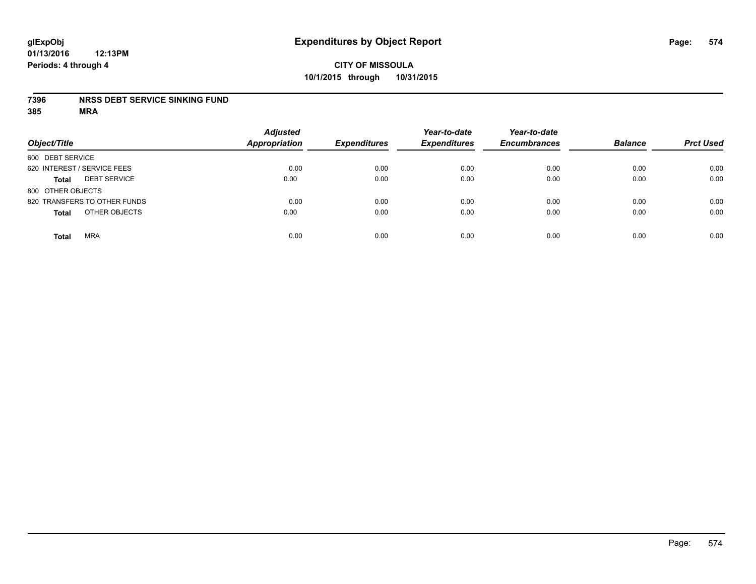# Expenditures by Object Report

glExpObj
01/13/2016 12:13PM
Periods: 4 through 4

**CITY OF MISSOULA**
**10/1/2015 through 10/31/2015**

**7396 NRSS DEBT SERVICE SINKING FUND**
**385 MRA**

| Object/Title | | Adjusted Appropriation | Expenditures | Year-to-date Expenditures | Year-to-date Encumbrances | Balance | Prct Used |
|---|---|---|---|---|---|---|---|
| 600 DEBT SERVICE | | | | | | | |
| 620 INTEREST / SERVICE FEES | | 0.00 | 0.00 | 0.00 | 0.00 | 0.00 | 0.00 |
| **Total** | DEBT SERVICE | 0.00 | 0.00 | 0.00 | 0.00 | 0.00 | 0.00 |
| 800 OTHER OBJECTS | | | | | | | |
| 820 TRANSFERS TO OTHER FUNDS | | 0.00 | 0.00 | 0.00 | 0.00 | 0.00 | 0.00 |
| **Total** | OTHER OBJECTS | 0.00 | 0.00 | 0.00 | 0.00 | 0.00 | 0.00 |
| **Total** | MRA | 0.00 | 0.00 | 0.00 | 0.00 | 0.00 | 0.00 |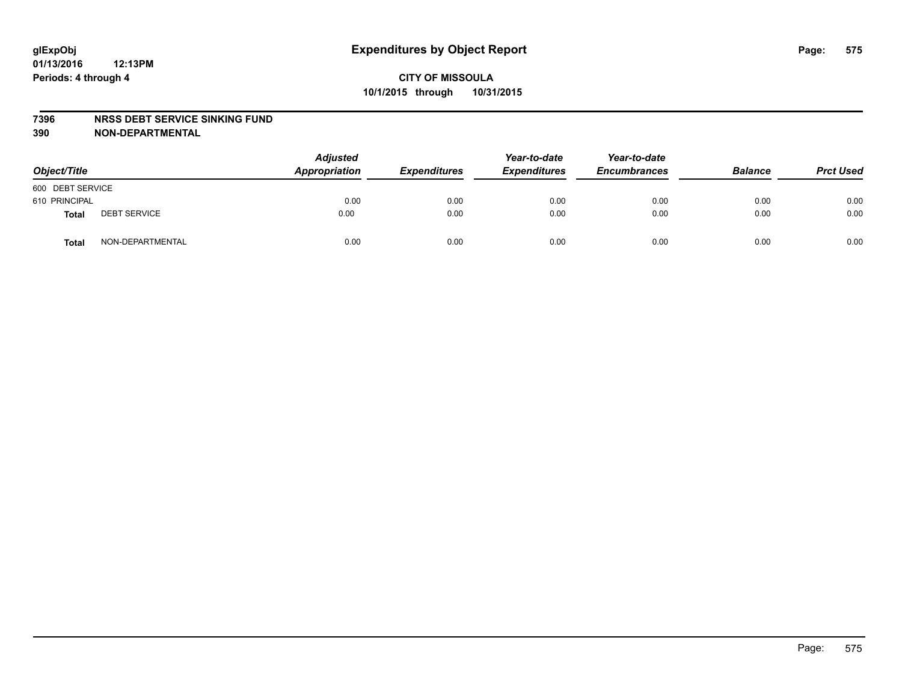# Expenditures by Object Report

glExpObj
01/13/2016 12:13PM
Periods: 4 through 4

**CITY OF MISSOULA**
**10/1/2015 through 10/31/2015**

**7396 NRSS DEBT SERVICE SINKING FUND**
**390 NON-DEPARTMENTAL**

| Object/Title | | Adjusted Appropriation | Expenditures | Year-to-date Expenditures | Year-to-date Encumbrances | Balance | Prct Used |
|---|---|---|---|---|---|---|---|
| 600 DEBT SERVICE | | | | | | | |
| 610 PRINCIPAL | | 0.00 | 0.00 | 0.00 | 0.00 | 0.00 | 0.00 |
| **Total** | DEBT SERVICE | 0.00 | 0.00 | 0.00 | 0.00 | 0.00 | 0.00 |
| **Total** | NON-DEPARTMENTAL | 0.00 | 0.00 | 0.00 | 0.00 | 0.00 | 0.00 |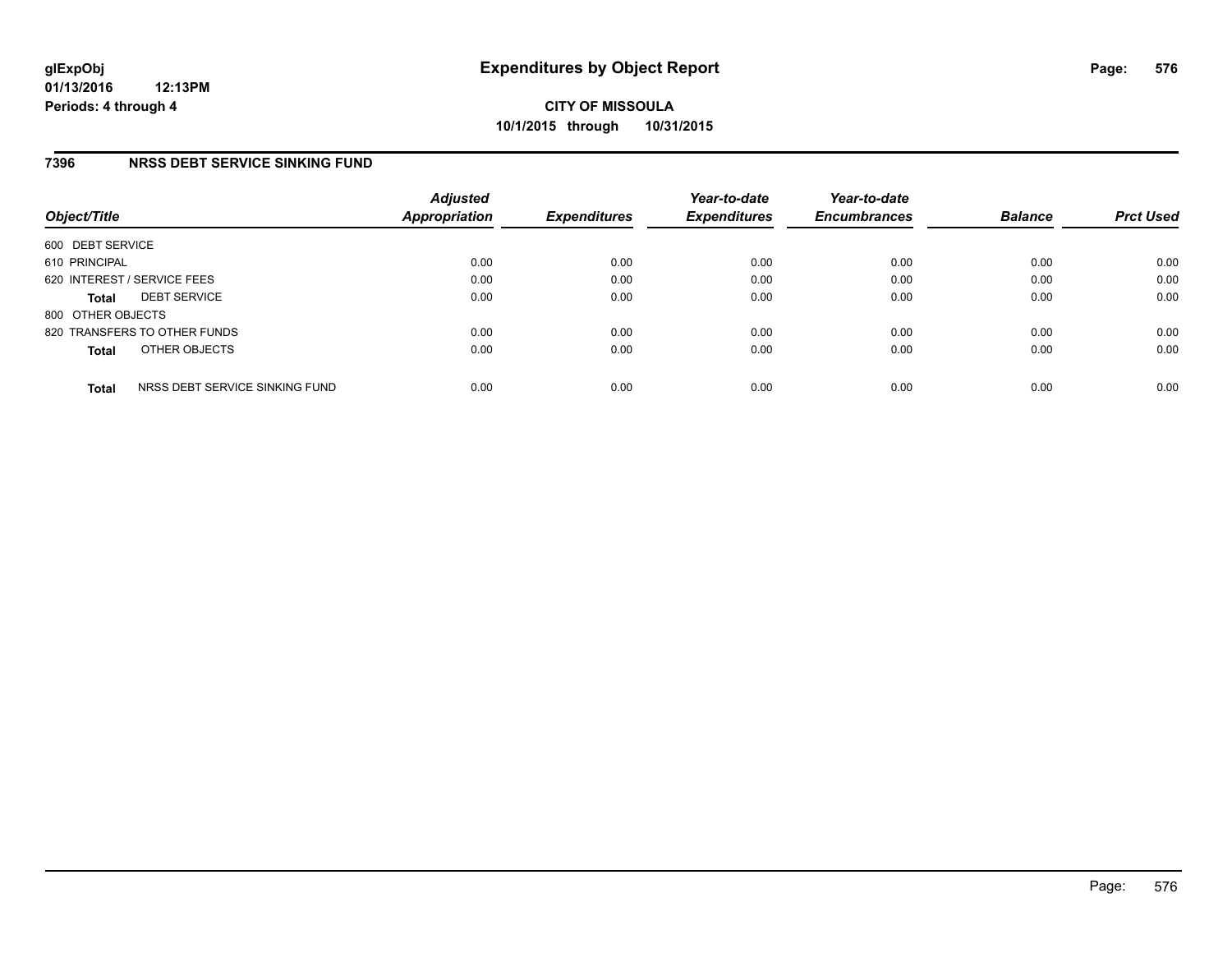**glExpObj**
**01/13/2016 12:13PM**
**Periods: 4 through 4**

# Expenditures by Object Report

**CITY OF MISSOULA**
**10/1/2015 through 10/31/2015**

## 7396 NRSS DEBT SERVICE SINKING FUND

| Object/Title | Adjusted Appropriation | Expenditures | Year-to-date Expenditures | Year-to-date Encumbrances | Balance | Prct Used |
|---|---|---|---|---|---|---|
| 600 DEBT SERVICE | | | | | | |
| 610 PRINCIPAL | 0.00 | 0.00 | 0.00 | 0.00 | 0.00 | 0.00 |
| 620 INTEREST / SERVICE FEES | 0.00 | 0.00 | 0.00 | 0.00 | 0.00 | 0.00 |
| **Total** DEBT SERVICE | 0.00 | 0.00 | 0.00 | 0.00 | 0.00 | 0.00 |
| 800 OTHER OBJECTS | | | | | | |
| 820 TRANSFERS TO OTHER FUNDS | 0.00 | 0.00 | 0.00 | 0.00 | 0.00 | 0.00 |
| **Total** OTHER OBJECTS | 0.00 | 0.00 | 0.00 | 0.00 | 0.00 | 0.00 |
| **Total** NRSS DEBT SERVICE SINKING FUND | 0.00 | 0.00 | 0.00 | 0.00 | 0.00 | 0.00 |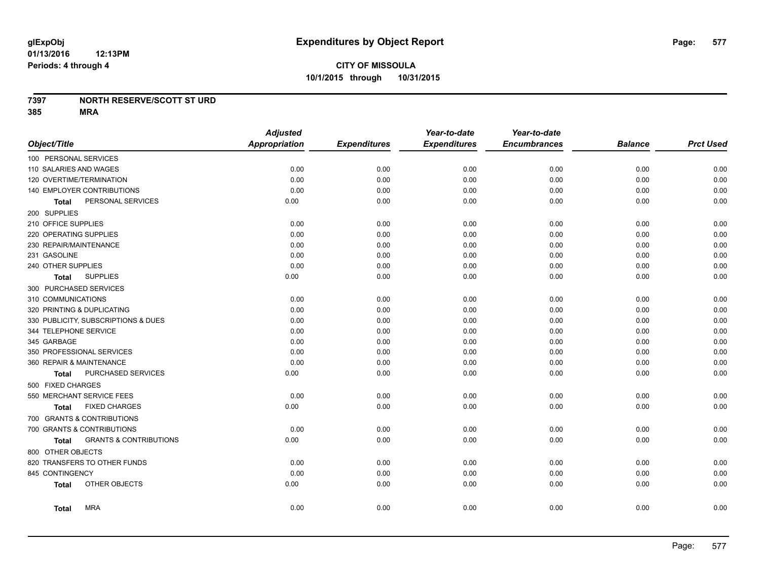# Expenditures by Object Report

glExpObj
01/13/2016 12:13PM
Periods: 4 through 4

**CITY OF MISSOULA**
**10/1/2015 through 10/31/2015**

**7397 NORTH RESERVE/SCOTT ST URD**
**385 MRA**

| Object/Title | Adjusted Appropriation | Expenditures | Year-to-date Expenditures | Year-to-date Encumbrances | Balance | Prct Used |
|---|---|---|---|---|---|---|
| 100 PERSONAL SERVICES | | | | | | |
| 110 SALARIES AND WAGES | 0.00 | 0.00 | 0.00 | 0.00 | 0.00 | 0.00 |
| 120 OVERTIME/TERMINATION | 0.00 | 0.00 | 0.00 | 0.00 | 0.00 | 0.00 |
| 140 EMPLOYER CONTRIBUTIONS | 0.00 | 0.00 | 0.00 | 0.00 | 0.00 | 0.00 |
| **Total** PERSONAL SERVICES | 0.00 | 0.00 | 0.00 | 0.00 | 0.00 | 0.00 |
| 200 SUPPLIES | | | | | | |
| 210 OFFICE SUPPLIES | 0.00 | 0.00 | 0.00 | 0.00 | 0.00 | 0.00 |
| 220 OPERATING SUPPLIES | 0.00 | 0.00 | 0.00 | 0.00 | 0.00 | 0.00 |
| 230 REPAIR/MAINTENANCE | 0.00 | 0.00 | 0.00 | 0.00 | 0.00 | 0.00 |
| 231 GASOLINE | 0.00 | 0.00 | 0.00 | 0.00 | 0.00 | 0.00 |
| 240 OTHER SUPPLIES | 0.00 | 0.00 | 0.00 | 0.00 | 0.00 | 0.00 |
| **Total** SUPPLIES | 0.00 | 0.00 | 0.00 | 0.00 | 0.00 | 0.00 |
| 300 PURCHASED SERVICES | | | | | | |
| 310 COMMUNICATIONS | 0.00 | 0.00 | 0.00 | 0.00 | 0.00 | 0.00 |
| 320 PRINTING & DUPLICATING | 0.00 | 0.00 | 0.00 | 0.00 | 0.00 | 0.00 |
| 330 PUBLICITY, SUBSCRIPTIONS & DUES | 0.00 | 0.00 | 0.00 | 0.00 | 0.00 | 0.00 |
| 344 TELEPHONE SERVICE | 0.00 | 0.00 | 0.00 | 0.00 | 0.00 | 0.00 |
| 345 GARBAGE | 0.00 | 0.00 | 0.00 | 0.00 | 0.00 | 0.00 |
| 350 PROFESSIONAL SERVICES | 0.00 | 0.00 | 0.00 | 0.00 | 0.00 | 0.00 |
| 360 REPAIR & MAINTENANCE | 0.00 | 0.00 | 0.00 | 0.00 | 0.00 | 0.00 |
| **Total** PURCHASED SERVICES | 0.00 | 0.00 | 0.00 | 0.00 | 0.00 | 0.00 |
| 500 FIXED CHARGES | | | | | | |
| 550 MERCHANT SERVICE FEES | 0.00 | 0.00 | 0.00 | 0.00 | 0.00 | 0.00 |
| **Total** FIXED CHARGES | 0.00 | 0.00 | 0.00 | 0.00 | 0.00 | 0.00 |
| 700 GRANTS & CONTRIBUTIONS | | | | | | |
| 700 GRANTS & CONTRIBUTIONS | 0.00 | 0.00 | 0.00 | 0.00 | 0.00 | 0.00 |
| **Total** GRANTS & CONTRIBUTIONS | 0.00 | 0.00 | 0.00 | 0.00 | 0.00 | 0.00 |
| 800 OTHER OBJECTS | | | | | | |
| 820 TRANSFERS TO OTHER FUNDS | 0.00 | 0.00 | 0.00 | 0.00 | 0.00 | 0.00 |
| 845 CONTINGENCY | 0.00 | 0.00 | 0.00 | 0.00 | 0.00 | 0.00 |
| **Total** OTHER OBJECTS | 0.00 | 0.00 | 0.00 | 0.00 | 0.00 | 0.00 |
| **Total** MRA | 0.00 | 0.00 | 0.00 | 0.00 | 0.00 | 0.00 |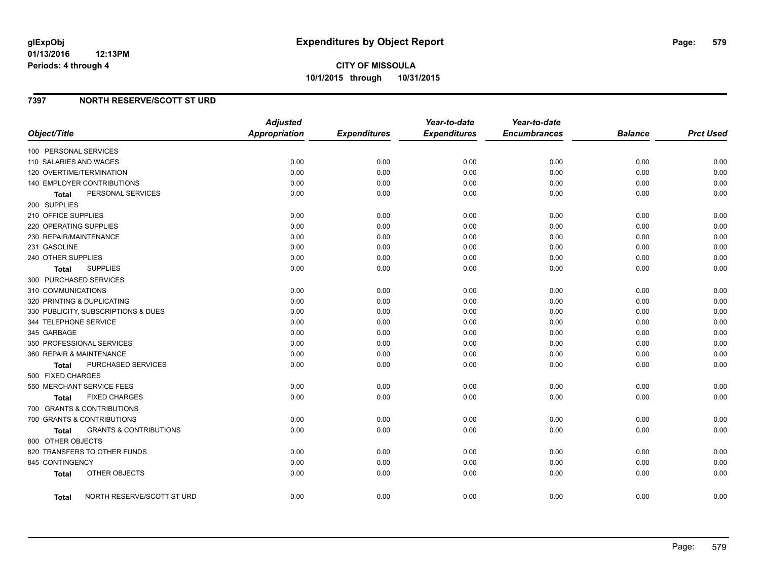# Expenditures by Object Report

glExpObj
01/13/2016 12:13PM
Periods: 4 through 4

**CITY OF MISSOULA**
**10/1/2015 through 10/31/2015**

## 7397 NORTH RESERVE/SCOTT ST URD

| Object/Title | Adjusted Appropriation | Expenditures | Year-to-date Expenditures | Year-to-date Encumbrances | Balance | Prct Used |
|---|---|---|---|---|---|---|
| 100 PERSONAL SERVICES | | | | | | |
| 110 SALARIES AND WAGES | 0.00 | 0.00 | 0.00 | 0.00 | 0.00 | 0.00 |
| 120 OVERTIME/TERMINATION | 0.00 | 0.00 | 0.00 | 0.00 | 0.00 | 0.00 |
| 140 EMPLOYER CONTRIBUTIONS | 0.00 | 0.00 | 0.00 | 0.00 | 0.00 | 0.00 |
| **Total** PERSONAL SERVICES | 0.00 | 0.00 | 0.00 | 0.00 | 0.00 | 0.00 |
| 200 SUPPLIES | | | | | | |
| 210 OFFICE SUPPLIES | 0.00 | 0.00 | 0.00 | 0.00 | 0.00 | 0.00 |
| 220 OPERATING SUPPLIES | 0.00 | 0.00 | 0.00 | 0.00 | 0.00 | 0.00 |
| 230 REPAIR/MAINTENANCE | 0.00 | 0.00 | 0.00 | 0.00 | 0.00 | 0.00 |
| 231 GASOLINE | 0.00 | 0.00 | 0.00 | 0.00 | 0.00 | 0.00 |
| 240 OTHER SUPPLIES | 0.00 | 0.00 | 0.00 | 0.00 | 0.00 | 0.00 |
| **Total** SUPPLIES | 0.00 | 0.00 | 0.00 | 0.00 | 0.00 | 0.00 |
| 300 PURCHASED SERVICES | | | | | | |
| 310 COMMUNICATIONS | 0.00 | 0.00 | 0.00 | 0.00 | 0.00 | 0.00 |
| 320 PRINTING & DUPLICATING | 0.00 | 0.00 | 0.00 | 0.00 | 0.00 | 0.00 |
| 330 PUBLICITY, SUBSCRIPTIONS & DUES | 0.00 | 0.00 | 0.00 | 0.00 | 0.00 | 0.00 |
| 344 TELEPHONE SERVICE | 0.00 | 0.00 | 0.00 | 0.00 | 0.00 | 0.00 |
| 345 GARBAGE | 0.00 | 0.00 | 0.00 | 0.00 | 0.00 | 0.00 |
| 350 PROFESSIONAL SERVICES | 0.00 | 0.00 | 0.00 | 0.00 | 0.00 | 0.00 |
| 360 REPAIR & MAINTENANCE | 0.00 | 0.00 | 0.00 | 0.00 | 0.00 | 0.00 |
| **Total** PURCHASED SERVICES | 0.00 | 0.00 | 0.00 | 0.00 | 0.00 | 0.00 |
| 500 FIXED CHARGES | | | | | | |
| 550 MERCHANT SERVICE FEES | 0.00 | 0.00 | 0.00 | 0.00 | 0.00 | 0.00 |
| **Total** FIXED CHARGES | 0.00 | 0.00 | 0.00 | 0.00 | 0.00 | 0.00 |
| 700 GRANTS & CONTRIBUTIONS | | | | | | |
| 700 GRANTS & CONTRIBUTIONS | 0.00 | 0.00 | 0.00 | 0.00 | 0.00 | 0.00 |
| **Total** GRANTS & CONTRIBUTIONS | 0.00 | 0.00 | 0.00 | 0.00 | 0.00 | 0.00 |
| 800 OTHER OBJECTS | | | | | | |
| 820 TRANSFERS TO OTHER FUNDS | 0.00 | 0.00 | 0.00 | 0.00 | 0.00 | 0.00 |
| 845 CONTINGENCY | 0.00 | 0.00 | 0.00 | 0.00 | 0.00 | 0.00 |
| **Total** OTHER OBJECTS | 0.00 | 0.00 | 0.00 | 0.00 | 0.00 | 0.00 |
| **Total** NORTH RESERVE/SCOTT ST URD | 0.00 | 0.00 | 0.00 | 0.00 | 0.00 | 0.00 |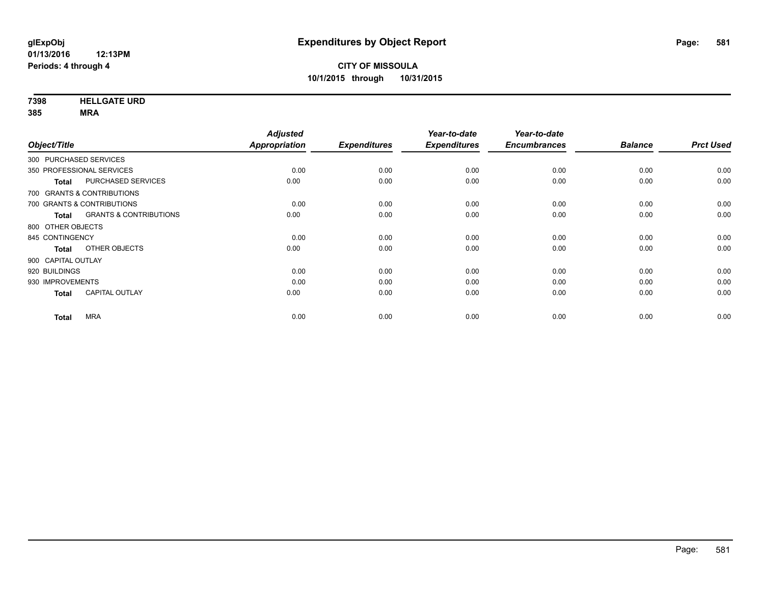# Expenditures by Object Report

glExpObj
01/13/2016 12:13PM
Periods: 4 through 4

**CITY OF MISSOULA**
**10/1/2015 through 10/31/2015**

**7398 HELLGATE URD**
**385 MRA**

| Object/Title | Adjusted Appropriation | Expenditures | Year-to-date Expenditures | Year-to-date Encumbrances | Balance | Prct Used |
|---|---|---|---|---|---|---|
| 300 PURCHASED SERVICES | | | | | | |
| 350 PROFESSIONAL SERVICES | 0.00 | 0.00 | 0.00 | 0.00 | 0.00 | 0.00 |
| **Total** PURCHASED SERVICES | 0.00 | 0.00 | 0.00 | 0.00 | 0.00 | 0.00 |
| 700 GRANTS & CONTRIBUTIONS | | | | | | |
| 700 GRANTS & CONTRIBUTIONS | 0.00 | 0.00 | 0.00 | 0.00 | 0.00 | 0.00 |
| **Total** GRANTS & CONTRIBUTIONS | 0.00 | 0.00 | 0.00 | 0.00 | 0.00 | 0.00 |
| 800 OTHER OBJECTS | | | | | | |
| 845 CONTINGENCY | 0.00 | 0.00 | 0.00 | 0.00 | 0.00 | 0.00 |
| **Total** OTHER OBJECTS | 0.00 | 0.00 | 0.00 | 0.00 | 0.00 | 0.00 |
| 900 CAPITAL OUTLAY | | | | | | |
| 920 BUILDINGS | 0.00 | 0.00 | 0.00 | 0.00 | 0.00 | 0.00 |
| 930 IMPROVEMENTS | 0.00 | 0.00 | 0.00 | 0.00 | 0.00 | 0.00 |
| **Total** CAPITAL OUTLAY | 0.00 | 0.00 | 0.00 | 0.00 | 0.00 | 0.00 |
| **Total** MRA | 0.00 | 0.00 | 0.00 | 0.00 | 0.00 | 0.00 |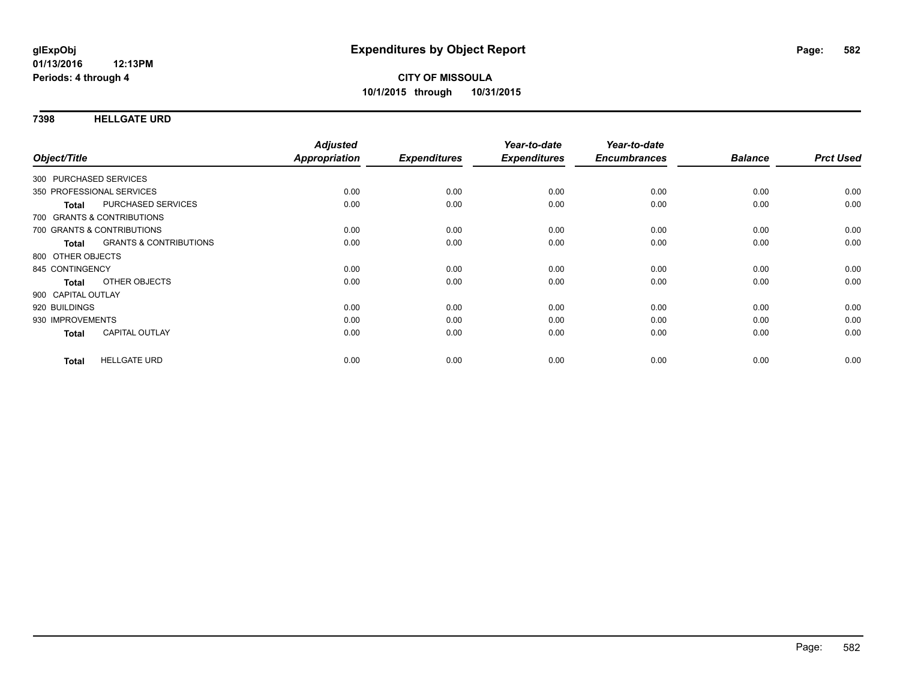# Expenditures by Object Report

**CITY OF MISSOULA**
**10/1/2015 through 10/31/2015**

glExpObj
01/13/2016 12:13PM
Periods: 4 through 4

## 7398 HELLGATE URD

| Object/Title | Adjusted Appropriation | Expenditures | Year-to-date Expenditures | Year-to-date Encumbrances | Balance | Prct Used |
|---|---|---|---|---|---|---|
| 300 PURCHASED SERVICES | | | | | | |
| 350 PROFESSIONAL SERVICES | 0.00 | 0.00 | 0.00 | 0.00 | 0.00 | 0.00 |
| **Total** PURCHASED SERVICES | 0.00 | 0.00 | 0.00 | 0.00 | 0.00 | 0.00 |
| 700 GRANTS & CONTRIBUTIONS | | | | | | |
| 700 GRANTS & CONTRIBUTIONS | 0.00 | 0.00 | 0.00 | 0.00 | 0.00 | 0.00 |
| **Total** GRANTS & CONTRIBUTIONS | 0.00 | 0.00 | 0.00 | 0.00 | 0.00 | 0.00 |
| 800 OTHER OBJECTS | | | | | | |
| 845 CONTINGENCY | 0.00 | 0.00 | 0.00 | 0.00 | 0.00 | 0.00 |
| **Total** OTHER OBJECTS | 0.00 | 0.00 | 0.00 | 0.00 | 0.00 | 0.00 |
| 900 CAPITAL OUTLAY | | | | | | |
| 920 BUILDINGS | 0.00 | 0.00 | 0.00 | 0.00 | 0.00 | 0.00 |
| 930 IMPROVEMENTS | 0.00 | 0.00 | 0.00 | 0.00 | 0.00 | 0.00 |
| **Total** CAPITAL OUTLAY | 0.00 | 0.00 | 0.00 | 0.00 | 0.00 | 0.00 |
| **Total** HELLGATE URD | 0.00 | 0.00 | 0.00 | 0.00 | 0.00 | 0.00 |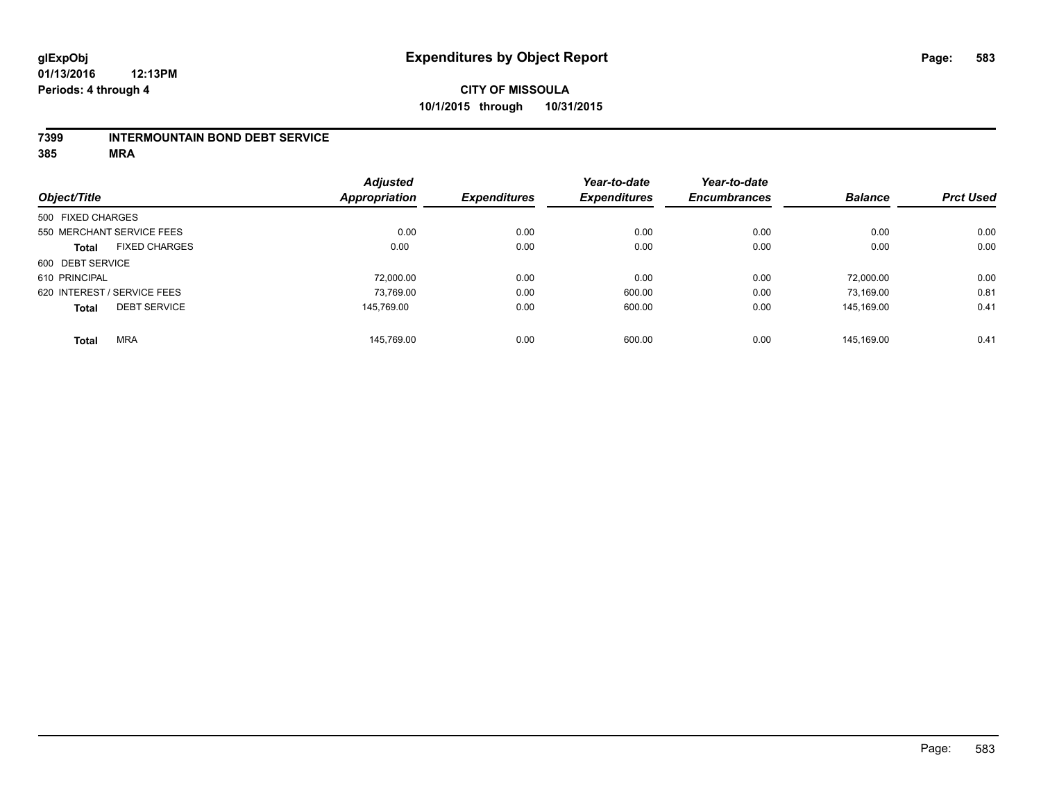**glExpObj**
**01/13/2016 12:13PM**
**Periods: 4 through 4**

# Expenditures by Object Report

**CITY OF MISSOULA**
**10/1/2015 through 10/31/2015**

**7399 INTERMOUNTAIN BOND DEBT SERVICE**
**385 MRA**

| Object/Title | Adjusted Appropriation | Expenditures | Year-to-date Expenditures | Year-to-date Encumbrances | Balance | Prct Used |
|---|---|---|---|---|---|---|
| 500 FIXED CHARGES | | | | | | |
| 550 MERCHANT SERVICE FEES | 0.00 | 0.00 | 0.00 | 0.00 | 0.00 | 0.00 |
| **Total** FIXED CHARGES | 0.00 | 0.00 | 0.00 | 0.00 | 0.00 | 0.00 |
| 600 DEBT SERVICE | | | | | | |
| 610 PRINCIPAL | 72,000.00 | 0.00 | 0.00 | 0.00 | 72,000.00 | 0.00 |
| 620 INTEREST / SERVICE FEES | 73,769.00 | 0.00 | 600.00 | 0.00 | 73,169.00 | 0.81 |
| **Total** DEBT SERVICE | 145,769.00 | 0.00 | 600.00 | 0.00 | 145,169.00 | 0.41 |
| **Total** MRA | 145,769.00 | 0.00 | 600.00 | 0.00 | 145,169.00 | 0.41 |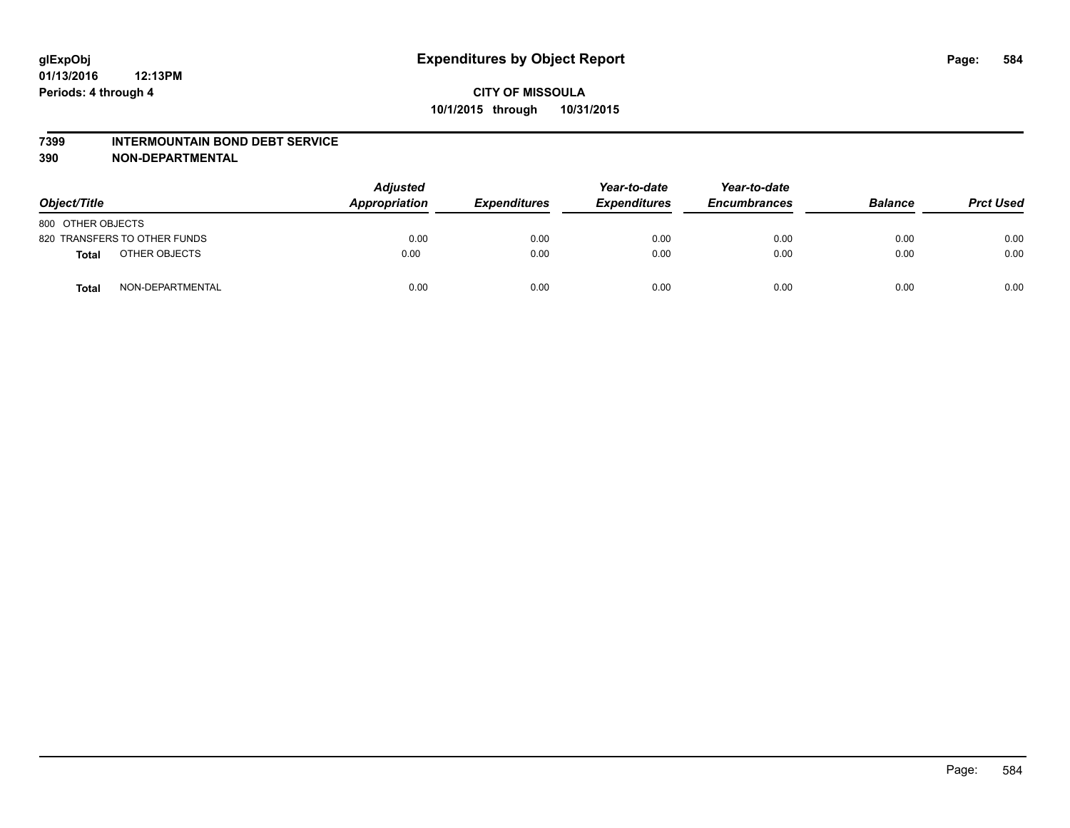# Expenditures by Object Report

glExpObj
01/13/2016 12:13PM
Periods: 4 through 4

**CITY OF MISSOULA**
**10/1/2015 through 10/31/2015**

## 7399 INTERMOUNTAIN BOND DEBT SERVICE
## 390 NON-DEPARTMENTAL

| Object/Title | Adjusted Appropriation | Expenditures | Year-to-date Expenditures | Year-to-date Encumbrances | Balance | Prct Used |
|---|---|---|---|---|---|---|
| 800 OTHER OBJECTS | | | | | | |
| 820 TRANSFERS TO OTHER FUNDS | 0.00 | 0.00 | 0.00 | 0.00 | 0.00 | 0.00 |
| **Total** OTHER OBJECTS | 0.00 | 0.00 | 0.00 | 0.00 | 0.00 | 0.00 |
| **Total** NON-DEPARTMENTAL | 0.00 | 0.00 | 0.00 | 0.00 | 0.00 | 0.00 |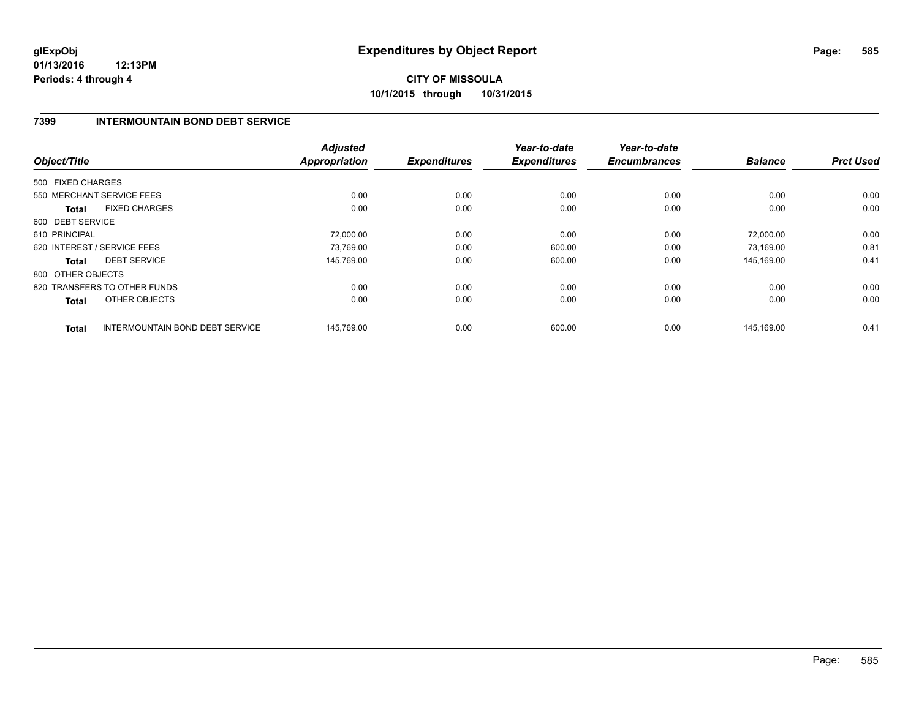**glExpObj**
**01/13/2016 12:13PM**
**Periods: 4 through 4**

# Expenditures by Object Report

**CITY OF MISSOULA**
**10/1/2015 through 10/31/2015**

## 7399 INTERMOUNTAIN BOND DEBT SERVICE

| Object/Title | | Adjusted Appropriation | Expenditures | Year-to-date Expenditures | Year-to-date Encumbrances | Balance | Prct Used |
|---|---|---|---|---|---|---|---|
| 500 FIXED CHARGES | | | | | | | |
| 550 MERCHANT SERVICE FEES | | 0.00 | 0.00 | 0.00 | 0.00 | 0.00 | 0.00 |
| **Total** | FIXED CHARGES | 0.00 | 0.00 | 0.00 | 0.00 | 0.00 | 0.00 |
| 600 DEBT SERVICE | | | | | | | |
| 610 PRINCIPAL | | 72,000.00 | 0.00 | 0.00 | 0.00 | 72,000.00 | 0.00 |
| 620 INTEREST / SERVICE FEES | | 73,769.00 | 0.00 | 600.00 | 0.00 | 73,169.00 | 0.81 |
| **Total** | DEBT SERVICE | 145,769.00 | 0.00 | 600.00 | 0.00 | 145,169.00 | 0.41 |
| 800 OTHER OBJECTS | | | | | | | |
| 820 TRANSFERS TO OTHER FUNDS | | 0.00 | 0.00 | 0.00 | 0.00 | 0.00 | 0.00 |
| **Total** | OTHER OBJECTS | 0.00 | 0.00 | 0.00 | 0.00 | 0.00 | 0.00 |
| **Total** | INTERMOUNTAIN BOND DEBT SERVICE | 145,769.00 | 0.00 | 600.00 | 0.00 | 145,169.00 | 0.41 |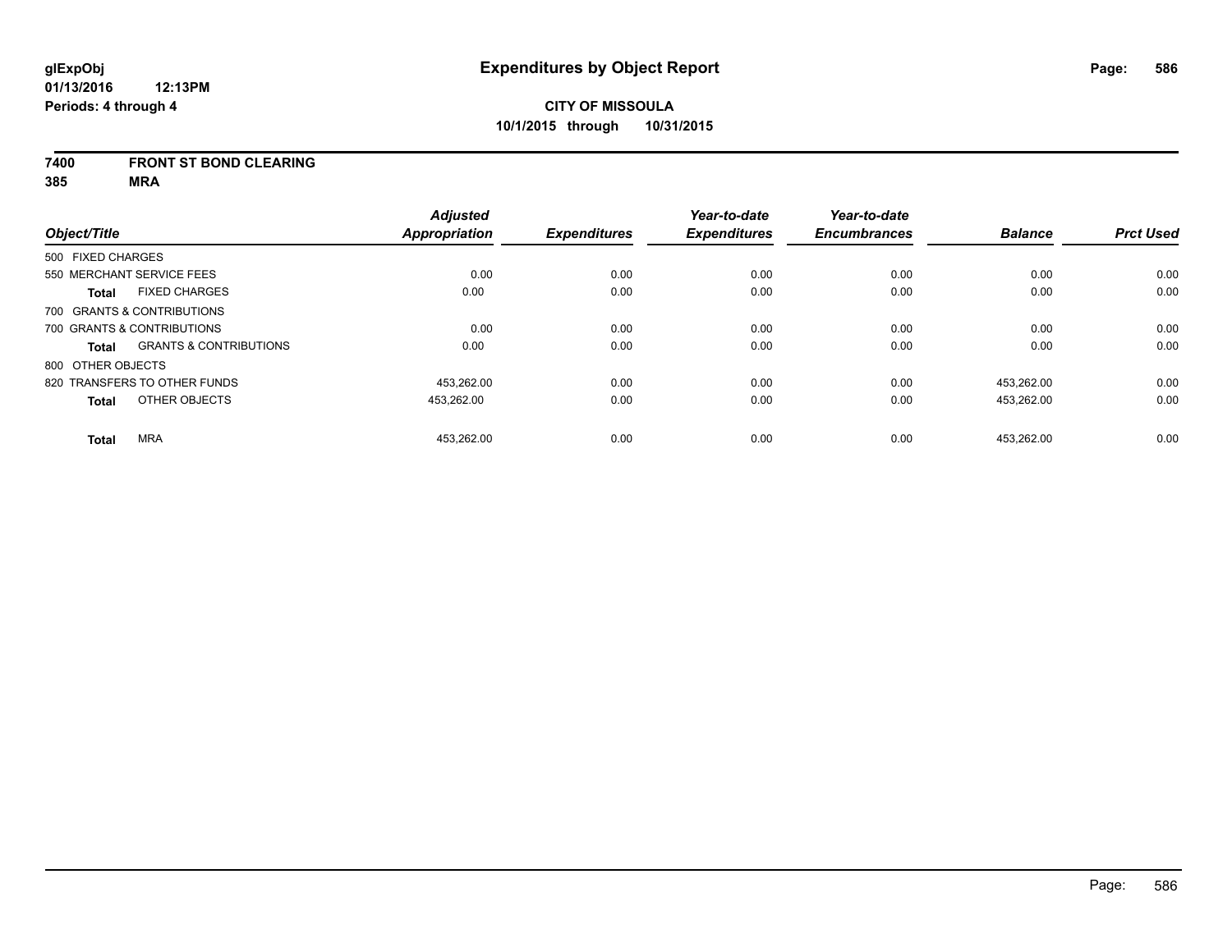**glExpObj** **Expenditures by Object Report**

**01/13/2016 12:13PM**

**Periods: 4 through 4**

**CITY OF MISSOULA**

**10/1/2015 through 10/31/2015**

**7400 FRONT ST BOND CLEARING**

**385 MRA**

| Object/Title | Adjusted Appropriation | Expenditures | Year-to-date Expenditures | Year-to-date Encumbrances | Balance | Prct Used |
|---|---|---|---|---|---|---|
| 500 FIXED CHARGES | | | | | | |
| 550 MERCHANT SERVICE FEES | 0.00 | 0.00 | 0.00 | 0.00 | 0.00 | 0.00 |
| **Total** FIXED CHARGES | 0.00 | 0.00 | 0.00 | 0.00 | 0.00 | 0.00 |
| 700 GRANTS & CONTRIBUTIONS | | | | | | |
| 700 GRANTS & CONTRIBUTIONS | 0.00 | 0.00 | 0.00 | 0.00 | 0.00 | 0.00 |
| **Total** GRANTS & CONTRIBUTIONS | 0.00 | 0.00 | 0.00 | 0.00 | 0.00 | 0.00 |
| 800 OTHER OBJECTS | | | | | | |
| 820 TRANSFERS TO OTHER FUNDS | 453,262.00 | 0.00 | 0.00 | 0.00 | 453,262.00 | 0.00 |
| **Total** OTHER OBJECTS | 453,262.00 | 0.00 | 0.00 | 0.00 | 453,262.00 | 0.00 |
| **Total** MRA | 453,262.00 | 0.00 | 0.00 | 0.00 | 453,262.00 | 0.00 |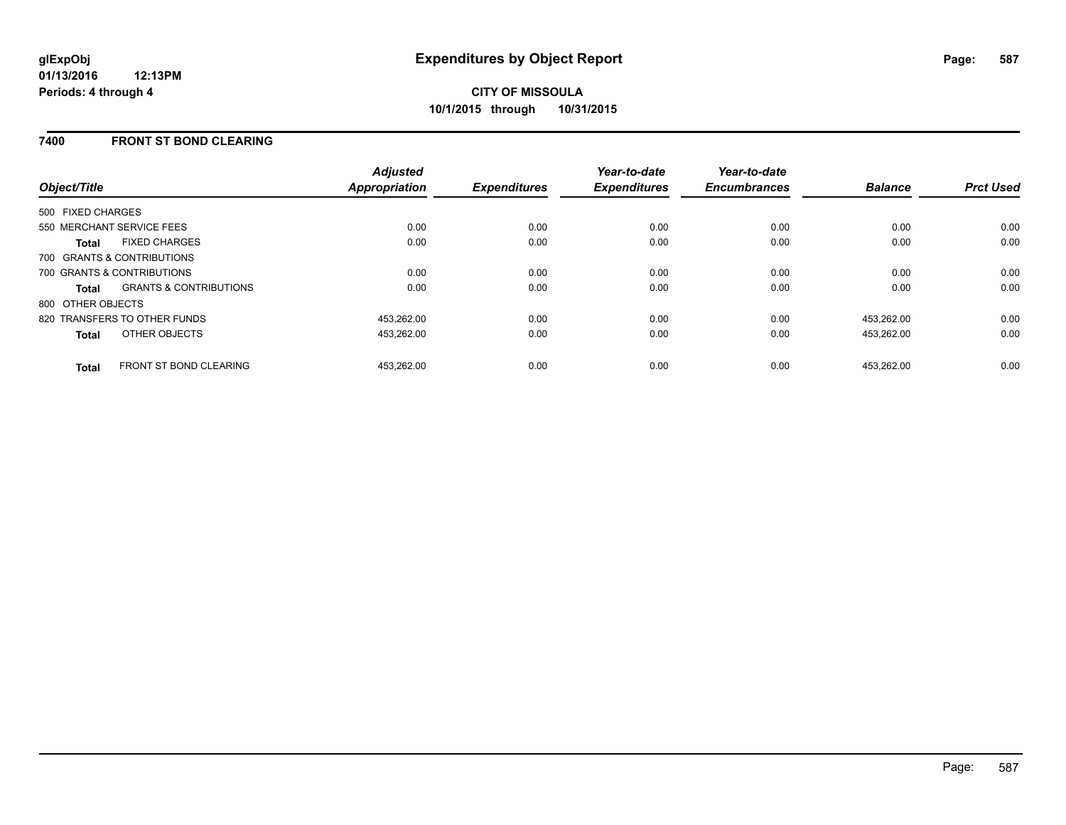**glExpObj**
**01/13/2016 12:13PM**
**Periods: 4 through 4**

# Expenditures by Object Report

**CITY OF MISSOULA**
**10/1/2015 through 10/31/2015**

## 7400 FRONT ST BOND CLEARING

| Object/Title | | Adjusted Appropriation | Expenditures | Year-to-date Expenditures | Year-to-date Encumbrances | Balance | Prct Used |
|---|---|---|---|---|---|---|---|
| 500 FIXED CHARGES | | | | | | | |
| 550 MERCHANT SERVICE FEES | | 0.00 | 0.00 | 0.00 | 0.00 | 0.00 | 0.00 |
| **Total** | FIXED CHARGES | 0.00 | 0.00 | 0.00 | 0.00 | 0.00 | 0.00 |
| 700 GRANTS & CONTRIBUTIONS | | | | | | | |
| 700 GRANTS & CONTRIBUTIONS | | 0.00 | 0.00 | 0.00 | 0.00 | 0.00 | 0.00 |
| **Total** | GRANTS & CONTRIBUTIONS | 0.00 | 0.00 | 0.00 | 0.00 | 0.00 | 0.00 |
| 800 OTHER OBJECTS | | | | | | | |
| 820 TRANSFERS TO OTHER FUNDS | | 453,262.00 | 0.00 | 0.00 | 0.00 | 453,262.00 | 0.00 |
| **Total** | OTHER OBJECTS | 453,262.00 | 0.00 | 0.00 | 0.00 | 453,262.00 | 0.00 |
| **Total** | FRONT ST BOND CLEARING | 453,262.00 | 0.00 | 0.00 | 0.00 | 453,262.00 | 0.00 |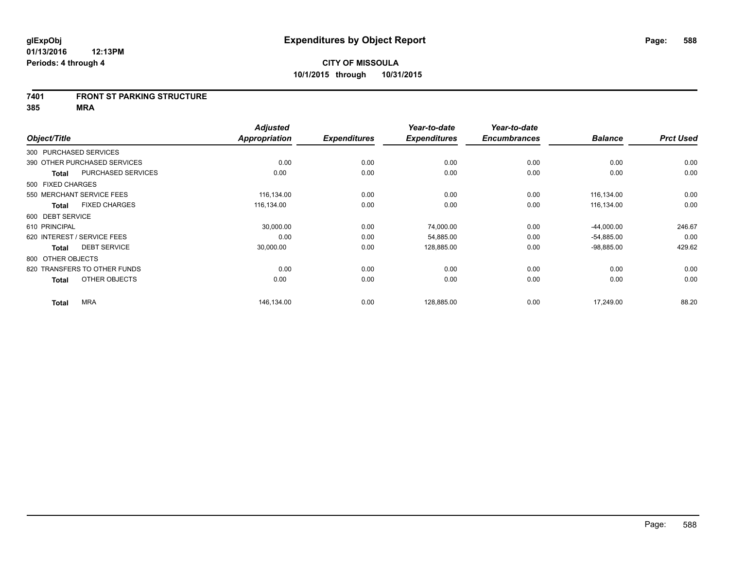**glExpObj**
**01/13/2016 12:13PM**
**Periods: 4 through 4**

# Expenditures by Object Report

**CITY OF MISSOULA**
**10/1/2015 through 10/31/2015**

**7401 FRONT ST PARKING STRUCTURE**
**385 MRA**

| Object/Title | Adjusted Appropriation | Expenditures | Year-to-date Expenditures | Year-to-date Encumbrances | Balance | Prct Used |
|---|---|---|---|---|---|---|
| 300 PURCHASED SERVICES | | | | | | |
| 390 OTHER PURCHASED SERVICES | 0.00 | 0.00 | 0.00 | 0.00 | 0.00 | 0.00 |
| **Total** PURCHASED SERVICES | 0.00 | 0.00 | 0.00 | 0.00 | 0.00 | 0.00 |
| 500 FIXED CHARGES | | | | | | |
| 550 MERCHANT SERVICE FEES | 116,134.00 | 0.00 | 0.00 | 0.00 | 116,134.00 | 0.00 |
| **Total** FIXED CHARGES | 116,134.00 | 0.00 | 0.00 | 0.00 | 116,134.00 | 0.00 |
| 600 DEBT SERVICE | | | | | | |
| 610 PRINCIPAL | 30,000.00 | 0.00 | 74,000.00 | 0.00 | -44,000.00 | 246.67 |
| 620 INTEREST / SERVICE FEES | 0.00 | 0.00 | 54,885.00 | 0.00 | -54,885.00 | 0.00 |
| **Total** DEBT SERVICE | 30,000.00 | 0.00 | 128,885.00 | 0.00 | -98,885.00 | 429.62 |
| 800 OTHER OBJECTS | | | | | | |
| 820 TRANSFERS TO OTHER FUNDS | 0.00 | 0.00 | 0.00 | 0.00 | 0.00 | 0.00 |
| **Total** OTHER OBJECTS | 0.00 | 0.00 | 0.00 | 0.00 | 0.00 | 0.00 |
| **Total** MRA | 146,134.00 | 0.00 | 128,885.00 | 0.00 | 17,249.00 | 88.20 |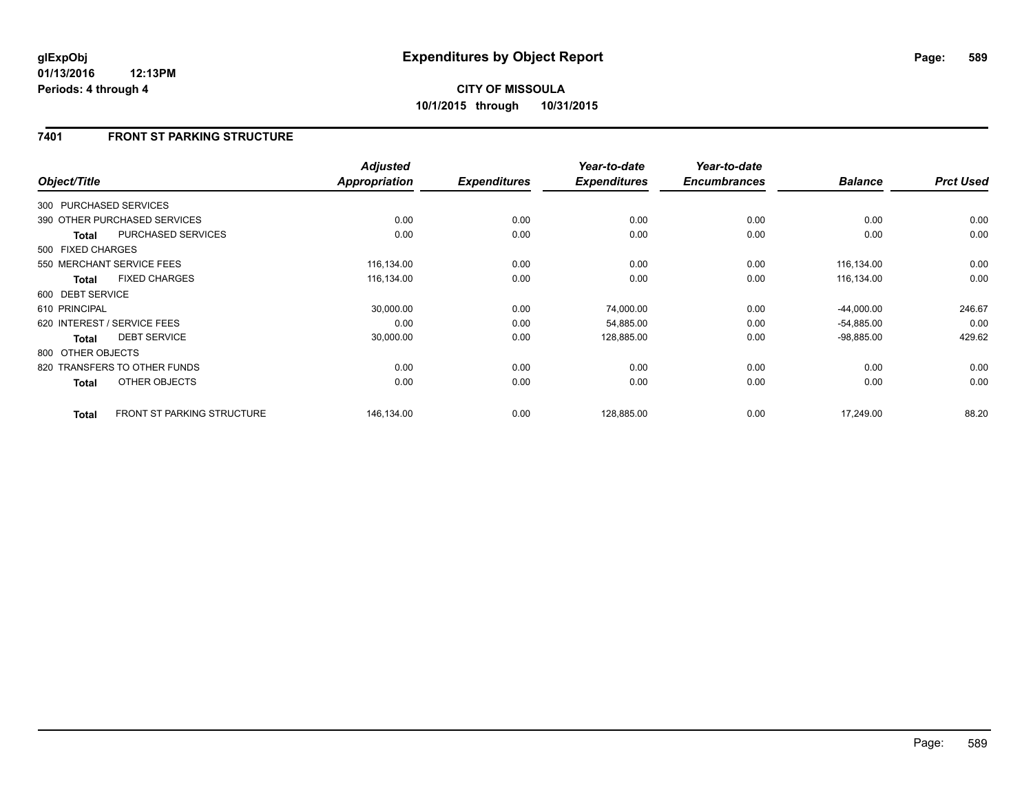**glExpObj**
**01/13/2016 12:13PM**
**Periods: 4 through 4**

# Expenditures by Object Report

**CITY OF MISSOULA**
**10/1/2015 through 10/31/2015**

## 7401 FRONT ST PARKING STRUCTURE

| Object/Title | | Adjusted Appropriation | Expenditures | Year-to-date Expenditures | Year-to-date Encumbrances | Balance | Prct Used |
|---|---|---|---|---|---|---|---|
| 300 PURCHASED SERVICES | | | | | | | |
| 390 OTHER PURCHASED SERVICES | | 0.00 | 0.00 | 0.00 | 0.00 | 0.00 | 0.00 |
| **Total** | PURCHASED SERVICES | 0.00 | 0.00 | 0.00 | 0.00 | 0.00 | 0.00 |
| 500 FIXED CHARGES | | | | | | | |
| 550 MERCHANT SERVICE FEES | | 116,134.00 | 0.00 | 0.00 | 0.00 | 116,134.00 | 0.00 |
| **Total** | FIXED CHARGES | 116,134.00 | 0.00 | 0.00 | 0.00 | 116,134.00 | 0.00 |
| 600 DEBT SERVICE | | | | | | | |
| 610 PRINCIPAL | | 30,000.00 | 0.00 | 74,000.00 | 0.00 | -44,000.00 | 246.67 |
| 620 INTEREST / SERVICE FEES | | 0.00 | 0.00 | 54,885.00 | 0.00 | -54,885.00 | 0.00 |
| **Total** | DEBT SERVICE | 30,000.00 | 0.00 | 128,885.00 | 0.00 | -98,885.00 | 429.62 |
| 800 OTHER OBJECTS | | | | | | | |
| 820 TRANSFERS TO OTHER FUNDS | | 0.00 | 0.00 | 0.00 | 0.00 | 0.00 | 0.00 |
| **Total** | OTHER OBJECTS | 0.00 | 0.00 | 0.00 | 0.00 | 0.00 | 0.00 |
| **Total** | FRONT ST PARKING STRUCTURE | 146,134.00 | 0.00 | 128,885.00 | 0.00 | 17,249.00 | 88.20 |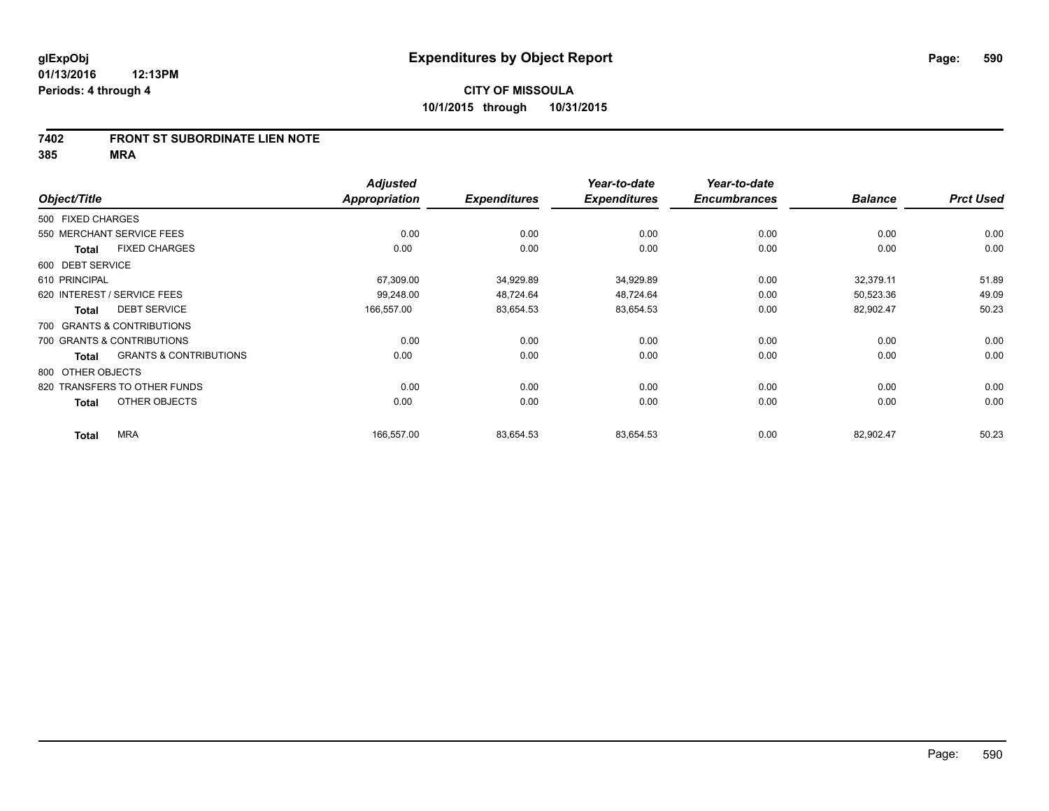**glExpObj**
**01/13/2016 12:13PM**
**Periods: 4 through 4**

# Expenditures by Object Report

**CITY OF MISSOULA**
**10/1/2015 through 10/31/2015**

## 7402 FRONT ST SUBORDINATE LIEN NOTE
## 385 MRA

| Object/Title | Adjusted Appropriation | Expenditures | Year-to-date Expenditures | Year-to-date Encumbrances | Balance | Prct Used |
|---|---|---|---|---|---|---|
| 500 FIXED CHARGES | | | | | | |
| 550 MERCHANT SERVICE FEES | 0.00 | 0.00 | 0.00 | 0.00 | 0.00 | 0.00 |
| **Total** FIXED CHARGES | 0.00 | 0.00 | 0.00 | 0.00 | 0.00 | 0.00 |
| 600 DEBT SERVICE | | | | | | |
| 610 PRINCIPAL | 67,309.00 | 34,929.89 | 34,929.89 | 0.00 | 32,379.11 | 51.89 |
| 620 INTEREST / SERVICE FEES | 99,248.00 | 48,724.64 | 48,724.64 | 0.00 | 50,523.36 | 49.09 |
| **Total** DEBT SERVICE | 166,557.00 | 83,654.53 | 83,654.53 | 0.00 | 82,902.47 | 50.23 |
| 700 GRANTS & CONTRIBUTIONS | | | | | | |
| 700 GRANTS & CONTRIBUTIONS | 0.00 | 0.00 | 0.00 | 0.00 | 0.00 | 0.00 |
| **Total** GRANTS & CONTRIBUTIONS | 0.00 | 0.00 | 0.00 | 0.00 | 0.00 | 0.00 |
| 800 OTHER OBJECTS | | | | | | |
| 820 TRANSFERS TO OTHER FUNDS | 0.00 | 0.00 | 0.00 | 0.00 | 0.00 | 0.00 |
| **Total** OTHER OBJECTS | 0.00 | 0.00 | 0.00 | 0.00 | 0.00 | 0.00 |
| **Total** MRA | 166,557.00 | 83,654.53 | 83,654.53 | 0.00 | 82,902.47 | 50.23 |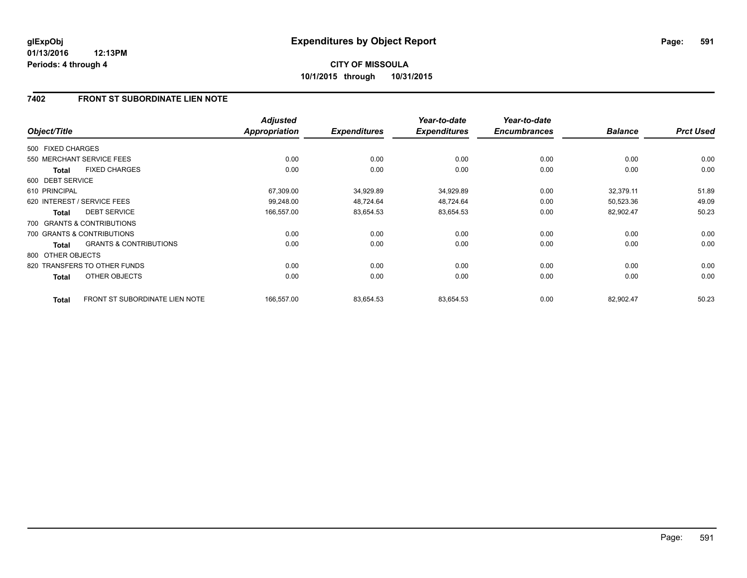# Expenditures by Object Report

glExpObj
01/13/2016 12:13PM
Periods: 4 through 4

**CITY OF MISSOULA**
**10/1/2015 through 10/31/2015**

## 7402 FRONT ST SUBORDINATE LIEN NOTE

| Object/Title | | Adjusted Appropriation | Expenditures | Year-to-date Expenditures | Year-to-date Encumbrances | Balance | Prct Used |
|---|---|---|---|---|---|---|---|
| 500 FIXED CHARGES | | | | | | | |
| 550 MERCHANT SERVICE FEES | | 0.00 | 0.00 | 0.00 | 0.00 | 0.00 | 0.00 |
| **Total** | FIXED CHARGES | 0.00 | 0.00 | 0.00 | 0.00 | 0.00 | 0.00 |
| 600 DEBT SERVICE | | | | | | | |
| 610 PRINCIPAL | | 67,309.00 | 34,929.89 | 34,929.89 | 0.00 | 32,379.11 | 51.89 |
| 620 INTEREST / SERVICE FEES | | 99,248.00 | 48,724.64 | 48,724.64 | 0.00 | 50,523.36 | 49.09 |
| **Total** | DEBT SERVICE | 166,557.00 | 83,654.53 | 83,654.53 | 0.00 | 82,902.47 | 50.23 |
| 700 GRANTS & CONTRIBUTIONS | | | | | | | |
| 700 GRANTS & CONTRIBUTIONS | | 0.00 | 0.00 | 0.00 | 0.00 | 0.00 | 0.00 |
| **Total** | GRANTS & CONTRIBUTIONS | 0.00 | 0.00 | 0.00 | 0.00 | 0.00 | 0.00 |
| 800 OTHER OBJECTS | | | | | | | |
| 820 TRANSFERS TO OTHER FUNDS | | 0.00 | 0.00 | 0.00 | 0.00 | 0.00 | 0.00 |
| **Total** | OTHER OBJECTS | 0.00 | 0.00 | 0.00 | 0.00 | 0.00 | 0.00 |
| **Total** | FRONT ST SUBORDINATE LIEN NOTE | 166,557.00 | 83,654.53 | 83,654.53 | 0.00 | 82,902.47 | 50.23 |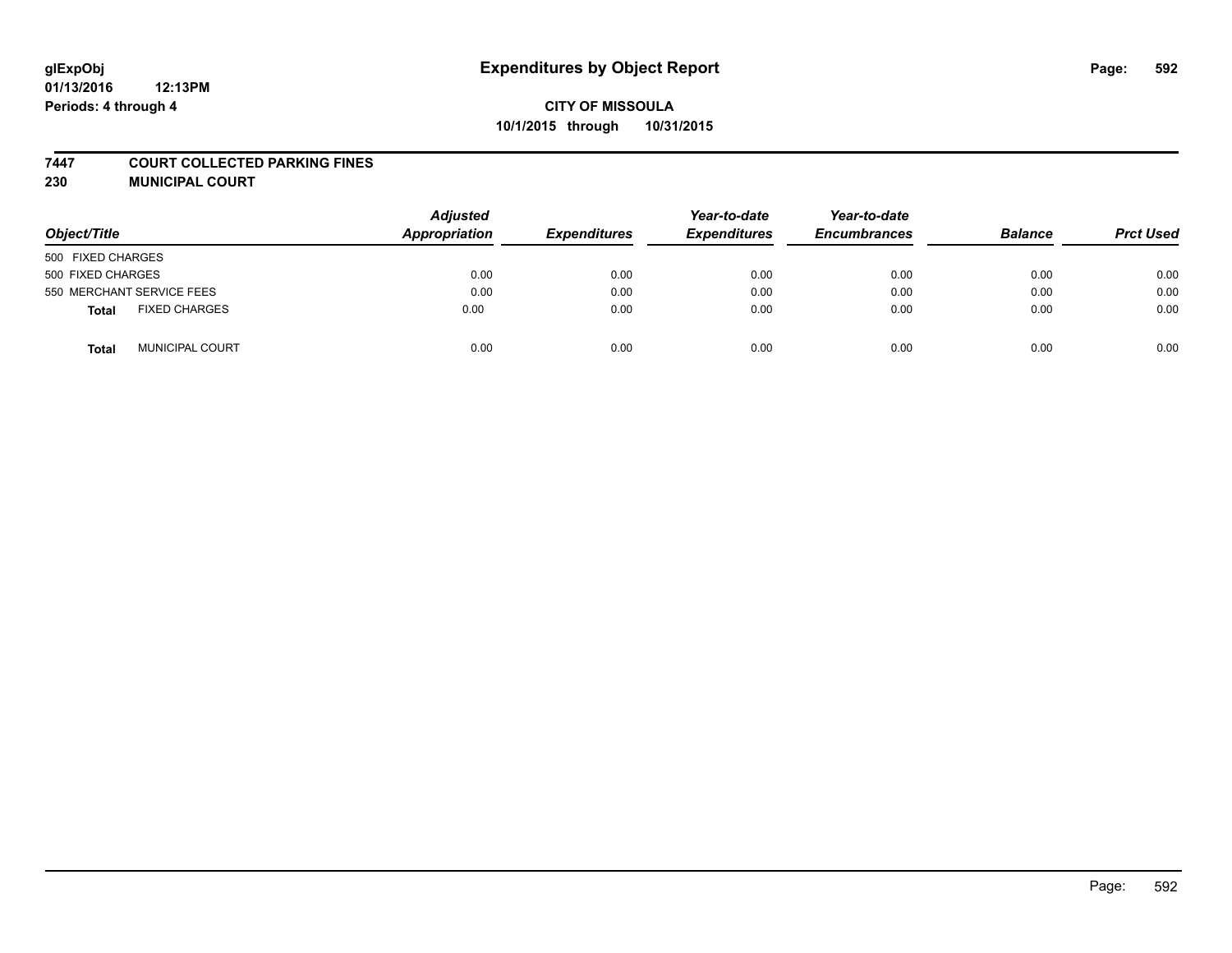# Expenditures by Object Report

glExpObj
01/13/2016 12:13PM
Periods: 4 through 4

**CITY OF MISSOULA**
**10/1/2015 through 10/31/2015**

**7447 COURT COLLECTED PARKING FINES**
**230 MUNICIPAL COURT**

| Object/Title | | *Adjusted Appropriation* | *Expenditures* | *Year-to-date Expenditures* | *Year-to-date Encumbrances* | *Balance* | *Prct Used* |
|---|---|---|---|---|---|---|---|
| 500 FIXED CHARGES | | | | | | | |
| 500 FIXED CHARGES | | 0.00 | 0.00 | 0.00 | 0.00 | 0.00 | 0.00 |
| 550 MERCHANT SERVICE FEES | | 0.00 | 0.00 | 0.00 | 0.00 | 0.00 | 0.00 |
| **Total** | FIXED CHARGES | 0.00 | 0.00 | 0.00 | 0.00 | 0.00 | 0.00 |
| **Total** | MUNICIPAL COURT | 0.00 | 0.00 | 0.00 | 0.00 | 0.00 | 0.00 |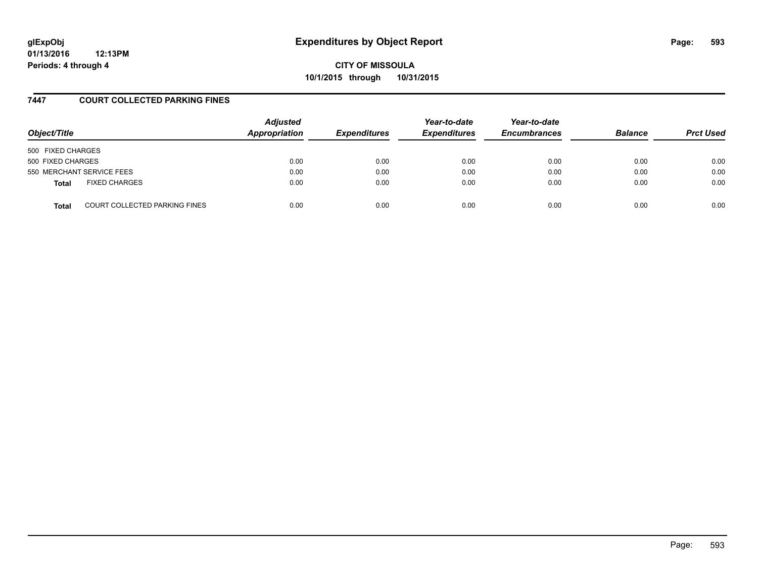# Expenditures by Object Report

**CITY OF MISSOULA**
**10/1/2015 through 10/31/2015**

glExpObj
01/13/2016 12:13PM
Periods: 4 through 4

## 7447 COURT COLLECTED PARKING FINES

| Object/Title | Adjusted Appropriation | Expenditures | Year-to-date Expenditures | Year-to-date Encumbrances | Balance | Prct Used |
|---|---|---|---|---|---|---|
| 500 FIXED CHARGES | | | | | | |
| 500 FIXED CHARGES | 0.00 | 0.00 | 0.00 | 0.00 | 0.00 | 0.00 |
| 550 MERCHANT SERVICE FEES | 0.00 | 0.00 | 0.00 | 0.00 | 0.00 | 0.00 |
| **Total** FIXED CHARGES | 0.00 | 0.00 | 0.00 | 0.00 | 0.00 | 0.00 |
| **Total** COURT COLLECTED PARKING FINES | 0.00 | 0.00 | 0.00 | 0.00 | 0.00 | 0.00 |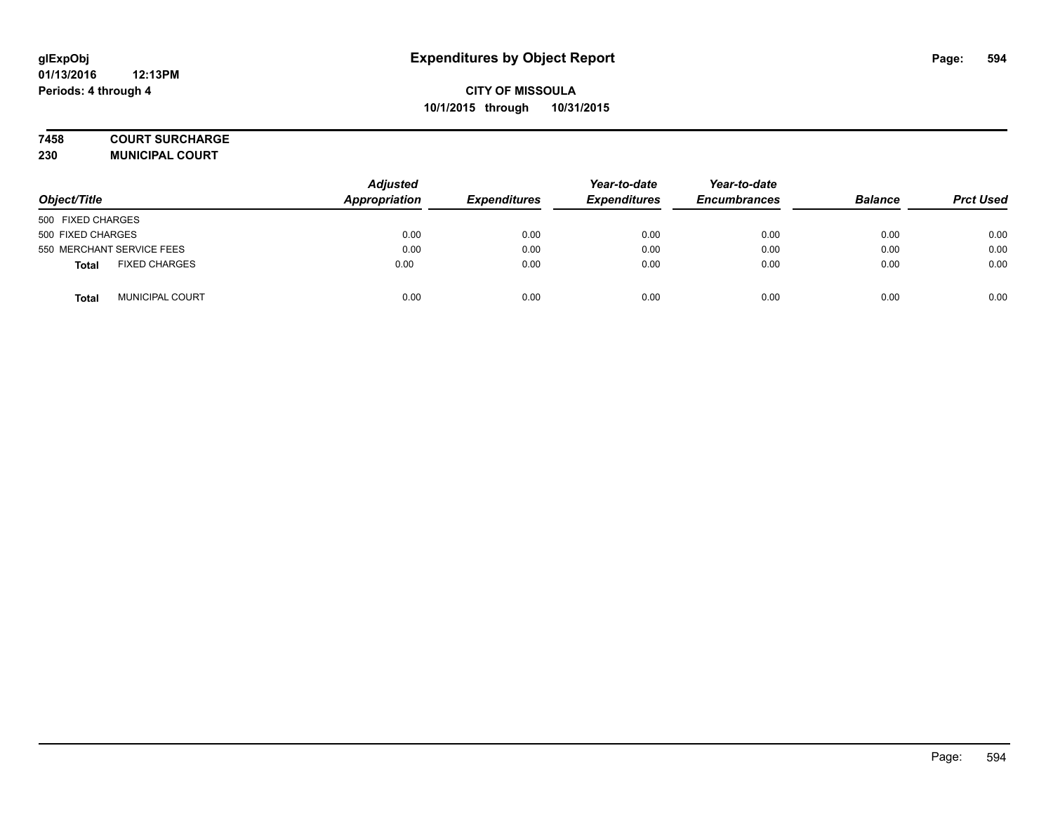glExpObj
01/13/2016 12:13PM
Periods: 4 through 4

# Expenditures by Object Report

**CITY OF MISSOULA**
**10/1/2015 through 10/31/2015**

**7458 COURT SURCHARGE**
**230 MUNICIPAL COURT**

| Object/Title | Adjusted Appropriation | Expenditures | Year-to-date Expenditures | Year-to-date Encumbrances | Balance | Prct Used |
|---|---|---|---|---|---|---|
| 500 FIXED CHARGES | | | | | | |
| 500 FIXED CHARGES | 0.00 | 0.00 | 0.00 | 0.00 | 0.00 | 0.00 |
| 550 MERCHANT SERVICE FEES | 0.00 | 0.00 | 0.00 | 0.00 | 0.00 | 0.00 |
| **Total** FIXED CHARGES | 0.00 | 0.00 | 0.00 | 0.00 | 0.00 | 0.00 |
| **Total** MUNICIPAL COURT | 0.00 | 0.00 | 0.00 | 0.00 | 0.00 | 0.00 |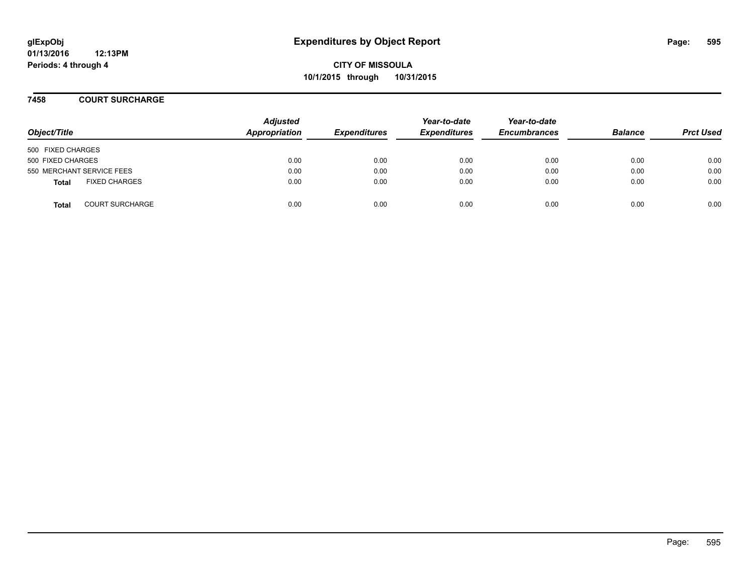# Expenditures by Object Report

glExpObj
01/13/2016 12:13PM
Periods: 4 through 4

**CITY OF MISSOULA**
**10/1/2015 through 10/31/2015**

## 7458 COURT SURCHARGE

| Object/Title | Adjusted Appropriation | Expenditures | Year-to-date Expenditures | Year-to-date Encumbrances | Balance | Prct Used |
|---|---|---|---|---|---|---|
| 500 FIXED CHARGES | | | | | | |
| 500 FIXED CHARGES | 0.00 | 0.00 | 0.00 | 0.00 | 0.00 | 0.00 |
| 550 MERCHANT SERVICE FEES | 0.00 | 0.00 | 0.00 | 0.00 | 0.00 | 0.00 |
| **Total** FIXED CHARGES | 0.00 | 0.00 | 0.00 | 0.00 | 0.00 | 0.00 |
| **Total** COURT SURCHARGE | 0.00 | 0.00 | 0.00 | 0.00 | 0.00 | 0.00 |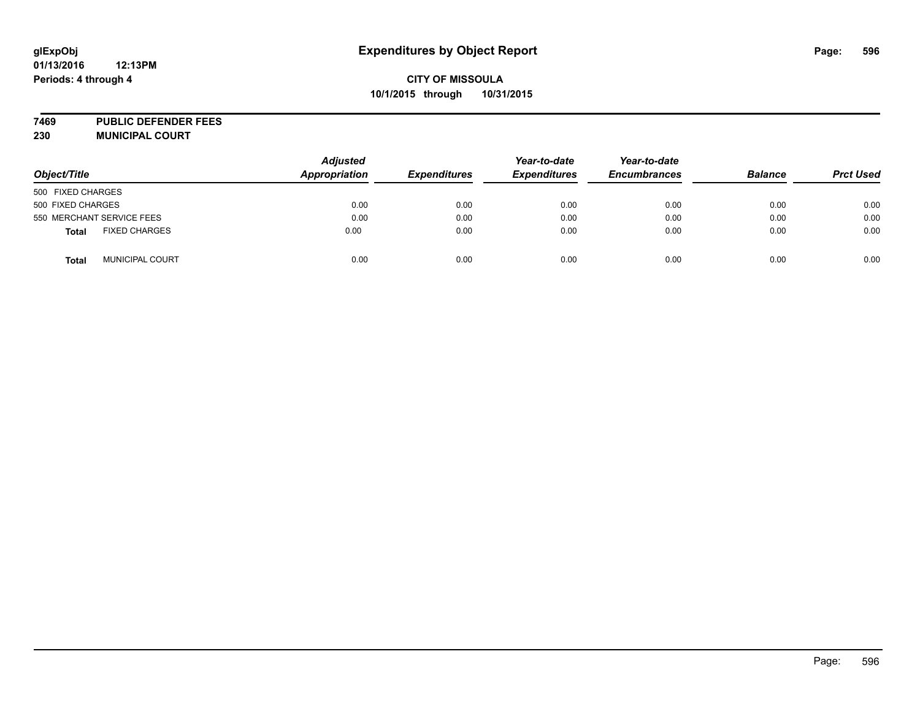**glExpObj**
**01/13/2016 12:13PM**
**Periods: 4 through 4**

# Expenditures by Object Report

**CITY OF MISSOULA**
**10/1/2015 through 10/31/2015**

**7469 PUBLIC DEFENDER FEES**
**230 MUNICIPAL COURT**

| Object/Title | | Adjusted Appropriation | Expenditures | Year-to-date Expenditures | Year-to-date Encumbrances | Balance | Prct Used |
|---|---|---|---|---|---|---|---|
| 500 FIXED CHARGES | | | | | | | |
| 500 FIXED CHARGES | | 0.00 | 0.00 | 0.00 | 0.00 | 0.00 | 0.00 |
| 550 MERCHANT SERVICE FEES | | 0.00 | 0.00 | 0.00 | 0.00 | 0.00 | 0.00 |
| **Total** | FIXED CHARGES | 0.00 | 0.00 | 0.00 | 0.00 | 0.00 | 0.00 |
| **Total** | MUNICIPAL COURT | 0.00 | 0.00 | 0.00 | 0.00 | 0.00 | 0.00 |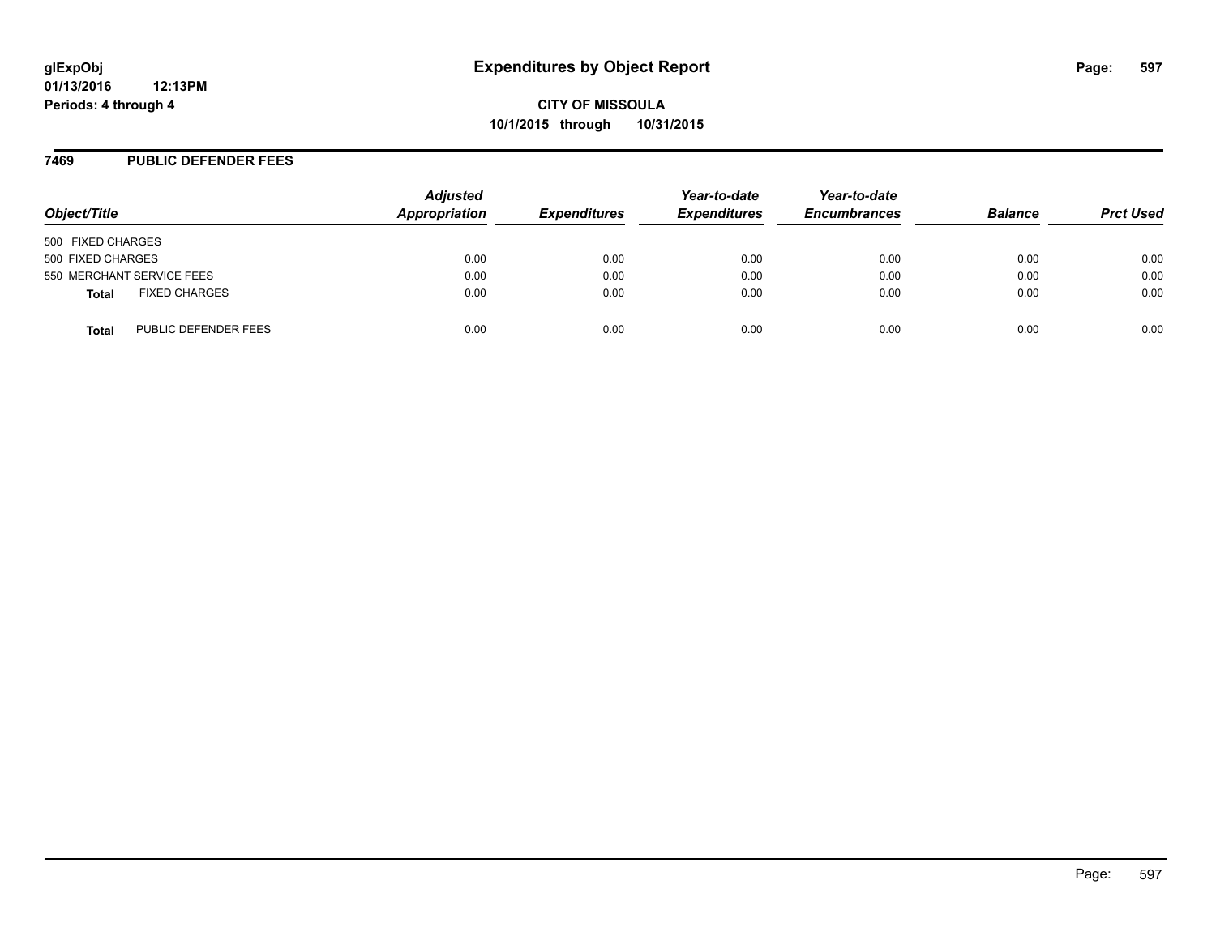**glExpObj**
**01/13/2016 12:13PM**
**Periods: 4 through 4**

# Expenditures by Object Report

**CITY OF MISSOULA**
**10/1/2015 through 10/31/2015**

## 7469 PUBLIC DEFENDER FEES

| Object/Title | Adjusted Appropriation | Expenditures | Year-to-date Expenditures | Year-to-date Encumbrances | Balance | Prct Used |
|---|---|---|---|---|---|---|
| 500 FIXED CHARGES | | | | | | |
| 500 FIXED CHARGES | 0.00 | 0.00 | 0.00 | 0.00 | 0.00 | 0.00 |
| 550 MERCHANT SERVICE FEES | 0.00 | 0.00 | 0.00 | 0.00 | 0.00 | 0.00 |
| **Total** FIXED CHARGES | 0.00 | 0.00 | 0.00 | 0.00 | 0.00 | 0.00 |
| **Total** PUBLIC DEFENDER FEES | 0.00 | 0.00 | 0.00 | 0.00 | 0.00 | 0.00 |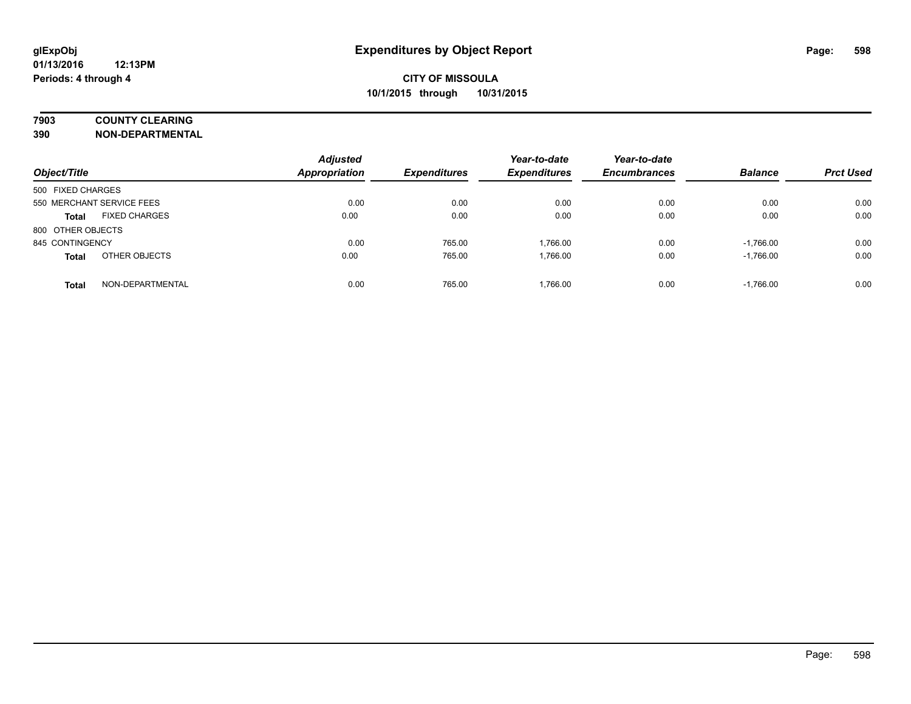**glExpObj**
**01/13/2016 12:13PM**
**Periods: 4 through 4**

# Expenditures by Object Report

**CITY OF MISSOULA**
**10/1/2015 through 10/31/2015**

**7903 COUNTY CLEARING**
**390 NON-DEPARTMENTAL**

| Object/Title | Adjusted Appropriation | Expenditures | Year-to-date Expenditures | Year-to-date Encumbrances | Balance | Prct Used |
|---|---|---|---|---|---|---|
| 500 FIXED CHARGES | | | | | | |
| 550 MERCHANT SERVICE FEES | 0.00 | 0.00 | 0.00 | 0.00 | 0.00 | 0.00 |
| **Total** FIXED CHARGES | 0.00 | 0.00 | 0.00 | 0.00 | 0.00 | 0.00 |
| 800 OTHER OBJECTS | | | | | | |
| 845 CONTINGENCY | 0.00 | 765.00 | 1,766.00 | 0.00 | -1,766.00 | 0.00 |
| **Total** OTHER OBJECTS | 0.00 | 765.00 | 1,766.00 | 0.00 | -1,766.00 | 0.00 |
| **Total** NON-DEPARTMENTAL | 0.00 | 765.00 | 1,766.00 | 0.00 | -1,766.00 | 0.00 |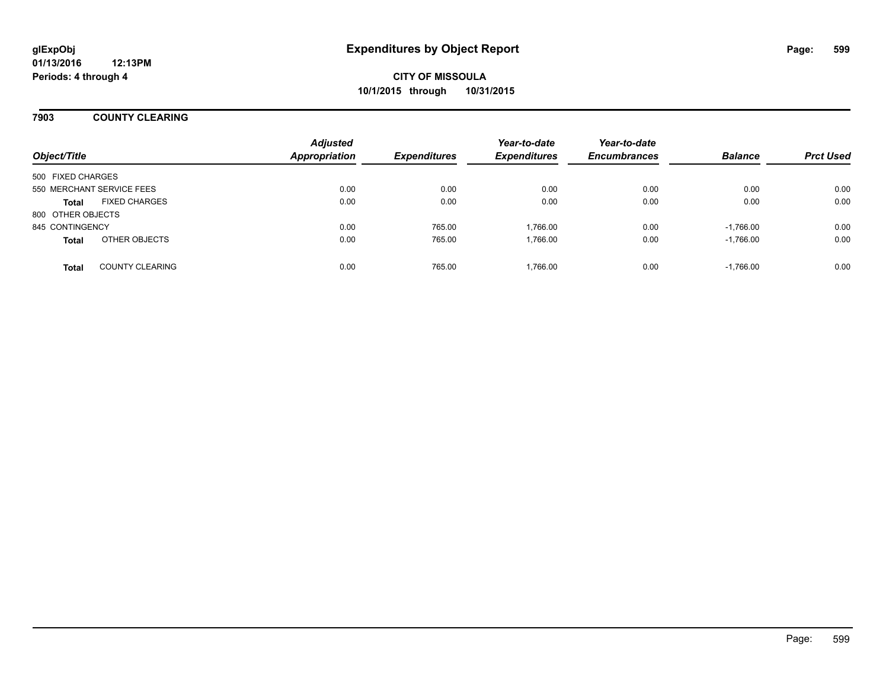**glExpObj**
**01/13/2016 12:13PM**
**Periods: 4 through 4**

# Expenditures by Object Report

**CITY OF MISSOULA**
**10/1/2015 through 10/31/2015**

## 7903 COUNTY CLEARING

| Object/Title | Adjusted Appropriation | Expenditures | Year-to-date Expenditures | Year-to-date Encumbrances | Balance | Prct Used |
|---|---|---|---|---|---|---|
| 500 FIXED CHARGES | | | | | | |
| 550 MERCHANT SERVICE FEES | 0.00 | 0.00 | 0.00 | 0.00 | 0.00 | 0.00 |
| **Total** FIXED CHARGES | 0.00 | 0.00 | 0.00 | 0.00 | 0.00 | 0.00 |
| 800 OTHER OBJECTS | | | | | | |
| 845 CONTINGENCY | 0.00 | 765.00 | 1,766.00 | 0.00 | -1,766.00 | 0.00 |
| **Total** OTHER OBJECTS | 0.00 | 765.00 | 1,766.00 | 0.00 | -1,766.00 | 0.00 |
| **Total** COUNTY CLEARING | 0.00 | 765.00 | 1,766.00 | 0.00 | -1,766.00 | 0.00 |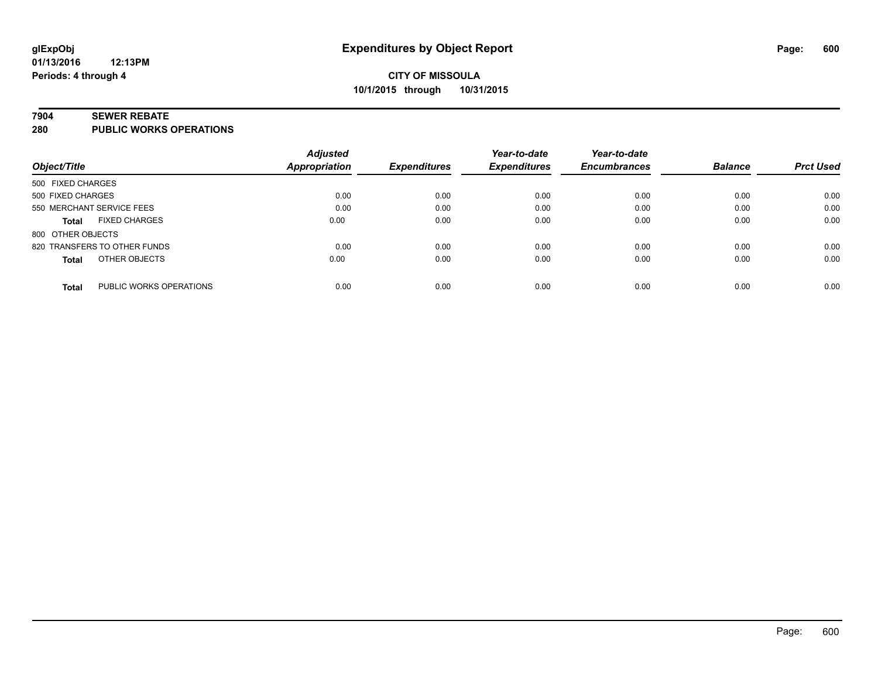**glExpObj** **Expenditures by Object Report**

**01/13/2016 12:13PM**

**Periods: 4 through 4**

**CITY OF MISSOULA**

**10/1/2015 through 10/31/2015**

**7904 SEWER REBATE**

**280 PUBLIC WORKS OPERATIONS**

| Object/Title | Adjusted Appropriation | Expenditures | Year-to-date Expenditures | Year-to-date Encumbrances | Balance | Prct Used |
|---|---|---|---|---|---|---|
| 500 FIXED CHARGES | | | | | | |
| 500 FIXED CHARGES | 0.00 | 0.00 | 0.00 | 0.00 | 0.00 | 0.00 |
| 550 MERCHANT SERVICE FEES | 0.00 | 0.00 | 0.00 | 0.00 | 0.00 | 0.00 |
| **Total** FIXED CHARGES | 0.00 | 0.00 | 0.00 | 0.00 | 0.00 | 0.00 |
| 800 OTHER OBJECTS | | | | | | |
| 820 TRANSFERS TO OTHER FUNDS | 0.00 | 0.00 | 0.00 | 0.00 | 0.00 | 0.00 |
| **Total** OTHER OBJECTS | 0.00 | 0.00 | 0.00 | 0.00 | 0.00 | 0.00 |
| **Total** PUBLIC WORKS OPERATIONS | 0.00 | 0.00 | 0.00 | 0.00 | 0.00 | 0.00 |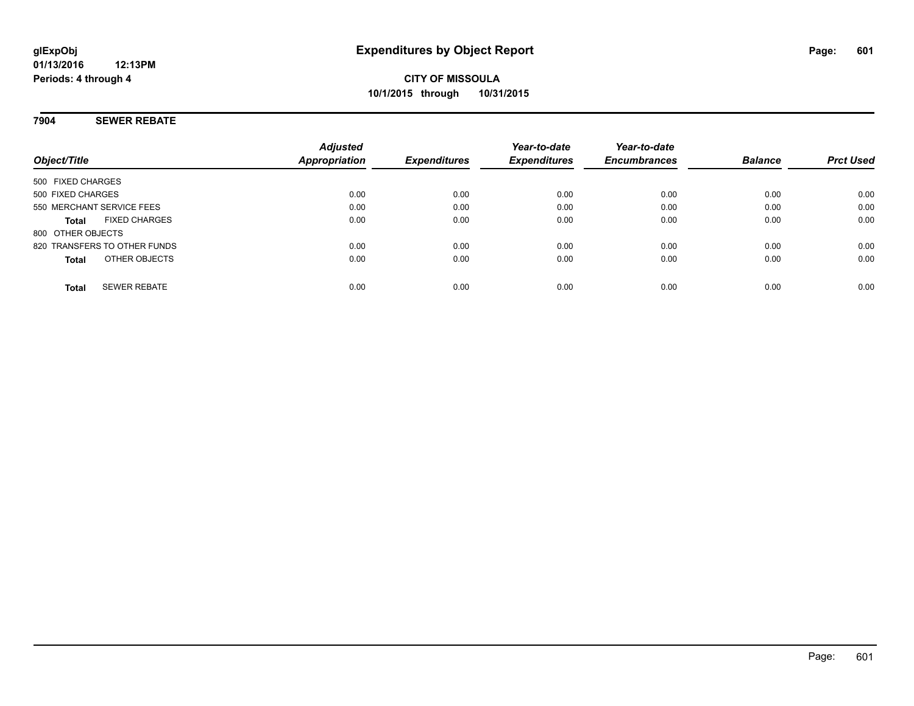**glExpObj** **Expenditures by Object Report**
**01/13/2016 12:13PM**
**Periods: 4 through 4**

**CITY OF MISSOULA**
**10/1/2015 through 10/31/2015**

## 7904 SEWER REBATE

| Object/Title | Adjusted Appropriation | Expenditures | Year-to-date Expenditures | Year-to-date Encumbrances | Balance | Prct Used |
|---|---|---|---|---|---|---|
| 500 FIXED CHARGES | | | | | | |
| 500 FIXED CHARGES | 0.00 | 0.00 | 0.00 | 0.00 | 0.00 | 0.00 |
| 550 MERCHANT SERVICE FEES | 0.00 | 0.00 | 0.00 | 0.00 | 0.00 | 0.00 |
| **Total** FIXED CHARGES | 0.00 | 0.00 | 0.00 | 0.00 | 0.00 | 0.00 |
| 800 OTHER OBJECTS | | | | | | |
| 820 TRANSFERS TO OTHER FUNDS | 0.00 | 0.00 | 0.00 | 0.00 | 0.00 | 0.00 |
| **Total** OTHER OBJECTS | 0.00 | 0.00 | 0.00 | 0.00 | 0.00 | 0.00 |
| **Total** SEWER REBATE | 0.00 | 0.00 | 0.00 | 0.00 | 0.00 | 0.00 |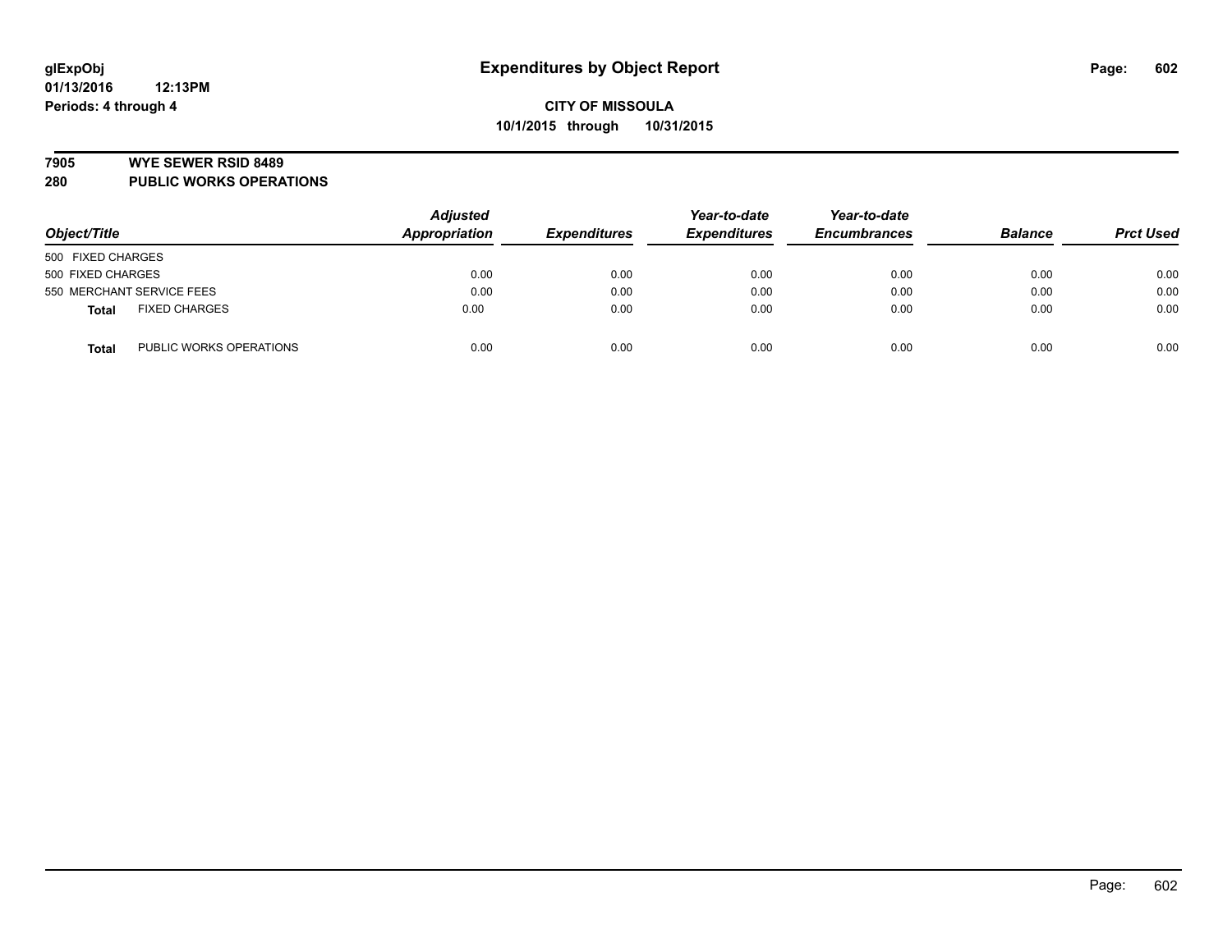**glExpObj**
**01/13/2016 12:13PM**
**Periods: 4 through 4**

# Expenditures by Object Report

**CITY OF MISSOULA**
**10/1/2015 through 10/31/2015**

## 7905 WYE SEWER RSID 8489
## 280 PUBLIC WORKS OPERATIONS

| Object/Title | | *Adjusted Appropriation* | *Expenditures* | *Year-to-date Expenditures* | *Year-to-date Encumbrances* | *Balance* | *Prct Used* |
|---|---|---|---|---|---|---|---|
| 500 FIXED CHARGES | | | | | | | |
| 500 FIXED CHARGES | | 0.00 | 0.00 | 0.00 | 0.00 | 0.00 | 0.00 |
| 550 MERCHANT SERVICE FEES | | 0.00 | 0.00 | 0.00 | 0.00 | 0.00 | 0.00 |
| **Total** | FIXED CHARGES | 0.00 | 0.00 | 0.00 | 0.00 | 0.00 | 0.00 |
| **Total** | PUBLIC WORKS OPERATIONS | 0.00 | 0.00 | 0.00 | 0.00 | 0.00 | 0.00 |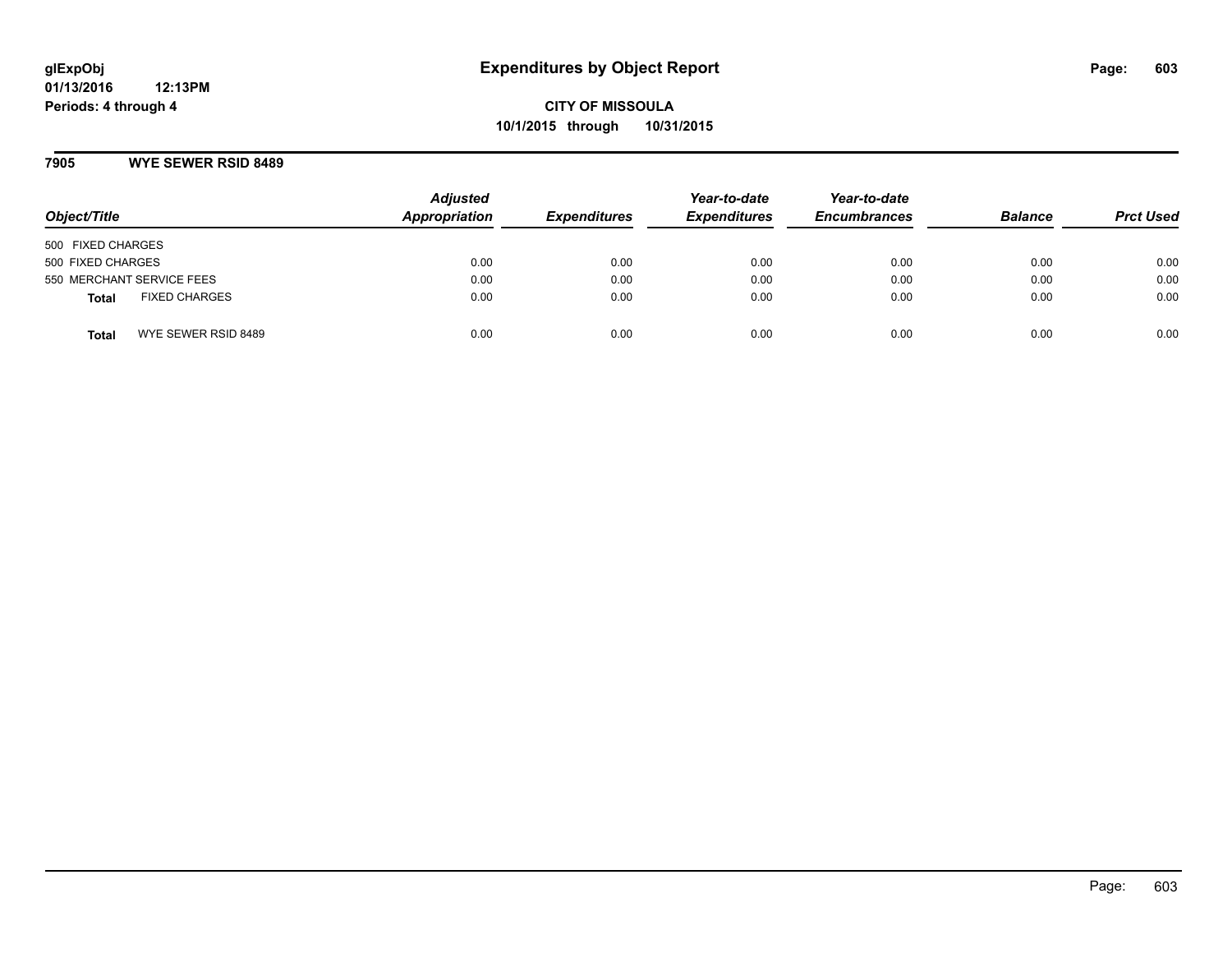**glExpObj**
**01/13/2016 12:13PM**
**Periods: 4 through 4**

# Expenditures by Object Report

**CITY OF MISSOULA**
**10/1/2015 through 10/31/2015**

## 7905 WYE SEWER RSID 8489

| Object/Title | Adjusted Appropriation | Expenditures | Year-to-date Expenditures | Year-to-date Encumbrances | Balance | Prct Used |
|---|---|---|---|---|---|---|
| 500 FIXED CHARGES | | | | | | |
| 500 FIXED CHARGES | 0.00 | 0.00 | 0.00 | 0.00 | 0.00 | 0.00 |
| 550 MERCHANT SERVICE FEES | 0.00 | 0.00 | 0.00 | 0.00 | 0.00 | 0.00 |
| **Total** FIXED CHARGES | 0.00 | 0.00 | 0.00 | 0.00 | 0.00 | 0.00 |
| **Total** WYE SEWER RSID 8489 | 0.00 | 0.00 | 0.00 | 0.00 | 0.00 | 0.00 |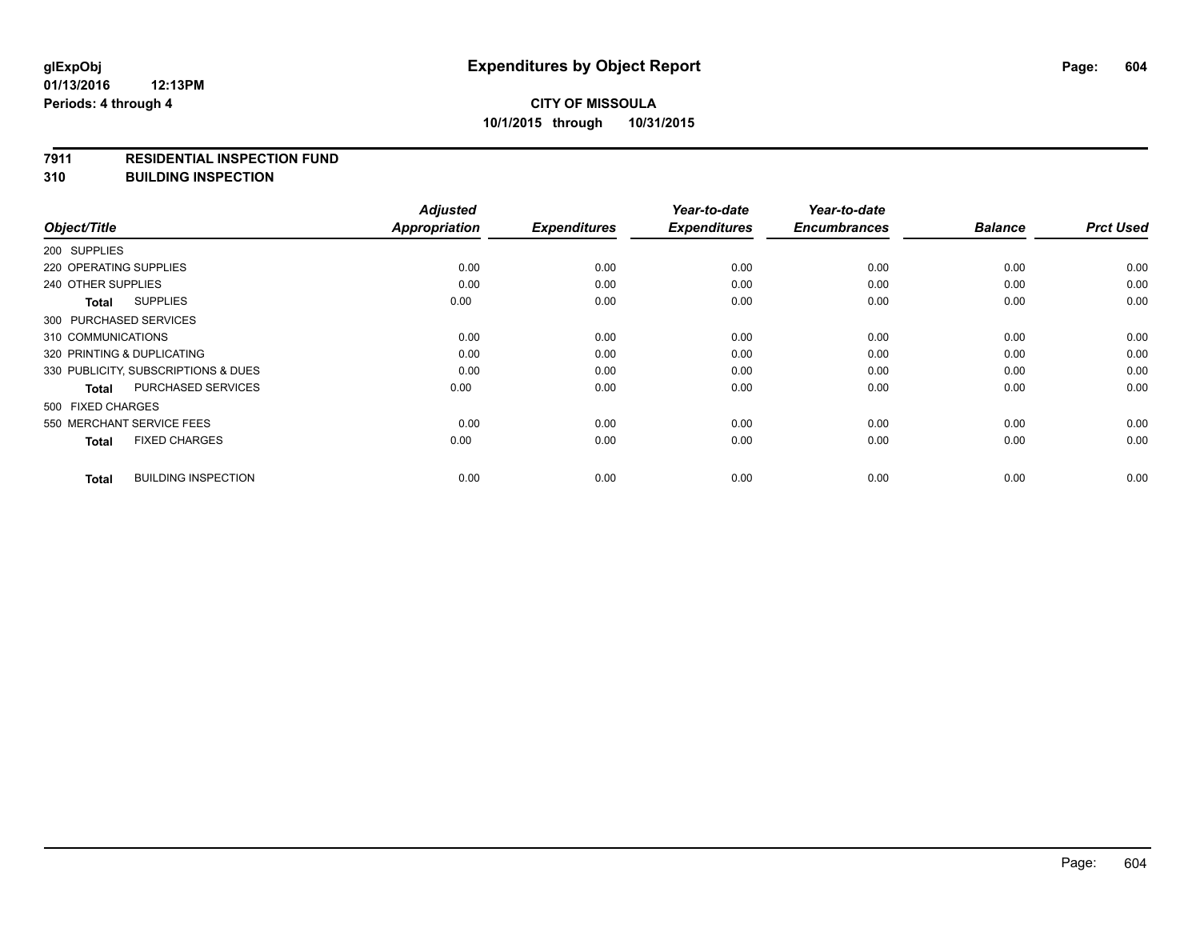**CITY OF MISSOULA**
**10/1/2015 through 10/31/2015**

**7911 RESIDENTIAL INSPECTION FUND**
**310 BUILDING INSPECTION**

| Object/Title | | Adjusted Appropriation | Expenditures | Year-to-date Expenditures | Year-to-date Encumbrances | Balance | Prct Used |
|---|---|---|---|---|---|---|---|
| 200 SUPPLIES | | | | | | | |
| 220 OPERATING SUPPLIES | | 0.00 | 0.00 | 0.00 | 0.00 | 0.00 | 0.00 |
| 240 OTHER SUPPLIES | | 0.00 | 0.00 | 0.00 | 0.00 | 0.00 | 0.00 |
| **Total** | SUPPLIES | 0.00 | 0.00 | 0.00 | 0.00 | 0.00 | 0.00 |
| 300 PURCHASED SERVICES | | | | | | | |
| 310 COMMUNICATIONS | | 0.00 | 0.00 | 0.00 | 0.00 | 0.00 | 0.00 |
| 320 PRINTING & DUPLICATING | | 0.00 | 0.00 | 0.00 | 0.00 | 0.00 | 0.00 |
| 330 PUBLICITY, SUBSCRIPTIONS & DUES | | 0.00 | 0.00 | 0.00 | 0.00 | 0.00 | 0.00 |
| **Total** | PURCHASED SERVICES | 0.00 | 0.00 | 0.00 | 0.00 | 0.00 | 0.00 |
| 500 FIXED CHARGES | | | | | | | |
| 550 MERCHANT SERVICE FEES | | 0.00 | 0.00 | 0.00 | 0.00 | 0.00 | 0.00 |
| **Total** | FIXED CHARGES | 0.00 | 0.00 | 0.00 | 0.00 | 0.00 | 0.00 |
| **Total** | BUILDING INSPECTION | 0.00 | 0.00 | 0.00 | 0.00 | 0.00 | 0.00 |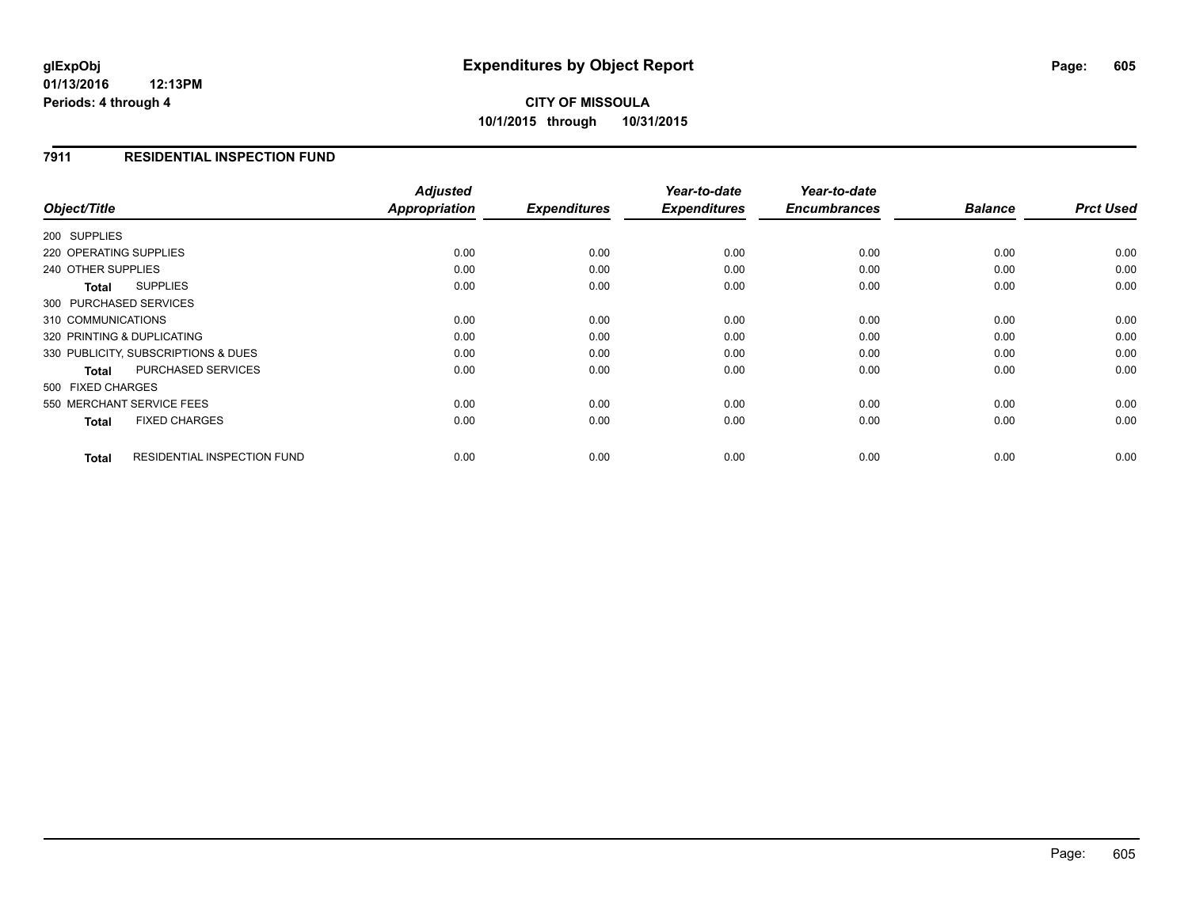# Expenditures by Object Report

**CITY OF MISSOULA**
**10/1/2015 through 10/31/2015**

glExpObj
01/13/2016 12:13PM
Periods: 4 through 4

## 7911 RESIDENTIAL INSPECTION FUND

| Object/Title | Adjusted Appropriation | Expenditures | Year-to-date Expenditures | Year-to-date Encumbrances | Balance | Prct Used |
|---|---|---|---|---|---|---|
| 200 SUPPLIES | | | | | | |
| 220 OPERATING SUPPLIES | 0.00 | 0.00 | 0.00 | 0.00 | 0.00 | 0.00 |
| 240 OTHER SUPPLIES | 0.00 | 0.00 | 0.00 | 0.00 | 0.00 | 0.00 |
| **Total** SUPPLIES | 0.00 | 0.00 | 0.00 | 0.00 | 0.00 | 0.00 |
| 300 PURCHASED SERVICES | | | | | | |
| 310 COMMUNICATIONS | 0.00 | 0.00 | 0.00 | 0.00 | 0.00 | 0.00 |
| 320 PRINTING & DUPLICATING | 0.00 | 0.00 | 0.00 | 0.00 | 0.00 | 0.00 |
| 330 PUBLICITY, SUBSCRIPTIONS & DUES | 0.00 | 0.00 | 0.00 | 0.00 | 0.00 | 0.00 |
| **Total** PURCHASED SERVICES | 0.00 | 0.00 | 0.00 | 0.00 | 0.00 | 0.00 |
| 500 FIXED CHARGES | | | | | | |
| 550 MERCHANT SERVICE FEES | 0.00 | 0.00 | 0.00 | 0.00 | 0.00 | 0.00 |
| **Total** FIXED CHARGES | 0.00 | 0.00 | 0.00 | 0.00 | 0.00 | 0.00 |
| **Total** RESIDENTIAL INSPECTION FUND | 0.00 | 0.00 | 0.00 | 0.00 | 0.00 | 0.00 |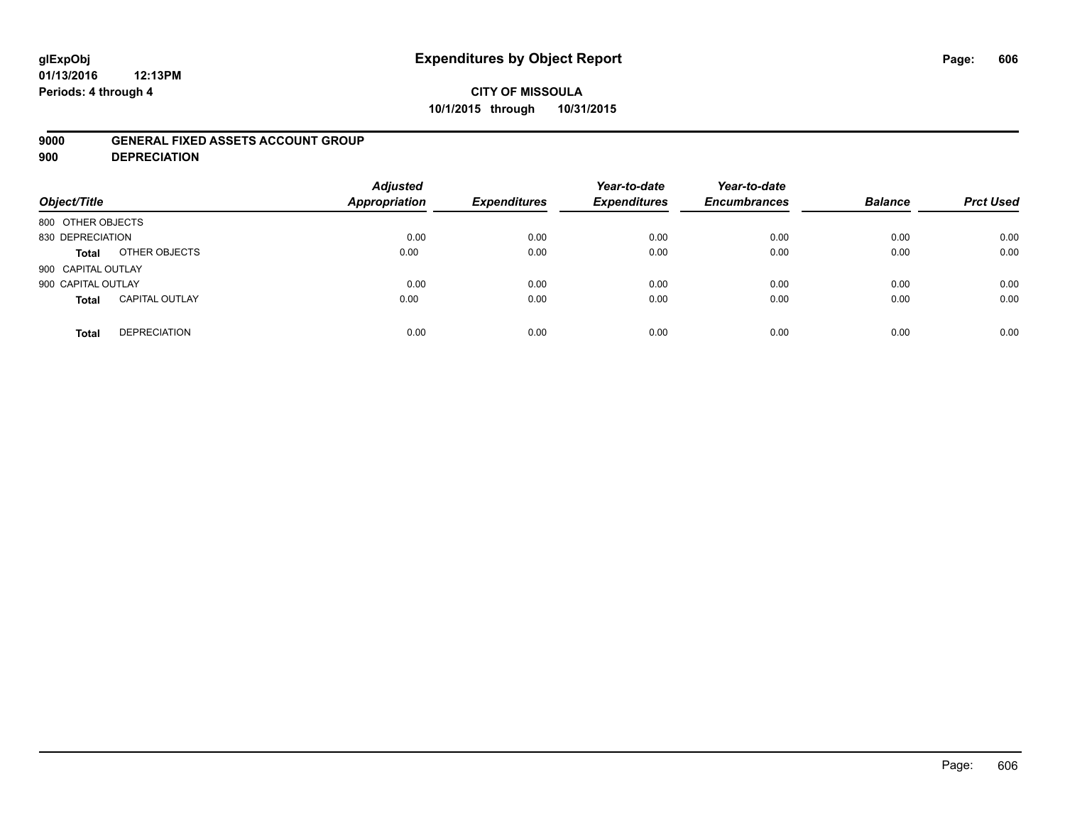# Expenditures by Object Report

glExpObj
01/13/2016 12:13PM
Periods: 4 through 4

**CITY OF MISSOULA**
**10/1/2015 through 10/31/2015**

**9000 GENERAL FIXED ASSETS ACCOUNT GROUP**
**900 DEPRECIATION**

| Object/Title | | Adjusted Appropriation | Expenditures | Year-to-date Expenditures | Year-to-date Encumbrances | Balance | Prct Used |
|---|---|---|---|---|---|---|---|
| 800 OTHER OBJECTS | | | | | | | |
| 830 DEPRECIATION | | 0.00 | 0.00 | 0.00 | 0.00 | 0.00 | 0.00 |
| **Total** | OTHER OBJECTS | 0.00 | 0.00 | 0.00 | 0.00 | 0.00 | 0.00 |
| 900 CAPITAL OUTLAY | | | | | | | |
| 900 CAPITAL OUTLAY | | 0.00 | 0.00 | 0.00 | 0.00 | 0.00 | 0.00 |
| **Total** | CAPITAL OUTLAY | 0.00 | 0.00 | 0.00 | 0.00 | 0.00 | 0.00 |
| **Total** | DEPRECIATION | 0.00 | 0.00 | 0.00 | 0.00 | 0.00 | 0.00 |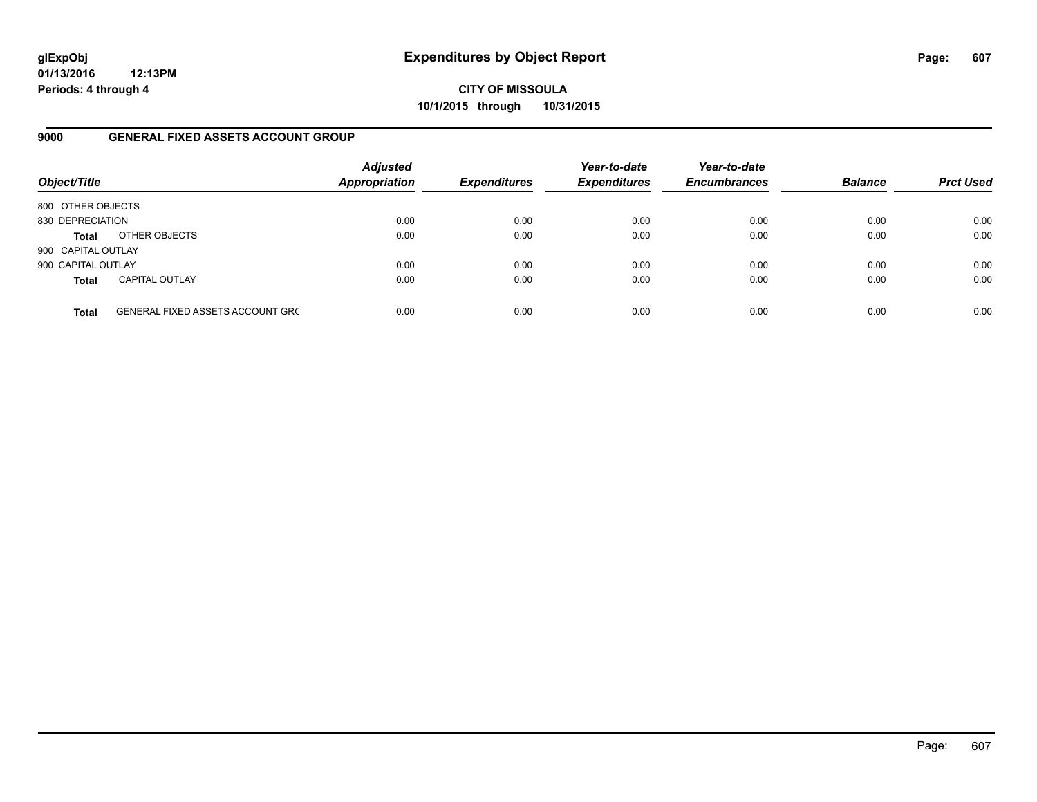**glExpObj**
**01/13/2016 12:13PM**
**Periods: 4 through 4**

# Expenditures by Object Report

**CITY OF MISSOULA**
**10/1/2015 through 10/31/2015**

## 9000 GENERAL FIXED ASSETS ACCOUNT GROUP

| Object/Title | | Adjusted Appropriation | Expenditures | Year-to-date Expenditures | Year-to-date Encumbrances | Balance | Prct Used |
|---|---|---|---|---|---|---|---|
| 800 OTHER OBJECTS | | | | | | | |
| 830 DEPRECIATION | | 0.00 | 0.00 | 0.00 | 0.00 | 0.00 | 0.00 |
| **Total** | OTHER OBJECTS | 0.00 | 0.00 | 0.00 | 0.00 | 0.00 | 0.00 |
| 900 CAPITAL OUTLAY | | | | | | | |
| 900 CAPITAL OUTLAY | | 0.00 | 0.00 | 0.00 | 0.00 | 0.00 | 0.00 |
| **Total** | CAPITAL OUTLAY | 0.00 | 0.00 | 0.00 | 0.00 | 0.00 | 0.00 |
| **Total** | GENERAL FIXED ASSETS ACCOUNT GRC | 0.00 | 0.00 | 0.00 | 0.00 | 0.00 | 0.00 |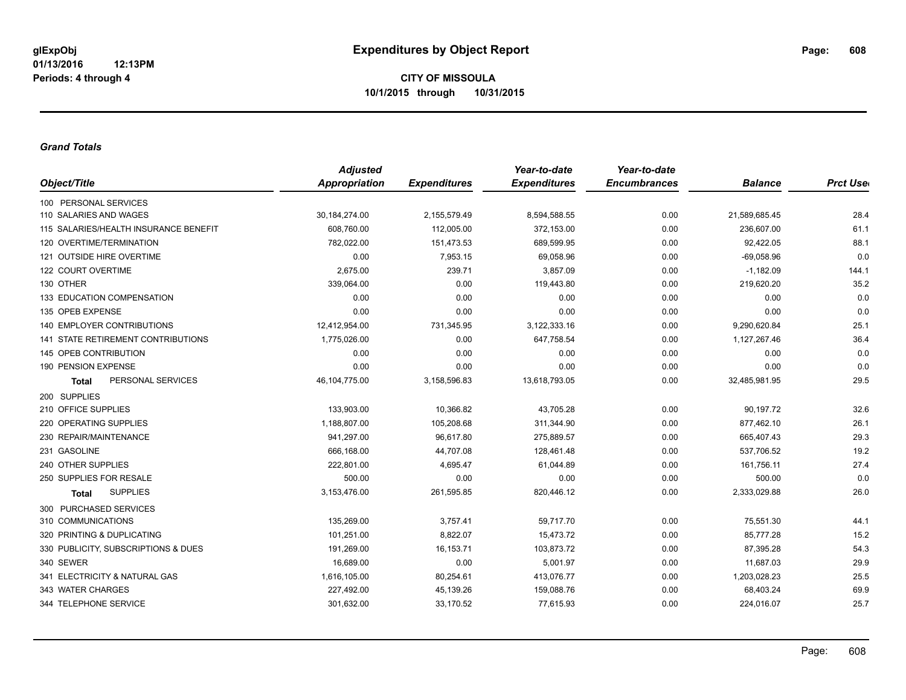**glExpObj**
**01/13/2016 12:13PM**
**Periods: 4 through 4**

# Expenditures by Object Report

**CITY OF MISSOULA**
**10/1/2015 through 10/31/2015**

***Grand Totals***

| Object/Title | Adjusted Appropriation | Expenditures | Year-to-date Expenditures | Year-to-date Encumbrances | Balance | Prct Used |
|---|---|---|---|---|---|---|
| 100 PERSONAL SERVICES | | | | | | |
| 110 SALARIES AND WAGES | 30,184,274.00 | 2,155,579.49 | 8,594,588.55 | 0.00 | 21,589,685.45 | 28.4 |
| 115 SALARIES/HEALTH INSURANCE BENEFIT | 608,760.00 | 112,005.00 | 372,153.00 | 0.00 | 236,607.00 | 61.1 |
| 120 OVERTIME/TERMINATION | 782,022.00 | 151,473.53 | 689,599.95 | 0.00 | 92,422.05 | 88.1 |
| 121 OUTSIDE HIRE OVERTIME | 0.00 | 7,953.15 | 69,058.96 | 0.00 | -69,058.96 | 0.0 |
| 122 COURT OVERTIME | 2,675.00 | 239.71 | 3,857.09 | 0.00 | -1,182.09 | 144.1 |
| 130 OTHER | 339,064.00 | 0.00 | 119,443.80 | 0.00 | 219,620.20 | 35.2 |
| 133 EDUCATION COMPENSATION | 0.00 | 0.00 | 0.00 | 0.00 | 0.00 | 0.0 |
| 135 OPEB EXPENSE | 0.00 | 0.00 | 0.00 | 0.00 | 0.00 | 0.0 |
| 140 EMPLOYER CONTRIBUTIONS | 12,412,954.00 | 731,345.95 | 3,122,333.16 | 0.00 | 9,290,620.84 | 25.1 |
| 141 STATE RETIREMENT CONTRIBUTIONS | 1,775,026.00 | 0.00 | 647,758.54 | 0.00 | 1,127,267.46 | 36.4 |
| 145 OPEB CONTRIBUTION | 0.00 | 0.00 | 0.00 | 0.00 | 0.00 | 0.0 |
| 190 PENSION EXPENSE | 0.00 | 0.00 | 0.00 | 0.00 | 0.00 | 0.0 |
| **Total** PERSONAL SERVICES | 46,104,775.00 | 3,158,596.83 | 13,618,793.05 | 0.00 | 32,485,981.95 | 29.5 |
| 200 SUPPLIES | | | | | | |
| 210 OFFICE SUPPLIES | 133,903.00 | 10,366.82 | 43,705.28 | 0.00 | 90,197.72 | 32.6 |
| 220 OPERATING SUPPLIES | 1,188,807.00 | 105,208.68 | 311,344.90 | 0.00 | 877,462.10 | 26.1 |
| 230 REPAIR/MAINTENANCE | 941,297.00 | 96,617.80 | 275,889.57 | 0.00 | 665,407.43 | 29.3 |
| 231 GASOLINE | 666,168.00 | 44,707.08 | 128,461.48 | 0.00 | 537,706.52 | 19.2 |
| 240 OTHER SUPPLIES | 222,801.00 | 4,695.47 | 61,044.89 | 0.00 | 161,756.11 | 27.4 |
| 250 SUPPLIES FOR RESALE | 500.00 | 0.00 | 0.00 | 0.00 | 500.00 | 0.0 |
| **Total** SUPPLIES | 3,153,476.00 | 261,595.85 | 820,446.12 | 0.00 | 2,333,029.88 | 26.0 |
| 300 PURCHASED SERVICES | | | | | | |
| 310 COMMUNICATIONS | 135,269.00 | 3,757.41 | 59,717.70 | 0.00 | 75,551.30 | 44.1 |
| 320 PRINTING & DUPLICATING | 101,251.00 | 8,822.07 | 15,473.72 | 0.00 | 85,777.28 | 15.2 |
| 330 PUBLICITY, SUBSCRIPTIONS & DUES | 191,269.00 | 16,153.71 | 103,873.72 | 0.00 | 87,395.28 | 54.3 |
| 340 SEWER | 16,689.00 | 0.00 | 5,001.97 | 0.00 | 11,687.03 | 29.9 |
| 341 ELECTRICITY & NATURAL GAS | 1,616,105.00 | 80,254.61 | 413,076.77 | 0.00 | 1,203,028.23 | 25.5 |
| 343 WATER CHARGES | 227,492.00 | 45,139.26 | 159,088.76 | 0.00 | 68,403.24 | 69.9 |
| 344 TELEPHONE SERVICE | 301,632.00 | 33,170.52 | 77,615.93 | 0.00 | 224,016.07 | 25.7 |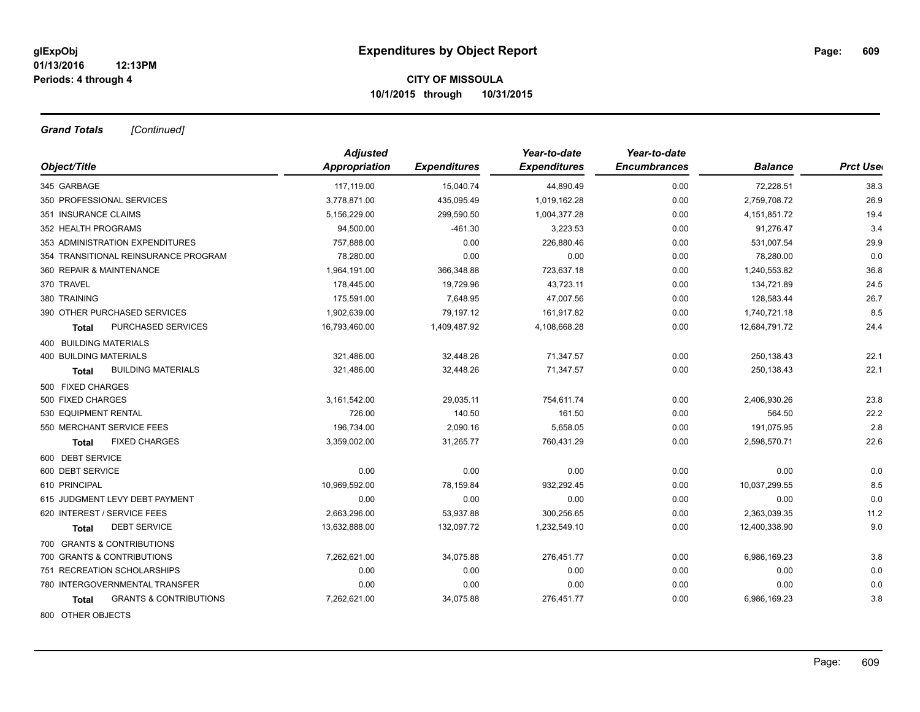**CITY OF MISSOULA**
**10/1/2015 through 10/31/2015**

glExpObj
01/13/2016 12:13PM
Periods: 4 through 4

# Expenditures by Object Report

***Grand Totals*** *[Continued]*

| Object/Title | | Adjusted Appropriation | Expenditures | Year-to-date Expenditures | Year-to-date Encumbrances | Balance | Prct Used |
|---|---|---|---|---|---|---|---|
| 345 GARBAGE | | 117,119.00 | 15,040.74 | 44,890.49 | 0.00 | 72,228.51 | 38.3 |
| 350 PROFESSIONAL SERVICES | | 3,778,871.00 | 435,095.49 | 1,019,162.28 | 0.00 | 2,759,708.72 | 26.9 |
| 351 INSURANCE CLAIMS | | 5,156,229.00 | 299,590.50 | 1,004,377.28 | 0.00 | 4,151,851.72 | 19.4 |
| 352 HEALTH PROGRAMS | | 94,500.00 | -461.30 | 3,223.53 | 0.00 | 91,276.47 | 3.4 |
| 353 ADMINISTRATION EXPENDITURES | | 757,888.00 | 0.00 | 226,880.46 | 0.00 | 531,007.54 | 29.9 |
| 354 TRANSITIONAL REINSURANCE PROGRAM | | 78,280.00 | 0.00 | 0.00 | 0.00 | 78,280.00 | 0.0 |
| 360 REPAIR & MAINTENANCE | | 1,964,191.00 | 366,348.88 | 723,637.18 | 0.00 | 1,240,553.82 | 36.8 |
| 370 TRAVEL | | 178,445.00 | 19,729.96 | 43,723.11 | 0.00 | 134,721.89 | 24.5 |
| 380 TRAINING | | 175,591.00 | 7,648.95 | 47,007.56 | 0.00 | 128,583.44 | 26.7 |
| 390 OTHER PURCHASED SERVICES | | 1,902,639.00 | 79,197.12 | 161,917.82 | 0.00 | 1,740,721.18 | 8.5 |
| **Total** | PURCHASED SERVICES | 16,793,460.00 | 1,409,487.92 | 4,108,668.28 | 0.00 | 12,684,791.72 | 24.4 |
| 400 BUILDING MATERIALS | | | | | | | |
| 400 BUILDING MATERIALS | | 321,486.00 | 32,448.26 | 71,347.57 | 0.00 | 250,138.43 | 22.1 |
| **Total** | BUILDING MATERIALS | 321,486.00 | 32,448.26 | 71,347.57 | 0.00 | 250,138.43 | 22.1 |
| 500 FIXED CHARGES | | | | | | | |
| 500 FIXED CHARGES | | 3,161,542.00 | 29,035.11 | 754,611.74 | 0.00 | 2,406,930.26 | 23.8 |
| 530 EQUIPMENT RENTAL | | 726.00 | 140.50 | 161.50 | 0.00 | 564.50 | 22.2 |
| 550 MERCHANT SERVICE FEES | | 196,734.00 | 2,090.16 | 5,658.05 | 0.00 | 191,075.95 | 2.8 |
| **Total** | FIXED CHARGES | 3,359,002.00 | 31,265.77 | 760,431.29 | 0.00 | 2,598,570.71 | 22.6 |
| 600 DEBT SERVICE | | | | | | | |
| 600 DEBT SERVICE | | 0.00 | 0.00 | 0.00 | 0.00 | 0.00 | 0.0 |
| 610 PRINCIPAL | | 10,969,592.00 | 78,159.84 | 932,292.45 | 0.00 | 10,037,299.55 | 8.5 |
| 615 JUDGMENT LEVY DEBT PAYMENT | | 0.00 | 0.00 | 0.00 | 0.00 | 0.00 | 0.0 |
| 620 INTEREST / SERVICE FEES | | 2,663,296.00 | 53,937.88 | 300,256.65 | 0.00 | 2,363,039.35 | 11.2 |
| **Total** | DEBT SERVICE | 13,632,888.00 | 132,097.72 | 1,232,549.10 | 0.00 | 12,400,338.90 | 9.0 |
| 700 GRANTS & CONTRIBUTIONS | | | | | | | |
| 700 GRANTS & CONTRIBUTIONS | | 7,262,621.00 | 34,075.88 | 276,451.77 | 0.00 | 6,986,169.23 | 3.8 |
| 751 RECREATION SCHOLARSHIPS | | 0.00 | 0.00 | 0.00 | 0.00 | 0.00 | 0.0 |
| 780 INTERGOVERNMENTAL TRANSFER | | 0.00 | 0.00 | 0.00 | 0.00 | 0.00 | 0.0 |
| **Total** | GRANTS & CONTRIBUTIONS | 7,262,621.00 | 34,075.88 | 276,451.77 | 0.00 | 6,986,169.23 | 3.8 |
| 800 OTHER OBJECTS | | | | | | | |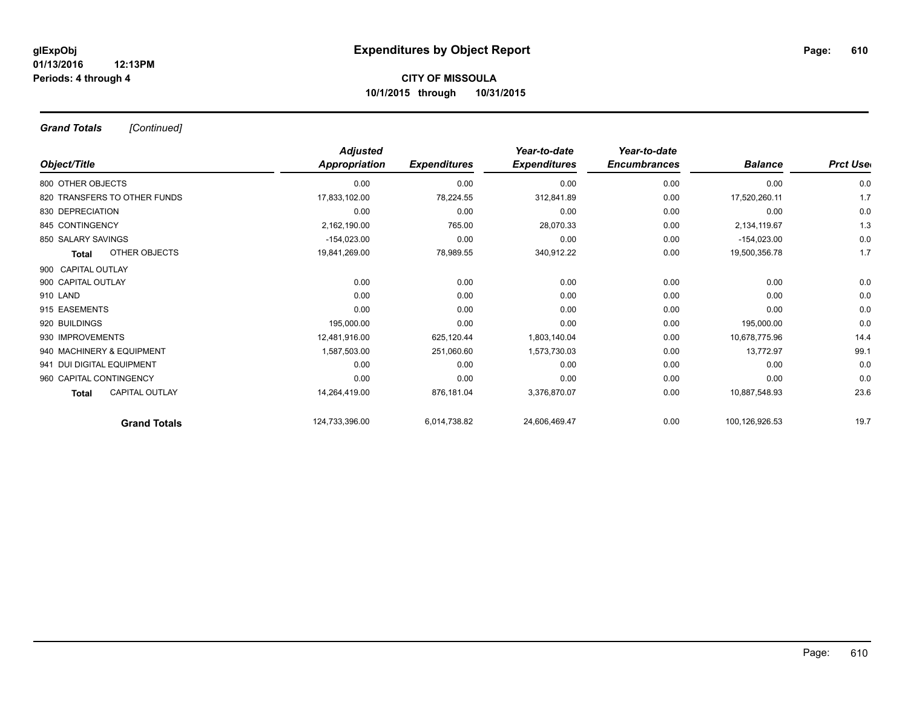**Expenditures by Object Report**

**CITY OF MISSOULA**
**10/1/2015 through 10/31/2015**

glExpObj
01/13/2016 12:13PM
Periods: 4 through 4

***Grand Totals*** *[Continued]*

| Object/Title | Adjusted Appropriation | Expenditures | Year-to-date Expenditures | Year-to-date Encumbrances | Balance | Prct Used |
|---|---|---|---|---|---|---|
| 800 OTHER OBJECTS | 0.00 | 0.00 | 0.00 | 0.00 | 0.00 | 0.0 |
| 820 TRANSFERS TO OTHER FUNDS | 17,833,102.00 | 78,224.55 | 312,841.89 | 0.00 | 17,520,260.11 | 1.7 |
| 830 DEPRECIATION | 0.00 | 0.00 | 0.00 | 0.00 | 0.00 | 0.0 |
| 845 CONTINGENCY | 2,162,190.00 | 765.00 | 28,070.33 | 0.00 | 2,134,119.67 | 1.3 |
| 850 SALARY SAVINGS | -154,023.00 | 0.00 | 0.00 | 0.00 | -154,023.00 | 0.0 |
| **Total** OTHER OBJECTS | 19,841,269.00 | 78,989.55 | 340,912.22 | 0.00 | 19,500,356.78 | 1.7 |
| 900 CAPITAL OUTLAY | | | | | | |
| 900 CAPITAL OUTLAY | 0.00 | 0.00 | 0.00 | 0.00 | 0.00 | 0.0 |
| 910 LAND | 0.00 | 0.00 | 0.00 | 0.00 | 0.00 | 0.0 |
| 915 EASEMENTS | 0.00 | 0.00 | 0.00 | 0.00 | 0.00 | 0.0 |
| 920 BUILDINGS | 195,000.00 | 0.00 | 0.00 | 0.00 | 195,000.00 | 0.0 |
| 930 IMPROVEMENTS | 12,481,916.00 | 625,120.44 | 1,803,140.04 | 0.00 | 10,678,775.96 | 14.4 |
| 940 MACHINERY & EQUIPMENT | 1,587,503.00 | 251,060.60 | 1,573,730.03 | 0.00 | 13,772.97 | 99.1 |
| 941 DUI DIGITAL EQUIPMENT | 0.00 | 0.00 | 0.00 | 0.00 | 0.00 | 0.0 |
| 960 CAPITAL CONTINGENCY | 0.00 | 0.00 | 0.00 | 0.00 | 0.00 | 0.0 |
| **Total** CAPITAL OUTLAY | 14,264,419.00 | 876,181.04 | 3,376,870.07 | 0.00 | 10,887,548.93 | 23.6 |
| **Grand Totals** | 124,733,396.00 | 6,014,738.82 | 24,606,469.47 | 0.00 | 100,126,926.53 | 19.7 |